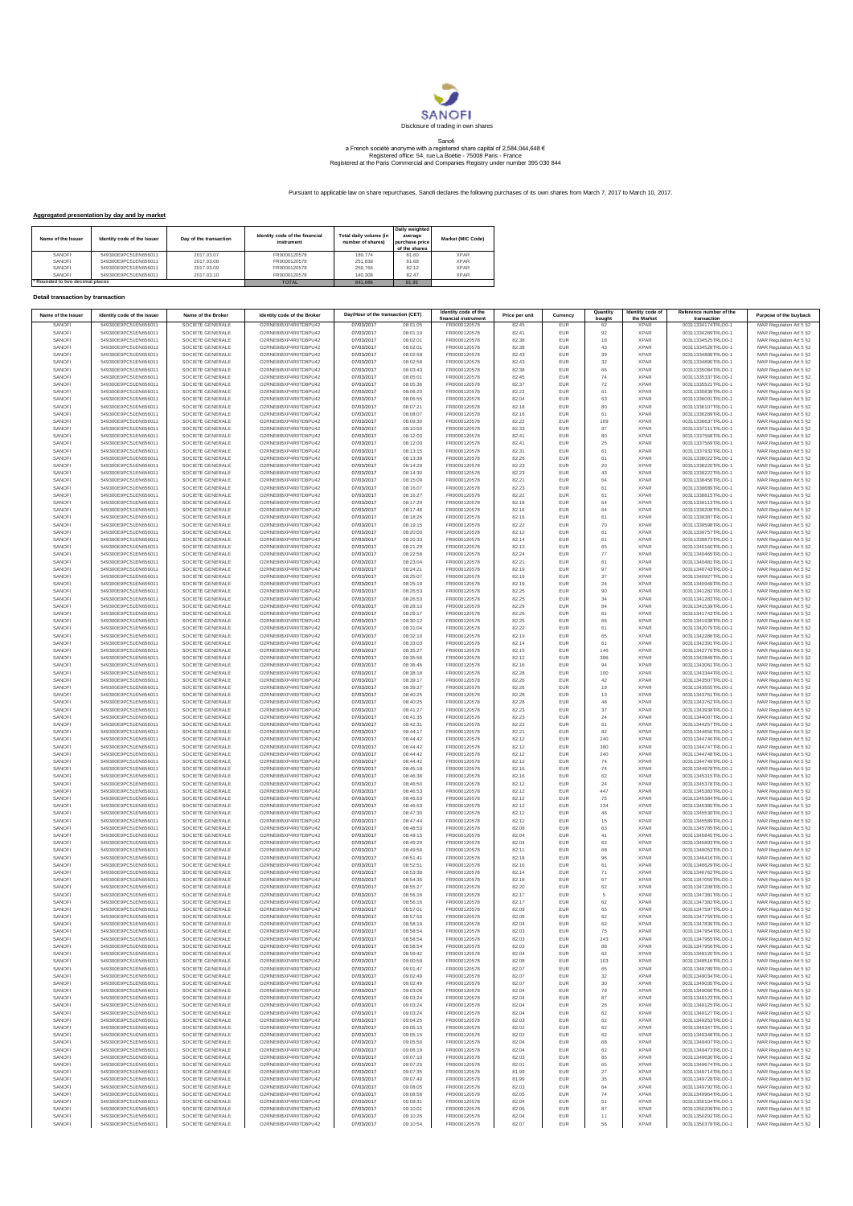Disclosure of trading in own shares

Sanofi
a French société anonyme with a registered share capital of 2,584,044,648 €
Registered office: 54, rue La Boétie - 75008 Paris - France
Registered at the Paris Commercial and Companies Registry under number 395 030 844

Pursuant to applicable law on share repurchases, Sanofi declares the following purchases of its own shares from March 7, 2017 to March 10, 2017.

**Aggregated presentation by day and by market**

| Name of the Issuer | Identity code of the Issuer | Day of the transaction | Identity code of the financial instrument | Total daily volume (in number of shares) | Daily weighted average purchase price of the shares | Market (MIC Code) |
|---|---|---|---|---|---|---|
| SANOFI | 549300E9PC51EN656011 | 2017.03.07 | FR0000120578 | 189,774 | 81.60 | XPAR |
| SANOFI | 549300E9PC51EN656011 | 2017.03.08 | FR0000120578 | 251,838 | 81.68 | XPAR |
| SANOFI | 549300E9PC51EN656011 | 2017.03.09 | FR0000120578 | 259,766 | 82.12 | XPAR |
| SANOFI | 549300E9PC51EN656011 | 2017.03.10 | FR0000120578 | 140,308 | 82.47 | XPAR |
| * Rounded to two decimal places | | | TOTAL | 841,686 | 81.93 | |

**Detail transaction by transaction**

| Name of the Issuer | Identity code of the Issuer | Name of the Broker | Identity code of the Broker | Day/Hour of the transaction (CET) | | Identity code of the financial instrument | Price per unit | Currency | Quantity bought | Identity code of the Market | Reference number of the transaction | Purpose of the buyback |
|---|---|---|---|---|---|---|---|---|---|---|---|---|
| SANOFI | 549300E9PC51EN656011 | SOCIETE GENERALE | O2RNE8IBXP4R0TD8PU42 | 07/03/2017 | 08:01:05 | FR0000120578 | 82.45 | EUR | 62 | XPAR | 00311334174TRLO0-1 | MAR Regulation Art 5 §2 |
| SANOFI | 549300E9PC51EN656011 | SOCIETE GENERALE | O2RNE8IBXP4R0TD8PU42 | 07/03/2017 | 08:01:19 | FR0000120578 | 82.41 | EUR | 92 | XPAR | 00311334289TRLO0-1 | MAR Regulation Art 5 §2 |
| SANOFI | 549300E9PC51EN656011 | SOCIETE GENERALE | O2RNE8IBXP4R0TD8PU42 | 07/03/2017 | 08:02:01 | FR0000120578 | 82.38 | EUR | 18 | XPAR | 00311334525TRLO0-1 | MAR Regulation Art 5 §2 |
| SANOFI | 549300E9PC51EN656011 | SOCIETE GENERALE | O2RNE8IBXP4R0TD8PU42 | 07/03/2017 | 08:02:01 | FR0000120578 | 82.38 | EUR | 43 | XPAR | 00311334528TRLO0-1 | MAR Regulation Art 5 §2 |
| SANOFI | 549300E9PC51EN656011 | SOCIETE GENERALE | O2RNE8IBXP4R0TD8PU42 | 07/03/2017 | 08:02:58 | FR0000120578 | 82.43 | EUR | 39 | XPAR | 00311334889TRLO0-1 | MAR Regulation Art 5 §2 |
| SANOFI | 549300E9PC51EN656011 | SOCIETE GENERALE | O2RNE8IBXP4R0TD8PU42 | 07/03/2017 | 08:02:58 | FR0000120578 | 82.43 | EUR | 32 | XPAR | 00311334890TRLO0-1 | MAR Regulation Art 5 §2 |
| SANOFI | 549300E9PC51EN656011 | SOCIETE GENERALE | O2RNE8IBXP4R0TD8PU42 | 07/03/2017 | 08:03:43 | FR0000120578 | 82.38 | EUR | 66 | XPAR | 00311335084TRLO0-1 | MAR Regulation Art 5 §2 |
| SANOFI | 549300E9PC51EN656011 | SOCIETE GENERALE | O2RNE8IBXP4R0TD8PU42 | 07/03/2017 | 08:05:01 | FR0000120578 | 82.45 | EUR | 74 | XPAR | 00311335337TRLO0-1 | MAR Regulation Art 5 §2 |
| SANOFI | 549300E9PC51EN656011 | SOCIETE GENERALE | O2RNE8IBXP4R0TD8PU42 | 07/03/2017 | 08:05:36 | FR0000120578 | 82.37 | EUR | 72 | XPAR | 00311335521TRLO0-1 | MAR Regulation Art 5 §2 |
| SANOFI | 549300E9PC51EN656011 | SOCIETE GENERALE | O2RNE8IBXP4R0TD8PU42 | 07/03/2017 | 08:06:20 | FR0000120578 | 82.22 | EUR | 61 | XPAR | 00311335839TRLO0-1 | MAR Regulation Art 5 §2 |
| SANOFI | 549300E9PC51EN656011 | SOCIETE GENERALE | O2RNE8IBXP4R0TD8PU42 | 07/03/2017 | 08:06:55 | FR0000120578 | 82.04 | EUR | 63 | XPAR | 00311336001TRLO0-1 | MAR Regulation Art 5 §2 |
| SANOFI | 549300E9PC51EN656011 | SOCIETE GENERALE | O2RNE8IBXP4R0TD8PU42 | 07/03/2017 | 08:07:21 | FR0000120578 | 82.18 | EUR | 80 | XPAR | 00311336107TRLO0-1 | MAR Regulation Art 5 §2 |
| SANOFI | 549300E9PC51EN656011 | SOCIETE GENERALE | O2RNE8IBXP4R0TD8PU42 | 07/03/2017 | 08:08:07 | FR0000120578 | 82.16 | EUR | 61 | XPAR | 00311336289TRLO0-1 | MAR Regulation Art 5 §2 |
| SANOFI | 549300E9PC51EN656011 | SOCIETE GENERALE | O2RNE8IBXP4R0TD8PU42 | 07/03/2017 | 08:09:30 | FR0000120578 | 82.22 | EUR | 109 | XPAR | 00311336637TRLO0-1 | MAR Regulation Art 5 §2 |
| SANOFI | 549300E9PC51EN656011 | SOCIETE GENERALE | O2RNE8IBXP4R0TD8PU42 | 07/03/2017 | 08:10:50 | FR0000120578 | 82.33 | EUR | 97 | XPAR | 00311337111TRLO0-1 | MAR Regulation Art 5 §2 |
| SANOFI | 549300E9PC51EN656011 | SOCIETE GENERALE | O2RNE8IBXP4R0TD8PU42 | 07/03/2017 | 08:12:00 | FR0000120578 | 82.41 | EUR | 80 | XPAR | 00311337568TRLO0-1 | MAR Regulation Art 5 §2 |
| SANOFI | 549300E9PC51EN656011 | SOCIETE GENERALE | O2RNE8IBXP4R0TD8PU42 | 07/03/2017 | 08:12:00 | FR0000120578 | 82.41 | EUR | 25 | XPAR | 00311337569TRLO0-1 | MAR Regulation Art 5 §2 |
| SANOFI | 549300E9PC51EN656011 | SOCIETE GENERALE | O2RNE8IBXP4R0TD8PU42 | 07/03/2017 | 08:13:15 | FR0000120578 | 82.31 | EUR | 61 | XPAR | 00311337932TRLO0-1 | MAR Regulation Art 5 §2 |
| SANOFI | 549300E9PC51EN656011 | SOCIETE GENERALE | O2RNE8IBXP4R0TD8PU42 | 07/03/2017 | 08:13:39 | FR0000120578 | 82.26 | EUR | 61 | XPAR | 00311338022TRLO0-1 | MAR Regulation Art 5 §2 |
| SANOFI | 549300E9PC51EN656011 | SOCIETE GENERALE | O2RNE8IBXP4R0TD8PU42 | 07/03/2017 | 08:14:29 | FR0000120578 | 82.23 | EUR | 20 | XPAR | 00311338220TRLO0-1 | MAR Regulation Art 5 §2 |
| SANOFI | 549300E9PC51EN656011 | SOCIETE GENERALE | O2RNE8IBXP4R0TD8PU42 | 07/03/2017 | 08:14:30 | FR0000120578 | 82.23 | EUR | 43 | XPAR | 00311338222TRLO0-1 | MAR Regulation Art 5 §2 |
| SANOFI | 549300E9PC51EN656011 | SOCIETE GENERALE | O2RNE8IBXP4R0TD8PU42 | 07/03/2017 | 08:15:09 | FR0000120578 | 82.21 | EUR | 64 | XPAR | 00311338458TRLO0-1 | MAR Regulation Art 5 §2 |
| SANOFI | 549300E9PC51EN656011 | SOCIETE GENERALE | O2RNE8IBXP4R0TD8PU42 | 07/03/2017 | 08:16:07 | FR0000120578 | 82.23 | EUR | 61 | XPAR | 00311338689TRLO0-1 | MAR Regulation Art 5 §2 |
| SANOFI | 549300E9PC51EN656011 | SOCIETE GENERALE | O2RNE8IBXP4R0TD8PU42 | 07/03/2017 | 08:16:27 | FR0000120578 | 82.22 | EUR | 61 | XPAR | 00311338815TRLO0-1 | MAR Regulation Art 5 §2 |
| SANOFI | 549300E9PC51EN656011 | SOCIETE GENERALE | O2RNE8IBXP4R0TD8PU42 | 07/03/2017 | 08:17:29 | FR0000120578 | 82.18 | EUR | 64 | XPAR | 00311339113TRLO0-1 | MAR Regulation Art 5 §2 |
| SANOFI | 549300E9PC51EN656011 | SOCIETE GENERALE | O2RNE8IBXP4R0TD8PU42 | 07/03/2017 | 08:17:48 | FR0000120578 | 82.16 | EUR | 64 | XPAR | 00311339208TRLO0-1 | MAR Regulation Art 5 §2 |
| SANOFI | 549300E9PC51EN656011 | SOCIETE GENERALE | O2RNE8IBXP4R0TD8PU42 | 07/03/2017 | 08:18:26 | FR0000120578 | 82.16 | EUR | 61 | XPAR | 00311339387TRLO0-1 | MAR Regulation Art 5 §2 |
| SANOFI | 549300E9PC51EN656011 | SOCIETE GENERALE | O2RNE8IBXP4R0TD8PU42 | 07/03/2017 | 08:19:15 | FR0000120578 | 82.22 | EUR | 70 | XPAR | 00311339598TRLO0-1 | MAR Regulation Art 5 §2 |
| SANOFI | 549300E9PC51EN656011 | SOCIETE GENERALE | O2RNE8IBXP4R0TD8PU42 | 07/03/2017 | 08:20:00 | FR0000120578 | 82.12 | EUR | 61 | XPAR | 00311339757TRLO0-1 | MAR Regulation Art 5 §2 |
| SANOFI | 549300E9PC51EN656011 | SOCIETE GENERALE | O2RNE8IBXP4R0TD8PU42 | 07/03/2017 | 08:20:33 | FR0000120578 | 82.14 | EUR | 61 | XPAR | 00311339873TRLO0-1 | MAR Regulation Art 5 §2 |
| SANOFI | 549300E9PC51EN656011 | SOCIETE GENERALE | O2RNE8IBXP4R0TD8PU42 | 07/03/2017 | 08:21:29 | FR0000120578 | 82.13 | EUR | 65 | XPAR | 00311340160TRLO0-1 | MAR Regulation Art 5 §2 |
| SANOFI | 549300E9PC51EN656011 | SOCIETE GENERALE | O2RNE8IBXP4R0TD8PU42 | 07/03/2017 | 08:22:58 | FR0000120578 | 82.24 | EUR | 77 | XPAR | 00311340485TRLO0-1 | MAR Regulation Art 5 §2 |
| SANOFI | 549300E9PC51EN656011 | SOCIETE GENERALE | O2RNE8IBXP4R0TD8PU42 | 07/03/2017 | 08:23:04 | FR0000120578 | 82.21 | EUR | 61 | XPAR | 00311340491TRLO0-1 | MAR Regulation Art 5 §2 |
| SANOFI | 549300E9PC51EN656011 | SOCIETE GENERALE | O2RNE8IBXP4R0TD8PU42 | 07/03/2017 | 08:24:21 | FR0000120578 | 82.19 | EUR | 97 | XPAR | 00311340743TRLO0-1 | MAR Regulation Art 5 §2 |
| SANOFI | 549300E9PC51EN656011 | SOCIETE GENERALE | O2RNE8IBXP4R0TD8PU42 | 07/03/2017 | 08:25:07 | FR0000120578 | 82.19 | EUR | 37 | XPAR | 00311340927TRLO0-1 | MAR Regulation Art 5 §2 |
| SANOFI | 549300E9PC51EN656011 | SOCIETE GENERALE | O2RNE8IBXP4R0TD8PU42 | 07/03/2017 | 08:25:19 | FR0000120578 | 82.19 | EUR | 24 | XPAR | 00311340948TRLO0-1 | MAR Regulation Art 5 §2 |
| SANOFI | 549300E9PC51EN656011 | SOCIETE GENERALE | O2RNE8IBXP4R0TD8PU42 | 07/03/2017 | 08:26:53 | FR0000120578 | 82.25 | EUR | 90 | XPAR | 00311341282TRLO0-1 | MAR Regulation Art 5 §2 |
| SANOFI | 549300E9PC51EN656011 | SOCIETE GENERALE | O2RNE8IBXP4R0TD8PU42 | 07/03/2017 | 08:26:53 | FR0000120578 | 82.25 | EUR | 34 | XPAR | 00311341283TRLO0-1 | MAR Regulation Art 5 §2 |
| SANOFI | 549300E9PC51EN656011 | SOCIETE GENERALE | O2RNE8IBXP4R0TD8PU42 | 07/03/2017 | 08:28:10 | FR0000120578 | 82.29 | EUR | 84 | XPAR | 00311341539TRLO0-1 | MAR Regulation Art 5 §2 |
| SANOFI | 549300E9PC51EN656011 | SOCIETE GENERALE | O2RNE8IBXP4R0TD8PU42 | 07/03/2017 | 08:29:17 | FR0000120578 | 82.26 | EUR | 61 | XPAR | 00311341743TRLO0-1 | MAR Regulation Art 5 §2 |
| SANOFI | 549300E9PC51EN656011 | SOCIETE GENERALE | O2RNE8IBXP4R0TD8PU42 | 07/03/2017 | 08:30:12 | FR0000120578 | 82.25 | EUR | 66 | XPAR | 00311341938TRLO0-1 | MAR Regulation Art 5 §2 |
| SANOFI | 549300E9PC51EN656011 | SOCIETE GENERALE | O2RNE8IBXP4R0TD8PU42 | 07/03/2017 | 08:31:04 | FR0000120578 | 82.22 | EUR | 61 | XPAR | 00311342079TRLO0-1 | MAR Regulation Art 5 §2 |
| SANOFI | 549300E9PC51EN656011 | SOCIETE GENERALE | O2RNE8IBXP4R0TD8PU42 | 07/03/2017 | 08:32:10 | FR0000120578 | 82.19 | EUR | 65 | XPAR | 00311342286TRLO0-1 | MAR Regulation Art 5 §2 |
| SANOFI | 549300E9PC51EN656011 | SOCIETE GENERALE | O2RNE8IBXP4R0TD8PU42 | 07/03/2017 | 08:33:03 | FR0000120578 | 82.14 | EUR | 61 | XPAR | 00311342391TRLO0-1 | MAR Regulation Art 5 §2 |
| SANOFI | 549300E9PC51EN656011 | SOCIETE GENERALE | O2RNE8IBXP4R0TD8PU42 | 07/03/2017 | 08:35:37 | FR0000120578 | 82.15 | EUR | 146 | XPAR | 00311342776TRLO0-1 | MAR Regulation Art 5 §2 |
| SANOFI | 549300E9PC51EN656011 | SOCIETE GENERALE | O2RNE8IBXP4R0TD8PU42 | 07/03/2017 | 08:35:56 | FR0000120578 | 82.12 | EUR | 386 | XPAR | 00311342849TRLO0-1 | MAR Regulation Art 5 §2 |
| SANOFI | 549300E9PC51EN656011 | SOCIETE GENERALE | O2RNE8IBXP4R0TD8PU42 | 07/03/2017 | 08:36:46 | FR0000120578 | 82.16 | EUR | 94 | XPAR | 00311343061TRLO0-1 | MAR Regulation Art 5 §2 |
| SANOFI | 549300E9PC51EN656011 | SOCIETE GENERALE | O2RNE8IBXP4R0TD8PU42 | 07/03/2017 | 08:38:18 | FR0000120578 | 82.28 | EUR | 100 | XPAR | 00311343344TRLO0-1 | MAR Regulation Art 5 §2 |
| SANOFI | 549300E9PC51EN656011 | SOCIETE GENERALE | O2RNE8IBXP4R0TD8PU42 | 07/03/2017 | 08:39:17 | FR0000120578 | 82.26 | EUR | 42 | XPAR | 00311343507TRLO0-1 | MAR Regulation Art 5 §2 |
| SANOFI | 549300E9PC51EN656011 | SOCIETE GENERALE | O2RNE8IBXP4R0TD8PU42 | 07/03/2017 | 08:39:27 | FR0000120578 | 82.26 | EUR | 19 | XPAR | 00311343555TRLO0-1 | MAR Regulation Art 5 §2 |
| SANOFI | 549300E9PC51EN656011 | SOCIETE GENERALE | O2RNE8IBXP4R0TD8PU42 | 07/03/2017 | 08:40:25 | FR0000120578 | 82.28 | EUR | 13 | XPAR | 00311343761TRLO0-1 | MAR Regulation Art 5 §2 |
| SANOFI | 549300E9PC51EN656011 | SOCIETE GENERALE | O2RNE8IBXP4R0TD8PU42 | 07/03/2017 | 08:40:25 | FR0000120578 | 82.28 | EUR | 48 | XPAR | 00311343762TRLO0-1 | MAR Regulation Art 5 §2 |
| SANOFI | 549300E9PC51EN656011 | SOCIETE GENERALE | O2RNE8IBXP4R0TD8PU42 | 07/03/2017 | 08:41:27 | FR0000120578 | 82.23 | EUR | 37 | XPAR | 00311343938TRLO0-1 | MAR Regulation Art 5 §2 |
| SANOFI | 549300E9PC51EN656011 | SOCIETE GENERALE | O2RNE8IBXP4R0TD8PU42 | 07/03/2017 | 08:41:35 | FR0000120578 | 82.23 | EUR | 24 | XPAR | 00311344007TRLO0-1 | MAR Regulation Art 5 §2 |
| SANOFI | 549300E9PC51EN656011 | SOCIETE GENERALE | O2RNE8IBXP4R0TD8PU42 | 07/03/2017 | 08:42:31 | FR0000120578 | 82.22 | EUR | 61 | XPAR | 00311344257TRLO0-1 | MAR Regulation Art 5 §2 |
| SANOFI | 549300E9PC51EN656011 | SOCIETE GENERALE | O2RNE8IBXP4R0TD8PU42 | 07/03/2017 | 08:44:17 | FR0000120578 | 82.21 | EUR | 82 | XPAR | 00311344656TRLO0-1 | MAR Regulation Art 5 §2 |
| SANOFI | 549300E9PC51EN656011 | SOCIETE GENERALE | O2RNE8IBXP4R0TD8PU42 | 07/03/2017 | 08:44:42 | FR0000120578 | 82.12 | EUR | 240 | XPAR | 00311344746TRLO0-1 | MAR Regulation Art 5 §2 |
| SANOFI | 549300E9PC51EN656011 | SOCIETE GENERALE | O2RNE8IBXP4R0TD8PU42 | 07/03/2017 | 08:44:42 | FR0000120578 | 82.12 | EUR | 380 | XPAR | 00311344747TRLO0-1 | MAR Regulation Art 5 §2 |
| SANOFI | 549300E9PC51EN656011 | SOCIETE GENERALE | O2RNE8IBXP4R0TD8PU42 | 07/03/2017 | 08:44:42 | FR0000120578 | 82.12 | EUR | 240 | XPAR | 00311344748TRLO0-1 | MAR Regulation Art 5 §2 |
| SANOFI | 549300E9PC51EN656011 | SOCIETE GENERALE | O2RNE8IBXP4R0TD8PU42 | 07/03/2017 | 08:44:42 | FR0000120578 | 82.12 | EUR | 74 | XPAR | 00311344749TRLO0-1 | MAR Regulation Art 5 §2 |
| SANOFI | 549300E9PC51EN656011 | SOCIETE GENERALE | O2RNE8IBXP4R0TD8PU42 | 07/03/2017 | 08:45:18 | FR0000120578 | 82.16 | EUR | 74 | XPAR | 00311344978TRLO0-1 | MAR Regulation Art 5 §2 |
| SANOFI | 549300E9PC51EN656011 | SOCIETE GENERALE | O2RNE8IBXP4R0TD8PU42 | 07/03/2017 | 08:46:38 | FR0000120578 | 82.16 | EUR | 62 | XPAR | 00311345315TRLO0-1 | MAR Regulation Art 5 §2 |
| SANOFI | 549300E9PC51EN656011 | SOCIETE GENERALE | O2RNE8IBXP4R0TD8PU42 | 07/03/2017 | 08:46:50 | FR0000120578 | 82.12 | EUR | 24 | XPAR | 00311345378TRLO0-1 | MAR Regulation Art 5 §2 |
| SANOFI | 549300E9PC51EN656011 | SOCIETE GENERALE | O2RNE8IBXP4R0TD8PU42 | 07/03/2017 | 08:46:53 | FR0000120578 | 82.12 | EUR | 447 | XPAR | 00311345383TRLO0-1 | MAR Regulation Art 5 §2 |
| SANOFI | 549300E9PC51EN656011 | SOCIETE GENERALE | O2RNE8IBXP4R0TD8PU42 | 07/03/2017 | 08:46:53 | FR0000120578 | 82.12 | EUR | 75 | XPAR | 00311345384TRLO0-1 | MAR Regulation Art 5 §2 |
| SANOFI | 549300E9PC51EN656011 | SOCIETE GENERALE | O2RNE8IBXP4R0TD8PU42 | 07/03/2017 | 08:46:53 | FR0000120578 | 82.12 | EUR | 134 | XPAR | 00311345385TRLO0-1 | MAR Regulation Art 5 §2 |
| SANOFI | 549300E9PC51EN656011 | SOCIETE GENERALE | O2RNE8IBXP4R0TD8PU42 | 07/03/2017 | 08:47:30 | FR0000120578 | 82.12 | EUR | 46 | XPAR | 00311345530TRLO0-1 | MAR Regulation Art 5 §2 |
| SANOFI | 549300E9PC51EN656011 | SOCIETE GENERALE | O2RNE8IBXP4R0TD8PU42 | 07/03/2017 | 08:47:44 | FR0000120578 | 82.12 | EUR | 15 | XPAR | 00311345589TRLO0-1 | MAR Regulation Art 5 §2 |
| SANOFI | 549300E9PC51EN656011 | SOCIETE GENERALE | O2RNE8IBXP4R0TD8PU42 | 07/03/2017 | 08:48:53 | FR0000120578 | 82.08 | EUR | 63 | XPAR | 00311345785TRLO0-1 | MAR Regulation Art 5 §2 |
| SANOFI | 549300E9PC51EN656011 | SOCIETE GENERALE | O2RNE8IBXP4R0TD8PU42 | 07/03/2017 | 08:49:15 | FR0000120578 | 82.04 | EUR | 41 | XPAR | 00311345845TRLO0-1 | MAR Regulation Art 5 §2 |
| SANOFI | 549300E9PC51EN656011 | SOCIETE GENERALE | O2RNE8IBXP4R0TD8PU42 | 07/03/2017 | 08:49:29 | FR0000120578 | 82.04 | EUR | 62 | XPAR | 00311345893TRLO0-1 | MAR Regulation Art 5 §2 |
| SANOFI | 549300E9PC51EN656011 | SOCIETE GENERALE | O2RNE8IBXP4R0TD8PU42 | 07/03/2017 | 08:49:59 | FR0000120578 | 82.11 | EUR | 68 | XPAR | 00311346053TRLO0-1 | MAR Regulation Art 5 §2 |
| SANOFI | 549300E9PC51EN656011 | SOCIETE GENERALE | O2RNE8IBXP4R0TD8PU42 | 07/03/2017 | 08:51:41 | FR0000120578 | 82.18 | EUR | 96 | XPAR | 00311346416TRLO0-1 | MAR Regulation Art 5 §2 |
| SANOFI | 549300E9PC51EN656011 | SOCIETE GENERALE | O2RNE8IBXP4R0TD8PU42 | 07/03/2017 | 08:52:51 | FR0000120578 | 82.16 | EUR | 61 | XPAR | 00311346629TRLO0-1 | MAR Regulation Art 5 §2 |
| SANOFI | 549300E9PC51EN656011 | SOCIETE GENERALE | O2RNE8IBXP4R0TD8PU42 | 07/03/2017 | 08:53:38 | FR0000120578 | 82.14 | EUR | 71 | XPAR | 00311346762TRLO0-1 | MAR Regulation Art 5 §2 |
| SANOFI | 549300E9PC51EN656011 | SOCIETE GENERALE | O2RNE8IBXP4R0TD8PU42 | 07/03/2017 | 08:54:35 | FR0000120578 | 82.18 | EUR | 67 | XPAR | 00311347059TRLO0-1 | MAR Regulation Art 5 §2 |
| SANOFI | 549300E9PC51EN656011 | SOCIETE GENERALE | O2RNE8IBXP4R0TD8PU42 | 07/03/2017 | 08:55:27 | FR0000120578 | 82.20 | EUR | 62 | XPAR | 00311347208TRLO0-1 | MAR Regulation Art 5 §2 |
| SANOFI | 549300E9PC51EN656011 | SOCIETE GENERALE | O2RNE8IBXP4R0TD8PU42 | 07/03/2017 | 08:56:16 | FR0000120578 | 82.17 | EUR | 5 | XPAR | 00311347381TRLO0-1 | MAR Regulation Art 5 §2 |
| SANOFI | 549300E9PC51EN656011 | SOCIETE GENERALE | O2RNE8IBXP4R0TD8PU42 | 07/03/2017 | 08:56:16 | FR0000120578 | 82.17 | EUR | 62 | XPAR | 00311347382TRLO0-1 | MAR Regulation Art 5 §2 |
| SANOFI | 549300E9PC51EN656011 | SOCIETE GENERALE | O2RNE8IBXP4R0TD8PU42 | 07/03/2017 | 08:57:01 | FR0000120578 | 82.09 | EUR | 65 | XPAR | 00311347597TRLO0-1 | MAR Regulation Art 5 §2 |
| SANOFI | 549300E9PC51EN656011 | SOCIETE GENERALE | O2RNE8IBXP4R0TD8PU42 | 07/03/2017 | 08:57:50 | FR0000120578 | 82.09 | EUR | 62 | XPAR | 00311347759TRLO0-1 | MAR Regulation Art 5 §2 |
| SANOFI | 549300E9PC51EN656011 | SOCIETE GENERALE | O2RNE8IBXP4R0TD8PU42 | 07/03/2017 | 08:58:19 | FR0000120578 | 82.04 | EUR | 62 | XPAR | 00311347839TRLO0-1 | MAR Regulation Art 5 §2 |
| SANOFI | 549300E9PC51EN656011 | SOCIETE GENERALE | O2RNE8IBXP4R0TD8PU42 | 07/03/2017 | 08:58:54 | FR0000120578 | 82.03 | EUR | 75 | XPAR | 00311347954TRLO0-1 | MAR Regulation Art 5 §2 |
| SANOFI | 549300E9PC51EN656011 | SOCIETE GENERALE | O2RNE8IBXP4R0TD8PU42 | 07/03/2017 | 08:58:54 | FR0000120578 | 82.03 | EUR | 243 | XPAR | 00311347955TRLO0-1 | MAR Regulation Art 5 §2 |
| SANOFI | 549300E9PC51EN656011 | SOCIETE GENERALE | O2RNE8IBXP4R0TD8PU42 | 07/03/2017 | 08:58:54 | FR0000120578 | 82.03 | EUR | 88 | XPAR | 00311347956TRLO0-1 | MAR Regulation Art 5 §2 |
| SANOFI | 549300E9PC51EN656011 | SOCIETE GENERALE | O2RNE8IBXP4R0TD8PU42 | 07/03/2017 | 08:59:42 | FR0000120578 | 82.04 | EUR | 62 | XPAR | 00311348124TRLO0-1 | MAR Regulation Art 5 §2 |
| SANOFI | 549300E9PC51EN656011 | SOCIETE GENERALE | O2RNE8IBXP4R0TD8PU42 | 07/03/2017 | 09:00:59 | FR0000120578 | 82.08 | EUR | 103 | XPAR | 00311348516TRLO0-1 | MAR Regulation Art 5 §2 |
| SANOFI | 549300E9PC51EN656011 | SOCIETE GENERALE | O2RNE8IBXP4R0TD8PU42 | 07/03/2017 | 09:01:47 | FR0000120578 | 82.07 | EUR | 65 | XPAR | 00311348789TRLO0-1 | MAR Regulation Art 5 §2 |
| SANOFI | 549300E9PC51EN656011 | SOCIETE GENERALE | O2RNE8IBXP4R0TD8PU42 | 07/03/2017 | 09:02:49 | FR0000120578 | 82.07 | EUR | 32 | XPAR | 00311349034TRLO0-1 | MAR Regulation Art 5 §2 |
| SANOFI | 549300E9PC51EN656011 | SOCIETE GENERALE | O2RNE8IBXP4R0TD8PU42 | 07/03/2017 | 09:02:49 | FR0000120578 | 82.07 | EUR | 30 | XPAR | 00311349035TRLO0-1 | MAR Regulation Art 5 §2 |
| SANOFI | 549300E9PC51EN656011 | SOCIETE GENERALE | O2RNE8IBXP4R0TD8PU42 | 07/03/2017 | 09:03:06 | FR0000120578 | 82.04 | EUR | 79 | XPAR | 00311349098TRLO0-1 | MAR Regulation Art 5 §2 |
| SANOFI | 549300E9PC51EN656011 | SOCIETE GENERALE | O2RNE8IBXP4R0TD8PU42 | 07/03/2017 | 09:03:24 | FR0000120578 | 82.04 | EUR | 87 | XPAR | 00311349123TRLO0-1 | MAR Regulation Art 5 §2 |
| SANOFI | 549300E9PC51EN656011 | SOCIETE GENERALE | O2RNE8IBXP4R0TD8PU42 | 07/03/2017 | 09:03:24 | FR0000120578 | 82.04 | EUR | 26 | XPAR | 00311349125TRLO0-1 | MAR Regulation Art 5 §2 |
| SANOFI | 549300E9PC51EN656011 | SOCIETE GENERALE | O2RNE8IBXP4R0TD8PU42 | 07/03/2017 | 09:03:24 | FR0000120578 | 82.04 | EUR | 62 | XPAR | 00311349127TRLO0-1 | MAR Regulation Art 5 §2 |
| SANOFI | 549300E9PC51EN656011 | SOCIETE GENERALE | O2RNE8IBXP4R0TD8PU42 | 07/03/2017 | 09:04:25 | FR0000120578 | 82.03 | EUR | 62 | XPAR | 00311349253TRLO0-1 | MAR Regulation Art 5 §2 |
| SANOFI | 549300E9PC51EN656011 | SOCIETE GENERALE | O2RNE8IBXP4R0TD8PU42 | 07/03/2017 | 09:05:15 | FR0000120578 | 82.02 | EUR | 62 | XPAR | 00311349347TRLO0-1 | MAR Regulation Art 5 §2 |
| SANOFI | 549300E9PC51EN656011 | SOCIETE GENERALE | O2RNE8IBXP4R0TD8PU42 | 07/03/2017 | 09:05:15 | FR0000120578 | 82.02 | EUR | 62 | XPAR | 00311349348TRLO0-1 | MAR Regulation Art 5 §2 |
| SANOFI | 549300E9PC51EN656011 | SOCIETE GENERALE | O2RNE8IBXP4R0TD8PU42 | 07/03/2017 | 09:05:50 | FR0000120578 | 82.04 | EUR | 68 | XPAR | 00311349407TRLO0-1 | MAR Regulation Art 5 §2 |
| SANOFI | 549300E9PC51EN656011 | SOCIETE GENERALE | O2RNE8IBXP4R0TD8PU42 | 07/03/2017 | 09:06:19 | FR0000120578 | 82.04 | EUR | 62 | XPAR | 00311349473TRLO0-1 | MAR Regulation Art 5 §2 |
| SANOFI | 549300E9PC51EN656011 | SOCIETE GENERALE | O2RNE8IBXP4R0TD8PU42 | 07/03/2017 | 09:07:10 | FR0000120578 | 82.03 | EUR | 85 | XPAR | 00311349630TRLO0-1 | MAR Regulation Art 5 §2 |
| SANOFI | 549300E9PC51EN656011 | SOCIETE GENERALE | O2RNE8IBXP4R0TD8PU42 | 07/03/2017 | 09:07:25 | FR0000120578 | 82.01 | EUR | 65 | XPAR | 00311349674TRLO0-1 | MAR Regulation Art 5 §2 |
| SANOFI | 549300E9PC51EN656011 | SOCIETE GENERALE | O2RNE8IBXP4R0TD8PU42 | 07/03/2017 | 09:07:35 | FR0000120578 | 81.99 | EUR | 27 | XPAR | 00311349714TRLO0-1 | MAR Regulation Art 5 §2 |
| SANOFI | 549300E9PC51EN656011 | SOCIETE GENERALE | O2RNE8IBXP4R0TD8PU42 | 07/03/2017 | 09:07:40 | FR0000120578 | 81.99 | EUR | 35 | XPAR | 00311349728TRLO0-1 | MAR Regulation Art 5 §2 |
| SANOFI | 549300E9PC51EN656011 | SOCIETE GENERALE | O2RNE8IBXP4R0TD8PU42 | 07/03/2017 | 09:08:05 | FR0000120578 | 82.03 | EUR | 64 | XPAR | 00311349792TRLO0-1 | MAR Regulation Art 5 §2 |
| SANOFI | 549300E9PC51EN656011 | SOCIETE GENERALE | O2RNE8IBXP4R0TD8PU42 | 07/03/2017 | 09:08:56 | FR0000120578 | 82.05 | EUR | 74 | XPAR | 00311349964TRLO0-1 | MAR Regulation Art 5 §2 |
| SANOFI | 549300E9PC51EN656011 | SOCIETE GENERALE | O2RNE8IBXP4R0TD8PU42 | 07/03/2017 | 09:09:31 | FR0000120578 | 82.04 | EUR | 51 | XPAR | 00311350103TRLO0-1 | MAR Regulation Art 5 §2 |
| SANOFI | 549300E9PC51EN656011 | SOCIETE GENERALE | O2RNE8IBXP4R0TD8PU42 | 07/03/2017 | 09:10:01 | FR0000120578 | 82.06 | EUR | 87 | XPAR | 00311350209TRLO0-1 | MAR Regulation Art 5 §2 |
| SANOFI | 549300E9PC51EN656011 | SOCIETE GENERALE | O2RNE8IBXP4R0TD8PU42 | 07/03/2017 | 09:10:26 | FR0000120578 | 82.04 | EUR | 11 | XPAR | 00311350292TRLO0-1 | MAR Regulation Art 5 §2 |
| SANOFI | 549300E9PC51EN656011 | SOCIETE GENERALE | O2RNE8IBXP4R0TD8PU42 | 07/03/2017 | 09:10:54 | FR0000120578 | 82.07 | EUR | 56 | XPAR | 00311350378TRLO0-1 | MAR Regulation Art 5 §2 |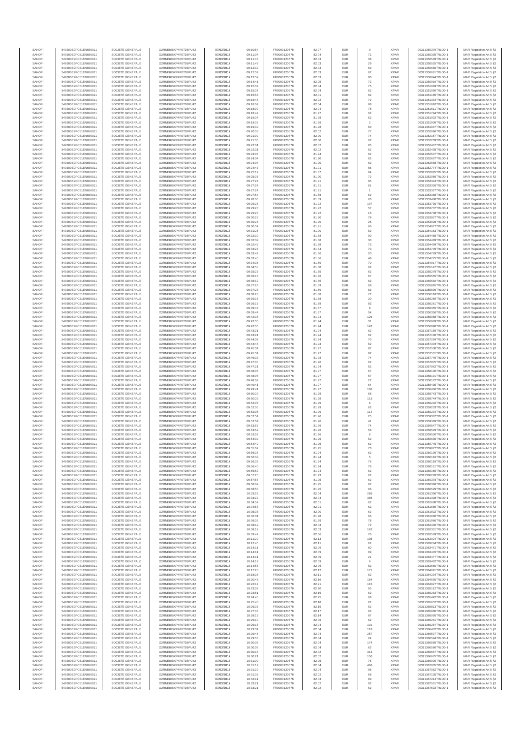| SANOFI | 549300E9PC51EN656011 | SOCIETE GENERALE | O2RNE8IBXP4R0TD8PU42 | 07/03/2017 | 09:10:54 | FR0000120578 | 82.07 | EUR | 9 | XPAR | 00311350378TRLO0-1 | MAR Regulation Art 5 §2 |
|---|---|---|---|---|---|---|---|---|---|---|---|---|
| SANOFI | 549300E9PC51EN656011 | SOCIETE GENERALE | O2RNE8IBXP4R0TD8PU42 | 07/03/2017 | 09:11:04 | FR0000120578 | 82.04 | EUR | 72 | XPAR | 00311350395TRLO0-1 | MAR Regulation Art 5 §2 |
| SANOFI | 549300E9PC51EN656011 | SOCIETE GENERALE | O2RNE8IBXP4R0TD8PU42 | 07/03/2017 | 09:11:48 | FR0000120578 | 82.03 | EUR | 36 | XPAR | 00311350509TRLO0-1 | MAR Regulation Art 5 §2 |
| SANOFI | 549300E9PC51EN656011 | SOCIETE GENERALE | O2RNE8IBXP4R0TD8PU42 | 07/03/2017 | 09:11:49 | FR0000120578 | 82.03 | EUR | 29 | XPAR | 00311350525TRLO0-1 | MAR Regulation Art 5 §2 |
| SANOFI | 549300E9PC51EN656011 | SOCIETE GENERALE | O2RNE8IBXP4R0TD8PU42 | 07/03/2017 | 09:12:39 | FR0000120578 | 82.03 | EUR | 69 | XPAR | 00311350660TRLO0-1 | MAR Regulation Art 5 §2 |
| SANOFI | 549300E9PC51EN656011 | SOCIETE GENERALE | O2RNE8IBXP4R0TD8PU42 | 07/03/2017 | 09:12:39 | FR0000120578 | 82.03 | EUR | 62 | XPAR | 00311350661TRLO0-1 | MAR Regulation Art 5 §2 |
| SANOFI | 549300E9PC51EN656011 | SOCIETE GENERALE | O2RNE8IBXP4R0TD8PU42 | 07/03/2017 | 09:13:57 | FR0000120578 | 82.03 | EUR | 80 | XPAR | 00311350844TRLO0-1 | MAR Regulation Art 5 §2 |
| SANOFI | 549300E9PC51EN656011 | SOCIETE GENERALE | O2RNE8IBXP4R0TD8PU42 | 07/03/2017 | 09:14:41 | FR0000120578 | 82.05 | EUR | 72 | XPAR | 00311350919TRLO0-1 | MAR Regulation Art 5 §2 |
| SANOFI | 549300E9PC51EN656011 | SOCIETE GENERALE | O2RNE8IBXP4R0TD8PU42 | 07/03/2017 | 09:15:37 | FR0000120578 | 82.04 | EUR | 75 | XPAR | 00311351049TRLO0-1 | MAR Regulation Art 5 §2 |
| SANOFI | 549300E9PC51EN656011 | SOCIETE GENERALE | O2RNE8IBXP4R0TD8PU42 | 07/03/2017 | 09:15:37 | FR0000120578 | 82.04 | EUR | 62 | XPAR | 00311351050TRLO0-1 | MAR Regulation Art 5 §2 |
| SANOFI | 549300E9PC51EN656011 | SOCIETE GENERALE | O2RNE8IBXP4R0TD8PU42 | 07/03/2017 | 09:15:54 | FR0000120578 | 82.01 | EUR | 62 | XPAR | 00311351185TRLO0-1 | MAR Regulation Art 5 §2 |
| SANOFI | 549300E9PC51EN656011 | SOCIETE GENERALE | O2RNE8IBXP4R0TD8PU42 | 07/03/2017 | 09:16:45 | FR0000120578 | 82.02 | EUR | 72 | XPAR | 00311351334TRLO0-1 | MAR Regulation Art 5 §2 |
| SANOFI | 549300E9PC51EN656011 | SOCIETE GENERALE | O2RNE8IBXP4R0TD8PU42 | 07/03/2017 | 09:18:09 | FR0000120578 | 82.04 | EUR | 98 | XPAR | 00311351610TRLO0-1 | MAR Regulation Art 5 §2 |
| SANOFI | 549300E9PC51EN656011 | SOCIETE GENERALE | O2RNE8IBXP4R0TD8PU42 | 07/03/2017 | 09:18:09 | FR0000120578 | 82.04 | EUR | 78 | XPAR | 00311351611TRLO0-1 | MAR Regulation Art 5 §2 |
| SANOFI | 549300E9PC51EN656011 | SOCIETE GENERALE | O2RNE8IBXP4R0TD8PU42 | 07/03/2017 | 09:18:47 | FR0000120578 | 81.97 | EUR | 62 | XPAR | 00311351794TRLO0-1 | MAR Regulation Art 5 §2 |
| SANOFI | 549300E9PC51EN656011 | SOCIETE GENERALE | O2RNE8IBXP4R0TD8PU42 | 07/03/2017 | 09:19:34 | FR0000120578 | 81.98 | EUR | 62 | XPAR | 00311351902TRLO0-1 | MAR Regulation Art 5 §2 |
| SANOFI | 549300E9PC51EN656011 | SOCIETE GENERALE | O2RNE8IBXP4R0TD8PU42 | 07/03/2017 | 09:19:39 | FR0000120578 | 81.98 | EUR | 2 | XPAR | 00311351936TRLO0-1 | MAR Regulation Art 5 §2 |
| SANOFI | 549300E9PC51EN656011 | SOCIETE GENERALE | O2RNE8IBXP4R0TD8PU42 | 07/03/2017 | 09:19:39 | FR0000120578 | 81.98 | EUR | 60 | XPAR | 00311351937TRLO0-1 | MAR Regulation Art 5 §2 |
| SANOFI | 549300E9PC51EN656011 | SOCIETE GENERALE | O2RNE8IBXP4R0TD8PU42 | 07/03/2017 | 09:20:38 | FR0000120578 | 82.02 | EUR | 77 | XPAR | 00311352098TRLO0-1 | MAR Regulation Art 5 §2 |
| SANOFI | 549300E9PC51EN656011 | SOCIETE GENERALE | O2RNE8IBXP4R0TD8PU42 | 07/03/2017 | 09:21:09 | FR0000120578 | 82.00 | EUR | 74 | XPAR | 00311352157TRLO0-1 | MAR Regulation Art 5 §2 |
| SANOFI | 549300E9PC51EN656011 | SOCIETE GENERALE | O2RNE8IBXP4R0TD8PU42 | 07/03/2017 | 09:21:35 | FR0000120578 | 82.00 | EUR | 62 | XPAR | 00311352239TRLO0-1 | MAR Regulation Art 5 §2 |
| SANOFI | 549300E9PC51EN656011 | SOCIETE GENERALE | O2RNE8IBXP4R0TD8PU42 | 07/03/2017 | 09:22:31 | FR0000120578 | 82.02 | EUR | 85 | XPAR | 00311352407TRLO0-1 | MAR Regulation Art 5 §2 |
| SANOFI | 549300E9PC51EN656011 | SOCIETE GENERALE | O2RNE8IBXP4R0TD8PU42 | 07/03/2017 | 09:22:31 | FR0000120578 | 82.02 | EUR | 62 | XPAR | 00311352408TRLO0-1 | MAR Regulation Art 5 §2 |
| SANOFI | 549300E9PC51EN656011 | SOCIETE GENERALE | O2RNE8IBXP4R0TD8PU42 | 07/03/2017 | 09:23:05 | FR0000120578 | 81.94 | EUR | 62 | XPAR | 00311352507TRLO0-1 | MAR Regulation Art 5 §2 |
| SANOFI | 549300E9PC51EN656011 | SOCIETE GENERALE | O2RNE8IBXP4R0TD8PU42 | 07/03/2017 | 09:24:04 | FR0000120578 | 81.90 | EUR | 62 | XPAR | 00311352667TRLO0-1 | MAR Regulation Art 5 §2 |
| SANOFI | 549300E9PC51EN656011 | SOCIETE GENERALE | O2RNE8IBXP4R0TD8PU42 | 07/03/2017 | 09:24:04 | FR0000120578 | 81.90 | EUR | 62 | XPAR | 00311352668TRLO0-1 | MAR Regulation Art 5 §2 |
| SANOFI | 549300E9PC51EN656011 | SOCIETE GENERALE | O2RNE8IBXP4R0TD8PU42 | 07/03/2017 | 09:24:43 | FR0000120578 | 81.91 | EUR | 66 | XPAR | 00311352774TRLO0-1 | MAR Regulation Art 5 §2 |
| SANOFI | 549300E9PC51EN656011 | SOCIETE GENERALE | O2RNE8IBXP4R0TD8PU42 | 07/03/2017 | 09:25:17 | FR0000120578 | 81.87 | EUR | 64 | XPAR | 00311352885TRLO0-1 | MAR Regulation Art 5 §2 |
| SANOFI | 549300E9PC51EN656011 | SOCIETE GENERALE | O2RNE8IBXP4R0TD8PU42 | 07/03/2017 | 09:25:38 | FR0000120578 | 81.90 | EUR | 72 | XPAR | 00311352956TRLO0-1 | MAR Regulation Art 5 §2 |
| SANOFI | 549300E9PC51EN656011 | SOCIETE GENERALE | O2RNE8IBXP4R0TD8PU42 | 07/03/2017 | 09:27:24 | FR0000120578 | 81.91 | EUR | 95 | XPAR | 00311353324TRLO0-1 | MAR Regulation Art 5 §2 |
| SANOFI | 549300E9PC51EN656011 | SOCIETE GENERALE | O2RNE8IBXP4R0TD8PU42 | 07/03/2017 | 09:27:24 | FR0000120578 | 81.91 | EUR | 61 | XPAR | 00311353326TRLO0-1 | MAR Regulation Art 5 §2 |
| SANOFI | 549300E9PC51EN656011 | SOCIETE GENERALE | O2RNE8IBXP4R0TD8PU42 | 07/03/2017 | 09:27:24 | FR0000120578 | 81.91 | EUR | 1 | XPAR | 00311353327TRLO0-1 | MAR Regulation Art 5 §2 |
| SANOFI | 549300E9PC51EN656011 | SOCIETE GENERALE | O2RNE8IBXP4R0TD8PU42 | 07/03/2017 | 09:27:54 | FR0000120578 | 81.88 | EUR | 62 | XPAR | 00311353388TRLO0-1 | MAR Regulation Art 5 §2 |
| SANOFI | 549300E9PC51EN656011 | SOCIETE GENERALE | O2RNE8IBXP4R0TD8PU42 | 07/03/2017 | 09:28:06 | FR0000120578 | 81.89 | EUR | 63 | XPAR | 00311353408TRLO0-1 | MAR Regulation Art 5 §2 |
| SANOFI | 549300E9PC51EN656011 | SOCIETE GENERALE | O2RNE8IBXP4R0TD8PU42 | 07/03/2017 | 09:29:28 | FR0000120578 | 81.92 | EUR | 107 | XPAR | 00311353736TRLO0-1 | MAR Regulation Art 5 §2 |
| SANOFI | 549300E9PC51EN656011 | SOCIETE GENERALE | O2RNE8IBXP4R0TD8PU42 | 07/03/2017 | 09:29:28 | FR0000120578 | 81.92 | EUR | 57 | XPAR | 00311353737TRLO0-1 | MAR Regulation Art 5 §2 |
| SANOFI | 549300E9PC51EN656011 | SOCIETE GENERALE | O2RNE8IBXP4R0TD8PU42 | 07/03/2017 | 09:29:28 | FR0000120578 | 81.92 | EUR | 16 | XPAR | 00311353738TRLO0-1 | MAR Regulation Art 5 §2 |
| SANOFI | 549300E9PC51EN656011 | SOCIETE GENERALE | O2RNE8IBXP4R0TD8PU42 | 07/03/2017 | 09:30:28 | FR0000120578 | 81.90 | EUR | 78 | XPAR | 00311353927TRLO0-1 | MAR Regulation Art 5 §2 |
| SANOFI | 549300E9PC51EN656011 | SOCIETE GENERALE | O2RNE8IBXP4R0TD8PU42 | 07/03/2017 | 09:30:28 | FR0000120578 | 81.90 | EUR | 25 | XPAR | 00311353928TRLO0-1 | MAR Regulation Art 5 §2 |
| SANOFI | 549300E9PC51EN656011 | SOCIETE GENERALE | O2RNE8IBXP4R0TD8PU42 | 07/03/2017 | 09:30:54 | FR0000120578 | 81.91 | EUR | 66 | XPAR | 00311354077TRLO0-1 | MAR Regulation Art 5 §2 |
| SANOFI | 549300E9PC51EN656011 | SOCIETE GENERALE | O2RNE8IBXP4R0TD8PU42 | 07/03/2017 | 09:31:25 | FR0000120578 | 81.90 | EUR | 62 | XPAR | 00311354163TRLO0-1 | MAR Regulation Art 5 §2 |
| SANOFI | 549300E9PC51EN656011 | SOCIETE GENERALE | O2RNE8IBXP4R0TD8PU42 | 07/03/2017 | 09:32:39 | FR0000120578 | 81.88 | EUR | 90 | XPAR | 00311354488TRLO0-1 | MAR Regulation Art 5 §2 |
| SANOFI | 549300E9PC51EN656011 | SOCIETE GENERALE | O2RNE8IBXP4R0TD8PU42 | 07/03/2017 | 09:32:39 | FR0000120578 | 81.88 | EUR | 30 | XPAR | 00311354489TRLO0-1 | MAR Regulation Art 5 §2 |
| SANOFI | 549300E9PC51EN656011 | SOCIETE GENERALE | O2RNE8IBXP4R0TD8PU42 | 07/03/2017 | 09:32:42 | FR0000120578 | 81.88 | EUR | 73 | XPAR | 00311354499TRLO0-1 | MAR Regulation Art 5 §2 |
| SANOFI | 549300E9PC51EN656011 | SOCIETE GENERALE | O2RNE8IBXP4R0TD8PU42 | 07/03/2017 | 09:33:27 | FR0000120578 | 81.84 | EUR | 70 | XPAR | 00311354709TRLO0-1 | MAR Regulation Art 5 §2 |
| SANOFI | 549300E9PC51EN656011 | SOCIETE GENERALE | O2RNE8IBXP4R0TD8PU42 | 07/03/2017 | 09:33:42 | FR0000120578 | 81.86 | EUR | 20 | XPAR | 00311354769TRLO0-1 | MAR Regulation Art 5 §2 |
| SANOFI | 549300E9PC51EN656011 | SOCIETE GENERALE | O2RNE8IBXP4R0TD8PU42 | 07/03/2017 | 09:33:45 | FR0000120578 | 81.86 | EUR | 48 | XPAR | 00311354775TRLO0-1 | MAR Regulation Art 5 §2 |
| SANOFI | 549300E9PC51EN656011 | SOCIETE GENERALE | O2RNE8IBXP4R0TD8PU42 | 07/03/2017 | 09:34:35 | FR0000120578 | 81.89 | EUR | 70 | XPAR | 00311354917TRLO0-1 | MAR Regulation Art 5 §2 |
| SANOFI | 549300E9PC51EN656011 | SOCIETE GENERALE | O2RNE8IBXP4R0TD8PU42 | 07/03/2017 | 09:34:50 | FR0000120578 | 81.88 | EUR | 62 | XPAR | 00311355147TRLO0-1 | MAR Regulation Art 5 §2 |
| SANOFI | 549300E9PC51EN656011 | SOCIETE GENERALE | O2RNE8IBXP4R0TD8PU42 | 07/03/2017 | 09:35:23 | FR0000120578 | 81.85 | EUR | 62 | XPAR | 00311355278TRLO0-1 | MAR Regulation Art 5 §2 |
| SANOFI | 549300E9PC51EN656011 | SOCIETE GENERALE | O2RNE8IBXP4R0TD8PU42 | 07/03/2017 | 09:36:16 | FR0000120578 | 81.86 | EUR | 67 | XPAR | 00311355555TRLO0-1 | MAR Regulation Art 5 §2 |
| SANOFI | 549300E9PC51EN656011 | SOCIETE GENERALE | O2RNE8IBXP4R0TD8PU42 | 07/03/2017 | 09:36:19 | FR0000120578 | 81.85 | EUR | 62 | XPAR | 00311355582TRLO0-1 | MAR Regulation Art 5 §2 |
| SANOFI | 549300E9PC51EN656011 | SOCIETE GENERALE | O2RNE8IBXP4R0TD8PU42 | 07/03/2017 | 09:37:23 | FR0000120578 | 81.89 | EUR | 68 | XPAR | 00311355895TRLO0-1 | MAR Regulation Art 5 §2 |
| SANOFI | 549300E9PC51EN656011 | SOCIETE GENERALE | O2RNE8IBXP4R0TD8PU42 | 07/03/2017 | 09:37:23 | FR0000120578 | 81.89 | EUR | 83 | XPAR | 00311355896TRLO0-1 | MAR Regulation Art 5 §2 |
| SANOFI | 549300E9PC51EN656011 | SOCIETE GENERALE | O2RNE8IBXP4R0TD8PU42 | 07/03/2017 | 09:38:28 | FR0000120578 | 81.88 | EUR | 72 | XPAR | 00311356118TRLO0-1 | MAR Regulation Art 5 §2 |
| SANOFI | 549300E9PC51EN656011 | SOCIETE GENERALE | O2RNE8IBXP4R0TD8PU42 | 07/03/2017 | 09:39:16 | FR0000120578 | 81.88 | EUR | 20 | XPAR | 00311356259TRLO0-1 | MAR Regulation Art 5 §2 |
| SANOFI | 549300E9PC51EN656011 | SOCIETE GENERALE | O2RNE8IBXP4R0TD8PU42 | 07/03/2017 | 09:39:16 | FR0000120578 | 81.88 | EUR | 83 | XPAR | 00311356261TRLO0-1 | MAR Regulation Art 5 §2 |
| SANOFI | 549300E9PC51EN656011 | SOCIETE GENERALE | O2RNE8IBXP4R0TD8PU42 | 07/03/2017 | 09:39:44 | FR0000120578 | 81.87 | EUR | 8 | XPAR | 00311356355TRLO0-1 | MAR Regulation Art 5 §2 |
| SANOFI | 549300E9PC51EN656011 | SOCIETE GENERALE | O2RNE8IBXP4R0TD8PU42 | 07/03/2017 | 09:39:44 | FR0000120578 | 81.87 | EUR | 54 | XPAR | 00311356356TRLO0-1 | MAR Regulation Art 5 §2 |
| SANOFI | 549300E9PC51EN656011 | SOCIETE GENERALE | O2RNE8IBXP4R0TD8PU42 | 07/03/2017 | 09:42:35 | FR0000120578 | 81.94 | EUR | 126 | XPAR | 00311356988TRLO0-1 | MAR Regulation Art 5 §2 |
| SANOFI | 549300E9PC51EN656011 | SOCIETE GENERALE | O2RNE8IBXP4R0TD8PU42 | 07/03/2017 | 09:42:35 | FR0000120578 | 81.94 | EUR | 31 | XPAR | 00311356989TRLO0-1 | MAR Regulation Art 5 §2 |
| SANOFI | 549300E9PC51EN656011 | SOCIETE GENERALE | O2RNE8IBXP4R0TD8PU42 | 07/03/2017 | 09:42:35 | FR0000120578 | 81.94 | EUR | 142 | XPAR | 00311356990TRLO0-1 | MAR Regulation Art 5 §2 |
| SANOFI | 549300E9PC51EN656011 | SOCIETE GENERALE | O2RNE8IBXP4R0TD8PU42 | 07/03/2017 | 09:43:21 | FR0000120578 | 81.94 | EUR | 62 | XPAR | 00311357159TRLO0-1 | MAR Regulation Art 5 §2 |
| SANOFI | 549300E9PC51EN656011 | SOCIETE GENERALE | O2RNE8IBXP4R0TD8PU42 | 07/03/2017 | 09:43:21 | FR0000120578 | 81.94 | EUR | 62 | XPAR | 00311357160TRLO0-1 | MAR Regulation Art 5 §2 |
| SANOFI | 549300E9PC51EN656011 | SOCIETE GENERALE | O2RNE8IBXP4R0TD8PU42 | 07/03/2017 | 09:44:07 | FR0000120578 | 81.94 | EUR | 70 | XPAR | 00311357294TRLO0-1 | MAR Regulation Art 5 §2 |
| SANOFI | 549300E9PC51EN656011 | SOCIETE GENERALE | O2RNE8IBXP4R0TD8PU42 | 07/03/2017 | 09:44:46 | FR0000120578 | 81.93 | EUR | 62 | XPAR | 00311357378TRLO0-1 | MAR Regulation Art 5 §2 |
| SANOFI | 549300E9PC51EN656011 | SOCIETE GENERALE | O2RNE8IBXP4R0TD8PU42 | 07/03/2017 | 09:45:34 | FR0000120578 | 81.97 | EUR | 87 | XPAR | 00311357530TRLO0-1 | MAR Regulation Art 5 §2 |
| SANOFI | 549300E9PC51EN656011 | SOCIETE GENERALE | O2RNE8IBXP4R0TD8PU42 | 07/03/2017 | 09:45:34 | FR0000120578 | 81.97 | EUR | 92 | XPAR | 00311357531TRLO0-1 | MAR Regulation Art 5 §2 |
| SANOFI | 549300E9PC51EN656011 | SOCIETE GENERALE | O2RNE8IBXP4R0TD8PU42 | 07/03/2017 | 09:46:33 | FR0000120578 | 81.98 | EUR | 74 | XPAR | 00311357749TRLO0-1 | MAR Regulation Art 5 §2 |
| SANOFI | 549300E9PC51EN656011 | SOCIETE GENERALE | O2RNE8IBXP4R0TD8PU42 | 07/03/2017 | 09:47:05 | FR0000120578 | 81.96 | EUR | 62 | XPAR | 00311357875TRLO0-1 | MAR Regulation Art 5 §2 |
| SANOFI | 549300E9PC51EN656011 | SOCIETE GENERALE | O2RNE8IBXP4R0TD8PU42 | 07/03/2017 | 09:47:21 | FR0000120578 | 81.94 | EUR | 62 | XPAR | 00311357962TRLO0-1 | MAR Regulation Art 5 §2 |
| SANOFI | 549300E9PC51EN656011 | SOCIETE GENERALE | O2RNE8IBXP4R0TD8PU42 | 07/03/2017 | 09:48:06 | FR0000120578 | 81.97 | EUR | 67 | XPAR | 00311358100TRLO0-1 | MAR Regulation Art 5 §2 |
| SANOFI | 549300E9PC51EN656011 | SOCIETE GENERALE | O2RNE8IBXP4R0TD8PU42 | 07/03/2017 | 09:48:06 | FR0000120578 | 81.97 | EUR | 57 | XPAR | 00311358101TRLO0-1 | MAR Regulation Art 5 §2 |
| SANOFI | 549300E9PC51EN656011 | SOCIETE GENERALE | O2RNE8IBXP4R0TD8PU42 | 07/03/2017 | 09:48:09 | FR0000120578 | 81.97 | EUR | 22 | XPAR | 00311358122TRLO0-1 | MAR Regulation Art 5 §2 |
| SANOFI | 549300E9PC51EN656011 | SOCIETE GENERALE | O2RNE8IBXP4R0TD8PU42 | 07/03/2017 | 09:49:41 | FR0000120578 | 81.97 | EUR | 64 | XPAR | 00311358435TRLO0-1 | MAR Regulation Art 5 §2 |
| SANOFI | 549300E9PC51EN656011 | SOCIETE GENERALE | O2RNE8IBXP4R0TD8PU42 | 07/03/2017 | 09:49:41 | FR0000120578 | 81.97 | EUR | 106 | XPAR | 00311358436TRLO0-1 | MAR Regulation Art 5 §2 |
| SANOFI | 549300E9PC51EN656011 | SOCIETE GENERALE | O2RNE8IBXP4R0TD8PU42 | 07/03/2017 | 09:50:39 | FR0000120578 | 81.98 | EUR | 68 | XPAR | 00311358743TRLO0-1 | MAR Regulation Art 5 §2 |
| SANOFI | 549300E9PC51EN656011 | SOCIETE GENERALE | O2RNE8IBXP4R0TD8PU42 | 07/03/2017 | 09:50:39 | FR0000120578 | 81.98 | EUR | 113 | XPAR | 00311358744TRLO0-1 | MAR Regulation Art 5 §2 |
| SANOFI | 549300E9PC51EN656011 | SOCIETE GENERALE | O2RNE8IBXP4R0TD8PU42 | 07/03/2017 | 09:52:05 | FR0000120578 | 81.99 | EUR | 6 | XPAR | 00311359202TRLO0-1 | MAR Regulation Art 5 §2 |
| SANOFI | 549300E9PC51EN656011 | SOCIETE GENERALE | O2RNE8IBXP4R0TD8PU42 | 07/03/2017 | 09:52:05 | FR0000120578 | 81.99 | EUR | 62 | XPAR | 00311359203TRLO0-1 | MAR Regulation Art 5 §2 |
| SANOFI | 549300E9PC51EN656011 | SOCIETE GENERALE | O2RNE8IBXP4R0TD8PU42 | 07/03/2017 | 09:52:05 | FR0000120578 | 81.99 | EUR | 114 | XPAR | 00311359204TRLO0-1 | MAR Regulation Art 5 §2 |
| SANOFI | 549300E9PC51EN656011 | SOCIETE GENERALE | O2RNE8IBXP4R0TD8PU42 | 07/03/2017 | 09:52:54 | FR0000120578 | 81.96 | EUR | 25 | XPAR | 00311359387TRLO0-1 | MAR Regulation Art 5 §2 |
| SANOFI | 549300E9PC51EN656011 | SOCIETE GENERALE | O2RNE8IBXP4R0TD8PU42 | 07/03/2017 | 09:52:54 | FR0000120578 | 81.96 | EUR | 41 | XPAR | 00311359389TRLO0-1 | MAR Regulation Art 5 §2 |
| SANOFI | 549300E9PC51EN656011 | SOCIETE GENERALE | O2RNE8IBXP4R0TD8PU42 | 07/03/2017 | 09:53:52 | FR0000120578 | 81.96 | EUR | 74 | XPAR | 00311359547TRLO0-1 | MAR Regulation Art 5 §2 |
| SANOFI | 549300E9PC51EN656011 | SOCIETE GENERALE | O2RNE8IBXP4R0TD8PU42 | 07/03/2017 | 09:53:52 | FR0000120578 | 81.96 | EUR | 56 | XPAR | 00311359549TRLO0-1 | MAR Regulation Art 5 §2 |
| SANOFI | 549300E9PC51EN656011 | SOCIETE GENERALE | O2RNE8IBXP4R0TD8PU42 | 07/03/2017 | 09:53:52 | FR0000120578 | 81.96 | EUR | 6 | XPAR | 00311359550TRLO0-1 | MAR Regulation Art 5 §2 |
| SANOFI | 549300E9PC51EN656011 | SOCIETE GENERALE | O2RNE8IBXP4R0TD8PU42 | 07/03/2017 | 09:54:32 | FR0000120578 | 81.95 | EUR | 62 | XPAR | 00311359639TRLO0-1 | MAR Regulation Art 5 §2 |
| SANOFI | 549300E9PC51EN656011 | SOCIETE GENERALE | O2RNE8IBXP4R0TD8PU42 | 07/03/2017 | 09:54:40 | FR0000120578 | 81.95 | EUR | 62 | XPAR | 00311359746TRLO0-1 | MAR Regulation Art 5 §2 |
| SANOFI | 549300E9PC51EN656011 | SOCIETE GENERALE | O2RNE8IBXP4R0TD8PU42 | 07/03/2017 | 09:55:07 | FR0000120578 | 81.95 | EUR | 73 | XPAR | 00311359877TRLO0-1 | MAR Regulation Art 5 §2 |
| SANOFI | 549300E9PC51EN656011 | SOCIETE GENERALE | O2RNE8IBXP4R0TD8PU42 | 07/03/2017 | 09:56:37 | FR0000120578 | 81.94 | EUR | 62 | XPAR | 00311360109TRLO0-1 | MAR Regulation Art 5 §2 |
| SANOFI | 549300E9PC51EN656011 | SOCIETE GENERALE | O2RNE8IBXP4R0TD8PU42 | 07/03/2017 | 09:56:39 | FR0000120578 | 81.94 | EUR | 5 | XPAR | 00311360116TRLO0-1 | MAR Regulation Art 5 §2 |
| SANOFI | 549300E9PC51EN656011 | SOCIETE GENERALE | O2RNE8IBXP4R0TD8PU42 | 07/03/2017 | 09:56:39 | FR0000120578 | 81.94 | EUR | 75 | XPAR | 00311360118TRLO0-1 | MAR Regulation Art 5 §2 |
| SANOFI | 549300E9PC51EN656011 | SOCIETE GENERALE | O2RNE8IBXP4R0TD8PU42 | 07/03/2017 | 09:56:40 | FR0000120578 | 81.94 | EUR | 76 | XPAR | 00311360121TRLO0-1 | MAR Regulation Art 5 §2 |
| SANOFI | 549300E9PC51EN656011 | SOCIETE GENERALE | O2RNE8IBXP4R0TD8PU42 | 07/03/2017 | 09:56:59 | FR0000120578 | 81.94 | EUR | 62 | XPAR | 00311360150TRLO0-1 | MAR Regulation Art 5 §2 |
| SANOFI | 549300E9PC51EN656011 | SOCIETE GENERALE | O2RNE8IBXP4R0TD8PU42 | 07/03/2017 | 09:57:20 | FR0000120578 | 81.93 | EUR | 62 | XPAR | 00311360278TRLO0-1 | MAR Regulation Art 5 §2 |
| SANOFI | 549300E9PC51EN656011 | SOCIETE GENERALE | O2RNE8IBXP4R0TD8PU42 | 07/03/2017 | 09:57:57 | FR0000120578 | 81.95 | EUR | 62 | XPAR | 00311360378TRLO0-1 | MAR Regulation Art 5 §2 |
| SANOFI | 549300E9PC51EN656011 | SOCIETE GENERALE | O2RNE8IBXP4R0TD8PU42 | 07/03/2017 | 09:58:02 | FR0000120578 | 81.95 | EUR | 62 | XPAR | 00311360386TRLO0-1 | MAR Regulation Art 5 §2 |
| SANOFI | 549300E9PC51EN656011 | SOCIETE GENERALE | O2RNE8IBXP4R0TD8PU42 | 07/03/2017 | 09:58:55 | FR0000120578 | 81.95 | EUR | 66 | XPAR | 00311360529TRLO0-1 | MAR Regulation Art 5 §2 |
| SANOFI | 549300E9PC51EN656011 | SOCIETE GENERALE | O2RNE8IBXP4R0TD8PU42 | 07/03/2017 | 10:03:29 | FR0000120578 | 82.04 | EUR | 266 | XPAR | 00311361396TRLO0-1 | MAR Regulation Art 5 §2 |
| SANOFI | 549300E9PC51EN656011 | SOCIETE GENERALE | O2RNE8IBXP4R0TD8PU42 | 07/03/2017 | 10:03:29 | FR0000120578 | 82.04 | EUR | 385 | XPAR | 00311361398TRLO0-1 | MAR Regulation Art 5 §2 |
| SANOFI | 549300E9PC51EN656011 | SOCIETE GENERALE | O2RNE8IBXP4R0TD8PU42 | 07/03/2017 | 10:04:57 | FR0000120578 | 82.01 | EUR | 62 | XPAR | 00311361688TRLO0-1 | MAR Regulation Art 5 §2 |
| SANOFI | 549300E9PC51EN656011 | SOCIETE GENERALE | O2RNE8IBXP4R0TD8PU42 | 07/03/2017 | 10:04:57 | FR0000120578 | 82.01 | EUR | 62 | XPAR | 00311361689TRLO0-1 | MAR Regulation Art 5 §2 |
| SANOFI | 549300E9PC51EN656011 | SOCIETE GENERALE | O2RNE8IBXP4R0TD8PU42 | 07/03/2017 | 10:05:35 | FR0000120578 | 82.00 | EUR | 62 | XPAR | 00311361832TRLO0-1 | MAR Regulation Art 5 §2 |
| SANOFI | 549300E9PC51EN656011 | SOCIETE GENERALE | O2RNE8IBXP4R0TD8PU42 | 07/03/2017 | 10:06:01 | FR0000120578 | 81.98 | EUR | 66 | XPAR | 00311361898TRLO0-1 | MAR Regulation Art 5 §2 |
| SANOFI | 549300E9PC51EN656011 | SOCIETE GENERALE | O2RNE8IBXP4R0TD8PU42 | 07/03/2017 | 10:06:36 | FR0000120578 | 81.99 | EUR | 78 | XPAR | 00311361966TRLO0-1 | MAR Regulation Art 5 §2 |
| SANOFI | 549300E9PC51EN656011 | SOCIETE GENERALE | O2RNE8IBXP4R0TD8PU42 | 07/03/2017 | 10:08:12 | FR0000120578 | 82.03 | EUR | 72 | XPAR | 00311362200TRLO0-1 | MAR Regulation Art 5 §2 |
| SANOFI | 549300E9PC51EN656011 | SOCIETE GENERALE | O2RNE8IBXP4R0TD8PU42 | 07/03/2017 | 10:08:12 | FR0000120578 | 82.03 | EUR | 162 | XPAR | 00311362201TRLO0-1 | MAR Regulation Art 5 §2 |
| SANOFI | 549300E9PC51EN656011 | SOCIETE GENERALE | O2RNE8IBXP4R0TD8PU42 | 07/03/2017 | 10:09:47 | FR0000120578 | 82.06 | EUR | 70 | XPAR | 00311362569TRLO0-1 | MAR Regulation Art 5 §2 |
| SANOFI | 549300E9PC51EN656011 | SOCIETE GENERALE | O2RNE8IBXP4R0TD8PU42 | 07/03/2017 | 10:11:29 | FR0000120578 | 82.13 | EUR | 105 | XPAR | 00311363024TRLO0-1 | MAR Regulation Art 5 §2 |
| SANOFI | 549300E9PC51EN656011 | SOCIETE GENERALE | O2RNE8IBXP4R0TD8PU42 | 07/03/2017 | 10:12:45 | FR0000120578 | 82.11 | EUR | 62 | XPAR | 00311363264TRLO0-1 | MAR Regulation Art 5 §2 |
| SANOFI | 549300E9PC51EN656011 | SOCIETE GENERALE | O2RNE8IBXP4R0TD8PU42 | 07/03/2017 | 10:14:11 | FR0000120578 | 82.09 | EUR | 60 | XPAR | 00311363471TRLO0-1 | MAR Regulation Art 5 §2 |
| SANOFI | 549300E9PC51EN656011 | SOCIETE GENERALE | O2RNE8IBXP4R0TD8PU42 | 07/03/2017 | 10:14:11 | FR0000120578 | 82.09 | EUR | 69 | XPAR | 00311363476TRLO0-1 | MAR Regulation Art 5 §2 |
| SANOFI | 549300E9PC51EN656011 | SOCIETE GENERALE | O2RNE8IBXP4R0TD8PU42 | 07/03/2017 | 10:14:11 | FR0000120578 | 82.09 | EUR | 21 | XPAR | 00311363477TRLO0-1 | MAR Regulation Art 5 §2 |
| SANOFI | 549300E9PC51EN656011 | SOCIETE GENERALE | O2RNE8IBXP4R0TD8PU42 | 07/03/2017 | 10:14:12 | FR0000120578 | 82.09 | EUR | 6 | XPAR | 00311363482TRLO0-1 | MAR Regulation Art 5 §2 |
| SANOFI | 549300E9PC51EN656011 | SOCIETE GENERALE | O2RNE8IBXP4R0TD8PU42 | 07/03/2017 | 10:14:58 | FR0000120578 | 82.06 | EUR | 62 | XPAR | 00311363680TRLO0-1 | MAR Regulation Art 5 §2 |
| SANOFI | 549300E9PC51EN656011 | SOCIETE GENERALE | O2RNE8IBXP4R0TD8PU42 | 07/03/2017 | 10:17:28 | FR0000120578 | 82.12 | EUR | 171 | XPAR | 00311364091TRLO0-1 | MAR Regulation Art 5 §2 |
| SANOFI | 549300E9PC51EN656011 | SOCIETE GENERALE | O2RNE8IBXP4R0TD8PU42 | 07/03/2017 | 10:18:38 | FR0000120578 | 82.11 | EUR | 62 | XPAR | 00311364234TRLO0-1 | MAR Regulation Art 5 §2 |
| SANOFI | 549300E9PC51EN656011 | SOCIETE GENERALE | O2RNE8IBXP4R0TD8PU42 | 07/03/2017 | 10:20:45 | FR0000120578 | 82.16 | EUR | 164 | XPAR | 00311364595TRLO0-1 | MAR Regulation Art 5 §2 |
| SANOFI | 549300E9PC51EN656011 | SOCIETE GENERALE | O2RNE8IBXP4R0TD8PU42 | 07/03/2017 | 10:22:17 | FR0000120578 | 82.21 | EUR | 115 | XPAR | 00311364927TRLO0-1 | MAR Regulation Art 5 §2 |
| SANOFI | 549300E9PC51EN656011 | SOCIETE GENERALE | O2RNE8IBXP4R0TD8PU42 | 07/03/2017 | 10:23:08 | FR0000120578 | 82.20 | EUR | 65 | XPAR | 00311365112TRLO0-1 | MAR Regulation Art 5 §2 |
| SANOFI | 549300E9PC51EN656011 | SOCIETE GENERALE | O2RNE8IBXP4R0TD8PU42 | 07/03/2017 | 10:23:51 | FR0000120578 | 82.19 | EUR | 62 | XPAR | 00311365283TRLO0-1 | MAR Regulation Art 5 §2 |
| SANOFI | 549300E9PC51EN656011 | SOCIETE GENERALE | O2RNE8IBXP4R0TD8PU42 | 07/03/2017 | 10:24:45 | FR0000120578 | 82.25 | EUR | 68 | XPAR | 00311365442TRLO0-1 | MAR Regulation Art 5 §2 |
| SANOFI | 549300E9PC51EN656011 | SOCIETE GENERALE | O2RNE8IBXP4R0TD8PU42 | 07/03/2017 | 10:25:40 | FR0000120578 | 82.18 | EUR | 62 | XPAR | 00311365652TRLO0-1 | MAR Regulation Art 5 §2 |
| SANOFI | 549300E9PC51EN656011 | SOCIETE GENERALE | O2RNE8IBXP4R0TD8PU42 | 07/03/2017 | 10:26:36 | FR0000120578 | 82.19 | EUR | 62 | XPAR | 00311365813TRLO0-1 | MAR Regulation Art 5 §2 |
| SANOFI | 549300E9PC51EN656011 | SOCIETE GENERALE | O2RNE8IBXP4R0TD8PU42 | 07/03/2017 | 10:27:36 | FR0000120578 | 82.17 | EUR | 62 | XPAR | 00311365985TRLO0-1 | MAR Regulation Art 5 §2 |
| SANOFI | 549300E9PC51EN656011 | SOCIETE GENERALE | O2RNE8IBXP4R0TD8PU42 | 07/03/2017 | 10:28:16 | FR0000120578 | 82.14 | EUR | 87 | XPAR | 00311366095TRLO0-1 | MAR Regulation Art 5 §2 |
| SANOFI | 549300E9PC51EN656011 | SOCIETE GENERALE | O2RNE8IBXP4R0TD8PU42 | 07/03/2017 | 10:29:10 | FR0000120578 | 82.06 | EUR | 62 | XPAR | 00311366261TRLO0-1 | MAR Regulation Art 5 §2 |
| SANOFI | 549300E9PC51EN656011 | SOCIETE GENERALE | O2RNE8IBXP4R0TD8PU42 | 07/03/2017 | 10:29:16 | FR0000120578 | 82.04 | EUR | 101 | XPAR | 00311366287TRLO0-1 | MAR Regulation Art 5 §2 |
| SANOFI | 549300E9PC51EN656011 | SOCIETE GENERALE | O2RNE8IBXP4R0TD8PU42 | 07/03/2017 | 10:29:34 | FR0000120578 | 82.04 | EUR | 118 | XPAR | 00311366462TRLO0-1 | MAR Regulation Art 5 §2 |
| SANOFI | 549300E9PC51EN656011 | SOCIETE GENERALE | O2RNE8IBXP4R0TD8PU42 | 07/03/2017 | 10:29:45 | FR0000120578 | 82.04 | EUR | 257 | XPAR | 00311366507TRLO0-1 | MAR Regulation Art 5 §2 |
| SANOFI | 549300E9PC51EN656011 | SOCIETE GENERALE | O2RNE8IBXP4R0TD8PU42 | 07/03/2017 | 10:29:55 | FR0000120578 | 82.04 | EUR | 24 | XPAR | 00311366544TRLO0-1 | MAR Regulation Art 5 §2 |
| SANOFI | 549300E9PC51EN656011 | SOCIETE GENERALE | O2RNE8IBXP4R0TD8PU42 | 07/03/2017 | 10:30:06 | FR0000120578 | 82.04 | EUR | 174 | XPAR | 00311366585TRLO0-1 | MAR Regulation Art 5 §2 |
| SANOFI | 549300E9PC51EN656011 | SOCIETE GENERALE | O2RNE8IBXP4R0TD8PU42 | 07/03/2017 | 10:30:06 | FR0000120578 | 82.04 | EUR | 62 | XPAR | 00311366586TRLO0-1 | MAR Regulation Art 5 §2 |
| SANOFI | 549300E9PC51EN656011 | SOCIETE GENERALE | O2RNE8IBXP4R0TD8PU42 | 07/03/2017 | 10:30:16 | FR0000120578 | 82.02 | EUR | 313 | XPAR | 00311366667TRLO0-1 | MAR Regulation Art 5 §2 |
| SANOFI | 549300E9PC51EN656011 | SOCIETE GENERALE | O2RNE8IBXP4R0TD8PU42 | 07/03/2017 | 10:30:21 | FR0000120578 | 82.02 | EUR | 150 | XPAR | 00311366675TRLO0-1 | MAR Regulation Art 5 §2 |
| SANOFI | 549300E9PC51EN656011 | SOCIETE GENERALE | O2RNE8IBXP4R0TD8PU42 | 07/03/2017 | 10:31:02 | FR0000120578 | 82.05 | EUR | 76 | XPAR | 00311366909TRLO0-1 | MAR Regulation Art 5 §2 |
| SANOFI | 549300E9PC51EN656011 | SOCIETE GENERALE | O2RNE8IBXP4R0TD8PU42 | 07/03/2017 | 10:31:19 | FR0000120578 | 82.04 | EUR | 466 | XPAR | 00311367005TRLO0-1 | MAR Regulation Art 5 §2 |
| SANOFI | 549300E9PC51EN656011 | SOCIETE GENERALE | O2RNE8IBXP4R0TD8PU42 | 07/03/2017 | 10:31:29 | FR0000120578 | 82.04 | EUR | 98 | XPAR | 00311367062TRLO0-1 | MAR Regulation Art 5 §2 |
| SANOFI | 549300E9PC51EN656011 | SOCIETE GENERALE | O2RNE8IBXP4R0TD8PU42 | 07/03/2017 | 10:31:35 | FR0000120578 | 82.02 | EUR | 68 | XPAR | 00311367105TRLO0-1 | MAR Regulation Art 5 §2 |
| SANOFI | 549300E9PC51EN656011 | SOCIETE GENERALE | O2RNE8IBXP4R0TD8PU42 | 07/03/2017 | 10:32:11 | FR0000120578 | 82.03 | EUR | 83 | XPAR | 00311367214TRLO0-1 | MAR Regulation Art 5 §2 |
| SANOFI | 549300E9PC51EN656011 | SOCIETE GENERALE | O2RNE8IBXP4R0TD8PU42 | 07/03/2017 | 10:33:21 | FR0000120578 | 82.02 | EUR | 92 | XPAR | 00311367501TRLO0-1 | MAR Regulation Art 5 §2 |
| SANOFI | 549300E9PC51EN656011 | SOCIETE GENERALE | O2RNE8IBXP4R0TD8PU42 | 07/03/2017 | 10:33:21 | FR0000120578 | 82.02 | EUR | 62 | XPAR | 00311367502TRLO0-1 | MAR Regulation Art 5 §2 |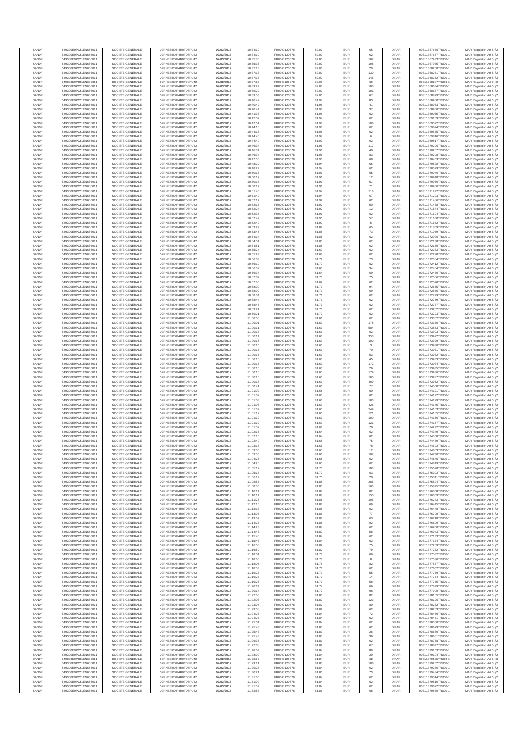| SANOFI | 549300E9PC51EN656011 | SOCIETE GENERALE | O2RNE8IBXP4R0TD8PU42 | 07/03/2017 | 10:34:10 | FR0000120578 | 82.00 | EUR | 65 | XPAR | 00311367676TRLO0-1 | MAR Regulation Art 5 §2 |
|---|---|---|---|---|---|---|---|---|---|---|---|---|
| SANOFI | 549300E9PC51EN656011 | SOCIETE GENERALE | O2RNE8IBXP4R0TD8PU42 | 07/03/2017 | 10:34:10 | FR0000120578 | 82.00 | EUR | 62 | XPAR | 00311367677TRLO0-1 | MAR Regulation Art 5 §2 |
| SANOFI | 549300E9PC51EN656011 | SOCIETE GENERALE | O2RNE8IBXP4R0TD8PU42 | 07/03/2017 | 10:35:35 | FR0000120578 | 82.00 | EUR | 107 | XPAR | 00311367933TRLO0-1 | MAR Regulation Art 5 §2 |
| SANOFI | 549300E9PC51EN656011 | SOCIETE GENERALE | O2RNE8IBXP4R0TD8PU42 | 07/03/2017 | 10:35:35 | FR0000120578 | 82.00 | EUR | 105 | XPAR | 00311367935TRLO0-1 | MAR Regulation Art 5 §2 |
| SANOFI | 549300E9PC51EN656011 | SOCIETE GENERALE | O2RNE8IBXP4R0TD8PU42 | 07/03/2017 | 10:37:13 | FR0000120578 | 82.00 | EUR | 20 | XPAR | 00311368250TRLO0-1 | MAR Regulation Art 5 §2 |
| SANOFI | 549300E9PC51EN656011 | SOCIETE GENERALE | O2RNE8IBXP4R0TD8PU42 | 07/03/2017 | 10:37:13 | FR0000120578 | 82.00 | EUR | 130 | XPAR | 00311368251TRLO0-1 | MAR Regulation Art 5 §2 |
| SANOFI | 549300E9PC51EN656011 | SOCIETE GENERALE | O2RNE8IBXP4R0TD8PU42 | 07/03/2017 | 10:37:13 | FR0000120578 | 82.00 | EUR | 146 | XPAR | 00311368252TRLO0-1 | MAR Regulation Art 5 §2 |
| SANOFI | 549300E9PC51EN656011 | SOCIETE GENERALE | O2RNE8IBXP4R0TD8PU42 | 07/03/2017 | 10:37:25 | FR0000120578 | 82.00 | EUR | 60 | XPAR | 00311368287TRLO0-1 | MAR Regulation Art 5 §2 |
| SANOFI | 549300E9PC51EN656011 | SOCIETE GENERALE | O2RNE8IBXP4R0TD8PU42 | 07/03/2017 | 10:39:22 | FR0000120578 | 82.00 | EUR | 100 | XPAR | 00311368634TRLO0-1 | MAR Regulation Art 5 §2 |
| SANOFI | 549300E9PC51EN656011 | SOCIETE GENERALE | O2RNE8IBXP4R0TD8PU42 | 07/03/2017 | 10:39:22 | FR0000120578 | 82.00 | EUR | 101 | XPAR | 00311368637TRLO0-1 | MAR Regulation Art 5 §2 |
| SANOFI | 549300E9PC51EN656011 | SOCIETE GENERALE | O2RNE8IBXP4R0TD8PU42 | 07/03/2017 | 10:39:53 | FR0000120578 | 82.00 | EUR | 67 | XPAR | 00311368829TRLO0-1 | MAR Regulation Art 5 §2 |
| SANOFI | 549300E9PC51EN656011 | SOCIETE GENERALE | O2RNE8IBXP4R0TD8PU42 | 07/03/2017 | 10:40:42 | FR0000120578 | 81.98 | EUR | 83 | XPAR | 00311368950TRLO0-1 | MAR Regulation Art 5 §2 |
| SANOFI | 549300E9PC51EN656011 | SOCIETE GENERALE | O2RNE8IBXP4R0TD8PU42 | 07/03/2017 | 10:40:42 | FR0000120578 | 81.98 | EUR | 41 | XPAR | 00311368953TRLO0-1 | MAR Regulation Art 5 §2 |
| SANOFI | 549300E9PC51EN656011 | SOCIETE GENERALE | O2RNE8IBXP4R0TD8PU42 | 07/03/2017 | 10:40:44 | FR0000120578 | 81.98 | EUR | 37 | XPAR | 00311368966TRLO0-1 | MAR Regulation Art 5 §2 |
| SANOFI | 549300E9PC51EN656011 | SOCIETE GENERALE | O2RNE8IBXP4R0TD8PU42 | 07/03/2017 | 10:41:33 | FR0000120578 | 81.96 | EUR | 62 | XPAR | 00311369055TRLO0-1 | MAR Regulation Art 5 §2 |
| SANOFI | 549300E9PC51EN656011 | SOCIETE GENERALE | O2RNE8IBXP4R0TD8PU42 | 07/03/2017 | 10:42:02 | FR0000120578 | 81.94 | EUR | 62 | XPAR | 00311369159TRLO0-1 | MAR Regulation Art 5 §2 |
| SANOFI | 549300E9PC51EN656011 | SOCIETE GENERALE | O2RNE8IBXP4R0TD8PU42 | 07/03/2017 | 10:42:51 | FR0000120578 | 81.98 | EUR | 106 | XPAR | 00311369322TRLO0-1 | MAR Regulation Art 5 §2 |
| SANOFI | 549300E9PC51EN656011 | SOCIETE GENERALE | O2RNE8IBXP4R0TD8PU42 | 07/03/2017 | 10:44:18 | FR0000120578 | 81.96 | EUR | 62 | XPAR | 00311369674TRLO0-1 | MAR Regulation Art 5 §2 |
| SANOFI | 549300E9PC51EN656011 | SOCIETE GENERALE | O2RNE8IBXP4R0TD8PU42 | 07/03/2017 | 10:44:18 | FR0000120578 | 81.96 | EUR | 62 | XPAR | 00311369675TRLO0-1 | MAR Regulation Art 5 §2 |
| SANOFI | 549300E9PC51EN656011 | SOCIETE GENERALE | O2RNE8IBXP4R0TD8PU42 | 07/03/2017 | 10:44:40 | FR0000120578 | 81.97 | EUR | 6 | XPAR | 00311369816TRLO0-1 | MAR Regulation Art 5 §2 |
| SANOFI | 549300E9PC51EN656011 | SOCIETE GENERALE | O2RNE8IBXP4R0TD8PU42 | 07/03/2017 | 10:44:40 | FR0000120578 | 81.97 | EUR | 62 | XPAR | 00311369817TRLO0-1 | MAR Regulation Art 5 §2 |
| SANOFI | 549300E9PC51EN656011 | SOCIETE GENERALE | O2RNE8IBXP4R0TD8PU42 | 07/03/2017 | 10:46:34 | FR0000120578 | 81.96 | EUR | 117 | XPAR | 00311370206TRLO0-1 | MAR Regulation Art 5 §2 |
| SANOFI | 549300E9PC51EN656011 | SOCIETE GENERALE | O2RNE8IBXP4R0TD8PU42 | 07/03/2017 | 10:46:34 | FR0000120578 | 81.96 | EUR | 40 | XPAR | 00311370207TRLO0-1 | MAR Regulation Art 5 §2 |
| SANOFI | 549300E9PC51EN656011 | SOCIETE GENERALE | O2RNE8IBXP4R0TD8PU42 | 07/03/2017 | 10:46:34 | FR0000120578 | 81.96 | EUR | 83 | XPAR | 00311370208TRLO0-1 | MAR Regulation Art 5 §2 |
| SANOFI | 549300E9PC51EN656011 | SOCIETE GENERALE | O2RNE8IBXP4R0TD8PU42 | 07/03/2017 | 10:47:50 | FR0000120578 | 81.93 | EUR | 68 | XPAR | 00311370453TRLO0-1 | MAR Regulation Art 5 §2 |
| SANOFI | 549300E9PC51EN656011 | SOCIETE GENERALE | O2RNE8IBXP4R0TD8PU42 | 07/03/2017 | 10:48:29 | FR0000120578 | 81.94 | EUR | 66 | XPAR | 00311370528TRLO0-1 | MAR Regulation Art 5 §2 |
| SANOFI | 549300E9PC51EN656011 | SOCIETE GENERALE | O2RNE8IBXP4R0TD8PU42 | 07/03/2017 | 10:48:29 | FR0000120578 | 81.94 | EUR | 62 | XPAR | 00311370529TRLO0-1 | MAR Regulation Art 5 §2 |
| SANOFI | 549300E9PC51EN656011 | SOCIETE GENERALE | O2RNE8IBXP4R0TD8PU42 | 07/03/2017 | 10:50:17 | FR0000120578 | 81.91 | EUR | 65 | XPAR | 00311370946TRLO0-1 | MAR Regulation Art 5 §2 |
| SANOFI | 549300E9PC51EN656011 | SOCIETE GENERALE | O2RNE8IBXP4R0TD8PU42 | 07/03/2017 | 10:50:17 | FR0000120578 | 81.91 | EUR | 12 | XPAR | 00311370948TRLO0-1 | MAR Regulation Art 5 §2 |
| SANOFI | 549300E9PC51EN656011 | SOCIETE GENERALE | O2RNE8IBXP4R0TD8PU42 | 07/03/2017 | 10:50:17 | FR0000120578 | 81.91 | EUR | 51 | XPAR | 00311370950TRLO0-1 | MAR Regulation Art 5 §2 |
| SANOFI | 549300E9PC51EN656011 | SOCIETE GENERALE | O2RNE8IBXP4R0TD8PU42 | 07/03/2017 | 10:50:17 | FR0000120578 | 81.91 | EUR | 71 | XPAR | 00311370956TRLO0-1 | MAR Regulation Art 5 §2 |
| SANOFI | 549300E9PC51EN656011 | SOCIETE GENERALE | O2RNE8IBXP4R0TD8PU42 | 07/03/2017 | 10:51:40 | FR0000120578 | 81.94 | EUR | 118 | XPAR | 00311371292TRLO0-1 | MAR Regulation Art 5 §2 |
| SANOFI | 549300E9PC51EN656011 | SOCIETE GENERALE | O2RNE8IBXP4R0TD8PU42 | 07/03/2017 | 10:51:40 | FR0000120578 | 81.94 | EUR | 67 | XPAR | 00311371293TRLO0-1 | MAR Regulation Art 5 §2 |
| SANOFI | 549300E9PC51EN656011 | SOCIETE GENERALE | O2RNE8IBXP4R0TD8PU42 | 07/03/2017 | 10:52:17 | FR0000120578 | 81.92 | EUR | 62 | XPAR | 00311371486TRLO0-1 | MAR Regulation Art 5 §2 |
| SANOFI | 549300E9PC51EN656011 | SOCIETE GENERALE | O2RNE8IBXP4R0TD8PU42 | 07/03/2017 | 10:52:17 | FR0000120578 | 81.92 | EUR | 50 | XPAR | 00311371488TRLO0-1 | MAR Regulation Art 5 §2 |
| SANOFI | 549300E9PC51EN656011 | SOCIETE GENERALE | O2RNE8IBXP4R0TD8PU42 | 07/03/2017 | 10:52:24 | FR0000120578 | 81.92 | EUR | 12 | XPAR | 00311371544TRLO0-1 | MAR Regulation Art 5 §2 |
| SANOFI | 549300E9PC51EN656011 | SOCIETE GENERALE | O2RNE8IBXP4R0TD8PU42 | 07/03/2017 | 10:52:36 | FR0000120578 | 81.91 | EUR | 62 | XPAR | 00311371604TRLO0-1 | MAR Regulation Art 5 §2 |
| SANOFI | 549300E9PC51EN656011 | SOCIETE GENERALE | O2RNE8IBXP4R0TD8PU42 | 07/03/2017 | 10:52:49 | FR0000120578 | 81.90 | EUR | 57 | XPAR | 00311371660TRLO0-1 | MAR Regulation Art 5 §2 |
| SANOFI | 549300E9PC51EN656011 | SOCIETE GENERALE | O2RNE8IBXP4R0TD8PU42 | 07/03/2017 | 10:52:49 | FR0000120578 | 81.90 | EUR | 5 | XPAR | 00311371662TRLO0-1 | MAR Regulation Art 5 §2 |
| SANOFI | 549300E9PC51EN656011 | SOCIETE GENERALE | O2RNE8IBXP4R0TD8PU42 | 07/03/2017 | 10:53:27 | FR0000120578 | 81.87 | EUR | 65 | XPAR | 00311371869TRLO0-1 | MAR Regulation Art 5 §2 |
| SANOFI | 549300E9PC51EN656011 | SOCIETE GENERALE | O2RNE8IBXP4R0TD8PU42 | 07/03/2017 | 10:53:46 | FR0000120578 | 81.88 | EUR | 73 | XPAR | 00311371939TRLO0-1 | MAR Regulation Art 5 §2 |
| SANOFI | 549300E9PC51EN656011 | SOCIETE GENERALE | O2RNE8IBXP4R0TD8PU42 | 07/03/2017 | 10:54:14 | FR0000120578 | 81.85 | EUR | 62 | XPAR | 00311372026TRLO0-1 | MAR Regulation Art 5 §2 |
| SANOFI | 549300E9PC51EN656011 | SOCIETE GENERALE | O2RNE8IBXP4R0TD8PU42 | 07/03/2017 | 10:54:51 | FR0000120578 | 81.85 | EUR | 62 | XPAR | 00311372138TRLO0-1 | MAR Regulation Art 5 §2 |
| SANOFI | 549300E9PC51EN656011 | SOCIETE GENERALE | O2RNE8IBXP4R0TD8PU42 | 07/03/2017 | 10:54:51 | FR0000120578 | 81.85 | EUR | 62 | XPAR | 00311372139TRLO0-1 | MAR Regulation Art 5 §2 |
| SANOFI | 549300E9PC51EN656011 | SOCIETE GENERALE | O2RNE8IBXP4R0TD8PU42 | 07/03/2017 | 10:55:24 | FR0000120578 | 81.69 | EUR | 62 | XPAR | 00311372283TRLO0-1 | MAR Regulation Art 5 §2 |
| SANOFI | 549300E9PC51EN656011 | SOCIETE GENERALE | O2RNE8IBXP4R0TD8PU42 | 07/03/2017 | 10:55:29 | FR0000120578 | 81.68 | EUR | 62 | XPAR | 00311372295TRLO0-1 | MAR Regulation Art 5 §2 |
| SANOFI | 549300E9PC51EN656011 | SOCIETE GENERALE | O2RNE8IBXP4R0TD8PU42 | 07/03/2017 | 10:56:03 | FR0000120578 | 81.72 | EUR | 73 | XPAR | 00311372384TRLO0-1 | MAR Regulation Art 5 §2 |
| SANOFI | 549300E9PC51EN656011 | SOCIETE GENERALE | O2RNE8IBXP4R0TD8PU42 | 07/03/2017 | 10:56:10 | FR0000120578 | 81.70 | EUR | 62 | XPAR | 00311372412TRLO0-1 | MAR Regulation Art 5 §2 |
| SANOFI | 549300E9PC51EN656011 | SOCIETE GENERALE | O2RNE8IBXP4R0TD8PU42 | 07/03/2017 | 10:56:32 | FR0000120578 | 81.63 | EUR | 34 | XPAR | 00311372454TRLO0-1 | MAR Regulation Art 5 §2 |
| SANOFI | 549300E9PC51EN656011 | SOCIETE GENERALE | O2RNE8IBXP4R0TD8PU42 | 07/03/2017 | 10:56:34 | FR0000120578 | 81.64 | EUR | 69 | XPAR | 00311372460TRLO0-1 | MAR Regulation Art 5 §2 |
| SANOFI | 549300E9PC51EN656011 | SOCIETE GENERALE | O2RNE8IBXP4R0TD8PU42 | 07/03/2017 | 10:57:02 | FR0000120578 | 81.70 | EUR | 75 | XPAR | 00311372556TRLO0-1 | MAR Regulation Art 5 §2 |
| SANOFI | 549300E9PC51EN656011 | SOCIETE GENERALE | O2RNE8IBXP4R0TD8PU42 | 07/03/2017 | 10:57:06 | FR0000120578 | 81.69 | EUR | 62 | XPAR | 00311372576TRLO0-1 | MAR Regulation Art 5 §2 |
| SANOFI | 549300E9PC51EN656011 | SOCIETE GENERALE | O2RNE8IBXP4R0TD8PU42 | 07/03/2017 | 10:58:00 | FR0000120578 | 81.73 | EUR | 94 | XPAR | 00311372655TRLO0-1 | MAR Regulation Art 5 §2 |
| SANOFI | 549300E9PC51EN656011 | SOCIETE GENERALE | O2RNE8IBXP4R0TD8PU42 | 07/03/2017 | 10:58:00 | FR0000120578 | 81.73 | EUR | 69 | XPAR | 00311372656TRLO0-1 | MAR Regulation Art 5 §2 |
| SANOFI | 549300E9PC51EN656011 | SOCIETE GENERALE | O2RNE8IBXP4R0TD8PU42 | 07/03/2017 | 10:58:34 | FR0000120578 | 81.71 | EUR | 62 | XPAR | 00311372729TRLO0-1 | MAR Regulation Art 5 §2 |
| SANOFI | 549300E9PC51EN656011 | SOCIETE GENERALE | O2RNE8IBXP4R0TD8PU42 | 07/03/2017 | 10:58:44 | FR0000120578 | 81.71 | EUR | 62 | XPAR | 00311372759TRLO0-1 | MAR Regulation Art 5 §2 |
| SANOFI | 549300E9PC51EN656011 | SOCIETE GENERALE | O2RNE8IBXP4R0TD8PU42 | 07/03/2017 | 10:58:48 | FR0000120578 | 81.71 | EUR | 62 | XPAR | 00311372767TRLO0-1 | MAR Regulation Art 5 §2 |
| SANOFI | 549300E9PC51EN656011 | SOCIETE GENERALE | O2RNE8IBXP4R0TD8PU42 | 07/03/2017 | 10:59:21 | FR0000120578 | 81.70 | EUR | 62 | XPAR | 00311373202TRLO0-1 | MAR Regulation Art 5 §2 |
| SANOFI | 549300E9PC51EN656011 | SOCIETE GENERALE | O2RNE8IBXP4R0TD8PU42 | 07/03/2017 | 10:59:21 | FR0000120578 | 81.70 | EUR | 62 | XPAR | 00311373203TRLO0-1 | MAR Regulation Art 5 §2 |
| SANOFI | 549300E9PC51EN656011 | SOCIETE GENERALE | O2RNE8IBXP4R0TD8PU42 | 07/03/2017 | 11:00:00 | FR0000120578 | 81.66 | EUR | 62 | XPAR | 00311373352TRLO0-1 | MAR Regulation Art 5 §2 |
| SANOFI | 549300E9PC51EN656011 | SOCIETE GENERALE | O2RNE8IBXP4R0TD8PU42 | 07/03/2017 | 11:00:01 | FR0000120578 | 81.63 | EUR | 178 | XPAR | 00311373360TRLO0-1 | MAR Regulation Art 5 §2 |
| SANOFI | 549300E9PC51EN656011 | SOCIETE GENERALE | O2RNE8IBXP4R0TD8PU42 | 07/03/2017 | 11:00:11 | FR0000120578 | 81.63 | EUR | 584 | XPAR | 00311373873TRLO0-1 | MAR Regulation Art 5 §2 |
| SANOFI | 549300E9PC51EN656011 | SOCIETE GENERALE | O2RNE8IBXP4R0TD8PU42 | 07/03/2017 | 11:00:13 | FR0000120578 | 81.63 | EUR | 62 | XPAR | 00311373903TRLO0-1 | MAR Regulation Art 5 §2 |
| SANOFI | 549300E9PC51EN656011 | SOCIETE GENERALE | O2RNE8IBXP4R0TD8PU42 | 07/03/2017 | 11:00:14 | FR0000120578 | 81.63 | EUR | 353 | XPAR | 00311373922TRLO0-1 | MAR Regulation Art 5 §2 |
| SANOFI | 549300E9PC51EN656011 | SOCIETE GENERALE | O2RNE8IBXP4R0TD8PU42 | 07/03/2017 | 11:00:15 | FR0000120578 | 81.63 | EUR | 100 | XPAR | 00311373929TRLO0-1 | MAR Regulation Art 5 §2 |
| SANOFI | 549300E9PC51EN656011 | SOCIETE GENERALE | O2RNE8IBXP4R0TD8PU42 | 07/03/2017 | 11:00:15 | FR0000120578 | 81.63 | EUR | 3 | XPAR | 00311373930TRLO0-1 | MAR Regulation Art 5 §2 |
| SANOFI | 549300E9PC51EN656011 | SOCIETE GENERALE | O2RNE8IBXP4R0TD8PU42 | 07/03/2017 | 11:00:15 | FR0000120578 | 81.63 | EUR | 70 | XPAR | 00311373931TRLO0-1 | MAR Regulation Art 5 §2 |
| SANOFI | 549300E9PC51EN656011 | SOCIETE GENERALE | O2RNE8IBXP4R0TD8PU42 | 07/03/2017 | 11:00:15 | FR0000120578 | 81.63 | EUR | 53 | XPAR | 00311373932TRLO0-1 | MAR Regulation Art 5 §2 |
| SANOFI | 549300E9PC51EN656011 | SOCIETE GENERALE | O2RNE8IBXP4R0TD8PU42 | 07/03/2017 | 11:00:15 | FR0000120578 | 81.63 | EUR | 45 | XPAR | 00311373933TRLO0-1 | MAR Regulation Art 5 §2 |
| SANOFI | 549300E9PC51EN656011 | SOCIETE GENERALE | O2RNE8IBXP4R0TD8PU42 | 07/03/2017 | 11:00:15 | FR0000120578 | 81.63 | EUR | 172 | XPAR | 00311373934TRLO0-1 | MAR Regulation Art 5 §2 |
| SANOFI | 549300E9PC51EN656011 | SOCIETE GENERALE | O2RNE8IBXP4R0TD8PU42 | 07/03/2017 | 11:00:15 | FR0000120578 | 81.63 | EUR | 26 | XPAR | 00311373935TRLO0-1 | MAR Regulation Art 5 §2 |
| SANOFI | 549300E9PC51EN656011 | SOCIETE GENERALE | O2RNE8IBXP4R0TD8PU42 | 07/03/2017 | 11:00:15 | FR0000120578 | 81.63 | EUR | 179 | XPAR | 00311373936TRLO0-1 | MAR Regulation Art 5 §2 |
| SANOFI | 549300E9PC51EN656011 | SOCIETE GENERALE | O2RNE8IBXP4R0TD8PU42 | 07/03/2017 | 11:00:15 | FR0000120578 | 81.63 | EUR | 105 | XPAR | 00311373937TRLO0-1 | MAR Regulation Art 5 §2 |
| SANOFI | 549300E9PC51EN656011 | SOCIETE GENERALE | O2RNE8IBXP4R0TD8PU42 | 07/03/2017 | 11:00:18 | FR0000120578 | 81.63 | EUR | 409 | XPAR | 00311373952TRLO0-1 | MAR Regulation Art 5 §2 |
| SANOFI | 549300E9PC51EN656011 | SOCIETE GENERALE | O2RNE8IBXP4R0TD8PU42 | 07/03/2017 | 11:00:41 | FR0000120578 | 81.66 | EUR | 77 | XPAR | 00311374060TRLO0-1 | MAR Regulation Art 5 §2 |
| SANOFI | 549300E9PC51EN656011 | SOCIETE GENERALE | O2RNE8IBXP4R0TD8PU42 | 07/03/2017 | 11:01:02 | FR0000120578 | 81.65 | EUR | 60 | XPAR | 00311374121TRLO0-1 | MAR Regulation Art 5 §2 |
| SANOFI | 549300E9PC51EN656011 | SOCIETE GENERALE | O2RNE8IBXP4R0TD8PU42 | 07/03/2017 | 11:01:02 | FR0000120578 | 81.65 | EUR | 62 | XPAR | 00311374122TRLO0-1 | MAR Regulation Art 5 §2 |
| SANOFI | 549300E9PC51EN656011 | SOCIETE GENERALE | O2RNE8IBXP4R0TD8PU42 | 07/03/2017 | 11:01:03 | FR0000120578 | 81.63 | EUR | 103 | XPAR | 00311374129TRLO0-1 | MAR Regulation Art 5 §2 |
| SANOFI | 549300E9PC51EN656011 | SOCIETE GENERALE | O2RNE8IBXP4R0TD8PU42 | 07/03/2017 | 11:01:06 | FR0000120578 | 81.63 | EUR | 426 | XPAR | 00311374145TRLO0-1 | MAR Regulation Art 5 §2 |
| SANOFI | 549300E9PC51EN656011 | SOCIETE GENERALE | O2RNE8IBXP4R0TD8PU42 | 07/03/2017 | 11:01:09 | FR0000120578 | 81.63 | EUR | 249 | XPAR | 00311374153TRLO0-1 | MAR Regulation Art 5 §2 |
| SANOFI | 549300E9PC51EN656011 | SOCIETE GENERALE | O2RNE8IBXP4R0TD8PU42 | 07/03/2017 | 11:01:12 | FR0000120578 | 81.63 | EUR | 121 | XPAR | 00311374155TRLO0-1 | MAR Regulation Art 5 §2 |
| SANOFI | 549300E9PC51EN656011 | SOCIETE GENERALE | O2RNE8IBXP4R0TD8PU42 | 07/03/2017 | 11:01:12 | FR0000120578 | 81.63 | EUR | 100 | XPAR | 00311374156TRLO0-1 | MAR Regulation Art 5 §2 |
| SANOFI | 549300E9PC51EN656011 | SOCIETE GENERALE | O2RNE8IBXP4R0TD8PU42 | 07/03/2017 | 11:01:12 | FR0000120578 | 81.63 | EUR | 121 | XPAR | 00311374157TRLO0-1 | MAR Regulation Art 5 §2 |
| SANOFI | 549300E9PC51EN656011 | SOCIETE GENERALE | O2RNE8IBXP4R0TD8PU42 | 07/03/2017 | 11:01:52 | FR0000120578 | 81.66 | EUR | 70 | XPAR | 00311374262TRLO0-1 | MAR Regulation Art 5 §2 |
| SANOFI | 549300E9PC51EN656011 | SOCIETE GENERALE | O2RNE8IBXP4R0TD8PU42 | 07/03/2017 | 11:02:16 | FR0000120578 | 81.64 | EUR | 62 | XPAR | 00311374349TRLO0-1 | MAR Regulation Art 5 §2 |
| SANOFI | 549300E9PC51EN656011 | SOCIETE GENERALE | O2RNE8IBXP4R0TD8PU42 | 07/03/2017 | 11:02:16 | FR0000120578 | 81.64 | EUR | 62 | XPAR | 00311374350TRLO0-1 | MAR Regulation Art 5 §2 |
| SANOFI | 549300E9PC51EN656011 | SOCIETE GENERALE | O2RNE8IBXP4R0TD8PU42 | 07/03/2017 | 11:02:49 | FR0000120578 | 81.65 | EUR | 75 | XPAR | 00311374489TRLO0-1 | MAR Regulation Art 5 §2 |
| SANOFI | 549300E9PC51EN656011 | SOCIETE GENERALE | O2RNE8IBXP4R0TD8PU42 | 07/03/2017 | 11:03:17 | FR0000120578 | 81.66 | EUR | 78 | XPAR | 00311374602TRLO0-1 | MAR Regulation Art 5 §2 |
| SANOFI | 549300E9PC51EN656011 | SOCIETE GENERALE | O2RNE8IBXP4R0TD8PU42 | 07/03/2017 | 11:03:35 | FR0000120578 | 81.65 | EUR | 12 | XPAR | 00311374663TRLO0-1 | MAR Regulation Art 5 §2 |
| SANOFI | 549300E9PC51EN656011 | SOCIETE GENERALE | O2RNE8IBXP4R0TD8PU42 | 07/03/2017 | 11:03:56 | FR0000120578 | 81.66 | EUR | 107 | XPAR | 00311374732TRLO0-1 | MAR Regulation Art 5 §2 |
| SANOFI | 549300E9PC51EN656011 | SOCIETE GENERALE | O2RNE8IBXP4R0TD8PU42 | 07/03/2017 | 11:04:25 | FR0000120578 | 81.65 | EUR | 62 | XPAR | 00311374846TRLO0-1 | MAR Regulation Art 5 §2 |
| SANOFI | 549300E9PC51EN656011 | SOCIETE GENERALE | O2RNE8IBXP4R0TD8PU42 | 07/03/2017 | 11:04:25 | FR0000120578 | 81.65 | EUR | 62 | XPAR | 00311374849TRLO0-1 | MAR Regulation Art 5 §2 |
| SANOFI | 549300E9PC51EN656011 | SOCIETE GENERALE | O2RNE8IBXP4R0TD8PU42 | 07/03/2017 | 11:05:17 | FR0000120578 | 81.70 | EUR | 103 | XPAR | 00311375066TRLO0-1 | MAR Regulation Art 5 §2 |
| SANOFI | 549300E9PC51EN656011 | SOCIETE GENERALE | O2RNE8IBXP4R0TD8PU42 | 07/03/2017 | 11:05:18 | FR0000120578 | 81.70 | EUR | 63 | XPAR | 00311375092TRLO0-1 | MAR Regulation Art 5 §2 |
| SANOFI | 549300E9PC51EN656011 | SOCIETE GENERALE | O2RNE8IBXP4R0TD8PU42 | 07/03/2017 | 11:06:19 | FR0000120578 | 81.75 | EUR | 20 | XPAR | 00311375311TRLO0-1 | MAR Regulation Art 5 §2 |
| SANOFI | 549300E9PC51EN656011 | SOCIETE GENERALE | O2RNE8IBXP4R0TD8PU42 | 07/03/2017 | 11:08:56 | FR0000120578 | 81.85 | EUR | 285 | XPAR | 00311375824TRLO0-1 | MAR Regulation Art 5 §2 |
| SANOFI | 549300E9PC51EN656011 | SOCIETE GENERALE | O2RNE8IBXP4R0TD8PU42 | 07/03/2017 | 11:08:56 | FR0000120578 | 81.85 | EUR | 163 | XPAR | 00311375825TRLO0-1 | MAR Regulation Art 5 §2 |
| SANOFI | 549300E9PC51EN656011 | SOCIETE GENERALE | O2RNE8IBXP4R0TD8PU42 | 07/03/2017 | 11:10:14 | FR0000120578 | 81.88 | EUR | 82 | XPAR | 00311376008TRLO0-1 | MAR Regulation Art 5 §2 |
| SANOFI | 549300E9PC51EN656011 | SOCIETE GENERALE | O2RNE8IBXP4R0TD8PU42 | 07/03/2017 | 11:10:14 | FR0000120578 | 81.88 | EUR | 150 | XPAR | 00311376009TRLO0-1 | MAR Regulation Art 5 §2 |
| SANOFI | 549300E9PC51EN656011 | SOCIETE GENERALE | O2RNE8IBXP4R0TD8PU42 | 07/03/2017 | 11:11:28 | FR0000120578 | 81.88 | EUR | 106 | XPAR | 00311376243TRLO0-1 | MAR Regulation Art 5 §2 |
| SANOFI | 549300E9PC51EN656011 | SOCIETE GENERALE | O2RNE8IBXP4R0TD8PU42 | 07/03/2017 | 11:12:15 | FR0000120578 | 81.88 | EUR | 69 | XPAR | 00311376445TRLO0-1 | MAR Regulation Art 5 §2 |
| SANOFI | 549300E9PC51EN656011 | SOCIETE GENERALE | O2RNE8IBXP4R0TD8PU42 | 07/03/2017 | 11:12:16 | FR0000120578 | 81.88 | EUR | 62 | XPAR | 00311376448TRLO0-1 | MAR Regulation Art 5 §2 |
| SANOFI | 549300E9PC51EN656011 | SOCIETE GENERALE | O2RNE8IBXP4R0TD8PU42 | 07/03/2017 | 11:13:07 | FR0000120578 | 81.86 | EUR | 77 | XPAR | 00311376709TRLO0-1 | MAR Regulation Art 5 §2 |
| SANOFI | 549300E9PC51EN656011 | SOCIETE GENERALE | O2RNE8IBXP4R0TD8PU42 | 07/03/2017 | 11:13:07 | FR0000120578 | 81.86 | EUR | 63 | XPAR | 00311376710TRLO0-1 | MAR Regulation Art 5 §2 |
| SANOFI | 549300E9PC51EN656011 | SOCIETE GENERALE | O2RNE8IBXP4R0TD8PU42 | 07/03/2017 | 11:14:23 | FR0000120578 | 81.88 | EUR | 92 | XPAR | 00311376899TRLO0-1 | MAR Regulation Art 5 §2 |
| SANOFI | 549300E9PC51EN656011 | SOCIETE GENERALE | O2RNE8IBXP4R0TD8PU42 | 07/03/2017 | 11:14:23 | FR0000120578 | 81.88 | EUR | 62 | XPAR | 00311376900TRLO0-1 | MAR Regulation Art 5 §2 |
| SANOFI | 549300E9PC51EN656011 | SOCIETE GENERALE | O2RNE8IBXP4R0TD8PU42 | 07/03/2017 | 11:14:47 | FR0000120578 | 81.87 | EUR | 58 | XPAR | 00311376943TRLO0-1 | MAR Regulation Art 5 §2 |
| SANOFI | 549300E9PC51EN656011 | SOCIETE GENERALE | O2RNE8IBXP4R0TD8PU42 | 07/03/2017 | 11:15:46 | FR0000120578 | 81.84 | EUR | 62 | XPAR | 00311377133TRLO0-1 | MAR Regulation Art 5 §2 |
| SANOFI | 549300E9PC51EN656011 | SOCIETE GENERALE | O2RNE8IBXP4R0TD8PU42 | 07/03/2017 | 11:15:46 | FR0000120578 | 81.84 | EUR | 62 | XPAR | 00311377134TRLO0-1 | MAR Regulation Art 5 §2 |
| SANOFI | 549300E9PC51EN656011 | SOCIETE GENERALE | O2RNE8IBXP4R0TD8PU42 | 07/03/2017 | 11:16:50 | FR0000120578 | 81.82 | EUR | 75 | XPAR | 00311377259TRLO0-1 | MAR Regulation Art 5 §2 |
| SANOFI | 549300E9PC51EN656011 | SOCIETE GENERALE | O2RNE8IBXP4R0TD8PU42 | 07/03/2017 | 11:16:50 | FR0000120578 | 81.82 | EUR | 79 | XPAR | 00311377262TRLO0-1 | MAR Regulation Art 5 §2 |
| SANOFI | 549300E9PC51EN656011 | SOCIETE GENERALE | O2RNE8IBXP4R0TD8PU42 | 07/03/2017 | 11:18:01 | FR0000120578 | 81.78 | EUR | 66 | XPAR | 00311377532TRLO0-1 | MAR Regulation Art 5 §2 |
| SANOFI | 549300E9PC51EN656011 | SOCIETE GENERALE | O2RNE8IBXP4R0TD8PU42 | 07/03/2017 | 11:18:05 | FR0000120578 | 81.78 | EUR | 8 | XPAR | 00311377536TRLO0-1 | MAR Regulation Art 5 §2 |
| SANOFI | 549300E9PC51EN656011 | SOCIETE GENERALE | O2RNE8IBXP4R0TD8PU42 | 07/03/2017 | 11:18:05 | FR0000120578 | 81.78 | EUR | 82 | XPAR | 00311377537TRLO0-1 | MAR Regulation Art 5 §2 |
| SANOFI | 549300E9PC51EN656011 | SOCIETE GENERALE | O2RNE8IBXP4R0TD8PU42 | 07/03/2017 | 11:18:53 | FR0000120578 | 81.76 | EUR | 62 | XPAR | 00311377662TRLO0-1 | MAR Regulation Art 5 §2 |
| SANOFI | 549300E9PC51EN656011 | SOCIETE GENERALE | O2RNE8IBXP4R0TD8PU42 | 07/03/2017 | 11:19:28 | FR0000120578 | 81.73 | EUR | 55 | XPAR | 00311377783TRLO0-1 | MAR Regulation Art 5 §2 |
| SANOFI | 549300E9PC51EN656011 | SOCIETE GENERALE | O2RNE8IBXP4R0TD8PU42 | 07/03/2017 | 11:19:28 | FR0000120578 | 81.73 | EUR | 14 | XPAR | 00311377784TRLO0-1 | MAR Regulation Art 5 §2 |
| SANOFI | 549300E9PC51EN656011 | SOCIETE GENERALE | O2RNE8IBXP4R0TD8PU42 | 07/03/2017 | 11:19:28 | FR0000120578 | 81.73 | EUR | 58 | XPAR | 00311377785TRLO0-1 | MAR Regulation Art 5 §2 |
| SANOFI | 549300E9PC51EN656011 | SOCIETE GENERALE | O2RNE8IBXP4R0TD8PU42 | 07/03/2017 | 11:20:14 | FR0000120578 | 81.77 | EUR | 66 | XPAR | 00311377899TRLO0-1 | MAR Regulation Art 5 §2 |
| SANOFI | 549300E9PC51EN656011 | SOCIETE GENERALE | O2RNE8IBXP4R0TD8PU42 | 07/03/2017 | 11:20:14 | FR0000120578 | 81.77 | EUR | 98 | XPAR | 00311377900TRLO0-1 | MAR Regulation Art 5 §2 |
| SANOFI | 549300E9PC51EN656011 | SOCIETE GENERALE | O2RNE8IBXP4R0TD8PU42 | 07/03/2017 | 11:22:06 | FR0000120578 | 81.80 | EUR | 82 | XPAR | 00311378105TRLO0-1 | MAR Regulation Art 5 §2 |
| SANOFI | 549300E9PC51EN656011 | SOCIETE GENERALE | O2RNE8IBXP4R0TD8PU42 | 07/03/2017 | 11:22:06 | FR0000120578 | 81.80 | EUR | 123 | XPAR | 00311378106TRLO0-1 | MAR Regulation Art 5 §2 |
| SANOFI | 549300E9PC51EN656011 | SOCIETE GENERALE | O2RNE8IBXP4R0TD8PU42 | 07/03/2017 | 11:23:08 | FR0000120578 | 81.82 | EUR | 80 | XPAR | 00311378282TRLO0-1 | MAR Regulation Art 5 §2 |
| SANOFI | 549300E9PC51EN656011 | SOCIETE GENERALE | O2RNE8IBXP4R0TD8PU42 | 07/03/2017 | 11:23:08 | FR0000120578 | 81.82 | EUR | 62 | XPAR | 00311378283TRLO0-1 | MAR Regulation Art 5 §2 |
| SANOFI | 549300E9PC51EN656011 | SOCIETE GENERALE | O2RNE8IBXP4R0TD8PU42 | 07/03/2017 | 11:24:26 | FR0000120578 | 81.84 | EUR | 72 | XPAR | 00311378460TRLO0-1 | MAR Regulation Art 5 §2 |
| SANOFI | 549300E9PC51EN656011 | SOCIETE GENERALE | O2RNE8IBXP4R0TD8PU42 | 07/03/2017 | 11:24:26 | FR0000120578 | 81.84 | EUR | 62 | XPAR | 00311378461TRLO0-1 | MAR Regulation Art 5 §2 |
| SANOFI | 549300E9PC51EN656011 | SOCIETE GENERALE | O2RNE8IBXP4R0TD8PU42 | 07/03/2017 | 11:25:01 | FR0000120578 | 81.84 | EUR | 62 | XPAR | 00311378560TRLO0-1 | MAR Regulation Art 5 §2 |
| SANOFI | 549300E9PC51EN656011 | SOCIETE GENERALE | O2RNE8IBXP4R0TD8PU42 | 07/03/2017 | 11:25:43 | FR0000120578 | 81.83 | EUR | 62 | XPAR | 00311378679TRLO0-1 | MAR Regulation Art 5 §2 |
| SANOFI | 549300E9PC51EN656011 | SOCIETE GENERALE | O2RNE8IBXP4R0TD8PU42 | 07/03/2017 | 11:25:43 | FR0000120578 | 81.83 | EUR | 26 | XPAR | 00311378680TRLO0-1 | MAR Regulation Art 5 §2 |
| SANOFI | 549300E9PC51EN656011 | SOCIETE GENERALE | O2RNE8IBXP4R0TD8PU42 | 07/03/2017 | 11:25:43 | FR0000120578 | 81.83 | EUR | 36 | XPAR | 00311378681TRLO0-1 | MAR Regulation Art 5 §2 |
| SANOFI | 549300E9PC51EN656011 | SOCIETE GENERALE | O2RNE8IBXP4R0TD8PU42 | 07/03/2017 | 11:26:38 | FR0000120578 | 81.81 | EUR | 62 | XPAR | 00311378758TRLO0-1 | MAR Regulation Art 5 §2 |
| SANOFI | 549300E9PC51EN656011 | SOCIETE GENERALE | O2RNE8IBXP4R0TD8PU42 | 07/03/2017 | 11:27:08 | FR0000120578 | 81.82 | EUR | 67 | XPAR | 00311378897TRLO0-1 | MAR Regulation Art 5 §2 |
| SANOFI | 549300E9PC51EN656011 | SOCIETE GENERALE | O2RNE8IBXP4R0TD8PU42 | 07/03/2017 | 11:28:09 | FR0000120578 | 81.84 | EUR | 89 | XPAR | 00311379103TRLO0-1 | MAR Regulation Art 5 §2 |
| SANOFI | 549300E9PC51EN656011 | SOCIETE GENERALE | O2RNE8IBXP4R0TD8PU42 | 07/03/2017 | 11:28:09 | FR0000120578 | 81.84 | EUR | 20 | XPAR | 00311379104TRLO0-1 | MAR Regulation Art 5 §2 |
| SANOFI | 549300E9PC51EN656011 | SOCIETE GENERALE | O2RNE8IBXP4R0TD8PU42 | 07/03/2017 | 11:28:09 | FR0000120578 | 81.84 | EUR | 62 | XPAR | 00311379105TRLO0-1 | MAR Regulation Art 5 §2 |
| SANOFI | 549300E9PC51EN656011 | SOCIETE GENERALE | O2RNE8IBXP4R0TD8PU42 | 07/03/2017 | 11:29:11 | FR0000120578 | 81.85 | EUR | 106 | XPAR | 00311379252TRLO0-1 | MAR Regulation Art 5 §2 |
| SANOFI | 549300E9PC51EN656011 | SOCIETE GENERALE | O2RNE8IBXP4R0TD8PU42 | 07/03/2017 | 11:29:28 | FR0000120578 | 81.84 | EUR | 62 | XPAR | 00311379286TRLO0-1 | MAR Regulation Art 5 §2 |
| SANOFI | 549300E9PC51EN656011 | SOCIETE GENERALE | O2RNE8IBXP4R0TD8PU42 | 07/03/2017 | 11:30:21 | FR0000120578 | 81.85 | EUR | 73 | XPAR | 00311379434TRLO0-1 | MAR Regulation Art 5 §2 |
| SANOFI | 549300E9PC51EN656011 | SOCIETE GENERALE | O2RNE8IBXP4R0TD8PU42 | 07/03/2017 | 11:31:00 | FR0000120578 | 81.84 | EUR | 62 | XPAR | 00311379514TRLO0-1 | MAR Regulation Art 5 §2 |
| SANOFI | 549300E9PC51EN656011 | SOCIETE GENERALE | O2RNE8IBXP4R0TD8PU42 | 07/03/2017 | 11:31:00 | FR0000120578 | 81.84 | EUR | 62 | XPAR | 00311379516TRLO0-1 | MAR Regulation Art 5 §2 |
| SANOFI | 549300E9PC51EN656011 | SOCIETE GENERALE | O2RNE8IBXP4R0TD8PU42 | 07/03/2017 | 11:31:59 | FR0000120578 | 81.84 | EUR | 62 | XPAR | 00311379622TRLO0-1 | MAR Regulation Art 5 §2 |
| SANOFI | 549300E9PC51EN656011 | SOCIETE GENERALE | O2RNE8IBXP4R0TD8PU42 | 07/03/2017 | 11:32:53 | FR0000120578 | 81.86 | EUR | 68 | XPAR | 00311379830TRLO0-1 | MAR Regulation Art 5 §2 |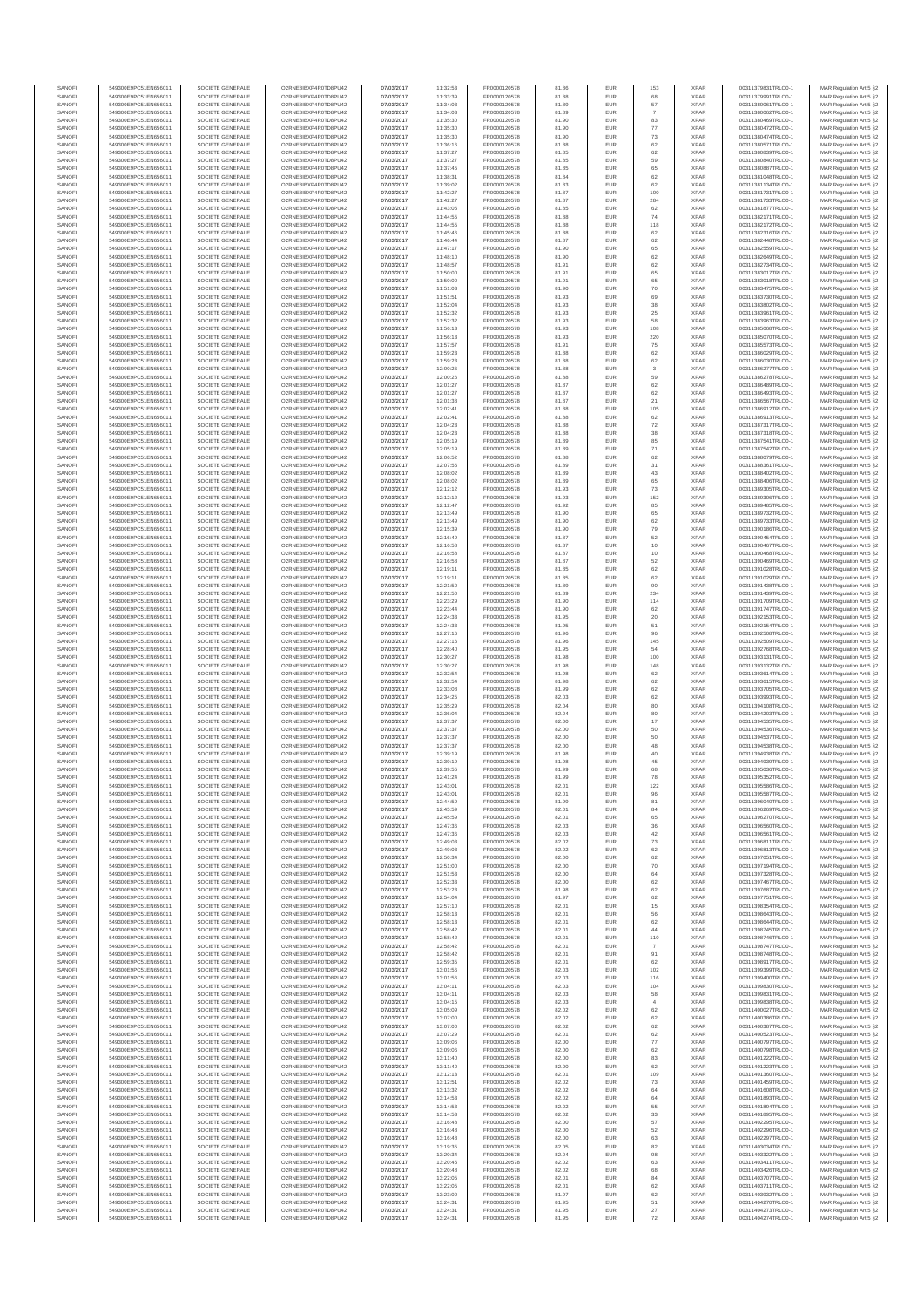| SANOFI | 549300E9PC51EN656011 | SOCIETE GENERALE | O2RNE8IBXP4R0TD8PU42 | 07/03/2017 | 11:32:53 | FR0000120578 | 81.86 | EUR | 153 | XPAR | 00311379831TRLO0-1 | MAR Regulation Art 5 §2 |
|---|---|---|---|---|---|---|---|---|---|---|---|---|
| SANOFI | 549300E9PC51EN656011 | SOCIETE GENERALE | O2RNE8IBXP4R0TD8PU42 | 07/03/2017 | 11:33:39 | FR0000120578 | 81.88 | EUR | 68 | XPAR | 00311379991TRLO0-1 | MAR Regulation Art 5 §2 |
| SANOFI | 549300E9PC51EN656011 | SOCIETE GENERALE | O2RNE8IBXP4R0TD8PU42 | 07/03/2017 | 11:34:03 | FR0000120578 | 81.89 | EUR | 57 | XPAR | 00311380061TRLO0-1 | MAR Regulation Art 5 §2 |
| SANOFI | 549300E9PC51EN656011 | SOCIETE GENERALE | O2RNE8IBXP4R0TD8PU42 | 07/03/2017 | 11:34:03 | FR0000120578 | 81.89 | EUR | 7 | XPAR | 00311380062TRLO0-1 | MAR Regulation Art 5 §2 |
| SANOFI | 549300E9PC51EN656011 | SOCIETE GENERALE | O2RNE8IBXP4R0TD8PU42 | 07/03/2017 | 11:35:30 | FR0000120578 | 81.90 | EUR | 83 | XPAR | 00311380469TRLO0-1 | MAR Regulation Art 5 §2 |
| SANOFI | 549300E9PC51EN656011 | SOCIETE GENERALE | O2RNE8IBXP4R0TD8PU42 | 07/03/2017 | 11:35:30 | FR0000120578 | 81.90 | EUR | 77 | XPAR | 00311380472TRLO0-1 | MAR Regulation Art 5 §2 |
| SANOFI | 549300E9PC51EN656011 | SOCIETE GENERALE | O2RNE8IBXP4R0TD8PU42 | 07/03/2017 | 11:35:30 | FR0000120578 | 81.90 | EUR | 73 | XPAR | 00311380474TRLO0-1 | MAR Regulation Art 5 §2 |
| SANOFI | 549300E9PC51EN656011 | SOCIETE GENERALE | O2RNE8IBXP4R0TD8PU42 | 07/03/2017 | 11:36:16 | FR0000120578 | 81.88 | EUR | 62 | XPAR | 00311380571TRLO0-1 | MAR Regulation Art 5 §2 |
| SANOFI | 549300E9PC51EN656011 | SOCIETE GENERALE | O2RNE8IBXP4R0TD8PU42 | 07/03/2017 | 11:37:27 | FR0000120578 | 81.85 | EUR | 62 | XPAR | 00311380839TRLO0-1 | MAR Regulation Art 5 §2 |
| SANOFI | 549300E9PC51EN656011 | SOCIETE GENERALE | O2RNE8IBXP4R0TD8PU42 | 07/03/2017 | 11:37:27 | FR0000120578 | 81.85 | EUR | 59 | XPAR | 00311380840TRLO0-1 | MAR Regulation Art 5 §2 |
| SANOFI | 549300E9PC51EN656011 | SOCIETE GENERALE | O2RNE8IBXP4R0TD8PU42 | 07/03/2017 | 11:37:45 | FR0000120578 | 81.85 | EUR | 65 | XPAR | 00311380887TRLO0-1 | MAR Regulation Art 5 §2 |
| SANOFI | 549300E9PC51EN656011 | SOCIETE GENERALE | O2RNE8IBXP4R0TD8PU42 | 07/03/2017 | 11:38:31 | FR0000120578 | 81.84 | EUR | 62 | XPAR | 00311381048TRLO0-1 | MAR Regulation Art 5 §2 |
| SANOFI | 549300E9PC51EN656011 | SOCIETE GENERALE | O2RNE8IBXP4R0TD8PU42 | 07/03/2017 | 11:39:02 | FR0000120578 | 81.83 | EUR | 62 | XPAR | 00311381134TRLO0-1 | MAR Regulation Art 5 §2 |
| SANOFI | 549300E9PC51EN656011 | SOCIETE GENERALE | O2RNE8IBXP4R0TD8PU42 | 07/03/2017 | 11:42:27 | FR0000120578 | 81.87 | EUR | 100 | XPAR | 00311381731TRLO0-1 | MAR Regulation Art 5 §2 |
| SANOFI | 549300E9PC51EN656011 | SOCIETE GENERALE | O2RNE8IBXP4R0TD8PU42 | 07/03/2017 | 11:42:27 | FR0000120578 | 81.87 | EUR | 284 | XPAR | 00311381733TRLO0-1 | MAR Regulation Art 5 §2 |
| SANOFI | 549300E9PC51EN656011 | SOCIETE GENERALE | O2RNE8IBXP4R0TD8PU42 | 07/03/2017 | 11:43:05 | FR0000120578 | 81.85 | EUR | 62 | XPAR | 00311381877TRLO0-1 | MAR Regulation Art 5 §2 |
| SANOFI | 549300E9PC51EN656011 | SOCIETE GENERALE | O2RNE8IBXP4R0TD8PU42 | 07/03/2017 | 11:44:55 | FR0000120578 | 81.88 | EUR | 74 | XPAR | 00311382171TRLO0-1 | MAR Regulation Art 5 §2 |
| SANOFI | 549300E9PC51EN656011 | SOCIETE GENERALE | O2RNE8IBXP4R0TD8PU42 | 07/03/2017 | 11:44:55 | FR0000120578 | 81.88 | EUR | 118 | XPAR | 00311382172TRLO0-1 | MAR Regulation Art 5 §2 |
| SANOFI | 549300E9PC51EN656011 | SOCIETE GENERALE | O2RNE8IBXP4R0TD8PU42 | 07/03/2017 | 11:45:46 | FR0000120578 | 81.88 | EUR | 62 | XPAR | 00311382316TRLO0-1 | MAR Regulation Art 5 §2 |
| SANOFI | 549300E9PC51EN656011 | SOCIETE GENERALE | O2RNE8IBXP4R0TD8PU42 | 07/03/2017 | 11:46:44 | FR0000120578 | 81.87 | EUR | 62 | XPAR | 00311382448TRLO0-1 | MAR Regulation Art 5 §2 |
| SANOFI | 549300E9PC51EN656011 | SOCIETE GENERALE | O2RNE8IBXP4R0TD8PU42 | 07/03/2017 | 11:47:17 | FR0000120578 | 81.90 | EUR | 65 | XPAR | 00311382559TRLO0-1 | MAR Regulation Art 5 §2 |
| SANOFI | 549300E9PC51EN656011 | SOCIETE GENERALE | O2RNE8IBXP4R0TD8PU42 | 07/03/2017 | 11:48:10 | FR0000120578 | 81.90 | EUR | 62 | XPAR | 00311382649TRLO0-1 | MAR Regulation Art 5 §2 |
| SANOFI | 549300E9PC51EN656011 | SOCIETE GENERALE | O2RNE8IBXP4R0TD8PU42 | 07/03/2017 | 11:48:57 | FR0000120578 | 81.91 | EUR | 62 | XPAR | 00311382734TRLO0-1 | MAR Regulation Art 5 §2 |
| SANOFI | 549300E9PC51EN656011 | SOCIETE GENERALE | O2RNE8IBXP4R0TD8PU42 | 07/03/2017 | 11:50:00 | FR0000120578 | 81.91 | EUR | 65 | XPAR | 00311383017TRLO0-1 | MAR Regulation Art 5 §2 |
| SANOFI | 549300E9PC51EN656011 | SOCIETE GENERALE | O2RNE8IBXP4R0TD8PU42 | 07/03/2017 | 11:50:00 | FR0000120578 | 81.91 | EUR | 65 | XPAR | 00311383018TRLO0-1 | MAR Regulation Art 5 §2 |
| SANOFI | 549300E9PC51EN656011 | SOCIETE GENERALE | O2RNE8IBXP4R0TD8PU42 | 07/03/2017 | 11:51:03 | FR0000120578 | 81.90 | EUR | 70 | XPAR | 00311383475TRLO0-1 | MAR Regulation Art 5 §2 |
| SANOFI | 549300E9PC51EN656011 | SOCIETE GENERALE | O2RNE8IBXP4R0TD8PU42 | 07/03/2017 | 11:51:51 | FR0000120578 | 81.93 | EUR | 69 | XPAR | 00311383730TRLO0-1 | MAR Regulation Art 5 §2 |
| SANOFI | 549300E9PC51EN656011 | SOCIETE GENERALE | O2RNE8IBXP4R0TD8PU42 | 07/03/2017 | 11:52:04 | FR0000120578 | 81.93 | EUR | 38 | XPAR | 00311383802TRLO0-1 | MAR Regulation Art 5 §2 |
| SANOFI | 549300E9PC51EN656011 | SOCIETE GENERALE | O2RNE8IBXP4R0TD8PU42 | 07/03/2017 | 11:52:32 | FR0000120578 | 81.93 | EUR | 25 | XPAR | 00311383961TRLO0-1 | MAR Regulation Art 5 §2 |
| SANOFI | 549300E9PC51EN656011 | SOCIETE GENERALE | O2RNE8IBXP4R0TD8PU42 | 07/03/2017 | 11:52:32 | FR0000120578 | 81.93 | EUR | 58 | XPAR | 00311383963TRLO0-1 | MAR Regulation Art 5 §2 |
| SANOFI | 549300E9PC51EN656011 | SOCIETE GENERALE | O2RNE8IBXP4R0TD8PU42 | 07/03/2017 | 11:56:13 | FR0000120578 | 81.93 | EUR | 108 | XPAR | 00311385068TRLO0-1 | MAR Regulation Art 5 §2 |
| SANOFI | 549300E9PC51EN656011 | SOCIETE GENERALE | O2RNE8IBXP4R0TD8PU42 | 07/03/2017 | 11:56:13 | FR0000120578 | 81.93 | EUR | 220 | XPAR | 00311385070TRLO0-1 | MAR Regulation Art 5 §2 |
| SANOFI | 549300E9PC51EN656011 | SOCIETE GENERALE | O2RNE8IBXP4R0TD8PU42 | 07/03/2017 | 11:57:57 | FR0000120578 | 81.91 | EUR | 75 | XPAR | 00311385573TRLO0-1 | MAR Regulation Art 5 §2 |
| SANOFI | 549300E9PC51EN656011 | SOCIETE GENERALE | O2RNE8IBXP4R0TD8PU42 | 07/03/2017 | 11:59:23 | FR0000120578 | 81.88 | EUR | 62 | XPAR | 00311386029TRLO0-1 | MAR Regulation Art 5 §2 |
| SANOFI | 549300E9PC51EN656011 | SOCIETE GENERALE | O2RNE8IBXP4R0TD8PU42 | 07/03/2017 | 11:59:23 | FR0000120578 | 81.88 | EUR | 62 | XPAR | 00311386030TRLO0-1 | MAR Regulation Art 5 §2 |
| SANOFI | 549300E9PC51EN656011 | SOCIETE GENERALE | O2RNE8IBXP4R0TD8PU42 | 07/03/2017 | 12:00:26 | FR0000120578 | 81.88 | EUR | 3 | XPAR | 00311386277TRLO0-1 | MAR Regulation Art 5 §2 |
| SANOFI | 549300E9PC51EN656011 | SOCIETE GENERALE | O2RNE8IBXP4R0TD8PU42 | 07/03/2017 | 12:00:26 | FR0000120578 | 81.88 | EUR | 59 | XPAR | 00311386278TRLO0-1 | MAR Regulation Art 5 §2 |
| SANOFI | 549300E9PC51EN656011 | SOCIETE GENERALE | O2RNE8IBXP4R0TD8PU42 | 07/03/2017 | 12:01:27 | FR0000120578 | 81.87 | EUR | 62 | XPAR | 00311386489TRLO0-1 | MAR Regulation Art 5 §2 |
| SANOFI | 549300E9PC51EN656011 | SOCIETE GENERALE | O2RNE8IBXP4R0TD8PU42 | 07/03/2017 | 12:01:27 | FR0000120578 | 81.87 | EUR | 62 | XPAR | 00311386493TRLO0-1 | MAR Regulation Art 5 §2 |
| SANOFI | 549300E9PC51EN656011 | SOCIETE GENERALE | O2RNE8IBXP4R0TD8PU42 | 07/03/2017 | 12:01:38 | FR0000120578 | 81.87 | EUR | 21 | XPAR | 00311386567TRLO0-1 | MAR Regulation Art 5 §2 |
| SANOFI | 549300E9PC51EN656011 | SOCIETE GENERALE | O2RNE8IBXP4R0TD8PU42 | 07/03/2017 | 12:02:41 | FR0000120578 | 81.88 | EUR | 105 | XPAR | 00311386912TRLO0-1 | MAR Regulation Art 5 §2 |
| SANOFI | 549300E9PC51EN656011 | SOCIETE GENERALE | O2RNE8IBXP4R0TD8PU42 | 07/03/2017 | 12:02:41 | FR0000120578 | 81.88 | EUR | 62 | XPAR | 00311386913TRLO0-1 | MAR Regulation Art 5 §2 |
| SANOFI | 549300E9PC51EN656011 | SOCIETE GENERALE | O2RNE8IBXP4R0TD8PU42 | 07/03/2017 | 12:04:23 | FR0000120578 | 81.88 | EUR | 72 | XPAR | 00311387317TRLO0-1 | MAR Regulation Art 5 §2 |
| SANOFI | 549300E9PC51EN656011 | SOCIETE GENERALE | O2RNE8IBXP4R0TD8PU42 | 07/03/2017 | 12:04:23 | FR0000120578 | 81.88 | EUR | 38 | XPAR | 00311387318TRLO0-1 | MAR Regulation Art 5 §2 |
| SANOFI | 549300E9PC51EN656011 | SOCIETE GENERALE | O2RNE8IBXP4R0TD8PU42 | 07/03/2017 | 12:05:19 | FR0000120578 | 81.89 | EUR | 85 | XPAR | 00311387541TRLO0-1 | MAR Regulation Art 5 §2 |
| SANOFI | 549300E9PC51EN656011 | SOCIETE GENERALE | O2RNE8IBXP4R0TD8PU42 | 07/03/2017 | 12:05:19 | FR0000120578 | 81.89 | EUR | 71 | XPAR | 00311387542TRLO0-1 | MAR Regulation Art 5 §2 |
| SANOFI | 549300E9PC51EN656011 | SOCIETE GENERALE | O2RNE8IBXP4R0TD8PU42 | 07/03/2017 | 12:06:52 | FR0000120578 | 81.88 | EUR | 62 | XPAR | 00311388079TRLO0-1 | MAR Regulation Art 5 §2 |
| SANOFI | 549300E9PC51EN656011 | SOCIETE GENERALE | O2RNE8IBXP4R0TD8PU42 | 07/03/2017 | 12:07:55 | FR0000120578 | 81.89 | EUR | 31 | XPAR | 00311388361TRLO0-1 | MAR Regulation Art 5 §2 |
| SANOFI | 549300E9PC51EN656011 | SOCIETE GENERALE | O2RNE8IBXP4R0TD8PU42 | 07/03/2017 | 12:08:02 | FR0000120578 | 81.89 | EUR | 43 | XPAR | 00311388402TRLO0-1 | MAR Regulation Art 5 §2 |
| SANOFI | 549300E9PC51EN656011 | SOCIETE GENERALE | O2RNE8IBXP4R0TD8PU42 | 07/03/2017 | 12:08:02 | FR0000120578 | 81.89 | EUR | 65 | XPAR | 00311388406TRLO0-1 | MAR Regulation Art 5 §2 |
| SANOFI | 549300E9PC51EN656011 | SOCIETE GENERALE | O2RNE8IBXP4R0TD8PU42 | 07/03/2017 | 12:12:12 | FR0000120578 | 81.93 | EUR | 73 | XPAR | 00311389305TRLO0-1 | MAR Regulation Art 5 §2 |
| SANOFI | 549300E9PC51EN656011 | SOCIETE GENERALE | O2RNE8IBXP4R0TD8PU42 | 07/03/2017 | 12:12:12 | FR0000120578 | 81.93 | EUR | 152 | XPAR | 00311389306TRLO0-1 | MAR Regulation Art 5 §2 |
| SANOFI | 549300E9PC51EN656011 | SOCIETE GENERALE | O2RNE8IBXP4R0TD8PU42 | 07/03/2017 | 12:12:47 | FR0000120578 | 81.92 | EUR | 85 | XPAR | 00311389485TRLO0-1 | MAR Regulation Art 5 §2 |
| SANOFI | 549300E9PC51EN656011 | SOCIETE GENERALE | O2RNE8IBXP4R0TD8PU42 | 07/03/2017 | 12:13:49 | FR0000120578 | 81.90 | EUR | 65 | XPAR | 00311389732TRLO0-1 | MAR Regulation Art 5 §2 |
| SANOFI | 549300E9PC51EN656011 | SOCIETE GENERALE | O2RNE8IBXP4R0TD8PU42 | 07/03/2017 | 12:13:49 | FR0000120578 | 81.90 | EUR | 62 | XPAR | 00311389733TRLO0-1 | MAR Regulation Art 5 §2 |
| SANOFI | 549300E9PC51EN656011 | SOCIETE GENERALE | O2RNE8IBXP4R0TD8PU42 | 07/03/2017 | 12:15:39 | FR0000120578 | 81.90 | EUR | 79 | XPAR | 00311390186TRLO0-1 | MAR Regulation Art 5 §2 |
| SANOFI | 549300E9PC51EN656011 | SOCIETE GENERALE | O2RNE8IBXP4R0TD8PU42 | 07/03/2017 | 12:16:49 | FR0000120578 | 81.87 | EUR | 52 | XPAR | 00311390454TRLO0-1 | MAR Regulation Art 5 §2 |
| SANOFI | 549300E9PC51EN656011 | SOCIETE GENERALE | O2RNE8IBXP4R0TD8PU42 | 07/03/2017 | 12:16:58 | FR0000120578 | 81.87 | EUR | 10 | XPAR | 00311390467TRLO0-1 | MAR Regulation Art 5 §2 |
| SANOFI | 549300E9PC51EN656011 | SOCIETE GENERALE | O2RNE8IBXP4R0TD8PU42 | 07/03/2017 | 12:16:58 | FR0000120578 | 81.87 | EUR | 10 | XPAR | 00311390468TRLO0-1 | MAR Regulation Art 5 §2 |
| SANOFI | 549300E9PC51EN656011 | SOCIETE GENERALE | O2RNE8IBXP4R0TD8PU42 | 07/03/2017 | 12:16:58 | FR0000120578 | 81.87 | EUR | 52 | XPAR | 00311390469TRLO0-1 | MAR Regulation Art 5 §2 |
| SANOFI | 549300E9PC51EN656011 | SOCIETE GENERALE | O2RNE8IBXP4R0TD8PU42 | 07/03/2017 | 12:19:11 | FR0000120578 | 81.85 | EUR | 62 | XPAR | 00311391028TRLO0-1 | MAR Regulation Art 5 §2 |
| SANOFI | 549300E9PC51EN656011 | SOCIETE GENERALE | O2RNE8IBXP4R0TD8PU42 | 07/03/2017 | 12:19:11 | FR0000120578 | 81.85 | EUR | 62 | XPAR | 00311391029TRLO0-1 | MAR Regulation Art 5 §2 |
| SANOFI | 549300E9PC51EN656011 | SOCIETE GENERALE | O2RNE8IBXP4R0TD8PU42 | 07/03/2017 | 12:21:50 | FR0000120578 | 81.89 | EUR | 90 | XPAR | 00311391438TRLO0-1 | MAR Regulation Art 5 §2 |
| SANOFI | 549300E9PC51EN656011 | SOCIETE GENERALE | O2RNE8IBXP4R0TD8PU42 | 07/03/2017 | 12:21:50 | FR0000120578 | 81.89 | EUR | 234 | XPAR | 00311391439TRLO0-1 | MAR Regulation Art 5 §2 |
| SANOFI | 549300E9PC51EN656011 | SOCIETE GENERALE | O2RNE8IBXP4R0TD8PU42 | 07/03/2017 | 12:23:29 | FR0000120578 | 81.90 | EUR | 114 | XPAR | 00311391709TRLO0-1 | MAR Regulation Art 5 §2 |
| SANOFI | 549300E9PC51EN656011 | SOCIETE GENERALE | O2RNE8IBXP4R0TD8PU42 | 07/03/2017 | 12:23:44 | FR0000120578 | 81.90 | EUR | 62 | XPAR | 00311391747TRLO0-1 | MAR Regulation Art 5 §2 |
| SANOFI | 549300E9PC51EN656011 | SOCIETE GENERALE | O2RNE8IBXP4R0TD8PU42 | 07/03/2017 | 12:24:33 | FR0000120578 | 81.95 | EUR | 20 | XPAR | 00311392153TRLO0-1 | MAR Regulation Art 5 §2 |
| SANOFI | 549300E9PC51EN656011 | SOCIETE GENERALE | O2RNE8IBXP4R0TD8PU42 | 07/03/2017 | 12:24:33 | FR0000120578 | 81.95 | EUR | 51 | XPAR | 00311392154TRLO0-1 | MAR Regulation Art 5 §2 |
| SANOFI | 549300E9PC51EN656011 | SOCIETE GENERALE | O2RNE8IBXP4R0TD8PU42 | 07/03/2017 | 12:27:16 | FR0000120578 | 81.96 | EUR | 96 | XPAR | 00311392508TRLO0-1 | MAR Regulation Art 5 §2 |
| SANOFI | 549300E9PC51EN656011 | SOCIETE GENERALE | O2RNE8IBXP4R0TD8PU42 | 07/03/2017 | 12:27:16 | FR0000120578 | 81.96 | EUR | 145 | XPAR | 00311392509TRLO0-1 | MAR Regulation Art 5 §2 |
| SANOFI | 549300E9PC51EN656011 | SOCIETE GENERALE | O2RNE8IBXP4R0TD8PU42 | 07/03/2017 | 12:28:40 | FR0000120578 | 81.95 | EUR | 54 | XPAR | 00311392768TRLO0-1 | MAR Regulation Art 5 §2 |
| SANOFI | 549300E9PC51EN656011 | SOCIETE GENERALE | O2RNE8IBXP4R0TD8PU42 | 07/03/2017 | 12:30:27 | FR0000120578 | 81.98 | EUR | 100 | XPAR | 00311393131TRLO0-1 | MAR Regulation Art 5 §2 |
| SANOFI | 549300E9PC51EN656011 | SOCIETE GENERALE | O2RNE8IBXP4R0TD8PU42 | 07/03/2017 | 12:30:27 | FR0000120578 | 81.98 | EUR | 148 | XPAR | 00311393132TRLO0-1 | MAR Regulation Art 5 §2 |
| SANOFI | 549300E9PC51EN656011 | SOCIETE GENERALE | O2RNE8IBXP4R0TD8PU42 | 07/03/2017 | 12:32:54 | FR0000120578 | 81.98 | EUR | 62 | XPAR | 00311393614TRLO0-1 | MAR Regulation Art 5 §2 |
| SANOFI | 549300E9PC51EN656011 | SOCIETE GENERALE | O2RNE8IBXP4R0TD8PU42 | 07/03/2017 | 12:32:54 | FR0000120578 | 81.98 | EUR | 62 | XPAR | 00311393615TRLO0-1 | MAR Regulation Art 5 §2 |
| SANOFI | 549300E9PC51EN656011 | SOCIETE GENERALE | O2RNE8IBXP4R0TD8PU42 | 07/03/2017 | 12:33:08 | FR0000120578 | 81.99 | EUR | 62 | XPAR | 00311393705TRLO0-1 | MAR Regulation Art 5 §2 |
| SANOFI | 549300E9PC51EN656011 | SOCIETE GENERALE | O2RNE8IBXP4R0TD8PU42 | 07/03/2017 | 12:34:25 | FR0000120578 | 82.03 | EUR | 62 | XPAR | 00311393993TRLO0-1 | MAR Regulation Art 5 §2 |
| SANOFI | 549300E9PC51EN656011 | SOCIETE GENERALE | O2RNE8IBXP4R0TD8PU42 | 07/03/2017 | 12:35:29 | FR0000120578 | 82.04 | EUR | 80 | XPAR | 00311394108TRLO0-1 | MAR Regulation Art 5 §2 |
| SANOFI | 549300E9PC51EN656011 | SOCIETE GENERALE | O2RNE8IBXP4R0TD8PU42 | 07/03/2017 | 12:36:04 | FR0000120578 | 82.04 | EUR | 80 | XPAR | 00311394203TRLO0-1 | MAR Regulation Art 5 §2 |
| SANOFI | 549300E9PC51EN656011 | SOCIETE GENERALE | O2RNE8IBXP4R0TD8PU42 | 07/03/2017 | 12:37:37 | FR0000120578 | 82.00 | EUR | 17 | XPAR | 00311394535TRLO0-1 | MAR Regulation Art 5 §2 |
| SANOFI | 549300E9PC51EN656011 | SOCIETE GENERALE | O2RNE8IBXP4R0TD8PU42 | 07/03/2017 | 12:37:37 | FR0000120578 | 82.00 | EUR | 50 | XPAR | 00311394536TRLO0-1 | MAR Regulation Art 5 §2 |
| SANOFI | 549300E9PC51EN656011 | SOCIETE GENERALE | O2RNE8IBXP4R0TD8PU42 | 07/03/2017 | 12:37:37 | FR0000120578 | 82.00 | EUR | 50 | XPAR | 00311394537TRLO0-1 | MAR Regulation Art 5 §2 |
| SANOFI | 549300E9PC51EN656011 | SOCIETE GENERALE | O2RNE8IBXP4R0TD8PU42 | 07/03/2017 | 12:37:37 | FR0000120578 | 82.00 | EUR | 48 | XPAR | 00311394538TRLO0-1 | MAR Regulation Art 5 §2 |
| SANOFI | 549300E9PC51EN656011 | SOCIETE GENERALE | O2RNE8IBXP4R0TD8PU42 | 07/03/2017 | 12:39:19 | FR0000120578 | 81.98 | EUR | 40 | XPAR | 00311394928TRLO0-1 | MAR Regulation Art 5 §2 |
| SANOFI | 549300E9PC51EN656011 | SOCIETE GENERALE | O2RNE8IBXP4R0TD8PU42 | 07/03/2017 | 12:39:19 | FR0000120578 | 81.98 | EUR | 45 | XPAR | 00311394939TRLO0-1 | MAR Regulation Art 5 §2 |
| SANOFI | 549300E9PC51EN656011 | SOCIETE GENERALE | O2RNE8IBXP4R0TD8PU42 | 07/03/2017 | 12:39:55 | FR0000120578 | 81.99 | EUR | 68 | XPAR | 00311395038TRLO0-1 | MAR Regulation Art 5 §2 |
| SANOFI | 549300E9PC51EN656011 | SOCIETE GENERALE | O2RNE8IBXP4R0TD8PU42 | 07/03/2017 | 12:41:24 | FR0000120578 | 81.99 | EUR | 78 | XPAR | 00311395352TRLO0-1 | MAR Regulation Art 5 §2 |
| SANOFI | 549300E9PC51EN656011 | SOCIETE GENERALE | O2RNE8IBXP4R0TD8PU42 | 07/03/2017 | 12:43:01 | FR0000120578 | 82.01 | EUR | 122 | XPAR | 00311395586TRLO0-1 | MAR Regulation Art 5 §2 |
| SANOFI | 549300E9PC51EN656011 | SOCIETE GENERALE | O2RNE8IBXP4R0TD8PU42 | 07/03/2017 | 12:43:01 | FR0000120578 | 82.01 | EUR | 96 | XPAR | 00311395587TRLO0-1 | MAR Regulation Art 5 §2 |
| SANOFI | 549300E9PC51EN656011 | SOCIETE GENERALE | O2RNE8IBXP4R0TD8PU42 | 07/03/2017 | 12:44:59 | FR0000120578 | 81.99 | EUR | 81 | XPAR | 00311396040TRLO0-1 | MAR Regulation Art 5 §2 |
| SANOFI | 549300E9PC51EN656011 | SOCIETE GENERALE | O2RNE8IBXP4R0TD8PU42 | 07/03/2017 | 12:45:59 | FR0000120578 | 82.01 | EUR | 84 | XPAR | 00311396269TRLO0-1 | MAR Regulation Art 5 §2 |
| SANOFI | 549300E9PC51EN656011 | SOCIETE GENERALE | O2RNE8IBXP4R0TD8PU42 | 07/03/2017 | 12:45:59 | FR0000120578 | 82.01 | EUR | 65 | XPAR | 00311396270TRLO0-1 | MAR Regulation Art 5 §2 |
| SANOFI | 549300E9PC51EN656011 | SOCIETE GENERALE | O2RNE8IBXP4R0TD8PU42 | 07/03/2017 | 12:47:36 | FR0000120578 | 82.03 | EUR | 36 | XPAR | 00311396560TRLO0-1 | MAR Regulation Art 5 §2 |
| SANOFI | 549300E9PC51EN656011 | SOCIETE GENERALE | O2RNE8IBXP4R0TD8PU42 | 07/03/2017 | 12:47:36 | FR0000120578 | 82.03 | EUR | 42 | XPAR | 00311396561TRLO0-1 | MAR Regulation Art 5 §2 |
| SANOFI | 549300E9PC51EN656011 | SOCIETE GENERALE | O2RNE8IBXP4R0TD8PU42 | 07/03/2017 | 12:49:03 | FR0000120578 | 82.02 | EUR | 73 | XPAR | 00311396811TRLO0-1 | MAR Regulation Art 5 §2 |
| SANOFI | 549300E9PC51EN656011 | SOCIETE GENERALE | O2RNE8IBXP4R0TD8PU42 | 07/03/2017 | 12:49:03 | FR0000120578 | 82.02 | EUR | 62 | XPAR | 00311396813TRLO0-1 | MAR Regulation Art 5 §2 |
| SANOFI | 549300E9PC51EN656011 | SOCIETE GENERALE | O2RNE8IBXP4R0TD8PU42 | 07/03/2017 | 12:50:34 | FR0000120578 | 82.00 | EUR | 62 | XPAR | 00311397051TRLO0-1 | MAR Regulation Art 5 §2 |
| SANOFI | 549300E9PC51EN656011 | SOCIETE GENERALE | O2RNE8IBXP4R0TD8PU42 | 07/03/2017 | 12:51:00 | FR0000120578 | 82.00 | EUR | 70 | XPAR | 00311397184TRLO0-1 | MAR Regulation Art 5 §2 |
| SANOFI | 549300E9PC51EN656011 | SOCIETE GENERALE | O2RNE8IBXP4R0TD8PU42 | 07/03/2017 | 12:51:53 | FR0000120578 | 82.00 | EUR | 64 | XPAR | 00311397328TRLO0-1 | MAR Regulation Art 5 §2 |
| SANOFI | 549300E9PC51EN656011 | SOCIETE GENERALE | O2RNE8IBXP4R0TD8PU42 | 07/03/2017 | 12:52:33 | FR0000120578 | 82.00 | EUR | 62 | XPAR | 00311397487TRLO0-1 | MAR Regulation Art 5 §2 |
| SANOFI | 549300E9PC51EN656011 | SOCIETE GENERALE | O2RNE8IBXP4R0TD8PU42 | 07/03/2017 | 12:53:23 | FR0000120578 | 81.98 | EUR | 62 | XPAR | 00311397587TRLO0-1 | MAR Regulation Art 5 §2 |
| SANOFI | 549300E9PC51EN656011 | SOCIETE GENERALE | O2RNE8IBXP4R0TD8PU42 | 07/03/2017 | 12:54:04 | FR0000120578 | 81.97 | EUR | 62 | XPAR | 00311397751TRLO0-1 | MAR Regulation Art 5 §2 |
| SANOFI | 549300E9PC51EN656011 | SOCIETE GENERALE | O2RNE8IBXP4R0TD8PU42 | 07/03/2017 | 12:57:10 | FR0000120578 | 82.01 | EUR | 15 | XPAR | 00311398354TRLO0-1 | MAR Regulation Art 5 §2 |
| SANOFI | 549300E9PC51EN656011 | SOCIETE GENERALE | O2RNE8IBXP4R0TD8PU42 | 07/03/2017 | 12:58:13 | FR0000120578 | 82.01 | EUR | 56 | XPAR | 00311398643TRLO0-1 | MAR Regulation Art 5 §2 |
| SANOFI | 549300E9PC51EN656011 | SOCIETE GENERALE | O2RNE8IBXP4R0TD8PU42 | 07/03/2017 | 12:58:13 | FR0000120578 | 82.01 | EUR | 62 | XPAR | 00311398644TRLO0-1 | MAR Regulation Art 5 §2 |
| SANOFI | 549300E9PC51EN656011 | SOCIETE GENERALE | O2RNE8IBXP4R0TD8PU42 | 07/03/2017 | 12:58:42 | FR0000120578 | 82.01 | EUR | 44 | XPAR | 00311398745TRLO0-1 | MAR Regulation Art 5 §2 |
| SANOFI | 549300E9PC51EN656011 | SOCIETE GENERALE | O2RNE8IBXP4R0TD8PU42 | 07/03/2017 | 12:58:42 | FR0000120578 | 82.01 | EUR | 110 | XPAR | 00311398746TRLO0-1 | MAR Regulation Art 5 §2 |
| SANOFI | 549300E9PC51EN656011 | SOCIETE GENERALE | O2RNE8IBXP4R0TD8PU42 | 07/03/2017 | 12:58:42 | FR0000120578 | 82.01 | EUR | 7 | XPAR | 00311398747TRLO0-1 | MAR Regulation Art 5 §2 |
| SANOFI | 549300E9PC51EN656011 | SOCIETE GENERALE | O2RNE8IBXP4R0TD8PU42 | 07/03/2017 | 12:58:42 | FR0000120578 | 82.01 | EUR | 91 | XPAR | 00311398748TRLO0-1 | MAR Regulation Art 5 §2 |
| SANOFI | 549300E9PC51EN656011 | SOCIETE GENERALE | O2RNE8IBXP4R0TD8PU42 | 07/03/2017 | 12:59:35 | FR0000120578 | 82.01 | EUR | 62 | XPAR | 00311398917TRLO0-1 | MAR Regulation Art 5 §2 |
| SANOFI | 549300E9PC51EN656011 | SOCIETE GENERALE | O2RNE8IBXP4R0TD8PU42 | 07/03/2017 | 13:01:56 | FR0000120578 | 82.03 | EUR | 102 | XPAR | 00311399399TRLO0-1 | MAR Regulation Art 5 §2 |
| SANOFI | 549300E9PC51EN656011 | SOCIETE GENERALE | O2RNE8IBXP4R0TD8PU42 | 07/03/2017 | 13:01:56 | FR0000120578 | 82.03 | EUR | 116 | XPAR | 00311399400TRLO0-1 | MAR Regulation Art 5 §2 |
| SANOFI | 549300E9PC51EN656011 | SOCIETE GENERALE | O2RNE8IBXP4R0TD8PU42 | 07/03/2017 | 13:04:11 | FR0000120578 | 82.03 | EUR | 104 | XPAR | 00311399830TRLO0-1 | MAR Regulation Art 5 §2 |
| SANOFI | 549300E9PC51EN656011 | SOCIETE GENERALE | O2RNE8IBXP4R0TD8PU42 | 07/03/2017 | 13:04:11 | FR0000120578 | 82.03 | EUR | 58 | XPAR | 00311399831TRLO0-1 | MAR Regulation Art 5 §2 |
| SANOFI | 549300E9PC51EN656011 | SOCIETE GENERALE | O2RNE8IBXP4R0TD8PU42 | 07/03/2017 | 13:04:15 | FR0000120578 | 82.03 | EUR | 4 | XPAR | 00311399838TRLO0-1 | MAR Regulation Art 5 §2 |
| SANOFI | 549300E9PC51EN656011 | SOCIETE GENERALE | O2RNE8IBXP4R0TD8PU42 | 07/03/2017 | 13:05:09 | FR0000120578 | 82.02 | EUR | 62 | XPAR | 00311400027TRLO0-1 | MAR Regulation Art 5 §2 |
| SANOFI | 549300E9PC51EN656011 | SOCIETE GENERALE | O2RNE8IBXP4R0TD8PU42 | 07/03/2017 | 13:07:00 | FR0000120578 | 82.02 | EUR | 62 | XPAR | 00311400386TRLO0-1 | MAR Regulation Art 5 §2 |
| SANOFI | 549300E9PC51EN656011 | SOCIETE GENERALE | O2RNE8IBXP4R0TD8PU42 | 07/03/2017 | 13:07:00 | FR0000120578 | 82.02 | EUR | 62 | XPAR | 00311400387TRLO0-1 | MAR Regulation Art 5 §2 |
| SANOFI | 549300E9PC51EN656011 | SOCIETE GENERALE | O2RNE8IBXP4R0TD8PU42 | 07/03/2017 | 13:07:29 | FR0000120578 | 82.01 | EUR | 62 | XPAR | 00311400523TRLO0-1 | MAR Regulation Art 5 §2 |
| SANOFI | 549300E9PC51EN656011 | SOCIETE GENERALE | O2RNE8IBXP4R0TD8PU42 | 07/03/2017 | 13:09:06 | FR0000120578 | 82.00 | EUR | 77 | XPAR | 00311400797TRLO0-1 | MAR Regulation Art 5 §2 |
| SANOFI | 549300E9PC51EN656011 | SOCIETE GENERALE | O2RNE8IBXP4R0TD8PU42 | 07/03/2017 | 13:09:06 | FR0000120578 | 82.00 | EUR | 62 | XPAR | 00311400798TRLO0-1 | MAR Regulation Art 5 §2 |
| SANOFI | 549300E9PC51EN656011 | SOCIETE GENERALE | O2RNE8IBXP4R0TD8PU42 | 07/03/2017 | 13:11:40 | FR0000120578 | 82.00 | EUR | 83 | XPAR | 00311401222TRLO0-1 | MAR Regulation Art 5 §2 |
| SANOFI | 549300E9PC51EN656011 | SOCIETE GENERALE | O2RNE8IBXP4R0TD8PU42 | 07/03/2017 | 13:11:40 | FR0000120578 | 82.00 | EUR | 62 | XPAR | 00311401223TRLO0-1 | MAR Regulation Art 5 §2 |
| SANOFI | 549300E9PC51EN656011 | SOCIETE GENERALE | O2RNE8IBXP4R0TD8PU42 | 07/03/2017 | 13:12:13 | FR0000120578 | 82.01 | EUR | 109 | XPAR | 00311401360TRLO0-1 | MAR Regulation Art 5 §2 |
| SANOFI | 549300E9PC51EN656011 | SOCIETE GENERALE | O2RNE8IBXP4R0TD8PU42 | 07/03/2017 | 13:12:51 | FR0000120578 | 82.02 | EUR | 73 | XPAR | 00311401459TRLO0-1 | MAR Regulation Art 5 §2 |
| SANOFI | 549300E9PC51EN656011 | SOCIETE GENERALE | O2RNE8IBXP4R0TD8PU42 | 07/03/2017 | 13:13:32 | FR0000120578 | 82.02 | EUR | 64 | XPAR | 00311401608TRLO0-1 | MAR Regulation Art 5 §2 |
| SANOFI | 549300E9PC51EN656011 | SOCIETE GENERALE | O2RNE8IBXP4R0TD8PU42 | 07/03/2017 | 13:14:53 | FR0000120578 | 82.02 | EUR | 64 | XPAR | 00311401893TRLO0-1 | MAR Regulation Art 5 §2 |
| SANOFI | 549300E9PC51EN656011 | SOCIETE GENERALE | O2RNE8IBXP4R0TD8PU42 | 07/03/2017 | 13:14:53 | FR0000120578 | 82.02 | EUR | 55 | XPAR | 00311401894TRLO0-1 | MAR Regulation Art 5 §2 |
| SANOFI | 549300E9PC51EN656011 | SOCIETE GENERALE | O2RNE8IBXP4R0TD8PU42 | 07/03/2017 | 13:14:53 | FR0000120578 | 82.02 | EUR | 33 | XPAR | 00311401895TRLO0-1 | MAR Regulation Art 5 §2 |
| SANOFI | 549300E9PC51EN656011 | SOCIETE GENERALE | O2RNE8IBXP4R0TD8PU42 | 07/03/2017 | 13:16:48 | FR0000120578 | 82.00 | EUR | 57 | XPAR | 00311402295TRLO0-1 | MAR Regulation Art 5 §2 |
| SANOFI | 549300E9PC51EN656011 | SOCIETE GENERALE | O2RNE8IBXP4R0TD8PU42 | 07/03/2017 | 13:16:48 | FR0000120578 | 82.00 | EUR | 52 | XPAR | 00311402296TRLO0-1 | MAR Regulation Art 5 §2 |
| SANOFI | 549300E9PC51EN656011 | SOCIETE GENERALE | O2RNE8IBXP4R0TD8PU42 | 07/03/2017 | 13:16:48 | FR0000120578 | 82.00 | EUR | 63 | XPAR | 00311402297TRLO0-1 | MAR Regulation Art 5 §2 |
| SANOFI | 549300E9PC51EN656011 | SOCIETE GENERALE | O2RNE8IBXP4R0TD8PU42 | 07/03/2017 | 13:19:35 | FR0000120578 | 82.05 | EUR | 82 | XPAR | 00311403034TRLO0-1 | MAR Regulation Art 5 §2 |
| SANOFI | 549300E9PC51EN656011 | SOCIETE GENERALE | O2RNE8IBXP4R0TD8PU42 | 07/03/2017 | 13:20:34 | FR0000120578 | 82.04 | EUR | 98 | XPAR | 00311403322TRLO0-1 | MAR Regulation Art 5 §2 |
| SANOFI | 549300E9PC51EN656011 | SOCIETE GENERALE | O2RNE8IBXP4R0TD8PU42 | 07/03/2017 | 13:20:45 | FR0000120578 | 82.02 | EUR | 63 | XPAR | 00311403411TRLO0-1 | MAR Regulation Art 5 §2 |
| SANOFI | 549300E9PC51EN656011 | SOCIETE GENERALE | O2RNE8IBXP4R0TD8PU42 | 07/03/2017 | 13:20:48 | FR0000120578 | 82.02 | EUR | 68 | XPAR | 00311403426TRLO0-1 | MAR Regulation Art 5 §2 |
| SANOFI | 549300E9PC51EN656011 | SOCIETE GENERALE | O2RNE8IBXP4R0TD8PU42 | 07/03/2017 | 13:22:05 | FR0000120578 | 82.01 | EUR | 84 | XPAR | 00311403707TRLO0-1 | MAR Regulation Art 5 §2 |
| SANOFI | 549300E9PC51EN656011 | SOCIETE GENERALE | O2RNE8IBXP4R0TD8PU42 | 07/03/2017 | 13:22:05 | FR0000120578 | 82.01 | EUR | 62 | XPAR | 00311403711TRLO0-1 | MAR Regulation Art 5 §2 |
| SANOFI | 549300E9PC51EN656011 | SOCIETE GENERALE | O2RNE8IBXP4R0TD8PU42 | 07/03/2017 | 13:23:00 | FR0000120578 | 81.97 | EUR | 62 | XPAR | 00311403932TRLO0-1 | MAR Regulation Art 5 §2 |
| SANOFI | 549300E9PC51EN656011 | SOCIETE GENERALE | O2RNE8IBXP4R0TD8PU42 | 07/03/2017 | 13:24:31 | FR0000120578 | 81.95 | EUR | 51 | XPAR | 00311404270TRLO0-1 | MAR Regulation Art 5 §2 |
| SANOFI | 549300E9PC51EN656011 | SOCIETE GENERALE | O2RNE8IBXP4R0TD8PU42 | 07/03/2017 | 13:24:31 | FR0000120578 | 81.95 | EUR | 27 | XPAR | 00311404273TRLO0-1 | MAR Regulation Art 5 §2 |
| SANOFI | 549300E9PC51EN656011 | SOCIETE GENERALE | O2RNE8IBXP4R0TD8PU42 | 07/03/2017 | 13:24:31 | FR0000120578 | 81.95 | EUR | 72 | XPAR | 00311404274TRLO0-1 | MAR Regulation Art 5 §2 |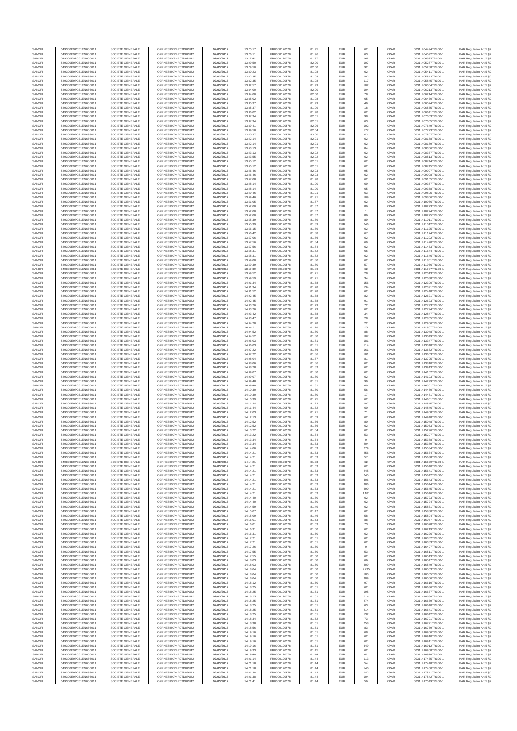| SANOFI | 549300E9PC51EN656011 | SOCIETE GENERALE | O2RNE8IBXP4R0TD8PU42 | 07/03/2017 | 13:25:17 | FR0000120578 | 81.95 | EUR | 62 | XPAR | 00311404494TRLO0-1 | MAR Regulation Art 5 §2 |
|---|---|---|---|---|---|---|---|---|---|---|---|---|
| SANOFI | 549300E9PC51EN656011 | SOCIETE GENERALE | O2RNE8IBXP4R0TD8PU42 | 07/03/2017 | 13:26:11 | FR0000120578 | 81.96 | EUR | 63 | XPAR | 00311404592TRLO0-1 | MAR Regulation Art 5 §2 |
| SANOFI | 549300E9PC51EN656011 | SOCIETE GENERALE | O2RNE8IBXP4R0TD8PU42 | 07/03/2017 | 13:27:42 | FR0000120578 | 81.97 | EUR | 142 | XPAR | 00311404825TRLO0-1 | MAR Regulation Art 5 §2 |
| SANOFI | 549300E9PC51EN656011 | SOCIETE GENERALE | O2RNE8IBXP4R0TD8PU42 | 07/03/2017 | 13:29:50 | FR0000120578 | 82.00 | EUR | 107 | XPAR | 00311405287TRLO0-1 | MAR Regulation Art 5 §2 |
| SANOFI | 549300E9PC51EN656011 | SOCIETE GENERALE | O2RNE8IBXP4R0TD8PU42 | 07/03/2017 | 13:29:50 | FR0000120578 | 82.00 | EUR | 92 | XPAR | 00311405288TRLO0-1 | MAR Regulation Art 5 §2 |
| SANOFI | 549300E9PC51EN656011 | SOCIETE GENERALE | O2RNE8IBXP4R0TD8PU42 | 07/03/2017 | 13:30:23 | FR0000120578 | 81.98 | EUR | 62 | XPAR | 00311405411TRLO0-1 | MAR Regulation Art 5 §2 |
| SANOFI | 549300E9PC51EN656011 | SOCIETE GENERALE | O2RNE8IBXP4R0TD8PU42 | 07/03/2017 | 13:32:35 | FR0000120578 | 81.98 | EUR | 102 | XPAR | 00311405842TRLO0-1 | MAR Regulation Art 5 §2 |
| SANOFI | 549300E9PC51EN656011 | SOCIETE GENERALE | O2RNE8IBXP4R0TD8PU42 | 07/03/2017 | 13:32:35 | FR0000120578 | 81.98 | EUR | 117 | XPAR | 00311405845TRLO0-1 | MAR Regulation Art 5 §2 |
| SANOFI | 549300E9PC51EN656011 | SOCIETE GENERALE | O2RNE8IBXP4R0TD8PU42 | 07/03/2017 | 13:32:57 | FR0000120578 | 81.99 | EUR | 102 | XPAR | 00311406004TRLO0-1 | MAR Regulation Art 5 §2 |
| SANOFI | 549300E9PC51EN656011 | SOCIETE GENERALE | O2RNE8IBXP4R0TD8PU42 | 07/03/2017 | 13:34:00 | FR0000120578 | 82.00 | EUR | 104 | XPAR | 00311406213TRLO0-1 | MAR Regulation Art 5 §2 |
| SANOFI | 549300E9PC51EN656011 | SOCIETE GENERALE | O2RNE8IBXP4R0TD8PU42 | 07/03/2017 | 13:34:00 | FR0000120578 | 82.00 | EUR | 78 | XPAR | 00311406214TRLO0-1 | MAR Regulation Art 5 §2 |
| SANOFI | 549300E9PC51EN656011 | SOCIETE GENERALE | O2RNE8IBXP4R0TD8PU42 | 07/03/2017 | 13:35:02 | FR0000120578 | 81.98 | EUR | 65 | XPAR | 00311406430TRLO0-1 | MAR Regulation Art 5 §2 |
| SANOFI | 549300E9PC51EN656011 | SOCIETE GENERALE | O2RNE8IBXP4R0TD8PU42 | 07/03/2017 | 13:35:37 | FR0000120578 | 81.99 | EUR | 49 | XPAR | 00311406574TRLO0-1 | MAR Regulation Art 5 §2 |
| SANOFI | 549300E9PC51EN656011 | SOCIETE GENERALE | O2RNE8IBXP4R0TD8PU42 | 07/03/2017 | 13:35:37 | FR0000120578 | 81.99 | EUR | 18 | XPAR | 00311406575TRLO0-1 | MAR Regulation Art 5 §2 |
| SANOFI | 549300E9PC51EN656011 | SOCIETE GENERALE | O2RNE8IBXP4R0TD8PU42 | 07/03/2017 | 13:36:02 | FR0000120578 | 81.98 | EUR | 62 | XPAR | 00311406641TRLO0-1 | MAR Regulation Art 5 §2 |
| SANOFI | 549300E9PC51EN656011 | SOCIETE GENERALE | O2RNE8IBXP4R0TD8PU42 | 07/03/2017 | 13:37:34 | FR0000120578 | 82.01 | EUR | 98 | XPAR | 00311407003TRLO0-1 | MAR Regulation Art 5 §2 |
| SANOFI | 549300E9PC51EN656011 | SOCIETE GENERALE | O2RNE8IBXP4R0TD8PU42 | 07/03/2017 | 13:37:34 | FR0000120578 | 82.01 | EUR | 83 | XPAR | 00311407005TRLO0-1 | MAR Regulation Art 5 §2 |
| SANOFI | 549300E9PC51EN656011 | SOCIETE GENERALE | O2RNE8IBXP4R0TD8PU42 | 07/03/2017 | 13:39:41 | FR0000120578 | 82.06 | EUR | 102 | XPAR | 00311407649TRLO0-1 | MAR Regulation Art 5 §2 |
| SANOFI | 549300E9PC51EN656011 | SOCIETE GENERALE | O2RNE8IBXP4R0TD8PU42 | 07/03/2017 | 13:39:58 | FR0000120578 | 82.04 | EUR | 177 | XPAR | 00311407723TRLO0-1 | MAR Regulation Art 5 §2 |
| SANOFI | 549300E9PC51EN656011 | SOCIETE GENERALE | O2RNE8IBXP4R0TD8PU42 | 07/03/2017 | 13:40:47 | FR0000120578 | 82.00 | EUR | 62 | XPAR | 00311407897TRLO0-1 | MAR Regulation Art 5 §2 |
| SANOFI | 549300E9PC51EN656011 | SOCIETE GENERALE | O2RNE8IBXP4R0TD8PU42 | 07/03/2017 | 13:42:14 | FR0000120578 | 82.01 | EUR | 62 | XPAR | 00311408188TRLO0-1 | MAR Regulation Art 5 §2 |
| SANOFI | 549300E9PC51EN656011 | SOCIETE GENERALE | O2RNE8IBXP4R0TD8PU42 | 07/03/2017 | 13:42:14 | FR0000120578 | 82.01 | EUR | 62 | XPAR | 00311408189TRLO0-1 | MAR Regulation Art 5 §2 |
| SANOFI | 549300E9PC51EN656011 | SOCIETE GENERALE | O2RNE8IBXP4R0TD8PU42 | 07/03/2017 | 13:43:13 | FR0000120578 | 82.02 | EUR | 84 | XPAR | 00311408366TRLO0-1 | MAR Regulation Art 5 §2 |
| SANOFI | 549300E9PC51EN656011 | SOCIETE GENERALE | O2RNE8IBXP4R0TD8PU42 | 07/03/2017 | 13:43:13 | FR0000120578 | 82.02 | EUR | 62 | XPAR | 00311408367TRLO0-1 | MAR Regulation Art 5 §2 |
| SANOFI | 549300E9PC51EN656011 | SOCIETE GENERALE | O2RNE8IBXP4R0TD8PU42 | 07/03/2017 | 13:43:55 | FR0000120578 | 82.02 | EUR | 62 | XPAR | 00311408513TRLO0-1 | MAR Regulation Art 5 §2 |
| SANOFI | 549300E9PC51EN656011 | SOCIETE GENERALE | O2RNE8IBXP4R0TD8PU42 | 07/03/2017 | 13:45:12 | FR0000120578 | 82.01 | EUR | 62 | XPAR | 00311408744TRLO0-1 | MAR Regulation Art 5 §2 |
| SANOFI | 549300E9PC51EN656011 | SOCIETE GENERALE | O2RNE8IBXP4R0TD8PU42 | 07/03/2017 | 13:45:12 | FR0000120578 | 82.01 | EUR | 62 | XPAR | 00311408745TRLO0-1 | MAR Regulation Art 5 §2 |
| SANOFI | 549300E9PC51EN656011 | SOCIETE GENERALE | O2RNE8IBXP4R0TD8PU42 | 07/03/2017 | 13:46:46 | FR0000120578 | 82.03 | EUR | 95 | XPAR | 00311409007TRLO0-1 | MAR Regulation Art 5 §2 |
| SANOFI | 549300E9PC51EN656011 | SOCIETE GENERALE | O2RNE8IBXP4R0TD8PU42 | 07/03/2017 | 13:46:46 | FR0000120578 | 82.03 | EUR | 62 | XPAR | 00311409008TRLO0-1 | MAR Regulation Art 5 §2 |
| SANOFI | 549300E9PC51EN656011 | SOCIETE GENERALE | O2RNE8IBXP4R0TD8PU42 | 07/03/2017 | 13:47:08 | FR0000120578 | 81.98 | EUR | 62 | XPAR | 00311409105TRLO0-1 | MAR Regulation Art 5 §2 |
| SANOFI | 549300E9PC51EN656011 | SOCIETE GENERALE | O2RNE8IBXP4R0TD8PU42 | 07/03/2017 | 13:48:14 | FR0000120578 | 81.90 | EUR | 69 | XPAR | 00311409357TRLO0-1 | MAR Regulation Art 5 §2 |
| SANOFI | 549300E9PC51EN656011 | SOCIETE GENERALE | O2RNE8IBXP4R0TD8PU42 | 07/03/2017 | 13:48:14 | FR0000120578 | 81.90 | EUR | 65 | XPAR | 00311409358TRLO0-1 | MAR Regulation Art 5 §2 |
| SANOFI | 549300E9PC51EN656011 | SOCIETE GENERALE | O2RNE8IBXP4R0TD8PU42 | 07/03/2017 | 13:49:46 | FR0000120578 | 81.91 | EUR | 63 | XPAR | 00311409805TRLO0-1 | MAR Regulation Art 5 §2 |
| SANOFI | 549300E9PC51EN656011 | SOCIETE GENERALE | O2RNE8IBXP4R0TD8PU42 | 07/03/2017 | 13:49:46 | FR0000120578 | 81.91 | EUR | 109 | XPAR | 00311409806TRLO0-1 | MAR Regulation Art 5 §2 |
| SANOFI | 549300E9PC51EN656011 | SOCIETE GENERALE | O2RNE8IBXP4R0TD8PU42 | 07/03/2017 | 13:51:05 | FR0000120578 | 81.87 | EUR | 62 | XPAR | 00311410086TRLO0-1 | MAR Regulation Art 5 §2 |
| SANOFI | 549300E9PC51EN656011 | SOCIETE GENERALE | O2RNE8IBXP4R0TD8PU42 | 07/03/2017 | 13:52:00 | FR0000120578 | 81.87 | EUR | 86 | XPAR | 00311410273TRLO0-1 | MAR Regulation Art 5 §2 |
| SANOFI | 549300E9PC51EN656011 | SOCIETE GENERALE | O2RNE8IBXP4R0TD8PU42 | 07/03/2017 | 13:52:00 | FR0000120578 | 81.87 | EUR | 1 | XPAR | 00311410274TRLO0-1 | MAR Regulation Art 5 §2 |
| SANOFI | 549300E9PC51EN656011 | SOCIETE GENERALE | O2RNE8IBXP4R0TD8PU42 | 07/03/2017 | 13:52:00 | FR0000120578 | 81.87 | EUR | 86 | XPAR | 00311410275TRLO0-1 | MAR Regulation Art 5 §2 |
| SANOFI | 549300E9PC51EN656011 | SOCIETE GENERALE | O2RNE8IBXP4R0TD8PU42 | 07/03/2017 | 13:55:39 | FR0000120578 | 81.89 | EUR | 89 | XPAR | 00311411011TRLO0-1 | MAR Regulation Art 5 §2 |
| SANOFI | 549300E9PC51EN656011 | SOCIETE GENERALE | O2RNE8IBXP4R0TD8PU42 | 07/03/2017 | 13:55:39 | FR0000120578 | 81.89 | EUR | 246 | XPAR | 00311411012TRLO0-1 | MAR Regulation Art 5 §2 |
| SANOFI | 549300E9PC51EN656011 | SOCIETE GENERALE | O2RNE8IBXP4R0TD8PU42 | 07/03/2017 | 13:56:15 | FR0000120578 | 81.89 | EUR | 62 | XPAR | 00311411125TRLO0-1 | MAR Regulation Art 5 §2 |
| SANOFI | 549300E9PC51EN656011 | SOCIETE GENERALE | O2RNE8IBXP4R0TD8PU42 | 07/03/2017 | 13:56:42 | FR0000120578 | 81.88 | EUR | 67 | XPAR | 00311411174TRLO0-1 | MAR Regulation Art 5 §2 |
| SANOFI | 549300E9PC51EN656011 | SOCIETE GENERALE | O2RNE8IBXP4R0TD8PU42 | 07/03/2017 | 13:57:06 | FR0000120578 | 81.86 | EUR | 62 | XPAR | 00311411292TRLO0-1 | MAR Regulation Art 5 §2 |
| SANOFI | 549300E9PC51EN656011 | SOCIETE GENERALE | O2RNE8IBXP4R0TD8PU42 | 07/03/2017 | 13:57:56 | FR0000120578 | 81.84 | EUR | 69 | XPAR | 00311411470TRLO0-1 | MAR Regulation Art 5 §2 |
| SANOFI | 549300E9PC51EN656011 | SOCIETE GENERALE | O2RNE8IBXP4R0TD8PU42 | 07/03/2017 | 13:57:56 | FR0000120578 | 81.84 | EUR | 62 | XPAR | 00311411473TRLO0-1 | MAR Regulation Art 5 §2 |
| SANOFI | 549300E9PC51EN656011 | SOCIETE GENERALE | O2RNE8IBXP4R0TD8PU42 | 07/03/2017 | 13:58:31 | FR0000120578 | 81.82 | EUR | 66 | XPAR | 00311411645TRLO0-1 | MAR Regulation Art 5 §2 |
| SANOFI | 549300E9PC51EN656011 | SOCIETE GENERALE | O2RNE8IBXP4R0TD8PU42 | 07/03/2017 | 13:58:31 | FR0000120578 | 81.82 | EUR | 62 | XPAR | 00311411646TRLO0-1 | MAR Regulation Art 5 §2 |
| SANOFI | 549300E9PC51EN656011 | SOCIETE GENERALE | O2RNE8IBXP4R0TD8PU42 | 07/03/2017 | 13:59:00 | FR0000120578 | 81.80 | EUR | 62 | XPAR | 00311411801TRLO0-1 | MAR Regulation Art 5 §2 |
| SANOFI | 549300E9PC51EN656011 | SOCIETE GENERALE | O2RNE8IBXP4R0TD8PU42 | 07/03/2017 | 13:59:39 | FR0000120578 | 81.80 | EUR | 57 | XPAR | 00311411966TRLO0-1 | MAR Regulation Art 5 §2 |
| SANOFI | 549300E9PC51EN656011 | SOCIETE GENERALE | O2RNE8IBXP4R0TD8PU42 | 07/03/2017 | 13:59:39 | FR0000120578 | 81.80 | EUR | 62 | XPAR | 00311411967TRLO0-1 | MAR Regulation Art 5 §2 |
| SANOFI | 549300E9PC51EN656011 | SOCIETE GENERALE | O2RNE8IBXP4R0TD8PU42 | 07/03/2017 | 13:59:52 | FR0000120578 | 81.71 | EUR | 28 | XPAR | 00311412013TRLO0-1 | MAR Regulation Art 5 §2 |
| SANOFI | 549300E9PC51EN656011 | SOCIETE GENERALE | O2RNE8IBXP4R0TD8PU42 | 07/03/2017 | 13:59:59 | FR0000120578 | 81.71 | EUR | 34 | XPAR | 00311412038TRLO0-1 | MAR Regulation Art 5 §2 |
| SANOFI | 549300E9PC51EN656011 | SOCIETE GENERALE | O2RNE8IBXP4R0TD8PU42 | 07/03/2017 | 14:01:34 | FR0000120578 | 81.78 | EUR | 156 | XPAR | 00311412390TRLO0-1 | MAR Regulation Art 5 §2 |
| SANOFI | 549300E9PC51EN656011 | SOCIETE GENERALE | O2RNE8IBXP4R0TD8PU42 | 07/03/2017 | 14:01:34 | FR0000120578 | 81.78 | EUR | 134 | XPAR | 00311412391TRLO0-1 | MAR Regulation Art 5 §2 |
| SANOFI | 549300E9PC51EN656011 | SOCIETE GENERALE | O2RNE8IBXP4R0TD8PU42 | 07/03/2017 | 14:01:52 | FR0000120578 | 81.78 | EUR | 62 | XPAR | 00311412448TRLO0-1 | MAR Regulation Art 5 §2 |
| SANOFI | 549300E9PC51EN656011 | SOCIETE GENERALE | O2RNE8IBXP4R0TD8PU42 | 07/03/2017 | 14:02:45 | FR0000120578 | 81.78 | EUR | 82 | XPAR | 00311412621TRLO0-1 | MAR Regulation Art 5 §2 |
| SANOFI | 549300E9PC51EN656011 | SOCIETE GENERALE | O2RNE8IBXP4R0TD8PU42 | 07/03/2017 | 14:02:45 | FR0000120578 | 81.78 | EUR | 91 | XPAR | 00311412623TRLO0-1 | MAR Regulation Art 5 §2 |
| SANOFI | 549300E9PC51EN656011 | SOCIETE GENERALE | O2RNE8IBXP4R0TD8PU42 | 07/03/2017 | 14:03:26 | FR0000120578 | 81.79 | EUR | 72 | XPAR | 00311412793TRLO0-1 | MAR Regulation Art 5 §2 |
| SANOFI | 549300E9PC51EN656011 | SOCIETE GENERALE | O2RNE8IBXP4R0TD8PU42 | 07/03/2017 | 14:03:26 | FR0000120578 | 81.79 | EUR | 62 | XPAR | 00311412794TRLO0-1 | MAR Regulation Art 5 §2 |
| SANOFI | 549300E9PC51EN656011 | SOCIETE GENERALE | O2RNE8IBXP4R0TD8PU42 | 07/03/2017 | 14:03:42 | FR0000120578 | 81.78 | EUR | 34 | XPAR | 00311412847TRLO0-1 | MAR Regulation Art 5 §2 |
| SANOFI | 549300E9PC51EN656011 | SOCIETE GENERALE | O2RNE8IBXP4R0TD8PU42 | 07/03/2017 | 14:03:47 | FR0000120578 | 81.78 | EUR | 28 | XPAR | 00311412855TRLO0-1 | MAR Regulation Art 5 §2 |
| SANOFI | 549300E9PC51EN656011 | SOCIETE GENERALE | O2RNE8IBXP4R0TD8PU42 | 07/03/2017 | 14:04:20 | FR0000120578 | 81.78 | EUR | 22 | XPAR | 00311412966TRLO0-1 | MAR Regulation Art 5 §2 |
| SANOFI | 549300E9PC51EN656011 | SOCIETE GENERALE | O2RNE8IBXP4R0TD8PU42 | 07/03/2017 | 14:04:21 | FR0000120578 | 81.78 | EUR | 25 | XPAR | 00311412967TRLO0-1 | MAR Regulation Art 5 §2 |
| SANOFI | 549300E9PC51EN656011 | SOCIETE GENERALE | O2RNE8IBXP4R0TD8PU42 | 07/03/2017 | 14:04:52 | FR0000120578 | 81.80 | EUR | 88 | XPAR | 00311413048TRLO0-1 | MAR Regulation Art 5 §2 |
| SANOFI | 549300E9PC51EN656011 | SOCIETE GENERALE | O2RNE8IBXP4R0TD8PU42 | 07/03/2017 | 14:04:52 | FR0000120578 | 81.80 | EUR | 107 | XPAR | 00311413049TRLO0-1 | MAR Regulation Art 5 §2 |
| SANOFI | 549300E9PC51EN656011 | SOCIETE GENERALE | O2RNE8IBXP4R0TD8PU42 | 07/03/2017 | 14:06:03 | FR0000120578 | 81.81 | EUR | 181 | XPAR | 00311413347TRLO0-1 | MAR Regulation Art 5 §2 |
| SANOFI | 549300E9PC51EN656011 | SOCIETE GENERALE | O2RNE8IBXP4R0TD8PU42 | 07/03/2017 | 14:06:03 | FR0000120578 | 81.81 | EUR | 114 | XPAR | 00311413348TRLO0-1 | MAR Regulation Art 5 §2 |
| SANOFI | 549300E9PC51EN656011 | SOCIETE GENERALE | O2RNE8IBXP4R0TD8PU42 | 07/03/2017 | 14:07:22 | FR0000120578 | 81.86 | EUR | 161 | XPAR | 00311413662TRLO0-1 | MAR Regulation Art 5 §2 |
| SANOFI | 549300E9PC51EN656011 | SOCIETE GENERALE | O2RNE8IBXP4R0TD8PU42 | 07/03/2017 | 14:07:22 | FR0000120578 | 81.86 | EUR | 101 | XPAR | 00311413663TRLO0-1 | MAR Regulation Art 5 §2 |
| SANOFI | 549300E9PC51EN656011 | SOCIETE GENERALE | O2RNE8IBXP4R0TD8PU42 | 07/03/2017 | 14:08:04 | FR0000120578 | 81.87 | EUR | 81 | XPAR | 00311413795TRLO0-1 | MAR Regulation Art 5 §2 |
| SANOFI | 549300E9PC51EN656011 | SOCIETE GENERALE | O2RNE8IBXP4R0TD8PU42 | 07/03/2017 | 14:08:06 | FR0000120578 | 81.86 | EUR | 62 | XPAR | 00311413810TRLO0-1 | MAR Regulation Art 5 §2 |
| SANOFI | 549300E9PC51EN656011 | SOCIETE GENERALE | O2RNE8IBXP4R0TD8PU42 | 07/03/2017 | 14:08:28 | FR0000120578 | 81.83 | EUR | 62 | XPAR | 00311413913TRLO0-1 | MAR Regulation Art 5 §2 |
| SANOFI | 549300E9PC51EN656011 | SOCIETE GENERALE | O2RNE8IBXP4R0TD8PU42 | 07/03/2017 | 14:09:07 | FR0000120578 | 81.80 | EUR | 62 | XPAR | 00311414102TRLO0-1 | MAR Regulation Art 5 §2 |
| SANOFI | 549300E9PC51EN656011 | SOCIETE GENERALE | O2RNE8IBXP4R0TD8PU42 | 07/03/2017 | 14:09:07 | FR0000120578 | 81.80 | EUR | 62 | XPAR | 00311414103TRLO0-1 | MAR Regulation Art 5 §2 |
| SANOFI | 549300E9PC51EN656011 | SOCIETE GENERALE | O2RNE8IBXP4R0TD8PU42 | 07/03/2017 | 14:09:48 | FR0000120578 | 81.81 | EUR | 99 | XPAR | 00311414299TRLO0-1 | MAR Regulation Art 5 §2 |
| SANOFI | 549300E9PC51EN656011 | SOCIETE GENERALE | O2RNE8IBXP4R0TD8PU42 | 07/03/2017 | 14:09:48 | FR0000120578 | 81.81 | EUR | 69 | XPAR | 00311414301TRLO0-1 | MAR Regulation Art 5 §2 |
| SANOFI | 549300E9PC51EN656011 | SOCIETE GENERALE | O2RNE8IBXP4R0TD8PU42 | 07/03/2017 | 14:10:30 | FR0000120578 | 81.80 | EUR | 56 | XPAR | 00311414480TRLO0-1 | MAR Regulation Art 5 §2 |
| SANOFI | 549300E9PC51EN656011 | SOCIETE GENERALE | O2RNE8IBXP4R0TD8PU42 | 07/03/2017 | 14:10:30 | FR0000120578 | 81.80 | EUR | 17 | XPAR | 00311414481TRLO0-1 | MAR Regulation Art 5 §2 |
| SANOFI | 549300E9PC51EN656011 | SOCIETE GENERALE | O2RNE8IBXP4R0TD8PU42 | 07/03/2017 | 14:10:39 | FR0000120578 | 81.75 | EUR | 62 | XPAR | 00311414601TRLO0-1 | MAR Regulation Art 5 §2 |
| SANOFI | 549300E9PC51EN656011 | SOCIETE GENERALE | O2RNE8IBXP4R0TD8PU42 | 07/03/2017 | 14:11:44 | FR0000120578 | 81.72 | EUR | 107 | XPAR | 00311414845TRLO0-1 | MAR Regulation Art 5 §2 |
| SANOFI | 549300E9PC51EN656011 | SOCIETE GENERALE | O2RNE8IBXP4R0TD8PU42 | 07/03/2017 | 14:11:44 | FR0000120578 | 81.72 | EUR | 60 | XPAR | 00311414846TRLO0-1 | MAR Regulation Art 5 §2 |
| SANOFI | 549300E9PC51EN656011 | SOCIETE GENERALE | O2RNE8IBXP4R0TD8PU42 | 07/03/2017 | 14:12:03 | FR0000120578 | 81.71 | EUR | 71 | XPAR | 00311414908TRLO0-1 | MAR Regulation Art 5 §2 |
| SANOFI | 549300E9PC51EN656011 | SOCIETE GENERALE | O2RNE8IBXP4R0TD8PU42 | 07/03/2017 | 14:12:13 | FR0000120578 | 81.69 | EUR | 62 | XPAR | 00311414948TRLO0-1 | MAR Regulation Art 5 §2 |
| SANOFI | 549300E9PC51EN656011 | SOCIETE GENERALE | O2RNE8IBXP4R0TD8PU42 | 07/03/2017 | 14:12:52 | FR0000120578 | 81.66 | EUR | 80 | XPAR | 00311415048TRLO0-1 | MAR Regulation Art 5 §2 |
| SANOFI | 549300E9PC51EN656011 | SOCIETE GENERALE | O2RNE8IBXP4R0TD8PU42 | 07/03/2017 | 14:12:52 | FR0000120578 | 81.66 | EUR | 62 | XPAR | 00311415053TRLO0-1 | MAR Regulation Art 5 §2 |
| SANOFI | 549300E9PC51EN656011 | SOCIETE GENERALE | O2RNE8IBXP4R0TD8PU42 | 07/03/2017 | 14:13:22 | FR0000120578 | 81.64 | EUR | 62 | XPAR | 00311415296TRLO0-1 | MAR Regulation Art 5 §2 |
| SANOFI | 549300E9PC51EN656011 | SOCIETE GENERALE | O2RNE8IBXP4R0TD8PU42 | 07/03/2017 | 14:13:22 | FR0000120578 | 81.64 | EUR | 53 | XPAR | 00311415297TRLO0-1 | MAR Regulation Art 5 §2 |
| SANOFI | 549300E9PC51EN656011 | SOCIETE GENERALE | O2RNE8IBXP4R0TD8PU42 | 07/03/2017 | 14:13:34 | FR0000120578 | 81.64 | EUR | 9 | XPAR | 00311415388TRLO0-1 | MAR Regulation Art 5 §2 |
| SANOFI | 549300E9PC51EN656011 | SOCIETE GENERALE | O2RNE8IBXP4R0TD8PU42 | 07/03/2017 | 14:13:34 | FR0000120578 | 81.63 | EUR | 204 | XPAR | 00311415389TRLO0-1 | MAR Regulation Art 5 §2 |
| SANOFI | 549300E9PC51EN656011 | SOCIETE GENERALE | O2RNE8IBXP4R0TD8PU42 | 07/03/2017 | 14:14:06 | FR0000120578 | 81.63 | EUR | 279 | XPAR | 00311415534TRLO0-1 | MAR Regulation Art 5 §2 |
| SANOFI | 549300E9PC51EN656011 | SOCIETE GENERALE | O2RNE8IBXP4R0TD8PU42 | 07/03/2017 | 14:14:21 | FR0000120578 | 81.63 | EUR | 256 | XPAR | 00311415634TRLO0-1 | MAR Regulation Art 5 §2 |
| SANOFI | 549300E9PC51EN656011 | SOCIETE GENERALE | O2RNE8IBXP4R0TD8PU42 | 07/03/2017 | 14:14:21 | FR0000120578 | 81.63 | EUR | 57 | XPAR | 00311415638TRLO0-1 | MAR Regulation Art 5 §2 |
| SANOFI | 549300E9PC51EN656011 | SOCIETE GENERALE | O2RNE8IBXP4R0TD8PU42 | 07/03/2017 | 14:14:21 | FR0000120578 | 81.63 | EUR | 62 | XPAR | 00311415639TRLO0-1 | MAR Regulation Art 5 §2 |
| SANOFI | 549300E9PC51EN656011 | SOCIETE GENERALE | O2RNE8IBXP4R0TD8PU42 | 07/03/2017 | 14:14:21 | FR0000120578 | 81.63 | EUR | 62 | XPAR | 00311415640TRLO0-1 | MAR Regulation Art 5 §2 |
| SANOFI | 549300E9PC51EN656011 | SOCIETE GENERALE | O2RNE8IBXP4R0TD8PU42 | 07/03/2017 | 14:14:21 | FR0000120578 | 81.63 | EUR | 245 | XPAR | 00311415641TRLO0-1 | MAR Regulation Art 5 §2 |
| SANOFI | 549300E9PC51EN656011 | SOCIETE GENERALE | O2RNE8IBXP4R0TD8PU42 | 07/03/2017 | 14:14:21 | FR0000120578 | 81.63 | EUR | 245 | XPAR | 00311415642TRLO0-1 | MAR Regulation Art 5 §2 |
| SANOFI | 549300E9PC51EN656011 | SOCIETE GENERALE | O2RNE8IBXP4R0TD8PU42 | 07/03/2017 | 14:14:21 | FR0000120578 | 81.63 | EUR | 306 | XPAR | 00311415643TRLO0-1 | MAR Regulation Art 5 §2 |
| SANOFI | 549300E9PC51EN656011 | SOCIETE GENERALE | O2RNE8IBXP4R0TD8PU42 | 07/03/2017 | 14:14:21 | FR0000120578 | 81.63 | EUR | 306 | XPAR | 00311415644TRLO0-1 | MAR Regulation Art 5 §2 |
| SANOFI | 549300E9PC51EN656011 | SOCIETE GENERALE | O2RNE8IBXP4R0TD8PU42 | 07/03/2017 | 14:14:21 | FR0000120578 | 81.63 | EUR | 490 | XPAR | 00311415645TRLO0-1 | MAR Regulation Art 5 §2 |
| SANOFI | 549300E9PC51EN656011 | SOCIETE GENERALE | O2RNE8IBXP4R0TD8PU42 | 07/03/2017 | 14:14:21 | FR0000120578 | 81.63 | EUR | 1 181 | XPAR | 00311415646TRLO0-1 | MAR Regulation Art 5 §2 |
| SANOFI | 549300E9PC51EN656011 | SOCIETE GENERALE | O2RNE8IBXP4R0TD8PU42 | 07/03/2017 | 14:14:40 | FR0000120578 | 81.60 | EUR | 62 | XPAR | 00311415723TRLO0-1 | MAR Regulation Art 5 §2 |
| SANOFI | 549300E9PC51EN656011 | SOCIETE GENERALE | O2RNE8IBXP4R0TD8PU42 | 07/03/2017 | 14:14:40 | FR0000120578 | 81.60 | EUR | 62 | XPAR | 00311415724TRLO0-1 | MAR Regulation Art 5 §2 |
| SANOFI | 549300E9PC51EN656011 | SOCIETE GENERALE | O2RNE8IBXP4R0TD8PU42 | 07/03/2017 | 14:14:59 | FR0000120578 | 81.49 | EUR | 62 | XPAR | 00311415831TRLO0-1 | MAR Regulation Art 5 §2 |
| SANOFI | 549300E9PC51EN656011 | SOCIETE GENERALE | O2RNE8IBXP4R0TD8PU42 | 07/03/2017 | 14:15:07 | FR0000120578 | 81.47 | EUR | 62 | XPAR | 00311415889TRLO0-1 | MAR Regulation Art 5 §2 |
| SANOFI | 549300E9PC51EN656011 | SOCIETE GENERALE | O2RNE8IBXP4R0TD8PU42 | 07/03/2017 | 14:15:09 | FR0000120578 | 81.46 | EUR | 58 | XPAR | 00311415894TRLO0-1 | MAR Regulation Art 5 §2 |
| SANOFI | 549300E9PC51EN656011 | SOCIETE GENERALE | O2RNE8IBXP4R0TD8PU42 | 07/03/2017 | 14:16:01 | FR0000120578 | 81.53 | EUR | 88 | XPAR | 00311416077TRLO0-1 | MAR Regulation Art 5 §2 |
| SANOFI | 549300E9PC51EN656011 | SOCIETE GENERALE | O2RNE8IBXP4R0TD8PU42 | 07/03/2017 | 14:16:01 | FR0000120578 | 81.53 | EUR | 73 | XPAR | 00311416078TRLO0-1 | MAR Regulation Art 5 §2 |
| SANOFI | 549300E9PC51EN656011 | SOCIETE GENERALE | O2RNE8IBXP4R0TD8PU42 | 07/03/2017 | 14:16:31 | FR0000120578 | 81.50 | EUR | 62 | XPAR | 00311416219TRLO0-1 | MAR Regulation Art 5 §2 |
| SANOFI | 549300E9PC51EN656011 | SOCIETE GENERALE | O2RNE8IBXP4R0TD8PU42 | 07/03/2017 | 14:16:31 | FR0000120578 | 81.50 | EUR | 62 | XPAR | 00311416226TRLO0-1 | MAR Regulation Art 5 §2 |
| SANOFI | 549300E9PC51EN656011 | SOCIETE GENERALE | O2RNE8IBXP4R0TD8PU42 | 07/03/2017 | 14:17:21 | FR0000120578 | 81.51 | EUR | 62 | XPAR | 00311416382TRLO0-1 | MAR Regulation Art 5 §2 |
| SANOFI | 549300E9PC51EN656011 | SOCIETE GENERALE | O2RNE8IBXP4R0TD8PU42 | 07/03/2017 | 14:17:21 | FR0000120578 | 81.51 | EUR | 62 | XPAR | 00311416383TRLO0-1 | MAR Regulation Art 5 §2 |
| SANOFI | 549300E9PC51EN656011 | SOCIETE GENERALE | O2RNE8IBXP4R0TD8PU42 | 07/03/2017 | 14:17:26 | FR0000120578 | 81.50 | EUR | 9 | XPAR | 00311416407TRLO0-1 | MAR Regulation Art 5 §2 |
| SANOFI | 549300E9PC51EN656011 | SOCIETE GENERALE | O2RNE8IBXP4R0TD8PU42 | 07/03/2017 | 14:17:55 | FR0000120578 | 81.50 | EUR | 53 | XPAR | 00311416511TRLO0-1 | MAR Regulation Art 5 §2 |
| SANOFI | 549300E9PC51EN656011 | SOCIETE GENERALE | O2RNE8IBXP4R0TD8PU42 | 07/03/2017 | 14:17:55 | FR0000120578 | 81.50 | EUR | 62 | XPAR | 00311416513TRLO0-1 | MAR Regulation Art 5 §2 |
| SANOFI | 549300E9PC51EN656011 | SOCIETE GENERALE | O2RNE8IBXP4R0TD8PU42 | 07/03/2017 | 14:18:03 | FR0000120578 | 81.50 | EUR | 66 | XPAR | 00311416547TRLO0-1 | MAR Regulation Art 5 §2 |
| SANOFI | 549300E9PC51EN656011 | SOCIETE GENERALE | O2RNE8IBXP4R0TD8PU42 | 07/03/2017 | 14:18:03 | FR0000120578 | 81.50 | EUR | 409 | XPAR | 00311416549TRLO0-1 | MAR Regulation Art 5 §2 |
| SANOFI | 549300E9PC51EN656011 | SOCIETE GENERALE | O2RNE8IBXP4R0TD8PU42 | 07/03/2017 | 14:18:04 | FR0000120578 | 81.50 | EUR | 2 235 | XPAR | 00311416553TRLO0-1 | MAR Regulation Art 5 §2 |
| SANOFI | 549300E9PC51EN656011 | SOCIETE GENERALE | O2RNE8IBXP4R0TD8PU42 | 07/03/2017 | 14:18:04 | FR0000120578 | 81.50 | EUR | 100 | XPAR | 00311416555TRLO0-1 | MAR Regulation Art 5 §2 |
| SANOFI | 549300E9PC51EN656011 | SOCIETE GENERALE | O2RNE8IBXP4R0TD8PU42 | 07/03/2017 | 14:18:04 | FR0000120578 | 81.50 | EUR | 309 | XPAR | 00311416556TRLO0-1 | MAR Regulation Art 5 §2 |
| SANOFI | 549300E9PC51EN656011 | SOCIETE GENERALE | O2RNE8IBXP4R0TD8PU42 | 07/03/2017 | 14:18:12 | FR0000120578 | 81.50 | EUR | 97 | XPAR | 00311416610TRLO0-1 | MAR Regulation Art 5 §2 |
| SANOFI | 549300E9PC51EN656011 | SOCIETE GENERALE | O2RNE8IBXP4R0TD8PU42 | 07/03/2017 | 14:18:25 | FR0000120578 | 81.51 | EUR | 62 | XPAR | 00311416636TRLO0-1 | MAR Regulation Art 5 §2 |
| SANOFI | 549300E9PC51EN656011 | SOCIETE GENERALE | O2RNE8IBXP4R0TD8PU42 | 07/03/2017 | 14:18:25 | FR0000120578 | 81.51 | EUR | 195 | XPAR | 00311416637TRLO0-1 | MAR Regulation Art 5 §2 |
| SANOFI | 549300E9PC51EN656011 | SOCIETE GENERALE | O2RNE8IBXP4R0TD8PU42 | 07/03/2017 | 14:18:25 | FR0000120578 | 81.51 | EUR | 214 | XPAR | 00311416638TRLO0-1 | MAR Regulation Art 5 §2 |
| SANOFI | 549300E9PC51EN656011 | SOCIETE GENERALE | O2RNE8IBXP4R0TD8PU42 | 07/03/2017 | 14:18:25 | FR0000120578 | 81.51 | EUR | 274 | XPAR | 00311416639TRLO0-1 | MAR Regulation Art 5 §2 |
| SANOFI | 549300E9PC51EN656011 | SOCIETE GENERALE | O2RNE8IBXP4R0TD8PU42 | 07/03/2017 | 14:18:25 | FR0000120578 | 81.51 | EUR | 63 | XPAR | 00311416640TRLO0-1 | MAR Regulation Art 5 §2 |
| SANOFI | 549300E9PC51EN656011 | SOCIETE GENERALE | O2RNE8IBXP4R0TD8PU42 | 07/03/2017 | 14:18:25 | FR0000120578 | 81.51 | EUR | 214 | XPAR | 00311416641TRLO0-1 | MAR Regulation Art 5 §2 |
| SANOFI | 549300E9PC51EN656011 | SOCIETE GENERALE | O2RNE8IBXP4R0TD8PU42 | 07/03/2017 | 14:18:25 | FR0000120578 | 81.51 | EUR | 132 | XPAR | 00311416642TRLO0-1 | MAR Regulation Art 5 §2 |
| SANOFI | 549300E9PC51EN656011 | SOCIETE GENERALE | O2RNE8IBXP4R0TD8PU42 | 07/03/2017 | 14:18:34 | FR0000120578 | 81.52 | EUR | 73 | XPAR | 00311416701TRLO0-1 | MAR Regulation Art 5 §2 |
| SANOFI | 549300E9PC51EN656011 | SOCIETE GENERALE | O2RNE8IBXP4R0TD8PU42 | 07/03/2017 | 14:18:38 | FR0000120578 | 81.51 | EUR | 258 | XPAR | 00311416721TRLO0-1 | MAR Regulation Art 5 §2 |
| SANOFI | 549300E9PC51EN656011 | SOCIETE GENERALE | O2RNE8IBXP4R0TD8PU42 | 07/03/2017 | 14:18:56 | FR0000120578 | 81.51 | EUR | 83 | XPAR | 00311416779TRLO0-1 | MAR Regulation Art 5 §2 |
| SANOFI | 549300E9PC51EN656011 | SOCIETE GENERALE | O2RNE8IBXP4R0TD8PU42 | 07/03/2017 | 14:19:16 | FR0000120578 | 81.51 | EUR | 68 | XPAR | 00311416906TRLO0-1 | MAR Regulation Art 5 §2 |
| SANOFI | 549300E9PC51EN656011 | SOCIETE GENERALE | O2RNE8IBXP4R0TD8PU42 | 07/03/2017 | 14:19:16 | FR0000120578 | 81.51 | EUR | 62 | XPAR | 00311416910TRLO0-1 | MAR Regulation Art 5 §2 |
| SANOFI | 549300E9PC51EN656011 | SOCIETE GENERALE | O2RNE8IBXP4R0TD8PU42 | 07/03/2017 | 14:19:16 | FR0000120578 | 81.51 | EUR | 62 | XPAR | 00311416911TRLO0-1 | MAR Regulation Art 5 §2 |
| SANOFI | 549300E9PC51EN656011 | SOCIETE GENERALE | O2RNE8IBXP4R0TD8PU42 | 07/03/2017 | 14:19:16 | FR0000120578 | 81.51 | EUR | 349 | XPAR | 00311416912TRLO0-1 | MAR Regulation Art 5 §2 |
| SANOFI | 549300E9PC51EN656011 | SOCIETE GENERALE | O2RNE8IBXP4R0TD8PU42 | 07/03/2017 | 14:19:33 | FR0000120578 | 81.45 | EUR | 62 | XPAR | 00311416958TRLO0-1 | MAR Regulation Art 5 §2 |
| SANOFI | 549300E9PC51EN656011 | SOCIETE GENERALE | O2RNE8IBXP4R0TD8PU42 | 07/03/2017 | 14:19:40 | FR0000120578 | 81.44 | EUR | 62 | XPAR | 00311416978TRLO0-1 | MAR Regulation Art 5 §2 |
| SANOFI | 549300E9PC51EN656011 | SOCIETE GENERALE | O2RNE8IBXP4R0TD8PU42 | 07/03/2017 | 14:21:14 | FR0000120578 | 81.44 | EUR | 113 | XPAR | 00311417435TRLO0-1 | MAR Regulation Art 5 §2 |
| SANOFI | 549300E9PC51EN656011 | SOCIETE GENERALE | O2RNE8IBXP4R0TD8PU42 | 07/03/2017 | 14:21:18 | FR0000120578 | 81.44 | EUR | 54 | XPAR | 00311417448TRLO0-1 | MAR Regulation Art 5 §2 |
| SANOFI | 549300E9PC51EN656011 | SOCIETE GENERALE | O2RNE8IBXP4R0TD8PU42 | 07/03/2017 | 14:21:18 | FR0000120578 | 81.44 | EUR | 140 | XPAR | 00311417450TRLO0-1 | MAR Regulation Art 5 §2 |
| SANOFI | 549300E9PC51EN656011 | SOCIETE GENERALE | O2RNE8IBXP4R0TD8PU42 | 07/03/2017 | 14:21:38 | FR0000120578 | 81.44 | EUR | 142 | XPAR | 00311417541TRLO0-1 | MAR Regulation Art 5 §2 |
| SANOFI | 549300E9PC51EN656011 | SOCIETE GENERALE | O2RNE8IBXP4R0TD8PU42 | 07/03/2017 | 14:21:38 | FR0000120578 | 81.44 | EUR | 104 | XPAR | 00311417542TRLO0-1 | MAR Regulation Art 5 §2 |
| SANOFI | 549300E9PC51EN656011 | SOCIETE GENERALE | O2RNE8IBXP4R0TD8PU42 | 07/03/2017 | 14:21:41 | FR0000120578 | 81.44 | EUR | 56 | XPAR | 00311417549TRLO0-1 | MAR Regulation Art 5 §2 |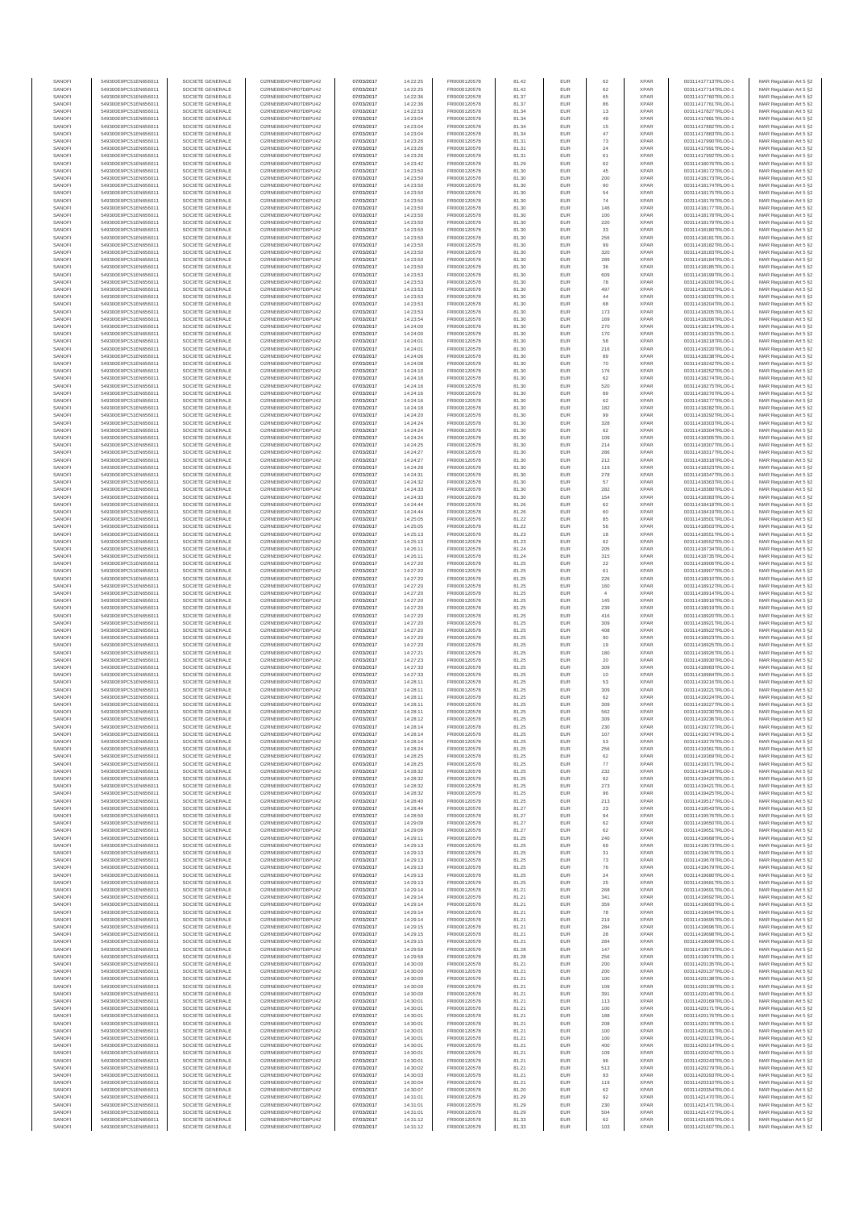| SANOFI | 549300E9PC51EN656011 | SOCIETE GENERALE | O2RNE8IBXP4R0TD8PU42 | 07/03/2017 | 14:22:25 | FR0000120578 | 81.42 | EUR | 62 | XPAR | 00311417713TRLO0-1 | MAR Regulation Art 5 §2 |
|---|---|---|---|---|---|---|---|---|---|---|---|---|
| SANOFI | 549300E9PC51EN656011 | SOCIETE GENERALE | O2RNE8IBXP4R0TD8PU42 | 07/03/2017 | 14:22:25 | FR0000120578 | 81.42 | EUR | 62 | XPAR | 00311417714TRLO0-1 | MAR Regulation Art 5 §2 |
| SANOFI | 549300E9PC51EN656011 | SOCIETE GENERALE | O2RNE8IBXP4R0TD8PU42 | 07/03/2017 | 14:22:36 | FR0000120578 | 81.37 | EUR | 65 | XPAR | 00311417760TRLO0-1 | MAR Regulation Art 5 §2 |
| SANOFI | 549300E9PC51EN656011 | SOCIETE GENERALE | O2RNE8IBXP4R0TD8PU42 | 07/03/2017 | 14:22:36 | FR0000120578 | 81.37 | EUR | 86 | XPAR | 00311417761TRLO0-1 | MAR Regulation Art 5 §2 |
| SANOFI | 549300E9PC51EN656011 | SOCIETE GENERALE | O2RNE8IBXP4R0TD8PU42 | 07/03/2017 | 14:22:53 | FR0000120578 | 81.34 | EUR | 13 | XPAR | 00311417827TRLO0-1 | MAR Regulation Art 5 §2 |
| SANOFI | 549300E9PC51EN656011 | SOCIETE GENERALE | O2RNE8IBXP4R0TD8PU42 | 07/03/2017 | 14:23:04 | FR0000120578 | 81.34 | EUR | 49 | XPAR | 00311417881TRLO0-1 | MAR Regulation Art 5 §2 |
| SANOFI | 549300E9PC51EN656011 | SOCIETE GENERALE | O2RNE8IBXP4R0TD8PU42 | 07/03/2017 | 14:23:04 | FR0000120578 | 81.34 | EUR | 15 | XPAR | 00311417882TRLO0-1 | MAR Regulation Art 5 §2 |
| SANOFI | 549300E9PC51EN656011 | SOCIETE GENERALE | O2RNE8IBXP4R0TD8PU42 | 07/03/2017 | 14:23:04 | FR0000120578 | 81.34 | EUR | 47 | XPAR | 00311417883TRLO0-1 | MAR Regulation Art 5 §2 |
| SANOFI | 549300E9PC51EN656011 | SOCIETE GENERALE | O2RNE8IBXP4R0TD8PU42 | 07/03/2017 | 14:23:26 | FR0000120578 | 81.31 | EUR | 73 | XPAR | 00311417990TRLO0-1 | MAR Regulation Art 5 §2 |
| SANOFI | 549300E9PC51EN656011 | SOCIETE GENERALE | O2RNE8IBXP4R0TD8PU42 | 07/03/2017 | 14:23:26 | FR0000120578 | 81.31 | EUR | 24 | XPAR | 00311417991TRLO0-1 | MAR Regulation Art 5 §2 |
| SANOFI | 549300E9PC51EN656011 | SOCIETE GENERALE | O2RNE8IBXP4R0TD8PU42 | 07/03/2017 | 14:23:26 | FR0000120578 | 81.31 | EUR | 61 | XPAR | 00311417992TRLO0-1 | MAR Regulation Art 5 §2 |
| SANOFI | 549300E9PC51EN656011 | SOCIETE GENERALE | O2RNE8IBXP4R0TD8PU42 | 07/03/2017 | 14:23:42 | FR0000120578 | 81.29 | EUR | 62 | XPAR | 00311418076TRLO0-1 | MAR Regulation Art 5 §2 |
| SANOFI | 549300E9PC51EN656011 | SOCIETE GENERALE | O2RNE8IBXP4R0TD8PU42 | 07/03/2017 | 14:23:50 | FR0000120578 | 81.30 | EUR | 45 | XPAR | 00311418172TRLO0-1 | MAR Regulation Art 5 §2 |
| SANOFI | 549300E9PC51EN656011 | SOCIETE GENERALE | O2RNE8IBXP4R0TD8PU42 | 07/03/2017 | 14:23:50 | FR0000120578 | 81.30 | EUR | 290 | XPAR | 00311418173TRLO0-1 | MAR Regulation Art 5 §2 |
| SANOFI | 549300E9PC51EN656011 | SOCIETE GENERALE | O2RNE8IBXP4R0TD8PU42 | 07/03/2017 | 14:23:50 | FR0000120578 | 81.30 | EUR | 90 | XPAR | 00311418174TRLO0-1 | MAR Regulation Art 5 §2 |
| SANOFI | 549300E9PC51EN656011 | SOCIETE GENERALE | O2RNE8IBXP4R0TD8PU42 | 07/03/2017 | 14:23:50 | FR0000120578 | 81.30 | EUR | 54 | XPAR | 00311418175TRLO0-1 | MAR Regulation Art 5 §2 |
| SANOFI | 549300E9PC51EN656011 | SOCIETE GENERALE | O2RNE8IBXP4R0TD8PU42 | 07/03/2017 | 14:23:50 | FR0000120578 | 81.30 | EUR | 74 | XPAR | 00311418176TRLO0-1 | MAR Regulation Art 5 §2 |
| SANOFI | 549300E9PC51EN656011 | SOCIETE GENERALE | O2RNE8IBXP4R0TD8PU42 | 07/03/2017 | 14:23:50 | FR0000120578 | 81.30 | EUR | 146 | XPAR | 00311418177TRLO0-1 | MAR Regulation Art 5 §2 |
| SANOFI | 549300E9PC51EN656011 | SOCIETE GENERALE | O2RNE8IBXP4R0TD8PU42 | 07/03/2017 | 14:23:50 | FR0000120578 | 81.30 | EUR | 100 | XPAR | 00311418178TRLO0-1 | MAR Regulation Art 5 §2 |
| SANOFI | 549300E9PC51EN656011 | SOCIETE GENERALE | O2RNE8IBXP4R0TD8PU42 | 07/03/2017 | 14:23:50 | FR0000120578 | 81.30 | EUR | 220 | XPAR | 00311418179TRLO0-1 | MAR Regulation Art 5 §2 |
| SANOFI | 549300E9PC51EN656011 | SOCIETE GENERALE | O2RNE8IBXP4R0TD8PU42 | 07/03/2017 | 14:23:50 | FR0000120578 | 81.30 | EUR | 33 | XPAR | 00311418180TRLO0-1 | MAR Regulation Art 5 §2 |
| SANOFI | 549300E9PC51EN656011 | SOCIETE GENERALE | O2RNE8IBXP4R0TD8PU42 | 07/03/2017 | 14:23:50 | FR0000120578 | 81.30 | EUR | 256 | XPAR | 00311418181TRLO0-1 | MAR Regulation Art 5 §2 |
| SANOFI | 549300E9PC51EN656011 | SOCIETE GENERALE | O2RNE8IBXP4R0TD8PU42 | 07/03/2017 | 14:23:50 | FR0000120578 | 81.30 | EUR | 99 | XPAR | 00311418182TRLO0-1 | MAR Regulation Art 5 §2 |
| SANOFI | 549300E9PC51EN656011 | SOCIETE GENERALE | O2RNE8IBXP4R0TD8PU42 | 07/03/2017 | 14:23:50 | FR0000120578 | 81.30 | EUR | 320 | XPAR | 00311418183TRLO0-1 | MAR Regulation Art 5 §2 |
| SANOFI | 549300E9PC51EN656011 | SOCIETE GENERALE | O2RNE8IBXP4R0TD8PU42 | 07/03/2017 | 14:23:50 | FR0000120578 | 81.30 | EUR | 289 | XPAR | 00311418184TRLO0-1 | MAR Regulation Art 5 §2 |
| SANOFI | 549300E9PC51EN656011 | SOCIETE GENERALE | O2RNE8IBXP4R0TD8PU42 | 07/03/2017 | 14:23:50 | FR0000120578 | 81.30 | EUR | 36 | XPAR | 00311418186TRLO0-1 | MAR Regulation Art 5 §2 |
| SANOFI | 549300E9PC51EN656011 | SOCIETE GENERALE | O2RNE8IBXP4R0TD8PU42 | 07/03/2017 | 14:23:53 | FR0000120578 | 81.30 | EUR | 609 | XPAR | 00311418199TRLO0-1 | MAR Regulation Art 5 §2 |
| SANOFI | 549300E9PC51EN656011 | SOCIETE GENERALE | O2RNE8IBXP4R0TD8PU42 | 07/03/2017 | 14:23:53 | FR0000120578 | 81.30 | EUR | 78 | XPAR | 00311418200TRLO0-1 | MAR Regulation Art 5 §2 |
| SANOFI | 549300E9PC51EN656011 | SOCIETE GENERALE | O2RNE8IBXP4R0TD8PU42 | 07/03/2017 | 14:23:53 | FR0000120578 | 81.30 | EUR | 497 | XPAR | 00311418202TRLO0-1 | MAR Regulation Art 5 §2 |
| SANOFI | 549300E9PC51EN656011 | SOCIETE GENERALE | O2RNE8IBXP4R0TD8PU42 | 07/03/2017 | 14:23:53 | FR0000120578 | 81.30 | EUR | 44 | XPAR | 00311418203TRLO0-1 | MAR Regulation Art 5 §2 |
| SANOFI | 549300E9PC51EN656011 | SOCIETE GENERALE | O2RNE8IBXP4R0TD8PU42 | 07/03/2017 | 14:23:53 | FR0000120578 | 81.30 | EUR | 68 | XPAR | 00311418204TRLO0-1 | MAR Regulation Art 5 §2 |
| SANOFI | 549300E9PC51EN656011 | SOCIETE GENERALE | O2RNE8IBXP4R0TD8PU42 | 07/03/2017 | 14:23:53 | FR0000120578 | 81.30 | EUR | 173 | XPAR | 00311418205TRLO0-1 | MAR Regulation Art 5 §2 |
| SANOFI | 549300E9PC51EN656011 | SOCIETE GENERALE | O2RNE8IBXP4R0TD8PU42 | 07/03/2017 | 14:23:54 | FR0000120578 | 81.30 | EUR | 169 | XPAR | 00311418206TRLO0-1 | MAR Regulation Art 5 §2 |
| SANOFI | 549300E9PC51EN656011 | SOCIETE GENERALE | O2RNE8IBXP4R0TD8PU42 | 07/03/2017 | 14:24:00 | FR0000120578 | 81.30 | EUR | 270 | XPAR | 00311418214TRLO0-1 | MAR Regulation Art 5 §2 |
| SANOFI | 549300E9PC51EN656011 | SOCIETE GENERALE | O2RNE8IBXP4R0TD8PU42 | 07/03/2017 | 14:24:00 | FR0000120578 | 81.30 | EUR | 170 | XPAR | 00311418215TRLO0-1 | MAR Regulation Art 5 §2 |
| SANOFI | 549300E9PC51EN656011 | SOCIETE GENERALE | O2RNE8IBXP4R0TD8PU42 | 07/03/2017 | 14:24:01 | FR0000120578 | 81.30 | EUR | 58 | XPAR | 00311418218TRLO0-1 | MAR Regulation Art 5 §2 |
| SANOFI | 549300E9PC51EN656011 | SOCIETE GENERALE | O2RNE8IBXP4R0TD8PU42 | 07/03/2017 | 14:24:01 | FR0000120578 | 81.30 | EUR | 216 | XPAR | 00311418220TRLO0-1 | MAR Regulation Art 5 §2 |
| SANOFI | 549300E9PC51EN656011 | SOCIETE GENERALE | O2RNE8IBXP4R0TD8PU42 | 07/03/2017 | 14:24:06 | FR0000120578 | 81.30 | EUR | 89 | XPAR | 00311418238TRLO0-1 | MAR Regulation Art 5 §2 |
| SANOFI | 549300E9PC51EN656011 | SOCIETE GENERALE | O2RNE8IBXP4R0TD8PU42 | 07/03/2017 | 14:24:08 | FR0000120578 | 81.30 | EUR | 70 | XPAR | 00311418242TRLO0-1 | MAR Regulation Art 5 §2 |
| SANOFI | 549300E9PC51EN656011 | SOCIETE GENERALE | O2RNE8IBXP4R0TD8PU42 | 07/03/2017 | 14:24:10 | FR0000120578 | 81.30 | EUR | 176 | XPAR | 00311418252TRLO0-1 | MAR Regulation Art 5 §2 |
| SANOFI | 549300E9PC51EN656011 | SOCIETE GENERALE | O2RNE8IBXP4R0TD8PU42 | 07/03/2017 | 14:24:16 | FR0000120578 | 81.30 | EUR | 62 | XPAR | 00311418274TRLO0-1 | MAR Regulation Art 5 §2 |
| SANOFI | 549300E9PC51EN656011 | SOCIETE GENERALE | O2RNE8IBXP4R0TD8PU42 | 07/03/2017 | 14:24:16 | FR0000120578 | 81.30 | EUR | 520 | XPAR | 00311418275TRLO0-1 | MAR Regulation Art 5 §2 |
| SANOFI | 549300E9PC51EN656011 | SOCIETE GENERALE | O2RNE8IBXP4R0TD8PU42 | 07/03/2017 | 14:24:16 | FR0000120578 | 81.30 | EUR | 89 | XPAR | 00311418276TRLO0-1 | MAR Regulation Art 5 §2 |
| SANOFI | 549300E9PC51EN656011 | SOCIETE GENERALE | O2RNE8IBXP4R0TD8PU42 | 07/03/2017 | 14:24:16 | FR0000120578 | 81.30 | EUR | 62 | XPAR | 00311418277TRLO0-1 | MAR Regulation Art 5 §2 |
| SANOFI | 549300E9PC51EN656011 | SOCIETE GENERALE | O2RNE8IBXP4R0TD8PU42 | 07/03/2017 | 14:24:18 | FR0000120578 | 81.30 | EUR | 182 | XPAR | 00311418282TRLO0-1 | MAR Regulation Art 5 §2 |
| SANOFI | 549300E9PC51EN656011 | SOCIETE GENERALE | O2RNE8IBXP4R0TD8PU42 | 07/03/2017 | 14:24:20 | FR0000120578 | 81.30 | EUR | 99 | XPAR | 00311418292TRLO0-1 | MAR Regulation Art 5 §2 |
| SANOFI | 549300E9PC51EN656011 | SOCIETE GENERALE | O2RNE8IBXP4R0TD8PU42 | 07/03/2017 | 14:24:24 | FR0000120578 | 81.30 | EUR | 328 | XPAR | 00311418303TRLO0-1 | MAR Regulation Art 5 §2 |
| SANOFI | 549300E9PC51EN656011 | SOCIETE GENERALE | O2RNE8IBXP4R0TD8PU42 | 07/03/2017 | 14:24:24 | FR0000120578 | 81.30 | EUR | 62 | XPAR | 00311418304TRLO0-1 | MAR Regulation Art 5 §2 |
| SANOFI | 549300E9PC51EN656011 | SOCIETE GENERALE | O2RNE8IBXP4R0TD8PU42 | 07/03/2017 | 14:24:24 | FR0000120578 | 81.30 | EUR | 109 | XPAR | 00311418305TRLO0-1 | MAR Regulation Art 5 §2 |
| SANOFI | 549300E9PC51EN656011 | SOCIETE GENERALE | O2RNE8IBXP4R0TD8PU42 | 07/03/2017 | 14:24:25 | FR0000120578 | 81.30 | EUR | 214 | XPAR | 00311418307TRLO0-1 | MAR Regulation Art 5 §2 |
| SANOFI | 549300E9PC51EN656011 | SOCIETE GENERALE | O2RNE8IBXP4R0TD8PU42 | 07/03/2017 | 14:24:27 | FR0000120578 | 81.30 | EUR | 286 | XPAR | 00311418317TRLO0-1 | MAR Regulation Art 5 §2 |
| SANOFI | 549300E9PC51EN656011 | SOCIETE GENERALE | O2RNE8IBXP4R0TD8PU42 | 07/03/2017 | 14:24:27 | FR0000120578 | 81.30 | EUR | 212 | XPAR | 00311418318TRLO0-1 | MAR Regulation Art 5 §2 |
| SANOFI | 549300E9PC51EN656011 | SOCIETE GENERALE | O2RNE8IBXP4R0TD8PU42 | 07/03/2017 | 14:24:28 | FR0000120578 | 81.30 | EUR | 119 | XPAR | 00311418323TRLO0-1 | MAR Regulation Art 5 §2 |
| SANOFI | 549300E9PC51EN656011 | SOCIETE GENERALE | O2RNE8IBXP4R0TD8PU42 | 07/03/2017 | 14:24:31 | FR0000120578 | 81.30 | EUR | 278 | XPAR | 00311418347TRLO0-1 | MAR Regulation Art 5 §2 |
| SANOFI | 549300E9PC51EN656011 | SOCIETE GENERALE | O2RNE8IBXP4R0TD8PU42 | 07/03/2017 | 14:24:32 | FR0000120578 | 81.30 | EUR | 57 | XPAR | 00311418363TRLO0-1 | MAR Regulation Art 5 §2 |
| SANOFI | 549300E9PC51EN656011 | SOCIETE GENERALE | O2RNE8IBXP4R0TD8PU42 | 07/03/2017 | 14:24:33 | FR0000120578 | 81.30 | EUR | 282 | XPAR | 00311418380TRLO0-1 | MAR Regulation Art 5 §2 |
| SANOFI | 549300E9PC51EN656011 | SOCIETE GENERALE | O2RNE8IBXP4R0TD8PU42 | 07/03/2017 | 14:24:33 | FR0000120578 | 81.30 | EUR | 154 | XPAR | 00311418383TRLO0-1 | MAR Regulation Art 5 §2 |
| SANOFI | 549300E9PC51EN656011 | SOCIETE GENERALE | O2RNE8IBXP4R0TD8PU42 | 07/03/2017 | 14:24:44 | FR0000120578 | 81.26 | EUR | 62 | XPAR | 00311418418TRLO0-1 | MAR Regulation Art 5 §2 |
| SANOFI | 549300E9PC51EN656011 | SOCIETE GENERALE | O2RNE8IBXP4R0TD8PU42 | 07/03/2017 | 14:24:44 | FR0000120578 | 81.26 | EUR | 60 | XPAR | 00311418419TRLO0-1 | MAR Regulation Art 5 §2 |
| SANOFI | 549300E9PC51EN656011 | SOCIETE GENERALE | O2RNE8IBXP4R0TD8PU42 | 07/03/2017 | 14:25:05 | FR0000120578 | 81.22 | EUR | 85 | XPAR | 00311418502TRLO0-1 | MAR Regulation Art 5 §2 |
| SANOFI | 549300E9PC51EN656011 | SOCIETE GENERALE | O2RNE8IBXP4R0TD8PU42 | 07/03/2017 | 14:25:05 | FR0000120578 | 81.22 | EUR | 56 | XPAR | 00311418503TRLO0-1 | MAR Regulation Art 5 §2 |
| SANOFI | 549300E9PC51EN656011 | SOCIETE GENERALE | O2RNE8IBXP4R0TD8PU42 | 07/03/2017 | 14:25:13 | FR0000120578 | 81.23 | EUR | 18 | XPAR | 00311418551TRLO0-1 | MAR Regulation Art 5 §2 |
| SANOFI | 549300E9PC51EN656011 | SOCIETE GENERALE | O2RNE8IBXP4R0TD8PU42 | 07/03/2017 | 14:25:13 | FR0000120578 | 81.23 | EUR | 62 | XPAR | 00311418552TRLO0-1 | MAR Regulation Art 5 §2 |
| SANOFI | 549300E9PC51EN656011 | SOCIETE GENERALE | O2RNE8IBXP4R0TD8PU42 | 07/03/2017 | 14:26:11 | FR0000120578 | 81.24 | EUR | 205 | XPAR | 00311418734TRLO0-1 | MAR Regulation Art 5 §2 |
| SANOFI | 549300E9PC51EN656011 | SOCIETE GENERALE | O2RNE8IBXP4R0TD8PU42 | 07/03/2017 | 14:26:11 | FR0000120578 | 81.24 | EUR | 315 | XPAR | 00311418735TRLO0-1 | MAR Regulation Art 5 §2 |
| SANOFI | 549300E9PC51EN656011 | SOCIETE GENERALE | O2RNE8IBXP4R0TD8PU42 | 07/03/2017 | 14:27:20 | FR0000120578 | 81.25 | EUR | 22 | XPAR | 00311418906TRLO0-1 | MAR Regulation Art 5 §2 |
| SANOFI | 549300E9PC51EN656011 | SOCIETE GENERALE | O2RNE8IBXP4R0TD8PU42 | 07/03/2017 | 14:27:20 | FR0000120578 | 81.25 | EUR | 61 | XPAR | 00311418907TRLO0-1 | MAR Regulation Art 5 §2 |
| SANOFI | 549300E9PC51EN656011 | SOCIETE GENERALE | O2RNE8IBXP4R0TD8PU42 | 07/03/2017 | 14:27:20 | FR0000120578 | 81.25 | EUR | 226 | XPAR | 00311418910TRLO0-1 | MAR Regulation Art 5 §2 |
| SANOFI | 549300E9PC51EN656011 | SOCIETE GENERALE | O2RNE8IBXP4R0TD8PU42 | 07/03/2017 | 14:27:20 | FR0000120578 | 81.25 | EUR | 160 | XPAR | 00311418912TRLO0-1 | MAR Regulation Art 5 §2 |
| SANOFI | 549300E9PC51EN656011 | SOCIETE GENERALE | O2RNE8IBXP4R0TD8PU42 | 07/03/2017 | 14:27:20 | FR0000120578 | 81.25 | EUR | 4 | XPAR | 00311418914TRLO0-1 | MAR Regulation Art 5 §2 |
| SANOFI | 549300E9PC51EN656011 | SOCIETE GENERALE | O2RNE8IBXP4R0TD8PU42 | 07/03/2017 | 14:27:20 | FR0000120578 | 81.25 | EUR | 145 | XPAR | 00311418916TRLO0-1 | MAR Regulation Art 5 §2 |
| SANOFI | 549300E9PC51EN656011 | SOCIETE GENERALE | O2RNE8IBXP4R0TD8PU42 | 07/03/2017 | 14:27:20 | FR0000120578 | 81.25 | EUR | 239 | XPAR | 00311418919TRLO0-1 | MAR Regulation Art 5 §2 |
| SANOFI | 549300E9PC51EN656011 | SOCIETE GENERALE | O2RNE8IBXP4R0TD8PU42 | 07/03/2017 | 14:27:20 | FR0000120578 | 81.25 | EUR | 416 | XPAR | 00311418920TRLO0-1 | MAR Regulation Art 5 §2 |
| SANOFI | 549300E9PC51EN656011 | SOCIETE GENERALE | O2RNE8IBXP4R0TD8PU42 | 07/03/2017 | 14:27:20 | FR0000120578 | 81.25 | EUR | 309 | XPAR | 00311418921TRLO0-1 | MAR Regulation Art 5 §2 |
| SANOFI | 549300E9PC51EN656011 | SOCIETE GENERALE | O2RNE8IBXP4R0TD8PU42 | 07/03/2017 | 14:27:20 | FR0000120578 | 81.25 | EUR | 408 | XPAR | 00311418922TRLO0-1 | MAR Regulation Art 5 §2 |
| SANOFI | 549300E9PC51EN656011 | SOCIETE GENERALE | O2RNE8IBXP4R0TD8PU42 | 07/03/2017 | 14:27:20 | FR0000120578 | 81.25 | EUR | 90 | XPAR | 00311418923TRLO0-1 | MAR Regulation Art 5 §2 |
| SANOFI | 549300E9PC51EN656011 | SOCIETE GENERALE | O2RNE8IBXP4R0TD8PU42 | 07/03/2017 | 14:27:20 | FR0000120578 | 81.25 | EUR | 19 | XPAR | 00311418925TRLO0-1 | MAR Regulation Art 5 §2 |
| SANOFI | 549300E9PC51EN656011 | SOCIETE GENERALE | O2RNE8IBXP4R0TD8PU42 | 07/03/2017 | 14:27:21 | FR0000120578 | 81.25 | EUR | 180 | XPAR | 00311418926TRLO0-1 | MAR Regulation Art 5 §2 |
| SANOFI | 549300E9PC51EN656011 | SOCIETE GENERALE | O2RNE8IBXP4R0TD8PU42 | 07/03/2017 | 14:27:23 | FR0000120578 | 81.25 | EUR | 20 | XPAR | 00311418930TRLO0-1 | MAR Regulation Art 5 §2 |
| SANOFI | 549300E9PC51EN656011 | SOCIETE GENERALE | O2RNE8IBXP4R0TD8PU42 | 07/03/2017 | 14:27:33 | FR0000120578 | 81.25 | EUR | 309 | XPAR | 00311418983TRLO0-1 | MAR Regulation Art 5 §2 |
| SANOFI | 549300E9PC51EN656011 | SOCIETE GENERALE | O2RNE8IBXP4R0TD8PU42 | 07/03/2017 | 14:27:33 | FR0000120578 | 81.25 | EUR | 10 | XPAR | 00311418984TRLO0-1 | MAR Regulation Art 5 §2 |
| SANOFI | 549300E9PC51EN656011 | SOCIETE GENERALE | O2RNE8IBXP4R0TD8PU42 | 07/03/2017 | 14:28:11 | FR0000120578 | 81.25 | EUR | 53 | XPAR | 00311419216TRLO0-1 | MAR Regulation Art 5 §2 |
| SANOFI | 549300E9PC51EN656011 | SOCIETE GENERALE | O2RNE8IBXP4R0TD8PU42 | 07/03/2017 | 14:28:11 | FR0000120578 | 81.25 | EUR | 309 | XPAR | 00311419221TRLO0-1 | MAR Regulation Art 5 §2 |
| SANOFI | 549300E9PC51EN656011 | SOCIETE GENERALE | O2RNE8IBXP4R0TD8PU42 | 07/03/2017 | 14:28:11 | FR0000120578 | 81.25 | EUR | 62 | XPAR | 00311419224TRLO0-1 | MAR Regulation Art 5 §2 |
| SANOFI | 549300E9PC51EN656011 | SOCIETE GENERALE | O2RNE8IBXP4R0TD8PU42 | 07/03/2017 | 14:28:11 | FR0000120578 | 81.25 | EUR | 309 | XPAR | 00311419227TRLO0-1 | MAR Regulation Art 5 §2 |
| SANOFI | 549300E9PC51EN656011 | SOCIETE GENERALE | O2RNE8IBXP4R0TD8PU42 | 07/03/2017 | 14:28:11 | FR0000120578 | 81.25 | EUR | 562 | XPAR | 00311419230TRLO0-1 | MAR Regulation Art 5 §2 |
| SANOFI | 549300E9PC51EN656011 | SOCIETE GENERALE | O2RNE8IBXP4R0TD8PU42 | 07/03/2017 | 14:28:12 | FR0000120578 | 81.25 | EUR | 309 | XPAR | 00311419239TRLO0-1 | MAR Regulation Art 5 §2 |
| SANOFI | 549300E9PC51EN656011 | SOCIETE GENERALE | O2RNE8IBXP4R0TD8PU42 | 07/03/2017 | 14:28:14 | FR0000120578 | 81.25 | EUR | 230 | XPAR | 00311419272TRLO0-1 | MAR Regulation Art 5 §2 |
| SANOFI | 549300E9PC51EN656011 | SOCIETE GENERALE | O2RNE8IBXP4R0TD8PU42 | 07/03/2017 | 14:28:14 | FR0000120578 | 81.25 | EUR | 107 | XPAR | 00311419274TRLO0-1 | MAR Regulation Art 5 §2 |
| SANOFI | 549300E9PC51EN656011 | SOCIETE GENERALE | O2RNE8IBXP4R0TD8PU42 | 07/03/2017 | 14:28:14 | FR0000120578 | 81.25 | EUR | 53 | XPAR | 00311419275TRLO0-1 | MAR Regulation Art 5 §2 |
| SANOFI | 549300E9PC51EN656011 | SOCIETE GENERALE | O2RNE8IBXP4R0TD8PU42 | 07/03/2017 | 14:28:24 | FR0000120578 | 81.25 | EUR | 256 | XPAR | 00311419361TRLO0-1 | MAR Regulation Art 5 §2 |
| SANOFI | 549300E9PC51EN656011 | SOCIETE GENERALE | O2RNE8IBXP4R0TD8PU42 | 07/03/2017 | 14:28:25 | FR0000120578 | 81.25 | EUR | 62 | XPAR | 00311419369TRLO0-1 | MAR Regulation Art 5 §2 |
| SANOFI | 549300E9PC51EN656011 | SOCIETE GENERALE | O2RNE8IBXP4R0TD8PU42 | 07/03/2017 | 14:28:25 | FR0000120578 | 81.25 | EUR | 77 | XPAR | 00311419371TRLO0-1 | MAR Regulation Art 5 §2 |
| SANOFI | 549300E9PC51EN656011 | SOCIETE GENERALE | O2RNE8IBXP4R0TD8PU42 | 07/03/2017 | 14:28:32 | FR0000120578 | 81.25 | EUR | 232 | XPAR | 00311419419TRLO0-1 | MAR Regulation Art 5 §2 |
| SANOFI | 549300E9PC51EN656011 | SOCIETE GENERALE | O2RNE8IBXP4R0TD8PU42 | 07/03/2017 | 14:28:32 | FR0000120578 | 81.25 | EUR | 62 | XPAR | 00311419420TRLO0-1 | MAR Regulation Art 5 §2 |
| SANOFI | 549300E9PC51EN656011 | SOCIETE GENERALE | O2RNE8IBXP4R0TD8PU42 | 07/03/2017 | 14:28:32 | FR0000120578 | 81.25 | EUR | 273 | XPAR | 00311419421TRLO0-1 | MAR Regulation Art 5 §2 |
| SANOFI | 549300E9PC51EN656011 | SOCIETE GENERALE | O2RNE8IBXP4R0TD8PU42 | 07/03/2017 | 14:28:32 | FR0000120578 | 81.25 | EUR | 96 | XPAR | 00311419425TRLO0-1 | MAR Regulation Art 5 §2 |
| SANOFI | 549300E9PC51EN656011 | SOCIETE GENERALE | O2RNE8IBXP4R0TD8PU42 | 07/03/2017 | 14:28:40 | FR0000120578 | 81.25 | EUR | 213 | XPAR | 00311419517TRLO0-1 | MAR Regulation Art 5 §2 |
| SANOFI | 549300E9PC51EN656011 | SOCIETE GENERALE | O2RNE8IBXP4R0TD8PU42 | 07/03/2017 | 14:28:44 | FR0000120578 | 81.27 | EUR | 23 | XPAR | 00311419540TRLO0-1 | MAR Regulation Art 5 §2 |
| SANOFI | 549300E9PC51EN656011 | SOCIETE GENERALE | O2RNE8IBXP4R0TD8PU42 | 07/03/2017 | 14:28:50 | FR0000120578 | 81.27 | EUR | 94 | XPAR | 00311419576TRLO0-1 | MAR Regulation Art 5 §2 |
| SANOFI | 549300E9PC51EN656011 | SOCIETE GENERALE | O2RNE8IBXP4R0TD8PU42 | 07/03/2017 | 14:29:09 | FR0000120578 | 81.27 | EUR | 62 | XPAR | 00311419650TRLO0-1 | MAR Regulation Art 5 §2 |
| SANOFI | 549300E9PC51EN656011 | SOCIETE GENERALE | O2RNE8IBXP4R0TD8PU42 | 07/03/2017 | 14:29:09 | FR0000120578 | 81.27 | EUR | 62 | XPAR | 00311419651TRLO0-1 | MAR Regulation Art 5 §2 |
| SANOFI | 549300E9PC51EN656011 | SOCIETE GENERALE | O2RNE8IBXP4R0TD8PU42 | 07/03/2017 | 14:29:11 | FR0000120578 | 81.25 | EUR | 240 | XPAR | 00311419668TRLO0-1 | MAR Regulation Art 5 §2 |
| SANOFI | 549300E9PC51EN656011 | SOCIETE GENERALE | O2RNE8IBXP4R0TD8PU42 | 07/03/2017 | 14:29:13 | FR0000120578 | 81.25 | EUR | 69 | XPAR | 00311419675TRLO0-1 | MAR Regulation Art 5 §2 |
| SANOFI | 549300E9PC51EN656011 | SOCIETE GENERALE | O2RNE8IBXP4R0TD8PU42 | 07/03/2017 | 14:29:13 | FR0000120578 | 81.25 | EUR | 31 | XPAR | 00311419676TRLO0-1 | MAR Regulation Art 5 §2 |
| SANOFI | 549300E9PC51EN656011 | SOCIETE GENERALE | O2RNE8IBXP4R0TD8PU42 | 07/03/2017 | 14:29:13 | FR0000120578 | 81.25 | EUR | 73 | XPAR | 00311419678TRLO0-1 | MAR Regulation Art 5 §2 |
| SANOFI | 549300E9PC51EN656011 | SOCIETE GENERALE | O2RNE8IBXP4R0TD8PU42 | 07/03/2017 | 14:29:13 | FR0000120578 | 81.25 | EUR | 76 | XPAR | 00311419679TRLO0-1 | MAR Regulation Art 5 §2 |
| SANOFI | 549300E9PC51EN656011 | SOCIETE GENERALE | O2RNE8IBXP4R0TD8PU42 | 07/03/2017 | 14:29:13 | FR0000120578 | 81.25 | EUR | 24 | XPAR | 00311419680TRLO0-1 | MAR Regulation Art 5 §2 |
| SANOFI | 549300E9PC51EN656011 | SOCIETE GENERALE | O2RNE8IBXP4R0TD8PU42 | 07/03/2017 | 14:29:13 | FR0000120578 | 81.25 | EUR | 25 | XPAR | 00311419681TRLO0-1 | MAR Regulation Art 5 §2 |
| SANOFI | 549300E9PC51EN656011 | SOCIETE GENERALE | O2RNE8IBXP4R0TD8PU42 | 07/03/2017 | 14:29:14 | FR0000120578 | 81.21 | EUR | 268 | XPAR | 00311419691TRLO0-1 | MAR Regulation Art 5 §2 |
| SANOFI | 549300E9PC51EN656011 | SOCIETE GENERALE | O2RNE8IBXP4R0TD8PU42 | 07/03/2017 | 14:29:14 | FR0000120578 | 81.21 | EUR | 341 | XPAR | 00311419692TRLO0-1 | MAR Regulation Art 5 §2 |
| SANOFI | 549300E9PC51EN656011 | SOCIETE GENERALE | O2RNE8IBXP4R0TD8PU42 | 07/03/2017 | 14:29:14 | FR0000120578 | 81.21 | EUR | 359 | XPAR | 00311419693TRLO0-1 | MAR Regulation Art 5 §2 |
| SANOFI | 549300E9PC51EN656011 | SOCIETE GENERALE | O2RNE8IBXP4R0TD8PU42 | 07/03/2017 | 14:29:14 | FR0000120578 | 81.21 | EUR | 78 | XPAR | 00311419694TRLO0-1 | MAR Regulation Art 5 §2 |
| SANOFI | 549300E9PC51EN656011 | SOCIETE GENERALE | O2RNE8IBXP4R0TD8PU42 | 07/03/2017 | 14:29:14 | FR0000120578 | 81.21 | EUR | 219 | XPAR | 00311419695TRLO0-1 | MAR Regulation Art 5 §2 |
| SANOFI | 549300E9PC51EN656011 | SOCIETE GENERALE | O2RNE8IBXP4R0TD8PU42 | 07/03/2017 | 14:29:15 | FR0000120578 | 81.21 | EUR | 284 | XPAR | 00311419696TRLO0-1 | MAR Regulation Art 5 §2 |
| SANOFI | 549300E9PC51EN656011 | SOCIETE GENERALE | O2RNE8IBXP4R0TD8PU42 | 07/03/2017 | 14:29:15 | FR0000120578 | 81.21 | EUR | 28 | XPAR | 00311419698TRLO0-1 | MAR Regulation Art 5 §2 |
| SANOFI | 549300E9PC51EN656011 | SOCIETE GENERALE | O2RNE8IBXP4R0TD8PU42 | 07/03/2017 | 14:29:15 | FR0000120578 | 81.21 | EUR | 284 | XPAR | 00311419699TRLO0-1 | MAR Regulation Art 5 §2 |
| SANOFI | 549300E9PC51EN656011 | SOCIETE GENERALE | O2RNE8IBXP4R0TD8PU42 | 07/03/2017 | 14:29:59 | FR0000120578 | 81.28 | EUR | 147 | XPAR | 00311419973TRLO0-1 | MAR Regulation Art 5 §2 |
| SANOFI | 549300E9PC51EN656011 | SOCIETE GENERALE | O2RNE8IBXP4R0TD8PU42 | 07/03/2017 | 14:29:59 | FR0000120578 | 81.28 | EUR | 256 | XPAR | 00311419974TRLO0-1 | MAR Regulation Art 5 §2 |
| SANOFI | 549300E9PC51EN656011 | SOCIETE GENERALE | O2RNE8IBXP4R0TD8PU42 | 07/03/2017 | 14:30:00 | FR0000120578 | 81.21 | EUR | 200 | XPAR | 00311420135TRLO0-1 | MAR Regulation Art 5 §2 |
| SANOFI | 549300E9PC51EN656011 | SOCIETE GENERALE | O2RNE8IBXP4R0TD8PU42 | 07/03/2017 | 14:30:00 | FR0000120578 | 81.21 | EUR | 200 | XPAR | 00311420137TRLO0-1 | MAR Regulation Art 5 §2 |
| SANOFI | 549300E9PC51EN656011 | SOCIETE GENERALE | O2RNE8IBXP4R0TD8PU42 | 07/03/2017 | 14:30:00 | FR0000120578 | 81.21 | EUR | 100 | XPAR | 00311420138TRLO0-1 | MAR Regulation Art 5 §2 |
| SANOFI | 549300E9PC51EN656011 | SOCIETE GENERALE | O2RNE8IBXP4R0TD8PU42 | 07/03/2017 | 14:30:00 | FR0000120578 | 81.21 | EUR | 109 | XPAR | 00311420139TRLO0-1 | MAR Regulation Art 5 §2 |
| SANOFI | 549300E9PC51EN656011 | SOCIETE GENERALE | O2RNE8IBXP4R0TD8PU42 | 07/03/2017 | 14:30:00 | FR0000120578 | 81.21 | EUR | 391 | XPAR | 00311420140TRLO0-1 | MAR Regulation Art 5 §2 |
| SANOFI | 549300E9PC51EN656011 | SOCIETE GENERALE | O2RNE8IBXP4R0TD8PU42 | 07/03/2017 | 14:30:01 | FR0000120578 | 81.21 | EUR | 113 | XPAR | 00311420169TRLO0-1 | MAR Regulation Art 5 §2 |
| SANOFI | 549300E9PC51EN656011 | SOCIETE GENERALE | O2RNE8IBXP4R0TD8PU42 | 07/03/2017 | 14:30:01 | FR0000120578 | 81.21 | EUR | 100 | XPAR | 00311420171TRLO0-1 | MAR Regulation Art 5 §2 |
| SANOFI | 549300E9PC51EN656011 | SOCIETE GENERALE | O2RNE8IBXP4R0TD8PU42 | 07/03/2017 | 14:30:01 | FR0000120578 | 81.21 | EUR | 188 | XPAR | 00311420176TRLO0-1 | MAR Regulation Art 5 §2 |
| SANOFI | 549300E9PC51EN656011 | SOCIETE GENERALE | O2RNE8IBXP4R0TD8PU42 | 07/03/2017 | 14:30:01 | FR0000120578 | 81.21 | EUR | 208 | XPAR | 00311420178TRLO0-1 | MAR Regulation Art 5 §2 |
| SANOFI | 549300E9PC51EN656011 | SOCIETE GENERALE | O2RNE8IBXP4R0TD8PU42 | 07/03/2017 | 14:30:01 | FR0000120578 | 81.21 | EUR | 100 | XPAR | 00311420181TRLO0-1 | MAR Regulation Art 5 §2 |
| SANOFI | 549300E9PC51EN656011 | SOCIETE GENERALE | O2RNE8IBXP4R0TD8PU42 | 07/03/2017 | 14:30:01 | FR0000120578 | 81.21 | EUR | 100 | XPAR | 00311420213TRLO0-1 | MAR Regulation Art 5 §2 |
| SANOFI | 549300E9PC51EN656011 | SOCIETE GENERALE | O2RNE8IBXP4R0TD8PU42 | 07/03/2017 | 14:30:01 | FR0000120578 | 81.21 | EUR | 400 | XPAR | 00311420214TRLO0-1 | MAR Regulation Art 5 §2 |
| SANOFI | 549300E9PC51EN656011 | SOCIETE GENERALE | O2RNE8IBXP4R0TD8PU42 | 07/03/2017 | 14:30:01 | FR0000120578 | 81.21 | EUR | 109 | XPAR | 00311420242TRLO0-1 | MAR Regulation Art 5 §2 |
| SANOFI | 549300E9PC51EN656011 | SOCIETE GENERALE | O2RNE8IBXP4R0TD8PU42 | 07/03/2017 | 14:30:01 | FR0000120578 | 81.21 | EUR | 96 | XPAR | 00311420243TRLO0-1 | MAR Regulation Art 5 §2 |
| SANOFI | 549300E9PC51EN656011 | SOCIETE GENERALE | O2RNE8IBXP4R0TD8PU42 | 07/03/2017 | 14:30:02 | FR0000120578 | 81.21 | EUR | 513 | XPAR | 00311420279TRLO0-1 | MAR Regulation Art 5 §2 |
| SANOFI | 549300E9PC51EN656011 | SOCIETE GENERALE | O2RNE8IBXP4R0TD8PU42 | 07/03/2017 | 14:30:03 | FR0000120578 | 81.21 | EUR | 93 | XPAR | 00311420293TRLO0-1 | MAR Regulation Art 5 §2 |
| SANOFI | 549300E9PC51EN656011 | SOCIETE GENERALE | O2RNE8IBXP4R0TD8PU42 | 07/03/2017 | 14:30:04 | FR0000120578 | 81.21 | EUR | 119 | XPAR | 00311420319TRLO0-1 | MAR Regulation Art 5 §2 |
| SANOFI | 549300E9PC51EN656011 | SOCIETE GENERALE | O2RNE8IBXP4R0TD8PU42 | 07/03/2017 | 14:30:07 | FR0000120578 | 81.20 | EUR | 62 | XPAR | 00311420354TRLO0-1 | MAR Regulation Art 5 §2 |
| SANOFI | 549300E9PC51EN656011 | SOCIETE GENERALE | O2RNE8IBXP4R0TD8PU42 | 07/03/2017 | 14:31:01 | FR0000120578 | 81.29 | EUR | 92 | XPAR | 00311421470TRLO0-1 | MAR Regulation Art 5 §2 |
| SANOFI | 549300E9PC51EN656011 | SOCIETE GENERALE | O2RNE8IBXP4R0TD8PU42 | 07/03/2017 | 14:31:01 | FR0000120578 | 81.29 | EUR | 230 | XPAR | 00311421471TRLO0-1 | MAR Regulation Art 5 §2 |
| SANOFI | 549300E9PC51EN656011 | SOCIETE GENERALE | O2RNE8IBXP4R0TD8PU42 | 07/03/2017 | 14:31:01 | FR0000120578 | 81.29 | EUR | 504 | XPAR | 00311421472TRLO0-1 | MAR Regulation Art 5 §2 |
| SANOFI | 549300E9PC51EN656011 | SOCIETE GENERALE | O2RNE8IBXP4R0TD8PU42 | 07/03/2017 | 14:31:12 | FR0000120578 | 81.33 | EUR | 62 | XPAR | 00311421605TRLO0-1 | MAR Regulation Art 5 §2 |
| SANOFI | 549300E9PC51EN656011 | SOCIETE GENERALE | O2RNE8IBXP4R0TD8PU42 | 07/03/2017 | 14:31:12 | FR0000120578 | 81.33 | EUR | 103 | XPAR | 00311421607TRLO0-1 | MAR Regulation Art 5 §2 |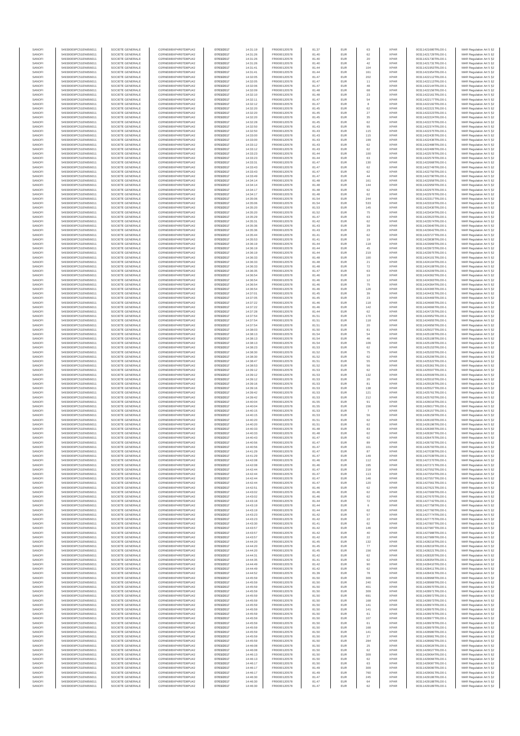| SANOFI | 549300E9PC51EN656011 | SOCIETE GENERALE | O2RNE8IBXP4R0TD8PU42 | 07/03/2017 | 14:31:19 | FR0000120578 | 81.37 | EUR | 63 | XPAR | 00311421680TRLO0-1 | MAR Regulation Art 5 §2 |
|---|---|---|---|---|---|---|---|---|---|---|---|---|
| SANOFI | 549300E9PC51EN656011 | SOCIETE GENERALE | O2RNE8IBXP4R0TD8PU42 | 07/03/2017 | 14:31:26 | FR0000120578 | 81.40 | EUR | 62 | XPAR | 00311421729TRLO0-1 | MAR Regulation Art 5 §2 |
| SANOFI | 549300E9PC51EN656011 | SOCIETE GENERALE | O2RNE8IBXP4R0TD8PU42 | 07/03/2017 | 14:31:26 | FR0000120578 | 81.40 | EUR | 20 | XPAR | 00311421730TRLO0-1 | MAR Regulation Art 5 §2 |
| SANOFI | 549300E9PC51EN656011 | SOCIETE GENERALE | O2RNE8IBXP4R0TD8PU42 | 07/03/2017 | 14:31:26 | FR0000120578 | 81.40 | EUR | 42 | XPAR | 00311421731TRLO0-1 | MAR Regulation Art 5 §2 |
| SANOFI | 549300E9PC51EN656011 | SOCIETE GENERALE | O2RNE8IBXP4R0TD8PU42 | 07/03/2017 | 14:31:41 | FR0000120578 | 81.44 | EUR | 104 | XPAR | 00311421953TRLO0-1 | MAR Regulation Art 5 §2 |
| SANOFI | 549300E9PC51EN656011 | SOCIETE GENERALE | O2RNE8IBXP4R0TD8PU42 | 07/03/2017 | 14:31:41 | FR0000120578 | 81.44 | EUR | 161 | XPAR | 00311421954TRLO0-1 | MAR Regulation Art 5 §2 |
| SANOFI | 549300E9PC51EN656011 | SOCIETE GENERALE | O2RNE8IBXP4R0TD8PU42 | 07/03/2017 | 14:32:05 | FR0000120578 | 81.47 | EUR | 202 | XPAR | 00311422112TRLO0-1 | MAR Regulation Art 5 §2 |
| SANOFI | 549300E9PC51EN656011 | SOCIETE GENERALE | O2RNE8IBXP4R0TD8PU42 | 07/03/2017 | 14:32:05 | FR0000120578 | 81.47 | EUR | 11 | XPAR | 00311422113TRLO0-1 | MAR Regulation Art 5 §2 |
| SANOFI | 549300E9PC51EN656011 | SOCIETE GENERALE | O2RNE8IBXP4R0TD8PU42 | 07/03/2017 | 14:32:06 | FR0000120578 | 81.47 | EUR | 48 | XPAR | 00311422144TRLO0-1 | MAR Regulation Art 5 §2 |
| SANOFI | 549300E9PC51EN656011 | SOCIETE GENERALE | O2RNE8IBXP4R0TD8PU42 | 07/03/2017 | 14:32:09 | FR0000120578 | 81.48 | EUR | 68 | XPAR | 00311422156TRLO0-1 | MAR Regulation Art 5 §2 |
| SANOFI | 549300E9PC51EN656011 | SOCIETE GENERALE | O2RNE8IBXP4R0TD8PU42 | 07/03/2017 | 14:32:10 | FR0000120578 | 81.48 | EUR | 23 | XPAR | 00311422161TRLO0-1 | MAR Regulation Art 5 §2 |
| SANOFI | 549300E9PC51EN656011 | SOCIETE GENERALE | O2RNE8IBXP4R0TD8PU42 | 07/03/2017 | 14:32:11 | FR0000120578 | 81.47 | EUR | 54 | XPAR | 00311422177TRLO0-1 | MAR Regulation Art 5 §2 |
| SANOFI | 549300E9PC51EN656011 | SOCIETE GENERALE | O2RNE8IBXP4R0TD8PU42 | 07/03/2017 | 14:32:12 | FR0000120578 | 81.47 | EUR | 8 | XPAR | 00311422192TRLO0-1 | MAR Regulation Art 5 §2 |
| SANOFI | 549300E9PC51EN656011 | SOCIETE GENERALE | O2RNE8IBXP4R0TD8PU42 | 07/03/2017 | 14:32:20 | FR0000120578 | 81.45 | EUR | 62 | XPAR | 00311422221TRLO0-1 | MAR Regulation Art 5 §2 |
| SANOFI | 549300E9PC51EN656011 | SOCIETE GENERALE | O2RNE8IBXP4R0TD8PU42 | 07/03/2017 | 14:32:20 | FR0000120578 | 81.45 | EUR | 27 | XPAR | 00311422223TRLO0-1 | MAR Regulation Art 5 §2 |
| SANOFI | 549300E9PC51EN656011 | SOCIETE GENERALE | O2RNE8IBXP4R0TD8PU42 | 07/03/2017 | 14:32:20 | FR0000120578 | 81.45 | EUR | 35 | XPAR | 00311422224TRLO0-1 | MAR Regulation Art 5 §2 |
| SANOFI | 549300E9PC51EN656011 | SOCIETE GENERALE | O2RNE8IBXP4R0TD8PU42 | 07/03/2017 | 14:32:28 | FR0000120578 | 81.45 | EUR | 62 | XPAR | 00311422270TRLO0-1 | MAR Regulation Art 5 §2 |
| SANOFI | 549300E9PC51EN656011 | SOCIETE GENERALE | O2RNE8IBXP4R0TD8PU42 | 07/03/2017 | 14:32:50 | FR0000120578 | 81.43 | EUR | 95 | XPAR | 00311422374TRLO0-1 | MAR Regulation Art 5 §2 |
| SANOFI | 549300E9PC51EN656011 | SOCIETE GENERALE | O2RNE8IBXP4R0TD8PU42 | 07/03/2017 | 14:32:50 | FR0000120578 | 81.43 | EUR | 115 | XPAR | 00311422375TRLO0-1 | MAR Regulation Art 5 §2 |
| SANOFI | 549300E9PC51EN656011 | SOCIETE GENERALE | O2RNE8IBXP4R0TD8PU42 | 07/03/2017 | 14:33:00 | FR0000120578 | 81.43 | EUR | 115 | XPAR | 00311422435TRLO0-1 | MAR Regulation Art 5 §2 |
| SANOFI | 549300E9PC51EN656011 | SOCIETE GENERALE | O2RNE8IBXP4R0TD8PU42 | 07/03/2017 | 14:33:00 | FR0000120578 | 81.43 | EUR | 199 | XPAR | 00311422436TRLO0-1 | MAR Regulation Art 5 §2 |
| SANOFI | 549300E9PC51EN656011 | SOCIETE GENERALE | O2RNE8IBXP4R0TD8PU42 | 07/03/2017 | 14:33:12 | FR0000120578 | 81.43 | EUR | 62 | XPAR | 00311422488TRLO0-1 | MAR Regulation Art 5 §2 |
| SANOFI | 549300E9PC51EN656011 | SOCIETE GENERALE | O2RNE8IBXP4R0TD8PU42 | 07/03/2017 | 14:33:12 | FR0000120578 | 81.43 | EUR | 62 | XPAR | 00311422489TRLO0-1 | MAR Regulation Art 5 §2 |
| SANOFI | 549300E9PC51EN656011 | SOCIETE GENERALE | O2RNE8IBXP4R0TD8PU42 | 07/03/2017 | 14:33:23 | FR0000120578 | 81.44 | EUR | 100 | XPAR | 00311422578TRLO0-1 | MAR Regulation Art 5 §2 |
| SANOFI | 549300E9PC51EN656011 | SOCIETE GENERALE | O2RNE8IBXP4R0TD8PU42 | 07/03/2017 | 14:33:23 | FR0000120578 | 81.44 | EUR | 63 | XPAR | 00311422579TRLO0-1 | MAR Regulation Art 5 §2 |
| SANOFI | 549300E9PC51EN656011 | SOCIETE GENERALE | O2RNE8IBXP4R0TD8PU42 | 07/03/2017 | 14:33:31 | FR0000120578 | 81.47 | EUR | 130 | XPAR | 00311422668TRLO0-1 | MAR Regulation Art 5 §2 |
| SANOFI | 549300E9PC51EN656011 | SOCIETE GENERALE | O2RNE8IBXP4R0TD8PU42 | 07/03/2017 | 14:33:43 | FR0000120578 | 81.47 | EUR | 62 | XPAR | 00311422749TRLO0-1 | MAR Regulation Art 5 §2 |
| SANOFI | 549300E9PC51EN656011 | SOCIETE GENERALE | O2RNE8IBXP4R0TD8PU42 | 07/03/2017 | 14:33:43 | FR0000120578 | 81.47 | EUR | 62 | XPAR | 00311422750TRLO0-1 | MAR Regulation Art 5 §2 |
| SANOFI | 549300E9PC51EN656011 | SOCIETE GENERALE | O2RNE8IBXP4R0TD8PU42 | 07/03/2017 | 14:33:49 | FR0000120578 | 81.47 | EUR | 44 | XPAR | 00311422790TRLO0-1 | MAR Regulation Art 5 §2 |
| SANOFI | 549300E9PC51EN656011 | SOCIETE GENERALE | O2RNE8IBXP4R0TD8PU42 | 07/03/2017 | 14:34:14 | FR0000120578 | 81.48 | EUR | 161 | XPAR | 00311422958TRLO0-1 | MAR Regulation Art 5 §2 |
| SANOFI | 549300E9PC51EN656011 | SOCIETE GENERALE | O2RNE8IBXP4R0TD8PU42 | 07/03/2017 | 14:34:14 | FR0000120578 | 81.48 | EUR | 144 | XPAR | 00311422959TRLO0-1 | MAR Regulation Art 5 §2 |
| SANOFI | 549300E9PC51EN656011 | SOCIETE GENERALE | O2RNE8IBXP4R0TD8PU42 | 07/03/2017 | 14:34:17 | FR0000120578 | 81.48 | EUR | 62 | XPAR | 00311422975TRLO0-1 | MAR Regulation Art 5 §2 |
| SANOFI | 549300E9PC51EN656011 | SOCIETE GENERALE | O2RNE8IBXP4R0TD8PU42 | 07/03/2017 | 14:34:17 | FR0000120578 | 81.48 | EUR | 62 | XPAR | 00311422976TRLO0-1 | MAR Regulation Art 5 §2 |
| SANOFI | 549300E9PC51EN656011 | SOCIETE GENERALE | O2RNE8IBXP4R0TD8PU42 | 07/03/2017 | 14:35:06 | FR0000120578 | 81.54 | EUR | 244 | XPAR | 00311423317TRLO0-1 | MAR Regulation Art 5 §2 |
| SANOFI | 549300E9PC51EN656011 | SOCIETE GENERALE | O2RNE8IBXP4R0TD8PU42 | 07/03/2017 | 14:35:06 | FR0000120578 | 81.54 | EUR | 533 | XPAR | 00311423319TRLO0-1 | MAR Regulation Art 5 §2 |
| SANOFI | 549300E9PC51EN656011 | SOCIETE GENERALE | O2RNE8IBXP4R0TD8PU42 | 07/03/2017 | 14:35:20 | FR0000120578 | 81.53 | EUR | 145 | XPAR | 00311423430TRLO0-1 | MAR Regulation Art 5 §2 |
| SANOFI | 549300E9PC51EN656011 | SOCIETE GENERALE | O2RNE8IBXP4R0TD8PU42 | 07/03/2017 | 14:35:20 | FR0000120578 | 81.52 | EUR | 75 | XPAR | 00311423434TRLO0-1 | MAR Regulation Art 5 §2 |
| SANOFI | 549300E9PC51EN656011 | SOCIETE GENERALE | O2RNE8IBXP4R0TD8PU42 | 07/03/2017 | 14:35:29 | FR0000120578 | 81.47 | EUR | 63 | XPAR | 00311423523TRLO0-1 | MAR Regulation Art 5 §2 |
| SANOFI | 549300E9PC51EN656011 | SOCIETE GENERALE | O2RNE8IBXP4R0TD8PU42 | 07/03/2017 | 14:35:31 | FR0000120578 | 81.42 | EUR | 62 | XPAR | 00311423574TRLO0-1 | MAR Regulation Art 5 §2 |
| SANOFI | 549300E9PC51EN656011 | SOCIETE GENERALE | O2RNE8IBXP4R0TD8PU42 | 07/03/2017 | 14:35:36 | FR0000120578 | 81.43 | EUR | 39 | XPAR | 00311423640TRLO0-1 | MAR Regulation Art 5 §2 |
| SANOFI | 549300E9PC51EN656011 | SOCIETE GENERALE | O2RNE8IBXP4R0TD8PU42 | 07/03/2017 | 14:35:36 | FR0000120578 | 81.43 | EUR | 23 | XPAR | 00311423642TRLO0-1 | MAR Regulation Art 5 §2 |
| SANOFI | 549300E9PC51EN656011 | SOCIETE GENERALE | O2RNE8IBXP4R0TD8PU42 | 07/03/2017 | 14:35:44 | FR0000120578 | 81.41 | EUR | 62 | XPAR | 00311423727TRLO0-1 | MAR Regulation Art 5 §2 |
| SANOFI | 549300E9PC51EN656011 | SOCIETE GENERALE | O2RNE8IBXP4R0TD8PU42 | 07/03/2017 | 14:35:53 | FR0000120578 | 81.41 | EUR | 19 | XPAR | 00311423838TRLO0-1 | MAR Regulation Art 5 §2 |
| SANOFI | 549300E9PC51EN656011 | SOCIETE GENERALE | O2RNE8IBXP4R0TD8PU42 | 07/03/2017 | 14:36:19 | FR0000120578 | 81.44 | EUR | 118 | XPAR | 00311423969TRLO0-1 | MAR Regulation Art 5 §2 |
| SANOFI | 549300E9PC51EN656011 | SOCIETE GENERALE | O2RNE8IBXP4R0TD8PU42 | 07/03/2017 | 14:36:19 | FR0000120578 | 81.44 | EUR | 45 | XPAR | 00311423973TRLO0-1 | MAR Regulation Art 5 §2 |
| SANOFI | 549300E9PC51EN656011 | SOCIETE GENERALE | O2RNE8IBXP4R0TD8PU42 | 07/03/2017 | 14:36:19 | FR0000120578 | 81.44 | EUR | 219 | XPAR | 00311423975TRLO0-1 | MAR Regulation Art 5 §2 |
| SANOFI | 549300E9PC51EN656011 | SOCIETE GENERALE | O2RNE8IBXP4R0TD8PU42 | 07/03/2017 | 14:36:33 | FR0000120578 | 81.48 | EUR | 100 | XPAR | 00311424101TRLO0-1 | MAR Regulation Art 5 §2 |
| SANOFI | 549300E9PC51EN656011 | SOCIETE GENERALE | O2RNE8IBXP4R0TD8PU42 | 07/03/2017 | 14:36:33 | FR0000120578 | 81.48 | EUR | 21 | XPAR | 00311424104TRLO0-1 | MAR Regulation Art 5 §2 |
| SANOFI | 549300E9PC51EN656011 | SOCIETE GENERALE | O2RNE8IBXP4R0TD8PU42 | 07/03/2017 | 14:36:33 | FR0000120578 | 81.48 | EUR | 72 | XPAR | 00311424108TRLO0-1 | MAR Regulation Art 5 §2 |
| SANOFI | 549300E9PC51EN656011 | SOCIETE GENERALE | O2RNE8IBXP4R0TD8PU42 | 07/03/2017 | 14:36:35 | FR0000120578 | 81.47 | EUR | 63 | XPAR | 00311424209TRLO0-1 | MAR Regulation Art 5 §2 |
| SANOFI | 549300E9PC51EN656011 | SOCIETE GENERALE | O2RNE8IBXP4R0TD8PU42 | 07/03/2017 | 14:36:54 | FR0000120578 | 81.46 | EUR | 19 | XPAR | 00311424362TRLO0-1 | MAR Regulation Art 5 §2 |
| SANOFI | 549300E9PC51EN656011 | SOCIETE GENERALE | O2RNE8IBXP4R0TD8PU42 | 07/03/2017 | 14:36:54 | FR0000120578 | 81.46 | EUR | 12 | XPAR | 00311424363TRLO0-1 | MAR Regulation Art 5 §2 |
| SANOFI | 549300E9PC51EN656011 | SOCIETE GENERALE | O2RNE8IBXP4R0TD8PU42 | 07/03/2017 | 14:36:54 | FR0000120578 | 81.46 | EUR | 75 | XPAR | 00311424364TRLO0-1 | MAR Regulation Art 5 §2 |
| SANOFI | 549300E9PC51EN656011 | SOCIETE GENERALE | O2RNE8IBXP4R0TD8PU42 | 07/03/2017 | 14:36:54 | FR0000120578 | 81.46 | EUR | 126 | XPAR | 00311424365TRLO0-1 | MAR Regulation Art 5 §2 |
| SANOFI | 549300E9PC51EN656011 | SOCIETE GENERALE | O2RNE8IBXP4R0TD8PU42 | 07/03/2017 | 14:37:01 | FR0000120578 | 81.45 | EUR | 39 | XPAR | 00311424431TRLO0-1 | MAR Regulation Art 5 §2 |
| SANOFI | 549300E9PC51EN656011 | SOCIETE GENERALE | O2RNE8IBXP4R0TD8PU42 | 07/03/2017 | 14:37:05 | FR0000120578 | 81.45 | EUR | 23 | XPAR | 00311424469TRLO0-1 | MAR Regulation Art 5 §2 |
| SANOFI | 549300E9PC51EN656011 | SOCIETE GENERALE | O2RNE8IBXP4R0TD8PU42 | 07/03/2017 | 14:37:22 | FR0000120578 | 81.46 | EUR | 118 | XPAR | 00311424665TRLO0-1 | MAR Regulation Art 5 §2 |
| SANOFI | 549300E9PC51EN656011 | SOCIETE GENERALE | O2RNE8IBXP4R0TD8PU42 | 07/03/2017 | 14:37:22 | FR0000120578 | 81.46 | EUR | 142 | XPAR | 00311424666TRLO0-1 | MAR Regulation Art 5 §2 |
| SANOFI | 549300E9PC51EN656011 | SOCIETE GENERALE | O2RNE8IBXP4R0TD8PU42 | 07/03/2017 | 14:37:28 | FR0000120578 | 81.44 | EUR | 62 | XPAR | 00311424725TRLO0-1 | MAR Regulation Art 5 §2 |
| SANOFI | 549300E9PC51EN656011 | SOCIETE GENERALE | O2RNE8IBXP4R0TD8PU42 | 07/03/2017 | 14:37:54 | FR0000120578 | 81.51 | EUR | 170 | XPAR | 00311424952TRLO0-1 | MAR Regulation Art 5 §2 |
| SANOFI | 549300E9PC51EN656011 | SOCIETE GENERALE | O2RNE8IBXP4R0TD8PU42 | 07/03/2017 | 14:37:54 | FR0000120578 | 81.51 | EUR | 118 | XPAR | 00311424955TRLO0-1 | MAR Regulation Art 5 §2 |
| SANOFI | 549300E9PC51EN656011 | SOCIETE GENERALE | O2RNE8IBXP4R0TD8PU42 | 07/03/2017 | 14:37:54 | FR0000120578 | 81.51 | EUR | 20 | XPAR | 00311424956TRLO0-1 | MAR Regulation Art 5 §2 |
| SANOFI | 549300E9PC51EN656011 | SOCIETE GENERALE | O2RNE8IBXP4R0TD8PU42 | 07/03/2017 | 14:38:03 | FR0000120578 | 81.50 | EUR | 81 | XPAR | 00311425027TRLO0-1 | MAR Regulation Art 5 §2 |
| SANOFI | 549300E9PC51EN656011 | SOCIETE GENERALE | O2RNE8IBXP4R0TD8PU42 | 07/03/2017 | 14:38:13 | FR0000120578 | 81.54 | EUR | 54 | XPAR | 00311425106TRLO0-1 | MAR Regulation Art 5 §2 |
| SANOFI | 549300E9PC51EN656011 | SOCIETE GENERALE | O2RNE8IBXP4R0TD8PU42 | 07/03/2017 | 14:38:13 | FR0000120578 | 81.54 | EUR | 46 | XPAR | 00311425108TRLO0-1 | MAR Regulation Art 5 §2 |
| SANOFI | 549300E9PC51EN656011 | SOCIETE GENERALE | O2RNE8IBXP4R0TD8PU42 | 07/03/2017 | 14:38:13 | FR0000120578 | 81.54 | EUR | 106 | XPAR | 00311425109TRLO0-1 | MAR Regulation Art 5 §2 |
| SANOFI | 549300E9PC51EN656011 | SOCIETE GENERALE | O2RNE8IBXP4R0TD8PU42 | 07/03/2017 | 14:38:23 | FR0000120578 | 81.53 | EUR | 62 | XPAR | 00311425153TRLO0-1 | MAR Regulation Art 5 §2 |
| SANOFI | 549300E9PC51EN656011 | SOCIETE GENERALE | O2RNE8IBXP4R0TD8PU42 | 07/03/2017 | 14:38:30 | FR0000120578 | 81.52 | EUR | 75 | XPAR | 00311425203TRLO0-1 | MAR Regulation Art 5 §2 |
| SANOFI | 549300E9PC51EN656011 | SOCIETE GENERALE | O2RNE8IBXP4R0TD8PU42 | 07/03/2017 | 14:38:30 | FR0000120578 | 81.52 | EUR | 62 | XPAR | 00311425206TRLO0-1 | MAR Regulation Art 5 §2 |
| SANOFI | 549300E9PC51EN656011 | SOCIETE GENERALE | O2RNE8IBXP4R0TD8PU42 | 07/03/2017 | 14:38:47 | FR0000120578 | 81.51 | EUR | 55 | XPAR | 00311425322TRLO0-1 | MAR Regulation Art 5 §2 |
| SANOFI | 549300E9PC51EN656011 | SOCIETE GENERALE | O2RNE8IBXP4R0TD8PU42 | 07/03/2017 | 14:38:53 | FR0000120578 | 81.52 | EUR | 56 | XPAR | 00311425361TRLO0-1 | MAR Regulation Art 5 §2 |
| SANOFI | 549300E9PC51EN656011 | SOCIETE GENERALE | O2RNE8IBXP4R0TD8PU42 | 07/03/2017 | 14:39:12 | FR0000120578 | 81.53 | EUR | 62 | XPAR | 00311425507TRLO0-1 | MAR Regulation Art 5 §2 |
| SANOFI | 549300E9PC51EN656011 | SOCIETE GENERALE | O2RNE8IBXP4R0TD8PU42 | 07/03/2017 | 14:39:12 | FR0000120578 | 81.53 | EUR | 132 | XPAR | 00311425509TRLO0-1 | MAR Regulation Art 5 §2 |
| SANOFI | 549300E9PC51EN656011 | SOCIETE GENERALE | O2RNE8IBXP4R0TD8PU42 | 07/03/2017 | 14:39:12 | FR0000120578 | 81.53 | EUR | 20 | XPAR | 00311425510TRLO0-1 | MAR Regulation Art 5 §2 |
| SANOFI | 549300E9PC51EN656011 | SOCIETE GENERALE | O2RNE8IBXP4R0TD8PU42 | 07/03/2017 | 14:39:16 | FR0000120578 | 81.53 | EUR | 81 | XPAR | 00311425526TRLO0-1 | MAR Regulation Art 5 §2 |
| SANOFI | 549300E9PC51EN656011 | SOCIETE GENERALE | O2RNE8IBXP4R0TD8PU42 | 07/03/2017 | 14:39:16 | FR0000120578 | 81.53 | EUR | 138 | XPAR | 00311425527TRLO0-1 | MAR Regulation Art 5 §2 |
| SANOFI | 549300E9PC51EN656011 | SOCIETE GENERALE | O2RNE8IBXP4R0TD8PU42 | 07/03/2017 | 14:39:42 | FR0000120578 | 81.53 | EUR | 121 | XPAR | 00311425761TRLO0-1 | MAR Regulation Art 5 §2 |
| SANOFI | 549300E9PC51EN656011 | SOCIETE GENERALE | O2RNE8IBXP4R0TD8PU42 | 07/03/2017 | 14:39:42 | FR0000120578 | 81.53 | EUR | 212 | XPAR | 00311425763TRLO0-1 | MAR Regulation Art 5 §2 |
| SANOFI | 549300E9PC51EN656011 | SOCIETE GENERALE | O2RNE8IBXP4R0TD8PU42 | 07/03/2017 | 14:40:04 | FR0000120578 | 81.55 | EUR | 91 | XPAR | 00311426016TRLO0-1 | MAR Regulation Art 5 §2 |
| SANOFI | 549300E9PC51EN656011 | SOCIETE GENERALE | O2RNE8IBXP4R0TD8PU42 | 07/03/2017 | 14:40:04 | FR0000120578 | 81.55 | EUR | 156 | XPAR | 00311426017TRLO0-1 | MAR Regulation Art 5 §2 |
| SANOFI | 549300E9PC51EN656011 | SOCIETE GENERALE | O2RNE8IBXP4R0TD8PU42 | 07/03/2017 | 14:40:15 | FR0000120578 | 81.53 | EUR | 7 | XPAR | 00311426157TRLO0-1 | MAR Regulation Art 5 §2 |
| SANOFI | 549300E9PC51EN656011 | SOCIETE GENERALE | O2RNE8IBXP4R0TD8PU42 | 07/03/2017 | 14:40:15 | FR0000120578 | 81.53 | EUR | 56 | XPAR | 00311426159TRLO0-1 | MAR Regulation Art 5 §2 |
| SANOFI | 549300E9PC51EN656011 | SOCIETE GENERALE | O2RNE8IBXP4R0TD8PU42 | 07/03/2017 | 14:40:20 | FR0000120578 | 81.51 | EUR | 62 | XPAR | 00311426193TRLO0-1 | MAR Regulation Art 5 §2 |
| SANOFI | 549300E9PC51EN656011 | SOCIETE GENERALE | O2RNE8IBXP4R0TD8PU42 | 07/03/2017 | 14:40:20 | FR0000120578 | 81.51 | EUR | 62 | XPAR | 00311426196TRLO0-1 | MAR Regulation Art 5 §2 |
| SANOFI | 549300E9PC51EN656011 | SOCIETE GENERALE | O2RNE8IBXP4R0TD8PU42 | 07/03/2017 | 14:40:33 | FR0000120578 | 81.48 | EUR | 83 | XPAR | 00311426365TRLO0-1 | MAR Regulation Art 5 §2 |
| SANOFI | 549300E9PC51EN656011 | SOCIETE GENERALE | O2RNE8IBXP4R0TD8PU42 | 07/03/2017 | 14:40:33 | FR0000120578 | 81.48 | EUR | 62 | XPAR | 00311426367TRLO0-1 | MAR Regulation Art 5 §2 |
| SANOFI | 549300E9PC51EN656011 | SOCIETE GENERALE | O2RNE8IBXP4R0TD8PU42 | 07/03/2017 | 14:40:43 | FR0000120578 | 81.47 | EUR | 62 | XPAR | 00311426475TRLO0-1 | MAR Regulation Art 5 §2 |
| SANOFI | 549300E9PC51EN656011 | SOCIETE GENERALE | O2RNE8IBXP4R0TD8PU42 | 07/03/2017 | 14:40:56 | FR0000120578 | 81.47 | EUR | 89 | XPAR | 00311426792TRLO0-1 | MAR Regulation Art 5 §2 |
| SANOFI | 549300E9PC51EN656011 | SOCIETE GENERALE | O2RNE8IBXP4R0TD8PU42 | 07/03/2017 | 14:40:56 | FR0000120578 | 81.47 | EUR | 101 | XPAR | 00311426793TRLO0-1 | MAR Regulation Art 5 §2 |
| SANOFI | 549300E9PC51EN656011 | SOCIETE GENERALE | O2RNE8IBXP4R0TD8PU42 | 07/03/2017 | 14:41:29 | FR0000120578 | 81.47 | EUR | 87 | XPAR | 00311427038TRLO0-1 | MAR Regulation Art 5 §2 |
| SANOFI | 549300E9PC51EN656011 | SOCIETE GENERALE | O2RNE8IBXP4R0TD8PU42 | 07/03/2017 | 14:41:29 | FR0000120578 | 81.47 | EUR | 149 | XPAR | 00311427039TRLO0-1 | MAR Regulation Art 5 §2 |
| SANOFI | 549300E9PC51EN656011 | SOCIETE GENERALE | O2RNE8IBXP4R0TD8PU42 | 07/03/2017 | 14:42:08 | FR0000120578 | 81.46 | EUR | 112 | XPAR | 00311427270TRLO0-1 | MAR Regulation Art 5 §2 |
| SANOFI | 549300E9PC51EN656011 | SOCIETE GENERALE | O2RNE8IBXP4R0TD8PU42 | 07/03/2017 | 14:42:08 | FR0000120578 | 81.46 | EUR | 195 | XPAR | 00311427271TRLO0-1 | MAR Regulation Art 5 §2 |
| SANOFI | 549300E9PC51EN656011 | SOCIETE GENERALE | O2RNE8IBXP4R0TD8PU42 | 07/03/2017 | 14:42:44 | FR0000120578 | 81.47 | EUR | 218 | XPAR | 00311427552TRLO0-1 | MAR Regulation Art 5 §2 |
| SANOFI | 549300E9PC51EN656011 | SOCIETE GENERALE | O2RNE8IBXP4R0TD8PU42 | 07/03/2017 | 14:42:44 | FR0000120578 | 81.47 | EUR | 113 | XPAR | 00311427554TRLO0-1 | MAR Regulation Art 5 §2 |
| SANOFI | 549300E9PC51EN656011 | SOCIETE GENERALE | O2RNE8IBXP4R0TD8PU42 | 07/03/2017 | 14:42:44 | FR0000120578 | 81.47 | EUR | 146 | XPAR | 00311427557TRLO0-1 | MAR Regulation Art 5 §2 |
| SANOFI | 549300E9PC51EN656011 | SOCIETE GENERALE | O2RNE8IBXP4R0TD8PU42 | 07/03/2017 | 14:42:44 | FR0000120578 | 81.47 | EUR | 120 | XPAR | 00311427561TRLO0-1 | MAR Regulation Art 5 §2 |
| SANOFI | 549300E9PC51EN656011 | SOCIETE GENERALE | O2RNE8IBXP4R0TD8PU42 | 07/03/2017 | 14:42:51 | FR0000120578 | 81.46 | EUR | 62 | XPAR | 00311427621TRLO0-1 | MAR Regulation Art 5 §2 |
| SANOFI | 549300E9PC51EN656011 | SOCIETE GENERALE | O2RNE8IBXP4R0TD8PU42 | 07/03/2017 | 14:43:02 | FR0000120578 | 81.46 | EUR | 62 | XPAR | 00311427669TRLO0-1 | MAR Regulation Art 5 §2 |
| SANOFI | 549300E9PC51EN656011 | SOCIETE GENERALE | O2RNE8IBXP4R0TD8PU42 | 07/03/2017 | 14:43:02 | FR0000120578 | 81.46 | EUR | 62 | XPAR | 00311427670TRLO0-1 | MAR Regulation Art 5 §2 |
| SANOFI | 549300E9PC51EN656011 | SOCIETE GENERALE | O2RNE8IBXP4R0TD8PU42 | 07/03/2017 | 14:43:18 | FR0000120578 | 81.44 | EUR | 72 | XPAR | 00311427742TRLO0-1 | MAR Regulation Art 5 §2 |
| SANOFI | 549300E9PC51EN656011 | SOCIETE GENERALE | O2RNE8IBXP4R0TD8PU42 | 07/03/2017 | 14:43:19 | FR0000120578 | 81.44 | EUR | 6 | XPAR | 00311427758TRLO0-1 | MAR Regulation Art 5 §2 |
| SANOFI | 549300E9PC51EN656011 | SOCIETE GENERALE | O2RNE8IBXP4R0TD8PU42 | 07/03/2017 | 14:43:19 | FR0000120578 | 81.44 | EUR | 62 | XPAR | 00311427760TRLO0-1 | MAR Regulation Art 5 §2 |
| SANOFI | 549300E9PC51EN656011 | SOCIETE GENERALE | O2RNE8IBXP4R0TD8PU42 | 07/03/2017 | 14:43:23 | FR0000120578 | 81.42 | EUR | 57 | XPAR | 00311427774TRLO0-1 | MAR Regulation Art 5 §2 |
| SANOFI | 549300E9PC51EN656011 | SOCIETE GENERALE | O2RNE8IBXP4R0TD8PU42 | 07/03/2017 | 14:43:23 | FR0000120578 | 81.42 | EUR | 22 | XPAR | 00311427775TRLO0-1 | MAR Regulation Art 5 §2 |
| SANOFI | 549300E9PC51EN656011 | SOCIETE GENERALE | O2RNE8IBXP4R0TD8PU42 | 07/03/2017 | 14:43:30 | FR0000120578 | 81.41 | EUR | 62 | XPAR | 00311427807TRLO0-1 | MAR Regulation Art 5 §2 |
| SANOFI | 549300E9PC51EN656011 | SOCIETE GENERALE | O2RNE8IBXP4R0TD8PU42 | 07/03/2017 | 14:43:57 | FR0000120578 | 81.42 | EUR | 146 | XPAR | 00311427987TRLO0-1 | MAR Regulation Art 5 §2 |
| SANOFI | 549300E9PC51EN656011 | SOCIETE GENERALE | O2RNE8IBXP4R0TD8PU42 | 07/03/2017 | 14:43:57 | FR0000120578 | 81.42 | EUR | 40 | XPAR | 00311427988TRLO0-1 | MAR Regulation Art 5 §2 |
| SANOFI | 549300E9PC51EN656011 | SOCIETE GENERALE | O2RNE8IBXP4R0TD8PU42 | 07/03/2017 | 14:43:57 | FR0000120578 | 81.42 | EUR | 22 | XPAR | 00311427989TRLO0-1 | MAR Regulation Art 5 §2 |
| SANOFI | 549300E9PC51EN656011 | SOCIETE GENERALE | O2RNE8IBXP4R0TD8PU42 | 07/03/2017 | 14:44:20 | FR0000120578 | 81.45 | EUR | 132 | XPAR | 00311428218TRLO0-1 | MAR Regulation Art 5 §2 |
| SANOFI | 549300E9PC51EN656011 | SOCIETE GENERALE | O2RNE8IBXP4R0TD8PU42 | 07/03/2017 | 14:44:20 | FR0000120578 | 81.45 | EUR | 77 | XPAR | 00311428219TRLO0-1 | MAR Regulation Art 5 §2 |
| SANOFI | 549300E9PC51EN656011 | SOCIETE GENERALE | O2RNE8IBXP4R0TD8PU42 | 07/03/2017 | 14:44:20 | FR0000120578 | 81.45 | EUR | 156 | XPAR | 00311428221TRLO0-1 | MAR Regulation Art 5 §2 |
| SANOFI | 549300E9PC51EN656011 | SOCIETE GENERALE | O2RNE8IBXP4R0TD8PU42 | 07/03/2017 | 14:44:31 | FR0000120578 | 81.42 | EUR | 62 | XPAR | 00311428320TRLO0-1 | MAR Regulation Art 5 §2 |
| SANOFI | 549300E9PC51EN656011 | SOCIETE GENERALE | O2RNE8IBXP4R0TD8PU42 | 07/03/2017 | 14:44:35 | FR0000120578 | 81.41 | EUR | 62 | XPAR | 00311428354TRLO0-1 | MAR Regulation Art 5 §2 |
| SANOFI | 549300E9PC51EN656011 | SOCIETE GENERALE | O2RNE8IBXP4R0TD8PU42 | 07/03/2017 | 14:44:49 | FR0000120578 | 81.42 | EUR | 90 | XPAR | 00311428410TRLO0-1 | MAR Regulation Art 5 §2 |
| SANOFI | 549300E9PC51EN656011 | SOCIETE GENERALE | O2RNE8IBXP4R0TD8PU42 | 07/03/2017 | 14:44:49 | FR0000120578 | 81.42 | EUR | 62 | XPAR | 00311428411TRLO0-1 | MAR Regulation Art 5 §2 |
| SANOFI | 549300E9PC51EN656011 | SOCIETE GENERALE | O2RNE8IBXP4R0TD8PU42 | 07/03/2017 | 14:44:52 | FR0000120578 | 81.39 | EUR | 78 | XPAR | 00311428431TRLO0-1 | MAR Regulation Art 5 §2 |
| SANOFI | 549300E9PC51EN656011 | SOCIETE GENERALE | O2RNE8IBXP4R0TD8PU42 | 07/03/2017 | 14:45:59 | FR0000120578 | 81.50 | EUR | 309 | XPAR | 00311428968TRLO0-1 | MAR Regulation Art 5 §2 |
| SANOFI | 549300E9PC51EN656011 | SOCIETE GENERALE | O2RNE8IBXP4R0TD8PU42 | 07/03/2017 | 14:45:59 | FR0000120578 | 81.50 | EUR | 240 | XPAR | 00311428969TRLO0-1 | MAR Regulation Art 5 §2 |
| SANOFI | 549300E9PC51EN656011 | SOCIETE GENERALE | O2RNE8IBXP4R0TD8PU42 | 07/03/2017 | 14:45:59 | FR0000120578 | 81.50 | EUR | 401 | XPAR | 00311428970TRLO0-1 | MAR Regulation Art 5 §2 |
| SANOFI | 549300E9PC51EN656011 | SOCIETE GENERALE | O2RNE8IBXP4R0TD8PU42 | 07/03/2017 | 14:45:59 | FR0000120578 | 81.50 | EUR | 309 | XPAR | 00311428971TRLO0-1 | MAR Regulation Art 5 §2 |
| SANOFI | 549300E9PC51EN656011 | SOCIETE GENERALE | O2RNE8IBXP4R0TD8PU42 | 07/03/2017 | 14:45:59 | FR0000120578 | 81.50 | EUR | 691 | XPAR | 00311428972TRLO0-1 | MAR Regulation Art 5 §2 |
| SANOFI | 549300E9PC51EN656011 | SOCIETE GENERALE | O2RNE8IBXP4R0TD8PU42 | 07/03/2017 | 14:45:59 | FR0000120578 | 81.50 | EUR | 168 | XPAR | 00311428973TRLO0-1 | MAR Regulation Art 5 §2 |
| SANOFI | 549300E9PC51EN656011 | SOCIETE GENERALE | O2RNE8IBXP4R0TD8PU42 | 07/03/2017 | 14:45:59 | FR0000120578 | 81.50 | EUR | 141 | XPAR | 00311428974TRLO0-1 | MAR Regulation Art 5 §2 |
| SANOFI | 549300E9PC51EN656011 | SOCIETE GENERALE | O2RNE8IBXP4R0TD8PU42 | 07/03/2017 | 14:45:59 | FR0000120578 | 81.50 | EUR | 141 | XPAR | 00311428975TRLO0-1 | MAR Regulation Art 5 §2 |
| SANOFI | 549300E9PC51EN656011 | SOCIETE GENERALE | O2RNE8IBXP4R0TD8PU42 | 07/03/2017 | 14:45:59 | FR0000120578 | 81.50 | EUR | 61 | XPAR | 00311428976TRLO0-1 | MAR Regulation Art 5 §2 |
| SANOFI | 549300E9PC51EN656011 | SOCIETE GENERALE | O2RNE8IBXP4R0TD8PU42 | 07/03/2017 | 14:45:59 | FR0000120578 | 81.50 | EUR | 107 | XPAR | 00311428977TRLO0-1 | MAR Regulation Art 5 §2 |
| SANOFI | 549300E9PC51EN656011 | SOCIETE GENERALE | O2RNE8IBXP4R0TD8PU42 | 07/03/2017 | 14:45:59 | FR0000120578 | 81.50 | EUR | 61 | XPAR | 00311428978TRLO0-1 | MAR Regulation Art 5 §2 |
| SANOFI | 549300E9PC51EN656011 | SOCIETE GENERALE | O2RNE8IBXP4R0TD8PU42 | 07/03/2017 | 14:45:59 | FR0000120578 | 81.50 | EUR | 168 | XPAR | 00311428979TRLO0-1 | MAR Regulation Art 5 §2 |
| SANOFI | 549300E9PC51EN656011 | SOCIETE GENERALE | O2RNE8IBXP4R0TD8PU42 | 07/03/2017 | 14:45:59 | FR0000120578 | 81.50 | EUR | 141 | XPAR | 00311428980TRLO0-1 | MAR Regulation Art 5 §2 |
| SANOFI | 549300E9PC51EN656011 | SOCIETE GENERALE | O2RNE8IBXP4R0TD8PU42 | 07/03/2017 | 14:45:59 | FR0000120578 | 81.50 | EUR | 27 | XPAR | 00311428981TRLO0-1 | MAR Regulation Art 5 §2 |
| SANOFI | 549300E9PC51EN656011 | SOCIETE GENERALE | O2RNE8IBXP4R0TD8PU42 | 07/03/2017 | 14:45:59 | FR0000120578 | 81.50 | EUR | 284 | XPAR | 00311428982TRLO0-1 | MAR Regulation Art 5 §2 |
| SANOFI | 549300E9PC51EN656011 | SOCIETE GENERALE | O2RNE8IBXP4R0TD8PU42 | 07/03/2017 | 14:46:08 | FR0000120578 | 81.50 | EUR | 25 | XPAR | 00311429026TRLO0-1 | MAR Regulation Art 5 §2 |
| SANOFI | 549300E9PC51EN656011 | SOCIETE GENERALE | O2RNE8IBXP4R0TD8PU42 | 07/03/2017 | 14:46:08 | FR0000120578 | 81.50 | EUR | 62 | XPAR | 00311429027TRLO0-1 | MAR Regulation Art 5 §2 |
| SANOFI | 549300E9PC51EN656011 | SOCIETE GENERALE | O2RNE8IBXP4R0TD8PU42 | 07/03/2017 | 14:46:13 | FR0000120578 | 81.50 | EUR | 309 | XPAR | 00311429064TRLO0-1 | MAR Regulation Art 5 §2 |
| SANOFI | 549300E9PC51EN656011 | SOCIETE GENERALE | O2RNE8IBXP4R0TD8PU42 | 07/03/2017 | 14:46:13 | FR0000120578 | 81.50 | EUR | 62 | XPAR | 00311429066TRLO0-1 | MAR Regulation Art 5 §2 |
| SANOFI | 549300E9PC51EN656011 | SOCIETE GENERALE | O2RNE8IBXP4R0TD8PU42 | 07/03/2017 | 14:46:17 | FR0000120578 | 81.50 | EUR | 63 | XPAR | 00311429087TRLO0-1 | MAR Regulation Art 5 §2 |
| SANOFI | 549300E9PC51EN656011 | SOCIETE GENERALE | O2RNE8IBXP4R0TD8PU42 | 07/03/2017 | 14:46:17 | FR0000120578 | 81.49 | EUR | 309 | XPAR | 00311429090TRLO0-1 | MAR Regulation Art 5 §2 |
| SANOFI | 549300E9PC51EN656011 | SOCIETE GENERALE | O2RNE8IBXP4R0TD8PU42 | 07/03/2017 | 14:46:17 | FR0000120578 | 81.49 | EUR | 760 | XPAR | 00311429091TRLO0-1 | MAR Regulation Art 5 §2 |
| SANOFI | 549300E9PC51EN656011 | SOCIETE GENERALE | O2RNE8IBXP4R0TD8PU42 | 07/03/2017 | 14:46:30 | FR0000120578 | 81.47 | EUR | 245 | XPAR | 00311429186TRLO0-1 | MAR Regulation Art 5 §2 |
| SANOFI | 549300E9PC51EN656011 | SOCIETE GENERALE | O2RNE8IBXP4R0TD8PU42 | 07/03/2017 | 14:46:30 | FR0000120578 | 81.47 | EUR | 64 | XPAR | 00311429188TRLO0-1 | MAR Regulation Art 5 §2 |
| SANOFI | 549300E9PC51EN656011 | SOCIETE GENERALE | O2RNE8IBXP4R0TD8PU42 | 07/03/2017 | 14:46:30 | FR0000120578 | 81.47 | EUR | 62 | XPAR | 00311429189TRLO0-1 | MAR Regulation Art 5 §2 |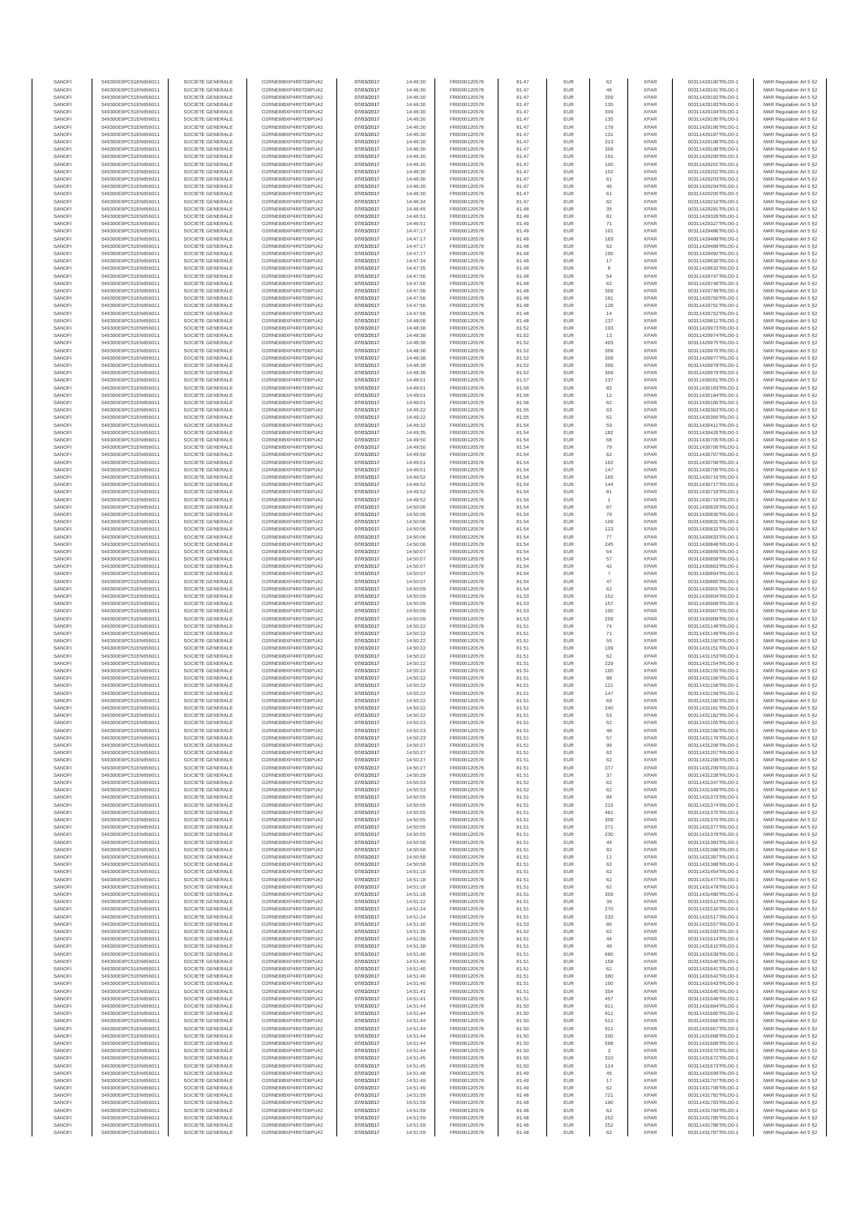| SANOFI | 549300E9PC51EN656011 | SOCIETE GENERALE | O2RNE8IBXP4R0TD8PU42 | 07/03/2017 | 14:46:30 | FR0000120578 | 81.47 | EUR | 62 | XPAR | 00311429190TRLO0-1 | MAR Regulation Art 5 §2 |
|---|---|---|---|---|---|---|---|---|---|---|---|---|
| SANOFI | 549300E9PC51EN656011 | SOCIETE GENERALE | O2RNE8IBXP4R0TD8PU42 | 07/03/2017 | 14:46:30 | FR0000120578 | 81.47 | EUR | 46 | XPAR | 00311429191TRLO0-1 | MAR Regulation Art 5 §2 |
| SANOFI | 549300E9PC51EN656011 | SOCIETE GENERALE | O2RNE8IBXP4R0TD8PU42 | 07/03/2017 | 14:46:30 | FR0000120578 | 81.47 | EUR | 309 | XPAR | 00311429192TRLO0-1 | MAR Regulation Art 5 §2 |
| SANOFI | 549300E9PC51EN656011 | SOCIETE GENERALE | O2RNE8IBXP4R0TD8PU42 | 07/03/2017 | 14:46:30 | FR0000120578 | 81.47 | EUR | 135 | XPAR | 00311429193TRLO0-1 | MAR Regulation Art 5 §2 |
| SANOFI | 549300E9PC51EN656011 | SOCIETE GENERALE | O2RNE8IBXP4R0TD8PU42 | 07/03/2017 | 14:46:30 | FR0000120578 | 81.47 | EUR | 309 | XPAR | 00311429194TRLO0-1 | MAR Regulation Art 5 §2 |
| SANOFI | 549300E9PC51EN656011 | SOCIETE GENERALE | O2RNE8IBXP4R0TD8PU42 | 07/03/2017 | 14:46:30 | FR0000120578 | 81.47 | EUR | 135 | XPAR | 00311429195TRLO0-1 | MAR Regulation Art 5 §2 |
| SANOFI | 549300E9PC51EN656011 | SOCIETE GENERALE | O2RNE8IBXP4R0TD8PU42 | 07/03/2017 | 14:46:30 | FR0000120578 | 81.47 | EUR | 178 | XPAR | 00311429196TRLO0-1 | MAR Regulation Art 5 §2 |
| SANOFI | 549300E9PC51EN656011 | SOCIETE GENERALE | O2RNE8IBXP4R0TD8PU42 | 07/03/2017 | 14:46:30 | FR0000120578 | 81.47 | EUR | 131 | XPAR | 00311429197TRLO0-1 | MAR Regulation Art 5 §2 |
| SANOFI | 549300E9PC51EN656011 | SOCIETE GENERALE | O2RNE8IBXP4R0TD8PU42 | 07/03/2017 | 14:46:30 | FR0000120578 | 81.47 | EUR | 313 | XPAR | 00311429198TRLO0-1 | MAR Regulation Art 5 §2 |
| SANOFI | 549300E9PC51EN656011 | SOCIETE GENERALE | O2RNE8IBXP4R0TD8PU42 | 07/03/2017 | 14:46:30 | FR0000120578 | 81.47 | EUR | 309 | XPAR | 00311429199TRLO0-1 | MAR Regulation Art 5 §2 |
| SANOFI | 549300E9PC51EN656011 | SOCIETE GENERALE | O2RNE8IBXP4R0TD8PU42 | 07/03/2017 | 14:46:30 | FR0000120578 | 81.47 | EUR | 191 | XPAR | 00311429200TRLO0-1 | MAR Regulation Art 5 §2 |
| SANOFI | 549300E9PC51EN656011 | SOCIETE GENERALE | O2RNE8IBXP4R0TD8PU42 | 07/03/2017 | 14:46:30 | FR0000120578 | 81.47 | EUR | 100 | XPAR | 00311429201TRLO0-1 | MAR Regulation Art 5 §2 |
| SANOFI | 549300E9PC51EN656011 | SOCIETE GENERALE | O2RNE8IBXP4R0TD8PU42 | 07/03/2017 | 14:46:30 | FR0000120578 | 81.47 | EUR | 102 | XPAR | 00311429202TRLO0-1 | MAR Regulation Art 5 §2 |
| SANOFI | 549300E9PC51EN656011 | SOCIETE GENERALE | O2RNE8IBXP4R0TD8PU42 | 07/03/2017 | 14:46:30 | FR0000120578 | 81.47 | EUR | 61 | XPAR | 00311429203TRLO0-1 | MAR Regulation Art 5 §2 |
| SANOFI | 549300E9PC51EN656011 | SOCIETE GENERALE | O2RNE8IBXP4R0TD8PU42 | 07/03/2017 | 14:46:30 | FR0000120578 | 81.47 | EUR | 46 | XPAR | 00311429204TRLO0-1 | MAR Regulation Art 5 §2 |
| SANOFI | 549300E9PC51EN656011 | SOCIETE GENERALE | O2RNE8IBXP4R0TD8PU42 | 07/03/2017 | 14:46:30 | FR0000120578 | 81.47 | EUR | 61 | XPAR | 00311429205TRLO0-1 | MAR Regulation Art 5 §2 |
| SANOFI | 549300E9PC51EN656011 | SOCIETE GENERALE | O2RNE8IBXP4R0TD8PU42 | 07/03/2017 | 14:46:34 | FR0000120578 | 81.47 | EUR | 62 | XPAR | 00311429216TRLO0-1 | MAR Regulation Art 5 §2 |
| SANOFI | 549300E9PC51EN656011 | SOCIETE GENERALE | O2RNE8IBXP4R0TD8PU42 | 07/03/2017 | 14:46:45 | FR0000120578 | 81.48 | EUR | 35 | XPAR | 00311429281TRLO0-1 | MAR Regulation Art 5 §2 |
| SANOFI | 549300E9PC51EN656011 | SOCIETE GENERALE | O2RNE8IBXP4R0TD8PU42 | 07/03/2017 | 14:46:51 | FR0000120578 | 81.49 | EUR | 81 | XPAR | 00311429326TRLO0-1 | MAR Regulation Art 5 §2 |
| SANOFI | 549300E9PC51EN656011 | SOCIETE GENERALE | O2RNE8IBXP4R0TD8PU42 | 07/03/2017 | 14:46:51 | FR0000120578 | 81.49 | EUR | 71 | XPAR | 00311429327TRLO0-1 | MAR Regulation Art 5 §2 |
| SANOFI | 549300E9PC51EN656011 | SOCIETE GENERALE | O2RNE8IBXP4R0TD8PU42 | 07/03/2017 | 14:47:17 | FR0000120578 | 81.49 | EUR | 101 | XPAR | 00311429486TRLO0-1 | MAR Regulation Art 5 §2 |
| SANOFI | 549300E9PC51EN656011 | SOCIETE GENERALE | O2RNE8IBXP4R0TD8PU42 | 07/03/2017 | 14:47:17 | FR0000120578 | 81.49 | EUR | 183 | XPAR | 00311429488TRLO0-1 | MAR Regulation Art 5 §2 |
| SANOFI | 549300E9PC51EN656011 | SOCIETE GENERALE | O2RNE8IBXP4R0TD8PU42 | 07/03/2017 | 14:47:17 | FR0000120578 | 81.48 | EUR | 62 | XPAR | 00311429489TRLO0-1 | MAR Regulation Art 5 §2 |
| SANOFI | 549300E9PC51EN656011 | SOCIETE GENERALE | O2RNE8IBXP4R0TD8PU42 | 07/03/2017 | 14:47:17 | FR0000120578 | 81.48 | EUR | 195 | XPAR | 00311429492TRLO0-1 | MAR Regulation Art 5 §2 |
| SANOFI | 549300E9PC51EN656011 | SOCIETE GENERALE | O2RNE8IBXP4R0TD8PU42 | 07/03/2017 | 14:47:34 | FR0000120578 | 81.48 | EUR | 17 | XPAR | 00311429630TRLO0-1 | MAR Regulation Art 5 §2 |
| SANOFI | 549300E9PC51EN656011 | SOCIETE GENERALE | O2RNE8IBXP4R0TD8PU42 | 07/03/2017 | 14:47:35 | FR0000120578 | 81.48 | EUR | 8 | XPAR | 00311429632TRLO0-1 | MAR Regulation Art 5 §2 |
| SANOFI | 549300E9PC51EN656011 | SOCIETE GENERALE | O2RNE8IBXP4R0TD8PU42 | 07/03/2017 | 14:47:56 | FR0000120578 | 81.48 | EUR | 54 | XPAR | 00311429747TRLO0-1 | MAR Regulation Art 5 §2 |
| SANOFI | 549300E9PC51EN656011 | SOCIETE GENERALE | O2RNE8IBXP4R0TD8PU42 | 07/03/2017 | 14:47:56 | FR0000120578 | 81.48 | EUR | 62 | XPAR | 00311429748TRLO0-1 | MAR Regulation Art 5 §2 |
| SANOFI | 549300E9PC51EN656011 | SOCIETE GENERALE | O2RNE8IBXP4R0TD8PU42 | 07/03/2017 | 14:47:56 | FR0000120578 | 81.48 | EUR | 309 | XPAR | 00311429749TRLO0-1 | MAR Regulation Art 5 §2 |
| SANOFI | 549300E9PC51EN656011 | SOCIETE GENERALE | O2RNE8IBXP4R0TD8PU42 | 07/03/2017 | 14:47:56 | FR0000120578 | 81.48 | EUR | 181 | XPAR | 00311429750TRLO0-1 | MAR Regulation Art 5 §2 |
| SANOFI | 549300E9PC51EN656011 | SOCIETE GENERALE | O2RNE8IBXP4R0TD8PU42 | 07/03/2017 | 14:47:56 | FR0000120578 | 81.48 | EUR | 128 | XPAR | 00311429751TRLO0-1 | MAR Regulation Art 5 §2 |
| SANOFI | 549300E9PC51EN656011 | SOCIETE GENERALE | O2RNE8IBXP4R0TD8PU42 | 07/03/2017 | 14:47:56 | FR0000120578 | 81.48 | EUR | 14 | XPAR | 00311429752TRLO0-1 | MAR Regulation Art 5 §2 |
| SANOFI | 549300E9PC51EN656011 | SOCIETE GENERALE | O2RNE8IBXP4R0TD8PU42 | 07/03/2017 | 14:48:08 | FR0000120578 | 81.48 | EUR | 137 | XPAR | 00311429811TRLO0-1 | MAR Regulation Art 5 §2 |
| SANOFI | 549300E9PC51EN656011 | SOCIETE GENERALE | O2RNE8IBXP4R0TD8PU42 | 07/03/2017 | 14:48:38 | FR0000120578 | 81.52 | EUR | 193 | XPAR | 00311429973TRLO0-1 | MAR Regulation Art 5 §2 |
| SANOFI | 549300E9PC51EN656011 | SOCIETE GENERALE | O2RNE8IBXP4R0TD8PU42 | 07/03/2017 | 14:48:38 | FR0000120578 | 81.52 | EUR | 13 | XPAR | 00311429974TRLO0-1 | MAR Regulation Art 5 §2 |
| SANOFI | 549300E9PC51EN656011 | SOCIETE GENERALE | O2RNE8IBXP4R0TD8PU42 | 07/03/2017 | 14:48:38 | FR0000120578 | 81.52 | EUR | 403 | XPAR | 00311429975TRLO0-1 | MAR Regulation Art 5 §2 |
| SANOFI | 549300E9PC51EN656011 | SOCIETE GENERALE | O2RNE8IBXP4R0TD8PU42 | 07/03/2017 | 14:48:38 | FR0000120578 | 81.52 | EUR | 309 | XPAR | 00311429976TRLO0-1 | MAR Regulation Art 5 §2 |
| SANOFI | 549300E9PC51EN656011 | SOCIETE GENERALE | O2RNE8IBXP4R0TD8PU42 | 07/03/2017 | 14:48:38 | FR0000120578 | 81.52 | EUR | 309 | XPAR | 00311429977TRLO0-1 | MAR Regulation Art 5 §2 |
| SANOFI | 549300E9PC51EN656011 | SOCIETE GENERALE | O2RNE8IBXP4R0TD8PU42 | 07/03/2017 | 14:48:38 | FR0000120578 | 81.52 | EUR | 309 | XPAR | 00311429978TRLO0-1 | MAR Regulation Art 5 §2 |
| SANOFI | 549300E9PC51EN656011 | SOCIETE GENERALE | O2RNE8IBXP4R0TD8PU42 | 07/03/2017 | 14:48:38 | FR0000120578 | 81.52 | EUR | 309 | XPAR | 00311429979TRLO0-1 | MAR Regulation Art 5 §2 |
| SANOFI | 549300E9PC51EN656011 | SOCIETE GENERALE | O2RNE8IBXP4R0TD8PU42 | 07/03/2017 | 14:48:51 | FR0000120578 | 81.57 | EUR | 137 | XPAR | 00311430051TRLO0-1 | MAR Regulation Art 5 §2 |
| SANOFI | 549300E9PC51EN656011 | SOCIETE GENERALE | O2RNE8IBXP4R0TD8PU42 | 07/03/2017 | 14:49:01 | FR0000120578 | 81.56 | EUR | 82 | XPAR | 00311430183TRLO0-1 | MAR Regulation Art 5 §2 |
| SANOFI | 549300E9PC51EN656011 | SOCIETE GENERALE | O2RNE8IBXP4R0TD8PU42 | 07/03/2017 | 14:49:01 | FR0000120578 | 81.56 | EUR | 12 | XPAR | 00311430184TRLO0-1 | MAR Regulation Art 5 §2 |
| SANOFI | 549300E9PC51EN656011 | SOCIETE GENERALE | O2RNE8IBXP4R0TD8PU42 | 07/03/2017 | 14:49:01 | FR0000120578 | 81.56 | EUR | 62 | XPAR | 00311430185TRLO0-1 | MAR Regulation Art 5 §2 |
| SANOFI | 549300E9PC51EN656011 | SOCIETE GENERALE | O2RNE8IBXP4R0TD8PU42 | 07/03/2017 | 14:49:22 | FR0000120578 | 81.55 | EUR | 63 | XPAR | 00311430363TRLO0-1 | MAR Regulation Art 5 §2 |
| SANOFI | 549300E9PC51EN656011 | SOCIETE GENERALE | O2RNE8IBXP4R0TD8PU42 | 07/03/2017 | 14:49:22 | FR0000120578 | 81.55 | EUR | 62 | XPAR | 00311430365TRLO0-1 | MAR Regulation Art 5 §2 |
| SANOFI | 549300E9PC51EN656011 | SOCIETE GENERALE | O2RNE8IBXP4R0TD8PU42 | 07/03/2017 | 14:49:32 | FR0000120578 | 81.54 | EUR | 59 | XPAR | 00311430411TRLO0-1 | MAR Regulation Art 5 §2 |
| SANOFI | 549300E9PC51EN656011 | SOCIETE GENERALE | O2RNE8IBXP4R0TD8PU42 | 07/03/2017 | 14:49:35 | FR0000120578 | 81.54 | EUR | 182 | XPAR | 00311430426TRLO0-1 | MAR Regulation Art 5 §2 |
| SANOFI | 549300E9PC51EN656011 | SOCIETE GENERALE | O2RNE8IBXP4R0TD8PU42 | 07/03/2017 | 14:49:50 | FR0000120578 | 81.54 | EUR | 68 | XPAR | 00311430705TRLO0-1 | MAR Regulation Art 5 §2 |
| SANOFI | 549300E9PC51EN656011 | SOCIETE GENERALE | O2RNE8IBXP4R0TD8PU42 | 07/03/2017 | 14:49:50 | FR0000120578 | 81.54 | EUR | 79 | XPAR | 00311430706TRLO0-1 | MAR Regulation Art 5 §2 |
| SANOFI | 549300E9PC51EN656011 | SOCIETE GENERALE | O2RNE8IBXP4R0TD8PU42 | 07/03/2017 | 14:49:50 | FR0000120578 | 81.54 | EUR | 62 | XPAR | 00311430707TRLO0-1 | MAR Regulation Art 5 §2 |
| SANOFI | 549300E9PC51EN656011 | SOCIETE GENERALE | O2RNE8IBXP4R0TD8PU42 | 07/03/2017 | 14:49:51 | FR0000120578 | 81.54 | EUR | 162 | XPAR | 00311430708TRLO0-1 | MAR Regulation Art 5 §2 |
| SANOFI | 549300E9PC51EN656011 | SOCIETE GENERALE | O2RNE8IBXP4R0TD8PU42 | 07/03/2017 | 14:49:51 | FR0000120578 | 81.54 | EUR | 147 | XPAR | 00311430709TRLO0-1 | MAR Regulation Art 5 §2 |
| SANOFI | 549300E9PC51EN656011 | SOCIETE GENERALE | O2RNE8IBXP4R0TD8PU42 | 07/03/2017 | 14:49:52 | FR0000120578 | 81.54 | EUR | 165 | XPAR | 00311430716TRLO0-1 | MAR Regulation Art 5 §2 |
| SANOFI | 549300E9PC51EN656011 | SOCIETE GENERALE | O2RNE8IBXP4R0TD8PU42 | 07/03/2017 | 14:49:52 | FR0000120578 | 81.54 | EUR | 144 | XPAR | 00311430717TRLO0-1 | MAR Regulation Art 5 §2 |
| SANOFI | 549300E9PC51EN656011 | SOCIETE GENERALE | O2RNE8IBXP4R0TD8PU42 | 07/03/2017 | 14:49:52 | FR0000120578 | 81.54 | EUR | 81 | XPAR | 00311430718TRLO0-1 | MAR Regulation Art 5 §2 |
| SANOFI | 549300E9PC51EN656011 | SOCIETE GENERALE | O2RNE8IBXP4R0TD8PU42 | 07/03/2017 | 14:49:52 | FR0000120578 | 81.54 | EUR | 1 | XPAR | 00311430719TRLO0-1 | MAR Regulation Art 5 §2 |
| SANOFI | 549300E9PC51EN656011 | SOCIETE GENERALE | O2RNE8IBXP4R0TD8PU42 | 07/03/2017 | 14:50:06 | FR0000120578 | 81.54 | EUR | 97 | XPAR | 00311430829TRLO0-1 | MAR Regulation Art 5 §2 |
| SANOFI | 549300E9PC51EN656011 | SOCIETE GENERALE | O2RNE8IBXP4R0TD8PU42 | 07/03/2017 | 14:50:06 | FR0000120578 | 81.54 | EUR | 79 | XPAR | 00311430830TRLO0-1 | MAR Regulation Art 5 §2 |
| SANOFI | 549300E9PC51EN656011 | SOCIETE GENERALE | O2RNE8IBXP4R0TD8PU42 | 07/03/2017 | 14:50:06 | FR0000120578 | 81.54 | EUR | 109 | XPAR | 00311430831TRLO0-1 | MAR Regulation Art 5 §2 |
| SANOFI | 549300E9PC51EN656011 | SOCIETE GENERALE | O2RNE8IBXP4R0TD8PU42 | 07/03/2017 | 14:50:06 | FR0000120578 | 81.54 | EUR | 123 | XPAR | 00311430832TRLO0-1 | MAR Regulation Art 5 §2 |
| SANOFI | 549300E9PC51EN656011 | SOCIETE GENERALE | O2RNE8IBXP4R0TD8PU42 | 07/03/2017 | 14:50:06 | FR0000120578 | 81.54 | EUR | 77 | XPAR | 00311430833TRLO0-1 | MAR Regulation Art 5 §2 |
| SANOFI | 549300E9PC51EN656011 | SOCIETE GENERALE | O2RNE8IBXP4R0TD8PU42 | 07/03/2017 | 14:50:06 | FR0000120578 | 81.54 | EUR | 245 | XPAR | 00311430849TRLO0-1 | MAR Regulation Art 5 §2 |
| SANOFI | 549300E9PC51EN656011 | SOCIETE GENERALE | O2RNE8IBXP4R0TD8PU42 | 07/03/2017 | 14:50:07 | FR0000120578 | 81.54 | EUR | 64 | XPAR | 00311430856TRLO0-1 | MAR Regulation Art 5 §2 |
| SANOFI | 549300E9PC51EN656011 | SOCIETE GENERALE | O2RNE8IBXP4R0TD8PU42 | 07/03/2017 | 14:50:07 | FR0000120578 | 81.54 | EUR | 57 | XPAR | 00311430858TRLO0-1 | MAR Regulation Art 5 §2 |
| SANOFI | 549300E9PC51EN656011 | SOCIETE GENERALE | O2RNE8IBXP4R0TD8PU42 | 07/03/2017 | 14:50:07 | FR0000120578 | 81.54 | EUR | 42 | XPAR | 00311430863TRLO0-1 | MAR Regulation Art 5 §2 |
| SANOFI | 549300E9PC51EN656011 | SOCIETE GENERALE | O2RNE8IBXP4R0TD8PU42 | 07/03/2017 | 14:50:07 | FR0000120578 | 81.54 | EUR | 7 | XPAR | 00311430864TRLO0-1 | MAR Regulation Art 5 §2 |
| SANOFI | 549300E9PC51EN656011 | SOCIETE GENERALE | O2RNE8IBXP4R0TD8PU42 | 07/03/2017 | 14:50:07 | FR0000120578 | 81.54 | EUR | 47 | XPAR | 00311430865TRLO0-1 | MAR Regulation Art 5 §2 |
| SANOFI | 549300E9PC51EN656011 | SOCIETE GENERALE | O2RNE8IBXP4R0TD8PU42 | 07/03/2017 | 14:50:09 | FR0000120578 | 81.54 | EUR | 62 | XPAR | 00311430901TRLO0-1 | MAR Regulation Art 5 §2 |
| SANOFI | 549300E9PC51EN656011 | SOCIETE GENERALE | O2RNE8IBXP4R0TD8PU42 | 07/03/2017 | 14:50:09 | FR0000120578 | 81.53 | EUR | 152 | XPAR | 00311430904TRLO0-1 | MAR Regulation Art 5 §2 |
| SANOFI | 549300E9PC51EN656011 | SOCIETE GENERALE | O2RNE8IBXP4R0TD8PU42 | 07/03/2017 | 14:50:09 | FR0000120578 | 81.53 | EUR | 157 | XPAR | 00311430906TRLO0-1 | MAR Regulation Art 5 §2 |
| SANOFI | 549300E9PC51EN656011 | SOCIETE GENERALE | O2RNE8IBXP4R0TD8PU42 | 07/03/2017 | 14:50:09 | FR0000120578 | 81.53 | EUR | 100 | XPAR | 00311430907TRLO0-1 | MAR Regulation Art 5 §2 |
| SANOFI | 549300E9PC51EN656011 | SOCIETE GENERALE | O2RNE8IBXP4R0TD8PU42 | 07/03/2017 | 14:50:09 | FR0000120578 | 81.53 | EUR | 209 | XPAR | 00311430908TRLO0-1 | MAR Regulation Art 5 §2 |
| SANOFI | 549300E9PC51EN656011 | SOCIETE GENERALE | O2RNE8IBXP4R0TD8PU42 | 07/03/2017 | 14:50:22 | FR0000120578 | 81.51 | EUR | 74 | XPAR | 00311431148TRLO0-1 | MAR Regulation Art 5 §2 |
| SANOFI | 549300E9PC51EN656011 | SOCIETE GENERALE | O2RNE8IBXP4R0TD8PU42 | 07/03/2017 | 14:50:22 | FR0000120578 | 81.51 | EUR | 71 | XPAR | 00311431149TRLO0-1 | MAR Regulation Art 5 §2 |
| SANOFI | 549300E9PC51EN656011 | SOCIETE GENERALE | O2RNE8IBXP4R0TD8PU42 | 07/03/2017 | 14:50:22 | FR0000120578 | 81.51 | EUR | 55 | XPAR | 00311431150TRLO0-1 | MAR Regulation Art 5 §2 |
| SANOFI | 549300E9PC51EN656011 | SOCIETE GENERALE | O2RNE8IBXP4R0TD8PU42 | 07/03/2017 | 14:50:22 | FR0000120578 | 81.51 | EUR | 109 | XPAR | 00311431151TRLO0-1 | MAR Regulation Art 5 §2 |
| SANOFI | 549300E9PC51EN656011 | SOCIETE GENERALE | O2RNE8IBXP4R0TD8PU42 | 07/03/2017 | 14:50:22 | FR0000120578 | 81.51 | EUR | 62 | XPAR | 00311431153TRLO0-1 | MAR Regulation Art 5 §2 |
| SANOFI | 549300E9PC51EN656011 | SOCIETE GENERALE | O2RNE8IBXP4R0TD8PU42 | 07/03/2017 | 14:50:22 | FR0000120578 | 81.51 | EUR | 229 | XPAR | 00311431154TRLO0-1 | MAR Regulation Art 5 §2 |
| SANOFI | 549300E9PC51EN656011 | SOCIETE GENERALE | O2RNE8IBXP4R0TD8PU42 | 07/03/2017 | 14:50:22 | FR0000120578 | 81.51 | EUR | 100 | XPAR | 00311431155TRLO0-1 | MAR Regulation Art 5 §2 |
| SANOFI | 549300E9PC51EN656011 | SOCIETE GENERALE | O2RNE8IBXP4R0TD8PU42 | 07/03/2017 | 14:50:22 | FR0000120578 | 81.51 | EUR | 86 | XPAR | 00311431156TRLO0-1 | MAR Regulation Art 5 §2 |
| SANOFI | 549300E9PC51EN656011 | SOCIETE GENERALE | O2RNE8IBXP4R0TD8PU42 | 07/03/2017 | 14:50:22 | FR0000120578 | 81.51 | EUR | 121 | XPAR | 00311431158TRLO0-1 | MAR Regulation Art 5 §2 |
| SANOFI | 549300E9PC51EN656011 | SOCIETE GENERALE | O2RNE8IBXP4R0TD8PU42 | 07/03/2017 | 14:50:22 | FR0000120578 | 81.51 | EUR | 147 | XPAR | 00311431159TRLO0-1 | MAR Regulation Art 5 §2 |
| SANOFI | 549300E9PC51EN656011 | SOCIETE GENERALE | O2RNE8IBXP4R0TD8PU42 | 07/03/2017 | 14:50:22 | FR0000120578 | 81.51 | EUR | 69 | XPAR | 00311431160TRLO0-1 | MAR Regulation Art 5 §2 |
| SANOFI | 549300E9PC51EN656011 | SOCIETE GENERALE | O2RNE8IBXP4R0TD8PU42 | 07/03/2017 | 14:50:22 | FR0000120578 | 81.51 | EUR | 240 | XPAR | 00311431161TRLO0-1 | MAR Regulation Art 5 §2 |
| SANOFI | 549300E9PC51EN656011 | SOCIETE GENERALE | O2RNE8IBXP4R0TD8PU42 | 07/03/2017 | 14:50:22 | FR0000120578 | 81.51 | EUR | 53 | XPAR | 00311431162TRLO0-1 | MAR Regulation Art 5 §2 |
| SANOFI | 549300E9PC51EN656011 | SOCIETE GENERALE | O2RNE8IBXP4R0TD8PU42 | 07/03/2017 | 14:50:23 | FR0000120578 | 81.51 | EUR | 52 | XPAR | 00311431165TRLO0-1 | MAR Regulation Art 5 §2 |
| SANOFI | 549300E9PC51EN656011 | SOCIETE GENERALE | O2RNE8IBXP4R0TD8PU42 | 07/03/2017 | 14:50:23 | FR0000120578 | 81.51 | EUR | 48 | XPAR | 00311431166TRLO0-1 | MAR Regulation Art 5 §2 |
| SANOFI | 549300E9PC51EN656011 | SOCIETE GENERALE | O2RNE8IBXP4R0TD8PU42 | 07/03/2017 | 14:50:23 | FR0000120578 | 81.51 | EUR | 57 | XPAR | 00311431170TRLO0-1 | MAR Regulation Art 5 §2 |
| SANOFI | 549300E9PC51EN656011 | SOCIETE GENERALE | O2RNE8IBXP4R0TD8PU42 | 07/03/2017 | 14:50:27 | FR0000120578 | 81.51 | EUR | 99 | XPAR | 00311431206TRLO0-1 | MAR Regulation Art 5 §2 |
| SANOFI | 549300E9PC51EN656011 | SOCIETE GENERALE | O2RNE8IBXP4R0TD8PU42 | 07/03/2017 | 14:50:27 | FR0000120578 | 81.51 | EUR | 62 | XPAR | 00311431207TRLO0-1 | MAR Regulation Art 5 §2 |
| SANOFI | 549300E9PC51EN656011 | SOCIETE GENERALE | O2RNE8IBXP4R0TD8PU42 | 07/03/2017 | 14:50:27 | FR0000120578 | 81.51 | EUR | 62 | XPAR | 00311431208TRLO0-1 | MAR Regulation Art 5 §2 |
| SANOFI | 549300E9PC51EN656011 | SOCIETE GENERALE | O2RNE8IBXP4R0TD8PU42 | 07/03/2017 | 14:50:27 | FR0000120578 | 81.51 | EUR | 377 | XPAR | 00311431209TRLO0-1 | MAR Regulation Art 5 §2 |
| SANOFI | 549300E9PC51EN656011 | SOCIETE GENERALE | O2RNE8IBXP4R0TD8PU42 | 07/03/2017 | 14:50:29 | FR0000120578 | 81.51 | EUR | 37 | XPAR | 00311431228TRLO0-1 | MAR Regulation Art 5 §2 |
| SANOFI | 549300E9PC51EN656011 | SOCIETE GENERALE | O2RNE8IBXP4R0TD8PU42 | 07/03/2017 | 14:50:53 | FR0000120578 | 81.52 | EUR | 62 | XPAR | 00311431347TRLO0-1 | MAR Regulation Art 5 §2 |
| SANOFI | 549300E9PC51EN656011 | SOCIETE GENERALE | O2RNE8IBXP4R0TD8PU42 | 07/03/2017 | 14:50:53 | FR0000120578 | 81.52 | EUR | 62 | XPAR | 00311431349TRLO0-1 | MAR Regulation Art 5 §2 |
| SANOFI | 549300E9PC51EN656011 | SOCIETE GENERALE | O2RNE8IBXP4R0TD8PU42 | 07/03/2017 | 14:50:55 | FR0000120578 | 81.51 | EUR | 94 | XPAR | 00311431373TRLO0-1 | MAR Regulation Art 5 §2 |
| SANOFI | 549300E9PC51EN656011 | SOCIETE GENERALE | O2RNE8IBXP4R0TD8PU42 | 07/03/2017 | 14:50:55 | FR0000120578 | 81.51 | EUR | 215 | XPAR | 00311431374TRLO0-1 | MAR Regulation Art 5 §2 |
| SANOFI | 549300E9PC51EN656011 | SOCIETE GENERALE | O2RNE8IBXP4R0TD8PU42 | 07/03/2017 | 14:50:55 | FR0000120578 | 81.51 | EUR | 481 | XPAR | 00311431375TRLO0-1 | MAR Regulation Art 5 §2 |
| SANOFI | 549300E9PC51EN656011 | SOCIETE GENERALE | O2RNE8IBXP4R0TD8PU42 | 07/03/2017 | 14:50:55 | FR0000120578 | 81.51 | EUR | 309 | XPAR | 00311431376TRLO0-1 | MAR Regulation Art 5 §2 |
| SANOFI | 549300E9PC51EN656011 | SOCIETE GENERALE | O2RNE8IBXP4R0TD8PU42 | 07/03/2017 | 14:50:55 | FR0000120578 | 81.51 | EUR | 271 | XPAR | 00311431377TRLO0-1 | MAR Regulation Art 5 §2 |
| SANOFI | 549300E9PC51EN656011 | SOCIETE GENERALE | O2RNE8IBXP4R0TD8PU42 | 07/03/2017 | 14:50:55 | FR0000120578 | 81.51 | EUR | 230 | XPAR | 00311431378TRLO0-1 | MAR Regulation Art 5 §2 |
| SANOFI | 549300E9PC51EN656011 | SOCIETE GENERALE | O2RNE8IBXP4R0TD8PU42 | 07/03/2017 | 14:50:58 | FR0000120578 | 81.51 | EUR | 44 | XPAR | 00311431383TRLO0-1 | MAR Regulation Art 5 §2 |
| SANOFI | 549300E9PC51EN656011 | SOCIETE GENERALE | O2RNE8IBXP4R0TD8PU42 | 07/03/2017 | 14:50:58 | FR0000120578 | 81.51 | EUR | 82 | XPAR | 00311431386TRLO0-1 | MAR Regulation Art 5 §2 |
| SANOFI | 549300E9PC51EN656011 | SOCIETE GENERALE | O2RNE8IBXP4R0TD8PU42 | 07/03/2017 | 14:50:58 | FR0000120578 | 81.51 | EUR | 11 | XPAR | 00311431387TRLO0-1 | MAR Regulation Art 5 §2 |
| SANOFI | 549300E9PC51EN656011 | SOCIETE GENERALE | O2RNE8IBXP4R0TD8PU42 | 07/03/2017 | 14:50:58 | FR0000120578 | 81.51 | EUR | 62 | XPAR | 00311431388TRLO0-1 | MAR Regulation Art 5 §2 |
| SANOFI | 549300E9PC51EN656011 | SOCIETE GENERALE | O2RNE8IBXP4R0TD8PU42 | 07/03/2017 | 14:51:10 | FR0000120578 | 81.51 | EUR | 62 | XPAR | 00311431454TRLO0-1 | MAR Regulation Art 5 §2 |
| SANOFI | 549300E9PC51EN656011 | SOCIETE GENERALE | O2RNE8IBXP4R0TD8PU42 | 07/03/2017 | 14:51:18 | FR0000120578 | 81.51 | EUR | 62 | XPAR | 00311431477TRLO0-1 | MAR Regulation Art 5 §2 |
| SANOFI | 549300E9PC51EN656011 | SOCIETE GENERALE | O2RNE8IBXP4R0TD8PU42 | 07/03/2017 | 14:51:18 | FR0000120578 | 81.51 | EUR | 62 | XPAR | 00311431479TRLO0-1 | MAR Regulation Art 5 §2 |
| SANOFI | 549300E9PC51EN656011 | SOCIETE GENERALE | O2RNE8IBXP4R0TD8PU42 | 07/03/2017 | 14:51:18 | FR0000120578 | 81.51 | EUR | 309 | XPAR | 00311431480TRLO0-1 | MAR Regulation Art 5 §2 |
| SANOFI | 549300E9PC51EN656011 | SOCIETE GENERALE | O2RNE8IBXP4R0TD8PU42 | 07/03/2017 | 14:51:22 | FR0000120578 | 81.51 | EUR | 39 | XPAR | 00311431512TRLO0-1 | MAR Regulation Art 5 §2 |
| SANOFI | 549300E9PC51EN656011 | SOCIETE GENERALE | O2RNE8IBXP4R0TD8PU42 | 07/03/2017 | 14:51:24 | FR0000120578 | 81.51 | EUR | 270 | XPAR | 00311431516TRLO0-1 | MAR Regulation Art 5 §2 |
| SANOFI | 549300E9PC51EN656011 | SOCIETE GENERALE | O2RNE8IBXP4R0TD8PU42 | 07/03/2017 | 14:51:24 | FR0000120578 | 81.51 | EUR | 233 | XPAR | 00311431517TRLO0-1 | MAR Regulation Art 5 §2 |
| SANOFI | 549300E9PC51EN656011 | SOCIETE GENERALE | O2RNE8IBXP4R0TD8PU42 | 07/03/2017 | 14:51:30 | FR0000120578 | 81.53 | EUR | 86 | XPAR | 00311431557TRLO0-1 | MAR Regulation Art 5 §2 |
| SANOFI | 549300E9PC51EN656011 | SOCIETE GENERALE | O2RNE8IBXP4R0TD8PU42 | 07/03/2017 | 14:51:35 | FR0000120578 | 81.52 | EUR | 62 | XPAR | 00311431583TRLO0-1 | MAR Regulation Art 5 §2 |
| SANOFI | 549300E9PC51EN656011 | SOCIETE GENERALE | O2RNE8IBXP4R0TD8PU42 | 07/03/2017 | 14:51:38 | FR0000120578 | 81.51 | EUR | 44 | XPAR | 00311431614TRLO0-1 | MAR Regulation Art 5 §2 |
| SANOFI | 549300E9PC51EN656011 | SOCIETE GENERALE | O2RNE8IBXP4R0TD8PU42 | 07/03/2017 | 14:51:38 | FR0000120578 | 81.51 | EUR | 49 | XPAR | 00311431615TRLO0-1 | MAR Regulation Art 5 §2 |
| SANOFI | 549300E9PC51EN656011 | SOCIETE GENERALE | O2RNE8IBXP4R0TD8PU42 | 07/03/2017 | 14:51:40 | FR0000120578 | 81.51 | EUR | 660 | XPAR | 00311431639TRLO0-1 | MAR Regulation Art 5 §2 |
| SANOFI | 549300E9PC51EN656011 | SOCIETE GENERALE | O2RNE8IBXP4R0TD8PU42 | 07/03/2017 | 14:51:40 | FR0000120578 | 81.51 | EUR | 158 | XPAR | 00311431640TRLO0-1 | MAR Regulation Art 5 §2 |
| SANOFI | 549300E9PC51EN656011 | SOCIETE GENERALE | O2RNE8IBXP4R0TD8PU42 | 07/03/2017 | 14:51:40 | FR0000120578 | 81.51 | EUR | 62 | XPAR | 00311431641TRLO0-1 | MAR Regulation Art 5 §2 |
| SANOFI | 549300E9PC51EN656011 | SOCIETE GENERALE | O2RNE8IBXP4R0TD8PU42 | 07/03/2017 | 14:51:40 | FR0000120578 | 81.51 | EUR | 380 | XPAR | 00311431642TRLO0-1 | MAR Regulation Art 5 §2 |
| SANOFI | 549300E9PC51EN656011 | SOCIETE GENERALE | O2RNE8IBXP4R0TD8PU42 | 07/03/2017 | 14:51:40 | FR0000120578 | 81.51 | EUR | 100 | XPAR | 00311431643TRLO0-1 | MAR Regulation Art 5 §2 |
| SANOFI | 549300E9PC51EN656011 | SOCIETE GENERALE | O2RNE8IBXP4R0TD8PU42 | 07/03/2017 | 14:51:41 | FR0000120578 | 81.51 | EUR | 354 | XPAR | 00311431645TRLO0-1 | MAR Regulation Art 5 §2 |
| SANOFI | 549300E9PC51EN656011 | SOCIETE GENERALE | O2RNE8IBXP4R0TD8PU42 | 07/03/2017 | 14:51:41 | FR0000120578 | 81.51 | EUR | 457 | XPAR | 00311431646TRLO0-1 | MAR Regulation Art 5 §2 |
| SANOFI | 549300E9PC51EN656011 | SOCIETE GENERALE | O2RNE8IBXP4R0TD8PU42 | 07/03/2017 | 14:51:44 | FR0000120578 | 81.50 | EUR | 911 | XPAR | 00311431664TRLO0-1 | MAR Regulation Art 5 §2 |
| SANOFI | 549300E9PC51EN656011 | SOCIETE GENERALE | O2RNE8IBXP4R0TD8PU42 | 07/03/2017 | 14:51:44 | FR0000120578 | 81.50 | EUR | 911 | XPAR | 00311431665TRLO0-1 | MAR Regulation Art 5 §2 |
| SANOFI | 549300E9PC51EN656011 | SOCIETE GENERALE | O2RNE8IBXP4R0TD8PU42 | 07/03/2017 | 14:51:44 | FR0000120578 | 81.50 | EUR | 511 | XPAR | 00311431666TRLO0-1 | MAR Regulation Art 5 §2 |
| SANOFI | 549300E9PC51EN656011 | SOCIETE GENERALE | O2RNE8IBXP4R0TD8PU42 | 07/03/2017 | 14:51:44 | FR0000120578 | 81.50 | EUR | 911 | XPAR | 00311431667TRLO0-1 | MAR Regulation Art 5 §2 |
| SANOFI | 549300E9PC51EN656011 | SOCIETE GENERALE | O2RNE8IBXP4R0TD8PU42 | 07/03/2017 | 14:51:44 | FR0000120578 | 81.50 | EUR | 200 | XPAR | 00311431668TRLO0-1 | MAR Regulation Art 5 §2 |
| SANOFI | 549300E9PC51EN656011 | SOCIETE GENERALE | O2RNE8IBXP4R0TD8PU42 | 07/03/2017 | 14:51:44 | FR0000120578 | 81.50 | EUR | 598 | XPAR | 00311431669TRLO0-1 | MAR Regulation Art 5 §2 |
| SANOFI | 549300E9PC51EN656011 | SOCIETE GENERALE | O2RNE8IBXP4R0TD8PU42 | 07/03/2017 | 14:51:44 | FR0000120578 | 81.50 | EUR | 3 | XPAR | 00311431670TRLO0-1 | MAR Regulation Art 5 §2 |
| SANOFI | 549300E9PC51EN656011 | SOCIETE GENERALE | O2RNE8IBXP4R0TD8PU42 | 07/03/2017 | 14:51:45 | FR0000120578 | 81.50 | EUR | 310 | XPAR | 00311431672TRLO0-1 | MAR Regulation Art 5 §2 |
| SANOFI | 549300E9PC51EN656011 | SOCIETE GENERALE | O2RNE8IBXP4R0TD8PU42 | 07/03/2017 | 14:51:45 | FR0000120578 | 81.50 | EUR | 114 | XPAR | 00311431673TRLO0-1 | MAR Regulation Art 5 §2 |
| SANOFI | 549300E9PC51EN656011 | SOCIETE GENERALE | O2RNE8IBXP4R0TD8PU42 | 07/03/2017 | 14:51:48 | FR0000120578 | 81.49 | EUR | 45 | XPAR | 00311431690TRLO0-1 | MAR Regulation Art 5 §2 |
| SANOFI | 549300E9PC51EN656011 | SOCIETE GENERALE | O2RNE8IBXP4R0TD8PU42 | 07/03/2017 | 14:51:49 | FR0000120578 | 81.49 | EUR | 17 | XPAR | 00311431707TRLO0-1 | MAR Regulation Art 5 §2 |
| SANOFI | 549300E9PC51EN656011 | SOCIETE GENERALE | O2RNE8IBXP4R0TD8PU42 | 07/03/2017 | 14:51:49 | FR0000120578 | 81.49 | EUR | 62 | XPAR | 00311431708TRLO0-1 | MAR Regulation Art 5 §2 |
| SANOFI | 549300E9PC51EN656011 | SOCIETE GENERALE | O2RNE8IBXP4R0TD8PU42 | 07/03/2017 | 14:51:59 | FR0000120578 | 81.48 | EUR | 721 | XPAR | 00311431782TRLO0-1 | MAR Regulation Art 5 §2 |
| SANOFI | 549300E9PC51EN656011 | SOCIETE GENERALE | O2RNE8IBXP4R0TD8PU42 | 07/03/2017 | 14:51:59 | FR0000120578 | 81.48 | EUR | 190 | XPAR | 00311431783TRLO0-1 | MAR Regulation Art 5 §2 |
| SANOFI | 549300E9PC51EN656011 | SOCIETE GENERALE | O2RNE8IBXP4R0TD8PU42 | 07/03/2017 | 14:51:59 | FR0000120578 | 81.48 | EUR | 62 | XPAR | 00311431784TRLO0-1 | MAR Regulation Art 5 §2 |
| SANOFI | 549300E9PC51EN656011 | SOCIETE GENERALE | O2RNE8IBXP4R0TD8PU42 | 07/03/2017 | 14:51:59 | FR0000120578 | 81.48 | EUR | 252 | XPAR | 00311431785TRLO0-1 | MAR Regulation Art 5 §2 |
| SANOFI | 549300E9PC51EN656011 | SOCIETE GENERALE | O2RNE8IBXP4R0TD8PU42 | 07/03/2017 | 14:51:59 | FR0000120578 | 81.48 | EUR | 252 | XPAR | 00311431786TRLO0-1 | MAR Regulation Art 5 §2 |
| SANOFI | 549300E9PC51EN656011 | SOCIETE GENERALE | O2RNE8IBXP4R0TD8PU42 | 07/03/2017 | 14:51:59 | FR0000120578 | 81.48 | EUR | 62 | XPAR | 00311431787TRLO0-1 | MAR Regulation Art 5 §2 |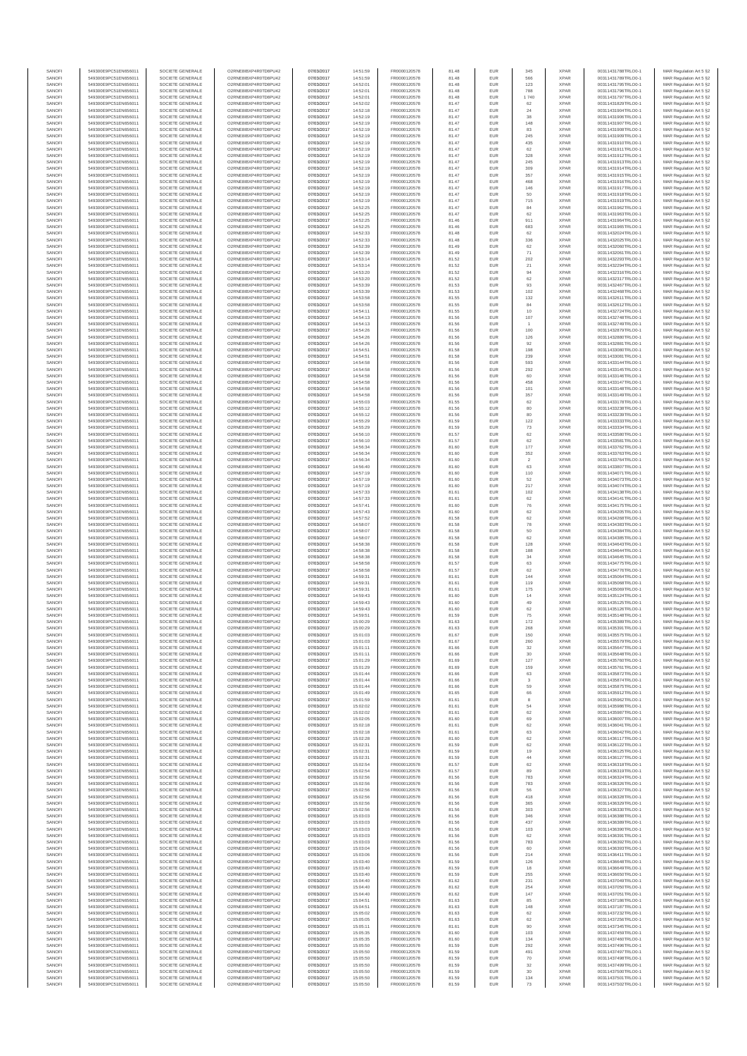| SANOFI | 549300E9PC51EN656011 | SOCIETE GENERALE | O2RNE8IBXP4R0TD8PU42 | 07/03/2017 | 14:51:59 | FR0000120578 | 81.48 | EUR | 345 | XPAR | 00311431788TRLO0-1 | MAR Regulation Art 5 §2 |
|---|---|---|---|---|---|---|---|---|---|---|---|---|
| SANOFI | 549300E9PC51EN656011 | SOCIETE GENERALE | O2RNE8IBXP4R0TD8PU42 | 07/03/2017 | 14:51:59 | FR0000120578 | 81.48 | EUR | 566 | XPAR | 00311431789TRLO0-1 | MAR Regulation Art 5 §2 |
| SANOFI | 549300E9PC51EN656011 | SOCIETE GENERALE | O2RNE8IBXP4R0TD8PU42 | 07/03/2017 | 14:52:01 | FR0000120578 | 81.48 | EUR | 123 | XPAR | 00311431795TRLO0-1 | MAR Regulation Art 5 §2 |
| SANOFI | 549300E9PC51EN656011 | SOCIETE GENERALE | O2RNE8IBXP4R0TD8PU42 | 07/03/2017 | 14:52:01 | FR0000120578 | 81.48 | EUR | 788 | XPAR | 00311431796TRLO0-1 | MAR Regulation Art 5 §2 |
| SANOFI | 549300E9PC51EN656011 | SOCIETE GENERALE | O2RNE8IBXP4R0TD8PU42 | 07/03/2017 | 14:52:01 | FR0000120578 | 81.48 | EUR | 1 740 | XPAR | 00311431797TRLO0-1 | MAR Regulation Art 5 §2 |
| SANOFI | 549300E9PC51EN656011 | SOCIETE GENERALE | O2RNE8IBXP4R0TD8PU42 | 07/03/2017 | 14:52:02 | FR0000120578 | 81.47 | EUR | 62 | XPAR | 00311431829TRLO0-1 | MAR Regulation Art 5 §2 |
| SANOFI | 549300E9PC51EN656011 | SOCIETE GENERALE | O2RNE8IBXP4R0TD8PU42 | 07/03/2017 | 14:52:18 | FR0000120578 | 81.47 | EUR | 24 | XPAR | 00311431904TRLO0-1 | MAR Regulation Art 5 §2 |
| SANOFI | 549300E9PC51EN656011 | SOCIETE GENERALE | O2RNE8IBXP4R0TD8PU42 | 07/03/2017 | 14:52:19 | FR0000120578 | 81.47 | EUR | 38 | XPAR | 00311431906TRLO0-1 | MAR Regulation Art 5 §2 |
| SANOFI | 549300E9PC51EN656011 | SOCIETE GENERALE | O2RNE8IBXP4R0TD8PU42 | 07/03/2017 | 14:52:19 | FR0000120578 | 81.47 | EUR | 148 | XPAR | 00311431907TRLO0-1 | MAR Regulation Art 5 §2 |
| SANOFI | 549300E9PC51EN656011 | SOCIETE GENERALE | O2RNE8IBXP4R0TD8PU42 | 07/03/2017 | 14:52:19 | FR0000120578 | 81.47 | EUR | 83 | XPAR | 00311431908TRLO0-1 | MAR Regulation Art 5 §2 |
| SANOFI | 549300E9PC51EN656011 | SOCIETE GENERALE | O2RNE8IBXP4R0TD8PU42 | 07/03/2017 | 14:52:19 | FR0000120578 | 81.47 | EUR | 245 | XPAR | 00311431909TRLO0-1 | MAR Regulation Art 5 §2 |
| SANOFI | 549300E9PC51EN656011 | SOCIETE GENERALE | O2RNE8IBXP4R0TD8PU42 | 07/03/2017 | 14:52:19 | FR0000120578 | 81.47 | EUR | 435 | XPAR | 00311431910TRLO0-1 | MAR Regulation Art 5 §2 |
| SANOFI | 549300E9PC51EN656011 | SOCIETE GENERALE | O2RNE8IBXP4R0TD8PU42 | 07/03/2017 | 14:52:19 | FR0000120578 | 81.47 | EUR | 62 | XPAR | 00311431911TRLO0-1 | MAR Regulation Art 5 §2 |
| SANOFI | 549300E9PC51EN656011 | SOCIETE GENERALE | O2RNE8IBXP4R0TD8PU42 | 07/03/2017 | 14:52:19 | FR0000120578 | 81.47 | EUR | 328 | XPAR | 00311431912TRLO0-1 | MAR Regulation Art 5 §2 |
| SANOFI | 549300E9PC51EN656011 | SOCIETE GENERALE | O2RNE8IBXP4R0TD8PU42 | 07/03/2017 | 14:52:19 | FR0000120578 | 81.47 | EUR | 245 | XPAR | 00311431913TRLO0-1 | MAR Regulation Art 5 §2 |
| SANOFI | 549300E9PC51EN656011 | SOCIETE GENERALE | O2RNE8IBXP4R0TD8PU42 | 07/03/2017 | 14:52:19 | FR0000120578 | 81.47 | EUR | 309 | XPAR | 00311431914TRLO0-1 | MAR Regulation Art 5 §2 |
| SANOFI | 549300E9PC51EN656011 | SOCIETE GENERALE | O2RNE8IBXP4R0TD8PU42 | 07/03/2017 | 14:52:19 | FR0000120578 | 81.47 | EUR | 357 | XPAR | 00311431915TRLO0-1 | MAR Regulation Art 5 §2 |
| SANOFI | 549300E9PC51EN656011 | SOCIETE GENERALE | O2RNE8IBXP4R0TD8PU42 | 07/03/2017 | 14:52:19 | FR0000120578 | 81.47 | EUR | 468 | XPAR | 00311431916TRLO0-1 | MAR Regulation Art 5 §2 |
| SANOFI | 549300E9PC51EN656011 | SOCIETE GENERALE | O2RNE8IBXP4R0TD8PU42 | 07/03/2017 | 14:52:19 | FR0000120578 | 81.47 | EUR | 146 | XPAR | 00311431917TRLO0-1 | MAR Regulation Art 5 §2 |
| SANOFI | 549300E9PC51EN656011 | SOCIETE GENERALE | O2RNE8IBXP4R0TD8PU42 | 07/03/2017 | 14:52:19 | FR0000120578 | 81.47 | EUR | 50 | XPAR | 00311431918TRLO0-1 | MAR Regulation Art 5 §2 |
| SANOFI | 549300E9PC51EN656011 | SOCIETE GENERALE | O2RNE8IBXP4R0TD8PU42 | 07/03/2017 | 14:52:19 | FR0000120578 | 81.47 | EUR | 715 | XPAR | 00311431919TRLO0-1 | MAR Regulation Art 5 §2 |
| SANOFI | 549300E9PC51EN656011 | SOCIETE GENERALE | O2RNE8IBXP4R0TD8PU42 | 07/03/2017 | 14:52:25 | FR0000120578 | 81.47 | EUR | 84 | XPAR | 00311431962TRLO0-1 | MAR Regulation Art 5 §2 |
| SANOFI | 549300E9PC51EN656011 | SOCIETE GENERALE | O2RNE8IBXP4R0TD8PU42 | 07/03/2017 | 14:52:25 | FR0000120578 | 81.47 | EUR | 62 | XPAR | 00311431963TRLO0-1 | MAR Regulation Art 5 §2 |
| SANOFI | 549300E9PC51EN656011 | SOCIETE GENERALE | O2RNE8IBXP4R0TD8PU42 | 07/03/2017 | 14:52:25 | FR0000120578 | 81.46 | EUR | 911 | XPAR | 00311431964TRLO0-1 | MAR Regulation Art 5 §2 |
| SANOFI | 549300E9PC51EN656011 | SOCIETE GENERALE | O2RNE8IBXP4R0TD8PU42 | 07/03/2017 | 14:52:25 | FR0000120578 | 81.46 | EUR | 683 | XPAR | 00311431965TRLO0-1 | MAR Regulation Art 5 §2 |
| SANOFI | 549300E9PC51EN656011 | SOCIETE GENERALE | O2RNE8IBXP4R0TD8PU42 | 07/03/2017 | 14:52:33 | FR0000120578 | 81.48 | EUR | 62 | XPAR | 00311432024TRLO0-1 | MAR Regulation Art 5 §2 |
| SANOFI | 549300E9PC51EN656011 | SOCIETE GENERALE | O2RNE8IBXP4R0TD8PU42 | 07/03/2017 | 14:52:33 | FR0000120578 | 81.48 | EUR | 336 | XPAR | 00311432025TRLO0-1 | MAR Regulation Art 5 §2 |
| SANOFI | 549300E9PC51EN656011 | SOCIETE GENERALE | O2RNE8IBXP4R0TD8PU42 | 07/03/2017 | 14:52:39 | FR0000120578 | 81.49 | EUR | 62 | XPAR | 00311432060TRLO0-1 | MAR Regulation Art 5 §2 |
| SANOFI | 549300E9PC51EN656011 | SOCIETE GENERALE | O2RNE8IBXP4R0TD8PU42 | 07/03/2017 | 14:52:39 | FR0000120578 | 81.49 | EUR | 71 | XPAR | 00311432061TRLO0-1 | MAR Regulation Art 5 §2 |
| SANOFI | 549300E9PC51EN656011 | SOCIETE GENERALE | O2RNE8IBXP4R0TD8PU42 | 07/03/2017 | 14:53:14 | FR0000120578 | 81.52 | EUR | 202 | XPAR | 00311432293TRLO0-1 | MAR Regulation Art 5 §2 |
| SANOFI | 549300E9PC51EN656011 | SOCIETE GENERALE | O2RNE8IBXP4R0TD8PU42 | 07/03/2017 | 14:53:14 | FR0000120578 | 81.52 | EUR | 21 | XPAR | 00311432294TRLO0-1 | MAR Regulation Art 5 §2 |
| SANOFI | 549300E9PC51EN656011 | SOCIETE GENERALE | O2RNE8IBXP4R0TD8PU42 | 07/03/2017 | 14:53:20 | FR0000120578 | 81.52 | EUR | 94 | XPAR | 00311432316TRLO0-1 | MAR Regulation Art 5 §2 |
| SANOFI | 549300E9PC51EN656011 | SOCIETE GENERALE | O2RNE8IBXP4R0TD8PU42 | 07/03/2017 | 14:53:20 | FR0000120578 | 81.52 | EUR | 62 | XPAR | 00311432317TRLO0-1 | MAR Regulation Art 5 §2 |
| SANOFI | 549300E9PC51EN656011 | SOCIETE GENERALE | O2RNE8IBXP4R0TD8PU42 | 07/03/2017 | 14:53:39 | FR0000120578 | 81.53 | EUR | 93 | XPAR | 00311432467TRLO0-1 | MAR Regulation Art 5 §2 |
| SANOFI | 549300E9PC51EN656011 | SOCIETE GENERALE | O2RNE8IBXP4R0TD8PU42 | 07/03/2017 | 14:53:39 | FR0000120578 | 81.53 | EUR | 102 | XPAR | 00311432468TRLO0-1 | MAR Regulation Art 5 §2 |
| SANOFI | 549300E9PC51EN656011 | SOCIETE GENERALE | O2RNE8IBXP4R0TD8PU42 | 07/03/2017 | 14:53:58 | FR0000120578 | 81.55 | EUR | 132 | XPAR | 00311432611TRLO0-1 | MAR Regulation Art 5 §2 |
| SANOFI | 549300E9PC51EN656011 | SOCIETE GENERALE | O2RNE8IBXP4R0TD8PU42 | 07/03/2017 | 14:53:58 | FR0000120578 | 81.55 | EUR | 84 | XPAR | 00311432612TRLO0-1 | MAR Regulation Art 5 §2 |
| SANOFI | 549300E9PC51EN656011 | SOCIETE GENERALE | O2RNE8IBXP4R0TD8PU42 | 07/03/2017 | 14:54:11 | FR0000120578 | 81.55 | EUR | 10 | XPAR | 00311432724TRLO0-1 | MAR Regulation Art 5 §2 |
| SANOFI | 549300E9PC51EN656011 | SOCIETE GENERALE | O2RNE8IBXP4R0TD8PU42 | 07/03/2017 | 14:54:13 | FR0000120578 | 81.56 | EUR | 107 | XPAR | 00311432748TRLO0-1 | MAR Regulation Art 5 §2 |
| SANOFI | 549300E9PC51EN656011 | SOCIETE GENERALE | O2RNE8IBXP4R0TD8PU42 | 07/03/2017 | 14:54:13 | FR0000120578 | 81.56 | EUR | 1 | XPAR | 00311432749TRLO0-1 | MAR Regulation Art 5 §2 |
| SANOFI | 549300E9PC51EN656011 | SOCIETE GENERALE | O2RNE8IBXP4R0TD8PU42 | 07/03/2017 | 14:54:26 | FR0000120578 | 81.56 | EUR | 100 | XPAR | 00311432879TRLO0-1 | MAR Regulation Art 5 §2 |
| SANOFI | 549300E9PC51EN656011 | SOCIETE GENERALE | O2RNE8IBXP4R0TD8PU42 | 07/03/2017 | 14:54:26 | FR0000120578 | 81.56 | EUR | 126 | XPAR | 00311432880TRLO0-1 | MAR Regulation Art 5 §2 |
| SANOFI | 549300E9PC51EN656011 | SOCIETE GENERALE | O2RNE8IBXP4R0TD8PU42 | 07/03/2017 | 14:54:26 | FR0000120578 | 81.56 | EUR | 92 | XPAR | 00311432881TRLO0-1 | MAR Regulation Art 5 §2 |
| SANOFI | 549300E9PC51EN656011 | SOCIETE GENERALE | O2RNE8IBXP4R0TD8PU42 | 07/03/2017 | 14:54:51 | FR0000120578 | 81.58 | EUR | 198 | XPAR | 00311433080TRLO0-1 | MAR Regulation Art 5 §2 |
| SANOFI | 549300E9PC51EN656011 | SOCIETE GENERALE | O2RNE8IBXP4R0TD8PU42 | 07/03/2017 | 14:54:51 | FR0000120578 | 81.58 | EUR | 239 | XPAR | 00311433081TRLO0-1 | MAR Regulation Art 5 §2 |
| SANOFI | 549300E9PC51EN656011 | SOCIETE GENERALE | O2RNE8IBXP4R0TD8PU42 | 07/03/2017 | 14:54:58 | FR0000120578 | 81.56 | EUR | 593 | XPAR | 00311433144TRLO0-1 | MAR Regulation Art 5 §2 |
| SANOFI | 549300E9PC51EN656011 | SOCIETE GENERALE | O2RNE8IBXP4R0TD8PU42 | 07/03/2017 | 14:54:58 | FR0000120578 | 81.56 | EUR | 292 | XPAR | 00311433145TRLO0-1 | MAR Regulation Art 5 §2 |
| SANOFI | 549300E9PC51EN656011 | SOCIETE GENERALE | O2RNE8IBXP4R0TD8PU42 | 07/03/2017 | 14:54:58 | FR0000120578 | 81.56 | EUR | 60 | XPAR | 00311433146TRLO0-1 | MAR Regulation Art 5 §2 |
| SANOFI | 549300E9PC51EN656011 | SOCIETE GENERALE | O2RNE8IBXP4R0TD8PU42 | 07/03/2017 | 14:54:58 | FR0000120578 | 81.56 | EUR | 458 | XPAR | 00311433147TRLO0-1 | MAR Regulation Art 5 §2 |
| SANOFI | 549300E9PC51EN656011 | SOCIETE GENERALE | O2RNE8IBXP4R0TD8PU42 | 07/03/2017 | 14:54:58 | FR0000120578 | 81.56 | EUR | 101 | XPAR | 00311433148TRLO0-1 | MAR Regulation Art 5 §2 |
| SANOFI | 549300E9PC51EN656011 | SOCIETE GENERALE | O2RNE8IBXP4R0TD8PU42 | 07/03/2017 | 14:54:58 | FR0000120578 | 81.56 | EUR | 357 | XPAR | 00311433149TRLO0-1 | MAR Regulation Art 5 §2 |
| SANOFI | 549300E9PC51EN656011 | SOCIETE GENERALE | O2RNE8IBXP4R0TD8PU42 | 07/03/2017 | 14:55:03 | FR0000120578 | 81.55 | EUR | 62 | XPAR | 00311433179TRLO0-1 | MAR Regulation Art 5 §2 |
| SANOFI | 549300E9PC51EN656011 | SOCIETE GENERALE | O2RNE8IBXP4R0TD8PU42 | 07/03/2017 | 14:55:12 | FR0000120578 | 81.56 | EUR | 80 | XPAR | 00311433238TRLO0-1 | MAR Regulation Art 5 §2 |
| SANOFI | 549300E9PC51EN656011 | SOCIETE GENERALE | O2RNE8IBXP4R0TD8PU42 | 07/03/2017 | 14:55:12 | FR0000120578 | 81.56 | EUR | 80 | XPAR | 00311433239TRLO0-1 | MAR Regulation Art 5 §2 |
| SANOFI | 549300E9PC51EN656011 | SOCIETE GENERALE | O2RNE8IBXP4R0TD8PU42 | 07/03/2017 | 14:55:29 | FR0000120578 | 81.59 | EUR | 122 | XPAR | 00311433333TRLO0-1 | MAR Regulation Art 5 §2 |
| SANOFI | 549300E9PC51EN656011 | SOCIETE GENERALE | O2RNE8IBXP4R0TD8PU42 | 07/03/2017 | 14:55:29 | FR0000120578 | 81.59 | EUR | 73 | XPAR | 00311433334TRLO0-1 | MAR Regulation Art 5 §2 |
| SANOFI | 549300E9PC51EN656011 | SOCIETE GENERALE | O2RNE8IBXP4R0TD8PU42 | 07/03/2017 | 14:56:10 | FR0000120578 | 81.57 | EUR | 62 | XPAR | 00311433580TRLO0-1 | MAR Regulation Art 5 §2 |
| SANOFI | 549300E9PC51EN656011 | SOCIETE GENERALE | O2RNE8IBXP4R0TD8PU42 | 07/03/2017 | 14:56:10 | FR0000120578 | 81.57 | EUR | 62 | XPAR | 00311433581TRLO0-1 | MAR Regulation Art 5 §2 |
| SANOFI | 549300E9PC51EN656011 | SOCIETE GENERALE | O2RNE8IBXP4R0TD8PU42 | 07/03/2017 | 14:56:34 | FR0000120578 | 81.60 | EUR | 177 | XPAR | 00311433762TRLO0-1 | MAR Regulation Art 5 §2 |
| SANOFI | 549300E9PC51EN656011 | SOCIETE GENERALE | O2RNE8IBXP4R0TD8PU42 | 07/03/2017 | 14:56:34 | FR0000120578 | 81.60 | EUR | 352 | XPAR | 00311433763TRLO0-1 | MAR Regulation Art 5 §2 |
| SANOFI | 549300E9PC51EN656011 | SOCIETE GENERALE | O2RNE8IBXP4R0TD8PU42 | 07/03/2017 | 14:56:34 | FR0000120578 | 81.60 | EUR | 2 | XPAR | 00311433764TRLO0-1 | MAR Regulation Art 5 §2 |
| SANOFI | 549300E9PC51EN656011 | SOCIETE GENERALE | O2RNE8IBXP4R0TD8PU42 | 07/03/2017 | 14:56:40 | FR0000120578 | 81.60 | EUR | 63 | XPAR | 00311433807TRLO0-1 | MAR Regulation Art 5 §2 |
| SANOFI | 549300E9PC51EN656011 | SOCIETE GENERALE | O2RNE8IBXP4R0TD8PU42 | 07/03/2017 | 14:57:19 | FR0000120578 | 81.60 | EUR | 110 | XPAR | 00311434071TRLO0-1 | MAR Regulation Art 5 §2 |
| SANOFI | 549300E9PC51EN656011 | SOCIETE GENERALE | O2RNE8IBXP4R0TD8PU42 | 07/03/2017 | 14:57:19 | FR0000120578 | 81.60 | EUR | 52 | XPAR | 00311434073TRLO0-1 | MAR Regulation Art 5 §2 |
| SANOFI | 549300E9PC51EN656011 | SOCIETE GENERALE | O2RNE8IBXP4R0TD8PU42 | 07/03/2017 | 14:57:19 | FR0000120578 | 81.60 | EUR | 217 | XPAR | 00311434074TRLO0-1 | MAR Regulation Art 5 §2 |
| SANOFI | 549300E9PC51EN656011 | SOCIETE GENERALE | O2RNE8IBXP4R0TD8PU42 | 07/03/2017 | 14:57:33 | FR0000120578 | 81.61 | EUR | 102 | XPAR | 00311434138TRLO0-1 | MAR Regulation Art 5 §2 |
| SANOFI | 549300E9PC51EN656011 | SOCIETE GENERALE | O2RNE8IBXP4R0TD8PU42 | 07/03/2017 | 14:57:33 | FR0000120578 | 81.61 | EUR | 62 | XPAR | 00311434141TRLO0-1 | MAR Regulation Art 5 §2 |
| SANOFI | 549300E9PC51EN656011 | SOCIETE GENERALE | O2RNE8IBXP4R0TD8PU42 | 07/03/2017 | 14:57:41 | FR0000120578 | 81.60 | EUR | 76 | XPAR | 00311434175TRLO0-1 | MAR Regulation Art 5 §2 |
| SANOFI | 549300E9PC51EN656011 | SOCIETE GENERALE | O2RNE8IBXP4R0TD8PU42 | 07/03/2017 | 14:57:43 | FR0000120578 | 81.60 | EUR | 62 | XPAR | 00311434205TRLO0-1 | MAR Regulation Art 5 §2 |
| SANOFI | 549300E9PC51EN656011 | SOCIETE GENERALE | O2RNE8IBXP4R0TD8PU42 | 07/03/2017 | 14:57:52 | FR0000120578 | 81.58 | EUR | 62 | XPAR | 00311434268TRLO0-1 | MAR Regulation Art 5 §2 |
| SANOFI | 549300E9PC51EN656011 | SOCIETE GENERALE | O2RNE8IBXP4R0TD8PU42 | 07/03/2017 | 14:58:07 | FR0000120578 | 81.58 | EUR | 78 | XPAR | 00311434383TRLO0-1 | MAR Regulation Art 5 §2 |
| SANOFI | 549300E9PC51EN656011 | SOCIETE GENERALE | O2RNE8IBXP4R0TD8PU42 | 07/03/2017 | 14:58:07 | FR0000120578 | 81.58 | EUR | 50 | XPAR | 00311434384TRLO0-1 | MAR Regulation Art 5 §2 |
| SANOFI | 549300E9PC51EN656011 | SOCIETE GENERALE | O2RNE8IBXP4R0TD8PU42 | 07/03/2017 | 14:58:07 | FR0000120578 | 81.58 | EUR | 62 | XPAR | 00311434385TRLO0-1 | MAR Regulation Art 5 §2 |
| SANOFI | 549300E9PC51EN656011 | SOCIETE GENERALE | O2RNE8IBXP4R0TD8PU42 | 07/03/2017 | 14:58:38 | FR0000120578 | 81.58 | EUR | 128 | XPAR | 00311434643TRLO0-1 | MAR Regulation Art 5 §2 |
| SANOFI | 549300E9PC51EN656011 | SOCIETE GENERALE | O2RNE8IBXP4R0TD8PU42 | 07/03/2017 | 14:58:38 | FR0000120578 | 81.58 | EUR | 188 | XPAR | 00311434644TRLO0-1 | MAR Regulation Art 5 §2 |
| SANOFI | 549300E9PC51EN656011 | SOCIETE GENERALE | O2RNE8IBXP4R0TD8PU42 | 07/03/2017 | 14:58:38 | FR0000120578 | 81.58 | EUR | 34 | XPAR | 00311434645TRLO0-1 | MAR Regulation Art 5 §2 |
| SANOFI | 549300E9PC51EN656011 | SOCIETE GENERALE | O2RNE8IBXP4R0TD8PU42 | 07/03/2017 | 14:58:58 | FR0000120578 | 81.57 | EUR | 63 | XPAR | 00311434775TRLO0-1 | MAR Regulation Art 5 §2 |
| SANOFI | 549300E9PC51EN656011 | SOCIETE GENERALE | O2RNE8IBXP4R0TD8PU42 | 07/03/2017 | 14:58:58 | FR0000120578 | 81.57 | EUR | 62 | XPAR | 00311434776TRLO0-1 | MAR Regulation Art 5 §2 |
| SANOFI | 549300E9PC51EN656011 | SOCIETE GENERALE | O2RNE8IBXP4R0TD8PU42 | 07/03/2017 | 14:59:31 | FR0000120578 | 81.61 | EUR | 144 | XPAR | 00311435064TRLO0-1 | MAR Regulation Art 5 §2 |
| SANOFI | 549300E9PC51EN656011 | SOCIETE GENERALE | O2RNE8IBXP4R0TD8PU42 | 07/03/2017 | 14:59:31 | FR0000120578 | 81.61 | EUR | 119 | XPAR | 00311435068TRLO0-1 | MAR Regulation Art 5 §2 |
| SANOFI | 549300E9PC51EN656011 | SOCIETE GENERALE | O2RNE8IBXP4R0TD8PU42 | 07/03/2017 | 14:59:31 | FR0000120578 | 81.61 | EUR | 175 | XPAR | 00311435069TRLO0-1 | MAR Regulation Art 5 §2 |
| SANOFI | 549300E9PC51EN656011 | SOCIETE GENERALE | O2RNE8IBXP4R0TD8PU42 | 07/03/2017 | 14:59:43 | FR0000120578 | 81.60 | EUR | 14 | XPAR | 00311435124TRLO0-1 | MAR Regulation Art 5 §2 |
| SANOFI | 549300E9PC51EN656011 | SOCIETE GENERALE | O2RNE8IBXP4R0TD8PU42 | 07/03/2017 | 14:59:43 | FR0000120578 | 81.60 | EUR | 49 | XPAR | 00311435125TRLO0-1 | MAR Regulation Art 5 §2 |
| SANOFI | 549300E9PC51EN656011 | SOCIETE GENERALE | O2RNE8IBXP4R0TD8PU42 | 07/03/2017 | 14:59:43 | FR0000120578 | 81.60 | EUR | 62 | XPAR | 00311435126TRLO0-1 | MAR Regulation Art 5 §2 |
| SANOFI | 549300E9PC51EN656011 | SOCIETE GENERALE | O2RNE8IBXP4R0TD8PU42 | 07/03/2017 | 14:59:51 | FR0000120578 | 81.59 | EUR | 75 | XPAR | 00311435148TRLO0-1 | MAR Regulation Art 5 §2 |
| SANOFI | 549300E9PC51EN656011 | SOCIETE GENERALE | O2RNE8IBXP4R0TD8PU42 | 07/03/2017 | 15:00:29 | FR0000120578 | 81.63 | EUR | 172 | XPAR | 00311435389TRLO0-1 | MAR Regulation Art 5 §2 |
| SANOFI | 549300E9PC51EN656011 | SOCIETE GENERALE | O2RNE8IBXP4R0TD8PU42 | 07/03/2017 | 15:00:29 | FR0000120578 | 81.63 | EUR | 268 | XPAR | 00311435391TRLO0-1 | MAR Regulation Art 5 §2 |
| SANOFI | 549300E9PC51EN656011 | SOCIETE GENERALE | O2RNE8IBXP4R0TD8PU42 | 07/03/2017 | 15:01:03 | FR0000120578 | 81.67 | EUR | 150 | XPAR | 00311435575TRLO0-1 | MAR Regulation Art 5 §2 |
| SANOFI | 549300E9PC51EN656011 | SOCIETE GENERALE | O2RNE8IBXP4R0TD8PU42 | 07/03/2017 | 15:01:03 | FR0000120578 | 81.67 | EUR | 260 | XPAR | 00311435579TRLO0-1 | MAR Regulation Art 5 §2 |
| SANOFI | 549300E9PC51EN656011 | SOCIETE GENERALE | O2RNE8IBXP4R0TD8PU42 | 07/03/2017 | 15:01:11 | FR0000120578 | 81.66 | EUR | 32 | XPAR | 00311435647TRLO0-1 | MAR Regulation Art 5 §2 |
| SANOFI | 549300E9PC51EN656011 | SOCIETE GENERALE | O2RNE8IBXP4R0TD8PU42 | 07/03/2017 | 15:01:11 | FR0000120578 | 81.66 | EUR | 30 | XPAR | 00311435648TRLO0-1 | MAR Regulation Art 5 §2 |
| SANOFI | 549300E9PC51EN656011 | SOCIETE GENERALE | O2RNE8IBXP4R0TD8PU42 | 07/03/2017 | 15:01:29 | FR0000120578 | 81.69 | EUR | 127 | XPAR | 00311435760TRLO0-1 | MAR Regulation Art 5 §2 |
| SANOFI | 549300E9PC51EN656011 | SOCIETE GENERALE | O2RNE8IBXP4R0TD8PU42 | 07/03/2017 | 15:01:29 | FR0000120578 | 81.69 | EUR | 159 | XPAR | 00311435761TRLO0-1 | MAR Regulation Art 5 §2 |
| SANOFI | 549300E9PC51EN656011 | SOCIETE GENERALE | O2RNE8IBXP4R0TD8PU42 | 07/03/2017 | 15:01:44 | FR0000120578 | 81.66 | EUR | 63 | XPAR | 00311435872TRLO0-1 | MAR Regulation Art 5 §2 |
| SANOFI | 549300E9PC51EN656011 | SOCIETE GENERALE | O2RNE8IBXP4R0TD8PU42 | 07/03/2017 | 15:01:44 | FR0000120578 | 81.66 | EUR | 3 | XPAR | 00311435874TRLO0-1 | MAR Regulation Art 5 §2 |
| SANOFI | 549300E9PC51EN656011 | SOCIETE GENERALE | O2RNE8IBXP4R0TD8PU42 | 07/03/2017 | 15:01:44 | FR0000120578 | 81.66 | EUR | 59 | XPAR | 00311435875TRLO0-1 | MAR Regulation Art 5 §2 |
| SANOFI | 549300E9PC51EN656011 | SOCIETE GENERALE | O2RNE8IBXP4R0TD8PU42 | 07/03/2017 | 15:01:49 | FR0000120578 | 81.65 | EUR | 66 | XPAR | 00311435912TRLO0-1 | MAR Regulation Art 5 §2 |
| SANOFI | 549300E9PC51EN656011 | SOCIETE GENERALE | O2RNE8IBXP4R0TD8PU42 | 07/03/2017 | 15:01:59 | FR0000120578 | 81.61 | EUR | 8 | XPAR | 00311435962TRLO0-1 | MAR Regulation Art 5 §2 |
| SANOFI | 549300E9PC51EN656011 | SOCIETE GENERALE | O2RNE8IBXP4R0TD8PU42 | 07/03/2017 | 15:02:02 | FR0000120578 | 81.61 | EUR | 54 | XPAR | 00311435986TRLO0-1 | MAR Regulation Art 5 §2 |
| SANOFI | 549300E9PC51EN656011 | SOCIETE GENERALE | O2RNE8IBXP4R0TD8PU42 | 07/03/2017 | 15:02:02 | FR0000120578 | 81.61 | EUR | 62 | XPAR | 00311435987TRLO0-1 | MAR Regulation Art 5 §2 |
| SANOFI | 549300E9PC51EN656011 | SOCIETE GENERALE | O2RNE8IBXP4R0TD8PU42 | 07/03/2017 | 15:02:05 | FR0000120578 | 81.60 | EUR | 69 | XPAR | 00311436007TRLO0-1 | MAR Regulation Art 5 §2 |
| SANOFI | 549300E9PC51EN656011 | SOCIETE GENERALE | O2RNE8IBXP4R0TD8PU42 | 07/03/2017 | 15:02:18 | FR0000120578 | 81.61 | EUR | 62 | XPAR | 00311436041TRLO0-1 | MAR Regulation Art 5 §2 |
| SANOFI | 549300E9PC51EN656011 | SOCIETE GENERALE | O2RNE8IBXP4R0TD8PU42 | 07/03/2017 | 15:02:18 | FR0000120578 | 81.61 | EUR | 63 | XPAR | 00311436042TRLO0-1 | MAR Regulation Art 5 §2 |
| SANOFI | 549300E9PC51EN656011 | SOCIETE GENERALE | O2RNE8IBXP4R0TD8PU42 | 07/03/2017 | 15:02:28 | FR0000120578 | 81.60 | EUR | 62 | XPAR | 00311436117TRLO0-1 | MAR Regulation Art 5 §2 |
| SANOFI | 549300E9PC51EN656011 | SOCIETE GENERALE | O2RNE8IBXP4R0TD8PU42 | 07/03/2017 | 15:02:31 | FR0000120578 | 81.59 | EUR | 62 | XPAR | 00311436122TRLO0-1 | MAR Regulation Art 5 §2 |
| SANOFI | 549300E9PC51EN656011 | SOCIETE GENERALE | O2RNE8IBXP4R0TD8PU42 | 07/03/2017 | 15:02:31 | FR0000120578 | 81.59 | EUR | 19 | XPAR | 00311436125TRLO0-1 | MAR Regulation Art 5 §2 |
| SANOFI | 549300E9PC51EN656011 | SOCIETE GENERALE | O2RNE8IBXP4R0TD8PU42 | 07/03/2017 | 15:02:31 | FR0000120578 | 81.59 | EUR | 44 | XPAR | 00311436127TRLO0-1 | MAR Regulation Art 5 §2 |
| SANOFI | 549300E9PC51EN656011 | SOCIETE GENERALE | O2RNE8IBXP4R0TD8PU42 | 07/03/2017 | 15:02:54 | FR0000120578 | 81.57 | EUR | 62 | XPAR | 00311436318TRLO0-1 | MAR Regulation Art 5 §2 |
| SANOFI | 549300E9PC51EN656011 | SOCIETE GENERALE | O2RNE8IBXP4R0TD8PU42 | 07/03/2017 | 15:02:54 | FR0000120578 | 81.57 | EUR | 89 | XPAR | 00311436319TRLO0-1 | MAR Regulation Art 5 §2 |
| SANOFI | 549300E9PC51EN656011 | SOCIETE GENERALE | O2RNE8IBXP4R0TD8PU42 | 07/03/2017 | 15:02:56 | FR0000120578 | 81.56 | EUR | 783 | XPAR | 00311436324TRLO0-1 | MAR Regulation Art 5 §2 |
| SANOFI | 549300E9PC51EN656011 | SOCIETE GENERALE | O2RNE8IBXP4R0TD8PU42 | 07/03/2017 | 15:02:56 | FR0000120578 | 81.56 | EUR | 783 | XPAR | 00311436326TRLO0-1 | MAR Regulation Art 5 §2 |
| SANOFI | 549300E9PC51EN656011 | SOCIETE GENERALE | O2RNE8IBXP4R0TD8PU42 | 07/03/2017 | 15:02:56 | FR0000120578 | 81.56 | EUR | 56 | XPAR | 00311436327TRLO0-1 | MAR Regulation Art 5 §2 |
| SANOFI | 549300E9PC51EN656011 | SOCIETE GENERALE | O2RNE8IBXP4R0TD8PU42 | 07/03/2017 | 15:02:56 | FR0000120578 | 81.56 | EUR | 418 | XPAR | 00311436328TRLO0-1 | MAR Regulation Art 5 §2 |
| SANOFI | 549300E9PC51EN656011 | SOCIETE GENERALE | O2RNE8IBXP4R0TD8PU42 | 07/03/2017 | 15:02:56 | FR0000120578 | 81.56 | EUR | 365 | XPAR | 00311436329TRLO0-1 | MAR Regulation Art 5 §2 |
| SANOFI | 549300E9PC51EN656011 | SOCIETE GENERALE | O2RNE8IBXP4R0TD8PU42 | 07/03/2017 | 15:02:56 | FR0000120578 | 81.56 | EUR | 303 | XPAR | 00311436330TRLO0-1 | MAR Regulation Art 5 §2 |
| SANOFI | 549300E9PC51EN656011 | SOCIETE GENERALE | O2RNE8IBXP4R0TD8PU42 | 07/03/2017 | 15:03:03 | FR0000120578 | 81.56 | EUR | 346 | XPAR | 00311436388TRLO0-1 | MAR Regulation Art 5 §2 |
| SANOFI | 549300E9PC51EN656011 | SOCIETE GENERALE | O2RNE8IBXP4R0TD8PU42 | 07/03/2017 | 15:03:03 | FR0000120578 | 81.56 | EUR | 437 | XPAR | 00311436389TRLO0-1 | MAR Regulation Art 5 §2 |
| SANOFI | 549300E9PC51EN656011 | SOCIETE GENERALE | O2RNE8IBXP4R0TD8PU42 | 07/03/2017 | 15:03:03 | FR0000120578 | 81.56 | EUR | 103 | XPAR | 00311436390TRLO0-1 | MAR Regulation Art 5 §2 |
| SANOFI | 549300E9PC51EN656011 | SOCIETE GENERALE | O2RNE8IBXP4R0TD8PU42 | 07/03/2017 | 15:03:03 | FR0000120578 | 81.56 | EUR | 62 | XPAR | 00311436391TRLO0-1 | MAR Regulation Art 5 §2 |
| SANOFI | 549300E9PC51EN656011 | SOCIETE GENERALE | O2RNE8IBXP4R0TD8PU42 | 07/03/2017 | 15:03:03 | FR0000120578 | 81.56 | EUR | 783 | XPAR | 00311436392TRLO0-1 | MAR Regulation Art 5 §2 |
| SANOFI | 549300E9PC51EN656011 | SOCIETE GENERALE | O2RNE8IBXP4R0TD8PU42 | 07/03/2017 | 15:03:04 | FR0000120578 | 81.56 | EUR | 60 | XPAR | 00311436393TRLO0-1 | MAR Regulation Art 5 §2 |
| SANOFI | 549300E9PC51EN656011 | SOCIETE GENERALE | O2RNE8IBXP4R0TD8PU42 | 07/03/2017 | 15:03:06 | FR0000120578 | 81.56 | EUR | 214 | XPAR | 00311436411TRLO0-1 | MAR Regulation Art 5 §2 |
| SANOFI | 549300E9PC51EN656011 | SOCIETE GENERALE | O2RNE8IBXP4R0TD8PU42 | 07/03/2017 | 15:03:40 | FR0000120578 | 81.59 | EUR | 126 | XPAR | 00311436648TRLO0-1 | MAR Regulation Art 5 §2 |
| SANOFI | 549300E9PC51EN656011 | SOCIETE GENERALE | O2RNE8IBXP4R0TD8PU42 | 07/03/2017 | 15:03:40 | FR0000120578 | 81.59 | EUR | 18 | XPAR | 00311436649TRLO0-1 | MAR Regulation Art 5 §2 |
| SANOFI | 549300E9PC51EN656011 | SOCIETE GENERALE | O2RNE8IBXP4R0TD8PU42 | 07/03/2017 | 15:03:40 | FR0000120578 | 81.59 | EUR | 255 | XPAR | 00311436650TRLO0-1 | MAR Regulation Art 5 §2 |
| SANOFI | 549300E9PC51EN656011 | SOCIETE GENERALE | O2RNE8IBXP4R0TD8PU42 | 07/03/2017 | 15:04:40 | FR0000120578 | 81.62 | EUR | 231 | XPAR | 00311437049TRLO0-1 | MAR Regulation Art 5 §2 |
| SANOFI | 549300E9PC51EN656011 | SOCIETE GENERALE | O2RNE8IBXP4R0TD8PU42 | 07/03/2017 | 15:04:40 | FR0000120578 | 81.62 | EUR | 254 | XPAR | 00311437050TRLO0-1 | MAR Regulation Art 5 §2 |
| SANOFI | 549300E9PC51EN656011 | SOCIETE GENERALE | O2RNE8IBXP4R0TD8PU42 | 07/03/2017 | 15:04:40 | FR0000120578 | 81.62 | EUR | 147 | XPAR | 00311437051TRLO0-1 | MAR Regulation Art 5 §2 |
| SANOFI | 549300E9PC51EN656011 | SOCIETE GENERALE | O2RNE8IBXP4R0TD8PU42 | 07/03/2017 | 15:04:51 | FR0000120578 | 81.63 | EUR | 85 | XPAR | 00311437186TRLO0-1 | MAR Regulation Art 5 §2 |
| SANOFI | 549300E9PC51EN656011 | SOCIETE GENERALE | O2RNE8IBXP4R0TD8PU42 | 07/03/2017 | 15:04:51 | FR0000120578 | 81.63 | EUR | 148 | XPAR | 00311437187TRLO0-1 | MAR Regulation Art 5 §2 |
| SANOFI | 549300E9PC51EN656011 | SOCIETE GENERALE | O2RNE8IBXP4R0TD8PU42 | 07/03/2017 | 15:05:02 | FR0000120578 | 81.63 | EUR | 62 | XPAR | 00311437232TRLO0-1 | MAR Regulation Art 5 §2 |
| SANOFI | 549300E9PC51EN656011 | SOCIETE GENERALE | O2RNE8IBXP4R0TD8PU42 | 07/03/2017 | 15:05:05 | FR0000120578 | 81.63 | EUR | 62 | XPAR | 00311437256TRLO0-1 | MAR Regulation Art 5 §2 |
| SANOFI | 549300E9PC51EN656011 | SOCIETE GENERALE | O2RNE8IBXP4R0TD8PU42 | 07/03/2017 | 15:05:11 | FR0000120578 | 81.61 | EUR | 90 | XPAR | 00311437345TRLO0-1 | MAR Regulation Art 5 §2 |
| SANOFI | 549300E9PC51EN656011 | SOCIETE GENERALE | O2RNE8IBXP4R0TD8PU42 | 07/03/2017 | 15:05:35 | FR0000120578 | 81.60 | EUR | 103 | XPAR | 00311437459TRLO0-1 | MAR Regulation Art 5 §2 |
| SANOFI | 549300E9PC51EN656011 | SOCIETE GENERALE | O2RNE8IBXP4R0TD8PU42 | 07/03/2017 | 15:05:35 | FR0000120578 | 81.60 | EUR | 134 | XPAR | 00311437460TRLO0-1 | MAR Regulation Art 5 §2 |
| SANOFI | 549300E9PC51EN656011 | SOCIETE GENERALE | O2RNE8IBXP4R0TD8PU42 | 07/03/2017 | 15:05:50 | FR0000120578 | 81.59 | EUR | 292 | XPAR | 00311437496TRLO0-1 | MAR Regulation Art 5 §2 |
| SANOFI | 549300E9PC51EN656011 | SOCIETE GENERALE | O2RNE8IBXP4R0TD8PU42 | 07/03/2017 | 15:05:50 | FR0000120578 | 81.59 | EUR | 491 | XPAR | 00311437497TRLO0-1 | MAR Regulation Art 5 §2 |
| SANOFI | 549300E9PC51EN656011 | SOCIETE GENERALE | O2RNE8IBXP4R0TD8PU42 | 07/03/2017 | 15:05:50 | FR0000120578 | 81.59 | EUR | 70 | XPAR | 00311437498TRLO0-1 | MAR Regulation Art 5 §2 |
| SANOFI | 549300E9PC51EN656011 | SOCIETE GENERALE | O2RNE8IBXP4R0TD8PU42 | 07/03/2017 | 15:05:50 | FR0000120578 | 81.59 | EUR | 32 | XPAR | 00311437499TRLO0-1 | MAR Regulation Art 5 §2 |
| SANOFI | 549300E9PC51EN656011 | SOCIETE GENERALE | O2RNE8IBXP4R0TD8PU42 | 07/03/2017 | 15:05:50 | FR0000120578 | 81.59 | EUR | 30 | XPAR | 00311437500TRLO0-1 | MAR Regulation Art 5 §2 |
| SANOFI | 549300E9PC51EN656011 | SOCIETE GENERALE | O2RNE8IBXP4R0TD8PU42 | 07/03/2017 | 15:05:50 | FR0000120578 | 81.59 | EUR | 134 | XPAR | 00311437501TRLO0-1 | MAR Regulation Art 5 §2 |
| SANOFI | 549300E9PC51EN656011 | SOCIETE GENERALE | O2RNE8IBXP4R0TD8PU42 | 07/03/2017 | 15:05:50 | FR0000120578 | 81.59 | EUR | 73 | XPAR | 00311437502TRLO0-1 | MAR Regulation Art 5 §2 |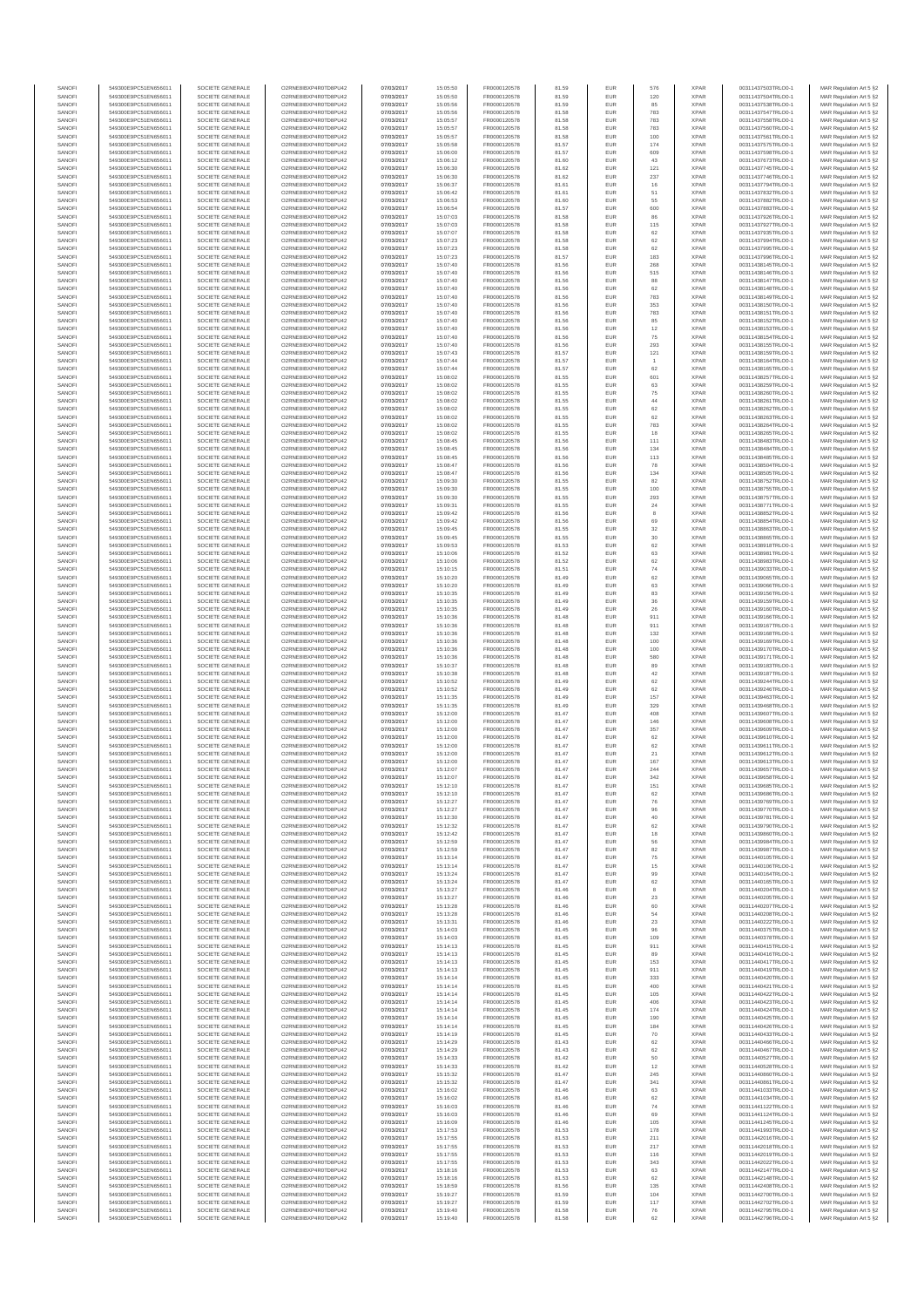| SANOFI | 549300E9PC51EN656011 | SOCIETE GENERALE | O2RNE8IBXP4R0TD8PU42 | 07/03/2017 | 15:05:50 | FR0000120578 | 81.59 | EUR | 576 | XPAR | 00311437503TRLO0-1 | MAR Regulation Art 5 §2 |
|---|---|---|---|---|---|---|---|---|---|---|---|---|
| SANOFI | 549300E9PC51EN656011 | SOCIETE GENERALE | O2RNE8IBXP4R0TD8PU42 | 07/03/2017 | 15:05:50 | FR0000120578 | 81.59 | EUR | 120 | XPAR | 00311437504TRLO0-1 | MAR Regulation Art 5 §2 |
| SANOFI | 549300E9PC51EN656011 | SOCIETE GENERALE | O2RNE8IBXP4R0TD8PU42 | 07/03/2017 | 15:05:56 | FR0000120578 | 81.59 | EUR | 85 | XPAR | 00311437538TRLO0-1 | MAR Regulation Art 5 §2 |
| SANOFI | 549300E9PC51EN656011 | SOCIETE GENERALE | O2RNE8IBXP4R0TD8PU42 | 07/03/2017 | 15:05:56 | FR0000120578 | 81.58 | EUR | 783 | XPAR | 00311437547TRLO0-1 | MAR Regulation Art 5 §2 |
| SANOFI | 549300E9PC51EN656011 | SOCIETE GENERALE | O2RNE8IBXP4R0TD8PU42 | 07/03/2017 | 15:05:57 | FR0000120578 | 81.58 | EUR | 783 | XPAR | 00311437558TRLO0-1 | MAR Regulation Art 5 §2 |
| SANOFI | 549300E9PC51EN656011 | SOCIETE GENERALE | O2RNE8IBXP4R0TD8PU42 | 07/03/2017 | 15:05:57 | FR0000120578 | 81.58 | EUR | 783 | XPAR | 00311437560TRLO0-1 | MAR Regulation Art 5 §2 |
| SANOFI | 549300E9PC51EN656011 | SOCIETE GENERALE | O2RNE8IBXP4R0TD8PU42 | 07/03/2017 | 15:05:57 | FR0000120578 | 81.58 | EUR | 100 | XPAR | 00311437561TRLO0-1 | MAR Regulation Art 5 §2 |
| SANOFI | 549300E9PC51EN656011 | SOCIETE GENERALE | O2RNE8IBXP4R0TD8PU42 | 07/03/2017 | 15:05:58 | FR0000120578 | 81.57 | EUR | 174 | XPAR | 00311437575TRLO0-1 | MAR Regulation Art 5 §2 |
| SANOFI | 549300E9PC51EN656011 | SOCIETE GENERALE | O2RNE8IBXP4R0TD8PU42 | 07/03/2017 | 15:06:00 | FR0000120578 | 81.57 | EUR | 609 | XPAR | 00311437598TRLO0-1 | MAR Regulation Art 5 §2 |
| SANOFI | 549300E9PC51EN656011 | SOCIETE GENERALE | O2RNE8IBXP4R0TD8PU42 | 07/03/2017 | 15:06:12 | FR0000120578 | 81.60 | EUR | 43 | XPAR | 00311437673TRLO0-1 | MAR Regulation Art 5 §2 |
| SANOFI | 549300E9PC51EN656011 | SOCIETE GENERALE | O2RNE8IBXP4R0TD8PU42 | 07/03/2017 | 15:06:30 | FR0000120578 | 81.62 | EUR | 121 | XPAR | 00311437745TRLO0-1 | MAR Regulation Art 5 §2 |
| SANOFI | 549300E9PC51EN656011 | SOCIETE GENERALE | O2RNE8IBXP4R0TD8PU42 | 07/03/2017 | 15:06:30 | FR0000120578 | 81.62 | EUR | 237 | XPAR | 00311437746TRLO0-1 | MAR Regulation Art 5 §2 |
| SANOFI | 549300E9PC51EN656011 | SOCIETE GENERALE | O2RNE8IBXP4R0TD8PU42 | 07/03/2017 | 15:06:37 | FR0000120578 | 81.61 | EUR | 16 | XPAR | 00311437794TRLO0-1 | MAR Regulation Art 5 §2 |
| SANOFI | 549300E9PC51EN656011 | SOCIETE GENERALE | O2RNE8IBXP4R0TD8PU42 | 07/03/2017 | 15:06:42 | FR0000120578 | 81.61 | EUR | 51 | XPAR | 00311437832TRLO0-1 | MAR Regulation Art 5 §2 |
| SANOFI | 549300E9PC51EN656011 | SOCIETE GENERALE | O2RNE8IBXP4R0TD8PU42 | 07/03/2017 | 15:06:53 | FR0000120578 | 81.60 | EUR | 55 | XPAR | 00311437882TRLO0-1 | MAR Regulation Art 5 §2 |
| SANOFI | 549300E9PC51EN656011 | SOCIETE GENERALE | O2RNE8IBXP4R0TD8PU42 | 07/03/2017 | 15:06:54 | FR0000120578 | 81.57 | EUR | 600 | XPAR | 00311437883TRLO0-1 | MAR Regulation Art 5 §2 |
| SANOFI | 549300E9PC51EN656011 | SOCIETE GENERALE | O2RNE8IBXP4R0TD8PU42 | 07/03/2017 | 15:07:03 | FR0000120578 | 81.58 | EUR | 86 | XPAR | 00311437926TRLO0-1 | MAR Regulation Art 5 §2 |
| SANOFI | 549300E9PC51EN656011 | SOCIETE GENERALE | O2RNE8IBXP4R0TD8PU42 | 07/03/2017 | 15:07:03 | FR0000120578 | 81.58 | EUR | 115 | XPAR | 00311437927TRLO0-1 | MAR Regulation Art 5 §2 |
| SANOFI | 549300E9PC51EN656011 | SOCIETE GENERALE | O2RNE8IBXP4R0TD8PU42 | 07/03/2017 | 15:07:07 | FR0000120578 | 81.58 | EUR | 62 | XPAR | 00311437935TRLO0-1 | MAR Regulation Art 5 §2 |
| SANOFI | 549300E9PC51EN656011 | SOCIETE GENERALE | O2RNE8IBXP4R0TD8PU42 | 07/03/2017 | 15:07:23 | FR0000120578 | 81.58 | EUR | 62 | XPAR | 00311437994TRLO0-1 | MAR Regulation Art 5 §2 |
| SANOFI | 549300E9PC51EN656011 | SOCIETE GENERALE | O2RNE8IBXP4R0TD8PU42 | 07/03/2017 | 15:07:23 | FR0000120578 | 81.58 | EUR | 62 | XPAR | 00311437995TRLO0-1 | MAR Regulation Art 5 §2 |
| SANOFI | 549300E9PC51EN656011 | SOCIETE GENERALE | O2RNE8IBXP4R0TD8PU42 | 07/03/2017 | 15:07:23 | FR0000120578 | 81.57 | EUR | 183 | XPAR | 00311437996TRLO0-1 | MAR Regulation Art 5 §2 |
| SANOFI | 549300E9PC51EN656011 | SOCIETE GENERALE | O2RNE8IBXP4R0TD8PU42 | 07/03/2017 | 15:07:40 | FR0000120578 | 81.56 | EUR | 268 | XPAR | 00311438145TRLO0-1 | MAR Regulation Art 5 §2 |
| SANOFI | 549300E9PC51EN656011 | SOCIETE GENERALE | O2RNE8IBXP4R0TD8PU42 | 07/03/2017 | 15:07:40 | FR0000120578 | 81.56 | EUR | 515 | XPAR | 00311438146TRLO0-1 | MAR Regulation Art 5 §2 |
| SANOFI | 549300E9PC51EN656011 | SOCIETE GENERALE | O2RNE8IBXP4R0TD8PU42 | 07/03/2017 | 15:07:40 | FR0000120578 | 81.56 | EUR | 88 | XPAR | 00311438147TRLO0-1 | MAR Regulation Art 5 §2 |
| SANOFI | 549300E9PC51EN656011 | SOCIETE GENERALE | O2RNE8IBXP4R0TD8PU42 | 07/03/2017 | 15:07:40 | FR0000120578 | 81.56 | EUR | 62 | XPAR | 00311438148TRLO0-1 | MAR Regulation Art 5 §2 |
| SANOFI | 549300E9PC51EN656011 | SOCIETE GENERALE | O2RNE8IBXP4R0TD8PU42 | 07/03/2017 | 15:07:40 | FR0000120578 | 81.56 | EUR | 783 | XPAR | 00311438149TRLO0-1 | MAR Regulation Art 5 §2 |
| SANOFI | 549300E9PC51EN656011 | SOCIETE GENERALE | O2RNE8IBXP4R0TD8PU42 | 07/03/2017 | 15:07:40 | FR0000120578 | 81.56 | EUR | 353 | XPAR | 00311438150TRLO0-1 | MAR Regulation Art 5 §2 |
| SANOFI | 549300E9PC51EN656011 | SOCIETE GENERALE | O2RNE8IBXP4R0TD8PU42 | 07/03/2017 | 15:07:40 | FR0000120578 | 81.56 | EUR | 783 | XPAR | 00311438151TRLO0-1 | MAR Regulation Art 5 §2 |
| SANOFI | 549300E9PC51EN656011 | SOCIETE GENERALE | O2RNE8IBXP4R0TD8PU42 | 07/03/2017 | 15:07:40 | FR0000120578 | 81.56 | EUR | 85 | XPAR | 00311438152TRLO0-1 | MAR Regulation Art 5 §2 |
| SANOFI | 549300E9PC51EN656011 | SOCIETE GENERALE | O2RNE8IBXP4R0TD8PU42 | 07/03/2017 | 15:07:40 | FR0000120578 | 81.56 | EUR | 12 | XPAR | 00311438153TRLO0-1 | MAR Regulation Art 5 §2 |
| SANOFI | 549300E9PC51EN656011 | SOCIETE GENERALE | O2RNE8IBXP4R0TD8PU42 | 07/03/2017 | 15:07:40 | FR0000120578 | 81.56 | EUR | 75 | XPAR | 00311438154TRLO0-1 | MAR Regulation Art 5 §2 |
| SANOFI | 549300E9PC51EN656011 | SOCIETE GENERALE | O2RNE8IBXP4R0TD8PU42 | 07/03/2017 | 15:07:40 | FR0000120578 | 81.56 | EUR | 293 | XPAR | 00311438155TRLO0-1 | MAR Regulation Art 5 §2 |
| SANOFI | 549300E9PC51EN656011 | SOCIETE GENERALE | O2RNE8IBXP4R0TD8PU42 | 07/03/2017 | 15:07:43 | FR0000120578 | 81.57 | EUR | 121 | XPAR | 00311438159TRLO0-1 | MAR Regulation Art 5 §2 |
| SANOFI | 549300E9PC51EN656011 | SOCIETE GENERALE | O2RNE8IBXP4R0TD8PU42 | 07/03/2017 | 15:07:44 | FR0000120578 | 81.57 | EUR | 1 | XPAR | 00311438164TRLO0-1 | MAR Regulation Art 5 §2 |
| SANOFI | 549300E9PC51EN656011 | SOCIETE GENERALE | O2RNE8IBXP4R0TD8PU42 | 07/03/2017 | 15:07:44 | FR0000120578 | 81.57 | EUR | 62 | XPAR | 00311438165TRLO0-1 | MAR Regulation Art 5 §2 |
| SANOFI | 549300E9PC51EN656011 | SOCIETE GENERALE | O2RNE8IBXP4R0TD8PU42 | 07/03/2017 | 15:08:02 | FR0000120578 | 81.55 | EUR | 601 | XPAR | 00311438257TRLO0-1 | MAR Regulation Art 5 §2 |
| SANOFI | 549300E9PC51EN656011 | SOCIETE GENERALE | O2RNE8IBXP4R0TD8PU42 | 07/03/2017 | 15:08:02 | FR0000120578 | 81.55 | EUR | 63 | XPAR | 00311438259TRLO0-1 | MAR Regulation Art 5 §2 |
| SANOFI | 549300E9PC51EN656011 | SOCIETE GENERALE | O2RNE8IBXP4R0TD8PU42 | 07/03/2017 | 15:08:02 | FR0000120578 | 81.55 | EUR | 75 | XPAR | 00311438260TRLO0-1 | MAR Regulation Art 5 §2 |
| SANOFI | 549300E9PC51EN656011 | SOCIETE GENERALE | O2RNE8IBXP4R0TD8PU42 | 07/03/2017 | 15:08:02 | FR0000120578 | 81.55 | EUR | 44 | XPAR | 00311438261TRLO0-1 | MAR Regulation Art 5 §2 |
| SANOFI | 549300E9PC51EN656011 | SOCIETE GENERALE | O2RNE8IBXP4R0TD8PU42 | 07/03/2017 | 15:08:02 | FR0000120578 | 81.55 | EUR | 62 | XPAR | 00311438262TRLO0-1 | MAR Regulation Art 5 §2 |
| SANOFI | 549300E9PC51EN656011 | SOCIETE GENERALE | O2RNE8IBXP4R0TD8PU42 | 07/03/2017 | 15:08:02 | FR0000120578 | 81.55 | EUR | 62 | XPAR | 00311438263TRLO0-1 | MAR Regulation Art 5 §2 |
| SANOFI | 549300E9PC51EN656011 | SOCIETE GENERALE | O2RNE8IBXP4R0TD8PU42 | 07/03/2017 | 15:08:02 | FR0000120578 | 81.55 | EUR | 783 | XPAR | 00311438264TRLO0-1 | MAR Regulation Art 5 §2 |
| SANOFI | 549300E9PC51EN656011 | SOCIETE GENERALE | O2RNE8IBXP4R0TD8PU42 | 07/03/2017 | 15:08:02 | FR0000120578 | 81.55 | EUR | 18 | XPAR | 00311438265TRLO0-1 | MAR Regulation Art 5 §2 |
| SANOFI | 549300E9PC51EN656011 | SOCIETE GENERALE | O2RNE8IBXP4R0TD8PU42 | 07/03/2017 | 15:08:45 | FR0000120578 | 81.56 | EUR | 111 | XPAR | 00311438483TRLO0-1 | MAR Regulation Art 5 §2 |
| SANOFI | 549300E9PC51EN656011 | SOCIETE GENERALE | O2RNE8IBXP4R0TD8PU42 | 07/03/2017 | 15:08:45 | FR0000120578 | 81.56 | EUR | 134 | XPAR | 00311438484TRLO0-1 | MAR Regulation Art 5 §2 |
| SANOFI | 549300E9PC51EN656011 | SOCIETE GENERALE | O2RNE8IBXP4R0TD8PU42 | 07/03/2017 | 15:08:45 | FR0000120578 | 81.56 | EUR | 113 | XPAR | 00311438485TRLO0-1 | MAR Regulation Art 5 §2 |
| SANOFI | 549300E9PC51EN656011 | SOCIETE GENERALE | O2RNE8IBXP4R0TD8PU42 | 07/03/2017 | 15:08:47 | FR0000120578 | 81.56 | EUR | 78 | XPAR | 00311438504TRLO0-1 | MAR Regulation Art 5 §2 |
| SANOFI | 549300E9PC51EN656011 | SOCIETE GENERALE | O2RNE8IBXP4R0TD8PU42 | 07/03/2017 | 15:08:47 | FR0000120578 | 81.56 | EUR | 134 | XPAR | 00311438505TRLO0-1 | MAR Regulation Art 5 §2 |
| SANOFI | 549300E9PC51EN656011 | SOCIETE GENERALE | O2RNE8IBXP4R0TD8PU42 | 07/03/2017 | 15:09:30 | FR0000120578 | 81.55 | EUR | 82 | XPAR | 00311438752TRLO0-1 | MAR Regulation Art 5 §2 |
| SANOFI | 549300E9PC51EN656011 | SOCIETE GENERALE | O2RNE8IBXP4R0TD8PU42 | 07/03/2017 | 15:09:30 | FR0000120578 | 81.55 | EUR | 100 | XPAR | 00311438755TRLO0-1 | MAR Regulation Art 5 §2 |
| SANOFI | 549300E9PC51EN656011 | SOCIETE GENERALE | O2RNE8IBXP4R0TD8PU42 | 07/03/2017 | 15:09:30 | FR0000120578 | 81.55 | EUR | 293 | XPAR | 00311438757TRLO0-1 | MAR Regulation Art 5 §2 |
| SANOFI | 549300E9PC51EN656011 | SOCIETE GENERALE | O2RNE8IBXP4R0TD8PU42 | 07/03/2017 | 15:09:31 | FR0000120578 | 81.55 | EUR | 24 | XPAR | 00311438771TRLO0-1 | MAR Regulation Art 5 §2 |
| SANOFI | 549300E9PC51EN656011 | SOCIETE GENERALE | O2RNE8IBXP4R0TD8PU42 | 07/03/2017 | 15:09:42 | FR0000120578 | 81.56 | EUR | 8 | XPAR | 00311438852TRLO0-1 | MAR Regulation Art 5 §2 |
| SANOFI | 549300E9PC51EN656011 | SOCIETE GENERALE | O2RNE8IBXP4R0TD8PU42 | 07/03/2017 | 15:09:42 | FR0000120578 | 81.56 | EUR | 69 | XPAR | 00311438854TRLO0-1 | MAR Regulation Art 5 §2 |
| SANOFI | 549300E9PC51EN656011 | SOCIETE GENERALE | O2RNE8IBXP4R0TD8PU42 | 07/03/2017 | 15:09:45 | FR0000120578 | 81.55 | EUR | 32 | XPAR | 00311438863TRLO0-1 | MAR Regulation Art 5 §2 |
| SANOFI | 549300E9PC51EN656011 | SOCIETE GENERALE | O2RNE8IBXP4R0TD8PU42 | 07/03/2017 | 15:09:45 | FR0000120578 | 81.55 | EUR | 30 | XPAR | 00311438865TRLO0-1 | MAR Regulation Art 5 §2 |
| SANOFI | 549300E9PC51EN656011 | SOCIETE GENERALE | O2RNE8IBXP4R0TD8PU42 | 07/03/2017 | 15:09:53 | FR0000120578 | 81.53 | EUR | 62 | XPAR | 00311438918TRLO0-1 | MAR Regulation Art 5 §2 |
| SANOFI | 549300E9PC51EN656011 | SOCIETE GENERALE | O2RNE8IBXP4R0TD8PU42 | 07/03/2017 | 15:10:06 | FR0000120578 | 81.52 | EUR | 63 | XPAR | 00311438981TRLO0-1 | MAR Regulation Art 5 §2 |
| SANOFI | 549300E9PC51EN656011 | SOCIETE GENERALE | O2RNE8IBXP4R0TD8PU42 | 07/03/2017 | 15:10:06 | FR0000120578 | 81.52 | EUR | 62 | XPAR | 00311438983TRLO0-1 | MAR Regulation Art 5 §2 |
| SANOFI | 549300E9PC51EN656011 | SOCIETE GENERALE | O2RNE8IBXP4R0TD8PU42 | 07/03/2017 | 15:10:15 | FR0000120578 | 81.51 | EUR | 74 | XPAR | 00311439033TRLO0-1 | MAR Regulation Art 5 §2 |
| SANOFI | 549300E9PC51EN656011 | SOCIETE GENERALE | O2RNE8IBXP4R0TD8PU42 | 07/03/2017 | 15:10:20 | FR0000120578 | 81.49 | EUR | 62 | XPAR | 00311439065TRLO0-1 | MAR Regulation Art 5 §2 |
| SANOFI | 549300E9PC51EN656011 | SOCIETE GENERALE | O2RNE8IBXP4R0TD8PU42 | 07/03/2017 | 15:10:20 | FR0000120578 | 81.49 | EUR | 63 | XPAR | 00311439066TRLO0-1 | MAR Regulation Art 5 §2 |
| SANOFI | 549300E9PC51EN656011 | SOCIETE GENERALE | O2RNE8IBXP4R0TD8PU42 | 07/03/2017 | 15:10:35 | FR0000120578 | 81.49 | EUR | 83 | XPAR | 00311439156TRLO0-1 | MAR Regulation Art 5 §2 |
| SANOFI | 549300E9PC51EN656011 | SOCIETE GENERALE | O2RNE8IBXP4R0TD8PU42 | 07/03/2017 | 15:10:35 | FR0000120578 | 81.49 | EUR | 36 | XPAR | 00311439159TRLO0-1 | MAR Regulation Art 5 §2 |
| SANOFI | 549300E9PC51EN656011 | SOCIETE GENERALE | O2RNE8IBXP4R0TD8PU42 | 07/03/2017 | 15:10:35 | FR0000120578 | 81.49 | EUR | 26 | XPAR | 00311439160TRLO0-1 | MAR Regulation Art 5 §2 |
| SANOFI | 549300E9PC51EN656011 | SOCIETE GENERALE | O2RNE8IBXP4R0TD8PU42 | 07/03/2017 | 15:10:36 | FR0000120578 | 81.48 | EUR | 911 | XPAR | 00311439166TRLO0-1 | MAR Regulation Art 5 §2 |
| SANOFI | 549300E9PC51EN656011 | SOCIETE GENERALE | O2RNE8IBXP4R0TD8PU42 | 07/03/2017 | 15:10:36 | FR0000120578 | 81.48 | EUR | 911 | XPAR | 00311439167TRLO0-1 | MAR Regulation Art 5 §2 |
| SANOFI | 549300E9PC51EN656011 | SOCIETE GENERALE | O2RNE8IBXP4R0TD8PU42 | 07/03/2017 | 15:10:36 | FR0000120578 | 81.48 | EUR | 132 | XPAR | 00311439168TRLO0-1 | MAR Regulation Art 5 §2 |
| SANOFI | 549300E9PC51EN656011 | SOCIETE GENERALE | O2RNE8IBXP4R0TD8PU42 | 07/03/2017 | 15:10:36 | FR0000120578 | 81.48 | EUR | 100 | XPAR | 00311439169TRLO0-1 | MAR Regulation Art 5 §2 |
| SANOFI | 549300E9PC51EN656011 | SOCIETE GENERALE | O2RNE8IBXP4R0TD8PU42 | 07/03/2017 | 15:10:36 | FR0000120578 | 81.48 | EUR | 100 | XPAR | 00311439170TRLO0-1 | MAR Regulation Art 5 §2 |
| SANOFI | 549300E9PC51EN656011 | SOCIETE GENERALE | O2RNE8IBXP4R0TD8PU42 | 07/03/2017 | 15:10:36 | FR0000120578 | 81.48 | EUR | 580 | XPAR | 00311439171TRLO0-1 | MAR Regulation Art 5 §2 |
| SANOFI | 549300E9PC51EN656011 | SOCIETE GENERALE | O2RNE8IBXP4R0TD8PU42 | 07/03/2017 | 15:10:37 | FR0000120578 | 81.48 | EUR | 89 | XPAR | 00311439183TRLO0-1 | MAR Regulation Art 5 §2 |
| SANOFI | 549300E9PC51EN656011 | SOCIETE GENERALE | O2RNE8IBXP4R0TD8PU42 | 07/03/2017 | 15:10:38 | FR0000120578 | 81.48 | EUR | 42 | XPAR | 00311439187TRLO0-1 | MAR Regulation Art 5 §2 |
| SANOFI | 549300E9PC51EN656011 | SOCIETE GENERALE | O2RNE8IBXP4R0TD8PU42 | 07/03/2017 | 15:10:52 | FR0000120578 | 81.49 | EUR | 62 | XPAR | 00311439244TRLO0-1 | MAR Regulation Art 5 §2 |
| SANOFI | 549300E9PC51EN656011 | SOCIETE GENERALE | O2RNE8IBXP4R0TD8PU42 | 07/03/2017 | 15:10:52 | FR0000120578 | 81.49 | EUR | 62 | XPAR | 00311439246TRLO0-1 | MAR Regulation Art 5 §2 |
| SANOFI | 549300E9PC51EN656011 | SOCIETE GENERALE | O2RNE8IBXP4R0TD8PU42 | 07/03/2017 | 15:11:35 | FR0000120578 | 81.49 | EUR | 157 | XPAR | 00311439463TRLO0-1 | MAR Regulation Art 5 §2 |
| SANOFI | 549300E9PC51EN656011 | SOCIETE GENERALE | O2RNE8IBXP4R0TD8PU42 | 07/03/2017 | 15:11:35 | FR0000120578 | 81.49 | EUR | 329 | XPAR | 00311439468TRLO0-1 | MAR Regulation Art 5 §2 |
| SANOFI | 549300E9PC51EN656011 | SOCIETE GENERALE | O2RNE8IBXP4R0TD8PU42 | 07/03/2017 | 15:12:00 | FR0000120578 | 81.47 | EUR | 408 | XPAR | 00311439607TRLO0-1 | MAR Regulation Art 5 §2 |
| SANOFI | 549300E9PC51EN656011 | SOCIETE GENERALE | O2RNE8IBXP4R0TD8PU42 | 07/03/2017 | 15:12:00 | FR0000120578 | 81.47 | EUR | 146 | XPAR | 00311439608TRLO0-1 | MAR Regulation Art 5 §2 |
| SANOFI | 549300E9PC51EN656011 | SOCIETE GENERALE | O2RNE8IBXP4R0TD8PU42 | 07/03/2017 | 15:12:00 | FR0000120578 | 81.47 | EUR | 357 | XPAR | 00311439609TRLO0-1 | MAR Regulation Art 5 §2 |
| SANOFI | 549300E9PC51EN656011 | SOCIETE GENERALE | O2RNE8IBXP4R0TD8PU42 | 07/03/2017 | 15:12:00 | FR0000120578 | 81.47 | EUR | 62 | XPAR | 00311439610TRLO0-1 | MAR Regulation Art 5 §2 |
| SANOFI | 549300E9PC51EN656011 | SOCIETE GENERALE | O2RNE8IBXP4R0TD8PU42 | 07/03/2017 | 15:12:00 | FR0000120578 | 81.47 | EUR | 62 | XPAR | 00311439611TRLO0-1 | MAR Regulation Art 5 §2 |
| SANOFI | 549300E9PC51EN656011 | SOCIETE GENERALE | O2RNE8IBXP4R0TD8PU42 | 07/03/2017 | 15:12:00 | FR0000120578 | 81.47 | EUR | 21 | XPAR | 00311439612TRLO0-1 | MAR Regulation Art 5 §2 |
| SANOFI | 549300E9PC51EN656011 | SOCIETE GENERALE | O2RNE8IBXP4R0TD8PU42 | 07/03/2017 | 15:12:00 | FR0000120578 | 81.47 | EUR | 167 | XPAR | 00311439613TRLO0-1 | MAR Regulation Art 5 §2 |
| SANOFI | 549300E9PC51EN656011 | SOCIETE GENERALE | O2RNE8IBXP4R0TD8PU42 | 07/03/2017 | 15:12:07 | FR0000120578 | 81.47 | EUR | 244 | XPAR | 00311439657TRLO0-1 | MAR Regulation Art 5 §2 |
| SANOFI | 549300E9PC51EN656011 | SOCIETE GENERALE | O2RNE8IBXP4R0TD8PU42 | 07/03/2017 | 15:12:07 | FR0000120578 | 81.47 | EUR | 342 | XPAR | 00311439658TRLO0-1 | MAR Regulation Art 5 §2 |
| SANOFI | 549300E9PC51EN656011 | SOCIETE GENERALE | O2RNE8IBXP4R0TD8PU42 | 07/03/2017 | 15:12:10 | FR0000120578 | 81.47 | EUR | 151 | XPAR | 00311439685TRLO0-1 | MAR Regulation Art 5 §2 |
| SANOFI | 549300E9PC51EN656011 | SOCIETE GENERALE | O2RNE8IBXP4R0TD8PU42 | 07/03/2017 | 15:12:10 | FR0000120578 | 81.47 | EUR | 62 | XPAR | 00311439686TRLO0-1 | MAR Regulation Art 5 §2 |
| SANOFI | 549300E9PC51EN656011 | SOCIETE GENERALE | O2RNE8IBXP4R0TD8PU42 | 07/03/2017 | 15:12:27 | FR0000120578 | 81.47 | EUR | 76 | XPAR | 00311439769TRLO0-1 | MAR Regulation Art 5 §2 |
| SANOFI | 549300E9PC51EN656011 | SOCIETE GENERALE | O2RNE8IBXP4R0TD8PU42 | 07/03/2017 | 15:12:27 | FR0000120578 | 81.47 | EUR | 96 | XPAR | 00311439770TRLO0-1 | MAR Regulation Art 5 §2 |
| SANOFI | 549300E9PC51EN656011 | SOCIETE GENERALE | O2RNE8IBXP4R0TD8PU42 | 07/03/2017 | 15:12:30 | FR0000120578 | 81.47 | EUR | 40 | XPAR | 00311439781TRLO0-1 | MAR Regulation Art 5 §2 |
| SANOFI | 549300E9PC51EN656011 | SOCIETE GENERALE | O2RNE8IBXP4R0TD8PU42 | 07/03/2017 | 15:12:32 | FR0000120578 | 81.47 | EUR | 62 | XPAR | 00311439790TRLO0-1 | MAR Regulation Art 5 §2 |
| SANOFI | 549300E9PC51EN656011 | SOCIETE GENERALE | O2RNE8IBXP4R0TD8PU42 | 07/03/2017 | 15:12:42 | FR0000120578 | 81.47 | EUR | 18 | XPAR | 00311439860TRLO0-1 | MAR Regulation Art 5 §2 |
| SANOFI | 549300E9PC51EN656011 | SOCIETE GENERALE | O2RNE8IBXP4R0TD8PU42 | 07/03/2017 | 15:12:59 | FR0000120578 | 81.47 | EUR | 56 | XPAR | 00311439984TRLO0-1 | MAR Regulation Art 5 §2 |
| SANOFI | 549300E9PC51EN656011 | SOCIETE GENERALE | O2RNE8IBXP4R0TD8PU42 | 07/03/2017 | 15:12:59 | FR0000120578 | 81.47 | EUR | 82 | XPAR | 00311439987TRLO0-1 | MAR Regulation Art 5 §2 |
| SANOFI | 549300E9PC51EN656011 | SOCIETE GENERALE | O2RNE8IBXP4R0TD8PU42 | 07/03/2017 | 15:13:14 | FR0000120578 | 81.47 | EUR | 75 | XPAR | 00311440105TRLO0-1 | MAR Regulation Art 5 §2 |
| SANOFI | 549300E9PC51EN656011 | SOCIETE GENERALE | O2RNE8IBXP4R0TD8PU42 | 07/03/2017 | 15:13:14 | FR0000120578 | 81.47 | EUR | 15 | XPAR | 00311440106TRLO0-1 | MAR Regulation Art 5 §2 |
| SANOFI | 549300E9PC51EN656011 | SOCIETE GENERALE | O2RNE8IBXP4R0TD8PU42 | 07/03/2017 | 15:13:24 | FR0000120578 | 81.47 | EUR | 99 | XPAR | 00311440164TRLO0-1 | MAR Regulation Art 5 §2 |
| SANOFI | 549300E9PC51EN656011 | SOCIETE GENERALE | O2RNE8IBXP4R0TD8PU42 | 07/03/2017 | 15:13:24 | FR0000120578 | 81.47 | EUR | 62 | XPAR | 00311440165TRLO0-1 | MAR Regulation Art 5 §2 |
| SANOFI | 549300E9PC51EN656011 | SOCIETE GENERALE | O2RNE8IBXP4R0TD8PU42 | 07/03/2017 | 15:13:27 | FR0000120578 | 81.46 | EUR | 8 | XPAR | 00311440204TRLO0-1 | MAR Regulation Art 5 §2 |
| SANOFI | 549300E9PC51EN656011 | SOCIETE GENERALE | O2RNE8IBXP4R0TD8PU42 | 07/03/2017 | 15:13:27 | FR0000120578 | 81.46 | EUR | 23 | XPAR | 00311440205TRLO0-1 | MAR Regulation Art 5 §2 |
| SANOFI | 549300E9PC51EN656011 | SOCIETE GENERALE | O2RNE8IBXP4R0TD8PU42 | 07/03/2017 | 15:13:28 | FR0000120578 | 81.46 | EUR | 60 | XPAR | 00311440207TRLO0-1 | MAR Regulation Art 5 §2 |
| SANOFI | 549300E9PC51EN656011 | SOCIETE GENERALE | O2RNE8IBXP4R0TD8PU42 | 07/03/2017 | 15:13:28 | FR0000120578 | 81.46 | EUR | 54 | XPAR | 00311440208TRLO0-1 | MAR Regulation Art 5 §2 |
| SANOFI | 549300E9PC51EN656011 | SOCIETE GENERALE | O2RNE8IBXP4R0TD8PU42 | 07/03/2017 | 15:13:31 | FR0000120578 | 81.46 | EUR | 23 | XPAR | 00311440222TRLO0-1 | MAR Regulation Art 5 §2 |
| SANOFI | 549300E9PC51EN656011 | SOCIETE GENERALE | O2RNE8IBXP4R0TD8PU42 | 07/03/2017 | 15:14:03 | FR0000120578 | 81.45 | EUR | 96 | XPAR | 00311440375TRLO0-1 | MAR Regulation Art 5 §2 |
| SANOFI | 549300E9PC51EN656011 | SOCIETE GENERALE | O2RNE8IBXP4R0TD8PU42 | 07/03/2017 | 15:14:03 | FR0000120578 | 81.45 | EUR | 109 | XPAR | 00311440378TRLO0-1 | MAR Regulation Art 5 §2 |
| SANOFI | 549300E9PC51EN656011 | SOCIETE GENERALE | O2RNE8IBXP4R0TD8PU42 | 07/03/2017 | 15:14:13 | FR0000120578 | 81.45 | EUR | 911 | XPAR | 00311440415TRLO0-1 | MAR Regulation Art 5 §2 |
| SANOFI | 549300E9PC51EN656011 | SOCIETE GENERALE | O2RNE8IBXP4R0TD8PU42 | 07/03/2017 | 15:14:13 | FR0000120578 | 81.45 | EUR | 89 | XPAR | 00311440416TRLO0-1 | MAR Regulation Art 5 §2 |
| SANOFI | 549300E9PC51EN656011 | SOCIETE GENERALE | O2RNE8IBXP4R0TD8PU42 | 07/03/2017 | 15:14:13 | FR0000120578 | 81.45 | EUR | 153 | XPAR | 00311440417TRLO0-1 | MAR Regulation Art 5 §2 |
| SANOFI | 549300E9PC51EN656011 | SOCIETE GENERALE | O2RNE8IBXP4R0TD8PU42 | 07/03/2017 | 15:14:13 | FR0000120578 | 81.45 | EUR | 911 | XPAR | 00311440419TRLO0-1 | MAR Regulation Art 5 §2 |
| SANOFI | 549300E9PC51EN656011 | SOCIETE GENERALE | O2RNE8IBXP4R0TD8PU42 | 07/03/2017 | 15:14:14 | FR0000120578 | 81.45 | EUR | 333 | XPAR | 00311440420TRLO0-1 | MAR Regulation Art 5 §2 |
| SANOFI | 549300E9PC51EN656011 | SOCIETE GENERALE | O2RNE8IBXP4R0TD8PU42 | 07/03/2017 | 15:14:14 | FR0000120578 | 81.45 | EUR | 400 | XPAR | 00311440421TRLO0-1 | MAR Regulation Art 5 §2 |
| SANOFI | 549300E9PC51EN656011 | SOCIETE GENERALE | O2RNE8IBXP4R0TD8PU42 | 07/03/2017 | 15:14:14 | FR0000120578 | 81.45 | EUR | 105 | XPAR | 00311440422TRLO0-1 | MAR Regulation Art 5 §2 |
| SANOFI | 549300E9PC51EN656011 | SOCIETE GENERALE | O2RNE8IBXP4R0TD8PU42 | 07/03/2017 | 15:14:14 | FR0000120578 | 81.45 | EUR | 406 | XPAR | 00311440423TRLO0-1 | MAR Regulation Art 5 §2 |
| SANOFI | 549300E9PC51EN656011 | SOCIETE GENERALE | O2RNE8IBXP4R0TD8PU42 | 07/03/2017 | 15:14:14 | FR0000120578 | 81.45 | EUR | 174 | XPAR | 00311440424TRLO0-1 | MAR Regulation Art 5 §2 |
| SANOFI | 549300E9PC51EN656011 | SOCIETE GENERALE | O2RNE8IBXP4R0TD8PU42 | 07/03/2017 | 15:14:14 | FR0000120578 | 81.45 | EUR | 190 | XPAR | 00311440425TRLO0-1 | MAR Regulation Art 5 §2 |
| SANOFI | 549300E9PC51EN656011 | SOCIETE GENERALE | O2RNE8IBXP4R0TD8PU42 | 07/03/2017 | 15:14:14 | FR0000120578 | 81.45 | EUR | 184 | XPAR | 00311440426TRLO0-1 | MAR Regulation Art 5 §2 |
| SANOFI | 549300E9PC51EN656011 | SOCIETE GENERALE | O2RNE8IBXP4R0TD8PU42 | 07/03/2017 | 15:14:19 | FR0000120578 | 81.45 | EUR | 70 | XPAR | 00311440433TRLO0-1 | MAR Regulation Art 5 §2 |
| SANOFI | 549300E9PC51EN656011 | SOCIETE GENERALE | O2RNE8IBXP4R0TD8PU42 | 07/03/2017 | 15:14:29 | FR0000120578 | 81.43 | EUR | 62 | XPAR | 00311440466TRLO0-1 | MAR Regulation Art 5 §2 |
| SANOFI | 549300E9PC51EN656011 | SOCIETE GENERALE | O2RNE8IBXP4R0TD8PU42 | 07/03/2017 | 15:14:29 | FR0000120578 | 81.43 | EUR | 62 | XPAR | 00311440467TRLO0-1 | MAR Regulation Art 5 §2 |
| SANOFI | 549300E9PC51EN656011 | SOCIETE GENERALE | O2RNE8IBXP4R0TD8PU42 | 07/03/2017 | 15:14:33 | FR0000120578 | 81.42 | EUR | 50 | XPAR | 00311440527TRLO0-1 | MAR Regulation Art 5 §2 |
| SANOFI | 549300E9PC51EN656011 | SOCIETE GENERALE | O2RNE8IBXP4R0TD8PU42 | 07/03/2017 | 15:14:33 | FR0000120578 | 81.42 | EUR | 12 | XPAR | 00311440528TRLO0-1 | MAR Regulation Art 5 §2 |
| SANOFI | 549300E9PC51EN656011 | SOCIETE GENERALE | O2RNE8IBXP4R0TD8PU42 | 07/03/2017 | 15:15:32 | FR0000120578 | 81.47 | EUR | 245 | XPAR | 00311440860TRLO0-1 | MAR Regulation Art 5 §2 |
| SANOFI | 549300E9PC51EN656011 | SOCIETE GENERALE | O2RNE8IBXP4R0TD8PU42 | 07/03/2017 | 15:15:32 | FR0000120578 | 81.47 | EUR | 341 | XPAR | 00311440861TRLO0-1 | MAR Regulation Art 5 §2 |
| SANOFI | 549300E9PC51EN656011 | SOCIETE GENERALE | O2RNE8IBXP4R0TD8PU42 | 07/03/2017 | 15:16:02 | FR0000120578 | 81.46 | EUR | 63 | XPAR | 00311441033TRLO0-1 | MAR Regulation Art 5 §2 |
| SANOFI | 549300E9PC51EN656011 | SOCIETE GENERALE | O2RNE8IBXP4R0TD8PU42 | 07/03/2017 | 15:16:02 | FR0000120578 | 81.46 | EUR | 62 | XPAR | 00311441034TRLO0-1 | MAR Regulation Art 5 §2 |
| SANOFI | 549300E9PC51EN656011 | SOCIETE GENERALE | O2RNE8IBXP4R0TD8PU42 | 07/03/2017 | 15:16:03 | FR0000120578 | 81.46 | EUR | 74 | XPAR | 00311441122TRLO0-1 | MAR Regulation Art 5 §2 |
| SANOFI | 549300E9PC51EN656011 | SOCIETE GENERALE | O2RNE8IBXP4R0TD8PU42 | 07/03/2017 | 15:16:03 | FR0000120578 | 81.46 | EUR | 69 | XPAR | 00311441124TRLO0-1 | MAR Regulation Art 5 §2 |
| SANOFI | 549300E9PC51EN656011 | SOCIETE GENERALE | O2RNE8IBXP4R0TD8PU42 | 07/03/2017 | 15:16:09 | FR0000120578 | 81.46 | EUR | 105 | XPAR | 00311441245TRLO0-1 | MAR Regulation Art 5 §2 |
| SANOFI | 549300E9PC51EN656011 | SOCIETE GENERALE | O2RNE8IBXP4R0TD8PU42 | 07/03/2017 | 15:17:53 | FR0000120578 | 81.53 | EUR | 178 | XPAR | 00311441998TRLO0-1 | MAR Regulation Art 5 §2 |
| SANOFI | 549300E9PC51EN656011 | SOCIETE GENERALE | O2RNE8IBXP4R0TD8PU42 | 07/03/2017 | 15:17:55 | FR0000120578 | 81.53 | EUR | 211 | XPAR | 00311442016TRLO0-1 | MAR Regulation Art 5 §2 |
| SANOFI | 549300E9PC51EN656011 | SOCIETE GENERALE | O2RNE8IBXP4R0TD8PU42 | 07/03/2017 | 15:17:55 | FR0000120578 | 81.53 | EUR | 217 | XPAR | 00311442018TRLO0-1 | MAR Regulation Art 5 §2 |
| SANOFI | 549300E9PC51EN656011 | SOCIETE GENERALE | O2RNE8IBXP4R0TD8PU42 | 07/03/2017 | 15:17:55 | FR0000120578 | 81.53 | EUR | 116 | XPAR | 00311442019TRLO0-1 | MAR Regulation Art 5 §2 |
| SANOFI | 549300E9PC51EN656011 | SOCIETE GENERALE | O2RNE8IBXP4R0TD8PU42 | 07/03/2017 | 15:17:55 | FR0000120578 | 81.53 | EUR | 343 | XPAR | 00311442022TRLO0-1 | MAR Regulation Art 5 §2 |
| SANOFI | 549300E9PC51EN656011 | SOCIETE GENERALE | O2RNE8IBXP4R0TD8PU42 | 07/03/2017 | 15:18:16 | FR0000120578 | 81.53 | EUR | 63 | XPAR | 00311442147TRLO0-1 | MAR Regulation Art 5 §2 |
| SANOFI | 549300E9PC51EN656011 | SOCIETE GENERALE | O2RNE8IBXP4R0TD8PU42 | 07/03/2017 | 15:18:16 | FR0000120578 | 81.53 | EUR | 62 | XPAR | 00311442148TRLO0-1 | MAR Regulation Art 5 §2 |
| SANOFI | 549300E9PC51EN656011 | SOCIETE GENERALE | O2RNE8IBXP4R0TD8PU42 | 07/03/2017 | 15:18:59 | FR0000120578 | 81.56 | EUR | 135 | XPAR | 00311442408TRLO0-1 | MAR Regulation Art 5 §2 |
| SANOFI | 549300E9PC51EN656011 | SOCIETE GENERALE | O2RNE8IBXP4R0TD8PU42 | 07/03/2017 | 15:19:27 | FR0000120578 | 81.59 | EUR | 104 | XPAR | 00311442700TRLO0-1 | MAR Regulation Art 5 §2 |
| SANOFI | 549300E9PC51EN656011 | SOCIETE GENERALE | O2RNE8IBXP4R0TD8PU42 | 07/03/2017 | 15:19:27 | FR0000120578 | 81.59 | EUR | 117 | XPAR | 00311442702TRLO0-1 | MAR Regulation Art 5 §2 |
| SANOFI | 549300E9PC51EN656011 | SOCIETE GENERALE | O2RNE8IBXP4R0TD8PU42 | 07/03/2017 | 15:19:40 | FR0000120578 | 81.58 | EUR | 76 | XPAR | 00311442795TRLO0-1 | MAR Regulation Art 5 §2 |
| SANOFI | 549300E9PC51EN656011 | SOCIETE GENERALE | O2RNE8IBXP4R0TD8PU42 | 07/03/2017 | 15:19:40 | FR0000120578 | 81.58 | EUR | 62 | XPAR | 00311442796TRLO0-1 | MAR Regulation Art 5 §2 |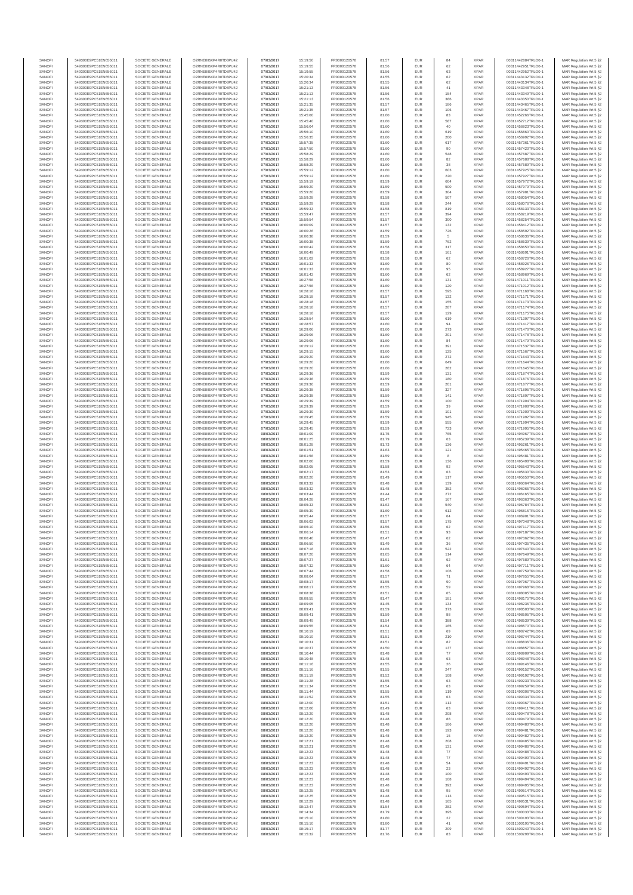| SANOFI | 549300E9PC51EN656011 | SOCIETE GENERALE | O2RNE8IBXP4R0TD8PU42 | 07/03/2017 | 15:19:50 | FR0000120578 | 81.57 | EUR | 84 | XPAR | 00311442884TRLO0-1 | MAR Regulation Art 5 §2 |
|---|---|---|---|---|---|---|---|---|---|---|---|---|
| SANOFI | 549300E9PC51EN656011 | SOCIETE GENERALE | O2RNE8IBXP4R0TD8PU42 | 07/03/2017 | 15:19:55 | FR0000120578 | 81.56 | EUR | 62 | XPAR | 00311442951TRLO0-1 | MAR Regulation Art 5 §2 |
| SANOFI | 549300E9PC51EN656011 | SOCIETE GENERALE | O2RNE8IBXP4R0TD8PU42 | 07/03/2017 | 15:19:55 | FR0000120578 | 81.56 | EUR | 63 | XPAR | 00311442952TRLO0-1 | MAR Regulation Art 5 §2 |
| SANOFI | 549300E9PC51EN656011 | SOCIETE GENERALE | O2RNE8IBXP4R0TD8PU42 | 07/03/2017 | 15:20:34 | FR0000120578 | 81.55 | EUR | 62 | XPAR | 00311443132TRLO0-1 | MAR Regulation Art 5 §2 |
| SANOFI | 549300E9PC51EN656011 | SOCIETE GENERALE | O2RNE8IBXP4R0TD8PU42 | 07/03/2017 | 15:20:34 | FR0000120578 | 81.55 | EUR | 62 | XPAR | 00311443134TRLO0-1 | MAR Regulation Art 5 §2 |
| SANOFI | 549300E9PC51EN656011 | SOCIETE GENERALE | O2RNE8IBXP4R0TD8PU42 | 07/03/2017 | 15:21:13 | FR0000120578 | 81.56 | EUR | 41 | XPAR | 00311443348TRLO0-1 | MAR Regulation Art 5 §2 |
| SANOFI | 549300E9PC51EN656011 | SOCIETE GENERALE | O2RNE8IBXP4R0TD8PU42 | 07/03/2017 | 15:21:13 | FR0000120578 | 81.56 | EUR | 154 | XPAR | 00311443349TRLO0-1 | MAR Regulation Art 5 §2 |
| SANOFI | 549300E9PC51EN656011 | SOCIETE GENERALE | O2RNE8IBXP4R0TD8PU42 | 07/03/2017 | 15:21:13 | FR0000120578 | 81.56 | EUR | 386 | XPAR | 00311443350TRLO0-1 | MAR Regulation Art 5 §2 |
| SANOFI | 549300E9PC51EN656011 | SOCIETE GENERALE | O2RNE8IBXP4R0TD8PU42 | 07/03/2017 | 15:21:35 | FR0000120578 | 81.57 | EUR | 186 | XPAR | 00311443465TRLO0-1 | MAR Regulation Art 5 §2 |
| SANOFI | 549300E9PC51EN656011 | SOCIETE GENERALE | O2RNE8IBXP4R0TD8PU42 | 07/03/2017 | 15:21:35 | FR0000120578 | 81.57 | EUR | 106 | XPAR | 00311443467TRLO0-1 | MAR Regulation Art 5 §2 |
| SANOFI | 549300E9PC51EN656011 | SOCIETE GENERALE | O2RNE8IBXP4R0TD8PU42 | 07/03/2017 | 15:45:00 | FR0000120578 | 81.60 | EUR | 83 | XPAR | 00311452296TRLO0-1 | MAR Regulation Art 5 §2 |
| SANOFI | 549300E9PC51EN656011 | SOCIETE GENERALE | O2RNE8IBXP4R0TD8PU42 | 07/03/2017 | 15:45:40 | FR0000120578 | 81.60 | EUR | 587 | XPAR | 00311452712TRLO0-1 | MAR Regulation Art 5 §2 |
| SANOFI | 549300E9PC51EN656011 | SOCIETE GENERALE | O2RNE8IBXP4R0TD8PU42 | 07/03/2017 | 15:56:04 | FR0000120578 | 81.60 | EUR | 40 | XPAR | 00311456823TRLO0-1 | MAR Regulation Art 5 §2 |
| SANOFI | 549300E9PC51EN656011 | SOCIETE GENERALE | O2RNE8IBXP4R0TD8PU42 | 07/03/2017 | 15:56:10 | FR0000120578 | 81.60 | EUR | 619 | XPAR | 00311456860TRLO0-1 | MAR Regulation Art 5 §2 |
| SANOFI | 549300E9PC51EN656011 | SOCIETE GENERALE | O2RNE8IBXP4R0TD8PU42 | 07/03/2017 | 15:56:35 | FR0000120578 | 81.60 | EUR | 200 | XPAR | 00311456992TRLO0-1 | MAR Regulation Art 5 §2 |
| SANOFI | 549300E9PC51EN656011 | SOCIETE GENERALE | O2RNE8IBXP4R0TD8PU42 | 07/03/2017 | 15:57:35 | FR0000120578 | 81.60 | EUR | 617 | XPAR | 00311457361TRLO0-1 | MAR Regulation Art 5 §2 |
| SANOFI | 549300E9PC51EN656011 | SOCIETE GENERALE | O2RNE8IBXP4R0TD8PU42 | 07/03/2017 | 15:57:50 | FR0000120578 | 81.60 | EUR | 90 | XPAR | 00311457420TRLO0-1 | MAR Regulation Art 5 §2 |
| SANOFI | 549300E9PC51EN656011 | SOCIETE GENERALE | O2RNE8IBXP4R0TD8PU42 | 07/03/2017 | 15:58:29 | FR0000120578 | 81.60 | EUR | 548 | XPAR | 00311457687TRLO0-1 | MAR Regulation Art 5 §2 |
| SANOFI | 549300E9PC51EN656011 | SOCIETE GENERALE | O2RNE8IBXP4R0TD8PU42 | 07/03/2017 | 15:58:29 | FR0000120578 | 81.60 | EUR | 82 | XPAR | 00311457688TRLO0-1 | MAR Regulation Art 5 §2 |
| SANOFI | 549300E9PC51EN656011 | SOCIETE GENERALE | O2RNE8IBXP4R0TD8PU42 | 07/03/2017 | 15:58:29 | FR0000120578 | 81.60 | EUR | 38 | XPAR | 00311457689TRLO0-1 | MAR Regulation Art 5 §2 |
| SANOFI | 549300E9PC51EN656011 | SOCIETE GENERALE | O2RNE8IBXP4R0TD8PU42 | 07/03/2017 | 15:59:12 | FR0000120578 | 81.60 | EUR | 603 | XPAR | 00311457925TRLO0-1 | MAR Regulation Art 5 §2 |
| SANOFI | 549300E9PC51EN656011 | SOCIETE GENERALE | O2RNE8IBXP4R0TD8PU42 | 07/03/2017 | 15:59:12 | FR0000120578 | 81.60 | EUR | 220 | XPAR | 00311457927TRLO0-1 | MAR Regulation Art 5 §2 |
| SANOFI | 549300E9PC51EN656011 | SOCIETE GENERALE | O2RNE8IBXP4R0TD8PU42 | 07/03/2017 | 15:59:19 | FR0000120578 | 81.59 | EUR | 604 | XPAR | 00311457972TRLO0-1 | MAR Regulation Art 5 §2 |
| SANOFI | 549300E9PC51EN656011 | SOCIETE GENERALE | O2RNE8IBXP4R0TD8PU42 | 07/03/2017 | 15:59:20 | FR0000120578 | 81.59 | EUR | 500 | XPAR | 00311457979TRLO0-1 | MAR Regulation Art 5 §2 |
| SANOFI | 549300E9PC51EN656011 | SOCIETE GENERALE | O2RNE8IBXP4R0TD8PU42 | 07/03/2017 | 15:59:20 | FR0000120578 | 81.59 | EUR | 304 | XPAR | 00311457981TRLO0-1 | MAR Regulation Art 5 §2 |
| SANOFI | 549300E9PC51EN656011 | SOCIETE GENERALE | O2RNE8IBXP4R0TD8PU42 | 07/03/2017 | 15:59:28 | FR0000120578 | 81.58 | EUR | 507 | XPAR | 00311458054TRLO0-1 | MAR Regulation Art 5 §2 |
| SANOFI | 549300E9PC51EN656011 | SOCIETE GENERALE | O2RNE8IBXP4R0TD8PU42 | 07/03/2017 | 15:59:29 | FR0000120578 | 81.58 | EUR | 244 | XPAR | 00311458078TRLO0-1 | MAR Regulation Art 5 §2 |
| SANOFI | 549300E9PC51EN656011 | SOCIETE GENERALE | O2RNE8IBXP4R0TD8PU42 | 07/03/2017 | 15:59:33 | FR0000120578 | 81.58 | EUR | 819 | XPAR | 00311458133TRLO0-1 | MAR Regulation Art 5 §2 |
| SANOFI | 549300E9PC51EN656011 | SOCIETE GENERALE | O2RNE8IBXP4R0TD8PU42 | 07/03/2017 | 15:59:47 | FR0000120578 | 81.57 | EUR | 394 | XPAR | 00311458219TRLO0-1 | MAR Regulation Art 5 §2 |
| SANOFI | 549300E9PC51EN656011 | SOCIETE GENERALE | O2RNE8IBXP4R0TD8PU42 | 07/03/2017 | 15:59:54 | FR0000120578 | 81.57 | EUR | 300 | XPAR | 00311458254TRLO0-1 | MAR Regulation Art 5 §2 |
| SANOFI | 549300E9PC51EN656011 | SOCIETE GENERALE | O2RNE8IBXP4R0TD8PU42 | 07/03/2017 | 16:00:09 | FR0000120578 | 81.57 | EUR | 132 | XPAR | 00311458412TRLO0-1 | MAR Regulation Art 5 §2 |
| SANOFI | 549300E9PC51EN656011 | SOCIETE GENERALE | O2RNE8IBXP4R0TD8PU42 | 07/03/2017 | 16:00:26 | FR0000120578 | 81.59 | EUR | 726 | XPAR | 00311458592TRLO0-1 | MAR Regulation Art 5 §2 |
| SANOFI | 549300E9PC51EN656011 | SOCIETE GENERALE | O2RNE8IBXP4R0TD8PU42 | 07/03/2017 | 16:00:38 | FR0000120578 | 81.59 | EUR | 5 | XPAR | 00311458636TRLO0-1 | MAR Regulation Art 5 §2 |
| SANOFI | 549300E9PC51EN656011 | SOCIETE GENERALE | O2RNE8IBXP4R0TD8PU42 | 07/03/2017 | 16:00:38 | FR0000120578 | 81.59 | EUR | 762 | XPAR | 00311458639TRLO0-1 | MAR Regulation Art 5 §2 |
| SANOFI | 549300E9PC51EN656011 | SOCIETE GENERALE | O2RNE8IBXP4R0TD8PU42 | 07/03/2017 | 16:00:42 | FR0000120578 | 81.58 | EUR | 317 | XPAR | 00311458650TRLO0-1 | MAR Regulation Art 5 §2 |
| SANOFI | 549300E9PC51EN656011 | SOCIETE GENERALE | O2RNE8IBXP4R0TD8PU42 | 07/03/2017 | 16:00:49 | FR0000120578 | 81.58 | EUR | 161 | XPAR | 00311458691TRLO0-1 | MAR Regulation Art 5 §2 |
| SANOFI | 549300E9PC51EN656011 | SOCIETE GENERALE | O2RNE8IBXP4R0TD8PU42 | 07/03/2017 | 16:01:02 | FR0000120578 | 81.58 | EUR | 62 | XPAR | 00311458726TRLO0-1 | MAR Regulation Art 5 §2 |
| SANOFI | 549300E9PC51EN656011 | SOCIETE GENERALE | O2RNE8IBXP4R0TD8PU42 | 07/03/2017 | 16:01:33 | FR0000120578 | 81.60 | EUR | 80 | XPAR | 00311458926TRLO0-1 | MAR Regulation Art 5 §2 |
| SANOFI | 549300E9PC51EN656011 | SOCIETE GENERALE | O2RNE8IBXP4R0TD8PU42 | 07/03/2017 | 16:01:33 | FR0000120578 | 81.60 | EUR | 95 | XPAR | 00311458927TRLO0-1 | MAR Regulation Art 5 §2 |
| SANOFI | 549300E9PC51EN656011 | SOCIETE GENERALE | O2RNE8IBXP4R0TD8PU42 | 07/03/2017 | 16:01:42 | FR0000120578 | 81.60 | EUR | 62 | XPAR | 00311458999TRLO0-1 | MAR Regulation Art 5 §2 |
| SANOFI | 549300E9PC51EN656011 | SOCIETE GENERALE | O2RNE8IBXP4R0TD8PU42 | 07/03/2017 | 16:27:56 | FR0000120578 | 81.60 | EUR | 131 | XPAR | 00311471011TRLO0-1 | MAR Regulation Art 5 §2 |
| SANOFI | 549300E9PC51EN656011 | SOCIETE GENERALE | O2RNE8IBXP4R0TD8PU42 | 07/03/2017 | 16:27:56 | FR0000120578 | 81.60 | EUR | 120 | XPAR | 00311471012TRLO0-1 | MAR Regulation Art 5 §2 |
| SANOFI | 549300E9PC51EN656011 | SOCIETE GENERALE | O2RNE8IBXP4R0TD8PU42 | 07/03/2017 | 16:28:18 | FR0000120578 | 81.57 | EUR | 595 | XPAR | 00311471169TRLO0-1 | MAR Regulation Art 5 §2 |
| SANOFI | 549300E9PC51EN656011 | SOCIETE GENERALE | O2RNE8IBXP4R0TD8PU42 | 07/03/2017 | 16:28:18 | FR0000120578 | 81.57 | EUR | 132 | XPAR | 00311471171TRLO0-1 | MAR Regulation Art 5 §2 |
| SANOFI | 549300E9PC51EN656011 | SOCIETE GENERALE | O2RNE8IBXP4R0TD8PU42 | 07/03/2017 | 16:28:18 | FR0000120578 | 81.57 | EUR | 155 | XPAR | 00311471173TRLO0-1 | MAR Regulation Art 5 §2 |
| SANOFI | 549300E9PC51EN656011 | SOCIETE GENERALE | O2RNE8IBXP4R0TD8PU42 | 07/03/2017 | 16:28:18 | FR0000120578 | 81.57 | EUR | 287 | XPAR | 00311471174TRLO0-1 | MAR Regulation Art 5 §2 |
| SANOFI | 549300E9PC51EN656011 | SOCIETE GENERALE | O2RNE8IBXP4R0TD8PU42 | 07/03/2017 | 16:28:18 | FR0000120578 | 81.57 | EUR | 129 | XPAR | 00311471175TRLO0-1 | MAR Regulation Art 5 §2 |
| SANOFI | 549300E9PC51EN656011 | SOCIETE GENERALE | O2RNE8IBXP4R0TD8PU42 | 07/03/2017 | 16:28:54 | FR0000120578 | 81.60 | EUR | 619 | XPAR | 00311471397TRLO0-1 | MAR Regulation Art 5 §2 |
| SANOFI | 549300E9PC51EN656011 | SOCIETE GENERALE | O2RNE8IBXP4R0TD8PU42 | 07/03/2017 | 16:28:57 | FR0000120578 | 81.60 | EUR | 94 | XPAR | 00311471417TRLO0-1 | MAR Regulation Art 5 §2 |
| SANOFI | 549300E9PC51EN656011 | SOCIETE GENERALE | O2RNE8IBXP4R0TD8PU42 | 07/03/2017 | 16:29:06 | FR0000120578 | 81.60 | EUR | 273 | XPAR | 00311471476TRLO0-1 | MAR Regulation Art 5 §2 |
| SANOFI | 549300E9PC51EN656011 | SOCIETE GENERALE | O2RNE8IBXP4R0TD8PU42 | 07/03/2017 | 16:29:06 | FR0000120578 | 81.60 | EUR | 201 | XPAR | 00311471478TRLO0-1 | MAR Regulation Art 5 §2 |
| SANOFI | 549300E9PC51EN656011 | SOCIETE GENERALE | O2RNE8IBXP4R0TD8PU42 | 07/03/2017 | 16:29:06 | FR0000120578 | 81.60 | EUR | 84 | XPAR | 00311471479TRLO0-1 | MAR Regulation Art 5 §2 |
| SANOFI | 549300E9PC51EN656011 | SOCIETE GENERALE | O2RNE8IBXP4R0TD8PU42 | 07/03/2017 | 16:29:12 | FR0000120578 | 81.60 | EUR | 391 | XPAR | 00311471537TRLO0-1 | MAR Regulation Art 5 §2 |
| SANOFI | 549300E9PC51EN656011 | SOCIETE GENERALE | O2RNE8IBXP4R0TD8PU42 | 07/03/2017 | 16:29:15 | FR0000120578 | 81.60 | EUR | 125 | XPAR | 00311471567TRLO0-1 | MAR Regulation Art 5 §2 |
| SANOFI | 549300E9PC51EN656011 | SOCIETE GENERALE | O2RNE8IBXP4R0TD8PU42 | 07/03/2017 | 16:29:20 | FR0000120578 | 81.60 | EUR | 272 | XPAR | 00311471643TRLO0-1 | MAR Regulation Art 5 §2 |
| SANOFI | 549300E9PC51EN656011 | SOCIETE GENERALE | O2RNE8IBXP4R0TD8PU42 | 07/03/2017 | 16:29:20 | FR0000120578 | 81.60 | EUR | 649 | XPAR | 00311471644TRLO0-1 | MAR Regulation Art 5 §2 |
| SANOFI | 549300E9PC51EN656011 | SOCIETE GENERALE | O2RNE8IBXP4R0TD8PU42 | 07/03/2017 | 16:29:20 | FR0000120578 | 81.60 | EUR | 282 | XPAR | 00311471645TRLO0-1 | MAR Regulation Art 5 §2 |
| SANOFI | 549300E9PC51EN656011 | SOCIETE GENERALE | O2RNE8IBXP4R0TD8PU42 | 07/03/2017 | 16:29:36 | FR0000120578 | 81.59 | EUR | 131 | XPAR | 00311471874TRLO0-1 | MAR Regulation Art 5 §2 |
| SANOFI | 549300E9PC51EN656011 | SOCIETE GENERALE | O2RNE8IBXP4R0TD8PU42 | 07/03/2017 | 16:29:36 | FR0000120578 | 81.59 | EUR | 180 | XPAR | 00311471876TRLO0-1 | MAR Regulation Art 5 §2 |
| SANOFI | 549300E9PC51EN656011 | SOCIETE GENERALE | O2RNE8IBXP4R0TD8PU42 | 07/03/2017 | 16:29:36 | FR0000120578 | 81.59 | EUR | 201 | XPAR | 00311471877TRLO0-1 | MAR Regulation Art 5 §2 |
| SANOFI | 549300E9PC51EN656011 | SOCIETE GENERALE | O2RNE8IBXP4R0TD8PU42 | 07/03/2017 | 16:29:38 | FR0000120578 | 81.59 | EUR | 327 | XPAR | 00311471895TRLO0-1 | MAR Regulation Art 5 §2 |
| SANOFI | 549300E9PC51EN656011 | SOCIETE GENERALE | O2RNE8IBXP4R0TD8PU42 | 07/03/2017 | 16:29:38 | FR0000120578 | 81.59 | EUR | 141 | XPAR | 00311471897TRLO0-1 | MAR Regulation Art 5 §2 |
| SANOFI | 549300E9PC51EN656011 | SOCIETE GENERALE | O2RNE8IBXP4R0TD8PU42 | 07/03/2017 | 16:29:39 | FR0000120578 | 81.59 | EUR | 100 | XPAR | 00311471904TRLO0-1 | MAR Regulation Art 5 §2 |
| SANOFI | 549300E9PC51EN656011 | SOCIETE GENERALE | O2RNE8IBXP4R0TD8PU42 | 07/03/2017 | 16:29:39 | FR0000120578 | 81.59 | EUR | 39 | XPAR | 00311471908TRLO0-1 | MAR Regulation Art 5 §2 |
| SANOFI | 549300E9PC51EN656011 | SOCIETE GENERALE | O2RNE8IBXP4R0TD8PU42 | 07/03/2017 | 16:29:39 | FR0000120578 | 81.59 | EUR | 101 | XPAR | 00311471909TRLO0-1 | MAR Regulation Art 5 §2 |
| SANOFI | 549300E9PC51EN656011 | SOCIETE GENERALE | O2RNE8IBXP4R0TD8PU42 | 07/03/2017 | 16:29:45 | FR0000120578 | 81.59 | EUR | 945 | XPAR | 00311471992TRLO0-1 | MAR Regulation Art 5 §2 |
| SANOFI | 549300E9PC51EN656011 | SOCIETE GENERALE | O2RNE8IBXP4R0TD8PU42 | 07/03/2017 | 16:29:45 | FR0000120578 | 81.59 | EUR | 555 | XPAR | 00311471994TRLO0-1 | MAR Regulation Art 5 §2 |
| SANOFI | 549300E9PC51EN656011 | SOCIETE GENERALE | O2RNE8IBXP4R0TD8PU42 | 07/03/2017 | 16:29:45 | FR0000120578 | 81.59 | EUR | 723 | XPAR | 00311471995TRLO0-1 | MAR Regulation Art 5 §2 |
| SANOFI | 549300E9PC51EN656011 | SOCIETE GENERALE | O2RNE8IBXP4R0TD8PU42 | 08/03/2017 | 08:01:09 | FR0000120578 | 81.75 | EUR | 765 | XPAR | 00311494967TRLO0-1 | MAR Regulation Art 5 §2 |
| SANOFI | 549300E9PC51EN656011 | SOCIETE GENERALE | O2RNE8IBXP4R0TD8PU42 | 08/03/2017 | 08:01:25 | FR0000120578 | 81.79 | EUR | 63 | XPAR | 00311495239TRLO0-1 | MAR Regulation Art 5 §2 |
| SANOFI | 549300E9PC51EN656011 | SOCIETE GENERALE | O2RNE8IBXP4R0TD8PU42 | 08/03/2017 | 08:01:28 | FR0000120578 | 81.73 | EUR | 136 | XPAR | 00311495261TRLO0-1 | MAR Regulation Art 5 §2 |
| SANOFI | 549300E9PC51EN656011 | SOCIETE GENERALE | O2RNE8IBXP4R0TD8PU42 | 08/03/2017 | 08:01:51 | FR0000120578 | 81.63 | EUR | 121 | XPAR | 00311495465TRLO0-1 | MAR Regulation Art 5 §2 |
| SANOFI | 549300E9PC51EN656011 | SOCIETE GENERALE | O2RNE8IBXP4R0TD8PU42 | 08/03/2017 | 08:01:56 | FR0000120578 | 81.59 | EUR | 8 | XPAR | 00311495481TRLO0-1 | MAR Regulation Art 5 §2 |
| SANOFI | 549300E9PC51EN656011 | SOCIETE GENERALE | O2RNE8IBXP4R0TD8PU42 | 08/03/2017 | 08:02:00 | FR0000120578 | 81.59 | EUR | 136 | XPAR | 00311495498TRLO0-1 | MAR Regulation Art 5 §2 |
| SANOFI | 549300E9PC51EN656011 | SOCIETE GENERALE | O2RNE8IBXP4R0TD8PU42 | 08/03/2017 | 08:02:05 | FR0000120578 | 81.58 | EUR | 92 | XPAR | 00311495540TRLO0-1 | MAR Regulation Art 5 §2 |
| SANOFI | 549300E9PC51EN656011 | SOCIETE GENERALE | O2RNE8IBXP4R0TD8PU42 | 08/03/2017 | 08:02:17 | FR0000120578 | 81.53 | EUR | 63 | XPAR | 00311495630TRLO0-1 | MAR Regulation Art 5 §2 |
| SANOFI | 549300E9PC51EN656011 | SOCIETE GENERALE | O2RNE8IBXP4R0TD8PU42 | 08/03/2017 | 08:02:20 | FR0000120578 | 81.49 | EUR | 117 | XPAR | 00311495650TRLO0-1 | MAR Regulation Art 5 §2 |
| SANOFI | 549300E9PC51EN656011 | SOCIETE GENERALE | O2RNE8IBXP4R0TD8PU42 | 08/03/2017 | 08:03:32 | FR0000120578 | 81.48 | EUR | 139 | XPAR | 00311496064TRLO0-1 | MAR Regulation Art 5 §2 |
| SANOFI | 549300E9PC51EN656011 | SOCIETE GENERALE | O2RNE8IBXP4R0TD8PU42 | 08/03/2017 | 08:03:32 | FR0000120578 | 81.48 | EUR | 352 | XPAR | 00311496065TRLO0-1 | MAR Regulation Art 5 §2 |
| SANOFI | 549300E9PC51EN656011 | SOCIETE GENERALE | O2RNE8IBXP4R0TD8PU42 | 08/03/2017 | 08:03:44 | FR0000120578 | 81.44 | EUR | 272 | XPAR | 00311496165TRLO0-1 | MAR Regulation Art 5 §2 |
| SANOFI | 549300E9PC51EN656011 | SOCIETE GENERALE | O2RNE8IBXP4R0TD8PU42 | 08/03/2017 | 08:04:28 | FR0000120578 | 81.47 | EUR | 167 | XPAR | 00311496383TRLO0-1 | MAR Regulation Art 5 §2 |
| SANOFI | 549300E9PC51EN656011 | SOCIETE GENERALE | O2RNE8IBXP4R0TD8PU42 | 08/03/2017 | 08:05:33 | FR0000120578 | 81.62 | EUR | 540 | XPAR | 00311496784TRLO0-1 | MAR Regulation Art 5 §2 |
| SANOFI | 549300E9PC51EN656011 | SOCIETE GENERALE | O2RNE8IBXP4R0TD8PU42 | 08/03/2017 | 08:05:39 | FR0000120578 | 81.60 | EUR | 612 | XPAR | 00311496815TRLO0-1 | MAR Regulation Art 5 §2 |
| SANOFI | 549300E9PC51EN656011 | SOCIETE GENERALE | O2RNE8IBXP4R0TD8PU42 | 08/03/2017 | 08:05:44 | FR0000120578 | 81.57 | EUR | 64 | XPAR | 00311496901TRLO0-1 | MAR Regulation Art 5 §2 |
| SANOFI | 549300E9PC51EN656011 | SOCIETE GENERALE | O2RNE8IBXP4R0TD8PU42 | 08/03/2017 | 08:06:02 | FR0000120578 | 81.57 | EUR | 175 | XPAR | 00311497048TRLO0-1 | MAR Regulation Art 5 §2 |
| SANOFI | 549300E9PC51EN656011 | SOCIETE GENERALE | O2RNE8IBXP4R0TD8PU42 | 08/03/2017 | 08:06:10 | FR0000120578 | 81.56 | EUR | 62 | XPAR | 00311497117TRLO0-1 | MAR Regulation Art 5 §2 |
| SANOFI | 549300E9PC51EN656011 | SOCIETE GENERALE | O2RNE8IBXP4R0TD8PU42 | 08/03/2017 | 08:06:14 | FR0000120578 | 81.51 | EUR | 93 | XPAR | 00311497187TRLO0-1 | MAR Regulation Art 5 §2 |
| SANOFI | 549300E9PC51EN656011 | SOCIETE GENERALE | O2RNE8IBXP4R0TD8PU42 | 08/03/2017 | 08:06:40 | FR0000120578 | 81.47 | EUR | 62 | XPAR | 00311497362TRLO0-1 | MAR Regulation Art 5 §2 |
| SANOFI | 549300E9PC51EN656011 | SOCIETE GENERALE | O2RNE8IBXP4R0TD8PU42 | 08/03/2017 | 08:06:50 | FR0000120578 | 81.49 | EUR | 36 | XPAR | 00311497435TRLO0-1 | MAR Regulation Art 5 §2 |
| SANOFI | 549300E9PC51EN656011 | SOCIETE GENERALE | O2RNE8IBXP4R0TD8PU42 | 08/03/2017 | 08:07:18 | FR0000120578 | 81.66 | EUR | 522 | XPAR | 00311497640TRLO0-1 | MAR Regulation Art 5 §2 |
| SANOFI | 549300E9PC51EN656011 | SOCIETE GENERALE | O2RNE8IBXP4R0TD8PU42 | 08/03/2017 | 08:07:20 | FR0000120578 | 81.65 | EUR | 114 | XPAR | 00311497649TRLO0-1 | MAR Regulation Art 5 §2 |
| SANOFI | 549300E9PC51EN656011 | SOCIETE GENERALE | O2RNE8IBXP4R0TD8PU42 | 08/03/2017 | 08:07:27 | FR0000120578 | 81.61 | EUR | 62 | XPAR | 00311497689TRLO0-1 | MAR Regulation Art 5 §2 |
| SANOFI | 549300E9PC51EN656011 | SOCIETE GENERALE | O2RNE8IBXP4R0TD8PU42 | 08/03/2017 | 08:07:32 | FR0000120578 | 81.60 | EUR | 64 | XPAR | 00311497711TRLO0-1 | MAR Regulation Art 5 §2 |
| SANOFI | 549300E9PC51EN656011 | SOCIETE GENERALE | O2RNE8IBXP4R0TD8PU42 | 08/03/2017 | 08:07:44 | FR0000120578 | 81.58 | EUR | 106 | XPAR | 00311497759TRLO0-1 | MAR Regulation Art 5 §2 |
| SANOFI | 549300E9PC51EN656011 | SOCIETE GENERALE | O2RNE8IBXP4R0TD8PU42 | 08/03/2017 | 08:08:04 | FR0000120578 | 81.57 | EUR | 71 | XPAR | 00311497855TRLO0-1 | MAR Regulation Art 5 §2 |
| SANOFI | 549300E9PC51EN656011 | SOCIETE GENERALE | O2RNE8IBXP4R0TD8PU42 | 08/03/2017 | 08:08:17 | FR0000120578 | 81.55 | EUR | 90 | XPAR | 00311497967TRLO0-1 | MAR Regulation Art 5 §2 |
| SANOFI | 549300E9PC51EN656011 | SOCIETE GENERALE | O2RNE8IBXP4R0TD8PU42 | 08/03/2017 | 08:08:17 | FR0000120578 | 81.55 | EUR | 59 | XPAR | 00311497968TRLO0-1 | MAR Regulation Art 5 §2 |
| SANOFI | 549300E9PC51EN656011 | SOCIETE GENERALE | O2RNE8IBXP4R0TD8PU42 | 08/03/2017 | 08:08:38 | FR0000120578 | 81.51 | EUR | 65 | XPAR | 00311498085TRLO0-1 | MAR Regulation Art 5 §2 |
| SANOFI | 549300E9PC51EN656011 | SOCIETE GENERALE | O2RNE8IBXP4R0TD8PU42 | 08/03/2017 | 08:08:55 | FR0000120578 | 81.47 | EUR | 181 | XPAR | 00311498175TRLO0-1 | MAR Regulation Art 5 §2 |
| SANOFI | 549300E9PC51EN656011 | SOCIETE GENERALE | O2RNE8IBXP4R0TD8PU42 | 08/03/2017 | 08:09:05 | FR0000120578 | 81.45 | EUR | 134 | XPAR | 00311498230TRLO0-1 | MAR Regulation Art 5 §2 |
| SANOFI | 549300E9PC51EN656011 | SOCIETE GENERALE | O2RNE8IBXP4R0TD8PU42 | 08/03/2017 | 08:09:41 | FR0000120578 | 81.59 | EUR | 373 | XPAR | 00311498503TRLO0-1 | MAR Regulation Art 5 §2 |
| SANOFI | 549300E9PC51EN656011 | SOCIETE GENERALE | O2RNE8IBXP4R0TD8PU42 | 08/03/2017 | 08:09:41 | FR0000120578 | 81.59 | EUR | 88 | XPAR | 00311498505TRLO0-1 | MAR Regulation Art 5 §2 |
| SANOFI | 549300E9PC51EN656011 | SOCIETE GENERALE | O2RNE8IBXP4R0TD8PU42 | 08/03/2017 | 08:09:49 | FR0000120578 | 81.54 | EUR | 388 | XPAR | 00311498539TRLO0-1 | MAR Regulation Art 5 §2 |
| SANOFI | 549300E9PC51EN656011 | SOCIETE GENERALE | O2RNE8IBXP4R0TD8PU42 | 08/03/2017 | 08:09:55 | FR0000120578 | 81.54 | EUR | 165 | XPAR | 00311498576TRLO0-1 | MAR Regulation Art 5 §2 |
| SANOFI | 549300E9PC51EN656011 | SOCIETE GENERALE | O2RNE8IBXP4R0TD8PU42 | 08/03/2017 | 08:10:19 | FR0000120578 | 81.51 | EUR | 69 | XPAR | 00311498742TRLO0-1 | MAR Regulation Art 5 §2 |
| SANOFI | 549300E9PC51EN656011 | SOCIETE GENERALE | O2RNE8IBXP4R0TD8PU42 | 08/03/2017 | 08:10:19 | FR0000120578 | 81.51 | EUR | 210 | XPAR | 00311498744TRLO0-1 | MAR Regulation Art 5 §2 |
| SANOFI | 549300E9PC51EN656011 | SOCIETE GENERALE | O2RNE8IBXP4R0TD8PU42 | 08/03/2017 | 08:10:31 | FR0000120578 | 81.51 | EUR | 82 | XPAR | 00311498836TRLO0-1 | MAR Regulation Art 5 §2 |
| SANOFI | 549300E9PC51EN656011 | SOCIETE GENERALE | O2RNE8IBXP4R0TD8PU42 | 08/03/2017 | 08:10:37 | FR0000120578 | 81.50 | EUR | 137 | XPAR | 00311498857TRLO0-1 | MAR Regulation Art 5 §2 |
| SANOFI | 549300E9PC51EN656011 | SOCIETE GENERALE | O2RNE8IBXP4R0TD8PU42 | 08/03/2017 | 08:10:44 | FR0000120578 | 81.48 | EUR | 77 | XPAR | 00311498909TRLO0-1 | MAR Regulation Art 5 §2 |
| SANOFI | 549300E9PC51EN656011 | SOCIETE GENERALE | O2RNE8IBXP4R0TD8PU42 | 08/03/2017 | 08:10:48 | FR0000120578 | 81.48 | EUR | 63 | XPAR | 00311498948TRLO0-1 | MAR Regulation Art 5 §2 |
| SANOFI | 549300E9PC51EN656011 | SOCIETE GENERALE | O2RNE8IBXP4R0TD8PU42 | 08/03/2017 | 08:11:16 | FR0000120578 | 81.55 | EUR | 26 | XPAR | 00311499146TRLO0-1 | MAR Regulation Art 5 §2 |
| SANOFI | 549300E9PC51EN656011 | SOCIETE GENERALE | O2RNE8IBXP4R0TD8PU42 | 08/03/2017 | 08:11:16 | FR0000120578 | 81.55 | EUR | 247 | XPAR | 00311499152TRLO0-1 | MAR Regulation Art 5 §2 |
| SANOFI | 549300E9PC51EN656011 | SOCIETE GENERALE | O2RNE8IBXP4R0TD8PU42 | 08/03/2017 | 08:11:19 | FR0000120578 | 81.52 | EUR | 108 | XPAR | 00311499192TRLO0-1 | MAR Regulation Art 5 §2 |
| SANOFI | 549300E9PC51EN656011 | SOCIETE GENERALE | O2RNE8IBXP4R0TD8PU42 | 08/03/2017 | 08:11:28 | FR0000120578 | 81.55 | EUR | 63 | XPAR | 00311499233TRLO0-1 | MAR Regulation Art 5 §2 |
| SANOFI | 549300E9PC51EN656011 | SOCIETE GENERALE | O2RNE8IBXP4R0TD8PU42 | 08/03/2017 | 08:11:34 | FR0000120578 | 81.54 | EUR | 63 | XPAR | 00311499259TRLO0-1 | MAR Regulation Art 5 §2 |
| SANOFI | 549300E9PC51EN656011 | SOCIETE GENERALE | O2RNE8IBXP4R0TD8PU42 | 08/03/2017 | 08:11:44 | FR0000120578 | 81.55 | EUR | 119 | XPAR | 00311499306TRLO0-1 | MAR Regulation Art 5 §2 |
| SANOFI | 549300E9PC51EN656011 | SOCIETE GENERALE | O2RNE8IBXP4R0TD8PU42 | 08/03/2017 | 08:11:52 | FR0000120578 | 81.55 | EUR | 63 | XPAR | 00311499334TRLO0-1 | MAR Regulation Art 5 §2 |
| SANOFI | 549300E9PC51EN656011 | SOCIETE GENERALE | O2RNE8IBXP4R0TD8PU42 | 08/03/2017 | 08:12:00 | FR0000120578 | 81.51 | EUR | 112 | XPAR | 00311499367TRLO0-1 | MAR Regulation Art 5 §2 |
| SANOFI | 549300E9PC51EN656011 | SOCIETE GENERALE | O2RNE8IBXP4R0TD8PU42 | 08/03/2017 | 08:12:06 | FR0000120578 | 81.49 | EUR | 63 | XPAR | 00311499411TRLO0-1 | MAR Regulation Art 5 §2 |
| SANOFI | 549300E9PC51EN656011 | SOCIETE GENERALE | O2RNE8IBXP4R0TD8PU42 | 08/03/2017 | 08:12:20 | FR0000120578 | 81.48 | EUR | 208 | XPAR | 00311499478TRLO0-1 | MAR Regulation Art 5 §2 |
| SANOFI | 549300E9PC51EN656011 | SOCIETE GENERALE | O2RNE8IBXP4R0TD8PU42 | 08/03/2017 | 08:12:20 | FR0000120578 | 81.48 | EUR | 88 | XPAR | 00311499479TRLO0-1 | MAR Regulation Art 5 §2 |
| SANOFI | 549300E9PC51EN656011 | SOCIETE GENERALE | O2RNE8IBXP4R0TD8PU42 | 08/03/2017 | 08:12:20 | FR0000120578 | 81.48 | EUR | 186 | XPAR | 00311499480TRLO0-1 | MAR Regulation Art 5 §2 |
| SANOFI | 549300E9PC51EN656011 | SOCIETE GENERALE | O2RNE8IBXP4R0TD8PU42 | 08/03/2017 | 08:12:20 | FR0000120578 | 81.48 | EUR | 193 | XPAR | 00311499481TRLO0-1 | MAR Regulation Art 5 §2 |
| SANOFI | 549300E9PC51EN656011 | SOCIETE GENERALE | O2RNE8IBXP4R0TD8PU42 | 08/03/2017 | 08:12:20 | FR0000120578 | 81.48 | EUR | 15 | XPAR | 00311499482TRLO0-1 | MAR Regulation Art 5 §2 |
| SANOFI | 549300E9PC51EN656011 | SOCIETE GENERALE | O2RNE8IBXP4R0TD8PU42 | 08/03/2017 | 08:12:21 | FR0000120578 | 81.48 | EUR | 208 | XPAR | 00311499485TRLO0-1 | MAR Regulation Art 5 §2 |
| SANOFI | 549300E9PC51EN656011 | SOCIETE GENERALE | O2RNE8IBXP4R0TD8PU42 | 08/03/2017 | 08:12:21 | FR0000120578 | 81.48 | EUR | 131 | XPAR | 00311499486TRLO0-1 | MAR Regulation Art 5 §2 |
| SANOFI | 549300E9PC51EN656011 | SOCIETE GENERALE | O2RNE8IBXP4R0TD8PU42 | 08/03/2017 | 08:12:23 | FR0000120578 | 81.48 | EUR | 77 | XPAR | 00311499488TRLO0-1 | MAR Regulation Art 5 §2 |
| SANOFI | 549300E9PC51EN656011 | SOCIETE GENERALE | O2RNE8IBXP4R0TD8PU42 | 08/03/2017 | 08:12:23 | FR0000120578 | 81.48 | EUR | 77 | XPAR | 00311499490TRLO0-1 | MAR Regulation Art 5 §2 |
| SANOFI | 549300E9PC51EN656011 | SOCIETE GENERALE | O2RNE8IBXP4R0TD8PU42 | 08/03/2017 | 08:12:23 | FR0000120578 | 81.48 | EUR | 54 | XPAR | 00311499491TRLO0-1 | MAR Regulation Art 5 §2 |
| SANOFI | 549300E9PC51EN656011 | SOCIETE GENERALE | O2RNE8IBXP4R0TD8PU42 | 08/03/2017 | 08:12:23 | FR0000120578 | 81.48 | EUR | 23 | XPAR | 00311499492TRLO0-1 | MAR Regulation Art 5 §2 |
| SANOFI | 549300E9PC51EN656011 | SOCIETE GENERALE | O2RNE8IBXP4R0TD8PU42 | 08/03/2017 | 08:12:23 | FR0000120578 | 81.48 | EUR | 100 | XPAR | 00311499493TRLO0-1 | MAR Regulation Art 5 §2 |
| SANOFI | 549300E9PC51EN656011 | SOCIETE GENERALE | O2RNE8IBXP4R0TD8PU42 | 08/03/2017 | 08:12:23 | FR0000120578 | 81.48 | EUR | 108 | XPAR | 00311499494TRLO0-1 | MAR Regulation Art 5 §2 |
| SANOFI | 549300E9PC51EN656011 | SOCIETE GENERALE | O2RNE8IBXP4R0TD8PU42 | 08/03/2017 | 08:12:23 | FR0000120578 | 81.48 | EUR | 392 | XPAR | 00311499495TRLO0-1 | MAR Regulation Art 5 §2 |
| SANOFI | 549300E9PC51EN656011 | SOCIETE GENERALE | O2RNE8IBXP4R0TD8PU42 | 08/03/2017 | 08:12:25 | FR0000120578 | 81.48 | EUR | 95 | XPAR | 00311499514TRLO0-1 | MAR Regulation Art 5 §2 |
| SANOFI | 549300E9PC51EN656011 | SOCIETE GENERALE | O2RNE8IBXP4R0TD8PU42 | 08/03/2017 | 08:12:25 | FR0000120578 | 81.48 | EUR | 113 | XPAR | 00311499515TRLO0-1 | MAR Regulation Art 5 §2 |
| SANOFI | 549300E9PC51EN656011 | SOCIETE GENERALE | O2RNE8IBXP4R0TD8PU42 | 08/03/2017 | 08:12:29 | FR0000120578 | 81.48 | EUR | 165 | XPAR | 00311499535TRLO0-1 | MAR Regulation Art 5 §2 |
| SANOFI | 549300E9PC51EN656011 | SOCIETE GENERALE | O2RNE8IBXP4R0TD8PU42 | 08/03/2017 | 08:12:47 | FR0000120578 | 81.54 | EUR | 282 | XPAR | 00311499594TRLO0-1 | MAR Regulation Art 5 §2 |
| SANOFI | 549300E9PC51EN656011 | SOCIETE GENERALE | O2RNE8IBXP4R0TD8PU42 | 08/03/2017 | 08:14:34 | FR0000120578 | 81.79 | EUR | 395 | XPAR | 00311500033TRLO0-1 | MAR Regulation Art 5 §2 |
| SANOFI | 549300E9PC51EN656011 | SOCIETE GENERALE | O2RNE8IBXP4R0TD8PU42 | 08/03/2017 | 08:15:10 | FR0000120578 | 81.80 | EUR | 22 | XPAR | 00311500193TRLO0-1 | MAR Regulation Art 5 §2 |
| SANOFI | 549300E9PC51EN656011 | SOCIETE GENERALE | O2RNE8IBXP4R0TD8PU42 | 08/03/2017 | 08:15:10 | FR0000120578 | 81.80 | EUR | 41 | XPAR | 00311500195TRLO0-1 | MAR Regulation Art 5 §2 |
| SANOFI | 549300E9PC51EN656011 | SOCIETE GENERALE | O2RNE8IBXP4R0TD8PU42 | 08/03/2017 | 08:15:17 | FR0000120578 | 81.77 | EUR | 209 | XPAR | 00311500240TRLO0-1 | MAR Regulation Art 5 §2 |
| SANOFI | 549300E9PC51EN656011 | SOCIETE GENERALE | O2RNE8IBXP4R0TD8PU42 | 08/03/2017 | 08:15:32 | FR0000120578 | 81.76 | EUR | 83 | XPAR | 00311500298TRLO0-1 | MAR Regulation Art 5 §2 |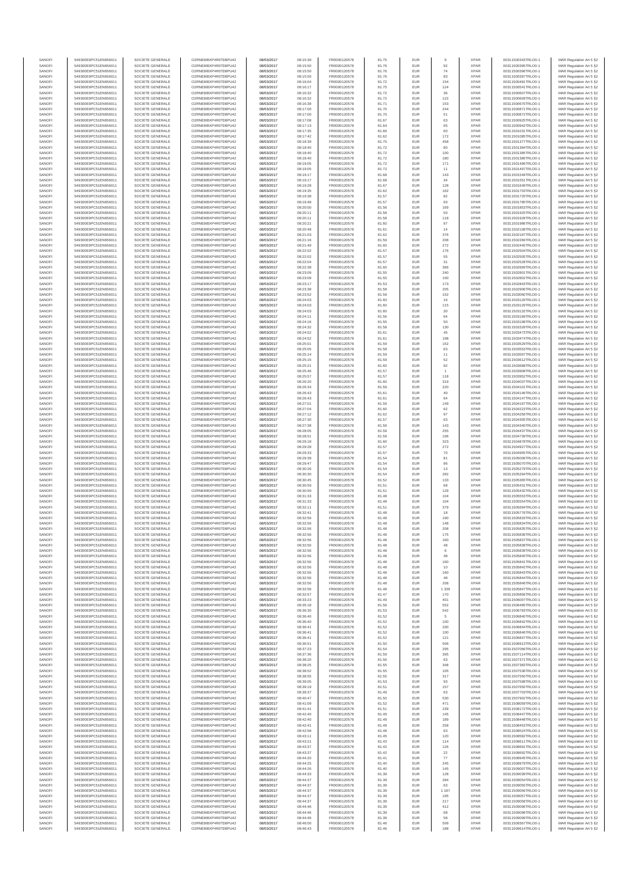| SANOFI | 549300E9PC51EN656011 | SOCIETE GENERALE | O2RNE8IBXP4R0TD8PU42 | 08/03/2017 | 08:15:39 | FR0000120578 | 81.75 | EUR | 9 | XPAR | 00311500343TRLO0-1 | MAR Regulation Art 5 §2 |
|---|---|---|---|---|---|---|---|---|---|---|---|---|
| SANOFI | 549300E9PC51EN656011 | SOCIETE GENERALE | O2RNE8IBXP4R0TD8PU42 | 08/03/2017 | 08:15:50 | FR0000120578 | 81.76 | EUR | 92 | XPAR | 00311500395TRLO0-1 | MAR Regulation Art 5 §2 |
| SANOFI | 549300E9PC51EN656011 | SOCIETE GENERALE | O2RNE8IBXP4R0TD8PU42 | 08/03/2017 | 08:15:50 | FR0000120578 | 81.76 | EUR | 74 | XPAR | 00311500396TRLO0-1 | MAR Regulation Art 5 §2 |
| SANOFI | 549300E9PC51EN656011 | SOCIETE GENERALE | O2RNE8IBXP4R0TD8PU42 | 08/03/2017 | 08:15:50 | FR0000120578 | 81.76 | EUR | 83 | XPAR | 00311500397TRLO0-1 | MAR Regulation Art 5 §2 |
| SANOFI | 549300E9PC51EN656011 | SOCIETE GENERALE | O2RNE8IBXP4R0TD8PU42 | 08/03/2017 | 08:16:04 | FR0000120578 | 81.72 | EUR | 154 | XPAR | 00311500481TRLO0-1 | MAR Regulation Art 5 §2 |
| SANOFI | 549300E9PC51EN656011 | SOCIETE GENERALE | O2RNE8IBXP4R0TD8PU42 | 08/03/2017 | 08:16:17 | FR0000120578 | 81.75 | EUR | 124 | XPAR | 00311500541TRLO0-1 | MAR Regulation Art 5 §2 |
| SANOFI | 549300E9PC51EN656011 | SOCIETE GENERALE | O2RNE8IBXP4R0TD8PU42 | 08/03/2017 | 08:16:32 | FR0000120578 | 81.72 | EUR | 36 | XPAR | 00311500607TRLO0-1 | MAR Regulation Art 5 §2 |
| SANOFI | 549300E9PC51EN656011 | SOCIETE GENERALE | O2RNE8IBXP4R0TD8PU42 | 08/03/2017 | 08:16:32 | FR0000120578 | 81.72 | EUR | 122 | XPAR | 00311500609TRLO0-1 | MAR Regulation Art 5 §2 |
| SANOFI | 549300E9PC51EN656011 | SOCIETE GENERALE | O2RNE8IBXP4R0TD8PU42 | 08/03/2017 | 08:16:38 | FR0000120578 | 81.71 | EUR | 153 | XPAR | 00311500670TRLO0-1 | MAR Regulation Art 5 §2 |
| SANOFI | 549300E9PC51EN656011 | SOCIETE GENERALE | O2RNE8IBXP4R0TD8PU42 | 08/03/2017 | 08:17:00 | FR0000120578 | 81.70 | EUR | 244 | XPAR | 00311500871TRLO0-1 | MAR Regulation Art 5 §2 |
| SANOFI | 549300E9PC51EN656011 | SOCIETE GENERALE | O2RNE8IBXP4R0TD8PU42 | 08/03/2017 | 08:17:00 | FR0000120578 | 81.70 | EUR | 51 | XPAR | 00311500872TRLO0-1 | MAR Regulation Art 5 §2 |
| SANOFI | 549300E9PC51EN656011 | SOCIETE GENERALE | O2RNE8IBXP4R0TD8PU42 | 08/03/2017 | 08:17:08 | FR0000120578 | 81.67 | EUR | 63 | XPAR | 00311500925TRLO0-1 | MAR Regulation Art 5 §2 |
| SANOFI | 549300E9PC51EN656011 | SOCIETE GENERALE | O2RNE8IBXP4R0TD8PU42 | 08/03/2017 | 08:17:13 | FR0000120578 | 81.64 | EUR | 65 | XPAR | 00311500942TRLO0-1 | MAR Regulation Art 5 §2 |
| SANOFI | 549300E9PC51EN656011 | SOCIETE GENERALE | O2RNE8IBXP4R0TD8PU42 | 08/03/2017 | 08:17:35 | FR0000120578 | 81.66 | EUR | 60 | XPAR | 00311501031TRLO0-1 | MAR Regulation Art 5 §2 |
| SANOFI | 549300E9PC51EN656011 | SOCIETE GENERALE | O2RNE8IBXP4R0TD8PU42 | 08/03/2017 | 08:17:42 | FR0000120578 | 81.62 | EUR | 172 | XPAR | 00311501085TRLO0-1 | MAR Regulation Art 5 §2 |
| SANOFI | 549300E9PC51EN656011 | SOCIETE GENERALE | O2RNE8IBXP4R0TD8PU42 | 08/03/2017 | 08:18:39 | FR0000120578 | 81.75 | EUR | 458 | XPAR | 00311501377TRLO0-1 | MAR Regulation Art 5 §2 |
| SANOFI | 549300E9PC51EN656011 | SOCIETE GENERALE | O2RNE8IBXP4R0TD8PU42 | 08/03/2017 | 08:18:40 | FR0000120578 | 81.72 | EUR | 80 | XPAR | 00311501384TRLO0-1 | MAR Regulation Art 5 §2 |
| SANOFI | 549300E9PC51EN656011 | SOCIETE GENERALE | O2RNE8IBXP4R0TD8PU42 | 08/03/2017 | 08:18:40 | FR0000120578 | 81.72 | EUR | 100 | XPAR | 00311501385TRLO0-1 | MAR Regulation Art 5 §2 |
| SANOFI | 549300E9PC51EN656011 | SOCIETE GENERALE | O2RNE8IBXP4R0TD8PU42 | 08/03/2017 | 08:18:40 | FR0000120578 | 81.72 | EUR | 180 | XPAR | 00311501386TRLO0-1 | MAR Regulation Art 5 §2 |
| SANOFI | 549300E9PC51EN656011 | SOCIETE GENERALE | O2RNE8IBXP4R0TD8PU42 | 08/03/2017 | 08:19:05 | FR0000120578 | 81.72 | EUR | 171 | XPAR | 00311501496TRLO0-1 | MAR Regulation Art 5 §2 |
| SANOFI | 549300E9PC51EN656011 | SOCIETE GENERALE | O2RNE8IBXP4R0TD8PU42 | 08/03/2017 | 08:19:05 | FR0000120578 | 81.72 | EUR | 11 | XPAR | 00311501497TRLO0-1 | MAR Regulation Art 5 §2 |
| SANOFI | 549300E9PC51EN656011 | SOCIETE GENERALE | O2RNE8IBXP4R0TD8PU42 | 08/03/2017 | 08:19:17 | FR0000120578 | 81.68 | EUR | 143 | XPAR | 00311501549TRLO0-1 | MAR Regulation Art 5 §2 |
| SANOFI | 549300E9PC51EN656011 | SOCIETE GENERALE | O2RNE8IBXP4R0TD8PU42 | 08/03/2017 | 08:19:17 | FR0000120578 | 81.68 | EUR | 34 | XPAR | 00311501551TRLO0-1 | MAR Regulation Art 5 §2 |
| SANOFI | 549300E9PC51EN656011 | SOCIETE GENERALE | O2RNE8IBXP4R0TD8PU42 | 08/03/2017 | 08:19:28 | FR0000120578 | 81.67 | EUR | 128 | XPAR | 00311501649TRLO0-1 | MAR Regulation Art 5 §2 |
| SANOFI | 549300E9PC51EN656011 | SOCIETE GENERALE | O2RNE8IBXP4R0TD8PU42 | 08/03/2017 | 08:19:35 | FR0000120578 | 81.62 | EUR | 162 | XPAR | 00311501703TRLO0-1 | MAR Regulation Art 5 §2 |
| SANOFI | 549300E9PC51EN656011 | SOCIETE GENERALE | O2RNE8IBXP4R0TD8PU42 | 08/03/2017 | 08:19:38 | FR0000120578 | 81.57 | EUR | 82 | XPAR | 00311501725TRLO0-1 | MAR Regulation Art 5 §2 |
| SANOFI | 549300E9PC51EN656011 | SOCIETE GENERALE | O2RNE8IBXP4R0TD8PU42 | 08/03/2017 | 08:19:48 | FR0000120578 | 81.57 | EUR | 93 | XPAR | 00311501785TRLO0-1 | MAR Regulation Art 5 §2 |
| SANOFI | 549300E9PC51EN656011 | SOCIETE GENERALE | O2RNE8IBXP4R0TD8PU42 | 08/03/2017 | 08:20:00 | FR0000120578 | 81.56 | EUR | 169 | XPAR | 00311501837TRLO0-1 | MAR Regulation Art 5 §2 |
| SANOFI | 549300E9PC51EN656011 | SOCIETE GENERALE | O2RNE8IBXP4R0TD8PU42 | 08/03/2017 | 08:20:11 | FR0000120578 | 81.58 | EUR | 50 | XPAR | 00311501925TRLO0-1 | MAR Regulation Art 5 §2 |
| SANOFI | 549300E9PC51EN656011 | SOCIETE GENERALE | O2RNE8IBXP4R0TD8PU42 | 08/03/2017 | 08:20:11 | FR0000120578 | 81.58 | EUR | 118 | XPAR | 00311501928TRLO0-1 | MAR Regulation Art 5 §2 |
| SANOFI | 549300E9PC51EN656011 | SOCIETE GENERALE | O2RNE8IBXP4R0TD8PU42 | 08/03/2017 | 08:20:21 | FR0000120578 | 81.60 | EUR | 97 | XPAR | 00311501986TRLO0-1 | MAR Regulation Art 5 §2 |
| SANOFI | 549300E9PC51EN656011 | SOCIETE GENERALE | O2RNE8IBXP4R0TD8PU42 | 08/03/2017 | 08:20:48 | FR0000120578 | 81.61 | EUR | 14 | XPAR | 00311502108TRLO0-1 | MAR Regulation Art 5 §2 |
| SANOFI | 549300E9PC51EN656011 | SOCIETE GENERALE | O2RNE8IBXP4R0TD8PU42 | 08/03/2017 | 08:21:03 | FR0000120578 | 81.62 | EUR | 376 | XPAR | 00311502187TRLO0-1 | MAR Regulation Art 5 §2 |
| SANOFI | 549300E9PC51EN656011 | SOCIETE GENERALE | O2RNE8IBXP4R0TD8PU42 | 08/03/2017 | 08:21:16 | FR0000120578 | 81.59 | EUR | 208 | XPAR | 00311502266TRLO0-1 | MAR Regulation Art 5 §2 |
| SANOFI | 549300E9PC51EN656011 | SOCIETE GENERALE | O2RNE8IBXP4R0TD8PU42 | 08/03/2017 | 08:21:49 | FR0000120578 | 81.60 | EUR | 272 | XPAR | 00311502445TRLO0-1 | MAR Regulation Art 5 §2 |
| SANOFI | 549300E9PC51EN656011 | SOCIETE GENERALE | O2RNE8IBXP4R0TD8PU42 | 08/03/2017 | 08:22:02 | FR0000120578 | 81.57 | EUR | 176 | XPAR | 00311502504TRLO0-1 | MAR Regulation Art 5 §2 |
| SANOFI | 549300E9PC51EN656011 | SOCIETE GENERALE | O2RNE8IBXP4R0TD8PU42 | 08/03/2017 | 08:22:02 | FR0000120578 | 81.57 | EUR | 55 | XPAR | 00311502505TRLO0-1 | MAR Regulation Art 5 §2 |
| SANOFI | 549300E9PC51EN656011 | SOCIETE GENERALE | O2RNE8IBXP4R0TD8PU42 | 08/03/2017 | 08:22:04 | FR0000120578 | 81.57 | EUR | 31 | XPAR | 00311502528TRLO0-1 | MAR Regulation Art 5 §2 |
| SANOFI | 549300E9PC51EN656011 | SOCIETE GENERALE | O2RNE8IBXP4R0TD8PU42 | 08/03/2017 | 08:22:38 | FR0000120578 | 81.60 | EUR | 366 | XPAR | 00311502669TRLO0-1 | MAR Regulation Art 5 §2 |
| SANOFI | 549300E9PC51EN656011 | SOCIETE GENERALE | O2RNE8IBXP4R0TD8PU42 | 08/03/2017 | 08:23:09 | FR0000120578 | 81.55 | EUR | 240 | XPAR | 00311502801TRLO0-1 | MAR Regulation Art 5 §2 |
| SANOFI | 549300E9PC51EN656011 | SOCIETE GENERALE | O2RNE8IBXP4R0TD8PU42 | 08/03/2017 | 08:23:09 | FR0000120578 | 81.55 | EUR | 100 | XPAR | 00311502802TRLO0-1 | MAR Regulation Art 5 §2 |
| SANOFI | 549300E9PC51EN656011 | SOCIETE GENERALE | O2RNE8IBXP4R0TD8PU42 | 08/03/2017 | 08:23:17 | FR0000120578 | 81.53 | EUR | 173 | XPAR | 00311502843TRLO0-1 | MAR Regulation Art 5 §2 |
| SANOFI | 549300E9PC51EN656011 | SOCIETE GENERALE | O2RNE8IBXP4R0TD8PU42 | 08/03/2017 | 08:23:38 | FR0000120578 | 81.58 | EUR | 205 | XPAR | 00311502956TRLO0-1 | MAR Regulation Art 5 §2 |
| SANOFI | 549300E9PC51EN656011 | SOCIETE GENERALE | O2RNE8IBXP4R0TD8PU42 | 08/03/2017 | 08:23:52 | FR0000120578 | 81.59 | EUR | 152 | XPAR | 00311503060TRLO0-1 | MAR Regulation Art 5 §2 |
| SANOFI | 549300E9PC51EN656011 | SOCIETE GENERALE | O2RNE8IBXP4R0TD8PU42 | 08/03/2017 | 08:24:03 | FR0000120578 | 81.60 | EUR | 16 | XPAR | 00311503126TRLO0-1 | MAR Regulation Art 5 §2 |
| SANOFI | 549300E9PC51EN656011 | SOCIETE GENERALE | O2RNE8IBXP4R0TD8PU42 | 08/03/2017 | 08:24:03 | FR0000120578 | 81.60 | EUR | 115 | XPAR | 00311503130TRLO0-1 | MAR Regulation Art 5 §2 |
| SANOFI | 549300E9PC51EN656011 | SOCIETE GENERALE | O2RNE8IBXP4R0TD8PU42 | 08/03/2017 | 08:24:03 | FR0000120578 | 81.60 | EUR | 30 | XPAR | 00311503132TRLO0-1 | MAR Regulation Art 5 §2 |
| SANOFI | 549300E9PC51EN656011 | SOCIETE GENERALE | O2RNE8IBXP4R0TD8PU42 | 08/03/2017 | 08:24:11 | FR0000120578 | 81.56 | EUR | 64 | XPAR | 00311503169TRLO0-1 | MAR Regulation Art 5 §2 |
| SANOFI | 549300E9PC51EN656011 | SOCIETE GENERALE | O2RNE8IBXP4R0TD8PU42 | 08/03/2017 | 08:24:16 | FR0000120578 | 81.55 | EUR | 50 | XPAR | 00311503198TRLO0-1 | MAR Regulation Art 5 §2 |
| SANOFI | 549300E9PC51EN656011 | SOCIETE GENERALE | O2RNE8IBXP4R0TD8PU42 | 08/03/2017 | 08:24:32 | FR0000120578 | 81.58 | EUR | 130 | XPAR | 00311503328TRLO0-1 | MAR Regulation Art 5 §2 |
| SANOFI | 549300E9PC51EN656011 | SOCIETE GENERALE | O2RNE8IBXP4R0TD8PU42 | 08/03/2017 | 08:24:52 | FR0000120578 | 81.61 | EUR | 45 | XPAR | 00311503473TRLO0-1 | MAR Regulation Art 5 §2 |
| SANOFI | 549300E9PC51EN656011 | SOCIETE GENERALE | O2RNE8IBXP4R0TD8PU42 | 08/03/2017 | 08:24:52 | FR0000120578 | 81.61 | EUR | 198 | XPAR | 00311503474TRLO0-1 | MAR Regulation Art 5 §2 |
| SANOFI | 549300E9PC51EN656011 | SOCIETE GENERALE | O2RNE8IBXP4R0TD8PU42 | 08/03/2017 | 08:25:01 | FR0000120578 | 81.59 | EUR | 152 | XPAR | 00311503529TRLO0-1 | MAR Regulation Art 5 §2 |
| SANOFI | 549300E9PC51EN656011 | SOCIETE GENERALE | O2RNE8IBXP4R0TD8PU42 | 08/03/2017 | 08:25:05 | FR0000120578 | 81.58 | EUR | 63 | XPAR | 00311503553TRLO0-1 | MAR Regulation Art 5 §2 |
| SANOFI | 549300E9PC51EN656011 | SOCIETE GENERALE | O2RNE8IBXP4R0TD8PU42 | 08/03/2017 | 08:25:14 | FR0000120578 | 81.59 | EUR | 11 | XPAR | 00311503597TRLO0-1 | MAR Regulation Art 5 §2 |
| SANOFI | 549300E9PC51EN656011 | SOCIETE GENERALE | O2RNE8IBXP4R0TD8PU42 | 08/03/2017 | 08:25:15 | FR0000120578 | 81.59 | EUR | 52 | XPAR | 00311503612TRLO0-1 | MAR Regulation Art 5 §2 |
| SANOFI | 549300E9PC51EN656011 | SOCIETE GENERALE | O2RNE8IBXP4R0TD8PU42 | 08/03/2017 | 08:25:21 | FR0000120578 | 81.60 | EUR | 92 | XPAR | 00311503668TRLO0-1 | MAR Regulation Art 5 §2 |
| SANOFI | 549300E9PC51EN656011 | SOCIETE GENERALE | O2RNE8IBXP4R0TD8PU42 | 08/03/2017 | 08:25:46 | FR0000120578 | 81.57 | EUR | 1 | XPAR | 00311503908TRLO0-1 | MAR Regulation Art 5 §2 |
| SANOFI | 549300E9PC51EN656011 | SOCIETE GENERALE | O2RNE8IBXP4R0TD8PU42 | 08/03/2017 | 08:25:57 | FR0000120578 | 81.57 | EUR | 118 | XPAR | 00311503952TRLO0-1 | MAR Regulation Art 5 §2 |
| SANOFI | 549300E9PC51EN656011 | SOCIETE GENERALE | O2RNE8IBXP4R0TD8PU42 | 08/03/2017 | 08:26:20 | FR0000120578 | 81.60 | EUR | 319 | XPAR | 00311504037TRLO0-1 | MAR Regulation Art 5 §2 |
| SANOFI | 549300E9PC51EN656011 | SOCIETE GENERALE | O2RNE8IBXP4R0TD8PU42 | 08/03/2017 | 08:26:34 | FR0000120578 | 81.59 | EUR | 220 | XPAR | 00311504101TRLO0-1 | MAR Regulation Art 5 §2 |
| SANOFI | 549300E9PC51EN656011 | SOCIETE GENERALE | O2RNE8IBXP4R0TD8PU42 | 08/03/2017 | 08:26:43 | FR0000120578 | 81.61 | EUR | 40 | XPAR | 00311504146TRLO0-1 | MAR Regulation Art 5 §2 |
| SANOFI | 549300E9PC51EN656011 | SOCIETE GENERALE | O2RNE8IBXP4R0TD8PU42 | 08/03/2017 | 08:26:43 | FR0000120578 | 81.61 | EUR | 64 | XPAR | 00311504147TRLO0-1 | MAR Regulation Art 5 §2 |
| SANOFI | 549300E9PC51EN656011 | SOCIETE GENERALE | O2RNE8IBXP4R0TD8PU42 | 08/03/2017 | 08:27:01 | FR0000120578 | 81.59 | EUR | 149 | XPAR | 00311504197TRLO0-1 | MAR Regulation Art 5 §2 |
| SANOFI | 549300E9PC51EN656011 | SOCIETE GENERALE | O2RNE8IBXP4R0TD8PU42 | 08/03/2017 | 08:27:04 | FR0000120578 | 81.60 | EUR | 62 | XPAR | 00311504223TRLO0-1 | MAR Regulation Art 5 §2 |
| SANOFI | 549300E9PC51EN656011 | SOCIETE GENERALE | O2RNE8IBXP4R0TD8PU42 | 08/03/2017 | 08:27:12 | FR0000120578 | 81.62 | EUR | 97 | XPAR | 00311504256TRLO0-1 | MAR Regulation Art 5 §2 |
| SANOFI | 549300E9PC51EN656011 | SOCIETE GENERALE | O2RNE8IBXP4R0TD8PU42 | 08/03/2017 | 08:27:30 | FR0000120578 | 81.57 | EUR | 63 | XPAR | 00311504305TRLO0-1 | MAR Regulation Art 5 §2 |
| SANOFI | 549300E9PC51EN656011 | SOCIETE GENERALE | O2RNE8IBXP4R0TD8PU42 | 08/03/2017 | 08:27:38 | FR0000120578 | 81.56 | EUR | 143 | XPAR | 00311504340TRLO0-1 | MAR Regulation Art 5 §2 |
| SANOFI | 549300E9PC51EN656011 | SOCIETE GENERALE | O2RNE8IBXP4R0TD8PU42 | 08/03/2017 | 08:28:05 | FR0000120578 | 81.59 | EUR | 255 | XPAR | 00311504437TRLO0-1 | MAR Regulation Art 5 §2 |
| SANOFI | 549300E9PC51EN656011 | SOCIETE GENERALE | O2RNE8IBXP4R0TD8PU42 | 08/03/2017 | 08:28:51 | FR0000120578 | 81.59 | EUR | 196 | XPAR | 00311504739TRLO0-1 | MAR Regulation Art 5 §2 |
| SANOFI | 549300E9PC51EN656011 | SOCIETE GENERALE | O2RNE8IBXP4R0TD8PU42 | 08/03/2017 | 08:29:18 | FR0000120578 | 81.60 | EUR | 323 | XPAR | 00311504878TRLO0-1 | MAR Regulation Art 5 §2 |
| SANOFI | 549300E9PC51EN656011 | SOCIETE GENERALE | O2RNE8IBXP4R0TD8PU42 | 08/03/2017 | 08:29:28 | FR0000120578 | 81.57 | EUR | 272 | XPAR | 00311504927TRLO0-1 | MAR Regulation Art 5 §2 |
| SANOFI | 549300E9PC51EN656011 | SOCIETE GENERALE | O2RNE8IBXP4R0TD8PU42 | 08/03/2017 | 08:29:33 | FR0000120578 | 81.55 | EUR | 70 | XPAR | 00311504955TRLO0-1 | MAR Regulation Art 5 §2 |
| SANOFI | 549300E9PC51EN656011 | SOCIETE GENERALE | O2RNE8IBXP4R0TD8PU42 | 08/03/2017 | 08:29:39 | FR0000120578 | 81.54 | EUR | 81 | XPAR | 00311505006TRLO0-1 | MAR Regulation Art 5 §2 |
| SANOFI | 549300E9PC51EN656011 | SOCIETE GENERALE | O2RNE8IBXP4R0TD8PU42 | 08/03/2017 | 08:29:47 | FR0000120578 | 81.54 | EUR | 86 | XPAR | 00311505070TRLO0-1 | MAR Regulation Art 5 §2 |
| SANOFI | 549300E9PC51EN656011 | SOCIETE GENERALE | O2RNE8IBXP4R0TD8PU42 | 08/03/2017 | 08:30:26 | FR0000120578 | 81.54 | EUR | 13 | XPAR | 00311505279TRLO0-1 | MAR Regulation Art 5 §2 |
| SANOFI | 549300E9PC51EN656011 | SOCIETE GENERALE | O2RNE8IBXP4R0TD8PU42 | 08/03/2017 | 08:30:30 | FR0000120578 | 81.54 | EUR | 282 | XPAR | 00311505294TRLO0-1 | MAR Regulation Art 5 §2 |
| SANOFI | 549300E9PC51EN656011 | SOCIETE GENERALE | O2RNE8IBXP4R0TD8PU42 | 08/03/2017 | 08:30:45 | FR0000120578 | 81.52 | EUR | 133 | XPAR | 00311505385TRLO0-1 | MAR Regulation Art 5 §2 |
| SANOFI | 549300E9PC51EN656011 | SOCIETE GENERALE | O2RNE8IBXP4R0TD8PU42 | 08/03/2017 | 08:30:59 | FR0000120578 | 81.51 | EUR | 68 | XPAR | 00311505431TRLO0-1 | MAR Regulation Art 5 §2 |
| SANOFI | 549300E9PC51EN656011 | SOCIETE GENERALE | O2RNE8IBXP4R0TD8PU42 | 08/03/2017 | 08:30:59 | FR0000120578 | 81.51 | EUR | 129 | XPAR | 00311505432TRLO0-1 | MAR Regulation Art 5 §2 |
| SANOFI | 549300E9PC51EN656011 | SOCIETE GENERALE | O2RNE8IBXP4R0TD8PU42 | 08/03/2017 | 08:31:33 | FR0000120578 | 81.48 | EUR | 104 | XPAR | 00311505553TRLO0-1 | MAR Regulation Art 5 §2 |
| SANOFI | 549300E9PC51EN656011 | SOCIETE GENERALE | O2RNE8IBXP4R0TD8PU42 | 08/03/2017 | 08:31:33 | FR0000120578 | 81.48 | EUR | 104 | XPAR | 00311505554TRLO0-1 | MAR Regulation Art 5 §2 |
| SANOFI | 549300E9PC51EN656011 | SOCIETE GENERALE | O2RNE8IBXP4R0TD8PU42 | 08/03/2017 | 08:32:11 | FR0000120578 | 81.51 | EUR | 379 | XPAR | 00311505694TRLO0-1 | MAR Regulation Art 5 §2 |
| SANOFI | 549300E9PC51EN656011 | SOCIETE GENERALE | O2RNE8IBXP4R0TD8PU42 | 08/03/2017 | 08:32:41 | FR0000120578 | 81.48 | EUR | 18 | XPAR | 00311505776TRLO0-1 | MAR Regulation Art 5 §2 |
| SANOFI | 549300E9PC51EN656011 | SOCIETE GENERALE | O2RNE8IBXP4R0TD8PU42 | 08/03/2017 | 08:32:56 | FR0000120578 | 81.48 | EUR | 190 | XPAR | 00311505833TRLO0-1 | MAR Regulation Art 5 §2 |
| SANOFI | 549300E9PC51EN656011 | SOCIETE GENERALE | O2RNE8IBXP4R0TD8PU42 | 08/03/2017 | 08:32:56 | FR0000120578 | 81.48 | EUR | 148 | XPAR | 00311505834TRLO0-1 | MAR Regulation Art 5 §2 |
| SANOFI | 549300E9PC51EN656011 | SOCIETE GENERALE | O2RNE8IBXP4R0TD8PU42 | 08/03/2017 | 08:32:56 | FR0000120578 | 81.48 | EUR | 208 | XPAR | 00311505835TRLO0-1 | MAR Regulation Art 5 §2 |
| SANOFI | 549300E9PC51EN656011 | SOCIETE GENERALE | O2RNE8IBXP4R0TD8PU42 | 08/03/2017 | 08:32:56 | FR0000120578 | 81.48 | EUR | 175 | XPAR | 00311505836TRLO0-1 | MAR Regulation Art 5 §2 |
| SANOFI | 549300E9PC51EN656011 | SOCIETE GENERALE | O2RNE8IBXP4R0TD8PU42 | 08/03/2017 | 08:32:56 | FR0000120578 | 81.48 | EUR | 160 | XPAR | 00311505837TRLO0-1 | MAR Regulation Art 5 §2 |
| SANOFI | 549300E9PC51EN656011 | SOCIETE GENERALE | O2RNE8IBXP4R0TD8PU42 | 08/03/2017 | 08:32:56 | FR0000120578 | 81.48 | EUR | 48 | XPAR | 00311505838TRLO0-1 | MAR Regulation Art 5 §2 |
| SANOFI | 549300E9PC51EN656011 | SOCIETE GENERALE | O2RNE8IBXP4R0TD8PU42 | 08/03/2017 | 08:32:56 | FR0000120578 | 81.48 | EUR | 6 | XPAR | 00311505839TRLO0-1 | MAR Regulation Art 5 §2 |
| SANOFI | 549300E9PC51EN656011 | SOCIETE GENERALE | O2RNE8IBXP4R0TD8PU42 | 08/03/2017 | 08:32:56 | FR0000120578 | 81.48 | EUR | 48 | XPAR | 00311505840TRLO0-1 | MAR Regulation Art 5 §2 |
| SANOFI | 549300E9PC51EN656011 | SOCIETE GENERALE | O2RNE8IBXP4R0TD8PU42 | 08/03/2017 | 08:32:56 | FR0000120578 | 81.48 | EUR | 160 | XPAR | 00311505841TRLO0-1 | MAR Regulation Art 5 §2 |
| SANOFI | 549300E9PC51EN656011 | SOCIETE GENERALE | O2RNE8IBXP4R0TD8PU42 | 08/03/2017 | 08:32:56 | FR0000120578 | 81.48 | EUR | 10 | XPAR | 00311505842TRLO0-1 | MAR Regulation Art 5 §2 |
| SANOFI | 549300E9PC51EN656011 | SOCIETE GENERALE | O2RNE8IBXP4R0TD8PU42 | 08/03/2017 | 08:32:56 | FR0000120578 | 81.48 | EUR | 160 | XPAR | 00311505843TRLO0-1 | MAR Regulation Art 5 §2 |
| SANOFI | 549300E9PC51EN656011 | SOCIETE GENERALE | O2RNE8IBXP4R0TD8PU42 | 08/03/2017 | 08:32:56 | FR0000120578 | 81.48 | EUR | 48 | XPAR | 00311505844TRLO0-1 | MAR Regulation Art 5 §2 |
| SANOFI | 549300E9PC51EN656011 | SOCIETE GENERALE | O2RNE8IBXP4R0TD8PU42 | 08/03/2017 | 08:32:56 | FR0000120578 | 81.48 | EUR | 208 | XPAR | 00311505846TRLO0-1 | MAR Regulation Art 5 §2 |
| SANOFI | 549300E9PC51EN656011 | SOCIETE GENERALE | O2RNE8IBXP4R0TD8PU42 | 08/03/2017 | 08:32:56 | FR0000120578 | 81.48 | EUR | 1 339 | XPAR | 00311505847TRLO0-1 | MAR Regulation Art 5 §2 |
| SANOFI | 549300E9PC51EN656011 | SOCIETE GENERALE | O2RNE8IBXP4R0TD8PU42 | 08/03/2017 | 08:32:57 | FR0000120578 | 81.47 | EUR | 170 | XPAR | 00311505856TRLO0-1 | MAR Regulation Art 5 §2 |
| SANOFI | 549300E9PC51EN656011 | SOCIETE GENERALE | O2RNE8IBXP4R0TD8PU42 | 08/03/2017 | 08:33:23 | FR0000120578 | 81.49 | EUR | 401 | XPAR | 00311506007TRLO0-1 | MAR Regulation Art 5 §2 |
| SANOFI | 549300E9PC51EN656011 | SOCIETE GENERALE | O2RNE8IBXP4R0TD8PU42 | 08/03/2017 | 08:35:18 | FR0000120578 | 81.56 | EUR | 552 | XPAR | 00311506485TRLO0-1 | MAR Regulation Art 5 §2 |
| SANOFI | 549300E9PC51EN656011 | SOCIETE GENERALE | O2RNE8IBXP4R0TD8PU42 | 08/03/2017 | 08:36:30 | FR0000120578 | 81.53 | EUR | 542 | XPAR | 00311506783TRLO0-1 | MAR Regulation Art 5 §2 |
| SANOFI | 549300E9PC51EN656011 | SOCIETE GENERALE | O2RNE8IBXP4R0TD8PU42 | 08/03/2017 | 08:36:40 | FR0000120578 | 81.52 | EUR | 5 | XPAR | 00311506840TRLO0-1 | MAR Regulation Art 5 §2 |
| SANOFI | 549300E9PC51EN656011 | SOCIETE GENERALE | O2RNE8IBXP4R0TD8PU42 | 08/03/2017 | 08:36:40 | FR0000120578 | 81.52 | EUR | 100 | XPAR | 00311506843TRLO0-1 | MAR Regulation Art 5 §2 |
| SANOFI | 549300E9PC51EN656011 | SOCIETE GENERALE | O2RNE8IBXP4R0TD8PU42 | 08/03/2017 | 08:36:41 | FR0000120578 | 81.52 | EUR | 200 | XPAR | 00311506844TRLO0-1 | MAR Regulation Art 5 §2 |
| SANOFI | 549300E9PC51EN656011 | SOCIETE GENERALE | O2RNE8IBXP4R0TD8PU42 | 08/03/2017 | 08:36:41 | FR0000120578 | 81.52 | EUR | 100 | XPAR | 00311506846TRLO0-1 | MAR Regulation Art 5 §2 |
| SANOFI | 549300E9PC51EN656011 | SOCIETE GENERALE | O2RNE8IBXP4R0TD8PU42 | 08/03/2017 | 08:36:41 | FR0000120578 | 81.52 | EUR | 121 | XPAR | 00311506847TRLO0-1 | MAR Regulation Art 5 §2 |
| SANOFI | 549300E9PC51EN656011 | SOCIETE GENERALE | O2RNE8IBXP4R0TD8PU42 | 08/03/2017 | 08:36:51 | FR0000120578 | 81.50 | EUR | 506 | XPAR | 00311506913TRLO0-1 | MAR Regulation Art 5 §2 |
| SANOFI | 549300E9PC51EN656011 | SOCIETE GENERALE | O2RNE8IBXP4R0TD8PU42 | 08/03/2017 | 08:37:23 | FR0000120578 | 81.54 | EUR | 295 | XPAR | 00311507066TRLO0-1 | MAR Regulation Art 5 §2 |
| SANOFI | 549300E9PC51EN656011 | SOCIETE GENERALE | O2RNE8IBXP4R0TD8PU42 | 08/03/2017 | 08:37:36 | FR0000120578 | 81.59 | EUR | 395 | XPAR | 00311507116TRLO0-1 | MAR Regulation Art 5 §2 |
| SANOFI | 549300E9PC51EN656011 | SOCIETE GENERALE | O2RNE8IBXP4R0TD8PU42 | 08/03/2017 | 08:38:20 | FR0000120578 | 81.56 | EUR | 63 | XPAR | 00311507371TRLO0-1 | MAR Regulation Art 5 §2 |
| SANOFI | 549300E9PC51EN656011 | SOCIETE GENERALE | O2RNE8IBXP4R0TD8PU42 | 08/03/2017 | 08:38:25 | FR0000120578 | 81.55 | EUR | 348 | XPAR | 00311507383TRLO0-1 | MAR Regulation Art 5 §2 |
| SANOFI | 549300E9PC51EN656011 | SOCIETE GENERALE | O2RNE8IBXP4R0TD8PU42 | 08/03/2017 | 08:38:52 | FR0000120578 | 81.55 | EUR | 105 | XPAR | 00311507536TRLO0-1 | MAR Regulation Art 5 §2 |
| SANOFI | 549300E9PC51EN656011 | SOCIETE GENERALE | O2RNE8IBXP4R0TD8PU42 | 08/03/2017 | 08:38:55 | FR0000120578 | 81.55 | EUR | 317 | XPAR | 00311507550TRLO0-1 | MAR Regulation Art 5 §2 |
| SANOFI | 549300E9PC51EN656011 | SOCIETE GENERALE | O2RNE8IBXP4R0TD8PU42 | 08/03/2017 | 08:39:05 | FR0000120578 | 81.53 | EUR | 93 | XPAR | 00311507598TRLO0-1 | MAR Regulation Art 5 §2 |
| SANOFI | 549300E9PC51EN656011 | SOCIETE GENERALE | O2RNE8IBXP4R0TD8PU42 | 08/03/2017 | 08:39:19 | FR0000120578 | 81.51 | EUR | 157 | XPAR | 00311507659TRLO0-1 | MAR Regulation Art 5 §2 |
| SANOFI | 549300E9PC51EN656011 | SOCIETE GENERALE | O2RNE8IBXP4R0TD8PU42 | 08/03/2017 | 08:39:37 | FR0000120578 | 81.49 | EUR | 63 | XPAR | 00311507703TRLO0-1 | MAR Regulation Art 5 §2 |
| SANOFI | 549300E9PC51EN656011 | SOCIETE GENERALE | O2RNE8IBXP4R0TD8PU42 | 08/03/2017 | 08:40:47 | FR0000120578 | 81.50 | EUR | 530 | XPAR | 00311507992TRLO0-1 | MAR Regulation Art 5 §2 |
| SANOFI | 549300E9PC51EN656011 | SOCIETE GENERALE | O2RNE8IBXP4R0TD8PU42 | 08/03/2017 | 08:41:09 | FR0000120578 | 81.52 | EUR | 471 | XPAR | 00311508059TRLO0-1 | MAR Regulation Art 5 §2 |
| SANOFI | 549300E9PC51EN656011 | SOCIETE GENERALE | O2RNE8IBXP4R0TD8PU42 | 08/03/2017 | 08:41:41 | FR0000120578 | 81.51 | EUR | 239 | XPAR | 00311508172TRLO0-1 | MAR Regulation Art 5 §2 |
| SANOFI | 549300E9PC51EN656011 | SOCIETE GENERALE | O2RNE8IBXP4R0TD8PU42 | 08/03/2017 | 08:42:40 | FR0000120578 | 81.49 | EUR | 145 | XPAR | 00311508447TRLO0-1 | MAR Regulation Art 5 §2 |
| SANOFI | 549300E9PC51EN656011 | SOCIETE GENERALE | O2RNE8IBXP4R0TD8PU42 | 08/03/2017 | 08:42:40 | FR0000120578 | 81.49 | EUR | 189 | XPAR | 00311508448TRLO0-1 | MAR Regulation Art 5 §2 |
| SANOFI | 549300E9PC51EN656011 | SOCIETE GENERALE | O2RNE8IBXP4R0TD8PU42 | 08/03/2017 | 08:42:41 | FR0000120578 | 81.49 | EUR | 258 | XPAR | 00311508453TRLO0-1 | MAR Regulation Art 5 §2 |
| SANOFI | 549300E9PC51EN656011 | SOCIETE GENERALE | O2RNE8IBXP4R0TD8PU42 | 08/03/2017 | 08:42:58 | FR0000120578 | 81.48 | EUR | 63 | XPAR | 00311508524TRLO0-1 | MAR Regulation Art 5 §2 |
| SANOFI | 549300E9PC51EN656011 | SOCIETE GENERALE | O2RNE8IBXP4R0TD8PU42 | 08/03/2017 | 08:43:11 | FR0000120578 | 81.45 | EUR | 120 | XPAR | 00311508582TRLO0-1 | MAR Regulation Art 5 §2 |
| SANOFI | 549300E9PC51EN656011 | SOCIETE GENERALE | O2RNE8IBXP4R0TD8PU42 | 08/03/2017 | 08:43:21 | FR0000120578 | 81.43 | EUR | 114 | XPAR | 00311508611TRLO0-1 | MAR Regulation Art 5 §2 |
| SANOFI | 549300E9PC51EN656011 | SOCIETE GENERALE | O2RNE8IBXP4R0TD8PU42 | 08/03/2017 | 08:43:37 | FR0000120578 | 81.42 | EUR | 126 | XPAR | 00311508691TRLO0-1 | MAR Regulation Art 5 §2 |
| SANOFI | 549300E9PC51EN656011 | SOCIETE GENERALE | O2RNE8IBXP4R0TD8PU42 | 08/03/2017 | 08:43:37 | FR0000120578 | 81.42 | EUR | 22 | XPAR | 00311508692TRLO0-1 | MAR Regulation Art 5 §2 |
| SANOFI | 549300E9PC51EN656011 | SOCIETE GENERALE | O2RNE8IBXP4R0TD8PU42 | 08/03/2017 | 08:44:20 | FR0000120578 | 81.41 | EUR | 77 | XPAR | 00311508945TRLO0-1 | MAR Regulation Art 5 §2 |
| SANOFI | 549300E9PC51EN656011 | SOCIETE GENERALE | O2RNE8IBXP4R0TD8PU42 | 08/03/2017 | 08:44:25 | FR0000120578 | 81.40 | EUR | 245 | XPAR | 00311508979TRLO0-1 | MAR Regulation Art 5 §2 |
| SANOFI | 549300E9PC51EN656011 | SOCIETE GENERALE | O2RNE8IBXP4R0TD8PU42 | 08/03/2017 | 08:44:26 | FR0000120578 | 81.40 | EUR | 145 | XPAR | 00311509007TRLO0-1 | MAR Regulation Art 5 §2 |
| SANOFI | 549300E9PC51EN656011 | SOCIETE GENERALE | O2RNE8IBXP4R0TD8PU42 | 08/03/2017 | 08:44:33 | FR0000120578 | 81.39 | EUR | 128 | XPAR | 00311509039TRLO0-1 | MAR Regulation Art 5 §2 |
| SANOFI | 549300E9PC51EN656011 | SOCIETE GENERALE | O2RNE8IBXP4R0TD8PU42 | 08/03/2017 | 08:44:37 | FR0000120578 | 81.39 | EUR | 284 | XPAR | 00311509054TRLO0-1 | MAR Regulation Art 5 §2 |
| SANOFI | 549300E9PC51EN656011 | SOCIETE GENERALE | O2RNE8IBXP4R0TD8PU42 | 08/03/2017 | 08:44:37 | FR0000120578 | 81.39 | EUR | 63 | XPAR | 00311509055TRLO0-1 | MAR Regulation Art 5 §2 |
| SANOFI | 549300E9PC51EN656011 | SOCIETE GENERALE | O2RNE8IBXP4R0TD8PU42 | 08/03/2017 | 08:44:37 | FR0000120578 | 81.39 | EUR | 1 187 | XPAR | 00311509056TRLO0-1 | MAR Regulation Art 5 §2 |
| SANOFI | 549300E9PC51EN656011 | SOCIETE GENERALE | O2RNE8IBXP4R0TD8PU42 | 08/03/2017 | 08:44:37 | FR0000120578 | 81.39 | EUR | 195 | XPAR | 00311509057TRLO0-1 | MAR Regulation Art 5 §2 |
| SANOFI | 549300E9PC51EN656011 | SOCIETE GENERALE | O2RNE8IBXP4R0TD8PU42 | 08/03/2017 | 08:44:37 | FR0000120578 | 81.39 | EUR | 217 | XPAR | 00311509058TRLO0-1 | MAR Regulation Art 5 §2 |
| SANOFI | 549300E9PC51EN656011 | SOCIETE GENERALE | O2RNE8IBXP4R0TD8PU42 | 08/03/2017 | 08:44:46 | FR0000120578 | 81.39 | EUR | 412 | XPAR | 00311509096TRLO0-1 | MAR Regulation Art 5 §2 |
| SANOFI | 549300E9PC51EN656011 | SOCIETE GENERALE | O2RNE8IBXP4R0TD8PU42 | 08/03/2017 | 08:44:46 | FR0000120578 | 81.39 | EUR | 68 | XPAR | 00311509098TRLO0-1 | MAR Regulation Art 5 §2 |
| SANOFI | 549300E9PC51EN656011 | SOCIETE GENERALE | O2RNE8IBXP4R0TD8PU42 | 08/03/2017 | 08:44:46 | FR0000120578 | 81.39 | EUR | 58 | XPAR | 00311509099TRLO0-1 | MAR Regulation Art 5 §2 |
| SANOFI | 549300E9PC51EN656011 | SOCIETE GENERALE | O2RNE8IBXP4R0TD8PU42 | 08/03/2017 | 08:46:00 | FR0000120578 | 81.46 | EUR | 509 | XPAR | 00311509367TRLO0-1 | MAR Regulation Art 5 §2 |
| SANOFI | 549300E9PC51EN656011 | SOCIETE GENERALE | O2RNE8IBXP4R0TD8PU42 | 08/03/2017 | 08:46:43 | FR0000120578 | 81.46 | EUR | 188 | XPAR | 00311509614TRLO0-1 | MAR Regulation Art 5 §2 |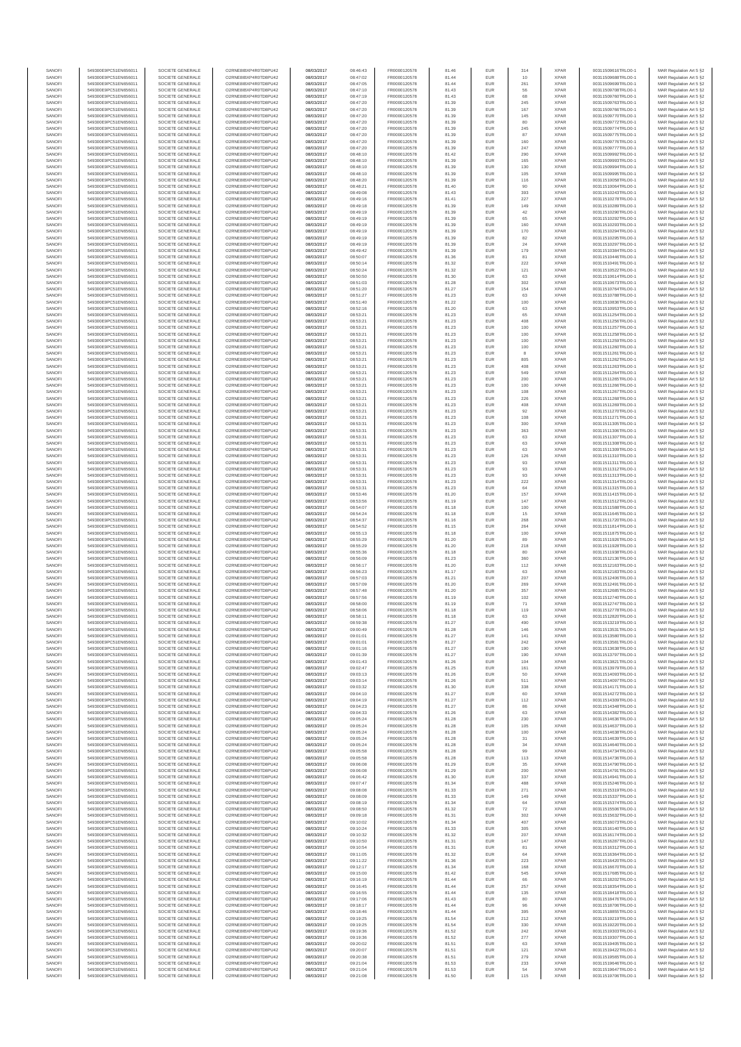| SANOFI | 549300E9PC51EN656011 | SOCIETE GENERALE | O2RNE8IBXP4R0TD8PU42 | 08/03/2017 | 08:46:43 | FR0000120578 | 81.46 | EUR | 314 | XPAR | 00311509616TRLO0-1 | MAR Regulation Art 5 §2 |
|---|---|---|---|---|---|---|---|---|---|---|---|---|
| SANOFI | 549300E9PC51EN656011 | SOCIETE GENERALE | O2RNE8IBXP4R0TD8PU42 | 08/03/2017 | 08:47:02 | FR0000120578 | 81.44 | EUR | 10 | XPAR | 00311509688TRLO0-1 | MAR Regulation Art 5 §2 |
| SANOFI | 549300E9PC51EN656011 | SOCIETE GENERALE | O2RNE8IBXP4R0TD8PU42 | 08/03/2017 | 08:47:05 | FR0000120578 | 81.44 | EUR | 261 | XPAR | 00311509699TRLO0-1 | MAR Regulation Art 5 §2 |
| SANOFI | 549300E9PC51EN656011 | SOCIETE GENERALE | O2RNE8IBXP4R0TD8PU42 | 08/03/2017 | 08:47:10 | FR0000120578 | 81.43 | EUR | 56 | XPAR | 00311509708TRLO0-1 | MAR Regulation Art 5 §2 |
| SANOFI | 549300E9PC51EN656011 | SOCIETE GENERALE | O2RNE8IBXP4R0TD8PU42 | 08/03/2017 | 08:47:19 | FR0000120578 | 81.43 | EUR | 68 | XPAR | 00311509760TRLO0-1 | MAR Regulation Art 5 §2 |
| SANOFI | 549300E9PC51EN656011 | SOCIETE GENERALE | O2RNE8IBXP4R0TD8PU42 | 08/03/2017 | 08:47:20 | FR0000120578 | 81.39 | EUR | 245 | XPAR | 00311509763TRLO0-1 | MAR Regulation Art 5 §2 |
| SANOFI | 549300E9PC51EN656011 | SOCIETE GENERALE | O2RNE8IBXP4R0TD8PU42 | 08/03/2017 | 08:47:20 | FR0000120578 | 81.39 | EUR | 167 | XPAR | 00311509766TRLO0-1 | MAR Regulation Art 5 §2 |
| SANOFI | 549300E9PC51EN656011 | SOCIETE GENERALE | O2RNE8IBXP4R0TD8PU42 | 08/03/2017 | 08:47:20 | FR0000120578 | 81.39 | EUR | 145 | XPAR | 00311509770TRLO0-1 | MAR Regulation Art 5 §2 |
| SANOFI | 549300E9PC51EN656011 | SOCIETE GENERALE | O2RNE8IBXP4R0TD8PU42 | 08/03/2017 | 08:47:20 | FR0000120578 | 81.39 | EUR | 80 | XPAR | 00311509772TRLO0-1 | MAR Regulation Art 5 §2 |
| SANOFI | 549300E9PC51EN656011 | SOCIETE GENERALE | O2RNE8IBXP4R0TD8PU42 | 08/03/2017 | 08:47:20 | FR0000120578 | 81.39 | EUR | 245 | XPAR | 00311509774TRLO0-1 | MAR Regulation Art 5 §2 |
| SANOFI | 549300E9PC51EN656011 | SOCIETE GENERALE | O2RNE8IBXP4R0TD8PU42 | 08/03/2017 | 08:47:20 | FR0000120578 | 81.39 | EUR | 87 | XPAR | 00311509775TRLO0-1 | MAR Regulation Art 5 §2 |
| SANOFI | 549300E9PC51EN656011 | SOCIETE GENERALE | O2RNE8IBXP4R0TD8PU42 | 08/03/2017 | 08:47:20 | FR0000120578 | 81.39 | EUR | 160 | XPAR | 00311509776TRLO0-1 | MAR Regulation Art 5 §2 |
| SANOFI | 549300E9PC51EN656011 | SOCIETE GENERALE | O2RNE8IBXP4R0TD8PU42 | 08/03/2017 | 08:47:20 | FR0000120578 | 81.39 | EUR | 247 | XPAR | 00311509777TRLO0-1 | MAR Regulation Art 5 §2 |
| SANOFI | 549300E9PC51EN656011 | SOCIETE GENERALE | O2RNE8IBXP4R0TD8PU42 | 08/03/2017 | 08:48:10 | FR0000120578 | 81.42 | EUR | 290 | XPAR | 00311509992TRLO0-1 | MAR Regulation Art 5 §2 |
| SANOFI | 549300E9PC51EN656011 | SOCIETE GENERALE | O2RNE8IBXP4R0TD8PU42 | 08/03/2017 | 08:48:10 | FR0000120578 | 81.39 | EUR | 165 | XPAR | 00311509993TRLO0-1 | MAR Regulation Art 5 §2 |
| SANOFI | 549300E9PC51EN656011 | SOCIETE GENERALE | O2RNE8IBXP4R0TD8PU42 | 08/03/2017 | 08:48:10 | FR0000120578 | 81.39 | EUR | 130 | XPAR | 00311509994TRLO0-1 | MAR Regulation Art 5 §2 |
| SANOFI | 549300E9PC51EN656011 | SOCIETE GENERALE | O2RNE8IBXP4R0TD8PU42 | 08/03/2017 | 08:48:10 | FR0000120578 | 81.39 | EUR | 105 | XPAR | 00311509995TRLO0-1 | MAR Regulation Art 5 §2 |
| SANOFI | 549300E9PC51EN656011 | SOCIETE GENERALE | O2RNE8IBXP4R0TD8PU42 | 08/03/2017 | 08:48:20 | FR0000120578 | 81.39 | EUR | 116 | XPAR | 00311510058TRLO0-1 | MAR Regulation Art 5 §2 |
| SANOFI | 549300E9PC51EN656011 | SOCIETE GENERALE | O2RNE8IBXP4R0TD8PU42 | 08/03/2017 | 08:48:21 | FR0000120578 | 81.40 | EUR | 90 | XPAR | 00311510064TRLO0-1 | MAR Regulation Art 5 §2 |
| SANOFI | 549300E9PC51EN656011 | SOCIETE GENERALE | O2RNE8IBXP4R0TD8PU42 | 08/03/2017 | 08:49:08 | FR0000120578 | 81.43 | EUR | 393 | XPAR | 00311510243TRLO0-1 | MAR Regulation Art 5 §2 |
| SANOFI | 549300E9PC51EN656011 | SOCIETE GENERALE | O2RNE8IBXP4R0TD8PU42 | 08/03/2017 | 08:49:16 | FR0000120578 | 81.41 | EUR | 227 | XPAR | 00311510278TRLO0-1 | MAR Regulation Art 5 §2 |
| SANOFI | 549300E9PC51EN656011 | SOCIETE GENERALE | O2RNE8IBXP4R0TD8PU42 | 08/03/2017 | 08:49:18 | FR0000120578 | 81.39 | EUR | 149 | XPAR | 00311510289TRLO0-1 | MAR Regulation Art 5 §2 |
| SANOFI | 549300E9PC51EN656011 | SOCIETE GENERALE | O2RNE8IBXP4R0TD8PU42 | 08/03/2017 | 08:49:19 | FR0000120578 | 81.39 | EUR | 42 | XPAR | 00311510290TRLO0-1 | MAR Regulation Art 5 §2 |
| SANOFI | 549300E9PC51EN656011 | SOCIETE GENERALE | O2RNE8IBXP4R0TD8PU42 | 08/03/2017 | 08:49:19 | FR0000120578 | 81.39 | EUR | 65 | XPAR | 00311510292TRLO0-1 | MAR Regulation Art 5 §2 |
| SANOFI | 549300E9PC51EN656011 | SOCIETE GENERALE | O2RNE8IBXP4R0TD8PU42 | 08/03/2017 | 08:49:19 | FR0000120578 | 81.39 | EUR | 160 | XPAR | 00311510293TRLO0-1 | MAR Regulation Art 5 §2 |
| SANOFI | 549300E9PC51EN656011 | SOCIETE GENERALE | O2RNE8IBXP4R0TD8PU42 | 08/03/2017 | 08:49:19 | FR0000120578 | 81.39 | EUR | 170 | XPAR | 00311510294TRLO0-1 | MAR Regulation Art 5 §2 |
| SANOFI | 549300E9PC51EN656011 | SOCIETE GENERALE | O2RNE8IBXP4R0TD8PU42 | 08/03/2017 | 08:49:19 | FR0000120578 | 81.39 | EUR | 82 | XPAR | 00311510295TRLO0-1 | MAR Regulation Art 5 §2 |
| SANOFI | 549300E9PC51EN656011 | SOCIETE GENERALE | O2RNE8IBXP4R0TD8PU42 | 08/03/2017 | 08:49:19 | FR0000120578 | 81.39 | EUR | 24 | XPAR | 00311510297TRLO0-1 | MAR Regulation Art 5 §2 |
| SANOFI | 549300E9PC51EN656011 | SOCIETE GENERALE | O2RNE8IBXP4R0TD8PU42 | 08/03/2017 | 08:49:42 | FR0000120578 | 81.39 | EUR | 179 | XPAR | 00311510384TRLO0-1 | MAR Regulation Art 5 §2 |
| SANOFI | 549300E9PC51EN656011 | SOCIETE GENERALE | O2RNE8IBXP4R0TD8PU42 | 08/03/2017 | 08:50:07 | FR0000120578 | 81.36 | EUR | 81 | XPAR | 00311510446TRLO0-1 | MAR Regulation Art 5 §2 |
| SANOFI | 549300E9PC51EN656011 | SOCIETE GENERALE | O2RNE8IBXP4R0TD8PU42 | 08/03/2017 | 08:50:14 | FR0000120578 | 81.32 | EUR | 222 | XPAR | 00311510491TRLO0-1 | MAR Regulation Art 5 §2 |
| SANOFI | 549300E9PC51EN656011 | SOCIETE GENERALE | O2RNE8IBXP4R0TD8PU42 | 08/03/2017 | 08:50:24 | FR0000120578 | 81.32 | EUR | 121 | XPAR | 00311510522TRLO0-1 | MAR Regulation Art 5 §2 |
| SANOFI | 549300E9PC51EN656011 | SOCIETE GENERALE | O2RNE8IBXP4R0TD8PU42 | 08/03/2017 | 08:50:50 | FR0000120578 | 81.30 | EUR | 63 | XPAR | 00311510614TRLO0-1 | MAR Regulation Art 5 §2 |
| SANOFI | 549300E9PC51EN656011 | SOCIETE GENERALE | O2RNE8IBXP4R0TD8PU42 | 08/03/2017 | 08:51:03 | FR0000120578 | 81.28 | EUR | 302 | XPAR | 00311510673TRLO0-1 | MAR Regulation Art 5 §2 |
| SANOFI | 549300E9PC51EN656011 | SOCIETE GENERALE | O2RNE8IBXP4R0TD8PU42 | 08/03/2017 | 08:51:20 | FR0000120578 | 81.27 | EUR | 154 | XPAR | 00311510764TRLO0-1 | MAR Regulation Art 5 §2 |
| SANOFI | 549300E9PC51EN656011 | SOCIETE GENERALE | O2RNE8IBXP4R0TD8PU42 | 08/03/2017 | 08:51:27 | FR0000120578 | 81.23 | EUR | 63 | XPAR | 00311510788TRLO0-1 | MAR Regulation Art 5 §2 |
| SANOFI | 549300E9PC51EN656011 | SOCIETE GENERALE | O2RNE8IBXP4R0TD8PU42 | 08/03/2017 | 08:51:48 | FR0000120578 | 81.22 | EUR | 100 | XPAR | 00311510836TRLO0-1 | MAR Regulation Art 5 §2 |
| SANOFI | 549300E9PC51EN656011 | SOCIETE GENERALE | O2RNE8IBXP4R0TD8PU42 | 08/03/2017 | 08:52:16 | FR0000120578 | 81.20 | EUR | 63 | XPAR | 00311510953TRLO0-1 | MAR Regulation Art 5 §2 |
| SANOFI | 549300E9PC51EN656011 | SOCIETE GENERALE | O2RNE8IBXP4R0TD8PU42 | 08/03/2017 | 08:53:21 | FR0000120578 | 81.23 | EUR | 65 | XPAR | 00311511254TRLO0-1 | MAR Regulation Art 5 §2 |
| SANOFI | 549300E9PC51EN656011 | SOCIETE GENERALE | O2RNE8IBXP4R0TD8PU42 | 08/03/2017 | 08:53:21 | FR0000120578 | 81.23 | EUR | 408 | XPAR | 00311511256TRLO0-1 | MAR Regulation Art 5 §2 |
| SANOFI | 549300E9PC51EN656011 | SOCIETE GENERALE | O2RNE8IBXP4R0TD8PU42 | 08/03/2017 | 08:53:21 | FR0000120578 | 81.23 | EUR | 100 | XPAR | 00311511257TRLO0-1 | MAR Regulation Art 5 §2 |
| SANOFI | 549300E9PC51EN656011 | SOCIETE GENERALE | O2RNE8IBXP4R0TD8PU42 | 08/03/2017 | 08:53:21 | FR0000120578 | 81.23 | EUR | 100 | XPAR | 00311511258TRLO0-1 | MAR Regulation Art 5 §2 |
| SANOFI | 549300E9PC51EN656011 | SOCIETE GENERALE | O2RNE8IBXP4R0TD8PU42 | 08/03/2017 | 08:53:21 | FR0000120578 | 81.23 | EUR | 100 | XPAR | 00311511259TRLO0-1 | MAR Regulation Art 5 §2 |
| SANOFI | 549300E9PC51EN656011 | SOCIETE GENERALE | O2RNE8IBXP4R0TD8PU42 | 08/03/2017 | 08:53:21 | FR0000120578 | 81.23 | EUR | 100 | XPAR | 00311511260TRLO0-1 | MAR Regulation Art 5 §2 |
| SANOFI | 549300E9PC51EN656011 | SOCIETE GENERALE | O2RNE8IBXP4R0TD8PU42 | 08/03/2017 | 08:53:21 | FR0000120578 | 81.23 | EUR | 8 | XPAR | 00311511261TRLO0-1 | MAR Regulation Art 5 §2 |
| SANOFI | 549300E9PC51EN656011 | SOCIETE GENERALE | O2RNE8IBXP4R0TD8PU42 | 08/03/2017 | 08:53:21 | FR0000120578 | 81.23 | EUR | 805 | XPAR | 00311511262TRLO0-1 | MAR Regulation Art 5 §2 |
| SANOFI | 549300E9PC51EN656011 | SOCIETE GENERALE | O2RNE8IBXP4R0TD8PU42 | 08/03/2017 | 08:53:21 | FR0000120578 | 81.23 | EUR | 408 | XPAR | 00311511263TRLO0-1 | MAR Regulation Art 5 §2 |
| SANOFI | 549300E9PC51EN656011 | SOCIETE GENERALE | O2RNE8IBXP4R0TD8PU42 | 08/03/2017 | 08:53:21 | FR0000120578 | 81.23 | EUR | 549 | XPAR | 00311511264TRLO0-1 | MAR Regulation Art 5 §2 |
| SANOFI | 549300E9PC51EN656011 | SOCIETE GENERALE | O2RNE8IBXP4R0TD8PU42 | 08/03/2017 | 08:53:21 | FR0000120578 | 81.23 | EUR | 200 | XPAR | 00311511265TRLO0-1 | MAR Regulation Art 5 §2 |
| SANOFI | 549300E9PC51EN656011 | SOCIETE GENERALE | O2RNE8IBXP4R0TD8PU42 | 08/03/2017 | 08:53:21 | FR0000120578 | 81.23 | EUR | 100 | XPAR | 00311511266TRLO0-1 | MAR Regulation Art 5 §2 |
| SANOFI | 549300E9PC51EN656011 | SOCIETE GENERALE | O2RNE8IBXP4R0TD8PU42 | 08/03/2017 | 08:53:21 | FR0000120578 | 81.23 | EUR | 108 | XPAR | 00311511267TRLO0-1 | MAR Regulation Art 5 §2 |
| SANOFI | 549300E9PC51EN656011 | SOCIETE GENERALE | O2RNE8IBXP4R0TD8PU42 | 08/03/2017 | 08:53:21 | FR0000120578 | 81.23 | EUR | 226 | XPAR | 00311511268TRLO0-1 | MAR Regulation Art 5 §2 |
| SANOFI | 549300E9PC51EN656011 | SOCIETE GENERALE | O2RNE8IBXP4R0TD8PU42 | 08/03/2017 | 08:53:21 | FR0000120578 | 81.23 | EUR | 408 | XPAR | 00311511269TRLO0-1 | MAR Regulation Art 5 §2 |
| SANOFI | 549300E9PC51EN656011 | SOCIETE GENERALE | O2RNE8IBXP4R0TD8PU42 | 08/03/2017 | 08:53:21 | FR0000120578 | 81.23 | EUR | 92 | XPAR | 00311511270TRLO0-1 | MAR Regulation Art 5 §2 |
| SANOFI | 549300E9PC51EN656011 | SOCIETE GENERALE | O2RNE8IBXP4R0TD8PU42 | 08/03/2017 | 08:53:21 | FR0000120578 | 81.23 | EUR | 108 | XPAR | 00311511271TRLO0-1 | MAR Regulation Art 5 §2 |
| SANOFI | 549300E9PC51EN656011 | SOCIETE GENERALE | O2RNE8IBXP4R0TD8PU42 | 08/03/2017 | 08:53:31 | FR0000120578 | 81.23 | EUR | 300 | XPAR | 00311511305TRLO0-1 | MAR Regulation Art 5 §2 |
| SANOFI | 549300E9PC51EN656011 | SOCIETE GENERALE | O2RNE8IBXP4R0TD8PU42 | 08/03/2017 | 08:53:31 | FR0000120578 | 81.23 | EUR | 363 | XPAR | 00311511306TRLO0-1 | MAR Regulation Art 5 §2 |
| SANOFI | 549300E9PC51EN656011 | SOCIETE GENERALE | O2RNE8IBXP4R0TD8PU42 | 08/03/2017 | 08:53:31 | FR0000120578 | 81.23 | EUR | 63 | XPAR | 00311511307TRLO0-1 | MAR Regulation Art 5 §2 |
| SANOFI | 549300E9PC51EN656011 | SOCIETE GENERALE | O2RNE8IBXP4R0TD8PU42 | 08/03/2017 | 08:53:31 | FR0000120578 | 81.23 | EUR | 63 | XPAR | 00311511308TRLO0-1 | MAR Regulation Art 5 §2 |
| SANOFI | 549300E9PC51EN656011 | SOCIETE GENERALE | O2RNE8IBXP4R0TD8PU42 | 08/03/2017 | 08:53:31 | FR0000120578 | 81.23 | EUR | 63 | XPAR | 00311511309TRLO0-1 | MAR Regulation Art 5 §2 |
| SANOFI | 549300E9PC51EN656011 | SOCIETE GENERALE | O2RNE8IBXP4R0TD8PU42 | 08/03/2017 | 08:53:31 | FR0000120578 | 81.23 | EUR | 126 | XPAR | 00311511310TRLO0-1 | MAR Regulation Art 5 §2 |
| SANOFI | 549300E9PC51EN656011 | SOCIETE GENERALE | O2RNE8IBXP4R0TD8PU42 | 08/03/2017 | 08:53:31 | FR0000120578 | 81.23 | EUR | 93 | XPAR | 00311511311TRLO0-1 | MAR Regulation Art 5 §2 |
| SANOFI | 549300E9PC51EN656011 | SOCIETE GENERALE | O2RNE8IBXP4R0TD8PU42 | 08/03/2017 | 08:53:31 | FR0000120578 | 81.23 | EUR | 93 | XPAR | 00311511312TRLO0-1 | MAR Regulation Art 5 §2 |
| SANOFI | 549300E9PC51EN656011 | SOCIETE GENERALE | O2RNE8IBXP4R0TD8PU42 | 08/03/2017 | 08:53:31 | FR0000120578 | 81.23 | EUR | 93 | XPAR | 00311511313TRLO0-1 | MAR Regulation Art 5 §2 |
| SANOFI | 549300E9PC51EN656011 | SOCIETE GENERALE | O2RNE8IBXP4R0TD8PU42 | 08/03/2017 | 08:53:31 | FR0000120578 | 81.23 | EUR | 222 | XPAR | 00311511314TRLO0-1 | MAR Regulation Art 5 §2 |
| SANOFI | 549300E9PC51EN656011 | SOCIETE GENERALE | O2RNE8IBXP4R0TD8PU42 | 08/03/2017 | 08:53:31 | FR0000120578 | 81.23 | EUR | 64 | XPAR | 00311511315TRLO0-1 | MAR Regulation Art 5 §2 |
| SANOFI | 549300E9PC51EN656011 | SOCIETE GENERALE | O2RNE8IBXP4R0TD8PU42 | 08/03/2017 | 08:53:46 | FR0000120578 | 81.20 | EUR | 157 | XPAR | 00311511415TRLO0-1 | MAR Regulation Art 5 §2 |
| SANOFI | 549300E9PC51EN656011 | SOCIETE GENERALE | O2RNE8IBXP4R0TD8PU42 | 08/03/2017 | 08:53:56 | FR0000120578 | 81.19 | EUR | 147 | XPAR | 00311511512TRLO0-1 | MAR Regulation Art 5 §2 |
| SANOFI | 549300E9PC51EN656011 | SOCIETE GENERALE | O2RNE8IBXP4R0TD8PU42 | 08/03/2017 | 08:54:07 | FR0000120578 | 81.18 | EUR | 100 | XPAR | 00311511568TRLO0-1 | MAR Regulation Art 5 §2 |
| SANOFI | 549300E9PC51EN656011 | SOCIETE GENERALE | O2RNE8IBXP4R0TD8PU42 | 08/03/2017 | 08:54:24 | FR0000120578 | 81.18 | EUR | 15 | XPAR | 00311511645TRLO0-1 | MAR Regulation Art 5 §2 |
| SANOFI | 549300E9PC51EN656011 | SOCIETE GENERALE | O2RNE8IBXP4R0TD8PU42 | 08/03/2017 | 08:54:37 | FR0000120578 | 81.16 | EUR | 268 | XPAR | 00311511720TRLO0-1 | MAR Regulation Art 5 §2 |
| SANOFI | 549300E9PC51EN656011 | SOCIETE GENERALE | O2RNE8IBXP4R0TD8PU42 | 08/03/2017 | 08:54:52 | FR0000120578 | 81.15 | EUR | 264 | XPAR | 00311511814TRLO0-1 | MAR Regulation Art 5 §2 |
| SANOFI | 549300E9PC51EN656011 | SOCIETE GENERALE | O2RNE8IBXP4R0TD8PU42 | 08/03/2017 | 08:55:13 | FR0000120578 | 81.18 | EUR | 100 | XPAR | 00311511875TRLO0-1 | MAR Regulation Art 5 §2 |
| SANOFI | 549300E9PC51EN656011 | SOCIETE GENERALE | O2RNE8IBXP4R0TD8PU42 | 08/03/2017 | 08:55:29 | FR0000120578 | 81.20 | EUR | 89 | XPAR | 00311511926TRLO0-1 | MAR Regulation Art 5 §2 |
| SANOFI | 549300E9PC51EN656011 | SOCIETE GENERALE | O2RNE8IBXP4R0TD8PU42 | 08/03/2017 | 08:55:29 | FR0000120578 | 81.20 | EUR | 218 | XPAR | 00311511928TRLO0-1 | MAR Regulation Art 5 §2 |
| SANOFI | 549300E9PC51EN656011 | SOCIETE GENERALE | O2RNE8IBXP4R0TD8PU42 | 08/03/2017 | 08:55:36 | FR0000120578 | 81.18 | EUR | 80 | XPAR | 00311511938TRLO0-1 | MAR Regulation Art 5 §2 |
| SANOFI | 549300E9PC51EN656011 | SOCIETE GENERALE | O2RNE8IBXP4R0TD8PU42 | 08/03/2017 | 08:56:09 | FR0000120578 | 81.23 | EUR | 360 | XPAR | 00311512136TRLO0-1 | MAR Regulation Art 5 §2 |
| SANOFI | 549300E9PC51EN656011 | SOCIETE GENERALE | O2RNE8IBXP4R0TD8PU42 | 08/03/2017 | 08:56:17 | FR0000120578 | 81.20 | EUR | 112 | XPAR | 00311512163TRLO0-1 | MAR Regulation Art 5 §2 |
| SANOFI | 549300E9PC51EN656011 | SOCIETE GENERALE | O2RNE8IBXP4R0TD8PU42 | 08/03/2017 | 08:56:23 | FR0000120578 | 81.17 | EUR | 63 | XPAR | 00311512183TRLO0-1 | MAR Regulation Art 5 §2 |
| SANOFI | 549300E9PC51EN656011 | SOCIETE GENERALE | O2RNE8IBXP4R0TD8PU42 | 08/03/2017 | 08:57:03 | FR0000120578 | 81.21 | EUR | 207 | XPAR | 00311512406TRLO0-1 | MAR Regulation Art 5 §2 |
| SANOFI | 549300E9PC51EN656011 | SOCIETE GENERALE | O2RNE8IBXP4R0TD8PU42 | 08/03/2017 | 08:57:09 | FR0000120578 | 81.20 | EUR | 269 | XPAR | 00311512491TRLO0-1 | MAR Regulation Art 5 §2 |
| SANOFI | 549300E9PC51EN656011 | SOCIETE GENERALE | O2RNE8IBXP4R0TD8PU42 | 08/03/2017 | 08:57:48 | FR0000120578 | 81.20 | EUR | 357 | XPAR | 00311512685TRLO0-1 | MAR Regulation Art 5 §2 |
| SANOFI | 549300E9PC51EN656011 | SOCIETE GENERALE | O2RNE8IBXP4R0TD8PU42 | 08/03/2017 | 08:57:56 | FR0000120578 | 81.19 | EUR | 102 | XPAR | 00311512740TRLO0-1 | MAR Regulation Art 5 §2 |
| SANOFI | 549300E9PC51EN656011 | SOCIETE GENERALE | O2RNE8IBXP4R0TD8PU42 | 08/03/2017 | 08:58:00 | FR0000120578 | 81.19 | EUR | 71 | XPAR | 00311512747TRLO0-1 | MAR Regulation Art 5 §2 |
| SANOFI | 549300E9PC51EN656011 | SOCIETE GENERALE | O2RNE8IBXP4R0TD8PU42 | 08/03/2017 | 08:58:06 | FR0000120578 | 81.18 | EUR | 119 | XPAR | 00311512778TRLO0-1 | MAR Regulation Art 5 §2 |
| SANOFI | 549300E9PC51EN656011 | SOCIETE GENERALE | O2RNE8IBXP4R0TD8PU42 | 08/03/2017 | 08:58:11 | FR0000120578 | 81.18 | EUR | 63 | XPAR | 00311512820TRLO0-1 | MAR Regulation Art 5 §2 |
| SANOFI | 549300E9PC51EN656011 | SOCIETE GENERALE | O2RNE8IBXP4R0TD8PU42 | 08/03/2017 | 08:59:38 | FR0000120578 | 81.27 | EUR | 490 | XPAR | 00311513233TRLO0-1 | MAR Regulation Art 5 §2 |
| SANOFI | 549300E9PC51EN656011 | SOCIETE GENERALE | O2RNE8IBXP4R0TD8PU42 | 08/03/2017 | 09:00:49 | FR0000120578 | 81.28 | EUR | 146 | XPAR | 00311513531TRLO0-1 | MAR Regulation Art 5 §2 |
| SANOFI | 549300E9PC51EN656011 | SOCIETE GENERALE | O2RNE8IBXP4R0TD8PU42 | 08/03/2017 | 09:01:01 | FR0000120578 | 81.27 | EUR | 141 | XPAR | 00311513580TRLO0-1 | MAR Regulation Art 5 §2 |
| SANOFI | 549300E9PC51EN656011 | SOCIETE GENERALE | O2RNE8IBXP4R0TD8PU42 | 08/03/2017 | 09:01:01 | FR0000120578 | 81.27 | EUR | 242 | XPAR | 00311513581TRLO0-1 | MAR Regulation Art 5 §2 |
| SANOFI | 549300E9PC51EN656011 | SOCIETE GENERALE | O2RNE8IBXP4R0TD8PU42 | 08/03/2017 | 09:01:16 | FR0000120578 | 81.27 | EUR | 190 | XPAR | 00311513638TRLO0-1 | MAR Regulation Art 5 §2 |
| SANOFI | 549300E9PC51EN656011 | SOCIETE GENERALE | O2RNE8IBXP4R0TD8PU42 | 08/03/2017 | 09:01:39 | FR0000120578 | 81.27 | EUR | 190 | XPAR | 00311513797TRLO0-1 | MAR Regulation Art 5 §2 |
| SANOFI | 549300E9PC51EN656011 | SOCIETE GENERALE | O2RNE8IBXP4R0TD8PU42 | 08/03/2017 | 09:01:43 | FR0000120578 | 81.26 | EUR | 104 | XPAR | 00311513821TRLO0-1 | MAR Regulation Art 5 §2 |
| SANOFI | 549300E9PC51EN656011 | SOCIETE GENERALE | O2RNE8IBXP4R0TD8PU42 | 08/03/2017 | 09:02:47 | FR0000120578 | 81.25 | EUR | 161 | XPAR | 00311513979TRLO0-1 | MAR Regulation Art 5 §2 |
| SANOFI | 549300E9PC51EN656011 | SOCIETE GENERALE | O2RNE8IBXP4R0TD8PU42 | 08/03/2017 | 09:03:13 | FR0000120578 | 81.26 | EUR | 50 | XPAR | 00311514093TRLO0-1 | MAR Regulation Art 5 §2 |
| SANOFI | 549300E9PC51EN656011 | SOCIETE GENERALE | O2RNE8IBXP4R0TD8PU42 | 08/03/2017 | 09:03:14 | FR0000120578 | 81.26 | EUR | 511 | XPAR | 00311514097TRLO0-1 | MAR Regulation Art 5 §2 |
| SANOFI | 549300E9PC51EN656011 | SOCIETE GENERALE | O2RNE8IBXP4R0TD8PU42 | 08/03/2017 | 09:03:32 | FR0000120578 | 81.30 | EUR | 338 | XPAR | 00311514171TRLO0-1 | MAR Regulation Art 5 §2 |
| SANOFI | 549300E9PC51EN656011 | SOCIETE GENERALE | O2RNE8IBXP4R0TD8PU42 | 08/03/2017 | 09:04:10 | FR0000120578 | 81.27 | EUR | 60 | XPAR | 00311514272TRLO0-1 | MAR Regulation Art 5 §2 |
| SANOFI | 549300E9PC51EN656011 | SOCIETE GENERALE | O2RNE8IBXP4R0TD8PU42 | 08/03/2017 | 09:04:19 | FR0000120578 | 81.27 | EUR | 112 | XPAR | 00311514309TRLO0-1 | MAR Regulation Art 5 §2 |
| SANOFI | 549300E9PC51EN656011 | SOCIETE GENERALE | O2RNE8IBXP4R0TD8PU42 | 08/03/2017 | 09:04:23 | FR0000120578 | 81.27 | EUR | 86 | XPAR | 00311514348TRLO0-1 | MAR Regulation Art 5 §2 |
| SANOFI | 549300E9PC51EN656011 | SOCIETE GENERALE | O2RNE8IBXP4R0TD8PU42 | 08/03/2017 | 09:04:33 | FR0000120578 | 81.26 | EUR | 63 | XPAR | 00311514382TRLO0-1 | MAR Regulation Art 5 §2 |
| SANOFI | 549300E9PC51EN656011 | SOCIETE GENERALE | O2RNE8IBXP4R0TD8PU42 | 08/03/2017 | 09:05:24 | FR0000120578 | 81.28 | EUR | 230 | XPAR | 00311514636TRLO0-1 | MAR Regulation Art 5 §2 |
| SANOFI | 549300E9PC51EN656011 | SOCIETE GENERALE | O2RNE8IBXP4R0TD8PU42 | 08/03/2017 | 09:05:24 | FR0000120578 | 81.28 | EUR | 105 | XPAR | 00311514637TRLO0-1 | MAR Regulation Art 5 §2 |
| SANOFI | 549300E9PC51EN656011 | SOCIETE GENERALE | O2RNE8IBXP4R0TD8PU42 | 08/03/2017 | 09:05:24 | FR0000120578 | 81.28 | EUR | 100 | XPAR | 00311514638TRLO0-1 | MAR Regulation Art 5 §2 |
| SANOFI | 549300E9PC51EN656011 | SOCIETE GENERALE | O2RNE8IBXP4R0TD8PU42 | 08/03/2017 | 09:05:24 | FR0000120578 | 81.28 | EUR | 31 | XPAR | 00311514639TRLO0-1 | MAR Regulation Art 5 §2 |
| SANOFI | 549300E9PC51EN656011 | SOCIETE GENERALE | O2RNE8IBXP4R0TD8PU42 | 08/03/2017 | 09:05:24 | FR0000120578 | 81.28 | EUR | 34 | XPAR | 00311514640TRLO0-1 | MAR Regulation Art 5 §2 |
| SANOFI | 549300E9PC51EN656011 | SOCIETE GENERALE | O2RNE8IBXP4R0TD8PU42 | 08/03/2017 | 09:05:58 | FR0000120578 | 81.28 | EUR | 99 | XPAR | 00311514734TRLO0-1 | MAR Regulation Art 5 §2 |
| SANOFI | 549300E9PC51EN656011 | SOCIETE GENERALE | O2RNE8IBXP4R0TD8PU42 | 08/03/2017 | 09:05:58 | FR0000120578 | 81.28 | EUR | 113 | XPAR | 00311514736TRLO0-1 | MAR Regulation Art 5 §2 |
| SANOFI | 549300E9PC51EN656011 | SOCIETE GENERALE | O2RNE8IBXP4R0TD8PU42 | 08/03/2017 | 09:06:08 | FR0000120578 | 81.29 | EUR | 35 | XPAR | 00311514790TRLO0-1 | MAR Regulation Art 5 §2 |
| SANOFI | 549300E9PC51EN656011 | SOCIETE GENERALE | O2RNE8IBXP4R0TD8PU42 | 08/03/2017 | 09:06:08 | FR0000120578 | 81.29 | EUR | 200 | XPAR | 00311514791TRLO0-1 | MAR Regulation Art 5 §2 |
| SANOFI | 549300E9PC51EN656011 | SOCIETE GENERALE | O2RNE8IBXP4R0TD8PU42 | 08/03/2017 | 09:06:42 | FR0000120578 | 81.30 | EUR | 337 | XPAR | 00311514941TRLO0-1 | MAR Regulation Art 5 §2 |
| SANOFI | 549300E9PC51EN656011 | SOCIETE GENERALE | O2RNE8IBXP4R0TD8PU42 | 08/03/2017 | 09:07:47 | FR0000120578 | 81.34 | EUR | 488 | XPAR | 00311515246TRLO0-1 | MAR Regulation Art 5 §2 |
| SANOFI | 549300E9PC51EN656011 | SOCIETE GENERALE | O2RNE8IBXP4R0TD8PU42 | 08/03/2017 | 09:08:08 | FR0000120578 | 81.33 | EUR | 271 | XPAR | 00311515319TRLO0-1 | MAR Regulation Art 5 §2 |
| SANOFI | 549300E9PC51EN656011 | SOCIETE GENERALE | O2RNE8IBXP4R0TD8PU42 | 08/03/2017 | 09:08:09 | FR0000120578 | 81.33 | EUR | 149 | XPAR | 00311515337TRLO0-1 | MAR Regulation Art 5 §2 |
| SANOFI | 549300E9PC51EN656011 | SOCIETE GENERALE | O2RNE8IBXP4R0TD8PU42 | 08/03/2017 | 09:08:19 | FR0000120578 | 81.34 | EUR | 84 | XPAR | 00311515374TRLO0-1 | MAR Regulation Art 5 §2 |
| SANOFI | 549300E9PC51EN656011 | SOCIETE GENERALE | O2RNE8IBXP4R0TD8PU42 | 08/03/2017 | 09:08:59 | FR0000120578 | 81.32 | EUR | 72 | XPAR | 00311515526TRLO0-1 | MAR Regulation Art 5 §2 |
| SANOFI | 549300E9PC51EN656011 | SOCIETE GENERALE | O2RNE8IBXP4R0TD8PU42 | 08/03/2017 | 09:09:18 | FR0000120578 | 81.31 | EUR | 302 | XPAR | 00311515632TRLO0-1 | MAR Regulation Art 5 §2 |
| SANOFI | 549300E9PC51EN656011 | SOCIETE GENERALE | O2RNE8IBXP4R0TD8PU42 | 08/03/2017 | 09:10:02 | FR0000120578 | 81.34 | EUR | 407 | XPAR | 00311516073TRLO0-1 | MAR Regulation Art 5 §2 |
| SANOFI | 549300E9PC51EN656011 | SOCIETE GENERALE | O2RNE8IBXP4R0TD8PU42 | 08/03/2017 | 09:10:24 | FR0000120578 | 81.33 | EUR | 305 | XPAR | 00311516140TRLO0-1 | MAR Regulation Art 5 §2 |
| SANOFI | 549300E9PC51EN656011 | SOCIETE GENERALE | O2RNE8IBXP4R0TD8PU42 | 08/03/2017 | 09:10:32 | FR0000120578 | 81.32 | EUR | 207 | XPAR | 00311516174TRLO0-1 | MAR Regulation Art 5 §2 |
| SANOFI | 549300E9PC51EN656011 | SOCIETE GENERALE | O2RNE8IBXP4R0TD8PU42 | 08/03/2017 | 09:10:50 | FR0000120578 | 81.31 | EUR | 147 | XPAR | 00311516287TRLO0-1 | MAR Regulation Art 5 §2 |
| SANOFI | 549300E9PC51EN656011 | SOCIETE GENERALE | O2RNE8IBXP4R0TD8PU42 | 08/03/2017 | 09:10:54 | FR0000120578 | 81.31 | EUR | 81 | XPAR | 00311516312TRLO0-1 | MAR Regulation Art 5 §2 |
| SANOFI | 549300E9PC51EN656011 | SOCIETE GENERALE | O2RNE8IBXP4R0TD8PU42 | 08/03/2017 | 09:11:05 | FR0000120578 | 81.32 | EUR | 64 | XPAR | 00311516364TRLO0-1 | MAR Regulation Art 5 §2 |
| SANOFI | 549300E9PC51EN656011 | SOCIETE GENERALE | O2RNE8IBXP4R0TD8PU42 | 08/03/2017 | 09:11:22 | FR0000120578 | 81.36 | EUR | 223 | XPAR | 00311516420TRLO0-1 | MAR Regulation Art 5 §2 |
| SANOFI | 549300E9PC51EN656011 | SOCIETE GENERALE | O2RNE8IBXP4R0TD8PU42 | 08/03/2017 | 09:12:17 | FR0000120578 | 81.34 | EUR | 168 | XPAR | 00311516670TRLO0-1 | MAR Regulation Art 5 §2 |
| SANOFI | 549300E9PC51EN656011 | SOCIETE GENERALE | O2RNE8IBXP4R0TD8PU42 | 08/03/2017 | 09:15:00 | FR0000120578 | 81.42 | EUR | 545 | XPAR | 00311517685TRLO0-1 | MAR Regulation Art 5 §2 |
| SANOFI | 549300E9PC51EN656011 | SOCIETE GENERALE | O2RNE8IBXP4R0TD8PU42 | 08/03/2017 | 09:16:19 | FR0000120578 | 81.44 | EUR | 66 | XPAR | 00311518202TRLO0-1 | MAR Regulation Art 5 §2 |
| SANOFI | 549300E9PC51EN656011 | SOCIETE GENERALE | O2RNE8IBXP4R0TD8PU42 | 08/03/2017 | 09:16:45 | FR0000120578 | 81.44 | EUR | 257 | XPAR | 00311518354TRLO0-1 | MAR Regulation Art 5 §2 |
| SANOFI | 549300E9PC51EN656011 | SOCIETE GENERALE | O2RNE8IBXP4R0TD8PU42 | 08/03/2017 | 09:16:55 | FR0000120578 | 81.44 | EUR | 135 | XPAR | 00311518418TRLO0-1 | MAR Regulation Art 5 §2 |
| SANOFI | 549300E9PC51EN656011 | SOCIETE GENERALE | O2RNE8IBXP4R0TD8PU42 | 08/03/2017 | 09:17:06 | FR0000120578 | 81.43 | EUR | 80 | XPAR | 00311518476TRLO0-1 | MAR Regulation Art 5 §2 |
| SANOFI | 549300E9PC51EN656011 | SOCIETE GENERALE | O2RNE8IBXP4R0TD8PU42 | 08/03/2017 | 09:18:17 | FR0000120578 | 81.44 | EUR | 96 | XPAR | 00311518706TRLO0-1 | MAR Regulation Art 5 §2 |
| SANOFI | 549300E9PC51EN656011 | SOCIETE GENERALE | O2RNE8IBXP4R0TD8PU42 | 08/03/2017 | 09:18:46 | FR0000120578 | 81.44 | EUR | 395 | XPAR | 00311518855TRLO0-1 | MAR Regulation Art 5 §2 |
| SANOFI | 549300E9PC51EN656011 | SOCIETE GENERALE | O2RNE8IBXP4R0TD8PU42 | 08/03/2017 | 09:19:25 | FR0000120578 | 81.54 | EUR | 212 | XPAR | 00311519219TRLO0-1 | MAR Regulation Art 5 §2 |
| SANOFI | 549300E9PC51EN656011 | SOCIETE GENERALE | O2RNE8IBXP4R0TD8PU42 | 08/03/2017 | 09:19:25 | FR0000120578 | 81.54 | EUR | 330 | XPAR | 00311519220TRLO0-1 | MAR Regulation Art 5 §2 |
| SANOFI | 549300E9PC51EN656011 | SOCIETE GENERALE | O2RNE8IBXP4R0TD8PU42 | 08/03/2017 | 09:19:36 | FR0000120578 | 81.52 | EUR | 242 | XPAR | 00311519303TRLO0-1 | MAR Regulation Art 5 §2 |
| SANOFI | 549300E9PC51EN656011 | SOCIETE GENERALE | O2RNE8IBXP4R0TD8PU42 | 08/03/2017 | 09:19:36 | FR0000120578 | 81.52 | EUR | 277 | XPAR | 00311519307TRLO0-1 | MAR Regulation Art 5 §2 |
| SANOFI | 549300E9PC51EN656011 | SOCIETE GENERALE | O2RNE8IBXP4R0TD8PU42 | 08/03/2017 | 09:20:02 | FR0000120578 | 81.51 | EUR | 63 | XPAR | 00311519405TRLO0-1 | MAR Regulation Art 5 §2 |
| SANOFI | 549300E9PC51EN656011 | SOCIETE GENERALE | O2RNE8IBXP4R0TD8PU42 | 08/03/2017 | 09:20:07 | FR0000120578 | 81.51 | EUR | 121 | XPAR | 00311519422TRLO0-1 | MAR Regulation Art 5 §2 |
| SANOFI | 549300E9PC51EN656011 | SOCIETE GENERALE | O2RNE8IBXP4R0TD8PU42 | 08/03/2017 | 09:20:38 | FR0000120578 | 81.51 | EUR | 279 | XPAR | 00311519565TRLO0-1 | MAR Regulation Art 5 §2 |
| SANOFI | 549300E9PC51EN656011 | SOCIETE GENERALE | O2RNE8IBXP4R0TD8PU42 | 08/03/2017 | 09:21:04 | FR0000120578 | 81.53 | EUR | 233 | XPAR | 00311519646TRLO0-1 | MAR Regulation Art 5 §2 |
| SANOFI | 549300E9PC51EN656011 | SOCIETE GENERALE | O2RNE8IBXP4R0TD8PU42 | 08/03/2017 | 09:21:04 | FR0000120578 | 81.53 | EUR | 54 | XPAR | 00311519647TRLO0-1 | MAR Regulation Art 5 §2 |
| SANOFI | 549300E9PC51EN656011 | SOCIETE GENERALE | O2RNE8IBXP4R0TD8PU42 | 08/03/2017 | 09:21:08 | FR0000120578 | 81.50 | EUR | 115 | XPAR | 00311519706TRLO0-1 | MAR Regulation Art 5 §2 |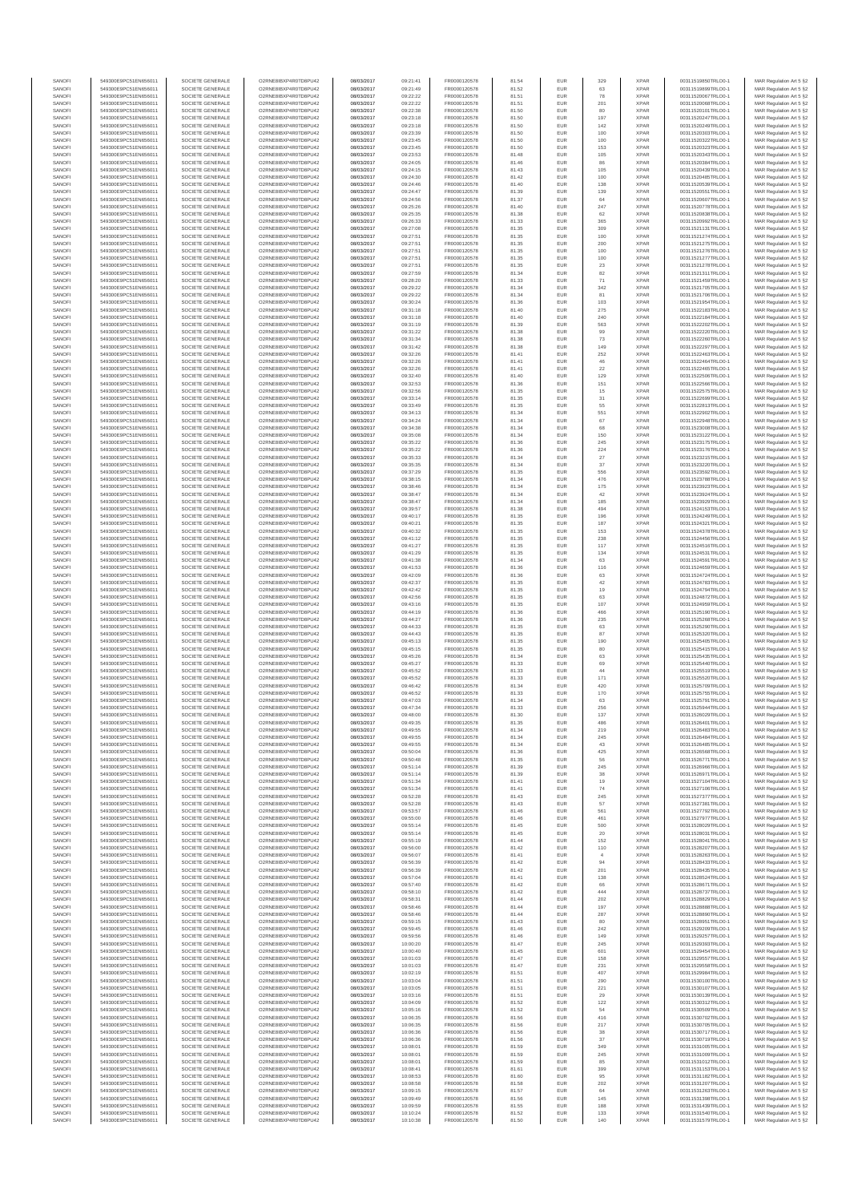| | | | | | | | | | | | | |
|---|---|---|---|---|---|---|---|---|---|---|---|---|
| SANOFI | 549300E9PC51EN656011 | SOCIETE GENERALE | O2RNE8IBXP4R0TD8PU42 | 08/03/2017 | 09:21:41 | FR0000120578 | 81.54 | EUR | 329 | XPAR | 00311519850TRLO0-1 | MAR Regulation Art 5 §2 |
| SANOFI | 549300E9PC51EN656011 | SOCIETE GENERALE | O2RNE8IBXP4R0TD8PU42 | 08/03/2017 | 09:21:49 | FR0000120578 | 81.52 | EUR | 63 | XPAR | 00311519899TRLO0-1 | MAR Regulation Art 5 §2 |
| SANOFI | 549300E9PC51EN656011 | SOCIETE GENERALE | O2RNE8IBXP4R0TD8PU42 | 08/03/2017 | 09:22:22 | FR0000120578 | 81.51 | EUR | 78 | XPAR | 00311520067TRLO0-1 | MAR Regulation Art 5 §2 |
| SANOFI | 549300E9PC51EN656011 | SOCIETE GENERALE | O2RNE8IBXP4R0TD8PU42 | 08/03/2017 | 09:22:22 | FR0000120578 | 81.51 | EUR | 201 | XPAR | 00311520068TRLO0-1 | MAR Regulation Art 5 §2 |
| SANOFI | 549300E9PC51EN656011 | SOCIETE GENERALE | O2RNE8IBXP4R0TD8PU42 | 08/03/2017 | 09:22:38 | FR0000120578 | 81.50 | EUR | 80 | XPAR | 00311520101TRLO0-1 | MAR Regulation Art 5 §2 |
| SANOFI | 549300E9PC51EN656011 | SOCIETE GENERALE | O2RNE8IBXP4R0TD8PU42 | 08/03/2017 | 09:23:18 | FR0000120578 | 81.50 | EUR | 197 | XPAR | 00311520247TRLO0-1 | MAR Regulation Art 5 §2 |
| SANOFI | 549300E9PC51EN656011 | SOCIETE GENERALE | O2RNE8IBXP4R0TD8PU42 | 08/03/2017 | 09:23:18 | FR0000120578 | 81.50 | EUR | 142 | XPAR | 00311520249TRLO0-1 | MAR Regulation Art 5 §2 |
| SANOFI | 549300E9PC51EN656011 | SOCIETE GENERALE | O2RNE8IBXP4R0TD8PU42 | 08/03/2017 | 09:23:39 | FR0000120578 | 81.50 | EUR | 100 | XPAR | 00311520303TRLO0-1 | MAR Regulation Art 5 §2 |
| SANOFI | 549300E9PC51EN656011 | SOCIETE GENERALE | O2RNE8IBXP4R0TD8PU42 | 08/03/2017 | 09:23:45 | FR0000120578 | 81.50 | EUR | 100 | XPAR | 00311520322TRLO0-1 | MAR Regulation Art 5 §2 |
| SANOFI | 549300E9PC51EN656011 | SOCIETE GENERALE | O2RNE8IBXP4R0TD8PU42 | 08/03/2017 | 09:23:45 | FR0000120578 | 81.50 | EUR | 153 | XPAR | 00311520323TRLO0-1 | MAR Regulation Art 5 §2 |
| SANOFI | 549300E9PC51EN656011 | SOCIETE GENERALE | O2RNE8IBXP4R0TD8PU42 | 08/03/2017 | 09:23:53 | FR0000120578 | 81.48 | EUR | 105 | XPAR | 00311520340TRLO0-1 | MAR Regulation Art 5 §2 |
| SANOFI | 549300E9PC51EN656011 | SOCIETE GENERALE | O2RNE8IBXP4R0TD8PU42 | 08/03/2017 | 09:24:05 | FR0000120578 | 81.46 | EUR | 86 | XPAR | 00311520384TRLO0-1 | MAR Regulation Art 5 §2 |
| SANOFI | 549300E9PC51EN656011 | SOCIETE GENERALE | O2RNE8IBXP4R0TD8PU42 | 08/03/2017 | 09:24:15 | FR0000120578 | 81.43 | EUR | 105 | XPAR | 00311520439TRLO0-1 | MAR Regulation Art 5 §2 |
| SANOFI | 549300E9PC51EN656011 | SOCIETE GENERALE | O2RNE8IBXP4R0TD8PU42 | 08/03/2017 | 09:24:30 | FR0000120578 | 81.42 | EUR | 100 | XPAR | 00311520485TRLO0-1 | MAR Regulation Art 5 §2 |
| SANOFI | 549300E9PC51EN656011 | SOCIETE GENERALE | O2RNE8IBXP4R0TD8PU42 | 08/03/2017 | 09:24:46 | FR0000120578 | 81.40 | EUR | 138 | XPAR | 00311520539TRLO0-1 | MAR Regulation Art 5 §2 |
| SANOFI | 549300E9PC51EN656011 | SOCIETE GENERALE | O2RNE8IBXP4R0TD8PU42 | 08/03/2017 | 09:24:47 | FR0000120578 | 81.39 | EUR | 139 | XPAR | 00311520551TRLO0-1 | MAR Regulation Art 5 §2 |
| SANOFI | 549300E9PC51EN656011 | SOCIETE GENERALE | O2RNE8IBXP4R0TD8PU42 | 08/03/2017 | 09:24:56 | FR0000120578 | 81.37 | EUR | 64 | XPAR | 00311520607TRLO0-1 | MAR Regulation Art 5 §2 |
| SANOFI | 549300E9PC51EN656011 | SOCIETE GENERALE | O2RNE8IBXP4R0TD8PU42 | 08/03/2017 | 09:25:26 | FR0000120578 | 81.40 | EUR | 247 | XPAR | 00311520778TRLO0-1 | MAR Regulation Art 5 §2 |
| SANOFI | 549300E9PC51EN656011 | SOCIETE GENERALE | O2RNE8IBXP4R0TD8PU42 | 08/03/2017 | 09:25:35 | FR0000120578 | 81.38 | EUR | 62 | XPAR | 00311520838TRLO0-1 | MAR Regulation Art 5 §2 |
| SANOFI | 549300E9PC51EN656011 | SOCIETE GENERALE | O2RNE8IBXP4R0TD8PU42 | 08/03/2017 | 09:26:33 | FR0000120578 | 81.33 | EUR | 365 | XPAR | 00311520992TRLO0-1 | MAR Regulation Art 5 §2 |
| SANOFI | 549300E9PC51EN656011 | SOCIETE GENERALE | O2RNE8IBXP4R0TD8PU42 | 08/03/2017 | 09:27:08 | FR0000120578 | 81.35 | EUR | 309 | XPAR | 00311521131TRLO0-1 | MAR Regulation Art 5 §2 |
| SANOFI | 549300E9PC51EN656011 | SOCIETE GENERALE | O2RNE8IBXP4R0TD8PU42 | 08/03/2017 | 09:27:51 | FR0000120578 | 81.35 | EUR | 100 | XPAR | 00311521274TRLO0-1 | MAR Regulation Art 5 §2 |
| SANOFI | 549300E9PC51EN656011 | SOCIETE GENERALE | O2RNE8IBXP4R0TD8PU42 | 08/03/2017 | 09:27:51 | FR0000120578 | 81.35 | EUR | 200 | XPAR | 00311521275TRLO0-1 | MAR Regulation Art 5 §2 |
| SANOFI | 549300E9PC51EN656011 | SOCIETE GENERALE | O2RNE8IBXP4R0TD8PU42 | 08/03/2017 | 09:27:51 | FR0000120578 | 81.35 | EUR | 100 | XPAR | 00311521276TRLO0-1 | MAR Regulation Art 5 §2 |
| SANOFI | 549300E9PC51EN656011 | SOCIETE GENERALE | O2RNE8IBXP4R0TD8PU42 | 08/03/2017 | 09:27:51 | FR0000120578 | 81.35 | EUR | 100 | XPAR | 00311521277TRLO0-1 | MAR Regulation Art 5 §2 |
| SANOFI | 549300E9PC51EN656011 | SOCIETE GENERALE | O2RNE8IBXP4R0TD8PU42 | 08/03/2017 | 09:27:51 | FR0000120578 | 81.35 | EUR | 23 | XPAR | 00311521278TRLO0-1 | MAR Regulation Art 5 §2 |
| SANOFI | 549300E9PC51EN656011 | SOCIETE GENERALE | O2RNE8IBXP4R0TD8PU42 | 08/03/2017 | 09:27:59 | FR0000120578 | 81.34 | EUR | 82 | XPAR | 00311521311TRLO0-1 | MAR Regulation Art 5 §2 |
| SANOFI | 549300E9PC51EN656011 | SOCIETE GENERALE | O2RNE8IBXP4R0TD8PU42 | 08/03/2017 | 09:28:20 | FR0000120578 | 81.33 | EUR | 71 | XPAR | 00311521400TRLO0-1 | MAR Regulation Art 5 §2 |
| SANOFI | 549300E9PC51EN656011 | SOCIETE GENERALE | O2RNE8IBXP4R0TD8PU42 | 08/03/2017 | 09:29:22 | FR0000120578 | 81.34 | EUR | 342 | XPAR | 00311521705TRLO0-1 | MAR Regulation Art 5 §2 |
| SANOFI | 549300E9PC51EN656011 | SOCIETE GENERALE | O2RNE8IBXP4R0TD8PU42 | 08/03/2017 | 09:29:22 | FR0000120578 | 81.34 | EUR | 81 | XPAR | 00311521706TRLO0-1 | MAR Regulation Art 5 §2 |
| SANOFI | 549300E9PC51EN656011 | SOCIETE GENERALE | O2RNE8IBXP4R0TD8PU42 | 08/03/2017 | 09:30:24 | FR0000120578 | 81.36 | EUR | 103 | XPAR | 00311521954TRLO0-1 | MAR Regulation Art 5 §2 |
| SANOFI | 549300E9PC51EN656011 | SOCIETE GENERALE | O2RNE8IBXP4R0TD8PU42 | 08/03/2017 | 09:31:18 | FR0000120578 | 81.40 | EUR | 275 | XPAR | 00311522183TRLO0-1 | MAR Regulation Art 5 §2 |
| SANOFI | 549300E9PC51EN656011 | SOCIETE GENERALE | O2RNE8IBXP4R0TD8PU42 | 08/03/2017 | 09:31:18 | FR0000120578 | 81.40 | EUR | 240 | XPAR | 00311522184TRLO0-1 | MAR Regulation Art 5 §2 |
| SANOFI | 549300E9PC51EN656011 | SOCIETE GENERALE | O2RNE8IBXP4R0TD8PU42 | 08/03/2017 | 09:31:19 | FR0000120578 | 81.39 | EUR | 563 | XPAR | 00311522202TRLO0-1 | MAR Regulation Art 5 §2 |
| SANOFI | 549300E9PC51EN656011 | SOCIETE GENERALE | O2RNE8IBXP4R0TD8PU42 | 08/03/2017 | 09:31:22 | FR0000120578 | 81.38 | EUR | 99 | XPAR | 00311522220TRLO0-1 | MAR Regulation Art 5 §2 |
| SANOFI | 549300E9PC51EN656011 | SOCIETE GENERALE | O2RNE8IBXP4R0TD8PU42 | 08/03/2017 | 09:31:34 | FR0000120578 | 81.38 | EUR | 73 | XPAR | 00311522260TRLO0-1 | MAR Regulation Art 5 §2 |
| SANOFI | 549300E9PC51EN656011 | SOCIETE GENERALE | O2RNE8IBXP4R0TD8PU42 | 08/03/2017 | 09:31:42 | FR0000120578 | 81.38 | EUR | 149 | XPAR | 00311522297TRLO0-1 | MAR Regulation Art 5 §2 |
| SANOFI | 549300E9PC51EN656011 | SOCIETE GENERALE | O2RNE8IBXP4R0TD8PU42 | 08/03/2017 | 09:32:26 | FR0000120578 | 81.41 | EUR | 252 | XPAR | 00311522463TRLO0-1 | MAR Regulation Art 5 §2 |
| SANOFI | 549300E9PC51EN656011 | SOCIETE GENERALE | O2RNE8IBXP4R0TD8PU42 | 08/03/2017 | 09:32:26 | FR0000120578 | 81.41 | EUR | 46 | XPAR | 00311522464TRLO0-1 | MAR Regulation Art 5 §2 |
| SANOFI | 549300E9PC51EN656011 | SOCIETE GENERALE | O2RNE8IBXP4R0TD8PU42 | 08/03/2017 | 09:32:26 | FR0000120578 | 81.41 | EUR | 22 | XPAR | 00311522465TRLO0-1 | MAR Regulation Art 5 §2 |
| SANOFI | 549300E9PC51EN656011 | SOCIETE GENERALE | O2RNE8IBXP4R0TD8PU42 | 08/03/2017 | 09:32:40 | FR0000120578 | 81.40 | EUR | 129 | XPAR | 00311522506TRLO0-1 | MAR Regulation Art 5 §2 |
| SANOFI | 549300E9PC51EN656011 | SOCIETE GENERALE | O2RNE8IBXP4R0TD8PU42 | 08/03/2017 | 09:32:53 | FR0000120578 | 81.36 | EUR | 151 | XPAR | 00311522566TRLO0-1 | MAR Regulation Art 5 §2 |
| SANOFI | 549300E9PC51EN656011 | SOCIETE GENERALE | O2RNE8IBXP4R0TD8PU42 | 08/03/2017 | 09:32:56 | FR0000120578 | 81.35 | EUR | 15 | XPAR | 00311522576TRLO0-1 | MAR Regulation Art 5 §2 |
| SANOFI | 549300E9PC51EN656011 | SOCIETE GENERALE | O2RNE8IBXP4R0TD8PU42 | 08/03/2017 | 09:33:14 | FR0000120578 | 81.35 | EUR | 31 | XPAR | 00311522699TRLO0-1 | MAR Regulation Art 5 §2 |
| SANOFI | 549300E9PC51EN656011 | SOCIETE GENERALE | O2RNE8IBXP4R0TD8PU42 | 08/03/2017 | 09:33:49 | FR0000120578 | 81.35 | EUR | 55 | XPAR | 00311522813TRLO0-1 | MAR Regulation Art 5 §2 |
| SANOFI | 549300E9PC51EN656011 | SOCIETE GENERALE | O2RNE8IBXP4R0TD8PU42 | 08/03/2017 | 09:34:13 | FR0000120578 | 81.34 | EUR | 551 | XPAR | 00311522902TRLO0-1 | MAR Regulation Art 5 §2 |
| SANOFI | 549300E9PC51EN656011 | SOCIETE GENERALE | O2RNE8IBXP4R0TD8PU42 | 08/03/2017 | 09:34:24 | FR0000120578 | 81.34 | EUR | 67 | XPAR | 00311522948TRLO0-1 | MAR Regulation Art 5 §2 |
| SANOFI | 549300E9PC51EN656011 | SOCIETE GENERALE | O2RNE8IBXP4R0TD8PU42 | 08/03/2017 | 09:34:38 | FR0000120578 | 81.34 | EUR | 68 | XPAR | 00311523008TRLO0-1 | MAR Regulation Art 5 §2 |
| SANOFI | 549300E9PC51EN656011 | SOCIETE GENERALE | O2RNE8IBXP4R0TD8PU42 | 08/03/2017 | 09:35:08 | FR0000120578 | 81.34 | EUR | 150 | XPAR | 00311523122TRLO0-1 | MAR Regulation Art 5 §2 |
| SANOFI | 549300E9PC51EN656011 | SOCIETE GENERALE | O2RNE8IBXP4R0TD8PU42 | 08/03/2017 | 09:35:22 | FR0000120578 | 81.36 | EUR | 245 | XPAR | 00311523175TRLO0-1 | MAR Regulation Art 5 §2 |
| SANOFI | 549300E9PC51EN656011 | SOCIETE GENERALE | O2RNE8IBXP4R0TD8PU42 | 08/03/2017 | 09:35:22 | FR0000120578 | 81.36 | EUR | 224 | XPAR | 00311523176TRLO0-1 | MAR Regulation Art 5 §2 |
| SANOFI | 549300E9PC51EN656011 | SOCIETE GENERALE | O2RNE8IBXP4R0TD8PU42 | 08/03/2017 | 09:35:33 | FR0000120578 | 81.34 | EUR | 27 | XPAR | 00311523215TRLO0-1 | MAR Regulation Art 5 §2 |
| SANOFI | 549300E9PC51EN656011 | SOCIETE GENERALE | O2RNE8IBXP4R0TD8PU42 | 08/03/2017 | 09:35:35 | FR0000120578 | 81.34 | EUR | 37 | XPAR | 00311523220TRLO0-1 | MAR Regulation Art 5 §2 |
| SANOFI | 549300E9PC51EN656011 | SOCIETE GENERALE | O2RNE8IBXP4R0TD8PU42 | 08/03/2017 | 09:37:29 | FR0000120578 | 81.35 | EUR | 556 | XPAR | 00311523592TRLO0-1 | MAR Regulation Art 5 §2 |
| SANOFI | 549300E9PC51EN656011 | SOCIETE GENERALE | O2RNE8IBXP4R0TD8PU42 | 08/03/2017 | 09:38:15 | FR0000120578 | 81.34 | EUR | 476 | XPAR | 00311523788TRLO0-1 | MAR Regulation Art 5 §2 |
| SANOFI | 549300E9PC51EN656011 | SOCIETE GENERALE | O2RNE8IBXP4R0TD8PU42 | 08/03/2017 | 09:38:46 | FR0000120578 | 81.34 | EUR | 175 | XPAR | 00311523923TRLO0-1 | MAR Regulation Art 5 §2 |
| SANOFI | 549300E9PC51EN656011 | SOCIETE GENERALE | O2RNE8IBXP4R0TD8PU42 | 08/03/2017 | 09:38:47 | FR0000120578 | 81.34 | EUR | 42 | XPAR | 00311523924TRLO0-1 | MAR Regulation Art 5 §2 |
| SANOFI | 549300E9PC51EN656011 | SOCIETE GENERALE | O2RNE8IBXP4R0TD8PU42 | 08/03/2017 | 09:38:47 | FR0000120578 | 81.34 | EUR | 185 | XPAR | 00311523929TRLO0-1 | MAR Regulation Art 5 §2 |
| SANOFI | 549300E9PC51EN656011 | SOCIETE GENERALE | O2RNE8IBXP4R0TD8PU42 | 08/03/2017 | 09:39:57 | FR0000120578 | 81.38 | EUR | 494 | XPAR | 00311524153TRLO0-1 | MAR Regulation Art 5 §2 |
| SANOFI | 549300E9PC51EN656011 | SOCIETE GENERALE | O2RNE8IBXP4R0TD8PU42 | 08/03/2017 | 09:40:17 | FR0000120578 | 81.35 | EUR | 196 | XPAR | 00311524240TRLO0-1 | MAR Regulation Art 5 §2 |
| SANOFI | 549300E9PC51EN656011 | SOCIETE GENERALE | O2RNE8IBXP4R0TD8PU42 | 08/03/2017 | 09:40:21 | FR0000120578 | 81.35 | EUR | 187 | XPAR | 00311524321TRLO0-1 | MAR Regulation Art 5 §2 |
| SANOFI | 549300E9PC51EN656011 | SOCIETE GENERALE | O2RNE8IBXP4R0TD8PU42 | 08/03/2017 | 09:40:32 | FR0000120578 | 81.35 | EUR | 153 | XPAR | 00311524378TRLO0-1 | MAR Regulation Art 5 §2 |
| SANOFI | 549300E9PC51EN656011 | SOCIETE GENERALE | O2RNE8IBXP4R0TD8PU42 | 08/03/2017 | 09:41:12 | FR0000120578 | 81.35 | EUR | 238 | XPAR | 00311524456TRLO0-1 | MAR Regulation Art 5 §2 |
| SANOFI | 549300E9PC51EN656011 | SOCIETE GENERALE | O2RNE8IBXP4R0TD8PU42 | 08/03/2017 | 09:41:27 | FR0000120578 | 81.35 | EUR | 117 | XPAR | 00311524516TRLO0-1 | MAR Regulation Art 5 §2 |
| SANOFI | 549300E9PC51EN656011 | SOCIETE GENERALE | O2RNE8IBXP4R0TD8PU42 | 08/03/2017 | 09:41:29 | FR0000120578 | 81.35 | EUR | 134 | XPAR | 00311524531TRLO0-1 | MAR Regulation Art 5 §2 |
| SANOFI | 549300E9PC51EN656011 | SOCIETE GENERALE | O2RNE8IBXP4R0TD8PU42 | 08/03/2017 | 09:41:38 | FR0000120578 | 81.34 | EUR | 63 | XPAR | 00311524591TRLO0-1 | MAR Regulation Art 5 §2 |
| SANOFI | 549300E9PC51EN656011 | SOCIETE GENERALE | O2RNE8IBXP4R0TD8PU42 | 08/03/2017 | 09:41:53 | FR0000120578 | 81.36 | EUR | 116 | XPAR | 00311524659TRLO0-1 | MAR Regulation Art 5 §2 |
| SANOFI | 549300E9PC51EN656011 | SOCIETE GENERALE | O2RNE8IBXP4R0TD8PU42 | 08/03/2017 | 09:42:09 | FR0000120578 | 81.36 | EUR | 63 | XPAR | 00311524724TRLO0-1 | MAR Regulation Art 5 §2 |
| SANOFI | 549300E9PC51EN656011 | SOCIETE GENERALE | O2RNE8IBXP4R0TD8PU42 | 08/03/2017 | 09:42:37 | FR0000120578 | 81.35 | EUR | 42 | XPAR | 00311524783TRLO0-1 | MAR Regulation Art 5 §2 |
| SANOFI | 549300E9PC51EN656011 | SOCIETE GENERALE | O2RNE8IBXP4R0TD8PU42 | 08/03/2017 | 09:42:42 | FR0000120578 | 81.35 | EUR | 19 | XPAR | 00311524794TRLO0-1 | MAR Regulation Art 5 §2 |
| SANOFI | 549300E9PC51EN656011 | SOCIETE GENERALE | O2RNE8IBXP4R0TD8PU42 | 08/03/2017 | 09:42:56 | FR0000120578 | 81.35 | EUR | 63 | XPAR | 00311524872TRLO0-1 | MAR Regulation Art 5 §2 |
| SANOFI | 549300E9PC51EN656011 | SOCIETE GENERALE | O2RNE8IBXP4R0TD8PU42 | 08/03/2017 | 09:43:16 | FR0000120578 | 81.35 | EUR | 107 | XPAR | 00311524958TRLO0-1 | MAR Regulation Art 5 §2 |
| SANOFI | 549300E9PC51EN656011 | SOCIETE GENERALE | O2RNE8IBXP4R0TD8PU42 | 08/03/2017 | 09:44:19 | FR0000120578 | 81.36 | EUR | 466 | XPAR | 00311525190TRLO0-1 | MAR Regulation Art 5 §2 |
| SANOFI | 549300E9PC51EN656011 | SOCIETE GENERALE | O2RNE8IBXP4R0TD8PU42 | 08/03/2017 | 09:44:27 | FR0000120578 | 81.36 | EUR | 235 | XPAR | 00311525268TRLO0-1 | MAR Regulation Art 5 §2 |
| SANOFI | 549300E9PC51EN656011 | SOCIETE GENERALE | O2RNE8IBXP4R0TD8PU42 | 08/03/2017 | 09:44:33 | FR0000120578 | 81.35 | EUR | 63 | XPAR | 00311525290TRLO0-1 | MAR Regulation Art 5 §2 |
| SANOFI | 549300E9PC51EN656011 | SOCIETE GENERALE | O2RNE8IBXP4R0TD8PU42 | 08/03/2017 | 09:44:43 | FR0000120578 | 81.35 | EUR | 87 | XPAR | 00311525320TRLO0-1 | MAR Regulation Art 5 §2 |
| SANOFI | 549300E9PC51EN656011 | SOCIETE GENERALE | O2RNE8IBXP4R0TD8PU42 | 08/03/2017 | 09:45:13 | FR0000120578 | 81.35 | EUR | 190 | XPAR | 00311525405TRLO0-1 | MAR Regulation Art 5 §2 |
| SANOFI | 549300E9PC51EN656011 | SOCIETE GENERALE | O2RNE8IBXP4R0TD8PU42 | 08/03/2017 | 09:45:15 | FR0000120578 | 81.35 | EUR | 80 | XPAR | 00311525415TRLO0-1 | MAR Regulation Art 5 §2 |
| SANOFI | 549300E9PC51EN656011 | SOCIETE GENERALE | O2RNE8IBXP4R0TD8PU42 | 08/03/2017 | 09:45:26 | FR0000120578 | 81.34 | EUR | 63 | XPAR | 00311525435TRLO0-1 | MAR Regulation Art 5 §2 |
| SANOFI | 549300E9PC51EN656011 | SOCIETE GENERALE | O2RNE8IBXP4R0TD8PU42 | 08/03/2017 | 09:45:27 | FR0000120578 | 81.33 | EUR | 69 | XPAR | 00311525440TRLO0-1 | MAR Regulation Art 5 §2 |
| SANOFI | 549300E9PC51EN656011 | SOCIETE GENERALE | O2RNE8IBXP4R0TD8PU42 | 08/03/2017 | 09:45:52 | FR0000120578 | 81.33 | EUR | 44 | XPAR | 00311525519TRLO0-1 | MAR Regulation Art 5 §2 |
| SANOFI | 549300E9PC51EN656011 | SOCIETE GENERALE | O2RNE8IBXP4R0TD8PU42 | 08/03/2017 | 09:45:52 | FR0000120578 | 81.33 | EUR | 171 | XPAR | 00311525520TRLO0-1 | MAR Regulation Art 5 §2 |
| SANOFI | 549300E9PC51EN656011 | SOCIETE GENERALE | O2RNE8IBXP4R0TD8PU42 | 08/03/2017 | 09:46:42 | FR0000120578 | 81.34 | EUR | 420 | XPAR | 00311525709TRLO0-1 | MAR Regulation Art 5 §2 |
| SANOFI | 549300E9PC51EN656011 | SOCIETE GENERALE | O2RNE8IBXP4R0TD8PU42 | 08/03/2017 | 09:46:52 | FR0000120578 | 81.33 | EUR | 170 | XPAR | 00311525755TRLO0-1 | MAR Regulation Art 5 §2 |
| SANOFI | 549300E9PC51EN656011 | SOCIETE GENERALE | O2RNE8IBXP4R0TD8PU42 | 08/03/2017 | 09:47:03 | FR0000120578 | 81.34 | EUR | 63 | XPAR | 00311525791TRLO0-1 | MAR Regulation Art 5 §2 |
| SANOFI | 549300E9PC51EN656011 | SOCIETE GENERALE | O2RNE8IBXP4R0TD8PU42 | 08/03/2017 | 09:47:34 | FR0000120578 | 81.33 | EUR | 256 | XPAR | 00311525944TRLO0-1 | MAR Regulation Art 5 §2 |
| SANOFI | 549300E9PC51EN656011 | SOCIETE GENERALE | O2RNE8IBXP4R0TD8PU42 | 08/03/2017 | 09:48:00 | FR0000120578 | 81.30 | EUR | 137 | XPAR | 00311526029TRLO0-1 | MAR Regulation Art 5 §2 |
| SANOFI | 549300E9PC51EN656011 | SOCIETE GENERALE | O2RNE8IBXP4R0TD8PU42 | 08/03/2017 | 09:49:35 | FR0000120578 | 81.35 | EUR | 486 | XPAR | 00311526401TRLO0-1 | MAR Regulation Art 5 §2 |
| SANOFI | 549300E9PC51EN656011 | SOCIETE GENERALE | O2RNE8IBXP4R0TD8PU42 | 08/03/2017 | 09:49:55 | FR0000120578 | 81.34 | EUR | 219 | XPAR | 00311526483TRLO0-1 | MAR Regulation Art 5 §2 |
| SANOFI | 549300E9PC51EN656011 | SOCIETE GENERALE | O2RNE8IBXP4R0TD8PU42 | 08/03/2017 | 09:49:55 | FR0000120578 | 81.34 | EUR | 245 | XPAR | 00311526484TRLO0-1 | MAR Regulation Art 5 §2 |
| SANOFI | 549300E9PC51EN656011 | SOCIETE GENERALE | O2RNE8IBXP4R0TD8PU42 | 08/03/2017 | 09:49:55 | FR0000120578 | 81.34 | EUR | 43 | XPAR | 00311526485TRLO0-1 | MAR Regulation Art 5 §2 |
| SANOFI | 549300E9PC51EN656011 | SOCIETE GENERALE | O2RNE8IBXP4R0TD8PU42 | 08/03/2017 | 09:50:04 | FR0000120578 | 81.36 | EUR | 425 | XPAR | 00311526558TRLO0-1 | MAR Regulation Art 5 §2 |
| SANOFI | 549300E9PC51EN656011 | SOCIETE GENERALE | O2RNE8IBXP4R0TD8PU42 | 08/03/2017 | 09:50:48 | FR0000120578 | 81.35 | EUR | 56 | XPAR | 00311526771TRLO0-1 | MAR Regulation Art 5 §2 |
| SANOFI | 549300E9PC51EN656011 | SOCIETE GENERALE | O2RNE8IBXP4R0TD8PU42 | 08/03/2017 | 09:51:14 | FR0000120578 | 81.39 | EUR | 245 | XPAR | 00311526966TRLO0-1 | MAR Regulation Art 5 §2 |
| SANOFI | 549300E9PC51EN656011 | SOCIETE GENERALE | O2RNE8IBXP4R0TD8PU42 | 08/03/2017 | 09:51:14 | FR0000120578 | 81.39 | EUR | 38 | XPAR | 00311526971TRLO0-1 | MAR Regulation Art 5 §2 |
| SANOFI | 549300E9PC51EN656011 | SOCIETE GENERALE | O2RNE8IBXP4R0TD8PU42 | 08/03/2017 | 09:51:34 | FR0000120578 | 81.41 | EUR | 19 | XPAR | 00311527104TRLO0-1 | MAR Regulation Art 5 §2 |
| SANOFI | 549300E9PC51EN656011 | SOCIETE GENERALE | O2RNE8IBXP4R0TD8PU42 | 08/03/2017 | 09:51:34 | FR0000120578 | 81.41 | EUR | 74 | XPAR | 00311527106TRLO0-1 | MAR Regulation Art 5 §2 |
| SANOFI | 549300E9PC51EN656011 | SOCIETE GENERALE | O2RNE8IBXP4R0TD8PU42 | 08/03/2017 | 09:52:28 | FR0000120578 | 81.43 | EUR | 245 | XPAR | 00311527377TRLO0-1 | MAR Regulation Art 5 §2 |
| SANOFI | 549300E9PC51EN656011 | SOCIETE GENERALE | O2RNE8IBXP4R0TD8PU42 | 08/03/2017 | 09:52:28 | FR0000120578 | 81.43 | EUR | 57 | XPAR | 00311527381TRLO0-1 | MAR Regulation Art 5 §2 |
| SANOFI | 549300E9PC51EN656011 | SOCIETE GENERALE | O2RNE8IBXP4R0TD8PU42 | 08/03/2017 | 09:53:57 | FR0000120578 | 81.46 | EUR | 561 | XPAR | 00311527792TRLO0-1 | MAR Regulation Art 5 §2 |
| SANOFI | 549300E9PC51EN656011 | SOCIETE GENERALE | O2RNE8IBXP4R0TD8PU42 | 08/03/2017 | 09:55:00 | FR0000120578 | 81.46 | EUR | 461 | XPAR | 00311527977TRLO0-1 | MAR Regulation Art 5 §2 |
| SANOFI | 549300E9PC51EN656011 | SOCIETE GENERALE | O2RNE8IBXP4R0TD8PU42 | 08/03/2017 | 09:55:14 | FR0000120578 | 81.45 | EUR | 500 | XPAR | 00311528029TRLO0-1 | MAR Regulation Art 5 §2 |
| SANOFI | 549300E9PC51EN656011 | SOCIETE GENERALE | O2RNE8IBXP4R0TD8PU42 | 08/03/2017 | 09:55:14 | FR0000120578 | 81.45 | EUR | 20 | XPAR | 00311528031TRLO0-1 | MAR Regulation Art 5 §2 |
| SANOFI | 549300E9PC51EN656011 | SOCIETE GENERALE | O2RNE8IBXP4R0TD8PU42 | 08/03/2017 | 09:55:19 | FR0000120578 | 81.44 | EUR | 152 | XPAR | 00311528043TRLO0-1 | MAR Regulation Art 5 §2 |
| SANOFI | 549300E9PC51EN656011 | SOCIETE GENERALE | O2RNE8IBXP4R0TD8PU42 | 08/03/2017 | 09:56:00 | FR0000120578 | 81.42 | EUR | 110 | XPAR | 00311528207TRLO0-1 | MAR Regulation Art 5 §2 |
| SANOFI | 549300E9PC51EN656011 | SOCIETE GENERALE | O2RNE8IBXP4R0TD8PU42 | 08/03/2017 | 09:56:07 | FR0000120578 | 81.41 | EUR | 4 | XPAR | 00311528283TRLO0-1 | MAR Regulation Art 5 §2 |
| SANOFI | 549300E9PC51EN656011 | SOCIETE GENERALE | O2RNE8IBXP4R0TD8PU42 | 08/03/2017 | 09:56:39 | FR0000120578 | 81.42 | EUR | 94 | XPAR | 00311528433TRLO0-1 | MAR Regulation Art 5 §2 |
| SANOFI | 549300E9PC51EN656011 | SOCIETE GENERALE | O2RNE8IBXP4R0TD8PU42 | 08/03/2017 | 09:56:39 | FR0000120578 | 81.42 | EUR | 201 | XPAR | 00311528435TRLO0-1 | MAR Regulation Art 5 §2 |
| SANOFI | 549300E9PC51EN656011 | SOCIETE GENERALE | O2RNE8IBXP4R0TD8PU42 | 08/03/2017 | 09:57:04 | FR0000120578 | 81.41 | EUR | 138 | XPAR | 00311528524TRLO0-1 | MAR Regulation Art 5 §2 |
| SANOFI | 549300E9PC51EN656011 | SOCIETE GENERALE | O2RNE8IBXP4R0TD8PU42 | 08/03/2017 | 09:57:40 | FR0000120578 | 81.42 | EUR | 66 | XPAR | 00311528671TRLO0-1 | MAR Regulation Art 5 §2 |
| SANOFI | 549300E9PC51EN656011 | SOCIETE GENERALE | O2RNE8IBXP4R0TD8PU42 | 08/03/2017 | 09:58:10 | FR0000120578 | 81.42 | EUR | 444 | XPAR | 00311528737TRLO0-1 | MAR Regulation Art 5 §2 |
| SANOFI | 549300E9PC51EN656011 | SOCIETE GENERALE | O2RNE8IBXP4R0TD8PU42 | 08/03/2017 | 09:58:31 | FR0000120578 | 81.44 | EUR | 202 | XPAR | 00311528829TRLO0-1 | MAR Regulation Art 5 §2 |
| SANOFI | 549300E9PC51EN656011 | SOCIETE GENERALE | O2RNE8IBXP4R0TD8PU42 | 08/03/2017 | 09:58:46 | FR0000120578 | 81.44 | EUR | 197 | XPAR | 00311528888TRLO0-1 | MAR Regulation Art 5 §2 |
| SANOFI | 549300E9PC51EN656011 | SOCIETE GENERALE | O2RNE8IBXP4R0TD8PU42 | 08/03/2017 | 09:58:46 | FR0000120578 | 81.44 | EUR | 287 | XPAR | 00311528890TRLO0-1 | MAR Regulation Art 5 §2 |
| SANOFI | 549300E9PC51EN656011 | SOCIETE GENERALE | O2RNE8IBXP4R0TD8PU42 | 08/03/2017 | 09:59:15 | FR0000120578 | 81.43 | EUR | 80 | XPAR | 00311528951TRLO0-1 | MAR Regulation Art 5 §2 |
| SANOFI | 549300E9PC51EN656011 | SOCIETE GENERALE | O2RNE8IBXP4R0TD8PU42 | 08/03/2017 | 09:59:45 | FR0000120578 | 81.46 | EUR | 242 | XPAR | 00311529209TRLO0-1 | MAR Regulation Art 5 §2 |
| SANOFI | 549300E9PC51EN656011 | SOCIETE GENERALE | O2RNE8IBXP4R0TD8PU42 | 08/03/2017 | 09:59:56 | FR0000120578 | 81.46 | EUR | 149 | XPAR | 00311529257TRLO0-1 | MAR Regulation Art 5 §2 |
| SANOFI | 549300E9PC51EN656011 | SOCIETE GENERALE | O2RNE8IBXP4R0TD8PU42 | 08/03/2017 | 10:00:20 | FR0000120578 | 81.47 | EUR | 245 | XPAR | 00311529393TRLO0-1 | MAR Regulation Art 5 §2 |
| SANOFI | 549300E9PC51EN656011 | SOCIETE GENERALE | O2RNE8IBXP4R0TD8PU42 | 08/03/2017 | 10:00:40 | FR0000120578 | 81.45 | EUR | 601 | XPAR | 00311529454TRLO0-1 | MAR Regulation Art 5 §2 |
| SANOFI | 549300E9PC51EN656011 | SOCIETE GENERALE | O2RNE8IBXP4R0TD8PU42 | 08/03/2017 | 10:01:03 | FR0000120578 | 81.47 | EUR | 158 | XPAR | 00311529557TRLO0-1 | MAR Regulation Art 5 §2 |
| SANOFI | 549300E9PC51EN656011 | SOCIETE GENERALE | O2RNE8IBXP4R0TD8PU42 | 08/03/2017 | 10:01:03 | FR0000120578 | 81.47 | EUR | 231 | XPAR | 00311529558TRLO0-1 | MAR Regulation Art 5 §2 |
| SANOFI | 549300E9PC51EN656011 | SOCIETE GENERALE | O2RNE8IBXP4R0TD8PU42 | 08/03/2017 | 10:02:19 | FR0000120578 | 81.51 | EUR | 407 | XPAR | 00311529984TRLO0-1 | MAR Regulation Art 5 §2 |
| SANOFI | 549300E9PC51EN656011 | SOCIETE GENERALE | O2RNE8IBXP4R0TD8PU42 | 08/03/2017 | 10:03:04 | FR0000120578 | 81.51 | EUR | 290 | XPAR | 00311530100TRLO0-1 | MAR Regulation Art 5 §2 |
| SANOFI | 549300E9PC51EN656011 | SOCIETE GENERALE | O2RNE8IBXP4R0TD8PU42 | 08/03/2017 | 10:03:05 | FR0000120578 | 81.51 | EUR | 221 | XPAR | 00311530107TRLO0-1 | MAR Regulation Art 5 §2 |
| SANOFI | 549300E9PC51EN656011 | SOCIETE GENERALE | O2RNE8IBXP4R0TD8PU42 | 08/03/2017 | 10:03:16 | FR0000120578 | 81.51 | EUR | 29 | XPAR | 00311530139TRLO0-1 | MAR Regulation Art 5 §2 |
| SANOFI | 549300E9PC51EN656011 | SOCIETE GENERALE | O2RNE8IBXP4R0TD8PU42 | 08/03/2017 | 10:04:09 | FR0000120578 | 81.52 | EUR | 122 | XPAR | 00311530312TRLO0-1 | MAR Regulation Art 5 §2 |
| SANOFI | 549300E9PC51EN656011 | SOCIETE GENERALE | O2RNE8IBXP4R0TD8PU42 | 08/03/2017 | 10:05:16 | FR0000120578 | 81.52 | EUR | 54 | XPAR | 00311530509TRLO0-1 | MAR Regulation Art 5 §2 |
| SANOFI | 549300E9PC51EN656011 | SOCIETE GENERALE | O2RNE8IBXP4R0TD8PU42 | 08/03/2017 | 10:06:35 | FR0000120578 | 81.56 | EUR | 416 | XPAR | 00311530702TRLO0-1 | MAR Regulation Art 5 §2 |
| SANOFI | 549300E9PC51EN656011 | SOCIETE GENERALE | O2RNE8IBXP4R0TD8PU42 | 08/03/2017 | 10:06:35 | FR0000120578 | 81.56 | EUR | 217 | XPAR | 00311530705TRLO0-1 | MAR Regulation Art 5 §2 |
| SANOFI | 549300E9PC51EN656011 | SOCIETE GENERALE | O2RNE8IBXP4R0TD8PU42 | 08/03/2017 | 10:06:36 | FR0000120578 | 81.56 | EUR | 38 | XPAR | 00311530717TRLO0-1 | MAR Regulation Art 5 §2 |
| SANOFI | 549300E9PC51EN656011 | SOCIETE GENERALE | O2RNE8IBXP4R0TD8PU42 | 08/03/2017 | 10:06:36 | FR0000120578 | 81.56 | EUR | 37 | XPAR | 00311530719TRLO0-1 | MAR Regulation Art 5 §2 |
| SANOFI | 549300E9PC51EN656011 | SOCIETE GENERALE | O2RNE8IBXP4R0TD8PU42 | 08/03/2017 | 10:08:01 | FR0000120578 | 81.59 | EUR | 349 | XPAR | 00311531005TRLO0-1 | MAR Regulation Art 5 §2 |
| SANOFI | 549300E9PC51EN656011 | SOCIETE GENERALE | O2RNE8IBXP4R0TD8PU42 | 08/03/2017 | 10:08:01 | FR0000120578 | 81.59 | EUR | 245 | XPAR | 00311531009TRLO0-1 | MAR Regulation Art 5 §2 |
| SANOFI | 549300E9PC51EN656011 | SOCIETE GENERALE | O2RNE8IBXP4R0TD8PU42 | 08/03/2017 | 10:08:01 | FR0000120578 | 81.59 | EUR | 85 | XPAR | 00311531012TRLO0-1 | MAR Regulation Art 5 §2 |
| SANOFI | 549300E9PC51EN656011 | SOCIETE GENERALE | O2RNE8IBXP4R0TD8PU42 | 08/03/2017 | 10:08:41 | FR0000120578 | 81.61 | EUR | 399 | XPAR | 00311531153TRLO0-1 | MAR Regulation Art 5 §2 |
| SANOFI | 549300E9PC51EN656011 | SOCIETE GENERALE | O2RNE8IBXP4R0TD8PU42 | 08/03/2017 | 10:08:53 | FR0000120578 | 81.60 | EUR | 95 | XPAR | 00311531180TRLO0-1 | MAR Regulation Art 5 §2 |
| SANOFI | 549300E9PC51EN656011 | SOCIETE GENERALE | O2RNE8IBXP4R0TD8PU42 | 08/03/2017 | 10:08:58 | FR0000120578 | 81.58 | EUR | 202 | XPAR | 00311531207TRLO0-1 | MAR Regulation Art 5 §2 |
| SANOFI | 549300E9PC51EN656011 | SOCIETE GENERALE | O2RNE8IBXP4R0TD8PU42 | 08/03/2017 | 10:09:15 | FR0000120578 | 81.57 | EUR | 64 | XPAR | 00311531263TRLO0-1 | MAR Regulation Art 5 §2 |
| SANOFI | 549300E9PC51EN656011 | SOCIETE GENERALE | O2RNE8IBXP4R0TD8PU42 | 08/03/2017 | 10:09:49 | FR0000120578 | 81.56 | EUR | 145 | XPAR | 00311531398TRLO0-1 | MAR Regulation Art 5 §2 |
| SANOFI | 549300E9PC51EN656011 | SOCIETE GENERALE | O2RNE8IBXP4R0TD8PU42 | 08/03/2017 | 10:09:59 | FR0000120578 | 81.55 | EUR | 188 | XPAR | 00311531439TRLO0-1 | MAR Regulation Art 5 §2 |
| SANOFI | 549300E9PC51EN656011 | SOCIETE GENERALE | O2RNE8IBXP4R0TD8PU42 | 08/03/2017 | 10:10:24 | FR0000120578 | 81.52 | EUR | 133 | XPAR | 00311531540TRLO0-1 | MAR Regulation Art 5 §2 |
| SANOFI | 549300E9PC51EN656011 | SOCIETE GENERALE | O2RNE8IBXP4R0TD8PU42 | 08/03/2017 | 10:10:38 | FR0000120578 | 81.50 | EUR | 140 | XPAR | 00311531579TRLO0-1 | MAR Regulation Art 5 §2 |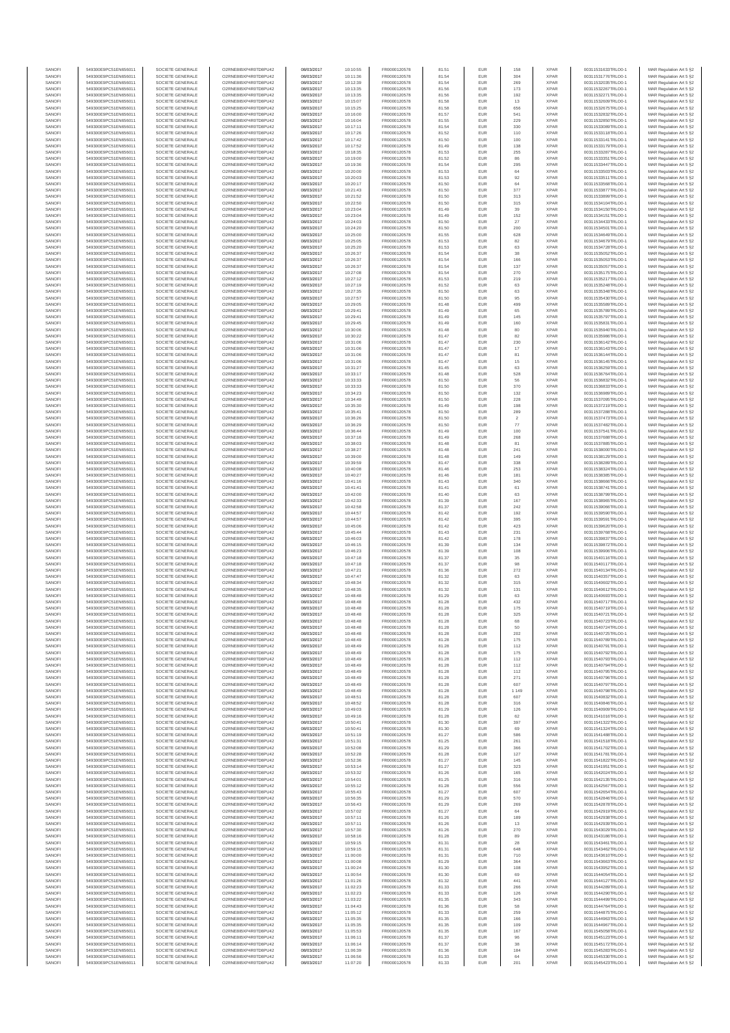| SANOFI | 549300E9PC51EN656011 | SOCIETE GENERALE | O2RNE8IBXP4R0TD8PU42 | 08/03/2017 | 10:10:55 | FR0000120578 | 81.51 | EUR | 158 | XPAR | 00311531633TRLO0-1 | MAR Regulation Art 5 §2 |
|---|---|---|---|---|---|---|---|---|---|---|---|---|
| SANOFI | 549300E9PC51EN656011 | SOCIETE GENERALE | O2RNE8IBXP4R0TD8PU42 | 08/03/2017 | 10:11:36 | FR0000120578 | 81.54 | EUR | 304 | XPAR | 00311531776TRLO0-1 | MAR Regulation Art 5 §2 |
| SANOFI | 549300E9PC51EN656011 | SOCIETE GENERALE | O2RNE8IBXP4R0TD8PU42 | 08/03/2017 | 10:12:39 | FR0000120578 | 81.54 | EUR | 269 | XPAR | 00311532035TRLO0-1 | MAR Regulation Art 5 §2 |
| SANOFI | 549300E9PC51EN656011 | SOCIETE GENERALE | O2RNE8IBXP4R0TD8PU42 | 08/03/2017 | 10:13:35 | FR0000120578 | 81.56 | EUR | 173 | XPAR | 00311532267TRLO0-1 | MAR Regulation Art 5 §2 |
| SANOFI | 549300E9PC51EN656011 | SOCIETE GENERALE | O2RNE8IBXP4R0TD8PU42 | 08/03/2017 | 10:13:35 | FR0000120578 | 81.56 | EUR | 192 | XPAR | 00311532271TRLO0-1 | MAR Regulation Art 5 §2 |
| SANOFI | 549300E9PC51EN656011 | SOCIETE GENERALE | O2RNE8IBXP4R0TD8PU42 | 08/03/2017 | 10:15:07 | FR0000120578 | 81.58 | EUR | 13 | XPAR | 00311532609TRLO0-1 | MAR Regulation Art 5 §2 |
| SANOFI | 549300E9PC51EN656011 | SOCIETE GENERALE | O2RNE8IBXP4R0TD8PU42 | 08/03/2017 | 10:15:25 | FR0000120578 | 81.58 | EUR | 656 | XPAR | 00311532675TRLO0-1 | MAR Regulation Art 5 §2 |
| SANOFI | 549300E9PC51EN656011 | SOCIETE GENERALE | O2RNE8IBXP4R0TD8PU42 | 08/03/2017 | 10:16:00 | FR0000120578 | 81.57 | EUR | 541 | XPAR | 00311532832TRLO0-1 | MAR Regulation Art 5 §2 |
| SANOFI | 549300E9PC51EN656011 | SOCIETE GENERALE | O2RNE8IBXP4R0TD8PU42 | 08/03/2017 | 10:16:04 | FR0000120578 | 81.55 | EUR | 229 | XPAR | 00311532850TRLO0-1 | MAR Regulation Art 5 §2 |
| SANOFI | 549300E9PC51EN656011 | SOCIETE GENERALE | O2RNE8IBXP4R0TD8PU42 | 08/03/2017 | 10:17:11 | FR0000120578 | 81.54 | EUR | 330 | XPAR | 00311533089TRLO0-1 | MAR Regulation Art 5 §2 |
| SANOFI | 549300E9PC51EN656011 | SOCIETE GENERALE | O2RNE8IBXP4R0TD8PU42 | 08/03/2017 | 10:17:26 | FR0000120578 | 81.52 | EUR | 110 | XPAR | 00311533118TRLO0-1 | MAR Regulation Art 5 §2 |
| SANOFI | 549300E9PC51EN656011 | SOCIETE GENERALE | O2RNE8IBXP4R0TD8PU42 | 08/03/2017 | 10:17:42 | FR0000120578 | 81.50 | EUR | 100 | XPAR | 00311533141TRLO0-1 | MAR Regulation Art 5 §2 |
| SANOFI | 549300E9PC51EN656011 | SOCIETE GENERALE | O2RNE8IBXP4R0TD8PU42 | 08/03/2017 | 10:17:52 | FR0000120578 | 81.49 | EUR | 138 | XPAR | 00311533179TRLO0-1 | MAR Regulation Art 5 §2 |
| SANOFI | 549300E9PC51EN656011 | SOCIETE GENERALE | O2RNE8IBXP4R0TD8PU42 | 08/03/2017 | 10:18:35 | FR0000120578 | 81.53 | EUR | 255 | XPAR | 00311533287TRLO0-1 | MAR Regulation Art 5 §2 |
| SANOFI | 549300E9PC51EN656011 | SOCIETE GENERALE | O2RNE8IBXP4R0TD8PU42 | 08/03/2017 | 10:19:00 | FR0000120578 | 81.52 | EUR | 86 | XPAR | 00311533351TRLO0-1 | MAR Regulation Art 5 §2 |
| SANOFI | 549300E9PC51EN656011 | SOCIETE GENERALE | O2RNE8IBXP4R0TD8PU42 | 08/03/2017 | 10:19:36 | FR0000120578 | 81.54 | EUR | 295 | XPAR | 00311533447TRLO0-1 | MAR Regulation Art 5 §2 |
| SANOFI | 549300E9PC51EN656011 | SOCIETE GENERALE | O2RNE8IBXP4R0TD8PU42 | 08/03/2017 | 10:20:00 | FR0000120578 | 81.53 | EUR | 64 | XPAR | 00311533503TRLO0-1 | MAR Regulation Art 5 §2 |
| SANOFI | 549300E9PC51EN656011 | SOCIETE GENERALE | O2RNE8IBXP4R0TD8PU42 | 08/03/2017 | 10:20:03 | FR0000120578 | 81.53 | EUR | 92 | XPAR | 00311533511TRLO0-1 | MAR Regulation Art 5 §2 |
| SANOFI | 549300E9PC51EN656011 | SOCIETE GENERALE | O2RNE8IBXP4R0TD8PU42 | 08/03/2017 | 10:20:17 | FR0000120578 | 81.50 | EUR | 64 | XPAR | 00311533568TRLO0-1 | MAR Regulation Art 5 §2 |
| SANOFI | 549300E9PC51EN656011 | SOCIETE GENERALE | O2RNE8IBXP4R0TD8PU42 | 08/03/2017 | 10:21:43 | FR0000120578 | 81.50 | EUR | 377 | XPAR | 00311533877TRLO0-1 | MAR Regulation Art 5 §2 |
| SANOFI | 549300E9PC51EN656011 | SOCIETE GENERALE | O2RNE8IBXP4R0TD8PU42 | 08/03/2017 | 10:21:52 | FR0000120578 | 81.50 | EUR | 313 | XPAR | 00311533899TRLO0-1 | MAR Regulation Art 5 §2 |
| SANOFI | 549300E9PC51EN656011 | SOCIETE GENERALE | O2RNE8IBXP4R0TD8PU42 | 08/03/2017 | 10:22:50 | FR0000120578 | 81.50 | EUR | 315 | XPAR | 00311534104TRLO0-1 | MAR Regulation Art 5 §2 |
| SANOFI | 549300E9PC51EN656011 | SOCIETE GENERALE | O2RNE8IBXP4R0TD8PU42 | 08/03/2017 | 10:23:04 | FR0000120578 | 81.49 | EUR | 39 | XPAR | 00311534150TRLO0-1 | MAR Regulation Art 5 §2 |
| SANOFI | 549300E9PC51EN656011 | SOCIETE GENERALE | O2RNE8IBXP4R0TD8PU42 | 08/03/2017 | 10:23:04 | FR0000120578 | 81.49 | EUR | 152 | XPAR | 00311534151TRLO0-1 | MAR Regulation Art 5 §2 |
| SANOFI | 549300E9PC51EN656011 | SOCIETE GENERALE | O2RNE8IBXP4R0TD8PU42 | 08/03/2017 | 10:24:03 | FR0000120578 | 81.50 | EUR | 27 | XPAR | 00311534433TRLO0-1 | MAR Regulation Art 5 §2 |
| SANOFI | 549300E9PC51EN656011 | SOCIETE GENERALE | O2RNE8IBXP4R0TD8PU42 | 08/03/2017 | 10:24:20 | FR0000120578 | 81.50 | EUR | 200 | XPAR | 00311534501TRLO0-1 | MAR Regulation Art 5 §2 |
| SANOFI | 549300E9PC51EN656011 | SOCIETE GENERALE | O2RNE8IBXP4R0TD8PU42 | 08/03/2017 | 10:25:00 | FR0000120578 | 81.55 | EUR | 628 | XPAR | 00311534649TRLO0-1 | MAR Regulation Art 5 §2 |
| SANOFI | 549300E9PC51EN656011 | SOCIETE GENERALE | O2RNE8IBXP4R0TD8PU42 | 08/03/2017 | 10:25:05 | FR0000120578 | 81.53 | EUR | 82 | XPAR | 00311534679TRLO0-1 | MAR Regulation Art 5 §2 |
| SANOFI | 549300E9PC51EN656011 | SOCIETE GENERALE | O2RNE8IBXP4R0TD8PU42 | 08/03/2017 | 10:25:20 | FR0000120578 | 81.53 | EUR | 63 | XPAR | 00311534728TRLO0-1 | MAR Regulation Art 5 §2 |
| SANOFI | 549300E9PC51EN656011 | SOCIETE GENERALE | O2RNE8IBXP4R0TD8PU42 | 08/03/2017 | 10:26:37 | FR0000120578 | 81.54 | EUR | 38 | XPAR | 00311535052TRLO0-1 | MAR Regulation Art 5 §2 |
| SANOFI | 549300E9PC51EN656011 | SOCIETE GENERALE | O2RNE8IBXP4R0TD8PU42 | 08/03/2017 | 10:26:37 | FR0000120578 | 81.54 | EUR | 166 | XPAR | 00311535053TRLO0-1 | MAR Regulation Art 5 §2 |
| SANOFI | 549300E9PC51EN656011 | SOCIETE GENERALE | O2RNE8IBXP4R0TD8PU42 | 08/03/2017 | 10:26:37 | FR0000120578 | 81.54 | EUR | 137 | XPAR | 00311535057TRLO0-1 | MAR Regulation Art 5 §2 |
| SANOFI | 549300E9PC51EN656011 | SOCIETE GENERALE | O2RNE8IBXP4R0TD8PU42 | 08/03/2017 | 10:27:08 | FR0000120578 | 81.54 | EUR | 270 | XPAR | 00311535175TRLO0-1 | MAR Regulation Art 5 §2 |
| SANOFI | 549300E9PC51EN656011 | SOCIETE GENERALE | O2RNE8IBXP4R0TD8PU42 | 08/03/2017 | 10:27:12 | FR0000120578 | 81.53 | EUR | 219 | XPAR | 00311535217TRLO0-1 | MAR Regulation Art 5 §2 |
| SANOFI | 549300E9PC51EN656011 | SOCIETE GENERALE | O2RNE8IBXP4R0TD8PU42 | 08/03/2017 | 10:27:19 | FR0000120578 | 81.52 | EUR | 63 | XPAR | 00311535248TRLO0-1 | MAR Regulation Art 5 §2 |
| SANOFI | 549300E9PC51EN656011 | SOCIETE GENERALE | O2RNE8IBXP4R0TD8PU42 | 08/03/2017 | 10:27:35 | FR0000120578 | 81.50 | EUR | 63 | XPAR | 00311535348TRLO0-1 | MAR Regulation Art 5 §2 |
| SANOFI | 549300E9PC51EN656011 | SOCIETE GENERALE | O2RNE8IBXP4R0TD8PU42 | 08/03/2017 | 10:27:57 | FR0000120578 | 81.50 | EUR | 95 | XPAR | 00311535430TRLO0-1 | MAR Regulation Art 5 §2 |
| SANOFI | 549300E9PC51EN656011 | SOCIETE GENERALE | O2RNE8IBXP4R0TD8PU42 | 08/03/2017 | 10:29:05 | FR0000120578 | 81.48 | EUR | 499 | XPAR | 00311535689TRLO0-1 | MAR Regulation Art 5 §2 |
| SANOFI | 549300E9PC51EN656011 | SOCIETE GENERALE | O2RNE8IBXP4R0TD8PU42 | 08/03/2017 | 10:29:41 | FR0000120578 | 81.49 | EUR | 65 | XPAR | 00311535789TRLO0-1 | MAR Regulation Art 5 §2 |
| SANOFI | 549300E9PC51EN656011 | SOCIETE GENERALE | O2RNE8IBXP4R0TD8PU42 | 08/03/2017 | 10:29:41 | FR0000120578 | 81.49 | EUR | 145 | XPAR | 00311535797TRLO0-1 | MAR Regulation Art 5 §2 |
| SANOFI | 549300E9PC51EN656011 | SOCIETE GENERALE | O2RNE8IBXP4R0TD8PU42 | 08/03/2017 | 10:29:45 | FR0000120578 | 81.49 | EUR | 160 | XPAR | 00311535831TRLO0-1 | MAR Regulation Art 5 §2 |
| SANOFI | 549300E9PC51EN656011 | SOCIETE GENERALE | O2RNE8IBXP4R0TD8PU42 | 08/03/2017 | 10:30:06 | FR0000120578 | 81.48 | EUR | 80 | XPAR | 00311535940TRLO0-1 | MAR Regulation Art 5 §2 |
| SANOFI | 549300E9PC51EN656011 | SOCIETE GENERALE | O2RNE8IBXP4R0TD8PU42 | 08/03/2017 | 10:30:22 | FR0000120578 | 81.47 | EUR | 82 | XPAR | 00311535986TRLO0-1 | MAR Regulation Art 5 §2 |
| SANOFI | 549300E9PC51EN656011 | SOCIETE GENERALE | O2RNE8IBXP4R0TD8PU42 | 08/03/2017 | 10:31:06 | FR0000120578 | 81.47 | EUR | 230 | XPAR | 00311536142TRLO0-1 | MAR Regulation Art 5 §2 |
| SANOFI | 549300E9PC51EN656011 | SOCIETE GENERALE | O2RNE8IBXP4R0TD8PU42 | 08/03/2017 | 10:31:06 | FR0000120578 | 81.47 | EUR | 17 | XPAR | 00311536143TRLO0-1 | MAR Regulation Art 5 §2 |
| SANOFI | 549300E9PC51EN656011 | SOCIETE GENERALE | O2RNE8IBXP4R0TD8PU42 | 08/03/2017 | 10:31:06 | FR0000120578 | 81.47 | EUR | 81 | XPAR | 00311536144TRLO0-1 | MAR Regulation Art 5 §2 |
| SANOFI | 549300E9PC51EN656011 | SOCIETE GENERALE | O2RNE8IBXP4R0TD8PU42 | 08/03/2017 | 10:31:06 | FR0000120578 | 81.47 | EUR | 15 | XPAR | 00311536145TRLO0-1 | MAR Regulation Art 5 §2 |
| SANOFI | 549300E9PC51EN656011 | SOCIETE GENERALE | O2RNE8IBXP4R0TD8PU42 | 08/03/2017 | 10:31:27 | FR0000120578 | 81.45 | EUR | 63 | XPAR | 00311536259TRLO0-1 | MAR Regulation Art 5 §2 |
| SANOFI | 549300E9PC51EN656011 | SOCIETE GENERALE | O2RNE8IBXP4R0TD8PU42 | 08/03/2017 | 10:33:17 | FR0000120578 | 81.48 | EUR | 528 | XPAR | 00311536764TRLO0-1 | MAR Regulation Art 5 §2 |
| SANOFI | 549300E9PC51EN656011 | SOCIETE GENERALE | O2RNE8IBXP4R0TD8PU42 | 08/03/2017 | 10:33:33 | FR0000120578 | 81.50 | EUR | 56 | XPAR | 00311536832TRLO0-1 | MAR Regulation Art 5 §2 |
| SANOFI | 549300E9PC51EN656011 | SOCIETE GENERALE | O2RNE8IBXP4R0TD8PU42 | 08/03/2017 | 10:33:33 | FR0000120578 | 81.50 | EUR | 370 | XPAR | 00311536833TRLO0-1 | MAR Regulation Art 5 §2 |
| SANOFI | 549300E9PC51EN656011 | SOCIETE GENERALE | O2RNE8IBXP4R0TD8PU42 | 08/03/2017 | 10:34:23 | FR0000120578 | 81.50 | EUR | 132 | XPAR | 00311536989TRLO0-1 | MAR Regulation Art 5 §2 |
| SANOFI | 549300E9PC51EN656011 | SOCIETE GENERALE | O2RNE8IBXP4R0TD8PU42 | 08/03/2017 | 10:34:49 | FR0000120578 | 81.50 | EUR | 228 | XPAR | 00311537095TRLO0-1 | MAR Regulation Art 5 §2 |
| SANOFI | 549300E9PC51EN656011 | SOCIETE GENERALE | O2RNE8IBXP4R0TD8PU42 | 08/03/2017 | 10:35:30 | FR0000120578 | 81.49 | EUR | 198 | XPAR | 00311537219TRLO0-1 | MAR Regulation Art 5 §2 |
| SANOFI | 549300E9PC51EN656011 | SOCIETE GENERALE | O2RNE8IBXP4R0TD8PU42 | 08/03/2017 | 10:35:41 | FR0000120578 | 81.50 | EUR | 289 | XPAR | 00311537288TRLO0-1 | MAR Regulation Art 5 §2 |
| SANOFI | 549300E9PC51EN656011 | SOCIETE GENERALE | O2RNE8IBXP4R0TD8PU42 | 08/03/2017 | 10:36:26 | FR0000120578 | 81.50 | EUR | 2 | XPAR | 00311537473TRLO0-1 | MAR Regulation Art 5 §2 |
| SANOFI | 549300E9PC51EN656011 | SOCIETE GENERALE | O2RNE8IBXP4R0TD8PU42 | 08/03/2017 | 10:36:29 | FR0000120578 | 81.50 | EUR | 77 | XPAR | 00311537482TRLO0-1 | MAR Regulation Art 5 §2 |
| SANOFI | 549300E9PC51EN656011 | SOCIETE GENERALE | O2RNE8IBXP4R0TD8PU42 | 08/03/2017 | 10:36:44 | FR0000120578 | 81.49 | EUR | 100 | XPAR | 00311537543TRLO0-1 | MAR Regulation Art 5 §2 |
| SANOFI | 549300E9PC51EN656011 | SOCIETE GENERALE | O2RNE8IBXP4R0TD8PU42 | 08/03/2017 | 10:37:16 | FR0000120578 | 81.49 | EUR | 268 | XPAR | 00311537688TRLO0-1 | MAR Regulation Art 5 §2 |
| SANOFI | 549300E9PC51EN656011 | SOCIETE GENERALE | O2RNE8IBXP4R0TD8PU42 | 08/03/2017 | 10:38:03 | FR0000120578 | 81.48 | EUR | 81 | XPAR | 00311537885TRLO0-1 | MAR Regulation Art 5 §2 |
| SANOFI | 549300E9PC51EN656011 | SOCIETE GENERALE | O2RNE8IBXP4R0TD8PU42 | 08/03/2017 | 10:38:27 | FR0000120578 | 81.48 | EUR | 241 | XPAR | 00311538000TRLO0-1 | MAR Regulation Art 5 §2 |
| SANOFI | 549300E9PC51EN656011 | SOCIETE GENERALE | O2RNE8IBXP4R0TD8PU42 | 08/03/2017 | 10:39:00 | FR0000120578 | 81.48 | EUR | 149 | XPAR | 00311538129TRLO0-1 | MAR Regulation Art 5 §2 |
| SANOFI | 549300E9PC51EN656011 | SOCIETE GENERALE | O2RNE8IBXP4R0TD8PU42 | 08/03/2017 | 10:39:59 | FR0000120578 | 81.47 | EUR | 338 | XPAR | 00311538290TRLO0-1 | MAR Regulation Art 5 §2 |
| SANOFI | 549300E9PC51EN656011 | SOCIETE GENERALE | O2RNE8IBXP4R0TD8PU42 | 08/03/2017 | 10:40:08 | FR0000120578 | 81.46 | EUR | 253 | XPAR | 00311538324TRLO0-1 | MAR Regulation Art 5 §2 |
| SANOFI | 549300E9PC51EN656011 | SOCIETE GENERALE | O2RNE8IBXP4R0TD8PU42 | 08/03/2017 | 10:40:27 | FR0000120578 | 81.46 | EUR | 181 | XPAR | 00311538385TRLO0-1 | MAR Regulation Art 5 §2 |
| SANOFI | 549300E9PC51EN656011 | SOCIETE GENERALE | O2RNE8IBXP4R0TD8PU42 | 08/03/2017 | 10:41:16 | FR0000120578 | 81.43 | EUR | 340 | XPAR | 00311538666TRLO0-1 | MAR Regulation Art 5 §2 |
| SANOFI | 549300E9PC51EN656011 | SOCIETE GENERALE | O2RNE8IBXP4R0TD8PU42 | 08/03/2017 | 10:41:41 | FR0000120578 | 81.41 | EUR | 61 | XPAR | 00311538741TRLO0-1 | MAR Regulation Art 5 §2 |
| SANOFI | 549300E9PC51EN656011 | SOCIETE GENERALE | O2RNE8IBXP4R0TD8PU42 | 08/03/2017 | 10:42:00 | FR0000120578 | 81.40 | EUR | 63 | XPAR | 00311538799TRLO0-1 | MAR Regulation Art 5 §2 |
| SANOFI | 549300E9PC51EN656011 | SOCIETE GENERALE | O2RNE8IBXP4R0TD8PU42 | 08/03/2017 | 10:42:33 | FR0000120578 | 81.39 | EUR | 167 | XPAR | 00311538965TRLO0-1 | MAR Regulation Art 5 §2 |
| SANOFI | 549300E9PC51EN656011 | SOCIETE GENERALE | O2RNE8IBXP4R0TD8PU42 | 08/03/2017 | 10:42:58 | FR0000120578 | 81.37 | EUR | 242 | XPAR | 00311539066TRLO0-1 | MAR Regulation Art 5 §2 |
| SANOFI | 549300E9PC51EN656011 | SOCIETE GENERALE | O2RNE8IBXP4R0TD8PU42 | 08/03/2017 | 10:44:57 | FR0000120578 | 81.42 | EUR | 192 | XPAR | 00311539590TRLO0-1 | MAR Regulation Art 5 §2 |
| SANOFI | 549300E9PC51EN656011 | SOCIETE GENERALE | O2RNE8IBXP4R0TD8PU42 | 08/03/2017 | 10:44:57 | FR0000120578 | 81.42 | EUR | 395 | XPAR | 00311539591TRLO0-1 | MAR Regulation Art 5 §2 |
| SANOFI | 549300E9PC51EN656011 | SOCIETE GENERALE | O2RNE8IBXP4R0TD8PU42 | 08/03/2017 | 10:45:06 | FR0000120578 | 81.42 | EUR | 423 | XPAR | 00311539620TRLO0-1 | MAR Regulation Art 5 §2 |
| SANOFI | 549300E9PC51EN656011 | SOCIETE GENERALE | O2RNE8IBXP4R0TD8PU42 | 08/03/2017 | 10:45:44 | FR0000120578 | 81.43 | EUR | 231 | XPAR | 00311539768TRLO0-1 | MAR Regulation Art 5 §2 |
| SANOFI | 549300E9PC51EN656011 | SOCIETE GENERALE | O2RNE8IBXP4R0TD8PU42 | 08/03/2017 | 10:46:03 | FR0000120578 | 81.42 | EUR | 178 | XPAR | 00311539837TRLO0-1 | MAR Regulation Art 5 §2 |
| SANOFI | 549300E9PC51EN656011 | SOCIETE GENERALE | O2RNE8IBXP4R0TD8PU42 | 08/03/2017 | 10:46:15 | FR0000120578 | 81.39 | EUR | 134 | XPAR | 00311539872TRLO0-1 | MAR Regulation Art 5 §2 |
| SANOFI | 549300E9PC51EN656011 | SOCIETE GENERALE | O2RNE8IBXP4R0TD8PU42 | 08/03/2017 | 10:46:23 | FR0000120578 | 81.39 | EUR | 108 | XPAR | 00311539906TRLO0-1 | MAR Regulation Art 5 §2 |
| SANOFI | 549300E9PC51EN656011 | SOCIETE GENERALE | O2RNE8IBXP4R0TD8PU42 | 08/03/2017 | 10:47:18 | FR0000120578 | 81.37 | EUR | 35 | XPAR | 00311540116TRLO0-1 | MAR Regulation Art 5 §2 |
| SANOFI | 549300E9PC51EN656011 | SOCIETE GENERALE | O2RNE8IBXP4R0TD8PU42 | 08/03/2017 | 10:47:18 | FR0000120578 | 81.37 | EUR | 98 | XPAR | 00311540117TRLO0-1 | MAR Regulation Art 5 §2 |
| SANOFI | 549300E9PC51EN656011 | SOCIETE GENERALE | O2RNE8IBXP4R0TD8PU42 | 08/03/2017 | 10:47:21 | FR0000120578 | 81.36 | EUR | 272 | XPAR | 00311540134TRLO0-1 | MAR Regulation Art 5 §2 |
| SANOFI | 549300E9PC51EN656011 | SOCIETE GENERALE | O2RNE8IBXP4R0TD8PU42 | 08/03/2017 | 10:47:47 | FR0000120578 | 81.32 | EUR | 63 | XPAR | 00311540257TRLO0-1 | MAR Regulation Art 5 §2 |
| SANOFI | 549300E9PC51EN656011 | SOCIETE GENERALE | O2RNE8IBXP4R0TD8PU42 | 08/03/2017 | 10:48:34 | FR0000120578 | 81.32 | EUR | 315 | XPAR | 00311540602TRLO0-1 | MAR Regulation Art 5 §2 |
| SANOFI | 549300E9PC51EN656011 | SOCIETE GENERALE | O2RNE8IBXP4R0TD8PU42 | 08/03/2017 | 10:48:35 | FR0000120578 | 81.32 | EUR | 131 | XPAR | 00311540612TRLO0-1 | MAR Regulation Art 5 §2 |
| SANOFI | 549300E9PC51EN656011 | SOCIETE GENERALE | O2RNE8IBXP4R0TD8PU42 | 08/03/2017 | 10:48:48 | FR0000120578 | 81.29 | EUR | 63 | XPAR | 00311540683TRLO0-1 | MAR Regulation Art 5 §2 |
| SANOFI | 549300E9PC51EN656011 | SOCIETE GENERALE | O2RNE8IBXP4R0TD8PU42 | 08/03/2017 | 10:48:48 | FR0000120578 | 81.28 | EUR | 432 | XPAR | 00311540717TRLO0-1 | MAR Regulation Art 5 §2 |
| SANOFI | 549300E9PC51EN656011 | SOCIETE GENERALE | O2RNE8IBXP4R0TD8PU42 | 08/03/2017 | 10:48:48 | FR0000120578 | 81.28 | EUR | 175 | XPAR | 00311540719TRLO0-1 | MAR Regulation Art 5 §2 |
| SANOFI | 549300E9PC51EN656011 | SOCIETE GENERALE | O2RNE8IBXP4R0TD8PU42 | 08/03/2017 | 10:48:48 | FR0000120578 | 81.28 | EUR | 325 | XPAR | 00311540721TRLO0-1 | MAR Regulation Art 5 §2 |
| SANOFI | 549300E9PC51EN656011 | SOCIETE GENERALE | O2RNE8IBXP4R0TD8PU42 | 08/03/2017 | 10:48:48 | FR0000120578 | 81.28 | EUR | 68 | XPAR | 00311540723TRLO0-1 | MAR Regulation Art 5 §2 |
| SANOFI | 549300E9PC51EN656011 | SOCIETE GENERALE | O2RNE8IBXP4R0TD8PU42 | 08/03/2017 | 10:48:48 | FR0000120578 | 81.28 | EUR | 50 | XPAR | 00311540724TRLO0-1 | MAR Regulation Art 5 §2 |
| SANOFI | 549300E9PC51EN656011 | SOCIETE GENERALE | O2RNE8IBXP4R0TD8PU42 | 08/03/2017 | 10:48:48 | FR0000120578 | 81.28 | EUR | 202 | XPAR | 00311540725TRLO0-1 | MAR Regulation Art 5 §2 |
| SANOFI | 549300E9PC51EN656011 | SOCIETE GENERALE | O2RNE8IBXP4R0TD8PU42 | 08/03/2017 | 10:48:49 | FR0000120578 | 81.28 | EUR | 175 | XPAR | 00311540789TRLO0-1 | MAR Regulation Art 5 §2 |
| SANOFI | 549300E9PC51EN656011 | SOCIETE GENERALE | O2RNE8IBXP4R0TD8PU42 | 08/03/2017 | 10:48:49 | FR0000120578 | 81.28 | EUR | 112 | XPAR | 00311540791TRLO0-1 | MAR Regulation Art 5 §2 |
| SANOFI | 549300E9PC51EN656011 | SOCIETE GENERALE | O2RNE8IBXP4R0TD8PU42 | 08/03/2017 | 10:48:49 | FR0000120578 | 81.28 | EUR | 175 | XPAR | 00311540792TRLO0-1 | MAR Regulation Art 5 §2 |
| SANOFI | 549300E9PC51EN656011 | SOCIETE GENERALE | O2RNE8IBXP4R0TD8PU42 | 08/03/2017 | 10:48:49 | FR0000120578 | 81.28 | EUR | 112 | XPAR | 00311540793TRLO0-1 | MAR Regulation Art 5 §2 |
| SANOFI | 549300E9PC51EN656011 | SOCIETE GENERALE | O2RNE8IBXP4R0TD8PU42 | 08/03/2017 | 10:48:49 | FR0000120578 | 81.28 | EUR | 112 | XPAR | 00311540794TRLO0-1 | MAR Regulation Art 5 §2 |
| SANOFI | 549300E9PC51EN656011 | SOCIETE GENERALE | O2RNE8IBXP4R0TD8PU42 | 08/03/2017 | 10:48:49 | FR0000120578 | 81.28 | EUR | 112 | XPAR | 00311540795TRLO0-1 | MAR Regulation Art 5 §2 |
| SANOFI | 549300E9PC51EN656011 | SOCIETE GENERALE | O2RNE8IBXP4R0TD8PU42 | 08/03/2017 | 10:48:49 | FR0000120578 | 81.28 | EUR | 271 | XPAR | 00311540796TRLO0-1 | MAR Regulation Art 5 §2 |
| SANOFI | 549300E9PC51EN656011 | SOCIETE GENERALE | O2RNE8IBXP4R0TD8PU42 | 08/03/2017 | 10:48:49 | FR0000120578 | 81.28 | EUR | 607 | XPAR | 00311540797TRLO0-1 | MAR Regulation Art 5 §2 |
| SANOFI | 549300E9PC51EN656011 | SOCIETE GENERALE | O2RNE8IBXP4R0TD8PU42 | 08/03/2017 | 10:48:49 | FR0000120578 | 81.28 | EUR | 1 149 | XPAR | 00311540798TRLO0-1 | MAR Regulation Art 5 §2 |
| SANOFI | 549300E9PC51EN656011 | SOCIETE GENERALE | O2RNE8IBXP4R0TD8PU42 | 08/03/2017 | 10:48:51 | FR0000120578 | 81.28 | EUR | 607 | XPAR | 00311540832TRLO0-1 | MAR Regulation Art 5 §2 |
| SANOFI | 549300E9PC51EN656011 | SOCIETE GENERALE | O2RNE8IBXP4R0TD8PU42 | 08/03/2017 | 10:48:52 | FR0000120578 | 81.28 | EUR | 316 | XPAR | 00311540846TRLO0-1 | MAR Regulation Art 5 §2 |
| SANOFI | 549300E9PC51EN656011 | SOCIETE GENERALE | O2RNE8IBXP4R0TD8PU42 | 08/03/2017 | 10:49:03 | FR0000120578 | 81.29 | EUR | 126 | XPAR | 00311540909TRLO0-1 | MAR Regulation Art 5 §2 |
| SANOFI | 549300E9PC51EN656011 | SOCIETE GENERALE | O2RNE8IBXP4R0TD8PU42 | 08/03/2017 | 10:49:16 | FR0000120578 | 81.28 | EUR | 62 | XPAR | 00311541016TRLO0-1 | MAR Regulation Art 5 §2 |
| SANOFI | 549300E9PC51EN656011 | SOCIETE GENERALE | O2RNE8IBXP4R0TD8PU42 | 08/03/2017 | 10:50:41 | FR0000120578 | 81.30 | EUR | 397 | XPAR | 00311541322TRLO0-1 | MAR Regulation Art 5 §2 |
| SANOFI | 549300E9PC51EN656011 | SOCIETE GENERALE | O2RNE8IBXP4R0TD8PU42 | 08/03/2017 | 10:50:41 | FR0000120578 | 81.30 | EUR | 69 | XPAR | 00311541324TRLO0-1 | MAR Regulation Art 5 §2 |
| SANOFI | 549300E9PC51EN656011 | SOCIETE GENERALE | O2RNE8IBXP4R0TD8PU42 | 08/03/2017 | 10:51:19 | FR0000120578 | 81.27 | EUR | 586 | XPAR | 00311541488TRLO0-1 | MAR Regulation Art 5 §2 |
| SANOFI | 549300E9PC51EN656011 | SOCIETE GENERALE | O2RNE8IBXP4R0TD8PU42 | 08/03/2017 | 10:51:31 | FR0000120578 | 81.25 | EUR | 261 | XPAR | 00311541518TRLO0-1 | MAR Regulation Art 5 §2 |
| SANOFI | 549300E9PC51EN656011 | SOCIETE GENERALE | O2RNE8IBXP4R0TD8PU42 | 08/03/2017 | 10:52:08 | FR0000120578 | 81.29 | EUR | 366 | XPAR | 00311541702TRLO0-1 | MAR Regulation Art 5 §2 |
| SANOFI | 549300E9PC51EN656011 | SOCIETE GENERALE | O2RNE8IBXP4R0TD8PU42 | 08/03/2017 | 10:52:28 | FR0000120578 | 81.28 | EUR | 127 | XPAR | 00311541781TRLO0-1 | MAR Regulation Art 5 §2 |
| SANOFI | 549300E9PC51EN656011 | SOCIETE GENERALE | O2RNE8IBXP4R0TD8PU42 | 08/03/2017 | 10:52:36 | FR0000120578 | 81.27 | EUR | 145 | XPAR | 00311541822TRLO0-1 | MAR Regulation Art 5 §2 |
| SANOFI | 549300E9PC51EN656011 | SOCIETE GENERALE | O2RNE8IBXP4R0TD8PU42 | 08/03/2017 | 10:53:14 | FR0000120578 | 81.27 | EUR | 323 | XPAR | 00311541951TRLO0-1 | MAR Regulation Art 5 §2 |
| SANOFI | 549300E9PC51EN656011 | SOCIETE GENERALE | O2RNE8IBXP4R0TD8PU42 | 08/03/2017 | 10:53:32 | FR0000120578 | 81.26 | EUR | 165 | XPAR | 00311542024TRLO0-1 | MAR Regulation Art 5 §2 |
| SANOFI | 549300E9PC51EN656011 | SOCIETE GENERALE | O2RNE8IBXP4R0TD8PU42 | 08/03/2017 | 10:54:01 | FR0000120578 | 81.25 | EUR | 316 | XPAR | 00311542135TRLO0-1 | MAR Regulation Art 5 §2 |
| SANOFI | 549300E9PC51EN656011 | SOCIETE GENERALE | O2RNE8IBXP4R0TD8PU42 | 08/03/2017 | 10:55:12 | FR0000120578 | 81.28 | EUR | 556 | XPAR | 00311542567TRLO0-1 | MAR Regulation Art 5 §2 |
| SANOFI | 549300E9PC51EN656011 | SOCIETE GENERALE | O2RNE8IBXP4R0TD8PU42 | 08/03/2017 | 10:55:43 | FR0000120578 | 81.27 | EUR | 607 | XPAR | 00311542654TRLO0-1 | MAR Regulation Art 5 §2 |
| SANOFI | 549300E9PC51EN656011 | SOCIETE GENERALE | O2RNE8IBXP4R0TD8PU42 | 08/03/2017 | 10:56:35 | FR0000120578 | 81.29 | EUR | 570 | XPAR | 00311542848TRLO0-1 | MAR Regulation Art 5 §2 |
| SANOFI | 549300E9PC51EN656011 | SOCIETE GENERALE | O2RNE8IBXP4R0TD8PU42 | 08/03/2017 | 10:56:43 | FR0000120578 | 81.29 | EUR | 269 | XPAR | 00311542878TRLO0-1 | MAR Regulation Art 5 §2 |
| SANOFI | 549300E9PC51EN656011 | SOCIETE GENERALE | O2RNE8IBXP4R0TD8PU42 | 08/03/2017 | 10:57:02 | FR0000120578 | 81.27 | EUR | 64 | XPAR | 00311542919TRLO0-1 | MAR Regulation Art 5 §2 |
| SANOFI | 549300E9PC51EN656011 | SOCIETE GENERALE | O2RNE8IBXP4R0TD8PU42 | 08/03/2017 | 10:57:11 | FR0000120578 | 81.26 | EUR | 189 | XPAR | 00311542938TRLO0-1 | MAR Regulation Art 5 §2 |
| SANOFI | 549300E9PC51EN656011 | SOCIETE GENERALE | O2RNE8IBXP4R0TD8PU42 | 08/03/2017 | 10:57:11 | FR0000120578 | 81.26 | EUR | 13 | XPAR | 00311542939TRLO0-1 | MAR Regulation Art 5 §2 |
| SANOFI | 549300E9PC51EN656011 | SOCIETE GENERALE | O2RNE8IBXP4R0TD8PU42 | 08/03/2017 | 10:57:30 | FR0000120578 | 81.26 | EUR | 270 | XPAR | 00311543029TRLO0-1 | MAR Regulation Art 5 §2 |
| SANOFI | 549300E9PC51EN656011 | SOCIETE GENERALE | O2RNE8IBXP4R0TD8PU42 | 08/03/2017 | 10:58:16 | FR0000120578 | 81.28 | EUR | 89 | XPAR | 00311543186TRLO0-1 | MAR Regulation Art 5 §2 |
| SANOFI | 549300E9PC51EN656011 | SOCIETE GENERALE | O2RNE8IBXP4R0TD8PU42 | 08/03/2017 | 10:59:15 | FR0000120578 | 81.31 | EUR | 28 | XPAR | 00311543461TRLO0-1 | MAR Regulation Art 5 §2 |
| SANOFI | 549300E9PC51EN656011 | SOCIETE GENERALE | O2RNE8IBXP4R0TD8PU42 | 08/03/2017 | 10:59:15 | FR0000120578 | 81.31 | EUR | 648 | XPAR | 00311543462TRLO0-1 | MAR Regulation Art 5 §2 |
| SANOFI | 549300E9PC51EN656011 | SOCIETE GENERALE | O2RNE8IBXP4R0TD8PU42 | 08/03/2017 | 11:00:00 | FR0000120578 | 81.31 | EUR | 710 | XPAR | 00311543610TRLO0-1 | MAR Regulation Art 5 §2 |
| SANOFI | 549300E9PC51EN656011 | SOCIETE GENERALE | O2RNE8IBXP4R0TD8PU42 | 08/03/2017 | 11:00:08 | FR0000120578 | 81.29 | EUR | 364 | XPAR | 00311543663TRLO0-1 | MAR Regulation Art 5 §2 |
| SANOFI | 549300E9PC51EN656011 | SOCIETE GENERALE | O2RNE8IBXP4R0TD8PU42 | 08/03/2017 | 11:00:24 | FR0000120578 | 81.30 | EUR | 108 | XPAR | 00311543952TRLO0-1 | MAR Regulation Art 5 §2 |
| SANOFI | 549300E9PC51EN656011 | SOCIETE GENERALE | O2RNE8IBXP4R0TD8PU42 | 08/03/2017 | 11:00:54 | FR0000120578 | 81.30 | EUR | 69 | XPAR | 00311544054TRLO0-1 | MAR Regulation Art 5 §2 |
| SANOFI | 549300E9PC51EN656011 | SOCIETE GENERALE | O2RNE8IBXP4R0TD8PU42 | 08/03/2017 | 11:01:26 | FR0000120578 | 81.32 | EUR | 441 | XPAR | 00311544127TRLO0-1 | MAR Regulation Art 5 §2 |
| SANOFI | 549300E9PC51EN656011 | SOCIETE GENERALE | O2RNE8IBXP4R0TD8PU42 | 08/03/2017 | 11:02:23 | FR0000120578 | 81.33 | EUR | 266 | XPAR | 00311544289TRLO0-1 | MAR Regulation Art 5 §2 |
| SANOFI | 549300E9PC51EN656011 | SOCIETE GENERALE | O2RNE8IBXP4R0TD8PU42 | 08/03/2017 | 11:02:23 | FR0000120578 | 81.33 | EUR | 126 | XPAR | 00311544290TRLO0-1 | MAR Regulation Art 5 §2 |
| SANOFI | 549300E9PC51EN656011 | SOCIETE GENERALE | O2RNE8IBXP4R0TD8PU42 | 08/03/2017 | 11:03:22 | FR0000120578 | 81.35 | EUR | 343 | XPAR | 00311544499TRLO0-1 | MAR Regulation Art 5 §2 |
| SANOFI | 549300E9PC51EN656011 | SOCIETE GENERALE | O2RNE8IBXP4R0TD8PU42 | 08/03/2017 | 11:04:43 | FR0000120578 | 81.36 | EUR | 58 | XPAR | 00311544764TRLO0-1 | MAR Regulation Art 5 §2 |
| SANOFI | 549300E9PC51EN656011 | SOCIETE GENERALE | O2RNE8IBXP4R0TD8PU42 | 08/03/2017 | 11:05:12 | FR0000120578 | 81.33 | EUR | 259 | XPAR | 00311544875TRLO0-1 | MAR Regulation Art 5 §2 |
| SANOFI | 549300E9PC51EN656011 | SOCIETE GENERALE | O2RNE8IBXP4R0TD8PU42 | 08/03/2017 | 11:05:35 | FR0000120578 | 81.35 | EUR | 166 | XPAR | 00311544963TRLO0-1 | MAR Regulation Art 5 §2 |
| SANOFI | 549300E9PC51EN656011 | SOCIETE GENERALE | O2RNE8IBXP4R0TD8PU42 | 08/03/2017 | 11:05:35 | FR0000120578 | 81.35 | EUR | 109 | XPAR | 00311544967TRLO0-1 | MAR Regulation Art 5 §2 |
| SANOFI | 549300E9PC51EN656011 | SOCIETE GENERALE | O2RNE8IBXP4R0TD8PU42 | 08/03/2017 | 11:05:53 | FR0000120578 | 81.35 | EUR | 167 | XPAR | 00311545058TRLO0-1 | MAR Regulation Art 5 §2 |
| SANOFI | 549300E9PC51EN656011 | SOCIETE GENERALE | O2RNE8IBXP4R0TD8PU42 | 08/03/2017 | 11:06:11 | FR0000120578 | 81.37 | EUR | 96 | XPAR | 00311545123TRLO0-1 | MAR Regulation Art 5 §2 |
| SANOFI | 549300E9PC51EN656011 | SOCIETE GENERALE | O2RNE8IBXP4R0TD8PU42 | 08/03/2017 | 11:06:14 | FR0000120578 | 81.37 | EUR | 38 | XPAR | 00311545173TRLO0-1 | MAR Regulation Art 5 §2 |
| SANOFI | 549300E9PC51EN656011 | SOCIETE GENERALE | O2RNE8IBXP4R0TD8PU42 | 08/03/2017 | 11:06:39 | FR0000120578 | 81.36 | EUR | 184 | XPAR | 00311545283TRLO0-1 | MAR Regulation Art 5 §2 |
| SANOFI | 549300E9PC51EN656011 | SOCIETE GENERALE | O2RNE8IBXP4R0TD8PU42 | 08/03/2017 | 11:06:56 | FR0000120578 | 81.33 | EUR | 64 | XPAR | 00311545330TRLO0-1 | MAR Regulation Art 5 §2 |
| SANOFI | 549300E9PC51EN656011 | SOCIETE GENERALE | O2RNE8IBXP4R0TD8PU42 | 08/03/2017 | 11:07:20 | FR0000120578 | 81.33 | EUR | 201 | XPAR | 00311545423TRLO0-1 | MAR Regulation Art 5 §2 |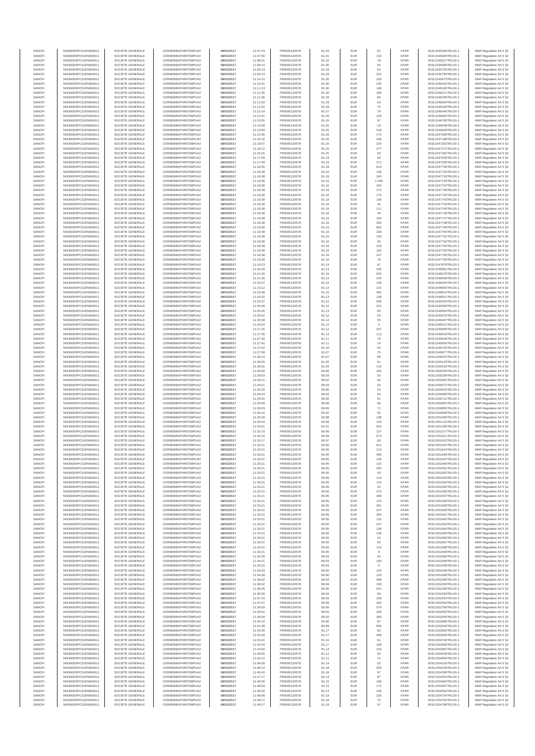| SANOFI | 549300E9PC51EN656011 | SOCIETE GENERALE | O2RNE8IBXP4R0TD8PU42 | 08/03/2017 | 11:07:43 | FR0000120578 | 81.33 | EUR | 81 | XPAR | 00311545466TRLO0-1 | MAR Regulation Art 5 §2 |
|---|---|---|---|---|---|---|---|---|---|---|---|---|
| SANOFI | 549300E9PC51EN656011 | SOCIETE GENERALE | O2RNE8IBXP4R0TD8PU42 | 08/03/2017 | 11:07:56 | FR0000120578 | 81.31 | EUR | 119 | XPAR | 00311545494TRLO0-1 | MAR Regulation Art 5 §2 |
| SANOFI | 549300E9PC51EN656011 | SOCIETE GENERALE | O2RNE8IBXP4R0TD8PU42 | 08/03/2017 | 11:08:01 | FR0000120578 | 81.32 | EUR | 78 | XPAR | 00311545517TRLO0-1 | MAR Regulation Art 5 §2 |
| SANOFI | 549300E9PC51EN656011 | SOCIETE GENERALE | O2RNE8IBXP4R0TD8PU42 | 08/03/2017 | 11:08:14 | FR0000120578 | 81.30 | EUR | 64 | XPAR | 00311545569TRLO0-1 | MAR Regulation Art 5 §2 |
| SANOFI | 549300E9PC51EN656011 | SOCIETE GENERALE | O2RNE8IBXP4R0TD8PU42 | 08/03/2017 | 11:09:13 | FR0000120578 | 81.29 | EUR | 64 | XPAR | 00311545783TRLO0-1 | MAR Regulation Art 5 §2 |
| SANOFI | 549300E9PC51EN656011 | SOCIETE GENERALE | O2RNE8IBXP4R0TD8PU42 | 08/03/2017 | 11:09:13 | FR0000120578 | 81.29 | EUR | 252 | XPAR | 00311545784TRLO0-1 | MAR Regulation Art 5 §2 |
| SANOFI | 549300E9PC51EN656011 | SOCIETE GENERALE | O2RNE8IBXP4R0TD8PU42 | 08/03/2017 | 11:10:10 | FR0000120578 | 81.30 | EUR | 233 | XPAR | 00311545973TRLO0-1 | MAR Regulation Art 5 §2 |
| SANOFI | 549300E9PC51EN656011 | SOCIETE GENERALE | O2RNE8IBXP4R0TD8PU42 | 08/03/2017 | 11:10:41 | FR0000120578 | 81.30 | EUR | 235 | XPAR | 00311546032TRLO0-1 | MAR Regulation Art 5 §2 |
| SANOFI | 549300E9PC51EN656011 | SOCIETE GENERALE | O2RNE8IBXP4R0TD8PU42 | 08/03/2017 | 11:11:13 | FR0000120578 | 81.30 | EUR | 186 | XPAR | 00311546165TRLO0-1 | MAR Regulation Art 5 §2 |
| SANOFI | 549300E9PC51EN656011 | SOCIETE GENERALE | O2RNE8IBXP4R0TD8PU42 | 08/03/2017 | 11:11:25 | FR0000120578 | 81.30 | EUR | 196 | XPAR | 00311546211TRLO0-1 | MAR Regulation Art 5 §2 |
| SANOFI | 549300E9PC51EN656011 | SOCIETE GENERALE | O2RNE8IBXP4R0TD8PU42 | 08/03/2017 | 11:11:36 | FR0000120578 | 81.29 | EUR | 84 | XPAR | 00311546246TRLO0-1 | MAR Regulation Art 5 §2 |
| SANOFI | 549300E9PC51EN656011 | SOCIETE GENERALE | O2RNE8IBXP4R0TD8PU42 | 08/03/2017 | 11:11:50 | FR0000120578 | 81.29 | EUR | 63 | XPAR | 00311546304TRLO0-1 | MAR Regulation Art 5 §2 |
| SANOFI | 549300E9PC51EN656011 | SOCIETE GENERALE | O2RNE8IBXP4R0TD8PU42 | 08/03/2017 | 11:11:52 | FR0000120578 | 81.29 | EUR | 75 | XPAR | 00311546318TRLO0-1 | MAR Regulation Art 5 §2 |
| SANOFI | 549300E9PC51EN656011 | SOCIETE GENERALE | O2RNE8IBXP4R0TD8PU42 | 08/03/2017 | 11:12:14 | FR0000120578 | 81.27 | EUR | 78 | XPAR | 00311546449TRLO0-1 | MAR Regulation Art 5 §2 |
| SANOFI | 549300E9PC51EN656011 | SOCIETE GENERALE | O2RNE8IBXP4R0TD8PU42 | 08/03/2017 | 11:12:41 | FR0000120578 | 81.26 | EUR | 129 | XPAR | 00311546664TRLO0-1 | MAR Regulation Art 5 §2 |
| SANOFI | 549300E9PC51EN656011 | SOCIETE GENERALE | O2RNE8IBXP4R0TD8PU42 | 08/03/2017 | 11:13:05 | FR0000120578 | 81.26 | EUR | 97 | XPAR | 00311546783TRLO0-1 | MAR Regulation Art 5 §2 |
| SANOFI | 549300E9PC51EN656011 | SOCIETE GENERALE | O2RNE8IBXP4R0TD8PU42 | 08/03/2017 | 11:13:59 | FR0000120578 | 81.25 | EUR | 19 | XPAR | 00311546948TRLO0-1 | MAR Regulation Art 5 §2 |
| SANOFI | 549300E9PC51EN656011 | SOCIETE GENERALE | O2RNE8IBXP4R0TD8PU42 | 08/03/2017 | 11:13:59 | FR0000120578 | 81.25 | EUR | 318 | XPAR | 00311546949TRLO0-1 | MAR Regulation Art 5 §2 |
| SANOFI | 549300E9PC51EN656011 | SOCIETE GENERALE | O2RNE8IBXP4R0TD8PU42 | 08/03/2017 | 11:14:36 | FR0000120578 | 81.26 | EUR | 175 | XPAR | 00311547085TRLO0-1 | MAR Regulation Art 5 §2 |
| SANOFI | 549300E9PC51EN656011 | SOCIETE GENERALE | O2RNE8IBXP4R0TD8PU42 | 08/03/2017 | 11:15:16 | FR0000120578 | 81.26 | EUR | 236 | XPAR | 00311547188TRLO0-1 | MAR Regulation Art 5 §2 |
| SANOFI | 549300E9PC51EN656011 | SOCIETE GENERALE | O2RNE8IBXP4R0TD8PU42 | 08/03/2017 | 11:16:07 | FR0000120578 | 81.25 | EUR | 224 | XPAR | 00311547362TRLO0-1 | MAR Regulation Art 5 §2 |
| SANOFI | 549300E9PC51EN656011 | SOCIETE GENERALE | O2RNE8IBXP4R0TD8PU42 | 08/03/2017 | 11:16:12 | FR0000120578 | 81.25 | EUR | 377 | XPAR | 00311547371TRLO0-1 | MAR Regulation Art 5 §2 |
| SANOFI | 549300E9PC51EN656011 | SOCIETE GENERALE | O2RNE8IBXP4R0TD8PU42 | 08/03/2017 | 11:16:16 | FR0000120578 | 81.25 | EUR | 63 | XPAR | 00311547381TRLO0-1 | MAR Regulation Art 5 §2 |
| SANOFI | 549300E9PC51EN656011 | SOCIETE GENERALE | O2RNE8IBXP4R0TD8PU42 | 08/03/2017 | 11:17:09 | FR0000120578 | 81.18 | EUR | 64 | XPAR | 00311547529TRLO0-1 | MAR Regulation Art 5 §2 |
| SANOFI | 549300E9PC51EN656011 | SOCIETE GENERALE | O2RNE8IBXP4R0TD8PU42 | 08/03/2017 | 11:17:49 | FR0000120578 | 81.16 | EUR | 271 | XPAR | 00311547595TRLO0-1 | MAR Regulation Art 5 §2 |
| SANOFI | 549300E9PC51EN656011 | SOCIETE GENERALE | O2RNE8IBXP4R0TD8PU42 | 08/03/2017 | 11:18:26 | FR0000120578 | 81.18 | EUR | 614 | XPAR | 00311547705TRLO0-1 | MAR Regulation Art 5 §2 |
| SANOFI | 549300E9PC51EN656011 | SOCIETE GENERALE | O2RNE8IBXP4R0TD8PU42 | 08/03/2017 | 11:18:38 | FR0000120578 | 81.16 | EUR | 149 | XPAR | 00311547732TRLO0-1 | MAR Regulation Art 5 §2 |
| SANOFI | 549300E9PC51EN656011 | SOCIETE GENERALE | O2RNE8IBXP4R0TD8PU42 | 08/03/2017 | 11:18:38 | FR0000120578 | 81.16 | EUR | 340 | XPAR | 00311547733TRLO0-1 | MAR Regulation Art 5 §2 |
| SANOFI | 549300E9PC51EN656011 | SOCIETE GENERALE | O2RNE8IBXP4R0TD8PU42 | 08/03/2017 | 11:18:38 | FR0000120578 | 81.16 | EUR | 1 036 | XPAR | 00311547734TRLO0-1 | MAR Regulation Art 5 §2 |
| SANOFI | 549300E9PC51EN656011 | SOCIETE GENERALE | O2RNE8IBXP4R0TD8PU42 | 08/03/2017 | 11:18:38 | FR0000120578 | 81.16 | EUR | 420 | XPAR | 00311547737TRLO0-1 | MAR Regulation Art 5 §2 |
| SANOFI | 549300E9PC51EN656011 | SOCIETE GENERALE | O2RNE8IBXP4R0TD8PU42 | 08/03/2017 | 11:18:38 | FR0000120578 | 81.16 | EUR | 372 | XPAR | 00311547739TRLO0-1 | MAR Regulation Art 5 §2 |
| SANOFI | 549300E9PC51EN656011 | SOCIETE GENERALE | O2RNE8IBXP4R0TD8PU42 | 08/03/2017 | 11:18:38 | FR0000120578 | 81.16 | EUR | 175 | XPAR | 00311547742TRLO0-1 | MAR Regulation Art 5 §2 |
| SANOFI | 549300E9PC51EN656011 | SOCIETE GENERALE | O2RNE8IBXP4R0TD8PU42 | 08/03/2017 | 11:18:38 | FR0000120578 | 81.16 | EUR | 100 | XPAR | 00311547743TRLO0-1 | MAR Regulation Art 5 §2 |
| SANOFI | 549300E9PC51EN656011 | SOCIETE GENERALE | O2RNE8IBXP4R0TD8PU42 | 08/03/2017 | 11:18:38 | FR0000120578 | 81.16 | EUR | 34 | XPAR | 00311547744TRLO0-1 | MAR Regulation Art 5 §2 |
| SANOFI | 549300E9PC51EN656011 | SOCIETE GENERALE | O2RNE8IBXP4R0TD8PU42 | 08/03/2017 | 11:18:38 | FR0000120578 | 81.16 | EUR | 111 | XPAR | 00311547745TRLO0-1 | MAR Regulation Art 5 §2 |
| SANOFI | 549300E9PC51EN656011 | SOCIETE GENERALE | O2RNE8IBXP4R0TD8PU42 | 08/03/2017 | 11:18:38 | FR0000120578 | 81.16 | EUR | 49 | XPAR | 00311547746TRLO0-1 | MAR Regulation Art 5 §2 |
| SANOFI | 549300E9PC51EN656011 | SOCIETE GENERALE | O2RNE8IBXP4R0TD8PU42 | 08/03/2017 | 11:18:38 | FR0000120578 | 81.16 | EUR | 160 | XPAR | 00311547747TRLO0-1 | MAR Regulation Art 5 §2 |
| SANOFI | 549300E9PC51EN656011 | SOCIETE GENERALE | O2RNE8IBXP4R0TD8PU42 | 08/03/2017 | 11:18:38 | FR0000120578 | 81.16 | EUR | 260 | XPAR | 00311547748TRLO0-1 | MAR Regulation Art 5 §2 |
| SANOFI | 549300E9PC51EN656011 | SOCIETE GENERALE | O2RNE8IBXP4R0TD8PU42 | 08/03/2017 | 11:18:38 | FR0000120578 | 81.16 | EUR | 662 | XPAR | 00311547749TRLO0-1 | MAR Regulation Art 5 §2 |
| SANOFI | 549300E9PC51EN656011 | SOCIETE GENERALE | O2RNE8IBXP4R0TD8PU42 | 08/03/2017 | 11:18:38 | FR0000120578 | 81.16 | EUR | 228 | XPAR | 00311547750TRLO0-1 | MAR Regulation Art 5 §2 |
| SANOFI | 549300E9PC51EN656011 | SOCIETE GENERALE | O2RNE8IBXP4R0TD8PU42 | 08/03/2017 | 11:18:38 | FR0000120578 | 81.16 | EUR | 192 | XPAR | 00311547751TRLO0-1 | MAR Regulation Art 5 §2 |
| SANOFI | 549300E9PC51EN656011 | SOCIETE GENERALE | O2RNE8IBXP4R0TD8PU42 | 08/03/2017 | 11:18:38 | FR0000120578 | 81.16 | EUR | 36 | XPAR | 00311547752TRLO0-1 | MAR Regulation Art 5 §2 |
| SANOFI | 549300E9PC51EN656011 | SOCIETE GENERALE | O2RNE8IBXP4R0TD8PU42 | 08/03/2017 | 11:18:38 | FR0000120578 | 81.16 | EUR | 228 | XPAR | 00311547753TRLO0-1 | MAR Regulation Art 5 §2 |
| SANOFI | 549300E9PC51EN656011 | SOCIETE GENERALE | O2RNE8IBXP4R0TD8PU42 | 08/03/2017 | 11:18:38 | FR0000120578 | 81.16 | EUR | 192 | XPAR | 00311547754TRLO0-1 | MAR Regulation Art 5 §2 |
| SANOFI | 549300E9PC51EN656011 | SOCIETE GENERALE | O2RNE8IBXP4R0TD8PU42 | 08/03/2017 | 11:18:38 | FR0000120578 | 81.16 | EUR | 247 | XPAR | 00311547755TRLO0-1 | MAR Regulation Art 5 §2 |
| SANOFI | 549300E9PC51EN656011 | SOCIETE GENERALE | O2RNE8IBXP4R0TD8PU42 | 08/03/2017 | 11:18:38 | FR0000120578 | 81.16 | EUR | 78 | XPAR | 00311547756TRLO0-1 | MAR Regulation Art 5 §2 |
| SANOFI | 549300E9PC51EN656011 | SOCIETE GENERALE | O2RNE8IBXP4R0TD8PU42 | 08/03/2017 | 11:19:23 | FR0000120578 | 81.14 | EUR | 87 | XPAR | 00311547879TRLO0-1 | MAR Regulation Art 5 §2 |
| SANOFI | 549300E9PC51EN656011 | SOCIETE GENERALE | O2RNE8IBXP4R0TD8PU42 | 08/03/2017 | 11:20:28 | FR0000120578 | 81.13 | EUR | 345 | XPAR | 00311548061TRLO0-1 | MAR Regulation Art 5 §2 |
| SANOFI | 549300E9PC51EN656011 | SOCIETE GENERALE | O2RNE8IBXP4R0TD8PU42 | 08/03/2017 | 11:21:30 | FR0000120578 | 81.15 | EUR | 633 | XPAR | 00311548279TRLO0-1 | MAR Regulation Art 5 §2 |
| SANOFI | 549300E9PC51EN656011 | SOCIETE GENERALE | O2RNE8IBXP4R0TD8PU42 | 08/03/2017 | 11:21:39 | FR0000120578 | 81.14 | EUR | 234 | XPAR | 00311548308TRLO0-1 | MAR Regulation Art 5 §2 |
| SANOFI | 549300E9PC51EN656011 | SOCIETE GENERALE | O2RNE8IBXP4R0TD8PU42 | 08/03/2017 | 11:22:07 | FR0000120578 | 81.15 | EUR | 109 | XPAR | 00311548428TRLO0-1 | MAR Regulation Art 5 §2 |
| SANOFI | 549300E9PC51EN656011 | SOCIETE GENERALE | O2RNE8IBXP4R0TD8PU42 | 08/03/2017 | 11:23:12 | FR0000120578 | 81.14 | EUR | 141 | XPAR | 00311548655TRLO0-1 | MAR Regulation Art 5 §2 |
| SANOFI | 549300E9PC51EN656011 | SOCIETE GENERALE | O2RNE8IBXP4R0TD8PU42 | 08/03/2017 | 11:23:48 | FR0000120578 | 81.15 | EUR | 482 | XPAR | 00311548814TRLO0-1 | MAR Regulation Art 5 §2 |
| SANOFI | 549300E9PC51EN656011 | SOCIETE GENERALE | O2RNE8IBXP4R0TD8PU42 | 08/03/2017 | 11:24:20 | FR0000120578 | 81.13 | EUR | 138 | XPAR | 00311548911TRLO0-1 | MAR Regulation Art 5 §2 |
| SANOFI | 549300E9PC51EN656011 | SOCIETE GENERALE | O2RNE8IBXP4R0TD8PU42 | 08/03/2017 | 11:25:37 | FR0000120578 | 81.15 | EUR | 508 | XPAR | 00311549254TRLO0-1 | MAR Regulation Art 5 §2 |
| SANOFI | 549300E9PC51EN656011 | SOCIETE GENERALE | O2RNE8IBXP4R0TD8PU42 | 08/03/2017 | 11:25:48 | FR0000120578 | 81.12 | EUR | 251 | XPAR | 00311549290TRLO0-1 | MAR Regulation Art 5 §2 |
| SANOFI | 549300E9PC51EN656011 | SOCIETE GENERALE | O2RNE8IBXP4R0TD8PU42 | 08/03/2017 | 11:25:56 | FR0000120578 | 81.13 | EUR | 83 | XPAR | 00311549354TRLO0-1 | MAR Regulation Art 5 §2 |
| SANOFI | 549300E9PC51EN656011 | SOCIETE GENERALE | O2RNE8IBXP4R0TD8PU42 | 08/03/2017 | 11:26:02 | FR0000120578 | 81.12 | EUR | 63 | XPAR | 00311549375TRLO0-1 | MAR Regulation Art 5 §2 |
| SANOFI | 549300E9PC51EN656011 | SOCIETE GENERALE | O2RNE8IBXP4R0TD8PU42 | 08/03/2017 | 11:26:39 | FR0000120578 | 81.12 | EUR | 55 | XPAR | 00311549467TRLO0-1 | MAR Regulation Art 5 §2 |
| SANOFI | 549300E9PC51EN656011 | SOCIETE GENERALE | O2RNE8IBXP4R0TD8PU42 | 08/03/2017 | 11:26:54 | FR0000120578 | 81.12 | EUR | 6 | XPAR | 00311549511TRLO0-1 | MAR Regulation Art 5 §2 |
| SANOFI | 549300E9PC51EN656011 | SOCIETE GENERALE | O2RNE8IBXP4R0TD8PU42 | 08/03/2017 | 11:27:25 | FR0000120578 | 81.12 | EUR | 297 | XPAR | 00311549585TRLO0-1 | MAR Regulation Art 5 §2 |
| SANOFI | 549300E9PC51EN656011 | SOCIETE GENERALE | O2RNE8IBXP4R0TD8PU42 | 08/03/2017 | 11:27:35 | FR0000120578 | 81.12 | EUR | 113 | XPAR | 00311549619TRLO0-1 | MAR Regulation Art 5 §2 |
| SANOFI | 549300E9PC51EN656011 | SOCIETE GENERALE | O2RNE8IBXP4R0TD8PU42 | 08/03/2017 | 11:27:40 | FR0000120578 | 81.11 | EUR | 76 | XPAR | 00311549639TRLO0-1 | MAR Regulation Art 5 §2 |
| SANOFI | 549300E9PC51EN656011 | SOCIETE GENERALE | O2RNE8IBXP4R0TD8PU42 | 08/03/2017 | 11:27:42 | FR0000120578 | 81.11 | EUR | 14 | XPAR | 00311549650TRLO0-1 | MAR Regulation Art 5 §2 |
| SANOFI | 549300E9PC51EN656011 | SOCIETE GENERALE | O2RNE8IBXP4R0TD8PU42 | 08/03/2017 | 11:27:52 | FR0000120578 | 81.10 | EUR | 63 | XPAR | 00311549742TRLO0-1 | MAR Regulation Art 5 §2 |
| SANOFI | 549300E9PC51EN656011 | SOCIETE GENERALE | O2RNE8IBXP4R0TD8PU42 | 08/03/2017 | 11:27:58 | FR0000120578 | 81.07 | EUR | 75 | XPAR | 00311549877TRLO0-1 | MAR Regulation Art 5 §2 |
| SANOFI | 549300E9PC51EN656011 | SOCIETE GENERALE | O2RNE8IBXP4R0TD8PU42 | 08/03/2017 | 11:28:13 | FR0000120578 | 81.07 | EUR | 88 | XPAR | 00311550037TRLO0-1 | MAR Regulation Art 5 §2 |
| SANOFI | 549300E9PC51EN656011 | SOCIETE GENERALE | O2RNE8IBXP4R0TD8PU42 | 08/03/2017 | 11:28:26 | FR0000120578 | 81.05 | EUR | 91 | XPAR | 00311550123TRLO0-1 | MAR Regulation Art 5 §2 |
| SANOFI | 549300E9PC51EN656011 | SOCIETE GENERALE | O2RNE8IBXP4R0TD8PU42 | 08/03/2017 | 11:28:51 | FR0000120578 | 81.03 | EUR | 110 | XPAR | 00311550210TRLO0-1 | MAR Regulation Art 5 §2 |
| SANOFI | 549300E9PC51EN656011 | SOCIETE GENERALE | O2RNE8IBXP4R0TD8PU42 | 08/03/2017 | 11:28:59 | FR0000120578 | 80.96 | EUR | 182 | XPAR | 00311550293TRLO0-1 | MAR Regulation Art 5 §2 |
| SANOFI | 549300E9PC51EN656011 | SOCIETE GENERALE | O2RNE8IBXP4R0TD8PU42 | 08/03/2017 | 11:29:03 | FR0000120578 | 80.93 | EUR | 63 | XPAR | 00311550339TRLO0-1 | MAR Regulation Art 5 §2 |
| SANOFI | 549300E9PC51EN656011 | SOCIETE GENERALE | O2RNE8IBXP4R0TD8PU42 | 08/03/2017 | 11:29:11 | FR0000120578 | 80.92 | EUR | 64 | XPAR | 00311550491TRLO0-1 | MAR Regulation Art 5 §2 |
| SANOFI | 549300E9PC51EN656011 | SOCIETE GENERALE | O2RNE8IBXP4R0TD8PU42 | 08/03/2017 | 11:29:21 | FR0000120578 | 80.93 | EUR | 63 | XPAR | 00311550572TRLO0-1 | MAR Regulation Art 5 §2 |
| SANOFI | 549300E9PC51EN656011 | SOCIETE GENERALE | O2RNE8IBXP4R0TD8PU42 | 08/03/2017 | 11:29:26 | FR0000120578 | 80.90 | EUR | 63 | XPAR | 00311550632TRLO0-1 | MAR Regulation Art 5 §2 |
| SANOFI | 549300E9PC51EN656011 | SOCIETE GENERALE | O2RNE8IBXP4R0TD8PU42 | 08/03/2017 | 11:29:44 | FR0000120578 | 80.92 | EUR | 54 | XPAR | 00311550695TRLO0-1 | MAR Regulation Art 5 §2 |
| SANOFI | 549300E9PC51EN656011 | SOCIETE GENERALE | O2RNE8IBXP4R0TD8PU42 | 08/03/2017 | 11:29:50 | FR0000120578 | 80.92 | EUR | 91 | XPAR | 00311550711TRLO0-1 | MAR Regulation Art 5 §2 |
| SANOFI | 549300E9PC51EN656011 | SOCIETE GENERALE | O2RNE8IBXP4R0TD8PU42 | 08/03/2017 | 11:29:58 | FR0000120578 | 80.88 | EUR | 68 | XPAR | 00311550802TRLO0-1 | MAR Regulation Art 5 §2 |
| SANOFI | 549300E9PC51EN656011 | SOCIETE GENERALE | O2RNE8IBXP4R0TD8PU42 | 08/03/2017 | 11:30:03 | FR0000120578 | 80.85 | EUR | 71 | XPAR | 00311550855TRLO0-1 | MAR Regulation Art 5 §2 |
| SANOFI | 549300E9PC51EN656011 | SOCIETE GENERALE | O2RNE8IBXP4R0TD8PU42 | 08/03/2017 | 11:30:16 | FR0000120578 | 80.82 | EUR | 82 | XPAR | 00311550998TRLO0-1 | MAR Regulation Art 5 §2 |
| SANOFI | 549300E9PC51EN656011 | SOCIETE GENERALE | O2RNE8IBXP4R0TD8PU42 | 08/03/2017 | 11:30:28 | FR0000120578 | 80.88 | EUR | 138 | XPAR | 00311551065TRLO0-1 | MAR Regulation Art 5 §2 |
| SANOFI | 549300E9PC51EN656011 | SOCIETE GENERALE | O2RNE8IBXP4R0TD8PU42 | 08/03/2017 | 11:30:44 | FR0000120578 | 80.89 | EUR | 103 | XPAR | 00311551115TRLO0-1 | MAR Regulation Art 5 §2 |
| SANOFI | 549300E9PC51EN656011 | SOCIETE GENERALE | O2RNE8IBXP4R0TD8PU42 | 08/03/2017 | 11:32:01 | FR0000120578 | 81.01 | EUR | 563 | XPAR | 00311551345TRLO0-1 | MAR Regulation Art 5 §2 |
| SANOFI | 549300E9PC51EN656011 | SOCIETE GENERALE | O2RNE8IBXP4R0TD8PU42 | 08/03/2017 | 11:32:10 | FR0000120578 | 80.96 | EUR | 137 | XPAR | 00311551377TRLO0-1 | MAR Regulation Art 5 §2 |
| SANOFI | 549300E9PC51EN656011 | SOCIETE GENERALE | O2RNE8IBXP4R0TD8PU42 | 08/03/2017 | 11:33:15 | FR0000120578 | 80.98 | EUR | 573 | XPAR | 00311551611TRLO0-1 | MAR Regulation Art 5 §2 |
| SANOFI | 549300E9PC51EN656011 | SOCIETE GENERALE | O2RNE8IBXP4R0TD8PU42 | 08/03/2017 | 11:33:17 | FR0000120578 | 80.97 | EUR | 83 | XPAR | 00311551622TRLO0-1 | MAR Regulation Art 5 §2 |
| SANOFI | 549300E9PC51EN656011 | SOCIETE GENERALE | O2RNE8IBXP4R0TD8PU42 | 08/03/2017 | 11:33:21 | FR0000120578 | 80.95 | EUR | 611 | XPAR | 00311551641TRLO0-1 | MAR Regulation Art 5 §2 |
| SANOFI | 549300E9PC51EN656011 | SOCIETE GENERALE | O2RNE8IBXP4R0TD8PU42 | 08/03/2017 | 11:33:21 | FR0000120578 | 80.95 | EUR | 115 | XPAR | 00311551644TRLO0-1 | MAR Regulation Art 5 §2 |
| SANOFI | 549300E9PC51EN656011 | SOCIETE GENERALE | O2RNE8IBXP4R0TD8PU42 | 08/03/2017 | 11:33:21 | FR0000120578 | 80.95 | EUR | 496 | XPAR | 00311551645TRLO0-1 | MAR Regulation Art 5 §2 |
| SANOFI | 549300E9PC51EN656011 | SOCIETE GENERALE | O2RNE8IBXP4R0TD8PU42 | 08/03/2017 | 11:33:21 | FR0000120578 | 80.95 | EUR | 230 | XPAR | 00311551647TRLO0-1 | MAR Regulation Art 5 §2 |
| SANOFI | 549300E9PC51EN656011 | SOCIETE GENERALE | O2RNE8IBXP4R0TD8PU42 | 08/03/2017 | 11:33:21 | FR0000120578 | 80.95 | EUR | 115 | XPAR | 00311551649TRLO0-1 | MAR Regulation Art 5 §2 |
| SANOFI | 549300E9PC51EN656011 | SOCIETE GENERALE | O2RNE8IBXP4R0TD8PU42 | 08/03/2017 | 11:33:21 | FR0000120578 | 80.95 | EUR | 200 | XPAR | 00311551651TRLO0-1 | MAR Regulation Art 5 §2 |
| SANOFI | 549300E9PC51EN656011 | SOCIETE GENERALE | O2RNE8IBXP4R0TD8PU42 | 08/03/2017 | 11:33:21 | FR0000120578 | 80.95 | EUR | 43 | XPAR | 00311551652TRLO0-1 | MAR Regulation Art 5 §2 |
| SANOFI | 549300E9PC51EN656011 | SOCIETE GENERALE | O2RNE8IBXP4R0TD8PU42 | 08/03/2017 | 11:33:21 | FR0000120578 | 80.95 | EUR | 115 | XPAR | 00311551653TRLO0-1 | MAR Regulation Art 5 §2 |
| SANOFI | 549300E9PC51EN656011 | SOCIETE GENERALE | O2RNE8IBXP4R0TD8PU42 | 08/03/2017 | 11:33:21 | FR0000120578 | 80.95 | EUR | 115 | XPAR | 00311551654TRLO0-1 | MAR Regulation Art 5 §2 |
| SANOFI | 549300E9PC51EN656011 | SOCIETE GENERALE | O2RNE8IBXP4R0TD8PU42 | 08/03/2017 | 11:33:21 | FR0000120578 | 80.95 | EUR | 23 | XPAR | 00311551655TRLO0-1 | MAR Regulation Art 5 §2 |
| SANOFI | 549300E9PC51EN656011 | SOCIETE GENERALE | O2RNE8IBXP4R0TD8PU42 | 08/03/2017 | 11:33:21 | FR0000120578 | 80.95 | EUR | 473 | XPAR | 00311551656TRLO0-1 | MAR Regulation Art 5 §2 |
| SANOFI | 549300E9PC51EN656011 | SOCIETE GENERALE | O2RNE8IBXP4R0TD8PU42 | 08/03/2017 | 11:33:21 | FR0000120578 | 80.95 | EUR | 496 | XPAR | 00311551657TRLO0-1 | MAR Regulation Art 5 §2 |
| SANOFI | 549300E9PC51EN656011 | SOCIETE GENERALE | O2RNE8IBXP4R0TD8PU42 | 08/03/2017 | 11:33:21 | FR0000120578 | 80.95 | EUR | 115 | XPAR | 00311551658TRLO0-1 | MAR Regulation Art 5 §2 |
| SANOFI | 549300E9PC51EN656011 | SOCIETE GENERALE | O2RNE8IBXP4R0TD8PU42 | 08/03/2017 | 11:33:21 | FR0000120578 | 80.95 | EUR | 381 | XPAR | 00311551659TRLO0-1 | MAR Regulation Art 5 §2 |
| SANOFI | 549300E9PC51EN656011 | SOCIETE GENERALE | O2RNE8IBXP4R0TD8PU42 | 08/03/2017 | 11:33:21 | FR0000120578 | 80.95 | EUR | 247 | XPAR | 00311551660TRLO0-1 | MAR Regulation Art 5 §2 |
| SANOFI | 549300E9PC51EN656011 | SOCIETE GENERALE | O2RNE8IBXP4R0TD8PU42 | 08/03/2017 | 11:33:21 | FR0000120578 | 80.95 | EUR | 364 | XPAR | 00311551661TRLO0-1 | MAR Regulation Art 5 §2 |
| SANOFI | 549300E9PC51EN656011 | SOCIETE GENERALE | O2RNE8IBXP4R0TD8PU42 | 08/03/2017 | 11:33:21 | FR0000120578 | 80.95 | EUR | 132 | XPAR | 00311551662TRLO0-1 | MAR Regulation Art 5 §2 |
| SANOFI | 549300E9PC51EN656011 | SOCIETE GENERALE | O2RNE8IBXP4R0TD8PU42 | 08/03/2017 | 11:33:21 | FR0000120578 | 80.95 | EUR | 247 | XPAR | 00311551663TRLO0-1 | MAR Regulation Art 5 §2 |
| SANOFI | 549300E9PC51EN656011 | SOCIETE GENERALE | O2RNE8IBXP4R0TD8PU42 | 08/03/2017 | 11:33:21 | FR0000120578 | 80.95 | EUR | 138 | XPAR | 00311551664TRLO0-1 | MAR Regulation Art 5 §2 |
| SANOFI | 549300E9PC51EN656011 | SOCIETE GENERALE | O2RNE8IBXP4R0TD8PU42 | 08/03/2017 | 11:33:21 | FR0000120578 | 80.95 | EUR | 138 | XPAR | 00311551665TRLO0-1 | MAR Regulation Art 5 §2 |
| SANOFI | 549300E9PC51EN656011 | SOCIETE GENERALE | O2RNE8IBXP4R0TD8PU42 | 08/03/2017 | 11:33:21 | FR0000120578 | 80.95 | EUR | 23 | XPAR | 00311551666TRLO0-1 | MAR Regulation Art 5 §2 |
| SANOFI | 549300E9PC51EN656011 | SOCIETE GENERALE | O2RNE8IBXP4R0TD8PU42 | 08/03/2017 | 11:33:21 | FR0000120578 | 80.95 | EUR | 65 | XPAR | 00311551667TRLO0-1 | MAR Regulation Art 5 §2 |
| SANOFI | 549300E9PC51EN656011 | SOCIETE GENERALE | O2RNE8IBXP4R0TD8PU42 | 08/03/2017 | 11:33:21 | FR0000120578 | 80.95 | EUR | 110 | XPAR | 00311551668TRLO0-1 | MAR Regulation Art 5 §2 |
| SANOFI | 549300E9PC51EN656011 | SOCIETE GENERALE | O2RNE8IBXP4R0TD8PU42 | 08/03/2017 | 11:33:21 | FR0000120578 | 80.95 | EUR | 8 | XPAR | 00311551669TRLO0-1 | MAR Regulation Art 5 §2 |
| SANOFI | 549300E9PC51EN656011 | SOCIETE GENERALE | O2RNE8IBXP4R0TD8PU42 | 08/03/2017 | 11:34:20 | FR0000120578 | 80.93 | EUR | 60 | XPAR | 00311551906TRLO0-1 | MAR Regulation Art 5 §2 |
| SANOFI | 549300E9PC51EN656011 | SOCIETE GENERALE | O2RNE8IBXP4R0TD8PU42 | 08/03/2017 | 11:34:21 | FR0000120578 | 80.93 | EUR | 100 | XPAR | 00311551908TRLO0-1 | MAR Regulation Art 5 §2 |
| SANOFI | 549300E9PC51EN656011 | SOCIETE GENERALE | O2RNE8IBXP4R0TD8PU42 | 08/03/2017 | 11:34:21 | FR0000120578 | 80.93 | EUR | 5 | XPAR | 00311551909TRLO0-1 | MAR Regulation Art 5 §2 |
| SANOFI | 549300E9PC51EN656011 | SOCIETE GENERALE | O2RNE8IBXP4R0TD8PU42 | 08/03/2017 | 11:34:33 | FR0000120578 | 80.90 | EUR | 120 | XPAR | 00311551946TRLO0-1 | MAR Regulation Art 5 §2 |
| SANOFI | 549300E9PC51EN656011 | SOCIETE GENERALE | O2RNE8IBXP4R0TD8PU42 | 08/03/2017 | 11:34:39 | FR0000120578 | 80.90 | EUR | 119 | XPAR | 00311551968TRLO0-1 | MAR Regulation Art 5 §2 |
| SANOFI | 549300E9PC51EN656011 | SOCIETE GENERALE | O2RNE8IBXP4R0TD8PU42 | 08/03/2017 | 11:36:02 | FR0000120578 | 80.94 | EUR | 498 | XPAR | 00311552280TRLO0-1 | MAR Regulation Art 5 §2 |
| SANOFI | 549300E9PC51EN656011 | SOCIETE GENERALE | O2RNE8IBXP4R0TD8PU42 | 08/03/2017 | 11:36:02 | FR0000120578 | 80.94 | EUR | 190 | XPAR | 00311552289TRLO0-1 | MAR Regulation Art 5 §2 |
| SANOFI | 549300E9PC51EN656011 | SOCIETE GENERALE | O2RNE8IBXP4R0TD8PU42 | 08/03/2017 | 11:36:46 | FR0000120578 | 80.95 | EUR | 541 | XPAR | 00311552390TRLO0-1 | MAR Regulation Art 5 §2 |
| SANOFI | 549300E9PC51EN656011 | SOCIETE GENERALE | O2RNE8IBXP4R0TD8PU42 | 08/03/2017 | 11:36:50 | FR0000120578 | 80.93 | EUR | 88 | XPAR | 00311552394TRLO0-1 | MAR Regulation Art 5 §2 |
| SANOFI | 549300E9PC51EN656011 | SOCIETE GENERALE | O2RNE8IBXP4R0TD8PU42 | 08/03/2017 | 11:37:43 | FR0000120578 | 80.92 | EUR | 258 | XPAR | 00311552534TRLO0-1 | MAR Regulation Art 5 §2 |
| SANOFI | 549300E9PC51EN656011 | SOCIETE GENERALE | O2RNE8IBXP4R0TD8PU42 | 08/03/2017 | 11:37:47 | FR0000120578 | 80.89 | EUR | 260 | XPAR | 00311552554TRLO0-1 | MAR Regulation Art 5 §2 |
| SANOFI | 549300E9PC51EN656011 | SOCIETE GENERALE | O2RNE8IBXP4R0TD8PU42 | 08/03/2017 | 11:39:09 | FR0000120578 | 80.95 | EUR | 579 | XPAR | 00311552780TRLO0-1 | MAR Regulation Art 5 §2 |
| SANOFI | 549300E9PC51EN656011 | SOCIETE GENERALE | O2RNE8IBXP4R0TD8PU42 | 08/03/2017 | 11:39:52 | FR0000120578 | 80.94 | EUR | 200 | XPAR | 00311552903TRLO0-1 | MAR Regulation Art 5 §2 |
| SANOFI | 549300E9PC51EN656011 | SOCIETE GENERALE | O2RNE8IBXP4R0TD8PU42 | 08/03/2017 | 11:39:59 | FR0000120578 | 80.92 | EUR | 380 | XPAR | 00311552945TRLO0-1 | MAR Regulation Art 5 §2 |
| SANOFI | 549300E9PC51EN656011 | SOCIETE GENERALE | O2RNE8IBXP4R0TD8PU42 | 08/03/2017 | 11:40:10 | FR0000120578 | 80.90 | EUR | 87 | XPAR | 00311552985TRLO0-1 | MAR Regulation Art 5 §2 |
| SANOFI | 549300E9PC51EN656011 | SOCIETE GENERALE | O2RNE8IBXP4R0TD8PU42 | 08/03/2017 | 11:41:48 | FR0000120578 | 80.99 | EUR | 566 | XPAR | 00311553246TRLO0-1 | MAR Regulation Art 5 §2 |
| SANOFI | 549300E9PC51EN656011 | SOCIETE GENERALE | O2RNE8IBXP4R0TD8PU42 | 08/03/2017 | 11:43:39 | FR0000120578 | 81.17 | EUR | 65 | XPAR | 00311553692TRLO0-1 | MAR Regulation Art 5 §2 |
| SANOFI | 549300E9PC51EN656011 | SOCIETE GENERALE | O2RNE8IBXP4R0TD8PU42 | 08/03/2017 | 11:43:39 | FR0000120578 | 81.17 | EUR | 489 | XPAR | 00311553693TRLO0-1 | MAR Regulation Art 5 §2 |
| SANOFI | 549300E9PC51EN656011 | SOCIETE GENERALE | O2RNE8IBXP4R0TD8PU42 | 08/03/2017 | 11:43:41 | FR0000120578 | 81.16 | EUR | 61 | XPAR | 00311553746TRLO0-1 | MAR Regulation Art 5 §2 |
| SANOFI | 549300E9PC51EN656011 | SOCIETE GENERALE | O2RNE8IBXP4R0TD8PU42 | 08/03/2017 | 11:44:44 | FR0000120578 | 81.17 | EUR | 188 | XPAR | 00311553966TRLO0-1 | MAR Regulation Art 5 §2 |
| SANOFI | 549300E9PC51EN656011 | SOCIETE GENERALE | O2RNE8IBXP4R0TD8PU42 | 08/03/2017 | 11:44:50 | FR0000120578 | 81.14 | EUR | 233 | XPAR | 00311553987TRLO0-1 | MAR Regulation Art 5 §2 |
| SANOFI | 549300E9PC51EN656011 | SOCIETE GENERALE | O2RNE8IBXP4R0TD8PU42 | 08/03/2017 | 11:45:06 | FR0000120578 | 81.12 | EUR | 64 | XPAR | 00311554049TRLO0-1 | MAR Regulation Art 5 §2 |
| SANOFI | 549300E9PC51EN656011 | SOCIETE GENERALE | O2RNE8IBXP4R0TD8PU42 | 08/03/2017 | 11:45:12 | FR0000120578 | 81.11 | EUR | 72 | XPAR | 00311554069TRLO0-1 | MAR Regulation Art 5 §2 |
| SANOFI | 549300E9PC51EN656011 | SOCIETE GENERALE | O2RNE8IBXP4R0TD8PU42 | 08/03/2017 | 11:46:08 | FR0000120578 | 81.14 | EUR | 63 | XPAR | 00311554220TRLO0-1 | MAR Regulation Art 5 §2 |
| SANOFI | 549300E9PC51EN656011 | SOCIETE GENERALE | O2RNE8IBXP4R0TD8PU42 | 08/03/2017 | 11:46:14 | FR0000120578 | 81.18 | EUR | 303 | XPAR | 00311554239TRLO0-1 | MAR Regulation Art 5 §2 |
| SANOFI | 549300E9PC51EN656011 | SOCIETE GENERALE | O2RNE8IBXP4R0TD8PU42 | 08/03/2017 | 11:46:42 | FR0000120578 | 81.16 | EUR | 97 | XPAR | 00311554358TRLO0-1 | MAR Regulation Art 5 §2 |
| SANOFI | 549300E9PC51EN656011 | SOCIETE GENERALE | O2RNE8IBXP4R0TD8PU42 | 08/03/2017 | 11:47:17 | FR0000120578 | 81.14 | EUR | 87 | XPAR | 00311554454TRLO0-1 | MAR Regulation Art 5 §2 |
| SANOFI | 549300E9PC51EN656011 | SOCIETE GENERALE | O2RNE8IBXP4R0TD8PU42 | 08/03/2017 | 11:48:09 | FR0000120578 | 81.15 | EUR | 198 | XPAR | 00311554584TRLO0-1 | MAR Regulation Art 5 §2 |
| SANOFI | 549300E9PC51EN656011 | SOCIETE GENERALE | O2RNE8IBXP4R0TD8PU42 | 08/03/2017 | 11:48:09 | FR0000120578 | 81.15 | EUR | 172 | XPAR | 00311554587TRLO0-1 | MAR Regulation Art 5 §2 |
| SANOFI | 549300E9PC51EN656011 | SOCIETE GENERALE | O2RNE8IBXP4R0TD8PU42 | 08/03/2017 | 11:48:09 | FR0000120578 | 81.14 | EUR | 109 | XPAR | 00311554593TRLO0-1 | MAR Regulation Art 5 §2 |
| SANOFI | 549300E9PC51EN656011 | SOCIETE GENERALE | O2RNE8IBXP4R0TD8PU42 | 08/03/2017 | 11:49:08 | FR0000120578 | 81.19 | EUR | 226 | XPAR | 00311554754TRLO0-1 | MAR Regulation Art 5 §2 |
| SANOFI | 549300E9PC51EN656011 | SOCIETE GENERALE | O2RNE8IBXP4R0TD8PU42 | 08/03/2017 | 11:49:17 | FR0000120578 | 81.18 | EUR | 73 | XPAR | 00311554781TRLO0-1 | MAR Regulation Art 5 §2 |
| SANOFI | 549300E9PC51EN656011 | SOCIETE GENERALE | O2RNE8IBXP4R0TD8PU42 | 08/03/2017 | 11:49:17 | FR0000120578 | 81.18 | EUR | 57 | XPAR | 00311554785TRLO0-1 | MAR Regulation Art 5 §2 |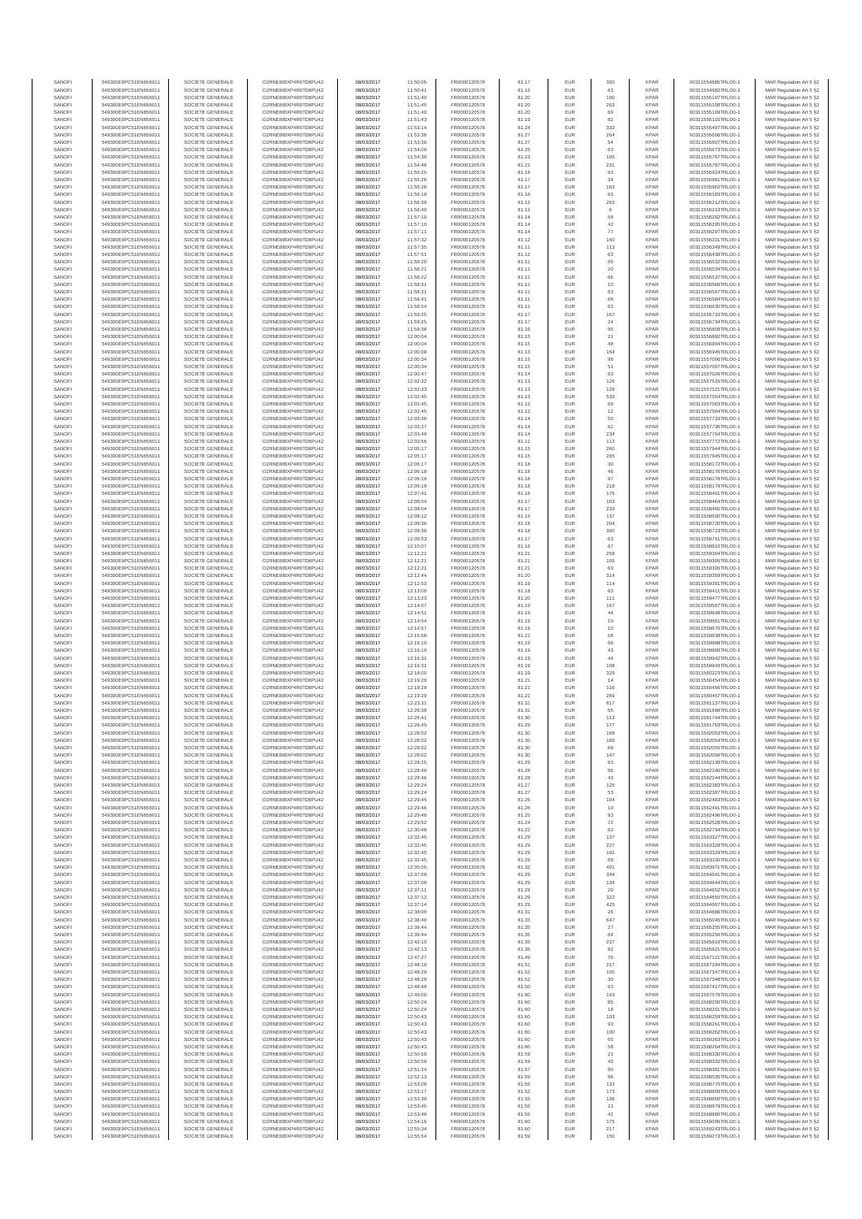| SANOFI | 549300E9PC51EN656011 | SOCIETE GENERALE | O2RNE8IBXP4R0TD8PU42 | 08/03/2017 | 11:50:05 | FR0000120578 | 81.17 | EUR | 300 | XPAR | 00311554885TRLO0-1 | MAR Regulation Art 5 §2 |
|---|---|---|---|---|---|---|---|---|---|---|---|---|
| SANOFI | 549300E9PC51EN656011 | SOCIETE GENERALE | O2RNE8IBXP4R0TD8PU42 | 08/03/2017 | 11:50:41 | FR0000120578 | 81.16 | EUR | 63 | XPAR | 00311554982TRLO0-1 | MAR Regulation Art 5 §2 |
| SANOFI | 549300E9PC51EN656011 | SOCIETE GENERALE | O2RNE8IBXP4R0TD8PU42 | 08/03/2017 | 11:51:40 | FR0000120578 | 81.20 | EUR | 100 | XPAR | 00311555107TRLO0-1 | MAR Regulation Art 5 §2 |
| SANOFI | 549300E9PC51EN656011 | SOCIETE GENERALE | O2RNE8IBXP4R0TD8PU42 | 08/03/2017 | 11:51:40 | FR0000120578 | 81.20 | EUR | 283 | XPAR | 00311555108TRLO0-1 | MAR Regulation Art 5 §2 |
| SANOFI | 549300E9PC51EN656011 | SOCIETE GENERALE | O2RNE8IBXP4R0TD8PU42 | 08/03/2017 | 11:51:40 | FR0000120578 | 81.20 | EUR | 69 | XPAR | 00311555109TRLO0-1 | MAR Regulation Art 5 §2 |
| SANOFI | 549300E9PC51EN656011 | SOCIETE GENERALE | O2RNE8IBXP4R0TD8PU42 | 08/03/2017 | 11:51:43 | FR0000120578 | 81.19 | EUR | 82 | XPAR | 00311555115TRLO0-1 | MAR Regulation Art 5 §2 |
| SANOFI | 549300E9PC51EN656011 | SOCIETE GENERALE | O2RNE8IBXP4R0TD8PU42 | 08/03/2017 | 11:53:14 | FR0000120578 | 81.24 | EUR | 333 | XPAR | 00311555497TRLO0-1 | MAR Regulation Art 5 §2 |
| SANOFI | 549300E9PC51EN656011 | SOCIETE GENERALE | O2RNE8IBXP4R0TD8PU42 | 08/03/2017 | 11:53:36 | FR0000120578 | 81.27 | EUR | 264 | XPAR | 00311555606TRLO0-1 | MAR Regulation Art 5 §2 |
| SANOFI | 549300E9PC51EN656011 | SOCIETE GENERALE | O2RNE8IBXP4R0TD8PU42 | 08/03/2017 | 11:53:36 | FR0000120578 | 81.27 | EUR | 54 | XPAR | 00311555607TRLO0-1 | MAR Regulation Art 5 §2 |
| SANOFI | 549300E9PC51EN656011 | SOCIETE GENERALE | O2RNE8IBXP4R0TD8PU42 | 08/03/2017 | 11:54:00 | FR0000120578 | 81.25 | EUR | 63 | XPAR | 00311555673TRLO0-1 | MAR Regulation Art 5 §2 |
| SANOFI | 549300E9PC51EN656011 | SOCIETE GENERALE | O2RNE8IBXP4R0TD8PU42 | 08/03/2017 | 11:54:39 | FR0000120578 | 81.23 | EUR | 105 | XPAR | 00311555767TRLO0-1 | MAR Regulation Art 5 §2 |
| SANOFI | 549300E9PC51EN656011 | SOCIETE GENERALE | O2RNE8IBXP4R0TD8PU42 | 08/03/2017 | 11:54:46 | FR0000120578 | 81.21 | EUR | 231 | XPAR | 00311555787TRLO0-1 | MAR Regulation Art 5 §2 |
| SANOFI | 549300E9PC51EN656011 | SOCIETE GENERALE | O2RNE8IBXP4R0TD8PU42 | 08/03/2017 | 11:55:25 | FR0000120578 | 81.18 | EUR | 63 | XPAR | 00311555924TRLO0-1 | MAR Regulation Art 5 §2 |
| SANOFI | 549300E9PC51EN656011 | SOCIETE GENERALE | O2RNE8IBXP4R0TD8PU42 | 08/03/2017 | 11:55:26 | FR0000120578 | 81.17 | EUR | 34 | XPAR | 00311555961TRLO0-1 | MAR Regulation Art 5 §2 |
| SANOFI | 549300E9PC51EN656011 | SOCIETE GENERALE | O2RNE8IBXP4R0TD8PU42 | 08/03/2017 | 11:55:26 | FR0000120578 | 81.17 | EUR | 163 | XPAR | 00311555962TRLO0-1 | MAR Regulation Art 5 §2 |
| SANOFI | 549300E9PC51EN656011 | SOCIETE GENERALE | O2RNE8IBXP4R0TD8PU42 | 08/03/2017 | 11:56:18 | FR0000120578 | 81.16 | EUR | 63 | XPAR | 00311556183TRLO0-1 | MAR Regulation Art 5 §2 |
| SANOFI | 549300E9PC51EN656011 | SOCIETE GENERALE | O2RNE8IBXP4R0TD8PU42 | 08/03/2017 | 11:56:39 | FR0000120578 | 81.12 | EUR | 282 | XPAR | 00311556212TRLO0-1 | MAR Regulation Art 5 §2 |
| SANOFI | 549300E9PC51EN656011 | SOCIETE GENERALE | O2RNE8IBXP4R0TD8PU42 | 08/03/2017 | 11:56:40 | FR0000120578 | 81.12 | EUR | 6 | XPAR | 00311556213TRLO0-1 | MAR Regulation Art 5 §2 |
| SANOFI | 549300E9PC51EN656011 | SOCIETE GENERALE | O2RNE8IBXP4R0TD8PU42 | 08/03/2017 | 11:57:10 | FR0000120578 | 81.14 | EUR | 58 | XPAR | 00311556292TRLO0-1 | MAR Regulation Art 5 §2 |
| SANOFI | 549300E9PC51EN656011 | SOCIETE GENERALE | O2RNE8IBXP4R0TD8PU42 | 08/03/2017 | 11:57:10 | FR0000120578 | 81.14 | EUR | 42 | XPAR | 00311556295TRLO0-1 | MAR Regulation Art 5 §2 |
| SANOFI | 549300E9PC51EN656011 | SOCIETE GENERALE | O2RNE8IBXP4R0TD8PU42 | 08/03/2017 | 11:57:11 | FR0000120578 | 81.14 | EUR | 77 | XPAR | 00311556297TRLO0-1 | MAR Regulation Art 5 §2 |
| SANOFI | 549300E9PC51EN656011 | SOCIETE GENERALE | O2RNE8IBXP4R0TD8PU42 | 08/03/2017 | 11:57:32 | FR0000120578 | 81.12 | EUR | 140 | XPAR | 00311556331TRLO0-1 | MAR Regulation Art 5 §2 |
| SANOFI | 549300E9PC51EN656011 | SOCIETE GENERALE | O2RNE8IBXP4R0TD8PU42 | 08/03/2017 | 11:57:35 | FR0000120578 | 81.11 | EUR | 113 | XPAR | 00311556340TRLO0-1 | MAR Regulation Art 5 §2 |
| SANOFI | 549300E9PC51EN656011 | SOCIETE GENERALE | O2RNE8IBXP4R0TD8PU42 | 08/03/2017 | 11:57:51 | FR0000120578 | 81.12 | EUR | 63 | XPAR | 00311556438TRLO0-1 | MAR Regulation Art 5 §2 |
| SANOFI | 549300E9PC51EN656011 | SOCIETE GENERALE | O2RNE8IBXP4R0TD8PU42 | 08/03/2017 | 11:58:20 | FR0000120578 | 81.11 | EUR | 65 | XPAR | 00311556532TRLO0-1 | MAR Regulation Art 5 §2 |
| SANOFI | 549300E9PC51EN656011 | SOCIETE GENERALE | O2RNE8IBXP4R0TD8PU42 | 08/03/2017 | 11:58:21 | FR0000120578 | 81.11 | EUR | 20 | XPAR | 00311556534TRLO0-1 | MAR Regulation Art 5 §2 |
| SANOFI | 549300E9PC51EN656011 | SOCIETE GENERALE | O2RNE8IBXP4R0TD8PU42 | 08/03/2017 | 11:58:22 | FR0000120578 | 81.11 | EUR | 66 | XPAR | 00311556537TRLO0-1 | MAR Regulation Art 5 §2 |
| SANOFI | 549300E9PC51EN656011 | SOCIETE GENERALE | O2RNE8IBXP4R0TD8PU42 | 08/03/2017 | 11:58:31 | FR0000120578 | 81.11 | EUR | 10 | XPAR | 00311556566TRLO0-1 | MAR Regulation Art 5 §2 |
| SANOFI | 549300E9PC51EN656011 | SOCIETE GENERALE | O2RNE8IBXP4R0TD8PU42 | 08/03/2017 | 11:58:31 | FR0000120578 | 81.11 | EUR | 63 | XPAR | 00311556567TRLO0-1 | MAR Regulation Art 5 §2 |
| SANOFI | 549300E9PC51EN656011 | SOCIETE GENERALE | O2RNE8IBXP4R0TD8PU42 | 08/03/2017 | 11:58:41 | FR0000120578 | 81.11 | EUR | 66 | XPAR | 00311556584TRLO0-1 | MAR Regulation Art 5 §2 |
| SANOFI | 549300E9PC51EN656011 | SOCIETE GENERALE | O2RNE8IBXP4R0TD8PU42 | 08/03/2017 | 11:58:54 | FR0000120578 | 81.11 | EUR | 63 | XPAR | 00311556630TRLO0-1 | MAR Regulation Art 5 §2 |
| SANOFI | 549300E9PC51EN656011 | SOCIETE GENERALE | O2RNE8IBXP4R0TD8PU42 | 08/03/2017 | 11:59:25 | FR0000120578 | 81.17 | EUR | 167 | XPAR | 00311556733TRLO0-1 | MAR Regulation Art 5 §2 |
| SANOFI | 549300E9PC51EN656011 | SOCIETE GENERALE | O2RNE8IBXP4R0TD8PU42 | 08/03/2017 | 11:59:25 | FR0000120578 | 81.17 | EUR | 24 | XPAR | 00311556734TRLO0-1 | MAR Regulation Art 5 §2 |
| SANOFI | 549300E9PC51EN656011 | SOCIETE GENERALE | O2RNE8IBXP4R0TD8PU42 | 08/03/2017 | 11:59:38 | FR0000120578 | 81.16 | EUR | 95 | XPAR | 00311556808TRLO0-1 | MAR Regulation Art 5 §2 |
| SANOFI | 549300E9PC51EN656011 | SOCIETE GENERALE | O2RNE8IBXP4R0TD8PU42 | 08/03/2017 | 12:00:04 | FR0000120578 | 81.15 | EUR | 21 | XPAR | 00311556892TRLO0-1 | MAR Regulation Art 5 §2 |
| SANOFI | 549300E9PC51EN656011 | SOCIETE GENERALE | O2RNE8IBXP4R0TD8PU42 | 08/03/2017 | 12:00:04 | FR0000120578 | 81.15 | EUR | 48 | XPAR | 00311556904TRLO0-1 | MAR Regulation Art 5 §2 |
| SANOFI | 549300E9PC51EN656011 | SOCIETE GENERALE | O2RNE8IBXP4R0TD8PU42 | 08/03/2017 | 12:00:08 | FR0000120578 | 81.13 | EUR | 164 | XPAR | 00311556945TRLO0-1 | MAR Regulation Art 5 §2 |
| SANOFI | 549300E9PC51EN656011 | SOCIETE GENERALE | O2RNE8IBXP4R0TD8PU42 | 08/03/2017 | 12:00:34 | FR0000120578 | 81.15 | EUR | 98 | XPAR | 00311557006TRLO0-1 | MAR Regulation Art 5 §2 |
| SANOFI | 549300E9PC51EN656011 | SOCIETE GENERALE | O2RNE8IBXP4R0TD8PU42 | 08/03/2017 | 12:00:34 | FR0000120578 | 81.15 | EUR | 51 | XPAR | 00311557007TRLO0-1 | MAR Regulation Art 5 §2 |
| SANOFI | 549300E9PC51EN656011 | SOCIETE GENERALE | O2RNE8IBXP4R0TD8PU42 | 08/03/2017 | 12:00:47 | FR0000120578 | 81.14 | EUR | 63 | XPAR | 00311557026TRLO0-1 | MAR Regulation Art 5 §2 |
| SANOFI | 549300E9PC51EN656011 | SOCIETE GENERALE | O2RNE8IBXP4R0TD8PU42 | 08/03/2017 | 12:02:32 | FR0000120578 | 81.13 | EUR | 126 | XPAR | 00311557515TRLO0-1 | MAR Regulation Art 5 §2 |
| SANOFI | 549300E9PC51EN656011 | SOCIETE GENERALE | O2RNE8IBXP4R0TD8PU42 | 08/03/2017 | 12:02:33 | FR0000120578 | 81.13 | EUR | 129 | XPAR | 00311557521TRLO0-1 | MAR Regulation Art 5 §2 |
| SANOFI | 549300E9PC51EN656011 | SOCIETE GENERALE | O2RNE8IBXP4R0TD8PU42 | 08/03/2017 | 12:02:45 | FR0000120578 | 81.13 | EUR | 539 | XPAR | 00311557549TRLO0-1 | MAR Regulation Art 5 §2 |
| SANOFI | 549300E9PC51EN656011 | SOCIETE GENERALE | O2RNE8IBXP4R0TD8PU42 | 08/03/2017 | 12:02:45 | FR0000120578 | 81.12 | EUR | 69 | XPAR | 00311557563TRLO0-1 | MAR Regulation Art 5 §2 |
| SANOFI | 549300E9PC51EN656011 | SOCIETE GENERALE | O2RNE8IBXP4R0TD8PU42 | 08/03/2017 | 12:02:45 | FR0000120578 | 81.12 | EUR | 12 | XPAR | 00311557564TRLO0-1 | MAR Regulation Art 5 §2 |
| SANOFI | 549300E9PC51EN656011 | SOCIETE GENERALE | O2RNE8IBXP4R0TD8PU42 | 08/03/2017 | 12:03:36 | FR0000120578 | 81.14 | EUR | 50 | XPAR | 00311557735TRLO0-1 | MAR Regulation Art 5 §2 |
| SANOFI | 549300E9PC51EN656011 | SOCIETE GENERALE | O2RNE8IBXP4R0TD8PU42 | 08/03/2017 | 12:03:37 | FR0000120578 | 81.14 | EUR | 82 | XPAR | 00311557736TRLO0-1 | MAR Regulation Art 5 §2 |
| SANOFI | 549300E9PC51EN656011 | SOCIETE GENERALE | O2RNE8IBXP4R0TD8PU42 | 08/03/2017 | 12:03:49 | FR0000120578 | 81.14 | EUR | 234 | XPAR | 00311557754TRLO0-1 | MAR Regulation Art 5 §2 |
| SANOFI | 549300E9PC51EN656011 | SOCIETE GENERALE | O2RNE8IBXP4R0TD8PU42 | 08/03/2017 | 12:03:56 | FR0000120578 | 81.11 | EUR | 113 | XPAR | 00311557772TRLO0-1 | MAR Regulation Art 5 §2 |
| SANOFI | 549300E9PC51EN656011 | SOCIETE GENERALE | O2RNE8IBXP4R0TD8PU42 | 08/03/2017 | 12:05:17 | FR0000120578 | 81.15 | EUR | 260 | XPAR | 00311557944TRLO0-1 | MAR Regulation Art 5 §2 |
| SANOFI | 549300E9PC51EN656011 | SOCIETE GENERALE | O2RNE8IBXP4R0TD8PU42 | 08/03/2017 | 12:05:17 | FR0000120578 | 81.15 | EUR | 265 | XPAR | 00311557945TRLO0-1 | MAR Regulation Art 5 §2 |
| SANOFI | 549300E9PC51EN656011 | SOCIETE GENERALE | O2RNE8IBXP4R0TD8PU42 | 08/03/2017 | 12:06:17 | FR0000120578 | 81.18 | EUR | 30 | XPAR | 00311558172TRLO0-1 | MAR Regulation Art 5 §2 |
| SANOFI | 549300E9PC51EN656011 | SOCIETE GENERALE | O2RNE8IBXP4R0TD8PU42 | 08/03/2017 | 12:06:18 | FR0000120578 | 81.18 | EUR | 46 | XPAR | 00311558176TRLO0-1 | MAR Regulation Art 5 §2 |
| SANOFI | 549300E9PC51EN656011 | SOCIETE GENERALE | O2RNE8IBXP4R0TD8PU42 | 08/03/2017 | 12:06:19 | FR0000120578 | 81.18 | EUR | 97 | XPAR | 00311558178TRLO0-1 | MAR Regulation Art 5 §2 |
| SANOFI | 549300E9PC51EN656011 | SOCIETE GENERALE | O2RNE8IBXP4R0TD8PU42 | 08/03/2017 | 12:06:19 | FR0000120578 | 81.18 | EUR | 218 | XPAR | 00311558179TRLO0-1 | MAR Regulation Art 5 §2 |
| SANOFI | 549300E9PC51EN656011 | SOCIETE GENERALE | O2RNE8IBXP4R0TD8PU42 | 08/03/2017 | 12:07:41 | FR0000120578 | 81.18 | EUR | 176 | XPAR | 00311558401TRLO0-1 | MAR Regulation Art 5 §2 |
| SANOFI | 549300E9PC51EN656011 | SOCIETE GENERALE | O2RNE8IBXP4R0TD8PU42 | 08/03/2017 | 12:08:04 | FR0000120578 | 81.17 | EUR | 103 | XPAR | 00311558464TRLO0-1 | MAR Regulation Art 5 §2 |
| SANOFI | 549300E9PC51EN656011 | SOCIETE GENERALE | O2RNE8IBXP4R0TD8PU42 | 08/03/2017 | 12:08:04 | FR0000120578 | 81.17 | EUR | 233 | XPAR | 00311558465TRLO0-1 | MAR Regulation Art 5 §2 |
| SANOFI | 549300E9PC51EN656011 | SOCIETE GENERALE | O2RNE8IBXP4R0TD8PU42 | 08/03/2017 | 12:08:12 | FR0000120578 | 81.15 | EUR | 137 | XPAR | 00311558500TRLO0-1 | MAR Regulation Art 5 §2 |
| SANOFI | 549300E9PC51EN656011 | SOCIETE GENERALE | O2RNE8IBXP4R0TD8PU42 | 08/03/2017 | 12:09:36 | FR0000120578 | 81.18 | EUR | 204 | XPAR | 00311558720TRLO0-1 | MAR Regulation Art 5 §2 |
| SANOFI | 549300E9PC51EN656011 | SOCIETE GENERALE | O2RNE8IBXP4R0TD8PU42 | 08/03/2017 | 12:09:36 | FR0000120578 | 81.18 | EUR | 300 | XPAR | 00311558723TRLO0-1 | MAR Regulation Art 5 §2 |
| SANOFI | 549300E9PC51EN656011 | SOCIETE GENERALE | O2RNE8IBXP4R0TD8PU42 | 08/03/2017 | 12:09:53 | FR0000120578 | 81.17 | EUR | 63 | XPAR | 00311558761TRLO0-1 | MAR Regulation Art 5 §2 |
| SANOFI | 549300E9PC51EN656011 | SOCIETE GENERALE | O2RNE8IBXP4R0TD8PU42 | 08/03/2017 | 12:10:07 | FR0000120578 | 81.16 | EUR | 67 | XPAR | 00311558810TRLO0-1 | MAR Regulation Art 5 §2 |
| SANOFI | 549300E9PC51EN656011 | SOCIETE GENERALE | O2RNE8IBXP4R0TD8PU42 | 08/03/2017 | 12:12:21 | FR0000120578 | 81.21 | EUR | 258 | XPAR | 00311559304TRLO0-1 | MAR Regulation Art 5 §2 |
| SANOFI | 549300E9PC51EN656011 | SOCIETE GENERALE | O2RNE8IBXP4R0TD8PU42 | 08/03/2017 | 12:12:21 | FR0000120578 | 81.21 | EUR | 105 | XPAR | 00311559305TRLO0-1 | MAR Regulation Art 5 §2 |
| SANOFI | 549300E9PC51EN656011 | SOCIETE GENERALE | O2RNE8IBXP4R0TD8PU42 | 08/03/2017 | 12:12:21 | FR0000120578 | 81.21 | EUR | 63 | XPAR | 00311559306TRLO0-1 | MAR Regulation Art 5 §2 |
| SANOFI | 549300E9PC51EN656011 | SOCIETE GENERALE | O2RNE8IBXP4R0TD8PU42 | 08/03/2017 | 12:12:44 | FR0000120578 | 81.20 | EUR | 314 | XPAR | 00311559359TRLO0-1 | MAR Regulation Art 5 §2 |
| SANOFI | 549300E9PC51EN656011 | SOCIETE GENERALE | O2RNE8IBXP4R0TD8PU42 | 08/03/2017 | 12:12:53 | FR0000120578 | 81.19 | EUR | 114 | XPAR | 00311559381TRLO0-1 | MAR Regulation Art 5 §2 |
| SANOFI | 549300E9PC51EN656011 | SOCIETE GENERALE | O2RNE8IBXP4R0TD8PU42 | 08/03/2017 | 12:13:00 | FR0000120578 | 81.18 | EUR | 63 | XPAR | 00311559413TRLO0-1 | MAR Regulation Art 5 §2 |
| SANOFI | 549300E9PC51EN656011 | SOCIETE GENERALE | O2RNE8IBXP4R0TD8PU42 | 08/03/2017 | 12:13:23 | FR0000120578 | 81.20 | EUR | 111 | XPAR | 00311559477TRLO0-1 | MAR Regulation Art 5 §2 |
| SANOFI | 549300E9PC51EN656011 | SOCIETE GENERALE | O2RNE8IBXP4R0TD8PU42 | 08/03/2017 | 12:14:07 | FR0000120578 | 81.19 | EUR | 167 | XPAR | 00311559567TRLO0-1 | MAR Regulation Art 5 §2 |
| SANOFI | 549300E9PC51EN656011 | SOCIETE GENERALE | O2RNE8IBXP4R0TD8PU42 | 08/03/2017 | 12:14:51 | FR0000120578 | 81.19 | EUR | 44 | XPAR | 00311559649TRLO0-1 | MAR Regulation Art 5 §2 |
| SANOFI | 549300E9PC51EN656011 | SOCIETE GENERALE | O2RNE8IBXP4R0TD8PU42 | 08/03/2017 | 12:14:54 | FR0000120578 | 81.19 | EUR | 10 | XPAR | 00311559661TRLO0-1 | MAR Regulation Art 5 §2 |
| SANOFI | 549300E9PC51EN656011 | SOCIETE GENERALE | O2RNE8IBXP4R0TD8PU42 | 08/03/2017 | 12:14:57 | FR0000120578 | 81.19 | EUR | 10 | XPAR | 00311559670TRLO0-1 | MAR Regulation Art 5 §2 |
| SANOFI | 549300E9PC51EN656011 | SOCIETE GENERALE | O2RNE8IBXP4R0TD8PU42 | 08/03/2017 | 12:15:58 | FR0000120578 | 81.21 | EUR | 58 | XPAR | 00311559838TRLO0-1 | MAR Regulation Art 5 §2 |
| SANOFI | 549300E9PC51EN656011 | SOCIETE GENERALE | O2RNE8IBXP4R0TD8PU42 | 08/03/2017 | 12:16:10 | FR0000120578 | 81.19 | EUR | 66 | XPAR | 00311559898TRLO0-1 | MAR Regulation Art 5 §2 |
| SANOFI | 549300E9PC51EN656011 | SOCIETE GENERALE | O2RNE8IBXP4R0TD8PU42 | 08/03/2017 | 12:16:10 | FR0000120578 | 81.19 | EUR | 43 | XPAR | 00311559899TRLO0-1 | MAR Regulation Art 5 §2 |
| SANOFI | 549300E9PC51EN656011 | SOCIETE GENERALE | O2RNE8IBXP4R0TD8PU42 | 08/03/2017 | 12:16:31 | FR0000120578 | 81.19 | EUR | 44 | XPAR | 00311559942TRLO0-1 | MAR Regulation Art 5 §2 |
| SANOFI | 549300E9PC51EN656011 | SOCIETE GENERALE | O2RNE8IBXP4R0TD8PU42 | 08/03/2017 | 12:16:31 | FR0000120578 | 81.19 | EUR | 108 | XPAR | 00311559943TRLO0-1 | MAR Regulation Art 5 §2 |
| SANOFI | 549300E9PC51EN656011 | SOCIETE GENERALE | O2RNE8IBXP4R0TD8PU42 | 08/03/2017 | 12:18:00 | FR0000120578 | 81.19 | EUR | 329 | XPAR | 00311560223TRLO0-1 | MAR Regulation Art 5 §2 |
| SANOFI | 549300E9PC51EN656011 | SOCIETE GENERALE | O2RNE8IBXP4R0TD8PU42 | 08/03/2017 | 12:19:29 | FR0000120578 | 81.21 | EUR | 14 | XPAR | 00311560454TRLO0-1 | MAR Regulation Art 5 §2 |
| SANOFI | 549300E9PC51EN656011 | SOCIETE GENERALE | O2RNE8IBXP4R0TD8PU42 | 08/03/2017 | 12:19:29 | FR0000120578 | 81.21 | EUR | 116 | XPAR | 00311560456TRLO0-1 | MAR Regulation Art 5 §2 |
| SANOFI | 549300E9PC51EN656011 | SOCIETE GENERALE | O2RNE8IBXP4R0TD8PU42 | 08/03/2017 | 12:19:29 | FR0000120578 | 81.21 | EUR | 269 | XPAR | 00311560457TRLO0-1 | MAR Regulation Art 5 §2 |
| SANOFI | 549300E9PC51EN656011 | SOCIETE GENERALE | O2RNE8IBXP4R0TD8PU42 | 08/03/2017 | 12:23:31 | FR0000120578 | 81.31 | EUR | 817 | XPAR | 00311561137TRLO0-1 | MAR Regulation Art 5 §2 |
| SANOFI | 549300E9PC51EN656011 | SOCIETE GENERALE | O2RNE8IBXP4R0TD8PU42 | 08/03/2017 | 12:26:39 | FR0000120578 | 81.31 | EUR | 55 | XPAR | 00311561698TRLO0-1 | MAR Regulation Art 5 §2 |
| SANOFI | 549300E9PC51EN656011 | SOCIETE GENERALE | O2RNE8IBXP4R0TD8PU42 | 08/03/2017 | 12:26:41 | FR0000120578 | 81.30 | EUR | 113 | XPAR | 00311561744TRLO0-1 | MAR Regulation Art 5 §2 |
| SANOFI | 549300E9PC51EN656011 | SOCIETE GENERALE | O2RNE8IBXP4R0TD8PU42 | 08/03/2017 | 12:26:45 | FR0000120578 | 81.29 | EUR | 177 | XPAR | 00311561763TRLO0-1 | MAR Regulation Art 5 §2 |
| SANOFI | 549300E9PC51EN656011 | SOCIETE GENERALE | O2RNE8IBXP4R0TD8PU42 | 08/03/2017 | 12:28:02 | FR0000120578 | 81.30 | EUR | 168 | XPAR | 00311562053TRLO0-1 | MAR Regulation Art 5 §2 |
| SANOFI | 549300E9PC51EN656011 | SOCIETE GENERALE | O2RNE8IBXP4R0TD8PU42 | 08/03/2017 | 12:28:02 | FR0000120578 | 81.30 | EUR | 189 | XPAR | 00311562054TRLO0-1 | MAR Regulation Art 5 §2 |
| SANOFI | 549300E9PC51EN656011 | SOCIETE GENERALE | O2RNE8IBXP4R0TD8PU42 | 08/03/2017 | 12:28:02 | FR0000120578 | 81.30 | EUR | 68 | XPAR | 00311562055TRLO0-1 | MAR Regulation Art 5 §2 |
| SANOFI | 549300E9PC51EN656011 | SOCIETE GENERALE | O2RNE8IBXP4R0TD8PU42 | 08/03/2017 | 12:28:02 | FR0000120578 | 81.30 | EUR | 147 | XPAR | 00311562056TRLO0-1 | MAR Regulation Art 5 §2 |
| SANOFI | 549300E9PC51EN656011 | SOCIETE GENERALE | O2RNE8IBXP4R0TD8PU42 | 08/03/2017 | 12:28:25 | FR0000120578 | 81.29 | EUR | 63 | XPAR | 00311562139TRLO0-1 | MAR Regulation Art 5 §2 |
| SANOFI | 549300E9PC51EN656011 | SOCIETE GENERALE | O2RNE8IBXP4R0TD8PU42 | 08/03/2017 | 12:28:46 | FR0000120578 | 81.28 | EUR | 86 | XPAR | 00311562240TRLO0-1 | MAR Regulation Art 5 §2 |
| SANOFI | 549300E9PC51EN656011 | SOCIETE GENERALE | O2RNE8IBXP4R0TD8PU42 | 08/03/2017 | 12:28:46 | FR0000120578 | 81.28 | EUR | 43 | XPAR | 00311562244TRLO0-1 | MAR Regulation Art 5 §2 |
| SANOFI | 549300E9PC51EN656011 | SOCIETE GENERALE | O2RNE8IBXP4R0TD8PU42 | 08/03/2017 | 12:29:24 | FR0000120578 | 81.27 | EUR | 125 | XPAR | 00311562383TRLO0-1 | MAR Regulation Art 5 §2 |
| SANOFI | 549300E9PC51EN656011 | SOCIETE GENERALE | O2RNE8IBXP4R0TD8PU42 | 08/03/2017 | 12:29:24 | FR0000120578 | 81.27 | EUR | 53 | XPAR | 00311562387TRLO0-1 | MAR Regulation Art 5 §2 |
| SANOFI | 549300E9PC51EN656011 | SOCIETE GENERALE | O2RNE8IBXP4R0TD8PU42 | 08/03/2017 | 12:29:45 | FR0000120578 | 81.26 | EUR | 104 | XPAR | 00311562483TRLO0-1 | MAR Regulation Art 5 §2 |
| SANOFI | 549300E9PC51EN656011 | SOCIETE GENERALE | O2RNE8IBXP4R0TD8PU42 | 08/03/2017 | 12:29:46 | FR0000120578 | 81.26 | EUR | 10 | XPAR | 00311562491TRLO0-1 | MAR Regulation Art 5 §2 |
| SANOFI | 549300E9PC51EN656011 | SOCIETE GENERALE | O2RNE8IBXP4R0TD8PU42 | 08/03/2017 | 12:29:46 | FR0000120578 | 81.25 | EUR | 93 | XPAR | 00311562496TRLO0-1 | MAR Regulation Art 5 §2 |
| SANOFI | 549300E9PC51EN656011 | SOCIETE GENERALE | O2RNE8IBXP4R0TD8PU42 | 08/03/2017 | 12:29:52 | FR0000120578 | 81.24 | EUR | 72 | XPAR | 00311562528TRLO0-1 | MAR Regulation Art 5 §2 |
| SANOFI | 549300E9PC51EN656011 | SOCIETE GENERALE | O2RNE8IBXP4R0TD8PU42 | 08/03/2017 | 12:30:48 | FR0000120578 | 81.22 | EUR | 63 | XPAR | 00311562734TRLO0-1 | MAR Regulation Art 5 §2 |
| SANOFI | 549300E9PC51EN656011 | SOCIETE GENERALE | O2RNE8IBXP4R0TD8PU42 | 08/03/2017 | 12:32:45 | FR0000120578 | 81.29 | EUR | 137 | XPAR | 00311563327TRLO0-1 | MAR Regulation Art 5 §2 |
| SANOFI | 549300E9PC51EN656011 | SOCIETE GENERALE | O2RNE8IBXP4R0TD8PU42 | 08/03/2017 | 12:32:45 | FR0000120578 | 81.29 | EUR | 227 | XPAR | 00311563328TRLO0-1 | MAR Regulation Art 5 §2 |
| SANOFI | 549300E9PC51EN656011 | SOCIETE GENERALE | O2RNE8IBXP4R0TD8PU42 | 08/03/2017 | 12:32:45 | FR0000120578 | 81.29 | EUR | 191 | XPAR | 00311563329TRLO0-1 | MAR Regulation Art 5 §2 |
| SANOFI | 549300E9PC51EN656011 | SOCIETE GENERALE | O2RNE8IBXP4R0TD8PU42 | 08/03/2017 | 12:32:45 | FR0000120578 | 81.29 | EUR | 69 | XPAR | 00311563330TRLO0-1 | MAR Regulation Art 5 §2 |
| SANOFI | 549300E9PC51EN656011 | SOCIETE GENERALE | O2RNE8IBXP4R0TD8PU42 | 08/03/2017 | 12:35:05 | FR0000120578 | 81.32 | EUR | 491 | XPAR | 00311563971TRLO0-1 | MAR Regulation Art 5 §2 |
| SANOFI | 549300E9PC51EN656011 | SOCIETE GENERALE | O2RNE8IBXP4R0TD8PU42 | 08/03/2017 | 12:37:09 | FR0000120578 | 81.29 | EUR | 344 | XPAR | 00311564643TRLO0-1 | MAR Regulation Art 5 §2 |
| SANOFI | 549300E9PC51EN656011 | SOCIETE GENERALE | O2RNE8IBXP4R0TD8PU42 | 08/03/2017 | 12:37:09 | FR0000120578 | 81.29 | EUR | 134 | XPAR | 00311564644TRLO0-1 | MAR Regulation Art 5 §2 |
| SANOFI | 549300E9PC51EN656011 | SOCIETE GENERALE | O2RNE8IBXP4R0TD8PU42 | 08/03/2017 | 12:37:11 | FR0000120578 | 81.29 | EUR | 20 | XPAR | 00311564652TRLO0-1 | MAR Regulation Art 5 §2 |
| SANOFI | 549300E9PC51EN656011 | SOCIETE GENERALE | O2RNE8IBXP4R0TD8PU42 | 08/03/2017 | 12:37:12 | FR0000120578 | 81.29 | EUR | 322 | XPAR | 00311564655TRLO0-1 | MAR Regulation Art 5 §2 |
| SANOFI | 549300E9PC51EN656011 | SOCIETE GENERALE | O2RNE8IBXP4R0TD8PU42 | 08/03/2017 | 12:37:14 | FR0000120578 | 81.29 | EUR | 425 | XPAR | 00311564667TRLO0-1 | MAR Regulation Art 5 §2 |
| SANOFI | 549300E9PC51EN656011 | SOCIETE GENERALE | O2RNE8IBXP4R0TD8PU42 | 08/03/2017 | 12:38:00 | FR0000120578 | 81.31 | EUR | 26 | XPAR | 00311564886TRLO0-1 | MAR Regulation Art 5 §2 |
| SANOFI | 549300E9PC51EN656011 | SOCIETE GENERALE | O2RNE8IBXP4R0TD8PU42 | 08/03/2017 | 12:38:40 | FR0000120578 | 81.33 | EUR | 647 | XPAR | 00311565045TRLO0-1 | MAR Regulation Art 5 §2 |
| SANOFI | 549300E9PC51EN656011 | SOCIETE GENERALE | O2RNE8IBXP4R0TD8PU42 | 08/03/2017 | 12:39:44 | FR0000120578 | 81.35 | EUR | 27 | XPAR | 00311565255TRLO0-1 | MAR Regulation Art 5 §2 |
| SANOFI | 549300E9PC51EN656011 | SOCIETE GENERALE | O2RNE8IBXP4R0TD8PU42 | 08/03/2017 | 12:39:44 | FR0000120578 | 81.35 | EUR | 84 | XPAR | 00311565256TRLO0-1 | MAR Regulation Art 5 §2 |
| SANOFI | 549300E9PC51EN656011 | SOCIETE GENERALE | O2RNE8IBXP4R0TD8PU42 | 08/03/2017 | 12:42:10 | FR0000120578 | 81.35 | EUR | 237 | XPAR | 00311565815TRLO0-1 | MAR Regulation Art 5 §2 |
| SANOFI | 549300E9PC51EN656011 | SOCIETE GENERALE | O2RNE8IBXP4R0TD8PU42 | 08/03/2017 | 12:42:13 | FR0000120578 | 81.35 | EUR | 82 | XPAR | 00311565821TRLO0-1 | MAR Regulation Art 5 §2 |
| SANOFI | 549300E9PC51EN656011 | SOCIETE GENERALE | O2RNE8IBXP4R0TD8PU42 | 08/03/2017 | 12:47:27 | FR0000120578 | 81.49 | EUR | 76 | XPAR | 00311567121TRLO0-1 | MAR Regulation Art 5 §2 |
| SANOFI | 549300E9PC51EN656011 | SOCIETE GENERALE | O2RNE8IBXP4R0TD8PU42 | 08/03/2017 | 12:48:10 | FR0000120578 | 81.51 | EUR | 217 | XPAR | 00311567294TRLO0-1 | MAR Regulation Art 5 §2 |
| SANOFI | 549300E9PC51EN656011 | SOCIETE GENERALE | O2RNE8IBXP4R0TD8PU42 | 08/03/2017 | 12:48:29 | FR0000120578 | 81.52 | EUR | 100 | XPAR | 00311567347TRLO0-1 | MAR Regulation Art 5 §2 |
| SANOFI | 549300E9PC51EN656011 | SOCIETE GENERALE | O2RNE8IBXP4R0TD8PU42 | 08/03/2017 | 12:48:29 | FR0000120578 | 81.52 | EUR | 30 | XPAR | 00311567348TRLO0-1 | MAR Regulation Art 5 §2 |
| SANOFI | 549300E9PC51EN656011 | SOCIETE GENERALE | O2RNE8IBXP4R0TD8PU42 | 08/03/2017 | 12:48:49 | FR0000120578 | 81.50 | EUR | 63 | XPAR | 00311567417TRLO0-1 | MAR Regulation Art 5 §2 |
| SANOFI | 549300E9PC51EN656011 | SOCIETE GENERALE | O2RNE8IBXP4R0TD8PU42 | 08/03/2017 | 12:49:00 | FR0000120578 | 81.60 | EUR | 143 | XPAR | 00311567579TRLO0-1 | MAR Regulation Art 5 §2 |
| SANOFI | 549300E9PC51EN656011 | SOCIETE GENERALE | O2RNE8IBXP4R0TD8PU42 | 08/03/2017 | 12:50:24 | FR0000120578 | 81.60 | EUR | 85 | XPAR | 00311568200TRLO0-1 | MAR Regulation Art 5 §2 |
| SANOFI | 549300E9PC51EN656011 | SOCIETE GENERALE | O2RNE8IBXP4R0TD8PU42 | 08/03/2017 | 12:50:24 | FR0000120578 | 81.60 | EUR | 18 | XPAR | 00311568201TRLO0-1 | MAR Regulation Art 5 §2 |
| SANOFI | 549300E9PC51EN656011 | SOCIETE GENERALE | O2RNE8IBXP4R0TD8PU42 | 08/03/2017 | 12:50:43 | FR0000120578 | 81.60 | EUR | 103 | XPAR | 00311568259TRLO0-1 | MAR Regulation Art 5 §2 |
| SANOFI | 549300E9PC51EN656011 | SOCIETE GENERALE | O2RNE8IBXP4R0TD8PU42 | 08/03/2017 | 12:50:43 | FR0000120578 | 81.60 | EUR | 93 | XPAR | 00311568261TRLO0-1 | MAR Regulation Art 5 §2 |
| SANOFI | 549300E9PC51EN656011 | SOCIETE GENERALE | O2RNE8IBXP4R0TD8PU42 | 08/03/2017 | 12:50:43 | FR0000120578 | 81.60 | EUR | 100 | XPAR | 00311568262TRLO0-1 | MAR Regulation Art 5 §2 |
| SANOFI | 549300E9PC51EN656011 | SOCIETE GENERALE | O2RNE8IBXP4R0TD8PU42 | 08/03/2017 | 12:50:43 | FR0000120578 | 81.60 | EUR | 65 | XPAR | 00311568263TRLO0-1 | MAR Regulation Art 5 §2 |
| SANOFI | 549300E9PC51EN656011 | SOCIETE GENERALE | O2RNE8IBXP4R0TD8PU42 | 08/03/2017 | 12:50:43 | FR0000120578 | 81.60 | EUR | 58 | XPAR | 00311568264TRLO0-1 | MAR Regulation Art 5 §2 |
| SANOFI | 549300E9PC51EN656011 | SOCIETE GENERALE | O2RNE8IBXP4R0TD8PU42 | 08/03/2017 | 12:50:59 | FR0000120578 | 81.59 | EUR | 21 | XPAR | 00311568330TRLO0-1 | MAR Regulation Art 5 §2 |
| SANOFI | 549300E9PC51EN656011 | SOCIETE GENERALE | O2RNE8IBXP4R0TD8PU42 | 08/03/2017 | 12:50:59 | FR0000120578 | 81.59 | EUR | 43 | XPAR | 00311568332TRLO0-1 | MAR Regulation Art 5 §2 |
| SANOFI | 549300E9PC51EN656011 | SOCIETE GENERALE | O2RNE8IBXP4R0TD8PU42 | 08/03/2017 | 12:51:24 | FR0000120578 | 81.57 | EUR | 80 | XPAR | 00311568381TRLO0-1 | MAR Regulation Art 5 §2 |
| SANOFI | 549300E9PC51EN656011 | SOCIETE GENERALE | O2RNE8IBXP4R0TD8PU42 | 08/03/2017 | 12:52:13 | FR0000120578 | 81.59 | EUR | 86 | XPAR | 00311568535TRLO0-1 | MAR Regulation Art 5 §2 |
| SANOFI | 549300E9PC51EN656011 | SOCIETE GENERALE | O2RNE8IBXP4R0TD8PU42 | 08/03/2017 | 12:53:08 | FR0000120578 | 81.55 | EUR | 133 | XPAR | 00311568770TRLO0-1 | MAR Regulation Art 5 §2 |
| SANOFI | 549300E9PC51EN656011 | SOCIETE GENERALE | O2RNE8IBXP4R0TD8PU42 | 08/03/2017 | 12:53:17 | FR0000120578 | 81.52 | EUR | 173 | XPAR | 00311568805TRLO0-1 | MAR Regulation Art 5 §2 |
| SANOFI | 549300E9PC51EN656011 | SOCIETE GENERALE | O2RNE8IBXP4R0TD8PU42 | 08/03/2017 | 12:53:30 | FR0000120578 | 81.55 | EUR | 136 | XPAR | 00311568850TRLO0-1 | MAR Regulation Art 5 §2 |
| SANOFI | 549300E9PC51EN656011 | SOCIETE GENERALE | O2RNE8IBXP4R0TD8PU42 | 08/03/2017 | 12:53:45 | FR0000120578 | 81.55 | EUR | 21 | XPAR | 00311568879TRLO0-1 | MAR Regulation Art 5 §2 |
| SANOFI | 549300E9PC51EN656011 | SOCIETE GENERALE | O2RNE8IBXP4R0TD8PU42 | 08/03/2017 | 12:53:46 | FR0000120578 | 81.55 | EUR | 42 | XPAR | 00311568880TRLO0-1 | MAR Regulation Art 5 §2 |
| SANOFI | 549300E9PC51EN656011 | SOCIETE GENERALE | O2RNE8IBXP4R0TD8PU42 | 08/03/2017 | 12:54:16 | FR0000120578 | 81.60 | EUR | 175 | XPAR | 00311569006TRLO0-1 | MAR Regulation Art 5 §2 |
| SANOFI | 549300E9PC51EN656011 | SOCIETE GENERALE | O2RNE8IBXP4R0TD8PU42 | 08/03/2017 | 12:55:34 | FR0000120578 | 81.60 | EUR | 217 | XPAR | 00311569243TRLO0-1 | MAR Regulation Art 5 §2 |
| SANOFI | 549300E9PC51EN656011 | SOCIETE GENERALE | O2RNE8IBXP4R0TD8PU42 | 08/03/2017 | 12:55:54 | FR0000120578 | 81.59 | EUR | 150 | XPAR | 00311569273TRLO0-1 | MAR Regulation Art 5 §2 |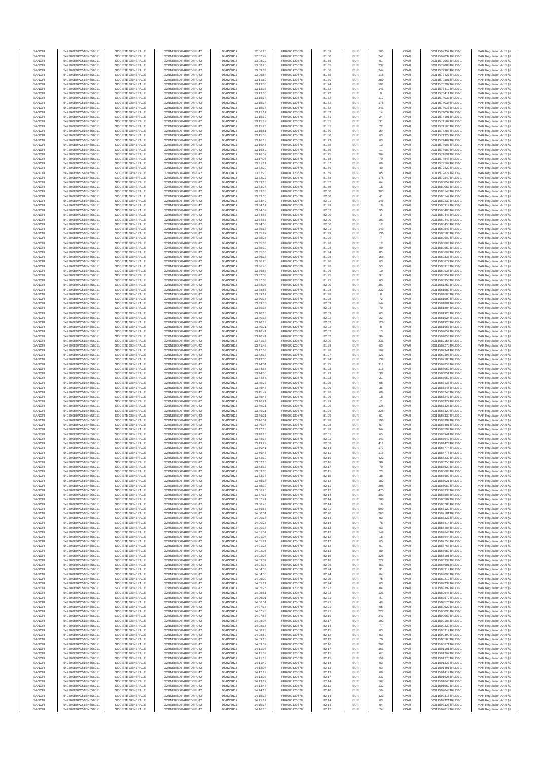| SANOFI | 549300E9PC51EN656011 | SOCIETE GENERALE | O2RNE8IBXP4R0TD8PU42 | 08/03/2017 | 12:56:20 | FR0000120578 | 81.59 | EUR | 105 | XPAR | 00315169359TRLO0-1 | MAR Regulation Art 5 §2 |
|---|---|---|---|---|---|---|---|---|---|---|---|---|
| SANOFI | 549300E9PC51EN656011 | SOCIETE GENERALE | O2RNE8IBXP4R0TD8PU42 | 08/03/2017 | 12:57:49 | FR0000120578 | 81.60 | EUR | 241 | XPAR | 00315169637TRLO0-1 | MAR Regulation Art 5 §2 |
| SANOFI | 549300E9PC51EN656011 | SOCIETE GENERALE | O2RNE8IBXP4R0TD8PU42 | 08/03/2017 | 13:08:22 | FR0000120578 | 81.66 | EUR | 61 | XPAR | 00315172063TRLO0-1 | MAR Regulation Art 5 §2 |
| SANOFI | 549300E9PC51EN656011 | SOCIETE GENERALE | O2RNE8IBXP4R0TD8PU42 | 08/03/2017 | 13:08:25 | FR0000120578 | 81.65 | EUR | 237 | XPAR | 00315172088TRLO0-1 | MAR Regulation Art 5 §2 |
| SANOFI | 549300E9PC51EN656011 | SOCIETE GENERALE | O2RNE8IBXP4R0TD8PU42 | 08/03/2017 | 13:09:33 | FR0000120578 | 81.66 | EUR | 244 | XPAR | 00315172386TRLO0-1 | MAR Regulation Art 5 §2 |
| SANOFI | 549300E9PC51EN656011 | SOCIETE GENERALE | O2RNE8IBXP4R0TD8PU42 | 08/03/2017 | 13:09:54 | FR0000120578 | 81.65 | EUR | 115 | XPAR | 00315172427TRLO0-1 | MAR Regulation Art 5 §2 |
| SANOFI | 549300E9PC51EN656011 | SOCIETE GENERALE | O2RNE8IBXP4R0TD8PU42 | 08/03/2017 | 13:11:59 | FR0000120578 | 81.70 | EUR | 289 | XPAR | 00315172881TRLO0-1 | MAR Regulation Art 5 §2 |
| SANOFI | 549300E9PC51EN656011 | SOCIETE GENERALE | O2RNE8IBXP4R0TD8PU42 | 08/03/2017 | 13:13:08 | FR0000120578 | 81.74 | EUR | 591 | XPAR | 00315173297TRLO0-1 | MAR Regulation Art 5 §2 |
| SANOFI | 549300E9PC51EN656011 | SOCIETE GENERALE | O2RNE8IBXP4R0TD8PU42 | 08/03/2017 | 13:13:36 | FR0000120578 | 81.72 | EUR | 141 | XPAR | 00315173410TRLO0-1 | MAR Regulation Art 5 §2 |
| SANOFI | 549300E9PC51EN656011 | SOCIETE GENERALE | O2RNE8IBXP4R0TD8PU42 | 08/03/2017 | 13:13:36 | FR0000120578 | 81.72 | EUR | 9 | XPAR | 00315173411TRLO0-1 | MAR Regulation Art 5 §2 |
| SANOFI | 549300E9PC51EN656011 | SOCIETE GENERALE | O2RNE8IBXP4R0TD8PU42 | 08/03/2017 | 13:15:14 | FR0000120578 | 81.82 | EUR | 117 | XPAR | 00315174033TRLO0-1 | MAR Regulation Art 5 §2 |
| SANOFI | 549300E9PC51EN656011 | SOCIETE GENERALE | O2RNE8IBXP4R0TD8PU42 | 08/03/2017 | 13:15:14 | FR0000120578 | 81.82 | EUR | 175 | XPAR | 00315174035TRLO0-1 | MAR Regulation Art 5 §2 |
| SANOFI | 549300E9PC51EN656011 | SOCIETE GENERALE | O2RNE8IBXP4R0TD8PU42 | 08/03/2017 | 13:15:14 | FR0000120578 | 81.82 | EUR | 241 | XPAR | 00315174036TRLO0-1 | MAR Regulation Art 5 §2 |
| SANOFI | 549300E9PC51EN656011 | SOCIETE GENERALE | O2RNE8IBXP4R0TD8PU42 | 08/03/2017 | 13:15:14 | FR0000120578 | 81.82 | EUR | 14 | XPAR | 00315174037TRLO0-1 | MAR Regulation Art 5 §2 |
| SANOFI | 549300E9PC51EN656011 | SOCIETE GENERALE | O2RNE8IBXP4R0TD8PU42 | 08/03/2017 | 13:15:19 | FR0000120578 | 81.81 | EUR | 24 | XPAR | 00315174101TRLO0-1 | MAR Regulation Art 5 §2 |
| SANOFI | 549300E9PC51EN656011 | SOCIETE GENERALE | O2RNE8IBXP4R0TD8PU42 | 08/03/2017 | 13:15:19 | FR0000120578 | 81.81 | EUR | 31 | XPAR | 00315174102TRLO0-1 | MAR Regulation Art 5 §2 |
| SANOFI | 549300E9PC51EN656011 | SOCIETE GENERALE | O2RNE8IBXP4R0TD8PU42 | 08/03/2017 | 13:15:20 | FR0000120578 | 81.81 | EUR | 22 | XPAR | 00315174105TRLO0-1 | MAR Regulation Art 5 §2 |
| SANOFI | 549300E9PC51EN656011 | SOCIETE GENERALE | O2RNE8IBXP4R0TD8PU42 | 08/03/2017 | 13:15:51 | FR0000120578 | 81.80 | EUR | 154 | XPAR | 00315174286TRLO0-1 | MAR Regulation Art 5 §2 |
| SANOFI | 549300E9PC51EN656011 | SOCIETE GENERALE | O2RNE8IBXP4R0TD8PU42 | 08/03/2017 | 13:15:58 | FR0000120578 | 81.80 | EUR | 63 | XPAR | 00315174329TRLO0-1 | MAR Regulation Art 5 §2 |
| SANOFI | 549300E9PC51EN656011 | SOCIETE GENERALE | O2RNE8IBXP4R0TD8PU42 | 08/03/2017 | 13:16:13 | FR0000120578 | 81.73 | EUR | 63 | XPAR | 00315174407TRLO0-1 | MAR Regulation Art 5 §2 |
| SANOFI | 549300E9PC51EN656011 | SOCIETE GENERALE | O2RNE8IBXP4R0TD8PU42 | 08/03/2017 | 13:16:45 | FR0000120578 | 81.75 | EUR | 13 | XPAR | 00315174607TRLO0-1 | MAR Regulation Art 5 §2 |
| SANOFI | 549300E9PC51EN656011 | SOCIETE GENERALE | O2RNE8IBXP4R0TD8PU42 | 08/03/2017 | 13:16:52 | FR0000120578 | 81.75 | EUR | 11 | XPAR | 00315174680TRLO0-1 | MAR Regulation Art 5 §2 |
| SANOFI | 549300E9PC51EN656011 | SOCIETE GENERALE | O2RNE8IBXP4R0TD8PU42 | 08/03/2017 | 13:16:52 | FR0000120578 | 81.75 | EUR | 204 | XPAR | 00315174681TRLO0-1 | MAR Regulation Art 5 §2 |
| SANOFI | 549300E9PC51EN656011 | SOCIETE GENERALE | O2RNE8IBXP4R0TD8PU42 | 08/03/2017 | 13:17:06 | FR0000120578 | 81.78 | EUR | 79 | XPAR | 00315174846TRLO0-1 | MAR Regulation Art 5 §2 |
| SANOFI | 549300E9PC51EN656011 | SOCIETE GENERALE | O2RNE8IBXP4R0TD8PU42 | 08/03/2017 | 13:31:11 | FR0000120578 | 81.87 | EUR | 66 | XPAR | 00315179569TRLO0-1 | MAR Regulation Art 5 §2 |
| SANOFI | 549300E9PC51EN656011 | SOCIETE GENERALE | O2RNE8IBXP4R0TD8PU42 | 08/03/2017 | 13:32:20 | FR0000120578 | 81.89 | EUR | 49 | XPAR | 00315179822TRLO0-1 | MAR Regulation Art 5 §2 |
| SANOFI | 549300E9PC51EN656011 | SOCIETE GENERALE | O2RNE8IBXP4R0TD8PU42 | 08/03/2017 | 13:32:20 | FR0000120578 | 81.89 | EUR | 85 | XPAR | 00315179827TRLO0-1 | MAR Regulation Art 5 §2 |
| SANOFI | 549300E9PC51EN656011 | SOCIETE GENERALE | O2RNE8IBXP4R0TD8PU42 | 08/03/2017 | 13:32:22 | FR0000120578 | 81.88 | EUR | 175 | XPAR | 00315179849TRLO0-1 | MAR Regulation Art 5 §2 |
| SANOFI | 549300E9PC51EN656011 | SOCIETE GENERALE | O2RNE8IBXP4R0TD8PU42 | 08/03/2017 | 13:33:18 | FR0000120578 | 81.87 | EUR | 64 | XPAR | 00315180052TRLO0-1 | MAR Regulation Art 5 §2 |
| SANOFI | 549300E9PC51EN656011 | SOCIETE GENERALE | O2RNE8IBXP4R0TD8PU42 | 08/03/2017 | 13:33:24 | FR0000120578 | 81.86 | EUR | 16 | XPAR | 00315180067TRLO0-1 | MAR Regulation Art 5 §2 |
| SANOFI | 549300E9PC51EN656011 | SOCIETE GENERALE | O2RNE8IBXP4R0TD8PU42 | 08/03/2017 | 13:33:30 | FR0000120578 | 82.00 | EUR | 303 | XPAR | 00315180148TRLO0-1 | MAR Regulation Art 5 §2 |
| SANOFI | 549300E9PC51EN656011 | SOCIETE GENERALE | O2RNE8IBXP4R0TD8PU42 | 08/03/2017 | 13:33:30 | FR0000120578 | 82.00 | EUR | 41 | XPAR | 00315180149TRLO0-1 | MAR Regulation Art 5 §2 |
| SANOFI | 549300E9PC51EN656011 | SOCIETE GENERALE | O2RNE8IBXP4R0TD8PU42 | 08/03/2017 | 13:33:49 | FR0000120578 | 82.01 | EUR | 146 | XPAR | 00315180239TRLO0-1 | MAR Regulation Art 5 §2 |
| SANOFI | 549300E9PC51EN656011 | SOCIETE GENERALE | O2RNE8IBXP4R0TD8PU42 | 08/03/2017 | 13:34:14 | FR0000120578 | 81.99 | EUR | 16 | XPAR | 00315180317TRLO0-1 | MAR Regulation Art 5 §2 |
| SANOFI | 549300E9PC51EN656011 | SOCIETE GENERALE | O2RNE8IBXP4R0TD8PU42 | 08/03/2017 | 13:34:39 | FR0000120578 | 82.02 | EUR | 95 | XPAR | 00315180405TRLO0-1 | MAR Regulation Art 5 §2 |
| SANOFI | 549300E9PC51EN656011 | SOCIETE GENERALE | O2RNE8IBXP4R0TD8PU42 | 08/03/2017 | 13:34:56 | FR0000120578 | 82.00 | EUR | 3 | XPAR | 00315180446TRLO0-1 | MAR Regulation Art 5 §2 |
| SANOFI | 549300E9PC51EN656011 | SOCIETE GENERALE | O2RNE8IBXP4R0TD8PU42 | 08/03/2017 | 13:34:56 | FR0000120578 | 82.00 | EUR | 103 | XPAR | 00315180449TRLO0-1 | MAR Regulation Art 5 §2 |
| SANOFI | 549300E9PC51EN656011 | SOCIETE GENERALE | O2RNE8IBXP4R0TD8PU42 | 08/03/2017 | 13:34:56 | FR0000120578 | 82.00 | EUR | 12 | XPAR | 00315180450TRLO0-1 | MAR Regulation Art 5 §2 |
| SANOFI | 549300E9PC51EN656011 | SOCIETE GENERALE | O2RNE8IBXP4R0TD8PU42 | 08/03/2017 | 13:35:13 | FR0000120578 | 82.01 | EUR | 143 | XPAR | 00315180543TRLO0-1 | MAR Regulation Art 5 §2 |
| SANOFI | 549300E9PC51EN656011 | SOCIETE GENERALE | O2RNE8IBXP4R0TD8PU42 | 08/03/2017 | 13:35:22 | FR0000120578 | 81.99 | EUR | 136 | XPAR | 00315180580TRLO0-1 | MAR Regulation Art 5 §2 |
| SANOFI | 549300E9PC51EN656011 | SOCIETE GENERALE | O2RNE8IBXP4R0TD8PU42 | 08/03/2017 | 13:35:27 | FR0000120578 | 81.99 | EUR | 7 | XPAR | 00315180602TRLO0-1 | MAR Regulation Art 5 §2 |
| SANOFI | 549300E9PC51EN656011 | SOCIETE GENERALE | O2RNE8IBXP4R0TD8PU42 | 08/03/2017 | 13:35:38 | FR0000120578 | 81.98 | EUR | 12 | XPAR | 00315180668TRLO0-1 | MAR Regulation Art 5 §2 |
| SANOFI | 549300E9PC51EN656011 | SOCIETE GENERALE | O2RNE8IBXP4R0TD8PU42 | 08/03/2017 | 13:35:39 | FR0000120578 | 81.98 | EUR | 89 | XPAR | 00315180669TRLO0-1 | MAR Regulation Art 5 §2 |
| SANOFI | 549300E9PC51EN656011 | SOCIETE GENERALE | O2RNE8IBXP4R0TD8PU42 | 08/03/2017 | 13:35:50 | FR0000120578 | 81.94 | EUR | 85 | XPAR | 00315180699TRLO0-1 | MAR Regulation Art 5 §2 |
| SANOFI | 549300E9PC51EN656011 | SOCIETE GENERALE | O2RNE8IBXP4R0TD8PU42 | 08/03/2017 | 13:36:13 | FR0000120578 | 81.98 | EUR | 166 | XPAR | 00315180836TRLO0-1 | MAR Regulation Art 5 §2 |
| SANOFI | 549300E9PC51EN656011 | SOCIETE GENERALE | O2RNE8IBXP4R0TD8PU42 | 08/03/2017 | 13:36:28 | FR0000120578 | 81.96 | EUR | 63 | XPAR | 00315180877TRLO0-1 | MAR Regulation Art 5 §2 |
| SANOFI | 549300E9PC51EN656011 | SOCIETE GENERALE | O2RNE8IBXP4R0TD8PU42 | 08/03/2017 | 13:36:45 | FR0000120578 | 81.96 | EUR | 53 | XPAR | 00315180913TRLO0-1 | MAR Regulation Art 5 §2 |
| SANOFI | 549300E9PC51EN656011 | SOCIETE GENERALE | O2RNE8IBXP4R0TD8PU42 | 08/03/2017 | 13:36:57 | FR0000120578 | 81.96 | EUR | 10 | XPAR | 00315180935TRLO0-1 | MAR Regulation Art 5 §2 |
| SANOFI | 549300E9PC51EN656011 | SOCIETE GENERALE | O2RNE8IBXP4R0TD8PU42 | 08/03/2017 | 13:37:03 | FR0000120578 | 81.95 | EUR | 97 | XPAR | 00315180955TRLO0-1 | MAR Regulation Art 5 §2 |
| SANOFI | 549300E9PC51EN656011 | SOCIETE GENERALE | O2RNE8IBXP4R0TD8PU42 | 08/03/2017 | 13:37:03 | FR0000120578 | 81.95 | EUR | 63 | XPAR | 00315180956TRLO0-1 | MAR Regulation Art 5 §2 |
| SANOFI | 549300E9PC51EN656011 | SOCIETE GENERALE | O2RNE8IBXP4R0TD8PU42 | 08/03/2017 | 13:38:07 | FR0000120578 | 82.00 | EUR | 387 | XPAR | 00315181257TRLO0-1 | MAR Regulation Art 5 §2 |
| SANOFI | 549300E9PC51EN656011 | SOCIETE GENERALE | O2RNE8IBXP4R0TD8PU42 | 08/03/2017 | 13:38:55 | FR0000120578 | 81.98 | EUR | 232 | XPAR | 00315181580TRLO0-1 | MAR Regulation Art 5 §2 |
| SANOFI | 549300E9PC51EN656011 | SOCIETE GENERALE | O2RNE8IBXP4R0TD8PU42 | 08/03/2017 | 13:39:14 | FR0000120578 | 81.98 | EUR | 8 | XPAR | 00315181685TRLO0-1 | MAR Regulation Art 5 §2 |
| SANOFI | 549300E9PC51EN656011 | SOCIETE GENERALE | O2RNE8IBXP4R0TD8PU42 | 08/03/2017 | 13:39:17 | FR0000120578 | 81.98 | EUR | 72 | XPAR | 00315181692TRLO0-1 | MAR Regulation Art 5 §2 |
| SANOFI | 549300E9PC51EN656011 | SOCIETE GENERALE | O2RNE8IBXP4R0TD8PU42 | 08/03/2017 | 13:39:35 | FR0000120578 | 82.03 | EUR | 144 | XPAR | 00315181801TRLO0-1 | MAR Regulation Art 5 §2 |
| SANOFI | 549300E9PC51EN656011 | SOCIETE GENERALE | O2RNE8IBXP4R0TD8PU42 | 08/03/2017 | 13:39:35 | FR0000120578 | 82.03 | EUR | 79 | XPAR | 00315181804TRLO0-1 | MAR Regulation Art 5 §2 |
| SANOFI | 549300E9PC51EN656011 | SOCIETE GENERALE | O2RNE8IBXP4R0TD8PU42 | 08/03/2017 | 13:40:10 | FR0000120578 | 82.03 | EUR | 63 | XPAR | 00315181923TRLO0-1 | MAR Regulation Art 5 §2 |
| SANOFI | 549300E9PC51EN656011 | SOCIETE GENERALE | O2RNE8IBXP4R0TD8PU42 | 08/03/2017 | 13:40:13 | FR0000120578 | 82.02 | EUR | 22 | XPAR | 00315181924TRLO0-1 | MAR Regulation Art 5 §2 |
| SANOFI | 549300E9PC51EN656011 | SOCIETE GENERALE | O2RNE8IBXP4R0TD8PU42 | 08/03/2017 | 13:40:13 | FR0000120578 | 82.02 | EUR | 129 | XPAR | 00315181925TRLO0-1 | MAR Regulation Art 5 §2 |
| SANOFI | 549300E9PC51EN656011 | SOCIETE GENERALE | O2RNE8IBXP4R0TD8PU42 | 08/03/2017 | 13:40:21 | FR0000120578 | 82.02 | EUR | 8 | XPAR | 00315181953TRLO0-1 | MAR Regulation Art 5 §2 |
| SANOFI | 549300E9PC51EN656011 | SOCIETE GENERALE | O2RNE8IBXP4R0TD8PU42 | 08/03/2017 | 13:40:41 | FR0000120578 | 82.02 | EUR | 13 | XPAR | 00315182057TRLO0-1 | MAR Regulation Art 5 §2 |
| SANOFI | 549300E9PC51EN656011 | SOCIETE GENERALE | O2RNE8IBXP4R0TD8PU42 | 08/03/2017 | 13:40:41 | FR0000120578 | 82.02 | EUR | 96 | XPAR | 00315182058TRLO0-1 | MAR Regulation Art 5 §2 |
| SANOFI | 549300E9PC51EN656011 | SOCIETE GENERALE | O2RNE8IBXP4R0TD8PU42 | 08/03/2017 | 13:41:13 | FR0000120578 | 82.00 | EUR | 231 | XPAR | 00315182158TRLO0-1 | MAR Regulation Art 5 §2 |
| SANOFI | 549300E9PC51EN656011 | SOCIETE GENERALE | O2RNE8IBXP4R0TD8PU42 | 08/03/2017 | 13:41:49 | FR0000120578 | 81.99 | EUR | 63 | XPAR | 00315182275TRLO0-1 | MAR Regulation Art 5 §2 |
| SANOFI | 549300E9PC51EN656011 | SOCIETE GENERALE | O2RNE8IBXP4R0TD8PU42 | 08/03/2017 | 13:42:03 | FR0000120578 | 81.98 | EUR | 162 | XPAR | 00315182341TRLO0-1 | MAR Regulation Art 5 §2 |
| SANOFI | 549300E9PC51EN656011 | SOCIETE GENERALE | O2RNE8IBXP4R0TD8PU42 | 08/03/2017 | 13:42:17 | FR0000120578 | 81.97 | EUR | 121 | XPAR | 00315182391TRLO0-1 | MAR Regulation Art 5 §2 |
| SANOFI | 549300E9PC51EN656011 | SOCIETE GENERALE | O2RNE8IBXP4R0TD8PU42 | 08/03/2017 | 13:43:00 | FR0000120578 | 81.94 | EUR | 139 | XPAR | 00315182580TRLO0-1 | MAR Regulation Art 5 §2 |
| SANOFI | 549300E9PC51EN656011 | SOCIETE GENERALE | O2RNE8IBXP4R0TD8PU42 | 08/03/2017 | 13:44:01 | FR0000120578 | 81.95 | EUR | 311 | XPAR | 00315182853TRLO0-1 | MAR Regulation Art 5 §2 |
| SANOFI | 549300E9PC51EN656011 | SOCIETE GENERALE | O2RNE8IBXP4R0TD8PU42 | 08/03/2017 | 13:44:55 | FR0000120578 | 81.93 | EUR | 116 | XPAR | 00315183050TRLO0-1 | MAR Regulation Art 5 §2 |
| SANOFI | 549300E9PC51EN656011 | SOCIETE GENERALE | O2RNE8IBXP4R0TD8PU42 | 08/03/2017 | 13:44:55 | FR0000120578 | 81.93 | EUR | 30 | XPAR | 00315183051TRLO0-1 | MAR Regulation Art 5 §2 |
| SANOFI | 549300E9PC51EN656011 | SOCIETE GENERALE | O2RNE8IBXP4R0TD8PU42 | 08/03/2017 | 13:44:55 | FR0000120578 | 81.93 | EUR | 21 | XPAR | 00315183052TRLO0-1 | MAR Regulation Art 5 §2 |
| SANOFI | 549300E9PC51EN656011 | SOCIETE GENERALE | O2RNE8IBXP4R0TD8PU42 | 08/03/2017 | 13:45:26 | FR0000120578 | 81.95 | EUR | 65 | XPAR | 00315183138TRLO0-1 | MAR Regulation Art 5 §2 |
| SANOFI | 549300E9PC51EN656011 | SOCIETE GENERALE | O2RNE8IBXP4R0TD8PU42 | 08/03/2017 | 13:45:47 | FR0000120578 | 81.96 | EUR | 36 | XPAR | 00315183245TRLO0-1 | MAR Regulation Art 5 §2 |
| SANOFI | 549300E9PC51EN656011 | SOCIETE GENERALE | O2RNE8IBXP4R0TD8PU42 | 08/03/2017 | 13:45:47 | FR0000120578 | 81.96 | EUR | 66 | XPAR | 00315183246TRLO0-1 | MAR Regulation Art 5 §2 |
| SANOFI | 549300E9PC51EN656011 | SOCIETE GENERALE | O2RNE8IBXP4R0TD8PU42 | 08/03/2017 | 13:45:47 | FR0000120578 | 81.96 | EUR | 18 | XPAR | 00315183247TRLO0-1 | MAR Regulation Art 5 §2 |
| SANOFI | 549300E9PC51EN656011 | SOCIETE GENERALE | O2RNE8IBXP4R0TD8PU42 | 08/03/2017 | 13:46:21 | FR0000120578 | 81.99 | EUR | 2 | XPAR | 00315183327TRLO0-1 | MAR Regulation Art 5 §2 |
| SANOFI | 549300E9PC51EN656011 | SOCIETE GENERALE | O2RNE8IBXP4R0TD8PU42 | 08/03/2017 | 13:46:21 | FR0000120578 | 81.99 | EUR | 126 | XPAR | 00315183328TRLO0-1 | MAR Regulation Art 5 §2 |
| SANOFI | 549300E9PC51EN656011 | SOCIETE GENERALE | O2RNE8IBXP4R0TD8PU42 | 08/03/2017 | 13:46:21 | FR0000120578 | 81.99 | EUR | 228 | XPAR | 00315183329TRLO0-1 | MAR Regulation Art 5 §2 |
| SANOFI | 549300E9PC51EN656011 | SOCIETE GENERALE | O2RNE8IBXP4R0TD8PU42 | 08/03/2017 | 13:46:21 | FR0000120578 | 81.99 | EUR | 61 | XPAR | 00315183330TRLO0-1 | MAR Regulation Art 5 §2 |
| SANOFI | 549300E9PC51EN656011 | SOCIETE GENERALE | O2RNE8IBXP4R0TD8PU42 | 08/03/2017 | 13:46:34 | FR0000120578 | 81.98 | EUR | 196 | XPAR | 00315183394TRLO0-1 | MAR Regulation Art 5 §2 |
| SANOFI | 549300E9PC51EN656011 | SOCIETE GENERALE | O2RNE8IBXP4R0TD8PU42 | 08/03/2017 | 13:46:34 | FR0000120578 | 81.98 | EUR | 57 | XPAR | 00315183401TRLO0-1 | MAR Regulation Art 5 §2 |
| SANOFI | 549300E9PC51EN656011 | SOCIETE GENERALE | O2RNE8IBXP4R0TD8PU42 | 08/03/2017 | 13:47:18 | FR0000120578 | 81.98 | EUR | 344 | XPAR | 00315183599TRLO0-1 | MAR Regulation Art 5 §2 |
| SANOFI | 549300E9PC51EN656011 | SOCIETE GENERALE | O2RNE8IBXP4R0TD8PU42 | 08/03/2017 | 13:48:16 | FR0000120578 | 82.01 | EUR | 65 | XPAR | 00315183941TRLO0-1 | MAR Regulation Art 5 §2 |
| SANOFI | 549300E9PC51EN656011 | SOCIETE GENERALE | O2RNE8IBXP4R0TD8PU42 | 08/03/2017 | 13:48:16 | FR0000120578 | 82.01 | EUR | 143 | XPAR | 00315183942TRLO0-1 | MAR Regulation Art 5 §2 |
| SANOFI | 549300E9PC51EN656011 | SOCIETE GENERALE | O2RNE8IBXP4R0TD8PU42 | 08/03/2017 | 13:49:29 | FR0000120578 | 82.08 | EUR | 411 | XPAR | 00315184424TRLO0-1 | MAR Regulation Art 5 §2 |
| SANOFI | 549300E9PC51EN656011 | SOCIETE GENERALE | O2RNE8IBXP4R0TD8PU42 | 08/03/2017 | 13:50:41 | FR0000120578 | 82.14 | EUR | 177 | XPAR | 00315184774TRLO0-1 | MAR Regulation Art 5 §2 |
| SANOFI | 549300E9PC51EN656011 | SOCIETE GENERALE | O2RNE8IBXP4R0TD8PU42 | 08/03/2017 | 13:50:45 | FR0000120578 | 82.11 | EUR | 116 | XPAR | 00315184776TRLO0-1 | MAR Regulation Art 5 §2 |
| SANOFI | 549300E9PC51EN656011 | SOCIETE GENERALE | O2RNE8IBXP4R0TD8PU42 | 08/03/2017 | 13:52:10 | FR0000120578 | 82.19 | EUR | 422 | XPAR | 00315185232TRLO0-1 | MAR Regulation Art 5 §2 |
| SANOFI | 549300E9PC51EN656011 | SOCIETE GENERALE | O2RNE8IBXP4R0TD8PU42 | 08/03/2017 | 13:52:16 | FR0000120578 | 82.16 | EUR | 99 | XPAR | 00315185255TRLO0-1 | MAR Regulation Art 5 §2 |
| SANOFI | 549300E9PC51EN656011 | SOCIETE GENERALE | O2RNE8IBXP4R0TD8PU42 | 08/03/2017 | 13:53:17 | FR0000120578 | 82.17 | EUR | 79 | XPAR | 00315185520TRLO0-1 | MAR Regulation Art 5 §2 |
| SANOFI | 549300E9PC51EN656011 | SOCIETE GENERALE | O2RNE8IBXP4R0TD8PU42 | 08/03/2017 | 13:53:36 | FR0000120578 | 82.15 | EUR | 23 | XPAR | 00315185608TRLO0-1 | MAR Regulation Art 5 §2 |
| SANOFI | 549300E9PC51EN656011 | SOCIETE GENERALE | O2RNE8IBXP4R0TD8PU42 | 08/03/2017 | 13:53:36 | FR0000120578 | 82.15 | EUR | 38 | XPAR | 00315185609TRLO0-1 | MAR Regulation Art 5 §2 |
| SANOFI | 549300E9PC51EN656011 | SOCIETE GENERALE | O2RNE8IBXP4R0TD8PU42 | 08/03/2017 | 13:55:18 | FR0000120578 | 82.12 | EUR | 182 | XPAR | 00315186021TRLO0-1 | MAR Regulation Art 5 §2 |
| SANOFI | 549300E9PC51EN656011 | SOCIETE GENERALE | O2RNE8IBXP4R0TD8PU42 | 08/03/2017 | 13:55:39 | FR0000120578 | 82.11 | EUR | 205 | XPAR | 00315186089TRLO0-1 | MAR Regulation Art 5 §2 |
| SANOFI | 549300E9PC51EN656011 | SOCIETE GENERALE | O2RNE8IBXP4R0TD8PU42 | 08/03/2017 | 13:56:26 | FR0000120578 | 82.12 | EUR | 470 | XPAR | 00315186338TRLO0-1 | MAR Regulation Art 5 §2 |
| SANOFI | 549300E9PC51EN656011 | SOCIETE GENERALE | O2RNE8IBXP4R0TD8PU42 | 08/03/2017 | 13:57:13 | FR0000120578 | 82.14 | EUR | 302 | XPAR | 00315186508TRLO0-1 | MAR Regulation Art 5 §2 |
| SANOFI | 549300E9PC51EN656011 | SOCIETE GENERALE | O2RNE8IBXP4R0TD8PU42 | 08/03/2017 | 13:57:41 | FR0000120578 | 82.14 | EUR | 288 | XPAR | 00315186582TRLO0-1 | MAR Regulation Art 5 §2 |
| SANOFI | 549300E9PC51EN656011 | SOCIETE GENERALE | O2RNE8IBXP4R0TD8PU42 | 08/03/2017 | 13:58:40 | FR0000120578 | 82.14 | EUR | 16 | XPAR | 00315186780TRLO0-1 | MAR Regulation Art 5 §2 |
| SANOFI | 549300E9PC51EN656011 | SOCIETE GENERALE | O2RNE8IBXP4R0TD8PU42 | 08/03/2017 | 13:59:57 | FR0000120578 | 82.21 | EUR | 509 | XPAR | 00315187120TRLO0-1 | MAR Regulation Art 5 §2 |
| SANOFI | 549300E9PC51EN656011 | SOCIETE GENERALE | O2RNE8IBXP4R0TD8PU42 | 08/03/2017 | 14:00:01 | FR0000120578 | 82.20 | EUR | 263 | XPAR | 00315187181TRLO0-1 | MAR Regulation Art 5 §2 |
| SANOFI | 549300E9PC51EN656011 | SOCIETE GENERALE | O2RNE8IBXP4R0TD8PU42 | 08/03/2017 | 14:00:18 | FR0000120578 | 82.14 | EUR | 63 | XPAR | 00315187337TRLO0-1 | MAR Regulation Art 5 §2 |
| SANOFI | 549300E9PC51EN656011 | SOCIETE GENERALE | O2RNE8IBXP4R0TD8PU42 | 08/03/2017 | 14:00:25 | FR0000120578 | 82.14 | EUR | 76 | XPAR | 00315187414TRLO0-1 | MAR Regulation Art 5 §2 |
| SANOFI | 549300E9PC51EN656011 | SOCIETE GENERALE | O2RNE8IBXP4R0TD8PU42 | 08/03/2017 | 14:00:38 | FR0000120578 | 82.13 | EUR | 63 | XPAR | 00315187488TRLO0-1 | MAR Regulation Art 5 §2 |
| SANOFI | 549300E9PC51EN656011 | SOCIETE GENERALE | O2RNE8IBXP4R0TD8PU42 | 08/03/2017 | 14:01:04 | FR0000120578 | 82.12 | EUR | 149 | XPAR | 00315187643TRLO0-1 | MAR Regulation Art 5 §2 |
| SANOFI | 549300E9PC51EN656011 | SOCIETE GENERALE | O2RNE8IBXP4R0TD8PU42 | 08/03/2017 | 14:01:04 | FR0000120578 | 82.12 | EUR | 16 | XPAR | 00315187644TRLO0-1 | MAR Regulation Art 5 §2 |
| SANOFI | 549300E9PC51EN656011 | SOCIETE GENERALE | O2RNE8IBXP4R0TD8PU42 | 08/03/2017 | 14:01:24 | FR0000120578 | 82.12 | EUR | 65 | XPAR | 00315187758TRLO0-1 | MAR Regulation Art 5 §2 |
| SANOFI | 549300E9PC51EN656011 | SOCIETE GENERALE | O2RNE8IBXP4R0TD8PU42 | 08/03/2017 | 14:01:25 | FR0000120578 | 82.12 | EUR | 61 | XPAR | 00315187765TRLO0-1 | MAR Regulation Art 5 §2 |
| SANOFI | 549300E9PC51EN656011 | SOCIETE GENERALE | O2RNE8IBXP4R0TD8PU42 | 08/03/2017 | 14:02:07 | FR0000120578 | 82.13 | EUR | 89 | XPAR | 00315187950TRLO0-1 | MAR Regulation Art 5 §2 |
| SANOFI | 549300E9PC51EN656011 | SOCIETE GENERALE | O2RNE8IBXP4R0TD8PU42 | 08/03/2017 | 14:02:28 | FR0000120578 | 82.16 | EUR | 326 | XPAR | 00315188101TRLO0-1 | MAR Regulation Art 5 §2 |
| SANOFI | 549300E9PC51EN656011 | SOCIETE GENERALE | O2RNE8IBXP4R0TD8PU42 | 08/03/2017 | 14:03:07 | FR0000120578 | 82.18 | EUR | 222 | XPAR | 00315188334TRLO0-1 | MAR Regulation Art 5 §2 |
| SANOFI | 549300E9PC51EN656011 | SOCIETE GENERALE | O2RNE8IBXP4R0TD8PU42 | 08/03/2017 | 14:04:35 | FR0000120578 | 82.26 | EUR | 453 | XPAR | 00315188901TRLO0-1 | MAR Regulation Art 5 §2 |
| SANOFI | 549300E9PC51EN656011 | SOCIETE GENERALE | O2RNE8IBXP4R0TD8PU42 | 08/03/2017 | 14:04:38 | FR0000120578 | 82.24 | EUR | 91 | XPAR | 00315188919TRLO0-1 | MAR Regulation Art 5 §2 |
| SANOFI | 549300E9PC51EN656011 | SOCIETE GENERALE | O2RNE8IBXP4R0TD8PU42 | 08/03/2017 | 14:04:50 | FR0000120578 | 82.24 | EUR | 64 | XPAR | 00315189003TRLO0-1 | MAR Regulation Art 5 §2 |
| SANOFI | 549300E9PC51EN656011 | SOCIETE GENERALE | O2RNE8IBXP4R0TD8PU42 | 08/03/2017 | 14:05:00 | FR0000120578 | 82.25 | EUR | 75 | XPAR | 00315189212TRLO0-1 | MAR Regulation Art 5 §2 |
| SANOFI | 549300E9PC51EN656011 | SOCIETE GENERALE | O2RNE8IBXP4R0TD8PU42 | 08/03/2017 | 14:05:11 | FR0000120578 | 82.24 | EUR | 63 | XPAR | 00315189334TRLO0-1 | MAR Regulation Art 5 §2 |
| SANOFI | 549300E9PC51EN656011 | SOCIETE GENERALE | O2RNE8IBXP4R0TD8PU42 | 08/03/2017 | 14:05:25 | FR0000120578 | 82.22 | EUR | 64 | XPAR | 00315189398TRLO0-1 | MAR Regulation Art 5 §2 |
| SANOFI | 549300E9PC51EN656011 | SOCIETE GENERALE | O2RNE8IBXP4R0TD8PU42 | 08/03/2017 | 14:05:51 | FR0000120578 | 82.23 | EUR | 121 | XPAR | 00315189546TRLO0-1 | MAR Regulation Art 5 §2 |
| SANOFI | 549300E9PC51EN656011 | SOCIETE GENERALE | O2RNE8IBXP4R0TD8PU42 | 08/03/2017 | 14:06:01 | FR0000120578 | 82.21 | EUR | 41 | XPAR | 00315189572TRLO0-1 | MAR Regulation Art 5 §2 |
| SANOFI | 549300E9PC51EN656011 | SOCIETE GENERALE | O2RNE8IBXP4R0TD8PU42 | 08/03/2017 | 14:06:01 | FR0000120578 | 82.21 | EUR | 48 | XPAR | 00315189573TRLO0-1 | MAR Regulation Art 5 §2 |
| SANOFI | 549300E9PC51EN656011 | SOCIETE GENERALE | O2RNE8IBXP4R0TD8PU42 | 08/03/2017 | 14:07:17 | FR0000120578 | 82.21 | EUR | 65 | XPAR | 00315189922TRLO0-1 | MAR Regulation Art 5 §2 |
| SANOFI | 549300E9PC51EN656011 | SOCIETE GENERALE | O2RNE8IBXP4R0TD8PU42 | 08/03/2017 | 14:07:48 | FR0000120578 | 82.21 | EUR | 222 | XPAR | 00315190035TRLO0-1 | MAR Regulation Art 5 §2 |
| SANOFI | 549300E9PC51EN656011 | SOCIETE GENERALE | O2RNE8IBXP4R0TD8PU42 | 08/03/2017 | 14:07:56 | FR0000120578 | 82.19 | EUR | 247 | XPAR | 00315190062TRLO0-1 | MAR Regulation Art 5 §2 |
| SANOFI | 549300E9PC51EN656011 | SOCIETE GENERALE | O2RNE8IBXP4R0TD8PU42 | 08/03/2017 | 14:08:04 | FR0000120578 | 82.17 | EUR | 192 | XPAR | 00315190103TRLO0-1 | MAR Regulation Art 5 §2 |
| SANOFI | 549300E9PC51EN656011 | SOCIETE GENERALE | O2RNE8IBXP4R0TD8PU42 | 08/03/2017 | 14:08:17 | FR0000120578 | 82.14 | EUR | 77 | XPAR | 00315190230TRLO0-1 | MAR Regulation Art 5 §2 |
| SANOFI | 549300E9PC51EN656011 | SOCIETE GENERALE | O2RNE8IBXP4R0TD8PU42 | 08/03/2017 | 14:08:28 | FR0000120578 | 82.15 | EUR | 63 | XPAR | 00315190317TRLO0-1 | MAR Regulation Art 5 §2 |
| SANOFI | 549300E9PC51EN656011 | SOCIETE GENERALE | O2RNE8IBXP4R0TD8PU42 | 08/03/2017 | 14:08:50 | FR0000120578 | 82.12 | EUR | 63 | XPAR | 00315190390TRLO0-1 | MAR Regulation Art 5 §2 |
| SANOFI | 549300E9PC51EN656011 | SOCIETE GENERALE | O2RNE8IBXP4R0TD8PU42 | 08/03/2017 | 14:09:15 | FR0000120578 | 82.12 | EUR | 70 | XPAR | 00315190508TRLO0-1 | MAR Regulation Art 5 §2 |
| SANOFI | 549300E9PC51EN656011 | SOCIETE GENERALE | O2RNE8IBXP4R0TD8PU42 | 08/03/2017 | 14:09:37 | FR0000120578 | 82.16 | EUR | 262 | XPAR | 00315190671TRLO0-1 | MAR Regulation Art 5 §2 |
| SANOFI | 549300E9PC51EN656011 | SOCIETE GENERALE | O2RNE8IBXP4R0TD8PU42 | 08/03/2017 | 14:11:03 | FR0000120578 | 82.17 | EUR | 361 | XPAR | 00315191101TRLO0-1 | MAR Regulation Art 5 §2 |
| SANOFI | 549300E9PC51EN656011 | SOCIETE GENERALE | O2RNE8IBXP4R0TD8PU42 | 08/03/2017 | 14:11:33 | FR0000120578 | 82.15 | EUR | 67 | XPAR | 00315191269TRLO0-1 | MAR Regulation Art 5 §2 |
| SANOFI | 549300E9PC51EN656011 | SOCIETE GENERALE | O2RNE8IBXP4R0TD8PU42 | 08/03/2017 | 14:11:33 | FR0000120578 | 82.15 | EUR | 159 | XPAR | 00315191270TRLO0-1 | MAR Regulation Art 5 §2 |
| SANOFI | 549300E9PC51EN656011 | SOCIETE GENERALE | O2RNE8IBXP4R0TD8PU42 | 08/03/2017 | 14:11:42 | FR0000120578 | 82.14 | EUR | 63 | XPAR | 00315191323TRLO0-1 | MAR Regulation Art 5 §2 |
| SANOFI | 549300E9PC51EN656011 | SOCIETE GENERALE | O2RNE8IBXP4R0TD8PU42 | 08/03/2017 | 14:12:04 | FR0000120578 | 82.13 | EUR | 63 | XPAR | 00315191401TRLO0-1 | MAR Regulation Art 5 §2 |
| SANOFI | 549300E9PC51EN656011 | SOCIETE GENERALE | O2RNE8IBXP4R0TD8PU42 | 08/03/2017 | 14:12:12 | FR0000120578 | 82.13 | EUR | 69 | XPAR | 00315191417TRLO0-1 | MAR Regulation Art 5 §2 |
| SANOFI | 549300E9PC51EN656011 | SOCIETE GENERALE | O2RNE8IBXP4R0TD8PU42 | 08/03/2017 | 14:13:08 | FR0000120578 | 82.17 | EUR | 237 | XPAR | 00315191628TRLO0-1 | MAR Regulation Art 5 §2 |
| SANOFI | 549300E9PC51EN656011 | SOCIETE GENERALE | O2RNE8IBXP4R0TD8PU42 | 08/03/2017 | 14:13:12 | FR0000120578 | 82.14 | EUR | 107 | XPAR | 00315191640TRLO0-1 | MAR Regulation Art 5 §2 |
| SANOFI | 549300E9PC51EN656011 | SOCIETE GENERALE | O2RNE8IBXP4R0TD8PU42 | 08/03/2017 | 14:13:47 | FR0000120578 | 82.11 | EUR | 132 | XPAR | 00315191962TRLO0-1 | MAR Regulation Art 5 §2 |
| SANOFI | 549300E9PC51EN656011 | SOCIETE GENERALE | O2RNE8IBXP4R0TD8PU42 | 08/03/2017 | 14:14:13 | FR0000120578 | 82.10 | EUR | 56 | XPAR | 00315192048TRLO0-1 | MAR Regulation Art 5 §2 |
| SANOFI | 549300E9PC51EN656011 | SOCIETE GENERALE | O2RNE8IBXP4R0TD8PU42 | 08/03/2017 | 14:15:13 | FR0000120578 | 82.14 | EUR | 422 | XPAR | 00315192318TRLO0-1 | MAR Regulation Art 5 §2 |
| SANOFI | 549300E9PC51EN656011 | SOCIETE GENERALE | O2RNE8IBXP4R0TD8PU42 | 08/03/2017 | 14:15:14 | FR0000120578 | 82.14 | EUR | 63 | XPAR | 00315192321TRLO0-1 | MAR Regulation Art 5 §2 |
| SANOFI | 549300E9PC51EN656011 | SOCIETE GENERALE | O2RNE8IBXP4R0TD8PU42 | 08/03/2017 | 14:15:14 | FR0000120578 | 82.14 | EUR | 64 | XPAR | 00315192323TRLO0-1 | MAR Regulation Art 5 §2 |
| SANOFI | 549300E9PC51EN656011 | SOCIETE GENERALE | O2RNE8IBXP4R0TD8PU42 | 08/03/2017 | 14:16:10 | FR0000120578 | 82.17 | EUR | 24 | XPAR | 00315192614TRLO0-1 | MAR Regulation Art 5 §2 |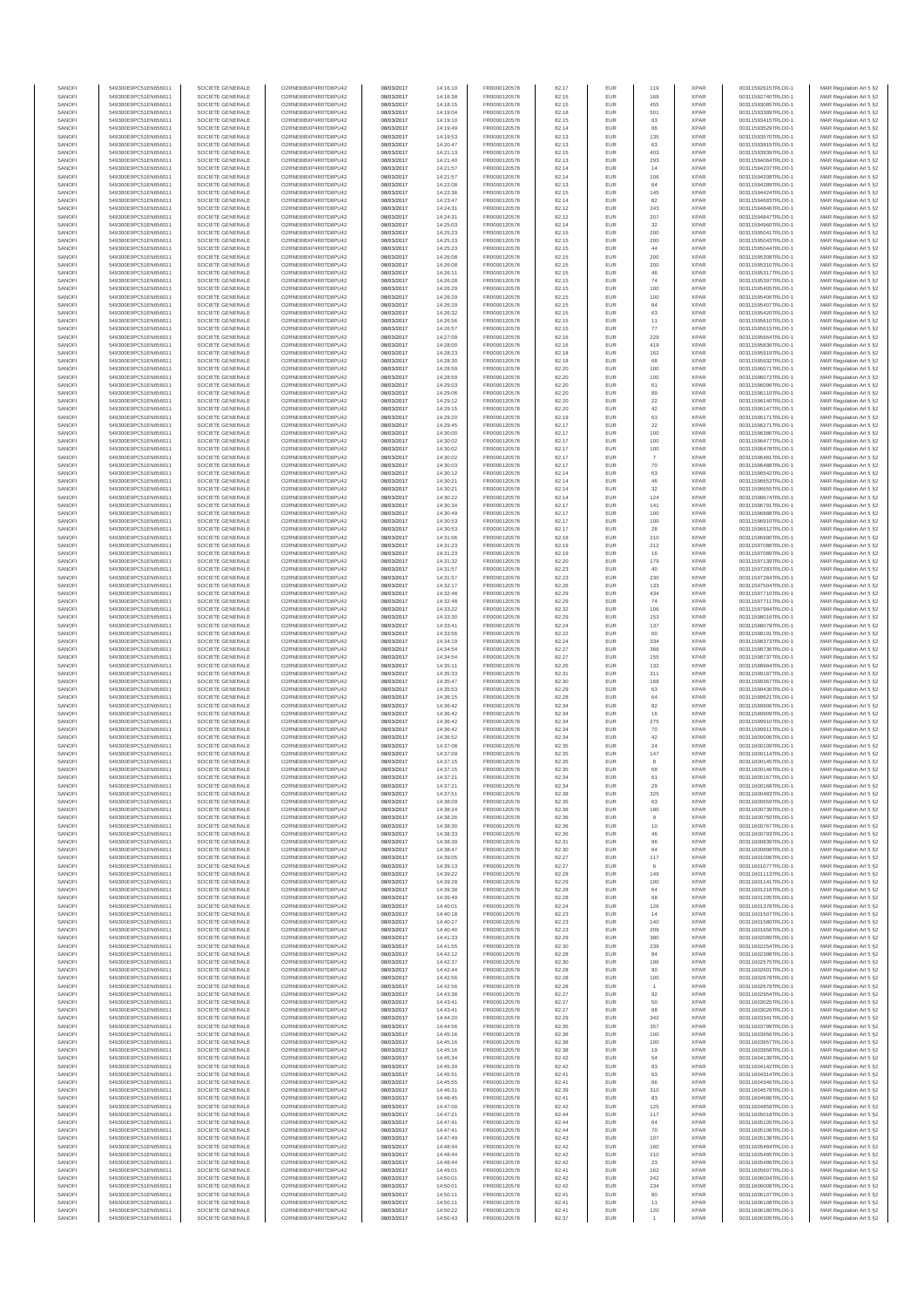| SANOFI | 549300E9PC51EN656011 | SOCIETE GENERALE | O2RNE8IBXP4R0TD8PU42 | 08/03/2017 | 14:16:10 | FR0000120578 | 82.17 | EUR | 119 | XPAR | 00311592615TRLO0-1 | MAR Regulation Art 5 §2 |
|---|---|---|---|---|---|---|---|---|---|---|---|---|
| SANOFI | 549300E9PC51EN656011 | SOCIETE GENERALE | O2RNE8IBXP4R0TD8PU42 | 08/03/2017 | 14:16:38 | FR0000120578 | 82.15 | EUR | 169 | XPAR | 00311592740TRLO0-1 | MAR Regulation Art 5 §2 |
| SANOFI | 549300E9PC51EN656011 | SOCIETE GENERALE | O2RNE8IBXP4R0TD8PU42 | 08/03/2017 | 14:18:15 | FR0000120578 | 82.15 | EUR | 455 | XPAR | 00311593085TRLO0-1 | MAR Regulation Art 5 §2 |
| SANOFI | 549300E9PC51EN656011 | SOCIETE GENERALE | O2RNE8IBXP4R0TD8PU42 | 08/03/2017 | 14:19:04 | FR0000120578 | 82.18 | EUR | 501 | XPAR | 00311593389TRLO0-1 | MAR Regulation Art 5 §2 |
| SANOFI | 549300E9PC51EN656011 | SOCIETE GENERALE | O2RNE8IBXP4R0TD8PU42 | 08/03/2017 | 14:19:10 | FR0000120578 | 82.15 | EUR | 63 | XPAR | 00311593415TRLO0-1 | MAR Regulation Art 5 §2 |
| SANOFI | 549300E9PC51EN656011 | SOCIETE GENERALE | O2RNE8IBXP4R0TD8PU42 | 08/03/2017 | 14:19:49 | FR0000120578 | 82.14 | EUR | 86 | XPAR | 00311593529TRLO0-1 | MAR Regulation Art 5 §2 |
| SANOFI | 549300E9PC51EN656011 | SOCIETE GENERALE | O2RNE8IBXP4R0TD8PU42 | 08/03/2017 | 14:19:53 | FR0000120578 | 82.13 | EUR | 135 | XPAR | 00311593570TRLO0-1 | MAR Regulation Art 5 §2 |
| SANOFI | 549300E9PC51EN656011 | SOCIETE GENERALE | O2RNE8IBXP4R0TD8PU42 | 08/03/2017 | 14:20:47 | FR0000120578 | 82.13 | EUR | 63 | XPAR | 00311593815TRLO0-1 | MAR Regulation Art 5 §2 |
| SANOFI | 549300E9PC51EN656011 | SOCIETE GENERALE | O2RNE8IBXP4R0TD8PU42 | 08/03/2017 | 14:21:13 | FR0000120578 | 82.15 | EUR | 403 | XPAR | 00311593939TRLO0-1 | MAR Regulation Art 5 §2 |
| SANOFI | 549300E9PC51EN656011 | SOCIETE GENERALE | O2RNE8IBXP4R0TD8PU42 | 08/03/2017 | 14:21:40 | FR0000120578 | 82.13 | EUR | 293 | XPAR | 00311594064TRLO0-1 | MAR Regulation Art 5 §2 |
| SANOFI | 549300E9PC51EN656011 | SOCIETE GENERALE | O2RNE8IBXP4R0TD8PU42 | 08/03/2017 | 14:21:57 | FR0000120578 | 82.14 | EUR | 14 | XPAR | 00311594207TRLO0-1 | MAR Regulation Art 5 §2 |
| SANOFI | 549300E9PC51EN656011 | SOCIETE GENERALE | O2RNE8IBXP4R0TD8PU42 | 08/03/2017 | 14:21:57 | FR0000120578 | 82.14 | EUR | 106 | XPAR | 00311594208TRLO0-1 | MAR Regulation Art 5 §2 |
| SANOFI | 549300E9PC51EN656011 | SOCIETE GENERALE | O2RNE8IBXP4R0TD8PU42 | 08/03/2017 | 14:22:08 | FR0000120578 | 82.13 | EUR | 64 | XPAR | 00311594289TRLO0-1 | MAR Regulation Art 5 §2 |
| SANOFI | 549300E9PC51EN656011 | SOCIETE GENERALE | O2RNE8IBXP4R0TD8PU42 | 08/03/2017 | 14:22:36 | FR0000120578 | 82.15 | EUR | 145 | XPAR | 00311594424TRLO0-1 | MAR Regulation Art 5 §2 |
| SANOFI | 549300E9PC51EN656011 | SOCIETE GENERALE | O2RNE8IBXP4R0TD8PU42 | 08/03/2017 | 14:23:47 | FR0000120578 | 82.14 | EUR | 82 | XPAR | 00311594683TRLO0-1 | MAR Regulation Art 5 §2 |
| SANOFI | 549300E9PC51EN656011 | SOCIETE GENERALE | O2RNE8IBXP4R0TD8PU42 | 08/03/2017 | 14:24:31 | FR0000120578 | 82.12 | EUR | 243 | XPAR | 00311594846TRLO0-1 | MAR Regulation Art 5 §2 |
| SANOFI | 549300E9PC51EN656011 | SOCIETE GENERALE | O2RNE8IBXP4R0TD8PU42 | 08/03/2017 | 14:24:31 | FR0000120578 | 82.12 | EUR | 207 | XPAR | 00311594847TRLO0-1 | MAR Regulation Art 5 §2 |
| SANOFI | 549300E9PC51EN656011 | SOCIETE GENERALE | O2RNE8IBXP4R0TD8PU42 | 08/03/2017 | 14:25:03 | FR0000120578 | 82.14 | EUR | 32 | XPAR | 00311594960TRLO0-1 | MAR Regulation Art 5 §2 |
| SANOFI | 549300E9PC51EN656011 | SOCIETE GENERALE | O2RNE8IBXP4R0TD8PU42 | 08/03/2017 | 14:25:23 | FR0000120578 | 82.15 | EUR | 200 | XPAR | 00311595041TRLO0-1 | MAR Regulation Art 5 §2 |
| SANOFI | 549300E9PC51EN656011 | SOCIETE GENERALE | O2RNE8IBXP4R0TD8PU42 | 08/03/2017 | 14:25:23 | FR0000120578 | 82.15 | EUR | 200 | XPAR | 00311595043TRLO0-1 | MAR Regulation Art 5 §2 |
| SANOFI | 549300E9PC51EN656011 | SOCIETE GENERALE | O2RNE8IBXP4R0TD8PU42 | 08/03/2017 | 14:25:23 | FR0000120578 | 82.15 | EUR | 44 | XPAR | 00311595044TRLO0-1 | MAR Regulation Art 5 §2 |
| SANOFI | 549300E9PC51EN656011 | SOCIETE GENERALE | O2RNE8IBXP4R0TD8PU42 | 08/03/2017 | 14:26:08 | FR0000120578 | 82.15 | EUR | 200 | XPAR | 00311595308TRLO0-1 | MAR Regulation Art 5 §2 |
| SANOFI | 549300E9PC51EN656011 | SOCIETE GENERALE | O2RNE8IBXP4R0TD8PU42 | 08/03/2017 | 14:26:08 | FR0000120578 | 82.15 | EUR | 200 | XPAR | 00311595310TRLO0-1 | MAR Regulation Art 5 §2 |
| SANOFI | 549300E9PC51EN656011 | SOCIETE GENERALE | O2RNE8IBXP4R0TD8PU42 | 08/03/2017 | 14:26:11 | FR0000120578 | 82.15 | EUR | 46 | XPAR | 00311595317TRLO0-1 | MAR Regulation Art 5 §2 |
| SANOFI | 549300E9PC51EN656011 | SOCIETE GENERALE | O2RNE8IBXP4R0TD8PU42 | 08/03/2017 | 14:26:28 | FR0000120578 | 82.15 | EUR | 74 | XPAR | 00311595397TRLO0-1 | MAR Regulation Art 5 §2 |
| SANOFI | 549300E9PC51EN656011 | SOCIETE GENERALE | O2RNE8IBXP4R0TD8PU42 | 08/03/2017 | 14:26:29 | FR0000120578 | 82.15 | EUR | 100 | XPAR | 00311595405TRLO0-1 | MAR Regulation Art 5 §2 |
| SANOFI | 549300E9PC51EN656011 | SOCIETE GENERALE | O2RNE8IBXP4R0TD8PU42 | 08/03/2017 | 14:26:29 | FR0000120578 | 82.15 | EUR | 100 | XPAR | 00311595406TRLO0-1 | MAR Regulation Art 5 §2 |
| SANOFI | 549300E9PC51EN656011 | SOCIETE GENERALE | O2RNE8IBXP4R0TD8PU42 | 08/03/2017 | 14:26:29 | FR0000120578 | 82.15 | EUR | 84 | XPAR | 00311595407TRLO0-1 | MAR Regulation Art 5 §2 |
| SANOFI | 549300E9PC51EN656011 | SOCIETE GENERALE | O2RNE8IBXP4R0TD8PU42 | 08/03/2017 | 14:26:32 | FR0000120578 | 82.15 | EUR | 63 | XPAR | 00311595420TRLO0-1 | MAR Regulation Art 5 §2 |
| SANOFI | 549300E9PC51EN656011 | SOCIETE GENERALE | O2RNE8IBXP4R0TD8PU42 | 08/03/2017 | 14:26:56 | FR0000120578 | 82.15 | EUR | 11 | XPAR | 00311595610TRLO0-1 | MAR Regulation Art 5 §2 |
| SANOFI | 549300E9PC51EN656011 | SOCIETE GENERALE | O2RNE8IBXP4R0TD8PU42 | 08/03/2017 | 14:26:57 | FR0000120578 | 82.15 | EUR | 77 | XPAR | 00311595615TRLO0-1 | MAR Regulation Art 5 §2 |
| SANOFI | 549300E9PC51EN656011 | SOCIETE GENERALE | O2RNE8IBXP4R0TD8PU42 | 08/03/2017 | 14:27:09 | FR0000120578 | 82.16 | EUR | 229 | XPAR | 00311595664TRLO0-1 | MAR Regulation Art 5 §2 |
| SANOFI | 549300E9PC51EN656011 | SOCIETE GENERALE | O2RNE8IBXP4R0TD8PU42 | 08/03/2017 | 14:28:00 | FR0000120578 | 82.16 | EUR | 419 | XPAR | 00311595836TRLO0-1 | MAR Regulation Art 5 §2 |
| SANOFI | 549300E9PC51EN656011 | SOCIETE GENERALE | O2RNE8IBXP4R0TD8PU42 | 08/03/2017 | 14:28:23 | FR0000120578 | 82.18 | EUR | 162 | XPAR | 00311595919TRLO0-1 | MAR Regulation Art 5 §2 |
| SANOFI | 549300E9PC51EN656011 | SOCIETE GENERALE | O2RNE8IBXP4R0TD8PU42 | 08/03/2017 | 14:28:30 | FR0000120578 | 82.18 | EUR | 68 | XPAR | 00311595932TRLO0-1 | MAR Regulation Art 5 §2 |
| SANOFI | 549300E9PC51EN656011 | SOCIETE GENERALE | O2RNE8IBXP4R0TD8PU42 | 08/03/2017 | 14:28:59 | FR0000120578 | 82.20 | EUR | 100 | XPAR | 00311596071TRLO0-1 | MAR Regulation Art 5 §2 |
| SANOFI | 549300E9PC51EN656011 | SOCIETE GENERALE | O2RNE8IBXP4R0TD8PU42 | 08/03/2017 | 14:28:59 | FR0000120578 | 82.20 | EUR | 100 | XPAR | 00311596072TRLO0-1 | MAR Regulation Art 5 §2 |
| SANOFI | 549300E9PC51EN656011 | SOCIETE GENERALE | O2RNE8IBXP4R0TD8PU42 | 08/03/2017 | 14:29:03 | FR0000120578 | 82.20 | EUR | 61 | XPAR | 00311596096TRLO0-1 | MAR Regulation Art 5 §2 |
| SANOFI | 549300E9PC51EN656011 | SOCIETE GENERALE | O2RNE8IBXP4R0TD8PU42 | 08/03/2017 | 14:29:06 | FR0000120578 | 82.20 | EUR | 89 | XPAR | 00311596110TRLO0-1 | MAR Regulation Art 5 §2 |
| SANOFI | 549300E9PC51EN656011 | SOCIETE GENERALE | O2RNE8IBXP4R0TD8PU42 | 08/03/2017 | 14:29:12 | FR0000120578 | 82.20 | EUR | 22 | XPAR | 00311596140TRLO0-1 | MAR Regulation Art 5 §2 |
| SANOFI | 549300E9PC51EN656011 | SOCIETE GENERALE | O2RNE8IBXP4R0TD8PU42 | 08/03/2017 | 14:29:15 | FR0000120578 | 82.20 | EUR | 42 | XPAR | 00311596147TRLO0-1 | MAR Regulation Art 5 §2 |
| SANOFI | 549300E9PC51EN656011 | SOCIETE GENERALE | O2RNE8IBXP4R0TD8PU42 | 08/03/2017 | 14:29:20 | FR0000120578 | 82.19 | EUR | 63 | XPAR | 00311596171TRLO0-1 | MAR Regulation Art 5 §2 |
| SANOFI | 549300E9PC51EN656011 | SOCIETE GENERALE | O2RNE8IBXP4R0TD8PU42 | 08/03/2017 | 14:29:45 | FR0000120578 | 82.17 | EUR | 22 | XPAR | 00311596271TRLO0-1 | MAR Regulation Art 5 §2 |
| SANOFI | 549300E9PC51EN656011 | SOCIETE GENERALE | O2RNE8IBXP4R0TD8PU42 | 08/03/2017 | 14:30:00 | FR0000120578 | 82.17 | EUR | 100 | XPAR | 00311596386TRLO0-1 | MAR Regulation Art 5 §2 |
| SANOFI | 549300E9PC51EN656011 | SOCIETE GENERALE | O2RNE8IBXP4R0TD8PU42 | 08/03/2017 | 14:30:02 | FR0000120578 | 82.17 | EUR | 100 | XPAR | 00311596477TRLO0-1 | MAR Regulation Art 5 §2 |
| SANOFI | 549300E9PC51EN656011 | SOCIETE GENERALE | O2RNE8IBXP4R0TD8PU42 | 08/03/2017 | 14:30:02 | FR0000120578 | 82.17 | EUR | 100 | XPAR | 00311596478TRLO0-1 | MAR Regulation Art 5 §2 |
| SANOFI | 549300E9PC51EN656011 | SOCIETE GENERALE | O2RNE8IBXP4R0TD8PU42 | 08/03/2017 | 14:30:02 | FR0000120578 | 82.17 | EUR | 7 | XPAR | 00311596481TRLO0-1 | MAR Regulation Art 5 §2 |
| SANOFI | 549300E9PC51EN656011 | SOCIETE GENERALE | O2RNE8IBXP4R0TD8PU42 | 08/03/2017 | 14:30:03 | FR0000120578 | 82.17 | EUR | 70 | XPAR | 00311596488TRLO0-1 | MAR Regulation Art 5 §2 |
| SANOFI | 549300E9PC51EN656011 | SOCIETE GENERALE | O2RNE8IBXP4R0TD8PU42 | 08/03/2017 | 14:30:12 | FR0000120578 | 82.14 | EUR | 63 | XPAR | 00311596542TRLO0-1 | MAR Regulation Art 5 §2 |
| SANOFI | 549300E9PC51EN656011 | SOCIETE GENERALE | O2RNE8IBXP4R0TD8PU42 | 08/03/2017 | 14:30:21 | FR0000120578 | 82.14 | EUR | 46 | XPAR | 00311596653TRLO0-1 | MAR Regulation Art 5 §2 |
| SANOFI | 549300E9PC51EN656011 | SOCIETE GENERALE | O2RNE8IBXP4R0TD8PU42 | 08/03/2017 | 14:30:21 | FR0000120578 | 82.14 | EUR | 32 | XPAR | 00311596655TRLO0-1 | MAR Regulation Art 5 §2 |
| SANOFI | 549300E9PC51EN656011 | SOCIETE GENERALE | O2RNE8IBXP4R0TD8PU42 | 08/03/2017 | 14:30:22 | FR0000120578 | 82.14 | EUR | 124 | XPAR | 00311596674TRLO0-1 | MAR Regulation Art 5 §2 |
| SANOFI | 549300E9PC51EN656011 | SOCIETE GENERALE | O2RNE8IBXP4R0TD8PU42 | 08/03/2017 | 14:30:34 | FR0000120578 | 82.17 | EUR | 141 | XPAR | 00311596791TRLO0-1 | MAR Regulation Art 5 §2 |
| SANOFI | 549300E9PC51EN656011 | SOCIETE GENERALE | O2RNE8IBXP4R0TD8PU42 | 08/03/2017 | 14:30:49 | FR0000120578 | 82.17 | EUR | 100 | XPAR | 00311596888TRLO0-1 | MAR Regulation Art 5 §2 |
| SANOFI | 549300E9PC51EN656011 | SOCIETE GENERALE | O2RNE8IBXP4R0TD8PU42 | 08/03/2017 | 14:30:53 | FR0000120578 | 82.17 | EUR | 100 | XPAR | 00311596910TRLO0-1 | MAR Regulation Art 5 §2 |
| SANOFI | 549300E9PC51EN656011 | SOCIETE GENERALE | O2RNE8IBXP4R0TD8PU42 | 08/03/2017 | 14:30:53 | FR0000120578 | 82.17 | EUR | 28 | XPAR | 00311596912TRLO0-1 | MAR Regulation Art 5 §2 |
| SANOFI | 549300E9PC51EN656011 | SOCIETE GENERALE | O2RNE8IBXP4R0TD8PU42 | 08/03/2017 | 14:31:06 | FR0000120578 | 82.18 | EUR | 210 | XPAR | 00311596990TRLO0-1 | MAR Regulation Art 5 §2 |
| SANOFI | 549300E9PC51EN656011 | SOCIETE GENERALE | O2RNE8IBXP4R0TD8PU42 | 08/03/2017 | 14:31:23 | FR0000120578 | 82.19 | EUR | 212 | XPAR | 00311597088TRLO0-1 | MAR Regulation Art 5 §2 |
| SANOFI | 549300E9PC51EN656011 | SOCIETE GENERALE | O2RNE8IBXP4R0TD8PU42 | 08/03/2017 | 14:31:23 | FR0000120578 | 82.19 | EUR | 16 | XPAR | 00311597089TRLO0-1 | MAR Regulation Art 5 §2 |
| SANOFI | 549300E9PC51EN656011 | SOCIETE GENERALE | O2RNE8IBXP4R0TD8PU42 | 08/03/2017 | 14:31:32 | FR0000120578 | 82.20 | EUR | 179 | XPAR | 00311597139TRLO0-1 | MAR Regulation Art 5 §2 |
| SANOFI | 549300E9PC51EN656011 | SOCIETE GENERALE | O2RNE8IBXP4R0TD8PU42 | 08/03/2017 | 14:31:57 | FR0000120578 | 82.23 | EUR | 40 | XPAR | 00311597283TRLO0-1 | MAR Regulation Art 5 §2 |
| SANOFI | 549300E9PC51EN656011 | SOCIETE GENERALE | O2RNE8IBXP4R0TD8PU42 | 08/03/2017 | 14:31:57 | FR0000120578 | 82.23 | EUR | 230 | XPAR | 00311597284TRLO0-1 | MAR Regulation Art 5 §2 |
| SANOFI | 549300E9PC51EN656011 | SOCIETE GENERALE | O2RNE8IBXP4R0TD8PU42 | 08/03/2017 | 14:32:17 | FR0000120578 | 82.26 | EUR | 133 | XPAR | 00311597504TRLO0-1 | MAR Regulation Art 5 §2 |
| SANOFI | 549300E9PC51EN656011 | SOCIETE GENERALE | O2RNE8IBXP4R0TD8PU42 | 08/03/2017 | 14:32:48 | FR0000120578 | 82.29 | EUR | 434 | XPAR | 00311597710TRLO0-1 | MAR Regulation Art 5 §2 |
| SANOFI | 549300E9PC51EN656011 | SOCIETE GENERALE | O2RNE8IBXP4R0TD8PU42 | 08/03/2017 | 14:32:48 | FR0000120578 | 82.29 | EUR | 74 | XPAR | 00311597711TRLO0-1 | MAR Regulation Art 5 §2 |
| SANOFI | 549300E9PC51EN656011 | SOCIETE GENERALE | O2RNE8IBXP4R0TD8PU42 | 08/03/2017 | 14:33:22 | FR0000120578 | 82.32 | EUR | 106 | XPAR | 00311597984TRLO0-1 | MAR Regulation Art 5 §2 |
| SANOFI | 549300E9PC51EN656011 | SOCIETE GENERALE | O2RNE8IBXP4R0TD8PU42 | 08/03/2017 | 14:33:30 | FR0000120578 | 82.29 | EUR | 153 | XPAR | 00311598016TRLO0-1 | MAR Regulation Art 5 §2 |
| SANOFI | 549300E9PC51EN656011 | SOCIETE GENERALE | O2RNE8IBXP4R0TD8PU42 | 08/03/2017 | 14:33:41 | FR0000120578 | 82.24 | EUR | 137 | XPAR | 00311598079TRLO0-1 | MAR Regulation Art 5 §2 |
| SANOFI | 549300E9PC51EN656011 | SOCIETE GENERALE | O2RNE8IBXP4R0TD8PU42 | 08/03/2017 | 14:33:56 | FR0000120578 | 82.22 | EUR | 60 | XPAR | 00311598191TRLO0-1 | MAR Regulation Art 5 §2 |
| SANOFI | 549300E9PC51EN656011 | SOCIETE GENERALE | O2RNE8IBXP4R0TD8PU42 | 08/03/2017 | 14:34:19 | FR0000120578 | 82.24 | EUR | 334 | XPAR | 00311598373TRLO0-1 | MAR Regulation Art 5 §2 |
| SANOFI | 549300E9PC51EN656011 | SOCIETE GENERALE | O2RNE8IBXP4R0TD8PU42 | 08/03/2017 | 14:34:54 | FR0000120578 | 82.27 | EUR | 366 | XPAR | 00311598736TRLO0-1 | MAR Regulation Art 5 §2 |
| SANOFI | 549300E9PC51EN656011 | SOCIETE GENERALE | O2RNE8IBXP4R0TD8PU42 | 08/03/2017 | 14:34:54 | FR0000120578 | 82.27 | EUR | 155 | XPAR | 00311598737TRLO0-1 | MAR Regulation Art 5 §2 |
| SANOFI | 549300E9PC51EN656011 | SOCIETE GENERALE | O2RNE8IBXP4R0TD8PU42 | 08/03/2017 | 14:35:11 | FR0000120578 | 82.26 | EUR | 132 | XPAR | 00311598984TRLO0-1 | MAR Regulation Art 5 §2 |
| SANOFI | 549300E9PC51EN656011 | SOCIETE GENERALE | O2RNE8IBXP4R0TD8PU42 | 08/03/2017 | 14:35:33 | FR0000120578 | 82.31 | EUR | 311 | XPAR | 00311599187TRLO0-1 | MAR Regulation Art 5 §2 |
| SANOFI | 549300E9PC51EN656011 | SOCIETE GENERALE | O2RNE8IBXP4R0TD8PU42 | 08/03/2017 | 14:35:47 | FR0000120578 | 82.30 | EUR | 168 | XPAR | 00311599367TRLO0-1 | MAR Regulation Art 5 §2 |
| SANOFI | 549300E9PC51EN656011 | SOCIETE GENERALE | O2RNE8IBXP4R0TD8PU42 | 08/03/2017 | 14:35:53 | FR0000120578 | 82.29 | EUR | 63 | XPAR | 00311599436TRLO0-1 | MAR Regulation Art 5 §2 |
| SANOFI | 549300E9PC51EN656011 | SOCIETE GENERALE | O2RNE8IBXP4R0TD8PU42 | 08/03/2017 | 14:36:15 | FR0000120578 | 82.28 | EUR | 64 | XPAR | 00311599621TRLO0-1 | MAR Regulation Art 5 §2 |
| SANOFI | 549300E9PC51EN656011 | SOCIETE GENERALE | O2RNE8IBXP4R0TD8PU42 | 08/03/2017 | 14:36:42 | FR0000120578 | 82.34 | EUR | 82 | XPAR | 00311599906TRLO0-1 | MAR Regulation Art 5 §2 |
| SANOFI | 549300E9PC51EN656011 | SOCIETE GENERALE | O2RNE8IBXP4R0TD8PU42 | 08/03/2017 | 14:36:42 | FR0000120578 | 82.34 | EUR | 16 | XPAR | 00311599909TRLO0-1 | MAR Regulation Art 5 §2 |
| SANOFI | 549300E9PC51EN656011 | SOCIETE GENERALE | O2RNE8IBXP4R0TD8PU42 | 08/03/2017 | 14:36:42 | FR0000120578 | 82.34 | EUR | 275 | XPAR | 00311599910TRLO0-1 | MAR Regulation Art 5 §2 |
| SANOFI | 549300E9PC51EN656011 | SOCIETE GENERALE | O2RNE8IBXP4R0TD8PU42 | 08/03/2017 | 14:36:42 | FR0000120578 | 82.34 | EUR | 70 | XPAR | 00311599911TRLO0-1 | MAR Regulation Art 5 §2 |
| SANOFI | 549300E9PC51EN656011 | SOCIETE GENERALE | O2RNE8IBXP4R0TD8PU42 | 08/03/2017 | 14:36:52 | FR0000120578 | 82.34 | EUR | 42 | XPAR | 00311600006TRLO0-1 | MAR Regulation Art 5 §2 |
| SANOFI | 549300E9PC51EN656011 | SOCIETE GENERALE | O2RNE8IBXP4R0TD8PU42 | 08/03/2017 | 14:37:08 | FR0000120578 | 82.35 | EUR | 24 | XPAR | 00311600109TRLO0-1 | MAR Regulation Art 5 §2 |
| SANOFI | 549300E9PC51EN656011 | SOCIETE GENERALE | O2RNE8IBXP4R0TD8PU42 | 08/03/2017 | 14:37:09 | FR0000120578 | 82.35 | EUR | 147 | XPAR | 00311600114TRLO0-1 | MAR Regulation Art 5 §2 |
| SANOFI | 549300E9PC51EN656011 | SOCIETE GENERALE | O2RNE8IBXP4R0TD8PU42 | 08/03/2017 | 14:37:15 | FR0000120578 | 82.35 | EUR | 8 | XPAR | 00311600145TRLO0-1 | MAR Regulation Art 5 §2 |
| SANOFI | 549300E9PC51EN656011 | SOCIETE GENERALE | O2RNE8IBXP4R0TD8PU42 | 08/03/2017 | 14:37:15 | FR0000120578 | 82.35 | EUR | 68 | XPAR | 00311600146TRLO0-1 | MAR Regulation Art 5 §2 |
| SANOFI | 549300E9PC51EN656011 | SOCIETE GENERALE | O2RNE8IBXP4R0TD8PU42 | 08/03/2017 | 14:37:21 | FR0000120578 | 82.34 | EUR | 61 | XPAR | 00311600167TRLO0-1 | MAR Regulation Art 5 §2 |
| SANOFI | 549300E9PC51EN656011 | SOCIETE GENERALE | O2RNE8IBXP4R0TD8PU42 | 08/03/2017 | 14:37:21 | FR0000120578 | 82.34 | EUR | 29 | XPAR | 00311600168TRLO0-1 | MAR Regulation Art 5 §2 |
| SANOFI | 549300E9PC51EN656011 | SOCIETE GENERALE | O2RNE8IBXP4R0TD8PU42 | 08/03/2017 | 14:37:51 | FR0000120578 | 82.38 | EUR | 325 | XPAR | 00311600483TRLO0-1 | MAR Regulation Art 5 §2 |
| SANOFI | 549300E9PC51EN656011 | SOCIETE GENERALE | O2RNE8IBXP4R0TD8PU42 | 08/03/2017 | 14:38:09 | FR0000120578 | 82.35 | EUR | 63 | XPAR | 00311600659TRLO0-1 | MAR Regulation Art 5 §2 |
| SANOFI | 549300E9PC51EN656011 | SOCIETE GENERALE | O2RNE8IBXP4R0TD8PU42 | 08/03/2017 | 14:38:24 | FR0000120578 | 82.36 | EUR | 180 | XPAR | 00311600739TRLO0-1 | MAR Regulation Art 5 §2 |
| SANOFI | 549300E9PC51EN656011 | SOCIETE GENERALE | O2RNE8IBXP4R0TD8PU42 | 08/03/2017 | 14:38:26 | FR0000120578 | 82.36 | EUR | 9 | XPAR | 00311600750TRLO0-1 | MAR Regulation Art 5 §2 |
| SANOFI | 549300E9PC51EN656011 | SOCIETE GENERALE | O2RNE8IBXP4R0TD8PU42 | 08/03/2017 | 14:38:30 | FR0000120578 | 82.36 | EUR | 10 | XPAR | 00311600767TRLO0-1 | MAR Regulation Art 5 §2 |
| SANOFI | 549300E9PC51EN656011 | SOCIETE GENERALE | O2RNE8IBXP4R0TD8PU42 | 08/03/2017 | 14:38:33 | FR0000120578 | 82.36 | EUR | 46 | XPAR | 00311600793TRLO0-1 | MAR Regulation Art 5 §2 |
| SANOFI | 549300E9PC51EN656011 | SOCIETE GENERALE | O2RNE8IBXP4R0TD8PU42 | 08/03/2017 | 14:38:39 | FR0000120578 | 82.31 | EUR | 96 | XPAR | 00311600839TRLO0-1 | MAR Regulation Art 5 §2 |
| SANOFI | 549300E9PC51EN656011 | SOCIETE GENERALE | O2RNE8IBXP4R0TD8PU42 | 08/03/2017 | 14:38:47 | FR0000120578 | 82.30 | EUR | 64 | XPAR | 00311600898TRLO0-1 | MAR Regulation Art 5 §2 |
| SANOFI | 549300E9PC51EN656011 | SOCIETE GENERALE | O2RNE8IBXP4R0TD8PU42 | 08/03/2017 | 14:39:05 | FR0000120578 | 82.27 | EUR | 117 | XPAR | 00311601006TRLO0-1 | MAR Regulation Art 5 §2 |
| SANOFI | 549300E9PC51EN656011 | SOCIETE GENERALE | O2RNE8IBXP4R0TD8PU42 | 08/03/2017 | 14:39:13 | FR0000120578 | 82.27 | EUR | 6 | XPAR | 00311601077TRLO0-1 | MAR Regulation Art 5 §2 |
| SANOFI | 549300E9PC51EN656011 | SOCIETE GENERALE | O2RNE8IBXP4R0TD8PU42 | 08/03/2017 | 14:39:22 | FR0000120578 | 82.28 | EUR | 149 | XPAR | 00311601113TRLO0-1 | MAR Regulation Art 5 §2 |
| SANOFI | 549300E9PC51EN656011 | SOCIETE GENERALE | O2RNE8IBXP4R0TD8PU42 | 08/03/2017 | 14:39:28 | FR0000120578 | 82.29 | EUR | 100 | XPAR | 00311601141TRLO0-1 | MAR Regulation Art 5 §2 |
| SANOFI | 549300E9PC51EN656011 | SOCIETE GENERALE | O2RNE8IBXP4R0TD8PU42 | 08/03/2017 | 14:39:38 | FR0000120578 | 82.28 | EUR | 64 | XPAR | 00311601216TRLO0-1 | MAR Regulation Art 5 §2 |
| SANOFI | 549300E9PC51EN656011 | SOCIETE GENERALE | O2RNE8IBXP4R0TD8PU42 | 08/03/2017 | 14:39:49 | FR0000120578 | 82.28 | EUR | 68 | XPAR | 00311601295TRLO0-1 | MAR Regulation Art 5 §2 |
| SANOFI | 549300E9PC51EN656011 | SOCIETE GENERALE | O2RNE8IBXP4R0TD8PU42 | 08/03/2017 | 14:40:01 | FR0000120578 | 82.24 | EUR | 126 | XPAR | 00311601378TRLO0-1 | MAR Regulation Art 5 §2 |
| SANOFI | 549300E9PC51EN656011 | SOCIETE GENERALE | O2RNE8IBXP4R0TD8PU42 | 08/03/2017 | 14:40:18 | FR0000120578 | 82.23 | EUR | 14 | XPAR | 00311601507TRLO0-1 | MAR Regulation Art 5 §2 |
| SANOFI | 549300E9PC51EN656011 | SOCIETE GENERALE | O2RNE8IBXP4R0TD8PU42 | 08/03/2017 | 14:40:27 | FR0000120578 | 82.23 | EUR | 140 | XPAR | 00311601580TRLO0-1 | MAR Regulation Art 5 §2 |
| SANOFI | 549300E9PC51EN656011 | SOCIETE GENERALE | O2RNE8IBXP4R0TD8PU42 | 08/03/2017 | 14:40:40 | FR0000120578 | 82.23 | EUR | 209 | XPAR | 00311601656TRLO0-1 | MAR Regulation Art 5 §2 |
| SANOFI | 549300E9PC51EN656011 | SOCIETE GENERALE | O2RNE8IBXP4R0TD8PU42 | 08/03/2017 | 14:41:33 | FR0000120578 | 82.29 | EUR | 380 | XPAR | 00311602089TRLO0-1 | MAR Regulation Art 5 §2 |
| SANOFI | 549300E9PC51EN656011 | SOCIETE GENERALE | O2RNE8IBXP4R0TD8PU42 | 08/03/2017 | 14:41:55 | FR0000120578 | 82.30 | EUR | 239 | XPAR | 00311602254TRLO0-1 | MAR Regulation Art 5 §2 |
| SANOFI | 549300E9PC51EN656011 | SOCIETE GENERALE | O2RNE8IBXP4R0TD8PU42 | 08/03/2017 | 14:42:12 | FR0000120578 | 82.28 | EUR | 84 | XPAR | 00311602398TRLO0-1 | MAR Regulation Art 5 §2 |
| SANOFI | 549300E9PC51EN656011 | SOCIETE GENERALE | O2RNE8IBXP4R0TD8PU42 | 08/03/2017 | 14:42:37 | FR0000120578 | 82.30 | EUR | 196 | XPAR | 00311602575TRLO0-1 | MAR Regulation Art 5 §2 |
| SANOFI | 549300E9PC51EN656011 | SOCIETE GENERALE | O2RNE8IBXP4R0TD8PU42 | 08/03/2017 | 14:42:44 | FR0000120578 | 82.28 | EUR | 90 | XPAR | 00311602601TRLO0-1 | MAR Regulation Art 5 §2 |
| SANOFI | 549300E9PC51EN656011 | SOCIETE GENERALE | O2RNE8IBXP4R0TD8PU42 | 08/03/2017 | 14:42:56 | FR0000120578 | 82.28 | EUR | 100 | XPAR | 00311602678TRLO0-1 | MAR Regulation Art 5 §2 |
| SANOFI | 549300E9PC51EN656011 | SOCIETE GENERALE | O2RNE8IBXP4R0TD8PU42 | 08/03/2017 | 14:42:56 | FR0000120578 | 82.28 | EUR | 1 | XPAR | 00311602679TRLO0-1 | MAR Regulation Art 5 §2 |
| SANOFI | 549300E9PC51EN656011 | SOCIETE GENERALE | O2RNE8IBXP4R0TD8PU42 | 08/03/2017 | 14:43:38 | FR0000120578 | 82.27 | EUR | 92 | XPAR | 00311602954TRLO0-1 | MAR Regulation Art 5 §2 |
| SANOFI | 549300E9PC51EN656011 | SOCIETE GENERALE | O2RNE8IBXP4R0TD8PU42 | 08/03/2017 | 14:43:41 | FR0000120578 | 82.27 | EUR | 50 | XPAR | 00311603025TRLO0-1 | MAR Regulation Art 5 §2 |
| SANOFI | 549300E9PC51EN656011 | SOCIETE GENERALE | O2RNE8IBXP4R0TD8PU42 | 08/03/2017 | 14:43:41 | FR0000120578 | 82.27 | EUR | 68 | XPAR | 00311603026TRLO0-1 | MAR Regulation Art 5 §2 |
| SANOFI | 549300E9PC51EN656011 | SOCIETE GENERALE | O2RNE8IBXP4R0TD8PU42 | 08/03/2017 | 14:44:20 | FR0000120578 | 82.29 | EUR | 342 | XPAR | 00311603341TRLO0-1 | MAR Regulation Art 5 §2 |
| SANOFI | 549300E9PC51EN656011 | SOCIETE GENERALE | O2RNE8IBXP4R0TD8PU42 | 08/03/2017 | 14:44:56 | FR0000120578 | 82.35 | EUR | 357 | XPAR | 00311603799TRLO0-1 | MAR Regulation Art 5 §2 |
| SANOFI | 549300E9PC51EN656011 | SOCIETE GENERALE | O2RNE8IBXP4R0TD8PU42 | 08/03/2017 | 14:45:16 | FR0000120578 | 82.38 | EUR | 100 | XPAR | 00311603955TRLO0-1 | MAR Regulation Art 5 §2 |
| SANOFI | 549300E9PC51EN656011 | SOCIETE GENERALE | O2RNE8IBXP4R0TD8PU42 | 08/03/2017 | 14:45:16 | FR0000120578 | 82.38 | EUR | 100 | XPAR | 00311603957TRLO0-1 | MAR Regulation Art 5 §2 |
| SANOFI | 549300E9PC51EN656011 | SOCIETE GENERALE | O2RNE8IBXP4R0TD8PU42 | 08/03/2017 | 14:45:16 | FR0000120578 | 82.38 | EUR | 19 | XPAR | 00311603958TRLO0-1 | MAR Regulation Art 5 §2 |
| SANOFI | 549300E9PC51EN656011 | SOCIETE GENERALE | O2RNE8IBXP4R0TD8PU42 | 08/03/2017 | 14:45:34 | FR0000120578 | 82.42 | EUR | 54 | XPAR | 00311604139TRLO0-1 | MAR Regulation Art 5 §2 |
| SANOFI | 549300E9PC51EN656011 | SOCIETE GENERALE | O2RNE8IBXP4R0TD8PU42 | 08/03/2017 | 14:45:34 | FR0000120578 | 82.42 | EUR | 93 | XPAR | 00311604142TRLO0-1 | MAR Regulation Art 5 §2 |
| SANOFI | 549300E9PC51EN656011 | SOCIETE GENERALE | O2RNE8IBXP4R0TD8PU42 | 08/03/2017 | 14:45:51 | FR0000120578 | 82.41 | EUR | 63 | XPAR | 00311604314TRLO0-1 | MAR Regulation Art 5 §2 |
| SANOFI | 549300E9PC51EN656011 | SOCIETE GENERALE | O2RNE8IBXP4R0TD8PU42 | 08/03/2017 | 14:45:55 | FR0000120578 | 82.41 | EUR | 66 | XPAR | 00311604346TRLO0-1 | MAR Regulation Art 5 §2 |
| SANOFI | 549300E9PC51EN656011 | SOCIETE GENERALE | O2RNE8IBXP4R0TD8PU42 | 08/03/2017 | 14:46:31 | FR0000120578 | 82.39 | EUR | 310 | XPAR | 00311604578TRLO0-1 | MAR Regulation Art 5 §2 |
| SANOFI | 549300E9PC51EN656011 | SOCIETE GENERALE | O2RNE8IBXP4R0TD8PU42 | 08/03/2017 | 14:46:45 | FR0000120578 | 82.41 | EUR | 83 | XPAR | 00311604698TRLO0-1 | MAR Regulation Art 5 §2 |
| SANOFI | 549300E9PC51EN656011 | SOCIETE GENERALE | O2RNE8IBXP4R0TD8PU42 | 08/03/2017 | 14:47:00 | FR0000120578 | 82.42 | EUR | 125 | XPAR | 00311604859TRLO0-1 | MAR Regulation Art 5 §2 |
| SANOFI | 549300E9PC51EN656011 | SOCIETE GENERALE | O2RNE8IBXP4R0TD8PU42 | 08/03/2017 | 14:47:21 | FR0000120578 | 82.44 | EUR | 117 | XPAR | 00311605018TRLO0-1 | MAR Regulation Art 5 §2 |
| SANOFI | 549300E9PC51EN656011 | SOCIETE GENERALE | O2RNE8IBXP4R0TD8PU42 | 08/03/2017 | 14:47:41 | FR0000120578 | 82.44 | EUR | 64 | XPAR | 00311605105TRLO0-1 | MAR Regulation Art 5 §2 |
| SANOFI | 549300E9PC51EN656011 | SOCIETE GENERALE | O2RNE8IBXP4R0TD8PU42 | 08/03/2017 | 14:47:41 | FR0000120578 | 82.44 | EUR | 70 | XPAR | 00311605106TRLO0-1 | MAR Regulation Art 5 §2 |
| SANOFI | 549300E9PC51EN656011 | SOCIETE GENERALE | O2RNE8IBXP4R0TD8PU42 | 08/03/2017 | 14:47:49 | FR0000120578 | 82.43 | EUR | 107 | XPAR | 00311605138TRLO0-1 | MAR Regulation Art 5 §2 |
| SANOFI | 549300E9PC51EN656011 | SOCIETE GENERALE | O2RNE8IBXP4R0TD8PU42 | 08/03/2017 | 14:48:44 | FR0000120578 | 82.42 | EUR | 160 | XPAR | 00311605484TRLO0-1 | MAR Regulation Art 5 §2 |
| SANOFI | 549300E9PC51EN656011 | SOCIETE GENERALE | O2RNE8IBXP4R0TD8PU42 | 08/03/2017 | 14:48:44 | FR0000120578 | 82.42 | EUR | 210 | XPAR | 00311605485TRLO0-1 | MAR Regulation Art 5 §2 |
| SANOFI | 549300E9PC51EN656011 | SOCIETE GENERALE | O2RNE8IBXP4R0TD8PU42 | 08/03/2017 | 14:48:44 | FR0000120578 | 82.42 | EUR | 23 | XPAR | 00311605486TRLO0-1 | MAR Regulation Art 5 §2 |
| SANOFI | 549300E9PC51EN656011 | SOCIETE GENERALE | O2RNE8IBXP4R0TD8PU42 | 08/03/2017 | 14:49:01 | FR0000120578 | 82.41 | EUR | 162 | XPAR | 00311605607TRLO0-1 | MAR Regulation Art 5 §2 |
| SANOFI | 549300E9PC51EN656011 | SOCIETE GENERALE | O2RNE8IBXP4R0TD8PU42 | 08/03/2017 | 14:50:01 | FR0000120578 | 82.42 | EUR | 242 | XPAR | 00311606004TRLO0-1 | MAR Regulation Art 5 §2 |
| SANOFI | 549300E9PC51EN656011 | SOCIETE GENERALE | O2RNE8IBXP4R0TD8PU42 | 08/03/2017 | 14:50:01 | FR0000120578 | 82.42 | EUR | 234 | XPAR | 00311606008TRLO0-1 | MAR Regulation Art 5 §2 |
| SANOFI | 549300E9PC51EN656011 | SOCIETE GENERALE | O2RNE8IBXP4R0TD8PU42 | 08/03/2017 | 14:50:11 | FR0000120578 | 82.41 | EUR | 80 | XPAR | 00311606107TRLO0-1 | MAR Regulation Art 5 §2 |
| SANOFI | 549300E9PC51EN656011 | SOCIETE GENERALE | O2RNE8IBXP4R0TD8PU42 | 08/03/2017 | 14:50:11 | FR0000120578 | 82.41 | EUR | 11 | XPAR | 00311606108TRLO0-1 | MAR Regulation Art 5 §2 |
| SANOFI | 549300E9PC51EN656011 | SOCIETE GENERALE | O2RNE8IBXP4R0TD8PU42 | 08/03/2017 | 14:50:22 | FR0000120578 | 82.41 | EUR | 120 | XPAR | 00311606180TRLO0-1 | MAR Regulation Art 5 §2 |
| SANOFI | 549300E9PC51EN656011 | SOCIETE GENERALE | O2RNE8IBXP4R0TD8PU42 | 08/03/2017 | 14:50:43 | FR0000120578 | 82.37 | EUR | 1 | XPAR | 00311606305TRLO0-1 | MAR Regulation Art 5 §2 |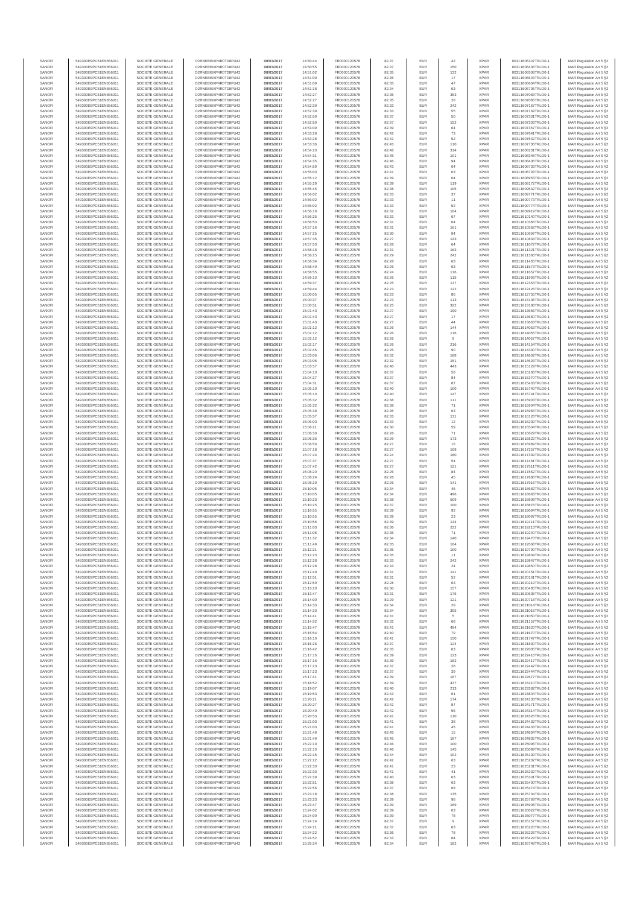| SANOFI | 549300E9PC51EN656011 | SOCIETE GENERALE | O2RNE8IBXP4R0TD8PU42 | 08/03/2017 | 14:50:44 | FR0000120578 | 82.37 | EUR | 42 | XPAR | 00311606307TRLO0-1 | MAR Regulation Art 5 §2 |
|---|---|---|---|---|---|---|---|---|---|---|---|---|
| SANOFI | 549300E9PC51EN656011 | SOCIETE GENERALE | O2RNE8IBXP4R0TD8PU42 | 08/03/2017 | 14:50:55 | FR0000120578 | 82.37 | EUR | 150 | XPAR | 00311606436TRLO0-1 | MAR Regulation Art 5 §2 |
| SANOFI | 549300E9PC51EN656011 | SOCIETE GENERALE | O2RNE8IBXP4R0TD8PU42 | 08/03/2017 | 14:51:02 | FR0000120578 | 82.35 | EUR | 132 | XPAR | 00311606508TRLO0-1 | MAR Regulation Art 5 §2 |
| SANOFI | 549300E9PC51EN656011 | SOCIETE GENERALE | O2RNE8IBXP4R0TD8PU42 | 08/03/2017 | 14:51:09 | FR0000120578 | 82.35 | EUR | 17 | XPAR | 00311606603TRLO0-1 | MAR Regulation Art 5 §2 |
| SANOFI | 549300E9PC51EN656011 | SOCIETE GENERALE | O2RNE8IBXP4R0TD8PU42 | 08/03/2017 | 14:51:09 | FR0000120578 | 82.35 | EUR | 47 | XPAR | 00311606604TRLO0-1 | MAR Regulation Art 5 §2 |
| SANOFI | 549300E9PC51EN656011 | SOCIETE GENERALE | O2RNE8IBXP4R0TD8PU42 | 08/03/2017 | 14:51:18 | FR0000120578 | 82.34 | EUR | 63 | XPAR | 00311606705TRLO0-1 | MAR Regulation Art 5 §2 |
| SANOFI | 549300E9PC51EN656011 | SOCIETE GENERALE | O2RNE8IBXP4R0TD8PU42 | 08/03/2017 | 14:52:27 | FR0000120578 | 82.35 | EUR | 353 | XPAR | 00311607083TRLO0-1 | MAR Regulation Art 5 §2 |
| SANOFI | 549300E9PC51EN656011 | SOCIETE GENERALE | O2RNE8IBXP4R0TD8PU42 | 08/03/2017 | 14:52:27 | FR0000120578 | 82.35 | EUR | 28 | XPAR | 00311607085TRLO0-1 | MAR Regulation Art 5 §2 |
| SANOFI | 549300E9PC51EN656011 | SOCIETE GENERALE | O2RNE8IBXP4R0TD8PU42 | 08/03/2017 | 14:52:39 | FR0000120578 | 82.33 | EUR | 242 | XPAR | 00311607167TRLO0-1 | MAR Regulation Art 5 §2 |
| SANOFI | 549300E9PC51EN656011 | SOCIETE GENERALE | O2RNE8IBXP4R0TD8PU42 | 08/03/2017 | 14:52:39 | FR0000120578 | 82.33 | EUR | 55 | XPAR | 00311607169TRLO0-1 | MAR Regulation Art 5 §2 |
| SANOFI | 549300E9PC51EN656011 | SOCIETE GENERALE | O2RNE8IBXP4R0TD8PU42 | 08/03/2017 | 14:52:59 | FR0000120578 | 82.37 | EUR | 50 | XPAR | 00311607301TRLO0-1 | MAR Regulation Art 5 §2 |
| SANOFI | 549300E9PC51EN656011 | SOCIETE GENERALE | O2RNE8IBXP4R0TD8PU42 | 08/03/2017 | 14:52:59 | FR0000120578 | 82.37 | EUR | 152 | XPAR | 00311607303TRLO0-1 | MAR Regulation Art 5 §2 |
| SANOFI | 549300E9PC51EN656011 | SOCIETE GENERALE | O2RNE8IBXP4R0TD8PU42 | 08/03/2017 | 14:53:09 | FR0000120578 | 82.39 | EUR | 64 | XPAR | 00311607357TRLO0-1 | MAR Regulation Art 5 §2 |
| SANOFI | 549300E9PC51EN656011 | SOCIETE GENERALE | O2RNE8IBXP4R0TD8PU42 | 08/03/2017 | 14:53:28 | FR0000120578 | 82.42 | EUR | 73 | XPAR | 00311607640TRLO0-1 | MAR Regulation Art 5 §2 |
| SANOFI | 549300E9PC51EN656011 | SOCIETE GENERALE | O2RNE8IBXP4R0TD8PU42 | 08/03/2017 | 14:53:28 | FR0000120578 | 82.42 | EUR | 52 | XPAR | 00311607642TRLO0-1 | MAR Regulation Art 5 §2 |
| SANOFI | 549300E9PC51EN656011 | SOCIETE GENERALE | O2RNE8IBXP4R0TD8PU42 | 08/03/2017 | 14:53:36 | FR0000120578 | 82.43 | EUR | 110 | XPAR | 00311607736TRLO0-1 | MAR Regulation Art 5 §2 |
| SANOFI | 549300E9PC51EN656011 | SOCIETE GENERALE | O2RNE8IBXP4R0TD8PU42 | 08/03/2017 | 14:54:20 | FR0000120578 | 82.46 | EUR | 314 | XPAR | 00311608231TRLO0-1 | MAR Regulation Art 5 §2 |
| SANOFI | 549300E9PC51EN656011 | SOCIETE GENERALE | O2RNE8IBXP4R0TD8PU42 | 08/03/2017 | 14:54:31 | FR0000120578 | 82.45 | EUR | 101 | XPAR | 00311608348TRLO0-1 | MAR Regulation Art 5 §2 |
| SANOFI | 549300E9PC51EN656011 | SOCIETE GENERALE | O2RNE8IBXP4R0TD8PU42 | 08/03/2017 | 14:54:35 | FR0000120578 | 82.46 | EUR | 94 | XPAR | 00311608438TRLO0-1 | MAR Regulation Art 5 §2 |
| SANOFI | 549300E9PC51EN656011 | SOCIETE GENERALE | O2RNE8IBXP4R0TD8PU42 | 08/03/2017 | 14:54:59 | FR0000120578 | 82.43 | EUR | 64 | XPAR | 00311608730TRLO0-1 | MAR Regulation Art 5 §2 |
| SANOFI | 549300E9PC51EN656011 | SOCIETE GENERALE | O2RNE8IBXP4R0TD8PU42 | 08/03/2017 | 14:55:03 | FR0000120578 | 82.41 | EUR | 63 | XPAR | 00311608793TRLO0-1 | MAR Regulation Art 5 §2 |
| SANOFI | 549300E9PC51EN656011 | SOCIETE GENERALE | O2RNE8IBXP4R0TD8PU42 | 08/03/2017 | 14:55:12 | FR0000120578 | 82.39 | EUR | 64 | XPAR | 00311608953TRLO0-1 | MAR Regulation Art 5 §2 |
| SANOFI | 549300E9PC51EN656011 | SOCIETE GENERALE | O2RNE8IBXP4R0TD8PU42 | 08/03/2017 | 14:55:29 | FR0000120578 | 82.39 | EUR | 119 | XPAR | 00311609172TRLO0-1 | MAR Regulation Art 5 §2 |
| SANOFI | 549300E9PC51EN656011 | SOCIETE GENERALE | O2RNE8IBXP4R0TD8PU42 | 08/03/2017 | 14:55:45 | FR0000120578 | 82.38 | EUR | 105 | XPAR | 00311609532TRLO0-1 | MAR Regulation Art 5 §2 |
| SANOFI | 549300E9PC51EN656011 | SOCIETE GENERALE | O2RNE8IBXP4R0TD8PU42 | 08/03/2017 | 14:56:02 | FR0000120578 | 82.33 | EUR | 37 | XPAR | 00311609771TRLO0-1 | MAR Regulation Art 5 §2 |
| SANOFI | 549300E9PC51EN656011 | SOCIETE GENERALE | O2RNE8IBXP4R0TD8PU42 | 08/03/2017 | 14:56:02 | FR0000120578 | 82.33 | EUR | 11 | XPAR | 00311609773TRLO0-1 | MAR Regulation Art 5 §2 |
| SANOFI | 549300E9PC51EN656011 | SOCIETE GENERALE | O2RNE8IBXP4R0TD8PU42 | 08/03/2017 | 14:56:02 | FR0000120578 | 82.33 | EUR | 52 | XPAR | 00311609774TRLO0-1 | MAR Regulation Art 5 §2 |
| SANOFI | 549300E9PC51EN656011 | SOCIETE GENERALE | O2RNE8IBXP4R0TD8PU42 | 08/03/2017 | 14:56:19 | FR0000120578 | 82.32 | EUR | 104 | XPAR | 00311609919TRLO0-1 | MAR Regulation Art 5 §2 |
| SANOFI | 549300E9PC51EN656011 | SOCIETE GENERALE | O2RNE8IBXP4R0TD8PU42 | 08/03/2017 | 14:56:25 | FR0000120578 | 82.33 | EUR | 67 | XPAR | 00311610140TRLO0-1 | MAR Regulation Art 5 §2 |
| SANOFI | 549300E9PC51EN656011 | SOCIETE GENERALE | O2RNE8IBXP4R0TD8PU42 | 08/03/2017 | 14:56:53 | FR0000120578 | 82.31 | EUR | 64 | XPAR | 00311610366TRLO0-1 | MAR Regulation Art 5 §2 |
| SANOFI | 549300E9PC51EN656011 | SOCIETE GENERALE | O2RNE8IBXP4R0TD8PU42 | 08/03/2017 | 14:57:16 | FR0000120578 | 82.31 | EUR | 161 | XPAR | 00311610562TRLO0-1 | MAR Regulation Art 5 §2 |
| SANOFI | 549300E9PC51EN656011 | SOCIETE GENERALE | O2RNE8IBXP4R0TD8PU42 | 08/03/2017 | 14:57:25 | FR0000120578 | 82.30 | EUR | 94 | XPAR | 00311610697TRLO0-1 | MAR Regulation Art 5 §2 |
| SANOFI | 549300E9PC51EN656011 | SOCIETE GENERALE | O2RNE8IBXP4R0TD8PU42 | 08/03/2017 | 14:57:35 | FR0000120578 | 82.27 | EUR | 143 | XPAR | 00311610834TRLO0-1 | MAR Regulation Art 5 §2 |
| SANOFI | 549300E9PC51EN656011 | SOCIETE GENERALE | O2RNE8IBXP4R0TD8PU42 | 08/03/2017 | 14:57:53 | FR0000120578 | 82.28 | EUR | 64 | XPAR | 00311611072TRLO0-1 | MAR Regulation Art 5 §2 |
| SANOFI | 549300E9PC51EN656011 | SOCIETE GENERALE | O2RNE8IBXP4R0TD8PU42 | 08/03/2017 | 14:58:18 | FR0000120578 | 82.31 | EUR | 163 | XPAR | 00311611321TRLO0-1 | MAR Regulation Art 5 §2 |
| SANOFI | 549300E9PC51EN656011 | SOCIETE GENERALE | O2RNE8IBXP4R0TD8PU42 | 08/03/2017 | 14:58:25 | FR0000120578 | 82.29 | EUR | 242 | XPAR | 00311611398TRLO0-1 | MAR Regulation Art 5 §2 |
| SANOFI | 549300E9PC51EN656011 | SOCIETE GENERALE | O2RNE8IBXP4R0TD8PU42 | 08/03/2017 | 14:58:34 | FR0000120578 | 82.28 | EUR | 63 | XPAR | 00311611465TRLO0-1 | MAR Regulation Art 5 §2 |
| SANOFI | 549300E9PC51EN656011 | SOCIETE GENERALE | O2RNE8IBXP4R0TD8PU42 | 08/03/2017 | 14:58:49 | FR0000120578 | 82.26 | EUR | 63 | XPAR | 00311611573TRLO0-1 | MAR Regulation Art 5 §2 |
| SANOFI | 549300E9PC51EN656011 | SOCIETE GENERALE | O2RNE8IBXP4R0TD8PU42 | 08/03/2017 | 14:58:55 | FR0000120578 | 82.24 | EUR | 116 | XPAR | 00311611657TRLO0-1 | MAR Regulation Art 5 §2 |
| SANOFI | 549300E9PC51EN656011 | SOCIETE GENERALE | O2RNE8IBXP4R0TD8PU42 | 08/03/2017 | 14:59:10 | FR0000120578 | 82.26 | EUR | 115 | XPAR | 00311611903TRLO0-1 | MAR Regulation Art 5 §2 |
| SANOFI | 549300E9PC51EN656011 | SOCIETE GENERALE | O2RNE8IBXP4R0TD8PU42 | 08/03/2017 | 14:59:37 | FR0000120578 | 82.25 | EUR | 137 | XPAR | 00311612353TRLO0-1 | MAR Regulation Art 5 §2 |
| SANOFI | 549300E9PC51EN656011 | SOCIETE GENERALE | O2RNE8IBXP4R0TD8PU42 | 08/03/2017 | 14:59:44 | FR0000120578 | 82.23 | EUR | 122 | XPAR | 00311612426TRLO0-1 | MAR Regulation Art 5 §2 |
| SANOFI | 549300E9PC51EN656011 | SOCIETE GENERALE | O2RNE8IBXP4R0TD8PU42 | 08/03/2017 | 15:00:05 | FR0000120578 | 82.23 | EUR | 86 | XPAR | 00311612755TRLO0-1 | MAR Regulation Art 5 §2 |
| SANOFI | 549300E9PC51EN656011 | SOCIETE GENERALE | O2RNE8IBXP4R0TD8PU42 | 08/03/2017 | 15:00:37 | FR0000120578 | 82.23 | EUR | 113 | XPAR | 00311613106TRLO0-1 | MAR Regulation Art 5 §2 |
| SANOFI | 549300E9PC51EN656011 | SOCIETE GENERALE | O2RNE8IBXP4R0TD8PU42 | 08/03/2017 | 15:00:51 | FR0000120578 | 82.25 | EUR | 322 | XPAR | 00311613186TRLO0-1 | MAR Regulation Art 5 §2 |
| SANOFI | 549300E9PC51EN656011 | SOCIETE GENERALE | O2RNE8IBXP4R0TD8PU42 | 08/03/2017 | 15:01:43 | FR0000120578 | 82.27 | EUR | 190 | XPAR | 00311613659TRLO0-1 | MAR Regulation Art 5 §2 |
| SANOFI | 549300E9PC51EN656011 | SOCIETE GENERALE | O2RNE8IBXP4R0TD8PU42 | 08/03/2017 | 15:01:43 | FR0000120578 | 82.27 | EUR | 17 | XPAR | 00311613660TRLO0-1 | MAR Regulation Art 5 §2 |
| SANOFI | 549300E9PC51EN656011 | SOCIETE GENERALE | O2RNE8IBXP4R0TD8PU42 | 08/03/2017 | 15:01:43 | FR0000120578 | 82.27 | EUR | 44 | XPAR | 00311613663TRLO0-1 | MAR Regulation Art 5 §2 |
| SANOFI | 549300E9PC51EN656011 | SOCIETE GENERALE | O2RNE8IBXP4R0TD8PU42 | 08/03/2017 | 15:02:12 | FR0000120578 | 82.26 | EUR | 144 | XPAR | 00311614053TRLO0-1 | MAR Regulation Art 5 §2 |
| SANOFI | 549300E9PC51EN656011 | SOCIETE GENERALE | O2RNE8IBXP4R0TD8PU42 | 08/03/2017 | 15:02:12 | FR0000120578 | 82.26 | EUR | 116 | XPAR | 00311614055TRLO0-1 | MAR Regulation Art 5 §2 |
| SANOFI | 549300E9PC51EN656011 | SOCIETE GENERALE | O2RNE8IBXP4R0TD8PU42 | 08/03/2017 | 15:02:12 | FR0000120578 | 82.26 | EUR | 9 | XPAR | 00311614057TRLO0-1 | MAR Regulation Art 5 §2 |
| SANOFI | 549300E9PC51EN656011 | SOCIETE GENERALE | O2RNE8IBXP4R0TD8PU42 | 08/03/2017 | 15:02:17 | FR0000120578 | 82.26 | EUR | 216 | XPAR | 00311614154TRLO0-1 | MAR Regulation Art 5 §2 |
| SANOFI | 549300E9PC51EN656011 | SOCIETE GENERALE | O2RNE8IBXP4R0TD8PU42 | 08/03/2017 | 15:02:45 | FR0000120578 | 82.25 | EUR | 90 | XPAR | 00311614330TRLO0-1 | MAR Regulation Art 5 §2 |
| SANOFI | 549300E9PC51EN656011 | SOCIETE GENERALE | O2RNE8IBXP4R0TD8PU42 | 08/03/2017 | 15:03:06 | FR0000120578 | 82.32 | EUR | 188 | XPAR | 00311614602TRLO0-1 | MAR Regulation Art 5 §2 |
| SANOFI | 549300E9PC51EN656011 | SOCIETE GENERALE | O2RNE8IBXP4R0TD8PU42 | 08/03/2017 | 15:03:06 | FR0000120578 | 82.32 | EUR | 151 | XPAR | 00311614603TRLO0-1 | MAR Regulation Art 5 §2 |
| SANOFI | 549300E9PC51EN656011 | SOCIETE GENERALE | O2RNE8IBXP4R0TD8PU42 | 08/03/2017 | 15:03:57 | FR0000120578 | 82.40 | EUR | 443 | XPAR | 00311615129TRLO0-1 | MAR Regulation Art 5 §2 |
| SANOFI | 549300E9PC51EN656011 | SOCIETE GENERALE | O2RNE8IBXP4R0TD8PU42 | 08/03/2017 | 15:04:10 | FR0000120578 | 82.37 | EUR | 58 | XPAR | 00311615286TRLO0-1 | MAR Regulation Art 5 §2 |
| SANOFI | 549300E9PC51EN656011 | SOCIETE GENERALE | O2RNE8IBXP4R0TD8PU42 | 08/03/2017 | 15:04:27 | FR0000120578 | 82.37 | EUR | 84 | XPAR | 00311615357TRLO0-1 | MAR Regulation Art 5 §2 |
| SANOFI | 549300E9PC51EN656011 | SOCIETE GENERALE | O2RNE8IBXP4R0TD8PU42 | 08/03/2017 | 15:04:31 | FR0000120578 | 82.37 | EUR | 87 | XPAR | 00311615403TRLO0-1 | MAR Regulation Art 5 §2 |
| SANOFI | 549300E9PC51EN656011 | SOCIETE GENERALE | O2RNE8IBXP4R0TD8PU42 | 08/03/2017 | 15:05:10 | FR0000120578 | 82.40 | EUR | 100 | XPAR | 00311615740TRLO0-1 | MAR Regulation Art 5 §2 |
| SANOFI | 549300E9PC51EN656011 | SOCIETE GENERALE | O2RNE8IBXP4R0TD8PU42 | 08/03/2017 | 15:05:10 | FR0000120578 | 82.40 | EUR | 147 | XPAR | 00311615741TRLO0-1 | MAR Regulation Art 5 §2 |
| SANOFI | 549300E9PC51EN656011 | SOCIETE GENERALE | O2RNE8IBXP4R0TD8PU42 | 08/03/2017 | 15:05:32 | FR0000120578 | 82.38 | EUR | 111 | XPAR | 00311615903TRLO0-1 | MAR Regulation Art 5 §2 |
| SANOFI | 549300E9PC51EN656011 | SOCIETE GENERALE | O2RNE8IBXP4R0TD8PU42 | 08/03/2017 | 15:05:32 | FR0000120578 | 82.38 | EUR | 71 | XPAR | 00311615904TRLO0-1 | MAR Regulation Art 5 §2 |
| SANOFI | 549300E9PC51EN656011 | SOCIETE GENERALE | O2RNE8IBXP4R0TD8PU42 | 08/03/2017 | 15:05:38 | FR0000120578 | 82.35 | EUR | 63 | XPAR | 00311615983TRLO0-1 | MAR Regulation Art 5 §2 |
| SANOFI | 549300E9PC51EN656011 | SOCIETE GENERALE | O2RNE8IBXP4R0TD8PU42 | 08/03/2017 | 15:05:57 | FR0000120578 | 82.33 | EUR | 131 | XPAR | 00311616126TRLO0-1 | MAR Regulation Art 5 §2 |
| SANOFI | 549300E9PC51EN656011 | SOCIETE GENERALE | O2RNE8IBXP4R0TD8PU42 | 08/03/2017 | 15:06:03 | FR0000120578 | 82.33 | EUR | 12 | XPAR | 00311616229TRLO0-1 | MAR Regulation Art 5 §2 |
| SANOFI | 549300E9PC51EN656011 | SOCIETE GENERALE | O2RNE8IBXP4R0TD8PU42 | 08/03/2017 | 15:06:21 | FR0000120578 | 82.30 | EUR | 59 | XPAR | 00311616504TRLO0-1 | MAR Regulation Art 5 §2 |
| SANOFI | 549300E9PC51EN656011 | SOCIETE GENERALE | O2RNE8IBXP4R0TD8PU42 | 08/03/2017 | 15:06:30 | FR0000120578 | 82.28 | EUR | 71 | XPAR | 00311616629TRLO0-1 | MAR Regulation Art 5 §2 |
| SANOFI | 549300E9PC51EN656011 | SOCIETE GENERALE | O2RNE8IBXP4R0TD8PU42 | 08/03/2017 | 15:06:36 | FR0000120578 | 82.29 | EUR | 173 | XPAR | 00311616822TRLO0-1 | MAR Regulation Art 5 §2 |
| SANOFI | 549300E9PC51EN656011 | SOCIETE GENERALE | O2RNE8IBXP4R0TD8PU42 | 08/03/2017 | 15:06:50 | FR0000120578 | 82.27 | EUR | 16 | XPAR | 00311616989TRLO0-1 | MAR Regulation Art 5 §2 |
| SANOFI | 549300E9PC51EN656011 | SOCIETE GENERALE | O2RNE8IBXP4R0TD8PU42 | 08/03/2017 | 15:07:18 | FR0000120578 | 82.27 | EUR | 108 | XPAR | 00311617257TRLO0-1 | MAR Regulation Art 5 §2 |
| SANOFI | 549300E9PC51EN656011 | SOCIETE GENERALE | O2RNE8IBXP4R0TD8PU42 | 08/03/2017 | 15:07:24 | FR0000120578 | 82.24 | EUR | 180 | XPAR | 00311617339TRLO0-1 | MAR Regulation Art 5 §2 |
| SANOFI | 549300E9PC51EN656011 | SOCIETE GENERALE | O2RNE8IBXP4R0TD8PU42 | 08/03/2017 | 15:07:37 | FR0000120578 | 82.27 | EUR | 54 | XPAR | 00311617481TRLO0-1 | MAR Regulation Art 5 §2 |
| SANOFI | 549300E9PC51EN656011 | SOCIETE GENERALE | O2RNE8IBXP4R0TD8PU42 | 08/03/2017 | 15:07:42 | FR0000120578 | 82.27 | EUR | 121 | XPAR | 00311617511TRLO0-1 | MAR Regulation Art 5 §2 |
| SANOFI | 549300E9PC51EN656011 | SOCIETE GENERALE | O2RNE8IBXP4R0TD8PU42 | 08/03/2017 | 15:08:20 | FR0000120578 | 82.26 | EUR | 84 | XPAR | 00311617852TRLO0-1 | MAR Regulation Art 5 §2 |
| SANOFI | 549300E9PC51EN656011 | SOCIETE GENERALE | O2RNE8IBXP4R0TD8PU42 | 08/03/2017 | 15:08:24 | FR0000120578 | 82.26 | EUR | 45 | XPAR | 00311617886TRLO0-1 | MAR Regulation Art 5 §2 |
| SANOFI | 549300E9PC51EN656011 | SOCIETE GENERALE | O2RNE8IBXP4R0TD8PU42 | 08/03/2017 | 15:08:29 | FR0000120578 | 82.26 | EUR | 141 | XPAR | 00311617916TRLO0-1 | MAR Regulation Art 5 §2 |
| SANOFI | 549300E9PC51EN656011 | SOCIETE GENERALE | O2RNE8IBXP4R0TD8PU42 | 08/03/2017 | 15:10:05 | FR0000120578 | 82.34 | EUR | 46 | XPAR | 00311618682TRLO0-1 | MAR Regulation Art 5 §2 |
| SANOFI | 549300E9PC51EN656011 | SOCIETE GENERALE | O2RNE8IBXP4R0TD8PU42 | 08/03/2017 | 15:10:05 | FR0000120578 | 82.34 | EUR | 496 | XPAR | 00311618683TRLO0-1 | MAR Regulation Art 5 §2 |
| SANOFI | 549300E9PC51EN656011 | SOCIETE GENERALE | O2RNE8IBXP4R0TD8PU42 | 08/03/2017 | 15:10:23 | FR0000120578 | 82.38 | EUR | 509 | XPAR | 00311618808TRLO0-1 | MAR Regulation Art 5 §2 |
| SANOFI | 549300E9PC51EN656011 | SOCIETE GENERALE | O2RNE8IBXP4R0TD8PU42 | 08/03/2017 | 15:10:25 | FR0000120578 | 82.37 | EUR | 100 | XPAR | 00311618876TRLO0-1 | MAR Regulation Art 5 §2 |
| SANOFI | 549300E9PC51EN656011 | SOCIETE GENERALE | O2RNE8IBXP4R0TD8PU42 | 08/03/2017 | 15:10:55 | FR0000120578 | 82.39 | EUR | 92 | XPAR | 00311619094TRLO0-1 | MAR Regulation Art 5 §2 |
| SANOFI | 549300E9PC51EN656011 | SOCIETE GENERALE | O2RNE8IBXP4R0TD8PU42 | 08/03/2017 | 15:10:55 | FR0000120578 | 82.39 | EUR | 23 | XPAR | 00311619097TRLO0-1 | MAR Regulation Art 5 §2 |
| SANOFI | 549300E9PC51EN656011 | SOCIETE GENERALE | O2RNE8IBXP4R0TD8PU42 | 08/03/2017 | 15:10:56 | FR0000120578 | 82.39 | EUR | 134 | XPAR | 00311619111TRLO0-1 | MAR Regulation Art 5 §2 |
| SANOFI | 549300E9PC51EN656011 | SOCIETE GENERALE | O2RNE8IBXP4R0TD8PU42 | 08/03/2017 | 15:11:03 | FR0000120578 | 82.36 | EUR | 222 | XPAR | 00311619213TRLO0-1 | MAR Regulation Art 5 §2 |
| SANOFI | 549300E9PC51EN656011 | SOCIETE GENERALE | O2RNE8IBXP4R0TD8PU42 | 08/03/2017 | 15:11:06 | FR0000120578 | 82.35 | EUR | 71 | XPAR | 00311619240TRLO0-1 | MAR Regulation Art 5 §2 |
| SANOFI | 549300E9PC51EN656011 | SOCIETE GENERALE | O2RNE8IBXP4R0TD8PU42 | 08/03/2017 | 15:11:32 | FR0000120578 | 82.34 | EUR | 140 | XPAR | 00311619470TRLO0-1 | MAR Regulation Art 5 §2 |
| SANOFI | 549300E9PC51EN656011 | SOCIETE GENERALE | O2RNE8IBXP4R0TD8PU42 | 08/03/2017 | 15:11:49 | FR0000120578 | 82.35 | EUR | 164 | XPAR | 00311619568TRLO0-1 | MAR Regulation Art 5 §2 |
| SANOFI | 549300E9PC51EN656011 | SOCIETE GENERALE | O2RNE8IBXP4R0TD8PU42 | 08/03/2017 | 15:12:21 | FR0000120578 | 82.35 | EUR | 100 | XPAR | 00311619790TRLO0-1 | MAR Regulation Art 5 §2 |
| SANOFI | 549300E9PC51EN656011 | SOCIETE GENERALE | O2RNE8IBXP4R0TD8PU42 | 08/03/2017 | 15:12:23 | FR0000120578 | 82.35 | EUR | 11 | XPAR | 00311619804TRLO0-1 | MAR Regulation Art 5 §2 |
| SANOFI | 549300E9PC51EN656011 | SOCIETE GENERALE | O2RNE8IBXP4R0TD8PU42 | 08/03/2017 | 15:12:28 | FR0000120578 | 82.33 | EUR | 242 | XPAR | 00311619847TRLO0-1 | MAR Regulation Art 5 §2 |
| SANOFI | 549300E9PC51EN656011 | SOCIETE GENERALE | O2RNE8IBXP4R0TD8PU42 | 08/03/2017 | 15:12:28 | FR0000120578 | 82.33 | EUR | 24 | XPAR | 00311619850TRLO0-1 | MAR Regulation Art 5 §2 |
| SANOFI | 549300E9PC51EN656011 | SOCIETE GENERALE | O2RNE8IBXP4R0TD8PU42 | 08/03/2017 | 15:12:49 | FR0000120578 | 82.31 | EUR | 141 | XPAR | 00311620151TRLO0-1 | MAR Regulation Art 5 §2 |
| SANOFI | 549300E9PC51EN656011 | SOCIETE GENERALE | O2RNE8IBXP4R0TD8PU42 | 08/03/2017 | 15:12:51 | FR0000120578 | 82.31 | EUR | 52 | XPAR | 00311620161TRLO0-1 | MAR Regulation Art 5 §2 |
| SANOFI | 549300E9PC51EN656011 | SOCIETE GENERALE | O2RNE8IBXP4R0TD8PU42 | 08/03/2017 | 15:12:59 | FR0000120578 | 82.28 | EUR | 63 | XPAR | 00311620219TRLO0-1 | MAR Regulation Art 5 §2 |
| SANOFI | 549300E9PC51EN656011 | SOCIETE GENERALE | O2RNE8IBXP4R0TD8PU42 | 08/03/2017 | 15:13:20 | FR0000120578 | 82.30 | EUR | 157 | XPAR | 00311620485TRLO0-1 | MAR Regulation Art 5 §2 |
| SANOFI | 549300E9PC51EN656011 | SOCIETE GENERALE | O2RNE8IBXP4R0TD8PU42 | 08/03/2017 | 15:13:47 | FR0000120578 | 82.31 | EUR | 176 | XPAR | 00311620636TRLO0-1 | MAR Regulation Art 5 §2 |
| SANOFI | 549300E9PC51EN656011 | SOCIETE GENERALE | O2RNE8IBXP4R0TD8PU42 | 08/03/2017 | 15:14:00 | FR0000120578 | 82.29 | EUR | 121 | XPAR | 00311620718TRLO0-1 | MAR Regulation Art 5 §2 |
| SANOFI | 549300E9PC51EN656011 | SOCIETE GENERALE | O2RNE8IBXP4R0TD8PU42 | 08/03/2017 | 15:14:33 | FR0000120578 | 82.34 | EUR | 29 | XPAR | 00311621014TRLO0-1 | MAR Regulation Art 5 §2 |
| SANOFI | 549300E9PC51EN656011 | SOCIETE GENERALE | O2RNE8IBXP4R0TD8PU42 | 08/03/2017 | 15:14:33 | FR0000120578 | 82.34 | EUR | 305 | XPAR | 00311621016TRLO0-1 | MAR Regulation Art 5 §2 |
| SANOFI | 549300E9PC51EN656011 | SOCIETE GENERALE | O2RNE8IBXP4R0TD8PU42 | 08/03/2017 | 15:14:41 | FR0000120578 | 82.31 | EUR | 5 | XPAR | 00311621050TRLO0-1 | MAR Regulation Art 5 §2 |
| SANOFI | 549300E9PC51EN656011 | SOCIETE GENERALE | O2RNE8IBXP4R0TD8PU42 | 08/03/2017 | 15:14:52 | FR0000120578 | 82.32 | EUR | 68 | XPAR | 00311621157TRLO0-1 | MAR Regulation Art 5 §2 |
| SANOFI | 549300E9PC51EN656011 | SOCIETE GENERALE | O2RNE8IBXP4R0TD8PU42 | 08/03/2017 | 15:15:47 | FR0000120578 | 82.41 | EUR | 494 | XPAR | 00311621620TRLO0-1 | MAR Regulation Art 5 §2 |
| SANOFI | 549300E9PC51EN656011 | SOCIETE GENERALE | O2RNE8IBXP4R0TD8PU42 | 08/03/2017 | 15:15:54 | FR0000120578 | 82.40 | EUR | 79 | XPAR | 00311621678TRLO0-1 | MAR Regulation Art 5 §2 |
| SANOFI | 549300E9PC51EN656011 | SOCIETE GENERALE | O2RNE8IBXP4R0TD8PU42 | 08/03/2017 | 15:16:10 | FR0000120578 | 82.41 | EUR | 150 | XPAR | 00311621747TRLO0-1 | MAR Regulation Art 5 §2 |
| SANOFI | 549300E9PC51EN656011 | SOCIETE GENERALE | O2RNE8IBXP4R0TD8PU42 | 08/03/2017 | 15:16:26 | FR0000120578 | 82.37 | EUR | 124 | XPAR | 00311621830TRLO0-1 | MAR Regulation Art 5 §2 |
| SANOFI | 549300E9PC51EN656011 | SOCIETE GENERALE | O2RNE8IBXP4R0TD8PU42 | 08/03/2017 | 15:16:42 | FR0000120578 | 82.35 | EUR | 63 | XPAR | 00311622085TRLO0-1 | MAR Regulation Art 5 §2 |
| SANOFI | 549300E9PC51EN656011 | SOCIETE GENERALE | O2RNE8IBXP4R0TD8PU42 | 08/03/2017 | 15:17:16 | FR0000120578 | 82.39 | EUR | 123 | XPAR | 00311622416TRLO0-1 | MAR Regulation Art 5 §2 |
| SANOFI | 549300E9PC51EN656011 | SOCIETE GENERALE | O2RNE8IBXP4R0TD8PU42 | 08/03/2017 | 15:17:16 | FR0000120578 | 82.39 | EUR | 182 | XPAR | 00311622417TRLO0-1 | MAR Regulation Art 5 §2 |
| SANOFI | 549300E9PC51EN656011 | SOCIETE GENERALE | O2RNE8IBXP4R0TD8PU42 | 08/03/2017 | 15:17:23 | FR0000120578 | 82.37 | EUR | 28 | XPAR | 00311622443TRLO0-1 | MAR Regulation Art 5 §2 |
| SANOFI | 549300E9PC51EN656011 | SOCIETE GENERALE | O2RNE8IBXP4R0TD8PU42 | 08/03/2017 | 15:17:23 | FR0000120578 | 82.37 | EUR | 39 | XPAR | 00311622444TRLO0-1 | MAR Regulation Art 5 §2 |
| SANOFI | 549300E9PC51EN656011 | SOCIETE GENERALE | O2RNE8IBXP4R0TD8PU42 | 08/03/2017 | 15:17:41 | FR0000120578 | 82.39 | EUR | 167 | XPAR | 00311622677TRLO0-1 | MAR Regulation Art 5 §2 |
| SANOFI | 549300E9PC51EN656011 | SOCIETE GENERALE | O2RNE8IBXP4R0TD8PU42 | 08/03/2017 | 15:18:52 | FR0000120578 | 82.39 | EUR | 437 | XPAR | 00311623210TRLO0-1 | MAR Regulation Art 5 §2 |
| SANOFI | 549300E9PC51EN656011 | SOCIETE GENERALE | O2RNE8IBXP4R0TD8PU42 | 08/03/2017 | 15:19:07 | FR0000120578 | 82.40 | EUR | 213 | XPAR | 00311623382TRLO0-1 | MAR Regulation Art 5 §2 |
| SANOFI | 549300E9PC51EN656011 | SOCIETE GENERALE | O2RNE8IBXP4R0TD8PU42 | 08/03/2017 | 15:19:53 | FR0000120578 | 82.43 | EUR | 61 | XPAR | 00311623804TRLO0-1 | MAR Regulation Art 5 §2 |
| SANOFI | 549300E9PC51EN656011 | SOCIETE GENERALE | O2RNE8IBXP4R0TD8PU42 | 08/03/2017 | 15:20:21 | FR0000120578 | 82.42 | EUR | 174 | XPAR | 00311624133TRLO0-1 | MAR Regulation Art 5 §2 |
| SANOFI | 549300E9PC51EN656011 | SOCIETE GENERALE | O2RNE8IBXP4R0TD8PU42 | 08/03/2017 | 15:20:27 | FR0000120578 | 82.42 | EUR | 87 | XPAR | 00311624171TRLO0-1 | MAR Regulation Art 5 §2 |
| SANOFI | 549300E9PC51EN656011 | SOCIETE GENERALE | O2RNE8IBXP4R0TD8PU42 | 08/03/2017 | 15:20:49 | FR0000120578 | 82.42 | EUR | 95 | XPAR | 00311624314TRLO0-1 | MAR Regulation Art 5 §2 |
| SANOFI | 549300E9PC51EN656011 | SOCIETE GENERALE | O2RNE8IBXP4R0TD8PU42 | 08/03/2017 | 15:20:53 | FR0000120578 | 82.41 | EUR | 110 | XPAR | 00311624326TRLO0-1 | MAR Regulation Art 5 §2 |
| SANOFI | 549300E9PC51EN656011 | SOCIETE GENERALE | O2RNE8IBXP4R0TD8PU42 | 08/03/2017 | 15:21:03 | FR0000120578 | 82.41 | EUR | 38 | XPAR | 00311624432TRLO0-1 | MAR Regulation Art 5 §2 |
| SANOFI | 549300E9PC51EN656011 | SOCIETE GENERALE | O2RNE8IBXP4R0TD8PU42 | 08/03/2017 | 15:21:03 | FR0000120578 | 82.41 | EUR | 45 | XPAR | 00311624433TRLO0-1 | MAR Regulation Art 5 §2 |
| SANOFI | 549300E9PC51EN656011 | SOCIETE GENERALE | O2RNE8IBXP4R0TD8PU42 | 08/03/2017 | 15:21:49 | FR0000120578 | 82.45 | EUR | 15 | XPAR | 00311624834TRLO0-1 | MAR Regulation Art 5 §2 |
| SANOFI | 549300E9PC51EN656011 | SOCIETE GENERALE | O2RNE8IBXP4R0TD8PU42 | 08/03/2017 | 15:21:49 | FR0000120578 | 82.45 | EUR | 187 | XPAR | 00311624835TRLO0-1 | MAR Regulation Art 5 §2 |
| SANOFI | 549300E9PC51EN656011 | SOCIETE GENERALE | O2RNE8IBXP4R0TD8PU42 | 08/03/2017 | 15:22:10 | FR0000120578 | 82.46 | EUR | 100 | XPAR | 00311625096TRLO0-1 | MAR Regulation Art 5 §2 |
| SANOFI | 549300E9PC51EN656011 | SOCIETE GENERALE | O2RNE8IBXP4R0TD8PU42 | 08/03/2017 | 15:22:10 | FR0000120578 | 82.46 | EUR | 145 | XPAR | 00311625099TRLO0-1 | MAR Regulation Art 5 §2 |
| SANOFI | 549300E9PC51EN656011 | SOCIETE GENERALE | O2RNE8IBXP4R0TD8PU42 | 08/03/2017 | 15:22:15 | FR0000120578 | 82.44 | EUR | 102 | XPAR | 00311625139TRLO0-1 | MAR Regulation Art 5 §2 |
| SANOFI | 549300E9PC51EN656011 | SOCIETE GENERALE | O2RNE8IBXP4R0TD8PU42 | 08/03/2017 | 15:22:22 | FR0000120578 | 82.42 | EUR | 63 | XPAR | 00311625202TRLO0-1 | MAR Regulation Art 5 §2 |
| SANOFI | 549300E9PC51EN656011 | SOCIETE GENERALE | O2RNE8IBXP4R0TD8PU42 | 08/03/2017 | 15:22:30 | FR0000120578 | 82.41 | EUR | 23 | XPAR | 00311625231TRLO0-1 | MAR Regulation Art 5 §2 |
| SANOFI | 549300E9PC51EN656011 | SOCIETE GENERALE | O2RNE8IBXP4R0TD8PU42 | 08/03/2017 | 15:22:30 | FR0000120578 | 82.41 | EUR | 41 | XPAR | 00311625232TRLO0-1 | MAR Regulation Art 5 §2 |
| SANOFI | 549300E9PC51EN656011 | SOCIETE GENERALE | O2RNE8IBXP4R0TD8PU42 | 08/03/2017 | 15:22:39 | FR0000120578 | 82.40 | EUR | 63 | XPAR | 00311625301TRLO0-1 | MAR Regulation Art 5 §2 |
| SANOFI | 549300E9PC51EN656011 | SOCIETE GENERALE | O2RNE8IBXP4R0TD8PU42 | 08/03/2017 | 15:22:51 | FR0000120578 | 82.38 | EUR | 63 | XPAR | 00311625400TRLO0-1 | MAR Regulation Art 5 §2 |
| SANOFI | 549300E9PC51EN656011 | SOCIETE GENERALE | O2RNE8IBXP4R0TD8PU42 | 08/03/2017 | 15:22:58 | FR0000120578 | 82.37 | EUR | 68 | XPAR | 00311625474TRLO0-1 | MAR Regulation Art 5 §2 |
| SANOFI | 549300E9PC51EN656011 | SOCIETE GENERALE | O2RNE8IBXP4R0TD8PU42 | 08/03/2017 | 15:23:18 | FR0000120578 | 82.38 | EUR | 135 | XPAR | 00311625734TRLO0-1 | MAR Regulation Art 5 §2 |
| SANOFI | 549300E9PC51EN656011 | SOCIETE GENERALE | O2RNE8IBXP4R0TD8PU42 | 08/03/2017 | 15:23:23 | FR0000120578 | 82.39 | EUR | 98 | XPAR | 00311625769TRLO0-1 | MAR Regulation Art 5 §2 |
| SANOFI | 549300E9PC51EN656011 | SOCIETE GENERALE | O2RNE8IBXP4R0TD8PU42 | 08/03/2017 | 15:23:47 | FR0000120578 | 82.39 | EUR | 169 | XPAR | 00311625908TRLO0-1 | MAR Regulation Art 5 §2 |
| SANOFI | 549300E9PC51EN656011 | SOCIETE GENERALE | O2RNE8IBXP4R0TD8PU42 | 08/03/2017 | 15:24:02 | FR0000120578 | 82.39 | EUR | 63 | XPAR | 00311626022TRLO0-1 | MAR Regulation Art 5 §2 |
| SANOFI | 549300E9PC51EN656011 | SOCIETE GENERALE | O2RNE8IBXP4R0TD8PU42 | 08/03/2017 | 15:24:09 | FR0000120578 | 82.39 | EUR | 78 | XPAR | 00311626077TRLO0-1 | MAR Regulation Art 5 §2 |
| SANOFI | 549300E9PC51EN656011 | SOCIETE GENERALE | O2RNE8IBXP4R0TD8PU42 | 08/03/2017 | 15:24:14 | FR0000120578 | 82.37 | EUR | 9 | XPAR | 00311626157TRLO0-1 | MAR Regulation Art 5 §2 |
| SANOFI | 549300E9PC51EN656011 | SOCIETE GENERALE | O2RNE8IBXP4R0TD8PU42 | 08/03/2017 | 15:24:21 | FR0000120578 | 82.37 | EUR | 63 | XPAR | 00311626220TRLO0-1 | MAR Regulation Art 5 §2 |
| SANOFI | 549300E9PC51EN656011 | SOCIETE GENERALE | O2RNE8IBXP4R0TD8PU42 | 08/03/2017 | 15:24:22 | FR0000120578 | 82.36 | EUR | 78 | XPAR | 00311626226TRLO0-1 | MAR Regulation Art 5 §2 |
| SANOFI | 549300E9PC51EN656011 | SOCIETE GENERALE | O2RNE8IBXP4R0TD8PU42 | 08/03/2017 | 15:24:52 | FR0000120578 | 82.33 | EUR | 64 | XPAR | 00311626429TRLO0-1 | MAR Regulation Art 5 §2 |
| SANOFI | 549300E9PC51EN656011 | SOCIETE GENERALE | O2RNE8IBXP4R0TD8PU42 | 08/03/2017 | 15:25:24 | FR0000120578 | 82.34 | EUR | 182 | XPAR | 00311626748TRLO0-1 | MAR Regulation Art 5 §2 |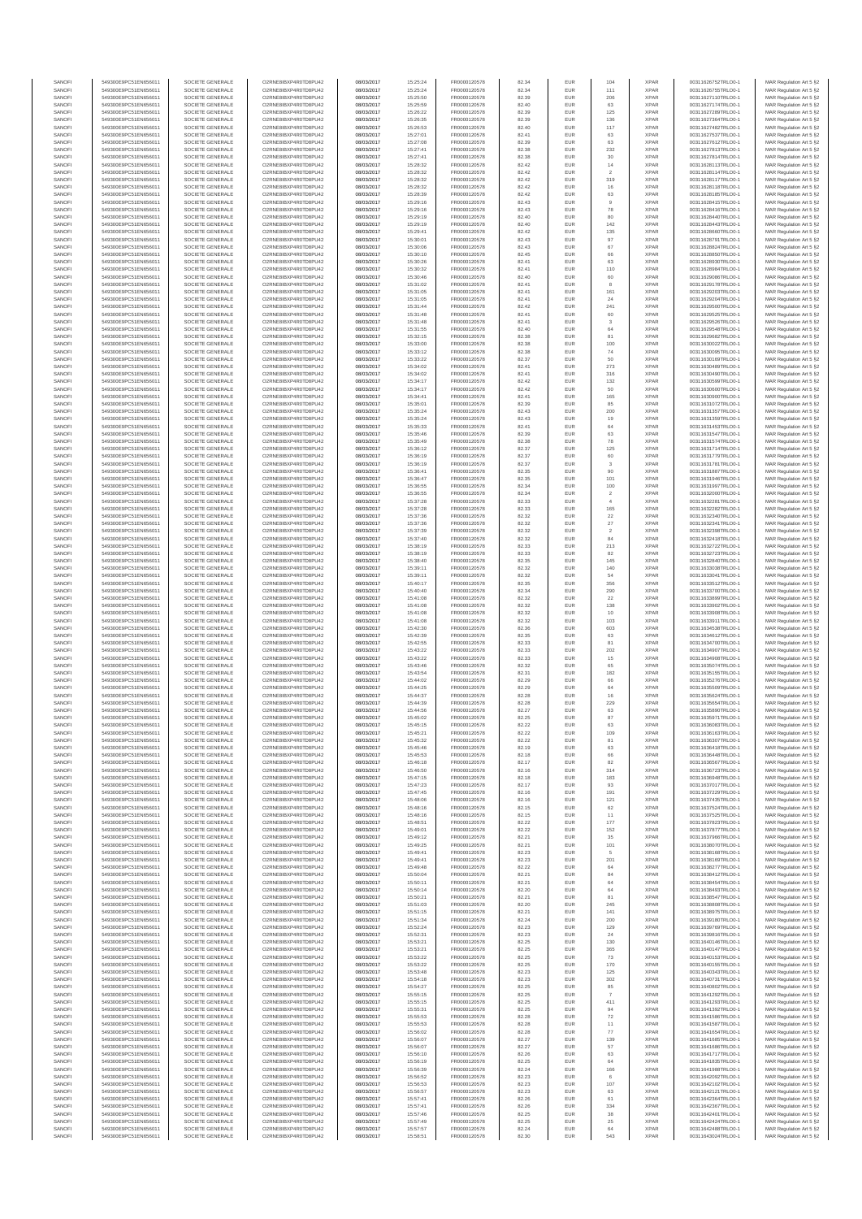| SANOFI | 549300E9PC51EN656011 | SOCIETE GENERALE | O2RNE8IBXP4R0TD8PU42 | 08/03/2017 | 15:25:24 | FR0000120578 | 82.34 | EUR | 104 | XPAR | 00311626752TRLO0-1 | MAR Regulation Art 5 §2 |
|---|---|---|---|---|---|---|---|---|---|---|---|---|
| SANOFI | 549300E9PC51EN656011 | SOCIETE GENERALE | O2RNE8IBXP4R0TD8PU42 | 08/03/2017 | 15:25:24 | FR0000120578 | 82.34 | EUR | 111 | XPAR | 00311626755TRLO0-1 | MAR Regulation Art 5 §2 |
| SANOFI | 549300E9PC51EN656011 | SOCIETE GENERALE | O2RNE8IBXP4R0TD8PU42 | 08/03/2017 | 15:25:50 | FR0000120578 | 82.39 | EUR | 206 | XPAR | 00311627110TRLO0-1 | MAR Regulation Art 5 §2 |
| SANOFI | 549300E9PC51EN656011 | SOCIETE GENERALE | O2RNE8IBXP4R0TD8PU42 | 08/03/2017 | 15:25:59 | FR0000120578 | 82.40 | EUR | 63 | XPAR | 00311627174TRLO0-1 | MAR Regulation Art 5 §2 |
| SANOFI | 549300E9PC51EN656011 | SOCIETE GENERALE | O2RNE8IBXP4R0TD8PU42 | 08/03/2017 | 15:26:22 | FR0000120578 | 82.39 | EUR | 125 | XPAR | 00311627289TRLO0-1 | MAR Regulation Art 5 §2 |
| SANOFI | 549300E9PC51EN656011 | SOCIETE GENERALE | O2RNE8IBXP4R0TD8PU42 | 08/03/2017 | 15:26:35 | FR0000120578 | 82.39 | EUR | 136 | XPAR | 00311627364TRLO0-1 | MAR Regulation Art 5 §2 |
| SANOFI | 549300E9PC51EN656011 | SOCIETE GENERALE | O2RNE8IBXP4R0TD8PU42 | 08/03/2017 | 15:26:53 | FR0000120578 | 82.40 | EUR | 117 | XPAR | 00311627482TRLO0-1 | MAR Regulation Art 5 §2 |
| SANOFI | 549300E9PC51EN656011 | SOCIETE GENERALE | O2RNE8IBXP4R0TD8PU42 | 08/03/2017 | 15:27:01 | FR0000120578 | 82.41 | EUR | 63 | XPAR | 00311627537TRLO0-1 | MAR Regulation Art 5 §2 |
| SANOFI | 549300E9PC51EN656011 | SOCIETE GENERALE | O2RNE8IBXP4R0TD8PU42 | 08/03/2017 | 15:27:08 | FR0000120578 | 82.39 | EUR | 63 | XPAR | 00311627612TRLO0-1 | MAR Regulation Art 5 §2 |
| SANOFI | 549300E9PC51EN656011 | SOCIETE GENERALE | O2RNE8IBXP4R0TD8PU42 | 08/03/2017 | 15:27:41 | FR0000120578 | 82.38 | EUR | 232 | XPAR | 00311627813TRLO0-1 | MAR Regulation Art 5 §2 |
| SANOFI | 549300E9PC51EN656011 | SOCIETE GENERALE | O2RNE8IBXP4R0TD8PU42 | 08/03/2017 | 15:27:41 | FR0000120578 | 82.38 | EUR | 30 | XPAR | 00311627814TRLO0-1 | MAR Regulation Art 5 §2 |
| SANOFI | 549300E9PC51EN656011 | SOCIETE GENERALE | O2RNE8IBXP4R0TD8PU42 | 08/03/2017 | 15:28:32 | FR0000120578 | 82.42 | EUR | 14 | XPAR | 00311628113TRLO0-1 | MAR Regulation Art 5 §2 |
| SANOFI | 549300E9PC51EN656011 | SOCIETE GENERALE | O2RNE8IBXP4R0TD8PU42 | 08/03/2017 | 15:28:32 | FR0000120578 | 82.42 | EUR | 2 | XPAR | 00311628114TRLO0-1 | MAR Regulation Art 5 §2 |
| SANOFI | 549300E9PC51EN656011 | SOCIETE GENERALE | O2RNE8IBXP4R0TD8PU42 | 08/03/2017 | 15:28:32 | FR0000120578 | 82.42 | EUR | 319 | XPAR | 00311628117TRLO0-1 | MAR Regulation Art 5 §2 |
| SANOFI | 549300E9PC51EN656011 | SOCIETE GENERALE | O2RNE8IBXP4R0TD8PU42 | 08/03/2017 | 15:28:32 | FR0000120578 | 82.42 | EUR | 16 | XPAR | 00311628118TRLO0-1 | MAR Regulation Art 5 §2 |
| SANOFI | 549300E9PC51EN656011 | SOCIETE GENERALE | O2RNE8IBXP4R0TD8PU42 | 08/03/2017 | 15:28:39 | FR0000120578 | 82.42 | EUR | 63 | XPAR | 00311628185TRLO0-1 | MAR Regulation Art 5 §2 |
| SANOFI | 549300E9PC51EN656011 | SOCIETE GENERALE | O2RNE8IBXP4R0TD8PU42 | 08/03/2017 | 15:29:16 | FR0000120578 | 82.43 | EUR | 9 | XPAR | 00311628415TRLO0-1 | MAR Regulation Art 5 §2 |
| SANOFI | 549300E9PC51EN656011 | SOCIETE GENERALE | O2RNE8IBXP4R0TD8PU42 | 08/03/2017 | 15:29:16 | FR0000120578 | 82.43 | EUR | 78 | XPAR | 00311628416TRLO0-1 | MAR Regulation Art 5 §2 |
| SANOFI | 549300E9PC51EN656011 | SOCIETE GENERALE | O2RNE8IBXP4R0TD8PU42 | 08/03/2017 | 15:29:19 | FR0000120578 | 82.40 | EUR | 80 | XPAR | 00311628440TRLO0-1 | MAR Regulation Art 5 §2 |
| SANOFI | 549300E9PC51EN656011 | SOCIETE GENERALE | O2RNE8IBXP4R0TD8PU42 | 08/03/2017 | 15:29:19 | FR0000120578 | 82.40 | EUR | 142 | XPAR | 00311628443TRLO0-1 | MAR Regulation Art 5 §2 |
| SANOFI | 549300E9PC51EN656011 | SOCIETE GENERALE | O2RNE8IBXP4R0TD8PU42 | 08/03/2017 | 15:29:41 | FR0000120578 | 82.42 | EUR | 135 | XPAR | 00311628660TRLO0-1 | MAR Regulation Art 5 §2 |
| SANOFI | 549300E9PC51EN656011 | SOCIETE GENERALE | O2RNE8IBXP4R0TD8PU42 | 08/03/2017 | 15:30:01 | FR0000120578 | 82.43 | EUR | 97 | XPAR | 00311628791TRLO0-1 | MAR Regulation Art 5 §2 |
| SANOFI | 549300E9PC51EN656011 | SOCIETE GENERALE | O2RNE8IBXP4R0TD8PU42 | 08/03/2017 | 15:30:06 | FR0000120578 | 82.43 | EUR | 67 | XPAR | 00311628824TRLO0-1 | MAR Regulation Art 5 §2 |
| SANOFI | 549300E9PC51EN656011 | SOCIETE GENERALE | O2RNE8IBXP4R0TD8PU42 | 08/03/2017 | 15:30:10 | FR0000120578 | 82.45 | EUR | 66 | XPAR | 00311628850TRLO0-1 | MAR Regulation Art 5 §2 |
| SANOFI | 549300E9PC51EN656011 | SOCIETE GENERALE | O2RNE8IBXP4R0TD8PU42 | 08/03/2017 | 15:30:26 | FR0000120578 | 82.41 | EUR | 63 | XPAR | 00311628930TRLO0-1 | MAR Regulation Art 5 §2 |
| SANOFI | 549300E9PC51EN656011 | SOCIETE GENERALE | O2RNE8IBXP4R0TD8PU42 | 08/03/2017 | 15:30:32 | FR0000120578 | 82.41 | EUR | 110 | XPAR | 00311628984TRLO0-1 | MAR Regulation Art 5 §2 |
| SANOFI | 549300E9PC51EN656011 | SOCIETE GENERALE | O2RNE8IBXP4R0TD8PU42 | 08/03/2017 | 15:30:46 | FR0000120578 | 82.40 | EUR | 60 | XPAR | 00311629086TRLO0-1 | MAR Regulation Art 5 §2 |
| SANOFI | 549300E9PC51EN656011 | SOCIETE GENERALE | O2RNE8IBXP4R0TD8PU42 | 08/03/2017 | 15:31:02 | FR0000120578 | 82.41 | EUR | 8 | XPAR | 00311629178TRLO0-1 | MAR Regulation Art 5 §2 |
| SANOFI | 549300E9PC51EN656011 | SOCIETE GENERALE | O2RNE8IBXP4R0TD8PU42 | 08/03/2017 | 15:31:05 | FR0000120578 | 82.41 | EUR | 161 | XPAR | 00311629203TRLO0-1 | MAR Regulation Art 5 §2 |
| SANOFI | 549300E9PC51EN656011 | SOCIETE GENERALE | O2RNE8IBXP4R0TD8PU42 | 08/03/2017 | 15:31:05 | FR0000120578 | 82.41 | EUR | 24 | XPAR | 00311629204TRLO0-1 | MAR Regulation Art 5 §2 |
| SANOFI | 549300E9PC51EN656011 | SOCIETE GENERALE | O2RNE8IBXP4R0TD8PU42 | 08/03/2017 | 15:31:44 | FR0000120578 | 82.42 | EUR | 241 | XPAR | 00311629500TRLO0-1 | MAR Regulation Art 5 §2 |
| SANOFI | 549300E9PC51EN656011 | SOCIETE GENERALE | O2RNE8IBXP4R0TD8PU42 | 08/03/2017 | 15:31:48 | FR0000120578 | 82.41 | EUR | 60 | XPAR | 00311629525TRLO0-1 | MAR Regulation Art 5 §2 |
| SANOFI | 549300E9PC51EN656011 | SOCIETE GENERALE | O2RNE8IBXP4R0TD8PU42 | 08/03/2017 | 15:31:48 | FR0000120578 | 82.41 | EUR | 3 | XPAR | 00311629526TRLO0-1 | MAR Regulation Art 5 §2 |
| SANOFI | 549300E9PC51EN656011 | SOCIETE GENERALE | O2RNE8IBXP4R0TD8PU42 | 08/03/2017 | 15:31:55 | FR0000120578 | 82.40 | EUR | 64 | XPAR | 00311629548TRLO0-1 | MAR Regulation Art 5 §2 |
| SANOFI | 549300E9PC51EN656011 | SOCIETE GENERALE | O2RNE8IBXP4R0TD8PU42 | 08/03/2017 | 15:32:15 | FR0000120578 | 82.38 | EUR | 81 | XPAR | 00311629682TRLO0-1 | MAR Regulation Art 5 §2 |
| SANOFI | 549300E9PC51EN656011 | SOCIETE GENERALE | O2RNE8IBXP4R0TD8PU42 | 08/03/2017 | 15:33:00 | FR0000120578 | 82.38 | EUR | 100 | XPAR | 00311630022TRLO0-1 | MAR Regulation Art 5 §2 |
| SANOFI | 549300E9PC51EN656011 | SOCIETE GENERALE | O2RNE8IBXP4R0TD8PU42 | 08/03/2017 | 15:33:12 | FR0000120578 | 82.38 | EUR | 74 | XPAR | 00311630095TRLO0-1 | MAR Regulation Art 5 §2 |
| SANOFI | 549300E9PC51EN656011 | SOCIETE GENERALE | O2RNE8IBXP4R0TD8PU42 | 08/03/2017 | 15:33:22 | FR0000120578 | 82.37 | EUR | 50 | XPAR | 00311630169TRLO0-1 | MAR Regulation Art 5 §2 |
| SANOFI | 549300E9PC51EN656011 | SOCIETE GENERALE | O2RNE8IBXP4R0TD8PU42 | 08/03/2017 | 15:34:02 | FR0000120578 | 82.41 | EUR | 273 | XPAR | 00311630489TRLO0-1 | MAR Regulation Art 5 §2 |
| SANOFI | 549300E9PC51EN656011 | SOCIETE GENERALE | O2RNE8IBXP4R0TD8PU42 | 08/03/2017 | 15:34:02 | FR0000120578 | 82.41 | EUR | 316 | XPAR | 00311630490TRLO0-1 | MAR Regulation Art 5 §2 |
| SANOFI | 549300E9PC51EN656011 | SOCIETE GENERALE | O2RNE8IBXP4R0TD8PU42 | 08/03/2017 | 15:34:17 | FR0000120578 | 82.42 | EUR | 132 | XPAR | 00311630599TRLO0-1 | MAR Regulation Art 5 §2 |
| SANOFI | 549300E9PC51EN656011 | SOCIETE GENERALE | O2RNE8IBXP4R0TD8PU42 | 08/03/2017 | 15:34:17 | FR0000120578 | 82.42 | EUR | 50 | XPAR | 00311630600TRLO0-1 | MAR Regulation Art 5 §2 |
| SANOFI | 549300E9PC51EN656011 | SOCIETE GENERALE | O2RNE8IBXP4R0TD8PU42 | 08/03/2017 | 15:34:41 | FR0000120578 | 82.41 | EUR | 165 | XPAR | 00311630800TRLO0-1 | MAR Regulation Art 5 §2 |
| SANOFI | 549300E9PC51EN656011 | SOCIETE GENERALE | O2RNE8IBXP4R0TD8PU42 | 08/03/2017 | 15:35:01 | FR0000120578 | 82.39 | EUR | 85 | XPAR | 00311631072TRLO0-1 | MAR Regulation Art 5 §2 |
| SANOFI | 549300E9PC51EN656011 | SOCIETE GENERALE | O2RNE8IBXP4R0TD8PU42 | 08/03/2017 | 15:35:24 | FR0000120578 | 82.43 | EUR | 200 | XPAR | 00311631357TRLO0-1 | MAR Regulation Art 5 §2 |
| SANOFI | 549300E9PC51EN656011 | SOCIETE GENERALE | O2RNE8IBXP4R0TD8PU42 | 08/03/2017 | 15:35:24 | FR0000120578 | 82.43 | EUR | 19 | XPAR | 00311631359TRLO0-1 | MAR Regulation Art 5 §2 |
| SANOFI | 549300E9PC51EN656011 | SOCIETE GENERALE | O2RNE8IBXP4R0TD8PU42 | 08/03/2017 | 15:35:33 | FR0000120578 | 82.41 | EUR | 64 | XPAR | 00311631453TRLO0-1 | MAR Regulation Art 5 §2 |
| SANOFI | 549300E9PC51EN656011 | SOCIETE GENERALE | O2RNE8IBXP4R0TD8PU42 | 08/03/2017 | 15:35:46 | FR0000120578 | 82.39 | EUR | 63 | XPAR | 00311631547TRLO0-1 | MAR Regulation Art 5 §2 |
| SANOFI | 549300E9PC51EN656011 | SOCIETE GENERALE | O2RNE8IBXP4R0TD8PU42 | 08/03/2017 | 15:35:49 | FR0000120578 | 82.38 | EUR | 78 | XPAR | 00311631574TRLO0-1 | MAR Regulation Art 5 §2 |
| SANOFI | 549300E9PC51EN656011 | SOCIETE GENERALE | O2RNE8IBXP4R0TD8PU42 | 08/03/2017 | 15:36:12 | FR0000120578 | 82.37 | EUR | 125 | XPAR | 00311631714TRLO0-1 | MAR Regulation Art 5 §2 |
| SANOFI | 549300E9PC51EN656011 | SOCIETE GENERALE | O2RNE8IBXP4R0TD8PU42 | 08/03/2017 | 15:36:19 | FR0000120578 | 82.37 | EUR | 60 | XPAR | 00311631779TRLO0-1 | MAR Regulation Art 5 §2 |
| SANOFI | 549300E9PC51EN656011 | SOCIETE GENERALE | O2RNE8IBXP4R0TD8PU42 | 08/03/2017 | 15:36:19 | FR0000120578 | 82.37 | EUR | 3 | XPAR | 00311631781TRLO0-1 | MAR Regulation Art 5 §2 |
| SANOFI | 549300E9PC51EN656011 | SOCIETE GENERALE | O2RNE8IBXP4R0TD8PU42 | 08/03/2017 | 15:36:41 | FR0000120578 | 82.35 | EUR | 90 | XPAR | 00311631887TRLO0-1 | MAR Regulation Art 5 §2 |
| SANOFI | 549300E9PC51EN656011 | SOCIETE GENERALE | O2RNE8IBXP4R0TD8PU42 | 08/03/2017 | 15:36:47 | FR0000120578 | 82.35 | EUR | 101 | XPAR | 00311631946TRLO0-1 | MAR Regulation Art 5 §2 |
| SANOFI | 549300E9PC51EN656011 | SOCIETE GENERALE | O2RNE8IBXP4R0TD8PU42 | 08/03/2017 | 15:36:55 | FR0000120578 | 82.34 | EUR | 100 | XPAR | 00311631997TRLO0-1 | MAR Regulation Art 5 §2 |
| SANOFI | 549300E9PC51EN656011 | SOCIETE GENERALE | O2RNE8IBXP4R0TD8PU42 | 08/03/2017 | 15:36:55 | FR0000120578 | 82.34 | EUR | 2 | XPAR | 00311632000TRLO0-1 | MAR Regulation Art 5 §2 |
| SANOFI | 549300E9PC51EN656011 | SOCIETE GENERALE | O2RNE8IBXP4R0TD8PU42 | 08/03/2017 | 15:37:28 | FR0000120578 | 82.33 | EUR | 4 | XPAR | 00311632281TRLO0-1 | MAR Regulation Art 5 §2 |
| SANOFI | 549300E9PC51EN656011 | SOCIETE GENERALE | O2RNE8IBXP4R0TD8PU42 | 08/03/2017 | 15:37:28 | FR0000120578 | 82.33 | EUR | 165 | XPAR | 00311632282TRLO0-1 | MAR Regulation Art 5 §2 |
| SANOFI | 549300E9PC51EN656011 | SOCIETE GENERALE | O2RNE8IBXP4R0TD8PU42 | 08/03/2017 | 15:37:36 | FR0000120578 | 82.32 | EUR | 22 | XPAR | 00311632340TRLO0-1 | MAR Regulation Art 5 §2 |
| SANOFI | 549300E9PC51EN656011 | SOCIETE GENERALE | O2RNE8IBXP4R0TD8PU42 | 08/03/2017 | 15:37:36 | FR0000120578 | 82.32 | EUR | 27 | XPAR | 00311632341TRLO0-1 | MAR Regulation Art 5 §2 |
| SANOFI | 549300E9PC51EN656011 | SOCIETE GENERALE | O2RNE8IBXP4R0TD8PU42 | 08/03/2017 | 15:37:39 | FR0000120578 | 82.32 | EUR | 2 | XPAR | 00311632398TRLO0-1 | MAR Regulation Art 5 §2 |
| SANOFI | 549300E9PC51EN656011 | SOCIETE GENERALE | O2RNE8IBXP4R0TD8PU42 | 08/03/2017 | 15:37:40 | FR0000120578 | 82.32 | EUR | 84 | XPAR | 00311632418TRLO0-1 | MAR Regulation Art 5 §2 |
| SANOFI | 549300E9PC51EN656011 | SOCIETE GENERALE | O2RNE8IBXP4R0TD8PU42 | 08/03/2017 | 15:38:19 | FR0000120578 | 82.33 | EUR | 213 | XPAR | 00311632722TRLO0-1 | MAR Regulation Art 5 §2 |
| SANOFI | 549300E9PC51EN656011 | SOCIETE GENERALE | O2RNE8IBXP4R0TD8PU42 | 08/03/2017 | 15:38:19 | FR0000120578 | 82.33 | EUR | 82 | XPAR | 00311632723TRLO0-1 | MAR Regulation Art 5 §2 |
| SANOFI | 549300E9PC51EN656011 | SOCIETE GENERALE | O2RNE8IBXP4R0TD8PU42 | 08/03/2017 | 15:38:40 | FR0000120578 | 82.35 | EUR | 145 | XPAR | 00311632840TRLO0-1 | MAR Regulation Art 5 §2 |
| SANOFI | 549300E9PC51EN656011 | SOCIETE GENERALE | O2RNE8IBXP4R0TD8PU42 | 08/03/2017 | 15:39:11 | FR0000120578 | 82.32 | EUR | 140 | XPAR | 00311633038TRLO0-1 | MAR Regulation Art 5 §2 |
| SANOFI | 549300E9PC51EN656011 | SOCIETE GENERALE | O2RNE8IBXP4R0TD8PU42 | 08/03/2017 | 15:39:11 | FR0000120578 | 82.32 | EUR | 54 | XPAR | 00311633041TRLO0-1 | MAR Regulation Art 5 §2 |
| SANOFI | 549300E9PC51EN656011 | SOCIETE GENERALE | O2RNE8IBXP4R0TD8PU42 | 08/03/2017 | 15:40:17 | FR0000120578 | 82.35 | EUR | 356 | XPAR | 00311633512TRLO0-1 | MAR Regulation Art 5 §2 |
| SANOFI | 549300E9PC51EN656011 | SOCIETE GENERALE | O2RNE8IBXP4R0TD8PU42 | 08/03/2017 | 15:40:40 | FR0000120578 | 82.34 | EUR | 290 | XPAR | 00311633700TRLO0-1 | MAR Regulation Art 5 §2 |
| SANOFI | 549300E9PC51EN656011 | SOCIETE GENERALE | O2RNE8IBXP4R0TD8PU42 | 08/03/2017 | 15:41:08 | FR0000120578 | 82.32 | EUR | 22 | XPAR | 00311633899TRLO0-1 | MAR Regulation Art 5 §2 |
| SANOFI | 549300E9PC51EN656011 | SOCIETE GENERALE | O2RNE8IBXP4R0TD8PU42 | 08/03/2017 | 15:41:08 | FR0000120578 | 82.32 | EUR | 138 | XPAR | 00311633902TRLO0-1 | MAR Regulation Art 5 §2 |
| SANOFI | 549300E9PC51EN656011 | SOCIETE GENERALE | O2RNE8IBXP4R0TD8PU42 | 08/03/2017 | 15:41:08 | FR0000120578 | 82.32 | EUR | 10 | XPAR | 00311633908TRLO0-1 | MAR Regulation Art 5 §2 |
| SANOFI | 549300E9PC51EN656011 | SOCIETE GENERALE | O2RNE8IBXP4R0TD8PU42 | 08/03/2017 | 15:41:08 | FR0000120578 | 82.32 | EUR | 103 | XPAR | 00311633911TRLO0-1 | MAR Regulation Art 5 §2 |
| SANOFI | 549300E9PC51EN656011 | SOCIETE GENERALE | O2RNE8IBXP4R0TD8PU42 | 08/03/2017 | 15:42:30 | FR0000120578 | 82.36 | EUR | 603 | XPAR | 00311634538TRLO0-1 | MAR Regulation Art 5 §2 |
| SANOFI | 549300E9PC51EN656011 | SOCIETE GENERALE | O2RNE8IBXP4R0TD8PU42 | 08/03/2017 | 15:42:39 | FR0000120578 | 82.35 | EUR | 63 | XPAR | 00311634612TRLO0-1 | MAR Regulation Art 5 §2 |
| SANOFI | 549300E9PC51EN656011 | SOCIETE GENERALE | O2RNE8IBXP4R0TD8PU42 | 08/03/2017 | 15:42:55 | FR0000120578 | 82.33 | EUR | 81 | XPAR | 00311634700TRLO0-1 | MAR Regulation Art 5 §2 |
| SANOFI | 549300E9PC51EN656011 | SOCIETE GENERALE | O2RNE8IBXP4R0TD8PU42 | 08/03/2017 | 15:43:22 | FR0000120578 | 82.33 | EUR | 202 | XPAR | 00311634897TRLO0-1 | MAR Regulation Art 5 §2 |
| SANOFI | 549300E9PC51EN656011 | SOCIETE GENERALE | O2RNE8IBXP4R0TD8PU42 | 08/03/2017 | 15:43:22 | FR0000120578 | 82.33 | EUR | 15 | XPAR | 00311634898TRLO0-1 | MAR Regulation Art 5 §2 |
| SANOFI | 549300E9PC51EN656011 | SOCIETE GENERALE | O2RNE8IBXP4R0TD8PU42 | 08/03/2017 | 15:43:46 | FR0000120578 | 82.32 | EUR | 65 | XPAR | 00311635074TRLO0-1 | MAR Regulation Art 5 §2 |
| SANOFI | 549300E9PC51EN656011 | SOCIETE GENERALE | O2RNE8IBXP4R0TD8PU42 | 08/03/2017 | 15:43:54 | FR0000120578 | 82.31 | EUR | 182 | XPAR | 00311635155TRLO0-1 | MAR Regulation Art 5 §2 |
| SANOFI | 549300E9PC51EN656011 | SOCIETE GENERALE | O2RNE8IBXP4R0TD8PU42 | 08/03/2017 | 15:44:02 | FR0000120578 | 82.29 | EUR | 66 | XPAR | 00311635276TRLO0-1 | MAR Regulation Art 5 §2 |
| SANOFI | 549300E9PC51EN656011 | SOCIETE GENERALE | O2RNE8IBXP4R0TD8PU42 | 08/03/2017 | 15:44:25 | FR0000120578 | 82.29 | EUR | 64 | XPAR | 00311635509TRLO0-1 | MAR Regulation Art 5 §2 |
| SANOFI | 549300E9PC51EN656011 | SOCIETE GENERALE | O2RNE8IBXP4R0TD8PU42 | 08/03/2017 | 15:44:37 | FR0000120578 | 82.28 | EUR | 16 | XPAR | 00311635624TRLO0-1 | MAR Regulation Art 5 §2 |
| SANOFI | 549300E9PC51EN656011 | SOCIETE GENERALE | O2RNE8IBXP4R0TD8PU42 | 08/03/2017 | 15:44:39 | FR0000120578 | 82.28 | EUR | 229 | XPAR | 00311635654TRLO0-1 | MAR Regulation Art 5 §2 |
| SANOFI | 549300E9PC51EN656011 | SOCIETE GENERALE | O2RNE8IBXP4R0TD8PU42 | 08/03/2017 | 15:44:58 | FR0000120578 | 82.27 | EUR | 63 | XPAR | 00311635890TRLO0-1 | MAR Regulation Art 5 §2 |
| SANOFI | 549300E9PC51EN656011 | SOCIETE GENERALE | O2RNE8IBXP4R0TD8PU42 | 08/03/2017 | 15:45:02 | FR0000120578 | 82.25 | EUR | 87 | XPAR | 00311635971TRLO0-1 | MAR Regulation Art 5 §2 |
| SANOFI | 549300E9PC51EN656011 | SOCIETE GENERALE | O2RNE8IBXP4R0TD8PU42 | 08/03/2017 | 15:45:15 | FR0000120578 | 82.22 | EUR | 63 | XPAR | 00311636083TRLO0-1 | MAR Regulation Art 5 §2 |
| SANOFI | 549300E9PC51EN656011 | SOCIETE GENERALE | O2RNE8IBXP4R0TD8PU42 | 08/03/2017 | 15:45:21 | FR0000120578 | 82.22 | EUR | 109 | XPAR | 00311636163TRLO0-1 | MAR Regulation Art 5 §2 |
| SANOFI | 549300E9PC51EN656011 | SOCIETE GENERALE | O2RNE8IBXP4R0TD8PU42 | 08/03/2017 | 15:45:32 | FR0000120578 | 82.22 | EUR | 81 | XPAR | 00311636307TRLO0-1 | MAR Regulation Art 5 §2 |
| SANOFI | 549300E9PC51EN656011 | SOCIETE GENERALE | O2RNE8IBXP4R0TD8PU42 | 08/03/2017 | 15:45:46 | FR0000120578 | 82.19 | EUR | 63 | XPAR | 00311636416TRLO0-1 | MAR Regulation Art 5 §2 |
| SANOFI | 549300E9PC51EN656011 | SOCIETE GENERALE | O2RNE8IBXP4R0TD8PU42 | 08/03/2017 | 15:45:53 | FR0000120578 | 82.18 | EUR | 66 | XPAR | 00311636448TRLO0-1 | MAR Regulation Art 5 §2 |
| SANOFI | 549300E9PC51EN656011 | SOCIETE GENERALE | O2RNE8IBXP4R0TD8PU42 | 08/03/2017 | 15:46:18 | FR0000120578 | 82.17 | EUR | 82 | XPAR | 00311636557TRLO0-1 | MAR Regulation Art 5 §2 |
| SANOFI | 549300E9PC51EN656011 | SOCIETE GENERALE | O2RNE8IBXP4R0TD8PU42 | 08/03/2017 | 15:46:50 | FR0000120578 | 82.16 | EUR | 314 | XPAR | 00311636723TRLO0-1 | MAR Regulation Art 5 §2 |
| SANOFI | 549300E9PC51EN656011 | SOCIETE GENERALE | O2RNE8IBXP4R0TD8PU42 | 08/03/2017 | 15:47:15 | FR0000120578 | 82.18 | EUR | 183 | XPAR | 00311636948TRLO0-1 | MAR Regulation Art 5 §2 |
| SANOFI | 549300E9PC51EN656011 | SOCIETE GENERALE | O2RNE8IBXP4R0TD8PU42 | 08/03/2017 | 15:47:23 | FR0000120578 | 82.17 | EUR | 93 | XPAR | 00311637017TRLO0-1 | MAR Regulation Art 5 §2 |
| SANOFI | 549300E9PC51EN656011 | SOCIETE GENERALE | O2RNE8IBXP4R0TD8PU42 | 08/03/2017 | 15:47:45 | FR0000120578 | 82.16 | EUR | 191 | XPAR | 00311637229TRLO0-1 | MAR Regulation Art 5 §2 |
| SANOFI | 549300E9PC51EN656011 | SOCIETE GENERALE | O2RNE8IBXP4R0TD8PU42 | 08/03/2017 | 15:48:06 | FR0000120578 | 82.16 | EUR | 121 | XPAR | 00311637435TRLO0-1 | MAR Regulation Art 5 §2 |
| SANOFI | 549300E9PC51EN656011 | SOCIETE GENERALE | O2RNE8IBXP4R0TD8PU42 | 08/03/2017 | 15:48:16 | FR0000120578 | 82.15 | EUR | 62 | XPAR | 00311637524TRLO0-1 | MAR Regulation Art 5 §2 |
| SANOFI | 549300E9PC51EN656011 | SOCIETE GENERALE | O2RNE8IBXP4R0TD8PU42 | 08/03/2017 | 15:48:16 | FR0000120578 | 82.15 | EUR | 11 | XPAR | 00311637526TRLO0-1 | MAR Regulation Art 5 §2 |
| SANOFI | 549300E9PC51EN656011 | SOCIETE GENERALE | O2RNE8IBXP4R0TD8PU42 | 08/03/2017 | 15:48:51 | FR0000120578 | 82.22 | EUR | 177 | XPAR | 00311637823TRLO0-1 | MAR Regulation Art 5 §2 |
| SANOFI | 549300E9PC51EN656011 | SOCIETE GENERALE | O2RNE8IBXP4R0TD8PU42 | 08/03/2017 | 15:49:01 | FR0000120578 | 82.22 | EUR | 152 | XPAR | 00311637877TRLO0-1 | MAR Regulation Art 5 §2 |
| SANOFI | 549300E9PC51EN656011 | SOCIETE GENERALE | O2RNE8IBXP4R0TD8PU42 | 08/03/2017 | 15:49:12 | FR0000120578 | 82.21 | EUR | 35 | XPAR | 00311637966TRLO0-1 | MAR Regulation Art 5 §2 |
| SANOFI | 549300E9PC51EN656011 | SOCIETE GENERALE | O2RNE8IBXP4R0TD8PU42 | 08/03/2017 | 15:49:25 | FR0000120578 | 82.21 | EUR | 101 | XPAR | 00311638070TRLO0-1 | MAR Regulation Art 5 §2 |
| SANOFI | 549300E9PC51EN656011 | SOCIETE GENERALE | O2RNE8IBXP4R0TD8PU42 | 08/03/2017 | 15:49:41 | FR0000120578 | 82.23 | EUR | 5 | XPAR | 00311638168TRLO0-1 | MAR Regulation Art 5 §2 |
| SANOFI | 549300E9PC51EN656011 | SOCIETE GENERALE | O2RNE8IBXP4R0TD8PU42 | 08/03/2017 | 15:49:41 | FR0000120578 | 82.23 | EUR | 201 | XPAR | 00311638169TRLO0-1 | MAR Regulation Art 5 §2 |
| SANOFI | 549300E9PC51EN656011 | SOCIETE GENERALE | O2RNE8IBXP4R0TD8PU42 | 08/03/2017 | 15:49:48 | FR0000120578 | 82.22 | EUR | 64 | XPAR | 00311638277TRLO0-1 | MAR Regulation Art 5 §2 |
| SANOFI | 549300E9PC51EN656011 | SOCIETE GENERALE | O2RNE8IBXP4R0TD8PU42 | 08/03/2017 | 15:50:04 | FR0000120578 | 82.21 | EUR | 84 | XPAR | 00311638412TRLO0-1 | MAR Regulation Art 5 §2 |
| SANOFI | 549300E9PC51EN656011 | SOCIETE GENERALE | O2RNE8IBXP4R0TD8PU42 | 08/03/2017 | 15:50:11 | FR0000120578 | 82.21 | EUR | 64 | XPAR | 00311638454TRLO0-1 | MAR Regulation Art 5 §2 |
| SANOFI | 549300E9PC51EN656011 | SOCIETE GENERALE | O2RNE8IBXP4R0TD8PU42 | 08/03/2017 | 15:50:14 | FR0000120578 | 82.20 | EUR | 64 | XPAR | 00311638493TRLO0-1 | MAR Regulation Art 5 §2 |
| SANOFI | 549300E9PC51EN656011 | SOCIETE GENERALE | O2RNE8IBXP4R0TD8PU42 | 08/03/2017 | 15:50:21 | FR0000120578 | 82.21 | EUR | 81 | XPAR | 00311638547TRLO0-1 | MAR Regulation Art 5 §2 |
| SANOFI | 549300E9PC51EN656011 | SOCIETE GENERALE | O2RNE8IBXP4R0TD8PU42 | 08/03/2017 | 15:51:03 | FR0000120578 | 82.20 | EUR | 245 | XPAR | 00311638808TRLO0-1 | MAR Regulation Art 5 §2 |
| SANOFI | 549300E9PC51EN656011 | SOCIETE GENERALE | O2RNE8IBXP4R0TD8PU42 | 08/03/2017 | 15:51:15 | FR0000120578 | 82.21 | EUR | 141 | XPAR | 00311638975TRLO0-1 | MAR Regulation Art 5 §2 |
| SANOFI | 549300E9PC51EN656011 | SOCIETE GENERALE | O2RNE8IBXP4R0TD8PU42 | 08/03/2017 | 15:51:34 | FR0000120578 | 82.24 | EUR | 200 | XPAR | 00311639180TRLO0-1 | MAR Regulation Art 5 §2 |
| SANOFI | 549300E9PC51EN656011 | SOCIETE GENERALE | O2RNE8IBXP4R0TD8PU42 | 08/03/2017 | 15:52:24 | FR0000120578 | 82.23 | EUR | 129 | XPAR | 00311639769TRLO0-1 | MAR Regulation Art 5 §2 |
| SANOFI | 549300E9PC51EN656011 | SOCIETE GENERALE | O2RNE8IBXP4R0TD8PU42 | 08/03/2017 | 15:52:31 | FR0000120578 | 82.23 | EUR | 24 | XPAR | 00311639816TRLO0-1 | MAR Regulation Art 5 §2 |
| SANOFI | 549300E9PC51EN656011 | SOCIETE GENERALE | O2RNE8IBXP4R0TD8PU42 | 08/03/2017 | 15:53:21 | FR0000120578 | 82.25 | EUR | 130 | XPAR | 00311640146TRLO0-1 | MAR Regulation Art 5 §2 |
| SANOFI | 549300E9PC51EN656011 | SOCIETE GENERALE | O2RNE8IBXP4R0TD8PU42 | 08/03/2017 | 15:53:21 | FR0000120578 | 82.25 | EUR | 365 | XPAR | 00311640147TRLO0-1 | MAR Regulation Art 5 §2 |
| SANOFI | 549300E9PC51EN656011 | SOCIETE GENERALE | O2RNE8IBXP4R0TD8PU42 | 08/03/2017 | 15:53:22 | FR0000120578 | 82.25 | EUR | 73 | XPAR | 00311640153TRLO0-1 | MAR Regulation Art 5 §2 |
| SANOFI | 549300E9PC51EN656011 | SOCIETE GENERALE | O2RNE8IBXP4R0TD8PU42 | 08/03/2017 | 15:53:22 | FR0000120578 | 82.25 | EUR | 170 | XPAR | 00311640155TRLO0-1 | MAR Regulation Art 5 §2 |
| SANOFI | 549300E9PC51EN656011 | SOCIETE GENERALE | O2RNE8IBXP4R0TD8PU42 | 08/03/2017 | 15:53:48 | FR0000120578 | 82.23 | EUR | 125 | XPAR | 00311640343TRLO0-1 | MAR Regulation Art 5 §2 |
| SANOFI | 549300E9PC51EN656011 | SOCIETE GENERALE | O2RNE8IBXP4R0TD8PU42 | 08/03/2017 | 15:54:18 | FR0000120578 | 82.23 | EUR | 302 | XPAR | 00311640731TRLO0-1 | MAR Regulation Art 5 §2 |
| SANOFI | 549300E9PC51EN656011 | SOCIETE GENERALE | O2RNE8IBXP4R0TD8PU42 | 08/03/2017 | 15:54:27 | FR0000120578 | 82.25 | EUR | 85 | XPAR | 00311640802TRLO0-1 | MAR Regulation Art 5 §2 |
| SANOFI | 549300E9PC51EN656011 | SOCIETE GENERALE | O2RNE8IBXP4R0TD8PU42 | 08/03/2017 | 15:55:15 | FR0000120578 | 82.25 | EUR | 7 | XPAR | 00311641292TRLO0-1 | MAR Regulation Art 5 §2 |
| SANOFI | 549300E9PC51EN656011 | SOCIETE GENERALE | O2RNE8IBXP4R0TD8PU42 | 08/03/2017 | 15:55:15 | FR0000120578 | 82.25 | EUR | 411 | XPAR | 00311641293TRLO0-1 | MAR Regulation Art 5 §2 |
| SANOFI | 549300E9PC51EN656011 | SOCIETE GENERALE | O2RNE8IBXP4R0TD8PU42 | 08/03/2017 | 15:55:31 | FR0000120578 | 82.25 | EUR | 94 | XPAR | 00311641392TRLO0-1 | MAR Regulation Art 5 §2 |
| SANOFI | 549300E9PC51EN656011 | SOCIETE GENERALE | O2RNE8IBXP4R0TD8PU42 | 08/03/2017 | 15:55:53 | FR0000120578 | 82.28 | EUR | 72 | XPAR | 00311641586TRLO0-1 | MAR Regulation Art 5 §2 |
| SANOFI | 549300E9PC51EN656011 | SOCIETE GENERALE | O2RNE8IBXP4R0TD8PU42 | 08/03/2017 | 15:55:53 | FR0000120578 | 82.28 | EUR | 11 | XPAR | 00311641587TRLO0-1 | MAR Regulation Art 5 §2 |
| SANOFI | 549300E9PC51EN656011 | SOCIETE GENERALE | O2RNE8IBXP4R0TD8PU42 | 08/03/2017 | 15:56:02 | FR0000120578 | 82.28 | EUR | 77 | XPAR | 00311641654TRLO0-1 | MAR Regulation Art 5 §2 |
| SANOFI | 549300E9PC51EN656011 | SOCIETE GENERALE | O2RNE8IBXP4R0TD8PU42 | 08/03/2017 | 15:56:07 | FR0000120578 | 82.27 | EUR | 139 | XPAR | 00311641685TRLO0-1 | MAR Regulation Art 5 §2 |
| SANOFI | 549300E9PC51EN656011 | SOCIETE GENERALE | O2RNE8IBXP4R0TD8PU42 | 08/03/2017 | 15:56:07 | FR0000120578 | 82.27 | EUR | 57 | XPAR | 00311641686TRLO0-1 | MAR Regulation Art 5 §2 |
| SANOFI | 549300E9PC51EN656011 | SOCIETE GENERALE | O2RNE8IBXP4R0TD8PU42 | 08/03/2017 | 15:56:10 | FR0000120578 | 82.26 | EUR | 63 | XPAR | 00311641717TRLO0-1 | MAR Regulation Art 5 §2 |
| SANOFI | 549300E9PC51EN656011 | SOCIETE GENERALE | O2RNE8IBXP4R0TD8PU42 | 08/03/2017 | 15:56:19 | FR0000120578 | 82.25 | EUR | 64 | XPAR | 00311641835TRLO0-1 | MAR Regulation Art 5 §2 |
| SANOFI | 549300E9PC51EN656011 | SOCIETE GENERALE | O2RNE8IBXP4R0TD8PU42 | 08/03/2017 | 15:56:39 | FR0000120578 | 82.24 | EUR | 166 | XPAR | 00311641988TRLO0-1 | MAR Regulation Art 5 §2 |
| SANOFI | 549300E9PC51EN656011 | SOCIETE GENERALE | O2RNE8IBXP4R0TD8PU42 | 08/03/2017 | 15:56:52 | FR0000120578 | 82.23 | EUR | 6 | XPAR | 00311642092TRLO0-1 | MAR Regulation Art 5 §2 |
| SANOFI | 549300E9PC51EN656011 | SOCIETE GENERALE | O2RNE8IBXP4R0TD8PU42 | 08/03/2017 | 15:56:53 | FR0000120578 | 82.23 | EUR | 107 | XPAR | 00311642102TRLO0-1 | MAR Regulation Art 5 §2 |
| SANOFI | 549300E9PC51EN656011 | SOCIETE GENERALE | O2RNE8IBXP4R0TD8PU42 | 08/03/2017 | 15:56:57 | FR0000120578 | 82.23 | EUR | 63 | XPAR | 00311642121TRLO0-1 | MAR Regulation Art 5 §2 |
| SANOFI | 549300E9PC51EN656011 | SOCIETE GENERALE | O2RNE8IBXP4R0TD8PU42 | 08/03/2017 | 15:57:41 | FR0000120578 | 82.26 | EUR | 61 | XPAR | 00311642364TRLO0-1 | MAR Regulation Art 5 §2 |
| SANOFI | 549300E9PC51EN656011 | SOCIETE GENERALE | O2RNE8IBXP4R0TD8PU42 | 08/03/2017 | 15:57:41 | FR0000120578 | 82.26 | EUR | 334 | XPAR | 00311642367TRLO0-1 | MAR Regulation Art 5 §2 |
| SANOFI | 549300E9PC51EN656011 | SOCIETE GENERALE | O2RNE8IBXP4R0TD8PU42 | 08/03/2017 | 15:57:46 | FR0000120578 | 82.25 | EUR | 38 | XPAR | 00311642401TRLO0-1 | MAR Regulation Art 5 §2 |
| SANOFI | 549300E9PC51EN656011 | SOCIETE GENERALE | O2RNE8IBXP4R0TD8PU42 | 08/03/2017 | 15:57:49 | FR0000120578 | 82.25 | EUR | 25 | XPAR | 00311642424TRLO0-1 | MAR Regulation Art 5 §2 |
| SANOFI | 549300E9PC51EN656011 | SOCIETE GENERALE | O2RNE8IBXP4R0TD8PU42 | 08/03/2017 | 15:57:57 | FR0000120578 | 82.24 | EUR | 64 | XPAR | 00311642488TRLO0-1 | MAR Regulation Art 5 §2 |
| SANOFI | 549300E9PC51EN656011 | SOCIETE GENERALE | O2RNE8IBXP4R0TD8PU42 | 08/03/2017 | 15:58:51 | FR0000120578 | 82.30 | EUR | 543 | XPAR | 00311643024TRLO0-1 | MAR Regulation Art 5 §2 |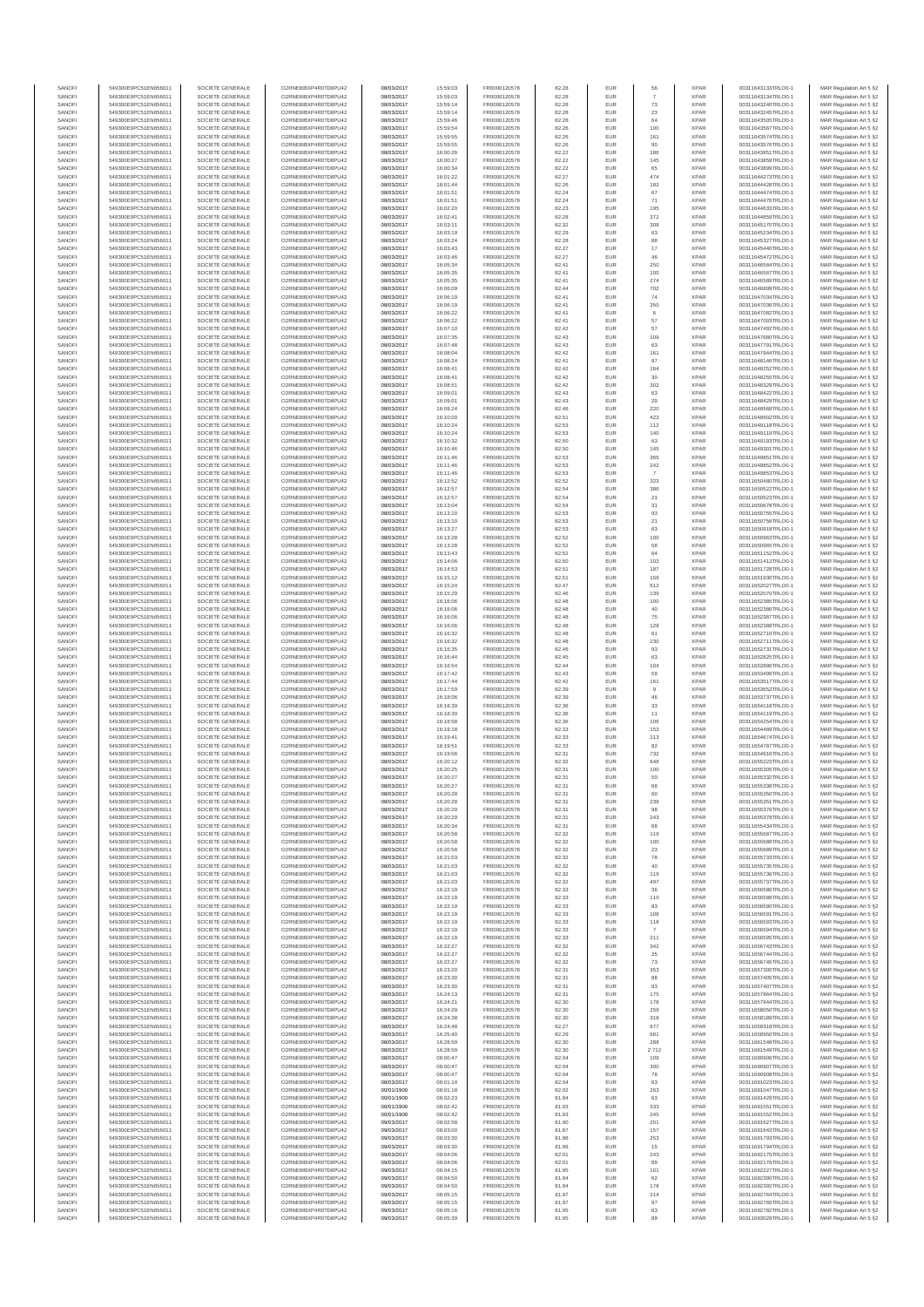| SANOFI | 549300E9PC51EN656011 | SOCIETE GENERALE | O2RNE8IBXP4R0TD8PU42 | 08/03/2017 | 15:59:03 | FR0000120578 | 82.28 | EUR | 56 | XPAR | 00311643133TRLO0-1 | MAR Regulation Art 5 §2 |
|---|---|---|---|---|---|---|---|---|---|---|---|---|
| SANOFI | 549300E9PC51EN656011 | SOCIETE GENERALE | O2RNE8IBXP4R0TD8PU42 | 08/03/2017 | 15:59:03 | FR0000120578 | 82.28 | EUR | 7 | XPAR | 00311643134TRLO0-1 | MAR Regulation Art 5 §2 |
| SANOFI | 549300E9PC51EN656011 | SOCIETE GENERALE | O2RNE8IBXP4R0TD8PU42 | 08/03/2017 | 15:59:14 | FR0000120578 | 82.28 | EUR | 73 | XPAR | 00311643240TRLO0-1 | MAR Regulation Art 5 §2 |
| SANOFI | 549300E9PC51EN656011 | SOCIETE GENERALE | O2RNE8IBXP4R0TD8PU42 | 08/03/2017 | 15:59:14 | FR0000120578 | 82.28 | EUR | 23 | XPAR | 00311643245TRLO0-1 | MAR Regulation Art 5 §2 |
| SANOFI | 549300E9PC51EN656011 | SOCIETE GENERALE | O2RNE8IBXP4R0TD8PU42 | 08/03/2017 | 15:59:46 | FR0000120578 | 82.28 | EUR | 84 | XPAR | 00311643505TRLO0-1 | MAR Regulation Art 5 §2 |
| SANOFI | 549300E9PC51EN656011 | SOCIETE GENERALE | O2RNE8IBXP4R0TD8PU42 | 08/03/2017 | 15:59:54 | FR0000120578 | 82.26 | EUR | 100 | XPAR | 00311643567TRLO0-1 | MAR Regulation Art 5 §2 |
| SANOFI | 549300E9PC51EN656011 | SOCIETE GENERALE | O2RNE8IBXP4R0TD8PU42 | 08/03/2017 | 15:59:55 | FR0000120578 | 82.26 | EUR | 161 | XPAR | 00311643574TRLO0-1 | MAR Regulation Art 5 §2 |
| SANOFI | 549300E9PC51EN656011 | SOCIETE GENERALE | O2RNE8IBXP4R0TD8PU42 | 08/03/2017 | 15:59:55 | FR0000120578 | 82.26 | EUR | 90 | XPAR | 00311643576TRLO0-1 | MAR Regulation Art 5 §2 |
| SANOFI | 549300E9PC51EN656011 | SOCIETE GENERALE | O2RNE8IBXP4R0TD8PU42 | 08/03/2017 | 16:00:26 | FR0000120578 | 82.22 | EUR | 186 | XPAR | 00311643851TRLO0-1 | MAR Regulation Art 5 §2 |
| SANOFI | 549300E9PC51EN656011 | SOCIETE GENERALE | O2RNE8IBXP4R0TD8PU42 | 08/03/2017 | 16:00:27 | FR0000120578 | 82.22 | EUR | 145 | XPAR | 00311643859TRLO0-1 | MAR Regulation Art 5 §2 |
| SANOFI | 549300E9PC51EN656011 | SOCIETE GENERALE | O2RNE8IBXP4R0TD8PU42 | 08/03/2017 | 16:00:34 | FR0000120578 | 82.22 | EUR | 65 | XPAR | 00311643899TRLO0-1 | MAR Regulation Art 5 §2 |
| SANOFI | 549300E9PC51EN656011 | SOCIETE GENERALE | O2RNE8IBXP4R0TD8PU42 | 08/03/2017 | 16:01:22 | FR0000120578 | 82.27 | EUR | 474 | XPAR | 00311644273TRLO0-1 | MAR Regulation Art 5 §2 |
| SANOFI | 549300E9PC51EN656011 | SOCIETE GENERALE | O2RNE8IBXP4R0TD8PU42 | 08/03/2017 | 16:01:44 | FR0000120578 | 82.26 | EUR | 182 | XPAR | 00311644428TRLO0-1 | MAR Regulation Art 5 §2 |
| SANOFI | 549300E9PC51EN656011 | SOCIETE GENERALE | O2RNE8IBXP4R0TD8PU42 | 08/03/2017 | 16:01:51 | FR0000120578 | 82.24 | EUR | 67 | XPAR | 00311644474TRLO0-1 | MAR Regulation Art 5 §2 |
| SANOFI | 549300E9PC51EN656011 | SOCIETE GENERALE | O2RNE8IBXP4R0TD8PU42 | 08/03/2017 | 16:01:51 | FR0000120578 | 82.24 | EUR | 71 | XPAR | 00311644476TRLO0-1 | MAR Regulation Art 5 §2 |
| SANOFI | 549300E9PC51EN656011 | SOCIETE GENERALE | O2RNE8IBXP4R0TD8PU42 | 08/03/2017 | 16:02:20 | FR0000120578 | 82.23 | EUR | 195 | XPAR | 00311644633TRLO0-1 | MAR Regulation Art 5 §2 |
| SANOFI | 549300E9PC51EN656011 | SOCIETE GENERALE | O2RNE8IBXP4R0TD8PU42 | 08/03/2017 | 16:02:41 | FR0000120578 | 82.28 | EUR | 372 | XPAR | 00311644859TRLO0-1 | MAR Regulation Art 5 §2 |
| SANOFI | 549300E9PC51EN656011 | SOCIETE GENERALE | O2RNE8IBXP4R0TD8PU42 | 08/03/2017 | 16:03:11 | FR0000120578 | 82.32 | EUR | 308 | XPAR | 00311645170TRLO0-1 | MAR Regulation Art 5 §2 |
| SANOFI | 549300E9PC51EN656011 | SOCIETE GENERALE | O2RNE8IBXP4R0TD8PU42 | 08/03/2017 | 16:03:19 | FR0000120578 | 82.29 | EUR | 63 | XPAR | 00311645234TRLO0-1 | MAR Regulation Art 5 §2 |
| SANOFI | 549300E9PC51EN656011 | SOCIETE GENERALE | O2RNE8IBXP4R0TD8PU42 | 08/03/2017 | 16:03:24 | FR0000120578 | 82.28 | EUR | 88 | XPAR | 00311645327TRLO0-1 | MAR Regulation Art 5 §2 |
| SANOFI | 549300E9PC51EN656011 | SOCIETE GENERALE | O2RNE8IBXP4R0TD8PU42 | 08/03/2017 | 16:03:43 | FR0000120578 | 82.27 | EUR | 17 | XPAR | 00311645440TRLO0-1 | MAR Regulation Art 5 §2 |
| SANOFI | 549300E9PC51EN656011 | SOCIETE GENERALE | O2RNE8IBXP4R0TD8PU42 | 08/03/2017 | 16:03:46 | FR0000120578 | 82.27 | EUR | 46 | XPAR | 00311645472TRLO0-1 | MAR Regulation Art 5 §2 |
| SANOFI | 549300E9PC51EN656011 | SOCIETE GENERALE | O2RNE8IBXP4R0TD8PU42 | 08/03/2017 | 16:05:34 | FR0000120578 | 82.41 | EUR | 250 | XPAR | 00311646584TRLO0-1 | MAR Regulation Art 5 §2 |
| SANOFI | 549300E9PC51EN656011 | SOCIETE GENERALE | O2RNE8IBXP4R0TD8PU42 | 08/03/2017 | 16:05:35 | FR0000120578 | 82.41 | EUR | 100 | XPAR | 00311646587TRLO0-1 | MAR Regulation Art 5 §2 |
| SANOFI | 549300E9PC51EN656011 | SOCIETE GENERALE | O2RNE8IBXP4R0TD8PU42 | 08/03/2017 | 16:05:35 | FR0000120578 | 82.41 | EUR | 274 | XPAR | 00311646589TRLO0-1 | MAR Regulation Art 5 §2 |
| SANOFI | 549300E9PC51EN656011 | SOCIETE GENERALE | O2RNE8IBXP4R0TD8PU42 | 08/03/2017 | 16:06:09 | FR0000120578 | 82.44 | EUR | 702 | XPAR | 00311646899TRLO0-1 | MAR Regulation Art 5 §2 |
| SANOFI | 549300E9PC51EN656011 | SOCIETE GENERALE | O2RNE8IBXP4R0TD8PU42 | 08/03/2017 | 16:06:19 | FR0000120578 | 82.41 | EUR | 74 | XPAR | 00311647034TRLO0-1 | MAR Regulation Art 5 §2 |
| SANOFI | 549300E9PC51EN656011 | SOCIETE GENERALE | O2RNE8IBXP4R0TD8PU42 | 08/03/2017 | 16:06:19 | FR0000120578 | 82.41 | EUR | 350 | XPAR | 00311647036TRLO0-1 | MAR Regulation Art 5 §2 |
| SANOFI | 549300E9PC51EN656011 | SOCIETE GENERALE | O2RNE8IBXP4R0TD8PU42 | 08/03/2017 | 16:06:22 | FR0000120578 | 82.41 | EUR | 6 | XPAR | 00311647082TRLO0-1 | MAR Regulation Art 5 §2 |
| SANOFI | 549300E9PC51EN656011 | SOCIETE GENERALE | O2RNE8IBXP4R0TD8PU42 | 08/03/2017 | 16:06:22 | FR0000120578 | 82.41 | EUR | 57 | XPAR | 00311647093TRLO0-1 | MAR Regulation Art 5 §2 |
| SANOFI | 549300E9PC51EN656011 | SOCIETE GENERALE | O2RNE8IBXP4R0TD8PU42 | 08/03/2017 | 16:07:10 | FR0000120578 | 82.42 | EUR | 57 | XPAR | 00311647492TRLO0-1 | MAR Regulation Art 5 §2 |
| SANOFI | 549300E9PC51EN656011 | SOCIETE GENERALE | O2RNE8IBXP4R0TD8PU42 | 08/03/2017 | 16:07:35 | FR0000120578 | 82.43 | EUR | 109 | XPAR | 00311647680TRLO0-1 | MAR Regulation Art 5 §2 |
| SANOFI | 549300E9PC51EN656011 | SOCIETE GENERALE | O2RNE8IBXP4R0TD8PU42 | 08/03/2017 | 16:07:48 | FR0000120578 | 82.43 | EUR | 63 | XPAR | 00311647791TRLO0-1 | MAR Regulation Art 5 §2 |
| SANOFI | 549300E9PC51EN656011 | SOCIETE GENERALE | O2RNE8IBXP4R0TD8PU42 | 08/03/2017 | 16:08:04 | FR0000120578 | 82.42 | EUR | 161 | XPAR | 00311647944TRLO0-1 | MAR Regulation Art 5 §2 |
| SANOFI | 549300E9PC51EN656011 | SOCIETE GENERALE | O2RNE8IBXP4R0TD8PU42 | 08/03/2017 | 16:08:24 | FR0000120578 | 82.41 | EUR | 97 | XPAR | 00311648146TRLO0-1 | MAR Regulation Art 5 §2 |
| SANOFI | 549300E9PC51EN656011 | SOCIETE GENERALE | O2RNE8IBXP4R0TD8PU42 | 08/03/2017 | 16:08:41 | FR0000120578 | 82.42 | EUR | 164 | XPAR | 00311648252TRLO0-1 | MAR Regulation Art 5 §2 |
| SANOFI | 549300E9PC51EN656011 | SOCIETE GENERALE | O2RNE8IBXP4R0TD8PU42 | 08/03/2017 | 16:08:41 | FR0000120578 | 82.42 | EUR | 30 | XPAR | 00311648255TRLO0-1 | MAR Regulation Art 5 §2 |
| SANOFI | 549300E9PC51EN656011 | SOCIETE GENERALE | O2RNE8IBXP4R0TD8PU42 | 08/03/2017 | 16:08:51 | FR0000120578 | 82.42 | EUR | 302 | XPAR | 00311648329TRLO0-1 | MAR Regulation Art 5 §2 |
| SANOFI | 549300E9PC51EN656011 | SOCIETE GENERALE | O2RNE8IBXP4R0TD8PU42 | 08/03/2017 | 16:09:01 | FR0000120578 | 82.43 | EUR | 63 | XPAR | 00311648422TRLO0-1 | MAR Regulation Art 5 §2 |
| SANOFI | 549300E9PC51EN656011 | SOCIETE GENERALE | O2RNE8IBXP4R0TD8PU42 | 08/03/2017 | 16:09:01 | FR0000120578 | 82.43 | EUR | 29 | XPAR | 00311648426TRLO0-1 | MAR Regulation Art 5 §2 |
| SANOFI | 549300E9PC51EN656011 | SOCIETE GENERALE | O2RNE8IBXP4R0TD8PU42 | 08/03/2017 | 16:09:24 | FR0000120578 | 82.46 | EUR | 220 | XPAR | 00311648568TRLO0-1 | MAR Regulation Art 5 §2 |
| SANOFI | 549300E9PC51EN656011 | SOCIETE GENERALE | O2RNE8IBXP4R0TD8PU42 | 08/03/2017 | 16:10:00 | FR0000120578 | 82.51 | EUR | 423 | XPAR | 00311648892TRLO0-1 | MAR Regulation Art 5 §2 |
| SANOFI | 549300E9PC51EN656011 | SOCIETE GENERALE | O2RNE8IBXP4R0TD8PU42 | 08/03/2017 | 16:10:24 | FR0000120578 | 82.53 | EUR | 112 | XPAR | 00311649118TRLO0-1 | MAR Regulation Art 5 §2 |
| SANOFI | 549300E9PC51EN656011 | SOCIETE GENERALE | O2RNE8IBXP4R0TD8PU42 | 08/03/2017 | 16:10:24 | FR0000120578 | 82.53 | EUR | 140 | XPAR | 00311649119TRLO0-1 | MAR Regulation Art 5 §2 |
| SANOFI | 549300E9PC51EN656011 | SOCIETE GENERALE | O2RNE8IBXP4R0TD8PU42 | 08/03/2017 | 16:10:32 | FR0000120578 | 82.50 | EUR | 63 | XPAR | 00311649193TRLO0-1 | MAR Regulation Art 5 §2 |
| SANOFI | 549300E9PC51EN656011 | SOCIETE GENERALE | O2RNE8IBXP4R0TD8PU42 | 08/03/2017 | 16:10:46 | FR0000120578 | 82.50 | EUR | 145 | XPAR | 00311649301TRLO0-1 | MAR Regulation Art 5 §2 |
| SANOFI | 549300E9PC51EN656011 | SOCIETE GENERALE | O2RNE8IBXP4R0TD8PU42 | 08/03/2017 | 16:11:46 | FR0000120578 | 82.53 | EUR | 365 | XPAR | 00311649851TRLO0-1 | MAR Regulation Art 5 §2 |
| SANOFI | 549300E9PC51EN656011 | SOCIETE GENERALE | O2RNE8IBXP4R0TD8PU42 | 08/03/2017 | 16:11:46 | FR0000120578 | 82.53 | EUR | 242 | XPAR | 00311649852TRLO0-1 | MAR Regulation Art 5 §2 |
| SANOFI | 549300E9PC51EN656011 | SOCIETE GENERALE | O2RNE8IBXP4R0TD8PU42 | 08/03/2017 | 16:11:46 | FR0000120578 | 82.53 | EUR | 7 | XPAR | 00311649853TRLO0-1 | MAR Regulation Art 5 §2 |
| SANOFI | 549300E9PC51EN656011 | SOCIETE GENERALE | O2RNE8IBXP4R0TD8PU42 | 08/03/2017 | 16:12:52 | FR0000120578 | 82.52 | EUR | 323 | XPAR | 00311650480TRLO0-1 | MAR Regulation Art 5 §2 |
| SANOFI | 549300E9PC51EN656011 | SOCIETE GENERALE | O2RNE8IBXP4R0TD8PU42 | 08/03/2017 | 16:12:57 | FR0000120578 | 82.54 | EUR | 386 | XPAR | 00311650522TRLO0-1 | MAR Regulation Art 5 §2 |
| SANOFI | 549300E9PC51EN656011 | SOCIETE GENERALE | O2RNE8IBXP4R0TD8PU42 | 08/03/2017 | 16:12:57 | FR0000120578 | 82.54 | EUR | 21 | XPAR | 00311650523TRLO0-1 | MAR Regulation Art 5 §2 |
| SANOFI | 549300E9PC51EN656011 | SOCIETE GENERALE | O2RNE8IBXP4R0TD8PU42 | 08/03/2017 | 16:13:04 | FR0000120578 | 82.54 | EUR | 31 | XPAR | 00311650678TRLO0-1 | MAR Regulation Art 5 §2 |
| SANOFI | 549300E9PC51EN656011 | SOCIETE GENERALE | O2RNE8IBXP4R0TD8PU42 | 08/03/2017 | 16:13:10 | FR0000120578 | 82.53 | EUR | 93 | XPAR | 00311650755TRLO0-1 | MAR Regulation Art 5 §2 |
| SANOFI | 549300E9PC51EN656011 | SOCIETE GENERALE | O2RNE8IBXP4R0TD8PU42 | 08/03/2017 | 16:13:10 | FR0000120578 | 82.53 | EUR | 21 | XPAR | 00311650756TRLO0-1 | MAR Regulation Art 5 §2 |
| SANOFI | 549300E9PC51EN656011 | SOCIETE GENERALE | O2RNE8IBXP4R0TD8PU42 | 08/03/2017 | 16:13:27 | FR0000120578 | 82.53 | EUR | 63 | XPAR | 00311650918TRLO0-1 | MAR Regulation Art 5 §2 |
| SANOFI | 549300E9PC51EN656011 | SOCIETE GENERALE | O2RNE8IBXP4R0TD8PU42 | 08/03/2017 | 16:13:28 | FR0000120578 | 82.52 | EUR | 100 | XPAR | 00311650963TRLO0-1 | MAR Regulation Art 5 §2 |
| SANOFI | 549300E9PC51EN656011 | SOCIETE GENERALE | O2RNE8IBXP4R0TD8PU42 | 08/03/2017 | 16:13:28 | FR0000120578 | 82.52 | EUR | 58 | XPAR | 00311650965TRLO0-1 | MAR Regulation Art 5 §2 |
| SANOFI | 549300E9PC51EN656011 | SOCIETE GENERALE | O2RNE8IBXP4R0TD8PU42 | 08/03/2017 | 16:13:43 | FR0000120578 | 82.52 | EUR | 64 | XPAR | 00311651152TRLO0-1 | MAR Regulation Art 5 §2 |
| SANOFI | 549300E9PC51EN656011 | SOCIETE GENERALE | O2RNE8IBXP4R0TD8PU42 | 08/03/2017 | 16:14:06 | FR0000120578 | 82.50 | EUR | 103 | XPAR | 00311651412TRLO0-1 | MAR Regulation Art 5 §2 |
| SANOFI | 549300E9PC51EN656011 | SOCIETE GENERALE | O2RNE8IBXP4R0TD8PU42 | 08/03/2017 | 16:14:53 | FR0000120578 | 82.51 | EUR | 187 | XPAR | 00311651728TRLO0-1 | MAR Regulation Art 5 §2 |
| SANOFI | 549300E9PC51EN656011 | SOCIETE GENERALE | O2RNE8IBXP4R0TD8PU42 | 08/03/2017 | 16:15:12 | FR0000120578 | 82.51 | EUR | 159 | XPAR | 00311651930TRLO0-1 | MAR Regulation Art 5 §2 |
| SANOFI | 549300E9PC51EN656011 | SOCIETE GENERALE | O2RNE8IBXP4R0TD8PU42 | 08/03/2017 | 16:15:24 | FR0000120578 | 82.47 | EUR | 612 | XPAR | 00311652027TRLO0-1 | MAR Regulation Art 5 §2 |
| SANOFI | 549300E9PC51EN656011 | SOCIETE GENERALE | O2RNE8IBXP4R0TD8PU42 | 08/03/2017 | 16:15:29 | FR0000120578 | 82.46 | EUR | 139 | XPAR | 00311652070TRLO0-1 | MAR Regulation Art 5 §2 |
| SANOFI | 549300E9PC51EN656011 | SOCIETE GENERALE | O2RNE8IBXP4R0TD8PU42 | 08/03/2017 | 16:16:06 | FR0000120578 | 82.48 | EUR | 100 | XPAR | 00311652385TRLO0-1 | MAR Regulation Art 5 §2 |
| SANOFI | 549300E9PC51EN656011 | SOCIETE GENERALE | O2RNE8IBXP4R0TD8PU42 | 08/03/2017 | 16:16:06 | FR0000120578 | 82.48 | EUR | 40 | XPAR | 00311652386TRLO0-1 | MAR Regulation Art 5 §2 |
| SANOFI | 549300E9PC51EN656011 | SOCIETE GENERALE | O2RNE8IBXP4R0TD8PU42 | 08/03/2017 | 16:16:06 | FR0000120578 | 82.48 | EUR | 75 | XPAR | 00311652387TRLO0-1 | MAR Regulation Art 5 §2 |
| SANOFI | 549300E9PC51EN656011 | SOCIETE GENERALE | O2RNE8IBXP4R0TD8PU42 | 08/03/2017 | 16:16:06 | FR0000120578 | 82.48 | EUR | 129 | XPAR | 00311652388TRLO0-1 | MAR Regulation Art 5 §2 |
| SANOFI | 549300E9PC51EN656011 | SOCIETE GENERALE | O2RNE8IBXP4R0TD8PU42 | 08/03/2017 | 16:16:32 | FR0000120578 | 82.48 | EUR | 61 | XPAR | 00311652710TRLO0-1 | MAR Regulation Art 5 §2 |
| SANOFI | 549300E9PC51EN656011 | SOCIETE GENERALE | O2RNE8IBXP4R0TD8PU42 | 08/03/2017 | 16:16:32 | FR0000120578 | 82.48 | EUR | 230 | XPAR | 00311652711TRLO0-1 | MAR Regulation Art 5 §2 |
| SANOFI | 549300E9PC51EN656011 | SOCIETE GENERALE | O2RNE8IBXP4R0TD8PU42 | 08/03/2017 | 16:16:35 | FR0000120578 | 82.46 | EUR | 93 | XPAR | 00311652731TRLO0-1 | MAR Regulation Art 5 §2 |
| SANOFI | 549300E9PC51EN656011 | SOCIETE GENERALE | O2RNE8IBXP4R0TD8PU42 | 08/03/2017 | 16:16:44 | FR0000120578 | 82.45 | EUR | 63 | XPAR | 00311652825TRLO0-1 | MAR Regulation Art 5 §2 |
| SANOFI | 549300E9PC51EN656011 | SOCIETE GENERALE | O2RNE8IBXP4R0TD8PU42 | 08/03/2017 | 16:16:54 | FR0000120578 | 82.44 | EUR | 104 | XPAR | 00311652896TRLO0-1 | MAR Regulation Art 5 §2 |
| SANOFI | 549300E9PC51EN656011 | SOCIETE GENERALE | O2RNE8IBXP4R0TD8PU42 | 08/03/2017 | 16:17:42 | FR0000120578 | 82.43 | EUR | 59 | XPAR | 00311653498TRLO0-1 | MAR Regulation Art 5 §2 |
| SANOFI | 549300E9PC51EN656011 | SOCIETE GENERALE | O2RNE8IBXP4R0TD8PU42 | 08/03/2017 | 16:17:44 | FR0000120578 | 82.42 | EUR | 161 | XPAR | 00311653517TRLO0-1 | MAR Regulation Art 5 §2 |
| SANOFI | 549300E9PC51EN656011 | SOCIETE GENERALE | O2RNE8IBXP4R0TD8PU42 | 08/03/2017 | 16:17:59 | FR0000120578 | 82.39 | EUR | 9 | XPAR | 00311653652TRLO0-1 | MAR Regulation Art 5 §2 |
| SANOFI | 549300E9PC51EN656011 | SOCIETE GENERALE | O2RNE8IBXP4R0TD8PU42 | 08/03/2017 | 16:18:06 | FR0000120578 | 82.39 | EUR | 46 | XPAR | 00311653737TRLO0-1 | MAR Regulation Art 5 §2 |
| SANOFI | 549300E9PC51EN656011 | SOCIETE GENERALE | O2RNE8IBXP4R0TD8PU42 | 08/03/2017 | 16:18:39 | FR0000120578 | 82.36 | EUR | 33 | XPAR | 00311654118TRLO0-1 | MAR Regulation Art 5 §2 |
| SANOFI | 549300E9PC51EN656011 | SOCIETE GENERALE | O2RNE8IBXP4R0TD8PU42 | 08/03/2017 | 16:18:39 | FR0000120578 | 82.36 | EUR | 11 | XPAR | 00311654119TRLO0-1 | MAR Regulation Art 5 §2 |
| SANOFI | 549300E9PC51EN656011 | SOCIETE GENERALE | O2RNE8IBXP4R0TD8PU42 | 08/03/2017 | 16:18:58 | FR0000120578 | 82.36 | EUR | 106 | XPAR | 00311654254TRLO0-1 | MAR Regulation Art 5 §2 |
| SANOFI | 549300E9PC51EN656011 | SOCIETE GENERALE | O2RNE8IBXP4R0TD8PU42 | 08/03/2017 | 16:19:18 | FR0000120578 | 82.33 | EUR | 153 | XPAR | 00311654489TRLO0-1 | MAR Regulation Art 5 §2 |
| SANOFI | 549300E9PC51EN656011 | SOCIETE GENERALE | O2RNE8IBXP4R0TD8PU42 | 08/03/2017 | 16:19:41 | FR0000120578 | 82.33 | EUR | 213 | XPAR | 00311654674TRLO0-1 | MAR Regulation Art 5 §2 |
| SANOFI | 549300E9PC51EN656011 | SOCIETE GENERALE | O2RNE8IBXP4R0TD8PU42 | 08/03/2017 | 16:19:51 | FR0000120578 | 82.33 | EUR | 82 | XPAR | 00311654787TRLO0-1 | MAR Regulation Art 5 §2 |
| SANOFI | 549300E9PC51EN656011 | SOCIETE GENERALE | O2RNE8IBXP4R0TD8PU42 | 08/03/2017 | 16:19:56 | FR0000120578 | 82.31 | EUR | 732 | XPAR | 00311654816TRLO0-1 | MAR Regulation Art 5 §2 |
| SANOFI | 549300E9PC51EN656011 | SOCIETE GENERALE | O2RNE8IBXP4R0TD8PU42 | 08/03/2017 | 16:20:12 | FR0000120578 | 82.32 | EUR | 648 | XPAR | 00311655223TRLO0-1 | MAR Regulation Art 5 §2 |
| SANOFI | 549300E9PC51EN656011 | SOCIETE GENERALE | O2RNE8IBXP4R0TD8PU42 | 08/03/2017 | 16:20:25 | FR0000120578 | 82.31 | EUR | 100 | XPAR | 00311655305TRLO0-1 | MAR Regulation Art 5 §2 |
| SANOFI | 549300E9PC51EN656011 | SOCIETE GENERALE | O2RNE8IBXP4R0TD8PU42 | 08/03/2017 | 16:20:27 | FR0000120578 | 82.31 | EUR | 50 | XPAR | 00311655332TRLO0-1 | MAR Regulation Art 5 §2 |
| SANOFI | 549300E9PC51EN656011 | SOCIETE GENERALE | O2RNE8IBXP4R0TD8PU42 | 08/03/2017 | 16:20:27 | FR0000120578 | 82.31 | EUR | 68 | XPAR | 00311655338TRLO0-1 | MAR Regulation Art 5 §2 |
| SANOFI | 549300E9PC51EN656011 | SOCIETE GENERALE | O2RNE8IBXP4R0TD8PU42 | 08/03/2017 | 16:20:28 | FR0000120578 | 82.31 | EUR | 60 | XPAR | 00311655350TRLO0-1 | MAR Regulation Art 5 §2 |
| SANOFI | 549300E9PC51EN656011 | SOCIETE GENERALE | O2RNE8IBXP4R0TD8PU42 | 08/03/2017 | 16:20:28 | FR0000120578 | 82.31 | EUR | 239 | XPAR | 00311655351TRLO0-1 | MAR Regulation Art 5 §2 |
| SANOFI | 549300E9PC51EN656011 | SOCIETE GENERALE | O2RNE8IBXP4R0TD8PU42 | 08/03/2017 | 16:20:29 | FR0000120578 | 82.31 | EUR | 98 | XPAR | 00311655376TRLO0-1 | MAR Regulation Art 5 §2 |
| SANOFI | 549300E9PC51EN656011 | SOCIETE GENERALE | O2RNE8IBXP4R0TD8PU42 | 08/03/2017 | 16:20:29 | FR0000120578 | 82.31 | EUR | 243 | XPAR | 00311655378TRLO0-1 | MAR Regulation Art 5 §2 |
| SANOFI | 549300E9PC51EN656011 | SOCIETE GENERALE | O2RNE8IBXP4R0TD8PU42 | 08/03/2017 | 16:20:34 | FR0000120578 | 82.31 | EUR | 68 | XPAR | 00311655434TRLO0-1 | MAR Regulation Art 5 §2 |
| SANOFI | 549300E9PC51EN656011 | SOCIETE GENERALE | O2RNE8IBXP4R0TD8PU42 | 08/03/2017 | 16:20:58 | FR0000120578 | 82.32 | EUR | 119 | XPAR | 00311655687TRLO0-1 | MAR Regulation Art 5 §2 |
| SANOFI | 549300E9PC51EN656011 | SOCIETE GENERALE | O2RNE8IBXP4R0TD8PU42 | 08/03/2017 | 16:20:58 | FR0000120578 | 82.32 | EUR | 100 | XPAR | 00311655688TRLO0-1 | MAR Regulation Art 5 §2 |
| SANOFI | 549300E9PC51EN656011 | SOCIETE GENERALE | O2RNE8IBXP4R0TD8PU42 | 08/03/2017 | 16:20:58 | FR0000120578 | 82.32 | EUR | 23 | XPAR | 00311655689TRLO0-1 | MAR Regulation Art 5 §2 |
| SANOFI | 549300E9PC51EN656011 | SOCIETE GENERALE | O2RNE8IBXP4R0TD8PU42 | 08/03/2017 | 16:21:03 | FR0000120578 | 82.32 | EUR | 78 | XPAR | 00311655733TRLO0-1 | MAR Regulation Art 5 §2 |
| SANOFI | 549300E9PC51EN656011 | SOCIETE GENERALE | O2RNE8IBXP4R0TD8PU42 | 08/03/2017 | 16:21:03 | FR0000120578 | 82.32 | EUR | 40 | XPAR | 00311655735TRLO0-1 | MAR Regulation Art 5 §2 |
| SANOFI | 549300E9PC51EN656011 | SOCIETE GENERALE | O2RNE8IBXP4R0TD8PU42 | 08/03/2017 | 16:21:03 | FR0000120578 | 82.32 | EUR | 119 | XPAR | 00311655736TRLO0-1 | MAR Regulation Art 5 §2 |
| SANOFI | 549300E9PC51EN656011 | SOCIETE GENERALE | O2RNE8IBXP4R0TD8PU42 | 08/03/2017 | 16:21:03 | FR0000120578 | 82.32 | EUR | 497 | XPAR | 00311655737TRLO0-1 | MAR Regulation Art 5 §2 |
| SANOFI | 549300E9PC51EN656011 | SOCIETE GENERALE | O2RNE8IBXP4R0TD8PU42 | 08/03/2017 | 16:22:19 | FR0000120578 | 82.33 | EUR | 36 | XPAR | 00311656586TRLO0-1 | MAR Regulation Art 5 §2 |
| SANOFI | 549300E9PC51EN656011 | SOCIETE GENERALE | O2RNE8IBXP4R0TD8PU42 | 08/03/2017 | 16:22:19 | FR0000120578 | 82.33 | EUR | 110 | XPAR | 00311656588TRLO0-1 | MAR Regulation Art 5 §2 |
| SANOFI | 549300E9PC51EN656011 | SOCIETE GENERALE | O2RNE8IBXP4R0TD8PU42 | 08/03/2017 | 16:22:19 | FR0000120578 | 82.33 | EUR | 83 | XPAR | 00311656590TRLO0-1 | MAR Regulation Art 5 §2 |
| SANOFI | 549300E9PC51EN656011 | SOCIETE GENERALE | O2RNE8IBXP4R0TD8PU42 | 08/03/2017 | 16:22:19 | FR0000120578 | 82.33 | EUR | 108 | XPAR | 00311656591TRLO0-1 | MAR Regulation Art 5 §2 |
| SANOFI | 549300E9PC51EN656011 | SOCIETE GENERALE | O2RNE8IBXP4R0TD8PU42 | 08/03/2017 | 16:22:19 | FR0000120578 | 82.33 | EUR | 118 | XPAR | 00311656593TRLO0-1 | MAR Regulation Art 5 §2 |
| SANOFI | 549300E9PC51EN656011 | SOCIETE GENERALE | O2RNE8IBXP4R0TD8PU42 | 08/03/2017 | 16:22:19 | FR0000120578 | 82.33 | EUR | 7 | XPAR | 00311656594TRLO0-1 | MAR Regulation Art 5 §2 |
| SANOFI | 549300E9PC51EN656011 | SOCIETE GENERALE | O2RNE8IBXP4R0TD8PU42 | 08/03/2017 | 16:22:19 | FR0000120578 | 82.33 | EUR | 211 | XPAR | 00311656595TRLO0-1 | MAR Regulation Art 5 §2 |
| SANOFI | 549300E9PC51EN656011 | SOCIETE GENERALE | O2RNE8IBXP4R0TD8PU42 | 08/03/2017 | 16:22:27 | FR0000120578 | 82.32 | EUR | 342 | XPAR | 00311656743TRLO0-1 | MAR Regulation Art 5 §2 |
| SANOFI | 549300E9PC51EN656011 | SOCIETE GENERALE | O2RNE8IBXP4R0TD8PU42 | 08/03/2017 | 16:22:27 | FR0000120578 | 82.32 | EUR | 25 | XPAR | 00311656744TRLO0-1 | MAR Regulation Art 5 §2 |
| SANOFI | 549300E9PC51EN656011 | SOCIETE GENERALE | O2RNE8IBXP4R0TD8PU42 | 08/03/2017 | 16:22:27 | FR0000120578 | 82.32 | EUR | 73 | XPAR | 00311656745TRLO0-1 | MAR Regulation Art 5 §2 |
| SANOFI | 549300E9PC51EN656011 | SOCIETE GENERALE | O2RNE8IBXP4R0TD8PU42 | 08/03/2017 | 16:23:20 | FR0000120578 | 82.31 | EUR | 353 | XPAR | 00311657330TRLO0-1 | MAR Regulation Art 5 §2 |
| SANOFI | 549300E9PC51EN656011 | SOCIETE GENERALE | O2RNE8IBXP4R0TD8PU42 | 08/03/2017 | 16:23:30 | FR0000120578 | 82.31 | EUR | 88 | XPAR | 00311657405TRLO0-1 | MAR Regulation Art 5 §2 |
| SANOFI | 549300E9PC51EN656011 | SOCIETE GENERALE | O2RNE8IBXP4R0TD8PU42 | 08/03/2017 | 16:23:30 | FR0000120578 | 82.31 | EUR | 93 | XPAR | 00311657407TRLO0-1 | MAR Regulation Art 5 §2 |
| SANOFI | 549300E9PC51EN656011 | SOCIETE GENERALE | O2RNE8IBXP4R0TD8PU42 | 08/03/2017 | 16:24:13 | FR0000120578 | 82.31 | EUR | 175 | XPAR | 00311657864TRLO0-1 | MAR Regulation Art 5 §2 |
| SANOFI | 549300E9PC51EN656011 | SOCIETE GENERALE | O2RNE8IBXP4R0TD8PU42 | 08/03/2017 | 16:24:21 | FR0000120578 | 82.30 | EUR | 178 | XPAR | 00311657944TRLO0-1 | MAR Regulation Art 5 §2 |
| SANOFI | 549300E9PC51EN656011 | SOCIETE GENERALE | O2RNE8IBXP4R0TD8PU42 | 08/03/2017 | 16:24:29 | FR0000120578 | 82.30 | EUR | 259 | XPAR | 00311658050TRLO0-1 | MAR Regulation Art 5 §2 |
| SANOFI | 549300E9PC51EN656011 | SOCIETE GENERALE | O2RNE8IBXP4R0TD8PU42 | 08/03/2017 | 16:24:38 | FR0000120578 | 82.30 | EUR | 319 | XPAR | 00311658189TRLO0-1 | MAR Regulation Art 5 §2 |
| SANOFI | 549300E9PC51EN656011 | SOCIETE GENERALE | O2RNE8IBXP4R0TD8PU42 | 08/03/2017 | 16:24:48 | FR0000120578 | 82.27 | EUR | 677 | XPAR | 00311658318TRLO0-1 | MAR Regulation Art 5 §2 |
| SANOFI | 549300E9PC51EN656011 | SOCIETE GENERALE | O2RNE8IBXP4R0TD8PU42 | 08/03/2017 | 16:25:40 | FR0000120578 | 82.29 | EUR | 681 | XPAR | 00311658950TRLO0-1 | MAR Regulation Art 5 §2 |
| SANOFI | 549300E9PC51EN656011 | SOCIETE GENERALE | O2RNE8IBXP4R0TD8PU42 | 08/03/2017 | 16:28:59 | FR0000120578 | 82.30 | EUR | 288 | XPAR | 00311661548TRLO0-1 | MAR Regulation Art 5 §2 |
| SANOFI | 549300E9PC51EN656011 | SOCIETE GENERALE | O2RNE8IBXP4R0TD8PU42 | 08/03/2017 | 16:28:59 | FR0000120578 | 82.30 | EUR | 2 712 | XPAR | 00311661549TRLO0-1 | MAR Regulation Art 5 §2 |
| SANOFI | 549300E9PC51EN656011 | SOCIETE GENERALE | O2RNE8IBXP4R0TD8PU42 | 09/03/2017 | 08:00:47 | FR0000120578 | 82.04 | EUR | 109 | XPAR | 00311690906TRLO0-1 | MAR Regulation Art 5 §2 |
| SANOFI | 549300E9PC51EN656011 | SOCIETE GENERALE | O2RNE8IBXP4R0TD8PU42 | 09/03/2017 | 08:00:47 | FR0000120578 | 82.04 | EUR | 300 | XPAR | 00311690907TRLO0-1 | MAR Regulation Art 5 §2 |
| SANOFI | 549300E9PC51EN656011 | SOCIETE GENERALE | O2RNE8IBXP4R0TD8PU42 | 09/03/2017 | 08:00:47 | FR0000120578 | 82.04 | EUR | 78 | XPAR | 00311690908TRLO0-1 | MAR Regulation Art 5 §2 |
| SANOFI | 549300E9PC51EN656011 | SOCIETE GENERALE | O2RNE8IBXP4R0TD8PU42 | 09/03/2017 | 08:01:14 | FR0000120578 | 82.04 | EUR | 63 | XPAR | 00311691023TRLO0-1 | MAR Regulation Art 5 §2 |
| SANOFI | 549300E9PC51EN656011 | SOCIETE GENERALE | O2RNE8IBXP4R0TD8PU42 | 00/01/1900 | 08:01:18 | FR0000120578 | 82.02 | EUR | 263 | XPAR | 00311691047TRLO0-1 | MAR Regulation Art 5 §2 |
| SANOFI | 549300E9PC51EN656011 | SOCIETE GENERALE | O2RNE8IBXP4R0TD8PU42 | 00/01/1900 | 08:02:23 | FR0000120578 | 81.94 | EUR | 63 | XPAR | 00311691429TRLO0-1 | MAR Regulation Art 5 §2 |
| SANOFI | 549300E9PC51EN656011 | SOCIETE GENERALE | O2RNE8IBXP4R0TD8PU42 | 00/01/1900 | 08:02:42 | FR0000120578 | 81.93 | EUR | 333 | XPAR | 00311691551TRLO0-1 | MAR Regulation Art 5 §2 |
| SANOFI | 549300E9PC51EN656011 | SOCIETE GENERALE | O2RNE8IBXP4R0TD8PU42 | 00/01/1900 | 08:02:42 | FR0000120578 | 81.93 | EUR | 245 | XPAR | 00311691552TRLO0-1 | MAR Regulation Art 5 §2 |
| SANOFI | 549300E9PC51EN656011 | SOCIETE GENERALE | O2RNE8IBXP4R0TD8PU42 | 09/03/2017 | 08:02:58 | FR0000120578 | 81.90 | EUR | 201 | XPAR | 00311691627TRLO0-1 | MAR Regulation Art 5 §2 |
| SANOFI | 549300E9PC51EN656011 | SOCIETE GENERALE | O2RNE8IBXP4R0TD8PU42 | 09/03/2017 | 08:03:00 | FR0000120578 | 81.87 | EUR | 157 | XPAR | 00311691643TRLO0-1 | MAR Regulation Art 5 §2 |
| SANOFI | 549300E9PC51EN656011 | SOCIETE GENERALE | O2RNE8IBXP4R0TD8PU42 | 09/03/2017 | 08:03:30 | FR0000120578 | 81.96 | EUR | 253 | XPAR | 00311691793TRLO0-1 | MAR Regulation Art 5 §2 |
| SANOFI | 549300E9PC51EN656011 | SOCIETE GENERALE | O2RNE8IBXP4R0TD8PU42 | 09/03/2017 | 08:03:30 | FR0000120578 | 81.96 | EUR | 15 | XPAR | 00311691794TRLO0-1 | MAR Regulation Art 5 §2 |
| SANOFI | 549300E9PC51EN656011 | SOCIETE GENERALE | O2RNE8IBXP4R0TD8PU42 | 09/03/2017 | 08:04:06 | FR0000120578 | 82.01 | EUR | 243 | XPAR | 00311692175TRLO0-1 | MAR Regulation Art 5 §2 |
| SANOFI | 549300E9PC51EN656011 | SOCIETE GENERALE | O2RNE8IBXP4R0TD8PU42 | 09/03/2017 | 08:04:06 | FR0000120578 | 82.01 | EUR | 89 | XPAR | 00311692176TRLO0-1 | MAR Regulation Art 5 §2 |
| SANOFI | 549300E9PC51EN656011 | SOCIETE GENERALE | O2RNE8IBXP4R0TD8PU42 | 09/03/2017 | 08:04:15 | FR0000120578 | 81.95 | EUR | 101 | XPAR | 00311692227TRLO0-1 | MAR Regulation Art 5 §2 |
| SANOFI | 549300E9PC51EN656011 | SOCIETE GENERALE | O2RNE8IBXP4R0TD8PU42 | 09/03/2017 | 08:04:50 | FR0000120578 | 81.94 | EUR | 62 | XPAR | 00311692390TRLO0-1 | MAR Regulation Art 5 §2 |
| SANOFI | 549300E9PC51EN656011 | SOCIETE GENERALE | O2RNE8IBXP4R0TD8PU42 | 09/03/2017 | 08:04:50 | FR0000120578 | 81.94 | EUR | 178 | XPAR | 00311692392TRLO0-1 | MAR Regulation Art 5 §2 |
| SANOFI | 549300E9PC51EN656011 | SOCIETE GENERALE | O2RNE8IBXP4R0TD8PU42 | 09/03/2017 | 08:05:15 | FR0000120578 | 81.97 | EUR | 214 | XPAR | 00311692764TRLO0-1 | MAR Regulation Art 5 §2 |
| SANOFI | 549300E9PC51EN656011 | SOCIETE GENERALE | O2RNE8IBXP4R0TD8PU42 | 09/03/2017 | 08:05:15 | FR0000120578 | 81.97 | EUR | 97 | XPAR | 00311692765TRLO0-1 | MAR Regulation Art 5 §2 |
| SANOFI | 549300E9PC51EN656011 | SOCIETE GENERALE | O2RNE8IBXP4R0TD8PU42 | 09/03/2017 | 08:05:16 | FR0000120578 | 81.95 | EUR | 63 | XPAR | 00311692782TRLO0-1 | MAR Regulation Art 5 §2 |
| SANOFI | 549300E9PC51EN656011 | SOCIETE GENERALE | O2RNE8IBXP4R0TD8PU42 | 09/03/2017 | 08:05:39 | FR0000120578 | 81.95 | EUR | 89 | XPAR | 00311693029TRLO0-1 | MAR Regulation Art 5 §2 |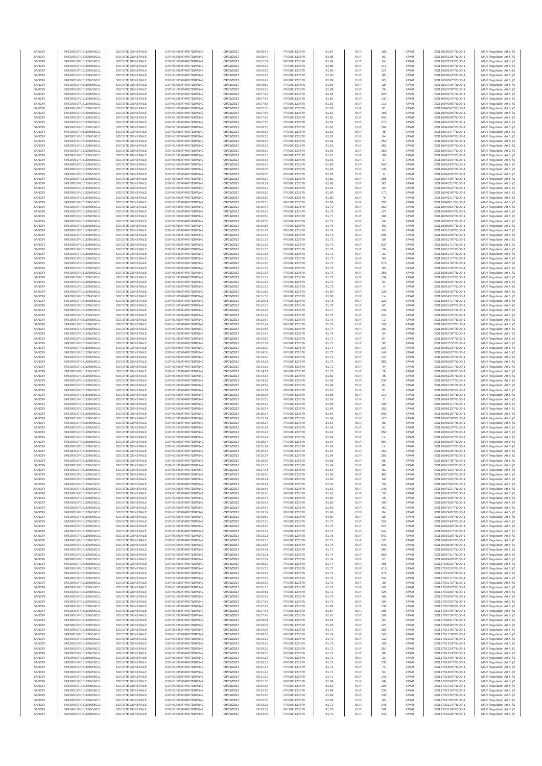| SANOFI | 549300E9PC51EN656011 | SOCIETE GENERALE | O2RNE8IBXP4R0TD8PU42 | 09/03/2017 | 08:05:43 | FR0000120578 | 81.87 | EUR | 180 | XPAR | 00311693062TRLO0-1 | MAR Regulation Art 5 §2 |
|---|---|---|---|---|---|---|---|---|---|---|---|---|
| SANOFI | 549300E9PC51EN656011 | SOCIETE GENERALE | O2RNE8IBXP4R0TD8PU42 | 09/03/2017 | 08:05:49 | FR0000120578 | 81.86 | EUR | 63 | XPAR | 00311693129TRLO0-1 | MAR Regulation Art 5 §2 |
| SANOFI | 549300E9PC51EN656011 | SOCIETE GENERALE | O2RNE8IBXP4R0TD8PU42 | 09/03/2017 | 08:05:57 | FR0000120578 | 81.84 | EUR | 64 | XPAR | 00311693223TRLO0-1 | MAR Regulation Art 5 §2 |
| SANOFI | 549300E9PC51EN656011 | SOCIETE GENERALE | O2RNE8IBXP4R0TD8PU42 | 09/03/2017 | 08:06:16 | FR0000120578 | 81.85 | EUR | 211 | XPAR | 00311693448TRLO0-1 | MAR Regulation Art 5 §2 |
| SANOFI | 549300E9PC51EN656011 | SOCIETE GENERALE | O2RNE8IBXP4R0TD8PU42 | 09/03/2017 | 08:06:39 | FR0000120578 | 81.90 | EUR | 121 | XPAR | 00311693642TRLO0-1 | MAR Regulation Art 5 §2 |
| SANOFI | 549300E9PC51EN656011 | SOCIETE GENERALE | O2RNE8IBXP4R0TD8PU42 | 09/03/2017 | 08:06:39 | FR0000120578 | 81.90 | EUR | 85 | XPAR | 00311693643TRLO0-1 | MAR Regulation Art 5 §2 |
| SANOFI | 549300E9PC51EN656011 | SOCIETE GENERALE | O2RNE8IBXP4R0TD8PU42 | 09/03/2017 | 08:06:47 | FR0000120578 | 81.89 | EUR | 63 | XPAR | 00311693697TRLO0-1 | MAR Regulation Art 5 §2 |
| SANOFI | 549300E9PC51EN656011 | SOCIETE GENERALE | O2RNE8IBXP4R0TD8PU42 | 09/03/2017 | 08:06:50 | FR0000120578 | 81.89 | EUR | 35 | XPAR | 00311693708TRLO0-1 | MAR Regulation Art 5 §2 |
| SANOFI | 549300E9PC51EN656011 | SOCIETE GENERALE | O2RNE8IBXP4R0TD8PU42 | 09/03/2017 | 08:06:50 | FR0000120578 | 81.89 | EUR | 28 | XPAR | 00311693709TRLO0-1 | MAR Regulation Art 5 §2 |
| SANOFI | 549300E9PC51EN656011 | SOCIETE GENERALE | O2RNE8IBXP4R0TD8PU42 | 09/03/2017 | 08:07:33 | FR0000120578 | 81.84 | EUR | 320 | XPAR | 00311693974TRLO0-1 | MAR Regulation Art 5 §2 |
| SANOFI | 549300E9PC51EN656011 | SOCIETE GENERALE | O2RNE8IBXP4R0TD8PU42 | 09/03/2017 | 08:07:46 | FR0000120578 | 81.83 | EUR | 133 | XPAR | 00311694024TRLO0-1 | MAR Regulation Art 5 §2 |
| SANOFI | 549300E9PC51EN656011 | SOCIETE GENERALE | O2RNE8IBXP4R0TD8PU42 | 09/03/2017 | 08:07:56 | FR0000120578 | 81.83 | EUR | 116 | XPAR | 00311694088TRLO0-1 | MAR Regulation Art 5 §2 |
| SANOFI | 549300E9PC51EN656011 | SOCIETE GENERALE | O2RNE8IBXP4R0TD8PU42 | 09/03/2017 | 08:07:56 | FR0000120578 | 81.83 | EUR | 91 | XPAR | 00311694097TRLO0-1 | MAR Regulation Art 5 §2 |
| SANOFI | 549300E9PC51EN656011 | SOCIETE GENERALE | O2RNE8IBXP4R0TD8PU42 | 09/03/2017 | 08:07:56 | FR0000120578 | 81.81 | EUR | 168 | XPAR | 00311694098TRLO0-1 | MAR Regulation Art 5 §2 |
| SANOFI | 549300E9PC51EN656011 | SOCIETE GENERALE | O2RNE8IBXP4R0TD8PU42 | 09/03/2017 | 08:07:56 | FR0000120578 | 81.81 | EUR | 443 | XPAR | 00311694099TRLO0-1 | MAR Regulation Art 5 §2 |
| SANOFI | 549300E9PC51EN656011 | SOCIETE GENERALE | O2RNE8IBXP4R0TD8PU42 | 09/03/2017 | 08:07:56 | FR0000120578 | 81.81 | EUR | 270 | XPAR | 00311694100TRLO0-1 | MAR Regulation Art 5 §2 |
| SANOFI | 549300E9PC51EN656011 | SOCIETE GENERALE | O2RNE8IBXP4R0TD8PU42 | 09/03/2017 | 08:08:16 | FR0000120578 | 81.81 | EUR | 566 | XPAR | 00311694246TRLO0-1 | MAR Regulation Art 5 §2 |
| SANOFI | 549300E9PC51EN656011 | SOCIETE GENERALE | O2RNE8IBXP4R0TD8PU42 | 09/03/2017 | 08:08:16 | FR0000120578 | 81.81 | EUR | 45 | XPAR | 00311694247TRLO0-1 | MAR Regulation Art 5 §2 |
| SANOFI | 549300E9PC51EN656011 | SOCIETE GENERALE | O2RNE8IBXP4R0TD8PU42 | 09/03/2017 | 08:08:16 | FR0000120578 | 81.81 | EUR | 64 | XPAR | 00311694248TRLO0-1 | MAR Regulation Art 5 §2 |
| SANOFI | 549300E9PC51EN656011 | SOCIETE GENERALE | O2RNE8IBXP4R0TD8PU42 | 09/03/2017 | 08:08:16 | FR0000120578 | 81.81 | EUR | 250 | XPAR | 00311694249TRLO0-1 | MAR Regulation Art 5 §2 |
| SANOFI | 549300E9PC51EN656011 | SOCIETE GENERALE | O2RNE8IBXP4R0TD8PU42 | 09/03/2017 | 08:08:16 | FR0000120578 | 81.81 | EUR | 361 | XPAR | 00311694250TRLO0-1 | MAR Regulation Art 5 §2 |
| SANOFI | 549300E9PC51EN656011 | SOCIETE GENERALE | O2RNE8IBXP4R0TD8PU42 | 09/03/2017 | 08:08:16 | FR0000120578 | 81.81 | EUR | 250 | XPAR | 00311694251TRLO0-1 | MAR Regulation Art 5 §2 |
| SANOFI | 549300E9PC51EN656011 | SOCIETE GENERALE | O2RNE8IBXP4R0TD8PU42 | 09/03/2017 | 08:08:16 | FR0000120578 | 81.81 | EUR | 100 | XPAR | 00311694252TRLO0-1 | MAR Regulation Art 5 §2 |
| SANOFI | 549300E9PC51EN656011 | SOCIETE GENERALE | O2RNE8IBXP4R0TD8PU42 | 09/03/2017 | 08:08:16 | FR0000120578 | 81.81 | EUR | 47 | XPAR | 00311694253TRLO0-1 | MAR Regulation Art 5 §2 |
| SANOFI | 549300E9PC51EN656011 | SOCIETE GENERALE | O2RNE8IBXP4R0TD8PU42 | 09/03/2017 | 08:08:40 | FR0000120578 | 81.80 | EUR | 340 | XPAR | 00311694343TRLO0-1 | MAR Regulation Art 5 §2 |
| SANOFI | 549300E9PC51EN656011 | SOCIETE GENERALE | O2RNE8IBXP4R0TD8PU42 | 09/03/2017 | 08:09:05 | FR0000120578 | 81.83 | EUR | 133 | XPAR | 00311694465TRLO0-1 | MAR Regulation Art 5 §2 |
| SANOFI | 549300E9PC51EN656011 | SOCIETE GENERALE | O2RNE8IBXP4R0TD8PU42 | 09/03/2017 | 08:09:05 | FR0000120578 | 81.83 | EUR | 6 | XPAR | 00311694466TRLO0-1 | MAR Regulation Art 5 §2 |
| SANOFI | 549300E9PC51EN656011 | SOCIETE GENERALE | O2RNE8IBXP4R0TD8PU42 | 09/03/2017 | 08:09:10 | FR0000120578 | 81.81 | EUR | 205 | XPAR | 00311694496TRLO0-1 | MAR Regulation Art 5 §2 |
| SANOFI | 549300E9PC51EN656011 | SOCIETE GENERALE | O2RNE8IBXP4R0TD8PU42 | 09/03/2017 | 08:09:14 | FR0000120578 | 81.80 | EUR | 83 | XPAR | 00311694511TRLO0-1 | MAR Regulation Art 5 §2 |
| SANOFI | 549300E9PC51EN656011 | SOCIETE GENERALE | O2RNE8IBXP4R0TD8PU42 | 09/03/2017 | 08:09:29 | FR0000120578 | 81.81 | EUR | 63 | XPAR | 00311694592TRLO0-1 | MAR Regulation Art 5 §2 |
| SANOFI | 549300E9PC51EN656011 | SOCIETE GENERALE | O2RNE8IBXP4R0TD8PU42 | 09/03/2017 | 08:09:50 | FR0000120578 | 81.80 | EUR | 173 | XPAR | 00311694670TRLO0-1 | MAR Regulation Art 5 §2 |
| SANOFI | 549300E9PC51EN656011 | SOCIETE GENERALE | O2RNE8IBXP4R0TD8PU42 | 09/03/2017 | 08:09:50 | FR0000120578 | 81.80 | EUR | 79 | XPAR | 00311694671TRLO0-1 | MAR Regulation Art 5 §2 |
| SANOFI | 549300E9PC51EN656011 | SOCIETE GENERALE | O2RNE8IBXP4R0TD8PU42 | 09/03/2017 | 08:10:15 | FR0000120578 | 81.80 | EUR | 335 | XPAR | 00311694821TRLO0-1 | MAR Regulation Art 5 §2 |
| SANOFI | 549300E9PC51EN656011 | SOCIETE GENERALE | O2RNE8IBXP4R0TD8PU42 | 09/03/2017 | 08:10:42 | FR0000120578 | 81.79 | EUR | 260 | XPAR | 00311694982TRLO0-1 | MAR Regulation Art 5 §2 |
| SANOFI | 549300E9PC51EN656011 | SOCIETE GENERALE | O2RNE8IBXP4R0TD8PU42 | 09/03/2017 | 08:10:42 | FR0000120578 | 81.79 | EUR | 121 | XPAR | 00311694985TRLO0-1 | MAR Regulation Art 5 §2 |
| SANOFI | 549300E9PC51EN656011 | SOCIETE GENERALE | O2RNE8IBXP4R0TD8PU42 | 09/03/2017 | 08:10:50 | FR0000120578 | 81.77 | EUR | 180 | XPAR | 00311695033TRLO0-1 | MAR Regulation Art 5 §2 |
| SANOFI | 549300E9PC51EN656011 | SOCIETE GENERALE | O2RNE8IBXP4R0TD8PU42 | 09/03/2017 | 08:10:55 | FR0000120578 | 81.75 | EUR | 59 | XPAR | 00311695065TRLO0-1 | MAR Regulation Art 5 §2 |
| SANOFI | 549300E9PC51EN656011 | SOCIETE GENERALE | O2RNE8IBXP4R0TD8PU42 | 09/03/2017 | 08:10:55 | FR0000120578 | 81.75 | EUR | 50 | XPAR | 00311695066TRLO0-1 | MAR Regulation Art 5 §2 |
| SANOFI | 549300E9PC51EN656011 | SOCIETE GENERALE | O2RNE8IBXP4R0TD8PU42 | 09/03/2017 | 08:11:14 | FR0000120578 | 81.74 | EUR | 63 | XPAR | 00311695158TRLO0-1 | MAR Regulation Art 5 §2 |
| SANOFI | 549300E9PC51EN656011 | SOCIETE GENERALE | O2RNE8IBXP4R0TD8PU42 | 09/03/2017 | 08:11:14 | FR0000120578 | 81.73 | EUR | 696 | XPAR | 00311695159TRLO0-1 | MAR Regulation Art 5 §2 |
| SANOFI | 549300E9PC51EN656011 | SOCIETE GENERALE | O2RNE8IBXP4R0TD8PU42 | 09/03/2017 | 08:11:15 | FR0000120578 | 81.73 | EUR | 59 | XPAR | 00311695170TRLO0-1 | MAR Regulation Art 5 §2 |
| SANOFI | 549300E9PC51EN656011 | SOCIETE GENERALE | O2RNE8IBXP4R0TD8PU42 | 09/03/2017 | 08:11:15 | FR0000120578 | 81.73 | EUR | 637 | XPAR | 00311695171TRLO0-1 | MAR Regulation Art 5 §2 |
| SANOFI | 549300E9PC51EN656011 | SOCIETE GENERALE | O2RNE8IBXP4R0TD8PU42 | 09/03/2017 | 08:11:15 | FR0000120578 | 81.73 | EUR | 59 | XPAR | 00311695172TRLO0-1 | MAR Regulation Art 5 §2 |
| SANOFI | 549300E9PC51EN656011 | SOCIETE GENERALE | O2RNE8IBXP4R0TD8PU42 | 09/03/2017 | 08:11:15 | FR0000120578 | 81.73 | EUR | 22 | XPAR | 00311695173TRLO0-1 | MAR Regulation Art 5 §2 |
| SANOFI | 549300E9PC51EN656011 | SOCIETE GENERALE | O2RNE8IBXP4R0TD8PU42 | 09/03/2017 | 08:11:16 | FR0000120578 | 81.73 | EUR | 95 | XPAR | 00311695177TRLO0-1 | MAR Regulation Art 5 §2 |
| SANOFI | 549300E9PC51EN656011 | SOCIETE GENERALE | O2RNE8IBXP4R0TD8PU42 | 09/03/2017 | 08:11:16 | FR0000120578 | 81.73 | EUR | 579 | XPAR | 00311695178TRLO0-1 | MAR Regulation Art 5 §2 |
| SANOFI | 549300E9PC51EN656011 | SOCIETE GENERALE | O2RNE8IBXP4R0TD8PU42 | 09/03/2017 | 08:11:16 | FR0000120578 | 81.73 | EUR | 95 | XPAR | 00311695179TRLO0-1 | MAR Regulation Art 5 §2 |
| SANOFI | 549300E9PC51EN656011 | SOCIETE GENERALE | O2RNE8IBXP4R0TD8PU42 | 09/03/2017 | 08:11:16 | FR0000120578 | 81.73 | EUR | 258 | XPAR | 00311695180TRLO0-1 | MAR Regulation Art 5 §2 |
| SANOFI | 549300E9PC51EN656011 | SOCIETE GENERALE | O2RNE8IBXP4R0TD8PU42 | 09/03/2017 | 08:11:17 | FR0000120578 | 81.72 | EUR | 134 | XPAR | 00311695185TRLO0-1 | MAR Regulation Art 5 §2 |
| SANOFI | 549300E9PC51EN656011 | SOCIETE GENERALE | O2RNE8IBXP4R0TD8PU42 | 09/03/2017 | 08:11:18 | FR0000120578 | 81.72 | EUR | 94 | XPAR | 00311695196TRLO0-1 | MAR Regulation Art 5 §2 |
| SANOFI | 549300E9PC51EN656011 | SOCIETE GENERALE | O2RNE8IBXP4R0TD8PU42 | 09/03/2017 | 08:11:18 | FR0000120578 | 81.72 | EUR | 4 | XPAR | 00311695197TRLO0-1 | MAR Regulation Art 5 §2 |
| SANOFI | 549300E9PC51EN656011 | SOCIETE GENERALE | O2RNE8IBXP4R0TD8PU42 | 09/03/2017 | 08:11:56 | FR0000120578 | 81.80 | EUR | 239 | XPAR | 00311695429TRLO0-1 | MAR Regulation Art 5 §2 |
| SANOFI | 549300E9PC51EN656011 | SOCIETE GENERALE | O2RNE8IBXP4R0TD8PU42 | 09/03/2017 | 08:11:56 | FR0000120578 | 81.80 | EUR | 14 | XPAR | 00311695431TRLO0-1 | MAR Regulation Art 5 §2 |
| SANOFI | 549300E9PC51EN656011 | SOCIETE GENERALE | O2RNE8IBXP4R0TD8PU42 | 09/03/2017 | 08:12:01 | FR0000120578 | 81.78 | EUR | 323 | XPAR | 00311695471TRLO0-1 | MAR Regulation Art 5 §2 |
| SANOFI | 549300E9PC51EN656011 | SOCIETE GENERALE | O2RNE8IBXP4R0TD8PU42 | 09/03/2017 | 08:12:13 | FR0000120578 | 81.78 | EUR | 62 | XPAR | 00311695519TRLO0-1 | MAR Regulation Art 5 §2 |
| SANOFI | 549300E9PC51EN656011 | SOCIETE GENERALE | O2RNE8IBXP4R0TD8PU42 | 09/03/2017 | 08:12:24 | FR0000120578 | 81.77 | EUR | 131 | XPAR | 00311695594TRLO0-1 | MAR Regulation Art 5 §2 |
| SANOFI | 549300E9PC51EN656011 | SOCIETE GENERALE | O2RNE8IBXP4R0TD8PU42 | 09/03/2017 | 08:12:49 | FR0000120578 | 81.76 | EUR | 247 | XPAR | 00311695705TRLO0-1 | MAR Regulation Art 5 §2 |
| SANOFI | 549300E9PC51EN656011 | SOCIETE GENERALE | O2RNE8IBXP4R0TD8PU42 | 09/03/2017 | 08:12:49 | FR0000120578 | 81.76 | EUR | 12 | XPAR | 00311695706TRLO0-1 | MAR Regulation Art 5 §2 |
| SANOFI | 549300E9PC51EN656011 | SOCIETE GENERALE | O2RNE8IBXP4R0TD8PU42 | 09/03/2017 | 08:12:49 | FR0000120578 | 81.76 | EUR | 100 | XPAR | 00311695707TRLO0-1 | MAR Regulation Art 5 §2 |
| SANOFI | 549300E9PC51EN656011 | SOCIETE GENERALE | O2RNE8IBXP4R0TD8PU42 | 09/03/2017 | 08:12:56 | FR0000120578 | 81.74 | EUR | 60 | XPAR | 00311695738TRLO0-1 | MAR Regulation Art 5 §2 |
| SANOFI | 549300E9PC51EN656011 | SOCIETE GENERALE | O2RNE8IBXP4R0TD8PU42 | 09/03/2017 | 08:12:56 | FR0000120578 | 81.74 | EUR | 34 | XPAR | 00311695739TRLO0-1 | MAR Regulation Art 5 §2 |
| SANOFI | 549300E9PC51EN656011 | SOCIETE GENERALE | O2RNE8IBXP4R0TD8PU42 | 09/03/2017 | 08:12:59 | FR0000120578 | 81.71 | EUR | 57 | XPAR | 00311695754TRLO0-1 | MAR Regulation Art 5 §2 |
| SANOFI | 549300E9PC51EN656011 | SOCIETE GENERALE | O2RNE8IBXP4R0TD8PU42 | 09/03/2017 | 08:12:59 | FR0000120578 | 81.71 | EUR | 32 | XPAR | 00311695755TRLO0-1 | MAR Regulation Art 5 §2 |
| SANOFI | 549300E9PC51EN656011 | SOCIETE GENERALE | O2RNE8IBXP4R0TD8PU42 | 09/03/2017 | 08:13:32 | FR0000120578 | 81.74 | EUR | 234 | XPAR | 00311695933TRLO0-1 | MAR Regulation Art 5 §2 |
| SANOFI | 549300E9PC51EN656011 | SOCIETE GENERALE | O2RNE8IBXP4R0TD8PU42 | 09/03/2017 | 08:14:06 | FR0000120578 | 81.73 | EUR | 148 | XPAR | 00311696062TRLO0-1 | MAR Regulation Art 5 §2 |
| SANOFI | 549300E9PC51EN656011 | SOCIETE GENERALE | O2RNE8IBXP4R0TD8PU42 | 09/03/2017 | 08:14:10 | FR0000120578 | 81.73 | EUR | 144 | XPAR | 00311696073TRLO0-1 | MAR Regulation Art 5 §2 |
| SANOFI | 549300E9PC51EN656011 | SOCIETE GENERALE | O2RNE8IBXP4R0TD8PU42 | 09/03/2017 | 08:14:11 | FR0000120578 | 81.73 | EUR | 383 | XPAR | 00311696089TRLO0-1 | MAR Regulation Art 5 §2 |
| SANOFI | 549300E9PC51EN656011 | SOCIETE GENERALE | O2RNE8IBXP4R0TD8PU42 | 09/03/2017 | 08:14:15 | FR0000120578 | 81.73 | EUR | 44 | XPAR | 00311696131TRLO0-1 | MAR Regulation Art 5 §2 |
| SANOFI | 549300E9PC51EN656011 | SOCIETE GENERALE | O2RNE8IBXP4R0TD8PU42 | 09/03/2017 | 08:14:21 | FR0000120578 | 81.73 | EUR | 79 | XPAR | 00311696188TRLO0-1 | MAR Regulation Art 5 §2 |
| SANOFI | 549300E9PC51EN656011 | SOCIETE GENERALE | O2RNE8IBXP4R0TD8PU42 | 09/03/2017 | 08:14:33 | FR0000120578 | 81.69 | EUR | 45 | XPAR | 00311696229TRLO0-1 | MAR Regulation Art 5 §2 |
| SANOFI | 549300E9PC51EN656011 | SOCIETE GENERALE | O2RNE8IBXP4R0TD8PU42 | 09/03/2017 | 08:14:52 | FR0000120578 | 81.69 | EUR | 234 | XPAR | 00311696277TRLO0-1 | MAR Regulation Art 5 §2 |
| SANOFI | 549300E9PC51EN656011 | SOCIETE GENERALE | O2RNE8IBXP4R0TD8PU42 | 09/03/2017 | 08:14:52 | FR0000120578 | 81.69 | EUR | 91 | XPAR | 00311696278TRLO0-1 | MAR Regulation Art 5 §2 |
| SANOFI | 549300E9PC51EN656011 | SOCIETE GENERALE | O2RNE8IBXP4R0TD8PU42 | 09/03/2017 | 08:15:01 | FR0000120578 | 81.67 | EUR | 91 | XPAR | 00311696378TRLO0-1 | MAR Regulation Art 5 §2 |
| SANOFI | 549300E9PC51EN656011 | SOCIETE GENERALE | O2RNE8IBXP4R0TD8PU42 | 09/03/2017 | 08:15:05 | FR0000120578 | 81.65 | EUR | 119 | XPAR | 00311696478TRLO0-1 | MAR Regulation Art 5 §2 |
| SANOFI | 549300E9PC51EN656011 | SOCIETE GENERALE | O2RNE8IBXP4R0TD8PU42 | 09/03/2017 | 08:15:05 | FR0000120578 | 81.65 | EUR | 2 | XPAR | 00311696479TRLO0-1 | MAR Regulation Art 5 §2 |
| SANOFI | 549300E9PC51EN656011 | SOCIETE GENERALE | O2RNE8IBXP4R0TD8PU42 | 09/03/2017 | 08:15:12 | FR0000120578 | 81.66 | EUR | 106 | XPAR | 00311696541TRLO0-1 | MAR Regulation Art 5 §2 |
| SANOFI | 549300E9PC51EN656011 | SOCIETE GENERALE | O2RNE8IBXP4R0TD8PU42 | 09/03/2017 | 08:15:24 | FR0000120578 | 81.65 | EUR | 152 | XPAR | 00311696613TRLO0-1 | MAR Regulation Art 5 §2 |
| SANOFI | 549300E9PC51EN656011 | SOCIETE GENERALE | O2RNE8IBXP4R0TD8PU42 | 09/03/2017 | 08:15:24 | FR0000120578 | 81.64 | EUR | 500 | XPAR | 00311696616TRLO0-1 | MAR Regulation Art 5 §2 |
| SANOFI | 549300E9PC51EN656011 | SOCIETE GENERALE | O2RNE8IBXP4R0TD8PU42 | 09/03/2017 | 08:15:24 | FR0000120578 | 81.64 | EUR | 125 | XPAR | 00311696618TRLO0-1 | MAR Regulation Art 5 §2 |
| SANOFI | 549300E9PC51EN656011 | SOCIETE GENERALE | O2RNE8IBXP4R0TD8PU42 | 09/03/2017 | 08:15:24 | FR0000120578 | 81.64 | EUR | 86 | XPAR | 00311696620TRLO0-1 | MAR Regulation Art 5 §2 |
| SANOFI | 549300E9PC51EN656011 | SOCIETE GENERALE | O2RNE8IBXP4R0TD8PU42 | 09/03/2017 | 08:15:24 | FR0000120578 | 81.64 | EUR | 61 | XPAR | 00311696623TRLO0-1 | MAR Regulation Art 5 §2 |
| SANOFI | 549300E9PC51EN656011 | SOCIETE GENERALE | O2RNE8IBXP4R0TD8PU42 | 09/03/2017 | 08:15:24 | FR0000120578 | 81.64 | EUR | 650 | XPAR | 00311696624TRLO0-1 | MAR Regulation Art 5 §2 |
| SANOFI | 549300E9PC51EN656011 | SOCIETE GENERALE | O2RNE8IBXP4R0TD8PU42 | 09/03/2017 | 08:15:24 | FR0000120578 | 81.64 | EUR | 14 | XPAR | 00311696625TRLO0-1 | MAR Regulation Art 5 §2 |
| SANOFI | 549300E9PC51EN656011 | SOCIETE GENERALE | O2RNE8IBXP4R0TD8PU42 | 09/03/2017 | 08:15:24 | FR0000120578 | 81.64 | EUR | 697 | XPAR | 00311696626TRLO0-1 | MAR Regulation Art 5 §2 |
| SANOFI | 549300E9PC51EN656011 | SOCIETE GENERALE | O2RNE8IBXP4R0TD8PU42 | 09/03/2017 | 08:15:24 | FR0000120578 | 81.64 | EUR | 14 | XPAR | 00311696627TRLO0-1 | MAR Regulation Art 5 §2 |
| SANOFI | 549300E9PC51EN656011 | SOCIETE GENERALE | O2RNE8IBXP4R0TD8PU42 | 09/03/2017 | 08:15:24 | FR0000120578 | 81.64 | EUR | 150 | XPAR | 00311696628TRLO0-1 | MAR Regulation Art 5 §2 |
| SANOFI | 549300E9PC51EN656011 | SOCIETE GENERALE | O2RNE8IBXP4R0TD8PU42 | 09/03/2017 | 08:15:24 | FR0000120578 | 81.64 | EUR | 203 | XPAR | 00311696629TRLO0-1 | MAR Regulation Art 5 §2 |
| SANOFI | 549300E9PC51EN656011 | SOCIETE GENERALE | O2RNE8IBXP4R0TD8PU42 | 09/03/2017 | 08:15:59 | FR0000120578 | 81.68 | EUR | 66 | XPAR | 00311696778TRLO0-1 | MAR Regulation Art 5 §2 |
| SANOFI | 549300E9PC51EN656011 | SOCIETE GENERALE | O2RNE8IBXP4R0TD8PU42 | 09/03/2017 | 08:17:17 | FR0000120578 | 81.64 | EUR | 88 | XPAR | 00311697136TRLO0-1 | MAR Regulation Art 5 §2 |
| SANOFI | 549300E9PC51EN656011 | SOCIETE GENERALE | O2RNE8IBXP4R0TD8PU42 | 09/03/2017 | 08:17:41 | FR0000120578 | 81.64 | EUR | 82 | XPAR | 00311697320TRLO0-1 | MAR Regulation Art 5 §2 |
| SANOFI | 549300E9PC51EN656011 | SOCIETE GENERALE | O2RNE8IBXP4R0TD8PU42 | 09/03/2017 | 08:18:26 | FR0000120578 | 81.66 | EUR | 467 | XPAR | 00311697539TRLO0-1 | MAR Regulation Art 5 §2 |
| SANOFI | 549300E9PC51EN656011 | SOCIETE GENERALE | O2RNE8IBXP4R0TD8PU42 | 09/03/2017 | 08:18:41 | FR0000120578 | 81.65 | EUR | 60 | XPAR | 00311697595TRLO0-1 | MAR Regulation Art 5 §2 |
| SANOFI | 549300E9PC51EN656011 | SOCIETE GENERALE | O2RNE8IBXP4R0TD8PU42 | 09/03/2017 | 08:18:41 | FR0000120578 | 81.65 | EUR | 26 | XPAR | 00311697596TRLO0-1 | MAR Regulation Art 5 §2 |
| SANOFI | 549300E9PC51EN656011 | SOCIETE GENERALE | O2RNE8IBXP4R0TD8PU42 | 09/03/2017 | 08:18:45 | FR0000120578 | 81.61 | EUR | 148 | XPAR | 00311697621TRLO0-1 | MAR Regulation Art 5 §2 |
| SANOFI | 549300E9PC51EN656011 | SOCIETE GENERALE | O2RNE8IBXP4R0TD8PU42 | 09/03/2017 | 08:18:45 | FR0000120578 | 81.61 | EUR | 26 | XPAR | 00311697622TRLO0-1 | MAR Regulation Art 5 §2 |
| SANOFI | 549300E9PC51EN656011 | SOCIETE GENERALE | O2RNE8IBXP4R0TD8PU42 | 09/03/2017 | 08:19:43 | FR0000120578 | 81.60 | EUR | 25 | XPAR | 00311697905TRLO0-1 | MAR Regulation Art 5 §2 |
| SANOFI | 549300E9PC51EN656011 | SOCIETE GENERALE | O2RNE8IBXP4R0TD8PU42 | 09/03/2017 | 08:19:43 | FR0000120578 | 81.60 | EUR | 100 | XPAR | 00311697906TRLO0-1 | MAR Regulation Art 5 §2 |
| SANOFI | 549300E9PC51EN656011 | SOCIETE GENERALE | O2RNE8IBXP4R0TD8PU42 | 09/03/2017 | 08:19:43 | FR0000120578 | 81.60 | EUR | 83 | XPAR | 00311697907TRLO0-1 | MAR Regulation Art 5 §2 |
| SANOFI | 549300E9PC51EN656011 | SOCIETE GENERALE | O2RNE8IBXP4R0TD8PU42 | 09/03/2017 | 08:19:52 | FR0000120578 | 81.60 | EUR | 84 | XPAR | 00311697945TRLO0-1 | MAR Regulation Art 5 §2 |
| SANOFI | 549300E9PC51EN656011 | SOCIETE GENERALE | O2RNE8IBXP4R0TD8PU42 | 09/03/2017 | 08:19:52 | FR0000120578 | 81.60 | EUR | 85 | XPAR | 00311697946TRLO0-1 | MAR Regulation Art 5 §2 |
| SANOFI | 549300E9PC51EN656011 | SOCIETE GENERALE | O2RNE8IBXP4R0TD8PU42 | 09/03/2017 | 08:22:12 | FR0000120578 | 81.71 | EUR | 553 | XPAR | 00311698744TRLO0-1 | MAR Regulation Art 5 §2 |
| SANOFI | 549300E9PC51EN656011 | SOCIETE GENERALE | O2RNE8IBXP4R0TD8PU42 | 09/03/2017 | 08:23:18 | FR0000120578 | 81.75 | EUR | 524 | XPAR | 00311699290TRLO0-1 | MAR Regulation Art 5 §2 |
| SANOFI | 549300E9PC51EN656011 | SOCIETE GENERALE | O2RNE8IBXP4R0TD8PU42 | 09/03/2017 | 08:23:19 | FR0000120578 | 81.75 | EUR | 544 | XPAR | 00311699297TRLO0-1 | MAR Regulation Art 5 §2 |
| SANOFI | 549300E9PC51EN656011 | SOCIETE GENERALE | O2RNE8IBXP4R0TD8PU42 | 09/03/2017 | 08:23:21 | FR0000120578 | 81.75 | EUR | 541 | XPAR | 00311699318TRLO0-1 | MAR Regulation Art 5 §2 |
| SANOFI | 549300E9PC51EN656011 | SOCIETE GENERALE | O2RNE8IBXP4R0TD8PU42 | 09/03/2017 | 08:23:55 | FR0000120578 | 81.75 | EUR | 53 | XPAR | 00311699545TRLO0-1 | MAR Regulation Art 5 §2 |
| SANOFI | 549300E9PC51EN656011 | SOCIETE GENERALE | O2RNE8IBXP4R0TD8PU42 | 09/03/2017 | 08:23:55 | FR0000120578 | 81.75 | EUR | 548 | XPAR | 00311699546TRLO0-1 | MAR Regulation Art 5 §2 |
| SANOFI | 549300E9PC51EN656011 | SOCIETE GENERALE | O2RNE8IBXP4R0TD8PU42 | 09/03/2017 | 08:24:01 | FR0000120578 | 81.75 | EUR | 283 | XPAR | 00311699592TRLO0-1 | MAR Regulation Art 5 §2 |
| SANOFI | 549300E9PC51EN656011 | SOCIETE GENERALE | O2RNE8IBXP4R0TD8PU42 | 09/03/2017 | 08:24:21 | FR0000120578 | 81.74 | EUR | 658 | XPAR | 00311699711TRLO0-1 | MAR Regulation Art 5 §2 |
| SANOFI | 549300E9PC51EN656011 | SOCIETE GENERALE | O2RNE8IBXP4R0TD8PU42 | 09/03/2017 | 08:25:07 | FR0000120578 | 81.74 | EUR | 57 | XPAR | 00311699993TRLO0-1 | MAR Regulation Art 5 §2 |
| SANOFI | 549300E9PC51EN656011 | SOCIETE GENERALE | O2RNE8IBXP4R0TD8PU42 | 09/03/2017 | 08:25:12 | FR0000120578 | 81.74 | EUR | 485 | XPAR | 00311700032TRLO0-1 | MAR Regulation Art 5 §2 |
| SANOFI | 549300E9PC51EN656011 | SOCIETE GENERALE | O2RNE8IBXP4R0TD8PU42 | 09/03/2017 | 08:25:33 | FR0000120578 | 81.77 | EUR | 616 | XPAR | 00311700155TRLO0-1 | MAR Regulation Art 5 §2 |
| SANOFI | 549300E9PC51EN656011 | SOCIETE GENERALE | O2RNE8IBXP4R0TD8PU42 | 09/03/2017 | 08:25:34 | FR0000120578 | 81.75 | EUR | 379 | XPAR | 00311700160TRLO0-1 | MAR Regulation Art 5 §2 |
| SANOFI | 549300E9PC51EN656011 | SOCIETE GENERALE | O2RNE8IBXP4R0TD8PU42 | 09/03/2017 | 08:25:37 | FR0000120578 | 81.75 | EUR | 244 | XPAR | 00311700171TRLO0-1 | MAR Regulation Art 5 §2 |
| SANOFI | 549300E9PC51EN656011 | SOCIETE GENERALE | O2RNE8IBXP4R0TD8PU42 | 09/03/2017 | 08:25:37 | FR0000120578 | 81.75 | EUR | 30 | XPAR | 00311700173TRLO0-1 | MAR Regulation Art 5 §2 |
| SANOFI | 549300E9PC51EN656011 | SOCIETE GENERALE | O2RNE8IBXP4R0TD8PU42 | 09/03/2017 | 08:25:50 | FR0000120578 | 81.72 | EUR | 191 | XPAR | 00311700292TRLO0-1 | MAR Regulation Art 5 §2 |
| SANOFI | 549300E9PC51EN656011 | SOCIETE GENERALE | O2RNE8IBXP4R0TD8PU42 | 09/03/2017 | 08:25:51 | FR0000120578 | 81.72 | EUR | 425 | XPAR | 00311700296TRLO0-1 | MAR Regulation Art 5 §2 |
| SANOFI | 549300E9PC51EN656011 | SOCIETE GENERALE | O2RNE8IBXP4R0TD8PU42 | 09/03/2017 | 08:25:53 | FR0000120578 | 81.70 | EUR | 183 | XPAR | 00311700306TRLO0-1 | MAR Regulation Art 5 §2 |
| SANOFI | 549300E9PC51EN656011 | SOCIETE GENERALE | O2RNE8IBXP4R0TD8PU42 | 09/03/2017 | 08:27:15 | FR0000120578 | 81.71 | EUR | 194 | XPAR | 00311700705TRLO0-1 | MAR Regulation Art 5 §2 |
| SANOFI | 549300E9PC51EN656011 | SOCIETE GENERALE | O2RNE8IBXP4R0TD8PU42 | 09/03/2017 | 08:27:22 | FR0000120578 | 81.68 | EUR | 136 | XPAR | 00311700718TRLO0-1 | MAR Regulation Art 5 §2 |
| SANOFI | 549300E9PC51EN656011 | SOCIETE GENERALE | O2RNE8IBXP4R0TD8PU42 | 09/03/2017 | 08:27:48 | FR0000120578 | 81.67 | EUR | 206 | XPAR | 00311700769TRLO0-1 | MAR Regulation Art 5 §2 |
| SANOFI | 549300E9PC51EN656011 | SOCIETE GENERALE | O2RNE8IBXP4R0TD8PU42 | 09/03/2017 | 08:27:48 | FR0000120578 | 81.67 | EUR | 106 | XPAR | 00311700770TRLO0-1 | MAR Regulation Art 5 §2 |
| SANOFI | 549300E9PC51EN656011 | SOCIETE GENERALE | O2RNE8IBXP4R0TD8PU42 | 09/03/2017 | 08:28:01 | FR0000120578 | 81.64 | EUR | 63 | XPAR | 00311700811TRLO0-1 | MAR Regulation Art 5 §2 |
| SANOFI | 549300E9PC51EN656011 | SOCIETE GENERALE | O2RNE8IBXP4R0TD8PU42 | 09/03/2017 | 08:28:03 | FR0000120578 | 81.63 | EUR | 124 | XPAR | 00311700816TRLO0-1 | MAR Regulation Art 5 §2 |
| SANOFI | 549300E9PC51EN656011 | SOCIETE GENERALE | O2RNE8IBXP4R0TD8PU42 | 09/03/2017 | 08:29:08 | FR0000120578 | 81.74 | EUR | 300 | XPAR | 00311701149TRLO0-1 | MAR Regulation Art 5 §2 |
| SANOFI | 549300E9PC51EN656011 | SOCIETE GENERALE | O2RNE8IBXP4R0TD8PU42 | 09/03/2017 | 08:29:08 | FR0000120578 | 81.74 | EUR | 240 | XPAR | 00311701150TRLO0-1 | MAR Regulation Art 5 §2 |
| SANOFI | 549300E9PC51EN656011 | SOCIETE GENERALE | O2RNE8IBXP4R0TD8PU42 | 09/03/2017 | 08:29:23 | FR0000120578 | 81.73 | EUR | 132 | XPAR | 00311701222TRLO0-1 | MAR Regulation Art 5 §2 |
| SANOFI | 549300E9PC51EN656011 | SOCIETE GENERALE | O2RNE8IBXP4R0TD8PU42 | 09/03/2017 | 08:29:23 | FR0000120578 | 81.73 | EUR | 100 | XPAR | 00311701223TRLO0-1 | MAR Regulation Art 5 §2 |
| SANOFI | 549300E9PC51EN656011 | SOCIETE GENERALE | O2RNE8IBXP4R0TD8PU42 | 09/03/2017 | 08:29:23 | FR0000120578 | 81.73 | EUR | 257 | XPAR | 00311701224TRLO0-1 | MAR Regulation Art 5 §2 |
| SANOFI | 549300E9PC51EN656011 | SOCIETE GENERALE | O2RNE8IBXP4R0TD8PU42 | 09/03/2017 | 08:29:50 | FR0000120578 | 81.71 | EUR | 99 | XPAR | 00311701323TRLO0-1 | MAR Regulation Art 5 §2 |
| SANOFI | 549300E9PC51EN656011 | SOCIETE GENERALE | O2RNE8IBXP4R0TD8PU42 | 09/03/2017 | 08:30:23 | FR0000120578 | 81.71 | EUR | 33 | XPAR | 00311701496TRLO0-1 | MAR Regulation Art 5 §2 |
| SANOFI | 549300E9PC51EN656011 | SOCIETE GENERALE | O2RNE8IBXP4R0TD8PU42 | 09/03/2017 | 08:30:23 | FR0000120578 | 81.71 | EUR | 237 | XPAR | 00311701497TRLO0-1 | MAR Regulation Art 5 §2 |
| SANOFI | 549300E9PC51EN656011 | SOCIETE GENERALE | O2RNE8IBXP4R0TD8PU42 | 09/03/2017 | 08:31:14 | FR0000120578 | 81.72 | EUR | 73 | XPAR | 00311701859TRLO0-1 | MAR Regulation Art 5 §2 |
| SANOFI | 549300E9PC51EN656011 | SOCIETE GENERALE | O2RNE8IBXP4R0TD8PU42 | 09/03/2017 | 08:31:14 | FR0000120578 | 81.71 | EUR | 54 | XPAR | 00311701863TRLO0-1 | MAR Regulation Art 5 §2 |
| SANOFI | 549300E9PC51EN656011 | SOCIETE GENERALE | O2RNE8IBXP4R0TD8PU42 | 09/03/2017 | 08:31:20 | FR0000120578 | 81.71 | EUR | 149 | XPAR | 00311701882TRLO0-1 | MAR Regulation Art 5 §2 |
| SANOFI | 549300E9PC51EN656011 | SOCIETE GENERALE | O2RNE8IBXP4R0TD8PU42 | 09/03/2017 | 08:31:56 | FR0000120578 | 81.69 | EUR | 69 | XPAR | 00311702094TRLO0-1 | MAR Regulation Art 5 §2 |
| SANOFI | 549300E9PC51EN656011 | SOCIETE GENERALE | O2RNE8IBXP4R0TD8PU42 | 09/03/2017 | 08:32:36 | FR0000120578 | 81.69 | EUR | 100 | XPAR | 00311702733TRLO0-1 | MAR Regulation Art 5 §2 |
| SANOFI | 549300E9PC51EN656011 | SOCIETE GENERALE | O2RNE8IBXP4R0TD8PU42 | 09/03/2017 | 08:32:36 | FR0000120578 | 81.69 | EUR | 230 | XPAR | 00311702734TRLO0-1 | MAR Regulation Art 5 §2 |
| SANOFI | 549300E9PC51EN656011 | SOCIETE GENERALE | O2RNE8IBXP4R0TD8PU42 | 09/03/2017 | 08:32:36 | FR0000120578 | 81.69 | EUR | 135 | XPAR | 00311702735TRLO0-1 | MAR Regulation Art 5 §2 |
| SANOFI | 549300E9PC51EN656011 | SOCIETE GENERALE | O2RNE8IBXP4R0TD8PU42 | 09/03/2017 | 08:32:36 | FR0000120578 | 81.69 | EUR | 45 | XPAR | 00311702736TRLO0-1 | MAR Regulation Art 5 §2 |
| SANOFI | 549300E9PC51EN656011 | SOCIETE GENERALE | O2RNE8IBXP4R0TD8PU42 | 09/03/2017 | 08:33:26 | FR0000120578 | 81.72 | EUR | 245 | XPAR | 00311703124TRLO0-1 | MAR Regulation Art 5 §2 |
| SANOFI | 549300E9PC51EN656011 | SOCIETE GENERALE | O2RNE8IBXP4R0TD8PU42 | 09/03/2017 | 08:33:36 | FR0000120578 | 81.70 | EUR | 199 | XPAR | 00311703174TRLO0-1 | MAR Regulation Art 5 §2 |
| SANOFI | 549300E9PC51EN656011 | SOCIETE GENERALE | O2RNE8IBXP4R0TD8PU42 | 09/03/2017 | 08:34:04 | FR0000120578 | 81.70 | EUR | 242 | XPAR | 00311703319TRLO0-1 | MAR Regulation Art 5 §2 |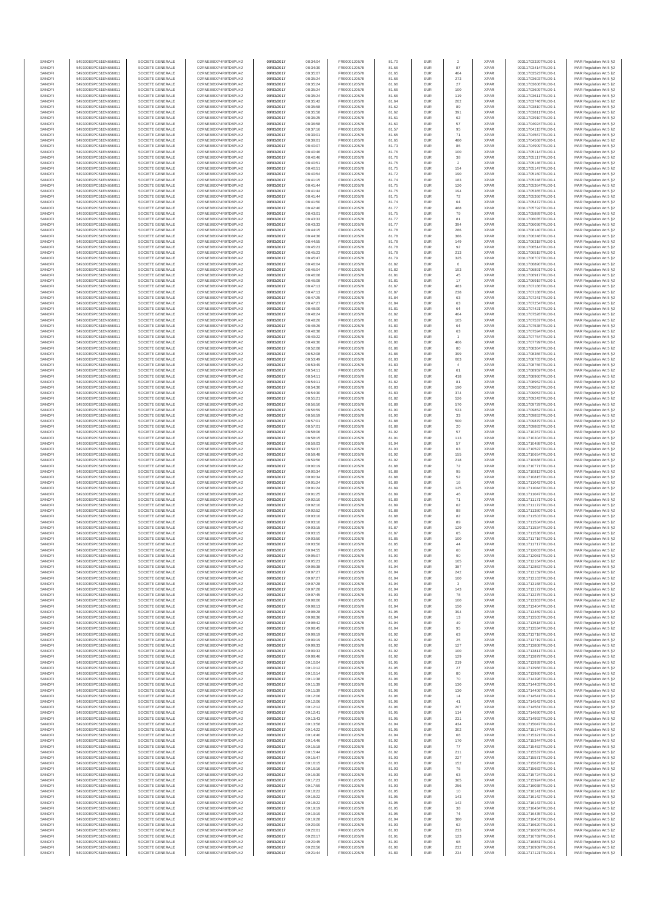| SANOFI | 549300E9PC51EN656011 | SOCIETE GENERALE | O2RNE8IBXP4R0TD8PU42 | 09/03/2017 | 08:34:04 | FR0000120578 | 81.70 | EUR | 2 | XPAR | 00311703320TRLO0-1 | MAR Regulation Art 5 §2 |
|---|---|---|---|---|---|---|---|---|---|---|---|---|
| SANOFI | 549300E9PC51EN656011 | SOCIETE GENERALE | O2RNE8IBXP4R0TD8PU42 | 09/03/2017 | 08:34:30 | FR0000120578 | 81.66 | EUR | 87 | XPAR | 00311703414TRLO0-1 | MAR Regulation Art 5 §2 |
| SANOFI | 549300E9PC51EN656011 | SOCIETE GENERALE | O2RNE8IBXP4R0TD8PU42 | 09/03/2017 | 08:35:07 | FR0000120578 | 81.65 | EUR | 404 | XPAR | 00311703523TRLO0-1 | MAR Regulation Art 5 §2 |
| SANOFI | 549300E9PC51EN656011 | SOCIETE GENERALE | O2RNE8IBXP4R0TD8PU42 | 09/03/2017 | 08:35:24 | FR0000120578 | 81.66 | EUR | 273 | XPAR | 00311703603TRLO0-1 | MAR Regulation Art 5 §2 |
| SANOFI | 549300E9PC51EN656011 | SOCIETE GENERALE | O2RNE8IBXP4R0TD8PU42 | 09/03/2017 | 08:35:24 | FR0000120578 | 81.66 | EUR | 27 | XPAR | 00311703606TRLO0-1 | MAR Regulation Art 5 §2 |
| SANOFI | 549300E9PC51EN656011 | SOCIETE GENERALE | O2RNE8IBXP4R0TD8PU42 | 09/03/2017 | 08:35:24 | FR0000120578 | 81.66 | EUR | 100 | XPAR | 00311703609TRLO0-1 | MAR Regulation Art 5 §2 |
| SANOFI | 549300E9PC51EN656011 | SOCIETE GENERALE | O2RNE8IBXP4R0TD8PU42 | 09/03/2017 | 08:35:24 | FR0000120578 | 81.66 | EUR | 119 | XPAR | 00311703611TRLO0-1 | MAR Regulation Art 5 §2 |
| SANOFI | 549300E9PC51EN656011 | SOCIETE GENERALE | O2RNE8IBXP4R0TD8PU42 | 09/03/2017 | 08:35:42 | FR0000120578 | 81.64 | EUR | 202 | XPAR | 00311703746TRLO0-1 | MAR Regulation Art 5 §2 |
| SANOFI | 549300E9PC51EN656011 | SOCIETE GENERALE | O2RNE8IBXP4R0TD8PU42 | 09/03/2017 | 08:35:58 | FR0000120578 | 81.62 | EUR | 89 | XPAR | 00311703810TRLO0-1 | MAR Regulation Art 5 §2 |
| SANOFI | 549300E9PC51EN656011 | SOCIETE GENERALE | O2RNE8IBXP4R0TD8PU42 | 09/03/2017 | 08:35:58 | FR0000120578 | 81.62 | EUR | 391 | XPAR | 00311703811TRLO0-1 | MAR Regulation Art 5 §2 |
| SANOFI | 549300E9PC51EN656011 | SOCIETE GENERALE | O2RNE8IBXP4R0TD8PU42 | 09/03/2017 | 08:36:25 | FR0000120578 | 81.61 | EUR | 62 | XPAR | 00311703910TRLO0-1 | MAR Regulation Art 5 §2 |
| SANOFI | 549300E9PC51EN656011 | SOCIETE GENERALE | O2RNE8IBXP4R0TD8PU42 | 09/03/2017 | 08:36:58 | FR0000120578 | 81.60 | EUR | 57 | XPAR | 00311704024TRLO0-1 | MAR Regulation Art 5 §2 |
| SANOFI | 549300E9PC51EN656011 | SOCIETE GENERALE | O2RNE8IBXP4R0TD8PU42 | 09/03/2017 | 08:37:16 | FR0000120578 | 81.57 | EUR | 95 | XPAR | 00311704115TRLO0-1 | MAR Regulation Art 5 §2 |
| SANOFI | 549300E9PC51EN656011 | SOCIETE GENERALE | O2RNE8IBXP4R0TD8PU42 | 09/03/2017 | 08:39:01 | FR0000120578 | 81.65 | EUR | 71 | XPAR | 00311704567TRLO0-1 | MAR Regulation Art 5 §2 |
| SANOFI | 549300E9PC51EN656011 | SOCIETE GENERALE | O2RNE8IBXP4R0TD8PU42 | 09/03/2017 | 08:39:01 | FR0000120578 | 81.65 | EUR | 480 | XPAR | 00311704568TRLO0-1 | MAR Regulation Art 5 §2 |
| SANOFI | 549300E9PC51EN656011 | SOCIETE GENERALE | O2RNE8IBXP4R0TD8PU42 | 09/03/2017 | 08:40:07 | FR0000120578 | 81.73 | EUR | 86 | XPAR | 00311704909TRLO0-1 | MAR Regulation Art 5 §2 |
| SANOFI | 549300E9PC51EN656011 | SOCIETE GENERALE | O2RNE8IBXP4R0TD8PU42 | 09/03/2017 | 08:40:46 | FR0000120578 | 81.76 | EUR | 100 | XPAR | 00311705114TRLO0-1 | MAR Regulation Art 5 §2 |
| SANOFI | 549300E9PC51EN656011 | SOCIETE GENERALE | O2RNE8IBXP4R0TD8PU42 | 09/03/2017 | 08:40:46 | FR0000120578 | 81.76 | EUR | 38 | XPAR | 00311705117TRLO0-1 | MAR Regulation Art 5 §2 |
| SANOFI | 549300E9PC51EN656011 | SOCIETE GENERALE | O2RNE8IBXP4R0TD8PU42 | 09/03/2017 | 08:40:51 | FR0000120578 | 81.75 | EUR | 2 | XPAR | 00311705146TRLO0-1 | MAR Regulation Art 5 §2 |
| SANOFI | 549300E9PC51EN656011 | SOCIETE GENERALE | O2RNE8IBXP4R0TD8PU42 | 09/03/2017 | 08:40:51 | FR0000120578 | 81.75 | EUR | 154 | XPAR | 00311705147TRLO0-1 | MAR Regulation Art 5 §2 |
| SANOFI | 549300E9PC51EN656011 | SOCIETE GENERALE | O2RNE8IBXP4R0TD8PU42 | 09/03/2017 | 08:40:54 | FR0000120578 | 81.72 | EUR | 190 | XPAR | 00311705160TRLO0-1 | MAR Regulation Art 5 §2 |
| SANOFI | 549300E9PC51EN656011 | SOCIETE GENERALE | O2RNE8IBXP4R0TD8PU42 | 09/03/2017 | 08:41:15 | FR0000120578 | 81.74 | EUR | 183 | XPAR | 00311705248TRLO0-1 | MAR Regulation Art 5 §2 |
| SANOFI | 549300E9PC51EN656011 | SOCIETE GENERALE | O2RNE8IBXP4R0TD8PU42 | 09/03/2017 | 08:41:44 | FR0000120578 | 81.75 | EUR | 120 | XPAR | 00311705364TRLO0-1 | MAR Regulation Art 5 §2 |
| SANOFI | 549300E9PC51EN656011 | SOCIETE GENERALE | O2RNE8IBXP4R0TD8PU42 | 09/03/2017 | 08:41:44 | FR0000120578 | 81.75 | EUR | 194 | XPAR | 00311705365TRLO0-1 | MAR Regulation Art 5 §2 |
| SANOFI | 549300E9PC51EN656011 | SOCIETE GENERALE | O2RNE8IBXP4R0TD8PU42 | 09/03/2017 | 08:41:44 | FR0000120578 | 81.75 | EUR | 72 | XPAR | 00311705366TRLO0-1 | MAR Regulation Art 5 §2 |
| SANOFI | 549300E9PC51EN656011 | SOCIETE GENERALE | O2RNE8IBXP4R0TD8PU42 | 09/03/2017 | 08:41:50 | FR0000120578 | 81.74 | EUR | 64 | XPAR | 00311705472TRLO0-1 | MAR Regulation Art 5 §2 |
| SANOFI | 549300E9PC51EN656011 | SOCIETE GENERALE | O2RNE8IBXP4R0TD8PU42 | 09/03/2017 | 08:42:40 | FR0000120578 | 81.77 | EUR | 488 | XPAR | 00311705792TRLO0-1 | MAR Regulation Art 5 §2 |
| SANOFI | 549300E9PC51EN656011 | SOCIETE GENERALE | O2RNE8IBXP4R0TD8PU42 | 09/03/2017 | 08:43:01 | FR0000120578 | 81.75 | EUR | 79 | XPAR | 00311705889TRLO0-1 | MAR Regulation Art 5 §2 |
| SANOFI | 549300E9PC51EN656011 | SOCIETE GENERALE | O2RNE8IBXP4R0TD8PU42 | 09/03/2017 | 08:43:33 | FR0000120578 | 81.77 | EUR | 81 | XPAR | 00311706035TRLO0-1 | MAR Regulation Art 5 §2 |
| SANOFI | 549300E9PC51EN656011 | SOCIETE GENERALE | O2RNE8IBXP4R0TD8PU42 | 09/03/2017 | 08:43:33 | FR0000120578 | 81.77 | EUR | 394 | XPAR | 00311706036TRLO0-1 | MAR Regulation Art 5 §2 |
| SANOFI | 549300E9PC51EN656011 | SOCIETE GENERALE | O2RNE8IBXP4R0TD8PU42 | 09/03/2017 | 08:44:15 | FR0000120578 | 81.78 | EUR | 286 | XPAR | 00311706140TRLO0-1 | MAR Regulation Art 5 §2 |
| SANOFI | 549300E9PC51EN656011 | SOCIETE GENERALE | O2RNE8IBXP4R0TD8PU42 | 09/03/2017 | 08:44:36 | FR0000120578 | 81.78 | EUR | 386 | XPAR | 00311706248TRLO0-1 | MAR Regulation Art 5 §2 |
| SANOFI | 549300E9PC51EN656011 | SOCIETE GENERALE | O2RNE8IBXP4R0TD8PU42 | 09/03/2017 | 08:44:55 | FR0000120578 | 81.78 | EUR | 149 | XPAR | 00311706318TRLO0-1 | MAR Regulation Art 5 §2 |
| SANOFI | 549300E9PC51EN656011 | SOCIETE GENERALE | O2RNE8IBXP4R0TD8PU42 | 09/03/2017 | 08:45:23 | FR0000120578 | 81.78 | EUR | 92 | XPAR | 00311706514TRLO0-1 | MAR Regulation Art 5 §2 |
| SANOFI | 549300E9PC51EN656011 | SOCIETE GENERALE | O2RNE8IBXP4R0TD8PU42 | 09/03/2017 | 08:45:23 | FR0000120578 | 81.78 | EUR | 213 | XPAR | 00311706515TRLO0-1 | MAR Regulation Art 5 §2 |
| SANOFI | 549300E9PC51EN656011 | SOCIETE GENERALE | O2RNE8IBXP4R0TD8PU42 | 09/03/2017 | 08:45:47 | FR0000120578 | 81.79 | EUR | 325 | XPAR | 00311706707TRLO0-1 | MAR Regulation Art 5 §2 |
| SANOFI | 549300E9PC51EN656011 | SOCIETE GENERALE | O2RNE8IBXP4R0TD8PU42 | 09/03/2017 | 08:46:04 | FR0000120578 | 81.82 | EUR | 6 | XPAR | 00311706890TRLO0-1 | MAR Regulation Art 5 §2 |
| SANOFI | 549300E9PC51EN656011 | SOCIETE GENERALE | O2RNE8IBXP4R0TD8PU42 | 09/03/2017 | 08:46:04 | FR0000120578 | 81.82 | EUR | 193 | XPAR | 00311706891TRLO0-1 | MAR Regulation Art 5 §2 |
| SANOFI | 549300E9PC51EN656011 | SOCIETE GENERALE | O2RNE8IBXP4R0TD8PU42 | 09/03/2017 | 08:46:08 | FR0000120578 | 81.81 | EUR | 45 | XPAR | 00311706917TRLO0-1 | MAR Regulation Art 5 §2 |
| SANOFI | 549300E9PC51EN656011 | SOCIETE GENERALE | O2RNE8IBXP4R0TD8PU42 | 09/03/2017 | 08:46:08 | FR0000120578 | 81.81 | EUR | 17 | XPAR | 00311706919TRLO0-1 | MAR Regulation Art 5 §2 |
| SANOFI | 549300E9PC51EN656011 | SOCIETE GENERALE | O2RNE8IBXP4R0TD8PU42 | 09/03/2017 | 08:47:13 | FR0000120578 | 81.87 | EUR | 483 | XPAR | 00311707186TRLO0-1 | MAR Regulation Art 5 §2 |
| SANOFI | 549300E9PC51EN656011 | SOCIETE GENERALE | O2RNE8IBXP4R0TD8PU42 | 09/03/2017 | 08:47:13 | FR0000120578 | 81.87 | EUR | 238 | XPAR | 00311707188TRLO0-1 | MAR Regulation Art 5 §2 |
| SANOFI | 549300E9PC51EN656011 | SOCIETE GENERALE | O2RNE8IBXP4R0TD8PU42 | 09/03/2017 | 08:47:25 | FR0000120578 | 81.84 | EUR | 63 | XPAR | 00311707241TRLO0-1 | MAR Regulation Art 5 §2 |
| SANOFI | 549300E9PC51EN656011 | SOCIETE GENERALE | O2RNE8IBXP4R0TD8PU42 | 09/03/2017 | 08:47:27 | FR0000120578 | 81.84 | EUR | 63 | XPAR | 00311707254TRLO0-1 | MAR Regulation Art 5 §2 |
| SANOFI | 549300E9PC51EN656011 | SOCIETE GENERALE | O2RNE8IBXP4R0TD8PU42 | 09/03/2017 | 08:48:00 | FR0000120578 | 81.81 | EUR | 64 | XPAR | 00311707421TRLO0-1 | MAR Regulation Art 5 §2 |
| SANOFI | 549300E9PC51EN656011 | SOCIETE GENERALE | O2RNE8IBXP4R0TD8PU42 | 09/03/2017 | 08:48:24 | FR0000120578 | 81.82 | EUR | 404 | XPAR | 00311707528TRLO0-1 | MAR Regulation Art 5 §2 |
| SANOFI | 549300E9PC51EN656011 | SOCIETE GENERALE | O2RNE8IBXP4R0TD8PU42 | 09/03/2017 | 08:48:26 | FR0000120578 | 81.80 | EUR | 105 | XPAR | 00311707537TRLO0-1 | MAR Regulation Art 5 §2 |
| SANOFI | 549300E9PC51EN656011 | SOCIETE GENERALE | O2RNE8IBXP4R0TD8PU42 | 09/03/2017 | 08:48:26 | FR0000120578 | 81.80 | EUR | 64 | XPAR | 00311707538TRLO0-1 | MAR Regulation Art 5 §2 |
| SANOFI | 549300E9PC51EN656011 | SOCIETE GENERALE | O2RNE8IBXP4R0TD8PU42 | 09/03/2017 | 08:48:38 | FR0000120578 | 81.80 | EUR | 63 | XPAR | 00311707594TRLO0-1 | MAR Regulation Art 5 §2 |
| SANOFI | 549300E9PC51EN656011 | SOCIETE GENERALE | O2RNE8IBXP4R0TD8PU42 | 09/03/2017 | 08:49:22 | FR0000120578 | 81.80 | EUR | 1 | XPAR | 00311707764TRLO0-1 | MAR Regulation Art 5 §2 |
| SANOFI | 549300E9PC51EN656011 | SOCIETE GENERALE | O2RNE8IBXP4R0TD8PU42 | 09/03/2017 | 08:49:30 | FR0000120578 | 81.80 | EUR | 406 | XPAR | 00311707799TRLO0-1 | MAR Regulation Art 5 §2 |
| SANOFI | 549300E9PC51EN656011 | SOCIETE GENERALE | O2RNE8IBXP4R0TD8PU42 | 09/03/2017 | 08:52:08 | FR0000120578 | 81.86 | EUR | 80 | XPAR | 00311708364TRLO0-1 | MAR Regulation Art 5 §2 |
| SANOFI | 549300E9PC51EN656011 | SOCIETE GENERALE | O2RNE8IBXP4R0TD8PU42 | 09/03/2017 | 08:52:08 | FR0000120578 | 81.86 | EUR | 399 | XPAR | 00311708366TRLO0-1 | MAR Regulation Art 5 §2 |
| SANOFI | 549300E9PC51EN656011 | SOCIETE GENERALE | O2RNE8IBXP4R0TD8PU42 | 09/03/2017 | 08:53:49 | FR0000120578 | 81.83 | EUR | 603 | XPAR | 00311708785TRLO0-1 | MAR Regulation Art 5 §2 |
| SANOFI | 549300E9PC51EN656011 | SOCIETE GENERALE | O2RNE8IBXP4R0TD8PU42 | 09/03/2017 | 08:53:49 | FR0000120578 | 81.83 | EUR | 4 | XPAR | 00311708786TRLO0-1 | MAR Regulation Art 5 §2 |
| SANOFI | 549300E9PC51EN656011 | SOCIETE GENERALE | O2RNE8IBXP4R0TD8PU42 | 09/03/2017 | 08:54:11 | FR0000120578 | 81.82 | EUR | 61 | XPAR | 00311708959TRLO0-1 | MAR Regulation Art 5 §2 |
| SANOFI | 549300E9PC51EN656011 | SOCIETE GENERALE | O2RNE8IBXP4R0TD8PU42 | 09/03/2017 | 08:54:11 | FR0000120578 | 81.82 | EUR | 418 | XPAR | 00311708960TRLO0-1 | MAR Regulation Art 5 §2 |
| SANOFI | 549300E9PC51EN656011 | SOCIETE GENERALE | O2RNE8IBXP4R0TD8PU42 | 09/03/2017 | 08:54:11 | FR0000120578 | 81.82 | EUR | 81 | XPAR | 00311708962TRLO0-1 | MAR Regulation Art 5 §2 |
| SANOFI | 549300E9PC51EN656011 | SOCIETE GENERALE | O2RNE8IBXP4R0TD8PU42 | 09/03/2017 | 08:54:30 | FR0000120578 | 81.83 | EUR | 190 | XPAR | 00311709052TRLO0-1 | MAR Regulation Art 5 §2 |
| SANOFI | 549300E9PC51EN656011 | SOCIETE GENERALE | O2RNE8IBXP4R0TD8PU42 | 09/03/2017 | 08:54:30 | FR0000120578 | 81.83 | EUR | 374 | XPAR | 00311709053TRLO0-1 | MAR Regulation Art 5 §2 |
| SANOFI | 549300E9PC51EN656011 | SOCIETE GENERALE | O2RNE8IBXP4R0TD8PU42 | 09/03/2017 | 08:55:21 | FR0000120578 | 81.82 | EUR | 526 | XPAR | 00311709243TRLO0-1 | MAR Regulation Art 5 §2 |
| SANOFI | 549300E9PC51EN656011 | SOCIETE GENERALE | O2RNE8IBXP4R0TD8PU42 | 09/03/2017 | 08:56:50 | FR0000120578 | 81.89 | EUR | 570 | XPAR | 00311709729TRLO0-1 | MAR Regulation Art 5 §2 |
| SANOFI | 549300E9PC51EN656011 | SOCIETE GENERALE | O2RNE8IBXP4R0TD8PU42 | 09/03/2017 | 08:56:59 | FR0000120578 | 81.90 | EUR | 533 | XPAR | 00311709852TRLO0-1 | MAR Regulation Art 5 §2 |
| SANOFI | 549300E9PC51EN656011 | SOCIETE GENERALE | O2RNE8IBXP4R0TD8PU42 | 09/03/2017 | 08:56:59 | FR0000120578 | 81.90 | EUR | 33 | XPAR | 00311709853TRLO0-1 | MAR Regulation Art 5 §2 |
| SANOFI | 549300E9PC51EN656011 | SOCIETE GENERALE | O2RNE8IBXP4R0TD8PU42 | 09/03/2017 | 08:57:01 | FR0000120578 | 81.88 | EUR | 500 | XPAR | 00311709879TRLO0-1 | MAR Regulation Art 5 §2 |
| SANOFI | 549300E9PC51EN656011 | SOCIETE GENERALE | O2RNE8IBXP4R0TD8PU42 | 09/03/2017 | 08:57:01 | FR0000120578 | 81.88 | EUR | 20 | XPAR | 00311709883TRLO0-1 | MAR Regulation Art 5 §2 |
| SANOFI | 549300E9PC51EN656011 | SOCIETE GENERALE | O2RNE8IBXP4R0TD8PU42 | 09/03/2017 | 08:58:06 | FR0000120578 | 81.92 | EUR | 57 | XPAR | 00311710267TRLO0-1 | MAR Regulation Art 5 §2 |
| SANOFI | 549300E9PC51EN656011 | SOCIETE GENERALE | O2RNE8IBXP4R0TD8PU42 | 09/03/2017 | 08:58:15 | FR0000120578 | 81.91 | EUR | 113 | XPAR | 00311710304TRLO0-1 | MAR Regulation Art 5 §2 |
| SANOFI | 549300E9PC51EN656011 | SOCIETE GENERALE | O2RNE8IBXP4R0TD8PU42 | 09/03/2017 | 08:59:03 | FR0000120578 | 81.94 | EUR | 57 | XPAR | 00311710468TRLO0-1 | MAR Regulation Art 5 §2 |
| SANOFI | 549300E9PC51EN656011 | SOCIETE GENERALE | O2RNE8IBXP4R0TD8PU42 | 09/03/2017 | 08:59:37 | FR0000120578 | 81.93 | EUR | 63 | XPAR | 00311710597TRLO0-1 | MAR Regulation Art 5 §2 |
| SANOFI | 549300E9PC51EN656011 | SOCIETE GENERALE | O2RNE8IBXP4R0TD8PU42 | 09/03/2017 | 08:59:48 | FR0000120578 | 81.92 | EUR | 155 | XPAR | 00311710654TRLO0-1 | MAR Regulation Art 5 §2 |
| SANOFI | 549300E9PC51EN656011 | SOCIETE GENERALE | O2RNE8IBXP4R0TD8PU42 | 09/03/2017 | 08:59:56 | FR0000120578 | 81.92 | EUR | 218 | XPAR | 00311710688TRLO0-1 | MAR Regulation Art 5 §2 |
| SANOFI | 549300E9PC51EN656011 | SOCIETE GENERALE | O2RNE8IBXP4R0TD8PU42 | 09/03/2017 | 09:00:19 | FR0000120578 | 81.88 | EUR | 72 | XPAR | 00311710771TRLO0-1 | MAR Regulation Art 5 §2 |
| SANOFI | 549300E9PC51EN656011 | SOCIETE GENERALE | O2RNE8IBXP4R0TD8PU42 | 09/03/2017 | 09:00:34 | FR0000120578 | 81.88 | EUR | 95 | XPAR | 00311710813TRLO0-1 | MAR Regulation Art 5 §2 |
| SANOFI | 549300E9PC51EN656011 | SOCIETE GENERALE | O2RNE8IBXP4R0TD8PU42 | 09/03/2017 | 09:00:34 | FR0000120578 | 81.88 | EUR | 52 | XPAR | 00311710815TRLO0-1 | MAR Regulation Art 5 §2 |
| SANOFI | 549300E9PC51EN656011 | SOCIETE GENERALE | O2RNE8IBXP4R0TD8PU42 | 09/03/2017 | 09:01:24 | FR0000120578 | 81.89 | EUR | 16 | XPAR | 00311711042TRLO0-1 | MAR Regulation Art 5 §2 |
| SANOFI | 549300E9PC51EN656011 | SOCIETE GENERALE | O2RNE8IBXP4R0TD8PU42 | 09/03/2017 | 09:01:24 | FR0000120578 | 81.89 | EUR | 125 | XPAR | 00311711044TRLO0-1 | MAR Regulation Art 5 §2 |
| SANOFI | 549300E9PC51EN656011 | SOCIETE GENERALE | O2RNE8IBXP4R0TD8PU42 | 09/03/2017 | 09:01:25 | FR0000120578 | 81.89 | EUR | 46 | XPAR | 00311711047TRLO0-1 | MAR Regulation Art 5 §2 |
| SANOFI | 549300E9PC51EN656011 | SOCIETE GENERALE | O2RNE8IBXP4R0TD8PU42 | 09/03/2017 | 09:02:10 | FR0000120578 | 81.89 | EUR | 71 | XPAR | 00311711171TRLO0-1 | MAR Regulation Art 5 §2 |
| SANOFI | 549300E9PC51EN656011 | SOCIETE GENERALE | O2RNE8IBXP4R0TD8PU42 | 09/03/2017 | 09:02:10 | FR0000120578 | 81.89 | EUR | 62 | XPAR | 00311711172TRLO0-1 | MAR Regulation Art 5 §2 |
| SANOFI | 549300E9PC51EN656011 | SOCIETE GENERALE | O2RNE8IBXP4R0TD8PU42 | 09/03/2017 | 09:02:52 | FR0000120578 | 81.88 | EUR | 88 | XPAR | 00311711380TRLO0-1 | MAR Regulation Art 5 §2 |
| SANOFI | 549300E9PC51EN656011 | SOCIETE GENERALE | O2RNE8IBXP4R0TD8PU42 | 09/03/2017 | 09:03:10 | FR0000120578 | 81.88 | EUR | 82 | XPAR | 00311711503TRLO0-1 | MAR Regulation Art 5 §2 |
| SANOFI | 549300E9PC51EN656011 | SOCIETE GENERALE | O2RNE8IBXP4R0TD8PU42 | 09/03/2017 | 09:03:10 | FR0000120578 | 81.88 | EUR | 89 | XPAR | 00311711504TRLO0-1 | MAR Regulation Art 5 §2 |
| SANOFI | 549300E9PC51EN656011 | SOCIETE GENERALE | O2RNE8IBXP4R0TD8PU42 | 09/03/2017 | 09:03:15 | FR0000120578 | 81.87 | EUR | 129 | XPAR | 00311711534TRLO0-1 | MAR Regulation Art 5 §2 |
| SANOFI | 549300E9PC51EN656011 | SOCIETE GENERALE | O2RNE8IBXP4R0TD8PU42 | 09/03/2017 | 09:03:15 | FR0000120578 | 81.87 | EUR | 65 | XPAR | 00311711536TRLO0-1 | MAR Regulation Art 5 §2 |
| SANOFI | 549300E9PC51EN656011 | SOCIETE GENERALE | O2RNE8IBXP4R0TD8PU42 | 09/03/2017 | 09:03:50 | FR0000120578 | 81.85 | EUR | 100 | XPAR | 00311711716TRLO0-1 | MAR Regulation Art 5 §2 |
| SANOFI | 549300E9PC51EN656011 | SOCIETE GENERALE | O2RNE8IBXP4R0TD8PU42 | 09/03/2017 | 09:03:50 | FR0000120578 | 81.85 | EUR | 44 | XPAR | 00311711717TRLO0-1 | MAR Regulation Art 5 §2 |
| SANOFI | 549300E9PC51EN656011 | SOCIETE GENERALE | O2RNE8IBXP4R0TD8PU42 | 09/03/2017 | 09:04:55 | FR0000120578 | 81.90 | EUR | 60 | XPAR | 00311712003TRLO0-1 | MAR Regulation Art 5 §2 |
| SANOFI | 549300E9PC51EN656011 | SOCIETE GENERALE | O2RNE8IBXP4R0TD8PU42 | 09/03/2017 | 09:05:07 | FR0000120578 | 81.90 | EUR | 90 | XPAR | 00311712081TRLO0-1 | MAR Regulation Art 5 §2 |
| SANOFI | 549300E9PC51EN656011 | SOCIETE GENERALE | O2RNE8IBXP4R0TD8PU42 | 09/03/2017 | 09:05:23 | FR0000120578 | 81.90 | EUR | 165 | XPAR | 00311712164TRLO0-1 | MAR Regulation Art 5 §2 |
| SANOFI | 549300E9PC51EN656011 | SOCIETE GENERALE | O2RNE8IBXP4R0TD8PU42 | 09/03/2017 | 09:06:38 | FR0000120578 | 81.94 | EUR | 387 | XPAR | 00311712863TRLO0-1 | MAR Regulation Art 5 §2 |
| SANOFI | 549300E9PC51EN656011 | SOCIETE GENERALE | O2RNE8IBXP4R0TD8PU42 | 09/03/2017 | 09:07:27 | FR0000120578 | 81.94 | EUR | 242 | XPAR | 00311713159TRLO0-1 | MAR Regulation Art 5 §2 |
| SANOFI | 549300E9PC51EN656011 | SOCIETE GENERALE | O2RNE8IBXP4R0TD8PU42 | 09/03/2017 | 09:07:27 | FR0000120578 | 81.94 | EUR | 100 | XPAR | 00311713163TRLO0-1 | MAR Regulation Art 5 §2 |
| SANOFI | 549300E9PC51EN656011 | SOCIETE GENERALE | O2RNE8IBXP4R0TD8PU42 | 09/03/2017 | 09:07:28 | FR0000120578 | 81.94 | EUR | 3 | XPAR | 00311713168TRLO0-1 | MAR Regulation Art 5 §2 |
| SANOFI | 549300E9PC51EN656011 | SOCIETE GENERALE | O2RNE8IBXP4R0TD8PU42 | 09/03/2017 | 09:07:28 | FR0000120578 | 81.94 | EUR | 143 | XPAR | 00311713172TRLO0-1 | MAR Regulation Art 5 §2 |
| SANOFI | 549300E9PC51EN656011 | SOCIETE GENERALE | O2RNE8IBXP4R0TD8PU42 | 09/03/2017 | 09:07:45 | FR0000120578 | 81.93 | EUR | 78 | XPAR | 00311713275TRLO0-1 | MAR Regulation Art 5 §2 |
| SANOFI | 549300E9PC51EN656011 | SOCIETE GENERALE | O2RNE8IBXP4R0TD8PU42 | 09/03/2017 | 09:08:00 | FR0000120578 | 81.93 | EUR | 100 | XPAR | 00311713363TRLO0-1 | MAR Regulation Art 5 §2 |
| SANOFI | 549300E9PC51EN656011 | SOCIETE GENERALE | O2RNE8IBXP4R0TD8PU42 | 09/03/2017 | 09:08:13 | FR0000120578 | 81.94 | EUR | 150 | XPAR | 00311713404TRLO0-1 | MAR Regulation Art 5 §2 |
| SANOFI | 549300E9PC51EN656011 | SOCIETE GENERALE | O2RNE8IBXP4R0TD8PU42 | 09/03/2017 | 09:08:28 | FR0000120578 | 81.95 | EUR | 394 | XPAR | 00311713469TRLO0-1 | MAR Regulation Art 5 §2 |
| SANOFI | 549300E9PC51EN656011 | SOCIETE GENERALE | O2RNE8IBXP4R0TD8PU42 | 09/03/2017 | 09:08:36 | FR0000120578 | 81.94 | EUR | 13 | XPAR | 00311713505TRLO0-1 | MAR Regulation Art 5 §2 |
| SANOFI | 549300E9PC51EN656011 | SOCIETE GENERALE | O2RNE8IBXP4R0TD8PU42 | 09/03/2017 | 09:08:42 | FR0000120578 | 81.94 | EUR | 49 | XPAR | 00311713518TRLO0-1 | MAR Regulation Art 5 §2 |
| SANOFI | 549300E9PC51EN656011 | SOCIETE GENERALE | O2RNE8IBXP4R0TD8PU42 | 09/03/2017 | 09:08:45 | FR0000120578 | 81.94 | EUR | 95 | XPAR | 00311713534TRLO0-1 | MAR Regulation Art 5 §2 |
| SANOFI | 549300E9PC51EN656011 | SOCIETE GENERALE | O2RNE8IBXP4R0TD8PU42 | 09/03/2017 | 09:09:19 | FR0000120578 | 81.92 | EUR | 63 | XPAR | 00311713718TRLO0-1 | MAR Regulation Art 5 §2 |
| SANOFI | 549300E9PC51EN656011 | SOCIETE GENERALE | O2RNE8IBXP4R0TD8PU42 | 09/03/2017 | 09:09:19 | FR0000120578 | 81.92 | EUR | 25 | XPAR | 00311713719TRLO0-1 | MAR Regulation Art 5 §2 |
| SANOFI | 549300E9PC51EN656011 | SOCIETE GENERALE | O2RNE8IBXP4R0TD8PU42 | 09/03/2017 | 09:09:33 | FR0000120578 | 81.92 | EUR | 127 | XPAR | 00311713808TRLO0-1 | MAR Regulation Art 5 §2 |
| SANOFI | 549300E9PC51EN656011 | SOCIETE GENERALE | O2RNE8IBXP4R0TD8PU42 | 09/03/2017 | 09:09:33 | FR0000120578 | 81.92 | EUR | 100 | XPAR | 00311713811TRLO0-1 | MAR Regulation Art 5 §2 |
| SANOFI | 549300E9PC51EN656011 | SOCIETE GENERALE | O2RNE8IBXP4R0TD8PU42 | 09/03/2017 | 09:09:46 | FR0000120578 | 81.92 | EUR | 129 | XPAR | 00311713879TRLO0-1 | MAR Regulation Art 5 §2 |
| SANOFI | 549300E9PC51EN656011 | SOCIETE GENERALE | O2RNE8IBXP4R0TD8PU42 | 09/03/2017 | 09:10:04 | FR0000120578 | 81.95 | EUR | 219 | XPAR | 00311713939TRLO0-1 | MAR Regulation Art 5 §2 |
| SANOFI | 549300E9PC51EN656011 | SOCIETE GENERALE | O2RNE8IBXP4R0TD8PU42 | 09/03/2017 | 09:10:12 | FR0000120578 | 81.95 | EUR | 27 | XPAR | 00311713966TRLO0-1 | MAR Regulation Art 5 §2 |
| SANOFI | 549300E9PC51EN656011 | SOCIETE GENERALE | O2RNE8IBXP4R0TD8PU42 | 09/03/2017 | 09:10:14 | FR0000120578 | 81.95 | EUR | 80 | XPAR | 00311713980TRLO0-1 | MAR Regulation Art 5 §2 |
| SANOFI | 549300E9PC51EN656011 | SOCIETE GENERALE | O2RNE8IBXP4R0TD8PU42 | 09/03/2017 | 09:11:38 | FR0000120578 | 81.96 | EUR | 70 | XPAR | 00311714398TRLO0-1 | MAR Regulation Art 5 §2 |
| SANOFI | 549300E9PC51EN656011 | SOCIETE GENERALE | O2RNE8IBXP4R0TD8PU42 | 09/03/2017 | 09:11:39 | FR0000120578 | 81.96 | EUR | 130 | XPAR | 00311714403TRLO0-1 | MAR Regulation Art 5 §2 |
| SANOFI | 549300E9PC51EN656011 | SOCIETE GENERALE | O2RNE8IBXP4R0TD8PU42 | 09/03/2017 | 09:11:39 | FR0000120578 | 81.96 | EUR | 130 | XPAR | 00311714406TRLO0-1 | MAR Regulation Art 5 §2 |
| SANOFI | 549300E9PC51EN656011 | SOCIETE GENERALE | O2RNE8IBXP4R0TD8PU42 | 09/03/2017 | 09:12:06 | FR0000120578 | 81.96 | EUR | 14 | XPAR | 00311714541TRLO0-1 | MAR Regulation Art 5 §2 |
| SANOFI | 549300E9PC51EN656011 | SOCIETE GENERALE | O2RNE8IBXP4R0TD8PU42 | 09/03/2017 | 09:12:06 | FR0000120578 | 81.96 | EUR | 41 | XPAR | 00311714542TRLO0-1 | MAR Regulation Art 5 §2 |
| SANOFI | 549300E9PC51EN656011 | SOCIETE GENERALE | O2RNE8IBXP4R0TD8PU42 | 09/03/2017 | 09:12:12 | FR0000120578 | 81.96 | EUR | 207 | XPAR | 00311714581TRLO0-1 | MAR Regulation Art 5 §2 |
| SANOFI | 549300E9PC51EN656011 | SOCIETE GENERALE | O2RNE8IBXP4R0TD8PU42 | 09/03/2017 | 09:12:41 | FR0000120578 | 81.95 | EUR | 114 | XPAR | 00311714690TRLO0-1 | MAR Regulation Art 5 §2 |
| SANOFI | 549300E9PC51EN656011 | SOCIETE GENERALE | O2RNE8IBXP4R0TD8PU42 | 09/03/2017 | 09:13:43 | FR0000120578 | 81.95 | EUR | 231 | XPAR | 00311714992TRLO0-1 | MAR Regulation Art 5 §2 |
| SANOFI | 549300E9PC51EN656011 | SOCIETE GENERALE | O2RNE8IBXP4R0TD8PU42 | 09/03/2017 | 09:13:58 | FR0000120578 | 81.94 | EUR | 434 | XPAR | 00311715047TRLO0-1 | MAR Regulation Art 5 §2 |
| SANOFI | 549300E9PC51EN656011 | SOCIETE GENERALE | O2RNE8IBXP4R0TD8PU42 | 09/03/2017 | 09:14:22 | FR0000120578 | 81.95 | EUR | 302 | XPAR | 00311715174TRLO0-1 | MAR Regulation Art 5 §2 |
| SANOFI | 549300E9PC51EN656011 | SOCIETE GENERALE | O2RNE8IBXP4R0TD8PU42 | 09/03/2017 | 09:14:40 | FR0000120578 | 81.94 | EUR | 68 | XPAR | 00311715321TRLO0-1 | MAR Regulation Art 5 §2 |
| SANOFI | 549300E9PC51EN656011 | SOCIETE GENERALE | O2RNE8IBXP4R0TD8PU42 | 09/03/2017 | 09:14:46 | FR0000120578 | 81.92 | EUR | 170 | XPAR | 00311715344TRLO0-1 | MAR Regulation Art 5 §2 |
| SANOFI | 549300E9PC51EN656011 | SOCIETE GENERALE | O2RNE8IBXP4R0TD8PU42 | 09/03/2017 | 09:15:18 | FR0000120578 | 81.92 | EUR | 77 | XPAR | 00311715453TRLO0-1 | MAR Regulation Art 5 §2 |
| SANOFI | 549300E9PC51EN656011 | SOCIETE GENERALE | O2RNE8IBXP4R0TD8PU42 | 09/03/2017 | 09:15:44 | FR0000120578 | 81.92 | EUR | 211 | XPAR | 00311715537TRLO0-1 | MAR Regulation Art 5 §2 |
| SANOFI | 549300E9PC51EN656011 | SOCIETE GENERALE | O2RNE8IBXP4R0TD8PU42 | 09/03/2017 | 09:15:47 | FR0000120578 | 81.93 | EUR | 227 | XPAR | 00311715571TRLO0-1 | MAR Regulation Art 5 §2 |
| SANOFI | 549300E9PC51EN656011 | SOCIETE GENERALE | O2RNE8IBXP4R0TD8PU42 | 09/03/2017 | 09:16:15 | FR0000120578 | 81.93 | EUR | 152 | XPAR | 00311715675TRLO0-1 | MAR Regulation Art 5 §2 |
| SANOFI | 549300E9PC51EN656011 | SOCIETE GENERALE | O2RNE8IBXP4R0TD8PU42 | 09/03/2017 | 09:16:16 | FR0000120578 | 81.93 | EUR | 76 | XPAR | 00311715683TRLO0-1 | MAR Regulation Art 5 §2 |
| SANOFI | 549300E9PC51EN656011 | SOCIETE GENERALE | O2RNE8IBXP4R0TD8PU42 | 09/03/2017 | 09:16:30 | FR0000120578 | 81.93 | EUR | 63 | XPAR | 00311715724TRLO0-1 | MAR Regulation Art 5 §2 |
| SANOFI | 549300E9PC51EN656011 | SOCIETE GENERALE | O2RNE8IBXP4R0TD8PU42 | 09/03/2017 | 09:17:23 | FR0000120578 | 81.93 | EUR | 365 | XPAR | 00311715924TRLO0-1 | MAR Regulation Art 5 §2 |
| SANOFI | 549300E9PC51EN656011 | SOCIETE GENERALE | O2RNE8IBXP4R0TD8PU42 | 09/03/2017 | 09:17:59 | FR0000120578 | 81.93 | EUR | 256 | XPAR | 00311716038TRLO0-1 | MAR Regulation Art 5 §2 |
| SANOFI | 549300E9PC51EN656011 | SOCIETE GENERALE | O2RNE8IBXP4R0TD8PU42 | 09/03/2017 | 09:18:22 | FR0000120578 | 81.95 | EUR | 10 | XPAR | 00311716141TRLO0-1 | MAR Regulation Art 5 §2 |
| SANOFI | 549300E9PC51EN656011 | SOCIETE GENERALE | O2RNE8IBXP4R0TD8PU42 | 09/03/2017 | 09:18:22 | FR0000120578 | 81.95 | EUR | 143 | XPAR | 00311716142TRLO0-1 | MAR Regulation Art 5 §2 |
| SANOFI | 549300E9PC51EN656011 | SOCIETE GENERALE | O2RNE8IBXP4R0TD8PU42 | 09/03/2017 | 09:18:22 | FR0000120578 | 81.95 | EUR | 142 | XPAR | 00311716143TRLO0-1 | MAR Regulation Art 5 §2 |
| SANOFI | 549300E9PC51EN656011 | SOCIETE GENERALE | O2RNE8IBXP4R0TD8PU42 | 09/03/2017 | 09:19:19 | FR0000120578 | 81.95 | EUR | 38 | XPAR | 00311716434TRLO0-1 | MAR Regulation Art 5 §2 |
| SANOFI | 549300E9PC51EN656011 | SOCIETE GENERALE | O2RNE8IBXP4R0TD8PU42 | 09/03/2017 | 09:19:19 | FR0000120578 | 81.95 | EUR | 74 | XPAR | 00311716435TRLO0-1 | MAR Regulation Art 5 §2 |
| SANOFI | 549300E9PC51EN656011 | SOCIETE GENERALE | O2RNE8IBXP4R0TD8PU42 | 09/03/2017 | 09:19:28 | FR0000120578 | 81.94 | EUR | 380 | XPAR | 00311716451TRLO0-1 | MAR Regulation Art 5 §2 |
| SANOFI | 549300E9PC51EN656011 | SOCIETE GENERALE | O2RNE8IBXP4R0TD8PU42 | 09/03/2017 | 09:20:00 | FR0000120578 | 81.93 | EUR | 62 | XPAR | 00311716620TRLO0-1 | MAR Regulation Art 5 §2 |
| SANOFI | 549300E9PC51EN656011 | SOCIETE GENERALE | O2RNE8IBXP4R0TD8PU42 | 09/03/2017 | 09:20:01 | FR0000120578 | 81.93 | EUR | 233 | XPAR | 00311716658TRLO0-1 | MAR Regulation Art 5 §2 |
| SANOFI | 549300E9PC51EN656011 | SOCIETE GENERALE | O2RNE8IBXP4R0TD8PU42 | 09/03/2017 | 09:20:17 | FR0000120578 | 81.91 | EUR | 123 | XPAR | 00311716769TRLO0-1 | MAR Regulation Art 5 §2 |
| SANOFI | 549300E9PC51EN656011 | SOCIETE GENERALE | O2RNE8IBXP4R0TD8PU42 | 09/03/2017 | 09:20:45 | FR0000120578 | 81.90 | EUR | 68 | XPAR | 00311716881TRLO0-1 | MAR Regulation Art 5 §2 |
| SANOFI | 549300E9PC51EN656011 | SOCIETE GENERALE | O2RNE8IBXP4R0TD8PU42 | 09/03/2017 | 09:20:56 | FR0000120578 | 81.90 | EUR | 232 | XPAR | 00311716909TRLO0-1 | MAR Regulation Art 5 §2 |
| SANOFI | 549300E9PC51EN656011 | SOCIETE GENERALE | O2RNE8IBXP4R0TD8PU42 | 09/03/2017 | 09:21:44 | FR0000120578 | 81.89 | EUR | 234 | XPAR | 00311717121TRLO0-1 | MAR Regulation Art 5 §2 |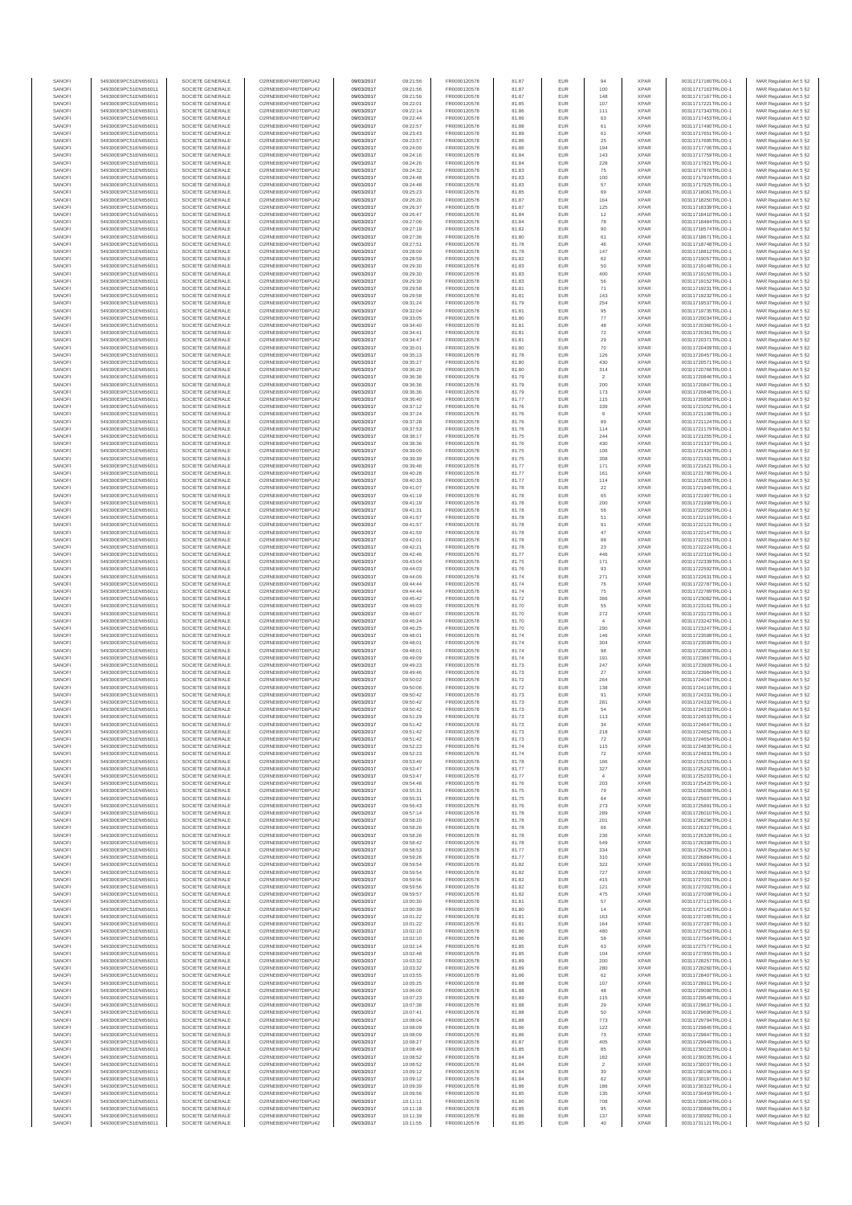| | | | | | | | | | | | |
|---|---|---|---|---|---|---|---|---|---|---|---|
| SANOFI | 549300E9PC51EN656011 | SOCIETE GENERALE | O2RNE8IBXP4R0TD8PU42 | 09/03/2017 | 09:21:56 | FR0000120578 | 81.87 | EUR | 94 | XPAR | 00311717160TRLO0-1 | MAR Regulation Art 5 §2 |
| SANOFI | 549300E9PC51EN656011 | SOCIETE GENERALE | O2RNE8IBXP4R0TD8PU42 | 09/03/2017 | 09:21:56 | FR0000120578 | 81.87 | EUR | 100 | XPAR | 00311717163TRLO0-1 | MAR Regulation Art 5 §2 |
| SANOFI | 549300E9PC51EN656011 | SOCIETE GENERALE | O2RNE8IBXP4R0TD8PU42 | 09/03/2017 | 09:21:56 | FR0000120578 | 81.87 | EUR | 148 | XPAR | 00311717167TRLO0-1 | MAR Regulation Art 5 §2 |
| SANOFI | 549300E9PC51EN656011 | SOCIETE GENERALE | O2RNE8IBXP4R0TD8PU42 | 09/03/2017 | 09:22:01 | FR0000120578 | 81.85 | EUR | 107 | XPAR | 00311717221TRLO0-1 | MAR Regulation Art 5 §2 |
| SANOFI | 549300E9PC51EN656011 | SOCIETE GENERALE | O2RNE8IBXP4R0TD8PU42 | 09/03/2017 | 09:22:14 | FR0000120578 | 81.86 | EUR | 111 | XPAR | 00311717343TRLO0-1 | MAR Regulation Art 5 §2 |
| SANOFI | 549300E9PC51EN656011 | SOCIETE GENERALE | O2RNE8IBXP4R0TD8PU42 | 09/03/2017 | 09:22:44 | FR0000120578 | 81.86 | EUR | 63 | XPAR | 00311717453TRLO0-1 | MAR Regulation Art 5 §2 |
| SANOFI | 549300E9PC51EN656011 | SOCIETE GENERALE | O2RNE8IBXP4R0TD8PU42 | 09/03/2017 | 09:22:57 | FR0000120578 | 81.88 | EUR | 61 | XPAR | 00311717490TRLO0-1 | MAR Regulation Art 5 §2 |
| SANOFI | 549300E9PC51EN656011 | SOCIETE GENERALE | O2RNE8IBXP4R0TD8PU42 | 09/03/2017 | 09:23:43 | FR0000120578 | 81.89 | EUR | 61 | XPAR | 00311717651TRLO0-1 | MAR Regulation Art 5 §2 |
| SANOFI | 549300E9PC51EN656011 | SOCIETE GENERALE | O2RNE8IBXP4R0TD8PU42 | 09/03/2017 | 09:23:57 | FR0000120578 | 81.86 | EUR | 25 | XPAR | 00311717695TRLO0-1 | MAR Regulation Art 5 §2 |
| SANOFI | 549300E9PC51EN656011 | SOCIETE GENERALE | O2RNE8IBXP4R0TD8PU42 | 09/03/2017 | 09:24:00 | FR0000120578 | 81.86 | EUR | 194 | XPAR | 00311717706TRLO0-1 | MAR Regulation Art 5 §2 |
| SANOFI | 549300E9PC51EN656011 | SOCIETE GENERALE | O2RNE8IBXP4R0TD8PU42 | 09/03/2017 | 09:24:16 | FR0000120578 | 81.84 | EUR | 143 | XPAR | 00311717759TRLO0-1 | MAR Regulation Art 5 §2 |
| SANOFI | 549300E9PC51EN656011 | SOCIETE GENERALE | O2RNE8IBXP4R0TD8PU42 | 09/03/2017 | 09:24:26 | FR0000120578 | 81.84 | EUR | 228 | XPAR | 00311717821TRLO0-1 | MAR Regulation Art 5 §2 |
| SANOFI | 549300E9PC51EN656011 | SOCIETE GENERALE | O2RNE8IBXP4R0TD8PU42 | 09/03/2017 | 09:24:32 | FR0000120578 | 81.83 | EUR | 75 | XPAR | 00311717876TRLO0-1 | MAR Regulation Art 5 §2 |
| SANOFI | 549300E9PC51EN656011 | SOCIETE GENERALE | O2RNE8IBXP4R0TD8PU42 | 09/03/2017 | 09:24:48 | FR0000120578 | 81.83 | EUR | 100 | XPAR | 00311717924TRLO0-1 | MAR Regulation Art 5 §2 |
| SANOFI | 549300E9PC51EN656011 | SOCIETE GENERALE | O2RNE8IBXP4R0TD8PU42 | 09/03/2017 | 09:24:48 | FR0000120578 | 81.83 | EUR | 57 | XPAR | 00311717925TRLO0-1 | MAR Regulation Art 5 §2 |
| SANOFI | 549300E9PC51EN656011 | SOCIETE GENERALE | O2RNE8IBXP4R0TD8PU42 | 09/03/2017 | 09:25:23 | FR0000120578 | 81.85 | EUR | 69 | XPAR | 00311718061TRLO0-1 | MAR Regulation Art 5 §2 |
| SANOFI | 549300E9PC51EN656011 | SOCIETE GENERALE | O2RNE8IBXP4R0TD8PU42 | 09/03/2017 | 09:26:20 | FR0000120578 | 81.87 | EUR | 164 | XPAR | 00311718250TRLO0-1 | MAR Regulation Art 5 §2 |
| SANOFI | 549300E9PC51EN656011 | SOCIETE GENERALE | O2RNE8IBXP4R0TD8PU42 | 09/03/2017 | 09:26:37 | FR0000120578 | 81.87 | EUR | 125 | XPAR | 00311718339TRLO0-1 | MAR Regulation Art 5 §2 |
| SANOFI | 549300E9PC51EN656011 | SOCIETE GENERALE | O2RNE8IBXP4R0TD8PU42 | 09/03/2017 | 09:26:47 | FR0000120578 | 81.84 | EUR | 12 | XPAR | 00311718410TRLO0-1 | MAR Regulation Art 5 §2 |
| SANOFI | 549300E9PC51EN656011 | SOCIETE GENERALE | O2RNE8IBXP4R0TD8PU42 | 09/03/2017 | 09:27:06 | FR0000120578 | 81.84 | EUR | 78 | XPAR | 00311718464TRLO0-1 | MAR Regulation Art 5 §2 |
| SANOFI | 549300E9PC51EN656011 | SOCIETE GENERALE | O2RNE8IBXP4R0TD8PU42 | 09/03/2017 | 09:27:19 | FR0000120578 | 81.82 | EUR | 90 | XPAR | 00311718574TRLO0-1 | MAR Regulation Art 5 §2 |
| SANOFI | 549300E9PC51EN656011 | SOCIETE GENERALE | O2RNE8IBXP4R0TD8PU42 | 09/03/2017 | 09:27:36 | FR0000120578 | 81.80 | EUR | 61 | XPAR | 00311718671TRLO0-1 | MAR Regulation Art 5 §2 |
| SANOFI | 549300E9PC51EN656011 | SOCIETE GENERALE | O2RNE8IBXP4R0TD8PU42 | 09/03/2017 | 09:27:51 | FR0000120578 | 81.78 | EUR | 46 | XPAR | 00311718748TRLO0-1 | MAR Regulation Art 5 §2 |
| SANOFI | 549300E9PC51EN656011 | SOCIETE GENERALE | O2RNE8IBXP4R0TD8PU42 | 09/03/2017 | 09:28:00 | FR0000120578 | 81.78 | EUR | 147 | XPAR | 00311718812TRLO0-1 | MAR Regulation Art 5 §2 |
| SANOFI | 549300E9PC51EN656011 | SOCIETE GENERALE | O2RNE8IBXP4R0TD8PU42 | 09/03/2017 | 09:28:59 | FR0000120578 | 81.82 | EUR | 62 | XPAR | 00311719057TRLO0-1 | MAR Regulation Art 5 §2 |
| SANOFI | 549300E9PC51EN656011 | SOCIETE GENERALE | O2RNE8IBXP4R0TD8PU42 | 09/03/2017 | 09:29:30 | FR0000120578 | 81.83 | EUR | 50 | XPAR | 00311719148TRLO0-1 | MAR Regulation Art 5 §2 |
| SANOFI | 549300E9PC51EN656011 | SOCIETE GENERALE | O2RNE8IBXP4R0TD8PU42 | 09/03/2017 | 09:29:30 | FR0000120578 | 81.83 | EUR | 400 | XPAR | 00311719150TRLO0-1 | MAR Regulation Art 5 §2 |
| SANOFI | 549300E9PC51EN656011 | SOCIETE GENERALE | O2RNE8IBXP4R0TD8PU42 | 09/03/2017 | 09:29:30 | FR0000120578 | 81.83 | EUR | 56 | XPAR | 00311719152TRLO0-1 | MAR Regulation Art 5 §2 |
| SANOFI | 549300E9PC51EN656011 | SOCIETE GENERALE | O2RNE8IBXP4R0TD8PU42 | 09/03/2017 | 09:29:58 | FR0000120578 | 81.81 | EUR | 71 | XPAR | 00311719231TRLO0-1 | MAR Regulation Art 5 §2 |
| SANOFI | 549300E9PC51EN656011 | SOCIETE GENERALE | O2RNE8IBXP4R0TD8PU42 | 09/03/2017 | 09:29:58 | FR0000120578 | 81.81 | EUR | 143 | XPAR | 00311719232TRLO0-1 | MAR Regulation Art 5 §2 |
| SANOFI | 549300E9PC51EN656011 | SOCIETE GENERALE | O2RNE8IBXP4R0TD8PU42 | 09/03/2017 | 09:31:24 | FR0000120578 | 81.79 | EUR | 254 | XPAR | 00311719537TRLO0-1 | MAR Regulation Art 5 §2 |
| SANOFI | 549300E9PC51EN656011 | SOCIETE GENERALE | O2RNE8IBXP4R0TD8PU42 | 09/03/2017 | 09:32:04 | FR0000120578 | 81.81 | EUR | 95 | XPAR | 00311719735TRLO0-1 | MAR Regulation Art 5 §2 |
| SANOFI | 549300E9PC51EN656011 | SOCIETE GENERALE | O2RNE8IBXP4R0TD8PU42 | 09/03/2017 | 09:33:05 | FR0000120578 | 81.80 | EUR | 77 | XPAR | 00311720034TRLO0-1 | MAR Regulation Art 5 §2 |
| SANOFI | 549300E9PC51EN656011 | SOCIETE GENERALE | O2RNE8IBXP4R0TD8PU42 | 09/03/2017 | 09:34:40 | FR0000120578 | 81.81 | EUR | 48 | XPAR | 00311720360TRLO0-1 | MAR Regulation Art 5 §2 |
| SANOFI | 549300E9PC51EN656011 | SOCIETE GENERALE | O2RNE8IBXP4R0TD8PU42 | 09/03/2017 | 09:34:41 | FR0000120578 | 81.81 | EUR | 72 | XPAR | 00311720361TRLO0-1 | MAR Regulation Art 5 §2 |
| SANOFI | 549300E9PC51EN656011 | SOCIETE GENERALE | O2RNE8IBXP4R0TD8PU42 | 09/03/2017 | 09:34:47 | FR0000120578 | 81.81 | EUR | 29 | XPAR | 00311720371TRLO0-1 | MAR Regulation Art 5 §2 |
| SANOFI | 549300E9PC51EN656011 | SOCIETE GENERALE | O2RNE8IBXP4R0TD8PU42 | 09/03/2017 | 09:35:01 | FR0000120578 | 81.80 | EUR | 70 | XPAR | 00311720409TRLO0-1 | MAR Regulation Art 5 §2 |
| SANOFI | 549300E9PC51EN656011 | SOCIETE GENERALE | O2RNE8IBXP4R0TD8PU42 | 09/03/2017 | 09:35:13 | FR0000120578 | 81.78 | EUR | 126 | XPAR | 00311720457TRLO0-1 | MAR Regulation Art 5 §2 |
| SANOFI | 549300E9PC51EN656011 | SOCIETE GENERALE | O2RNE8IBXP4R0TD8PU42 | 09/03/2017 | 09:35:27 | FR0000120578 | 81.80 | EUR | 430 | XPAR | 00311720571TRLO0-1 | MAR Regulation Art 5 §2 |
| SANOFI | 549300E9PC51EN656011 | SOCIETE GENERALE | O2RNE8IBXP4R0TD8PU42 | 09/03/2017 | 09:36:20 | FR0000120578 | 81.80 | EUR | 314 | XPAR | 00311720768TRLO0-1 | MAR Regulation Art 5 §2 |
| SANOFI | 549300E9PC51EN656011 | SOCIETE GENERALE | O2RNE8IBXP4R0TD8PU42 | 09/03/2017 | 09:36:36 | FR0000120578 | 81.79 | EUR | 2 | XPAR | 00311720846TRLO0-1 | MAR Regulation Art 5 §2 |
| SANOFI | 549300E9PC51EN656011 | SOCIETE GENERALE | O2RNE8IBXP4R0TD8PU42 | 09/03/2017 | 09:36:36 | FR0000120578 | 81.79 | EUR | 200 | XPAR | 00311720847TRLO0-1 | MAR Regulation Art 5 §2 |
| SANOFI | 549300E9PC51EN656011 | SOCIETE GENERALE | O2RNE8IBXP4R0TD8PU42 | 09/03/2017 | 09:36:36 | FR0000120578 | 81.79 | EUR | 173 | XPAR | 00311720848TRLO0-1 | MAR Regulation Art 5 §2 |
| SANOFI | 549300E9PC51EN656011 | SOCIETE GENERALE | O2RNE8IBXP4R0TD8PU42 | 09/03/2017 | 09:36:40 | FR0000120578 | 81.77 | EUR | 115 | XPAR | 00311720858TRLO0-1 | MAR Regulation Art 5 §2 |
| SANOFI | 549300E9PC51EN656011 | SOCIETE GENERALE | O2RNE8IBXP4R0TD8PU42 | 09/03/2017 | 09:37:12 | FR0000120578 | 81.76 | EUR | 339 | XPAR | 00311721052TRLO0-1 | MAR Regulation Art 5 §2 |
| SANOFI | 549300E9PC51EN656011 | SOCIETE GENERALE | O2RNE8IBXP4R0TD8PU42 | 09/03/2017 | 09:37:24 | FR0000120578 | 81.76 | EUR | 9 | XPAR | 00311721087TRLO0-1 | MAR Regulation Art 5 §2 |
| SANOFI | 549300E9PC51EN656011 | SOCIETE GENERALE | O2RNE8IBXP4R0TD8PU42 | 09/03/2017 | 09:37:28 | FR0000120578 | 81.76 | EUR | 89 | XPAR | 00311721124TRLO0-1 | MAR Regulation Art 5 §2 |
| SANOFI | 549300E9PC51EN656011 | SOCIETE GENERALE | O2RNE8IBXP4R0TD8PU42 | 09/03/2017 | 09:37:53 | FR0000120578 | 81.76 | EUR | 114 | XPAR | 00311721179TRLO0-1 | MAR Regulation Art 5 §2 |
| SANOFI | 549300E9PC51EN656011 | SOCIETE GENERALE | O2RNE8IBXP4R0TD8PU42 | 09/03/2017 | 09:38:17 | FR0000120578 | 81.75 | EUR | 244 | XPAR | 00311721255TRLO0-1 | MAR Regulation Art 5 §2 |
| SANOFI | 549300E9PC51EN656011 | SOCIETE GENERALE | O2RNE8IBXP4R0TD8PU42 | 09/03/2017 | 09:38:36 | FR0000120578 | 81.76 | EUR | 430 | XPAR | 00311721337TRLO0-1 | MAR Regulation Art 5 §2 |
| SANOFI | 549300E9PC51EN656011 | SOCIETE GENERALE | O2RNE8IBXP4R0TD8PU42 | 09/03/2017 | 09:39:00 | FR0000120578 | 81.75 | EUR | 106 | XPAR | 00311721428TRLO0-1 | MAR Regulation Art 5 §2 |
| SANOFI | 549300E9PC51EN656011 | SOCIETE GENERALE | O2RNE8IBXP4R0TD8PU42 | 09/03/2017 | 09:39:39 | FR0000120578 | 81.75 | EUR | 308 | XPAR | 00311721591TRLO0-1 | MAR Regulation Art 5 §2 |
| SANOFI | 549300E9PC51EN656011 | SOCIETE GENERALE | O2RNE8IBXP4R0TD8PU42 | 09/03/2017 | 09:39:48 | FR0000120578 | 81.77 | EUR | 171 | XPAR | 00311721621TRLO0-1 | MAR Regulation Art 5 §2 |
| SANOFI | 549300E9PC51EN656011 | SOCIETE GENERALE | O2RNE8IBXP4R0TD8PU42 | 09/03/2017 | 09:40:28 | FR0000120578 | 81.77 | EUR | 161 | XPAR | 00311721780TRLO0-1 | MAR Regulation Art 5 §2 |
| SANOFI | 549300E9PC51EN656011 | SOCIETE GENERALE | O2RNE8IBXP4R0TD8PU42 | 09/03/2017 | 09:40:33 | FR0000120578 | 81.77 | EUR | 114 | XPAR | 00311721805TRLO0-1 | MAR Regulation Art 5 §2 |
| SANOFI | 549300E9PC51EN656011 | SOCIETE GENERALE | O2RNE8IBXP4R0TD8PU42 | 09/03/2017 | 09:41:07 | FR0000120578 | 81.78 | EUR | 22 | XPAR | 00311721940TRLO0-1 | MAR Regulation Art 5 §2 |
| SANOFI | 549300E9PC51EN656011 | SOCIETE GENERALE | O2RNE8IBXP4R0TD8PU42 | 09/03/2017 | 09:41:19 | FR0000120578 | 81.78 | EUR | 65 | XPAR | 00311721997TRLO0-1 | MAR Regulation Art 5 §2 |
| SANOFI | 549300E9PC51EN656011 | SOCIETE GENERALE | O2RNE8IBXP4R0TD8PU42 | 09/03/2017 | 09:41:19 | FR0000120578 | 81.78 | EUR | 200 | XPAR | 00311721998TRLO0-1 | MAR Regulation Art 5 §2 |
| SANOFI | 549300E9PC51EN656011 | SOCIETE GENERALE | O2RNE8IBXP4R0TD8PU42 | 09/03/2017 | 09:41:31 | FR0000120578 | 81.78 | EUR | 56 | XPAR | 00311722050TRLO0-1 | MAR Regulation Art 5 §2 |
| SANOFI | 549300E9PC51EN656011 | SOCIETE GENERALE | O2RNE8IBXP4R0TD8PU42 | 09/03/2017 | 09:41:57 | FR0000120578 | 81.78 | EUR | 51 | XPAR | 00311722119TRLO0-1 | MAR Regulation Art 5 §2 |
| SANOFI | 549300E9PC51EN656011 | SOCIETE GENERALE | O2RNE8IBXP4R0TD8PU42 | 09/03/2017 | 09:41:57 | FR0000120578 | 81.78 | EUR | 91 | XPAR | 00311722121TRLO0-1 | MAR Regulation Art 5 §2 |
| SANOFI | 549300E9PC51EN656011 | SOCIETE GENERALE | O2RNE8IBXP4R0TD8PU42 | 09/03/2017 | 09:41:59 | FR0000120578 | 81.78 | EUR | 47 | XPAR | 00311722147TRLO0-1 | MAR Regulation Art 5 §2 |
| SANOFI | 549300E9PC51EN656011 | SOCIETE GENERALE | O2RNE8IBXP4R0TD8PU42 | 09/03/2017 | 09:42:01 | FR0000120578 | 81.78 | EUR | 86 | XPAR | 00311722151TRLO0-1 | MAR Regulation Art 5 §2 |
| SANOFI | 549300E9PC51EN656011 | SOCIETE GENERALE | O2RNE8IBXP4R0TD8PU42 | 09/03/2017 | 09:42:21 | FR0000120578 | 81.78 | EUR | 23 | XPAR | 00311722224TRLO0-1 | MAR Regulation Art 5 §2 |
| SANOFI | 549300E9PC51EN656011 | SOCIETE GENERALE | O2RNE8IBXP4R0TD8PU42 | 09/03/2017 | 09:42:46 | FR0000120578 | 81.77 | EUR | 446 | XPAR | 00311722316TRLO0-1 | MAR Regulation Art 5 §2 |
| SANOFI | 549300E9PC51EN656011 | SOCIETE GENERALE | O2RNE8IBXP4R0TD8PU42 | 09/03/2017 | 09:43:04 | FR0000120578 | 81.75 | EUR | 171 | XPAR | 00311722399TRLO0-1 | MAR Regulation Art 5 §2 |
| SANOFI | 549300E9PC51EN656011 | SOCIETE GENERALE | O2RNE8IBXP4R0TD8PU42 | 09/03/2017 | 09:44:03 | FR0000120578 | 81.76 | EUR | 93 | XPAR | 00311722592TRLO0-1 | MAR Regulation Art 5 §2 |
| SANOFI | 549300E9PC51EN656011 | SOCIETE GENERALE | O2RNE8IBXP4R0TD8PU42 | 09/03/2017 | 09:44:09 | FR0000120578 | 81.74 | EUR | 271 | XPAR | 00311722631TRLO0-1 | MAR Regulation Art 5 §2 |
| SANOFI | 549300E9PC51EN656011 | SOCIETE GENERALE | O2RNE8IBXP4R0TD8PU42 | 09/03/2017 | 09:44:44 | FR0000120578 | 81.74 | EUR | 76 | XPAR | 00311722787TRLO0-1 | MAR Regulation Art 5 §2 |
| SANOFI | 549300E9PC51EN656011 | SOCIETE GENERALE | O2RNE8IBXP4R0TD8PU42 | 09/03/2017 | 09:44:44 | FR0000120578 | 81.74 | EUR | 75 | XPAR | 00311722789TRLO0-1 | MAR Regulation Art 5 §2 |
| SANOFI | 549300E9PC51EN656011 | SOCIETE GENERALE | O2RNE8IBXP4R0TD8PU42 | 09/03/2017 | 09:45:42 | FR0000120578 | 81.72 | EUR | 366 | XPAR | 00311723082TRLO0-1 | MAR Regulation Art 5 §2 |
| SANOFI | 549300E9PC51EN656011 | SOCIETE GENERALE | O2RNE8IBXP4R0TD8PU42 | 09/03/2017 | 09:46:03 | FR0000120578 | 81.70 | EUR | 55 | XPAR | 00311723161TRLO0-1 | MAR Regulation Art 5 §2 |
| SANOFI | 549300E9PC51EN656011 | SOCIETE GENERALE | O2RNE8IBXP4R0TD8PU42 | 09/03/2017 | 09:46:07 | FR0000120578 | 81.70 | EUR | 272 | XPAR | 00311723173TRLO0-1 | MAR Regulation Art 5 §2 |
| SANOFI | 549300E9PC51EN656011 | SOCIETE GENERALE | O2RNE8IBXP4R0TD8PU42 | 09/03/2017 | 09:46:24 | FR0000120578 | 81.70 | EUR | 4 | XPAR | 00311723242TRLO0-1 | MAR Regulation Art 5 §2 |
| SANOFI | 549300E9PC51EN656011 | SOCIETE GENERALE | O2RNE8IBXP4R0TD8PU42 | 09/03/2017 | 09:46:25 | FR0000120578 | 81.70 | EUR | 290 | XPAR | 00311723247TRLO0-1 | MAR Regulation Art 5 §2 |
| SANOFI | 549300E9PC51EN656011 | SOCIETE GENERALE | O2RNE8IBXP4R0TD8PU42 | 09/03/2017 | 09:48:01 | FR0000120578 | 81.74 | EUR | 146 | XPAR | 00311723598TRLO0-1 | MAR Regulation Art 5 §2 |
| SANOFI | 549300E9PC51EN656011 | SOCIETE GENERALE | O2RNE8IBXP4R0TD8PU42 | 09/03/2017 | 09:48:01 | FR0000120578 | 81.74 | EUR | 304 | XPAR | 00311723599TRLO0-1 | MAR Regulation Art 5 §2 |
| SANOFI | 549300E9PC51EN656011 | SOCIETE GENERALE | O2RNE8IBXP4R0TD8PU42 | 09/03/2017 | 09:48:01 | FR0000120578 | 81.74 | EUR | 98 | XPAR | 00311723600TRLO0-1 | MAR Regulation Art 5 §2 |
| SANOFI | 549300E9PC51EN656011 | SOCIETE GENERALE | O2RNE8IBXP4R0TD8PU42 | 09/03/2017 | 09:49:09 | FR0000120578 | 81.74 | EUR | 191 | XPAR | 00311723867TRLO0-1 | MAR Regulation Art 5 §2 |
| SANOFI | 549300E9PC51EN656011 | SOCIETE GENERALE | O2RNE8IBXP4R0TD8PU42 | 09/03/2017 | 09:49:23 | FR0000120578 | 81.73 | EUR | 247 | XPAR | 00311723909TRLO0-1 | MAR Regulation Art 5 §2 |
| SANOFI | 549300E9PC51EN656011 | SOCIETE GENERALE | O2RNE8IBXP4R0TD8PU42 | 09/03/2017 | 09:49:46 | FR0000120578 | 81.73 | EUR | 27 | XPAR | 00311723984TRLO0-1 | MAR Regulation Art 5 §2 |
| SANOFI | 549300E9PC51EN656011 | SOCIETE GENERALE | O2RNE8IBXP4R0TD8PU42 | 09/03/2017 | 09:50:02 | FR0000120578 | 81.72 | EUR | 264 | XPAR | 00311724047TRLO0-1 | MAR Regulation Art 5 §2 |
| SANOFI | 549300E9PC51EN656011 | SOCIETE GENERALE | O2RNE8IBXP4R0TD8PU42 | 09/03/2017 | 09:50:06 | FR0000120578 | 81.72 | EUR | 138 | XPAR | 00311724118TRLO0-1 | MAR Regulation Art 5 §2 |
| SANOFI | 549300E9PC51EN656011 | SOCIETE GENERALE | O2RNE8IBXP4R0TD8PU42 | 09/03/2017 | 09:50:42 | FR0000120578 | 81.73 | EUR | 91 | XPAR | 00311724331TRLO0-1 | MAR Regulation Art 5 §2 |
| SANOFI | 549300E9PC51EN656011 | SOCIETE GENERALE | O2RNE8IBXP4R0TD8PU42 | 09/03/2017 | 09:50:42 | FR0000120578 | 81.73 | EUR | 281 | XPAR | 00311724332TRLO0-1 | MAR Regulation Art 5 §2 |
| SANOFI | 549300E9PC51EN656011 | SOCIETE GENERALE | O2RNE8IBXP4R0TD8PU42 | 09/03/2017 | 09:50:42 | FR0000120578 | 81.73 | EUR | 54 | XPAR | 00311724333TRLO0-1 | MAR Regulation Art 5 §2 |
| SANOFI | 549300E9PC51EN656011 | SOCIETE GENERALE | O2RNE8IBXP4R0TD8PU42 | 09/03/2017 | 09:51:29 | FR0000120578 | 81.73 | EUR | 113 | XPAR | 00311724533TRLO0-1 | MAR Regulation Art 5 §2 |
| SANOFI | 549300E9PC51EN656011 | SOCIETE GENERALE | O2RNE8IBXP4R0TD8PU42 | 09/03/2017 | 09:51:42 | FR0000120578 | 81.73 | EUR | 34 | XPAR | 00311724647TRLO0-1 | MAR Regulation Art 5 §2 |
| SANOFI | 549300E9PC51EN656011 | SOCIETE GENERALE | O2RNE8IBXP4R0TD8PU42 | 09/03/2017 | 09:51:42 | FR0000120578 | 81.73 | EUR | 218 | XPAR | 00311724652TRLO0-1 | MAR Regulation Art 5 §2 |
| SANOFI | 549300E9PC51EN656011 | SOCIETE GENERALE | O2RNE8IBXP4R0TD8PU42 | 09/03/2017 | 09:51:42 | FR0000120578 | 81.73 | EUR | 72 | XPAR | 00311724654TRLO0-1 | MAR Regulation Art 5 §2 |
| SANOFI | 549300E9PC51EN656011 | SOCIETE GENERALE | O2RNE8IBXP4R0TD8PU42 | 09/03/2017 | 09:52:23 | FR0000120578 | 81.74 | EUR | 115 | XPAR | 00311724830TRLO0-1 | MAR Regulation Art 5 §2 |
| SANOFI | 549300E9PC51EN656011 | SOCIETE GENERALE | O2RNE8IBXP4R0TD8PU42 | 09/03/2017 | 09:52:23 | FR0000120578 | 81.74 | EUR | 72 | XPAR | 00311724831TRLO0-1 | MAR Regulation Art 5 §2 |
| SANOFI | 549300E9PC51EN656011 | SOCIETE GENERALE | O2RNE8IBXP4R0TD8PU42 | 09/03/2017 | 09:53:40 | FR0000120578 | 81.78 | EUR | 166 | XPAR | 00311725153TRLO0-1 | MAR Regulation Art 5 §2 |
| SANOFI | 549300E9PC51EN656011 | SOCIETE GENERALE | O2RNE8IBXP4R0TD8PU42 | 09/03/2017 | 09:53:47 | FR0000120578 | 81.77 | EUR | 327 | XPAR | 00311725202TRLO0-1 | MAR Regulation Art 5 §2 |
| SANOFI | 549300E9PC51EN656011 | SOCIETE GENERALE | O2RNE8IBXP4R0TD8PU42 | 09/03/2017 | 09:53:47 | FR0000120578 | 81.77 | EUR | 4 | XPAR | 00311725203TRLO0-1 | MAR Regulation Art 5 §2 |
| SANOFI | 549300E9PC51EN656011 | SOCIETE GENERALE | O2RNE8IBXP4R0TD8PU42 | 09/03/2017 | 09:54:48 | FR0000120578 | 81.76 | EUR | 203 | XPAR | 00311725425TRLO0-1 | MAR Regulation Art 5 §2 |
| SANOFI | 549300E9PC51EN656011 | SOCIETE GENERALE | O2RNE8IBXP4R0TD8PU42 | 09/03/2017 | 09:55:31 | FR0000120578 | 81.75 | EUR | 79 | XPAR | 00311725606TRLO0-1 | MAR Regulation Art 5 §2 |
| SANOFI | 549300E9PC51EN656011 | SOCIETE GENERALE | O2RNE8IBXP4R0TD8PU42 | 09/03/2017 | 09:55:31 | FR0000120578 | 81.75 | EUR | 64 | XPAR | 00311725607TRLO0-1 | MAR Regulation Art 5 §2 |
| SANOFI | 549300E9PC51EN656011 | SOCIETE GENERALE | O2RNE8IBXP4R0TD8PU42 | 09/03/2017 | 09:56:43 | FR0000120578 | 81.76 | EUR | 273 | XPAR | 00311725891TRLO0-1 | MAR Regulation Art 5 §2 |
| SANOFI | 549300E9PC51EN656011 | SOCIETE GENERALE | O2RNE8IBXP4R0TD8PU42 | 09/03/2017 | 09:57:14 | FR0000120578 | 81.78 | EUR | 289 | XPAR | 00311726010TRLO0-1 | MAR Regulation Art 5 §2 |
| SANOFI | 549300E9PC51EN656011 | SOCIETE GENERALE | O2RNE8IBXP4R0TD8PU42 | 09/03/2017 | 09:58:20 | FR0000120578 | 81.78 | EUR | 201 | XPAR | 00311726296TRLO0-1 | MAR Regulation Art 5 §2 |
| SANOFI | 549300E9PC51EN656011 | SOCIETE GENERALE | O2RNE8IBXP4R0TD8PU42 | 09/03/2017 | 09:58:26 | FR0000120578 | 81.78 | EUR | 66 | XPAR | 00311726327TRLO0-1 | MAR Regulation Art 5 §2 |
| SANOFI | 549300E9PC51EN656011 | SOCIETE GENERALE | O2RNE8IBXP4R0TD8PU42 | 09/03/2017 | 09:58:26 | FR0000120578 | 81.78 | EUR | 236 | XPAR | 00311726328TRLO0-1 | MAR Regulation Art 5 §2 |
| SANOFI | 549300E9PC51EN656011 | SOCIETE GENERALE | O2RNE8IBXP4R0TD8PU42 | 09/03/2017 | 09:58:42 | FR0000120578 | 81.78 | EUR | 549 | XPAR | 00311726398TRLO0-1 | MAR Regulation Art 5 §2 |
| SANOFI | 549300E9PC51EN656011 | SOCIETE GENERALE | O2RNE8IBXP4R0TD8PU42 | 09/03/2017 | 09:58:53 | FR0000120578 | 81.77 | EUR | 334 | XPAR | 00311726429TRLO0-1 | MAR Regulation Art 5 §2 |
| SANOFI | 549300E9PC51EN656011 | SOCIETE GENERALE | O2RNE8IBXP4R0TD8PU42 | 09/03/2017 | 09:59:26 | FR0000120578 | 81.77 | EUR | 310 | XPAR | 00311726884TRLO0-1 | MAR Regulation Art 5 §2 |
| SANOFI | 549300E9PC51EN656011 | SOCIETE GENERALE | O2RNE8IBXP4R0TD8PU42 | 09/03/2017 | 09:59:54 | FR0000120578 | 81.82 | EUR | 322 | XPAR | 00311726991TRLO0-1 | MAR Regulation Art 5 §2 |
| SANOFI | 549300E9PC51EN656011 | SOCIETE GENERALE | O2RNE8IBXP4R0TD8PU42 | 09/03/2017 | 09:59:54 | FR0000120578 | 81.82 | EUR | 727 | XPAR | 00311726992TRLO0-1 | MAR Regulation Art 5 §2 |
| SANOFI | 549300E9PC51EN656011 | SOCIETE GENERALE | O2RNE8IBXP4R0TD8PU42 | 09/03/2017 | 09:59:56 | FR0000120578 | 81.82 | EUR | 415 | XPAR | 00311727001TRLO0-1 | MAR Regulation Art 5 §2 |
| SANOFI | 549300E9PC51EN656011 | SOCIETE GENERALE | O2RNE8IBXP4R0TD8PU42 | 09/03/2017 | 09:59:56 | FR0000120578 | 81.82 | EUR | 121 | XPAR | 00311727002TRLO0-1 | MAR Regulation Art 5 §2 |
| SANOFI | 549300E9PC51EN656011 | SOCIETE GENERALE | O2RNE8IBXP4R0TD8PU42 | 09/03/2017 | 09:59:57 | FR0000120578 | 81.82 | EUR | 475 | XPAR | 00311727008TRLO0-1 | MAR Regulation Art 5 §2 |
| SANOFI | 549300E9PC51EN656011 | SOCIETE GENERALE | O2RNE8IBXP4R0TD8PU42 | 09/03/2017 | 10:00:30 | FR0000120578 | 81.81 | EUR | 57 | XPAR | 00311727113TRLO0-1 | MAR Regulation Art 5 §2 |
| SANOFI | 549300E9PC51EN656011 | SOCIETE GENERALE | O2RNE8IBXP4R0TD8PU42 | 09/03/2017 | 10:00:39 | FR0000120578 | 81.80 | EUR | 14 | XPAR | 00311727140TRLO0-1 | MAR Regulation Art 5 §2 |
| SANOFI | 549300E9PC51EN656011 | SOCIETE GENERALE | O2RNE8IBXP4R0TD8PU42 | 09/03/2017 | 10:01:22 | FR0000120578 | 81.81 | EUR | 163 | XPAR | 00311727285TRLO0-1 | MAR Regulation Art 5 §2 |
| SANOFI | 549300E9PC51EN656011 | SOCIETE GENERALE | O2RNE8IBXP4R0TD8PU42 | 09/03/2017 | 10:01:22 | FR0000120578 | 81.81 | EUR | 164 | XPAR | 00311727287TRLO0-1 | MAR Regulation Art 5 §2 |
| SANOFI | 549300E9PC51EN656011 | SOCIETE GENERALE | O2RNE8IBXP4R0TD8PU42 | 09/03/2017 | 10:02:10 | FR0000120578 | 81.86 | EUR | 480 | XPAR | 00311727563TRLO0-1 | MAR Regulation Art 5 §2 |
| SANOFI | 549300E9PC51EN656011 | SOCIETE GENERALE | O2RNE8IBXP4R0TD8PU42 | 09/03/2017 | 10:02:10 | FR0000120578 | 81.86 | EUR | 58 | XPAR | 00311727564TRLO0-1 | MAR Regulation Art 5 §2 |
| SANOFI | 549300E9PC51EN656011 | SOCIETE GENERALE | O2RNE8IBXP4R0TD8PU42 | 09/03/2017 | 10:02:14 | FR0000120578 | 81.85 | EUR | 63 | XPAR | 00311727577TRLO0-1 | MAR Regulation Art 5 §2 |
| SANOFI | 549300E9PC51EN656011 | SOCIETE GENERALE | O2RNE8IBXP4R0TD8PU42 | 09/03/2017 | 10:02:48 | FR0000120578 | 81.85 | EUR | 104 | XPAR | 00311727855TRLO0-1 | MAR Regulation Art 5 §2 |
| SANOFI | 549300E9PC51EN656011 | SOCIETE GENERALE | O2RNE8IBXP4R0TD8PU42 | 09/03/2017 | 10:03:32 | FR0000120578 | 81.89 | EUR | 200 | XPAR | 00311728257TRLO0-1 | MAR Regulation Art 5 §2 |
| SANOFI | 549300E9PC51EN656011 | SOCIETE GENERALE | O2RNE8IBXP4R0TD8PU42 | 09/03/2017 | 10:03:32 | FR0000120578 | 81.89 | EUR | 280 | XPAR | 00311728260TRLO0-1 | MAR Regulation Art 5 §2 |
| SANOFI | 549300E9PC51EN656011 | SOCIETE GENERALE | O2RNE8IBXP4R0TD8PU42 | 09/03/2017 | 10:03:55 | FR0000120578 | 81.86 | EUR | 62 | XPAR | 00311728407TRLO0-1 | MAR Regulation Art 5 §2 |
| SANOFI | 549300E9PC51EN656011 | SOCIETE GENERALE | O2RNE8IBXP4R0TD8PU42 | 09/03/2017 | 10:05:25 | FR0000120578 | 81.88 | EUR | 107 | XPAR | 00311728911TRLO0-1 | MAR Regulation Art 5 §2 |
| SANOFI | 549300E9PC51EN656011 | SOCIETE GENERALE | O2RNE8IBXP4R0TD8PU42 | 09/03/2017 | 10:06:00 | FR0000120578 | 81.88 | EUR | 48 | XPAR | 00311729090TRLO0-1 | MAR Regulation Art 5 §2 |
| SANOFI | 549300E9PC51EN656011 | SOCIETE GENERALE | O2RNE8IBXP4R0TD8PU42 | 09/03/2017 | 10:07:23 | FR0000120578 | 81.89 | EUR | 115 | XPAR | 00311729548TRLO0-1 | MAR Regulation Art 5 §2 |
| SANOFI | 549300E9PC51EN656011 | SOCIETE GENERALE | O2RNE8IBXP4R0TD8PU42 | 09/03/2017 | 10:07:38 | FR0000120578 | 81.88 | EUR | 29 | XPAR | 00311729637TRLO0-1 | MAR Regulation Art 5 §2 |
| SANOFI | 549300E9PC51EN656011 | SOCIETE GENERALE | O2RNE8IBXP4R0TD8PU42 | 09/03/2017 | 10:07:41 | FR0000120578 | 81.88 | EUR | 50 | XPAR | 00311729690TRLO0-1 | MAR Regulation Art 5 §2 |
| SANOFI | 549300E9PC51EN656011 | SOCIETE GENERALE | O2RNE8IBXP4R0TD8PU42 | 09/03/2017 | 10:08:04 | FR0000120578 | 81.88 | EUR | 773 | XPAR | 00311729794TRLO0-1 | MAR Regulation Art 5 §2 |
| SANOFI | 549300E9PC51EN656011 | SOCIETE GENERALE | O2RNE8IBXP4R0TD8PU42 | 09/03/2017 | 10:08:09 | FR0000120578 | 81.86 | EUR | 122 | XPAR | 00311729845TRLO0-1 | MAR Regulation Art 5 §2 |
| SANOFI | 549300E9PC51EN656011 | SOCIETE GENERALE | O2RNE8IBXP4R0TD8PU42 | 09/03/2017 | 10:08:09 | FR0000120578 | 81.86 | EUR | 73 | XPAR | 00311729847TRLO0-1 | MAR Regulation Art 5 §2 |
| SANOFI | 549300E9PC51EN656011 | SOCIETE GENERALE | O2RNE8IBXP4R0TD8PU42 | 09/03/2017 | 10:08:27 | FR0000120578 | 81.87 | EUR | 405 | XPAR | 00311729949TRLO0-1 | MAR Regulation Art 5 §2 |
| SANOFI | 549300E9PC51EN656011 | SOCIETE GENERALE | O2RNE8IBXP4R0TD8PU42 | 09/03/2017 | 10:08:49 | FR0000120578 | 81.85 | EUR | 85 | XPAR | 00311730023TRLO0-1 | MAR Regulation Art 5 §2 |
| SANOFI | 549300E9PC51EN656011 | SOCIETE GENERALE | O2RNE8IBXP4R0TD8PU42 | 09/03/2017 | 10:08:52 | FR0000120578 | 81.84 | EUR | 182 | XPAR | 00311730035TRLO0-1 | MAR Regulation Art 5 §2 |
| SANOFI | 549300E9PC51EN656011 | SOCIETE GENERALE | O2RNE8IBXP4R0TD8PU42 | 09/03/2017 | 10:08:52 | FR0000120578 | 81.84 | EUR | 2 | XPAR | 00311730037TRLO0-1 | MAR Regulation Art 5 §2 |
| SANOFI | 549300E9PC51EN656011 | SOCIETE GENERALE | O2RNE8IBXP4R0TD8PU42 | 09/03/2017 | 10:09:12 | FR0000120578 | 81.84 | EUR | 30 | XPAR | 00311730198TRLO0-1 | MAR Regulation Art 5 §2 |
| SANOFI | 549300E9PC51EN656011 | SOCIETE GENERALE | O2RNE8IBXP4R0TD8PU42 | 09/03/2017 | 10:09:12 | FR0000120578 | 81.84 | EUR | 62 | XPAR | 00311730197TRLO0-1 | MAR Regulation Art 5 §2 |
| SANOFI | 549300E9PC51EN656011 | SOCIETE GENERALE | O2RNE8IBXP4R0TD8PU42 | 09/03/2017 | 10:09:39 | FR0000120578 | 81.86 | EUR | 186 | XPAR | 00311730322TRLO0-1 | MAR Regulation Art 5 §2 |
| SANOFI | 549300E9PC51EN656011 | SOCIETE GENERALE | O2RNE8IBXP4R0TD8PU42 | 09/03/2017 | 10:09:56 | FR0000120578 | 81.85 | EUR | 135 | XPAR | 00311730459TRLO0-1 | MAR Regulation Art 5 §2 |
| SANOFI | 549300E9PC51EN656011 | SOCIETE GENERALE | O2RNE8IBXP4R0TD8PU42 | 09/03/2017 | 10:11:11 | FR0000120578 | 81.86 | EUR | 708 | XPAR | 00311730824TRLO0-1 | MAR Regulation Art 5 §2 |
| SANOFI | 549300E9PC51EN656011 | SOCIETE GENERALE | O2RNE8IBXP4R0TD8PU42 | 09/03/2017 | 10:11:18 | FR0000120578 | 81.85 | EUR | 95 | XPAR | 00311730866TRLO0-1 | MAR Regulation Art 5 §2 |
| SANOFI | 549300E9PC51EN656011 | SOCIETE GENERALE | O2RNE8IBXP4R0TD8PU42 | 09/03/2017 | 10:11:39 | FR0000120578 | 81.86 | EUR | 137 | XPAR | 00311730992TRLO0-1 | MAR Regulation Art 5 §2 |
| SANOFI | 549300E9PC51EN656011 | SOCIETE GENERALE | O2RNE8IBXP4R0TD8PU42 | 09/03/2017 | 10:11:55 | FR0000120578 | 81.85 | EUR | 40 | XPAR | 00311731121TRLO0-1 | MAR Regulation Art 5 §2 |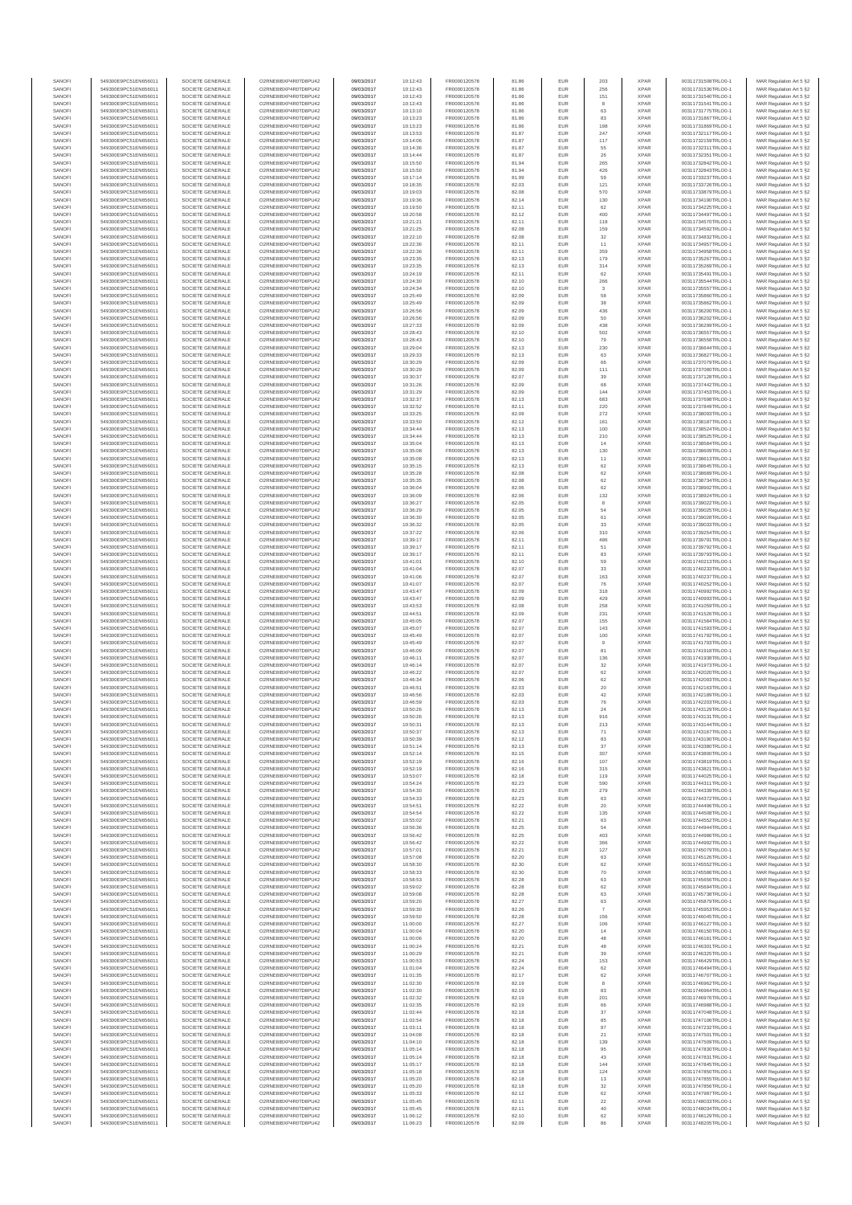| SANOFI | 549300E9PC51EN656011 | SOCIETE GENERALE | O2RNE8IBXP4R0TD8PU42 | 09/03/2017 | 10:12:43 | FR0000120578 | 81.86 | EUR | 203 | XPAR | 00311731508TRLO0-1 | MAR Regulation Art 5 §2 |
|---|---|---|---|---|---|---|---|---|---|---|---|---|
| SANOFI | 549300E9PC51EN656011 | SOCIETE GENERALE | O2RNE8IBXP4R0TD8PU42 | 09/03/2017 | 10:12:43 | FR0000120578 | 81.86 | EUR | 256 | XPAR | 00311731536TRLO0-1 | MAR Regulation Art 5 §2 |
| SANOFI | 549300E9PC51EN656011 | SOCIETE GENERALE | O2RNE8IBXP4R0TD8PU42 | 09/03/2017 | 10:12:43 | FR0000120578 | 81.86 | EUR | 151 | XPAR | 00311731540TRLO0-1 | MAR Regulation Art 5 §2 |
| SANOFI | 549300E9PC51EN656011 | SOCIETE GENERALE | O2RNE8IBXP4R0TD8PU42 | 09/03/2017 | 10:12:43 | FR0000120578 | 81.86 | EUR | 8 | XPAR | 00311731541TRLO0-1 | MAR Regulation Art 5 §2 |
| SANOFI | 549300E9PC51EN656011 | SOCIETE GENERALE | O2RNE8IBXP4R0TD8PU42 | 09/03/2017 | 10:13:10 | FR0000120578 | 81.86 | EUR | 63 | XPAR | 00311731775TRLO0-1 | MAR Regulation Art 5 §2 |
| SANOFI | 549300E9PC51EN656011 | SOCIETE GENERALE | O2RNE8IBXP4R0TD8PU42 | 09/03/2017 | 10:13:23 | FR0000120578 | 81.86 | EUR | 83 | XPAR | 00311731867TRLO0-1 | MAR Regulation Art 5 §2 |
| SANOFI | 549300E9PC51EN656011 | SOCIETE GENERALE | O2RNE8IBXP4R0TD8PU42 | 09/03/2017 | 10:13:23 | FR0000120578 | 81.86 | EUR | 198 | XPAR | 00311731869TRLO0-1 | MAR Regulation Art 5 §2 |
| SANOFI | 549300E9PC51EN656011 | SOCIETE GENERALE | O2RNE8IBXP4R0TD8PU42 | 09/03/2017 | 10:13:53 | FR0000120578 | 81.87 | EUR | 247 | XPAR | 00311732117TRLO0-1 | MAR Regulation Art 5 §2 |
| SANOFI | 549300E9PC51EN656011 | SOCIETE GENERALE | O2RNE8IBXP4R0TD8PU42 | 09/03/2017 | 10:14:06 | FR0000120578 | 81.87 | EUR | 117 | XPAR | 00311732159TRLO0-1 | MAR Regulation Art 5 §2 |
| SANOFI | 549300E9PC51EN656011 | SOCIETE GENERALE | O2RNE8IBXP4R0TD8PU42 | 09/03/2017 | 10:14:36 | FR0000120578 | 81.87 | EUR | 55 | XPAR | 00311732311TRLO0-1 | MAR Regulation Art 5 §2 |
| SANOFI | 549300E9PC51EN656011 | SOCIETE GENERALE | O2RNE8IBXP4R0TD8PU42 | 09/03/2017 | 10:14:44 | FR0000120578 | 81.87 | EUR | 26 | XPAR | 00311732351TRLO0-1 | MAR Regulation Art 5 §2 |
| SANOFI | 549300E9PC51EN656011 | SOCIETE GENERALE | O2RNE8IBXP4R0TD8PU42 | 09/03/2017 | 10:15:50 | FR0000120578 | 81.94 | EUR | 265 | XPAR | 00311732842TRLO0-1 | MAR Regulation Art 5 §2 |
| SANOFI | 549300E9PC51EN656011 | SOCIETE GENERALE | O2RNE8IBXP4R0TD8PU42 | 09/03/2017 | 10:15:50 | FR0000120578 | 81.94 | EUR | 426 | XPAR | 00311732843TRLO0-1 | MAR Regulation Art 5 §2 |
| SANOFI | 549300E9PC51EN656011 | SOCIETE GENERALE | O2RNE8IBXP4R0TD8PU42 | 09/03/2017 | 10:17:14 | FR0000120578 | 81.99 | EUR | 59 | XPAR | 00311733237TRLO0-1 | MAR Regulation Art 5 §2 |
| SANOFI | 549300E9PC51EN656011 | SOCIETE GENERALE | O2RNE8IBXP4R0TD8PU42 | 09/03/2017 | 10:18:35 | FR0000120578 | 82.03 | EUR | 121 | XPAR | 00311733726TRLO0-1 | MAR Regulation Art 5 §2 |
| SANOFI | 549300E9PC51EN656011 | SOCIETE GENERALE | O2RNE8IBXP4R0TD8PU42 | 09/03/2017 | 10:19:03 | FR0000120578 | 82.08 | EUR | 570 | XPAR | 00311733879TRLO0-1 | MAR Regulation Art 5 §2 |
| SANOFI | 549300E9PC51EN656011 | SOCIETE GENERALE | O2RNE8IBXP4R0TD8PU42 | 09/03/2017 | 10:19:36 | FR0000120578 | 82.14 | EUR | 130 | XPAR | 00311734106TRLO0-1 | MAR Regulation Art 5 §2 |
| SANOFI | 549300E9PC51EN656011 | SOCIETE GENERALE | O2RNE8IBXP4R0TD8PU42 | 09/03/2017 | 10:19:50 | FR0000120578 | 82.11 | EUR | 62 | XPAR | 00311734225TRLO0-1 | MAR Regulation Art 5 §2 |
| SANOFI | 549300E9PC51EN656011 | SOCIETE GENERALE | O2RNE8IBXP4R0TD8PU42 | 09/03/2017 | 10:20:58 | FR0000120578 | 82.12 | EUR | 400 | XPAR | 00311734497TRLO0-1 | MAR Regulation Art 5 §2 |
| SANOFI | 549300E9PC51EN656011 | SOCIETE GENERALE | O2RNE8IBXP4R0TD8PU42 | 09/03/2017 | 10:21:21 | FR0000120578 | 82.11 | EUR | 118 | XPAR | 00311734579TRLO0-1 | MAR Regulation Art 5 §2 |
| SANOFI | 549300E9PC51EN656011 | SOCIETE GENERALE | O2RNE8IBXP4R0TD8PU42 | 09/03/2017 | 10:21:25 | FR0000120578 | 82.08 | EUR | 159 | XPAR | 00311734592TRLO0-1 | MAR Regulation Art 5 §2 |
| SANOFI | 549300E9PC51EN656011 | SOCIETE GENERALE | O2RNE8IBXP4R0TD8PU42 | 09/03/2017 | 10:22:10 | FR0000120578 | 82.08 | EUR | 32 | XPAR | 00311734832TRLO0-1 | MAR Regulation Art 5 §2 |
| SANOFI | 549300E9PC51EN656011 | SOCIETE GENERALE | O2RNE8IBXP4R0TD8PU42 | 09/03/2017 | 10:22:36 | FR0000120578 | 82.11 | EUR | 11 | XPAR | 00311734957TRLO0-1 | MAR Regulation Art 5 §2 |
| SANOFI | 549300E9PC51EN656011 | SOCIETE GENERALE | O2RNE8IBXP4R0TD8PU42 | 09/03/2017 | 10:22:36 | FR0000120578 | 82.11 | EUR | 359 | XPAR | 00311734958TRLO0-1 | MAR Regulation Art 5 §2 |
| SANOFI | 549300E9PC51EN656011 | SOCIETE GENERALE | O2RNE8IBXP4R0TD8PU42 | 09/03/2017 | 10:23:35 | FR0000120578 | 82.13 | EUR | 179 | XPAR | 00311735287TRLO0-1 | MAR Regulation Art 5 §2 |
| SANOFI | 549300E9PC51EN656011 | SOCIETE GENERALE | O2RNE8IBXP4R0TD8PU42 | 09/03/2017 | 10:23:35 | FR0000120578 | 82.13 | EUR | 314 | XPAR | 00311735288TRLO0-1 | MAR Regulation Art 5 §2 |
| SANOFI | 549300E9PC51EN656011 | SOCIETE GENERALE | O2RNE8IBXP4R0TD8PU42 | 09/03/2017 | 10:24:19 | FR0000120578 | 82.11 | EUR | 62 | XPAR | 00311735491TRLO0-1 | MAR Regulation Art 5 §2 |
| SANOFI | 549300E9PC51EN656011 | SOCIETE GENERALE | O2RNE8IBXP4R0TD8PU42 | 09/03/2017 | 10:24:30 | FR0000120578 | 82.10 | EUR | 266 | XPAR | 00311735544TRLO0-1 | MAR Regulation Art 5 §2 |
| SANOFI | 549300E9PC51EN656011 | SOCIETE GENERALE | O2RNE8IBXP4R0TD8PU42 | 09/03/2017 | 10:24:34 | FR0000120578 | 82.10 | EUR | 3 | XPAR | 00311735557TRLO0-1 | MAR Regulation Art 5 §2 |
| SANOFI | 549300E9PC51EN656011 | SOCIETE GENERALE | O2RNE8IBXP4R0TD8PU42 | 09/03/2017 | 10:25:49 | FR0000120578 | 82.09 | EUR | 58 | XPAR | 00311735860TRLO0-1 | MAR Regulation Art 5 §2 |
| SANOFI | 549300E9PC51EN656011 | SOCIETE GENERALE | O2RNE8IBXP4R0TD8PU42 | 09/03/2017 | 10:25:49 | FR0000120578 | 82.09 | EUR | 38 | XPAR | 00311735862TRLO0-1 | MAR Regulation Art 5 §2 |
| SANOFI | 549300E9PC51EN656011 | SOCIETE GENERALE | O2RNE8IBXP4R0TD8PU42 | 09/03/2017 | 10:26:56 | FR0000120578 | 82.09 | EUR | 436 | XPAR | 00311736200TRLO0-1 | MAR Regulation Art 5 §2 |
| SANOFI | 549300E9PC51EN656011 | SOCIETE GENERALE | O2RNE8IBXP4R0TD8PU42 | 09/03/2017 | 10:26:56 | FR0000120578 | 82.09 | EUR | 50 | XPAR | 00311736202TRLO0-1 | MAR Regulation Art 5 §2 |
| SANOFI | 549300E9PC51EN656011 | SOCIETE GENERALE | O2RNE8IBXP4R0TD8PU42 | 09/03/2017 | 10:27:33 | FR0000120578 | 82.09 | EUR | 438 | XPAR | 00311736399TRLO0-1 | MAR Regulation Art 5 §2 |
| SANOFI | 549300E9PC51EN656011 | SOCIETE GENERALE | O2RNE8IBXP4R0TD8PU42 | 09/03/2017 | 10:28:43 | FR0000120578 | 82.10 | EUR | 502 | XPAR | 00311736557TRLO0-1 | MAR Regulation Art 5 §2 |
| SANOFI | 549300E9PC51EN656011 | SOCIETE GENERALE | O2RNE8IBXP4R0TD8PU42 | 09/03/2017 | 10:28:43 | FR0000120578 | 82.10 | EUR | 79 | XPAR | 00311736558TRLO0-1 | MAR Regulation Art 5 §2 |
| SANOFI | 549300E9PC51EN656011 | SOCIETE GENERALE | O2RNE8IBXP4R0TD8PU42 | 09/03/2017 | 10:29:04 | FR0000120578 | 82.13 | EUR | 230 | XPAR | 00311736644TRLO0-1 | MAR Regulation Art 5 §2 |
| SANOFI | 549300E9PC51EN656011 | SOCIETE GENERALE | O2RNE8IBXP4R0TD8PU42 | 09/03/2017 | 10:29:33 | FR0000120578 | 82.13 | EUR | 63 | XPAR | 00311736827TRLO0-1 | MAR Regulation Art 5 §2 |
| SANOFI | 549300E9PC51EN656011 | SOCIETE GENERALE | O2RNE8IBXP4R0TD8PU42 | 09/03/2017 | 10:30:29 | FR0000120578 | 82.09 | EUR | 66 | XPAR | 00311737079TRLO0-1 | MAR Regulation Art 5 §2 |
| SANOFI | 549300E9PC51EN656011 | SOCIETE GENERALE | O2RNE8IBXP4R0TD8PU42 | 09/03/2017 | 10:30:29 | FR0000120578 | 82.09 | EUR | 111 | XPAR | 00311737080TRLO0-1 | MAR Regulation Art 5 §2 |
| SANOFI | 549300E9PC51EN656011 | SOCIETE GENERALE | O2RNE8IBXP4R0TD8PU42 | 09/03/2017 | 10:30:37 | FR0000120578 | 82.07 | EUR | 39 | XPAR | 00311737128TRLO0-1 | MAR Regulation Art 5 §2 |
| SANOFI | 549300E9PC51EN656011 | SOCIETE GENERALE | O2RNE8IBXP4R0TD8PU42 | 09/03/2017 | 10:31:26 | FR0000120578 | 82.09 | EUR | 68 | XPAR | 00311737442TRLO0-1 | MAR Regulation Art 5 §2 |
| SANOFI | 549300E9PC51EN656011 | SOCIETE GENERALE | O2RNE8IBXP4R0TD8PU42 | 09/03/2017 | 10:31:29 | FR0000120578 | 82.09 | EUR | 144 | XPAR | 00311737453TRLO0-1 | MAR Regulation Art 5 §2 |
| SANOFI | 549300E9PC51EN656011 | SOCIETE GENERALE | O2RNE8IBXP4R0TD8PU42 | 09/03/2017 | 10:32:37 | FR0000120578 | 82.13 | EUR | 683 | XPAR | 00311737698TRLO0-1 | MAR Regulation Art 5 §2 |
| SANOFI | 549300E9PC51EN656011 | SOCIETE GENERALE | O2RNE8IBXP4R0TD8PU42 | 09/03/2017 | 10:32:52 | FR0000120578 | 82.11 | EUR | 220 | XPAR | 00311737749TRLO0-1 | MAR Regulation Art 5 §2 |
| SANOFI | 549300E9PC51EN656011 | SOCIETE GENERALE | O2RNE8IBXP4R0TD8PU42 | 09/03/2017 | 10:33:25 | FR0000120578 | 82.09 | EUR | 272 | XPAR | 00311738006TRLO0-1 | MAR Regulation Art 5 §2 |
| SANOFI | 549300E9PC51EN656011 | SOCIETE GENERALE | O2RNE8IBXP4R0TD8PU42 | 09/03/2017 | 10:33:50 | FR0000120578 | 82.12 | EUR | 161 | XPAR | 00311738187TRLO0-1 | MAR Regulation Art 5 §2 |
| SANOFI | 549300E9PC51EN656011 | SOCIETE GENERALE | O2RNE8IBXP4R0TD8PU42 | 09/03/2017 | 10:34:44 | FR0000120578 | 82.13 | EUR | 100 | XPAR | 00311738524TRLO0-1 | MAR Regulation Art 5 §2 |
| SANOFI | 549300E9PC51EN656011 | SOCIETE GENERALE | O2RNE8IBXP4R0TD8PU42 | 09/03/2017 | 10:34:44 | FR0000120578 | 82.13 | EUR | 210 | XPAR | 00311738525TRLO0-1 | MAR Regulation Art 5 §2 |
| SANOFI | 549300E9PC51EN656011 | SOCIETE GENERALE | O2RNE8IBXP4R0TD8PU42 | 09/03/2017 | 10:35:04 | FR0000120578 | 82.13 | EUR | 14 | XPAR | 00311738584TRLO0-1 | MAR Regulation Art 5 §2 |
| SANOFI | 549300E9PC51EN656011 | SOCIETE GENERALE | O2RNE8IBXP4R0TD8PU42 | 09/03/2017 | 10:35:08 | FR0000120578 | 82.13 | EUR | 130 | XPAR | 00311738609TRLO0-1 | MAR Regulation Art 5 §2 |
| SANOFI | 549300E9PC51EN656011 | SOCIETE GENERALE | O2RNE8IBXP4R0TD8PU42 | 09/03/2017 | 10:35:08 | FR0000120578 | 82.13 | EUR | 11 | XPAR | 00311738613TRLO0-1 | MAR Regulation Art 5 §2 |
| SANOFI | 549300E9PC51EN656011 | SOCIETE GENERALE | O2RNE8IBXP4R0TD8PU42 | 09/03/2017 | 10:35:15 | FR0000120578 | 82.13 | EUR | 62 | XPAR | 00311738645TRLO0-1 | MAR Regulation Art 5 §2 |
| SANOFI | 549300E9PC51EN656011 | SOCIETE GENERALE | O2RNE8IBXP4R0TD8PU42 | 09/03/2017 | 10:35:28 | FR0000120578 | 82.08 | EUR | 62 | XPAR | 00311738689TRLO0-1 | MAR Regulation Art 5 §2 |
| SANOFI | 549300E9PC51EN656011 | SOCIETE GENERALE | O2RNE8IBXP4R0TD8PU42 | 09/03/2017 | 10:35:35 | FR0000120578 | 82.08 | EUR | 62 | XPAR | 00311738734TRLO0-1 | MAR Regulation Art 5 §2 |
| SANOFI | 549300E9PC51EN656011 | SOCIETE GENERALE | O2RNE8IBXP4R0TD8PU42 | 09/03/2017 | 10:36:04 | FR0000120578 | 82.06 | EUR | 62 | XPAR | 00311738902TRLO0-1 | MAR Regulation Art 5 §2 |
| SANOFI | 549300E9PC51EN656011 | SOCIETE GENERALE | O2RNE8IBXP4R0TD8PU42 | 09/03/2017 | 10:36:09 | FR0000120578 | 82.06 | EUR | 132 | XPAR | 00311738924TRLO0-1 | MAR Regulation Art 5 §2 |
| SANOFI | 549300E9PC51EN656011 | SOCIETE GENERALE | O2RNE8IBXP4R0TD8PU42 | 09/03/2017 | 10:36:27 | FR0000120578 | 82.05 | EUR | 8 | XPAR | 00311739022TRLO0-1 | MAR Regulation Art 5 §2 |
| SANOFI | 549300E9PC51EN656011 | SOCIETE GENERALE | O2RNE8IBXP4R0TD8PU42 | 09/03/2017 | 10:36:29 | FR0000120578 | 82.05 | EUR | 54 | XPAR | 00311739025TRLO0-1 | MAR Regulation Art 5 §2 |
| SANOFI | 549300E9PC51EN656011 | SOCIETE GENERALE | O2RNE8IBXP4R0TD8PU42 | 09/03/2017 | 10:36:30 | FR0000120578 | 82.05 | EUR | 61 | XPAR | 00311739028TRLO0-1 | MAR Regulation Art 5 §2 |
| SANOFI | 549300E9PC51EN656011 | SOCIETE GENERALE | O2RNE8IBXP4R0TD8PU42 | 09/03/2017 | 10:36:32 | FR0000120578 | 82.05 | EUR | 33 | XPAR | 00311739033TRLO0-1 | MAR Regulation Art 5 §2 |
| SANOFI | 549300E9PC51EN656011 | SOCIETE GENERALE | O2RNE8IBXP4R0TD8PU42 | 09/03/2017 | 10:37:22 | FR0000120578 | 82.06 | EUR | 310 | XPAR | 00311739254TRLO0-1 | MAR Regulation Art 5 §2 |
| SANOFI | 549300E9PC51EN656011 | SOCIETE GENERALE | O2RNE8IBXP4R0TD8PU42 | 09/03/2017 | 10:39:17 | FR0000120578 | 82.11 | EUR | 486 | XPAR | 00311739781TRLO0-1 | MAR Regulation Art 5 §2 |
| SANOFI | 549300E9PC51EN656011 | SOCIETE GENERALE | O2RNE8IBXP4R0TD8PU42 | 09/03/2017 | 10:39:17 | FR0000120578 | 82.11 | EUR | 51 | XPAR | 00311739782TRLO0-1 | MAR Regulation Art 5 §2 |
| SANOFI | 549300E9PC51EN656011 | SOCIETE GENERALE | O2RNE8IBXP4R0TD8PU42 | 09/03/2017 | 10:39:17 | FR0000120578 | 82.11 | EUR | 83 | XPAR | 00311739783TRLO0-1 | MAR Regulation Art 5 §2 |
| SANOFI | 549300E9PC51EN656011 | SOCIETE GENERALE | O2RNE8IBXP4R0TD8PU42 | 09/03/2017 | 10:41:01 | FR0000120578 | 82.10 | EUR | 59 | XPAR | 00311740213TRLO0-1 | MAR Regulation Art 5 §2 |
| SANOFI | 549300E9PC51EN656011 | SOCIETE GENERALE | O2RNE8IBXP4R0TD8PU42 | 09/03/2017 | 10:41:04 | FR0000120578 | 82.07 | EUR | 33 | XPAR | 00311740233TRLO0-1 | MAR Regulation Art 5 §2 |
| SANOFI | 549300E9PC51EN656011 | SOCIETE GENERALE | O2RNE8IBXP4R0TD8PU42 | 09/03/2017 | 10:41:06 | FR0000120578 | 82.07 | EUR | 163 | XPAR | 00311740237TRLO0-1 | MAR Regulation Art 5 §2 |
| SANOFI | 549300E9PC51EN656011 | SOCIETE GENERALE | O2RNE8IBXP4R0TD8PU42 | 09/03/2017 | 10:41:07 | FR0000120578 | 82.07 | EUR | 76 | XPAR | 00311740252TRLO0-1 | MAR Regulation Art 5 §2 |
| SANOFI | 549300E9PC51EN656011 | SOCIETE GENERALE | O2RNE8IBXP4R0TD8PU42 | 09/03/2017 | 10:43:47 | FR0000120578 | 82.09 | EUR | 318 | XPAR | 00311740992TRLO0-1 | MAR Regulation Art 5 §2 |
| SANOFI | 549300E9PC51EN656011 | SOCIETE GENERALE | O2RNE8IBXP4R0TD8PU42 | 09/03/2017 | 10:43:47 | FR0000120578 | 82.09 | EUR | 429 | XPAR | 00311740993TRLO0-1 | MAR Regulation Art 5 §2 |
| SANOFI | 549300E9PC51EN656011 | SOCIETE GENERALE | O2RNE8IBXP4R0TD8PU42 | 09/03/2017 | 10:43:53 | FR0000120578 | 82.08 | EUR | 258 | XPAR | 00311741059TRLO0-1 | MAR Regulation Art 5 §2 |
| SANOFI | 549300E9PC51EN656011 | SOCIETE GENERALE | O2RNE8IBXP4R0TD8PU42 | 09/03/2017 | 10:44:51 | FR0000120578 | 82.09 | EUR | 231 | XPAR | 00311741526TRLO0-1 | MAR Regulation Art 5 §2 |
| SANOFI | 549300E9PC51EN656011 | SOCIETE GENERALE | O2RNE8IBXP4R0TD8PU42 | 09/03/2017 | 10:45:05 | FR0000120578 | 82.07 | EUR | 155 | XPAR | 00311741584TRLO0-1 | MAR Regulation Art 5 §2 |
| SANOFI | 549300E9PC51EN656011 | SOCIETE GENERALE | O2RNE8IBXP4R0TD8PU42 | 09/03/2017 | 10:45:07 | FR0000120578 | 82.07 | EUR | 143 | XPAR | 00311741593TRLO0-1 | MAR Regulation Art 5 §2 |
| SANOFI | 549300E9PC51EN656011 | SOCIETE GENERALE | O2RNE8IBXP4R0TD8PU42 | 09/03/2017 | 10:45:49 | FR0000120578 | 82.07 | EUR | 100 | XPAR | 00311741792TRLO0-1 | MAR Regulation Art 5 §2 |
| SANOFI | 549300E9PC51EN656011 | SOCIETE GENERALE | O2RNE8IBXP4R0TD8PU42 | 09/03/2017 | 10:45:49 | FR0000120578 | 82.07 | EUR | 9 | XPAR | 00311741793TRLO0-1 | MAR Regulation Art 5 §2 |
| SANOFI | 549300E9PC51EN656011 | SOCIETE GENERALE | O2RNE8IBXP4R0TD8PU42 | 09/03/2017 | 10:46:09 | FR0000120578 | 82.07 | EUR | 81 | XPAR | 00311741918TRLO0-1 | MAR Regulation Art 5 §2 |
| SANOFI | 549300E9PC51EN656011 | SOCIETE GENERALE | O2RNE8IBXP4R0TD8PU42 | 09/03/2017 | 10:46:11 | FR0000120578 | 82.07 | EUR | 136 | XPAR | 00311741938TRLO0-1 | MAR Regulation Art 5 §2 |
| SANOFI | 549300E9PC51EN656011 | SOCIETE GENERALE | O2RNE8IBXP4R0TD8PU42 | 09/03/2017 | 10:46:14 | FR0000120578 | 82.07 | EUR | 32 | XPAR | 00311741973TRLO0-1 | MAR Regulation Art 5 §2 |
| SANOFI | 549300E9PC51EN656011 | SOCIETE GENERALE | O2RNE8IBXP4R0TD8PU42 | 09/03/2017 | 10:46:22 | FR0000120578 | 82.07 | EUR | 62 | XPAR | 00311742028TRLO0-1 | MAR Regulation Art 5 §2 |
| SANOFI | 549300E9PC51EN656011 | SOCIETE GENERALE | O2RNE8IBXP4R0TD8PU42 | 09/03/2017 | 10:46:34 | FR0000120578 | 82.06 | EUR | 62 | XPAR | 00311742093TRLO0-1 | MAR Regulation Art 5 §2 |
| SANOFI | 549300E9PC51EN656011 | SOCIETE GENERALE | O2RNE8IBXP4R0TD8PU42 | 09/03/2017 | 10:46:51 | FR0000120578 | 82.03 | EUR | 20 | XPAR | 00311742163TRLO0-1 | MAR Regulation Art 5 §2 |
| SANOFI | 549300E9PC51EN656011 | SOCIETE GENERALE | O2RNE8IBXP4R0TD8PU42 | 09/03/2017 | 10:46:56 | FR0000120578 | 82.03 | EUR | 42 | XPAR | 00311742189TRLO0-1 | MAR Regulation Art 5 §2 |
| SANOFI | 549300E9PC51EN656011 | SOCIETE GENERALE | O2RNE8IBXP4R0TD8PU42 | 09/03/2017 | 10:46:59 | FR0000120578 | 82.03 | EUR | 76 | XPAR | 00311742203TRLO0-1 | MAR Regulation Art 5 §2 |
| SANOFI | 549300E9PC51EN656011 | SOCIETE GENERALE | O2RNE8IBXP4R0TD8PU42 | 09/03/2017 | 10:50:26 | FR0000120578 | 82.13 | EUR | 24 | XPAR | 00311743129TRLO0-1 | MAR Regulation Art 5 §2 |
| SANOFI | 549300E9PC51EN656011 | SOCIETE GENERALE | O2RNE8IBXP4R0TD8PU42 | 09/03/2017 | 10:50:26 | FR0000120578 | 82.13 | EUR | 916 | XPAR | 00311743131TRLO0-1 | MAR Regulation Art 5 §2 |
| SANOFI | 549300E9PC51EN656011 | SOCIETE GENERALE | O2RNE8IBXP4R0TD8PU42 | 09/03/2017 | 10:50:31 | FR0000120578 | 82.13 | EUR | 213 | XPAR | 00311743144TRLO0-1 | MAR Regulation Art 5 §2 |
| SANOFI | 549300E9PC51EN656011 | SOCIETE GENERALE | O2RNE8IBXP4R0TD8PU42 | 09/03/2017 | 10:50:37 | FR0000120578 | 82.13 | EUR | 71 | XPAR | 00311743167TRLO0-1 | MAR Regulation Art 5 §2 |
| SANOFI | 549300E9PC51EN656011 | SOCIETE GENERALE | O2RNE8IBXP4R0TD8PU42 | 09/03/2017 | 10:50:39 | FR0000120578 | 82.12 | EUR | 83 | XPAR | 00311743192TRLO0-1 | MAR Regulation Art 5 §2 |
| SANOFI | 549300E9PC51EN656011 | SOCIETE GENERALE | O2RNE8IBXP4R0TD8PU42 | 09/03/2017 | 10:51:14 | FR0000120578 | 82.13 | EUR | 37 | XPAR | 00311743380TRLO0-1 | MAR Regulation Art 5 §2 |
| SANOFI | 549300E9PC51EN656011 | SOCIETE GENERALE | O2RNE8IBXP4R0TD8PU42 | 09/03/2017 | 10:52:14 | FR0000120578 | 82.15 | EUR | 307 | XPAR | 00311743800TRLO0-1 | MAR Regulation Art 5 §2 |
| SANOFI | 549300E9PC51EN656011 | SOCIETE GENERALE | O2RNE8IBXP4R0TD8PU42 | 09/03/2017 | 10:52:19 | FR0000120578 | 82.16 | EUR | 107 | XPAR | 00311743819TRLO0-1 | MAR Regulation Art 5 §2 |
| SANOFI | 549300E9PC51EN656011 | SOCIETE GENERALE | O2RNE8IBXP4R0TD8PU42 | 09/03/2017 | 10:52:19 | FR0000120578 | 82.16 | EUR | 315 | XPAR | 00311743821TRLO0-1 | MAR Regulation Art 5 §2 |
| SANOFI | 549300E9PC51EN656011 | SOCIETE GENERALE | O2RNE8IBXP4R0TD8PU42 | 09/03/2017 | 10:53:07 | FR0000120578 | 82.18 | EUR | 119 | XPAR | 00311744025TRLO0-1 | MAR Regulation Art 5 §2 |
| SANOFI | 549300E9PC51EN656011 | SOCIETE GENERALE | O2RNE8IBXP4R0TD8PU42 | 09/03/2017 | 10:54:24 | FR0000120578 | 82.23 | EUR | 590 | XPAR | 00311744311TRLO0-1 | MAR Regulation Art 5 §2 |
| SANOFI | 549300E9PC51EN656011 | SOCIETE GENERALE | O2RNE8IBXP4R0TD8PU42 | 09/03/2017 | 10:54:30 | FR0000120578 | 82.23 | EUR | 279 | XPAR | 00311744339TRLO0-1 | MAR Regulation Art 5 §2 |
| SANOFI | 549300E9PC51EN656011 | SOCIETE GENERALE | O2RNE8IBXP4R0TD8PU42 | 09/03/2017 | 10:54:33 | FR0000120578 | 82.23 | EUR | 63 | XPAR | 00311744372TRLO0-1 | MAR Regulation Art 5 §2 |
| SANOFI | 549300E9PC51EN656011 | SOCIETE GENERALE | O2RNE8IBXP4R0TD8PU42 | 09/03/2017 | 10:54:51 | FR0000120578 | 82.22 | EUR | 20 | XPAR | 00311744496TRLO0-1 | MAR Regulation Art 5 §2 |
| SANOFI | 549300E9PC51EN656011 | SOCIETE GENERALE | O2RNE8IBXP4R0TD8PU42 | 09/03/2017 | 10:54:54 | FR0000120578 | 82.22 | EUR | 135 | XPAR | 00311744508TRLO0-1 | MAR Regulation Art 5 §2 |
| SANOFI | 549300E9PC51EN656011 | SOCIETE GENERALE | O2RNE8IBXP4R0TD8PU42 | 09/03/2017 | 10:55:02 | FR0000120578 | 82.21 | EUR | 63 | XPAR | 00311744552TRLO0-1 | MAR Regulation Art 5 §2 |
| SANOFI | 549300E9PC51EN656011 | SOCIETE GENERALE | O2RNE8IBXP4R0TD8PU42 | 09/03/2017 | 10:56:36 | FR0000120578 | 82.25 | EUR | 54 | XPAR | 00311744944TRLO0-1 | MAR Regulation Art 5 §2 |
| SANOFI | 549300E9PC51EN656011 | SOCIETE GENERALE | O2RNE8IBXP4R0TD8PU42 | 09/03/2017 | 10:56:42 | FR0000120578 | 82.25 | EUR | 403 | XPAR | 00311744986TRLO0-1 | MAR Regulation Art 5 §2 |
| SANOFI | 549300E9PC51EN656011 | SOCIETE GENERALE | O2RNE8IBXP4R0TD8PU42 | 09/03/2017 | 10:56:42 | FR0000120578 | 82.22 | EUR | 366 | XPAR | 00311744992TRLO0-1 | MAR Regulation Art 5 §2 |
| SANOFI | 549300E9PC51EN656011 | SOCIETE GENERALE | O2RNE8IBXP4R0TD8PU42 | 09/03/2017 | 10:57:01 | FR0000120578 | 82.21 | EUR | 127 | XPAR | 00311745079TRLO0-1 | MAR Regulation Art 5 §2 |
| SANOFI | 549300E9PC51EN656011 | SOCIETE GENERALE | O2RNE8IBXP4R0TD8PU42 | 09/03/2017 | 10:57:08 | FR0000120578 | 82.20 | EUR | 63 | XPAR | 00311745126TRLO0-1 | MAR Regulation Art 5 §2 |
| SANOFI | 549300E9PC51EN656011 | SOCIETE GENERALE | O2RNE8IBXP4R0TD8PU42 | 09/03/2017 | 10:58:30 | FR0000120578 | 82.30 | EUR | 62 | XPAR | 00311745552TRLO0-1 | MAR Regulation Art 5 §2 |
| SANOFI | 549300E9PC51EN656011 | SOCIETE GENERALE | O2RNE8IBXP4R0TD8PU42 | 09/03/2017 | 10:58:33 | FR0000120578 | 82.30 | EUR | 70 | XPAR | 00311745566TRLO0-1 | MAR Regulation Art 5 §2 |
| SANOFI | 549300E9PC51EN656011 | SOCIETE GENERALE | O2RNE8IBXP4R0TD8PU42 | 09/03/2017 | 10:58:53 | FR0000120578 | 82.28 | EUR | 63 | XPAR | 00311745656TRLO0-1 | MAR Regulation Art 5 §2 |
| SANOFI | 549300E9PC51EN656011 | SOCIETE GENERALE | O2RNE8IBXP4R0TD8PU42 | 09/03/2017 | 10:59:02 | FR0000120578 | 82.28 | EUR | 62 | XPAR | 00311745690TRLO0-1 | MAR Regulation Art 5 §2 |
| SANOFI | 549300E9PC51EN656011 | SOCIETE GENERALE | O2RNE8IBXP4R0TD8PU42 | 09/03/2017 | 10:59:08 | FR0000120578 | 82.28 | EUR | 63 | XPAR | 00311745738TRLO0-1 | MAR Regulation Art 5 §2 |
| SANOFI | 549300E9PC51EN656011 | SOCIETE GENERALE | O2RNE8IBXP4R0TD8PU42 | 09/03/2017 | 10:59:20 | FR0000120578 | 82.27 | EUR | 63 | XPAR | 00311745879TRLO0-1 | MAR Regulation Art 5 §2 |
| SANOFI | 549300E9PC51EN656011 | SOCIETE GENERALE | O2RNE8IBXP4R0TD8PU42 | 09/03/2017 | 10:59:30 | FR0000120578 | 82.26 | EUR | 7 | XPAR | 00311745953TRLO0-1 | MAR Regulation Art 5 §2 |
| SANOFI | 549300E9PC51EN656011 | SOCIETE GENERALE | O2RNE8IBXP4R0TD8PU42 | 09/03/2017 | 10:59:50 | FR0000120578 | 82.28 | EUR | 156 | XPAR | 00311746045TRLO0-1 | MAR Regulation Art 5 §2 |
| SANOFI | 549300E9PC51EN656011 | SOCIETE GENERALE | O2RNE8IBXP4R0TD8PU42 | 09/03/2017 | 11:00:00 | FR0000120578 | 82.27 | EUR | 106 | XPAR | 00311746127TRLO0-1 | MAR Regulation Art 5 §2 |
| SANOFI | 549300E9PC51EN656011 | SOCIETE GENERALE | O2RNE8IBXP4R0TD8PU42 | 09/03/2017 | 11:00:04 | FR0000120578 | 82.20 | EUR | 14 | XPAR | 00311746150TRLO0-1 | MAR Regulation Art 5 §2 |
| SANOFI | 549300E9PC51EN656011 | SOCIETE GENERALE | O2RNE8IBXP4R0TD8PU42 | 09/03/2017 | 11:00:06 | FR0000120578 | 82.20 | EUR | 48 | XPAR | 00311746161TRLO0-1 | MAR Regulation Art 5 §2 |
| SANOFI | 549300E9PC51EN656011 | SOCIETE GENERALE | O2RNE8IBXP4R0TD8PU42 | 09/03/2017 | 11:00:24 | FR0000120578 | 82.21 | EUR | 48 | XPAR | 00311746301TRLO0-1 | MAR Regulation Art 5 §2 |
| SANOFI | 549300E9PC51EN656011 | SOCIETE GENERALE | O2RNE8IBXP4R0TD8PU42 | 09/03/2017 | 11:00:29 | FR0000120578 | 82.21 | EUR | 39 | XPAR | 00311746325TRLO0-1 | MAR Regulation Art 5 §2 |
| SANOFI | 549300E9PC51EN656011 | SOCIETE GENERALE | O2RNE8IBXP4R0TD8PU42 | 09/03/2017 | 11:00:53 | FR0000120578 | 82.24 | EUR | 153 | XPAR | 00311746429TRLO0-1 | MAR Regulation Art 5 §2 |
| SANOFI | 549300E9PC51EN656011 | SOCIETE GENERALE | O2RNE8IBXP4R0TD8PU42 | 09/03/2017 | 11:01:04 | FR0000120578 | 82.24 | EUR | 62 | XPAR | 00311746494TRLO0-1 | MAR Regulation Art 5 §2 |
| SANOFI | 549300E9PC51EN656011 | SOCIETE GENERALE | O2RNE8IBXP4R0TD8PU42 | 09/03/2017 | 11:01:35 | FR0000120578 | 82.17 | EUR | 62 | XPAR | 00311746707TRLO0-1 | MAR Regulation Art 5 §2 |
| SANOFI | 549300E9PC51EN656011 | SOCIETE GENERALE | O2RNE8IBXP4R0TD8PU42 | 09/03/2017 | 11:02:30 | FR0000120578 | 82.19 | EUR | 8 | XPAR | 00311746962TRLO0-1 | MAR Regulation Art 5 §2 |
| SANOFI | 549300E9PC51EN656011 | SOCIETE GENERALE | O2RNE8IBXP4R0TD8PU42 | 09/03/2017 | 11:02:30 | FR0000120578 | 82.19 | EUR | 83 | XPAR | 00311746964TRLO0-1 | MAR Regulation Art 5 §2 |
| SANOFI | 549300E9PC51EN656011 | SOCIETE GENERALE | O2RNE8IBXP4R0TD8PU42 | 09/03/2017 | 11:02:32 | FR0000120578 | 82.19 | EUR | 201 | XPAR | 00311746976TRLO0-1 | MAR Regulation Art 5 §2 |
| SANOFI | 549300E9PC51EN656011 | SOCIETE GENERALE | O2RNE8IBXP4R0TD8PU42 | 09/03/2017 | 11:02:35 | FR0000120578 | 82.19 | EUR | 66 | XPAR | 00311746988TRLO0-1 | MAR Regulation Art 5 §2 |
| SANOFI | 549300E9PC51EN656011 | SOCIETE GENERALE | O2RNE8IBXP4R0TD8PU42 | 09/03/2017 | 11:02:44 | FR0000120578 | 82.18 | EUR | 37 | XPAR | 00311747048TRLO0-1 | MAR Regulation Art 5 §2 |
| SANOFI | 549300E9PC51EN656011 | SOCIETE GENERALE | O2RNE8IBXP4R0TD8PU42 | 09/03/2017 | 11:02:54 | FR0000120578 | 82.18 | EUR | 85 | XPAR | 00311747106TRLO0-1 | MAR Regulation Art 5 §2 |
| SANOFI | 549300E9PC51EN656011 | SOCIETE GENERALE | O2RNE8IBXP4R0TD8PU42 | 09/03/2017 | 11:03:11 | FR0000120578 | 82.18 | EUR | 97 | XPAR | 00311747232TRLO0-1 | MAR Regulation Art 5 §2 |
| SANOFI | 549300E9PC51EN656011 | SOCIETE GENERALE | O2RNE8IBXP4R0TD8PU42 | 09/03/2017 | 11:04:08 | FR0000120578 | 82.18 | EUR | 21 | XPAR | 00311747501TRLO0-1 | MAR Regulation Art 5 §2 |
| SANOFI | 549300E9PC51EN656011 | SOCIETE GENERALE | O2RNE8IBXP4R0TD8PU42 | 09/03/2017 | 11:04:10 | FR0000120578 | 82.18 | EUR | 139 | XPAR | 00311747509TRLO0-1 | MAR Regulation Art 5 §2 |
| SANOFI | 549300E9PC51EN656011 | SOCIETE GENERALE | O2RNE8IBXP4R0TD8PU42 | 09/03/2017 | 11:05:14 | FR0000120578 | 82.18 | EUR | 95 | XPAR | 00311747830TRLO0-1 | MAR Regulation Art 5 §2 |
| SANOFI | 549300E9PC51EN656011 | SOCIETE GENERALE | O2RNE8IBXP4R0TD8PU42 | 09/03/2017 | 11:05:14 | FR0000120578 | 82.18 | EUR | 43 | XPAR | 00311747831TRLO0-1 | MAR Regulation Art 5 §2 |
| SANOFI | 549300E9PC51EN656011 | SOCIETE GENERALE | O2RNE8IBXP4R0TD8PU42 | 09/03/2017 | 11:05:17 | FR0000120578 | 82.18 | EUR | 144 | XPAR | 00311747845TRLO0-1 | MAR Regulation Art 5 §2 |
| SANOFI | 549300E9PC51EN656011 | SOCIETE GENERALE | O2RNE8IBXP4R0TD8PU42 | 09/03/2017 | 11:05:18 | FR0000120578 | 82.18 | EUR | 124 | XPAR | 00311747850TRLO0-1 | MAR Regulation Art 5 §2 |
| SANOFI | 549300E9PC51EN656011 | SOCIETE GENERALE | O2RNE8IBXP4R0TD8PU42 | 09/03/2017 | 11:05:20 | FR0000120578 | 82.18 | EUR | 13 | XPAR | 00311747855TRLO0-1 | MAR Regulation Art 5 §2 |
| SANOFI | 549300E9PC51EN656011 | SOCIETE GENERALE | O2RNE8IBXP4R0TD8PU42 | 09/03/2017 | 11:05:20 | FR0000120578 | 82.18 | EUR | 32 | XPAR | 00311747856TRLO0-1 | MAR Regulation Art 5 §2 |
| SANOFI | 549300E9PC51EN656011 | SOCIETE GENERALE | O2RNE8IBXP4R0TD8PU42 | 09/03/2017 | 11:05:33 | FR0000120578 | 82.12 | EUR | 62 | XPAR | 00311747987TRLO0-1 | MAR Regulation Art 5 §2 |
| SANOFI | 549300E9PC51EN656011 | SOCIETE GENERALE | O2RNE8IBXP4R0TD8PU42 | 09/03/2017 | 11:05:45 | FR0000120578 | 82.11 | EUR | 22 | XPAR | 00311748033TRLO0-1 | MAR Regulation Art 5 §2 |
| SANOFI | 549300E9PC51EN656011 | SOCIETE GENERALE | O2RNE8IBXP4R0TD8PU42 | 09/03/2017 | 11:05:45 | FR0000120578 | 82.11 | EUR | 40 | XPAR | 00311748034TRLO0-1 | MAR Regulation Art 5 §2 |
| SANOFI | 549300E9PC51EN656011 | SOCIETE GENERALE | O2RNE8IBXP4R0TD8PU42 | 09/03/2017 | 11:06:12 | FR0000120578 | 82.10 | EUR | 62 | XPAR | 00311748129TRLO0-1 | MAR Regulation Art 5 §2 |
| SANOFI | 549300E9PC51EN656011 | SOCIETE GENERALE | O2RNE8IBXP4R0TD8PU42 | 09/03/2017 | 11:06:23 | FR0000120578 | 82.09 | EUR | 86 | XPAR | 00311748205TRLO0-1 | MAR Regulation Art 5 §2 |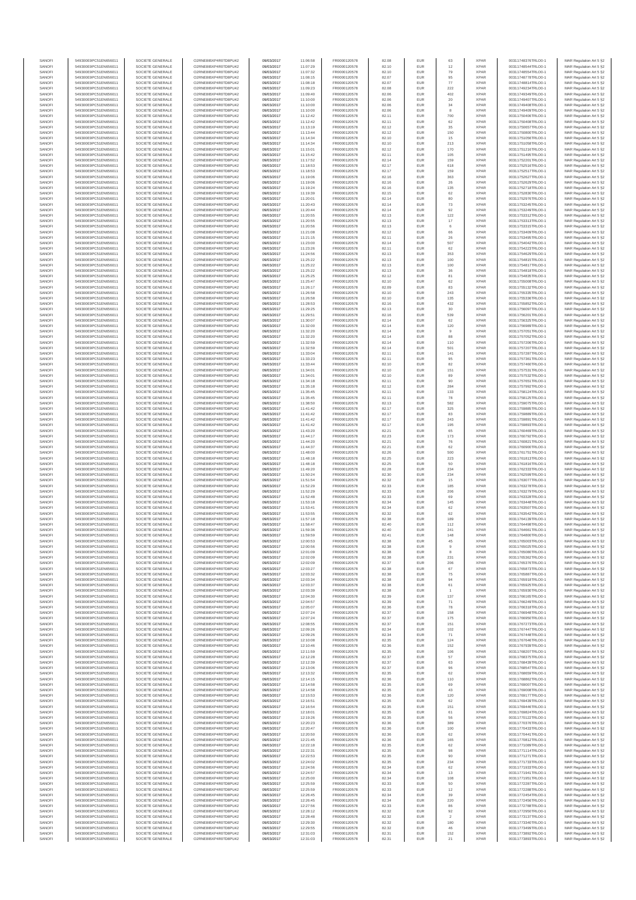| SANOFI | 549300E9PC51EN656011 | SOCIETE GENERALE | O2RNE8IBXP4R0TD8PU42 | 09/03/2017 | 11:06:58 | FR0000120578 | 82.08 | EUR | 63 | XPAR | 00311748376TRLO0-1 | MAR Regulation Art 5 §2 |
|---|---|---|---|---|---|---|---|---|---|---|---|---|
| SANOFI | 549300E9PC51EN656011 | SOCIETE GENERALE | O2RNE8IBXP4R0TD8PU42 | 09/03/2017 | 11:07:29 | FR0000120578 | 82.10 | EUR | 12 | XPAR | 00311748544TRLO0-1 | MAR Regulation Art 5 §2 |
| SANOFI | 549300E9PC51EN656011 | SOCIETE GENERALE | O2RNE8IBXP4R0TD8PU42 | 09/03/2017 | 11:07:32 | FR0000120578 | 82.10 | EUR | 79 | XPAR | 00311748554TRLO0-1 | MAR Regulation Art 5 §2 |
| SANOFI | 549300E9PC51EN656011 | SOCIETE GENERALE | O2RNE8IBXP4R0TD8PU42 | 09/03/2017 | 11:08:15 | FR0000120578 | 82.07 | EUR | 95 | XPAR | 00311748778TRLO0-1 | MAR Regulation Art 5 §2 |
| SANOFI | 549300E9PC51EN656011 | SOCIETE GENERALE | O2RNE8IBXP4R0TD8PU42 | 09/03/2017 | 11:08:18 | FR0000120578 | 82.07 | EUR | 77 | XPAR | 00311748814TRLO0-1 | MAR Regulation Art 5 §2 |
| SANOFI | 549300E9PC51EN656011 | SOCIETE GENERALE | O2RNE8IBXP4R0TD8PU42 | 09/03/2017 | 11:09:23 | FR0000120578 | 82.08 | EUR | 222 | XPAR | 00311749234TRLO0-1 | MAR Regulation Art 5 §2 |
| SANOFI | 549300E9PC51EN656011 | SOCIETE GENERALE | O2RNE8IBXP4R0TD8PU42 | 09/03/2017 | 11:09:40 | FR0000120578 | 82.06 | EUR | 402 | XPAR | 00311749349TRLO0-1 | MAR Regulation Art 5 §2 |
| SANOFI | 549300E9PC51EN656011 | SOCIETE GENERALE | O2RNE8IBXP4R0TD8PU42 | 09/03/2017 | 11:10:00 | FR0000120578 | 82.06 | EUR | 20 | XPAR | 00311749407TRLO0-1 | MAR Regulation Art 5 §2 |
| SANOFI | 549300E9PC51EN656011 | SOCIETE GENERALE | O2RNE8IBXP4R0TD8PU42 | 09/03/2017 | 11:10:00 | FR0000120578 | 82.06 | EUR | 34 | XPAR | 00311749408TRLO0-1 | MAR Regulation Art 5 §2 |
| SANOFI | 549300E9PC51EN656011 | SOCIETE GENERALE | O2RNE8IBXP4R0TD8PU42 | 09/03/2017 | 11:10:00 | FR0000120578 | 82.06 | EUR | 8 | XPAR | 00311749409TRLO0-1 | MAR Regulation Art 5 §2 |
| SANOFI | 549300E9PC51EN656011 | SOCIETE GENERALE | O2RNE8IBXP4R0TD8PU42 | 09/03/2017 | 11:12:42 | FR0000120578 | 82.11 | EUR | 700 | XPAR | 00311750406TRLO0-1 | MAR Regulation Art 5 §2 |
| SANOFI | 549300E9PC51EN656011 | SOCIETE GENERALE | O2RNE8IBXP4R0TD8PU42 | 09/03/2017 | 11:12:42 | FR0000120578 | 82.11 | EUR | 62 | XPAR | 00311750408TRLO0-1 | MAR Regulation Art 5 §2 |
| SANOFI | 549300E9PC51EN656011 | SOCIETE GENERALE | O2RNE8IBXP4R0TD8PU42 | 09/03/2017 | 11:13:19 | FR0000120578 | 82.12 | EUR | 35 | XPAR | 00311750657TRLO0-1 | MAR Regulation Art 5 §2 |
| SANOFI | 549300E9PC51EN656011 | SOCIETE GENERALE | O2RNE8IBXP4R0TD8PU42 | 09/03/2017 | 11:13:44 | FR0000120578 | 82.12 | EUR | 150 | XPAR | 00311750809TRLO0-1 | MAR Regulation Art 5 §2 |
| SANOFI | 549300E9PC51EN656011 | SOCIETE GENERALE | O2RNE8IBXP4R0TD8PU42 | 09/03/2017 | 11:14:34 | FR0000120578 | 82.10 | EUR | 15 | XPAR | 00311751056TRLO0-1 | MAR Regulation Art 5 §2 |
| SANOFI | 549300E9PC51EN656011 | SOCIETE GENERALE | O2RNE8IBXP4R0TD8PU42 | 09/03/2017 | 11:14:34 | FR0000120578 | 82.10 | EUR | 213 | XPAR | 00311751058TRLO0-1 | MAR Regulation Art 5 §2 |
| SANOFI | 549300E9PC51EN656011 | SOCIETE GENERALE | O2RNE8IBXP4R0TD8PU42 | 09/03/2017 | 11:15:01 | FR0000120578 | 82.12 | EUR | 170 | XPAR | 00311751216TRLO0-1 | MAR Regulation Art 5 §2 |
| SANOFI | 549300E9PC51EN656011 | SOCIETE GENERALE | O2RNE8IBXP4R0TD8PU42 | 09/03/2017 | 11:15:42 | FR0000120578 | 82.11 | EUR | 105 | XPAR | 00311751495TRLO0-1 | MAR Regulation Art 5 §2 |
| SANOFI | 549300E9PC51EN656011 | SOCIETE GENERALE | O2RNE8IBXP4R0TD8PU42 | 09/03/2017 | 11:17:52 | FR0000120578 | 82.14 | EUR | 159 | XPAR | 00311752201TRLO0-1 | MAR Regulation Art 5 §2 |
| SANOFI | 549300E9PC51EN656011 | SOCIETE GENERALE | O2RNE8IBXP4R0TD8PU42 | 09/03/2017 | 11:18:53 | FR0000120578 | 82.17 | EUR | 618 | XPAR | 00311752516TRLO0-1 | MAR Regulation Art 5 §2 |
| SANOFI | 549300E9PC51EN656011 | SOCIETE GENERALE | O2RNE8IBXP4R0TD8PU42 | 09/03/2017 | 11:18:53 | FR0000120578 | 82.17 | EUR | 159 | XPAR | 00311752517TRLO0-1 | MAR Regulation Art 5 §2 |
| SANOFI | 549300E9PC51EN656011 | SOCIETE GENERALE | O2RNE8IBXP4R0TD8PU42 | 09/03/2017 | 11:19:06 | FR0000120578 | 82.16 | EUR | 363 | XPAR | 00311752627TRLO0-1 | MAR Regulation Art 5 §2 |
| SANOFI | 549300E9PC51EN656011 | SOCIETE GENERALE | O2RNE8IBXP4R0TD8PU42 | 09/03/2017 | 11:19:06 | FR0000120578 | 82.16 | EUR | 26 | XPAR | 00311752629TRLO0-1 | MAR Regulation Art 5 §2 |
| SANOFI | 549300E9PC51EN656011 | SOCIETE GENERALE | O2RNE8IBXP4R0TD8PU42 | 09/03/2017 | 11:19:24 | FR0000120578 | 82.16 | EUR | 135 | XPAR | 00311752718TRLO0-1 | MAR Regulation Art 5 §2 |
| SANOFI | 549300E9PC51EN656011 | SOCIETE GENERALE | O2RNE8IBXP4R0TD8PU42 | 09/03/2017 | 11:19:39 | FR0000120578 | 82.15 | EUR | 62 | XPAR | 00311752830TRLO0-1 | MAR Regulation Art 5 §2 |
| SANOFI | 549300E9PC51EN656011 | SOCIETE GENERALE | O2RNE8IBXP4R0TD8PU42 | 09/03/2017 | 11:20:01 | FR0000120578 | 82.14 | EUR | 80 | XPAR | 00311752976TRLO0-1 | MAR Regulation Art 5 §2 |
| SANOFI | 549300E9PC51EN656011 | SOCIETE GENERALE | O2RNE8IBXP4R0TD8PU42 | 09/03/2017 | 11:20:43 | FR0000120578 | 82.14 | EUR | 73 | XPAR | 00311753245TRLO0-1 | MAR Regulation Art 5 §2 |
| SANOFI | 549300E9PC51EN656011 | SOCIETE GENERALE | O2RNE8IBXP4R0TD8PU42 | 09/03/2017 | 11:20:44 | FR0000120578 | 82.14 | EUR | 92 | XPAR | 00311753249TRLO0-1 | MAR Regulation Art 5 §2 |
| SANOFI | 549300E9PC51EN656011 | SOCIETE GENERALE | O2RNE8IBXP4R0TD8PU42 | 09/03/2017 | 11:20:55 | FR0000120578 | 82.13 | EUR | 122 | XPAR | 00311753312TRLO0-1 | MAR Regulation Art 5 §2 |
| SANOFI | 549300E9PC51EN656011 | SOCIETE GENERALE | O2RNE8IBXP4R0TD8PU42 | 09/03/2017 | 11:20:55 | FR0000120578 | 82.13 | EUR | 17 | XPAR | 00311753313TRLO0-1 | MAR Regulation Art 5 §2 |
| SANOFI | 549300E9PC51EN656011 | SOCIETE GENERALE | O2RNE8IBXP4R0TD8PU42 | 09/03/2017 | 11:20:56 | FR0000120578 | 82.13 | EUR | 6 | XPAR | 00311753315TRLO0-1 | MAR Regulation Art 5 §2 |
| SANOFI | 549300E9PC51EN656011 | SOCIETE GENERALE | O2RNE8IBXP4R0TD8PU42 | 09/03/2017 | 11:21:08 | FR0000120578 | 82.12 | EUR | 66 | XPAR | 00311753409TRLO0-1 | MAR Regulation Art 5 §2 |
| SANOFI | 549300E9PC51EN656011 | SOCIETE GENERALE | O2RNE8IBXP4R0TD8PU42 | 09/03/2017 | 11:21:15 | FR0000120578 | 82.11 | EUR | 26 | XPAR | 00311753495TRLO0-1 | MAR Regulation Art 5 §2 |
| SANOFI | 549300E9PC51EN656011 | SOCIETE GENERALE | O2RNE8IBXP4R0TD8PU42 | 09/03/2017 | 11:23:00 | FR0000120578 | 82.14 | EUR | 507 | XPAR | 00311754042TRLO0-1 | MAR Regulation Art 5 §2 |
| SANOFI | 549300E9PC51EN656011 | SOCIETE GENERALE | O2RNE8IBXP4R0TD8PU42 | 09/03/2017 | 11:23:26 | FR0000120578 | 82.11 | EUR | 62 | XPAR | 00311754223TRLO0-1 | MAR Regulation Art 5 §2 |
| SANOFI | 549300E9PC51EN656011 | SOCIETE GENERALE | O2RNE8IBXP4R0TD8PU42 | 09/03/2017 | 11:24:56 | FR0000120578 | 82.13 | EUR | 353 | XPAR | 00311754629TRLO0-1 | MAR Regulation Art 5 §2 |
| SANOFI | 549300E9PC51EN656011 | SOCIETE GENERALE | O2RNE8IBXP4R0TD8PU42 | 09/03/2017 | 11:25:22 | FR0000120578 | 82.13 | EUR | 100 | XPAR | 00311754815TRLO0-1 | MAR Regulation Art 5 §2 |
| SANOFI | 549300E9PC51EN656011 | SOCIETE GENERALE | O2RNE8IBXP4R0TD8PU42 | 09/03/2017 | 11:25:22 | FR0000120578 | 82.13 | EUR | 100 | XPAR | 00311754817TRLO0-1 | MAR Regulation Art 5 §2 |
| SANOFI | 549300E9PC51EN656011 | SOCIETE GENERALE | O2RNE8IBXP4R0TD8PU42 | 09/03/2017 | 11:25:22 | FR0000120578 | 82.13 | EUR | 36 | XPAR | 00311754818TRLO0-1 | MAR Regulation Art 5 §2 |
| SANOFI | 549300E9PC51EN656011 | SOCIETE GENERALE | O2RNE8IBXP4R0TD8PU42 | 09/03/2017 | 11:25:25 | FR0000120578 | 82.12 | EUR | 81 | XPAR | 00311754835TRLO0-1 | MAR Regulation Art 5 §2 |
| SANOFI | 549300E9PC51EN656011 | SOCIETE GENERALE | O2RNE8IBXP4R0TD8PU42 | 09/03/2017 | 11:25:47 | FR0000120578 | 82.10 | EUR | 62 | XPAR | 00311755008TRLO0-1 | MAR Regulation Art 5 §2 |
| SANOFI | 549300E9PC51EN656011 | SOCIETE GENERALE | O2RNE8IBXP4R0TD8PU42 | 09/03/2017 | 11:26:17 | FR0000120578 | 82.09 | EUR | 83 | XPAR | 00311755132TRLO0-1 | MAR Regulation Art 5 §2 |
| SANOFI | 549300E9PC51EN656011 | SOCIETE GENERALE | O2RNE8IBXP4R0TD8PU42 | 09/03/2017 | 11:26:58 | FR0000120578 | 82.10 | EUR | 243 | XPAR | 00311755335TRLO0-1 | MAR Regulation Art 5 §2 |
| SANOFI | 549300E9PC51EN656011 | SOCIETE GENERALE | O2RNE8IBXP4R0TD8PU42 | 09/03/2017 | 11:26:58 | FR0000120578 | 82.10 | EUR | 135 | XPAR | 00311755336TRLO0-1 | MAR Regulation Art 5 §2 |
| SANOFI | 549300E9PC51EN656011 | SOCIETE GENERALE | O2RNE8IBXP4R0TD8PU42 | 09/03/2017 | 11:28:53 | FR0000120578 | 82.16 | EUR | 432 | XPAR | 00311755852TRLO0-1 | MAR Regulation Art 5 §2 |
| SANOFI | 549300E9PC51EN656011 | SOCIETE GENERALE | O2RNE8IBXP4R0TD8PU42 | 09/03/2017 | 11:29:25 | FR0000120578 | 82.13 | EUR | 30 | XPAR | 00311756097TRLO0-1 | MAR Regulation Art 5 §2 |
| SANOFI | 549300E9PC51EN656011 | SOCIETE GENERALE | O2RNE8IBXP4R0TD8PU42 | 09/03/2017 | 11:29:51 | FR0000120578 | 82.16 | EUR | 539 | XPAR | 00311756201TRLO0-1 | MAR Regulation Art 5 §2 |
| SANOFI | 549300E9PC51EN656011 | SOCIETE GENERALE | O2RNE8IBXP4R0TD8PU42 | 09/03/2017 | 11:30:07 | FR0000120578 | 82.14 | EUR | 62 | XPAR | 00311756325TRLO0-1 | MAR Regulation Art 5 §2 |
| SANOFI | 549300E9PC51EN656011 | SOCIETE GENERALE | O2RNE8IBXP4R0TD8PU42 | 09/03/2017 | 11:32:00 | FR0000120578 | 82.14 | EUR | 120 | XPAR | 00311756989TRLO0-1 | MAR Regulation Art 5 §2 |
| SANOFI | 549300E9PC51EN656011 | SOCIETE GENERALE | O2RNE8IBXP4R0TD8PU42 | 09/03/2017 | 11:32:20 | FR0000120578 | 82.14 | EUR | 9 | XPAR | 00311757051TRLO0-1 | MAR Regulation Art 5 §2 |
| SANOFI | 549300E9PC51EN656011 | SOCIETE GENERALE | O2RNE8IBXP4R0TD8PU42 | 09/03/2017 | 11:32:20 | FR0000120578 | 82.14 | EUR | 88 | XPAR | 00311757052TRLO0-1 | MAR Regulation Art 5 §2 |
| SANOFI | 549300E9PC51EN656011 | SOCIETE GENERALE | O2RNE8IBXP4R0TD8PU42 | 09/03/2017 | 11:32:59 | FR0000120578 | 82.14 | EUR | 110 | XPAR | 00311757206TRLO0-1 | MAR Regulation Art 5 §2 |
| SANOFI | 549300E9PC51EN656011 | SOCIETE GENERALE | O2RNE8IBXP4R0TD8PU42 | 09/03/2017 | 11:32:59 | FR0000120578 | 82.14 | EUR | 501 | XPAR | 00311757207TRLO0-1 | MAR Regulation Art 5 §2 |
| SANOFI | 549300E9PC51EN656011 | SOCIETE GENERALE | O2RNE8IBXP4R0TD8PU42 | 09/03/2017 | 11:33:04 | FR0000120578 | 82.11 | EUR | 141 | XPAR | 00311757287TRLO0-1 | MAR Regulation Art 5 §2 |
| SANOFI | 549300E9PC51EN656011 | SOCIETE GENERALE | O2RNE8IBXP4R0TD8PU42 | 09/03/2017 | 11:33:23 | FR0000120578 | 82.11 | EUR | 95 | XPAR | 00311757361TRLO0-1 | MAR Regulation Art 5 §2 |
| SANOFI | 549300E9PC51EN656011 | SOCIETE GENERALE | O2RNE8IBXP4R0TD8PU42 | 09/03/2017 | 11:33:44 | FR0000120578 | 82.10 | EUR | 82 | XPAR | 00311757460TRLO0-1 | MAR Regulation Art 5 §2 |
| SANOFI | 549300E9PC51EN656011 | SOCIETE GENERALE | O2RNE8IBXP4R0TD8PU42 | 09/03/2017 | 11:34:01 | FR0000120578 | 82.10 | EUR | 151 | XPAR | 00311757531TRLO0-1 | MAR Regulation Art 5 §2 |
| SANOFI | 549300E9PC51EN656011 | SOCIETE GENERALE | O2RNE8IBXP4R0TD8PU42 | 09/03/2017 | 11:34:01 | FR0000120578 | 82.10 | EUR | 89 | XPAR | 00311757532TRLO0-1 | MAR Regulation Art 5 §2 |
| SANOFI | 549300E9PC51EN656011 | SOCIETE GENERALE | O2RNE8IBXP4R0TD8PU42 | 09/03/2017 | 11:34:18 | FR0000120578 | 82.11 | EUR | 90 | XPAR | 00311757651TRLO0-1 | MAR Regulation Art 5 §2 |
| SANOFI | 549300E9PC51EN656011 | SOCIETE GENERALE | O2RNE8IBXP4R0TD8PU42 | 09/03/2017 | 11:35:18 | FR0000120578 | 82.12 | EUR | 284 | XPAR | 00311757992TRLO0-1 | MAR Regulation Art 5 §2 |
| SANOFI | 549300E9PC51EN656011 | SOCIETE GENERALE | O2RNE8IBXP4R0TD8PU42 | 09/03/2017 | 11:35:45 | FR0000120578 | 82.11 | EUR | 133 | XPAR | 00311758124TRLO0-1 | MAR Regulation Art 5 §2 |
| SANOFI | 549300E9PC51EN656011 | SOCIETE GENERALE | O2RNE8IBXP4R0TD8PU42 | 09/03/2017 | 11:35:45 | FR0000120578 | 82.11 | EUR | 78 | XPAR | 00311758125TRLO0-1 | MAR Regulation Art 5 §2 |
| SANOFI | 549300E9PC51EN656011 | SOCIETE GENERALE | O2RNE8IBXP4R0TD8PU42 | 09/03/2017 | 11:38:50 | FR0000120578 | 82.13 | EUR | 582 | XPAR | 00311759075TRLO0-1 | MAR Regulation Art 5 §2 |
| SANOFI | 549300E9PC51EN656011 | SOCIETE GENERALE | O2RNE8IBXP4R0TD8PU42 | 09/03/2017 | 11:41:42 | FR0000120578 | 82.17 | EUR | 325 | XPAR | 00311759888TRLO0-1 | MAR Regulation Art 5 §2 |
| SANOFI | 549300E9PC51EN656011 | SOCIETE GENERALE | O2RNE8IBXP4R0TD8PU42 | 09/03/2017 | 11:41:42 | FR0000120578 | 82.17 | EUR | 83 | XPAR | 00311759889TRLO0-1 | MAR Regulation Art 5 §2 |
| SANOFI | 549300E9PC51EN656011 | SOCIETE GENERALE | O2RNE8IBXP4R0TD8PU42 | 09/03/2017 | 11:41:42 | FR0000120578 | 82.17 | EUR | 243 | XPAR | 00311759891TRLO0-1 | MAR Regulation Art 5 §2 |
| SANOFI | 549300E9PC51EN656011 | SOCIETE GENERALE | O2RNE8IBXP4R0TD8PU42 | 09/03/2017 | 11:41:42 | FR0000120578 | 82.17 | EUR | 195 | XPAR | 00311759893TRLO0-1 | MAR Regulation Art 5 §2 |
| SANOFI | 549300E9PC51EN656011 | SOCIETE GENERALE | O2RNE8IBXP4R0TD8PU42 | 09/03/2017 | 11:43:20 | FR0000120578 | 82.21 | EUR | 65 | XPAR | 00311760469TRLO0-1 | MAR Regulation Art 5 §2 |
| SANOFI | 549300E9PC51EN656011 | SOCIETE GENERALE | O2RNE8IBXP4R0TD8PU42 | 09/03/2017 | 11:44:17 | FR0000120578 | 82.23 | EUR | 173 | XPAR | 00311760782TRLO0-1 | MAR Regulation Art 5 §2 |
| SANOFI | 549300E9PC51EN656011 | SOCIETE GENERALE | O2RNE8IBXP4R0TD8PU42 | 09/03/2017 | 11:44:20 | FR0000120578 | 82.21 | EUR | 76 | XPAR | 00311760821TRLO0-1 | MAR Regulation Art 5 §2 |
| SANOFI | 549300E9PC51EN656011 | SOCIETE GENERALE | O2RNE8IBXP4R0TD8PU42 | 09/03/2017 | 11:44:37 | FR0000120578 | 82.21 | EUR | 62 | XPAR | 00311760900TRLO0-1 | MAR Regulation Art 5 §2 |
| SANOFI | 549300E9PC51EN656011 | SOCIETE GENERALE | O2RNE8IBXP4R0TD8PU42 | 09/03/2017 | 11:48:00 | FR0000120578 | 82.26 | EUR | 590 | XPAR | 00311761751TRLO0-1 | MAR Regulation Art 5 §2 |
| SANOFI | 549300E9PC51EN656011 | SOCIETE GENERALE | O2RNE8IBXP4R0TD8PU42 | 09/03/2017 | 11:48:18 | FR0000120578 | 82.25 | EUR | 223 | XPAR | 00311761813TRLO0-1 | MAR Regulation Art 5 §2 |
| SANOFI | 549300E9PC51EN656011 | SOCIETE GENERALE | O2RNE8IBXP4R0TD8PU42 | 09/03/2017 | 11:48:18 | FR0000120578 | 82.25 | EUR | 50 | XPAR | 00311761816TRLO0-1 | MAR Regulation Art 5 §2 |
| SANOFI | 549300E9PC51EN656011 | SOCIETE GENERALE | O2RNE8IBXP4R0TD8PU42 | 09/03/2017 | 11:49:20 | FR0000120578 | 82.28 | EUR | 234 | XPAR | 00311762333TRLO0-1 | MAR Regulation Art 5 §2 |
| SANOFI | 549300E9PC51EN656011 | SOCIETE GENERALE | O2RNE8IBXP4R0TD8PU42 | 09/03/2017 | 11:50:24 | FR0000120578 | 82.30 | EUR | 234 | XPAR | 00311762599TRLO0-1 | MAR Regulation Art 5 §2 |
| SANOFI | 549300E9PC51EN656011 | SOCIETE GENERALE | O2RNE8IBXP4R0TD8PU42 | 09/03/2017 | 11:51:54 | FR0000120578 | 82.32 | EUR | 15 | XPAR | 00311763077TRLO0-1 | MAR Regulation Art 5 §2 |
| SANOFI | 549300E9PC51EN656011 | SOCIETE GENERALE | O2RNE8IBXP4R0TD8PU42 | 09/03/2017 | 11:52:29 | FR0000120578 | 82.33 | EUR | 185 | XPAR | 00311763278TRLO0-1 | MAR Regulation Art 5 §2 |
| SANOFI | 549300E9PC51EN656011 | SOCIETE GENERALE | O2RNE8IBXP4R0TD8PU42 | 09/03/2017 | 11:52:29 | FR0000120578 | 82.33 | EUR | 206 | XPAR | 00311763279TRLO0-1 | MAR Regulation Art 5 §2 |
| SANOFI | 549300E9PC51EN656011 | SOCIETE GENERALE | O2RNE8IBXP4R0TD8PU42 | 09/03/2017 | 11:52:48 | FR0000120578 | 82.33 | EUR | 69 | XPAR | 00311763328TRLO0-1 | MAR Regulation Art 5 §2 |
| SANOFI | 549300E9PC51EN656011 | SOCIETE GENERALE | O2RNE8IBXP4R0TD8PU42 | 09/03/2017 | 11:53:18 | FR0000120578 | 82.34 | EUR | 145 | XPAR | 00311763448TRLO0-1 | MAR Regulation Art 5 §2 |
| SANOFI | 549300E9PC51EN656011 | SOCIETE GENERALE | O2RNE8IBXP4R0TD8PU42 | 09/03/2017 | 11:53:41 | FR0000120578 | 82.34 | EUR | 62 | XPAR | 00311763507TRLO0-1 | MAR Regulation Art 5 §2 |
| SANOFI | 549300E9PC51EN656011 | SOCIETE GENERALE | O2RNE8IBXP4R0TD8PU42 | 09/03/2017 | 11:53:55 | FR0000120578 | 82.32 | EUR | 62 | XPAR | 00311763542TRLO0-1 | MAR Regulation Art 5 §2 |
| SANOFI | 549300E9PC51EN656011 | SOCIETE GENERALE | O2RNE8IBXP4R0TD8PU42 | 09/03/2017 | 11:57:18 | FR0000120578 | 82.38 | EUR | 189 | XPAR | 00311764128TRLO0-1 | MAR Regulation Art 5 §2 |
| SANOFI | 549300E9PC51EN656011 | SOCIETE GENERALE | O2RNE8IBXP4R0TD8PU42 | 09/03/2017 | 11:58:47 | FR0000120578 | 82.40 | EUR | 112 | XPAR | 00311764498TRLO0-1 | MAR Regulation Art 5 §2 |
| SANOFI | 549300E9PC51EN656011 | SOCIETE GENERALE | O2RNE8IBXP4R0TD8PU42 | 09/03/2017 | 11:59:36 | FR0000120578 | 82.40 | EUR | 241 | XPAR | 00311764661TRLO0-1 | MAR Regulation Art 5 §2 |
| SANOFI | 549300E9PC51EN656011 | SOCIETE GENERALE | O2RNE8IBXP4R0TD8PU42 | 09/03/2017 | 11:59:59 | FR0000120578 | 82.41 | EUR | 148 | XPAR | 00311764809TRLO0-1 | MAR Regulation Art 5 §2 |
| SANOFI | 549300E9PC51EN656011 | SOCIETE GENERALE | O2RNE8IBXP4R0TD8PU42 | 09/03/2017 | 12:00:53 | FR0000120578 | 82.38 | EUR | 45 | XPAR | 00311765003TRLO0-1 | MAR Regulation Art 5 §2 |
| SANOFI | 549300E9PC51EN656011 | SOCIETE GENERALE | O2RNE8IBXP4R0TD8PU42 | 09/03/2017 | 12:00:56 | FR0000120578 | 82.38 | EUR | 9 | XPAR | 00311765025TRLO0-1 | MAR Regulation Art 5 §2 |
| SANOFI | 549300E9PC51EN656011 | SOCIETE GENERALE | O2RNE8IBXP4R0TD8PU42 | 09/03/2017 | 12:01:09 | FR0000120578 | 82.38 | EUR | 8 | XPAR | 00311765080TRLO0-1 | MAR Regulation Art 5 §2 |
| SANOFI | 549300E9PC51EN656011 | SOCIETE GENERALE | O2RNE8IBXP4R0TD8PU42 | 09/03/2017 | 12:02:09 | FR0000120578 | 82.38 | EUR | 231 | XPAR | 00311765362TRLO0-1 | MAR Regulation Art 5 §2 |
| SANOFI | 549300E9PC51EN656011 | SOCIETE GENERALE | O2RNE8IBXP4R0TD8PU42 | 09/03/2017 | 12:02:09 | FR0000120578 | 82.37 | EUR | 206 | XPAR | 00311765376TRLO0-1 | MAR Regulation Art 5 §2 |
| SANOFI | 549300E9PC51EN656011 | SOCIETE GENERALE | O2RNE8IBXP4R0TD8PU42 | 09/03/2017 | 12:03:27 | FR0000120578 | 82.38 | EUR | 67 | XPAR | 00311765873TRLO0-1 | MAR Regulation Art 5 §2 |
| SANOFI | 549300E9PC51EN656011 | SOCIETE GENERALE | O2RNE8IBXP4R0TD8PU42 | 09/03/2017 | 12:03:32 | FR0000120578 | 82.38 | EUR | 75 | XPAR | 00311765887TRLO0-1 | MAR Regulation Art 5 §2 |
| SANOFI | 549300E9PC51EN656011 | SOCIETE GENERALE | O2RNE8IBXP4R0TD8PU42 | 09/03/2017 | 12:03:34 | FR0000120578 | 82.38 | EUR | 94 | XPAR | 00311765918TRLO0-1 | MAR Regulation Art 5 §2 |
| SANOFI | 549300E9PC51EN656011 | SOCIETE GENERALE | O2RNE8IBXP4R0TD8PU42 | 09/03/2017 | 12:03:37 | FR0000120578 | 82.38 | EUR | 61 | XPAR | 00311765925TRLO0-1 | MAR Regulation Art 5 §2 |
| SANOFI | 549300E9PC51EN656011 | SOCIETE GENERALE | O2RNE8IBXP4R0TD8PU42 | 09/03/2017 | 12:03:39 | FR0000120578 | 82.38 | EUR | 1 | XPAR | 00311765930TRLO0-1 | MAR Regulation Art 5 §2 |
| SANOFI | 549300E9PC51EN656011 | SOCIETE GENERALE | O2RNE8IBXP4R0TD8PU42 | 09/03/2017 | 12:04:30 | FR0000120578 | 82.39 | EUR | 137 | XPAR | 00311766165TRLO0-1 | MAR Regulation Art 5 §2 |
| SANOFI | 549300E9PC51EN656011 | SOCIETE GENERALE | O2RNE8IBXP4R0TD8PU42 | 09/03/2017 | 12:04:57 | FR0000120578 | 82.39 | EUR | 71 | XPAR | 00311766249TRLO0-1 | MAR Regulation Art 5 §2 |
| SANOFI | 549300E9PC51EN656011 | SOCIETE GENERALE | O2RNE8IBXP4R0TD8PU42 | 09/03/2017 | 12:05:07 | FR0000120578 | 82.36 | EUR | 78 | XPAR | 00311766318TRLO0-1 | MAR Regulation Art 5 §2 |
| SANOFI | 549300E9PC51EN656011 | SOCIETE GENERALE | O2RNE8IBXP4R0TD8PU42 | 09/03/2017 | 12:07:24 | FR0000120578 | 82.37 | EUR | 158 | XPAR | 00311766948TRLO0-1 | MAR Regulation Art 5 §2 |
| SANOFI | 549300E9PC51EN656011 | SOCIETE GENERALE | O2RNE8IBXP4R0TD8PU42 | 09/03/2017 | 12:07:24 | FR0000120578 | 82.37 | EUR | 175 | XPAR | 00311766950TRLO0-1 | MAR Regulation Art 5 §2 |
| SANOFI | 549300E9PC51EN656011 | SOCIETE GENERALE | O2RNE8IBXP4R0TD8PU42 | 09/03/2017 | 12:08:55 | FR0000120578 | 82.37 | EUR | 151 | XPAR | 00311767273TRLO0-1 | MAR Regulation Art 5 §2 |
| SANOFI | 549300E9PC51EN656011 | SOCIETE GENERALE | O2RNE8IBXP4R0TD8PU42 | 09/03/2017 | 12:09:26 | FR0000120578 | 82.34 | EUR | 102 | XPAR | 00311767447TRLO0-1 | MAR Regulation Art 5 §2 |
| SANOFI | 549300E9PC51EN656011 | SOCIETE GENERALE | O2RNE8IBXP4R0TD8PU42 | 09/03/2017 | 12:09:26 | FR0000120578 | 82.34 | EUR | 71 | XPAR | 00311767448TRLO0-1 | MAR Regulation Art 5 §2 |
| SANOFI | 549300E9PC51EN656011 | SOCIETE GENERALE | O2RNE8IBXP4R0TD8PU42 | 09/03/2017 | 12:10:08 | FR0000120578 | 82.35 | EUR | 124 | XPAR | 00311767646TRLO0-1 | MAR Regulation Art 5 §2 |
| SANOFI | 549300E9PC51EN656011 | SOCIETE GENERALE | O2RNE8IBXP4R0TD8PU42 | 09/03/2017 | 12:10:46 | FR0000120578 | 82.36 | EUR | 152 | XPAR | 00311767939TRLO0-1 | MAR Regulation Art 5 §2 |
| SANOFI | 549300E9PC51EN656011 | SOCIETE GENERALE | O2RNE8IBXP4R0TD8PU42 | 09/03/2017 | 12:11:59 | FR0000120578 | 82.35 | EUR | 106 | XPAR | 00311768207TRLO0-1 | MAR Regulation Art 5 §2 |
| SANOFI | 549300E9PC51EN656011 | SOCIETE GENERALE | O2RNE8IBXP4R0TD8PU42 | 09/03/2017 | 12:12:28 | FR0000120578 | 82.37 | EUR | 57 | XPAR | 00311768375TRLO0-1 | MAR Regulation Art 5 §2 |
| SANOFI | 549300E9PC51EN656011 | SOCIETE GENERALE | O2RNE8IBXP4R0TD8PU42 | 09/03/2017 | 12:12:39 | FR0000120578 | 82.37 | EUR | 63 | XPAR | 00311768439TRLO0-1 | MAR Regulation Art 5 §2 |
| SANOFI | 549300E9PC51EN656011 | SOCIETE GENERALE | O2RNE8IBXP4R0TD8PU42 | 09/03/2017 | 12:13:06 | FR0000120578 | 82.37 | EUR | 96 | XPAR | 00311768547TRLO0-1 | MAR Regulation Art 5 §2 |
| SANOFI | 549300E9PC51EN656011 | SOCIETE GENERALE | O2RNE8IBXP4R0TD8PU42 | 09/03/2017 | 12:13:32 | FR0000120578 | 82.35 | EUR | 62 | XPAR | 00311768659TRLO0-1 | MAR Regulation Art 5 §2 |
| SANOFI | 549300E9PC51EN656011 | SOCIETE GENERALE | O2RNE8IBXP4R0TD8PU42 | 09/03/2017 | 12:14:15 | FR0000120578 | 82.36 | EUR | 110 | XPAR | 00311768863TRLO0-1 | MAR Regulation Art 5 §2 |
| SANOFI | 549300E9PC51EN656011 | SOCIETE GENERALE | O2RNE8IBXP4R0TD8PU42 | 09/03/2017 | 12:14:58 | FR0000120578 | 82.35 | EUR | 69 | XPAR | 00311769007TRLO0-1 | MAR Regulation Art 5 §2 |
| SANOFI | 549300E9PC51EN656011 | SOCIETE GENERALE | O2RNE8IBXP4R0TD8PU42 | 09/03/2017 | 12:14:58 | FR0000120578 | 82.35 | EUR | 43 | XPAR | 00311769008TRLO0-1 | MAR Regulation Art 5 §2 |
| SANOFI | 549300E9PC51EN656011 | SOCIETE GENERALE | O2RNE8IBXP4R0TD8PU42 | 09/03/2017 | 12:15:53 | FR0000120578 | 82.36 | EUR | 120 | XPAR | 00311769177TRLO0-1 | MAR Regulation Art 5 §2 |
| SANOFI | 549300E9PC51EN656011 | SOCIETE GENERALE | O2RNE8IBXP4R0TD8PU42 | 09/03/2017 | 12:16:51 | FR0000120578 | 82.35 | EUR | 62 | XPAR | 00311769439TRLO0-1 | MAR Regulation Art 5 §2 |
| SANOFI | 549300E9PC51EN656011 | SOCIETE GENERALE | O2RNE8IBXP4R0TD8PU42 | 09/03/2017 | 12:16:54 | FR0000120578 | 82.35 | EUR | 151 | XPAR | 00311769446TRLO0-1 | MAR Regulation Art 5 §2 |
| SANOFI | 549300E9PC51EN656011 | SOCIETE GENERALE | O2RNE8IBXP4R0TD8PU42 | 09/03/2017 | 12:18:01 | FR0000120578 | 82.35 | EUR | 61 | XPAR | 00311769824TRLO0-1 | MAR Regulation Art 5 §2 |
| SANOFI | 549300E9PC51EN656011 | SOCIETE GENERALE | O2RNE8IBXP4R0TD8PU42 | 09/03/2017 | 12:19:26 | FR0000120578 | 82.35 | EUR | 56 | XPAR | 00311770122TRLO0-1 | MAR Regulation Art 5 §2 |
| SANOFI | 549300E9PC51EN656011 | SOCIETE GENERALE | O2RNE8IBXP4R0TD8PU42 | 09/03/2017 | 12:20:23 | FR0000120578 | 82.36 | EUR | 389 | XPAR | 00311770376TRLO0-1 | MAR Regulation Art 5 §2 |
| SANOFI | 549300E9PC51EN656011 | SOCIETE GENERALE | O2RNE8IBXP4R0TD8PU42 | 09/03/2017 | 12:20:47 | FR0000120578 | 82.36 | EUR | 100 | XPAR | 00311770433TRLO0-1 | MAR Regulation Art 5 §2 |
| SANOFI | 549300E9PC51EN656011 | SOCIETE GENERALE | O2RNE8IBXP4R0TD8PU42 | 09/03/2017 | 12:20:50 | FR0000120578 | 82.36 | EUR | 62 | XPAR | 00311770441TRLO0-1 | MAR Regulation Art 5 §2 |
| SANOFI | 549300E9PC51EN656011 | SOCIETE GENERALE | O2RNE8IBXP4R0TD8PU42 | 09/03/2017 | 12:21:45 | FR0000120578 | 82.36 | EUR | 165 | XPAR | 00311770812TRLO0-1 | MAR Regulation Art 5 §2 |
| SANOFI | 549300E9PC51EN656011 | SOCIETE GENERALE | O2RNE8IBXP4R0TD8PU42 | 09/03/2017 | 12:22:18 | FR0000120578 | 82.35 | EUR | 62 | XPAR | 00311771089TRLO0-1 | MAR Regulation Art 5 §2 |
| SANOFI | 549300E9PC51EN656011 | SOCIETE GENERALE | O2RNE8IBXP4R0TD8PU42 | 09/03/2017 | 12:22:31 | FR0000120578 | 82.35 | EUR | 98 | XPAR | 00311771114TRLO0-1 | MAR Regulation Art 5 §2 |
| SANOFI | 549300E9PC51EN656011 | SOCIETE GENERALE | O2RNE8IBXP4R0TD8PU42 | 09/03/2017 | 12:22:53 | FR0000120578 | 82.35 | EUR | 90 | XPAR | 00311771271TRLO0-1 | MAR Regulation Art 5 §2 |
| SANOFI | 549300E9PC51EN656011 | SOCIETE GENERALE | O2RNE8IBXP4R0TD8PU42 | 09/03/2017 | 12:24:02 | FR0000120578 | 82.35 | EUR | 234 | XPAR | 00311771730TRLO0-1 | MAR Regulation Art 5 §2 |
| SANOFI | 549300E9PC51EN656011 | SOCIETE GENERALE | O2RNE8IBXP4R0TD8PU42 | 09/03/2017 | 12:24:56 | FR0000120578 | 82.34 | EUR | 62 | XPAR | 00311771933TRLO0-1 | MAR Regulation Art 5 §2 |
| SANOFI | 549300E9PC51EN656011 | SOCIETE GENERALE | O2RNE8IBXP4R0TD8PU42 | 09/03/2017 | 12:24:57 | FR0000120578 | 82.34 | EUR | 13 | XPAR | 00311771941TRLO0-1 | MAR Regulation Art 5 §2 |
| SANOFI | 549300E9PC51EN656011 | SOCIETE GENERALE | O2RNE8IBXP4R0TD8PU42 | 09/03/2017 | 12:25:00 | FR0000120578 | 82.34 | EUR | 108 | XPAR | 00311771951TRLO0-1 | MAR Regulation Art 5 §2 |
| SANOFI | 549300E9PC51EN656011 | SOCIETE GENERALE | O2RNE8IBXP4R0TD8PU42 | 09/03/2017 | 12:25:59 | FR0000120578 | 82.33 | EUR | 50 | XPAR | 00311772287TRLO0-1 | MAR Regulation Art 5 §2 |
| SANOFI | 549300E9PC51EN656011 | SOCIETE GENERALE | O2RNE8IBXP4R0TD8PU42 | 09/03/2017 | 12:25:59 | FR0000120578 | 82.33 | EUR | 12 | XPAR | 00311772288TRLO0-1 | MAR Regulation Art 5 §2 |
| SANOFI | 549300E9PC51EN656011 | SOCIETE GENERALE | O2RNE8IBXP4R0TD8PU42 | 09/03/2017 | 12:26:45 | FR0000120578 | 82.34 | EUR | 39 | XPAR | 00311772454TRLO0-1 | MAR Regulation Art 5 §2 |
| SANOFI | 549300E9PC51EN656011 | SOCIETE GENERALE | O2RNE8IBXP4R0TD8PU42 | 09/03/2017 | 12:26:45 | FR0000120578 | 82.34 | EUR | 220 | XPAR | 00311772456TRLO0-1 | MAR Regulation Art 5 §2 |
| SANOFI | 549300E9PC51EN656011 | SOCIETE GENERALE | O2RNE8IBXP4R0TD8PU42 | 09/03/2017 | 12:27:56 | FR0000120578 | 82.33 | EUR | 86 | XPAR | 00311772788TRLO0-1 | MAR Regulation Art 5 §2 |
| SANOFI | 549300E9PC51EN656011 | SOCIETE GENERALE | O2RNE8IBXP4R0TD8PU42 | 09/03/2017 | 12:28:12 | FR0000120578 | 82.32 | EUR | 92 | XPAR | 00311772950TRLO0-1 | MAR Regulation Art 5 §2 |
| SANOFI | 549300E9PC51EN656011 | SOCIETE GENERALE | O2RNE8IBXP4R0TD8PU42 | 09/03/2017 | 12:28:48 | FR0000120578 | 82.32 | EUR | 2 | XPAR | 00311773137TRLO0-1 | MAR Regulation Art 5 §2 |
| SANOFI | 549300E9PC51EN656011 | SOCIETE GENERALE | O2RNE8IBXP4R0TD8PU42 | 09/03/2017 | 12:29:30 | FR0000120578 | 82.32 | EUR | 180 | XPAR | 00311773340TRLO0-1 | MAR Regulation Art 5 §2 |
| SANOFI | 549300E9PC51EN656011 | SOCIETE GENERALE | O2RNE8IBXP4R0TD8PU42 | 09/03/2017 | 12:29:55 | FR0000120578 | 82.32 | EUR | 46 | XPAR | 00311773499TRLO0-1 | MAR Regulation Art 5 §2 |
| SANOFI | 549300E9PC51EN656011 | SOCIETE GENERALE | O2RNE8IBXP4R0TD8PU42 | 09/03/2017 | 12:31:03 | FR0000120578 | 82.31 | EUR | 152 | XPAR | 00311773892TRLO0-1 | MAR Regulation Art 5 §2 |
| SANOFI | 549300E9PC51EN656011 | SOCIETE GENERALE | O2RNE8IBXP4R0TD8PU42 | 09/03/2017 | 12:31:03 | FR0000120578 | 82.31 | EUR | 21 | XPAR | 00311773893TRLO0-1 | MAR Regulation Art 5 §2 |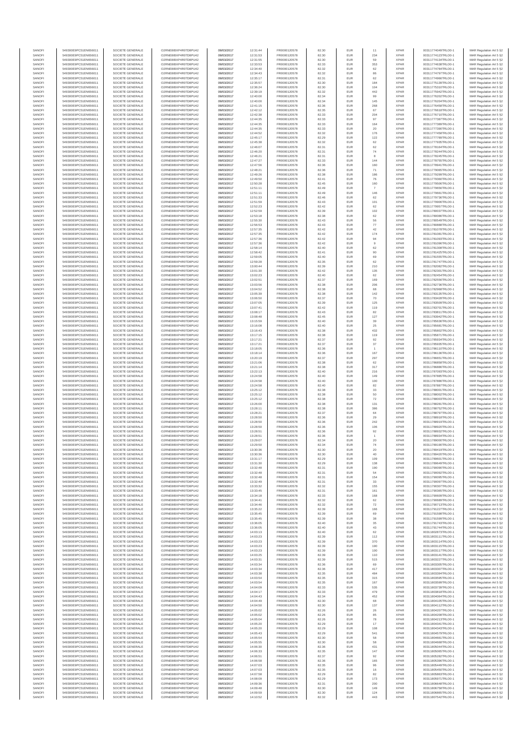| SANOFI | 549300E9PC51EN656011 | SOCIETE GENERALE | O2RNE8IBXP4R0TD8PU42 | 09/03/2017 | 12:31:44 | FR0000120578 | 82.30 | EUR | 11 | XPAR | 00311774049TRLO0-1 | MAR Regulation Art 5 §2 |
|---|---|---|---|---|---|---|---|---|---|---|---|---|
| SANOFI | 549300E9PC51EN656011 | SOCIETE GENERALE | O2RNE8IBXP4R0TD8PU42 | 09/03/2017 | 12:31:53 | FR0000120578 | 82.30 | EUR | 234 | XPAR | 00311774123TRLO0-1 | MAR Regulation Art 5 §2 |
| SANOFI | 549300E9PC51EN656011 | SOCIETE GENERALE | O2RNE8IBXP4R0TD8PU42 | 09/03/2017 | 12:31:55 | FR0000120578 | 82.30 | EUR | 59 | XPAR | 00311774134TRLO0-1 | MAR Regulation Art 5 §2 |
| SANOFI | 549300E9PC51EN656011 | SOCIETE GENERALE | O2RNE8IBXP4R0TD8PU42 | 09/03/2017 | 12:33:53 | FR0000120578 | 82.33 | EUR | 353 | XPAR | 00311774638TRLO0-1 | MAR Regulation Art 5 §2 |
| SANOFI | 549300E9PC51EN656011 | SOCIETE GENERALE | O2RNE8IBXP4R0TD8PU42 | 09/03/2017 | 12:34:40 | FR0000120578 | 82.32 | EUR | 62 | XPAR | 00311774784TRLO0-1 | MAR Regulation Art 5 §2 |
| SANOFI | 549300E9PC51EN656011 | SOCIETE GENERALE | O2RNE8IBXP4R0TD8PU42 | 09/03/2017 | 12:34:43 | FR0000120578 | 82.32 | EUR | 86 | XPAR | 00311774797TRLO0-1 | MAR Regulation Art 5 §2 |
| SANOFI | 549300E9PC51EN656011 | SOCIETE GENERALE | O2RNE8IBXP4R0TD8PU42 | 09/03/2017 | 12:35:17 | FR0000120578 | 82.31 | EUR | 62 | XPAR | 00311774986TRLO0-1 | MAR Regulation Art 5 §2 |
| SANOFI | 549300E9PC51EN656011 | SOCIETE GENERALE | O2RNE8IBXP4R0TD8PU42 | 09/03/2017 | 12:35:57 | FR0000120578 | 82.30 | EUR | 184 | XPAR | 00311775139TRLO0-1 | MAR Regulation Art 5 §2 |
| SANOFI | 549300E9PC51EN656011 | SOCIETE GENERALE | O2RNE8IBXP4R0TD8PU42 | 09/03/2017 | 12:36:24 | FR0000120578 | 82.30 | EUR | 104 | XPAR | 00311775310TRLO0-1 | MAR Regulation Art 5 §2 |
| SANOFI | 549300E9PC51EN656011 | SOCIETE GENERALE | O2RNE8IBXP4R0TD8PU42 | 09/03/2017 | 12:39:19 | FR0000120578 | 82.32 | EUR | 442 | XPAR | 00311775942TRLO0-1 | MAR Regulation Art 5 §2 |
| SANOFI | 549300E9PC51EN656011 | SOCIETE GENERALE | O2RNE8IBXP4R0TD8PU42 | 09/03/2017 | 12:40:00 | FR0000120578 | 82.34 | EUR | 99 | XPAR | 00311776202TRLO0-1 | MAR Regulation Art 5 §2 |
| SANOFI | 549300E9PC51EN656011 | SOCIETE GENERALE | O2RNE8IBXP4R0TD8PU42 | 09/03/2017 | 12:40:00 | FR0000120578 | 82.34 | EUR | 145 | XPAR | 00311776204TRLO0-1 | MAR Regulation Art 5 §2 |
| SANOFI | 549300E9PC51EN656011 | SOCIETE GENERALE | O2RNE8IBXP4R0TD8PU42 | 09/03/2017 | 12:41:15 | FR0000120578 | 82.36 | EUR | 268 | XPAR | 00311776458TRLO0-1 | MAR Regulation Art 5 §2 |
| SANOFI | 549300E9PC51EN656011 | SOCIETE GENERALE | O2RNE8IBXP4R0TD8PU42 | 09/03/2017 | 12:42:12 | FR0000120578 | 82.35 | EUR | 87 | XPAR | 00311776618TRLO0-1 | MAR Regulation Art 5 §2 |
| SANOFI | 549300E9PC51EN656011 | SOCIETE GENERALE | O2RNE8IBXP4R0TD8PU42 | 09/03/2017 | 12:42:38 | FR0000120578 | 82.33 | EUR | 204 | XPAR | 00311776710TRLO0-1 | MAR Regulation Art 5 §2 |
| SANOFI | 549300E9PC51EN656011 | SOCIETE GENERALE | O2RNE8IBXP4R0TD8PU42 | 09/03/2017 | 12:44:35 | FR0000120578 | 82.33 | EUR | 97 | XPAR | 00311777387TRLO0-1 | MAR Regulation Art 5 §2 |
| SANOFI | 549300E9PC51EN656011 | SOCIETE GENERALE | O2RNE8IBXP4R0TD8PU42 | 09/03/2017 | 12:44:35 | FR0000120578 | 82.33 | EUR | 164 | XPAR | 00311777389TRLO0-1 | MAR Regulation Art 5 §2 |
| SANOFI | 549300E9PC51EN656011 | SOCIETE GENERALE | O2RNE8IBXP4R0TD8PU42 | 09/03/2017 | 12:44:35 | FR0000120578 | 82.33 | EUR | 20 | XPAR | 00311777390TRLO0-1 | MAR Regulation Art 5 §2 |
| SANOFI | 549300E9PC51EN656011 | SOCIETE GENERALE | O2RNE8IBXP4R0TD8PU42 | 09/03/2017 | 12:44:52 | FR0000120578 | 82.32 | EUR | 178 | XPAR | 00311777458TRLO0-1 | MAR Regulation Art 5 §2 |
| SANOFI | 549300E9PC51EN656011 | SOCIETE GENERALE | O2RNE8IBXP4R0TD8PU42 | 09/03/2017 | 12:45:17 | FR0000120578 | 82.29 | EUR | 122 | XPAR | 00311777897TRLO0-1 | MAR Regulation Art 5 §2 |
| SANOFI | 549300E9PC51EN656011 | SOCIETE GENERALE | O2RNE8IBXP4R0TD8PU42 | 09/03/2017 | 12:45:38 | FR0000120578 | 82.32 | EUR | 62 | XPAR | 00311777935TRLO0-1 | MAR Regulation Art 5 §2 |
| SANOFI | 549300E9PC51EN656011 | SOCIETE GENERALE | O2RNE8IBXP4R0TD8PU42 | 09/03/2017 | 12:46:07 | FR0000120578 | 82.31 | EUR | 62 | XPAR | 00311778164TRLO0-1 | MAR Regulation Art 5 §2 |
| SANOFI | 549300E9PC51EN656011 | SOCIETE GENERALE | O2RNE8IBXP4R0TD8PU42 | 09/03/2017 | 12:46:20 | FR0000120578 | 82.31 | EUR | 74 | XPAR | 00311778244TRLO0-1 | MAR Regulation Art 5 §2 |
| SANOFI | 549300E9PC51EN656011 | SOCIETE GENERALE | O2RNE8IBXP4R0TD8PU42 | 09/03/2017 | 12:46:21 | FR0000120578 | 82.31 | EUR | 8 | XPAR | 00311778245TRLO0-1 | MAR Regulation Art 5 §2 |
| SANOFI | 549300E9PC51EN656011 | SOCIETE GENERALE | O2RNE8IBXP4R0TD8PU42 | 09/03/2017 | 12:47:27 | FR0000120578 | 82.33 | EUR | 144 | XPAR | 00311778755TRLO0-1 | MAR Regulation Art 5 §2 |
| SANOFI | 549300E9PC51EN656011 | SOCIETE GENERALE | O2RNE8IBXP4R0TD8PU42 | 09/03/2017 | 12:47:56 | FR0000120578 | 82.36 | EUR | 160 | XPAR | 00311778941TRLO0-1 | MAR Regulation Art 5 §2 |
| SANOFI | 549300E9PC51EN656011 | SOCIETE GENERALE | O2RNE8IBXP4R0TD8PU42 | 09/03/2017 | 12:48:21 | FR0000120578 | 82.36 | EUR | 71 | XPAR | 00311779085TRLO0-1 | MAR Regulation Art 5 §2 |
| SANOFI | 549300E9PC51EN656011 | SOCIETE GENERALE | O2RNE8IBXP4R0TD8PU42 | 09/03/2017 | 12:49:26 | FR0000120578 | 82.38 | EUR | 186 | XPAR | 00311779299TRLO0-1 | MAR Regulation Art 5 §2 |
| SANOFI | 549300E9PC51EN656011 | SOCIETE GENERALE | O2RNE8IBXP4R0TD8PU42 | 09/03/2017 | 12:49:50 | FR0000120578 | 82.41 | EUR | 76 | XPAR | 00311779380TRLO0-1 | MAR Regulation Art 5 §2 |
| SANOFI | 549300E9PC51EN656011 | SOCIETE GENERALE | O2RNE8IBXP4R0TD8PU42 | 09/03/2017 | 12:50:28 | FR0000120578 | 82.45 | EUR | 160 | XPAR | 00311779506TRLO0-1 | MAR Regulation Art 5 §2 |
| SANOFI | 549300E9PC51EN656011 | SOCIETE GENERALE | O2RNE8IBXP4R0TD8PU42 | 09/03/2017 | 12:51:11 | FR0000120578 | 82.49 | EUR | 7 | XPAR | 00311779656TRLO0-1 | MAR Regulation Art 5 §2 |
| SANOFI | 549300E9PC51EN656011 | SOCIETE GENERALE | O2RNE8IBXP4R0TD8PU42 | 09/03/2017 | 12:51:11 | FR0000120578 | 82.49 | EUR | 146 | XPAR | 00311779661TRLO0-1 | MAR Regulation Art 5 §2 |
| SANOFI | 549300E9PC51EN656011 | SOCIETE GENERALE | O2RNE8IBXP4R0TD8PU42 | 09/03/2017 | 12:51:33 | FR0000120578 | 82.46 | EUR | 62 | XPAR | 00311779736TRLO0-1 | MAR Regulation Art 5 §2 |
| SANOFI | 549300E9PC51EN656011 | SOCIETE GENERALE | O2RNE8IBXP4R0TD8PU42 | 09/03/2017 | 12:51:59 | FR0000120578 | 82.43 | EUR | 101 | XPAR | 00311779906TRLO0-1 | MAR Regulation Art 5 §2 |
| SANOFI | 549300E9PC51EN656011 | SOCIETE GENERALE | O2RNE8IBXP4R0TD8PU42 | 09/03/2017 | 12:52:23 | FR0000120578 | 82.42 | EUR | 62 | XPAR | 00311779957TRLO0-1 | MAR Regulation Art 5 §2 |
| SANOFI | 549300E9PC51EN656011 | SOCIETE GENERALE | O2RNE8IBXP4R0TD8PU42 | 09/03/2017 | 12:52:59 | FR0000120578 | 82.39 | EUR | 102 | XPAR | 00311780037TRLO0-1 | MAR Regulation Art 5 §2 |
| SANOFI | 549300E9PC51EN656011 | SOCIETE GENERALE | O2RNE8IBXP4R0TD8PU42 | 09/03/2017 | 12:53:18 | FR0000120578 | 82.38 | EUR | 62 | XPAR | 00311780096TRLO0-1 | MAR Regulation Art 5 §2 |
| SANOFI | 549300E9PC51EN656011 | SOCIETE GENERALE | O2RNE8IBXP4R0TD8PU42 | 09/03/2017 | 12:55:30 | FR0000120578 | 82.43 | EUR | 56 | XPAR | 00311780549TRLO0-1 | MAR Regulation Art 5 §2 |
| SANOFI | 549300E9PC51EN656011 | SOCIETE GENERALE | O2RNE8IBXP4R0TD8PU42 | 09/03/2017 | 12:56:53 | FR0000120578 | 82.43 | EUR | 77 | XPAR | 00311780888TRLO0-1 | MAR Regulation Art 5 §2 |
| SANOFI | 549300E9PC51EN656011 | SOCIETE GENERALE | O2RNE8IBXP4R0TD8PU42 | 09/03/2017 | 12:57:35 | FR0000120578 | 82.42 | EUR | 42 | XPAR | 00311781078TRLO0-1 | MAR Regulation Art 5 §2 |
| SANOFI | 549300E9PC51EN656011 | SOCIETE GENERALE | O2RNE8IBXP4R0TD8PU42 | 09/03/2017 | 12:57:35 | FR0000120578 | 82.42 | EUR | 174 | XPAR | 00311781081TRLO0-1 | MAR Regulation Art 5 §2 |
| SANOFI | 549300E9PC51EN656011 | SOCIETE GENERALE | O2RNE8IBXP4R0TD8PU42 | 09/03/2017 | 12:57:36 | FR0000120578 | 82.42 | EUR | 94 | XPAR | 00311781093TRLO0-1 | MAR Regulation Art 5 §2 |
| SANOFI | 549300E9PC51EN656011 | SOCIETE GENERALE | O2RNE8IBXP4R0TD8PU42 | 09/03/2017 | 12:57:36 | FR0000120578 | 82.42 | EUR | 9 | XPAR | 00311781096TRLO0-1 | MAR Regulation Art 5 §2 |
| SANOFI | 549300E9PC51EN656011 | SOCIETE GENERALE | O2RNE8IBXP4R0TD8PU42 | 09/03/2017 | 12:58:14 | FR0000120578 | 82.40 | EUR | 62 | XPAR | 00311781308TRLO0-1 | MAR Regulation Art 5 §2 |
| SANOFI | 549300E9PC51EN656011 | SOCIETE GENERALE | O2RNE8IBXP4R0TD8PU42 | 09/03/2017 | 12:58:42 | FR0000120578 | 82.41 | EUR | 90 | XPAR | 00311781425TRLO0-1 | MAR Regulation Art 5 §2 |
| SANOFI | 549300E9PC51EN656011 | SOCIETE GENERALE | O2RNE8IBXP4R0TD8PU42 | 09/03/2017 | 12:59:05 | FR0000120578 | 82.40 | EUR | 69 | XPAR | 00311781555TRLO0-1 | MAR Regulation Art 5 §2 |
| SANOFI | 549300E9PC51EN656011 | SOCIETE GENERALE | O2RNE8IBXP4R0TD8PU42 | 09/03/2017 | 12:59:28 | FR0000120578 | 82.35 | EUR | 62 | XPAR | 00311781747TRLO0-1 | MAR Regulation Art 5 §2 |
| SANOFI | 549300E9PC51EN656011 | SOCIETE GENERALE | O2RNE8IBXP4R0TD8PU42 | 09/03/2017 | 13:00:44 | FR0000120578 | 82.39 | EUR | 210 | XPAR | 00311782082TRLO0-1 | MAR Regulation Art 5 §2 |
| SANOFI | 549300E9PC51EN656011 | SOCIETE GENERALE | O2RNE8IBXP4R0TD8PU42 | 09/03/2017 | 13:01:30 | FR0000120578 | 82.42 | EUR | 135 | XPAR | 00311782301TRLO0-1 | MAR Regulation Art 5 §2 |
| SANOFI | 549300E9PC51EN656011 | SOCIETE GENERALE | O2RNE8IBXP4R0TD8PU42 | 09/03/2017 | 13:02:23 | FR0000120578 | 82.40 | EUR | 62 | XPAR | 00311782454TRLO0-1 | MAR Regulation Art 5 §2 |
| SANOFI | 549300E9PC51EN656011 | SOCIETE GENERALE | O2RNE8IBXP4R0TD8PU42 | 09/03/2017 | 13:02:51 | FR0000120578 | 82.37 | EUR | 169 | XPAR | 00311782556TRLO0-1 | MAR Regulation Art 5 §2 |
| SANOFI | 549300E9PC51EN656011 | SOCIETE GENERALE | O2RNE8IBXP4R0TD8PU42 | 09/03/2017 | 13:03:56 | FR0000120578 | 82.38 | EUR | 206 | XPAR | 00311782736TRLO0-1 | MAR Regulation Art 5 §2 |
| SANOFI | 549300E9PC51EN656011 | SOCIETE GENERALE | O2RNE8IBXP4R0TD8PU42 | 09/03/2017 | 13:04:52 | FR0000120578 | 82.38 | EUR | 68 | XPAR | 00311782968TRLO0-1 | MAR Regulation Art 5 §2 |
| SANOFI | 549300E9PC51EN656011 | SOCIETE GENERALE | O2RNE8IBXP4R0TD8PU42 | 09/03/2017 | 13:05:39 | FR0000120578 | 82.38 | EUR | 142 | XPAR | 00311783135TRLO0-1 | MAR Regulation Art 5 §2 |
| SANOFI | 549300E9PC51EN656011 | SOCIETE GENERALE | O2RNE8IBXP4R0TD8PU42 | 09/03/2017 | 13:06:50 | FR0000120578 | 82.37 | EUR | 70 | XPAR | 00311783428TRLO0-1 | MAR Regulation Art 5 §2 |
| SANOFI | 549300E9PC51EN656011 | SOCIETE GENERALE | O2RNE8IBXP4R0TD8PU42 | 09/03/2017 | 13:07:05 | FR0000120578 | 82.39 | EUR | 125 | XPAR | 00311783509TRLO0-1 | MAR Regulation Art 5 §2 |
| SANOFI | 549300E9PC51EN656011 | SOCIETE GENERALE | O2RNE8IBXP4R0TD8PU42 | 09/03/2017 | 13:07:41 | FR0000120578 | 82.42 | EUR | 119 | XPAR | 00311783701TRLO0-1 | MAR Regulation Art 5 §2 |
| SANOFI | 549300E9PC51EN656011 | SOCIETE GENERALE | O2RNE8IBXP4R0TD8PU42 | 09/03/2017 | 13:08:17 | FR0000120578 | 82.43 | EUR | 82 | XPAR | 00311783811TRLO0-1 | MAR Regulation Art 5 §2 |
| SANOFI | 549300E9PC51EN656011 | SOCIETE GENERALE | O2RNE8IBXP4R0TD8PU42 | 09/03/2017 | 13:08:48 | FR0000120578 | 82.45 | EUR | 127 | XPAR | 00311783942TRLO0-1 | MAR Regulation Art 5 §2 |
| SANOFI | 549300E9PC51EN656011 | SOCIETE GENERALE | O2RNE8IBXP4R0TD8PU42 | 09/03/2017 | 13:15:59 | FR0000120578 | 82.40 | EUR | 39 | XPAR | 00311785639TRLO0-1 | MAR Regulation Art 5 §2 |
| SANOFI | 549300E9PC51EN656011 | SOCIETE GENERALE | O2RNE8IBXP4R0TD8PU42 | 09/03/2017 | 13:16:08 | FR0000120578 | 82.40 | EUR | 25 | XPAR | 00311785681TRLO0-1 | MAR Regulation Art 5 §2 |
| SANOFI | 549300E9PC51EN656011 | SOCIETE GENERALE | O2RNE8IBXP4R0TD8PU42 | 09/03/2017 | 13:16:43 | FR0000120578 | 82.38 | EUR | 432 | XPAR | 00311785802TRLO0-1 | MAR Regulation Art 5 §2 |
| SANOFI | 549300E9PC51EN656011 | SOCIETE GENERALE | O2RNE8IBXP4R0TD8PU42 | 09/03/2017 | 13:17:15 | FR0000120578 | 82.38 | EUR | 119 | XPAR | 00311785871TRLO0-1 | MAR Regulation Art 5 §2 |
| SANOFI | 549300E9PC51EN656011 | SOCIETE GENERALE | O2RNE8IBXP4R0TD8PU42 | 09/03/2017 | 13:17:21 | FR0000120578 | 82.37 | EUR | 92 | XPAR | 00311785934TRLO0-1 | MAR Regulation Art 5 §2 |
| SANOFI | 549300E9PC51EN656011 | SOCIETE GENERALE | O2RNE8IBXP4R0TD8PU42 | 09/03/2017 | 13:17:21 | FR0000120578 | 82.37 | EUR | 37 | XPAR | 00311785935TRLO0-1 | MAR Regulation Art 5 §2 |
| SANOFI | 549300E9PC51EN656011 | SOCIETE GENERALE | O2RNE8IBXP4R0TD8PU42 | 09/03/2017 | 13:18:05 | FR0000120578 | 82.36 | EUR | 1 | XPAR | 00311786110TRLO0-1 | MAR Regulation Art 5 §2 |
| SANOFI | 549300E9PC51EN656011 | SOCIETE GENERALE | O2RNE8IBXP4R0TD8PU42 | 09/03/2017 | 13:18:14 | FR0000120578 | 82.36 | EUR | 167 | XPAR | 00311786136TRLO0-1 | MAR Regulation Art 5 §2 |
| SANOFI | 549300E9PC51EN656011 | SOCIETE GENERALE | O2RNE8IBXP4R0TD8PU42 | 09/03/2017 | 13:20:19 | FR0000120578 | 82.37 | EUR | 297 | XPAR | 00311786651TRLO0-1 | MAR Regulation Art 5 §2 |
| SANOFI | 549300E9PC51EN656011 | SOCIETE GENERALE | O2RNE8IBXP4R0TD8PU42 | 09/03/2017 | 13:21:06 | FR0000120578 | 82.38 | EUR | 62 | XPAR | 00311786859TRLO0-1 | MAR Regulation Art 5 §2 |
| SANOFI | 549300E9PC51EN656011 | SOCIETE GENERALE | O2RNE8IBXP4R0TD8PU42 | 09/03/2017 | 13:21:14 | FR0000120578 | 82.38 | EUR | 317 | XPAR | 00311786886TRLO0-1 | MAR Regulation Art 5 §2 |
| SANOFI | 549300E9PC51EN656011 | SOCIETE GENERALE | O2RNE8IBXP4R0TD8PU42 | 09/03/2017 | 13:22:13 | FR0000120578 | 82.40 | EUR | 216 | XPAR | 00311787093TRLO0-1 | MAR Regulation Art 5 §2 |
| SANOFI | 549300E9PC51EN656011 | SOCIETE GENERALE | O2RNE8IBXP4R0TD8PU42 | 09/03/2017 | 13:24:58 | FR0000120578 | 82.40 | EUR | 149 | XPAR | 00311787885TRLO0-1 | MAR Regulation Art 5 §2 |
| SANOFI | 549300E9PC51EN656011 | SOCIETE GENERALE | O2RNE8IBXP4R0TD8PU42 | 09/03/2017 | 13:24:58 | FR0000120578 | 82.40 | EUR | 100 | XPAR | 00311787886TRLO0-1 | MAR Regulation Art 5 §2 |
| SANOFI | 549300E9PC51EN656011 | SOCIETE GENERALE | O2RNE8IBXP4R0TD8PU42 | 09/03/2017 | 13:24:58 | FR0000120578 | 82.40 | EUR | 82 | XPAR | 00311787887TRLO0-1 | MAR Regulation Art 5 §2 |
| SANOFI | 549300E9PC51EN656011 | SOCIETE GENERALE | O2RNE8IBXP4R0TD8PU42 | 09/03/2017 | 13:25:12 | FR0000120578 | 82.38 | EUR | 33 | XPAR | 00311788001TRLO0-1 | MAR Regulation Art 5 §2 |
| SANOFI | 549300E9PC51EN656011 | SOCIETE GENERALE | O2RNE8IBXP4R0TD8PU42 | 09/03/2017 | 13:25:12 | FR0000120578 | 82.38 | EUR | 50 | XPAR | 00311788002TRLO0-1 | MAR Regulation Art 5 §2 |
| SANOFI | 549300E9PC51EN656011 | SOCIETE GENERALE | O2RNE8IBXP4R0TD8PU42 | 09/03/2017 | 13:25:12 | FR0000120578 | 82.38 | EUR | 72 | XPAR | 00311788003TRLO0-1 | MAR Regulation Art 5 §2 |
| SANOFI | 549300E9PC51EN656011 | SOCIETE GENERALE | O2RNE8IBXP4R0TD8PU42 | 09/03/2017 | 13:26:00 | FR0000120578 | 82.38 | EUR | 131 | XPAR | 00311788281TRLO0-1 | MAR Regulation Art 5 §2 |
| SANOFI | 549300E9PC51EN656011 | SOCIETE GENERALE | O2RNE8IBXP4R0TD8PU42 | 09/03/2017 | 13:28:11 | FR0000120578 | 82.38 | EUR | 386 | XPAR | 00311788752TRLO0-1 | MAR Regulation Art 5 §2 |
| SANOFI | 549300E9PC51EN656011 | SOCIETE GENERALE | O2RNE8IBXP4R0TD8PU42 | 09/03/2017 | 13:28:21 | FR0000120578 | 82.37 | EUR | 84 | XPAR | 00311788797TRLO0-1 | MAR Regulation Art 5 §2 |
| SANOFI | 549300E9PC51EN656011 | SOCIETE GENERALE | O2RNE8IBXP4R0TD8PU42 | 09/03/2017 | 13:28:50 | FR0000120578 | 82.36 | EUR | 29 | XPAR | 00311788918TRLO0-1 | MAR Regulation Art 5 §2 |
| SANOFI | 549300E9PC51EN656011 | SOCIETE GENERALE | O2RNE8IBXP4R0TD8PU42 | 09/03/2017 | 13:28:50 | FR0000120578 | 82.36 | EUR | 242 | XPAR | 00311788919TRLO0-1 | MAR Regulation Art 5 §2 |
| SANOFI | 549300E9PC51EN656011 | SOCIETE GENERALE | O2RNE8IBXP4R0TD8PU42 | 09/03/2017 | 13:28:50 | FR0000120578 | 82.36 | EUR | 106 | XPAR | 00311788920TRLO0-1 | MAR Regulation Art 5 §2 |
| SANOFI | 549300E9PC51EN656011 | SOCIETE GENERALE | O2RNE8IBXP4R0TD8PU42 | 09/03/2017 | 13:28:51 | FR0000120578 | 82.36 | EUR | 92 | XPAR | 00311788922TRLO0-1 | MAR Regulation Art 5 §2 |
| SANOFI | 549300E9PC51EN656011 | SOCIETE GENERALE | O2RNE8IBXP4R0TD8PU42 | 09/03/2017 | 13:28:51 | FR0000120578 | 82.36 | EUR | 1 | XPAR | 00311788934TRLO0-1 | MAR Regulation Art 5 §2 |
| SANOFI | 549300E9PC51EN656011 | SOCIETE GENERALE | O2RNE8IBXP4R0TD8PU42 | 09/03/2017 | 13:29:07 | FR0000120578 | 82.34 | EUR | 20 | XPAR | 00311789000TRLO0-1 | MAR Regulation Art 5 §2 |
| SANOFI | 549300E9PC51EN656011 | SOCIETE GENERALE | O2RNE8IBXP4R0TD8PU42 | 09/03/2017 | 13:29:50 | FR0000120578 | 82.34 | EUR | 74 | XPAR | 00311789190TRLO0-1 | MAR Regulation Art 5 §2 |
| SANOFI | 549300E9PC51EN656011 | SOCIETE GENERALE | O2RNE8IBXP4R0TD8PU42 | 09/03/2017 | 13:30:36 | FR0000120578 | 82.30 | EUR | 20 | XPAR | 00311789419TRLO0-1 | MAR Regulation Art 5 §2 |
| SANOFI | 549300E9PC51EN656011 | SOCIETE GENERALE | O2RNE8IBXP4R0TD8PU42 | 09/03/2017 | 13:30:36 | FR0000120578 | 82.30 | EUR | 40 | XPAR | 00311789420TRLO0-1 | MAR Regulation Art 5 §2 |
| SANOFI | 549300E9PC51EN656011 | SOCIETE GENERALE | O2RNE8IBXP4R0TD8PU42 | 09/03/2017 | 13:31:17 | FR0000120578 | 82.29 | EUR | 109 | XPAR | 00311789655TRLO0-1 | MAR Regulation Art 5 §2 |
| SANOFI | 549300E9PC51EN656011 | SOCIETE GENERALE | O2RNE8IBXP4R0TD8PU42 | 09/03/2017 | 13:31:30 | FR0000120578 | 82.29 | EUR | 138 | XPAR | 00311789649TRLO0-1 | MAR Regulation Art 5 §2 |
| SANOFI | 549300E9PC51EN656011 | SOCIETE GENERALE | O2RNE8IBXP4R0TD8PU42 | 09/03/2017 | 13:32:48 | FR0000120578 | 82.31 | EUR | 190 | XPAR | 00311790090TRLO0-1 | MAR Regulation Art 5 §2 |
| SANOFI | 549300E9PC51EN656011 | SOCIETE GENERALE | O2RNE8IBXP4R0TD8PU42 | 09/03/2017 | 13:32:48 | FR0000120578 | 82.31 | EUR | 54 | XPAR | 00311790092TRLO0-1 | MAR Regulation Art 5 §2 |
| SANOFI | 549300E9PC51EN656011 | SOCIETE GENERALE | O2RNE8IBXP4R0TD8PU42 | 09/03/2017 | 13:32:48 | FR0000120578 | 82.31 | EUR | 154 | XPAR | 00311790095TRLO0-1 | MAR Regulation Art 5 §2 |
| SANOFI | 549300E9PC51EN656011 | SOCIETE GENERALE | O2RNE8IBXP4R0TD8PU42 | 09/03/2017 | 13:32:49 | FR0000120578 | 82.31 | EUR | 33 | XPAR | 00311790097TRLO0-1 | MAR Regulation Art 5 §2 |
| SANOFI | 549300E9PC51EN656011 | SOCIETE GENERALE | O2RNE8IBXP4R0TD8PU42 | 09/03/2017 | 13:33:32 | FR0000120578 | 82.32 | EUR | 155 | XPAR | 00311790307TRLO0-1 | MAR Regulation Art 5 §2 |
| SANOFI | 549300E9PC51EN656011 | SOCIETE GENERALE | O2RNE8IBXP4R0TD8PU42 | 09/03/2017 | 13:33:45 | FR0000120578 | 82.31 | EUR | 161 | XPAR | 00311790365TRLO0-1 | MAR Regulation Art 5 §2 |
| SANOFI | 549300E9PC51EN656011 | SOCIETE GENERALE | O2RNE8IBXP4R0TD8PU42 | 09/03/2017 | 13:34:18 | FR0000120578 | 82.33 | EUR | 168 | XPAR | 00311790609TRLO0-1 | MAR Regulation Art 5 §2 |
| SANOFI | 549300E9PC51EN656011 | SOCIETE GENERALE | O2RNE8IBXP4R0TD8PU42 | 09/03/2017 | 13:34:41 | FR0000120578 | 82.32 | EUR | 62 | XPAR | 00311790689TRLO0-1 | MAR Regulation Art 5 §2 |
| SANOFI | 549300E9PC51EN656011 | SOCIETE GENERALE | O2RNE8IBXP4R0TD8PU42 | 09/03/2017 | 13:34:46 | FR0000120578 | 82.32 | EUR | 72 | XPAR | 00311790713TRLO0-1 | MAR Regulation Art 5 §2 |
| SANOFI | 549300E9PC51EN656011 | SOCIETE GENERALE | O2RNE8IBXP4R0TD8PU42 | 09/03/2017 | 13:35:22 | FR0000120578 | 82.39 | EUR | 166 | XPAR | 00311791227TRLO0-1 | MAR Regulation Art 5 §2 |
| SANOFI | 549300E9PC51EN656011 | SOCIETE GENERALE | O2RNE8IBXP4R0TD8PU42 | 09/03/2017 | 13:35:45 | FR0000120578 | 82.39 | EUR | 69 | XPAR | 00311791598TRLO0-1 | MAR Regulation Art 5 §2 |
| SANOFI | 549300E9PC51EN656011 | SOCIETE GENERALE | O2RNE8IBXP4R0TD8PU42 | 09/03/2017 | 13:35:45 | FR0000120578 | 82.39 | EUR | 38 | XPAR | 00311791599TRLO0-1 | MAR Regulation Art 5 §2 |
| SANOFI | 549300E9PC51EN656011 | SOCIETE GENERALE | O2RNE8IBXP4R0TD8PU42 | 09/03/2017 | 13:36:05 | FR0000120578 | 82.40 | EUR | 35 | XPAR | 00311791743TRLO0-1 | MAR Regulation Art 5 §2 |
| SANOFI | 549300E9PC51EN656011 | SOCIETE GENERALE | O2RNE8IBXP4R0TD8PU42 | 09/03/2017 | 13:36:05 | FR0000120578 | 82.40 | EUR | 43 | XPAR | 00311791744TRLO0-1 | MAR Regulation Art 5 §2 |
| SANOFI | 549300E9PC51EN656011 | SOCIETE GENERALE | O2RNE8IBXP4R0TD8PU42 | 09/03/2017 | 14:03:13 | FR0000120578 | 82.40 | EUR | 62 | XPAR | 00311802873TRLO0-1 | MAR Regulation Art 5 §2 |
| SANOFI | 549300E9PC51EN656011 | SOCIETE GENERALE | O2RNE8IBXP4R0TD8PU42 | 09/03/2017 | 14:03:23 | FR0000120578 | 82.39 | EUR | 112 | XPAR | 00311803111TRLO0-1 | MAR Regulation Art 5 §2 |
| SANOFI | 549300E9PC51EN656011 | SOCIETE GENERALE | O2RNE8IBXP4R0TD8PU42 | 09/03/2017 | 14:03:23 | FR0000120578 | 82.39 | EUR | 370 | XPAR | 00311803114TRLO0-1 | MAR Regulation Art 5 §2 |
| SANOFI | 549300E9PC51EN656011 | SOCIETE GENERALE | O2RNE8IBXP4R0TD8PU42 | 09/03/2017 | 14:03:23 | FR0000120578 | 82.39 | EUR | 190 | XPAR | 00311803115TRLO0-1 | MAR Regulation Art 5 §2 |
| SANOFI | 549300E9PC51EN656011 | SOCIETE GENERALE | O2RNE8IBXP4R0TD8PU42 | 09/03/2017 | 14:03:23 | FR0000120578 | 82.39 | EUR | 100 | XPAR | 00311803117TRLO0-1 | MAR Regulation Art 5 §2 |
| SANOFI | 549300E9PC51EN656011 | SOCIETE GENERALE | O2RNE8IBXP4R0TD8PU42 | 09/03/2017 | 14:03:25 | FR0000120578 | 82.39 | EUR | 110 | XPAR | 00311803141TRLO0-1 | MAR Regulation Art 5 §2 |
| SANOFI | 549300E9PC51EN656011 | SOCIETE GENERALE | O2RNE8IBXP4R0TD8PU42 | 09/03/2017 | 14:03:31 | FR0000120578 | 82.39 | EUR | 515 | XPAR | 00311803227TRLO0-1 | MAR Regulation Art 5 §2 |
| SANOFI | 549300E9PC51EN656011 | SOCIETE GENERALE | O2RNE8IBXP4R0TD8PU42 | 09/03/2017 | 14:03:34 | FR0000120578 | 82.36 | EUR | 69 | XPAR | 00311803305TRLO0-1 | MAR Regulation Art 5 §2 |
| SANOFI | 549300E9PC51EN656011 | SOCIETE GENERALE | O2RNE8IBXP4R0TD8PU42 | 09/03/2017 | 14:03:34 | FR0000120578 | 82.36 | EUR | 417 | XPAR | 00311803307TRLO0-1 | MAR Regulation Art 5 §2 |
| SANOFI | 549300E9PC51EN656011 | SOCIETE GENERALE | O2RNE8IBXP4R0TD8PU42 | 09/03/2017 | 14:03:38 | FR0000120578 | 82.35 | EUR | 484 | XPAR | 00311803394TRLO0-1 | MAR Regulation Art 5 §2 |
| SANOFI | 549300E9PC51EN656011 | SOCIETE GENERALE | O2RNE8IBXP4R0TD8PU42 | 09/03/2017 | 14:03:54 | FR0000120578 | 82.35 | EUR | 315 | XPAR | 00311803595TRLO0-1 | MAR Regulation Art 5 §2 |
| SANOFI | 549300E9PC51EN656011 | SOCIETE GENERALE | O2RNE8IBXP4R0TD8PU42 | 09/03/2017 | 14:03:54 | FR0000120578 | 82.35 | EUR | 167 | XPAR | 00311803599TRLO0-1 | MAR Regulation Art 5 §2 |
| SANOFI | 549300E9PC51EN656011 | SOCIETE GENERALE | O2RNE8IBXP4R0TD8PU42 | 09/03/2017 | 14:04:09 | FR0000120578 | 82.33 | EUR | 535 | XPAR | 00311803739TRLO0-1 | MAR Regulation Art 5 §2 |
| SANOFI | 549300E9PC51EN656011 | SOCIETE GENERALE | O2RNE8IBXP4R0TD8PU42 | 09/03/2017 | 14:04:17 | FR0000120578 | 82.33 | EUR | 479 | XPAR | 00311803818TRLO0-1 | MAR Regulation Art 5 §2 |
| SANOFI | 549300E9PC51EN656011 | SOCIETE GENERALE | O2RNE8IBXP4R0TD8PU42 | 09/03/2017 | 14:04:43 | FR0000120578 | 82.34 | EUR | 452 | XPAR | 00311804064TRLO0-1 | MAR Regulation Art 5 §2 |
| SANOFI | 549300E9PC51EN656011 | SOCIETE GENERALE | O2RNE8IBXP4R0TD8PU42 | 09/03/2017 | 14:04:49 | FR0000120578 | 82.30 | EUR | 68 | XPAR | 00311804105TRLO0-1 | MAR Regulation Art 5 §2 |
| SANOFI | 549300E9PC51EN656011 | SOCIETE GENERALE | O2RNE8IBXP4R0TD8PU42 | 09/03/2017 | 14:04:50 | FR0000120578 | 82.30 | EUR | 137 | XPAR | 00311804112TRLO0-1 | MAR Regulation Art 5 §2 |
| SANOFI | 549300E9PC51EN656011 | SOCIETE GENERALE | O2RNE8IBXP4R0TD8PU42 | 09/03/2017 | 14:05:02 | FR0000120578 | 82.26 | EUR | 26 | XPAR | 00311804207TRLO0-1 | MAR Regulation Art 5 §2 |
| SANOFI | 549300E9PC51EN656011 | SOCIETE GENERALE | O2RNE8IBXP4R0TD8PU42 | 09/03/2017 | 14:05:02 | FR0000120578 | 82.26 | EUR | 85 | XPAR | 00311804208TRLO0-1 | MAR Regulation Art 5 §2 |
| SANOFI | 549300E9PC51EN656011 | SOCIETE GENERALE | O2RNE8IBXP4R0TD8PU42 | 09/03/2017 | 14:05:04 | FR0000120578 | 82.26 | EUR | 78 | XPAR | 00311804213TRLO0-1 | MAR Regulation Art 5 §2 |
| SANOFI | 549300E9PC51EN656011 | SOCIETE GENERALE | O2RNE8IBXP4R0TD8PU42 | 09/03/2017 | 14:05:20 | FR0000120578 | 82.29 | EUR | 17 | XPAR | 00311804341TRLO0-1 | MAR Regulation Art 5 §2 |
| SANOFI | 549300E9PC51EN656011 | SOCIETE GENERALE | O2RNE8IBXP4R0TD8PU42 | 09/03/2017 | 14:05:20 | FR0000120578 | 82.29 | EUR | 108 | XPAR | 00311804343TRLO0-1 | MAR Regulation Art 5 §2 |
| SANOFI | 549300E9PC51EN656011 | SOCIETE GENERALE | O2RNE8IBXP4R0TD8PU42 | 09/03/2017 | 14:05:43 | FR0000120578 | 82.29 | EUR | 541 | XPAR | 00311804579TRLO0-1 | MAR Regulation Art 5 §2 |
| SANOFI | 549300E9PC51EN656011 | SOCIETE GENERALE | O2RNE8IBXP4R0TD8PU42 | 09/03/2017 | 14:05:54 | FR0000120578 | 82.30 | EUR | 58 | XPAR | 00311804661TRLO0-1 | MAR Regulation Art 5 §2 |
| SANOFI | 549300E9PC51EN656011 | SOCIETE GENERALE | O2RNE8IBXP4R0TD8PU42 | 09/03/2017 | 14:05:55 | FR0000120578 | 82.30 | EUR | 58 | XPAR | 00311804668TRLO0-1 | MAR Regulation Art 5 §2 |
| SANOFI | 549300E9PC51EN656011 | SOCIETE GENERALE | O2RNE8IBXP4R0TD8PU42 | 09/03/2017 | 14:06:30 | FR0000120578 | 82.36 | EUR | 431 | XPAR | 00311805044TRLO0-1 | MAR Regulation Art 5 §2 |
| SANOFI | 549300E9PC51EN656011 | SOCIETE GENERALE | O2RNE8IBXP4R0TD8PU42 | 09/03/2017 | 14:06:33 | FR0000120578 | 82.35 | EUR | 147 | XPAR | 00311805065TRLO0-1 | MAR Regulation Art 5 §2 |
| SANOFI | 549300E9PC51EN656011 | SOCIETE GENERALE | O2RNE8IBXP4R0TD8PU42 | 09/03/2017 | 14:06:51 | FR0000120578 | 82.37 | EUR | 92 | XPAR | 00311805282TRLO0-1 | MAR Regulation Art 5 §2 |
| SANOFI | 549300E9PC51EN656011 | SOCIETE GENERALE | O2RNE8IBXP4R0TD8PU42 | 09/03/2017 | 14:06:58 | FR0000120578 | 82.36 | EUR | 165 | XPAR | 00311805396TRLO0-1 | MAR Regulation Art 5 §2 |
| SANOFI | 549300E9PC51EN656011 | SOCIETE GENERALE | O2RNE8IBXP4R0TD8PU42 | 09/03/2017 | 14:07:03 | FR0000120578 | 82.35 | EUR | 96 | XPAR | 00311805449TRLO0-1 | MAR Regulation Art 5 §2 |
| SANOFI | 549300E9PC51EN656011 | SOCIETE GENERALE | O2RNE8IBXP4R0TD8PU42 | 09/03/2017 | 14:07:03 | FR0000120578 | 82.35 | EUR | 16 | XPAR | 00311805450TRLO0-1 | MAR Regulation Art 5 §2 |
| SANOFI | 549300E9PC51EN656011 | SOCIETE GENERALE | O2RNE8IBXP4R0TD8PU42 | 09/03/2017 | 14:07:58 | FR0000120578 | 82.29 | EUR | 82 | XPAR | 00311805863TRLO0-1 | MAR Regulation Art 5 §2 |
| SANOFI | 549300E9PC51EN656011 | SOCIETE GENERALE | O2RNE8IBXP4R0TD8PU42 | 09/03/2017 | 14:08:09 | FR0000120578 | 82.29 | EUR | 173 | XPAR | 00311805971TRLO0-1 | MAR Regulation Art 5 §2 |
| SANOFI | 549300E9PC51EN656011 | SOCIETE GENERALE | O2RNE8IBXP4R0TD8PU42 | 09/03/2017 | 14:09:36 | FR0000120578 | 82.31 | EUR | 200 | XPAR | 00311806486TRLO0-1 | MAR Regulation Art 5 §2 |
| SANOFI | 549300E9PC51EN656011 | SOCIETE GENERALE | O2RNE8IBXP4R0TD8PU42 | 09/03/2017 | 14:09:48 | FR0000120578 | 82.30 | EUR | 149 | XPAR | 00311806758TRLO0-1 | MAR Regulation Art 5 §2 |
| SANOFI | 549300E9PC51EN656011 | SOCIETE GENERALE | O2RNE8IBXP4R0TD8PU42 | 09/03/2017 | 14:09:59 | FR0000120578 | 82.30 | EUR | 124 | XPAR | 00311806885TRLO0-1 | MAR Regulation Art 5 §2 |
| SANOFI | 549300E9PC51EN656011 | SOCIETE GENERALE | O2RNE8IBXP4R0TD8PU42 | 09/03/2017 | 14:10:52 | FR0000120578 | 82.32 | EUR | 443 | XPAR | 00311807542TRLO0-1 | MAR Regulation Art 5 §2 |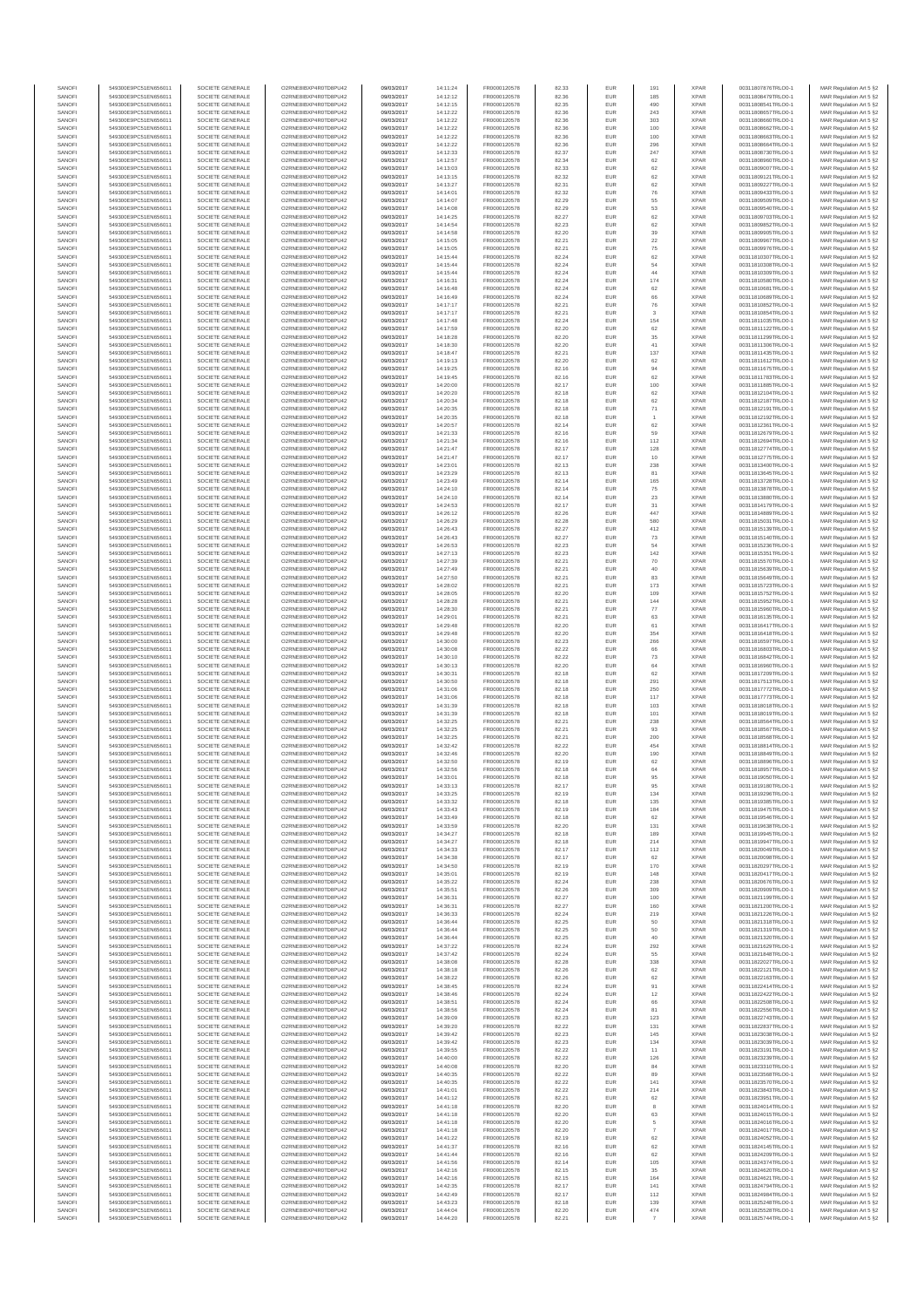| SANOFI | 549300E9PC51EN656011 | SOCIETE GENERALE | O2RNE8IBXP4R0TD8PU42 | 09/03/2017 | 14:11:24 | FR0000120578 | 82.33 | EUR | 191 | XPAR | 00311807876TRLO0-1 | MAR Regulation Art 5 §2 |
|---|---|---|---|---|---|---|---|---|---|---|---|---|
| SANOFI | 549300E9PC51EN656011 | SOCIETE GENERALE | O2RNE8IBXP4R0TD8PU42 | 09/03/2017 | 14:12:12 | FR0000120578 | 82.36 | EUR | 185 | XPAR | 00311808479TRLO0-1 | MAR Regulation Art 5 §2 |
| SANOFI | 549300E9PC51EN656011 | SOCIETE GENERALE | O2RNE8IBXP4R0TD8PU42 | 09/03/2017 | 14:12:15 | FR0000120578 | 82.35 | EUR | 490 | XPAR | 00311808541TRLO0-1 | MAR Regulation Art 5 §2 |
| SANOFI | 549300E9PC51EN656011 | SOCIETE GENERALE | O2RNE8IBXP4R0TD8PU42 | 09/03/2017 | 14:12:22 | FR0000120578 | 82.36 | EUR | 243 | XPAR | 00311808657TRLO0-1 | MAR Regulation Art 5 §2 |
| SANOFI | 549300E9PC51EN656011 | SOCIETE GENERALE | O2RNE8IBXP4R0TD8PU42 | 09/03/2017 | 14:12:22 | FR0000120578 | 82.36 | EUR | 303 | XPAR | 00311808660TRLO0-1 | MAR Regulation Art 5 §2 |
| SANOFI | 549300E9PC51EN656011 | SOCIETE GENERALE | O2RNE8IBXP4R0TD8PU42 | 09/03/2017 | 14:12:22 | FR0000120578 | 82.36 | EUR | 100 | XPAR | 00311808662TRLO0-1 | MAR Regulation Art 5 §2 |
| SANOFI | 549300E9PC51EN656011 | SOCIETE GENERALE | O2RNE8IBXP4R0TD8PU42 | 09/03/2017 | 14:12:22 | FR0000120578 | 82.36 | EUR | 100 | XPAR | 00311808663TRLO0-1 | MAR Regulation Art 5 §2 |
| SANOFI | 549300E9PC51EN656011 | SOCIETE GENERALE | O2RNE8IBXP4R0TD8PU42 | 09/03/2017 | 14:12:22 | FR0000120578 | 82.36 | EUR | 296 | XPAR | 00311808664TRLO0-1 | MAR Regulation Art 5 §2 |
| SANOFI | 549300E9PC51EN656011 | SOCIETE GENERALE | O2RNE8IBXP4R0TD8PU42 | 09/03/2017 | 14:12:33 | FR0000120578 | 82.37 | EUR | 247 | XPAR | 00311808730TRLO0-1 | MAR Regulation Art 5 §2 |
| SANOFI | 549300E9PC51EN656011 | SOCIETE GENERALE | O2RNE8IBXP4R0TD8PU42 | 09/03/2017 | 14:12:57 | FR0000120578 | 82.34 | EUR | 62 | XPAR | 00311808960TRLO0-1 | MAR Regulation Art 5 §2 |
| SANOFI | 549300E9PC51EN656011 | SOCIETE GENERALE | O2RNE8IBXP4R0TD8PU42 | 09/03/2017 | 14:13:03 | FR0000120578 | 82.33 | EUR | 62 | XPAR | 00311809007TRLO0-1 | MAR Regulation Art 5 §2 |
| SANOFI | 549300E9PC51EN656011 | SOCIETE GENERALE | O2RNE8IBXP4R0TD8PU42 | 09/03/2017 | 14:13:15 | FR0000120578 | 82.32 | EUR | 62 | XPAR | 00311809121TRLO0-1 | MAR Regulation Art 5 §2 |
| SANOFI | 549300E9PC51EN656011 | SOCIETE GENERALE | O2RNE8IBXP4R0TD8PU42 | 09/03/2017 | 14:13:27 | FR0000120578 | 82.31 | EUR | 62 | XPAR | 00311809227TRLO0-1 | MAR Regulation Art 5 §2 |
| SANOFI | 549300E9PC51EN656011 | SOCIETE GENERALE | O2RNE8IBXP4R0TD8PU42 | 09/03/2017 | 14:14:01 | FR0000120578 | 82.32 | EUR | 76 | XPAR | 00311809433TRLO0-1 | MAR Regulation Art 5 §2 |
| SANOFI | 549300E9PC51EN656011 | SOCIETE GENERALE | O2RNE8IBXP4R0TD8PU42 | 09/03/2017 | 14:14:07 | FR0000120578 | 82.29 | EUR | 55 | XPAR | 00311809509TRLO0-1 | MAR Regulation Art 5 §2 |
| SANOFI | 549300E9PC51EN656011 | SOCIETE GENERALE | O2RNE8IBXP4R0TD8PU42 | 09/03/2017 | 14:14:08 | FR0000120578 | 82.29 | EUR | 53 | XPAR | 00311809540TRLO0-1 | MAR Regulation Art 5 §2 |
| SANOFI | 549300E9PC51EN656011 | SOCIETE GENERALE | O2RNE8IBXP4R0TD8PU42 | 09/03/2017 | 14:14:25 | FR0000120578 | 82.27 | EUR | 62 | XPAR | 00311809703TRLO0-1 | MAR Regulation Art 5 §2 |
| SANOFI | 549300E9PC51EN656011 | SOCIETE GENERALE | O2RNE8IBXP4R0TD8PU42 | 09/03/2017 | 14:14:54 | FR0000120578 | 82.23 | EUR | 62 | XPAR | 00311809852TRLO0-1 | MAR Regulation Art 5 §2 |
| SANOFI | 549300E9PC51EN656011 | SOCIETE GENERALE | O2RNE8IBXP4R0TD8PU42 | 09/03/2017 | 14:14:58 | FR0000120578 | 82.20 | EUR | 39 | XPAR | 00311809905TRLO0-1 | MAR Regulation Art 5 §2 |
| SANOFI | 549300E9PC51EN656011 | SOCIETE GENERALE | O2RNE8IBXP4R0TD8PU42 | 09/03/2017 | 14:15:05 | FR0000120578 | 82.21 | EUR | 22 | XPAR | 00311809967TRLO0-1 | MAR Regulation Art 5 §2 |
| SANOFI | 549300E9PC51EN656011 | SOCIETE GENERALE | O2RNE8IBXP4R0TD8PU42 | 09/03/2017 | 14:15:05 | FR0000120578 | 82.21 | EUR | 75 | XPAR | 00311809976TRLO0-1 | MAR Regulation Art 5 §2 |
| SANOFI | 549300E9PC51EN656011 | SOCIETE GENERALE | O2RNE8IBXP4R0TD8PU42 | 09/03/2017 | 14:15:44 | FR0000120578 | 82.24 | EUR | 62 | XPAR | 00311810307TRLO0-1 | MAR Regulation Art 5 §2 |
| SANOFI | 549300E9PC51EN656011 | SOCIETE GENERALE | O2RNE8IBXP4R0TD8PU42 | 09/03/2017 | 14:15:44 | FR0000120578 | 82.24 | EUR | 54 | XPAR | 00311810308TRLO0-1 | MAR Regulation Art 5 §2 |
| SANOFI | 549300E9PC51EN656011 | SOCIETE GENERALE | O2RNE8IBXP4R0TD8PU42 | 09/03/2017 | 14:15:44 | FR0000120578 | 82.24 | EUR | 44 | XPAR | 00311810309TRLO0-1 | MAR Regulation Art 5 §2 |
| SANOFI | 549300E9PC51EN656011 | SOCIETE GENERALE | O2RNE8IBXP4R0TD8PU42 | 09/03/2017 | 14:16:31 | FR0000120578 | 82.24 | EUR | 174 | XPAR | 00311810598TRLO0-1 | MAR Regulation Art 5 §2 |
| SANOFI | 549300E9PC51EN656011 | SOCIETE GENERALE | O2RNE8IBXP4R0TD8PU42 | 09/03/2017 | 14:16:48 | FR0000120578 | 82.24 | EUR | 62 | XPAR | 00311810681TRLO0-1 | MAR Regulation Art 5 §2 |
| SANOFI | 549300E9PC51EN656011 | SOCIETE GENERALE | O2RNE8IBXP4R0TD8PU42 | 09/03/2017 | 14:16:49 | FR0000120578 | 82.24 | EUR | 66 | XPAR | 00311810689TRLO0-1 | MAR Regulation Art 5 §2 |
| SANOFI | 549300E9PC51EN656011 | SOCIETE GENERALE | O2RNE8IBXP4R0TD8PU42 | 09/03/2017 | 14:17:17 | FR0000120578 | 82.21 | EUR | 76 | XPAR | 00311810852TRLO0-1 | MAR Regulation Art 5 §2 |
| SANOFI | 549300E9PC51EN656011 | SOCIETE GENERALE | O2RNE8IBXP4R0TD8PU42 | 09/03/2017 | 14:17:17 | FR0000120578 | 82.21 | EUR | 3 | XPAR | 00311810854TRLO0-1 | MAR Regulation Art 5 §2 |
| SANOFI | 549300E9PC51EN656011 | SOCIETE GENERALE | O2RNE8IBXP4R0TD8PU42 | 09/03/2017 | 14:17:48 | FR0000120578 | 82.24 | EUR | 154 | XPAR | 00311811035TRLO0-1 | MAR Regulation Art 5 §2 |
| SANOFI | 549300E9PC51EN656011 | SOCIETE GENERALE | O2RNE8IBXP4R0TD8PU42 | 09/03/2017 | 14:17:59 | FR0000120578 | 82.20 | EUR | 62 | XPAR | 00311811122TRLO0-1 | MAR Regulation Art 5 §2 |
| SANOFI | 549300E9PC51EN656011 | SOCIETE GENERALE | O2RNE8IBXP4R0TD8PU42 | 09/03/2017 | 14:18:28 | FR0000120578 | 82.20 | EUR | 35 | XPAR | 00311811299TRLO0-1 | MAR Regulation Art 5 §2 |
| SANOFI | 549300E9PC51EN656011 | SOCIETE GENERALE | O2RNE8IBXP4R0TD8PU42 | 09/03/2017 | 14:18:30 | FR0000120578 | 82.20 | EUR | 41 | XPAR | 00311811306TRLO0-1 | MAR Regulation Art 5 §2 |
| SANOFI | 549300E9PC51EN656011 | SOCIETE GENERALE | O2RNE8IBXP4R0TD8PU42 | 09/03/2017 | 14:18:47 | FR0000120578 | 82.21 | EUR | 137 | XPAR | 00311811435TRLO0-1 | MAR Regulation Art 5 §2 |
| SANOFI | 549300E9PC51EN656011 | SOCIETE GENERALE | O2RNE8IBXP4R0TD8PU42 | 09/03/2017 | 14:19:13 | FR0000120578 | 82.20 | EUR | 62 | XPAR | 00311811612TRLO0-1 | MAR Regulation Art 5 §2 |
| SANOFI | 549300E9PC51EN656011 | SOCIETE GENERALE | O2RNE8IBXP4R0TD8PU42 | 09/03/2017 | 14:19:25 | FR0000120578 | 82.16 | EUR | 94 | XPAR | 00311811675TRLO0-1 | MAR Regulation Art 5 §2 |
| SANOFI | 549300E9PC51EN656011 | SOCIETE GENERALE | O2RNE8IBXP4R0TD8PU42 | 09/03/2017 | 14:19:45 | FR0000120578 | 82.16 | EUR | 62 | XPAR | 00311811783TRLO0-1 | MAR Regulation Art 5 §2 |
| SANOFI | 549300E9PC51EN656011 | SOCIETE GENERALE | O2RNE8IBXP4R0TD8PU42 | 09/03/2017 | 14:20:00 | FR0000120578 | 82.17 | EUR | 100 | XPAR | 00311811885TRLO0-1 | MAR Regulation Art 5 §2 |
| SANOFI | 549300E9PC51EN656011 | SOCIETE GENERALE | O2RNE8IBXP4R0TD8PU42 | 09/03/2017 | 14:20:20 | FR0000120578 | 82.18 | EUR | 62 | XPAR | 00311812104TRLO0-1 | MAR Regulation Art 5 §2 |
| SANOFI | 549300E9PC51EN656011 | SOCIETE GENERALE | O2RNE8IBXP4R0TD8PU42 | 09/03/2017 | 14:20:34 | FR0000120578 | 82.18 | EUR | 62 | XPAR | 00311812187TRLO0-1 | MAR Regulation Art 5 §2 |
| SANOFI | 549300E9PC51EN656011 | SOCIETE GENERALE | O2RNE8IBXP4R0TD8PU42 | 09/03/2017 | 14:20:35 | FR0000120578 | 82.18 | EUR | 71 | XPAR | 00311812191TRLO0-1 | MAR Regulation Art 5 §2 |
| SANOFI | 549300E9PC51EN656011 | SOCIETE GENERALE | O2RNE8IBXP4R0TD8PU42 | 09/03/2017 | 14:20:35 | FR0000120578 | 82.18 | EUR | 1 | XPAR | 00311812192TRLO0-1 | MAR Regulation Art 5 §2 |
| SANOFI | 549300E9PC51EN656011 | SOCIETE GENERALE | O2RNE8IBXP4R0TD8PU42 | 09/03/2017 | 14:20:57 | FR0000120578 | 82.14 | EUR | 62 | XPAR | 00311812361TRLO0-1 | MAR Regulation Art 5 §2 |
| SANOFI | 549300E9PC51EN656011 | SOCIETE GENERALE | O2RNE8IBXP4R0TD8PU42 | 09/03/2017 | 14:21:33 | FR0000120578 | 82.16 | EUR | 59 | XPAR | 00311812679TRLO0-1 | MAR Regulation Art 5 §2 |
| SANOFI | 549300E9PC51EN656011 | SOCIETE GENERALE | O2RNE8IBXP4R0TD8PU42 | 09/03/2017 | 14:21:34 | FR0000120578 | 82.16 | EUR | 112 | XPAR | 00311812694TRLO0-1 | MAR Regulation Art 5 §2 |
| SANOFI | 549300E9PC51EN656011 | SOCIETE GENERALE | O2RNE8IBXP4R0TD8PU42 | 09/03/2017 | 14:21:47 | FR0000120578 | 82.17 | EUR | 128 | XPAR | 00311812774TRLO0-1 | MAR Regulation Art 5 §2 |
| SANOFI | 549300E9PC51EN656011 | SOCIETE GENERALE | O2RNE8IBXP4R0TD8PU42 | 09/03/2017 | 14:21:47 | FR0000120578 | 82.17 | EUR | 10 | XPAR | 00311812775TRLO0-1 | MAR Regulation Art 5 §2 |
| SANOFI | 549300E9PC51EN656011 | SOCIETE GENERALE | O2RNE8IBXP4R0TD8PU42 | 09/03/2017 | 14:23:01 | FR0000120578 | 82.13 | EUR | 238 | XPAR | 00311813400TRLO0-1 | MAR Regulation Art 5 §2 |
| SANOFI | 549300E9PC51EN656011 | SOCIETE GENERALE | O2RNE8IBXP4R0TD8PU42 | 09/03/2017 | 14:23:29 | FR0000120578 | 82.13 | EUR | 81 | XPAR | 00311813645TRLO0-1 | MAR Regulation Art 5 §2 |
| SANOFI | 549300E9PC51EN656011 | SOCIETE GENERALE | O2RNE8IBXP4R0TD8PU42 | 09/03/2017 | 14:23:49 | FR0000120578 | 82.14 | EUR | 165 | XPAR | 00311813728TRLO0-1 | MAR Regulation Art 5 §2 |
| SANOFI | 549300E9PC51EN656011 | SOCIETE GENERALE | O2RNE8IBXP4R0TD8PU42 | 09/03/2017 | 14:24:10 | FR0000120578 | 82.14 | EUR | 75 | XPAR | 00311813878TRLO0-1 | MAR Regulation Art 5 §2 |
| SANOFI | 549300E9PC51EN656011 | SOCIETE GENERALE | O2RNE8IBXP4R0TD8PU42 | 09/03/2017 | 14:24:10 | FR0000120578 | 82.14 | EUR | 23 | XPAR | 00311813880TRLO0-1 | MAR Regulation Art 5 §2 |
| SANOFI | 549300E9PC51EN656011 | SOCIETE GENERALE | O2RNE8IBXP4R0TD8PU42 | 09/03/2017 | 14:24:53 | FR0000120578 | 82.17 | EUR | 31 | XPAR | 00311814179TRLO0-1 | MAR Regulation Art 5 §2 |
| SANOFI | 549300E9PC51EN656011 | SOCIETE GENERALE | O2RNE8IBXP4R0TD8PU42 | 09/03/2017 | 14:26:12 | FR0000120578 | 82.26 | EUR | 447 | XPAR | 00311814889TRLO0-1 | MAR Regulation Art 5 §2 |
| SANOFI | 549300E9PC51EN656011 | SOCIETE GENERALE | O2RNE8IBXP4R0TD8PU42 | 09/03/2017 | 14:26:29 | FR0000120578 | 82.28 | EUR | 580 | XPAR | 00311815031TRLO0-1 | MAR Regulation Art 5 §2 |
| SANOFI | 549300E9PC51EN656011 | SOCIETE GENERALE | O2RNE8IBXP4R0TD8PU42 | 09/03/2017 | 14:26:43 | FR0000120578 | 82.27 | EUR | 412 | XPAR | 00311815139TRLO0-1 | MAR Regulation Art 5 §2 |
| SANOFI | 549300E9PC51EN656011 | SOCIETE GENERALE | O2RNE8IBXP4R0TD8PU42 | 09/03/2017 | 14:26:43 | FR0000120578 | 82.27 | EUR | 73 | XPAR | 00311815140TRLO0-1 | MAR Regulation Art 5 §2 |
| SANOFI | 549300E9PC51EN656011 | SOCIETE GENERALE | O2RNE8IBXP4R0TD8PU42 | 09/03/2017 | 14:26:53 | FR0000120578 | 82.23 | EUR | 54 | XPAR | 00311815239TRLO0-1 | MAR Regulation Art 5 §2 |
| SANOFI | 549300E9PC51EN656011 | SOCIETE GENERALE | O2RNE8IBXP4R0TD8PU42 | 09/03/2017 | 14:27:13 | FR0000120578 | 82.23 | EUR | 142 | XPAR | 00311815351TRLO0-1 | MAR Regulation Art 5 §2 |
| SANOFI | 549300E9PC51EN656011 | SOCIETE GENERALE | O2RNE8IBXP4R0TD8PU42 | 09/03/2017 | 14:27:39 | FR0000120578 | 82.21 | EUR | 70 | XPAR | 00311815570TRLO0-1 | MAR Regulation Art 5 §2 |
| SANOFI | 549300E9PC51EN656011 | SOCIETE GENERALE | O2RNE8IBXP4R0TD8PU42 | 09/03/2017 | 14:27:49 | FR0000120578 | 82.21 | EUR | 40 | XPAR | 00311815639TRLO0-1 | MAR Regulation Art 5 §2 |
| SANOFI | 549300E9PC51EN656011 | SOCIETE GENERALE | O2RNE8IBXP4R0TD8PU42 | 09/03/2017 | 14:27:50 | FR0000120578 | 82.21 | EUR | 83 | XPAR | 00311815649TRLO0-1 | MAR Regulation Art 5 §2 |
| SANOFI | 549300E9PC51EN656011 | SOCIETE GENERALE | O2RNE8IBXP4R0TD8PU42 | 09/03/2017 | 14:28:02 | FR0000120578 | 82.21 | EUR | 173 | XPAR | 00311815723TRLO0-1 | MAR Regulation Art 5 §2 |
| SANOFI | 549300E9PC51EN656011 | SOCIETE GENERALE | O2RNE8IBXP4R0TD8PU42 | 09/03/2017 | 14:28:05 | FR0000120578 | 82.20 | EUR | 109 | XPAR | 00311815752TRLO0-1 | MAR Regulation Art 5 §2 |
| SANOFI | 549300E9PC51EN656011 | SOCIETE GENERALE | O2RNE8IBXP4R0TD8PU42 | 09/03/2017 | 14:28:28 | FR0000120578 | 82.21 | EUR | 144 | XPAR | 00311815952TRLO0-1 | MAR Regulation Art 5 §2 |
| SANOFI | 549300E9PC51EN656011 | SOCIETE GENERALE | O2RNE8IBXP4R0TD8PU42 | 09/03/2017 | 14:28:30 | FR0000120578 | 82.21 | EUR | 77 | XPAR | 00311815960TRLO0-1 | MAR Regulation Art 5 §2 |
| SANOFI | 549300E9PC51EN656011 | SOCIETE GENERALE | O2RNE8IBXP4R0TD8PU42 | 09/03/2017 | 14:29:01 | FR0000120578 | 82.21 | EUR | 63 | XPAR | 00311816135TRLO0-1 | MAR Regulation Art 5 §2 |
| SANOFI | 549300E9PC51EN656011 | SOCIETE GENERALE | O2RNE8IBXP4R0TD8PU42 | 09/03/2017 | 14:29:48 | FR0000120578 | 82.20 | EUR | 61 | XPAR | 00311816417TRLO0-1 | MAR Regulation Art 5 §2 |
| SANOFI | 549300E9PC51EN656011 | SOCIETE GENERALE | O2RNE8IBXP4R0TD8PU42 | 09/03/2017 | 14:29:48 | FR0000120578 | 82.20 | EUR | 354 | XPAR | 00311816418TRLO0-1 | MAR Regulation Art 5 §2 |
| SANOFI | 549300E9PC51EN656011 | SOCIETE GENERALE | O2RNE8IBXP4R0TD8PU42 | 09/03/2017 | 14:30:00 | FR0000120578 | 82.23 | EUR | 266 | XPAR | 00311816597TRLO0-1 | MAR Regulation Art 5 §2 |
| SANOFI | 549300E9PC51EN656011 | SOCIETE GENERALE | O2RNE8IBXP4R0TD8PU42 | 09/03/2017 | 14:30:08 | FR0000120578 | 82.22 | EUR | 66 | XPAR | 00311816803TRLO0-1 | MAR Regulation Art 5 §2 |
| SANOFI | 549300E9PC51EN656011 | SOCIETE GENERALE | O2RNE8IBXP4R0TD8PU42 | 09/03/2017 | 14:30:10 | FR0000120578 | 82.22 | EUR | 73 | XPAR | 00311816842TRLO0-1 | MAR Regulation Art 5 §2 |
| SANOFI | 549300E9PC51EN656011 | SOCIETE GENERALE | O2RNE8IBXP4R0TD8PU42 | 09/03/2017 | 14:30:13 | FR0000120578 | 82.20 | EUR | 64 | XPAR | 00311816960TRLO0-1 | MAR Regulation Art 5 §2 |
| SANOFI | 549300E9PC51EN656011 | SOCIETE GENERALE | O2RNE8IBXP4R0TD8PU42 | 09/03/2017 | 14:30:31 | FR0000120578 | 82.18 | EUR | 62 | XPAR | 00311817209TRLO0-1 | MAR Regulation Art 5 §2 |
| SANOFI | 549300E9PC51EN656011 | SOCIETE GENERALE | O2RNE8IBXP4R0TD8PU42 | 09/03/2017 | 14:30:50 | FR0000120578 | 82.18 | EUR | 291 | XPAR | 00311817513TRLO0-1 | MAR Regulation Art 5 §2 |
| SANOFI | 549300E9PC51EN656011 | SOCIETE GENERALE | O2RNE8IBXP4R0TD8PU42 | 09/03/2017 | 14:31:06 | FR0000120578 | 82.18 | EUR | 250 | XPAR | 00311817772TRLO0-1 | MAR Regulation Art 5 §2 |
| SANOFI | 549300E9PC51EN656011 | SOCIETE GENERALE | O2RNE8IBXP4R0TD8PU42 | 09/03/2017 | 14:31:06 | FR0000120578 | 82.18 | EUR | 117 | XPAR | 00311817773TRLO0-1 | MAR Regulation Art 5 §2 |
| SANOFI | 549300E9PC51EN656011 | SOCIETE GENERALE | O2RNE8IBXP4R0TD8PU42 | 09/03/2017 | 14:31:39 | FR0000120578 | 82.18 | EUR | 103 | XPAR | 00311818018TRLO0-1 | MAR Regulation Art 5 §2 |
| SANOFI | 549300E9PC51EN656011 | SOCIETE GENERALE | O2RNE8IBXP4R0TD8PU42 | 09/03/2017 | 14:31:39 | FR0000120578 | 82.18 | EUR | 101 | XPAR | 00311818019TRLO0-1 | MAR Regulation Art 5 §2 |
| SANOFI | 549300E9PC51EN656011 | SOCIETE GENERALE | O2RNE8IBXP4R0TD8PU42 | 09/03/2017 | 14:32:25 | FR0000120578 | 82.21 | EUR | 238 | XPAR | 00311818564TRLO0-1 | MAR Regulation Art 5 §2 |
| SANOFI | 549300E9PC51EN656011 | SOCIETE GENERALE | O2RNE8IBXP4R0TD8PU42 | 09/03/2017 | 14:32:25 | FR0000120578 | 82.21 | EUR | 93 | XPAR | 00311818567TRLO0-1 | MAR Regulation Art 5 §2 |
| SANOFI | 549300E9PC51EN656011 | SOCIETE GENERALE | O2RNE8IBXP4R0TD8PU42 | 09/03/2017 | 14:32:25 | FR0000120578 | 82.21 | EUR | 200 | XPAR | 00311818568TRLO0-1 | MAR Regulation Art 5 §2 |
| SANOFI | 549300E9PC51EN656011 | SOCIETE GENERALE | O2RNE8IBXP4R0TD8PU42 | 09/03/2017 | 14:32:42 | FR0000120578 | 82.22 | EUR | 454 | XPAR | 00311818814TRLO0-1 | MAR Regulation Art 5 §2 |
| SANOFI | 549300E9PC51EN656011 | SOCIETE GENERALE | O2RNE8IBXP4R0TD8PU42 | 09/03/2017 | 14:32:46 | FR0000120578 | 82.20 | EUR | 190 | XPAR | 00311818849TRLO0-1 | MAR Regulation Art 5 §2 |
| SANOFI | 549300E9PC51EN656011 | SOCIETE GENERALE | O2RNE8IBXP4R0TD8PU42 | 09/03/2017 | 14:32:50 | FR0000120578 | 82.19 | EUR | 62 | XPAR | 00311818896TRLO0-1 | MAR Regulation Art 5 §2 |
| SANOFI | 549300E9PC51EN656011 | SOCIETE GENERALE | O2RNE8IBXP4R0TD8PU42 | 09/03/2017 | 14:32:56 | FR0000120578 | 82.18 | EUR | 64 | XPAR | 00311818957TRLO0-1 | MAR Regulation Art 5 §2 |
| SANOFI | 549300E9PC51EN656011 | SOCIETE GENERALE | O2RNE8IBXP4R0TD8PU42 | 09/03/2017 | 14:33:01 | FR0000120578 | 82.18 | EUR | 95 | XPAR | 00311819050TRLO0-1 | MAR Regulation Art 5 §2 |
| SANOFI | 549300E9PC51EN656011 | SOCIETE GENERALE | O2RNE8IBXP4R0TD8PU42 | 09/03/2017 | 14:33:13 | FR0000120578 | 82.17 | EUR | 95 | XPAR | 00311819180TRLO0-1 | MAR Regulation Art 5 §2 |
| SANOFI | 549300E9PC51EN656011 | SOCIETE GENERALE | O2RNE8IBXP4R0TD8PU42 | 09/03/2017 | 14:33:25 | FR0000120578 | 82.19 | EUR | 134 | XPAR | 00311819296TRLO0-1 | MAR Regulation Art 5 §2 |
| SANOFI | 549300E9PC51EN656011 | SOCIETE GENERALE | O2RNE8IBXP4R0TD8PU42 | 09/03/2017 | 14:33:32 | FR0000120578 | 82.18 | EUR | 135 | XPAR | 00311819380TRLO0-1 | MAR Regulation Art 5 §2 |
| SANOFI | 549300E9PC51EN656011 | SOCIETE GENERALE | O2RNE8IBXP4R0TD8PU42 | 09/03/2017 | 14:33:43 | FR0000120578 | 82.19 | EUR | 184 | XPAR | 00311819475TRLO0-1 | MAR Regulation Art 5 §2 |
| SANOFI | 549300E9PC51EN656011 | SOCIETE GENERALE | O2RNE8IBXP4R0TD8PU42 | 09/03/2017 | 14:33:49 | FR0000120578 | 82.18 | EUR | 62 | XPAR | 00311819546TRLO0-1 | MAR Regulation Art 5 §2 |
| SANOFI | 549300E9PC51EN656011 | SOCIETE GENERALE | O2RNE8IBXP4R0TD8PU42 | 09/03/2017 | 14:33:59 | FR0000120578 | 82.20 | EUR | 131 | XPAR | 00311819638TRLO0-1 | MAR Regulation Art 5 §2 |
| SANOFI | 549300E9PC51EN656011 | SOCIETE GENERALE | O2RNE8IBXP4R0TD8PU42 | 09/03/2017 | 14:34:27 | FR0000120578 | 82.18 | EUR | 189 | XPAR | 00311819945TRLO0-1 | MAR Regulation Art 5 §2 |
| SANOFI | 549300E9PC51EN656011 | SOCIETE GENERALE | O2RNE8IBXP4R0TD8PU42 | 09/03/2017 | 14:34:27 | FR0000120578 | 82.18 | EUR | 214 | XPAR | 00311819947TRLO0-1 | MAR Regulation Art 5 §2 |
| SANOFI | 549300E9PC51EN656011 | SOCIETE GENERALE | O2RNE8IBXP4R0TD8PU42 | 09/03/2017 | 14:34:33 | FR0000120578 | 82.17 | EUR | 112 | XPAR | 00311820049TRLO0-1 | MAR Regulation Art 5 §2 |
| SANOFI | 549300E9PC51EN656011 | SOCIETE GENERALE | O2RNE8IBXP4R0TD8PU42 | 09/03/2017 | 14:34:38 | FR0000120578 | 82.17 | EUR | 62 | XPAR | 00311820098TRLO0-1 | MAR Regulation Art 5 §2 |
| SANOFI | 549300E9PC51EN656011 | SOCIETE GENERALE | O2RNE8IBXP4R0TD8PU42 | 09/03/2017 | 14:34:50 | FR0000120578 | 82.19 | EUR | 170 | XPAR | 00311820207TRLO0-1 | MAR Regulation Art 5 §2 |
| SANOFI | 549300E9PC51EN656011 | SOCIETE GENERALE | O2RNE8IBXP4R0TD8PU42 | 09/03/2017 | 14:35:01 | FR0000120578 | 82.19 | EUR | 148 | XPAR | 00311820417TRLO0-1 | MAR Regulation Art 5 §2 |
| SANOFI | 549300E9PC51EN656011 | SOCIETE GENERALE | O2RNE8IBXP4R0TD8PU42 | 09/03/2017 | 14:35:22 | FR0000120578 | 82.24 | EUR | 238 | XPAR | 00311820676TRLO0-1 | MAR Regulation Art 5 §2 |
| SANOFI | 549300E9PC51EN656011 | SOCIETE GENERALE | O2RNE8IBXP4R0TD8PU42 | 09/03/2017 | 14:35:51 | FR0000120578 | 82.26 | EUR | 309 | XPAR | 00311820959TRLO0-1 | MAR Regulation Art 5 §2 |
| SANOFI | 549300E9PC51EN656011 | SOCIETE GENERALE | O2RNE8IBXP4R0TD8PU42 | 09/03/2017 | 14:36:31 | FR0000120578 | 82.27 | EUR | 100 | XPAR | 00311821199TRLO0-1 | MAR Regulation Art 5 §2 |
| SANOFI | 549300E9PC51EN656011 | SOCIETE GENERALE | O2RNE8IBXP4R0TD8PU42 | 09/03/2017 | 14:36:31 | FR0000120578 | 82.27 | EUR | 160 | XPAR | 00311821200TRLO0-1 | MAR Regulation Art 5 §2 |
| SANOFI | 549300E9PC51EN656011 | SOCIETE GENERALE | O2RNE8IBXP4R0TD8PU42 | 09/03/2017 | 14:36:33 | FR0000120578 | 82.24 | EUR | 219 | XPAR | 00311821226TRLO0-1 | MAR Regulation Art 5 §2 |
| SANOFI | 549300E9PC51EN656011 | SOCIETE GENERALE | O2RNE8IBXP4R0TD8PU42 | 09/03/2017 | 14:36:44 | FR0000120578 | 82.25 | EUR | 50 | XPAR | 00311821318TRLO0-1 | MAR Regulation Art 5 §2 |
| SANOFI | 549300E9PC51EN656011 | SOCIETE GENERALE | O2RNE8IBXP4R0TD8PU42 | 09/03/2017 | 14:36:44 | FR0000120578 | 82.25 | EUR | 50 | XPAR | 00311821319TRLO0-1 | MAR Regulation Art 5 §2 |
| SANOFI | 549300E9PC51EN656011 | SOCIETE GENERALE | O2RNE8IBXP4R0TD8PU42 | 09/03/2017 | 14:36:44 | FR0000120578 | 82.25 | EUR | 40 | XPAR | 00311821320TRLO0-1 | MAR Regulation Art 5 §2 |
| SANOFI | 549300E9PC51EN656011 | SOCIETE GENERALE | O2RNE8IBXP4R0TD8PU42 | 09/03/2017 | 14:37:22 | FR0000120578 | 82.24 | EUR | 292 | XPAR | 00311821629TRLO0-1 | MAR Regulation Art 5 §2 |
| SANOFI | 549300E9PC51EN656011 | SOCIETE GENERALE | O2RNE8IBXP4R0TD8PU42 | 09/03/2017 | 14:37:42 | FR0000120578 | 82.24 | EUR | 55 | XPAR | 00311821848TRLO0-1 | MAR Regulation Art 5 §2 |
| SANOFI | 549300E9PC51EN656011 | SOCIETE GENERALE | O2RNE8IBXP4R0TD8PU42 | 09/03/2017 | 14:38:08 | FR0000120578 | 82.28 | EUR | 338 | XPAR | 00311822027TRLO0-1 | MAR Regulation Art 5 §2 |
| SANOFI | 549300E9PC51EN656011 | SOCIETE GENERALE | O2RNE8IBXP4R0TD8PU42 | 09/03/2017 | 14:38:18 | FR0000120578 | 82.26 | EUR | 62 | XPAR | 00311822121TRLO0-1 | MAR Regulation Art 5 §2 |
| SANOFI | 549300E9PC51EN656011 | SOCIETE GENERALE | O2RNE8IBXP4R0TD8PU42 | 09/03/2017 | 14:38:22 | FR0000120578 | 82.26 | EUR | 62 | XPAR | 00311822163TRLO0-1 | MAR Regulation Art 5 §2 |
| SANOFI | 549300E9PC51EN656011 | SOCIETE GENERALE | O2RNE8IBXP4R0TD8PU42 | 09/03/2017 | 14:38:45 | FR0000120578 | 82.24 | EUR | 91 | XPAR | 00311822414TRLO0-1 | MAR Regulation Art 5 §2 |
| SANOFI | 549300E9PC51EN656011 | SOCIETE GENERALE | O2RNE8IBXP4R0TD8PU42 | 09/03/2017 | 14:38:46 | FR0000120578 | 82.24 | EUR | 12 | XPAR | 00311822422TRLO0-1 | MAR Regulation Art 5 §2 |
| SANOFI | 549300E9PC51EN656011 | SOCIETE GENERALE | O2RNE8IBXP4R0TD8PU42 | 09/03/2017 | 14:38:51 | FR0000120578 | 82.24 | EUR | 66 | XPAR | 00311822508TRLO0-1 | MAR Regulation Art 5 §2 |
| SANOFI | 549300E9PC51EN656011 | SOCIETE GENERALE | O2RNE8IBXP4R0TD8PU42 | 09/03/2017 | 14:38:56 | FR0000120578 | 82.24 | EUR | 81 | XPAR | 00311822556TRLO0-1 | MAR Regulation Art 5 §2 |
| SANOFI | 549300E9PC51EN656011 | SOCIETE GENERALE | O2RNE8IBXP4R0TD8PU42 | 09/03/2017 | 14:39:09 | FR0000120578 | 82.23 | EUR | 123 | XPAR | 00311822743TRLO0-1 | MAR Regulation Art 5 §2 |
| SANOFI | 549300E9PC51EN656011 | SOCIETE GENERALE | O2RNE8IBXP4R0TD8PU42 | 09/03/2017 | 14:39:20 | FR0000120578 | 82.22 | EUR | 131 | XPAR | 00311822837TRLO0-1 | MAR Regulation Art 5 §2 |
| SANOFI | 549300E9PC51EN656011 | SOCIETE GENERALE | O2RNE8IBXP4R0TD8PU42 | 09/03/2017 | 14:39:42 | FR0000120578 | 82.23 | EUR | 145 | XPAR | 00311823038TRLO0-1 | MAR Regulation Art 5 §2 |
| SANOFI | 549300E9PC51EN656011 | SOCIETE GENERALE | O2RNE8IBXP4R0TD8PU42 | 09/03/2017 | 14:39:42 | FR0000120578 | 82.23 | EUR | 134 | XPAR | 00311823039TRLO0-1 | MAR Regulation Art 5 §2 |
| SANOFI | 549300E9PC51EN656011 | SOCIETE GENERALE | O2RNE8IBXP4R0TD8PU42 | 09/03/2017 | 14:39:55 | FR0000120578 | 82.22 | EUR | 11 | XPAR | 00311823191TRLO0-1 | MAR Regulation Art 5 §2 |
| SANOFI | 549300E9PC51EN656011 | SOCIETE GENERALE | O2RNE8IBXP4R0TD8PU42 | 09/03/2017 | 14:40:00 | FR0000120578 | 82.22 | EUR | 126 | XPAR | 00311823229TRLO0-1 | MAR Regulation Art 5 §2 |
| SANOFI | 549300E9PC51EN656011 | SOCIETE GENERALE | O2RNE8IBXP4R0TD8PU42 | 09/03/2017 | 14:40:08 | FR0000120578 | 82.20 | EUR | 84 | XPAR | 00311823310TRLO0-1 | MAR Regulation Art 5 §2 |
| SANOFI | 549300E9PC51EN656011 | SOCIETE GENERALE | O2RNE8IBXP4R0TD8PU42 | 09/03/2017 | 14:40:35 | FR0000120578 | 82.22 | EUR | 89 | XPAR | 00311823568TRLO0-1 | MAR Regulation Art 5 §2 |
| SANOFI | 549300E9PC51EN656011 | SOCIETE GENERALE | O2RNE8IBXP4R0TD8PU42 | 09/03/2017 | 14:40:35 | FR0000120578 | 82.22 | EUR | 141 | XPAR | 00311823570TRLO0-1 | MAR Regulation Art 5 §2 |
| SANOFI | 549300E9PC51EN656011 | SOCIETE GENERALE | O2RNE8IBXP4R0TD8PU42 | 09/03/2017 | 14:41:01 | FR0000120578 | 82.22 | EUR | 214 | XPAR | 00311823843TRLO0-1 | MAR Regulation Art 5 §2 |
| SANOFI | 549300E9PC51EN656011 | SOCIETE GENERALE | O2RNE8IBXP4R0TD8PU42 | 09/03/2017 | 14:41:12 | FR0000120578 | 82.21 | EUR | 62 | XPAR | 00311823951TRLO0-1 | MAR Regulation Art 5 §2 |
| SANOFI | 549300E9PC51EN656011 | SOCIETE GENERALE | O2RNE8IBXP4R0TD8PU42 | 09/03/2017 | 14:41:18 | FR0000120578 | 82.20 | EUR | 8 | XPAR | 00311824014TRLO0-1 | MAR Regulation Art 5 §2 |
| SANOFI | 549300E9PC51EN656011 | SOCIETE GENERALE | O2RNE8IBXP4R0TD8PU42 | 09/03/2017 | 14:41:18 | FR0000120578 | 82.20 | EUR | 63 | XPAR | 00311824015TRLO0-1 | MAR Regulation Art 5 §2 |
| SANOFI | 549300E9PC51EN656011 | SOCIETE GENERALE | O2RNE8IBXP4R0TD8PU42 | 09/03/2017 | 14:41:18 | FR0000120578 | 82.20 | EUR | 5 | XPAR | 00311824016TRLO0-1 | MAR Regulation Art 5 §2 |
| SANOFI | 549300E9PC51EN656011 | SOCIETE GENERALE | O2RNE8IBXP4R0TD8PU42 | 09/03/2017 | 14:41:18 | FR0000120578 | 82.20 | EUR | 7 | XPAR | 00311824017TRLO0-1 | MAR Regulation Art 5 §2 |
| SANOFI | 549300E9PC51EN656011 | SOCIETE GENERALE | O2RNE8IBXP4R0TD8PU42 | 09/03/2017 | 14:41:22 | FR0000120578 | 82.19 | EUR | 62 | XPAR | 00311824052TRLO0-1 | MAR Regulation Art 5 §2 |
| SANOFI | 549300E9PC51EN656011 | SOCIETE GENERALE | O2RNE8IBXP4R0TD8PU42 | 09/03/2017 | 14:41:37 | FR0000120578 | 82.16 | EUR | 62 | XPAR | 00311824145TRLO0-1 | MAR Regulation Art 5 §2 |
| SANOFI | 549300E9PC51EN656011 | SOCIETE GENERALE | O2RNE8IBXP4R0TD8PU42 | 09/03/2017 | 14:41:44 | FR0000120578 | 82.16 | EUR | 62 | XPAR | 00311824209TRLO0-1 | MAR Regulation Art 5 §2 |
| SANOFI | 549300E9PC51EN656011 | SOCIETE GENERALE | O2RNE8IBXP4R0TD8PU42 | 09/03/2017 | 14:41:56 | FR0000120578 | 82.14 | EUR | 105 | XPAR | 00311824374TRLO0-1 | MAR Regulation Art 5 §2 |
| SANOFI | 549300E9PC51EN656011 | SOCIETE GENERALE | O2RNE8IBXP4R0TD8PU42 | 09/03/2017 | 14:42:16 | FR0000120578 | 82.15 | EUR | 35 | XPAR | 00311824620TRLO0-1 | MAR Regulation Art 5 §2 |
| SANOFI | 549300E9PC51EN656011 | SOCIETE GENERALE | O2RNE8IBXP4R0TD8PU42 | 09/03/2017 | 14:42:16 | FR0000120578 | 82.15 | EUR | 164 | XPAR | 00311824621TRLO0-1 | MAR Regulation Art 5 §2 |
| SANOFI | 549300E9PC51EN656011 | SOCIETE GENERALE | O2RNE8IBXP4R0TD8PU42 | 09/03/2017 | 14:42:35 | FR0000120578 | 82.17 | EUR | 141 | XPAR | 00311824794TRLO0-1 | MAR Regulation Art 5 §2 |
| SANOFI | 549300E9PC51EN656011 | SOCIETE GENERALE | O2RNE8IBXP4R0TD8PU42 | 09/03/2017 | 14:42:49 | FR0000120578 | 82.17 | EUR | 112 | XPAR | 00311824984TRLO0-1 | MAR Regulation Art 5 §2 |
| SANOFI | 549300E9PC51EN656011 | SOCIETE GENERALE | O2RNE8IBXP4R0TD8PU42 | 09/03/2017 | 14:43:23 | FR0000120578 | 82.18 | EUR | 139 | XPAR | 00311825248TRLO0-1 | MAR Regulation Art 5 §2 |
| SANOFI | 549300E9PC51EN656011 | SOCIETE GENERALE | O2RNE8IBXP4R0TD8PU42 | 09/03/2017 | 14:44:04 | FR0000120578 | 82.20 | EUR | 474 | XPAR | 00311825528TRLO0-1 | MAR Regulation Art 5 §2 |
| SANOFI | 549300E9PC51EN656011 | SOCIETE GENERALE | O2RNE8IBXP4R0TD8PU42 | 09/03/2017 | 14:44:20 | FR0000120578 | 82.21 | EUR | 7 | XPAR | 00311825744TRLO0-1 | MAR Regulation Art 5 §2 |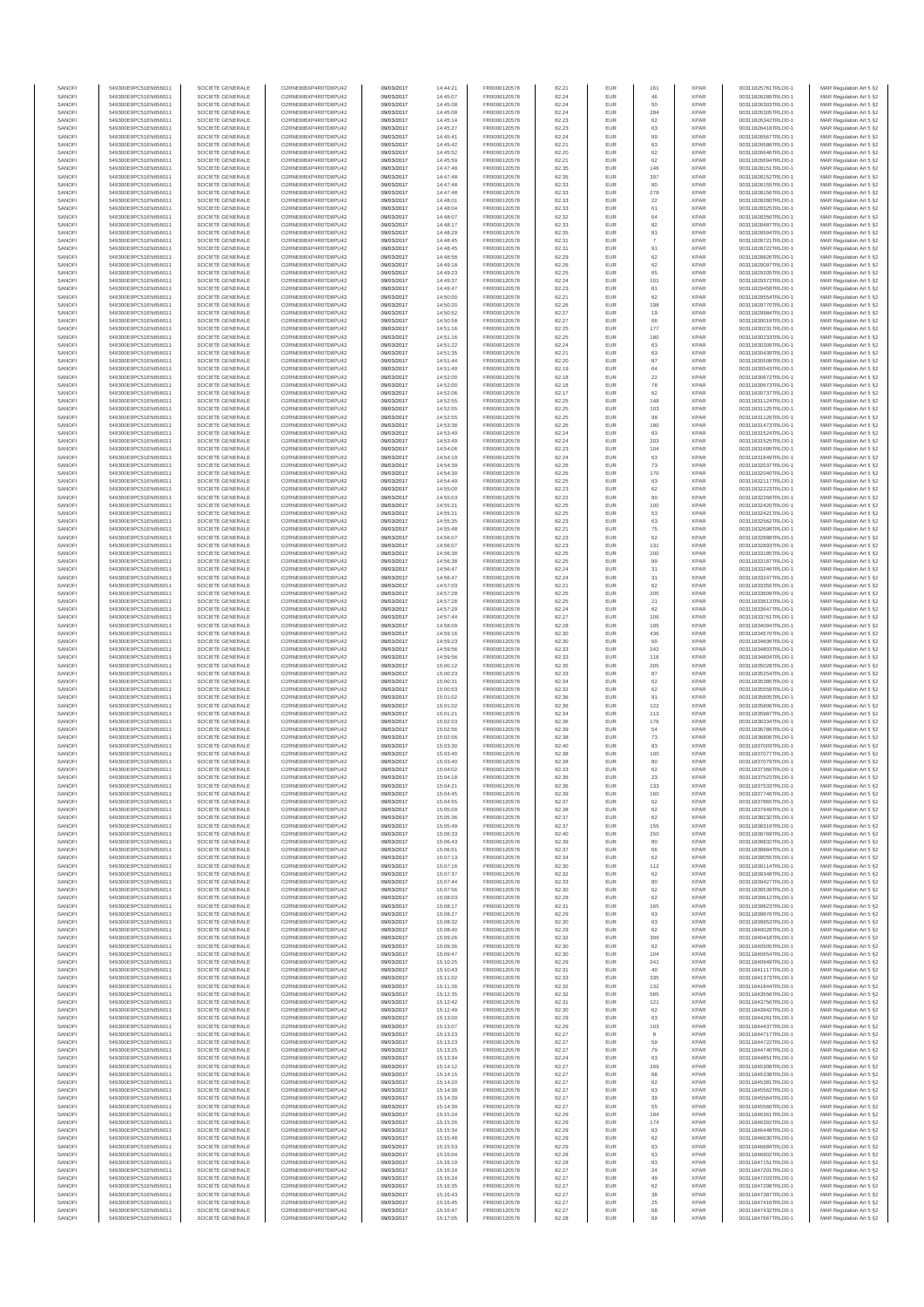| | | | | | | | | | | | | |
|---|---|---|---|---|---|---|---|---|---|---|---|---|
| SANOFI | 549300E9PC51EN656011 | SOCIETE GENERALE | O2RNE8IBXP4R0TD8PU42 | 09/03/2017 | 14:44:21 | FR0000120578 | 82.21 | EUR | 161 | XPAR | 00311825761TRLO0-1 | MAR Regulation Art 5 §2 |
| SANOFI | 549300E9PC51EN656011 | SOCIETE GENERALE | O2RNE8IBXP4R0TD8PU42 | 09/03/2017 | 14:45:07 | FR0000120578 | 82.24 | EUR | 46 | XPAR | 00311826289TRLO0-1 | MAR Regulation Art 5 §2 |
| SANOFI | 549300E9PC51EN656011 | SOCIETE GENERALE | O2RNE8IBXP4R0TD8PU42 | 09/03/2017 | 14:45:08 | FR0000120578 | 82.24 | EUR | 50 | XPAR | 00311826303TRLO0-1 | MAR Regulation Art 5 §2 |
| SANOFI | 549300E9PC51EN656011 | SOCIETE GENERALE | O2RNE8IBXP4R0TD8PU42 | 09/03/2017 | 14:45:08 | FR0000120578 | 82.24 | EUR | 284 | XPAR | 00311826305TRLO0-1 | MAR Regulation Art 5 §2 |
| SANOFI | 549300E9PC51EN656011 | SOCIETE GENERALE | O2RNE8IBXP4R0TD8PU42 | 09/03/2017 | 14:45:14 | FR0000120578 | 82.23 | EUR | 62 | XPAR | 00311826342TRLO0-1 | MAR Regulation Art 5 §2 |
| SANOFI | 549300E9PC51EN656011 | SOCIETE GENERALE | O2RNE8IBXP4R0TD8PU42 | 09/03/2017 | 14:45:27 | FR0000120578 | 82.23 | EUR | 63 | XPAR | 00311826418TRLO0-1 | MAR Regulation Art 5 §2 |
| SANOFI | 549300E9PC51EN656011 | SOCIETE GENERALE | O2RNE8IBXP4R0TD8PU42 | 09/03/2017 | 14:45:41 | FR0000120578 | 82.24 | EUR | 99 | XPAR | 00311826567TRLO0-1 | MAR Regulation Art 5 §2 |
| SANOFI | 549300E9PC51EN656011 | SOCIETE GENERALE | O2RNE8IBXP4R0TD8PU42 | 09/03/2017 | 14:45:42 | FR0000120578 | 82.21 | EUR | 63 | XPAR | 00311826586TRLO0-1 | MAR Regulation Art 5 §2 |
| SANOFI | 549300E9PC51EN656011 | SOCIETE GENERALE | O2RNE8IBXP4R0TD8PU42 | 09/03/2017 | 14:45:52 | FR0000120578 | 82.20 | EUR | 62 | XPAR | 00311826646TRLO0-1 | MAR Regulation Art 5 §2 |
| SANOFI | 549300E9PC51EN656011 | SOCIETE GENERALE | O2RNE8IBXP4R0TD8PU42 | 09/03/2017 | 14:45:59 | FR0000120578 | 82.21 | EUR | 62 | XPAR | 00311826694TRLO0-1 | MAR Regulation Art 5 §2 |
| SANOFI | 549300E9PC51EN656011 | SOCIETE GENERALE | O2RNE8IBXP4R0TD8PU42 | 09/03/2017 | 14:47:48 | FR0000120578 | 82.35 | EUR | 146 | XPAR | 00311828151TRLO0-1 | MAR Regulation Art 5 §2 |
| SANOFI | 549300E9PC51EN656011 | SOCIETE GENERALE | O2RNE8IBXP4R0TD8PU42 | 09/03/2017 | 14:47:48 | FR0000120578 | 82.35 | EUR | 397 | XPAR | 00311828152TRLO0-1 | MAR Regulation Art 5 §2 |
| SANOFI | 549300E9PC51EN656011 | SOCIETE GENERALE | O2RNE8IBXP4R0TD8PU42 | 09/03/2017 | 14:47:48 | FR0000120578 | 82.33 | EUR | 80 | XPAR | 00311828155TRLO0-1 | MAR Regulation Art 5 §2 |
| SANOFI | 549300E9PC51EN656011 | SOCIETE GENERALE | O2RNE8IBXP4R0TD8PU42 | 09/03/2017 | 14:47:48 | FR0000120578 | 82.33 | EUR | 278 | XPAR | 00311828156TRLO0-1 | MAR Regulation Art 5 §2 |
| SANOFI | 549300E9PC51EN656011 | SOCIETE GENERALE | O2RNE8IBXP4R0TD8PU42 | 09/03/2017 | 14:48:01 | FR0000120578 | 82.33 | EUR | 22 | XPAR | 00311828280TRLO0-1 | MAR Regulation Art 5 §2 |
| SANOFI | 549300E9PC51EN656011 | SOCIETE GENERALE | O2RNE8IBXP4R0TD8PU42 | 09/03/2017 | 14:48:04 | FR0000120578 | 82.33 | EUR | 61 | XPAR | 00311828325TRLO0-1 | MAR Regulation Art 5 §2 |
| SANOFI | 549300E9PC51EN656011 | SOCIETE GENERALE | O2RNE8IBXP4R0TD8PU42 | 09/03/2017 | 14:48:07 | FR0000120578 | 82.32 | EUR | 64 | XPAR | 00311828356TRLO0-1 | MAR Regulation Art 5 §2 |
| SANOFI | 549300E9PC51EN656011 | SOCIETE GENERALE | O2RNE8IBXP4R0TD8PU42 | 09/03/2017 | 14:48:17 | FR0000120578 | 82.33 | EUR | 82 | XPAR | 00311828487TRLO0-1 | MAR Regulation Art 5 §2 |
| SANOFI | 549300E9PC51EN656011 | SOCIETE GENERALE | O2RNE8IBXP4R0TD8PU42 | 09/03/2017 | 14:48:29 | FR0000120578 | 82.35 | EUR | 81 | XPAR | 00311828594TRLO0-1 | MAR Regulation Art 5 §2 |
| SANOFI | 549300E9PC51EN656011 | SOCIETE GENERALE | O2RNE8IBXP4R0TD8PU42 | 09/03/2017 | 14:48:45 | FR0000120578 | 82.31 | EUR | 7 | XPAR | 00311828721TRLO0-1 | MAR Regulation Art 5 §2 |
| SANOFI | 549300E9PC51EN656011 | SOCIETE GENERALE | O2RNE8IBXP4R0TD8PU42 | 09/03/2017 | 14:48:45 | FR0000120578 | 82.31 | EUR | 91 | XPAR | 00311828722TRLO0-1 | MAR Regulation Art 5 §2 |
| SANOFI | 549300E9PC51EN656011 | SOCIETE GENERALE | O2RNE8IBXP4R0TD8PU42 | 09/03/2017 | 14:48:58 | FR0000120578 | 82.29 | EUR | 62 | XPAR | 00311828826TRLO0-1 | MAR Regulation Art 5 §2 |
| SANOFI | 549300E9PC51EN656011 | SOCIETE GENERALE | O2RNE8IBXP4R0TD8PU42 | 09/03/2017 | 14:49:18 | FR0000120578 | 82.26 | EUR | 62 | XPAR | 00311829097TRLO0-1 | MAR Regulation Art 5 §2 |
| SANOFI | 549300E9PC51EN656011 | SOCIETE GENERALE | O2RNE8IBXP4R0TD8PU42 | 09/03/2017 | 14:49:23 | FR0000120578 | 82.25 | EUR | 65 | XPAR | 00311829205TRLO0-1 | MAR Regulation Art 5 §2 |
| SANOFI | 549300E9PC51EN656011 | SOCIETE GENERALE | O2RNE8IBXP4R0TD8PU42 | 09/03/2017 | 14:49:37 | FR0000120578 | 82.24 | EUR | 101 | XPAR | 00311829372TRLO0-1 | MAR Regulation Art 5 §2 |
| SANOFI | 549300E9PC51EN656011 | SOCIETE GENERALE | O2RNE8IBXP4R0TD8PU42 | 09/03/2017 | 14:49:47 | FR0000120578 | 82.23 | EUR | 81 | XPAR | 00311829458TRLO0-1 | MAR Regulation Art 5 §2 |
| SANOFI | 549300E9PC51EN656011 | SOCIETE GENERALE | O2RNE8IBXP4R0TD8PU42 | 09/03/2017 | 14:50:00 | FR0000120578 | 82.21 | EUR | 62 | XPAR | 00311829554TRLO0-1 | MAR Regulation Art 5 §2 |
| SANOFI | 549300E9PC51EN656011 | SOCIETE GENERALE | O2RNE8IBXP4R0TD8PU42 | 09/03/2017 | 14:50:20 | FR0000120578 | 82.26 | EUR | 198 | XPAR | 00311829770TRLO0-1 | MAR Regulation Art 5 §2 |
| SANOFI | 549300E9PC51EN656011 | SOCIETE GENERALE | O2RNE8IBXP4R0TD8PU42 | 09/03/2017 | 14:50:52 | FR0000120578 | 82.27 | EUR | 19 | XPAR | 00311829984TRLO0-1 | MAR Regulation Art 5 §2 |
| SANOFI | 549300E9PC51EN656011 | SOCIETE GENERALE | O2RNE8IBXP4R0TD8PU42 | 09/03/2017 | 14:50:58 | FR0000120578 | 82.27 | EUR | 66 | XPAR | 00311830019TRLO0-1 | MAR Regulation Art 5 §2 |
| SANOFI | 549300E9PC51EN656011 | SOCIETE GENERALE | O2RNE8IBXP4R0TD8PU42 | 09/03/2017 | 14:51:16 | FR0000120578 | 82.25 | EUR | 177 | XPAR | 00311830231TRLO0-1 | MAR Regulation Art 5 §2 |
| SANOFI | 549300E9PC51EN656011 | SOCIETE GENERALE | O2RNE8IBXP4R0TD8PU42 | 09/03/2017 | 14:51:16 | FR0000120578 | 82.25 | EUR | 180 | XPAR | 00311830233TRLO0-1 | MAR Regulation Art 5 §2 |
| SANOFI | 549300E9PC51EN656011 | SOCIETE GENERALE | O2RNE8IBXP4R0TD8PU42 | 09/03/2017 | 14:51:22 | FR0000120578 | 82.24 | EUR | 63 | XPAR | 00311830309TRLO0-1 | MAR Regulation Art 5 §2 |
| SANOFI | 549300E9PC51EN656011 | SOCIETE GENERALE | O2RNE8IBXP4R0TD8PU42 | 09/03/2017 | 14:51:35 | FR0000120578 | 82.21 | EUR | 63 | XPAR | 00311830439TRLO0-1 | MAR Regulation Art 5 §2 |
| SANOFI | 549300E9PC51EN656011 | SOCIETE GENERALE | O2RNE8IBXP4R0TD8PU42 | 09/03/2017 | 14:51:44 | FR0000120578 | 82.20 | EUR | 87 | XPAR | 00311830508TRLO0-1 | MAR Regulation Art 5 §2 |
| SANOFI | 549300E9PC51EN656011 | SOCIETE GENERALE | O2RNE8IBXP4R0TD8PU42 | 09/03/2017 | 14:51:49 | FR0000120578 | 82.19 | EUR | 64 | XPAR | 00311830543TRLO0-1 | MAR Regulation Art 5 §2 |
| SANOFI | 549300E9PC51EN656011 | SOCIETE GENERALE | O2RNE8IBXP4R0TD8PU42 | 09/03/2017 | 14:52:00 | FR0000120578 | 82.18 | EUR | 22 | XPAR | 00311830672TRLO0-1 | MAR Regulation Art 5 §2 |
| SANOFI | 549300E9PC51EN656011 | SOCIETE GENERALE | O2RNE8IBXP4R0TD8PU42 | 09/03/2017 | 14:52:00 | FR0000120578 | 82.18 | EUR | 78 | XPAR | 00311830673TRLO0-1 | MAR Regulation Art 5 §2 |
| SANOFI | 549300E9PC51EN656011 | SOCIETE GENERALE | O2RNE8IBXP4R0TD8PU42 | 09/03/2017 | 14:52:06 | FR0000120578 | 82.17 | EUR | 62 | XPAR | 00311830737TRLO0-1 | MAR Regulation Art 5 §2 |
| SANOFI | 549300E9PC51EN656011 | SOCIETE GENERALE | O2RNE8IBXP4R0TD8PU42 | 09/03/2017 | 14:52:55 | FR0000120578 | 82.25 | EUR | 148 | XPAR | 00311831124TRLO0-1 | MAR Regulation Art 5 §2 |
| SANOFI | 549300E9PC51EN656011 | SOCIETE GENERALE | O2RNE8IBXP4R0TD8PU42 | 09/03/2017 | 14:52:55 | FR0000120578 | 82.25 | EUR | 103 | XPAR | 00311831125TRLO0-1 | MAR Regulation Art 5 §2 |
| SANOFI | 549300E9PC51EN656011 | SOCIETE GENERALE | O2RNE8IBXP4R0TD8PU42 | 09/03/2017 | 14:52:55 | FR0000120578 | 82.25 | EUR | 98 | XPAR | 00311831126TRLO0-1 | MAR Regulation Art 5 §2 |
| SANOFI | 549300E9PC51EN656011 | SOCIETE GENERALE | O2RNE8IBXP4R0TD8PU42 | 09/03/2017 | 14:53:38 | FR0000120578 | 82.26 | EUR | 180 | XPAR | 00311831478TRLO0-1 | MAR Regulation Art 5 §2 |
| SANOFI | 549300E9PC51EN656011 | SOCIETE GENERALE | O2RNE8IBXP4R0TD8PU42 | 09/03/2017 | 14:53:49 | FR0000120578 | 82.24 | EUR | 93 | XPAR | 00311831524TRLO0-1 | MAR Regulation Art 5 §2 |
| SANOFI | 549300E9PC51EN656011 | SOCIETE GENERALE | O2RNE8IBXP4R0TD8PU42 | 09/03/2017 | 14:53:49 | FR0000120578 | 82.24 | EUR | 203 | XPAR | 00311831525TRLO0-1 | MAR Regulation Art 5 §2 |
| SANOFI | 549300E9PC51EN656011 | SOCIETE GENERALE | O2RNE8IBXP4R0TD8PU42 | 09/03/2017 | 14:54:06 | FR0000120578 | 82.23 | EUR | 104 | XPAR | 00311831659TRLO0-1 | MAR Regulation Art 5 §2 |
| SANOFI | 549300E9PC51EN656011 | SOCIETE GENERALE | O2RNE8IBXP4R0TD8PU42 | 09/03/2017 | 14:54:19 | FR0000120578 | 82.24 | EUR | 63 | XPAR | 00311831849TRLO0-1 | MAR Regulation Art 5 §2 |
| SANOFI | 549300E9PC51EN656011 | SOCIETE GENERALE | O2RNE8IBXP4R0TD8PU42 | 09/03/2017 | 14:54:39 | FR0000120578 | 82.26 | EUR | 73 | XPAR | 00311832037TRLO0-1 | MAR Regulation Art 5 §2 |
| SANOFI | 549300E9PC51EN656011 | SOCIETE GENERALE | O2RNE8IBXP4R0TD8PU42 | 09/03/2017 | 14:54:39 | FR0000120578 | 82.26 | EUR | 170 | XPAR | 00311832040TRLO0-1 | MAR Regulation Art 5 §2 |
| SANOFI | 549300E9PC51EN656011 | SOCIETE GENERALE | O2RNE8IBXP4R0TD8PU42 | 09/03/2017 | 14:54:49 | FR0000120578 | 82.25 | EUR | 63 | XPAR | 00311832117TRLO0-1 | MAR Regulation Art 5 §2 |
| SANOFI | 549300E9PC51EN656011 | SOCIETE GENERALE | O2RNE8IBXP4R0TD8PU42 | 09/03/2017 | 14:55:00 | FR0000120578 | 82.23 | EUR | 62 | XPAR | 00311832223TRLO0-1 | MAR Regulation Art 5 §2 |
| SANOFI | 549300E9PC51EN656011 | SOCIETE GENERALE | O2RNE8IBXP4R0TD8PU42 | 09/03/2017 | 14:55:03 | FR0000120578 | 82.22 | EUR | 90 | XPAR | 00311832268TRLO0-1 | MAR Regulation Art 5 §2 |
| SANOFI | 549300E9PC51EN656011 | SOCIETE GENERALE | O2RNE8IBXP4R0TD8PU42 | 09/03/2017 | 14:55:21 | FR0000120578 | 82.25 | EUR | 100 | XPAR | 00311832420TRLO0-1 | MAR Regulation Art 5 §2 |
| SANOFI | 549300E9PC51EN656011 | SOCIETE GENERALE | O2RNE8IBXP4R0TD8PU42 | 09/03/2017 | 14:55:21 | FR0000120578 | 82.25 | EUR | 53 | XPAR | 00311832421TRLO0-1 | MAR Regulation Art 5 §2 |
| SANOFI | 549300E9PC51EN656011 | SOCIETE GENERALE | O2RNE8IBXP4R0TD8PU42 | 09/03/2017 | 14:55:35 | FR0000120578 | 82.23 | EUR | 63 | XPAR | 00311832562TRLO0-1 | MAR Regulation Art 5 §2 |
| SANOFI | 549300E9PC51EN656011 | SOCIETE GENERALE | O2RNE8IBXP4R0TD8PU42 | 09/03/2017 | 14:55:48 | FR0000120578 | 82.21 | EUR | 75 | XPAR | 00311832698TRLO0-1 | MAR Regulation Art 5 §2 |
| SANOFI | 549300E9PC51EN656011 | SOCIETE GENERALE | O2RNE8IBXP4R0TD8PU42 | 09/03/2017 | 14:56:07 | FR0000120578 | 82.23 | EUR | 62 | XPAR | 00311832888TRLO0-1 | MAR Regulation Art 5 §2 |
| SANOFI | 549300E9PC51EN656011 | SOCIETE GENERALE | O2RNE8IBXP4R0TD8PU42 | 09/03/2017 | 14:56:07 | FR0000120578 | 82.23 | EUR | 131 | XPAR | 00311832893TRLO0-1 | MAR Regulation Art 5 §2 |
| SANOFI | 549300E9PC51EN656011 | SOCIETE GENERALE | O2RNE8IBXP4R0TD8PU42 | 09/03/2017 | 14:56:38 | FR0000120578 | 82.25 | EUR | 200 | XPAR | 00311833185TRLO0-1 | MAR Regulation Art 5 §2 |
| SANOFI | 549300E9PC51EN656011 | SOCIETE GENERALE | O2RNE8IBXP4R0TD8PU42 | 09/03/2017 | 14:56:38 | FR0000120578 | 82.25 | EUR | 99 | XPAR | 00311833187TRLO0-1 | MAR Regulation Art 5 §2 |
| SANOFI | 549300E9PC51EN656011 | SOCIETE GENERALE | O2RNE8IBXP4R0TD8PU42 | 09/03/2017 | 14:56:47 | FR0000120578 | 82.24 | EUR | 31 | XPAR | 00311833246TRLO0-1 | MAR Regulation Art 5 §2 |
| SANOFI | 549300E9PC51EN656011 | SOCIETE GENERALE | O2RNE8IBXP4R0TD8PU42 | 09/03/2017 | 14:56:47 | FR0000120578 | 82.24 | EUR | 31 | XPAR | 00311833247TRLO0-1 | MAR Regulation Art 5 §2 |
| SANOFI | 549300E9PC51EN656011 | SOCIETE GENERALE | O2RNE8IBXP4R0TD8PU42 | 09/03/2017 | 14:57:03 | FR0000120578 | 82.21 | EUR | 62 | XPAR | 00311833355TRLO0-1 | MAR Regulation Art 5 §2 |
| SANOFI | 549300E9PC51EN656011 | SOCIETE GENERALE | O2RNE8IBXP4R0TD8PU42 | 09/03/2017 | 14:57:28 | FR0000120578 | 82.25 | EUR | 205 | XPAR | 00311833609TRLO0-1 | MAR Regulation Art 5 §2 |
| SANOFI | 549300E9PC51EN656011 | SOCIETE GENERALE | O2RNE8IBXP4R0TD8PU42 | 09/03/2017 | 14:57:28 | FR0000120578 | 82.25 | EUR | 21 | XPAR | 00311833613TRLO0-1 | MAR Regulation Art 5 §2 |
| SANOFI | 549300E9PC51EN656011 | SOCIETE GENERALE | O2RNE8IBXP4R0TD8PU42 | 09/03/2017 | 14:57:29 | FR0000120578 | 82.24 | EUR | 62 | XPAR | 00311833647TRLO0-1 | MAR Regulation Art 5 §2 |
| SANOFI | 549300E9PC51EN656011 | SOCIETE GENERALE | O2RNE8IBXP4R0TD8PU42 | 09/03/2017 | 14:57:44 | FR0000120578 | 82.27 | EUR | 106 | XPAR | 00311833761TRLO0-1 | MAR Regulation Art 5 §2 |
| SANOFI | 549300E9PC51EN656011 | SOCIETE GENERALE | O2RNE8IBXP4R0TD8PU42 | 09/03/2017 | 14:58:09 | FR0000120578 | 82.28 | EUR | 195 | XPAR | 00311834094TRLO0-1 | MAR Regulation Art 5 §2 |
| SANOFI | 549300E9PC51EN656011 | SOCIETE GENERALE | O2RNE8IBXP4R0TD8PU42 | 09/03/2017 | 14:59:16 | FR0000120578 | 82.30 | EUR | 436 | XPAR | 00311834578TRLO0-1 | MAR Regulation Art 5 §2 |
| SANOFI | 549300E9PC51EN656011 | SOCIETE GENERALE | O2RNE8IBXP4R0TD8PU42 | 09/03/2017 | 14:59:23 | FR0000120578 | 82.30 | EUR | 50 | XPAR | 00311834606TRLO0-1 | MAR Regulation Art 5 §2 |
| SANOFI | 549300E9PC51EN656011 | SOCIETE GENERALE | O2RNE8IBXP4R0TD8PU42 | 09/03/2017 | 14:59:56 | FR0000120578 | 82.33 | EUR | 242 | XPAR | 00311834803TRLO0-1 | MAR Regulation Art 5 §2 |
| SANOFI | 549300E9PC51EN656011 | SOCIETE GENERALE | O2RNE8IBXP4R0TD8PU42 | 09/03/2017 | 14:59:56 | FR0000120578 | 82.33 | EUR | 116 | XPAR | 00311834804TRLO0-1 | MAR Regulation Art 5 §2 |
| SANOFI | 549300E9PC51EN656011 | SOCIETE GENERALE | O2RNE8IBXP4R0TD8PU42 | 09/03/2017 | 15:00:12 | FR0000120578 | 82.35 | EUR | 205 | XPAR | 00311835028TRLO0-1 | MAR Regulation Art 5 §2 |
| SANOFI | 549300E9PC51EN656011 | SOCIETE GENERALE | O2RNE8IBXP4R0TD8PU42 | 09/03/2017 | 15:00:23 | FR0000120578 | 82.33 | EUR | 87 | XPAR | 00311835254TRLO0-1 | MAR Regulation Art 5 §2 |
| SANOFI | 549300E9PC51EN656011 | SOCIETE GENERALE | O2RNE8IBXP4R0TD8PU42 | 09/03/2017 | 15:00:31 | FR0000120578 | 82.34 | EUR | 62 | XPAR | 00311835385TRLO0-1 | MAR Regulation Art 5 §2 |
| SANOFI | 549300E9PC51EN656011 | SOCIETE GENERALE | O2RNE8IBXP4R0TD8PU42 | 09/03/2017 | 15:00:53 | FR0000120578 | 82.32 | EUR | 62 | XPAR | 00311835559TRLO0-1 | MAR Regulation Art 5 §2 |
| SANOFI | 549300E9PC51EN656011 | SOCIETE GENERALE | O2RNE8IBXP4R0TD8PU42 | 09/03/2017 | 15:01:02 | FR0000120578 | 82.36 | EUR | 91 | XPAR | 00311835805TRLO0-1 | MAR Regulation Art 5 §2 |
| SANOFI | 549300E9PC51EN656011 | SOCIETE GENERALE | O2RNE8IBXP4R0TD8PU42 | 09/03/2017 | 15:01:02 | FR0000120578 | 82.36 | EUR | 122 | XPAR | 00311835806TRLO0-1 | MAR Regulation Art 5 §2 |
| SANOFI | 549300E9PC51EN656011 | SOCIETE GENERALE | O2RNE8IBXP4R0TD8PU42 | 09/03/2017 | 15:01:21 | FR0000120578 | 82.34 | EUR | 113 | XPAR | 00311835987TRLO0-1 | MAR Regulation Art 5 §2 |
| SANOFI | 549300E9PC51EN656011 | SOCIETE GENERALE | O2RNE8IBXP4R0TD8PU42 | 09/03/2017 | 15:02:03 | FR0000120578 | 82.36 | EUR | 176 | XPAR | 00311836334TRLO0-1 | MAR Regulation Art 5 §2 |
| SANOFI | 549300E9PC51EN656011 | SOCIETE GENERALE | O2RNE8IBXP4R0TD8PU42 | 09/03/2017 | 15:02:56 | FR0000120578 | 82.39 | EUR | 54 | XPAR | 00311836786TRLO0-1 | MAR Regulation Art 5 §2 |
| SANOFI | 549300E9PC51EN656011 | SOCIETE GENERALE | O2RNE8IBXP4R0TD8PU42 | 09/03/2017 | 15:02:56 | FR0000120578 | 82.38 | EUR | 73 | XPAR | 00311836806TRLO0-1 | MAR Regulation Art 5 §2 |
| SANOFI | 549300E9PC51EN656011 | SOCIETE GENERALE | O2RNE8IBXP4R0TD8PU42 | 09/03/2017 | 15:03:30 | FR0000120578 | 82.40 | EUR | 83 | XPAR | 00311837003TRLO0-1 | MAR Regulation Art 5 §2 |
| SANOFI | 549300E9PC51EN656011 | SOCIETE GENERALE | O2RNE8IBXP4R0TD8PU42 | 09/03/2017 | 15:03:40 | FR0000120578 | 82.38 | EUR | 100 | XPAR | 00311837077TRLO0-1 | MAR Regulation Art 5 §2 |
| SANOFI | 549300E9PC51EN656011 | SOCIETE GENERALE | O2RNE8IBXP4R0TD8PU42 | 09/03/2017 | 15:03:40 | FR0000120578 | 82.38 | EUR | 80 | XPAR | 00311837079TRLO0-1 | MAR Regulation Art 5 §2 |
| SANOFI | 549300E9PC51EN656011 | SOCIETE GENERALE | O2RNE8IBXP4R0TD8PU42 | 09/03/2017 | 15:04:02 | FR0000120578 | 82.33 | EUR | 62 | XPAR | 00311837366TRLO0-1 | MAR Regulation Art 5 §2 |
| SANOFI | 549300E9PC51EN656011 | SOCIETE GENERALE | O2RNE8IBXP4R0TD8PU42 | 09/03/2017 | 15:04:18 | FR0000120578 | 82.36 | EUR | 23 | XPAR | 00311837523TRLO0-1 | MAR Regulation Art 5 §2 |
| SANOFI | 549300E9PC51EN656011 | SOCIETE GENERALE | O2RNE8IBXP4R0TD8PU42 | 09/03/2017 | 15:04:21 | FR0000120578 | 82.36 | EUR | 133 | XPAR | 00311837533TRLO0-1 | MAR Regulation Art 5 §2 |
| SANOFI | 549300E9PC51EN656011 | SOCIETE GENERALE | O2RNE8IBXP4R0TD8PU42 | 09/03/2017 | 15:04:45 | FR0000120578 | 82.39 | EUR | 160 | XPAR | 00311837748TRLO0-1 | MAR Regulation Art 5 §2 |
| SANOFI | 549300E9PC51EN656011 | SOCIETE GENERALE | O2RNE8IBXP4R0TD8PU42 | 09/03/2017 | 15:04:55 | FR0000120578 | 82.37 | EUR | 62 | XPAR | 00311837865TRLO0-1 | MAR Regulation Art 5 §2 |
| SANOFI | 549300E9PC51EN656011 | SOCIETE GENERALE | O2RNE8IBXP4R0TD8PU42 | 09/03/2017 | 15:05:09 | FR0000120578 | 82.38 | EUR | 62 | XPAR | 00311837949TRLO0-1 | MAR Regulation Art 5 §2 |
| SANOFI | 549300E9PC51EN656011 | SOCIETE GENERALE | O2RNE8IBXP4R0TD8PU42 | 09/03/2017 | 15:05:36 | FR0000120578 | 82.37 | EUR | 62 | XPAR | 00311838232TRLO0-1 | MAR Regulation Art 5 §2 |
| SANOFI | 549300E9PC51EN656011 | SOCIETE GENERALE | O2RNE8IBXP4R0TD8PU42 | 09/03/2017 | 15:05:49 | FR0000120578 | 82.37 | EUR | 155 | XPAR | 00311838319TRLO0-1 | MAR Regulation Art 5 §2 |
| SANOFI | 549300E9PC51EN656011 | SOCIETE GENERALE | O2RNE8IBXP4R0TD8PU42 | 09/03/2017 | 15:06:33 | FR0000120578 | 82.40 | EUR | 250 | XPAR | 00311838769TRLO0-1 | MAR Regulation Art 5 §2 |
| SANOFI | 549300E9PC51EN656011 | SOCIETE GENERALE | O2RNE8IBXP4R0TD8PU42 | 09/03/2017 | 15:06:43 | FR0000120578 | 82.39 | EUR | 80 | XPAR | 00311838832TRLO0-1 | MAR Regulation Art 5 §2 |
| SANOFI | 549300E9PC51EN656011 | SOCIETE GENERALE | O2RNE8IBXP4R0TD8PU42 | 09/03/2017 | 15:06:51 | FR0000120578 | 82.37 | EUR | 66 | XPAR | 00311838884TRLO0-1 | MAR Regulation Art 5 §2 |
| SANOFI | 549300E9PC51EN656011 | SOCIETE GENERALE | O2RNE8IBXP4R0TD8PU42 | 09/03/2017 | 15:07:13 | FR0000120578 | 82.34 | EUR | 62 | XPAR | 00311839055TRLO0-1 | MAR Regulation Art 5 §2 |
| SANOFI | 549300E9PC51EN656011 | SOCIETE GENERALE | O2RNE8IBXP4R0TD8PU42 | 09/03/2017 | 15:07:16 | FR0000120578 | 82.30 | EUR | 112 | XPAR | 00311839114TRLO0-1 | MAR Regulation Art 5 §2 |
| SANOFI | 549300E9PC51EN656011 | SOCIETE GENERALE | O2RNE8IBXP4R0TD8PU42 | 09/03/2017 | 15:07:37 | FR0000120578 | 82.32 | EUR | 62 | XPAR | 00311839348TRLO0-1 | MAR Regulation Art 5 §2 |
| SANOFI | 549300E9PC51EN656011 | SOCIETE GENERALE | O2RNE8IBXP4R0TD8PU42 | 09/03/2017 | 15:07:44 | FR0000120578 | 82.33 | EUR | 80 | XPAR | 00311839427TRLO0-1 | MAR Regulation Art 5 §2 |
| SANOFI | 549300E9PC51EN656011 | SOCIETE GENERALE | O2RNE8IBXP4R0TD8PU42 | 09/03/2017 | 15:07:56 | FR0000120578 | 82.30 | EUR | 62 | XPAR | 00311839539TRLO0-1 | MAR Regulation Art 5 §2 |
| SANOFI | 549300E9PC51EN656011 | SOCIETE GENERALE | O2RNE8IBXP4R0TD8PU42 | 09/03/2017 | 15:08:03 | FR0000120578 | 82.28 | EUR | 62 | XPAR | 00311839612TRLO0-1 | MAR Regulation Art 5 §2 |
| SANOFI | 549300E9PC51EN656011 | SOCIETE GENERALE | O2RNE8IBXP4R0TD8PU42 | 09/03/2017 | 15:08:17 | FR0000120578 | 82.31 | EUR | 165 | XPAR | 00311839823TRLO0-1 | MAR Regulation Art 5 §2 |
| SANOFI | 549300E9PC51EN656011 | SOCIETE GENERALE | O2RNE8IBXP4R0TD8PU42 | 09/03/2017 | 15:08:27 | FR0000120578 | 82.29 | EUR | 63 | XPAR | 00311839876TRLO0-1 | MAR Regulation Art 5 §2 |
| SANOFI | 549300E9PC51EN656011 | SOCIETE GENERALE | O2RNE8IBXP4R0TD8PU42 | 09/03/2017 | 15:08:32 | FR0000120578 | 82.30 | EUR | 63 | XPAR | 00311839953TRLO0-1 | MAR Regulation Art 5 §2 |
| SANOFI | 549300E9PC51EN656011 | SOCIETE GENERALE | O2RNE8IBXP4R0TD8PU42 | 09/03/2017 | 15:08:40 | FR0000120578 | 82.29 | EUR | 62 | XPAR | 00311840028TRLO0-1 | MAR Regulation Art 5 §2 |
| SANOFI | 549300E9PC51EN656011 | SOCIETE GENERALE | O2RNE8IBXP4R0TD8PU42 | 09/03/2017 | 15:09:26 | FR0000120578 | 82.32 | EUR | 399 | XPAR | 00311840418TRLO0-1 | MAR Regulation Art 5 §2 |
| SANOFI | 549300E9PC51EN656011 | SOCIETE GENERALE | O2RNE8IBXP4R0TD8PU42 | 09/03/2017 | 15:09:36 | FR0000120578 | 82.30 | EUR | 62 | XPAR | 00311840505TRLO0-1 | MAR Regulation Art 5 §2 |
| SANOFI | 549300E9PC51EN656011 | SOCIETE GENERALE | O2RNE8IBXP4R0TD8PU42 | 09/03/2017 | 15:09:47 | FR0000120578 | 82.30 | EUR | 104 | XPAR | 00311840654TRLO0-1 | MAR Regulation Art 5 §2 |
| SANOFI | 549300E9PC51EN656011 | SOCIETE GENERALE | O2RNE8IBXP4R0TD8PU42 | 09/03/2017 | 15:10:25 | FR0000120578 | 82.29 | EUR | 241 | XPAR | 00311840949TRLO0-1 | MAR Regulation Art 5 §2 |
| SANOFI | 549300E9PC51EN656011 | SOCIETE GENERALE | O2RNE8IBXP4R0TD8PU42 | 09/03/2017 | 15:10:43 | FR0000120578 | 82.31 | EUR | 40 | XPAR | 00311841117TRLO0-1 | MAR Regulation Art 5 §2 |
| SANOFI | 549300E9PC51EN656011 | SOCIETE GENERALE | O2RNE8IBXP4R0TD8PU42 | 09/03/2017 | 15:11:02 | FR0000120578 | 82.33 | EUR | 335 | XPAR | 00311841373TRLO0-1 | MAR Regulation Art 5 §2 |
| SANOFI | 549300E9PC51EN656011 | SOCIETE GENERALE | O2RNE8IBXP4R0TD8PU42 | 09/03/2017 | 15:11:36 | FR0000120578 | 82.32 | EUR | 132 | XPAR | 00311841844TRLO0-1 | MAR Regulation Art 5 §2 |
| SANOFI | 549300E9PC51EN656011 | SOCIETE GENERALE | O2RNE8IBXP4R0TD8PU42 | 09/03/2017 | 15:12:35 | FR0000120578 | 82.32 | EUR | 585 | XPAR | 00311843556TRLO0-1 | MAR Regulation Art 5 §2 |
| SANOFI | 549300E9PC51EN656011 | SOCIETE GENERALE | O2RNE8IBXP4R0TD8PU42 | 09/03/2017 | 15:12:42 | FR0000120578 | 82.31 | EUR | 121 | XPAR | 00311843756TRLO0-1 | MAR Regulation Art 5 §2 |
| SANOFI | 549300E9PC51EN656011 | SOCIETE GENERALE | O2RNE8IBXP4R0TD8PU42 | 09/03/2017 | 15:12:49 | FR0000120578 | 82.30 | EUR | 62 | XPAR | 00311843943TRLO0-1 | MAR Regulation Art 5 §2 |
| SANOFI | 549300E9PC51EN656011 | SOCIETE GENERALE | O2RNE8IBXP4R0TD8PU42 | 09/03/2017 | 15:13:00 | FR0000120578 | 82.29 | EUR | 63 | XPAR | 00311844261TRLO0-1 | MAR Regulation Art 5 §2 |
| SANOFI | 549300E9PC51EN656011 | SOCIETE GENERALE | O2RNE8IBXP4R0TD8PU42 | 09/03/2017 | 15:13:07 | FR0000120578 | 82.29 | EUR | 103 | XPAR | 00311844437TRLO0-1 | MAR Regulation Art 5 §2 |
| SANOFI | 549300E9PC51EN656011 | SOCIETE GENERALE | O2RNE8IBXP4R0TD8PU42 | 09/03/2017 | 15:13:23 | FR0000120578 | 82.27 | EUR | 8 | XPAR | 00311844717TRLO0-1 | MAR Regulation Art 5 §2 |
| SANOFI | 549300E9PC51EN656011 | SOCIETE GENERALE | O2RNE8IBXP4R0TD8PU42 | 09/03/2017 | 15:13:23 | FR0000120578 | 82.27 | EUR | 59 | XPAR | 00311844722TRLO0-1 | MAR Regulation Art 5 §2 |
| SANOFI | 549300E9PC51EN656011 | SOCIETE GENERALE | O2RNE8IBXP4R0TD8PU42 | 09/03/2017 | 15:13:25 | FR0000120578 | 82.27 | EUR | 79 | XPAR | 00311844740TRLO0-1 | MAR Regulation Art 5 §2 |
| SANOFI | 549300E9PC51EN656011 | SOCIETE GENERALE | O2RNE8IBXP4R0TD8PU42 | 09/03/2017 | 15:13:34 | FR0000120578 | 82.24 | EUR | 63 | XPAR | 00311844851TRLO0-1 | MAR Regulation Art 5 §2 |
| SANOFI | 549300E9PC51EN656011 | SOCIETE GENERALE | O2RNE8IBXP4R0TD8PU42 | 09/03/2017 | 15:14:12 | FR0000120578 | 82.27 | EUR | 269 | XPAR | 00311845308TRLO0-1 | MAR Regulation Art 5 §2 |
| SANOFI | 549300E9PC51EN656011 | SOCIETE GENERALE | O2RNE8IBXP4R0TD8PU42 | 09/03/2017 | 15:14:15 | FR0000120578 | 82.27 | EUR | 68 | XPAR | 00311845338TRLO0-1 | MAR Regulation Art 5 §2 |
| SANOFI | 549300E9PC51EN656011 | SOCIETE GENERALE | O2RNE8IBXP4R0TD8PU42 | 09/03/2017 | 15:14:20 | FR0000120578 | 82.27 | EUR | 62 | XPAR | 00311845381TRLO0-1 | MAR Regulation Art 5 §2 |
| SANOFI | 549300E9PC51EN656011 | SOCIETE GENERALE | O2RNE8IBXP4R0TD8PU42 | 09/03/2017 | 15:14:38 | FR0000120578 | 82.27 | EUR | 63 | XPAR | 00311845562TRLO0-1 | MAR Regulation Art 5 §2 |
| SANOFI | 549300E9PC51EN656011 | SOCIETE GENERALE | O2RNE8IBXP4R0TD8PU42 | 09/03/2017 | 15:14:39 | FR0000120578 | 82.27 | EUR | 39 | XPAR | 00311845564TRLO0-1 | MAR Regulation Art 5 §2 |
| SANOFI | 549300E9PC51EN656011 | SOCIETE GENERALE | O2RNE8IBXP4R0TD8PU42 | 09/03/2017 | 15:14:39 | FR0000120578 | 82.27 | EUR | 55 | XPAR | 00311845566TRLO0-1 | MAR Regulation Art 5 §2 |
| SANOFI | 549300E9PC51EN656011 | SOCIETE GENERALE | O2RNE8IBXP4R0TD8PU42 | 09/03/2017 | 15:15:24 | FR0000120578 | 82.29 | EUR | 184 | XPAR | 00311846361TRLO0-1 | MAR Regulation Art 5 §2 |
| SANOFI | 549300E9PC51EN656011 | SOCIETE GENERALE | O2RNE8IBXP4R0TD8PU42 | 09/03/2017 | 15:15:26 | FR0000120578 | 82.29 | EUR | 174 | XPAR | 00311846392TRLO0-1 | MAR Regulation Art 5 §2 |
| SANOFI | 549300E9PC51EN656011 | SOCIETE GENERALE | O2RNE8IBXP4R0TD8PU42 | 09/03/2017 | 15:15:34 | FR0000120578 | 82.29 | EUR | 63 | XPAR | 00311846448TRLO0-1 | MAR Regulation Art 5 §2 |
| SANOFI | 549300E9PC51EN656011 | SOCIETE GENERALE | O2RNE8IBXP4R0TD8PU42 | 09/03/2017 | 15:15:48 | FR0000120578 | 82.29 | EUR | 62 | XPAR | 00311846630TRLO0-1 | MAR Regulation Art 5 §2 |
| SANOFI | 549300E9PC51EN656011 | SOCIETE GENERALE | O2RNE8IBXP4R0TD8PU42 | 09/03/2017 | 15:15:53 | FR0000120578 | 82.29 | EUR | 63 | XPAR | 00311846684TRLO0-1 | MAR Regulation Art 5 §2 |
| SANOFI | 549300E9PC51EN656011 | SOCIETE GENERALE | O2RNE8IBXP4R0TD8PU42 | 09/03/2017 | 15:16:04 | FR0000120578 | 82.28 | EUR | 63 | XPAR | 00311846802TRLO0-1 | MAR Regulation Art 5 §2 |
| SANOFI | 549300E9PC51EN656011 | SOCIETE GENERALE | O2RNE8IBXP4R0TD8PU42 | 09/03/2017 | 15:16:19 | FR0000120578 | 82.28 | EUR | 83 | XPAR | 00311847151TRLO0-1 | MAR Regulation Art 5 §2 |
| SANOFI | 549300E9PC51EN656011 | SOCIETE GENERALE | O2RNE8IBXP4R0TD8PU42 | 09/03/2017 | 15:16:24 | FR0000120578 | 82.27 | EUR | 24 | XPAR | 00311847201TRLO0-1 | MAR Regulation Art 5 §2 |
| SANOFI | 549300E9PC51EN656011 | SOCIETE GENERALE | O2RNE8IBXP4R0TD8PU42 | 09/03/2017 | 15:16:24 | FR0000120578 | 82.27 | EUR | 49 | XPAR | 00311847203TRLO0-1 | MAR Regulation Art 5 §2 |
| SANOFI | 549300E9PC51EN656011 | SOCIETE GENERALE | O2RNE8IBXP4R0TD8PU42 | 09/03/2017 | 15:16:35 | FR0000120578 | 82.27 | EUR | 62 | XPAR | 00311847238TRLO0-1 | MAR Regulation Art 5 §2 |
| SANOFI | 549300E9PC51EN656011 | SOCIETE GENERALE | O2RNE8IBXP4R0TD8PU42 | 09/03/2017 | 15:16:43 | FR0000120578 | 82.27 | EUR | 38 | XPAR | 00311847367TRLO0-1 | MAR Regulation Art 5 §2 |
| SANOFI | 549300E9PC51EN656011 | SOCIETE GENERALE | O2RNE8IBXP4R0TD8PU42 | 09/03/2017 | 15:16:45 | FR0000120578 | 82.27 | EUR | 25 | XPAR | 00311847416TRLO0-1 | MAR Regulation Art 5 §2 |
| SANOFI | 549300E9PC51EN656011 | SOCIETE GENERALE | O2RNE8IBXP4R0TD8PU42 | 09/03/2017 | 15:16:47 | FR0000120578 | 82.27 | EUR | 68 | XPAR | 00311847432TRLO0-1 | MAR Regulation Art 5 §2 |
| SANOFI | 549300E9PC51EN656011 | SOCIETE GENERALE | O2RNE8IBXP4R0TD8PU42 | 09/03/2017 | 15:17:05 | FR0000120578 | 82.28 | EUR | 69 | XPAR | 00311847667TRLO0-1 | MAR Regulation Art 5 §2 |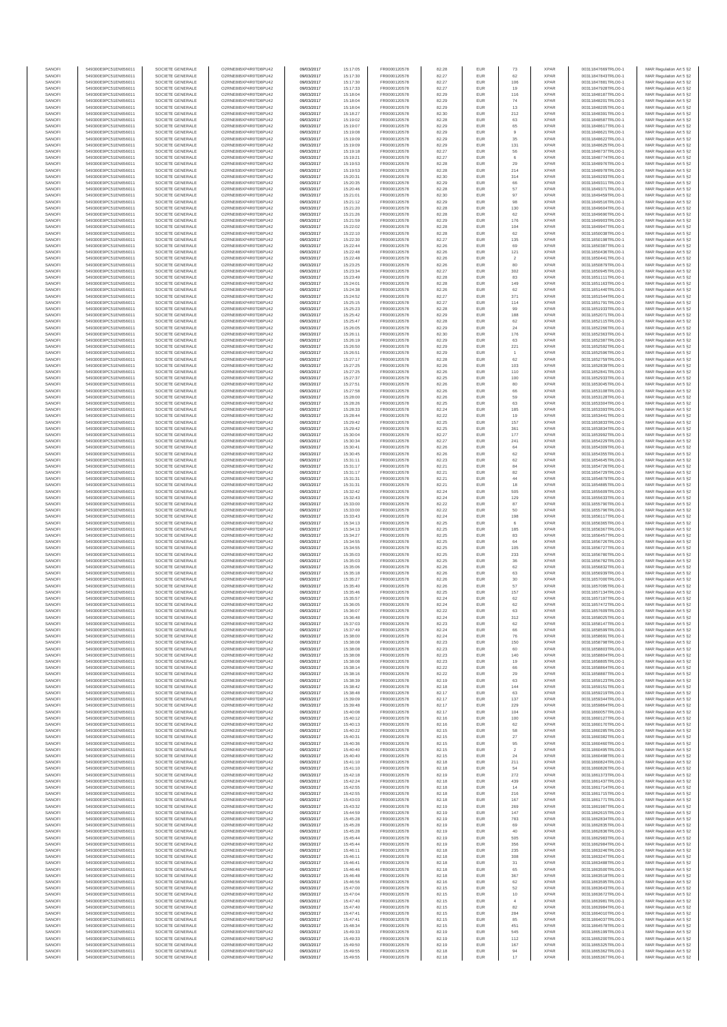| SANOFI | 549300E9PC51EN656011 | SOCIETE GENERALE | O2RNE8IBXP4R0TD8PU42 | 09/03/2017 | 15:17:05 | FR0000120578 | 82.28 | EUR | 73 | XPAR | 00311847669TRLO0-1 | MAR Regulation Art 5 §2 |
|---|---|---|---|---|---|---|---|---|---|---|---|---|
| SANOFI | 549300E9PC51EN656011 | SOCIETE GENERALE | O2RNE8IBXP4R0TD8PU42 | 09/03/2017 | 15:17:30 | FR0000120578 | 82.27 | EUR | 62 | XPAR | 00311847843TRLO0-1 | MAR Regulation Art 5 §2 |
| SANOFI | 549300E9PC51EN656011 | SOCIETE GENERALE | O2RNE8IBXP4R0TD8PU42 | 09/03/2017 | 15:17:30 | FR0000120578 | 82.27 | EUR | 108 | XPAR | 00311847881TRLO0-1 | MAR Regulation Art 5 §2 |
| SANOFI | 549300E9PC51EN656011 | SOCIETE GENERALE | O2RNE8IBXP4R0TD8PU42 | 09/03/2017 | 15:17:33 | FR0000120578 | 82.27 | EUR | 19 | XPAR | 00311847928TRLO0-1 | MAR Regulation Art 5 §2 |
| SANOFI | 549300E9PC51EN656011 | SOCIETE GENERALE | O2RNE8IBXP4R0TD8PU42 | 09/03/2017 | 15:18:04 | FR0000120578 | 82.29 | EUR | 116 | XPAR | 00311848187TRLO0-1 | MAR Regulation Art 5 §2 |
| SANOFI | 549300E9PC51EN656011 | SOCIETE GENERALE | O2RNE8IBXP4R0TD8PU42 | 09/03/2017 | 15:18:04 | FR0000120578 | 82.29 | EUR | 74 | XPAR | 00311848201TRLO0-1 | MAR Regulation Art 5 §2 |
| SANOFI | 549300E9PC51EN656011 | SOCIETE GENERALE | O2RNE8IBXP4R0TD8PU42 | 09/03/2017 | 15:18:04 | FR0000120578 | 82.29 | EUR | 13 | XPAR | 00311848205TRLO0-1 | MAR Regulation Art 5 §2 |
| SANOFI | 549300E9PC51EN656011 | SOCIETE GENERALE | O2RNE8IBXP4R0TD8PU42 | 09/03/2017 | 15:18:27 | FR0000120578 | 82.30 | EUR | 212 | XPAR | 00311848391TRLO0-1 | MAR Regulation Art 5 §2 |
| SANOFI | 549300E9PC51EN656011 | SOCIETE GENERALE | O2RNE8IBXP4R0TD8PU42 | 09/03/2017 | 15:19:02 | FR0000120578 | 82.28 | EUR | 63 | XPAR | 00311848587TRLO0-1 | MAR Regulation Art 5 §2 |
| SANOFI | 549300E9PC51EN656011 | SOCIETE GENERALE | O2RNE8IBXP4R0TD8PU42 | 09/03/2017 | 15:19:07 | FR0000120578 | 82.29 | EUR | 65 | XPAR | 00311848617TRLO0-1 | MAR Regulation Art 5 §2 |
| SANOFI | 549300E9PC51EN656011 | SOCIETE GENERALE | O2RNE8IBXP4R0TD8PU42 | 09/03/2017 | 15:19:08 | FR0000120578 | 82.29 | EUR | 9 | XPAR | 00311848621TRLO0-1 | MAR Regulation Art 5 §2 |
| SANOFI | 549300E9PC51EN656011 | SOCIETE GENERALE | O2RNE8IBXP4R0TD8PU42 | 09/03/2017 | 15:19:09 | FR0000120578 | 82.29 | EUR | 35 | XPAR | 00311848622TRLO0-1 | MAR Regulation Art 5 §2 |
| SANOFI | 549300E9PC51EN656011 | SOCIETE GENERALE | O2RNE8IBXP4R0TD8PU42 | 09/03/2017 | 15:19:09 | FR0000120578 | 82.29 | EUR | 131 | XPAR | 00311848625TRLO0-1 | MAR Regulation Art 5 §2 |
| SANOFI | 549300E9PC51EN656011 | SOCIETE GENERALE | O2RNE8IBXP4R0TD8PU42 | 09/03/2017 | 15:19:18 | FR0000120578 | 82.27 | EUR | 56 | XPAR | 00311848737TRLO0-1 | MAR Regulation Art 5 §2 |
| SANOFI | 549300E9PC51EN656011 | SOCIETE GENERALE | O2RNE8IBXP4R0TD8PU42 | 09/03/2017 | 15:19:21 | FR0000120578 | 82.27 | EUR | 6 | XPAR | 00311848774TRLO0-1 | MAR Regulation Art 5 §2 |
| SANOFI | 549300E9PC51EN656011 | SOCIETE GENERALE | O2RNE8IBXP4R0TD8PU42 | 09/03/2017 | 15:19:53 | FR0000120578 | 82.28 | EUR | 29 | XPAR | 00311848976TRLO0-1 | MAR Regulation Art 5 §2 |
| SANOFI | 549300E9PC51EN656011 | SOCIETE GENERALE | O2RNE8IBXP4R0TD8PU42 | 09/03/2017 | 15:19:53 | FR0000120578 | 82.28 | EUR | 214 | XPAR | 00311848978TRLO0-1 | MAR Regulation Art 5 §2 |
| SANOFI | 549300E9PC51EN656011 | SOCIETE GENERALE | O2RNE8IBXP4R0TD8PU42 | 09/03/2017 | 15:20:31 | FR0000120578 | 82.30 | EUR | 314 | XPAR | 00311849293TRLO0-1 | MAR Regulation Art 5 §2 |
| SANOFI | 549300E9PC51EN656011 | SOCIETE GENERALE | O2RNE8IBXP4R0TD8PU42 | 09/03/2017 | 15:20:35 | FR0000120578 | 82.29 | EUR | 65 | XPAR | 00311849311TRLO0-1 | MAR Regulation Art 5 §2 |
| SANOFI | 549300E9PC51EN656011 | SOCIETE GENERALE | O2RNE8IBXP4R0TD8PU42 | 09/03/2017 | 15:20:46 | FR0000120578 | 82.28 | EUR | 57 | XPAR | 00311849371TRLO0-1 | MAR Regulation Art 5 §2 |
| SANOFI | 549300E9PC51EN656011 | SOCIETE GENERALE | O2RNE8IBXP4R0TD8PU42 | 09/03/2017 | 15:21:01 | FR0000120578 | 82.30 | EUR | 97 | XPAR | 00311849459TRLO0-1 | MAR Regulation Art 5 §2 |
| SANOFI | 549300E9PC51EN656011 | SOCIETE GENERALE | O2RNE8IBXP4R0TD8PU42 | 09/03/2017 | 15:21:12 | FR0000120578 | 82.29 | EUR | 98 | XPAR | 00311849516TRLO0-1 | MAR Regulation Art 5 §2 |
| SANOFI | 549300E9PC51EN656011 | SOCIETE GENERALE | O2RNE8IBXP4R0TD8PU42 | 09/03/2017 | 15:21:20 | FR0000120578 | 82.28 | EUR | 130 | XPAR | 00311849604TRLO0-1 | MAR Regulation Art 5 §2 |
| SANOFI | 549300E9PC51EN656011 | SOCIETE GENERALE | O2RNE8IBXP4R0TD8PU42 | 09/03/2017 | 15:21:26 | FR0000120578 | 82.28 | EUR | 62 | XPAR | 00311849690TRLO0-1 | MAR Regulation Art 5 §2 |
| SANOFI | 549300E9PC51EN656011 | SOCIETE GENERALE | O2RNE8IBXP4R0TD8PU42 | 09/03/2017 | 15:21:59 | FR0000120578 | 82.29 | EUR | 176 | XPAR | 00311849903TRLO0-1 | MAR Regulation Art 5 §2 |
| SANOFI | 549300E9PC51EN656011 | SOCIETE GENERALE | O2RNE8IBXP4R0TD8PU42 | 09/03/2017 | 15:22:02 | FR0000120578 | 82.28 | EUR | 104 | XPAR | 00311849947TRLO0-1 | MAR Regulation Art 5 §2 |
| SANOFI | 549300E9PC51EN656011 | SOCIETE GENERALE | O2RNE8IBXP4R0TD8PU42 | 09/03/2017 | 15:22:10 | FR0000120578 | 82.28 | EUR | 62 | XPAR | 00311850038TRLO0-1 | MAR Regulation Art 5 §2 |
| SANOFI | 549300E9PC51EN656011 | SOCIETE GENERALE | O2RNE8IBXP4R0TD8PU42 | 09/03/2017 | 15:22:30 | FR0000120578 | 82.27 | EUR | 135 | XPAR | 00311850198TRLO0-1 | MAR Regulation Art 5 §2 |
| SANOFI | 549300E9PC51EN656011 | SOCIETE GENERALE | O2RNE8IBXP4R0TD8PU42 | 09/03/2017 | 15:22:44 | FR0000120578 | 82.26 | EUR | 69 | XPAR | 00311850387TRLO0-1 | MAR Regulation Art 5 §2 |
| SANOFI | 549300E9PC51EN656011 | SOCIETE GENERALE | O2RNE8IBXP4R0TD8PU42 | 09/03/2017 | 15:22:48 | FR0000120578 | 82.26 | EUR | 121 | XPAR | 00311850436TRLO0-1 | MAR Regulation Art 5 §2 |
| SANOFI | 549300E9PC51EN656011 | SOCIETE GENERALE | O2RNE8IBXP4R0TD8PU42 | 09/03/2017 | 15:22:48 | FR0000120578 | 82.26 | EUR | 2 | XPAR | 00311850441TRLO0-1 | MAR Regulation Art 5 §2 |
| SANOFI | 549300E9PC51EN656011 | SOCIETE GENERALE | O2RNE8IBXP4R0TD8PU42 | 09/03/2017 | 15:23:25 | FR0000120578 | 82.26 | EUR | 80 | XPAR | 00311850879TRLO0-1 | MAR Regulation Art 5 §2 |
| SANOFI | 549300E9PC51EN656011 | SOCIETE GENERALE | O2RNE8IBXP4R0TD8PU42 | 09/03/2017 | 15:23:34 | FR0000120578 | 82.27 | EUR | 302 | XPAR | 00311850945TRLO0-1 | MAR Regulation Art 5 §2 |
| SANOFI | 549300E9PC51EN656011 | SOCIETE GENERALE | O2RNE8IBXP4R0TD8PU42 | 09/03/2017 | 15:23:49 | FR0000120578 | 82.28 | EUR | 83 | XPAR | 00311851111TRLO0-1 | MAR Regulation Art 5 §2 |
| SANOFI | 549300E9PC51EN656011 | SOCIETE GENERALE | O2RNE8IBXP4R0TD8PU42 | 09/03/2017 | 15:24:01 | FR0000120578 | 82.28 | EUR | 149 | XPAR | 00311851163TRLO0-1 | MAR Regulation Art 5 §2 |
| SANOFI | 549300E9PC51EN656011 | SOCIETE GENERALE | O2RNE8IBXP4R0TD8PU42 | 09/03/2017 | 15:24:38 | FR0000120578 | 82.26 | EUR | 62 | XPAR | 00311851440TRLO0-1 | MAR Regulation Art 5 §2 |
| SANOFI | 549300E9PC51EN656011 | SOCIETE GENERALE | O2RNE8IBXP4R0TD8PU42 | 09/03/2017 | 15:24:52 | FR0000120578 | 82.27 | EUR | 371 | XPAR | 00311851544TRLO0-1 | MAR Regulation Art 5 §2 |
| SANOFI | 549300E9PC51EN656011 | SOCIETE GENERALE | O2RNE8IBXP4R0TD8PU42 | 09/03/2017 | 15:25:15 | FR0000120578 | 82.27 | EUR | 114 | XPAR | 00311851791TRLO0-1 | MAR Regulation Art 5 §2 |
| SANOFI | 549300E9PC51EN656011 | SOCIETE GENERALE | O2RNE8IBXP4R0TD8PU42 | 09/03/2017 | 15:25:23 | FR0000120578 | 82.28 | EUR | 99 | XPAR | 00311851933TRLO0-1 | MAR Regulation Art 5 §2 |
| SANOFI | 549300E9PC51EN656011 | SOCIETE GENERALE | O2RNE8IBXP4R0TD8PU42 | 09/03/2017 | 15:25:42 | FR0000120578 | 82.29 | EUR | 188 | XPAR | 00311852071TRLO0-1 | MAR Regulation Art 5 §2 |
| SANOFI | 549300E9PC51EN656011 | SOCIETE GENERALE | O2RNE8IBXP4R0TD8PU42 | 09/03/2017 | 15:25:47 | FR0000120578 | 82.28 | EUR | 62 | XPAR | 00311852115TRLO0-1 | MAR Regulation Art 5 §2 |
| SANOFI | 549300E9PC51EN656011 | SOCIETE GENERALE | O2RNE8IBXP4R0TD8PU42 | 09/03/2017 | 15:26:05 | FR0000120578 | 82.29 | EUR | 24 | XPAR | 00311852266TRLO0-1 | MAR Regulation Art 5 §2 |
| SANOFI | 549300E9PC51EN656011 | SOCIETE GENERALE | O2RNE8IBXP4R0TD8PU42 | 09/03/2017 | 15:26:11 | FR0000120578 | 82.30 | EUR | 176 | XPAR | 00311852303TRLO0-1 | MAR Regulation Art 5 §2 |
| SANOFI | 549300E9PC51EN656011 | SOCIETE GENERALE | O2RNE8IBXP4R0TD8PU42 | 09/03/2017 | 15:26:19 | FR0000120578 | 82.29 | EUR | 63 | XPAR | 00311852387TRLO0-1 | MAR Regulation Art 5 §2 |
| SANOFI | 549300E9PC51EN656011 | SOCIETE GENERALE | O2RNE8IBXP4R0TD8PU42 | 09/03/2017 | 15:26:50 | FR0000120578 | 82.29 | EUR | 221 | XPAR | 00311852592TRLO0-1 | MAR Regulation Art 5 §2 |
| SANOFI | 549300E9PC51EN656011 | SOCIETE GENERALE | O2RNE8IBXP4R0TD8PU42 | 09/03/2017 | 15:26:51 | FR0000120578 | 82.29 | EUR | 1 | XPAR | 00311852598TRLO0-1 | MAR Regulation Art 5 §2 |
| SANOFI | 549300E9PC51EN656011 | SOCIETE GENERALE | O2RNE8IBXP4R0TD8PU42 | 09/03/2017 | 15:27:17 | FR0000120578 | 82.28 | EUR | 62 | XPAR | 00311852759TRLO0-1 | MAR Regulation Art 5 §2 |
| SANOFI | 549300E9PC51EN656011 | SOCIETE GENERALE | O2RNE8IBXP4R0TD8PU42 | 09/03/2017 | 15:27:25 | FR0000120578 | 82.26 | EUR | 103 | XPAR | 00311852839TRLO0-1 | MAR Regulation Art 5 §2 |
| SANOFI | 549300E9PC51EN656011 | SOCIETE GENERALE | O2RNE8IBXP4R0TD8PU42 | 09/03/2017 | 15:27:25 | FR0000120578 | 82.26 | EUR | 110 | XPAR | 00311852841TRLO0-1 | MAR Regulation Art 5 §2 |
| SANOFI | 549300E9PC51EN656011 | SOCIETE GENERALE | O2RNE8IBXP4R0TD8PU42 | 09/03/2017 | 15:27:37 | FR0000120578 | 82.25 | EUR | 100 | XPAR | 00311852933TRLO0-1 | MAR Regulation Art 5 §2 |
| SANOFI | 549300E9PC51EN656011 | SOCIETE GENERALE | O2RNE8IBXP4R0TD8PU42 | 09/03/2017 | 15:27:51 | FR0000120578 | 82.26 | EUR | 80 | XPAR | 00311853045TRLO0-1 | MAR Regulation Art 5 §2 |
| SANOFI | 549300E9PC51EN656011 | SOCIETE GENERALE | O2RNE8IBXP4R0TD8PU42 | 09/03/2017 | 15:27:58 | FR0000120578 | 82.26 | EUR | 65 | XPAR | 00311853108TRLO0-1 | MAR Regulation Art 5 §2 |
| SANOFI | 549300E9PC51EN656011 | SOCIETE GENERALE | O2RNE8IBXP4R0TD8PU42 | 09/03/2017 | 15:28:00 | FR0000120578 | 82.26 | EUR | 59 | XPAR | 00311853128TRLO0-1 | MAR Regulation Art 5 §2 |
| SANOFI | 549300E9PC51EN656011 | SOCIETE GENERALE | O2RNE8IBXP4R0TD8PU42 | 09/03/2017 | 15:28:26 | FR0000120578 | 82.25 | EUR | 63 | XPAR | 00311853304TRLO0-1 | MAR Regulation Art 5 §2 |
| SANOFI | 549300E9PC51EN656011 | SOCIETE GENERALE | O2RNE8IBXP4R0TD8PU42 | 09/03/2017 | 15:28:33 | FR0000120578 | 82.24 | EUR | 185 | XPAR | 00311853330TRLO0-1 | MAR Regulation Art 5 §2 |
| SANOFI | 549300E9PC51EN656011 | SOCIETE GENERALE | O2RNE8IBXP4R0TD8PU42 | 09/03/2017 | 15:28:44 | FR0000120578 | 82.22 | EUR | 19 | XPAR | 00311853441TRLO0-1 | MAR Regulation Art 5 §2 |
| SANOFI | 549300E9PC51EN656011 | SOCIETE GENERALE | O2RNE8IBXP4R0TD8PU42 | 09/03/2017 | 15:29:42 | FR0000120578 | 82.25 | EUR | 157 | XPAR | 00311853823TRLO0-1 | MAR Regulation Art 5 §2 |
| SANOFI | 549300E9PC51EN656011 | SOCIETE GENERALE | O2RNE8IBXP4R0TD8PU42 | 09/03/2017 | 15:29:42 | FR0000120578 | 82.25 | EUR | 361 | XPAR | 00311853824TRLO0-1 | MAR Regulation Art 5 §2 |
| SANOFI | 549300E9PC51EN656011 | SOCIETE GENERALE | O2RNE8IBXP4R0TD8PU42 | 09/03/2017 | 15:30:04 | FR0000120578 | 82.27 | EUR | 177 | XPAR | 00311853992TRLO0-1 | MAR Regulation Art 5 §2 |
| SANOFI | 549300E9PC51EN656011 | SOCIETE GENERALE | O2RNE8IBXP4R0TD8PU42 | 09/03/2017 | 15:30:34 | FR0000120578 | 82.27 | EUR | 241 | XPAR | 00311854229TRLO0-1 | MAR Regulation Art 5 §2 |
| SANOFI | 549300E9PC51EN656011 | SOCIETE GENERALE | O2RNE8IBXP4R0TD8PU42 | 09/03/2017 | 15:30:41 | FR0000120578 | 82.26 | EUR | 64 | XPAR | 00311854309TRLO0-1 | MAR Regulation Art 5 §2 |
| SANOFI | 549300E9PC51EN656011 | SOCIETE GENERALE | O2RNE8IBXP4R0TD8PU42 | 09/03/2017 | 15:30:45 | FR0000120578 | 82.26 | EUR | 62 | XPAR | 00311854355TRLO0-1 | MAR Regulation Art 5 §2 |
| SANOFI | 549300E9PC51EN656011 | SOCIETE GENERALE | O2RNE8IBXP4R0TD8PU42 | 09/03/2017 | 15:31:11 | FR0000120578 | 82.23 | EUR | 62 | XPAR | 00311854545TRLO0-1 | MAR Regulation Art 5 §2 |
| SANOFI | 549300E9PC51EN656011 | SOCIETE GENERALE | O2RNE8IBXP4R0TD8PU42 | 09/03/2017 | 15:31:17 | FR0000120578 | 82.21 | EUR | 84 | XPAR | 00311854726TRLO0-1 | MAR Regulation Art 5 §2 |
| SANOFI | 549300E9PC51EN656011 | SOCIETE GENERALE | O2RNE8IBXP4R0TD8PU42 | 09/03/2017 | 15:31:17 | FR0000120578 | 82.21 | EUR | 82 | XPAR | 00311854729TRLO0-1 | MAR Regulation Art 5 §2 |
| SANOFI | 549300E9PC51EN656011 | SOCIETE GENERALE | O2RNE8IBXP4R0TD8PU42 | 09/03/2017 | 15:31:31 | FR0000120578 | 82.21 | EUR | 44 | XPAR | 00311854879TRLO0-1 | MAR Regulation Art 5 §2 |
| SANOFI | 549300E9PC51EN656011 | SOCIETE GENERALE | O2RNE8IBXP4R0TD8PU42 | 09/03/2017 | 15:31:31 | FR0000120578 | 82.21 | EUR | 18 | XPAR | 00311854885TRLO0-1 | MAR Regulation Art 5 §2 |
| SANOFI | 549300E9PC51EN656011 | SOCIETE GENERALE | O2RNE8IBXP4R0TD8PU42 | 09/03/2017 | 15:32:42 | FR0000120578 | 82.24 | EUR | 505 | XPAR | 00311855499TRLO0-1 | MAR Regulation Art 5 §2 |
| SANOFI | 549300E9PC51EN656011 | SOCIETE GENERALE | O2RNE8IBXP4R0TD8PU42 | 09/03/2017 | 15:32:43 | FR0000120578 | 82.24 | EUR | 129 | XPAR | 00311855633TRLO0-1 | MAR Regulation Art 5 §2 |
| SANOFI | 549300E9PC51EN656011 | SOCIETE GENERALE | O2RNE8IBXP4R0TD8PU42 | 09/03/2017 | 15:33:00 | FR0000120578 | 82.22 | EUR | 87 | XPAR | 00311855790TRLO0-1 | MAR Regulation Art 5 §2 |
| SANOFI | 549300E9PC51EN656011 | SOCIETE GENERALE | O2RNE8IBXP4R0TD8PU42 | 09/03/2017 | 15:33:00 | FR0000120578 | 82.22 | EUR | 50 | XPAR | 00311855796TRLO0-1 | MAR Regulation Art 5 §2 |
| SANOFI | 549300E9PC51EN656011 | SOCIETE GENERALE | O2RNE8IBXP4R0TD8PU42 | 09/03/2017 | 15:33:43 | FR0000120578 | 82.24 | EUR | 198 | XPAR | 00311856117TRLO0-1 | MAR Regulation Art 5 §2 |
| SANOFI | 549300E9PC51EN656011 | SOCIETE GENERALE | O2RNE8IBXP4R0TD8PU42 | 09/03/2017 | 15:34:13 | FR0000120578 | 82.25 | EUR | 6 | XPAR | 00311856365TRLO0-1 | MAR Regulation Art 5 §2 |
| SANOFI | 549300E9PC51EN656011 | SOCIETE GENERALE | O2RNE8IBXP4R0TD8PU42 | 09/03/2017 | 15:34:13 | FR0000120578 | 82.25 | EUR | 185 | XPAR | 00311856367TRLO0-1 | MAR Regulation Art 5 §2 |
| SANOFI | 549300E9PC51EN656011 | SOCIETE GENERALE | O2RNE8IBXP4R0TD8PU42 | 09/03/2017 | 15:34:27 | FR0000120578 | 82.25 | EUR | 83 | XPAR | 00311856457TRLO0-1 | MAR Regulation Art 5 §2 |
| SANOFI | 549300E9PC51EN656011 | SOCIETE GENERALE | O2RNE8IBXP4R0TD8PU42 | 09/03/2017 | 15:34:55 | FR0000120578 | 82.25 | EUR | 64 | XPAR | 00311856726TRLO0-1 | MAR Regulation Art 5 §2 |
| SANOFI | 549300E9PC51EN656011 | SOCIETE GENERALE | O2RNE8IBXP4R0TD8PU42 | 09/03/2017 | 15:34:55 | FR0000120578 | 82.25 | EUR | 105 | XPAR | 00311856727TRLO0-1 | MAR Regulation Art 5 §2 |
| SANOFI | 549300E9PC51EN656011 | SOCIETE GENERALE | O2RNE8IBXP4R0TD8PU42 | 09/03/2017 | 15:35:03 | FR0000120578 | 82.25 | EUR | 233 | XPAR | 00311856780TRLO0-1 | MAR Regulation Art 5 §2 |
| SANOFI | 549300E9PC51EN656011 | SOCIETE GENERALE | O2RNE8IBXP4R0TD8PU42 | 09/03/2017 | 15:35:03 | FR0000120578 | 82.25 | EUR | 36 | XPAR | 00311856782TRLO0-1 | MAR Regulation Art 5 §2 |
| SANOFI | 549300E9PC51EN656011 | SOCIETE GENERALE | O2RNE8IBXP4R0TD8PU42 | 09/03/2017 | 15:35:06 | FR0000120578 | 82.26 | EUR | 62 | XPAR | 00311856832TRLO0-1 | MAR Regulation Art 5 §2 |
| SANOFI | 549300E9PC51EN656011 | SOCIETE GENERALE | O2RNE8IBXP4R0TD8PU42 | 09/03/2017 | 15:35:18 | FR0000120578 | 82.26 | EUR | 63 | XPAR | 00311856939TRLO0-1 | MAR Regulation Art 5 §2 |
| SANOFI | 549300E9PC51EN656011 | SOCIETE GENERALE | O2RNE8IBXP4R0TD8PU42 | 09/03/2017 | 15:35:27 | FR0000120578 | 82.26 | EUR | 30 | XPAR | 00311857000TRLO0-1 | MAR Regulation Art 5 §2 |
| SANOFI | 549300E9PC51EN656011 | SOCIETE GENERALE | O2RNE8IBXP4R0TD8PU42 | 09/03/2017 | 15:35:40 | FR0000120578 | 82.26 | EUR | 57 | XPAR | 00311857095TRLO0-1 | MAR Regulation Art 5 §2 |
| SANOFI | 549300E9PC51EN656011 | SOCIETE GENERALE | O2RNE8IBXP4R0TD8PU42 | 09/03/2017 | 15:35:46 | FR0000120578 | 82.25 | EUR | 157 | XPAR | 00311857134TRLO0-1 | MAR Regulation Art 5 §2 |
| SANOFI | 549300E9PC51EN656011 | SOCIETE GENERALE | O2RNE8IBXP4R0TD8PU42 | 09/03/2017 | 15:35:57 | FR0000120578 | 82.24 | EUR | 62 | XPAR | 00311857197TRLO0-1 | MAR Regulation Art 5 §2 |
| SANOFI | 549300E9PC51EN656011 | SOCIETE GENERALE | O2RNE8IBXP4R0TD8PU42 | 09/03/2017 | 15:36:05 | FR0000120578 | 82.24 | EUR | 62 | XPAR | 00311857472TRLO0-1 | MAR Regulation Art 5 §2 |
| SANOFI | 549300E9PC51EN656011 | SOCIETE GENERALE | O2RNE8IBXP4R0TD8PU42 | 09/03/2017 | 15:36:07 | FR0000120578 | 82.22 | EUR | 63 | XPAR | 00311857499TRLO0-1 | MAR Regulation Art 5 §2 |
| SANOFI | 549300E9PC51EN656011 | SOCIETE GENERALE | O2RNE8IBXP4R0TD8PU42 | 09/03/2017 | 15:36:48 | FR0000120578 | 82.24 | EUR | 312 | XPAR | 00311858025TRLO0-1 | MAR Regulation Art 5 §2 |
| SANOFI | 549300E9PC51EN656011 | SOCIETE GENERALE | O2RNE8IBXP4R0TD8PU42 | 09/03/2017 | 15:37:03 | FR0000120578 | 82.23 | EUR | 62 | XPAR | 00311858147TRLO0-1 | MAR Regulation Art 5 §2 |
| SANOFI | 549300E9PC51EN656011 | SOCIETE GENERALE | O2RNE8IBXP4R0TD8PU42 | 09/03/2017 | 15:37:49 | FR0000120578 | 82.24 | EUR | 66 | XPAR | 00311858559TRLO0-1 | MAR Regulation Art 5 §2 |
| SANOFI | 549300E9PC51EN656011 | SOCIETE GENERALE | O2RNE8IBXP4R0TD8PU42 | 09/03/2017 | 15:38:00 | FR0000120578 | 82.24 | EUR | 76 | XPAR | 00311858691TRLO0-1 | MAR Regulation Art 5 §2 |
| SANOFI | 549300E9PC51EN656011 | SOCIETE GENERALE | O2RNE8IBXP4R0TD8PU42 | 09/03/2017 | 15:38:08 | FR0000120578 | 82.23 | EUR | 150 | XPAR | 00311858798TRLO0-1 | MAR Regulation Art 5 §2 |
| SANOFI | 549300E9PC51EN656011 | SOCIETE GENERALE | O2RNE8IBXP4R0TD8PU42 | 09/03/2017 | 15:38:08 | FR0000120578 | 82.23 | EUR | 80 | XPAR | 00311858803TRLO0-1 | MAR Regulation Art 5 §2 |
| SANOFI | 549300E9PC51EN656011 | SOCIETE GENERALE | O2RNE8IBXP4R0TD8PU42 | 09/03/2017 | 15:38:08 | FR0000120578 | 82.23 | EUR | 140 | XPAR | 00311858804TRLO0-1 | MAR Regulation Art 5 §2 |
| SANOFI | 549300E9PC51EN656011 | SOCIETE GENERALE | O2RNE8IBXP4R0TD8PU42 | 09/03/2017 | 15:38:08 | FR0000120578 | 82.23 | EUR | 19 | XPAR | 00311858805TRLO0-1 | MAR Regulation Art 5 §2 |
| SANOFI | 549300E9PC51EN656011 | SOCIETE GENERALE | O2RNE8IBXP4R0TD8PU42 | 09/03/2017 | 15:38:14 | FR0000120578 | 82.22 | EUR | 66 | XPAR | 00311858864TRLO0-1 | MAR Regulation Art 5 §2 |
| SANOFI | 549300E9PC51EN656011 | SOCIETE GENERALE | O2RNE8IBXP4R0TD8PU42 | 09/03/2017 | 15:38:16 | FR0000120578 | 82.22 | EUR | 29 | XPAR | 00311858887TRLO0-1 | MAR Regulation Art 5 §2 |
| SANOFI | 549300E9PC51EN656011 | SOCIETE GENERALE | O2RNE8IBXP4R0TD8PU42 | 09/03/2017 | 15:38:39 | FR0000120578 | 82.19 | EUR | 63 | XPAR | 00311859123TRLO0-1 | MAR Regulation Art 5 §2 |
| SANOFI | 549300E9PC51EN656011 | SOCIETE GENERALE | O2RNE8IBXP4R0TD8PU42 | 09/03/2017 | 15:38:42 | FR0000120578 | 82.18 | EUR | 144 | XPAR | 00311859151TRLO0-1 | MAR Regulation Art 5 §2 |
| SANOFI | 549300E9PC51EN656011 | SOCIETE GENERALE | O2RNE8IBXP4R0TD8PU42 | 09/03/2017 | 15:38:48 | FR0000120578 | 82.17 | EUR | 63 | XPAR | 00311859219TRLO0-1 | MAR Regulation Art 5 §2 |
| SANOFI | 549300E9PC51EN656011 | SOCIETE GENERALE | O2RNE8IBXP4R0TD8PU42 | 09/03/2017 | 15:39:09 | FR0000120578 | 82.17 | EUR | 137 | XPAR | 00311859449TRLO0-1 | MAR Regulation Art 5 §2 |
| SANOFI | 549300E9PC51EN656011 | SOCIETE GENERALE | O2RNE8IBXP4R0TD8PU42 | 09/03/2017 | 15:39:48 | FR0000120578 | 82.17 | EUR | 229 | XPAR | 00311859864TRLO0-1 | MAR Regulation Art 5 §2 |
| SANOFI | 549300E9PC51EN656011 | SOCIETE GENERALE | O2RNE8IBXP4R0TD8PU42 | 09/03/2017 | 15:40:08 | FR0000120578 | 82.17 | EUR | 104 | XPAR | 00311860057TRLO0-1 | MAR Regulation Art 5 §2 |
| SANOFI | 549300E9PC51EN656011 | SOCIETE GENERALE | O2RNE8IBXP4R0TD8PU42 | 09/03/2017 | 15:40:12 | FR0000120578 | 82.16 | EUR | 100 | XPAR | 00311860120TRLO0-1 | MAR Regulation Art 5 §2 |
| SANOFI | 549300E9PC51EN656011 | SOCIETE GENERALE | O2RNE8IBXP4R0TD8PU42 | 09/03/2017 | 15:40:13 | FR0000120578 | 82.16 | EUR | 62 | XPAR | 00311860170TRLO0-1 | MAR Regulation Art 5 §2 |
| SANOFI | 549300E9PC51EN656011 | SOCIETE GENERALE | O2RNE8IBXP4R0TD8PU42 | 09/03/2017 | 15:40:22 | FR0000120578 | 82.15 | EUR | 58 | XPAR | 00311860285TRLO0-1 | MAR Regulation Art 5 §2 |
| SANOFI | 549300E9PC51EN656011 | SOCIETE GENERALE | O2RNE8IBXP4R0TD8PU42 | 09/03/2017 | 15:40:31 | FR0000120578 | 82.15 | EUR | 27 | XPAR | 00311860382TRLO0-1 | MAR Regulation Art 5 §2 |
| SANOFI | 549300E9PC51EN656011 | SOCIETE GENERALE | O2RNE8IBXP4R0TD8PU42 | 09/03/2017 | 15:40:36 | FR0000120578 | 82.15 | EUR | 95 | XPAR | 00311860460TRLO0-1 | MAR Regulation Art 5 §2 |
| SANOFI | 549300E9PC51EN656011 | SOCIETE GENERALE | O2RNE8IBXP4R0TD8PU42 | 09/03/2017 | 15:40:40 | FR0000120578 | 82.15 | EUR | 2 | XPAR | 00311860495TRLO0-1 | MAR Regulation Art 5 §2 |
| SANOFI | 549300E9PC51EN656011 | SOCIETE GENERALE | O2RNE8IBXP4R0TD8PU42 | 09/03/2017 | 15:40:40 | FR0000120578 | 82.15 | EUR | 24 | XPAR | 00311860496TRLO0-1 | MAR Regulation Art 5 §2 |
| SANOFI | 549300E9PC51EN656011 | SOCIETE GENERALE | O2RNE8IBXP4R0TD8PU42 | 09/03/2017 | 15:41:10 | FR0000120578 | 82.18 | EUR | 211 | XPAR | 00311860824TRLO0-1 | MAR Regulation Art 5 §2 |
| SANOFI | 549300E9PC51EN656011 | SOCIETE GENERALE | O2RNE8IBXP4R0TD8PU42 | 09/03/2017 | 15:41:10 | FR0000120578 | 82.18 | EUR | 54 | XPAR | 00311860826TRLO0-1 | MAR Regulation Art 5 §2 |
| SANOFI | 549300E9PC51EN656011 | SOCIETE GENERALE | O2RNE8IBXP4R0TD8PU42 | 09/03/2017 | 15:42:18 | FR0000120578 | 82.19 | EUR | 272 | XPAR | 00311861378TRLO0-1 | MAR Regulation Art 5 §2 |
| SANOFI | 549300E9PC51EN656011 | SOCIETE GENERALE | O2RNE8IBXP4R0TD8PU42 | 09/03/2017 | 15:42:24 | FR0000120578 | 82.18 | EUR | 439 | XPAR | 00311861437TRLO0-1 | MAR Regulation Art 5 §2 |
| SANOFI | 549300E9PC51EN656011 | SOCIETE GENERALE | O2RNE8IBXP4R0TD8PU42 | 09/03/2017 | 15:42:55 | FR0000120578 | 82.18 | EUR | 14 | XPAR | 00311861714TRLO0-1 | MAR Regulation Art 5 §2 |
| SANOFI | 549300E9PC51EN656011 | SOCIETE GENERALE | O2RNE8IBXP4R0TD8PU42 | 09/03/2017 | 15:42:55 | FR0000120578 | 82.18 | EUR | 216 | XPAR | 00311861715TRLO0-1 | MAR Regulation Art 5 §2 |
| SANOFI | 549300E9PC51EN656011 | SOCIETE GENERALE | O2RNE8IBXP4R0TD8PU42 | 09/03/2017 | 15:43:03 | FR0000120578 | 82.18 | EUR | 167 | XPAR | 00311861771TRLO0-1 | MAR Regulation Art 5 §2 |
| SANOFI | 549300E9PC51EN656011 | SOCIETE GENERALE | O2RNE8IBXP4R0TD8PU42 | 09/03/2017 | 15:43:32 | FR0000120578 | 82.19 | EUR | 269 | XPAR | 00311861987TRLO0-1 | MAR Regulation Art 5 §2 |
| SANOFI | 549300E9PC51EN656011 | SOCIETE GENERALE | O2RNE8IBXP4R0TD8PU42 | 09/03/2017 | 15:44:59 | FR0000120578 | 82.19 | EUR | 147 | XPAR | 00311862615TRLO0-1 | MAR Regulation Art 5 §2 |
| SANOFI | 549300E9PC51EN656011 | SOCIETE GENERALE | O2RNE8IBXP4R0TD8PU42 | 09/03/2017 | 15:45:28 | FR0000120578 | 82.19 | EUR | 783 | XPAR | 00311862834TRLO0-1 | MAR Regulation Art 5 §2 |
| SANOFI | 549300E9PC51EN656011 | SOCIETE GENERALE | O2RNE8IBXP4R0TD8PU42 | 09/03/2017 | 15:45:28 | FR0000120578 | 82.19 | EUR | 69 | XPAR | 00311862835TRLO0-1 | MAR Regulation Art 5 §2 |
| SANOFI | 549300E9PC51EN656011 | SOCIETE GENERALE | O2RNE8IBXP4R0TD8PU42 | 09/03/2017 | 15:45:28 | FR0000120578 | 82.19 | EUR | 40 | XPAR | 00311862836TRLO0-1 | MAR Regulation Art 5 §2 |
| SANOFI | 549300E9PC51EN656011 | SOCIETE GENERALE | O2RNE8IBXP4R0TD8PU42 | 09/03/2017 | 15:45:44 | FR0000120578 | 82.19 | EUR | 505 | XPAR | 00311862983TRLO0-1 | MAR Regulation Art 5 §2 |
| SANOFI | 549300E9PC51EN656011 | SOCIETE GENERALE | O2RNE8IBXP4R0TD8PU42 | 09/03/2017 | 15:45:44 | FR0000120578 | 82.19 | EUR | 356 | XPAR | 00311862984TRLO0-1 | MAR Regulation Art 5 §2 |
| SANOFI | 549300E9PC51EN656011 | SOCIETE GENERALE | O2RNE8IBXP4R0TD8PU42 | 09/03/2017 | 15:46:11 | FR0000120578 | 82.18 | EUR | 235 | XPAR | 00311863246TRLO0-1 | MAR Regulation Art 5 §2 |
| SANOFI | 549300E9PC51EN656011 | SOCIETE GENERALE | O2RNE8IBXP4R0TD8PU42 | 09/03/2017 | 15:46:11 | FR0000120578 | 82.18 | EUR | 308 | XPAR | 00311863247TRLO0-1 | MAR Regulation Art 5 §2 |
| SANOFI | 549300E9PC51EN656011 | SOCIETE GENERALE | O2RNE8IBXP4R0TD8PU42 | 09/03/2017 | 15:46:41 | FR0000120578 | 82.18 | EUR | 31 | XPAR | 00311863488TRLO0-1 | MAR Regulation Art 5 §2 |
| SANOFI | 549300E9PC51EN656011 | SOCIETE GENERALE | O2RNE8IBXP4R0TD8PU42 | 09/03/2017 | 15:46:46 | FR0000120578 | 82.18 | EUR | 65 | XPAR | 00311863500TRLO0-1 | MAR Regulation Art 5 §2 |
| SANOFI | 549300E9PC51EN656011 | SOCIETE GENERALE | O2RNE8IBXP4R0TD8PU42 | 09/03/2017 | 15:46:48 | FR0000120578 | 82.18 | EUR | 367 | XPAR | 00311863518TRLO0-1 | MAR Regulation Art 5 §2 |
| SANOFI | 549300E9PC51EN656011 | SOCIETE GENERALE | O2RNE8IBXP4R0TD8PU42 | 09/03/2017 | 15:46:56 | FR0000120578 | 82.16 | EUR | 62 | XPAR | 00311863595TRLO0-1 | MAR Regulation Art 5 §2 |
| SANOFI | 549300E9PC51EN656011 | SOCIETE GENERALE | O2RNE8IBXP4R0TD8PU42 | 09/03/2017 | 15:47:00 | FR0000120578 | 82.15 | EUR | 52 | XPAR | 00311863643TRLO0-1 | MAR Regulation Art 5 §2 |
| SANOFI | 549300E9PC51EN656011 | SOCIETE GENERALE | O2RNE8IBXP4R0TD8PU42 | 09/03/2017 | 15:47:04 | FR0000120578 | 82.15 | EUR | 10 | XPAR | 00311863672TRLO0-1 | MAR Regulation Art 5 §2 |
| SANOFI | 549300E9PC51EN656011 | SOCIETE GENERALE | O2RNE8IBXP4R0TD8PU42 | 09/03/2017 | 15:47:40 | FR0000120578 | 82.15 | EUR | 4 | XPAR | 00311863981TRLO0-1 | MAR Regulation Art 5 §2 |
| SANOFI | 549300E9PC51EN656011 | SOCIETE GENERALE | O2RNE8IBXP4R0TD8PU42 | 09/03/2017 | 15:47:40 | FR0000120578 | 82.15 | EUR | 82 | XPAR | 00311863984TRLO0-1 | MAR Regulation Art 5 §2 |
| SANOFI | 549300E9PC51EN656011 | SOCIETE GENERALE | O2RNE8IBXP4R0TD8PU42 | 09/03/2017 | 15:47:41 | FR0000120578 | 82.15 | EUR | 284 | XPAR | 00311864010TRLO0-1 | MAR Regulation Art 5 §2 |
| SANOFI | 549300E9PC51EN656011 | SOCIETE GENERALE | O2RNE8IBXP4R0TD8PU42 | 09/03/2017 | 15:47:41 | FR0000120578 | 82.15 | EUR | 85 | XPAR | 00311864020TRLO0-1 | MAR Regulation Art 5 §2 |
| SANOFI | 549300E9PC51EN656011 | SOCIETE GENERALE | O2RNE8IBXP4R0TD8PU42 | 09/03/2017 | 15:48:34 | FR0000120578 | 82.15 | EUR | 451 | XPAR | 00311864578TRLO0-1 | MAR Regulation Art 5 §2 |
| SANOFI | 549300E9PC51EN656011 | SOCIETE GENERALE | O2RNE8IBXP4R0TD8PU42 | 09/03/2017 | 15:49:33 | FR0000120578 | 82.19 | EUR | 545 | XPAR | 00311865199TRLO0-1 | MAR Regulation Art 5 §2 |
| SANOFI | 549300E9PC51EN656011 | SOCIETE GENERALE | O2RNE8IBXP4R0TD8PU42 | 09/03/2017 | 15:49:33 | FR0000120578 | 82.19 | EUR | 112 | XPAR | 00311865200TRLO0-1 | MAR Regulation Art 5 §2 |
| SANOFI | 549300E9PC51EN656011 | SOCIETE GENERALE | O2RNE8IBXP4R0TD8PU42 | 09/03/2017 | 15:49:50 | FR0000120578 | 82.19 | EUR | 167 | XPAR | 00311865325TRLO0-1 | MAR Regulation Art 5 §2 |
| SANOFI | 549300E9PC51EN656011 | SOCIETE GENERALE | O2RNE8IBXP4R0TD8PU42 | 09/03/2017 | 15:49:55 | FR0000120578 | 82.18 | EUR | 94 | XPAR | 00311865362TRLO0-1 | MAR Regulation Art 5 §2 |
| SANOFI | 549300E9PC51EN656011 | SOCIETE GENERALE | O2RNE8IBXP4R0TD8PU42 | 09/03/2017 | 15:49:55 | FR0000120578 | 82.18 | EUR | 17 | XPAR | 00311865367TRLO0-1 | MAR Regulation Art 5 §2 |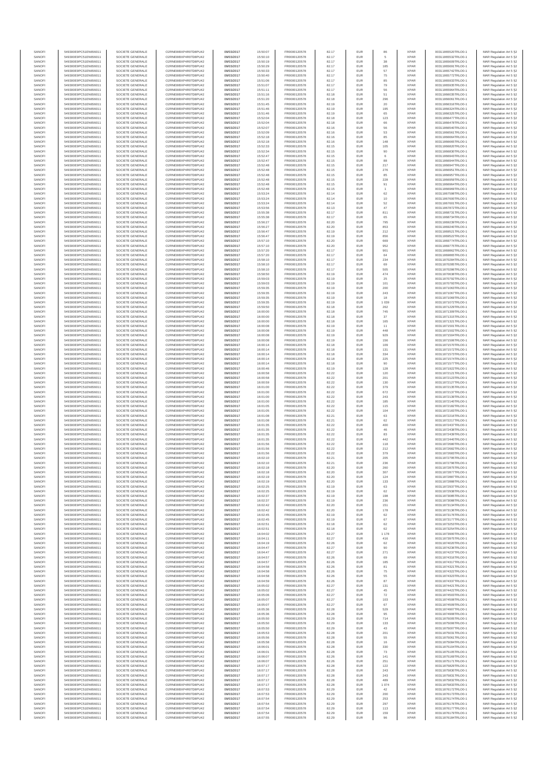| SANOFI | 549300E9PC51EN656011 | SOCIETE GENERALE | O2RNE8IBXP4R0TD8PU42 | 09/03/2017 | 15:50:07 | FR0000120578 | 82.17 | EUR | 86 | XPAR | 00311865520TRLO0-1 | MAR Regulation Art 5 §2 |
|---|---|---|---|---|---|---|---|---|---|---|---|---|
| SANOFI | 549300E9PC51EN656011 | SOCIETE GENERALE | O2RNE8IBXP4R0TD8PU42 | 09/03/2017 | 15:50:10 | FR0000120578 | 82.17 | EUR | 5 | XPAR | 00311865532TRLO0-1 | MAR Regulation Art 5 §2 |
| SANOFI | 549300E9PC51EN656011 | SOCIETE GENERALE | O2RNE8IBXP4R0TD8PU42 | 09/03/2017 | 15:50:19 | FR0000120578 | 82.17 | EUR | 38 | XPAR | 00311865609TRLO0-1 | MAR Regulation Art 5 §2 |
| SANOFI | 549300E9PC51EN656011 | SOCIETE GENERALE | O2RNE8IBXP4R0TD8PU42 | 09/03/2017 | 15:50:29 | FR0000120578 | 82.17 | EUR | 185 | XPAR | 00311865691TRLO0-1 | MAR Regulation Art 5 §2 |
| SANOFI | 549300E9PC51EN656011 | SOCIETE GENERALE | O2RNE8IBXP4R0TD8PU42 | 09/03/2017 | 15:50:33 | FR0000120578 | 82.17 | EUR | 57 | XPAR | 00311865742TRLO0-1 | MAR Regulation Art 5 §2 |
| SANOFI | 549300E9PC51EN656011 | SOCIETE GENERALE | O2RNE8IBXP4R0TD8PU42 | 09/03/2017 | 15:50:40 | FR0000120578 | 82.17 | EUR | 75 | XPAR | 00311865772TRLO0-1 | MAR Regulation Art 5 §2 |
| SANOFI | 549300E9PC51EN656011 | SOCIETE GENERALE | O2RNE8IBXP4R0TD8PU42 | 09/03/2017 | 15:51:06 | FR0000120578 | 82.17 | EUR | 85 | XPAR | 00311865933TRLO0-1 | MAR Regulation Art 5 §2 |
| SANOFI | 549300E9PC51EN656011 | SOCIETE GENERALE | O2RNE8IBXP4R0TD8PU42 | 09/03/2017 | 15:51:07 | FR0000120578 | 82.17 | EUR | 79 | XPAR | 00311865935TRLO0-1 | MAR Regulation Art 5 §2 |
| SANOFI | 549300E9PC51EN656011 | SOCIETE GENERALE | O2RNE8IBXP4R0TD8PU42 | 09/03/2017 | 15:51:11 | FR0000120578 | 82.17 | EUR | 56 | XPAR | 00311865964TRLO0-1 | MAR Regulation Art 5 §2 |
| SANOFI | 549300E9PC51EN656011 | SOCIETE GENERALE | O2RNE8IBXP4R0TD8PU42 | 09/03/2017 | 15:51:18 | FR0000120578 | 82.18 | EUR | 51 | XPAR | 00311866035TRLO0-1 | MAR Regulation Art 5 §2 |
| SANOFI | 549300E9PC51EN656011 | SOCIETE GENERALE | O2RNE8IBXP4R0TD8PU42 | 09/03/2017 | 15:51:20 | FR0000120578 | 82.18 | EUR | 296 | XPAR | 00311866061TRLO0-1 | MAR Regulation Art 5 §2 |
| SANOFI | 549300E9PC51EN656011 | SOCIETE GENERALE | O2RNE8IBXP4R0TD8PU42 | 09/03/2017 | 15:51:45 | FR0000120578 | 82.19 | EUR | 20 | XPAR | 00311866316TRLO0-1 | MAR Regulation Art 5 §2 |
| SANOFI | 549300E9PC51EN656011 | SOCIETE GENERALE | O2RNE8IBXP4R0TD8PU42 | 09/03/2017 | 15:51:46 | FR0000120578 | 82.19 | EUR | 195 | XPAR | 00311866324TRLO0-1 | MAR Regulation Art 5 §2 |
| SANOFI | 549300E9PC51EN656011 | SOCIETE GENERALE | O2RNE8IBXP4R0TD8PU42 | 09/03/2017 | 15:51:46 | FR0000120578 | 82.19 | EUR | 65 | XPAR | 00311866325TRLO0-1 | MAR Regulation Art 5 §2 |
| SANOFI | 549300E9PC51EN656011 | SOCIETE GENERALE | O2RNE8IBXP4R0TD8PU42 | 09/03/2017 | 15:52:04 | FR0000120578 | 82.18 | EUR | 123 | XPAR | 00311866477TRLO0-1 | MAR Regulation Art 5 §2 |
| SANOFI | 549300E9PC51EN656011 | SOCIETE GENERALE | O2RNE8IBXP4R0TD8PU42 | 09/03/2017 | 15:52:04 | FR0000120578 | 82.18 | EUR | 66 | XPAR | 00311866478TRLO0-1 | MAR Regulation Art 5 §2 |
| SANOFI | 549300E9PC51EN656011 | SOCIETE GENERALE | O2RNE8IBXP4R0TD8PU42 | 09/03/2017 | 15:52:07 | FR0000120578 | 82.16 | EUR | 56 | XPAR | 00311866540TRLO0-1 | MAR Regulation Art 5 §2 |
| SANOFI | 549300E9PC51EN656011 | SOCIETE GENERALE | O2RNE8IBXP4R0TD8PU42 | 09/03/2017 | 15:52:09 | FR0000120578 | 82.16 | EUR | 53 | XPAR | 00311866561TRLO0-1 | MAR Regulation Art 5 §2 |
| SANOFI | 549300E9PC51EN656011 | SOCIETE GENERALE | O2RNE8IBXP4R0TD8PU42 | 09/03/2017 | 15:52:18 | FR0000120578 | 82.16 | EUR | 85 | XPAR | 00311866664TRLO0-1 | MAR Regulation Art 5 §2 |
| SANOFI | 549300E9PC51EN656011 | SOCIETE GENERALE | O2RNE8IBXP4R0TD8PU42 | 09/03/2017 | 15:52:18 | FR0000120578 | 82.16 | EUR | 148 | XPAR | 00311866665TRLO0-1 | MAR Regulation Art 5 §2 |
| SANOFI | 549300E9PC51EN656011 | SOCIETE GENERALE | O2RNE8IBXP4R0TD8PU42 | 09/03/2017 | 15:52:33 | FR0000120578 | 82.15 | EUR | 105 | XPAR | 00311866820TRLO0-1 | MAR Regulation Art 5 §2 |
| SANOFI | 549300E9PC51EN656011 | SOCIETE GENERALE | O2RNE8IBXP4R0TD8PU42 | 09/03/2017 | 15:52:34 | FR0000120578 | 82.15 | EUR | 90 | XPAR | 00311866830TRLO0-1 | MAR Regulation Art 5 §2 |
| SANOFI | 549300E9PC51EN656011 | SOCIETE GENERALE | O2RNE8IBXP4R0TD8PU42 | 09/03/2017 | 15:52:47 | FR0000120578 | 82.15 | EUR | 6 | XPAR | 00311866943TRLO0-1 | MAR Regulation Art 5 §2 |
| SANOFI | 549300E9PC51EN656011 | SOCIETE GENERALE | O2RNE8IBXP4R0TD8PU42 | 09/03/2017 | 15:52:47 | FR0000120578 | 82.15 | EUR | 88 | XPAR | 00311866944TRLO0-1 | MAR Regulation Art 5 §2 |
| SANOFI | 549300E9PC51EN656011 | SOCIETE GENERALE | O2RNE8IBXP4R0TD8PU42 | 09/03/2017 | 15:52:48 | FR0000120578 | 82.15 | EUR | 217 | XPAR | 00311866947TRLO0-1 | MAR Regulation Art 5 §2 |
| SANOFI | 549300E9PC51EN656011 | SOCIETE GENERALE | O2RNE8IBXP4R0TD8PU42 | 09/03/2017 | 15:52:48 | FR0000120578 | 82.15 | EUR | 276 | XPAR | 00311866951TRLO0-1 | MAR Regulation Art 5 §2 |
| SANOFI | 549300E9PC51EN656011 | SOCIETE GENERALE | O2RNE8IBXP4R0TD8PU42 | 09/03/2017 | 15:52:48 | FR0000120578 | 82.15 | EUR | 85 | XPAR | 00311866957TRLO0-1 | MAR Regulation Art 5 §2 |
| SANOFI | 549300E9PC51EN656011 | SOCIETE GENERALE | O2RNE8IBXP4R0TD8PU42 | 09/03/2017 | 15:52:48 | FR0000120578 | 82.15 | EUR | 228 | XPAR | 00311866959TRLO0-1 | MAR Regulation Art 5 §2 |
| SANOFI | 549300E9PC51EN656011 | SOCIETE GENERALE | O2RNE8IBXP4R0TD8PU42 | 09/03/2017 | 15:52:48 | FR0000120578 | 82.15 | EUR | 91 | XPAR | 00311866964TRLO0-1 | MAR Regulation Art 5 §2 |
| SANOFI | 549300E9PC51EN656011 | SOCIETE GENERALE | O2RNE8IBXP4R0TD8PU42 | 09/03/2017 | 15:52:48 | FR0000120578 | 82.15 | EUR | 1 | XPAR | 00311866969TRLO0-1 | MAR Regulation Art 5 §2 |
| SANOFI | 549300E9PC51EN656011 | SOCIETE GENERALE | O2RNE8IBXP4R0TD8PU42 | 09/03/2017 | 15:53:24 | FR0000120578 | 82.14 | EUR | 62 | XPAR | 00311867598TRLO0-1 | MAR Regulation Art 5 §2 |
| SANOFI | 549300E9PC51EN656011 | SOCIETE GENERALE | O2RNE8IBXP4R0TD8PU42 | 09/03/2017 | 15:53:24 | FR0000120578 | 82.14 | EUR | 10 | XPAR | 00311867600TRLO0-1 | MAR Regulation Art 5 §2 |
| SANOFI | 549300E9PC51EN656011 | SOCIETE GENERALE | O2RNE8IBXP4R0TD8PU42 | 09/03/2017 | 15:53:24 | FR0000120578 | 82.14 | EUR | 52 | XPAR | 00311867601TRLO0-1 | MAR Regulation Art 5 §2 |
| SANOFI | 549300E9PC51EN656011 | SOCIETE GENERALE | O2RNE8IBXP4R0TD8PU42 | 09/03/2017 | 15:53:56 | FR0000120578 | 82.13 | EUR | 47 | XPAR | 00311867872TRLO0-1 | MAR Regulation Art 5 §2 |
| SANOFI | 549300E9PC51EN656011 | SOCIETE GENERALE | O2RNE8IBXP4R0TD8PU42 | 09/03/2017 | 15:55:38 | FR0000120578 | 82.17 | EUR | 811 | XPAR | 00311868731TRLO0-1 | MAR Regulation Art 5 §2 |
| SANOFI | 549300E9PC51EN656011 | SOCIETE GENERALE | O2RNE8IBXP4R0TD8PU42 | 09/03/2017 | 15:55:38 | FR0000120578 | 82.17 | EUR | 65 | XPAR | 00311868734TRLO0-1 | MAR Regulation Art 5 §2 |
| SANOFI | 549300E9PC51EN656011 | SOCIETE GENERALE | O2RNE8IBXP4R0TD8PU42 | 09/03/2017 | 15:56:27 | FR0000120578 | 82.20 | EUR | 795 | XPAR | 00311869239TRLO0-1 | MAR Regulation Art 5 §2 |
| SANOFI | 549300E9PC51EN656011 | SOCIETE GENERALE | O2RNE8IBXP4R0TD8PU42 | 09/03/2017 | 15:56:27 | FR0000120578 | 82.20 | EUR | 853 | XPAR | 00311869240TRLO0-1 | MAR Regulation Art 5 §2 |
| SANOFI | 549300E9PC51EN656011 | SOCIETE GENERALE | O2RNE8IBXP4R0TD8PU42 | 09/03/2017 | 15:56:47 | FR0000120578 | 82.19 | EUR | 212 | XPAR | 00311869521TRLO0-1 | MAR Regulation Art 5 §2 |
| SANOFI | 549300E9PC51EN656011 | SOCIETE GENERALE | O2RNE8IBXP4R0TD8PU42 | 09/03/2017 | 15:56:47 | FR0000120578 | 82.19 | EUR | 856 | XPAR | 00311869522TRLO0-1 | MAR Regulation Art 5 §2 |
| SANOFI | 549300E9PC51EN656011 | SOCIETE GENERALE | O2RNE8IBXP4R0TD8PU42 | 09/03/2017 | 15:57:10 | FR0000120578 | 82.20 | EUR | 669 | XPAR | 00311869774TRLO0-1 | MAR Regulation Art 5 §2 |
| SANOFI | 549300E9PC51EN656011 | SOCIETE GENERALE | O2RNE8IBXP4R0TD8PU42 | 09/03/2017 | 15:57:10 | FR0000120578 | 82.20 | EUR | 952 | XPAR | 00311869775TRLO0-1 | MAR Regulation Art 5 §2 |
| SANOFI | 549300E9PC51EN656011 | SOCIETE GENERALE | O2RNE8IBXP4R0TD8PU42 | 09/03/2017 | 15:57:20 | FR0000120578 | 82.17 | EUR | 901 | XPAR | 00311869862TRLO0-1 | MAR Regulation Art 5 §2 |
| SANOFI | 549300E9PC51EN656011 | SOCIETE GENERALE | O2RNE8IBXP4R0TD8PU42 | 09/03/2017 | 15:57:20 | FR0000120578 | 82.17 | EUR | 64 | XPAR | 00311869865TRLO0-1 | MAR Regulation Art 5 §2 |
| SANOFI | 549300E9PC51EN656011 | SOCIETE GENERALE | O2RNE8IBXP4R0TD8PU42 | 09/03/2017 | 15:58:10 | FR0000120578 | 82.17 | EUR | 234 | XPAR | 00311870284TRLO0-1 | MAR Regulation Art 5 §2 |
| SANOFI | 549300E9PC51EN656011 | SOCIETE GENERALE | O2RNE8IBXP4R0TD8PU42 | 09/03/2017 | 15:58:10 | FR0000120578 | 82.17 | EUR | 69 | XPAR | 00311870285TRLO0-1 | MAR Regulation Art 5 §2 |
| SANOFI | 549300E9PC51EN656011 | SOCIETE GENERALE | O2RNE8IBXP4R0TD8PU42 | 09/03/2017 | 15:58:10 | FR0000120578 | 82.17 | EUR | 505 | XPAR | 00311870286TRLO0-1 | MAR Regulation Art 5 §2 |
| SANOFI | 549300E9PC51EN656011 | SOCIETE GENERALE | O2RNE8IBXP4R0TD8PU42 | 09/03/2017 | 15:58:50 | FR0000120578 | 82.19 | EUR | 474 | XPAR | 00311870638TRLO0-1 | MAR Regulation Art 5 §2 |
| SANOFI | 549300E9PC51EN656011 | SOCIETE GENERALE | O2RNE8IBXP4R0TD8PU42 | 09/03/2017 | 15:59:03 | FR0000120578 | 82.19 | EUR | 25 | XPAR | 00311870792TRLO0-1 | MAR Regulation Art 5 §2 |
| SANOFI | 549300E9PC51EN656011 | SOCIETE GENERALE | O2RNE8IBXP4R0TD8PU42 | 09/03/2017 | 15:59:03 | FR0000120578 | 82.19 | EUR | 101 | XPAR | 00311870793TRLO0-1 | MAR Regulation Art 5 §2 |
| SANOFI | 549300E9PC51EN656011 | SOCIETE GENERALE | O2RNE8IBXP4R0TD8PU42 | 09/03/2017 | 15:59:35 | FR0000120578 | 82.19 | EUR | 200 | XPAR | 00311871063TRLO0-1 | MAR Regulation Art 5 §2 |
| SANOFI | 549300E9PC51EN656011 | SOCIETE GENERALE | O2RNE8IBXP4R0TD8PU42 | 09/03/2017 | 15:59:35 | FR0000120578 | 82.19 | EUR | 243 | XPAR | 00311871067TRLO0-1 | MAR Regulation Art 5 §2 |
| SANOFI | 549300E9PC51EN656011 | SOCIETE GENERALE | O2RNE8IBXP4R0TD8PU42 | 09/03/2017 | 15:59:35 | FR0000120578 | 82.19 | EUR | 18 | XPAR | 00311871069TRLO0-1 | MAR Regulation Art 5 §2 |
| SANOFI | 549300E9PC51EN656011 | SOCIETE GENERALE | O2RNE8IBXP4R0TD8PU42 | 09/03/2017 | 15:59:35 | FR0000120578 | 82.19 | EUR | 1 039 | XPAR | 00311871072TRLO0-1 | MAR Regulation Art 5 §2 |
| SANOFI | 549300E9PC51EN656011 | SOCIETE GENERALE | O2RNE8IBXP4R0TD8PU42 | 09/03/2017 | 15:59:50 | FR0000120578 | 82.18 | EUR | 262 | XPAR | 00311871229TRLO0-1 | MAR Regulation Art 5 §2 |
| SANOFI | 549300E9PC51EN656011 | SOCIETE GENERALE | O2RNE8IBXP4R0TD8PU42 | 09/03/2017 | 16:00:00 | FR0000120578 | 82.18 | EUR | 745 | XPAR | 00311871309TRLO0-1 | MAR Regulation Art 5 §2 |
| SANOFI | 549300E9PC51EN656011 | SOCIETE GENERALE | O2RNE8IBXP4R0TD8PU42 | 09/03/2017 | 16:00:00 | FR0000120578 | 82.18 | EUR | 37 | XPAR | 00311871315TRLO0-1 | MAR Regulation Art 5 §2 |
| SANOFI | 549300E9PC51EN656011 | SOCIETE GENERALE | O2RNE8IBXP4R0TD8PU42 | 09/03/2017 | 16:00:00 | FR0000120578 | 82.18 | EUR | 165 | XPAR | 00311871321TRLO0-1 | MAR Regulation Art 5 §2 |
| SANOFI | 549300E9PC51EN656011 | SOCIETE GENERALE | O2RNE8IBXP4R0TD8PU42 | 09/03/2017 | 16:00:08 | FR0000120578 | 82.19 | EUR | 11 | XPAR | 00311871501TRLO0-1 | MAR Regulation Art 5 §2 |
| SANOFI | 549300E9PC51EN656011 | SOCIETE GENERALE | O2RNE8IBXP4R0TD8PU42 | 09/03/2017 | 16:00:08 | FR0000120578 | 82.19 | EUR | 448 | XPAR | 00311871502TRLO0-1 | MAR Regulation Art 5 §2 |
| SANOFI | 549300E9PC51EN656011 | SOCIETE GENERALE | O2RNE8IBXP4R0TD8PU42 | 09/03/2017 | 16:00:08 | FR0000120578 | 82.19 | EUR | 929 | XPAR | 00311871504TRLO0-1 | MAR Regulation Art 5 §2 |
| SANOFI | 549300E9PC51EN656011 | SOCIETE GENERALE | O2RNE8IBXP4R0TD8PU42 | 09/03/2017 | 16:00:08 | FR0000120578 | 82.19 | EUR | 156 | XPAR | 00311871506TRLO0-1 | MAR Regulation Art 5 §2 |
| SANOFI | 549300E9PC51EN656011 | SOCIETE GENERALE | O2RNE8IBXP4R0TD8PU42 | 09/03/2017 | 16:00:14 | FR0000120578 | 82.18 | EUR | 109 | XPAR | 00311871570TRLO0-1 | MAR Regulation Art 5 §2 |
| SANOFI | 549300E9PC51EN656011 | SOCIETE GENERALE | O2RNE8IBXP4R0TD8PU42 | 09/03/2017 | 16:00:14 | FR0000120578 | 82.18 | EUR | 131 | XPAR | 00311871572TRLO0-1 | MAR Regulation Art 5 §2 |
| SANOFI | 549300E9PC51EN656011 | SOCIETE GENERALE | O2RNE8IBXP4R0TD8PU42 | 09/03/2017 | 16:00:14 | FR0000120578 | 82.18 | EUR | 334 | XPAR | 00311871573TRLO0-1 | MAR Regulation Art 5 §2 |
| SANOFI | 549300E9PC51EN656011 | SOCIETE GENERALE | O2RNE8IBXP4R0TD8PU42 | 09/03/2017 | 16:00:14 | FR0000120578 | 82.18 | EUR | 225 | XPAR | 00311871574TRLO0-1 | MAR Regulation Art 5 §2 |
| SANOFI | 549300E9PC51EN656011 | SOCIETE GENERALE | O2RNE8IBXP4R0TD8PU42 | 09/03/2017 | 16:00:14 | FR0000120578 | 82.18 | EUR | 90 | XPAR | 00311871577TRLO0-1 | MAR Regulation Art 5 §2 |
| SANOFI | 549300E9PC51EN656011 | SOCIETE GENERALE | O2RNE8IBXP4R0TD8PU42 | 09/03/2017 | 16:00:46 | FR0000120578 | 82.19 | EUR | 128 | XPAR | 00311871922TRLO0-1 | MAR Regulation Art 5 §2 |
| SANOFI | 549300E9PC51EN656011 | SOCIETE GENERALE | O2RNE8IBXP4R0TD8PU42 | 09/03/2017 | 16:00:58 | FR0000120578 | 82.22 | EUR | 120 | XPAR | 00311872121TRLO0-1 | MAR Regulation Art 5 §2 |
| SANOFI | 549300E9PC51EN656011 | SOCIETE GENERALE | O2RNE8IBXP4R0TD8PU42 | 09/03/2017 | 16:00:58 | FR0000120578 | 82.22 | EUR | 201 | XPAR | 00311872123TRLO0-1 | MAR Regulation Art 5 §2 |
| SANOFI | 549300E9PC51EN656011 | SOCIETE GENERALE | O2RNE8IBXP4R0TD8PU42 | 09/03/2017 | 16:00:59 | FR0000120578 | 82.22 | EUR | 130 | XPAR | 00311872127TRLO0-1 | MAR Regulation Art 5 §2 |
| SANOFI | 549300E9PC51EN656011 | SOCIETE GENERALE | O2RNE8IBXP4R0TD8PU42 | 09/03/2017 | 16:01:00 | FR0000120578 | 82.22 | EUR | 379 | XPAR | 00311872135TRLO0-1 | MAR Regulation Art 5 §2 |
| SANOFI | 549300E9PC51EN656011 | SOCIETE GENERALE | O2RNE8IBXP4R0TD8PU42 | 09/03/2017 | 16:01:00 | FR0000120578 | 82.22 | EUR | 672 | XPAR | 00311872137TRLO0-1 | MAR Regulation Art 5 §2 |
| SANOFI | 549300E9PC51EN656011 | SOCIETE GENERALE | O2RNE8IBXP4R0TD8PU42 | 09/03/2017 | 16:01:00 | FR0000120578 | 82.22 | EUR | 243 | XPAR | 00311872139TRLO0-1 | MAR Regulation Art 5 §2 |
| SANOFI | 549300E9PC51EN656011 | SOCIETE GENERALE | O2RNE8IBXP4R0TD8PU42 | 09/03/2017 | 16:01:00 | FR0000120578 | 82.22 | EUR | 185 | XPAR | 00311872140TRLO0-1 | MAR Regulation Art 5 §2 |
| SANOFI | 549300E9PC51EN656011 | SOCIETE GENERALE | O2RNE8IBXP4R0TD8PU42 | 09/03/2017 | 16:01:05 | FR0000120578 | 82.22 | EUR | 115 | XPAR | 00311872182TRLO0-1 | MAR Regulation Art 5 §2 |
| SANOFI | 549300E9PC51EN656011 | SOCIETE GENERALE | O2RNE8IBXP4R0TD8PU42 | 09/03/2017 | 16:01:05 | FR0000120578 | 82.22 | EUR | 104 | XPAR | 00311872183TRLO0-1 | MAR Regulation Art 5 §2 |
| SANOFI | 549300E9PC51EN656011 | SOCIETE GENERALE | O2RNE8IBXP4R0TD8PU42 | 09/03/2017 | 16:01:08 | FR0000120578 | 82.21 | EUR | 63 | XPAR | 00311872216TRLO0-1 | MAR Regulation Art 5 §2 |
| SANOFI | 549300E9PC51EN656011 | SOCIETE GENERALE | O2RNE8IBXP4R0TD8PU42 | 09/03/2017 | 16:01:08 | FR0000120578 | 82.21 | EUR | 62 | XPAR | 00311872217TRLO0-1 | MAR Regulation Art 5 §2 |
| SANOFI | 549300E9PC51EN656011 | SOCIETE GENERALE | O2RNE8IBXP4R0TD8PU42 | 09/03/2017 | 16:01:35 | FR0000120578 | 82.22 | EUR | 400 | XPAR | 00311872437TRLO0-1 | MAR Regulation Art 5 §2 |
| SANOFI | 549300E9PC51EN656011 | SOCIETE GENERALE | O2RNE8IBXP4R0TD8PU42 | 09/03/2017 | 16:01:35 | FR0000120578 | 82.22 | EUR | 46 | XPAR | 00311872438TRLO0-1 | MAR Regulation Art 5 §2 |
| SANOFI | 549300E9PC51EN656011 | SOCIETE GENERALE | O2RNE8IBXP4R0TD8PU42 | 09/03/2017 | 16:01:35 | FR0000120578 | 82.22 | EUR | 83 | XPAR | 00311872439TRLO0-1 | MAR Regulation Art 5 §2 |
| SANOFI | 549300E9PC51EN656011 | SOCIETE GENERALE | O2RNE8IBXP4R0TD8PU42 | 09/03/2017 | 16:01:35 | FR0000120578 | 82.22 | EUR | 442 | XPAR | 00311872440TRLO0-1 | MAR Regulation Art 5 §2 |
| SANOFI | 549300E9PC51EN656011 | SOCIETE GENERALE | O2RNE8IBXP4R0TD8PU42 | 09/03/2017 | 16:01:56 | FR0000120578 | 82.22 | EUR | 118 | XPAR | 00311872680TRLO0-1 | MAR Regulation Art 5 §2 |
| SANOFI | 549300E9PC51EN656011 | SOCIETE GENERALE | O2RNE8IBXP4R0TD8PU42 | 09/03/2017 | 16:01:56 | FR0000120578 | 82.22 | EUR | 212 | XPAR | 00311872682TRLO0-1 | MAR Regulation Art 5 §2 |
| SANOFI | 549300E9PC51EN656011 | SOCIETE GENERALE | O2RNE8IBXP4R0TD8PU42 | 09/03/2017 | 16:01:56 | FR0000120578 | 82.22 | EUR | 379 | XPAR | 00311872683TRLO0-1 | MAR Regulation Art 5 §2 |
| SANOFI | 549300E9PC51EN656011 | SOCIETE GENERALE | O2RNE8IBXP4R0TD8PU42 | 09/03/2017 | 16:02:10 | FR0000120578 | 82.21 | EUR | 205 | XPAR | 00311872795TRLO0-1 | MAR Regulation Art 5 §2 |
| SANOFI | 549300E9PC51EN656011 | SOCIETE GENERALE | O2RNE8IBXP4R0TD8PU42 | 09/03/2017 | 16:02:10 | FR0000120578 | 82.21 | EUR | 236 | XPAR | 00311872796TRLO0-1 | MAR Regulation Art 5 §2 |
| SANOFI | 549300E9PC51EN656011 | SOCIETE GENERALE | O2RNE8IBXP4R0TD8PU42 | 09/03/2017 | 16:02:18 | FR0000120578 | 82.20 | EUR | 260 | XPAR | 00311872875TRLO0-1 | MAR Regulation Art 5 §2 |
| SANOFI | 549300E9PC51EN656011 | SOCIETE GENERALE | O2RNE8IBXP4R0TD8PU42 | 09/03/2017 | 16:02:18 | FR0000120578 | 82.20 | EUR | 307 | XPAR | 00311872877TRLO0-1 | MAR Regulation Art 5 §2 |
| SANOFI | 549300E9PC51EN656011 | SOCIETE GENERALE | O2RNE8IBXP4R0TD8PU42 | 09/03/2017 | 16:02:19 | FR0000120578 | 82.20 | EUR | 124 | XPAR | 00311872887TRLO0-1 | MAR Regulation Art 5 §2 |
| SANOFI | 549300E9PC51EN656011 | SOCIETE GENERALE | O2RNE8IBXP4R0TD8PU42 | 09/03/2017 | 16:02:19 | FR0000120578 | 82.20 | EUR | 133 | XPAR | 00311872888TRLO0-1 | MAR Regulation Art 5 §2 |
| SANOFI | 549300E9PC51EN656011 | SOCIETE GENERALE | O2RNE8IBXP4R0TD8PU42 | 09/03/2017 | 16:02:25 | FR0000120578 | 82.19 | EUR | 63 | XPAR | 00311872937TRLO0-1 | MAR Regulation Art 5 §2 |
| SANOFI | 549300E9PC51EN656011 | SOCIETE GENERALE | O2RNE8IBXP4R0TD8PU42 | 09/03/2017 | 16:02:25 | FR0000120578 | 82.19 | EUR | 62 | XPAR | 00311872938TRLO0-1 | MAR Regulation Art 5 §2 |
| SANOFI | 549300E9PC51EN656011 | SOCIETE GENERALE | O2RNE8IBXP4R0TD8PU42 | 09/03/2017 | 16:02:37 | FR0000120578 | 82.19 | EUR | 198 | XPAR | 00311873085TRLO0-1 | MAR Regulation Art 5 §2 |
| SANOFI | 549300E9PC51EN656011 | SOCIETE GENERALE | O2RNE8IBXP4R0TD8PU42 | 09/03/2017 | 16:02:37 | FR0000120578 | 82.19 | EUR | 236 | XPAR | 00311873088TRLO0-1 | MAR Regulation Art 5 §2 |
| SANOFI | 549300E9PC51EN656011 | SOCIETE GENERALE | O2RNE8IBXP4R0TD8PU42 | 09/03/2017 | 16:02:42 | FR0000120578 | 82.20 | EUR | 151 | XPAR | 00311873134TRLO0-1 | MAR Regulation Art 5 §2 |
| SANOFI | 549300E9PC51EN656011 | SOCIETE GENERALE | O2RNE8IBXP4R0TD8PU42 | 09/03/2017 | 16:02:42 | FR0000120578 | 82.20 | EUR | 178 | XPAR | 00311873136TRLO0-1 | MAR Regulation Art 5 §2 |
| SANOFI | 549300E9PC51EN656011 | SOCIETE GENERALE | O2RNE8IBXP4R0TD8PU42 | 09/03/2017 | 16:02:45 | FR0000120578 | 82.19 | EUR | 62 | XPAR | 00311873176TRLO0-1 | MAR Regulation Art 5 §2 |
| SANOFI | 549300E9PC51EN656011 | SOCIETE GENERALE | O2RNE8IBXP4R0TD8PU42 | 09/03/2017 | 16:02:45 | FR0000120578 | 82.19 | EUR | 67 | XPAR | 00311873177TRLO0-1 | MAR Regulation Art 5 §2 |
| SANOFI | 549300E9PC51EN656011 | SOCIETE GENERALE | O2RNE8IBXP4R0TD8PU42 | 09/03/2017 | 16:02:51 | FR0000120578 | 82.18 | EUR | 62 | XPAR | 00311873253TRLO0-1 | MAR Regulation Art 5 §2 |
| SANOFI | 549300E9PC51EN656011 | SOCIETE GENERALE | O2RNE8IBXP4R0TD8PU42 | 09/03/2017 | 16:02:51 | FR0000120578 | 82.18 | EUR | 62 | XPAR | 00311873254TRLO0-1 | MAR Regulation Art 5 §2 |
| SANOFI | 549300E9PC51EN656011 | SOCIETE GENERALE | O2RNE8IBXP4R0TD8PU42 | 09/03/2017 | 16:04:02 | FR0000120578 | 82.27 | EUR | 1 178 | XPAR | 00311873900TRLO0-1 | MAR Regulation Art 5 §2 |
| SANOFI | 549300E9PC51EN656011 | SOCIETE GENERALE | O2RNE8IBXP4R0TD8PU42 | 09/03/2017 | 16:04:11 | FR0000120578 | 82.27 | EUR | 416 | XPAR | 00311873975TRLO0-1 | MAR Regulation Art 5 §2 |
| SANOFI | 549300E9PC51EN656011 | SOCIETE GENERALE | O2RNE8IBXP4R0TD8PU42 | 09/03/2017 | 16:04:19 | FR0000120578 | 82.26 | EUR | 62 | XPAR | 00311874020TRLO0-1 | MAR Regulation Art 5 §2 |
| SANOFI | 549300E9PC51EN656011 | SOCIETE GENERALE | O2RNE8IBXP4R0TD8PU42 | 09/03/2017 | 16:04:47 | FR0000120578 | 82.27 | EUR | 90 | XPAR | 00311874236TRLO0-1 | MAR Regulation Art 5 §2 |
| SANOFI | 549300E9PC51EN656011 | SOCIETE GENERALE | O2RNE8IBXP4R0TD8PU42 | 09/03/2017 | 16:04:47 | FR0000120578 | 82.27 | EUR | 271 | XPAR | 00311874237TRLO0-1 | MAR Regulation Art 5 §2 |
| SANOFI | 549300E9PC51EN656011 | SOCIETE GENERALE | O2RNE8IBXP4R0TD8PU42 | 09/03/2017 | 16:04:57 | FR0000120578 | 82.26 | EUR | 69 | XPAR | 00311874316TRLO0-1 | MAR Regulation Art 5 §2 |
| SANOFI | 549300E9PC51EN656011 | SOCIETE GENERALE | O2RNE8IBXP4R0TD8PU42 | 09/03/2017 | 16:04:57 | FR0000120578 | 82.26 | EUR | 185 | XPAR | 00311874317TRLO0-1 | MAR Regulation Art 5 §2 |
| SANOFI | 549300E9PC51EN656011 | SOCIETE GENERALE | O2RNE8IBXP4R0TD8PU42 | 09/03/2017 | 16:04:58 | FR0000120578 | 82.26 | EUR | 81 | XPAR | 00311874321TRLO0-1 | MAR Regulation Art 5 §2 |
| SANOFI | 549300E9PC51EN656011 | SOCIETE GENERALE | O2RNE8IBXP4R0TD8PU42 | 09/03/2017 | 16:04:58 | FR0000120578 | 82.26 | EUR | 75 | XPAR | 00311874322TRLO0-1 | MAR Regulation Art 5 §2 |
| SANOFI | 549300E9PC51EN656011 | SOCIETE GENERALE | O2RNE8IBXP4R0TD8PU42 | 09/03/2017 | 16:04:58 | FR0000120578 | 82.26 | EUR | 55 | XPAR | 00311874323TRLO0-1 | MAR Regulation Art 5 §2 |
| SANOFI | 549300E9PC51EN656011 | SOCIETE GENERALE | O2RNE8IBXP4R0TD8PU42 | 09/03/2017 | 16:04:59 | FR0000120578 | 82.26 | EUR | 87 | XPAR | 00311874337TRLO0-1 | MAR Regulation Art 5 §2 |
| SANOFI | 549300E9PC51EN656011 | SOCIETE GENERALE | O2RNE8IBXP4R0TD8PU42 | 09/03/2017 | 16:05:02 | FR0000120578 | 82.27 | EUR | 131 | XPAR | 00311874421TRLO0-1 | MAR Regulation Art 5 §2 |
| SANOFI | 549300E9PC51EN656011 | SOCIETE GENERALE | O2RNE8IBXP4R0TD8PU42 | 09/03/2017 | 16:05:02 | FR0000120578 | 82.27 | EUR | 45 | XPAR | 00311874422TRLO0-1 | MAR Regulation Art 5 §2 |
| SANOFI | 549300E9PC51EN656011 | SOCIETE GENERALE | O2RNE8IBXP4R0TD8PU42 | 09/03/2017 | 16:05:06 | FR0000120578 | 82.27 | EUR | 72 | XPAR | 00311874503TRLO0-1 | MAR Regulation Art 5 §2 |
| SANOFI | 549300E9PC51EN656011 | SOCIETE GENERALE | O2RNE8IBXP4R0TD8PU42 | 09/03/2017 | 16:05:07 | FR0000120578 | 82.27 | EUR | 103 | XPAR | 00311874508TRLO0-1 | MAR Regulation Art 5 §2 |
| SANOFI | 549300E9PC51EN656011 | SOCIETE GENERALE | O2RNE8IBXP4R0TD8PU42 | 09/03/2017 | 16:05:07 | FR0000120578 | 82.27 | EUR | 67 | XPAR | 00311874509TRLO0-1 | MAR Regulation Art 5 §2 |
| SANOFI | 549300E9PC51EN656011 | SOCIETE GENERALE | O2RNE8IBXP4R0TD8PU42 | 09/03/2017 | 16:05:36 | FR0000120578 | 82.28 | EUR | 529 | XPAR | 00311874907TRLO0-1 | MAR Regulation Art 5 §2 |
| SANOFI | 549300E9PC51EN656011 | SOCIETE GENERALE | O2RNE8IBXP4R0TD8PU42 | 09/03/2017 | 16:05:36 | FR0000120578 | 82.28 | EUR | 95 | XPAR | 00311874908TRLO0-1 | MAR Regulation Art 5 §2 |
| SANOFI | 549300E9PC51EN656011 | SOCIETE GENERALE | O2RNE8IBXP4R0TD8PU42 | 09/03/2017 | 16:05:50 | FR0000120578 | 82.29 | EUR | 714 | XPAR | 00311875005TRLO0-1 | MAR Regulation Art 5 §2 |
| SANOFI | 549300E9PC51EN656011 | SOCIETE GENERALE | O2RNE8IBXP4R0TD8PU42 | 09/03/2017 | 16:05:50 | FR0000120578 | 82.29 | EUR | 133 | XPAR | 00311875006TRLO0-1 | MAR Regulation Art 5 §2 |
| SANOFI | 549300E9PC51EN656011 | SOCIETE GENERALE | O2RNE8IBXP4R0TD8PU42 | 09/03/2017 | 16:05:50 | FR0000120578 | 82.29 | EUR | 43 | XPAR | 00311875007TRLO0-1 | MAR Regulation Art 5 §2 |
| SANOFI | 549300E9PC51EN656011 | SOCIETE GENERALE | O2RNE8IBXP4R0TD8PU42 | 09/03/2017 | 16:05:53 | FR0000120578 | 82.28 | EUR | 201 | XPAR | 00311875031TRLO0-1 | MAR Regulation Art 5 §2 |
| SANOFI | 549300E9PC51EN656011 | SOCIETE GENERALE | O2RNE8IBXP4R0TD8PU42 | 09/03/2017 | 16:05:58 | FR0000120578 | 82.28 | EUR | 55 | XPAR | 00311875061TRLO0-1 | MAR Regulation Art 5 §2 |
| SANOFI | 549300E9PC51EN656011 | SOCIETE GENERALE | O2RNE8IBXP4R0TD8PU42 | 09/03/2017 | 16:05:58 | FR0000120578 | 82.28 | EUR | 16 | XPAR | 00311875084TRLO0-1 | MAR Regulation Art 5 §2 |
| SANOFI | 549300E9PC51EN656011 | SOCIETE GENERALE | O2RNE8IBXP4R0TD8PU42 | 09/03/2017 | 16:06:01 | FR0000120578 | 82.28 | EUR | 330 | XPAR | 00311875104TRLO0-1 | MAR Regulation Art 5 §2 |
| SANOFI | 549300E9PC51EN656011 | SOCIETE GENERALE | O2RNE8IBXP4R0TD8PU42 | 09/03/2017 | 16:06:01 | FR0000120578 | 82.28 | EUR | 73 | XPAR | 00311875105TRLO0-1 | MAR Regulation Art 5 §2 |
| SANOFI | 549300E9PC51EN656011 | SOCIETE GENERALE | O2RNE8IBXP4R0TD8PU42 | 09/03/2017 | 16:06:07 | FR0000120578 | 82.26 | EUR | 141 | XPAR | 00311875169TRLO0-1 | MAR Regulation Art 5 §2 |
| SANOFI | 549300E9PC51EN656011 | SOCIETE GENERALE | O2RNE8IBXP4R0TD8PU42 | 09/03/2017 | 16:06:07 | FR0000120578 | 82.26 | EUR | 251 | XPAR | 00311875171TRLO0-1 | MAR Regulation Art 5 §2 |
| SANOFI | 549300E9PC51EN656011 | SOCIETE GENERALE | O2RNE8IBXP4R0TD8PU42 | 09/03/2017 | 16:07:17 | FR0000120578 | 82.28 | EUR | 122 | XPAR | 00311875829TRLO0-1 | MAR Regulation Art 5 §2 |
| SANOFI | 549300E9PC51EN656011 | SOCIETE GENERALE | O2RNE8IBXP4R0TD8PU42 | 09/03/2017 | 16:07:17 | FR0000120578 | 82.28 | EUR | 243 | XPAR | 00311875830TRLO0-1 | MAR Regulation Art 5 §2 |
| SANOFI | 549300E9PC51EN656011 | SOCIETE GENERALE | O2RNE8IBXP4R0TD8PU42 | 09/03/2017 | 16:07:17 | FR0000120578 | 82.28 | EUR | 243 | XPAR | 00311875831TRLO0-1 | MAR Regulation Art 5 §2 |
| SANOFI | 549300E9PC51EN656011 | SOCIETE GENERALE | O2RNE8IBXP4R0TD8PU42 | 09/03/2017 | 16:07:17 | FR0000120578 | 82.28 | EUR | 489 | XPAR | 00311875832TRLO0-1 | MAR Regulation Art 5 §2 |
| SANOFI | 549300E9PC51EN656011 | SOCIETE GENERALE | O2RNE8IBXP4R0TD8PU42 | 09/03/2017 | 16:07:17 | FR0000120578 | 82.28 | EUR | 1 074 | XPAR | 00311875833TRLO0-1 | MAR Regulation Art 5 §2 |
| SANOFI | 549300E9PC51EN656011 | SOCIETE GENERALE | O2RNE8IBXP4R0TD8PU42 | 09/03/2017 | 16:07:53 | FR0000120578 | 82.29 | EUR | 42 | XPAR | 00311876172TRLO0-1 | MAR Regulation Art 5 §2 |
| SANOFI | 549300E9PC51EN656011 | SOCIETE GENERALE | O2RNE8IBXP4R0TD8PU42 | 09/03/2017 | 16:07:53 | FR0000120578 | 82.29 | EUR | 200 | XPAR | 00311876173TRLO0-1 | MAR Regulation Art 5 §2 |
| SANOFI | 549300E9PC51EN656011 | SOCIETE GENERALE | O2RNE8IBXP4R0TD8PU42 | 09/03/2017 | 16:07:54 | FR0000120578 | 82.29 | EUR | 253 | XPAR | 00311876174TRLO0-1 | MAR Regulation Art 5 §2 |
| SANOFI | 549300E9PC51EN656011 | SOCIETE GENERALE | O2RNE8IBXP4R0TD8PU42 | 09/03/2017 | 16:07:54 | FR0000120578 | 82.29 | EUR | 297 | XPAR | 00311876176TRLO0-1 | MAR Regulation Art 5 §2 |
| SANOFI | 549300E9PC51EN656011 | SOCIETE GENERALE | O2RNE8IBXP4R0TD8PU42 | 09/03/2017 | 16:07:54 | FR0000120578 | 82.29 | EUR | 113 | XPAR | 00311876177TRLO0-1 | MAR Regulation Art 5 §2 |
| SANOFI | 549300E9PC51EN656011 | SOCIETE GENERALE | O2RNE8IBXP4R0TD8PU42 | 09/03/2017 | 16:07:54 | FR0000120578 | 82.29 | EUR | 159 | XPAR | 00311876178TRLO0-1 | MAR Regulation Art 5 §2 |
| SANOFI | 549300E9PC51EN656011 | SOCIETE GENERALE | O2RNE8IBXP4R0TD8PU42 | 09/03/2017 | 16:07:55 | FR0000120578 | 82.29 | EUR | 96 | XPAR | 00311876184TRLO0-1 | MAR Regulation Art 5 §2 |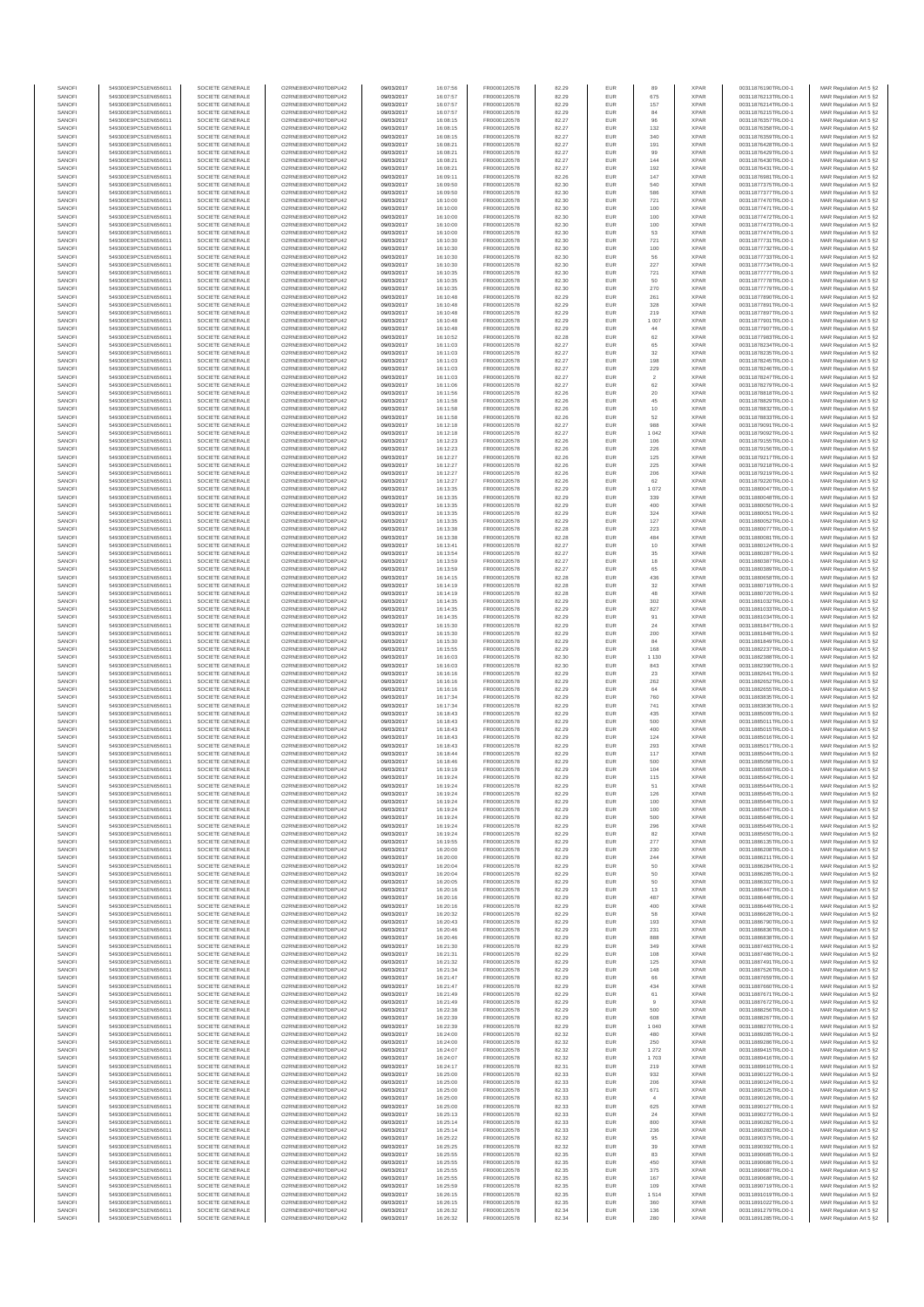| SANOFI | 549300E9PC51EN656011 | SOCIETE GENERALE | O2RNE8IBXP4R0TD8PU42 | 09/03/2017 | 16:07:56 | FR0000120578 | 82.29 | EUR | 89 | XPAR | 00311876190TRLO0-1 | MAR Regulation Art 5 §2 |
|---|---|---|---|---|---|---|---|---|---|---|---|---|
| SANOFI | 549300E9PC51EN656011 | SOCIETE GENERALE | O2RNE8IBXP4R0TD8PU42 | 09/03/2017 | 16:07:57 | FR0000120578 | 82.29 | EUR | 675 | XPAR | 00311876213TRLO0-1 | MAR Regulation Art 5 §2 |
| SANOFI | 549300E9PC51EN656011 | SOCIETE GENERALE | O2RNE8IBXP4R0TD8PU42 | 09/03/2017 | 16:07:57 | FR0000120578 | 82.29 | EUR | 157 | XPAR | 00311876214TRLO0-1 | MAR Regulation Art 5 §2 |
| SANOFI | 549300E9PC51EN656011 | SOCIETE GENERALE | O2RNE8IBXP4R0TD8PU42 | 09/03/2017 | 16:07:57 | FR0000120578 | 82.29 | EUR | 84 | XPAR | 00311876215TRLO0-1 | MAR Regulation Art 5 §2 |
| SANOFI | 549300E9PC51EN656011 | SOCIETE GENERALE | O2RNE8IBXP4R0TD8PU42 | 09/03/2017 | 16:08:15 | FR0000120578 | 82.27 | EUR | 96 | XPAR | 00311876357TRLO0-1 | MAR Regulation Art 5 §2 |
| SANOFI | 549300E9PC51EN656011 | SOCIETE GENERALE | O2RNE8IBXP4R0TD8PU42 | 09/03/2017 | 16:08:15 | FR0000120578 | 82.27 | EUR | 132 | XPAR | 00311876358TRLO0-1 | MAR Regulation Art 5 §2 |
| SANOFI | 549300E9PC51EN656011 | SOCIETE GENERALE | O2RNE8IBXP4R0TD8PU42 | 09/03/2017 | 16:08:15 | FR0000120578 | 82.27 | EUR | 340 | XPAR | 00311876359TRLO0-1 | MAR Regulation Art 5 §2 |
| SANOFI | 549300E9PC51EN656011 | SOCIETE GENERALE | O2RNE8IBXP4R0TD8PU42 | 09/03/2017 | 16:08:21 | FR0000120578 | 82.27 | EUR | 191 | XPAR | 00311876428TRLO0-1 | MAR Regulation Art 5 §2 |
| SANOFI | 549300E9PC51EN656011 | SOCIETE GENERALE | O2RNE8IBXP4R0TD8PU42 | 09/03/2017 | 16:08:21 | FR0000120578 | 82.27 | EUR | 99 | XPAR | 00311876429TRLO0-1 | MAR Regulation Art 5 §2 |
| SANOFI | 549300E9PC51EN656011 | SOCIETE GENERALE | O2RNE8IBXP4R0TD8PU42 | 09/03/2017 | 16:08:21 | FR0000120578 | 82.27 | EUR | 144 | XPAR | 00311876430TRLO0-1 | MAR Regulation Art 5 §2 |
| SANOFI | 549300E9PC51EN656011 | SOCIETE GENERALE | O2RNE8IBXP4R0TD8PU42 | 09/03/2017 | 16:08:21 | FR0000120578 | 82.27 | EUR | 192 | XPAR | 00311876431TRLO0-1 | MAR Regulation Art 5 §2 |
| SANOFI | 549300E9PC51EN656011 | SOCIETE GENERALE | O2RNE8IBXP4R0TD8PU42 | 09/03/2017 | 16:09:11 | FR0000120578 | 82.26 | EUR | 147 | XPAR | 00311876981TRLO0-1 | MAR Regulation Art 5 §2 |
| SANOFI | 549300E9PC51EN656011 | SOCIETE GENERALE | O2RNE8IBXP4R0TD8PU42 | 09/03/2017 | 16:09:50 | FR0000120578 | 82.30 | EUR | 540 | XPAR | 00311877375TRLO0-1 | MAR Regulation Art 5 §2 |
| SANOFI | 549300E9PC51EN656011 | SOCIETE GENERALE | O2RNE8IBXP4R0TD8PU42 | 09/03/2017 | 16:09:50 | FR0000120578 | 82.30 | EUR | 586 | XPAR | 00311877377TRLO0-1 | MAR Regulation Art 5 §2 |
| SANOFI | 549300E9PC51EN656011 | SOCIETE GENERALE | O2RNE8IBXP4R0TD8PU42 | 09/03/2017 | 16:10:00 | FR0000120578 | 82.30 | EUR | 721 | XPAR | 00311877470TRLO0-1 | MAR Regulation Art 5 §2 |
| SANOFI | 549300E9PC51EN656011 | SOCIETE GENERALE | O2RNE8IBXP4R0TD8PU42 | 09/03/2017 | 16:10:00 | FR0000120578 | 82.30 | EUR | 100 | XPAR | 00311877471TRLO0-1 | MAR Regulation Art 5 §2 |
| SANOFI | 549300E9PC51EN656011 | SOCIETE GENERALE | O2RNE8IBXP4R0TD8PU42 | 09/03/2017 | 16:10:00 | FR0000120578 | 82.30 | EUR | 100 | XPAR | 00311877472TRLO0-1 | MAR Regulation Art 5 §2 |
| SANOFI | 549300E9PC51EN656011 | SOCIETE GENERALE | O2RNE8IBXP4R0TD8PU42 | 09/03/2017 | 16:10:00 | FR0000120578 | 82.30 | EUR | 100 | XPAR | 00311877473TRLO0-1 | MAR Regulation Art 5 §2 |
| SANOFI | 549300E9PC51EN656011 | SOCIETE GENERALE | O2RNE8IBXP4R0TD8PU42 | 09/03/2017 | 16:10:00 | FR0000120578 | 82.30 | EUR | 53 | XPAR | 00311877474TRLO0-1 | MAR Regulation Art 5 §2 |
| SANOFI | 549300E9PC51EN656011 | SOCIETE GENERALE | O2RNE8IBXP4R0TD8PU42 | 09/03/2017 | 16:10:30 | FR0000120578 | 82.30 | EUR | 721 | XPAR | 00311877731TRLO0-1 | MAR Regulation Art 5 §2 |
| SANOFI | 549300E9PC51EN656011 | SOCIETE GENERALE | O2RNE8IBXP4R0TD8PU42 | 09/03/2017 | 16:10:30 | FR0000120578 | 82.30 | EUR | 100 | XPAR | 00311877732TRLO0-1 | MAR Regulation Art 5 §2 |
| SANOFI | 549300E9PC51EN656011 | SOCIETE GENERALE | O2RNE8IBXP4R0TD8PU42 | 09/03/2017 | 16:10:30 | FR0000120578 | 82.30 | EUR | 56 | XPAR | 00311877733TRLO0-1 | MAR Regulation Art 5 §2 |
| SANOFI | 549300E9PC51EN656011 | SOCIETE GENERALE | O2RNE8IBXP4R0TD8PU42 | 09/03/2017 | 16:10:30 | FR0000120578 | 82.30 | EUR | 227 | XPAR | 00311877734TRLO0-1 | MAR Regulation Art 5 §2 |
| SANOFI | 549300E9PC51EN656011 | SOCIETE GENERALE | O2RNE8IBXP4R0TD8PU42 | 09/03/2017 | 16:10:35 | FR0000120578 | 82.30 | EUR | 721 | XPAR | 00311877777TRLO0-1 | MAR Regulation Art 5 §2 |
| SANOFI | 549300E9PC51EN656011 | SOCIETE GENERALE | O2RNE8IBXP4R0TD8PU42 | 09/03/2017 | 16:10:35 | FR0000120578 | 82.30 | EUR | 50 | XPAR | 00311877778TRLO0-1 | MAR Regulation Art 5 §2 |
| SANOFI | 549300E9PC51EN656011 | SOCIETE GENERALE | O2RNE8IBXP4R0TD8PU42 | 09/03/2017 | 16:10:35 | FR0000120578 | 82.30 | EUR | 270 | XPAR | 00311877779TRLO0-1 | MAR Regulation Art 5 §2 |
| SANOFI | 549300E9PC51EN656011 | SOCIETE GENERALE | O2RNE8IBXP4R0TD8PU42 | 09/03/2017 | 16:10:48 | FR0000120578 | 82.29 | EUR | 261 | XPAR | 00311877890TRLO0-1 | MAR Regulation Art 5 §2 |
| SANOFI | 549300E9PC51EN656011 | SOCIETE GENERALE | O2RNE8IBXP4R0TD8PU42 | 09/03/2017 | 16:10:48 | FR0000120578 | 82.29 | EUR | 328 | XPAR | 00311877891TRLO0-1 | MAR Regulation Art 5 §2 |
| SANOFI | 549300E9PC51EN656011 | SOCIETE GENERALE | O2RNE8IBXP4R0TD8PU42 | 09/03/2017 | 16:10:48 | FR0000120578 | 82.29 | EUR | 219 | XPAR | 00311877897TRLO0-1 | MAR Regulation Art 5 §2 |
| SANOFI | 549300E9PC51EN656011 | SOCIETE GENERALE | O2RNE8IBXP4R0TD8PU42 | 09/03/2017 | 16:10:48 | FR0000120578 | 82.29 | EUR | 1 007 | XPAR | 00311877901TRLO0-1 | MAR Regulation Art 5 §2 |
| SANOFI | 549300E9PC51EN656011 | SOCIETE GENERALE | O2RNE8IBXP4R0TD8PU42 | 09/03/2017 | 16:10:48 | FR0000120578 | 82.29 | EUR | 44 | XPAR | 00311877907TRLO0-1 | MAR Regulation Art 5 §2 |
| SANOFI | 549300E9PC51EN656011 | SOCIETE GENERALE | O2RNE8IBXP4R0TD8PU42 | 09/03/2017 | 16:10:52 | FR0000120578 | 82.28 | EUR | 62 | XPAR | 00311877983TRLO0-1 | MAR Regulation Art 5 §2 |
| SANOFI | 549300E9PC51EN656011 | SOCIETE GENERALE | O2RNE8IBXP4R0TD8PU42 | 09/03/2017 | 16:11:03 | FR0000120578 | 82.27 | EUR | 65 | XPAR | 00311878234TRLO0-1 | MAR Regulation Art 5 §2 |
| SANOFI | 549300E9PC51EN656011 | SOCIETE GENERALE | O2RNE8IBXP4R0TD8PU42 | 09/03/2017 | 16:11:03 | FR0000120578 | 82.27 | EUR | 32 | XPAR | 00311878235TRLO0-1 | MAR Regulation Art 5 §2 |
| SANOFI | 549300E9PC51EN656011 | SOCIETE GENERALE | O2RNE8IBXP4R0TD8PU42 | 09/03/2017 | 16:11:03 | FR0000120578 | 82.27 | EUR | 198 | XPAR | 00311878245TRLO0-1 | MAR Regulation Art 5 §2 |
| SANOFI | 549300E9PC51EN656011 | SOCIETE GENERALE | O2RNE8IBXP4R0TD8PU42 | 09/03/2017 | 16:11:03 | FR0000120578 | 82.27 | EUR | 229 | XPAR | 00311878246TRLO0-1 | MAR Regulation Art 5 §2 |
| SANOFI | 549300E9PC51EN656011 | SOCIETE GENERALE | O2RNE8IBXP4R0TD8PU42 | 09/03/2017 | 16:11:03 | FR0000120578 | 82.27 | EUR | 2 | XPAR | 00311878247TRLO0-1 | MAR Regulation Art 5 §2 |
| SANOFI | 549300E9PC51EN656011 | SOCIETE GENERALE | O2RNE8IBXP4R0TD8PU42 | 09/03/2017 | 16:11:06 | FR0000120578 | 82.27 | EUR | 62 | XPAR | 00311878279TRLO0-1 | MAR Regulation Art 5 §2 |
| SANOFI | 549300E9PC51EN656011 | SOCIETE GENERALE | O2RNE8IBXP4R0TD8PU42 | 09/03/2017 | 16:11:56 | FR0000120578 | 82.26 | EUR | 20 | XPAR | 00311878818TRLO0-1 | MAR Regulation Art 5 §2 |
| SANOFI | 549300E9PC51EN656011 | SOCIETE GENERALE | O2RNE8IBXP4R0TD8PU42 | 09/03/2017 | 16:11:58 | FR0000120578 | 82.26 | EUR | 45 | XPAR | 00311878829TRLO0-1 | MAR Regulation Art 5 §2 |
| SANOFI | 549300E9PC51EN656011 | SOCIETE GENERALE | O2RNE8IBXP4R0TD8PU42 | 09/03/2017 | 16:11:58 | FR0000120578 | 82.26 | EUR | 10 | XPAR | 00311878832TRLO0-1 | MAR Regulation Art 5 §2 |
| SANOFI | 549300E9PC51EN656011 | SOCIETE GENERALE | O2RNE8IBXP4R0TD8PU42 | 09/03/2017 | 16:11:58 | FR0000120578 | 82.26 | EUR | 52 | XPAR | 00311878833TRLO0-1 | MAR Regulation Art 5 §2 |
| SANOFI | 549300E9PC51EN656011 | SOCIETE GENERALE | O2RNE8IBXP4R0TD8PU42 | 09/03/2017 | 16:12:18 | FR0000120578 | 82.27 | EUR | 988 | XPAR | 00311879091TRLO0-1 | MAR Regulation Art 5 §2 |
| SANOFI | 549300E9PC51EN656011 | SOCIETE GENERALE | O2RNE8IBXP4R0TD8PU42 | 09/03/2017 | 16:12:18 | FR0000120578 | 82.27 | EUR | 1 042 | XPAR | 00311879092TRLO0-1 | MAR Regulation Art 5 §2 |
| SANOFI | 549300E9PC51EN656011 | SOCIETE GENERALE | O2RNE8IBXP4R0TD8PU42 | 09/03/2017 | 16:12:23 | FR0000120578 | 82.26 | EUR | 106 | XPAR | 00311879155TRLO0-1 | MAR Regulation Art 5 §2 |
| SANOFI | 549300E9PC51EN656011 | SOCIETE GENERALE | O2RNE8IBXP4R0TD8PU42 | 09/03/2017 | 16:12:23 | FR0000120578 | 82.26 | EUR | 226 | XPAR | 00311879156TRLO0-1 | MAR Regulation Art 5 §2 |
| SANOFI | 549300E9PC51EN656011 | SOCIETE GENERALE | O2RNE8IBXP4R0TD8PU42 | 09/03/2017 | 16:12:27 | FR0000120578 | 82.26 | EUR | 125 | XPAR | 00311879217TRLO0-1 | MAR Regulation Art 5 §2 |
| SANOFI | 549300E9PC51EN656011 | SOCIETE GENERALE | O2RNE8IBXP4R0TD8PU42 | 09/03/2017 | 16:12:27 | FR0000120578 | 82.26 | EUR | 225 | XPAR | 00311879218TRLO0-1 | MAR Regulation Art 5 §2 |
| SANOFI | 549300E9PC51EN656011 | SOCIETE GENERALE | O2RNE8IBXP4R0TD8PU42 | 09/03/2017 | 16:12:27 | FR0000120578 | 82.26 | EUR | 206 | XPAR | 00311879219TRLO0-1 | MAR Regulation Art 5 §2 |
| SANOFI | 549300E9PC51EN656011 | SOCIETE GENERALE | O2RNE8IBXP4R0TD8PU42 | 09/03/2017 | 16:12:27 | FR0000120578 | 82.26 | EUR | 62 | XPAR | 00311879220TRLO0-1 | MAR Regulation Art 5 §2 |
| SANOFI | 549300E9PC51EN656011 | SOCIETE GENERALE | O2RNE8IBXP4R0TD8PU42 | 09/03/2017 | 16:13:35 | FR0000120578 | 82.29 | EUR | 1 072 | XPAR | 00311880047TRLO0-1 | MAR Regulation Art 5 §2 |
| SANOFI | 549300E9PC51EN656011 | SOCIETE GENERALE | O2RNE8IBXP4R0TD8PU42 | 09/03/2017 | 16:13:35 | FR0000120578 | 82.29 | EUR | 339 | XPAR | 00311880049TRLO0-1 | MAR Regulation Art 5 §2 |
| SANOFI | 549300E9PC51EN656011 | SOCIETE GENERALE | O2RNE8IBXP4R0TD8PU42 | 09/03/2017 | 16:13:35 | FR0000120578 | 82.29 | EUR | 400 | XPAR | 00311880050TRLO0-1 | MAR Regulation Art 5 §2 |
| SANOFI | 549300E9PC51EN656011 | SOCIETE GENERALE | O2RNE8IBXP4R0TD8PU42 | 09/03/2017 | 16:13:35 | FR0000120578 | 82.29 | EUR | 324 | XPAR | 00311880051TRLO0-1 | MAR Regulation Art 5 §2 |
| SANOFI | 549300E9PC51EN656011 | SOCIETE GENERALE | O2RNE8IBXP4R0TD8PU42 | 09/03/2017 | 16:13:35 | FR0000120578 | 82.29 | EUR | 127 | XPAR | 00311880052TRLO0-1 | MAR Regulation Art 5 §2 |
| SANOFI | 549300E9PC51EN656011 | SOCIETE GENERALE | O2RNE8IBXP4R0TD8PU42 | 09/03/2017 | 16:13:38 | FR0000120578 | 82.28 | EUR | 223 | XPAR | 00311880077TRLO0-1 | MAR Regulation Art 5 §2 |
| SANOFI | 549300E9PC51EN656011 | SOCIETE GENERALE | O2RNE8IBXP4R0TD8PU42 | 09/03/2017 | 16:13:38 | FR0000120578 | 82.28 | EUR | 484 | XPAR | 00311880081TRLO0-1 | MAR Regulation Art 5 §2 |
| SANOFI | 549300E9PC51EN656011 | SOCIETE GENERALE | O2RNE8IBXP4R0TD8PU42 | 09/03/2017 | 16:13:41 | FR0000120578 | 82.27 | EUR | 10 | XPAR | 00311880124TRLO0-1 | MAR Regulation Art 5 §2 |
| SANOFI | 549300E9PC51EN656011 | SOCIETE GENERALE | O2RNE8IBXP4R0TD8PU42 | 09/03/2017 | 16:13:54 | FR0000120578 | 82.27 | EUR | 35 | XPAR | 00311880287TRLO0-1 | MAR Regulation Art 5 §2 |
| SANOFI | 549300E9PC51EN656011 | SOCIETE GENERALE | O2RNE8IBXP4R0TD8PU42 | 09/03/2017 | 16:13:59 | FR0000120578 | 82.27 | EUR | 18 | XPAR | 00311880387TRLO0-1 | MAR Regulation Art 5 §2 |
| SANOFI | 549300E9PC51EN656011 | SOCIETE GENERALE | O2RNE8IBXP4R0TD8PU42 | 09/03/2017 | 16:13:59 | FR0000120578 | 82.27 | EUR | 65 | XPAR | 00311880389TRLO0-1 | MAR Regulation Art 5 §2 |
| SANOFI | 549300E9PC51EN656011 | SOCIETE GENERALE | O2RNE8IBXP4R0TD8PU42 | 09/03/2017 | 16:14:15 | FR0000120578 | 82.28 | EUR | 436 | XPAR | 00311880658TRLO0-1 | MAR Regulation Art 5 §2 |
| SANOFI | 549300E9PC51EN656011 | SOCIETE GENERALE | O2RNE8IBXP4R0TD8PU42 | 09/03/2017 | 16:14:19 | FR0000120578 | 82.28 | EUR | 32 | XPAR | 00311880719TRLO0-1 | MAR Regulation Art 5 §2 |
| SANOFI | 549300E9PC51EN656011 | SOCIETE GENERALE | O2RNE8IBXP4R0TD8PU42 | 09/03/2017 | 16:14:19 | FR0000120578 | 82.28 | EUR | 48 | XPAR | 00311880720TRLO0-1 | MAR Regulation Art 5 §2 |
| SANOFI | 549300E9PC51EN656011 | SOCIETE GENERALE | O2RNE8IBXP4R0TD8PU42 | 09/03/2017 | 16:14:35 | FR0000120578 | 82.29 | EUR | 302 | XPAR | 00311881032TRLO0-1 | MAR Regulation Art 5 §2 |
| SANOFI | 549300E9PC51EN656011 | SOCIETE GENERALE | O2RNE8IBXP4R0TD8PU42 | 09/03/2017 | 16:14:35 | FR0000120578 | 82.29 | EUR | 827 | XPAR | 00311881033TRLO0-1 | MAR Regulation Art 5 §2 |
| SANOFI | 549300E9PC51EN656011 | SOCIETE GENERALE | O2RNE8IBXP4R0TD8PU42 | 09/03/2017 | 16:14:35 | FR0000120578 | 82.29 | EUR | 91 | XPAR | 00311881034TRLO0-1 | MAR Regulation Art 5 §2 |
| SANOFI | 549300E9PC51EN656011 | SOCIETE GENERALE | O2RNE8IBXP4R0TD8PU42 | 09/03/2017 | 16:15:30 | FR0000120578 | 82.29 | EUR | 24 | XPAR | 00311881847TRLO0-1 | MAR Regulation Art 5 §2 |
| SANOFI | 549300E9PC51EN656011 | SOCIETE GENERALE | O2RNE8IBXP4R0TD8PU42 | 09/03/2017 | 16:15:30 | FR0000120578 | 82.29 | EUR | 200 | XPAR | 00311881848TRLO0-1 | MAR Regulation Art 5 §2 |
| SANOFI | 549300E9PC51EN656011 | SOCIETE GENERALE | O2RNE8IBXP4R0TD8PU42 | 09/03/2017 | 16:15:30 | FR0000120578 | 82.29 | EUR | 84 | XPAR | 00311881849TRLO0-1 | MAR Regulation Art 5 §2 |
| SANOFI | 549300E9PC51EN656011 | SOCIETE GENERALE | O2RNE8IBXP4R0TD8PU42 | 09/03/2017 | 16:15:55 | FR0000120578 | 82.29 | EUR | 168 | XPAR | 00311882237TRLO0-1 | MAR Regulation Art 5 §2 |
| SANOFI | 549300E9PC51EN656011 | SOCIETE GENERALE | O2RNE8IBXP4R0TD8PU42 | 09/03/2017 | 16:16:03 | FR0000120578 | 82.30 | EUR | 1 130 | XPAR | 00311882388TRLO0-1 | MAR Regulation Art 5 §2 |
| SANOFI | 549300E9PC51EN656011 | SOCIETE GENERALE | O2RNE8IBXP4R0TD8PU42 | 09/03/2017 | 16:16:03 | FR0000120578 | 82.30 | EUR | 843 | XPAR | 00311882390TRLO0-1 | MAR Regulation Art 5 §2 |
| SANOFI | 549300E9PC51EN656011 | SOCIETE GENERALE | O2RNE8IBXP4R0TD8PU42 | 09/03/2017 | 16:16:16 | FR0000120578 | 82.29 | EUR | 23 | XPAR | 00311882641TRLO0-1 | MAR Regulation Art 5 §2 |
| SANOFI | 549300E9PC51EN656011 | SOCIETE GENERALE | O2RNE8IBXP4R0TD8PU42 | 09/03/2017 | 16:16:16 | FR0000120578 | 82.29 | EUR | 262 | XPAR | 00311882652TRLO0-1 | MAR Regulation Art 5 §2 |
| SANOFI | 549300E9PC51EN656011 | SOCIETE GENERALE | O2RNE8IBXP4R0TD8PU42 | 09/03/2017 | 16:16:16 | FR0000120578 | 82.29 | EUR | 64 | XPAR | 00311882655TRLO0-1 | MAR Regulation Art 5 §2 |
| SANOFI | 549300E9PC51EN656011 | SOCIETE GENERALE | O2RNE8IBXP4R0TD8PU42 | 09/03/2017 | 16:17:34 | FR0000120578 | 82.29 | EUR | 760 | XPAR | 00311883835TRLO0-1 | MAR Regulation Art 5 §2 |
| SANOFI | 549300E9PC51EN656011 | SOCIETE GENERALE | O2RNE8IBXP4R0TD8PU42 | 09/03/2017 | 16:17:34 | FR0000120578 | 82.29 | EUR | 741 | XPAR | 00311883836TRLO0-1 | MAR Regulation Art 5 §2 |
| SANOFI | 549300E9PC51EN656011 | SOCIETE GENERALE | O2RNE8IBXP4R0TD8PU42 | 09/03/2017 | 16:18:43 | FR0000120578 | 82.29 | EUR | 435 | XPAR | 00311885009TRLO0-1 | MAR Regulation Art 5 §2 |
| SANOFI | 549300E9PC51EN656011 | SOCIETE GENERALE | O2RNE8IBXP4R0TD8PU42 | 09/03/2017 | 16:18:43 | FR0000120578 | 82.29 | EUR | 500 | XPAR | 00311885011TRLO0-1 | MAR Regulation Art 5 §2 |
| SANOFI | 549300E9PC51EN656011 | SOCIETE GENERALE | O2RNE8IBXP4R0TD8PU42 | 09/03/2017 | 16:18:43 | FR0000120578 | 82.29 | EUR | 400 | XPAR | 00311885015TRLO0-1 | MAR Regulation Art 5 §2 |
| SANOFI | 549300E9PC51EN656011 | SOCIETE GENERALE | O2RNE8IBXP4R0TD8PU42 | 09/03/2017 | 16:18:43 | FR0000120578 | 82.29 | EUR | 124 | XPAR | 00311885016TRLO0-1 | MAR Regulation Art 5 §2 |
| SANOFI | 549300E9PC51EN656011 | SOCIETE GENERALE | O2RNE8IBXP4R0TD8PU42 | 09/03/2017 | 16:18:43 | FR0000120578 | 82.29 | EUR | 293 | XPAR | 00311885017TRLO0-1 | MAR Regulation Art 5 §2 |
| SANOFI | 549300E9PC51EN656011 | SOCIETE GENERALE | O2RNE8IBXP4R0TD8PU42 | 09/03/2017 | 16:18:44 | FR0000120578 | 82.29 | EUR | 117 | XPAR | 00311885044TRLO0-1 | MAR Regulation Art 5 §2 |
| SANOFI | 549300E9PC51EN656011 | SOCIETE GENERALE | O2RNE8IBXP4R0TD8PU42 | 09/03/2017 | 16:18:46 | FR0000120578 | 82.29 | EUR | 500 | XPAR | 00311885058TRLO0-1 | MAR Regulation Art 5 §2 |
| SANOFI | 549300E9PC51EN656011 | SOCIETE GENERALE | O2RNE8IBXP4R0TD8PU42 | 09/03/2017 | 16:19:19 | FR0000120578 | 82.29 | EUR | 104 | XPAR | 00311885569TRLO0-1 | MAR Regulation Art 5 §2 |
| SANOFI | 549300E9PC51EN656011 | SOCIETE GENERALE | O2RNE8IBXP4R0TD8PU42 | 09/03/2017 | 16:19:24 | FR0000120578 | 82.29 | EUR | 115 | XPAR | 00311885642TRLO0-1 | MAR Regulation Art 5 §2 |
| SANOFI | 549300E9PC51EN656011 | SOCIETE GENERALE | O2RNE8IBXP4R0TD8PU42 | 09/03/2017 | 16:19:24 | FR0000120578 | 82.29 | EUR | 51 | XPAR | 00311885644TRLO0-1 | MAR Regulation Art 5 §2 |
| SANOFI | 549300E9PC51EN656011 | SOCIETE GENERALE | O2RNE8IBXP4R0TD8PU42 | 09/03/2017 | 16:19:24 | FR0000120578 | 82.29 | EUR | 126 | XPAR | 00311885645TRLO0-1 | MAR Regulation Art 5 §2 |
| SANOFI | 549300E9PC51EN656011 | SOCIETE GENERALE | O2RNE8IBXP4R0TD8PU42 | 09/03/2017 | 16:19:24 | FR0000120578 | 82.29 | EUR | 100 | XPAR | 00311885646TRLO0-1 | MAR Regulation Art 5 §2 |
| SANOFI | 549300E9PC51EN656011 | SOCIETE GENERALE | O2RNE8IBXP4R0TD8PU42 | 09/03/2017 | 16:19:24 | FR0000120578 | 82.29 | EUR | 100 | XPAR | 00311885647TRLO0-1 | MAR Regulation Art 5 §2 |
| SANOFI | 549300E9PC51EN656011 | SOCIETE GENERALE | O2RNE8IBXP4R0TD8PU42 | 09/03/2017 | 16:19:24 | FR0000120578 | 82.29 | EUR | 500 | XPAR | 00311885648TRLO0-1 | MAR Regulation Art 5 §2 |
| SANOFI | 549300E9PC51EN656011 | SOCIETE GENERALE | O2RNE8IBXP4R0TD8PU42 | 09/03/2017 | 16:19:24 | FR0000120578 | 82.29 | EUR | 296 | XPAR | 00311885649TRLO0-1 | MAR Regulation Art 5 §2 |
| SANOFI | 549300E9PC51EN656011 | SOCIETE GENERALE | O2RNE8IBXP4R0TD8PU42 | 09/03/2017 | 16:19:24 | FR0000120578 | 82.29 | EUR | 82 | XPAR | 00311885650TRLO0-1 | MAR Regulation Art 5 §2 |
| SANOFI | 549300E9PC51EN656011 | SOCIETE GENERALE | O2RNE8IBXP4R0TD8PU42 | 09/03/2017 | 16:19:55 | FR0000120578 | 82.29 | EUR | 277 | XPAR | 00311886135TRLO0-1 | MAR Regulation Art 5 §2 |
| SANOFI | 549300E9PC51EN656011 | SOCIETE GENERALE | O2RNE8IBXP4R0TD8PU42 | 09/03/2017 | 16:20:00 | FR0000120578 | 82.29 | EUR | 230 | XPAR | 00311886208TRLO0-1 | MAR Regulation Art 5 §2 |
| SANOFI | 549300E9PC51EN656011 | SOCIETE GENERALE | O2RNE8IBXP4R0TD8PU42 | 09/03/2017 | 16:20:00 | FR0000120578 | 82.29 | EUR | 244 | XPAR | 00311886211TRLO0-1 | MAR Regulation Art 5 §2 |
| SANOFI | 549300E9PC51EN656011 | SOCIETE GENERALE | O2RNE8IBXP4R0TD8PU42 | 09/03/2017 | 16:20:04 | FR0000120578 | 82.29 | EUR | 50 | XPAR | 00311886284TRLO0-1 | MAR Regulation Art 5 §2 |
| SANOFI | 549300E9PC51EN656011 | SOCIETE GENERALE | O2RNE8IBXP4R0TD8PU42 | 09/03/2017 | 16:20:04 | FR0000120578 | 82.29 | EUR | 50 | XPAR | 00311886285TRLO0-1 | MAR Regulation Art 5 §2 |
| SANOFI | 549300E9PC51EN656011 | SOCIETE GENERALE | O2RNE8IBXP4R0TD8PU42 | 09/03/2017 | 16:20:05 | FR0000120578 | 82.29 | EUR | 50 | XPAR | 00311886302TRLO0-1 | MAR Regulation Art 5 §2 |
| SANOFI | 549300E9PC51EN656011 | SOCIETE GENERALE | O2RNE8IBXP4R0TD8PU42 | 09/03/2017 | 16:20:16 | FR0000120578 | 82.29 | EUR | 13 | XPAR | 00311886447TRLO0-1 | MAR Regulation Art 5 §2 |
| SANOFI | 549300E9PC51EN656011 | SOCIETE GENERALE | O2RNE8IBXP4R0TD8PU42 | 09/03/2017 | 16:20:16 | FR0000120578 | 82.29 | EUR | 487 | XPAR | 00311886448TRLO0-1 | MAR Regulation Art 5 §2 |
| SANOFI | 549300E9PC51EN656011 | SOCIETE GENERALE | O2RNE8IBXP4R0TD8PU42 | 09/03/2017 | 16:20:16 | FR0000120578 | 82.29 | EUR | 400 | XPAR | 00311886449TRLO0-1 | MAR Regulation Art 5 §2 |
| SANOFI | 549300E9PC51EN656011 | SOCIETE GENERALE | O2RNE8IBXP4R0TD8PU42 | 09/03/2017 | 16:20:32 | FR0000120578 | 82.29 | EUR | 58 | XPAR | 00311886628TRLO0-1 | MAR Regulation Art 5 §2 |
| SANOFI | 549300E9PC51EN656011 | SOCIETE GENERALE | O2RNE8IBXP4R0TD8PU42 | 09/03/2017 | 16:20:43 | FR0000120578 | 82.29 | EUR | 193 | XPAR | 00311886790TRLO0-1 | MAR Regulation Art 5 §2 |
| SANOFI | 549300E9PC51EN656011 | SOCIETE GENERALE | O2RNE8IBXP4R0TD8PU42 | 09/03/2017 | 16:20:46 | FR0000120578 | 82.29 | EUR | 231 | XPAR | 00311886836TRLO0-1 | MAR Regulation Art 5 §2 |
| SANOFI | 549300E9PC51EN656011 | SOCIETE GENERALE | O2RNE8IBXP4R0TD8PU42 | 09/03/2017 | 16:20:46 | FR0000120578 | 82.29 | EUR | 888 | XPAR | 00311886838TRLO0-1 | MAR Regulation Art 5 §2 |
| SANOFI | 549300E9PC51EN656011 | SOCIETE GENERALE | O2RNE8IBXP4R0TD8PU42 | 09/03/2017 | 16:21:30 | FR0000120578 | 82.29 | EUR | 349 | XPAR | 00311887463TRLO0-1 | MAR Regulation Art 5 §2 |
| SANOFI | 549300E9PC51EN656011 | SOCIETE GENERALE | O2RNE8IBXP4R0TD8PU42 | 09/03/2017 | 16:21:31 | FR0000120578 | 82.29 | EUR | 108 | XPAR | 00311887486TRLO0-1 | MAR Regulation Art 5 §2 |
| SANOFI | 549300E9PC51EN656011 | SOCIETE GENERALE | O2RNE8IBXP4R0TD8PU42 | 09/03/2017 | 16:21:32 | FR0000120578 | 82.29 | EUR | 125 | XPAR | 00311887491TRLO0-1 | MAR Regulation Art 5 §2 |
| SANOFI | 549300E9PC51EN656011 | SOCIETE GENERALE | O2RNE8IBXP4R0TD8PU42 | 09/03/2017 | 16:21:34 | FR0000120578 | 82.29 | EUR | 148 | XPAR | 00311887526TRLO0-1 | MAR Regulation Art 5 §2 |
| SANOFI | 549300E9PC51EN656011 | SOCIETE GENERALE | O2RNE8IBXP4R0TD8PU42 | 09/03/2017 | 16:21:47 | FR0000120578 | 82.29 | EUR | 66 | XPAR | 00311887659TRLO0-1 | MAR Regulation Art 5 §2 |
| SANOFI | 549300E9PC51EN656011 | SOCIETE GENERALE | O2RNE8IBXP4R0TD8PU42 | 09/03/2017 | 16:21:47 | FR0000120578 | 82.29 | EUR | 434 | XPAR | 00311887660TRLO0-1 | MAR Regulation Art 5 §2 |
| SANOFI | 549300E9PC51EN656011 | SOCIETE GENERALE | O2RNE8IBXP4R0TD8PU42 | 09/03/2017 | 16:21:49 | FR0000120578 | 82.29 | EUR | 61 | XPAR | 00311887671TRLO0-1 | MAR Regulation Art 5 §2 |
| SANOFI | 549300E9PC51EN656011 | SOCIETE GENERALE | O2RNE8IBXP4R0TD8PU42 | 09/03/2017 | 16:21:49 | FR0000120578 | 82.29 | EUR | 9 | XPAR | 00311887672TRLO0-1 | MAR Regulation Art 5 §2 |
| SANOFI | 549300E9PC51EN656011 | SOCIETE GENERALE | O2RNE8IBXP4R0TD8PU42 | 09/03/2017 | 16:22:38 | FR0000120578 | 82.29 | EUR | 500 | XPAR | 00311888256TRLO0-1 | MAR Regulation Art 5 §2 |
| SANOFI | 549300E9PC51EN656011 | SOCIETE GENERALE | O2RNE8IBXP4R0TD8PU42 | 09/03/2017 | 16:22:39 | FR0000120578 | 82.29 | EUR | 608 | XPAR | 00311888267TRLO0-1 | MAR Regulation Art 5 §2 |
| SANOFI | 549300E9PC51EN656011 | SOCIETE GENERALE | O2RNE8IBXP4R0TD8PU42 | 09/03/2017 | 16:22:39 | FR0000120578 | 82.29 | EUR | 1 040 | XPAR | 00311888270TRLO0-1 | MAR Regulation Art 5 §2 |
| SANOFI | 549300E9PC51EN656011 | SOCIETE GENERALE | O2RNE8IBXP4R0TD8PU42 | 09/03/2017 | 16:24:00 | FR0000120578 | 82.32 | EUR | 480 | XPAR | 00311889285TRLO0-1 | MAR Regulation Art 5 §2 |
| SANOFI | 549300E9PC51EN656011 | SOCIETE GENERALE | O2RNE8IBXP4R0TD8PU42 | 09/03/2017 | 16:24:00 | FR0000120578 | 82.32 | EUR | 250 | XPAR | 00311889286TRLO0-1 | MAR Regulation Art 5 §2 |
| SANOFI | 549300E9PC51EN656011 | SOCIETE GENERALE | O2RNE8IBXP4R0TD8PU42 | 09/03/2017 | 16:24:07 | FR0000120578 | 82.32 | EUR | 1 272 | XPAR | 00311889415TRLO0-1 | MAR Regulation Art 5 §2 |
| SANOFI | 549300E9PC51EN656011 | SOCIETE GENERALE | O2RNE8IBXP4R0TD8PU42 | 09/03/2017 | 16:24:07 | FR0000120578 | 82.32 | EUR | 1 703 | XPAR | 00311889416TRLO0-1 | MAR Regulation Art 5 §2 |
| SANOFI | 549300E9PC51EN656011 | SOCIETE GENERALE | O2RNE8IBXP4R0TD8PU42 | 09/03/2017 | 16:24:17 | FR0000120578 | 82.31 | EUR | 219 | XPAR | 00311889610TRLO0-1 | MAR Regulation Art 5 §2 |
| SANOFI | 549300E9PC51EN656011 | SOCIETE GENERALE | O2RNE8IBXP4R0TD8PU42 | 09/03/2017 | 16:25:00 | FR0000120578 | 82.33 | EUR | 932 | XPAR | 00311890122TRLO0-1 | MAR Regulation Art 5 §2 |
| SANOFI | 549300E9PC51EN656011 | SOCIETE GENERALE | O2RNE8IBXP4R0TD8PU42 | 09/03/2017 | 16:25:00 | FR0000120578 | 82.33 | EUR | 206 | XPAR | 00311890124TRLO0-1 | MAR Regulation Art 5 §2 |
| SANOFI | 549300E9PC51EN656011 | SOCIETE GENERALE | O2RNE8IBXP4R0TD8PU42 | 09/03/2017 | 16:25:00 | FR0000120578 | 82.33 | EUR | 671 | XPAR | 00311890125TRLO0-1 | MAR Regulation Art 5 §2 |
| SANOFI | 549300E9PC51EN656011 | SOCIETE GENERALE | O2RNE8IBXP4R0TD8PU42 | 09/03/2017 | 16:25:00 | FR0000120578 | 82.33 | EUR | 4 | XPAR | 00311890126TRLO0-1 | MAR Regulation Art 5 §2 |
| SANOFI | 549300E9PC51EN656011 | SOCIETE GENERALE | O2RNE8IBXP4R0TD8PU42 | 09/03/2017 | 16:25:00 | FR0000120578 | 82.33 | EUR | 625 | XPAR | 00311890127TRLO0-1 | MAR Regulation Art 5 §2 |
| SANOFI | 549300E9PC51EN656011 | SOCIETE GENERALE | O2RNE8IBXP4R0TD8PU42 | 09/03/2017 | 16:25:13 | FR0000120578 | 82.33 | EUR | 24 | XPAR | 00311890272TRLO0-1 | MAR Regulation Art 5 §2 |
| SANOFI | 549300E9PC51EN656011 | SOCIETE GENERALE | O2RNE8IBXP4R0TD8PU42 | 09/03/2017 | 16:25:14 | FR0000120578 | 82.33 | EUR | 800 | XPAR | 00311890282TRLO0-1 | MAR Regulation Art 5 §2 |
| SANOFI | 549300E9PC51EN656011 | SOCIETE GENERALE | O2RNE8IBXP4R0TD8PU42 | 09/03/2017 | 16:25:14 | FR0000120578 | 82.33 | EUR | 236 | XPAR | 00311890283TRLO0-1 | MAR Regulation Art 5 §2 |
| SANOFI | 549300E9PC51EN656011 | SOCIETE GENERALE | O2RNE8IBXP4R0TD8PU42 | 09/03/2017 | 16:25:22 | FR0000120578 | 82.32 | EUR | 95 | XPAR | 00311890375TRLO0-1 | MAR Regulation Art 5 §2 |
| SANOFI | 549300E9PC51EN656011 | SOCIETE GENERALE | O2RNE8IBXP4R0TD8PU42 | 09/03/2017 | 16:25:25 | FR0000120578 | 82.32 | EUR | 39 | XPAR | 00311890392TRLO0-1 | MAR Regulation Art 5 §2 |
| SANOFI | 549300E9PC51EN656011 | SOCIETE GENERALE | O2RNE8IBXP4R0TD8PU42 | 09/03/2017 | 16:25:55 | FR0000120578 | 82.35 | EUR | 83 | XPAR | 00311890685TRLO0-1 | MAR Regulation Art 5 §2 |
| SANOFI | 549300E9PC51EN656011 | SOCIETE GENERALE | O2RNE8IBXP4R0TD8PU42 | 09/03/2017 | 16:25:55 | FR0000120578 | 82.35 | EUR | 450 | XPAR | 00311890686TRLO0-1 | MAR Regulation Art 5 §2 |
| SANOFI | 549300E9PC51EN656011 | SOCIETE GENERALE | O2RNE8IBXP4R0TD8PU42 | 09/03/2017 | 16:25:55 | FR0000120578 | 82.35 | EUR | 375 | XPAR | 00311890687TRLO0-1 | MAR Regulation Art 5 §2 |
| SANOFI | 549300E9PC51EN656011 | SOCIETE GENERALE | O2RNE8IBXP4R0TD8PU42 | 09/03/2017 | 16:25:55 | FR0000120578 | 82.35 | EUR | 167 | XPAR | 00311890688TRLO0-1 | MAR Regulation Art 5 §2 |
| SANOFI | 549300E9PC51EN656011 | SOCIETE GENERALE | O2RNE8IBXP4R0TD8PU42 | 09/03/2017 | 16:25:59 | FR0000120578 | 82.35 | EUR | 109 | XPAR | 00311890719TRLO0-1 | MAR Regulation Art 5 §2 |
| SANOFI | 549300E9PC51EN656011 | SOCIETE GENERALE | O2RNE8IBXP4R0TD8PU42 | 09/03/2017 | 16:26:15 | FR0000120578 | 82.35 | EUR | 1 514 | XPAR | 00311891019TRLO0-1 | MAR Regulation Art 5 §2 |
| SANOFI | 549300E9PC51EN656011 | SOCIETE GENERALE | O2RNE8IBXP4R0TD8PU42 | 09/03/2017 | 16:26:15 | FR0000120578 | 82.35 | EUR | 360 | XPAR | 00311891022TRLO0-1 | MAR Regulation Art 5 §2 |
| SANOFI | 549300E9PC51EN656011 | SOCIETE GENERALE | O2RNE8IBXP4R0TD8PU42 | 09/03/2017 | 16:26:32 | FR0000120578 | 82.34 | EUR | 136 | XPAR | 00311891279TRLO0-1 | MAR Regulation Art 5 §2 |
| SANOFI | 549300E9PC51EN656011 | SOCIETE GENERALE | O2RNE8IBXP4R0TD8PU42 | 09/03/2017 | 16:26:32 | FR0000120578 | 82.34 | EUR | 280 | XPAR | 00311891285TRLO0-1 | MAR Regulation Art 5 §2 |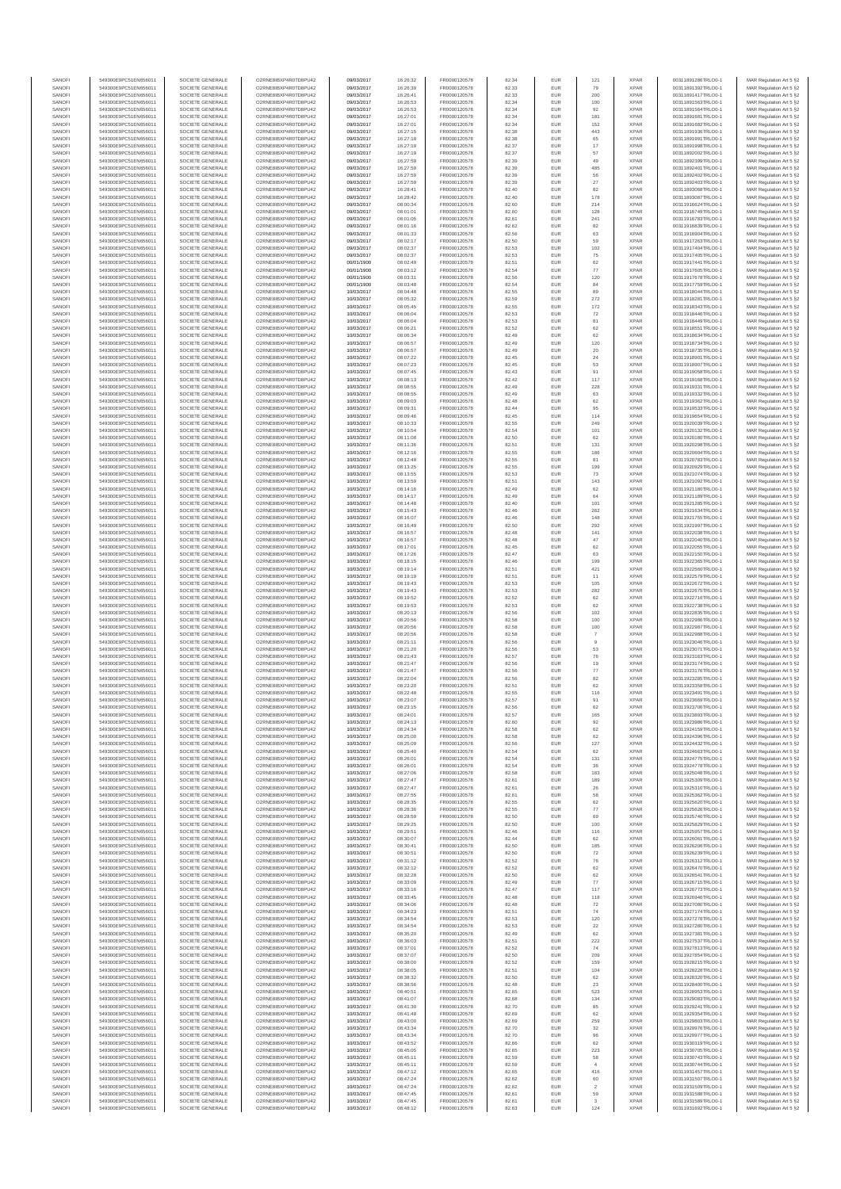| SANOFI | 549300E9PC51EN656011 | SOCIETE GENERALE | O2RNE8IBXP4R0TD8PU42 | 09/03/2017 | 16:26:32 | FR0000120578 | 82.34 | EUR | 121 | XPAR | 00311891286TRLO0-1 | MAR Regulation Art 5 §2 |
|---|---|---|---|---|---|---|---|---|---|---|---|---|
| SANOFI | 549300E9PC51EN656011 | SOCIETE GENERALE | O2RNE8IBXP4R0TD8PU42 | 09/03/2017 | 16:26:39 | FR0000120578 | 82.33 | EUR | 79 | XPAR | 00311891392TRLO0-1 | MAR Regulation Art 5 §2 |
| SANOFI | 549300E9PC51EN656011 | SOCIETE GENERALE | O2RNE8IBXP4R0TD8PU42 | 09/03/2017 | 16:26:41 | FR0000120578 | 82.33 | EUR | 200 | XPAR | 00311891417TRLO0-1 | MAR Regulation Art 5 §2 |
| SANOFI | 549300E9PC51EN656011 | SOCIETE GENERALE | O2RNE8IBXP4R0TD8PU42 | 09/03/2017 | 16:26:53 | FR0000120578 | 82.34 | EUR | 100 | XPAR | 00311891563TRLO0-1 | MAR Regulation Art 5 §2 |
| SANOFI | 549300E9PC51EN656011 | SOCIETE GENERALE | O2RNE8IBXP4R0TD8PU42 | 09/03/2017 | 16:26:53 | FR0000120578 | 82.34 | EUR | 92 | XPAR | 00311891564TRLO0-1 | MAR Regulation Art 5 §2 |
| SANOFI | 549300E9PC51EN656011 | SOCIETE GENERALE | O2RNE8IBXP4R0TD8PU42 | 09/03/2017 | 16:27:01 | FR0000120578 | 82.34 | EUR | 181 | XPAR | 00311891681TRLO0-1 | MAR Regulation Art 5 §2 |
| SANOFI | 549300E9PC51EN656011 | SOCIETE GENERALE | O2RNE8IBXP4R0TD8PU42 | 09/03/2017 | 16:27:01 | FR0000120578 | 82.34 | EUR | 152 | XPAR | 00311891682TRLO0-1 | MAR Regulation Art 5 §2 |
| SANOFI | 549300E9PC51EN656011 | SOCIETE GENERALE | O2RNE8IBXP4R0TD8PU42 | 09/03/2017 | 16:27:15 | FR0000120578 | 82.38 | EUR | 443 | XPAR | 00311891936TRLO0-1 | MAR Regulation Art 5 §2 |
| SANOFI | 549300E9PC51EN656011 | SOCIETE GENERALE | O2RNE8IBXP4R0TD8PU42 | 09/03/2017 | 16:27:18 | FR0000120578 | 82.38 | EUR | 65 | XPAR | 00311891991TRLO0-1 | MAR Regulation Art 5 §2 |
| SANOFI | 549300E9PC51EN656011 | SOCIETE GENERALE | O2RNE8IBXP4R0TD8PU42 | 09/03/2017 | 16:27:19 | FR0000120578 | 82.37 | EUR | 17 | XPAR | 00311891998TRLO0-1 | MAR Regulation Art 5 §2 |
| SANOFI | 549300E9PC51EN656011 | SOCIETE GENERALE | O2RNE8IBXP4R0TD8PU42 | 09/03/2017 | 16:27:19 | FR0000120578 | 82.37 | EUR | 57 | XPAR | 00311892002TRLO0-1 | MAR Regulation Art 5 §2 |
| SANOFI | 549300E9PC51EN656011 | SOCIETE GENERALE | O2RNE8IBXP4R0TD8PU42 | 09/03/2017 | 16:27:59 | FR0000120578 | 82.39 | EUR | 49 | XPAR | 00311892399TRLO0-1 | MAR Regulation Art 5 §2 |
| SANOFI | 549300E9PC51EN656011 | SOCIETE GENERALE | O2RNE8IBXP4R0TD8PU42 | 09/03/2017 | 16:27:59 | FR0000120578 | 82.39 | EUR | 485 | XPAR | 00311892401TRLO0-1 | MAR Regulation Art 5 §2 |
| SANOFI | 549300E9PC51EN656011 | SOCIETE GENERALE | O2RNE8IBXP4R0TD8PU42 | 09/03/2017 | 16:27:59 | FR0000120578 | 82.39 | EUR | 56 | XPAR | 00311892402TRLO0-1 | MAR Regulation Art 5 §2 |
| SANOFI | 549300E9PC51EN656011 | SOCIETE GENERALE | O2RNE8IBXP4R0TD8PU42 | 09/03/2017 | 16:27:59 | FR0000120578 | 82.39 | EUR | 27 | XPAR | 00311892403TRLO0-1 | MAR Regulation Art 5 §2 |
| SANOFI | 549300E9PC51EN656011 | SOCIETE GENERALE | O2RNE8IBXP4R0TD8PU42 | 09/03/2017 | 16:28:41 | FR0000120578 | 82.40 | EUR | 82 | XPAR | 00311893068TRLO0-1 | MAR Regulation Art 5 §2 |
| SANOFI | 549300E9PC51EN656011 | SOCIETE GENERALE | O2RNE8IBXP4R0TD8PU42 | 09/03/2017 | 16:28:42 | FR0000120578 | 82.40 | EUR | 178 | XPAR | 00311893080TRLO0-1 | MAR Regulation Art 5 §2 |
| SANOFI | 549300E9PC51EN656011 | SOCIETE GENERALE | O2RNE8IBXP4R0TD8PU42 | 09/03/2017 | 08:00:34 | FR0000120578 | 82.60 | EUR | 214 | XPAR | 00311916624TRLO0-1 | MAR Regulation Art 5 §2 |
| SANOFI | 549300E9PC51EN656011 | SOCIETE GENERALE | O2RNE8IBXP4R0TD8PU42 | 09/03/2017 | 08:01:01 | FR0000120578 | 82.60 | EUR | 128 | XPAR | 00311916749TRLO0-1 | MAR Regulation Art 5 §2 |
| SANOFI | 549300E9PC51EN656011 | SOCIETE GENERALE | O2RNE8IBXP4R0TD8PU42 | 09/03/2017 | 08:01:05 | FR0000120578 | 82.61 | EUR | 241 | XPAR | 00311916793TRLO0-1 | MAR Regulation Art 5 §2 |
| SANOFI | 549300E9PC51EN656011 | SOCIETE GENERALE | O2RNE8IBXP4R0TD8PU42 | 09/03/2017 | 08:01:16 | FR0000120578 | 82.62 | EUR | 82 | XPAR | 00311916839TRLO0-1 | MAR Regulation Art 5 §2 |
| SANOFI | 549300E9PC51EN656011 | SOCIETE GENERALE | O2RNE8IBXP4R0TD8PU42 | 09/03/2017 | 08:01:33 | FR0000120578 | 82.56 | EUR | 63 | XPAR | 00311916904TRLO0-1 | MAR Regulation Art 5 §2 |
| SANOFI | 549300E9PC51EN656011 | SOCIETE GENERALE | O2RNE8IBXP4R0TD8PU42 | 09/03/2017 | 08:02:17 | FR0000120578 | 82.50 | EUR | 59 | XPAR | 00311917263TRLO0-1 | MAR Regulation Art 5 §2 |
| SANOFI | 549300E9PC51EN656011 | SOCIETE GENERALE | O2RNE8IBXP4R0TD8PU42 | 09/03/2017 | 08:02:37 | FR0000120578 | 82.53 | EUR | 102 | XPAR | 00311917404TRLO0-1 | MAR Regulation Art 5 §2 |
| SANOFI | 549300E9PC51EN656011 | SOCIETE GENERALE | O2RNE8IBXP4R0TD8PU42 | 09/03/2017 | 08:02:37 | FR0000120578 | 82.53 | EUR | 75 | XPAR | 00311917405TRLO0-1 | MAR Regulation Art 5 §2 |
| SANOFI | 549300E9PC51EN656011 | SOCIETE GENERALE | O2RNE8IBXP4R0TD8PU42 | 00/01/1900 | 08:02:49 | FR0000120578 | 82.51 | EUR | 62 | XPAR | 00311917441TRLO0-1 | MAR Regulation Art 5 §2 |
| SANOFI | 549300E9PC51EN656011 | SOCIETE GENERALE | O2RNE8IBXP4R0TD8PU42 | 00/01/1900 | 08:03:12 | FR0000120578 | 82.54 | EUR | 77 | XPAR | 00311917605TRLO0-1 | MAR Regulation Art 5 §2 |
| SANOFI | 549300E9PC51EN656011 | SOCIETE GENERALE | O2RNE8IBXP4R0TD8PU42 | 00/01/1900 | 08:03:31 | FR0000120578 | 82.56 | EUR | 120 | XPAR | 00311917678TRLO0-1 | MAR Regulation Art 5 §2 |
| SANOFI | 549300E9PC51EN656011 | SOCIETE GENERALE | O2RNE8IBXP4R0TD8PU42 | 00/01/1900 | 08:03:48 | FR0000120578 | 82.54 | EUR | 84 | XPAR | 00311917759TRLO0-1 | MAR Regulation Art 5 §2 |
| SANOFI | 549300E9PC51EN656011 | SOCIETE GENERALE | O2RNE8IBXP4R0TD8PU42 | 10/03/2017 | 08:04:48 | FR0000120578 | 82.55 | EUR | 89 | XPAR | 00311918044TRLO0-1 | MAR Regulation Art 5 §2 |
| SANOFI | 549300E9PC51EN656011 | SOCIETE GENERALE | O2RNE8IBXP4R0TD8PU42 | 10/03/2017 | 08:05:32 | FR0000120578 | 82.59 | EUR | 272 | XPAR | 00311918281TRLO0-1 | MAR Regulation Art 5 §2 |
| SANOFI | 549300E9PC51EN656011 | SOCIETE GENERALE | O2RNE8IBXP4R0TD8PU42 | 10/03/2017 | 08:05:45 | FR0000120578 | 82.55 | EUR | 172 | XPAR | 00311918343TRLO0-1 | MAR Regulation Art 5 §2 |
| SANOFI | 549300E9PC51EN656011 | SOCIETE GENERALE | O2RNE8IBXP4R0TD8PU42 | 10/03/2017 | 08:06:04 | FR0000120578 | 82.53 | EUR | 72 | XPAR | 00311918446TRLO0-1 | MAR Regulation Art 5 §2 |
| SANOFI | 549300E9PC51EN656011 | SOCIETE GENERALE | O2RNE8IBXP4R0TD8PU42 | 10/03/2017 | 08:06:04 | FR0000120578 | 82.53 | EUR | 81 | XPAR | 00311918449TRLO0-1 | MAR Regulation Art 5 §2 |
| SANOFI | 549300E9PC51EN656011 | SOCIETE GENERALE | O2RNE8IBXP4R0TD8PU42 | 10/03/2017 | 08:06:21 | FR0000120578 | 82.52 | EUR | 62 | XPAR | 00311918551TRLO0-1 | MAR Regulation Art 5 §2 |
| SANOFI | 549300E9PC51EN656011 | SOCIETE GENERALE | O2RNE8IBXP4R0TD8PU42 | 10/03/2017 | 08:06:34 | FR0000120578 | 82.49 | EUR | 62 | XPAR | 00311918634TRLO0-1 | MAR Regulation Art 5 §2 |
| SANOFI | 549300E9PC51EN656011 | SOCIETE GENERALE | O2RNE8IBXP4R0TD8PU42 | 10/03/2017 | 08:06:57 | FR0000120578 | 82.49 | EUR | 120 | XPAR | 00311918734TRLO0-1 | MAR Regulation Art 5 §2 |
| SANOFI | 549300E9PC51EN656011 | SOCIETE GENERALE | O2RNE8IBXP4R0TD8PU42 | 10/03/2017 | 08:06:57 | FR0000120578 | 82.49 | EUR | 20 | XPAR | 00311918735TRLO0-1 | MAR Regulation Art 5 §2 |
| SANOFI | 549300E9PC51EN656011 | SOCIETE GENERALE | O2RNE8IBXP4R0TD8PU42 | 10/03/2017 | 08:07:22 | FR0000120578 | 82.45 | EUR | 24 | XPAR | 00311918901TRLO0-1 | MAR Regulation Art 5 §2 |
| SANOFI | 549300E9PC51EN656011 | SOCIETE GENERALE | O2RNE8IBXP4R0TD8PU42 | 10/03/2017 | 08:07:23 | FR0000120578 | 82.45 | EUR | 53 | XPAR | 00311918907TRLO0-1 | MAR Regulation Art 5 §2 |
| SANOFI | 549300E9PC51EN656011 | SOCIETE GENERALE | O2RNE8IBXP4R0TD8PU42 | 10/03/2017 | 08:07:45 | FR0000120578 | 82.43 | EUR | 91 | XPAR | 00311919058TRLO0-1 | MAR Regulation Art 5 §2 |
| SANOFI | 549300E9PC51EN656011 | SOCIETE GENERALE | O2RNE8IBXP4R0TD8PU42 | 10/03/2017 | 08:08:13 | FR0000120578 | 82.42 | EUR | 117 | XPAR | 00311919168TRLO0-1 | MAR Regulation Art 5 §2 |
| SANOFI | 549300E9PC51EN656011 | SOCIETE GENERALE | O2RNE8IBXP4R0TD8PU42 | 10/03/2017 | 08:08:55 | FR0000120578 | 82.49 | EUR | 228 | XPAR | 00311919331TRLO0-1 | MAR Regulation Art 5 §2 |
| SANOFI | 549300E9PC51EN656011 | SOCIETE GENERALE | O2RNE8IBXP4R0TD8PU42 | 10/03/2017 | 08:08:55 | FR0000120578 | 82.49 | EUR | 63 | XPAR | 00311919332TRLO0-1 | MAR Regulation Art 5 §2 |
| SANOFI | 549300E9PC51EN656011 | SOCIETE GENERALE | O2RNE8IBXP4R0TD8PU42 | 10/03/2017 | 08:09:03 | FR0000120578 | 82.48 | EUR | 62 | XPAR | 00311919362TRLO0-1 | MAR Regulation Art 5 §2 |
| SANOFI | 549300E9PC51EN656011 | SOCIETE GENERALE | O2RNE8IBXP4R0TD8PU42 | 10/03/2017 | 08:09:31 | FR0000120578 | 82.44 | EUR | 95 | XPAR | 00311919533TRLO0-1 | MAR Regulation Art 5 §2 |
| SANOFI | 549300E9PC51EN656011 | SOCIETE GENERALE | O2RNE8IBXP4R0TD8PU42 | 10/03/2017 | 08:09:46 | FR0000120578 | 82.45 | EUR | 114 | XPAR | 00311919654TRLO0-1 | MAR Regulation Art 5 §2 |
| SANOFI | 549300E9PC51EN656011 | SOCIETE GENERALE | O2RNE8IBXP4R0TD8PU42 | 10/03/2017 | 08:10:33 | FR0000120578 | 82.55 | EUR | 249 | XPAR | 00311920039TRLO0-1 | MAR Regulation Art 5 §2 |
| SANOFI | 549300E9PC51EN656011 | SOCIETE GENERALE | O2RNE8IBXP4R0TD8PU42 | 10/03/2017 | 08:10:54 | FR0000120578 | 82.54 | EUR | 101 | XPAR | 00311920132TRLO0-1 | MAR Regulation Art 5 §2 |
| SANOFI | 549300E9PC51EN656011 | SOCIETE GENERALE | O2RNE8IBXP4R0TD8PU42 | 10/03/2017 | 08:11:08 | FR0000120578 | 82.50 | EUR | 62 | XPAR | 00311920180TRLO0-1 | MAR Regulation Art 5 §2 |
| SANOFI | 549300E9PC51EN656011 | SOCIETE GENERALE | O2RNE8IBXP4R0TD8PU42 | 10/03/2017 | 08:11:36 | FR0000120578 | 82.51 | EUR | 131 | XPAR | 00311920298TRLO0-1 | MAR Regulation Art 5 §2 |
| SANOFI | 549300E9PC51EN656011 | SOCIETE GENERALE | O2RNE8IBXP4R0TD8PU42 | 10/03/2017 | 08:12:16 | FR0000120578 | 82.55 | EUR | 186 | XPAR | 00311920604TRLO0-1 | MAR Regulation Art 5 §2 |
| SANOFI | 549300E9PC51EN656011 | SOCIETE GENERALE | O2RNE8IBXP4R0TD8PU42 | 10/03/2017 | 08:12:48 | FR0000120578 | 82.55 | EUR | 81 | XPAR | 00311920783TRLO0-1 | MAR Regulation Art 5 §2 |
| SANOFI | 549300E9PC51EN656011 | SOCIETE GENERALE | O2RNE8IBXP4R0TD8PU42 | 10/03/2017 | 08:13:25 | FR0000120578 | 82.55 | EUR | 199 | XPAR | 00311920929TRLO0-1 | MAR Regulation Art 5 §2 |
| SANOFI | 549300E9PC51EN656011 | SOCIETE GENERALE | O2RNE8IBXP4R0TD8PU42 | 10/03/2017 | 08:13:55 | FR0000120578 | 82.53 | EUR | 73 | XPAR | 00311921074TRLO0-1 | MAR Regulation Art 5 §2 |
| SANOFI | 549300E9PC51EN656011 | SOCIETE GENERALE | O2RNE8IBXP4R0TD8PU42 | 10/03/2017 | 08:13:59 | FR0000120578 | 82.51 | EUR | 143 | XPAR | 00311921092TRLO0-1 | MAR Regulation Art 5 §2 |
| SANOFI | 549300E9PC51EN656011 | SOCIETE GENERALE | O2RNE8IBXP4R0TD8PU42 | 10/03/2017 | 08:14:16 | FR0000120578 | 82.49 | EUR | 62 | XPAR | 00311921180TRLO0-1 | MAR Regulation Art 5 §2 |
| SANOFI | 549300E9PC51EN656011 | SOCIETE GENERALE | O2RNE8IBXP4R0TD8PU42 | 10/03/2017 | 08:14:17 | FR0000120578 | 82.49 | EUR | 64 | XPAR | 00311921189TRLO0-1 | MAR Regulation Art 5 §2 |
| SANOFI | 549300E9PC51EN656011 | SOCIETE GENERALE | O2RNE8IBXP4R0TD8PU42 | 10/03/2017 | 08:14:48 | FR0000120578 | 82.40 | EUR | 101 | XPAR | 00311921285TRLO0-1 | MAR Regulation Art 5 §2 |
| SANOFI | 549300E9PC51EN656011 | SOCIETE GENERALE | O2RNE8IBXP4R0TD8PU42 | 10/03/2017 | 08:15:43 | FR0000120578 | 82.46 | EUR | 262 | XPAR | 00311921543TRLO0-1 | MAR Regulation Art 5 §2 |
| SANOFI | 549300E9PC51EN656011 | SOCIETE GENERALE | O2RNE8IBXP4R0TD8PU42 | 10/03/2017 | 08:16:07 | FR0000120578 | 82.46 | EUR | 148 | XPAR | 00311921755TRLO0-1 | MAR Regulation Art 5 §2 |
| SANOFI | 549300E9PC51EN656011 | SOCIETE GENERALE | O2RNE8IBXP4R0TD8PU42 | 10/03/2017 | 08:16:49 | FR0000120578 | 82.50 | EUR | 292 | XPAR | 00311921997TRLO0-1 | MAR Regulation Art 5 §2 |
| SANOFI | 549300E9PC51EN656011 | SOCIETE GENERALE | O2RNE8IBXP4R0TD8PU42 | 10/03/2017 | 08:16:57 | FR0000120578 | 82.48 | EUR | 141 | XPAR | 00311922038TRLO0-1 | MAR Regulation Art 5 §2 |
| SANOFI | 549300E9PC51EN656011 | SOCIETE GENERALE | O2RNE8IBXP4R0TD8PU42 | 10/03/2017 | 08:16:57 | FR0000120578 | 82.48 | EUR | 47 | XPAR | 00311922040TRLO0-1 | MAR Regulation Art 5 §2 |
| SANOFI | 549300E9PC51EN656011 | SOCIETE GENERALE | O2RNE8IBXP4R0TD8PU42 | 10/03/2017 | 08:17:01 | FR0000120578 | 82.45 | EUR | 62 | XPAR | 00311922055TRLO0-1 | MAR Regulation Art 5 §2 |
| SANOFI | 549300E9PC51EN656011 | SOCIETE GENERALE | O2RNE8IBXP4R0TD8PU42 | 10/03/2017 | 08:17:28 | FR0000120578 | 82.47 | EUR | 63 | XPAR | 00311922150TRLO0-1 | MAR Regulation Art 5 §2 |
| SANOFI | 549300E9PC51EN656011 | SOCIETE GENERALE | O2RNE8IBXP4R0TD8PU42 | 10/03/2017 | 08:18:15 | FR0000120578 | 82.46 | EUR | 199 | XPAR | 00311922365TRLO0-1 | MAR Regulation Art 5 §2 |
| SANOFI | 549300E9PC51EN656011 | SOCIETE GENERALE | O2RNE8IBXP4R0TD8PU42 | 10/03/2017 | 08:19:14 | FR0000120578 | 82.51 | EUR | 421 | XPAR | 00311922560TRLO0-1 | MAR Regulation Art 5 §2 |
| SANOFI | 549300E9PC51EN656011 | SOCIETE GENERALE | O2RNE8IBXP4R0TD8PU42 | 10/03/2017 | 08:19:19 | FR0000120578 | 82.51 | EUR | 11 | XPAR | 00311922579TRLO0-1 | MAR Regulation Art 5 §2 |
| SANOFI | 549300E9PC51EN656011 | SOCIETE GENERALE | O2RNE8IBXP4R0TD8PU42 | 10/03/2017 | 08:19:43 | FR0000120578 | 82.53 | EUR | 105 | XPAR | 00311922672TRLO0-1 | MAR Regulation Art 5 §2 |
| SANOFI | 549300E9PC51EN656011 | SOCIETE GENERALE | O2RNE8IBXP4R0TD8PU42 | 10/03/2017 | 08:19:43 | FR0000120578 | 82.53 | EUR | 282 | XPAR | 00311922675TRLO0-1 | MAR Regulation Art 5 §2 |
| SANOFI | 549300E9PC51EN656011 | SOCIETE GENERALE | O2RNE8IBXP4R0TD8PU42 | 10/03/2017 | 08:19:52 | FR0000120578 | 82.53 | EUR | 62 | XPAR | 00311922716TRLO0-1 | MAR Regulation Art 5 §2 |
| SANOFI | 549300E9PC51EN656011 | SOCIETE GENERALE | O2RNE8IBXP4R0TD8PU42 | 10/03/2017 | 08:19:53 | FR0000120578 | 82.53 | EUR | 62 | XPAR | 00311922738TRLO0-1 | MAR Regulation Art 5 §2 |
| SANOFI | 549300E9PC51EN656011 | SOCIETE GENERALE | O2RNE8IBXP4R0TD8PU42 | 10/03/2017 | 08:20:13 | FR0000120578 | 82.56 | EUR | 102 | XPAR | 00311922835TRLO0-1 | MAR Regulation Art 5 §2 |
| SANOFI | 549300E9PC51EN656011 | SOCIETE GENERALE | O2RNE8IBXP4R0TD8PU42 | 10/03/2017 | 08:20:56 | FR0000120578 | 82.58 | EUR | 100 | XPAR | 00311922986TRLO0-1 | MAR Regulation Art 5 §2 |
| SANOFI | 549300E9PC51EN656011 | SOCIETE GENERALE | O2RNE8IBXP4R0TD8PU42 | 10/03/2017 | 08:20:56 | FR0000120578 | 82.58 | EUR | 100 | XPAR | 00311922987TRLO0-1 | MAR Regulation Art 5 §2 |
| SANOFI | 549300E9PC51EN656011 | SOCIETE GENERALE | O2RNE8IBXP4R0TD8PU42 | 10/03/2017 | 08:20:56 | FR0000120578 | 82.58 | EUR | 7 | XPAR | 00311922988TRLO0-1 | MAR Regulation Art 5 §2 |
| SANOFI | 549300E9PC51EN656011 | SOCIETE GENERALE | O2RNE8IBXP4R0TD8PU42 | 10/03/2017 | 08:21:11 | FR0000120578 | 82.56 | EUR | 9 | XPAR | 00311923046TRLO0-1 | MAR Regulation Art 5 §2 |
| SANOFI | 549300E9PC51EN656011 | SOCIETE GENERALE | O2RNE8IBXP4R0TD8PU42 | 10/03/2017 | 08:21:20 | FR0000120578 | 82.56 | EUR | 53 | XPAR | 00311923071TRLO0-1 | MAR Regulation Art 5 §2 |
| SANOFI | 549300E9PC51EN656011 | SOCIETE GENERALE | O2RNE8IBXP4R0TD8PU42 | 10/03/2017 | 08:21:43 | FR0000120578 | 82.57 | EUR | 76 | XPAR | 00311923163TRLO0-1 | MAR Regulation Art 5 §2 |
| SANOFI | 549300E9PC51EN656011 | SOCIETE GENERALE | O2RNE8IBXP4R0TD8PU42 | 10/03/2017 | 08:21:47 | FR0000120578 | 82.56 | EUR | 19 | XPAR | 00311923174TRLO0-1 | MAR Regulation Art 5 §2 |
| SANOFI | 549300E9PC51EN656011 | SOCIETE GENERALE | O2RNE8IBXP4R0TD8PU42 | 10/03/2017 | 08:21:47 | FR0000120578 | 82.56 | EUR | 77 | XPAR | 00311923176TRLO0-1 | MAR Regulation Art 5 §2 |
| SANOFI | 549300E9PC51EN656011 | SOCIETE GENERALE | O2RNE8IBXP4R0TD8PU42 | 10/03/2017 | 08:22:04 | FR0000120578 | 82.56 | EUR | 82 | XPAR | 00311923228TRLO0-1 | MAR Regulation Art 5 §2 |
| SANOFI | 549300E9PC51EN656011 | SOCIETE GENERALE | O2RNE8IBXP4R0TD8PU42 | 10/03/2017 | 08:22:20 | FR0000120578 | 82.51 | EUR | 62 | XPAR | 00311923358TRLO0-1 | MAR Regulation Art 5 §2 |
| SANOFI | 549300E9PC51EN656011 | SOCIETE GENERALE | O2RNE8IBXP4R0TD8PU42 | 10/03/2017 | 08:22:48 | FR0000120578 | 82.55 | EUR | 116 | XPAR | 00311923491TRLO0-1 | MAR Regulation Art 5 §2 |
| SANOFI | 549300E9PC51EN656011 | SOCIETE GENERALE | O2RNE8IBXP4R0TD8PU42 | 10/03/2017 | 08:23:07 | FR0000120578 | 82.57 | EUR | 91 | XPAR | 00311923669TRLO0-1 | MAR Regulation Art 5 §2 |
| SANOFI | 549300E9PC51EN656011 | SOCIETE GENERALE | O2RNE8IBXP4R0TD8PU42 | 10/03/2017 | 08:23:15 | FR0000120578 | 82.56 | EUR | 62 | XPAR | 00311923706TRLO0-1 | MAR Regulation Art 5 §2 |
| SANOFI | 549300E9PC51EN656011 | SOCIETE GENERALE | O2RNE8IBXP4R0TD8PU42 | 10/03/2017 | 08:24:01 | FR0000120578 | 82.57 | EUR | 165 | XPAR | 00311923893TRLO0-1 | MAR Regulation Art 5 §2 |
| SANOFI | 549300E9PC51EN656011 | SOCIETE GENERALE | O2RNE8IBXP4R0TD8PU42 | 10/03/2017 | 08:24:13 | FR0000120578 | 82.60 | EUR | 92 | XPAR | 00311923986TRLO0-1 | MAR Regulation Art 5 §2 |
| SANOFI | 549300E9PC51EN656011 | SOCIETE GENERALE | O2RNE8IBXP4R0TD8PU42 | 10/03/2017 | 08:24:34 | FR0000120578 | 82.58 | EUR | 62 | XPAR | 00311924150TRLO0-1 | MAR Regulation Art 5 §2 |
| SANOFI | 549300E9PC51EN656011 | SOCIETE GENERALE | O2RNE8IBXP4R0TD8PU42 | 10/03/2017 | 08:25:00 | FR0000120578 | 82.58 | EUR | 62 | XPAR | 00311924396TRLO0-1 | MAR Regulation Art 5 §2 |
| SANOFI | 549300E9PC51EN656011 | SOCIETE GENERALE | O2RNE8IBXP4R0TD8PU42 | 10/03/2017 | 08:25:09 | FR0000120578 | 82.56 | EUR | 127 | XPAR | 00311924432TRLO0-1 | MAR Regulation Art 5 §2 |
| SANOFI | 549300E9PC51EN656011 | SOCIETE GENERALE | O2RNE8IBXP4R0TD8PU42 | 10/03/2017 | 08:25:40 | FR0000120578 | 82.54 | EUR | 62 | XPAR | 00311924663TRLO0-1 | MAR Regulation Art 5 §2 |
| SANOFI | 549300E9PC51EN656011 | SOCIETE GENERALE | O2RNE8IBXP4R0TD8PU42 | 10/03/2017 | 08:26:01 | FR0000120578 | 82.54 | EUR | 131 | XPAR | 00311924775TRLO0-1 | MAR Regulation Art 5 §2 |
| SANOFI | 549300E9PC51EN656011 | SOCIETE GENERALE | O2RNE8IBXP4R0TD8PU42 | 10/03/2017 | 08:26:01 | FR0000120578 | 82.54 | EUR | 36 | XPAR | 00311924778TRLO0-1 | MAR Regulation Art 5 §2 |
| SANOFI | 549300E9PC51EN656011 | SOCIETE GENERALE | O2RNE8IBXP4R0TD8PU42 | 10/03/2017 | 08:27:06 | FR0000120578 | 82.58 | EUR | 183 | XPAR | 00311925048TRLO0-1 | MAR Regulation Art 5 §2 |
| SANOFI | 549300E9PC51EN656011 | SOCIETE GENERALE | O2RNE8IBXP4R0TD8PU42 | 10/03/2017 | 08:27:47 | FR0000120578 | 82.61 | EUR | 189 | XPAR | 00311925309TRLO0-1 | MAR Regulation Art 5 §2 |
| SANOFI | 549300E9PC51EN656011 | SOCIETE GENERALE | O2RNE8IBXP4R0TD8PU42 | 10/03/2017 | 08:27:47 | FR0000120578 | 82.61 | EUR | 26 | XPAR | 00311925310TRLO0-1 | MAR Regulation Art 5 §2 |
| SANOFI | 549300E9PC51EN656011 | SOCIETE GENERALE | O2RNE8IBXP4R0TD8PU42 | 10/03/2017 | 08:27:55 | FR0000120578 | 82.61 | EUR | 58 | XPAR | 00311925362TRLO0-1 | MAR Regulation Art 5 §2 |
| SANOFI | 549300E9PC51EN656011 | SOCIETE GENERALE | O2RNE8IBXP4R0TD8PU42 | 10/03/2017 | 08:28:35 | FR0000120578 | 82.55 | EUR | 62 | XPAR | 00311925620TRLO0-1 | MAR Regulation Art 5 §2 |
| SANOFI | 549300E9PC51EN656011 | SOCIETE GENERALE | O2RNE8IBXP4R0TD8PU42 | 10/03/2017 | 08:28:36 | FR0000120578 | 82.55 | EUR | 77 | XPAR | 00311925626TRLO0-1 | MAR Regulation Art 5 §2 |
| SANOFI | 549300E9PC51EN656011 | SOCIETE GENERALE | O2RNE8IBXP4R0TD8PU42 | 10/03/2017 | 08:28:59 | FR0000120578 | 82.50 | EUR | 69 | XPAR | 00311925740TRLO0-1 | MAR Regulation Art 5 §2 |
| SANOFI | 549300E9PC51EN656011 | SOCIETE GENERALE | O2RNE8IBXP4R0TD8PU42 | 10/03/2017 | 08:29:25 | FR0000120578 | 82.50 | EUR | 100 | XPAR | 00311925829TRLO0-1 | MAR Regulation Art 5 §2 |
| SANOFI | 549300E9PC51EN656011 | SOCIETE GENERALE | O2RNE8IBXP4R0TD8PU42 | 10/03/2017 | 08:29:51 | FR0000120578 | 82.46 | EUR | 116 | XPAR | 00311925957TRLO0-1 | MAR Regulation Art 5 §2 |
| SANOFI | 549300E9PC51EN656011 | SOCIETE GENERALE | O2RNE8IBXP4R0TD8PU42 | 10/03/2017 | 08:30:07 | FR0000120578 | 82.44 | EUR | 62 | XPAR | 00311926061TRLO0-1 | MAR Regulation Art 5 §2 |
| SANOFI | 549300E9PC51EN656011 | SOCIETE GENERALE | O2RNE8IBXP4R0TD8PU42 | 10/03/2017 | 08:30:41 | FR0000120578 | 82.50 | EUR | 185 | XPAR | 00311926206TRLO0-1 | MAR Regulation Art 5 §2 |
| SANOFI | 549300E9PC51EN656011 | SOCIETE GENERALE | O2RNE8IBXP4R0TD8PU42 | 10/03/2017 | 08:30:51 | FR0000120578 | 82.50 | EUR | 72 | XPAR | 00311926239TRLO0-1 | MAR Regulation Art 5 §2 |
| SANOFI | 549300E9PC51EN656011 | SOCIETE GENERALE | O2RNE8IBXP4R0TD8PU42 | 10/03/2017 | 08:31:12 | FR0000120578 | 82.52 | EUR | 76 | XPAR | 00311926312TRLO0-1 | MAR Regulation Art 5 §2 |
| SANOFI | 549300E9PC51EN656011 | SOCIETE GENERALE | O2RNE8IBXP4R0TD8PU42 | 10/03/2017 | 08:32:12 | FR0000120578 | 82.52 | EUR | 62 | XPAR | 00311926470TRLO0-1 | MAR Regulation Art 5 §2 |
| SANOFI | 549300E9PC51EN656011 | SOCIETE GENERALE | O2RNE8IBXP4R0TD8PU42 | 10/03/2017 | 08:32:28 | FR0000120578 | 82.50 | EUR | 62 | XPAR | 00311926541TRLO0-1 | MAR Regulation Art 5 §2 |
| SANOFI | 549300E9PC51EN656011 | SOCIETE GENERALE | O2RNE8IBXP4R0TD8PU42 | 10/03/2017 | 08:33:09 | FR0000120578 | 82.49 | EUR | 77 | XPAR | 00311926715TRLO0-1 | MAR Regulation Art 5 §2 |
| SANOFI | 549300E9PC51EN656011 | SOCIETE GENERALE | O2RNE8IBXP4R0TD8PU42 | 10/03/2017 | 08:33:16 | FR0000120578 | 82.47 | EUR | 117 | XPAR | 00311926773TRLO0-1 | MAR Regulation Art 5 §2 |
| SANOFI | 549300E9PC51EN656011 | SOCIETE GENERALE | O2RNE8IBXP4R0TD8PU42 | 10/03/2017 | 08:33:45 | FR0000120578 | 82.48 | EUR | 118 | XPAR | 00311926946TRLO0-1 | MAR Regulation Art 5 §2 |
| SANOFI | 549300E9PC51EN656011 | SOCIETE GENERALE | O2RNE8IBXP4R0TD8PU42 | 10/03/2017 | 08:34:06 | FR0000120578 | 82.48 | EUR | 72 | XPAR | 00311927080TRLO0-1 | MAR Regulation Art 5 §2 |
| SANOFI | 549300E9PC51EN656011 | SOCIETE GENERALE | O2RNE8IBXP4R0TD8PU42 | 10/03/2017 | 08:34:23 | FR0000120578 | 82.51 | EUR | 74 | XPAR | 00311927174TRLO0-1 | MAR Regulation Art 5 §2 |
| SANOFI | 549300E9PC51EN656011 | SOCIETE GENERALE | O2RNE8IBXP4R0TD8PU42 | 10/03/2017 | 08:34:54 | FR0000120578 | 82.53 | EUR | 120 | XPAR | 00311927278TRLO0-1 | MAR Regulation Art 5 §2 |
| SANOFI | 549300E9PC51EN656011 | SOCIETE GENERALE | O2RNE8IBXP4R0TD8PU42 | 10/03/2017 | 08:34:54 | FR0000120578 | 82.53 | EUR | 22 | XPAR | 00311927280TRLO0-1 | MAR Regulation Art 5 §2 |
| SANOFI | 549300E9PC51EN656011 | SOCIETE GENERALE | O2RNE8IBXP4R0TD8PU42 | 10/03/2017 | 08:35:20 | FR0000120578 | 82.49 | EUR | 62 | XPAR | 00311927381TRLO0-1 | MAR Regulation Art 5 §2 |
| SANOFI | 549300E9PC51EN656011 | SOCIETE GENERALE | O2RNE8IBXP4R0TD8PU42 | 10/03/2017 | 08:36:03 | FR0000120578 | 82.51 | EUR | 222 | XPAR | 00311927537TRLO0-1 | MAR Regulation Art 5 §2 |
| SANOFI | 549300E9PC51EN656011 | SOCIETE GENERALE | O2RNE8IBXP4R0TD8PU42 | 10/03/2017 | 08:37:01 | FR0000120578 | 82.52 | EUR | 74 | XPAR | 00311927813TRLO0-1 | MAR Regulation Art 5 §2 |
| SANOFI | 549300E9PC51EN656011 | SOCIETE GENERALE | O2RNE8IBXP4R0TD8PU42 | 10/03/2017 | 08:37:07 | FR0000120578 | 82.50 | EUR | 209 | XPAR | 00311927854TRLO0-1 | MAR Regulation Art 5 §2 |
| SANOFI | 549300E9PC51EN656011 | SOCIETE GENERALE | O2RNE8IBXP4R0TD8PU42 | 10/03/2017 | 08:38:00 | FR0000120578 | 82.52 | EUR | 159 | XPAR | 00311928215TRLO0-1 | MAR Regulation Art 5 §2 |
| SANOFI | 549300E9PC51EN656011 | SOCIETE GENERALE | O2RNE8IBXP4R0TD8PU42 | 10/03/2017 | 08:38:05 | FR0000120578 | 82.51 | EUR | 104 | XPAR | 00311928228TRLO0-1 | MAR Regulation Art 5 §2 |
| SANOFI | 549300E9PC51EN656011 | SOCIETE GENERALE | O2RNE8IBXP4R0TD8PU42 | 10/03/2017 | 08:38:32 | FR0000120578 | 82.50 | EUR | 62 | XPAR | 00311928320TRLO0-1 | MAR Regulation Art 5 §2 |
| SANOFI | 549300E9PC51EN656011 | SOCIETE GENERALE | O2RNE8IBXP4R0TD8PU42 | 10/03/2017 | 08:38:58 | FR0000120578 | 82.48 | EUR | 23 | XPAR | 00311928400TRLO0-1 | MAR Regulation Art 5 §2 |
| SANOFI | 549300E9PC51EN656011 | SOCIETE GENERALE | O2RNE8IBXP4R0TD8PU42 | 10/03/2017 | 08:40:51 | FR0000120578 | 82.65 | EUR | 523 | XPAR | 00311928953TRLO0-1 | MAR Regulation Art 5 §2 |
| SANOFI | 549300E9PC51EN656011 | SOCIETE GENERALE | O2RNE8IBXP4R0TD8PU42 | 10/03/2017 | 08:41:07 | FR0000120578 | 82.68 | EUR | 134 | XPAR | 00311929083TRLO0-1 | MAR Regulation Art 5 §2 |
| SANOFI | 549300E9PC51EN656011 | SOCIETE GENERALE | O2RNE8IBXP4R0TD8PU42 | 10/03/2017 | 08:41:30 | FR0000120578 | 82.70 | EUR | 85 | XPAR | 00311929241TRLO0-1 | MAR Regulation Art 5 §2 |
| SANOFI | 549300E9PC51EN656011 | SOCIETE GENERALE | O2RNE8IBXP4R0TD8PU42 | 10/03/2017 | 08:41:48 | FR0000120578 | 82.69 | EUR | 62 | XPAR | 00311929354TRLO0-1 | MAR Regulation Art 5 §2 |
| SANOFI | 549300E9PC51EN656011 | SOCIETE GENERALE | O2RNE8IBXP4R0TD8PU42 | 10/03/2017 | 08:43:00 | FR0000120578 | 82.69 | EUR | 259 | XPAR | 00311929803TRLO0-1 | MAR Regulation Art 5 §2 |
| SANOFI | 549300E9PC51EN656011 | SOCIETE GENERALE | O2RNE8IBXP4R0TD8PU42 | 10/03/2017 | 08:43:34 | FR0000120578 | 82.70 | EUR | 32 | XPAR | 00311929976TRLO0-1 | MAR Regulation Art 5 §2 |
| SANOFI | 549300E9PC51EN656011 | SOCIETE GENERALE | O2RNE8IBXP4R0TD8PU42 | 10/03/2017 | 08:43:34 | FR0000120578 | 82.70 | EUR | 96 | XPAR | 00311929977TRLO0-1 | MAR Regulation Art 5 §2 |
| SANOFI | 549300E9PC51EN656011 | SOCIETE GENERALE | O2RNE8IBXP4R0TD8PU42 | 10/03/2017 | 08:43:52 | FR0000120578 | 82.66 | EUR | 62 | XPAR | 00311930319TRLO0-1 | MAR Regulation Art 5 §2 |
| SANOFI | 549300E9PC51EN656011 | SOCIETE GENERALE | O2RNE8IBXP4R0TD8PU42 | 10/03/2017 | 08:45:05 | FR0000120578 | 82.65 | EUR | 223 | XPAR | 00311930705TRLO0-1 | MAR Regulation Art 5 §2 |
| SANOFI | 549300E9PC51EN656011 | SOCIETE GENERALE | O2RNE8IBXP4R0TD8PU42 | 10/03/2017 | 08:45:11 | FR0000120578 | 82.59 | EUR | 58 | XPAR | 00311930743TRLO0-1 | MAR Regulation Art 5 §2 |
| SANOFI | 549300E9PC51EN656011 | SOCIETE GENERALE | O2RNE8IBXP4R0TD8PU42 | 10/03/2017 | 08:45:11 | FR0000120578 | 82.59 | EUR | 4 | XPAR | 00311930749TRLO0-1 | MAR Regulation Art 5 §2 |
| SANOFI | 549300E9PC51EN656011 | SOCIETE GENERALE | O2RNE8IBXP4R0TD8PU42 | 10/03/2017 | 08:47:12 | FR0000120578 | 82.65 | EUR | 416 | XPAR | 00311931457TRLO0-1 | MAR Regulation Art 5 §2 |
| SANOFI | 549300E9PC51EN656011 | SOCIETE GENERALE | O2RNE8IBXP4R0TD8PU42 | 10/03/2017 | 08:47:24 | FR0000120578 | 82.62 | EUR | 60 | XPAR | 00311931507TRLO0-1 | MAR Regulation Art 5 §2 |
| SANOFI | 549300E9PC51EN656011 | SOCIETE GENERALE | O2RNE8IBXP4R0TD8PU42 | 10/03/2017 | 08:47:24 | FR0000120578 | 82.62 | EUR | 2 | XPAR | 00311931509TRLO0-1 | MAR Regulation Art 5 §2 |
| SANOFI | 549300E9PC51EN656011 | SOCIETE GENERALE | O2RNE8IBXP4R0TD8PU42 | 10/03/2017 | 08:47:45 | FR0000120578 | 82.61 | EUR | 59 | XPAR | 00311931588TRLO0-1 | MAR Regulation Art 5 §2 |
| SANOFI | 549300E9PC51EN656011 | SOCIETE GENERALE | O2RNE8IBXP4R0TD8PU42 | 10/03/2017 | 08:47:45 | FR0000120578 | 82.61 | EUR | 3 | XPAR | 00311931589TRLO0-1 | MAR Regulation Art 5 §2 |
| SANOFI | 549300E9PC51EN656011 | SOCIETE GENERALE | O2RNE8IBXP4R0TD8PU42 | 10/03/2017 | 08:48:12 | FR0000120578 | 82.63 | EUR | 124 | XPAR | 00311931692TRLO0-1 | MAR Regulation Art 5 §2 |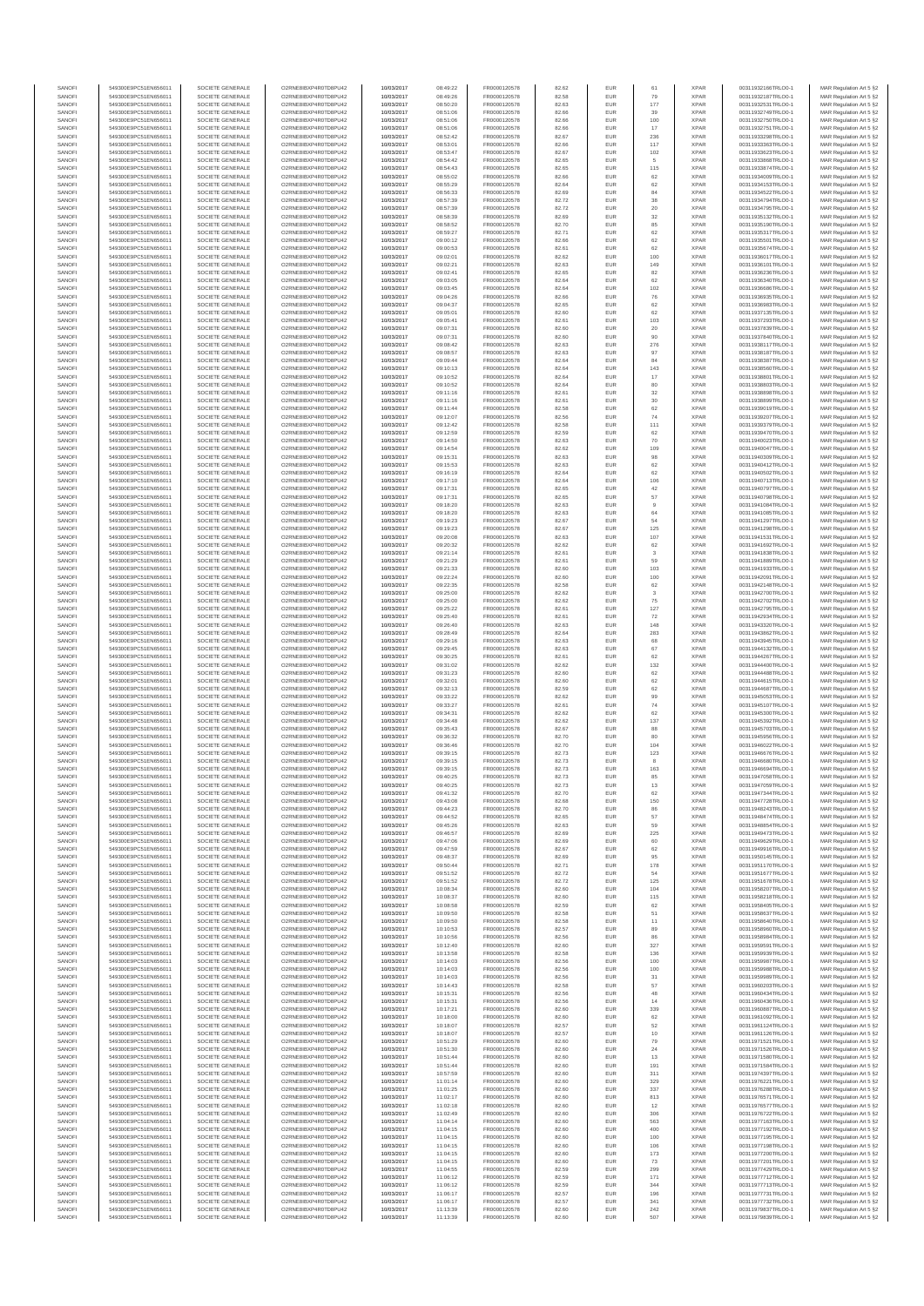| SANOFI | 549300E9PC51EN656011 | SOCIETE GENERALE | O2RNE8IBXP4R0TD8PU42 | 10/03/2017 | 08:49:22 | FR0000120578 | 82.62 | EUR | 61 | XPAR | 00311932166TRLO0-1 | MAR Regulation Art 5 §2 |
|---|---|---|---|---|---|---|---|---|---|---|---|---|
| SANOFI | 549300E9PC51EN656011 | SOCIETE GENERALE | O2RNE8IBXP4R0TD8PU42 | 10/03/2017 | 08:49:26 | FR0000120578 | 82.58 | EUR | 79 | XPAR | 00311932187TRLO0-1 | MAR Regulation Art 5 §2 |
| SANOFI | 549300E9PC51EN656011 | SOCIETE GENERALE | O2RNE8IBXP4R0TD8PU42 | 10/03/2017 | 08:50:20 | FR0000120578 | 82.63 | EUR | 177 | XPAR | 00311932531TRLO0-1 | MAR Regulation Art 5 §2 |
| SANOFI | 549300E9PC51EN656011 | SOCIETE GENERALE | O2RNE8IBXP4R0TD8PU42 | 10/03/2017 | 08:51:06 | FR0000120578 | 82.66 | EUR | 39 | XPAR | 00311932749TRLO0-1 | MAR Regulation Art 5 §2 |
| SANOFI | 549300E9PC51EN656011 | SOCIETE GENERALE | O2RNE8IBXP4R0TD8PU42 | 10/03/2017 | 08:51:06 | FR0000120578 | 82.66 | EUR | 100 | XPAR | 00311932750TRLO0-1 | MAR Regulation Art 5 §2 |
| SANOFI | 549300E9PC51EN656011 | SOCIETE GENERALE | O2RNE8IBXP4R0TD8PU42 | 10/03/2017 | 08:51:06 | FR0000120578 | 82.66 | EUR | 17 | XPAR | 00311932751TRLO0-1 | MAR Regulation Art 5 §2 |
| SANOFI | 549300E9PC51EN656011 | SOCIETE GENERALE | O2RNE8IBXP4R0TD8PU42 | 10/03/2017 | 08:52:42 | FR0000120578 | 82.67 | EUR | 236 | XPAR | 00311933298TRLO0-1 | MAR Regulation Art 5 §2 |
| SANOFI | 549300E9PC51EN656011 | SOCIETE GENERALE | O2RNE8IBXP4R0TD8PU42 | 10/03/2017 | 08:53:01 | FR0000120578 | 82.66 | EUR | 117 | XPAR | 00311933363TRLO0-1 | MAR Regulation Art 5 §2 |
| SANOFI | 549300E9PC51EN656011 | SOCIETE GENERALE | O2RNE8IBXP4R0TD8PU42 | 10/03/2017 | 08:53:47 | FR0000120578 | 82.67 | EUR | 102 | XPAR | 00311933623TRLO0-1 | MAR Regulation Art 5 §2 |
| SANOFI | 549300E9PC51EN656011 | SOCIETE GENERALE | O2RNE8IBXP4R0TD8PU42 | 10/03/2017 | 08:54:42 | FR0000120578 | 82.65 | EUR | 5 | XPAR | 00311933868TRLO0-1 | MAR Regulation Art 5 §2 |
| SANOFI | 549300E9PC51EN656011 | SOCIETE GENERALE | O2RNE8IBXP4R0TD8PU42 | 10/03/2017 | 08:54:43 | FR0000120578 | 82.65 | EUR | 115 | XPAR | 00311933874TRLO0-1 | MAR Regulation Art 5 §2 |
| SANOFI | 549300E9PC51EN656011 | SOCIETE GENERALE | O2RNE8IBXP4R0TD8PU42 | 10/03/2017 | 08:55:02 | FR0000120578 | 82.66 | EUR | 62 | XPAR | 00311934009TRLO0-1 | MAR Regulation Art 5 §2 |
| SANOFI | 549300E9PC51EN656011 | SOCIETE GENERALE | O2RNE8IBXP4R0TD8PU42 | 10/03/2017 | 08:55:29 | FR0000120578 | 82.64 | EUR | 62 | XPAR | 00311934153TRLO0-1 | MAR Regulation Art 5 §2 |
| SANOFI | 549300E9PC51EN656011 | SOCIETE GENERALE | O2RNE8IBXP4R0TD8PU42 | 10/03/2017 | 08:56:33 | FR0000120578 | 82.69 | EUR | 84 | XPAR | 00311934522TRLO0-1 | MAR Regulation Art 5 §2 |
| SANOFI | 549300E9PC51EN656011 | SOCIETE GENERALE | O2RNE8IBXP4R0TD8PU42 | 10/03/2017 | 08:57:39 | FR0000120578 | 82.72 | EUR | 38 | XPAR | 00311934794TRLO0-1 | MAR Regulation Art 5 §2 |
| SANOFI | 549300E9PC51EN656011 | SOCIETE GENERALE | O2RNE8IBXP4R0TD8PU42 | 10/03/2017 | 08:57:39 | FR0000120578 | 82.72 | EUR | 20 | XPAR | 00311934795TRLO0-1 | MAR Regulation Art 5 §2 |
| SANOFI | 549300E9PC51EN656011 | SOCIETE GENERALE | O2RNE8IBXP4R0TD8PU42 | 10/03/2017 | 08:58:39 | FR0000120578 | 82.69 | EUR | 32 | XPAR | 00311935132TRLO0-1 | MAR Regulation Art 5 §2 |
| SANOFI | 549300E9PC51EN656011 | SOCIETE GENERALE | O2RNE8IBXP4R0TD8PU42 | 10/03/2017 | 08:58:52 | FR0000120578 | 82.70 | EUR | 85 | XPAR | 00311935190TRLO0-1 | MAR Regulation Art 5 §2 |
| SANOFI | 549300E9PC51EN656011 | SOCIETE GENERALE | O2RNE8IBXP4R0TD8PU42 | 10/03/2017 | 08:59:27 | FR0000120578 | 82.71 | EUR | 62 | XPAR | 00311935317TRLO0-1 | MAR Regulation Art 5 §2 |
| SANOFI | 549300E9PC51EN656011 | SOCIETE GENERALE | O2RNE8IBXP4R0TD8PU42 | 10/03/2017 | 09:00:12 | FR0000120578 | 82.66 | EUR | 62 | XPAR | 00311935501TRLO0-1 | MAR Regulation Art 5 §2 |
| SANOFI | 549300E9PC51EN656011 | SOCIETE GENERALE | O2RNE8IBXP4R0TD8PU42 | 10/03/2017 | 09:00:53 | FR0000120578 | 82.61 | EUR | 62 | XPAR | 00311935674TRLO0-1 | MAR Regulation Art 5 §2 |
| SANOFI | 549300E9PC51EN656011 | SOCIETE GENERALE | O2RNE8IBXP4R0TD8PU42 | 10/03/2017 | 09:02:01 | FR0000120578 | 82.62 | EUR | 100 | XPAR | 00311936017TRLO0-1 | MAR Regulation Art 5 §2 |
| SANOFI | 549300E9PC51EN656011 | SOCIETE GENERALE | O2RNE8IBXP4R0TD8PU42 | 10/03/2017 | 09:02:21 | FR0000120578 | 82.63 | EUR | 149 | XPAR | 00311936101TRLO0-1 | MAR Regulation Art 5 §2 |
| SANOFI | 549300E9PC51EN656011 | SOCIETE GENERALE | O2RNE8IBXP4R0TD8PU42 | 10/03/2017 | 09:02:41 | FR0000120578 | 82.65 | EUR | 82 | XPAR | 00311936236TRLO0-1 | MAR Regulation Art 5 §2 |
| SANOFI | 549300E9PC51EN656011 | SOCIETE GENERALE | O2RNE8IBXP4R0TD8PU42 | 10/03/2017 | 09:03:05 | FR0000120578 | 82.64 | EUR | 62 | XPAR | 00311936340TRLO0-1 | MAR Regulation Art 5 §2 |
| SANOFI | 549300E9PC51EN656011 | SOCIETE GENERALE | O2RNE8IBXP4R0TD8PU42 | 10/03/2017 | 09:03:45 | FR0000120578 | 82.64 | EUR | 102 | XPAR | 00311936686TRLO0-1 | MAR Regulation Art 5 §2 |
| SANOFI | 549300E9PC51EN656011 | SOCIETE GENERALE | O2RNE8IBXP4R0TD8PU42 | 10/03/2017 | 09:04:26 | FR0000120578 | 82.66 | EUR | 76 | XPAR | 00311936935TRLO0-1 | MAR Regulation Art 5 §2 |
| SANOFI | 549300E9PC51EN656011 | SOCIETE GENERALE | O2RNE8IBXP4R0TD8PU42 | 10/03/2017 | 09:04:37 | FR0000120578 | 82.65 | EUR | 62 | XPAR | 00311936983TRLO0-1 | MAR Regulation Art 5 §2 |
| SANOFI | 549300E9PC51EN656011 | SOCIETE GENERALE | O2RNE8IBXP4R0TD8PU42 | 10/03/2017 | 09:05:01 | FR0000120578 | 82.60 | EUR | 62 | XPAR | 00311937135TRLO0-1 | MAR Regulation Art 5 §2 |
| SANOFI | 549300E9PC51EN656011 | SOCIETE GENERALE | O2RNE8IBXP4R0TD8PU42 | 10/03/2017 | 09:05:41 | FR0000120578 | 82.61 | EUR | 103 | XPAR | 00311937293TRLO0-1 | MAR Regulation Art 5 §2 |
| SANOFI | 549300E9PC51EN656011 | SOCIETE GENERALE | O2RNE8IBXP4R0TD8PU42 | 10/03/2017 | 09:07:31 | FR0000120578 | 82.60 | EUR | 20 | XPAR | 00311937839TRLO0-1 | MAR Regulation Art 5 §2 |
| SANOFI | 549300E9PC51EN656011 | SOCIETE GENERALE | O2RNE8IBXP4R0TD8PU42 | 10/03/2017 | 09:07:31 | FR0000120578 | 82.60 | EUR | 90 | XPAR | 00311937840TRLO0-1 | MAR Regulation Art 5 §2 |
| SANOFI | 549300E9PC51EN656011 | SOCIETE GENERALE | O2RNE8IBXP4R0TD8PU42 | 10/03/2017 | 09:08:42 | FR0000120578 | 82.63 | EUR | 276 | XPAR | 00311938117TRLO0-1 | MAR Regulation Art 5 §2 |
| SANOFI | 549300E9PC51EN656011 | SOCIETE GENERALE | O2RNE8IBXP4R0TD8PU42 | 10/03/2017 | 09:08:57 | FR0000120578 | 82.63 | EUR | 97 | XPAR | 00311938187TRLO0-1 | MAR Regulation Art 5 §2 |
| SANOFI | 549300E9PC51EN656011 | SOCIETE GENERALE | O2RNE8IBXP4R0TD8PU42 | 10/03/2017 | 09:09:44 | FR0000120578 | 82.64 | EUR | 84 | XPAR | 00311938387TRLO0-1 | MAR Regulation Art 5 §2 |
| SANOFI | 549300E9PC51EN656011 | SOCIETE GENERALE | O2RNE8IBXP4R0TD8PU42 | 10/03/2017 | 09:10:13 | FR0000120578 | 82.64 | EUR | 143 | XPAR | 00311938560TRLO0-1 | MAR Regulation Art 5 §2 |
| SANOFI | 549300E9PC51EN656011 | SOCIETE GENERALE | O2RNE8IBXP4R0TD8PU42 | 10/03/2017 | 09:10:52 | FR0000120578 | 82.64 | EUR | 17 | XPAR | 00311938801TRLO0-1 | MAR Regulation Art 5 §2 |
| SANOFI | 549300E9PC51EN656011 | SOCIETE GENERALE | O2RNE8IBXP4R0TD8PU42 | 10/03/2017 | 09:10:52 | FR0000120578 | 82.64 | EUR | 80 | XPAR | 00311938803TRLO0-1 | MAR Regulation Art 5 §2 |
| SANOFI | 549300E9PC51EN656011 | SOCIETE GENERALE | O2RNE8IBXP4R0TD8PU42 | 10/03/2017 | 09:11:16 | FR0000120578 | 82.61 | EUR | 32 | XPAR | 00311938898TRLO0-1 | MAR Regulation Art 5 §2 |
| SANOFI | 549300E9PC51EN656011 | SOCIETE GENERALE | O2RNE8IBXP4R0TD8PU42 | 10/03/2017 | 09:11:16 | FR0000120578 | 82.61 | EUR | 30 | XPAR | 00311938899TRLO0-1 | MAR Regulation Art 5 §2 |
| SANOFI | 549300E9PC51EN656011 | SOCIETE GENERALE | O2RNE8IBXP4R0TD8PU42 | 10/03/2017 | 09:11:44 | FR0000120578 | 82.58 | EUR | 62 | XPAR | 00311939019TRLO0-1 | MAR Regulation Art 5 §2 |
| SANOFI | 549300E9PC51EN656011 | SOCIETE GENERALE | O2RNE8IBXP4R0TD8PU42 | 10/03/2017 | 09:12:07 | FR0000120578 | 82.56 | EUR | 74 | XPAR | 00311939207TRLO0-1 | MAR Regulation Art 5 §2 |
| SANOFI | 549300E9PC51EN656011 | SOCIETE GENERALE | O2RNE8IBXP4R0TD8PU42 | 10/03/2017 | 09:12:42 | FR0000120578 | 82.58 | EUR | 111 | XPAR | 00311939379TRLO0-1 | MAR Regulation Art 5 §2 |
| SANOFI | 549300E9PC51EN656011 | SOCIETE GENERALE | O2RNE8IBXP4R0TD8PU42 | 10/03/2017 | 09:12:59 | FR0000120578 | 82.59 | EUR | 62 | XPAR | 00311939470TRLO0-1 | MAR Regulation Art 5 §2 |
| SANOFI | 549300E9PC51EN656011 | SOCIETE GENERALE | O2RNE8IBXP4R0TD8PU42 | 10/03/2017 | 09:14:50 | FR0000120578 | 82.63 | EUR | 70 | XPAR | 00311940023TRLO0-1 | MAR Regulation Art 5 §2 |
| SANOFI | 549300E9PC51EN656011 | SOCIETE GENERALE | O2RNE8IBXP4R0TD8PU42 | 10/03/2017 | 09:14:54 | FR0000120578 | 82.62 | EUR | 109 | XPAR | 00311940047TRLO0-1 | MAR Regulation Art 5 §2 |
| SANOFI | 549300E9PC51EN656011 | SOCIETE GENERALE | O2RNE8IBXP4R0TD8PU42 | 10/03/2017 | 09:15:31 | FR0000120578 | 82.63 | EUR | 98 | XPAR | 00311940309TRLO0-1 | MAR Regulation Art 5 §2 |
| SANOFI | 549300E9PC51EN656011 | SOCIETE GENERALE | O2RNE8IBXP4R0TD8PU42 | 10/03/2017 | 09:15:53 | FR0000120578 | 82.63 | EUR | 62 | XPAR | 00311940412TRLO0-1 | MAR Regulation Art 5 §2 |
| SANOFI | 549300E9PC51EN656011 | SOCIETE GENERALE | O2RNE8IBXP4R0TD8PU42 | 10/03/2017 | 09:16:19 | FR0000120578 | 82.64 | EUR | 62 | XPAR | 00311940502TRLO0-1 | MAR Regulation Art 5 §2 |
| SANOFI | 549300E9PC51EN656011 | SOCIETE GENERALE | O2RNE8IBXP4R0TD8PU42 | 10/03/2017 | 09:17:10 | FR0000120578 | 82.64 | EUR | 106 | XPAR | 00311940713TRLO0-1 | MAR Regulation Art 5 §2 |
| SANOFI | 549300E9PC51EN656011 | SOCIETE GENERALE | O2RNE8IBXP4R0TD8PU42 | 10/03/2017 | 09:17:31 | FR0000120578 | 82.65 | EUR | 42 | XPAR | 00311940797TRLO0-1 | MAR Regulation Art 5 §2 |
| SANOFI | 549300E9PC51EN656011 | SOCIETE GENERALE | O2RNE8IBXP4R0TD8PU42 | 10/03/2017 | 09:17:31 | FR0000120578 | 82.65 | EUR | 57 | XPAR | 00311940798TRLO0-1 | MAR Regulation Art 5 §2 |
| SANOFI | 549300E9PC51EN656011 | SOCIETE GENERALE | O2RNE8IBXP4R0TD8PU42 | 10/03/2017 | 09:18:20 | FR0000120578 | 82.63 | EUR | 9 | XPAR | 00311941084TRLO0-1 | MAR Regulation Art 5 §2 |
| SANOFI | 549300E9PC51EN656011 | SOCIETE GENERALE | O2RNE8IBXP4R0TD8PU42 | 10/03/2017 | 09:18:20 | FR0000120578 | 82.63 | EUR | 64 | XPAR | 00311941085TRLO0-1 | MAR Regulation Art 5 §2 |
| SANOFI | 549300E9PC51EN656011 | SOCIETE GENERALE | O2RNE8IBXP4R0TD8PU42 | 10/03/2017 | 09:19:23 | FR0000120578 | 82.67 | EUR | 54 | XPAR | 00311941297TRLO0-1 | MAR Regulation Art 5 §2 |
| SANOFI | 549300E9PC51EN656011 | SOCIETE GENERALE | O2RNE8IBXP4R0TD8PU42 | 10/03/2017 | 09:19:23 | FR0000120578 | 82.67 | EUR | 125 | XPAR | 00311941298TRLO0-1 | MAR Regulation Art 5 §2 |
| SANOFI | 549300E9PC51EN656011 | SOCIETE GENERALE | O2RNE8IBXP4R0TD8PU42 | 10/03/2017 | 09:20:08 | FR0000120578 | 82.63 | EUR | 107 | XPAR | 00311941531TRLO0-1 | MAR Regulation Art 5 §2 |
| SANOFI | 549300E9PC51EN656011 | SOCIETE GENERALE | O2RNE8IBXP4R0TD8PU42 | 10/03/2017 | 09:20:32 | FR0000120578 | 82.62 | EUR | 62 | XPAR | 00311941692TRLO0-1 | MAR Regulation Art 5 §2 |
| SANOFI | 549300E9PC51EN656011 | SOCIETE GENERALE | O2RNE8IBXP4R0TD8PU42 | 10/03/2017 | 09:21:14 | FR0000120578 | 82.61 | EUR | 3 | XPAR | 00311941838TRLO0-1 | MAR Regulation Art 5 §2 |
| SANOFI | 549300E9PC51EN656011 | SOCIETE GENERALE | O2RNE8IBXP4R0TD8PU42 | 10/03/2017 | 09:21:29 | FR0000120578 | 82.61 | EUR | 59 | XPAR | 00311941869TRLO0-1 | MAR Regulation Art 5 §2 |
| SANOFI | 549300E9PC51EN656011 | SOCIETE GENERALE | O2RNE8IBXP4R0TD8PU42 | 10/03/2017 | 09:21:33 | FR0000120578 | 82.60 | EUR | 103 | XPAR | 00311941933TRLO0-1 | MAR Regulation Art 5 §2 |
| SANOFI | 549300E9PC51EN656011 | SOCIETE GENERALE | O2RNE8IBXP4R0TD8PU42 | 10/03/2017 | 09:22:24 | FR0000120578 | 82.60 | EUR | 100 | XPAR | 00311942091TRLO0-1 | MAR Regulation Art 5 §2 |
| SANOFI | 549300E9PC51EN656011 | SOCIETE GENERALE | O2RNE8IBXP4R0TD8PU42 | 10/03/2017 | 09:22:35 | FR0000120578 | 82.58 | EUR | 62 | XPAR | 00311942146TRLO0-1 | MAR Regulation Art 5 §2 |
| SANOFI | 549300E9PC51EN656011 | SOCIETE GENERALE | O2RNE8IBXP4R0TD8PU42 | 10/03/2017 | 09:25:00 | FR0000120578 | 82.62 | EUR | 3 | XPAR | 00311942700TRLO0-1 | MAR Regulation Art 5 §2 |
| SANOFI | 549300E9PC51EN656011 | SOCIETE GENERALE | O2RNE8IBXP4R0TD8PU42 | 10/03/2017 | 09:25:00 | FR0000120578 | 82.62 | EUR | 75 | XPAR | 00311942702TRLO0-1 | MAR Regulation Art 5 §2 |
| SANOFI | 549300E9PC51EN656011 | SOCIETE GENERALE | O2RNE8IBXP4R0TD8PU42 | 10/03/2017 | 09:25:22 | FR0000120578 | 82.61 | EUR | 127 | XPAR | 00311942795TRLO0-1 | MAR Regulation Art 5 §2 |
| SANOFI | 549300E9PC51EN656011 | SOCIETE GENERALE | O2RNE8IBXP4R0TD8PU42 | 10/03/2017 | 09:25:40 | FR0000120578 | 82.61 | EUR | 72 | XPAR | 00311942934TRLO0-1 | MAR Regulation Art 5 §2 |
| SANOFI | 549300E9PC51EN656011 | SOCIETE GENERALE | O2RNE8IBXP4R0TD8PU42 | 10/03/2017 | 09:26:40 | FR0000120578 | 82.63 | EUR | 148 | XPAR | 00311943320TRLO0-1 | MAR Regulation Art 5 §2 |
| SANOFI | 549300E9PC51EN656011 | SOCIETE GENERALE | O2RNE8IBXP4R0TD8PU42 | 10/03/2017 | 09:28:49 | FR0000120578 | 82.64 | EUR | 283 | XPAR | 00311943862TRLO0-1 | MAR Regulation Art 5 §2 |
| SANOFI | 549300E9PC51EN656011 | SOCIETE GENERALE | O2RNE8IBXP4R0TD8PU42 | 10/03/2017 | 09:29:16 | FR0000120578 | 82.63 | EUR | 68 | XPAR | 00311943945TRLO0-1 | MAR Regulation Art 5 §2 |
| SANOFI | 549300E9PC51EN656011 | SOCIETE GENERALE | O2RNE8IBXP4R0TD8PU42 | 10/03/2017 | 09:29:45 | FR0000120578 | 82.63 | EUR | 67 | XPAR | 00311944132TRLO0-1 | MAR Regulation Art 5 §2 |
| SANOFI | 549300E9PC51EN656011 | SOCIETE GENERALE | O2RNE8IBXP4R0TD8PU42 | 10/03/2017 | 09:30:25 | FR0000120578 | 82.61 | EUR | 62 | XPAR | 00311944267TRLO0-1 | MAR Regulation Art 5 §2 |
| SANOFI | 549300E9PC51EN656011 | SOCIETE GENERALE | O2RNE8IBXP4R0TD8PU42 | 10/03/2017 | 09:31:02 | FR0000120578 | 82.62 | EUR | 132 | XPAR | 00311944400TRLO0-1 | MAR Regulation Art 5 §2 |
| SANOFI | 549300E9PC51EN656011 | SOCIETE GENERALE | O2RNE8IBXP4R0TD8PU42 | 10/03/2017 | 09:31:23 | FR0000120578 | 82.60 | EUR | 62 | XPAR | 00311944488TRLO0-1 | MAR Regulation Art 5 §2 |
| SANOFI | 549300E9PC51EN656011 | SOCIETE GENERALE | O2RNE8IBXP4R0TD8PU42 | 10/03/2017 | 09:32:01 | FR0000120578 | 82.60 | EUR | 62 | XPAR | 00311944615TRLO0-1 | MAR Regulation Art 5 §2 |
| SANOFI | 549300E9PC51EN656011 | SOCIETE GENERALE | O2RNE8IBXP4R0TD8PU42 | 10/03/2017 | 09:32:13 | FR0000120578 | 82.59 | EUR | 62 | XPAR | 00311944687TRLO0-1 | MAR Regulation Art 5 §2 |
| SANOFI | 549300E9PC51EN656011 | SOCIETE GENERALE | O2RNE8IBXP4R0TD8PU42 | 10/03/2017 | 09:33:22 | FR0000120578 | 82.62 | EUR | 99 | XPAR | 00311945053TRLO0-1 | MAR Regulation Art 5 §2 |
| SANOFI | 549300E9PC51EN656011 | SOCIETE GENERALE | O2RNE8IBXP4R0TD8PU42 | 10/03/2017 | 09:33:37 | FR0000120578 | 82.61 | EUR | 74 | XPAR | 00311945107TRLO0-1 | MAR Regulation Art 5 §2 |
| SANOFI | 549300E9PC51EN656011 | SOCIETE GENERALE | O2RNE8IBXP4R0TD8PU42 | 10/03/2017 | 09:34:31 | FR0000120578 | 82.62 | EUR | 62 | XPAR | 00311945300TRLO0-1 | MAR Regulation Art 5 §2 |
| SANOFI | 549300E9PC51EN656011 | SOCIETE GENERALE | O2RNE8IBXP4R0TD8PU42 | 10/03/2017 | 09:34:48 | FR0000120578 | 82.62 | EUR | 137 | XPAR | 00311945392TRLO0-1 | MAR Regulation Art 5 §2 |
| SANOFI | 549300E9PC51EN656011 | SOCIETE GENERALE | O2RNE8IBXP4R0TD8PU42 | 10/03/2017 | 09:35:43 | FR0000120578 | 82.67 | EUR | 88 | XPAR | 00311945703TRLO0-1 | MAR Regulation Art 5 §2 |
| SANOFI | 549300E9PC51EN656011 | SOCIETE GENERALE | O2RNE8IBXP4R0TD8PU42 | 10/03/2017 | 09:36:32 | FR0000120578 | 82.70 | EUR | 80 | XPAR | 00311945956TRLO0-1 | MAR Regulation Art 5 §2 |
| SANOFI | 549300E9PC51EN656011 | SOCIETE GENERALE | O2RNE8IBXP4R0TD8PU42 | 10/03/2017 | 09:36:46 | FR0000120578 | 82.70 | EUR | 104 | XPAR | 00311946022TRLO0-1 | MAR Regulation Art 5 §2 |
| SANOFI | 549300E9PC51EN656011 | SOCIETE GENERALE | O2RNE8IBXP4R0TD8PU42 | 10/03/2017 | 09:39:15 | FR0000120578 | 82.73 | EUR | 123 | XPAR | 00311946676TRLO0-1 | MAR Regulation Art 5 §2 |
| SANOFI | 549300E9PC51EN656011 | SOCIETE GENERALE | O2RNE8IBXP4R0TD8PU42 | 10/03/2017 | 09:39:15 | FR0000120578 | 82.73 | EUR | 8 | XPAR | 00311946680TRLO0-1 | MAR Regulation Art 5 §2 |
| SANOFI | 549300E9PC51EN656011 | SOCIETE GENERALE | O2RNE8IBXP4R0TD8PU42 | 10/03/2017 | 09:39:15 | FR0000120578 | 82.73 | EUR | 163 | XPAR | 00311946694TRLO0-1 | MAR Regulation Art 5 §2 |
| SANOFI | 549300E9PC51EN656011 | SOCIETE GENERALE | O2RNE8IBXP4R0TD8PU42 | 10/03/2017 | 09:40:25 | FR0000120578 | 82.73 | EUR | 85 | XPAR | 00311947058TRLO0-1 | MAR Regulation Art 5 §2 |
| SANOFI | 549300E9PC51EN656011 | SOCIETE GENERALE | O2RNE8IBXP4R0TD8PU42 | 10/03/2017 | 09:40:25 | FR0000120578 | 82.73 | EUR | 13 | XPAR | 00311947059TRLO0-1 | MAR Regulation Art 5 §2 |
| SANOFI | 549300E9PC51EN656011 | SOCIETE GENERALE | O2RNE8IBXP4R0TD8PU42 | 10/03/2017 | 09:41:32 | FR0000120578 | 82.70 | EUR | 62 | XPAR | 00311947344TRLO0-1 | MAR Regulation Art 5 §2 |
| SANOFI | 549300E9PC51EN656011 | SOCIETE GENERALE | O2RNE8IBXP4R0TD8PU42 | 10/03/2017 | 09:43:08 | FR0000120578 | 82.68 | EUR | 150 | XPAR | 00311947728TRLO0-1 | MAR Regulation Art 5 §2 |
| SANOFI | 549300E9PC51EN656011 | SOCIETE GENERALE | O2RNE8IBXP4R0TD8PU42 | 10/03/2017 | 09:44:23 | FR0000120578 | 82.70 | EUR | 86 | XPAR | 00311948243TRLO0-1 | MAR Regulation Art 5 §2 |
| SANOFI | 549300E9PC51EN656011 | SOCIETE GENERALE | O2RNE8IBXP4R0TD8PU42 | 10/03/2017 | 09:44:52 | FR0000120578 | 82.65 | EUR | 57 | XPAR | 00311948474TRLO0-1 | MAR Regulation Art 5 §2 |
| SANOFI | 549300E9PC51EN656011 | SOCIETE GENERALE | O2RNE8IBXP4R0TD8PU42 | 10/03/2017 | 09:45:26 | FR0000120578 | 82.63 | EUR | 59 | XPAR | 00311948854TRLO0-1 | MAR Regulation Art 5 §2 |
| SANOFI | 549300E9PC51EN656011 | SOCIETE GENERALE | O2RNE8IBXP4R0TD8PU42 | 10/03/2017 | 09:46:57 | FR0000120578 | 82.69 | EUR | 225 | XPAR | 00311949473TRLO0-1 | MAR Regulation Art 5 §2 |
| SANOFI | 549300E9PC51EN656011 | SOCIETE GENERALE | O2RNE8IBXP4R0TD8PU42 | 10/03/2017 | 09:47:06 | FR0000120578 | 82.69 | EUR | 60 | XPAR | 00311949629TRLO0-1 | MAR Regulation Art 5 §2 |
| SANOFI | 549300E9PC51EN656011 | SOCIETE GENERALE | O2RNE8IBXP4R0TD8PU42 | 10/03/2017 | 09:47:59 | FR0000120578 | 82.67 | EUR | 62 | XPAR | 00311949916TRLO0-1 | MAR Regulation Art 5 §2 |
| SANOFI | 549300E9PC51EN656011 | SOCIETE GENERALE | O2RNE8IBXP4R0TD8PU42 | 10/03/2017 | 09:48:37 | FR0000120578 | 82.69 | EUR | 95 | XPAR | 00311950145TRLO0-1 | MAR Regulation Art 5 §2 |
| SANOFI | 549300E9PC51EN656011 | SOCIETE GENERALE | O2RNE8IBXP4R0TD8PU42 | 10/03/2017 | 09:50:44 | FR0000120578 | 82.71 | EUR | 178 | XPAR | 00311951170TRLO0-1 | MAR Regulation Art 5 §2 |
| SANOFI | 549300E9PC51EN656011 | SOCIETE GENERALE | O2RNE8IBXP4R0TD8PU42 | 10/03/2017 | 09:51:52 | FR0000120578 | 82.72 | EUR | 54 | XPAR | 00311951677TRLO0-1 | MAR Regulation Art 5 §2 |
| SANOFI | 549300E9PC51EN656011 | SOCIETE GENERALE | O2RNE8IBXP4R0TD8PU42 | 10/03/2017 | 09:51:52 | FR0000120578 | 82.72 | EUR | 125 | XPAR | 00311951678TRLO0-1 | MAR Regulation Art 5 §2 |
| SANOFI | 549300E9PC51EN656011 | SOCIETE GENERALE | O2RNE8IBXP4R0TD8PU42 | 10/03/2017 | 10:08:34 | FR0000120578 | 82.60 | EUR | 104 | XPAR | 00311958207TRLO0-1 | MAR Regulation Art 5 §2 |
| SANOFI | 549300E9PC51EN656011 | SOCIETE GENERALE | O2RNE8IBXP4R0TD8PU42 | 10/03/2017 | 10:08:37 | FR0000120578 | 82.60 | EUR | 115 | XPAR | 00311958218TRLO0-1 | MAR Regulation Art 5 §2 |
| SANOFI | 549300E9PC51EN656011 | SOCIETE GENERALE | O2RNE8IBXP4R0TD8PU42 | 10/03/2017 | 10:08:58 | FR0000120578 | 82.59 | EUR | 62 | XPAR | 00311958405TRLO0-1 | MAR Regulation Art 5 §2 |
| SANOFI | 549300E9PC51EN656011 | SOCIETE GENERALE | O2RNE8IBXP4R0TD8PU42 | 10/03/2017 | 10:09:50 | FR0000120578 | 82.58 | EUR | 51 | XPAR | 00311958637TRLO0-1 | MAR Regulation Art 5 §2 |
| SANOFI | 549300E9PC51EN656011 | SOCIETE GENERALE | O2RNE8IBXP4R0TD8PU42 | 10/03/2017 | 10:09:50 | FR0000120578 | 82.58 | EUR | 11 | XPAR | 00311958640TRLO0-1 | MAR Regulation Art 5 §2 |
| SANOFI | 549300E9PC51EN656011 | SOCIETE GENERALE | O2RNE8IBXP4R0TD8PU42 | 10/03/2017 | 10:10:53 | FR0000120578 | 82.57 | EUR | 89 | XPAR | 00311958980TRLO0-1 | MAR Regulation Art 5 §2 |
| SANOFI | 549300E9PC51EN656011 | SOCIETE GENERALE | O2RNE8IBXP4R0TD8PU42 | 10/03/2017 | 10:10:56 | FR0000120578 | 82.56 | EUR | 86 | XPAR | 00311958984TRLO0-1 | MAR Regulation Art 5 §2 |
| SANOFI | 549300E9PC51EN656011 | SOCIETE GENERALE | O2RNE8IBXP4R0TD8PU42 | 10/03/2017 | 10:12:40 | FR0000120578 | 82.60 | EUR | 327 | XPAR | 00311959591TRLO0-1 | MAR Regulation Art 5 §2 |
| SANOFI | 549300E9PC51EN656011 | SOCIETE GENERALE | O2RNE8IBXP4R0TD8PU42 | 10/03/2017 | 10:13:58 | FR0000120578 | 82.58 | EUR | 136 | XPAR | 00311959939TRLO0-1 | MAR Regulation Art 5 §2 |
| SANOFI | 549300E9PC51EN656011 | SOCIETE GENERALE | O2RNE8IBXP4R0TD8PU42 | 10/03/2017 | 10:14:03 | FR0000120578 | 82.56 | EUR | 100 | XPAR | 00311959987TRLO0-1 | MAR Regulation Art 5 §2 |
| SANOFI | 549300E9PC51EN656011 | SOCIETE GENERALE | O2RNE8IBXP4R0TD8PU42 | 10/03/2017 | 10:14:03 | FR0000120578 | 82.56 | EUR | 100 | XPAR | 00311959988TRLO0-1 | MAR Regulation Art 5 §2 |
| SANOFI | 549300E9PC51EN656011 | SOCIETE GENERALE | O2RNE8IBXP4R0TD8PU42 | 10/03/2017 | 10:14:03 | FR0000120578 | 82.56 | EUR | 31 | XPAR | 00311959989TRLO0-1 | MAR Regulation Art 5 §2 |
| SANOFI | 549300E9PC51EN656011 | SOCIETE GENERALE | O2RNE8IBXP4R0TD8PU42 | 10/03/2017 | 10:14:43 | FR0000120578 | 82.58 | EUR | 57 | XPAR | 00311960203TRLO0-1 | MAR Regulation Art 5 §2 |
| SANOFI | 549300E9PC51EN656011 | SOCIETE GENERALE | O2RNE8IBXP4R0TD8PU42 | 10/03/2017 | 10:15:31 | FR0000120578 | 82.56 | EUR | 48 | XPAR | 00311960434TRLO0-1 | MAR Regulation Art 5 §2 |
| SANOFI | 549300E9PC51EN656011 | SOCIETE GENERALE | O2RNE8IBXP4R0TD8PU42 | 10/03/2017 | 10:15:31 | FR0000120578 | 82.56 | EUR | 14 | XPAR | 00311960436TRLO0-1 | MAR Regulation Art 5 §2 |
| SANOFI | 549300E9PC51EN656011 | SOCIETE GENERALE | O2RNE8IBXP4R0TD8PU42 | 10/03/2017 | 10:17:21 | FR0000120578 | 82.60 | EUR | 339 | XPAR | 00311960887TRLO0-1 | MAR Regulation Art 5 §2 |
| SANOFI | 549300E9PC51EN656011 | SOCIETE GENERALE | O2RNE8IBXP4R0TD8PU42 | 10/03/2017 | 10:18:00 | FR0000120578 | 82.60 | EUR | 62 | XPAR | 00311961092TRLO0-1 | MAR Regulation Art 5 §2 |
| SANOFI | 549300E9PC51EN656011 | SOCIETE GENERALE | O2RNE8IBXP4R0TD8PU42 | 10/03/2017 | 10:18:07 | FR0000120578 | 82.57 | EUR | 52 | XPAR | 00311961124TRLO0-1 | MAR Regulation Art 5 §2 |
| SANOFI | 549300E9PC51EN656011 | SOCIETE GENERALE | O2RNE8IBXP4R0TD8PU42 | 10/03/2017 | 10:18:07 | FR0000120578 | 82.57 | EUR | 10 | XPAR | 00311961126TRLO0-1 | MAR Regulation Art 5 §2 |
| SANOFI | 549300E9PC51EN656011 | SOCIETE GENERALE | O2RNE8IBXP4R0TD8PU42 | 10/03/2017 | 10:51:29 | FR0000120578 | 82.60 | EUR | 79 | XPAR | 00311971521TRLO0-1 | MAR Regulation Art 5 §2 |
| SANOFI | 549300E9PC51EN656011 | SOCIETE GENERALE | O2RNE8IBXP4R0TD8PU42 | 10/03/2017 | 10:51:30 | FR0000120578 | 82.60 | EUR | 24 | XPAR | 00311971528TRLO0-1 | MAR Regulation Art 5 §2 |
| SANOFI | 549300E9PC51EN656011 | SOCIETE GENERALE | O2RNE8IBXP4R0TD8PU42 | 10/03/2017 | 10:51:44 | FR0000120578 | 82.60 | EUR | 13 | XPAR | 00311971580TRLO0-1 | MAR Regulation Art 5 §2 |
| SANOFI | 549300E9PC51EN656011 | SOCIETE GENERALE | O2RNE8IBXP4R0TD8PU42 | 10/03/2017 | 10:51:44 | FR0000120578 | 82.60 | EUR | 191 | XPAR | 00311971584TRLO0-1 | MAR Regulation Art 5 §2 |
| SANOFI | 549300E9PC51EN656011 | SOCIETE GENERALE | O2RNE8IBXP4R0TD8PU42 | 10/03/2017 | 10:57:59 | FR0000120578 | 82.60 | EUR | 311 | XPAR | 00311974397TRLO0-1 | MAR Regulation Art 5 §2 |
| SANOFI | 549300E9PC51EN656011 | SOCIETE GENERALE | O2RNE8IBXP4R0TD8PU42 | 10/03/2017 | 11:01:14 | FR0000120578 | 82.60 | EUR | 329 | XPAR | 00311976221TRLO0-1 | MAR Regulation Art 5 §2 |
| SANOFI | 549300E9PC51EN656011 | SOCIETE GENERALE | O2RNE8IBXP4R0TD8PU42 | 10/03/2017 | 11:01:25 | FR0000120578 | 82.60 | EUR | 337 | XPAR | 00311976288TRLO0-1 | MAR Regulation Art 5 §2 |
| SANOFI | 549300E9PC51EN656011 | SOCIETE GENERALE | O2RNE8IBXP4R0TD8PU42 | 10/03/2017 | 11:02:17 | FR0000120578 | 82.60 | EUR | 813 | XPAR | 00311976571TRLO0-1 | MAR Regulation Art 5 §2 |
| SANOFI | 549300E9PC51EN656011 | SOCIETE GENERALE | O2RNE8IBXP4R0TD8PU42 | 10/03/2017 | 11:02:18 | FR0000120578 | 82.60 | EUR | 12 | XPAR | 00311976577TRLO0-1 | MAR Regulation Art 5 §2 |
| SANOFI | 549300E9PC51EN656011 | SOCIETE GENERALE | O2RNE8IBXP4R0TD8PU42 | 10/03/2017 | 11:02:49 | FR0000120578 | 82.60 | EUR | 306 | XPAR | 00311976722TRLO0-1 | MAR Regulation Art 5 §2 |
| SANOFI | 549300E9PC51EN656011 | SOCIETE GENERALE | O2RNE8IBXP4R0TD8PU42 | 10/03/2017 | 11:04:14 | FR0000120578 | 82.60 | EUR | 563 | XPAR | 00311977163TRLO0-1 | MAR Regulation Art 5 §2 |
| SANOFI | 549300E9PC51EN656011 | SOCIETE GENERALE | O2RNE8IBXP4R0TD8PU42 | 10/03/2017 | 11:04:15 | FR0000120578 | 82.60 | EUR | 400 | XPAR | 00311977192TRLO0-1 | MAR Regulation Art 5 §2 |
| SANOFI | 549300E9PC51EN656011 | SOCIETE GENERALE | O2RNE8IBXP4R0TD8PU42 | 10/03/2017 | 11:04:15 | FR0000120578 | 82.60 | EUR | 100 | XPAR | 00311977195TRLO0-1 | MAR Regulation Art 5 §2 |
| SANOFI | 549300E9PC51EN656011 | SOCIETE GENERALE | O2RNE8IBXP4R0TD8PU42 | 10/03/2017 | 11:04:15 | FR0000120578 | 82.60 | EUR | 106 | XPAR | 00311977198TRLO0-1 | MAR Regulation Art 5 §2 |
| SANOFI | 549300E9PC51EN656011 | SOCIETE GENERALE | O2RNE8IBXP4R0TD8PU42 | 10/03/2017 | 11:04:15 | FR0000120578 | 82.60 | EUR | 173 | XPAR | 00311977200TRLO0-1 | MAR Regulation Art 5 §2 |
| SANOFI | 549300E9PC51EN656011 | SOCIETE GENERALE | O2RNE8IBXP4R0TD8PU42 | 10/03/2017 | 11:04:15 | FR0000120578 | 82.60 | EUR | 73 | XPAR | 00311977201TRLO0-1 | MAR Regulation Art 5 §2 |
| SANOFI | 549300E9PC51EN656011 | SOCIETE GENERALE | O2RNE8IBXP4R0TD8PU42 | 10/03/2017 | 11:04:55 | FR0000120578 | 82.59 | EUR | 299 | XPAR | 00311977429TRLO0-1 | MAR Regulation Art 5 §2 |
| SANOFI | 549300E9PC51EN656011 | SOCIETE GENERALE | O2RNE8IBXP4R0TD8PU42 | 10/03/2017 | 11:06:12 | FR0000120578 | 82.59 | EUR | 171 | XPAR | 00311977712TRLO0-1 | MAR Regulation Art 5 §2 |
| SANOFI | 549300E9PC51EN656011 | SOCIETE GENERALE | O2RNE8IBXP4R0TD8PU42 | 10/03/2017 | 11:06:12 | FR0000120578 | 82.59 | EUR | 344 | XPAR | 00311977713TRLO0-1 | MAR Regulation Art 5 §2 |
| SANOFI | 549300E9PC51EN656011 | SOCIETE GENERALE | O2RNE8IBXP4R0TD8PU42 | 10/03/2017 | 11:06:17 | FR0000120578 | 82.57 | EUR | 196 | XPAR | 00311977731TRLO0-1 | MAR Regulation Art 5 §2 |
| SANOFI | 549300E9PC51EN656011 | SOCIETE GENERALE | O2RNE8IBXP4R0TD8PU42 | 10/03/2017 | 11:06:17 | FR0000120578 | 82.57 | EUR | 341 | XPAR | 00311977732TRLO0-1 | MAR Regulation Art 5 §2 |
| SANOFI | 549300E9PC51EN656011 | SOCIETE GENERALE | O2RNE8IBXP4R0TD8PU42 | 10/03/2017 | 11:13:39 | FR0000120578 | 82.60 | EUR | 242 | XPAR | 00311979837TRLO0-1 | MAR Regulation Art 5 §2 |
| SANOFI | 549300E9PC51EN656011 | SOCIETE GENERALE | O2RNE8IBXP4R0TD8PU42 | 10/03/2017 | 11:13:39 | FR0000120578 | 82.60 | EUR | 507 | XPAR | 00311979839TRLO0-1 | MAR Regulation Art 5 §2 |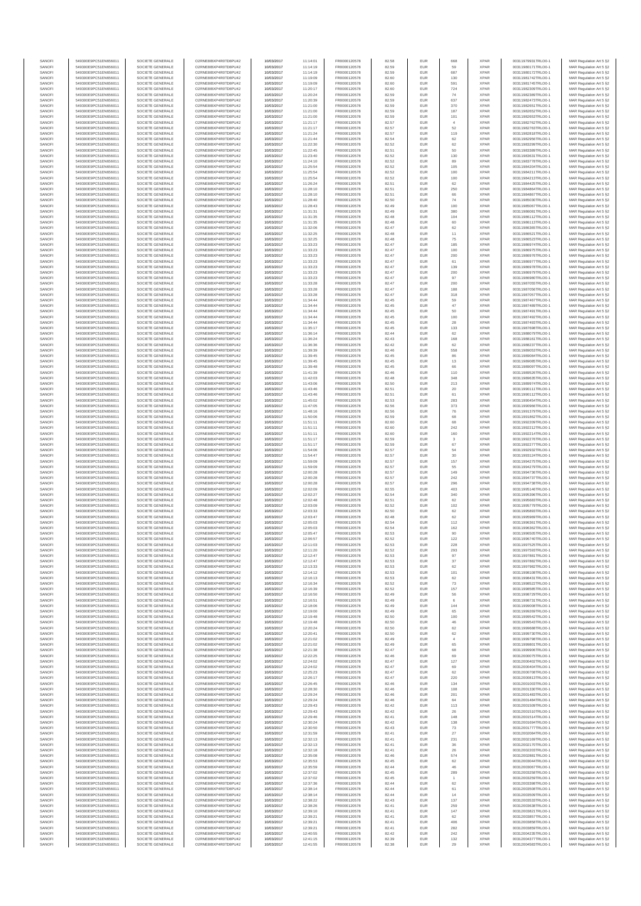| SANOFI | 549300E9PC51EN656011 | SOCIETE GENERALE | O2RNE8IBXP4R0TD8PU42 | 10/03/2017 | 11:14:01 | FR0000120578 | 82.58 | EUR | 668 | XPAR | 00311979931TRLO0-1 | MAR Regulation Art 5 §2 |
|---|---|---|---|---|---|---|---|---|---|---|---|---|
| SANOFI | 549300E9PC51EN656011 | SOCIETE GENERALE | O2RNE8IBXP4R0TD8PU42 | 10/03/2017 | 11:14:19 | FR0000120578 | 82.59 | EUR | 59 | XPAR | 00311980171TRLO0-1 | MAR Regulation Art 5 §2 |
| SANOFI | 549300E9PC51EN656011 | SOCIETE GENERALE | O2RNE8IBXP4R0TD8PU42 | 10/03/2017 | 11:14:19 | FR0000120578 | 82.59 | EUR | 687 | XPAR | 00311980172TRLO0-1 | MAR Regulation Art 5 §2 |
| SANOFI | 549300E9PC51EN656011 | SOCIETE GENERALE | O2RNE8IBXP4R0TD8PU42 | 10/03/2017 | 11:19:09 | FR0000120578 | 82.60 | EUR | 130 | XPAR | 00311981742TRLO0-1 | MAR Regulation Art 5 §2 |
| SANOFI | 549300E9PC51EN656011 | SOCIETE GENERALE | O2RNE8IBXP4R0TD8PU42 | 10/03/2017 | 11:19:09 | FR0000120578 | 82.60 | EUR | 591 | XPAR | 00311981745TRLO0-1 | MAR Regulation Art 5 §2 |
| SANOFI | 549300E9PC51EN656011 | SOCIETE GENERALE | O2RNE8IBXP4R0TD8PU42 | 10/03/2017 | 11:20:17 | FR0000120578 | 82.60 | EUR | 724 | XPAR | 00311982309TRLO0-1 | MAR Regulation Art 5 §2 |
| SANOFI | 549300E9PC51EN656011 | SOCIETE GENERALE | O2RNE8IBXP4R0TD8PU42 | 10/03/2017 | 11:20:24 | FR0000120578 | 82.59 | EUR | 74 | XPAR | 00311982389TRLO0-1 | MAR Regulation Art 5 §2 |
| SANOFI | 549300E9PC51EN656011 | SOCIETE GENERALE | O2RNE8IBXP4R0TD8PU42 | 10/03/2017 | 11:20:39 | FR0000120578 | 82.59 | EUR | 637 | XPAR | 00311982471TRLO0-1 | MAR Regulation Art 5 §2 |
| SANOFI | 549300E9PC51EN656011 | SOCIETE GENERALE | O2RNE8IBXP4R0TD8PU42 | 10/03/2017 | 11:21:00 | FR0000120578 | 82.59 | EUR | 370 | XPAR | 00311982651TRLO0-1 | MAR Regulation Art 5 §2 |
| SANOFI | 549300E9PC51EN656011 | SOCIETE GENERALE | O2RNE8IBXP4R0TD8PU42 | 10/03/2017 | 11:21:00 | FR0000120578 | 82.59 | EUR | 187 | XPAR | 00311982652TRLO0-1 | MAR Regulation Art 5 §2 |
| SANOFI | 549300E9PC51EN656011 | SOCIETE GENERALE | O2RNE8IBXP4R0TD8PU42 | 10/03/2017 | 11:21:00 | FR0000120578 | 82.59 | EUR | 101 | XPAR | 00311982653TRLO0-1 | MAR Regulation Art 5 §2 |
| SANOFI | 549300E9PC51EN656011 | SOCIETE GENERALE | O2RNE8IBXP4R0TD8PU42 | 10/03/2017 | 11:21:17 | FR0000120578 | 82.57 | EUR | 4 | XPAR | 00311982762TRLO0-1 | MAR Regulation Art 5 §2 |
| SANOFI | 549300E9PC51EN656011 | SOCIETE GENERALE | O2RNE8IBXP4R0TD8PU42 | 10/03/2017 | 11:21:17 | FR0000120578 | 82.57 | EUR | 52 | XPAR | 00311982763TRLO0-1 | MAR Regulation Art 5 §2 |
| SANOFI | 549300E9PC51EN656011 | SOCIETE GENERALE | O2RNE8IBXP4R0TD8PU42 | 10/03/2017 | 11:21:24 | FR0000120578 | 82.57 | EUR | 119 | XPAR | 00311982818TRLO0-1 | MAR Regulation Art 5 §2 |
| SANOFI | 549300E9PC51EN656011 | SOCIETE GENERALE | O2RNE8IBXP4R0TD8PU42 | 10/03/2017 | 11:21:44 | FR0000120578 | 82.54 | EUR | 62 | XPAR | 00311982956TRLO0-1 | MAR Regulation Art 5 §2 |
| SANOFI | 549300E9PC51EN656011 | SOCIETE GENERALE | O2RNE8IBXP4R0TD8PU42 | 10/03/2017 | 11:22:30 | FR0000120578 | 82.52 | EUR | 62 | XPAR | 00311983299TRLO0-1 | MAR Regulation Art 5 §2 |
| SANOFI | 549300E9PC51EN656011 | SOCIETE GENERALE | O2RNE8IBXP4R0TD8PU42 | 10/03/2017 | 11:22:45 | FR0000120578 | 82.51 | EUR | 50 | XPAR | 00311983389TRLO0-1 | MAR Regulation Art 5 §2 |
| SANOFI | 549300E9PC51EN656011 | SOCIETE GENERALE | O2RNE8IBXP4R0TD8PU42 | 10/03/2017 | 11:23:40 | FR0000120578 | 82.52 | EUR | 130 | XPAR | 00311983631TRLO0-1 | MAR Regulation Art 5 §2 |
| SANOFI | 549300E9PC51EN656011 | SOCIETE GENERALE | O2RNE8IBXP4R0TD8PU42 | 10/03/2017 | 11:24:10 | FR0000120578 | 82.52 | EUR | 89 | XPAR | 00311983778TRLO0-1 | MAR Regulation Art 5 §2 |
| SANOFI | 549300E9PC51EN656011 | SOCIETE GENERALE | O2RNE8IBXP4R0TD8PU42 | 10/03/2017 | 11:25:54 | FR0000120578 | 82.52 | EUR | 105 | XPAR | 00311984204TRLO0-1 | MAR Regulation Art 5 §2 |
| SANOFI | 549300E9PC51EN656011 | SOCIETE GENERALE | O2RNE8IBXP4R0TD8PU42 | 10/03/2017 | 11:25:54 | FR0000120578 | 82.52 | EUR | 100 | XPAR | 00311984211TRLO0-1 | MAR Regulation Art 5 §2 |
| SANOFI | 549300E9PC51EN656011 | SOCIETE GENERALE | O2RNE8IBXP4R0TD8PU42 | 10/03/2017 | 11:25:54 | FR0000120578 | 82.52 | EUR | 100 | XPAR | 00311984213TRLO0-1 | MAR Regulation Art 5 §2 |
| SANOFI | 549300E9PC51EN656011 | SOCIETE GENERALE | O2RNE8IBXP4R0TD8PU42 | 10/03/2017 | 11:26:24 | FR0000120578 | 82.51 | EUR | 62 | XPAR | 00311984425TRLO0-1 | MAR Regulation Art 5 §2 |
| SANOFI | 549300E9PC51EN656011 | SOCIETE GENERALE | O2RNE8IBXP4R0TD8PU42 | 10/03/2017 | 11:28:10 | FR0000120578 | 82.51 | EUR | 250 | XPAR | 00311984864TRLO0-1 | MAR Regulation Art 5 §2 |
| SANOFI | 549300E9PC51EN656011 | SOCIETE GENERALE | O2RNE8IBXP4R0TD8PU42 | 10/03/2017 | 11:28:10 | FR0000120578 | 82.51 | EUR | 66 | XPAR | 00311984867TRLO0-1 | MAR Regulation Art 5 §2 |
| SANOFI | 549300E9PC51EN656011 | SOCIETE GENERALE | O2RNE8IBXP4R0TD8PU42 | 10/03/2017 | 11:28:40 | FR0000120578 | 82.50 | EUR | 74 | XPAR | 00311985030TRLO0-1 | MAR Regulation Art 5 §2 |
| SANOFI | 549300E9PC51EN656011 | SOCIETE GENERALE | O2RNE8IBXP4R0TD8PU42 | 10/03/2017 | 11:28:43 | FR0000120578 | 82.49 | EUR | 100 | XPAR | 00311985067TRLO0-1 | MAR Regulation Art 5 §2 |
| SANOFI | 549300E9PC51EN656011 | SOCIETE GENERALE | O2RNE8IBXP4R0TD8PU42 | 10/03/2017 | 11:31:31 | FR0000120578 | 82.49 | EUR | 380 | XPAR | 00311986081TRLO0-1 | MAR Regulation Art 5 §2 |
| SANOFI | 549300E9PC51EN656011 | SOCIETE GENERALE | O2RNE8IBXP4R0TD8PU42 | 10/03/2017 | 11:31:35 | FR0000120578 | 82.48 | EUR | 104 | XPAR | 00311986112TRLO0-1 | MAR Regulation Art 5 §2 |
| SANOFI | 549300E9PC51EN656011 | SOCIETE GENERALE | O2RNE8IBXP4R0TD8PU42 | 10/03/2017 | 11:31:35 | FR0000120578 | 82.48 | EUR | 60 | XPAR | 00311986113TRLO0-1 | MAR Regulation Art 5 §2 |
| SANOFI | 549300E9PC51EN656011 | SOCIETE GENERALE | O2RNE8IBXP4R0TD8PU42 | 10/03/2017 | 11:32:06 | FR0000120578 | 82.47 | EUR | 62 | XPAR | 00311986365TRLO0-1 | MAR Regulation Art 5 §2 |
| SANOFI | 549300E9PC51EN656011 | SOCIETE GENERALE | O2RNE8IBXP4R0TD8PU42 | 10/03/2017 | 11:32:25 | FR0000120578 | 82.48 | EUR | 11 | XPAR | 00311986521TRLO0-1 | MAR Regulation Art 5 §2 |
| SANOFI | 549300E9PC51EN656011 | SOCIETE GENERALE | O2RNE8IBXP4R0TD8PU42 | 10/03/2017 | 11:32:25 | FR0000120578 | 82.48 | EUR | 75 | XPAR | 00311986523TRLO0-1 | MAR Regulation Art 5 §2 |
| SANOFI | 549300E9PC51EN656011 | SOCIETE GENERALE | O2RNE8IBXP4R0TD8PU42 | 10/03/2017 | 11:33:23 | FR0000120578 | 82.47 | EUR | 185 | XPAR | 00311986974TRLO0-1 | MAR Regulation Art 5 §2 |
| SANOFI | 549300E9PC51EN656011 | SOCIETE GENERALE | O2RNE8IBXP4R0TD8PU42 | 10/03/2017 | 11:33:23 | FR0000120578 | 82.47 | EUR | 100 | XPAR | 00311986975TRLO0-1 | MAR Regulation Art 5 §2 |
| SANOFI | 549300E9PC51EN656011 | SOCIETE GENERALE | O2RNE8IBXP4R0TD8PU42 | 10/03/2017 | 11:33:23 | FR0000120578 | 82.47 | EUR | 200 | XPAR | 00311986976TRLO0-1 | MAR Regulation Art 5 §2 |
| SANOFI | 549300E9PC51EN656011 | SOCIETE GENERALE | O2RNE8IBXP4R0TD8PU42 | 10/03/2017 | 11:33:23 | FR0000120578 | 82.47 | EUR | 61 | XPAR | 00311986977TRLO0-1 | MAR Regulation Art 5 §2 |
| SANOFI | 549300E9PC51EN656011 | SOCIETE GENERALE | O2RNE8IBXP4R0TD8PU42 | 10/03/2017 | 11:33:23 | FR0000120578 | 82.47 | EUR | 139 | XPAR | 00311986978TRLO0-1 | MAR Regulation Art 5 §2 |
| SANOFI | 549300E9PC51EN656011 | SOCIETE GENERALE | O2RNE8IBXP4R0TD8PU42 | 10/03/2017 | 11:33:23 | FR0000120578 | 82.47 | EUR | 200 | XPAR | 00311986979TRLO0-1 | MAR Regulation Art 5 §2 |
| SANOFI | 549300E9PC51EN656011 | SOCIETE GENERALE | O2RNE8IBXP4R0TD8PU42 | 10/03/2017 | 11:33:23 | FR0000120578 | 82.47 | EUR | 97 | XPAR | 00311986980TRLO0-1 | MAR Regulation Art 5 §2 |
| SANOFI | 549300E9PC51EN656011 | SOCIETE GENERALE | O2RNE8IBXP4R0TD8PU42 | 10/03/2017 | 11:33:28 | FR0000120578 | 82.47 | EUR | 200 | XPAR | 00311987055TRLO0-1 | MAR Regulation Art 5 §2 |
| SANOFI | 549300E9PC51EN656011 | SOCIETE GENERALE | O2RNE8IBXP4R0TD8PU42 | 10/03/2017 | 11:33:28 | FR0000120578 | 82.47 | EUR | 188 | XPAR | 00311987056TRLO0-1 | MAR Regulation Art 5 §2 |
| SANOFI | 549300E9PC51EN656011 | SOCIETE GENERALE | O2RNE8IBXP4R0TD8PU42 | 10/03/2017 | 11:33:28 | FR0000120578 | 82.47 | EUR | 318 | XPAR | 00311987057TRLO0-1 | MAR Regulation Art 5 §2 |
| SANOFI | 549300E9PC51EN656011 | SOCIETE GENERALE | O2RNE8IBXP4R0TD8PU42 | 10/03/2017 | 11:34:44 | FR0000120578 | 82.45 | EUR | 59 | XPAR | 00311987467TRLO0-1 | MAR Regulation Art 5 §2 |
| SANOFI | 549300E9PC51EN656011 | SOCIETE GENERALE | O2RNE8IBXP4R0TD8PU42 | 10/03/2017 | 11:34:44 | FR0000120578 | 82.45 | EUR | 47 | XPAR | 00311987489TRLO0-1 | MAR Regulation Art 5 §2 |
| SANOFI | 549300E9PC51EN656011 | SOCIETE GENERALE | O2RNE8IBXP4R0TD8PU42 | 10/03/2017 | 11:34:44 | FR0000120578 | 82.45 | EUR | 50 | XPAR | 00311987491TRLO0-1 | MAR Regulation Art 5 §2 |
| SANOFI | 549300E9PC51EN656011 | SOCIETE GENERALE | O2RNE8IBXP4R0TD8PU42 | 10/03/2017 | 11:34:44 | FR0000120578 | 82.45 | EUR | 100 | XPAR | 00311987492TRLO0-1 | MAR Regulation Art 5 §2 |
| SANOFI | 549300E9PC51EN656011 | SOCIETE GENERALE | O2RNE8IBXP4R0TD8PU42 | 10/03/2017 | 11:34:44 | FR0000120578 | 82.45 | EUR | 28 | XPAR | 00311987493TRLO0-1 | MAR Regulation Art 5 §2 |
| SANOFI | 549300E9PC51EN656011 | SOCIETE GENERALE | O2RNE8IBXP4R0TD8PU42 | 10/03/2017 | 11:35:17 | FR0000120578 | 82.45 | EUR | 133 | XPAR | 00311987668TRLO0-1 | MAR Regulation Art 5 §2 |
| SANOFI | 549300E9PC51EN656011 | SOCIETE GENERALE | O2RNE8IBXP4R0TD8PU42 | 10/03/2017 | 11:36:14 | FR0000120578 | 82.44 | EUR | 62 | XPAR | 00311988079TRLO0-1 | MAR Regulation Art 5 §2 |
| SANOFI | 549300E9PC51EN656011 | SOCIETE GENERALE | O2RNE8IBXP4R0TD8PU42 | 10/03/2017 | 11:36:24 | FR0000120578 | 82.43 | EUR | 168 | XPAR | 00311988161TRLO0-1 | MAR Regulation Art 5 §2 |
| SANOFI | 549300E9PC51EN656011 | SOCIETE GENERALE | O2RNE8IBXP4R0TD8PU42 | 10/03/2017 | 11:36:36 | FR0000120578 | 82.42 | EUR | 62 | XPAR | 00311988237TRLO0-1 | MAR Regulation Art 5 §2 |
| SANOFI | 549300E9PC51EN656011 | SOCIETE GENERALE | O2RNE8IBXP4R0TD8PU42 | 10/03/2017 | 11:39:39 | FR0000120578 | 82.46 | EUR | 558 | XPAR | 00311989053TRLO0-1 | MAR Regulation Art 5 §2 |
| SANOFI | 549300E9PC51EN656011 | SOCIETE GENERALE | O2RNE8IBXP4R0TD8PU42 | 10/03/2017 | 11:39:45 | FR0000120578 | 82.45 | EUR | 86 | XPAR | 00311989084TRLO0-1 | MAR Regulation Art 5 §2 |
| SANOFI | 549300E9PC51EN656011 | SOCIETE GENERALE | O2RNE8IBXP4R0TD8PU42 | 10/03/2017 | 11:39:45 | FR0000120578 | 82.45 | EUR | 13 | XPAR | 00311989085TRLO0-1 | MAR Regulation Art 5 §2 |
| SANOFI | 549300E9PC51EN656011 | SOCIETE GENERALE | O2RNE8IBXP4R0TD8PU42 | 10/03/2017 | 11:39:48 | FR0000120578 | 82.45 | EUR | 66 | XPAR | 00311989097TRLO0-1 | MAR Regulation Art 5 §2 |
| SANOFI | 549300E9PC51EN656011 | SOCIETE GENERALE | O2RNE8IBXP4R0TD8PU42 | 10/03/2017 | 11:41:39 | FR0000120578 | 82.46 | EUR | 110 | XPAR | 00311989526TRLO0-1 | MAR Regulation Art 5 §2 |
| SANOFI | 549300E9PC51EN656011 | SOCIETE GENERALE | O2RNE8IBXP4R0TD8PU42 | 10/03/2017 | 11:42:03 | FR0000120578 | 82.48 | EUR | 348 | XPAR | 00311989635TRLO0-1 | MAR Regulation Art 5 §2 |
| SANOFI | 549300E9PC51EN656011 | SOCIETE GENERALE | O2RNE8IBXP4R0TD8PU42 | 10/03/2017 | 11:43:06 | FR0000120578 | 82.50 | EUR | 213 | XPAR | 00311989974TRLO0-1 | MAR Regulation Art 5 §2 |
| SANOFI | 549300E9PC51EN656011 | SOCIETE GENERALE | O2RNE8IBXP4R0TD8PU42 | 10/03/2017 | 11:43:46 | FR0000120578 | 82.51 | EUR | 20 | XPAR | 00311990111TRLO0-1 | MAR Regulation Art 5 §2 |
| SANOFI | 549300E9PC51EN656011 | SOCIETE GENERALE | O2RNE8IBXP4R0TD8PU42 | 10/03/2017 | 11:43:46 | FR0000120578 | 82.51 | EUR | 81 | XPAR | 00311990112TRLO0-1 | MAR Regulation Art 5 §2 |
| SANOFI | 549300E9PC51EN656011 | SOCIETE GENERALE | O2RNE8IBXP4R0TD8PU42 | 10/03/2017 | 11:45:02 | FR0000120578 | 82.53 | EUR | 283 | XPAR | 00311990454TRLO0-1 | MAR Regulation Art 5 §2 |
| SANOFI | 549300E9PC51EN656011 | SOCIETE GENERALE | O2RNE8IBXP4R0TD8PU42 | 10/03/2017 | 11:47:05 | FR0000120578 | 82.56 | EUR | 373 | XPAR | 00311990966TRLO0-1 | MAR Regulation Art 5 §2 |
| SANOFI | 549300E9PC51EN656011 | SOCIETE GENERALE | O2RNE8IBXP4R0TD8PU42 | 10/03/2017 | 11:48:16 | FR0000120578 | 82.56 | EUR | 76 | XPAR | 00311991379TRLO0-1 | MAR Regulation Art 5 §2 |
| SANOFI | 549300E9PC51EN656011 | SOCIETE GENERALE | O2RNE8IBXP4R0TD8PU42 | 10/03/2017 | 11:50:06 | FR0000120578 | 82.59 | EUR | 68 | XPAR | 00311991862TRLO0-1 | MAR Regulation Art 5 §2 |
| SANOFI | 549300E9PC51EN656011 | SOCIETE GENERALE | O2RNE8IBXP4R0TD8PU42 | 10/03/2017 | 11:51:11 | FR0000120578 | 82.60 | EUR | 68 | XPAR | 00311992209TRLO0-1 | MAR Regulation Art 5 §2 |
| SANOFI | 549300E9PC51EN656011 | SOCIETE GENERALE | O2RNE8IBXP4R0TD8PU42 | 10/03/2017 | 11:51:11 | FR0000120578 | 82.60 | EUR | 242 | XPAR | 00311992212TRLO0-1 | MAR Regulation Art 5 §2 |
| SANOFI | 549300E9PC51EN656011 | SOCIETE GENERALE | O2RNE8IBXP4R0TD8PU42 | 10/03/2017 | 11:51:11 | FR0000120578 | 82.60 | EUR | 160 | XPAR | 00311992214TRLO0-1 | MAR Regulation Art 5 §2 |
| SANOFI | 549300E9PC51EN656011 | SOCIETE GENERALE | O2RNE8IBXP4R0TD8PU42 | 10/03/2017 | 11:51:17 | FR0000120578 | 82.59 | EUR | 3 | XPAR | 00311992276TRLO0-1 | MAR Regulation Art 5 §2 |
| SANOFI | 549300E9PC51EN656011 | SOCIETE GENERALE | O2RNE8IBXP4R0TD8PU42 | 10/03/2017 | 11:51:17 | FR0000120578 | 82.59 | EUR | 67 | XPAR | 00311992277TRLO0-1 | MAR Regulation Art 5 §2 |
| SANOFI | 549300E9PC51EN656011 | SOCIETE GENERALE | O2RNE8IBXP4R0TD8PU42 | 10/03/2017 | 11:54:06 | FR0000120578 | 82.57 | EUR | 54 | XPAR | 00311992932TRLO0-1 | MAR Regulation Art 5 §2 |
| SANOFI | 549300E9PC51EN656011 | SOCIETE GENERALE | O2RNE8IBXP4R0TD8PU42 | 10/03/2017 | 11:54:47 | FR0000120578 | 82.57 | EUR | 30 | XPAR | 00311993124TRLO0-1 | MAR Regulation Art 5 §2 |
| SANOFI | 549300E9PC51EN656011 | SOCIETE GENERALE | O2RNE8IBXP4R0TD8PU42 | 10/03/2017 | 11:59:09 | FR0000120578 | 82.57 | EUR | 157 | XPAR | 00311994275TRLO0-1 | MAR Regulation Art 5 §2 |
| SANOFI | 549300E9PC51EN656011 | SOCIETE GENERALE | O2RNE8IBXP4R0TD8PU42 | 10/03/2017 | 11:59:09 | FR0000120578 | 82.57 | EUR | 55 | XPAR | 00311994279TRLO0-1 | MAR Regulation Art 5 §2 |
| SANOFI | 549300E9PC51EN656011 | SOCIETE GENERALE | O2RNE8IBXP4R0TD8PU42 | 10/03/2017 | 12:00:28 | FR0000120578 | 82.57 | EUR | 149 | XPAR | 00311994736TRLO0-1 | MAR Regulation Art 5 §2 |
| SANOFI | 549300E9PC51EN656011 | SOCIETE GENERALE | O2RNE8IBXP4R0TD8PU42 | 10/03/2017 | 12:00:28 | FR0000120578 | 82.57 | EUR | 242 | XPAR | 00311994737TRLO0-1 | MAR Regulation Art 5 §2 |
| SANOFI | 549300E9PC51EN656011 | SOCIETE GENERALE | O2RNE8IBXP4R0TD8PU42 | 10/03/2017 | 12:00:28 | FR0000120578 | 82.57 | EUR | 296 | XPAR | 00311994738TRLO0-1 | MAR Regulation Art 5 §2 |
| SANOFI | 549300E9PC51EN656011 | SOCIETE GENERALE | O2RNE8IBXP4R0TD8PU42 | 10/03/2017 | 12:02:09 | FR0000120578 | 82.55 | EUR | 403 | XPAR | 00311995146TRLO0-1 | MAR Regulation Art 5 §2 |
| SANOFI | 549300E9PC51EN656011 | SOCIETE GENERALE | O2RNE8IBXP4R0TD8PU42 | 10/03/2017 | 12:02:27 | FR0000120578 | 82.54 | EUR | 340 | XPAR | 00311995398TRLO0-1 | MAR Regulation Art 5 §2 |
| SANOFI | 549300E9PC51EN656011 | SOCIETE GENERALE | O2RNE8IBXP4R0TD8PU42 | 10/03/2017 | 12:02:48 | FR0000120578 | 82.51 | EUR | 62 | XPAR | 00311995683TRLO0-1 | MAR Regulation Art 5 §2 |
| SANOFI | 549300E9PC51EN656011 | SOCIETE GENERALE | O2RNE8IBXP4R0TD8PU42 | 10/03/2017 | 12:03:09 | FR0000120578 | 82.52 | EUR | 102 | XPAR | 00311995779TRLO0-1 | MAR Regulation Art 5 §2 |
| SANOFI | 549300E9PC51EN656011 | SOCIETE GENERALE | O2RNE8IBXP4R0TD8PU42 | 10/03/2017 | 12:03:33 | FR0000120578 | 82.50 | EUR | 62 | XPAR | 00311995893TRLO0-1 | MAR Regulation Art 5 §2 |
| SANOFI | 549300E9PC51EN656011 | SOCIETE GENERALE | O2RNE8IBXP4R0TD8PU42 | 10/03/2017 | 12:03:47 | FR0000120578 | 82.48 | EUR | 62 | XPAR | 00311995969TRLO0-1 | MAR Regulation Art 5 §2 |
| SANOFI | 549300E9PC51EN656011 | SOCIETE GENERALE | O2RNE8IBXP4R0TD8PU42 | 10/03/2017 | 12:05:03 | FR0000120578 | 82.54 | EUR | 112 | XPAR | 00311996361TRLO0-1 | MAR Regulation Art 5 §2 |
| SANOFI | 549300E9PC51EN656011 | SOCIETE GENERALE | O2RNE8IBXP4R0TD8PU42 | 10/03/2017 | 12:05:03 | FR0000120578 | 82.54 | EUR | 162 | XPAR | 00311996362TRLO0-1 | MAR Regulation Art 5 §2 |
| SANOFI | 549300E9PC51EN656011 | SOCIETE GENERALE | O2RNE8IBXP4R0TD8PU42 | 10/03/2017 | 12:05:47 | FR0000120578 | 82.53 | EUR | 90 | XPAR | 00311996505TRLO0-1 | MAR Regulation Art 5 §2 |
| SANOFI | 549300E9PC51EN656011 | SOCIETE GENERALE | O2RNE8IBXP4R0TD8PU42 | 10/03/2017 | 12:06:57 | FR0000120578 | 82.52 | EUR | 122 | XPAR | 00311996746TRLO0-1 | MAR Regulation Art 5 §2 |
| SANOFI | 549300E9PC51EN656011 | SOCIETE GENERALE | O2RNE8IBXP4R0TD8PU42 | 10/03/2017 | 12:11:03 | FR0000120578 | 82.53 | EUR | 228 | XPAR | 00311997525TRLO0-1 | MAR Regulation Art 5 §2 |
| SANOFI | 549300E9PC51EN656011 | SOCIETE GENERALE | O2RNE8IBXP4R0TD8PU42 | 10/03/2017 | 12:11:20 | FR0000120578 | 82.52 | EUR | 293 | XPAR | 00311997593TRLO0-1 | MAR Regulation Art 5 §2 |
| SANOFI | 549300E9PC51EN656011 | SOCIETE GENERALE | O2RNE8IBXP4R0TD8PU42 | 10/03/2017 | 12:12:47 | FR0000120578 | 82.53 | EUR | 97 | XPAR | 00311997881TRLO0-1 | MAR Regulation Art 5 §2 |
| SANOFI | 549300E9PC51EN656011 | SOCIETE GENERALE | O2RNE8IBXP4R0TD8PU42 | 10/03/2017 | 12:12:47 | FR0000120578 | 82.53 | EUR | 37 | XPAR | 00311997882TRLO0-1 | MAR Regulation Art 5 §2 |
| SANOFI | 549300E9PC51EN656011 | SOCIETE GENERALE | O2RNE8IBXP4R0TD8PU42 | 10/03/2017 | 12:13:33 | FR0000120578 | 82.53 | EUR | 62 | XPAR | 00311997982TRLO0-1 | MAR Regulation Art 5 §2 |
| SANOFI | 549300E9PC51EN656011 | SOCIETE GENERALE | O2RNE8IBXP4R0TD8PU42 | 10/03/2017 | 12:14:12 | FR0000120578 | 82.53 | EUR | 101 | XPAR | 00311998108TRLO0-1 | MAR Regulation Art 5 §2 |
| SANOFI | 549300E9PC51EN656011 | SOCIETE GENERALE | O2RNE8IBXP4R0TD8PU42 | 10/03/2017 | 12:16:13 | FR0000120578 | 82.53 | EUR | 62 | XPAR | 00311998431TRLO0-1 | MAR Regulation Art 5 §2 |
| SANOFI | 549300E9PC51EN656011 | SOCIETE GENERALE | O2RNE8IBXP4R0TD8PU42 | 10/03/2017 | 12:16:34 | FR0000120578 | 82.52 | EUR | 73 | XPAR | 00311998522TRLO0-1 | MAR Regulation Art 5 §2 |
| SANOFI | 549300E9PC51EN656011 | SOCIETE GENERALE | O2RNE8IBXP4R0TD8PU42 | 10/03/2017 | 12:16:39 | FR0000120578 | 82.52 | EUR | 157 | XPAR | 00311998585TRLO0-1 | MAR Regulation Art 5 §2 |
| SANOFI | 549300E9PC51EN656011 | SOCIETE GENERALE | O2RNE8IBXP4R0TD8PU42 | 10/03/2017 | 12:16:50 | FR0000120578 | 82.49 | EUR | 56 | XPAR | 00311998729TRLO0-1 | MAR Regulation Art 5 §2 |
| SANOFI | 549300E9PC51EN656011 | SOCIETE GENERALE | O2RNE8IBXP4R0TD8PU42 | 10/03/2017 | 12:16:51 | FR0000120578 | 82.49 | EUR | 6 | XPAR | 00311998731TRLO0-1 | MAR Regulation Art 5 §2 |
| SANOFI | 549300E9PC51EN656011 | SOCIETE GENERALE | O2RNE8IBXP4R0TD8PU42 | 10/03/2017 | 12:18:06 | FR0000120578 | 82.49 | EUR | 144 | XPAR | 00311999008TRLO0-1 | MAR Regulation Art 5 §2 |
| SANOFI | 549300E9PC51EN656011 | SOCIETE GENERALE | O2RNE8IBXP4R0TD8PU42 | 10/03/2017 | 12:19:00 | FR0000120578 | 82.49 | EUR | 65 | XPAR | 00311999269TRLO0-1 | MAR Regulation Art 5 §2 |
| SANOFI | 549300E9PC51EN656011 | SOCIETE GENERALE | O2RNE8IBXP4R0TD8PU42 | 10/03/2017 | 12:19:48 | FR0000120578 | 82.50 | EUR | 100 | XPAR | 00311999542TRLO0-1 | MAR Regulation Art 5 §2 |
| SANOFI | 549300E9PC51EN656011 | SOCIETE GENERALE | O2RNE8IBXP4R0TD8PU42 | 10/03/2017 | 12:19:48 | FR0000120578 | 82.50 | EUR | 46 | XPAR | 00311999543TRLO0-1 | MAR Regulation Art 5 §2 |
| SANOFI | 549300E9PC51EN656011 | SOCIETE GENERALE | O2RNE8IBXP4R0TD8PU42 | 10/03/2017 | 12:20:24 | FR0000120578 | 82.50 | EUR | 62 | XPAR | 00311999688TRLO0-1 | MAR Regulation Art 5 §2 |
| SANOFI | 549300E9PC51EN656011 | SOCIETE GENERALE | O2RNE8IBXP4R0TD8PU42 | 10/03/2017 | 12:20:41 | FR0000120578 | 82.50 | EUR | 62 | XPAR | 00311999730TRLO0-1 | MAR Regulation Art 5 §2 |
| SANOFI | 549300E9PC51EN656011 | SOCIETE GENERALE | O2RNE8IBXP4R0TD8PU42 | 10/03/2017 | 12:21:02 | FR0000120578 | 82.49 | EUR | 4 | XPAR | 00311999798TRLO0-1 | MAR Regulation Art 5 §2 |
| SANOFI | 549300E9PC51EN656011 | SOCIETE GENERALE | O2RNE8IBXP4R0TD8PU42 | 10/03/2017 | 12:21:02 | FR0000120578 | 82.49 | EUR | 65 | XPAR | 00311999801TRLO0-1 | MAR Regulation Art 5 §2 |
| SANOFI | 549300E9PC51EN656011 | SOCIETE GENERALE | O2RNE8IBXP4R0TD8PU42 | 10/03/2017 | 12:21:38 | FR0000120578 | 82.47 | EUR | 68 | XPAR | 00311999906TRLO0-1 | MAR Regulation Art 5 §2 |
| SANOFI | 549300E9PC51EN656011 | SOCIETE GENERALE | O2RNE8IBXP4R0TD8PU42 | 10/03/2017 | 12:22:25 | FR0000120578 | 82.46 | EUR | 69 | XPAR | 00312000075TRLO0-1 | MAR Regulation Art 5 §2 |
| SANOFI | 549300E9PC51EN656011 | SOCIETE GENERALE | O2RNE8IBXP4R0TD8PU42 | 10/03/2017 | 12:24:02 | FR0000120578 | 82.47 | EUR | 127 | XPAR | 00312000402TRLO0-1 | MAR Regulation Art 5 §2 |
| SANOFI | 549300E9PC51EN656011 | SOCIETE GENERALE | O2RNE8IBXP4R0TD8PU42 | 10/03/2017 | 12:24:02 | FR0000120578 | 82.47 | EUR | 69 | XPAR | 00312000405TRLO0-1 | MAR Regulation Art 5 §2 |
| SANOFI | 549300E9PC51EN656011 | SOCIETE GENERALE | O2RNE8IBXP4R0TD8PU42 | 10/03/2017 | 12:25:23 | FR0000120578 | 82.47 | EUR | 62 | XPAR | 00312000708TRLO0-1 | MAR Regulation Art 5 §2 |
| SANOFI | 549300E9PC51EN656011 | SOCIETE GENERALE | O2RNE8IBXP4R0TD8PU42 | 10/03/2017 | 12:26:17 | FR0000120578 | 82.47 | EUR | 220 | XPAR | 00312000813TRLO0-1 | MAR Regulation Art 5 §2 |
| SANOFI | 549300E9PC51EN656011 | SOCIETE GENERALE | O2RNE8IBXP4R0TD8PU42 | 10/03/2017 | 12:26:45 | FR0000120578 | 82.46 | EUR | 134 | XPAR | 00312001003TRLO0-1 | MAR Regulation Art 5 §2 |
| SANOFI | 549300E9PC51EN656011 | SOCIETE GENERALE | O2RNE8IBXP4R0TD8PU42 | 10/03/2017 | 12:28:30 | FR0000120578 | 82.46 | EUR | 108 | XPAR | 00312001330TRLO0-1 | MAR Regulation Art 5 §2 |
| SANOFI | 549300E9PC51EN656011 | SOCIETE GENERALE | O2RNE8IBXP4R0TD8PU42 | 10/03/2017 | 12:29:24 | FR0000120578 | 82.46 | EUR | 201 | XPAR | 00312001483TRLO0-1 | MAR Regulation Art 5 §2 |
| SANOFI | 549300E9PC51EN656011 | SOCIETE GENERALE | O2RNE8IBXP4R0TD8PU42 | 10/03/2017 | 12:29:24 | FR0000120578 | 82.46 | EUR | 64 | XPAR | 00312001484TRLO0-1 | MAR Regulation Art 5 §2 |
| SANOFI | 549300E9PC51EN656011 | SOCIETE GENERALE | O2RNE8IBXP4R0TD8PU42 | 10/03/2017 | 12:29:43 | FR0000120578 | 82.42 | EUR | 113 | XPAR | 00312001509TRLO0-1 | MAR Regulation Art 5 §2 |
| SANOFI | 549300E9PC51EN656011 | SOCIETE GENERALE | O2RNE8IBXP4R0TD8PU42 | 10/03/2017 | 12:29:43 | FR0000120578 | 82.42 | EUR | 26 | XPAR | 00312001510TRLO0-1 | MAR Regulation Art 5 §2 |
| SANOFI | 549300E9PC51EN656011 | SOCIETE GENERALE | O2RNE8IBXP4R0TD8PU42 | 10/03/2017 | 12:29:46 | FR0000120578 | 82.41 | EUR | 148 | XPAR | 00312001514TRLO0-1 | MAR Regulation Art 5 §2 |
| SANOFI | 549300E9PC51EN656011 | SOCIETE GENERALE | O2RNE8IBXP4R0TD8PU42 | 10/03/2017 | 12:30:24 | FR0000120578 | 82.42 | EUR | 138 | XPAR | 00312001694TRLO0-1 | MAR Regulation Art 5 §2 |
| SANOFI | 549300E9PC51EN656011 | SOCIETE GENERALE | O2RNE8IBXP4R0TD8PU42 | 10/03/2017 | 12:30:50 | FR0000120578 | 82.43 | EUR | 73 | XPAR | 00312001777TRLO0-1 | MAR Regulation Art 5 §2 |
| SANOFI | 549300E9PC51EN656011 | SOCIETE GENERALE | O2RNE8IBXP4R0TD8PU42 | 10/03/2017 | 12:31:59 | FR0000120578 | 82.41 | EUR | 27 | XPAR | 00312002064TRLO0-1 | MAR Regulation Art 5 §2 |
| SANOFI | 549300E9PC51EN656011 | SOCIETE GENERALE | O2RNE8IBXP4R0TD8PU42 | 10/03/2017 | 12:32:13 | FR0000120578 | 82.41 | EUR | 231 | XPAR | 00312002169TRLO0-1 | MAR Regulation Art 5 §2 |
| SANOFI | 549300E9PC51EN656011 | SOCIETE GENERALE | O2RNE8IBXP4R0TD8PU42 | 10/03/2017 | 12:32:13 | FR0000120578 | 82.41 | EUR | 36 | XPAR | 00312002170TRLO0-1 | MAR Regulation Art 5 §2 |
| SANOFI | 549300E9PC51EN656011 | SOCIETE GENERALE | O2RNE8IBXP4R0TD8PU42 | 10/03/2017 | 12:32:18 | FR0000120578 | 82.41 | EUR | 26 | XPAR | 00312002203TRLO0-1 | MAR Regulation Art 5 §2 |
| SANOFI | 549300E9PC51EN656011 | SOCIETE GENERALE | O2RNE8IBXP4R0TD8PU42 | 10/03/2017 | 12:35:08 | FR0000120578 | 82.46 | EUR | 574 | XPAR | 00312002881TRLO0-1 | MAR Regulation Art 5 §2 |
| SANOFI | 549300E9PC51EN656011 | SOCIETE GENERALE | O2RNE8IBXP4R0TD8PU42 | 10/03/2017 | 12:35:53 | FR0000120578 | 82.45 | EUR | 62 | XPAR | 00312003044TRLO0-1 | MAR Regulation Art 5 §2 |
| SANOFI | 549300E9PC51EN656011 | SOCIETE GENERALE | O2RNE8IBXP4R0TD8PU42 | 10/03/2017 | 12:35:59 | FR0000120578 | 82.44 | EUR | 46 | XPAR | 00312003067TRLO0-1 | MAR Regulation Art 5 §2 |
| SANOFI | 549300E9PC51EN656011 | SOCIETE GENERALE | O2RNE8IBXP4R0TD8PU42 | 10/03/2017 | 12:37:02 | FR0000120578 | 82.45 | EUR | 289 | XPAR | 00312003258TRLO0-1 | MAR Regulation Art 5 §2 |
| SANOFI | 549300E9PC51EN656011 | SOCIETE GENERALE | O2RNE8IBXP4R0TD8PU42 | 10/03/2017 | 12:37:02 | FR0000120578 | 82.45 | EUR | 1 | XPAR | 00312003259TRLO0-1 | MAR Regulation Art 5 §2 |
| SANOFI | 549300E9PC51EN656011 | SOCIETE GENERALE | O2RNE8IBXP4R0TD8PU42 | 10/03/2017 | 12:37:36 | FR0000120578 | 82.44 | EUR | 62 | XPAR | 00312003398TRLO0-1 | MAR Regulation Art 5 §2 |
| SANOFI | 549300E9PC51EN656011 | SOCIETE GENERALE | O2RNE8IBXP4R0TD8PU42 | 10/03/2017 | 12:38:14 | FR0000120578 | 82.44 | EUR | 61 | XPAR | 00312003508TRLO0-1 | MAR Regulation Art 5 §2 |
| SANOFI | 549300E9PC51EN656011 | SOCIETE GENERALE | O2RNE8IBXP4R0TD8PU42 | 10/03/2017 | 12:38:14 | FR0000120578 | 82.44 | EUR | 14 | XPAR | 00312003509TRLO0-1 | MAR Regulation Art 5 §2 |
| SANOFI | 549300E9PC51EN656011 | SOCIETE GENERALE | O2RNE8IBXP4R0TD8PU42 | 10/03/2017 | 12:38:22 | FR0000120578 | 82.43 | EUR | 137 | XPAR | 00312003533TRLO0-1 | MAR Regulation Art 5 §2 |
| SANOFI | 549300E9PC51EN656011 | SOCIETE GENERALE | O2RNE8IBXP4R0TD8PU42 | 10/03/2017 | 12:38:26 | FR0000120578 | 82.41 | EUR | 259 | XPAR | 00312003638TRLO0-1 | MAR Regulation Art 5 §2 |
| SANOFI | 549300E9PC51EN656011 | SOCIETE GENERALE | O2RNE8IBXP4R0TD8PU42 | 10/03/2017 | 12:39:10 | FR0000120578 | 82.41 | EUR | 147 | XPAR | 00312003821TRLO0-1 | MAR Regulation Art 5 §2 |
| SANOFI | 549300E9PC51EN656011 | SOCIETE GENERALE | O2RNE8IBXP4R0TD8PU42 | 10/03/2017 | 12:39:21 | FR0000120578 | 82.41 | EUR | 62 | XPAR | 00312003857TRLO0-1 | MAR Regulation Art 5 §2 |
| SANOFI | 549300E9PC51EN656011 | SOCIETE GENERALE | O2RNE8IBXP4R0TD8PU42 | 10/03/2017 | 12:39:21 | FR0000120578 | 82.41 | EUR | 406 | XPAR | 00312003858TRLO0-1 | MAR Regulation Art 5 §2 |
| SANOFI | 549300E9PC51EN656011 | SOCIETE GENERALE | O2RNE8IBXP4R0TD8PU42 | 10/03/2017 | 12:39:21 | FR0000120578 | 82.41 | EUR | 282 | XPAR | 00312003859TRLO0-1 | MAR Regulation Art 5 §2 |
| SANOFI | 549300E9PC51EN656011 | SOCIETE GENERALE | O2RNE8IBXP4R0TD8PU42 | 10/03/2017 | 12:40:55 | FR0000120578 | 82.42 | EUR | 242 | XPAR | 00312004235TRLO0-1 | MAR Regulation Art 5 §2 |
| SANOFI | 549300E9PC51EN656011 | SOCIETE GENERALE | O2RNE8IBXP4R0TD8PU42 | 10/03/2017 | 12:41:15 | FR0000120578 | 82.39 | EUR | 132 | XPAR | 00312004377TRLO0-1 | MAR Regulation Art 5 §2 |
| SANOFI | 549300E9PC51EN656011 | SOCIETE GENERALE | O2RNE8IBXP4R0TD8PU42 | 10/03/2017 | 12:41:55 | FR0000120578 | 82.38 | EUR | 29 | XPAR | 00312004583TRLO0-1 | MAR Regulation Art 5 §2 |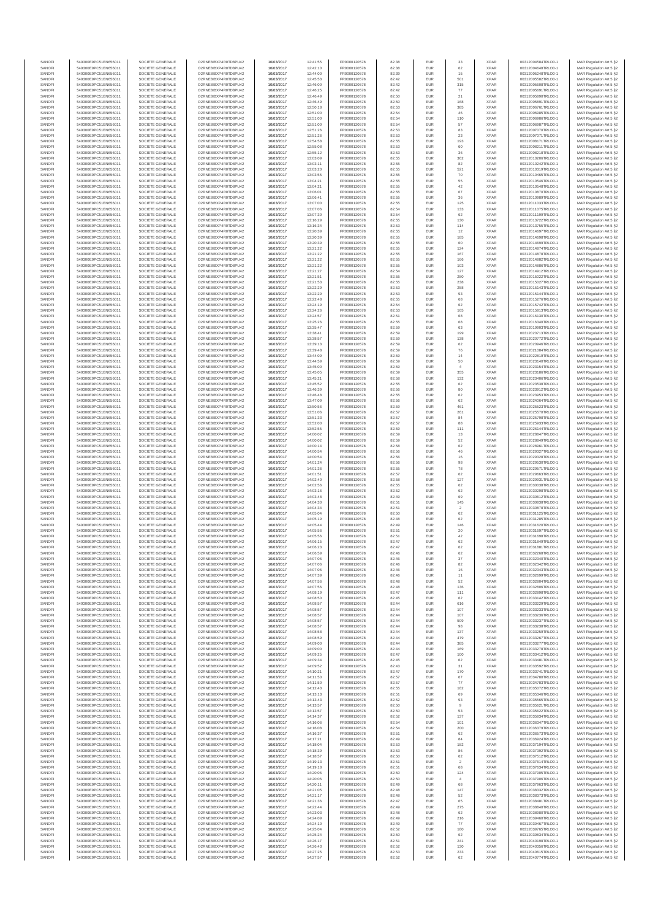| | | | | | | | | | | | | |
|---|---|---|---|---|---|---|---|---|---|---|---|---|
| SANOFI | 549300E9PC51EN656011 | SOCIETE GENERALE | O2RNE8IBXP4R0TD8PU42 | 10/03/2017 | 12:41:55 | FR0000120578 | 82.38 | EUR | 33 | XPAR | 00312004584TRLO0-1 | MAR Regulation Art 5 §2 |
| SANOFI | 549300E9PC51EN656011 | SOCIETE GENERALE | O2RNE8IBXP4R0TD8PU42 | 10/03/2017 | 12:42:10 | FR0000120578 | 82.38 | EUR | 62 | XPAR | 00312004648TRLO0-1 | MAR Regulation Art 5 §2 |
| SANOFI | 549300E9PC51EN656011 | SOCIETE GENERALE | O2RNE8IBXP4R0TD8PU42 | 10/03/2017 | 12:44:00 | FR0000120578 | 82.39 | EUR | 15 | XPAR | 00312005248TRLO0-1 | MAR Regulation Art 5 §2 |
| SANOFI | 549300E9PC51EN656011 | SOCIETE GENERALE | O2RNE8IBXP4R0TD8PU42 | 10/03/2017 | 12:45:53 | FR0000120578 | 82.42 | EUR | 501 | XPAR | 00312005582TRLO0-1 | MAR Regulation Art 5 §2 |
| SANOFI | 549300E9PC51EN656011 | SOCIETE GENERALE | O2RNE8IBXP4R0TD8PU42 | 10/03/2017 | 12:46:00 | FR0000120578 | 82.42 | EUR | 315 | XPAR | 00312005608TRLO0-1 | MAR Regulation Art 5 §2 |
| SANOFI | 549300E9PC51EN656011 | SOCIETE GENERALE | O2RNE8IBXP4R0TD8PU42 | 10/03/2017 | 12:46:25 | FR0000120578 | 82.42 | EUR | 77 | XPAR | 00312005691TRLO0-1 | MAR Regulation Art 5 §2 |
| SANOFI | 549300E9PC51EN656011 | SOCIETE GENERALE | O2RNE8IBXP4R0TD8PU42 | 10/03/2017 | 12:46:49 | FR0000120578 | 82.50 | EUR | 21 | XPAR | 00312005890TRLO0-1 | MAR Regulation Art 5 §2 |
| SANOFI | 549300E9PC51EN656011 | SOCIETE GENERALE | O2RNE8IBXP4R0TD8PU42 | 10/03/2017 | 12:46:49 | FR0000120578 | 82.50 | EUR | 168 | XPAR | 00312005891TRLO0-1 | MAR Regulation Art 5 §2 |
| SANOFI | 549300E9PC51EN656011 | SOCIETE GENERALE | O2RNE8IBXP4R0TD8PU42 | 10/03/2017 | 12:50:18 | FR0000120578 | 82.53 | EUR | 385 | XPAR | 00312006761TRLO0-1 | MAR Regulation Art 5 §2 |
| SANOFI | 549300E9PC51EN656011 | SOCIETE GENERALE | O2RNE8IBXP4R0TD8PU42 | 10/03/2017 | 12:51:00 | FR0000120578 | 82.54 | EUR | 46 | XPAR | 00312006985TRLO0-1 | MAR Regulation Art 5 §2 |
| SANOFI | 549300E9PC51EN656011 | SOCIETE GENERALE | O2RNE8IBXP4R0TD8PU42 | 10/03/2017 | 12:51:00 | FR0000120578 | 82.54 | EUR | 110 | XPAR | 00312006986TRLO0-1 | MAR Regulation Art 5 §2 |
| SANOFI | 549300E9PC51EN656011 | SOCIETE GENERALE | O2RNE8IBXP4R0TD8PU42 | 10/03/2017 | 12:51:00 | FR0000120578 | 82.54 | EUR | 57 | XPAR | 00312006987TRLO0-1 | MAR Regulation Art 5 §2 |
| SANOFI | 549300E9PC51EN656011 | SOCIETE GENERALE | O2RNE8IBXP4R0TD8PU42 | 10/03/2017 | 12:51:26 | FR0000120578 | 82.53 | EUR | 83 | XPAR | 00312007070TRLO0-1 | MAR Regulation Art 5 §2 |
| SANOFI | 549300E9PC51EN656011 | SOCIETE GENERALE | O2RNE8IBXP4R0TD8PU42 | 10/03/2017 | 12:51:26 | FR0000120578 | 82.53 | EUR | 23 | XPAR | 00312007071TRLO0-1 | MAR Regulation Art 5 §2 |
| SANOFI | 549300E9PC51EN656011 | SOCIETE GENERALE | O2RNE8IBXP4R0TD8PU42 | 10/03/2017 | 12:54:58 | FR0000120578 | 82.55 | EUR | 193 | XPAR | 00312008171TRLO0-1 | MAR Regulation Art 5 §2 |
| SANOFI | 549300E9PC51EN656011 | SOCIETE GENERALE | O2RNE8IBXP4R0TD8PU42 | 10/03/2017 | 12:55:08 | FR0000120578 | 82.53 | EUR | 60 | XPAR | 00312008211TRLO0-1 | MAR Regulation Art 5 §2 |
| SANOFI | 549300E9PC51EN656011 | SOCIETE GENERALE | O2RNE8IBXP4R0TD8PU42 | 10/03/2017 | 12:55:12 | FR0000120578 | 82.53 | EUR | 36 | XPAR | 00312008218TRLO0-1 | MAR Regulation Art 5 §2 |
| SANOFI | 549300E9PC51EN656011 | SOCIETE GENERALE | O2RNE8IBXP4R0TD8PU42 | 10/03/2017 | 13:03:09 | FR0000120578 | 82.55 | EUR | 362 | XPAR | 00312010206TRLO0-1 | MAR Regulation Art 5 §2 |
| SANOFI | 549300E9PC51EN656011 | SOCIETE GENERALE | O2RNE8IBXP4R0TD8PU42 | 10/03/2017 | 13:03:11 | FR0000120578 | 82.55 | EUR | 82 | XPAR | 00312010242TRLO0-1 | MAR Regulation Art 5 §2 |
| SANOFI | 549300E9PC51EN656011 | SOCIETE GENERALE | O2RNE8IBXP4R0TD8PU42 | 10/03/2017 | 13:03:20 | FR0000120578 | 82.55 | EUR | 521 | XPAR | 00312010319TRLO0-1 | MAR Regulation Art 5 §2 |
| SANOFI | 549300E9PC51EN656011 | SOCIETE GENERALE | O2RNE8IBXP4R0TD8PU42 | 10/03/2017 | 13:03:55 | FR0000120578 | 82.55 | EUR | 70 | XPAR | 00312010485TRLO0-1 | MAR Regulation Art 5 §2 |
| SANOFI | 549300E9PC51EN656011 | SOCIETE GENERALE | O2RNE8IBXP4R0TD8PU42 | 10/03/2017 | 13:04:21 | FR0000120578 | 82.55 | EUR | 55 | XPAR | 00312010548TRLO0-1 | MAR Regulation Art 5 §2 |
| SANOFI | 549300E9PC51EN656011 | SOCIETE GENERALE | O2RNE8IBXP4R0TD8PU42 | 10/03/2017 | 13:04:21 | FR0000120578 | 82.55 | EUR | 42 | XPAR | 00312010549TRLO0-1 | MAR Regulation Art 5 §2 |
| SANOFI | 549300E9PC51EN656011 | SOCIETE GENERALE | O2RNE8IBXP4R0TD8PU42 | 10/03/2017 | 13:06:01 | FR0000120578 | 82.55 | EUR | 67 | XPAR | 00312010870TRLO0-1 | MAR Regulation Art 5 §2 |
| SANOFI | 549300E9PC51EN656011 | SOCIETE GENERALE | O2RNE8IBXP4R0TD8PU42 | 10/03/2017 | 13:06:41 | FR0000120578 | 82.55 | EUR | 36 | XPAR | 00312010989TRLO0-1 | MAR Regulation Art 5 §2 |
| SANOFI | 549300E9PC51EN656011 | SOCIETE GENERALE | O2RNE8IBXP4R0TD8PU42 | 10/03/2017 | 13:07:00 | FR0000120578 | 82.55 | EUR | 125 | XPAR | 00312011033TRLO0-1 | MAR Regulation Art 5 §2 |
| SANOFI | 549300E9PC51EN656011 | SOCIETE GENERALE | O2RNE8IBXP4R0TD8PU42 | 10/03/2017 | 13:07:06 | FR0000120578 | 82.54 | EUR | 133 | XPAR | 00312011075TRLO0-1 | MAR Regulation Art 5 §2 |
| SANOFI | 549300E9PC51EN656011 | SOCIETE GENERALE | O2RNE8IBXP4R0TD8PU42 | 10/03/2017 | 13:07:30 | FR0000120578 | 82.54 | EUR | 62 | XPAR | 00312011199TRLO0-1 | MAR Regulation Art 5 §2 |
| SANOFI | 549300E9PC51EN656011 | SOCIETE GENERALE | O2RNE8IBXP4R0TD8PU42 | 10/03/2017 | 13:16:29 | FR0000120578 | 82.55 | EUR | 130 | XPAR | 00312013722TRLO0-1 | MAR Regulation Art 5 §2 |
| SANOFI | 549300E9PC51EN656011 | SOCIETE GENERALE | O2RNE8IBXP4R0TD8PU42 | 10/03/2017 | 13:16:34 | FR0000120578 | 82.53 | EUR | 114 | XPAR | 00312013755TRLO0-1 | MAR Regulation Art 5 §2 |
| SANOFI | 549300E9PC51EN656011 | SOCIETE GENERALE | O2RNE8IBXP4R0TD8PU42 | 10/03/2017 | 13:20:39 | FR0000120578 | 82.55 | EUR | 12 | XPAR | 00312014697TRLO0-1 | MAR Regulation Art 5 §2 |
| SANOFI | 549300E9PC51EN656011 | SOCIETE GENERALE | O2RNE8IBXP4R0TD8PU42 | 10/03/2017 | 13:20:39 | FR0000120578 | 82.55 | EUR | 185 | XPAR | 00312014698TRLO0-1 | MAR Regulation Art 5 §2 |
| SANOFI | 549300E9PC51EN656011 | SOCIETE GENERALE | O2RNE8IBXP4R0TD8PU42 | 10/03/2017 | 13:20:39 | FR0000120578 | 82.55 | EUR | 60 | XPAR | 00312014699TRLO0-1 | MAR Regulation Art 5 §2 |
| SANOFI | 549300E9PC51EN656011 | SOCIETE GENERALE | O2RNE8IBXP4R0TD8PU42 | 10/03/2017 | 13:21:22 | FR0000120578 | 82.55 | EUR | 124 | XPAR | 00312014874TRLO0-1 | MAR Regulation Art 5 §2 |
| SANOFI | 549300E9PC51EN656011 | SOCIETE GENERALE | O2RNE8IBXP4R0TD8PU42 | 10/03/2017 | 13:21:22 | FR0000120578 | 82.55 | EUR | 167 | XPAR | 00312014878TRLO0-1 | MAR Regulation Art 5 §2 |
| SANOFI | 549300E9PC51EN656011 | SOCIETE GENERALE | O2RNE8IBXP4R0TD8PU42 | 10/03/2017 | 13:21:22 | FR0000120578 | 82.55 | EUR | 166 | XPAR | 00312014882TRLO0-1 | MAR Regulation Art 5 §2 |
| SANOFI | 549300E9PC51EN656011 | SOCIETE GENERALE | O2RNE8IBXP4R0TD8PU42 | 10/03/2017 | 13:21:22 | FR0000120578 | 82.55 | EUR | 103 | XPAR | 00312014886TRLO0-1 | MAR Regulation Art 5 §2 |
| SANOFI | 549300E9PC51EN656011 | SOCIETE GENERALE | O2RNE8IBXP4R0TD8PU42 | 10/03/2017 | 13:21:27 | FR0000120578 | 82.54 | EUR | 127 | XPAR | 00312014912TRLO0-1 | MAR Regulation Art 5 §2 |
| SANOFI | 549300E9PC51EN656011 | SOCIETE GENERALE | O2RNE8IBXP4R0TD8PU42 | 10/03/2017 | 13:21:51 | FR0000120578 | 82.55 | EUR | 280 | XPAR | 00312015022TRLO0-1 | MAR Regulation Art 5 §2 |
| SANOFI | 549300E9PC51EN656011 | SOCIETE GENERALE | O2RNE8IBXP4R0TD8PU42 | 10/03/2017 | 13:21:53 | FR0000120578 | 82.55 | EUR | 238 | XPAR | 00312015027TRLO0-1 | MAR Regulation Art 5 §2 |
| SANOFI | 549300E9PC51EN656011 | SOCIETE GENERALE | O2RNE8IBXP4R0TD8PU42 | 10/03/2017 | 13:22:29 | FR0000120578 | 82.53 | EUR | 258 | XPAR | 00312015143TRLO0-1 | MAR Regulation Art 5 §2 |
| SANOFI | 549300E9PC51EN656011 | SOCIETE GENERALE | O2RNE8IBXP4R0TD8PU42 | 10/03/2017 | 13:22:29 | FR0000120578 | 82.53 | EUR | 93 | XPAR | 00312015144TRLO0-1 | MAR Regulation Art 5 §2 |
| SANOFI | 549300E9PC51EN656011 | SOCIETE GENERALE | O2RNE8IBXP4R0TD8PU42 | 10/03/2017 | 13:22:48 | FR0000120578 | 82.55 | EUR | 68 | XPAR | 00312015276TRLO0-1 | MAR Regulation Art 5 §2 |
| SANOFI | 549300E9PC51EN656011 | SOCIETE GENERALE | O2RNE8IBXP4R0TD8PU42 | 10/03/2017 | 13:24:19 | FR0000120578 | 82.54 | EUR | 62 | XPAR | 00312015742TRLO0-1 | MAR Regulation Art 5 §2 |
| SANOFI | 549300E9PC51EN656011 | SOCIETE GENERALE | O2RNE8IBXP4R0TD8PU42 | 10/03/2017 | 13:24:26 | FR0000120578 | 82.53 | EUR | 165 | XPAR | 00312015813TRLO0-1 | MAR Regulation Art 5 §2 |
| SANOFI | 549300E9PC51EN656011 | SOCIETE GENERALE | O2RNE8IBXP4R0TD8PU42 | 10/03/2017 | 13:24:57 | FR0000120578 | 82.51 | EUR | 68 | XPAR | 00312016130TRLO0-1 | MAR Regulation Art 5 §2 |
| SANOFI | 549300E9PC51EN656011 | SOCIETE GENERALE | O2RNE8IBXP4R0TD8PU42 | 10/03/2017 | 13:25:26 | FR0000120578 | 82.55 | EUR | 68 | XPAR | 00312016340TRLO0-1 | MAR Regulation Art 5 §2 |
| SANOFI | 549300E9PC51EN656011 | SOCIETE GENERALE | O2RNE8IBXP4R0TD8PU42 | 10/03/2017 | 13:35:47 | FR0000120578 | 82.59 | EUR | 63 | XPAR | 00312019903TRLO0-1 | MAR Regulation Art 5 §2 |
| SANOFI | 549300E9PC51EN656011 | SOCIETE GENERALE | O2RNE8IBXP4R0TD8PU42 | 10/03/2017 | 13:38:41 | FR0000120578 | 82.59 | EUR | 199 | XPAR | 00312020713TRLO0-1 | MAR Regulation Art 5 §2 |
| SANOFI | 549300E9PC51EN656011 | SOCIETE GENERALE | O2RNE8IBXP4R0TD8PU42 | 10/03/2017 | 13:38:57 | FR0000120578 | 82.59 | EUR | 138 | XPAR | 00312020772TRLO0-1 | MAR Regulation Art 5 §2 |
| SANOFI | 549300E9PC51EN656011 | SOCIETE GENERALE | O2RNE8IBXP4R0TD8PU42 | 10/03/2017 | 13:39:13 | FR0000120578 | 82.59 | EUR | 62 | XPAR | 00312020946TRLO0-1 | MAR Regulation Art 5 §2 |
| SANOFI | 549300E9PC51EN656011 | SOCIETE GENERALE | O2RNE8IBXP4R0TD8PU42 | 10/03/2017 | 13:39:48 | FR0000120578 | 82.59 | EUR | 76 | XPAR | 00312021094TRLO0-1 | MAR Regulation Art 5 §2 |
| SANOFI | 549300E9PC51EN656011 | SOCIETE GENERALE | O2RNE8IBXP4R0TD8PU42 | 10/03/2017 | 13:44:09 | FR0000120578 | 82.59 | EUR | 14 | XPAR | 00312022819TRLO0-1 | MAR Regulation Art 5 §2 |
| SANOFI | 549300E9PC51EN656011 | SOCIETE GENERALE | O2RNE8IBXP4R0TD8PU42 | 10/03/2017 | 13:44:59 | FR0000120578 | 82.59 | EUR | 50 | XPAR | 00312023140TRLO0-1 | MAR Regulation Art 5 §2 |
| SANOFI | 549300E9PC51EN656011 | SOCIETE GENERALE | O2RNE8IBXP4R0TD8PU42 | 10/03/2017 | 13:45:00 | FR0000120578 | 82.59 | EUR | 4 | XPAR | 00312023154TRLO0-1 | MAR Regulation Art 5 §2 |
| SANOFI | 549300E9PC51EN656011 | SOCIETE GENERALE | O2RNE8IBXP4R0TD8PU42 | 10/03/2017 | 13:45:05 | FR0000120578 | 82.59 | EUR | 355 | XPAR | 00312023186TRLO0-1 | MAR Regulation Art 5 §2 |
| SANOFI | 549300E9PC51EN656011 | SOCIETE GENERALE | O2RNE8IBXP4R0TD8PU42 | 10/03/2017 | 13:45:21 | FR0000120578 | 82.58 | EUR | 132 | XPAR | 00312023406TRLO0-1 | MAR Regulation Art 5 §2 |
| SANOFI | 549300E9PC51EN656011 | SOCIETE GENERALE | O2RNE8IBXP4R0TD8PU42 | 10/03/2017 | 13:45:52 | FR0000120578 | 82.55 | EUR | 62 | XPAR | 00312023538TRLO0-1 | MAR Regulation Art 5 §2 |
| SANOFI | 549300E9PC51EN656011 | SOCIETE GENERALE | O2RNE8IBXP4R0TD8PU42 | 10/03/2017 | 13:46:39 | FR0000120578 | 82.56 | EUR | 80 | XPAR | 00312023912TRLO0-1 | MAR Regulation Art 5 §2 |
| SANOFI | 549300E9PC51EN656011 | SOCIETE GENERALE | O2RNE8IBXP4R0TD8PU42 | 10/03/2017 | 13:46:48 | FR0000120578 | 82.55 | EUR | 62 | XPAR | 00312023953TRLO0-1 | MAR Regulation Art 5 §2 |
| SANOFI | 549300E9PC51EN656011 | SOCIETE GENERALE | O2RNE8IBXP4R0TD8PU42 | 10/03/2017 | 13:47:09 | FR0000120578 | 82.56 | EUR | 62 | XPAR | 00312024064TRLO0-1 | MAR Regulation Art 5 §2 |
| SANOFI | 549300E9PC51EN656011 | SOCIETE GENERALE | O2RNE8IBXP4R0TD8PU42 | 10/03/2017 | 13:50:56 | FR0000120578 | 82.59 | EUR | 461 | XPAR | 00312025523TRLO0-1 | MAR Regulation Art 5 §2 |
| SANOFI | 549300E9PC51EN656011 | SOCIETE GENERALE | O2RNE8IBXP4R0TD8PU42 | 10/03/2017 | 13:51:06 | FR0000120578 | 82.58 | EUR | 261 | XPAR | 00312025570TRLO0-1 | MAR Regulation Art 5 §2 |
| SANOFI | 549300E9PC51EN656011 | SOCIETE GENERALE | O2RNE8IBXP4R0TD8PU42 | 10/03/2017 | 13:51:33 | FR0000120578 | 82.57 | EUR | 84 | XPAR | 00312025798TRLO0-1 | MAR Regulation Art 5 §2 |
| SANOFI | 549300E9PC51EN656011 | SOCIETE GENERALE | O2RNE8IBXP4R0TD8PU42 | 10/03/2017 | 13:52:00 | FR0000120578 | 82.57 | EUR | 88 | XPAR | 00312025933TRLO0-1 | MAR Regulation Art 5 §2 |
| SANOFI | 549300E9PC51EN656011 | SOCIETE GENERALE | O2RNE8IBXP4R0TD8PU42 | 10/03/2017 | 13:52:55 | FR0000120578 | 82.59 | EUR | 111 | XPAR | 00312026144TRLO0-1 | MAR Regulation Art 5 §2 |
| SANOFI | 549300E9PC51EN656011 | SOCIETE GENERALE | O2RNE8IBXP4R0TD8PU42 | 10/03/2017 | 14:00:02 | FR0000120578 | 82.59 | EUR | 13 | XPAR | 00312028847TRLO0-1 | MAR Regulation Art 5 §2 |
| SANOFI | 549300E9PC51EN656011 | SOCIETE GENERALE | O2RNE8IBXP4R0TD8PU42 | 10/03/2017 | 14:00:02 | FR0000120578 | 82.59 | EUR | 52 | XPAR | 00312028849TRLO0-1 | MAR Regulation Art 5 §2 |
| SANOFI | 549300E9PC51EN656011 | SOCIETE GENERALE | O2RNE8IBXP4R0TD8PU42 | 10/03/2017 | 14:00:14 | FR0000120578 | 82.58 | EUR | 62 | XPAR | 00312028961TRLO0-1 | MAR Regulation Art 5 §2 |
| SANOFI | 549300E9PC51EN656011 | SOCIETE GENERALE | O2RNE8IBXP4R0TD8PU42 | 10/03/2017 | 14:00:54 | FR0000120578 | 82.56 | EUR | 46 | XPAR | 00312029327TRLO0-1 | MAR Regulation Art 5 §2 |
| SANOFI | 549300E9PC51EN656011 | SOCIETE GENERALE | O2RNE8IBXP4R0TD8PU42 | 10/03/2017 | 14:00:54 | FR0000120578 | 82.56 | EUR | 16 | XPAR | 00312029328TRLO0-1 | MAR Regulation Art 5 §2 |
| SANOFI | 549300E9PC51EN656011 | SOCIETE GENERALE | O2RNE8IBXP4R0TD8PU42 | 10/03/2017 | 14:01:24 | FR0000120578 | 82.55 | EUR | 98 | XPAR | 00312029530TRLO0-1 | MAR Regulation Art 5 §2 |
| SANOFI | 549300E9PC51EN656011 | SOCIETE GENERALE | O2RNE8IBXP4R0TD8PU42 | 10/03/2017 | 14:01:36 | FR0000120578 | 82.55 | EUR | 78 | XPAR | 00312029571TRLO0-1 | MAR Regulation Art 5 §2 |
| SANOFI | 549300E9PC51EN656011 | SOCIETE GENERALE | O2RNE8IBXP4R0TD8PU42 | 10/03/2017 | 14:01:51 | FR0000120578 | 82.57 | EUR | 62 | XPAR | 00312029663TRLO0-1 | MAR Regulation Art 5 §2 |
| SANOFI | 549300E9PC51EN656011 | SOCIETE GENERALE | O2RNE8IBXP4R0TD8PU42 | 10/03/2017 | 14:02:40 | FR0000120578 | 82.58 | EUR | 127 | XPAR | 00312029931TRLO0-1 | MAR Regulation Art 5 §2 |
| SANOFI | 549300E9PC51EN656011 | SOCIETE GENERALE | O2RNE8IBXP4R0TD8PU42 | 10/03/2017 | 14:02:56 | FR0000120578 | 82.55 | EUR | 62 | XPAR | 00312030038TRLO0-1 | MAR Regulation Art 5 §2 |
| SANOFI | 549300E9PC51EN656011 | SOCIETE GENERALE | O2RNE8IBXP4R0TD8PU42 | 10/03/2017 | 14:03:16 | FR0000120578 | 82.52 | EUR | 62 | XPAR | 00312030298TRLO0-1 | MAR Regulation Art 5 §2 |
| SANOFI | 549300E9PC51EN656011 | SOCIETE GENERALE | O2RNE8IBXP4R0TD8PU42 | 10/03/2017 | 14:03:48 | FR0000120578 | 82.49 | EUR | 69 | XPAR | 00312030612TRLO0-1 | MAR Regulation Art 5 §2 |
| SANOFI | 549300E9PC51EN656011 | SOCIETE GENERALE | O2RNE8IBXP4R0TD8PU42 | 10/03/2017 | 14:04:30 | FR0000120578 | 82.51 | EUR | 145 | XPAR | 00312030838TRLO0-1 | MAR Regulation Art 5 §2 |
| SANOFI | 549300E9PC51EN656011 | SOCIETE GENERALE | O2RNE8IBXP4R0TD8PU42 | 10/03/2017 | 14:04:34 | FR0000120578 | 82.51 | EUR | 2 | XPAR | 00312030878TRLO0-1 | MAR Regulation Art 5 §2 |
| SANOFI | 549300E9PC51EN656011 | SOCIETE GENERALE | O2RNE8IBXP4R0TD8PU42 | 10/03/2017 | 14:05:04 | FR0000120578 | 82.50 | EUR | 62 | XPAR | 00312031125TRLO0-1 | MAR Regulation Art 5 §2 |
| SANOFI | 549300E9PC51EN656011 | SOCIETE GENERALE | O2RNE8IBXP4R0TD8PU42 | 10/03/2017 | 14:05:19 | FR0000120578 | 82.48 | EUR | 62 | XPAR | 00312031285TRLO0-1 | MAR Regulation Art 5 §2 |
| SANOFI | 549300E9PC51EN656011 | SOCIETE GENERALE | O2RNE8IBXP4R0TD8PU42 | 10/03/2017 | 14:05:44 | FR0000120578 | 82.49 | EUR | 146 | XPAR | 00312031620TRLO0-1 | MAR Regulation Art 5 §2 |
| SANOFI | 549300E9PC51EN656011 | SOCIETE GENERALE | O2RNE8IBXP4R0TD8PU42 | 10/03/2017 | 14:05:56 | FR0000120578 | 82.51 | EUR | 20 | XPAR | 00312031697TRLO0-1 | MAR Regulation Art 5 §2 |
| SANOFI | 549300E9PC51EN656011 | SOCIETE GENERALE | O2RNE8IBXP4R0TD8PU42 | 10/03/2017 | 14:05:56 | FR0000120578 | 82.51 | EUR | 42 | XPAR | 00312031698TRLO0-1 | MAR Regulation Art 5 §2 |
| SANOFI | 549300E9PC51EN656011 | SOCIETE GENERALE | O2RNE8IBXP4R0TD8PU42 | 10/03/2017 | 14:06:15 | FR0000120578 | 82.47 | EUR | 62 | XPAR | 00312031849TRLO0-1 | MAR Regulation Art 5 §2 |
| SANOFI | 549300E9PC51EN656011 | SOCIETE GENERALE | O2RNE8IBXP4R0TD8PU42 | 10/03/2017 | 14:06:23 | FR0000120578 | 82.47 | EUR | 62 | XPAR | 00312031881TRLO0-1 | MAR Regulation Art 5 §2 |
| SANOFI | 549300E9PC51EN656011 | SOCIETE GENERALE | O2RNE8IBXP4R0TD8PU42 | 10/03/2017 | 14:06:59 | FR0000120578 | 82.46 | EUR | 62 | XPAR | 00312032268TRLO0-1 | MAR Regulation Art 5 §2 |
| SANOFI | 549300E9PC51EN656011 | SOCIETE GENERALE | O2RNE8IBXP4R0TD8PU42 | 10/03/2017 | 14:07:06 | FR0000120578 | 82.46 | EUR | 37 | XPAR | 00312032340TRLO0-1 | MAR Regulation Art 5 §2 |
| SANOFI | 549300E9PC51EN656011 | SOCIETE GENERALE | O2RNE8IBXP4R0TD8PU42 | 10/03/2017 | 14:07:06 | FR0000120578 | 82.46 | EUR | 82 | XPAR | 00312032342TRLO0-1 | MAR Regulation Art 5 §2 |
| SANOFI | 549300E9PC51EN656011 | SOCIETE GENERALE | O2RNE8IBXP4R0TD8PU42 | 10/03/2017 | 14:07:06 | FR0000120578 | 82.46 | EUR | 16 | XPAR | 00312032343TRLO0-1 | MAR Regulation Art 5 §2 |
| SANOFI | 549300E9PC51EN656011 | SOCIETE GENERALE | O2RNE8IBXP4R0TD8PU42 | 10/03/2017 | 14:07:39 | FR0000120578 | 82.46 | EUR | 11 | XPAR | 00312032699TRLO0-1 | MAR Regulation Art 5 §2 |
| SANOFI | 549300E9PC51EN656011 | SOCIETE GENERALE | O2RNE8IBXP4R0TD8PU42 | 10/03/2017 | 14:07:56 | FR0000120578 | 82.48 | EUR | 52 | XPAR | 00312032804TRLO0-1 | MAR Regulation Art 5 §2 |
| SANOFI | 549300E9PC51EN656011 | SOCIETE GENERALE | O2RNE8IBXP4R0TD8PU42 | 10/03/2017 | 14:07:56 | FR0000120578 | 82.48 | EUR | 136 | XPAR | 00312032808TRLO0-1 | MAR Regulation Art 5 §2 |
| SANOFI | 549300E9PC51EN656011 | SOCIETE GENERALE | O2RNE8IBXP4R0TD8PU42 | 10/03/2017 | 14:08:19 | FR0000120578 | 82.47 | EUR | 111 | XPAR | 00312032898TRLO0-1 | MAR Regulation Art 5 §2 |
| SANOFI | 549300E9PC51EN656011 | SOCIETE GENERALE | O2RNE8IBXP4R0TD8PU42 | 10/03/2017 | 14:08:50 | FR0000120578 | 82.45 | EUR | 62 | XPAR | 00312033142TRLO0-1 | MAR Regulation Art 5 §2 |
| SANOFI | 549300E9PC51EN656011 | SOCIETE GENERALE | O2RNE8IBXP4R0TD8PU42 | 10/03/2017 | 14:08:57 | FR0000120578 | 82.44 | EUR | 616 | XPAR | 00312033229TRLO0-1 | MAR Regulation Art 5 §2 |
| SANOFI | 549300E9PC51EN656011 | SOCIETE GENERALE | O2RNE8IBXP4R0TD8PU42 | 10/03/2017 | 14:08:57 | FR0000120578 | 82.44 | EUR | 107 | XPAR | 00312033233TRLO0-1 | MAR Regulation Art 5 §2 |
| SANOFI | 549300E9PC51EN656011 | SOCIETE GENERALE | O2RNE8IBXP4R0TD8PU42 | 10/03/2017 | 14:08:57 | FR0000120578 | 82.44 | EUR | 107 | XPAR | 00312033236TRLO0-1 | MAR Regulation Art 5 §2 |
| SANOFI | 549300E9PC51EN656011 | SOCIETE GENERALE | O2RNE8IBXP4R0TD8PU42 | 10/03/2017 | 14:08:57 | FR0000120578 | 82.44 | EUR | 509 | XPAR | 00312033237TRLO0-1 | MAR Regulation Art 5 §2 |
| SANOFI | 549300E9PC51EN656011 | SOCIETE GENERALE | O2RNE8IBXP4R0TD8PU42 | 10/03/2017 | 14:08:57 | FR0000120578 | 82.44 | EUR | 98 | XPAR | 00312033238TRLO0-1 | MAR Regulation Art 5 §2 |
| SANOFI | 549300E9PC51EN656011 | SOCIETE GENERALE | O2RNE8IBXP4R0TD8PU42 | 10/03/2017 | 14:08:58 | FR0000120578 | 82.44 | EUR | 137 | XPAR | 00312033259TRLO0-1 | MAR Regulation Art 5 §2 |
| SANOFI | 549300E9PC51EN656011 | SOCIETE GENERALE | O2RNE8IBXP4R0TD8PU42 | 10/03/2017 | 14:08:59 | FR0000120578 | 82.44 | EUR | 479 | XPAR | 00312033267TRLO0-1 | MAR Regulation Art 5 §2 |
| SANOFI | 549300E9PC51EN656011 | SOCIETE GENERALE | O2RNE8IBXP4R0TD8PU42 | 10/03/2017 | 14:09:00 | FR0000120578 | 82.44 | EUR | 385 | XPAR | 00312033277TRLO0-1 | MAR Regulation Art 5 §2 |
| SANOFI | 549300E9PC51EN656011 | SOCIETE GENERALE | O2RNE8IBXP4R0TD8PU42 | 10/03/2017 | 14:09:00 | FR0000120578 | 82.44 | EUR | 169 | XPAR | 00312033278TRLO0-1 | MAR Regulation Art 5 §2 |
| SANOFI | 549300E9PC51EN656011 | SOCIETE GENERALE | O2RNE8IBXP4R0TD8PU42 | 10/03/2017 | 14:09:25 | FR0000120578 | 82.47 | EUR | 100 | XPAR | 00312033412TRLO0-1 | MAR Regulation Art 5 §2 |
| SANOFI | 549300E9PC51EN656011 | SOCIETE GENERALE | O2RNE8IBXP4R0TD8PU42 | 10/03/2017 | 14:09:34 | FR0000120578 | 82.45 | EUR | 62 | XPAR | 00312033481TRLO0-1 | MAR Regulation Art 5 §2 |
| SANOFI | 549300E9PC51EN656011 | SOCIETE GENERALE | O2RNE8IBXP4R0TD8PU42 | 10/03/2017 | 14:09:52 | FR0000120578 | 82.43 | EUR | 31 | XPAR | 00312033592TRLO0-1 | MAR Regulation Art 5 §2 |
| SANOFI | 549300E9PC51EN656011 | SOCIETE GENERALE | O2RNE8IBXP4R0TD8PU42 | 10/03/2017 | 14:10:21 | FR0000120578 | 82.47 | EUR | 170 | XPAR | 00312033741TRLO0-1 | MAR Regulation Art 5 §2 |
| SANOFI | 549300E9PC51EN656011 | SOCIETE GENERALE | O2RNE8IBXP4R0TD8PU42 | 10/03/2017 | 14:11:50 | FR0000120578 | 82.57 | EUR | 67 | XPAR | 00312034786TRLO0-1 | MAR Regulation Art 5 §2 |
| SANOFI | 549300E9PC51EN656011 | SOCIETE GENERALE | O2RNE8IBXP4R0TD8PU42 | 10/03/2017 | 14:11:50 | FR0000120578 | 82.57 | EUR | 77 | XPAR | 00312034783TRLO0-1 | MAR Regulation Art 5 §2 |
| SANOFI | 549300E9PC51EN656011 | SOCIETE GENERALE | O2RNE8IBXP4R0TD8PU42 | 10/03/2017 | 14:12:43 | FR0000120578 | 82.55 | EUR | 182 | XPAR | 00312035072TRLO0-1 | MAR Regulation Art 5 §2 |
| SANOFI | 549300E9PC51EN656011 | SOCIETE GENERALE | O2RNE8IBXP4R0TD8PU42 | 10/03/2017 | 14:13:13 | FR0000120578 | 82.51 | EUR | 69 | XPAR | 00312035346TRLO0-1 | MAR Regulation Art 5 §2 |
| SANOFI | 549300E9PC51EN656011 | SOCIETE GENERALE | O2RNE8IBXP4R0TD8PU42 | 10/03/2017 | 14:13:43 | FR0000120578 | 82.52 | EUR | 93 | XPAR | 00312035565TRLO0-1 | MAR Regulation Art 5 §2 |
| SANOFI | 549300E9PC51EN656011 | SOCIETE GENERALE | O2RNE8IBXP4R0TD8PU42 | 10/03/2017 | 14:13:57 | FR0000120578 | 82.50 | EUR | 9 | XPAR | 00312035621TRLO0-1 | MAR Regulation Art 5 §2 |
| SANOFI | 549300E9PC51EN656011 | SOCIETE GENERALE | O2RNE8IBXP4R0TD8PU42 | 10/03/2017 | 14:13:57 | FR0000120578 | 82.50 | EUR | 53 | XPAR | 00312035622TRLO0-1 | MAR Regulation Art 5 §2 |
| SANOFI | 549300E9PC51EN656011 | SOCIETE GENERALE | O2RNE8IBXP4R0TD8PU42 | 10/03/2017 | 14:14:37 | FR0000120578 | 82.52 | EUR | 137 | XPAR | 00312035834TRLO0-1 | MAR Regulation Art 5 §2 |
| SANOFI | 549300E9PC51EN656011 | SOCIETE GENERALE | O2RNE8IBXP4R0TD8PU42 | 10/03/2017 | 14:16:06 | FR0000120578 | 82.54 | EUR | 101 | XPAR | 00312036347TRLO0-1 | MAR Regulation Art 5 §2 |
| SANOFI | 549300E9PC51EN656011 | SOCIETE GENERALE | O2RNE8IBXP4R0TD8PU42 | 10/03/2017 | 14:16:08 | FR0000120578 | 82.54 | EUR | 200 | XPAR | 00312036376TRLO0-1 | MAR Regulation Art 5 §2 |
| SANOFI | 549300E9PC51EN656011 | SOCIETE GENERALE | O2RNE8IBXP4R0TD8PU42 | 10/03/2017 | 14:16:37 | FR0000120578 | 82.51 | EUR | 62 | XPAR | 00312036573TRLO0-1 | MAR Regulation Art 5 §2 |
| SANOFI | 549300E9PC51EN656011 | SOCIETE GENERALE | O2RNE8IBXP4R0TD8PU42 | 10/03/2017 | 14:17:21 | FR0000120578 | 82.49 | EUR | 84 | XPAR | 00312036924TRLO0-1 | MAR Regulation Art 5 §2 |
| SANOFI | 549300E9PC51EN656011 | SOCIETE GENERALE | O2RNE8IBXP4R0TD8PU42 | 10/03/2017 | 14:18:04 | FR0000120578 | 82.53 | EUR | 182 | XPAR | 00312037194TRLO0-1 | MAR Regulation Art 5 §2 |
| SANOFI | 549300E9PC51EN656011 | SOCIETE GENERALE | O2RNE8IBXP4R0TD8PU42 | 10/03/2017 | 14:18:39 | FR0000120578 | 82.53 | EUR | 86 | XPAR | 00312037392TRLO0-1 | MAR Regulation Art 5 §2 |
| SANOFI | 549300E9PC51EN656011 | SOCIETE GENERALE | O2RNE8IBXP4R0TD8PU42 | 10/03/2017 | 14:18:57 | FR0000120578 | 82.50 | EUR | 62 | XPAR | 00312037512TRLO0-1 | MAR Regulation Art 5 §2 |
| SANOFI | 549300E9PC51EN656011 | SOCIETE GENERALE | O2RNE8IBXP4R0TD8PU42 | 10/03/2017 | 14:19:13 | FR0000120578 | 82.51 | EUR | 2 | XPAR | 00312037614TRLO0-1 | MAR Regulation Art 5 §2 |
| SANOFI | 549300E9PC51EN656011 | SOCIETE GENERALE | O2RNE8IBXP4R0TD8PU42 | 10/03/2017 | 14:19:18 | FR0000120578 | 82.51 | EUR | 68 | XPAR | 00312037634TRLO0-1 | MAR Regulation Art 5 §2 |
| SANOFI | 549300E9PC51EN656011 | SOCIETE GENERALE | O2RNE8IBXP4R0TD8PU42 | 10/03/2017 | 14:20:06 | FR0000120578 | 82.50 | EUR | 124 | XPAR | 00312037905TRLO0-1 | MAR Regulation Art 5 §2 |
| SANOFI | 549300E9PC51EN656011 | SOCIETE GENERALE | O2RNE8IBXP4R0TD8PU42 | 10/03/2017 | 14:20:06 | FR0000120578 | 82.50 | EUR | 4 | XPAR | 00312037906TRLO0-1 | MAR Regulation Art 5 §2 |
| SANOFI | 549300E9PC51EN656011 | SOCIETE GENERALE | O2RNE8IBXP4R0TD8PU42 | 10/03/2017 | 14:20:11 | FR0000120578 | 82.49 | EUR | 68 | XPAR | 00312037963TRLO0-1 | MAR Regulation Art 5 §2 |
| SANOFI | 549300E9PC51EN656011 | SOCIETE GENERALE | O2RNE8IBXP4R0TD8PU42 | 10/03/2017 | 14:21:05 | FR0000120578 | 82.48 | EUR | 147 | XPAR | 00312038332TRLO0-1 | MAR Regulation Art 5 §2 |
| SANOFI | 549300E9PC51EN656011 | SOCIETE GENERALE | O2RNE8IBXP4R0TD8PU42 | 10/03/2017 | 14:21:17 | FR0000120578 | 82.48 | EUR | 52 | XPAR | 00312038373TRLO0-1 | MAR Regulation Art 5 §2 |
| SANOFI | 549300E9PC51EN656011 | SOCIETE GENERALE | O2RNE8IBXP4R0TD8PU42 | 10/03/2017 | 14:21:36 | FR0000120578 | 82.47 | EUR | 65 | XPAR | 00312038481TRLO0-1 | MAR Regulation Art 5 §2 |
| SANOFI | 549300E9PC51EN656011 | SOCIETE GENERALE | O2RNE8IBXP4R0TD8PU42 | 10/03/2017 | 14:22:44 | FR0000120578 | 82.49 | EUR | 275 | XPAR | 00312038840TRLO0-1 | MAR Regulation Art 5 §2 |
| SANOFI | 549300E9PC51EN656011 | SOCIETE GENERALE | O2RNE8IBXP4R0TD8PU42 | 10/03/2017 | 14:23:03 | FR0000120578 | 82.48 | EUR | 62 | XPAR | 00312038980TRLO0-1 | MAR Regulation Art 5 §2 |
| SANOFI | 549300E9PC51EN656011 | SOCIETE GENERALE | O2RNE8IBXP4R0TD8PU42 | 10/03/2017 | 14:24:09 | FR0000120578 | 82.49 | EUR | 216 | XPAR | 00312039480TRLO0-1 | MAR Regulation Art 5 §2 |
| SANOFI | 549300E9PC51EN656011 | SOCIETE GENERALE | O2RNE8IBXP4R0TD8PU42 | 10/03/2017 | 14:24:10 | FR0000120578 | 82.49 | EUR | 77 | XPAR | 00312039487TRLO0-1 | MAR Regulation Art 5 §2 |
| SANOFI | 549300E9PC51EN656011 | SOCIETE GENERALE | O2RNE8IBXP4R0TD8PU42 | 10/03/2017 | 14:25:04 | FR0000120578 | 82.52 | EUR | 180 | XPAR | 00312039765TRLO0-1 | MAR Regulation Art 5 §2 |
| SANOFI | 549300E9PC51EN656011 | SOCIETE GENERALE | O2RNE8IBXP4R0TD8PU42 | 10/03/2017 | 14:25:24 | FR0000120578 | 82.50 | EUR | 62 | XPAR | 00312039834TRLO0-1 | MAR Regulation Art 5 §2 |
| SANOFI | 549300E9PC51EN656011 | SOCIETE GENERALE | O2RNE8IBXP4R0TD8PU42 | 10/03/2017 | 14:26:17 | FR0000120578 | 82.51 | EUR | 241 | XPAR | 00312040198TRLO0-1 | MAR Regulation Art 5 §2 |
| SANOFI | 549300E9PC51EN656011 | SOCIETE GENERALE | O2RNE8IBXP4R0TD8PU42 | 10/03/2017 | 14:26:43 | FR0000120578 | 82.52 | EUR | 130 | XPAR | 00312040356TRLO0-1 | MAR Regulation Art 5 §2 |
| SANOFI | 549300E9PC51EN656011 | SOCIETE GENERALE | O2RNE8IBXP4R0TD8PU42 | 10/03/2017 | 14:27:25 | FR0000120578 | 82.53 | EUR | 233 | XPAR | 00312040615TRLO0-1 | MAR Regulation Art 5 §2 |
| SANOFI | 549300E9PC51EN656011 | SOCIETE GENERALE | O2RNE8IBXP4R0TD8PU42 | 10/03/2017 | 14:27:57 | FR0000120578 | 82.52 | EUR | 62 | XPAR | 00312040774TRLO0-1 | MAR Regulation Art 5 §2 |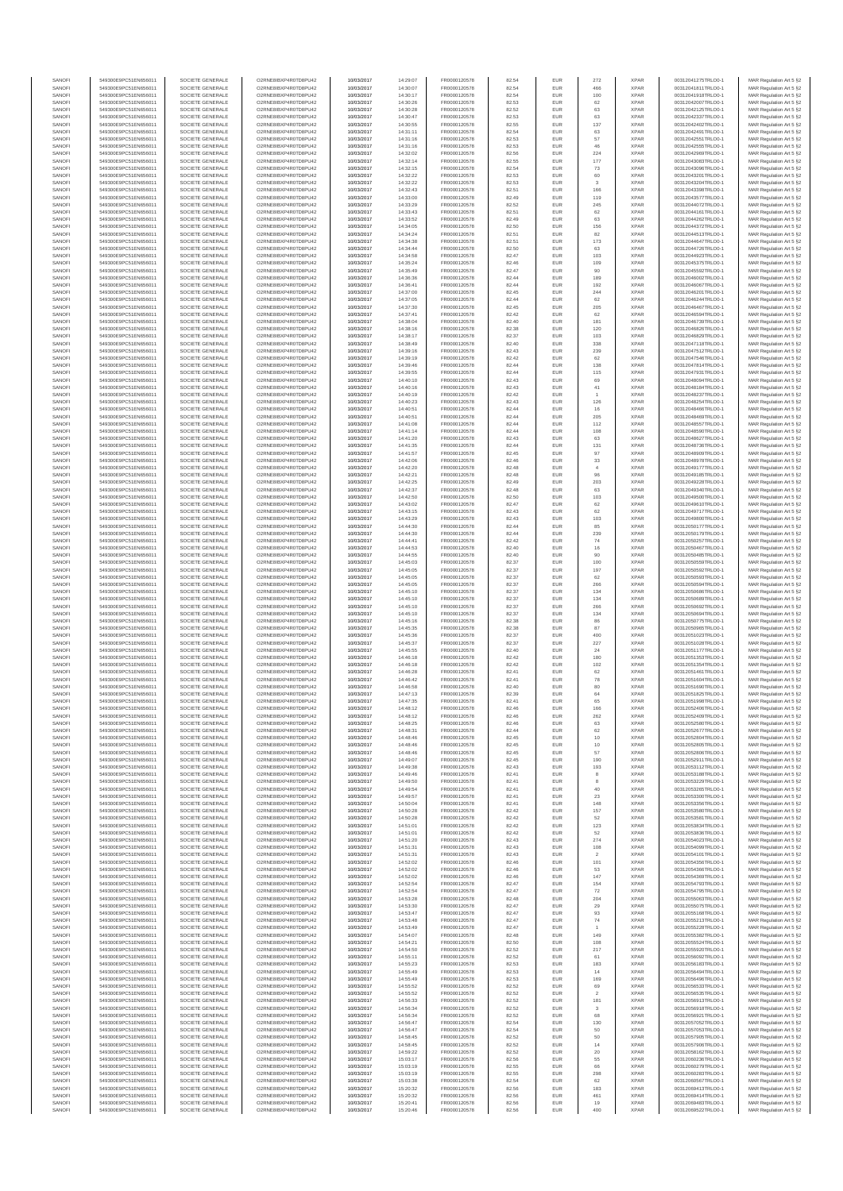| SANOFI | 549300E9PC51EN656011 | SOCIETE GENERALE | O2RNE8IBXP4R0TD8PU42 | 10/03/2017 | 14:29:07 | FR0000120578 | 82.54 | EUR | 272 | XPAR | 00312041275TRLO0-1 | MAR Regulation Art 5 §2 |
|---|---|---|---|---|---|---|---|---|---|---|---|---|
| SANOFI | 549300E9PC51EN656011 | SOCIETE GENERALE | O2RNE8IBXP4R0TD8PU42 | 10/03/2017 | 14:30:07 | FR0000120578 | 82.54 | EUR | 466 | XPAR | 00312041811TRLO0-1 | MAR Regulation Art 5 §2 |
| SANOFI | 549300E9PC51EN656011 | SOCIETE GENERALE | O2RNE8IBXP4R0TD8PU42 | 10/03/2017 | 14:30:17 | FR0000120578 | 82.54 | EUR | 100 | XPAR | 00312041918TRLO0-1 | MAR Regulation Art 5 §2 |
| SANOFI | 549300E9PC51EN656011 | SOCIETE GENERALE | O2RNE8IBXP4R0TD8PU42 | 10/03/2017 | 14:30:26 | FR0000120578 | 82.53 | EUR | 62 | XPAR | 00312042007TRLO0-1 | MAR Regulation Art 5 §2 |
| SANOFI | 549300E9PC51EN656011 | SOCIETE GENERALE | O2RNE8IBXP4R0TD8PU42 | 10/03/2017 | 14:30:28 | FR0000120578 | 82.52 | EUR | 63 | XPAR | 00312042125TRLO0-1 | MAR Regulation Art 5 §2 |
| SANOFI | 549300E9PC51EN656011 | SOCIETE GENERALE | O2RNE8IBXP4R0TD8PU42 | 10/03/2017 | 14:30:47 | FR0000120578 | 82.53 | EUR | 63 | XPAR | 00312042237TRLO0-1 | MAR Regulation Art 5 §2 |
| SANOFI | 549300E9PC51EN656011 | SOCIETE GENERALE | O2RNE8IBXP4R0TD8PU42 | 10/03/2017 | 14:30:55 | FR0000120578 | 82.55 | EUR | 137 | XPAR | 00312042402TRLO0-1 | MAR Regulation Art 5 §2 |
| SANOFI | 549300E9PC51EN656011 | SOCIETE GENERALE | O2RNE8IBXP4R0TD8PU42 | 10/03/2017 | 14:31:11 | FR0000120578 | 82.54 | EUR | 63 | XPAR | 00312042491TRLO0-1 | MAR Regulation Art 5 §2 |
| SANOFI | 549300E9PC51EN656011 | SOCIETE GENERALE | O2RNE8IBXP4R0TD8PU42 | 10/03/2017 | 14:31:16 | FR0000120578 | 82.53 | EUR | 57 | XPAR | 00312042551TRLO0-1 | MAR Regulation Art 5 §2 |
| SANOFI | 549300E9PC51EN656011 | SOCIETE GENERALE | O2RNE8IBXP4R0TD8PU42 | 10/03/2017 | 14:31:16 | FR0000120578 | 82.53 | EUR | 46 | XPAR | 00312042555TRLO0-1 | MAR Regulation Art 5 §2 |
| SANOFI | 549300E9PC51EN656011 | SOCIETE GENERALE | O2RNE8IBXP4R0TD8PU42 | 10/03/2017 | 14:32:02 | FR0000120578 | 82.56 | EUR | 224 | XPAR | 00312042999TRLO0-1 | MAR Regulation Art 5 §2 |
| SANOFI | 549300E9PC51EN656011 | SOCIETE GENERALE | O2RNE8IBXP4R0TD8PU42 | 10/03/2017 | 14:32:14 | FR0000120578 | 82.55 | EUR | 177 | XPAR | 00312043083TRLO0-1 | MAR Regulation Art 5 §2 |
| SANOFI | 549300E9PC51EN656011 | SOCIETE GENERALE | O2RNE8IBXP4R0TD8PU42 | 10/03/2017 | 14:32:15 | FR0000120578 | 82.54 | EUR | 73 | XPAR | 00312043096TRLO0-1 | MAR Regulation Art 5 §2 |
| SANOFI | 549300E9PC51EN656011 | SOCIETE GENERALE | O2RNE8IBXP4R0TD8PU42 | 10/03/2017 | 14:32:22 | FR0000120578 | 82.53 | EUR | 60 | XPAR | 00312043201TRLO0-1 | MAR Regulation Art 5 §2 |
| SANOFI | 549300E9PC51EN656011 | SOCIETE GENERALE | O2RNE8IBXP4R0TD8PU42 | 10/03/2017 | 14:32:22 | FR0000120578 | 82.53 | EUR | 3 | XPAR | 00312043204TRLO0-1 | MAR Regulation Art 5 §2 |
| SANOFI | 549300E9PC51EN656011 | SOCIETE GENERALE | O2RNE8IBXP4R0TD8PU42 | 10/03/2017 | 14:32:43 | FR0000120578 | 82.51 | EUR | 166 | XPAR | 00312043398TRLO0-1 | MAR Regulation Art 5 §2 |
| SANOFI | 549300E9PC51EN656011 | SOCIETE GENERALE | O2RNE8IBXP4R0TD8PU42 | 10/03/2017 | 14:33:00 | FR0000120578 | 82.49 | EUR | 119 | XPAR | 00312043577TRLO0-1 | MAR Regulation Art 5 §2 |
| SANOFI | 549300E9PC51EN656011 | SOCIETE GENERALE | O2RNE8IBXP4R0TD8PU42 | 10/03/2017 | 14:33:29 | FR0000120578 | 82.52 | EUR | 245 | XPAR | 00312044072TRLO0-1 | MAR Regulation Art 5 §2 |
| SANOFI | 549300E9PC51EN656011 | SOCIETE GENERALE | O2RNE8IBXP4R0TD8PU42 | 10/03/2017 | 14:33:43 | FR0000120578 | 82.51 | EUR | 62 | XPAR | 00312044161TRLO0-1 | MAR Regulation Art 5 §2 |
| SANOFI | 549300E9PC51EN656011 | SOCIETE GENERALE | O2RNE8IBXP4R0TD8PU42 | 10/03/2017 | 14:33:52 | FR0000120578 | 82.49 | EUR | 63 | XPAR | 00312044262TRLO0-1 | MAR Regulation Art 5 §2 |
| SANOFI | 549300E9PC51EN656011 | SOCIETE GENERALE | O2RNE8IBXP4R0TD8PU42 | 10/03/2017 | 14:34:05 | FR0000120578 | 82.50 | EUR | 156 | XPAR | 00312044372TRLO0-1 | MAR Regulation Art 5 §2 |
| SANOFI | 549300E9PC51EN656011 | SOCIETE GENERALE | O2RNE8IBXP4R0TD8PU42 | 10/03/2017 | 14:34:24 | FR0000120578 | 82.51 | EUR | 82 | XPAR | 00312044513TRLO0-1 | MAR Regulation Art 5 §2 |
| SANOFI | 549300E9PC51EN656011 | SOCIETE GENERALE | O2RNE8IBXP4R0TD8PU42 | 10/03/2017 | 14:34:38 | FR0000120578 | 82.51 | EUR | 173 | XPAR | 00312044647TRLO0-1 | MAR Regulation Art 5 §2 |
| SANOFI | 549300E9PC51EN656011 | SOCIETE GENERALE | O2RNE8IBXP4R0TD8PU42 | 10/03/2017 | 14:34:44 | FR0000120578 | 82.50 | EUR | 63 | XPAR | 00312044726TRLO0-1 | MAR Regulation Art 5 §2 |
| SANOFI | 549300E9PC51EN656011 | SOCIETE GENERALE | O2RNE8IBXP4R0TD8PU42 | 10/03/2017 | 14:34:58 | FR0000120578 | 82.47 | EUR | 103 | XPAR | 00312044923TRLO0-1 | MAR Regulation Art 5 §2 |
| SANOFI | 549300E9PC51EN656011 | SOCIETE GENERALE | O2RNE8IBXP4R0TD8PU42 | 10/03/2017 | 14:35:24 | FR0000120578 | 82.46 | EUR | 109 | XPAR | 00312045375TRLO0-1 | MAR Regulation Art 5 §2 |
| SANOFI | 549300E9PC51EN656011 | SOCIETE GENERALE | O2RNE8IBXP4R0TD8PU42 | 10/03/2017 | 14:35:49 | FR0000120578 | 82.47 | EUR | 90 | XPAR | 00312045592TRLO0-1 | MAR Regulation Art 5 §2 |
| SANOFI | 549300E9PC51EN656011 | SOCIETE GENERALE | O2RNE8IBXP4R0TD8PU42 | 10/03/2017 | 14:36:36 | FR0000120578 | 82.44 | EUR | 189 | XPAR | 00312046002TRLO0-1 | MAR Regulation Art 5 §2 |
| SANOFI | 549300E9PC51EN656011 | SOCIETE GENERALE | O2RNE8IBXP4R0TD8PU42 | 10/03/2017 | 14:36:41 | FR0000120578 | 82.44 | EUR | 192 | XPAR | 00312046067TRLO0-1 | MAR Regulation Art 5 §2 |
| SANOFI | 549300E9PC51EN656011 | SOCIETE GENERALE | O2RNE8IBXP4R0TD8PU42 | 10/03/2017 | 14:37:00 | FR0000120578 | 82.45 | EUR | 244 | XPAR | 00312046201TRLO0-1 | MAR Regulation Art 5 §2 |
| SANOFI | 549300E9PC51EN656011 | SOCIETE GENERALE | O2RNE8IBXP4R0TD8PU42 | 10/03/2017 | 14:37:05 | FR0000120578 | 82.44 | EUR | 62 | XPAR | 00312046244TRLO0-1 | MAR Regulation Art 5 §2 |
| SANOFI | 549300E9PC51EN656011 | SOCIETE GENERALE | O2RNE8IBXP4R0TD8PU42 | 10/03/2017 | 14:37:30 | FR0000120578 | 82.45 | EUR | 205 | XPAR | 00312046467TRLO0-1 | MAR Regulation Art 5 §2 |
| SANOFI | 549300E9PC51EN656011 | SOCIETE GENERALE | O2RNE8IBXP4R0TD8PU42 | 10/03/2017 | 14:37:41 | FR0000120578 | 82.42 | EUR | 62 | XPAR | 00312046594TRLO0-1 | MAR Regulation Art 5 §2 |
| SANOFI | 549300E9PC51EN656011 | SOCIETE GENERALE | O2RNE8IBXP4R0TD8PU42 | 10/03/2017 | 14:38:04 | FR0000120578 | 82.40 | EUR | 181 | XPAR | 00312046739TRLO0-1 | MAR Regulation Art 5 §2 |
| SANOFI | 549300E9PC51EN656011 | SOCIETE GENERALE | O2RNE8IBXP4R0TD8PU42 | 10/03/2017 | 14:38:16 | FR0000120578 | 82.38 | EUR | 120 | XPAR | 00312046826TRLO0-1 | MAR Regulation Art 5 §2 |
| SANOFI | 549300E9PC51EN656011 | SOCIETE GENERALE | O2RNE8IBXP4R0TD8PU42 | 10/03/2017 | 14:38:17 | FR0000120578 | 82.37 | EUR | 103 | XPAR | 00312046829TRLO0-1 | MAR Regulation Art 5 §2 |
| SANOFI | 549300E9PC51EN656011 | SOCIETE GENERALE | O2RNE8IBXP4R0TD8PU42 | 10/03/2017 | 14:38:49 | FR0000120578 | 82.40 | EUR | 338 | XPAR | 00312047118TRLO0-1 | MAR Regulation Art 5 §2 |
| SANOFI | 549300E9PC51EN656011 | SOCIETE GENERALE | O2RNE8IBXP4R0TD8PU42 | 10/03/2017 | 14:39:16 | FR0000120578 | 82.43 | EUR | 239 | XPAR | 00312047512TRLO0-1 | MAR Regulation Art 5 §2 |
| SANOFI | 549300E9PC51EN656011 | SOCIETE GENERALE | O2RNE8IBXP4R0TD8PU42 | 10/03/2017 | 14:39:19 | FR0000120578 | 82.42 | EUR | 62 | XPAR | 00312047546TRLO0-1 | MAR Regulation Art 5 §2 |
| SANOFI | 549300E9PC51EN656011 | SOCIETE GENERALE | O2RNE8IBXP4R0TD8PU42 | 10/03/2017 | 14:39:46 | FR0000120578 | 82.44 | EUR | 138 | XPAR | 00312047814TRLO0-1 | MAR Regulation Art 5 §2 |
| SANOFI | 549300E9PC51EN656011 | SOCIETE GENERALE | O2RNE8IBXP4R0TD8PU42 | 10/03/2017 | 14:39:55 | FR0000120578 | 82.44 | EUR | 115 | XPAR | 00312047931TRLO0-1 | MAR Regulation Art 5 §2 |
| SANOFI | 549300E9PC51EN656011 | SOCIETE GENERALE | O2RNE8IBXP4R0TD8PU42 | 10/03/2017 | 14:40:10 | FR0000120578 | 82.43 | EUR | 69 | XPAR | 00312048094TRLO0-1 | MAR Regulation Art 5 §2 |
| SANOFI | 549300E9PC51EN656011 | SOCIETE GENERALE | O2RNE8IBXP4R0TD8PU42 | 10/03/2017 | 14:40:16 | FR0000120578 | 82.43 | EUR | 41 | XPAR | 00312048184TRLO0-1 | MAR Regulation Art 5 §2 |
| SANOFI | 549300E9PC51EN656011 | SOCIETE GENERALE | O2RNE8IBXP4R0TD8PU42 | 10/03/2017 | 14:40:19 | FR0000120578 | 82.42 | EUR | 1 | XPAR | 00312048237TRLO0-1 | MAR Regulation Art 5 §2 |
| SANOFI | 549300E9PC51EN656011 | SOCIETE GENERALE | O2RNE8IBXP4R0TD8PU42 | 10/03/2017 | 14:40:23 | FR0000120578 | 82.43 | EUR | 126 | XPAR | 00312048254TRLO0-1 | MAR Regulation Art 5 §2 |
| SANOFI | 549300E9PC51EN656011 | SOCIETE GENERALE | O2RNE8IBXP4R0TD8PU42 | 10/03/2017 | 14:40:51 | FR0000120578 | 82.44 | EUR | 16 | XPAR | 00312048466TRLO0-1 | MAR Regulation Art 5 §2 |
| SANOFI | 549300E9PC51EN656011 | SOCIETE GENERALE | O2RNE8IBXP4R0TD8PU42 | 10/03/2017 | 14:40:51 | FR0000120578 | 82.44 | EUR | 205 | XPAR | 00312048469TRLO0-1 | MAR Regulation Art 5 §2 |
| SANOFI | 549300E9PC51EN656011 | SOCIETE GENERALE | O2RNE8IBXP4R0TD8PU42 | 10/03/2017 | 14:41:08 | FR0000120578 | 82.44 | EUR | 112 | XPAR | 00312048557TRLO0-1 | MAR Regulation Art 5 §2 |
| SANOFI | 549300E9PC51EN656011 | SOCIETE GENERALE | O2RNE8IBXP4R0TD8PU42 | 10/03/2017 | 14:41:14 | FR0000120578 | 82.44 | EUR | 108 | XPAR | 00312048590TRLO0-1 | MAR Regulation Art 5 §2 |
| SANOFI | 549300E9PC51EN656011 | SOCIETE GENERALE | O2RNE8IBXP4R0TD8PU42 | 10/03/2017 | 14:41:20 | FR0000120578 | 82.43 | EUR | 62 | XPAR | 00312048627TRLO0-1 | MAR Regulation Art 5 §2 |
| SANOFI | 549300E9PC51EN656011 | SOCIETE GENERALE | O2RNE8IBXP4R0TD8PU42 | 10/03/2017 | 14:41:35 | FR0000120578 | 82.44 | EUR | 131 | XPAR | 00312048736TRLO0-1 | MAR Regulation Art 5 §2 |
| SANOFI | 549300E9PC51EN656011 | SOCIETE GENERALE | O2RNE8IBXP4R0TD8PU42 | 10/03/2017 | 14:41:57 | FR0000120578 | 82.45 | EUR | 97 | XPAR | 00312048909TRLO0-1 | MAR Regulation Art 5 §2 |
| SANOFI | 549300E9PC51EN656011 | SOCIETE GENERALE | O2RNE8IBXP4R0TD8PU42 | 10/03/2017 | 14:42:06 | FR0000120578 | 82.46 | EUR | 33 | XPAR | 00312048978TRLO0-1 | MAR Regulation Art 5 §2 |
| SANOFI | 549300E9PC51EN656011 | SOCIETE GENERALE | O2RNE8IBXP4R0TD8PU42 | 10/03/2017 | 14:42:20 | FR0000120578 | 82.48 | EUR | 4 | XPAR | 00312049177TRLO0-1 | MAR Regulation Art 5 §2 |
| SANOFI | 549300E9PC51EN656011 | SOCIETE GENERALE | O2RNE8IBXP4R0TD8PU42 | 10/03/2017 | 14:42:21 | FR0000120578 | 82.48 | EUR | 96 | XPAR | 00312049185TRLO0-1 | MAR Regulation Art 5 §2 |
| SANOFI | 549300E9PC51EN656011 | SOCIETE GENERALE | O2RNE8IBXP4R0TD8PU42 | 10/03/2017 | 14:42:25 | FR0000120578 | 82.49 | EUR | 203 | XPAR | 00312049228TRLO0-1 | MAR Regulation Art 5 §2 |
| SANOFI | 549300E9PC51EN656011 | SOCIETE GENERALE | O2RNE8IBXP4R0TD8PU42 | 10/03/2017 | 14:42:37 | FR0000120578 | 82.48 | EUR | 63 | XPAR | 00312049340TRLO0-1 | MAR Regulation Art 5 §2 |
| SANOFI | 549300E9PC51EN656011 | SOCIETE GENERALE | O2RNE8IBXP4R0TD8PU42 | 10/03/2017 | 14:42:50 | FR0000120578 | 82.50 | EUR | 103 | XPAR | 00312049500TRLO0-1 | MAR Regulation Art 5 §2 |
| SANOFI | 549300E9PC51EN656011 | SOCIETE GENERALE | O2RNE8IBXP4R0TD8PU42 | 10/03/2017 | 14:43:02 | FR0000120578 | 82.47 | EUR | 62 | XPAR | 00312049610TRLO0-1 | MAR Regulation Art 5 §2 |
| SANOFI | 549300E9PC51EN656011 | SOCIETE GENERALE | O2RNE8IBXP4R0TD8PU42 | 10/03/2017 | 14:43:15 | FR0000120578 | 82.43 | EUR | 62 | XPAR | 00312049717TRLO0-1 | MAR Regulation Art 5 §2 |
| SANOFI | 549300E9PC51EN656011 | SOCIETE GENERALE | O2RNE8IBXP4R0TD8PU42 | 10/03/2017 | 14:43:29 | FR0000120578 | 82.43 | EUR | 103 | XPAR | 00312049800TRLO0-1 | MAR Regulation Art 5 §2 |
| SANOFI | 549300E9PC51EN656011 | SOCIETE GENERALE | O2RNE8IBXP4R0TD8PU42 | 10/03/2017 | 14:44:30 | FR0000120578 | 82.44 | EUR | 85 | XPAR | 00312050177TRLO0-1 | MAR Regulation Art 5 §2 |
| SANOFI | 549300E9PC51EN656011 | SOCIETE GENERALE | O2RNE8IBXP4R0TD8PU42 | 10/03/2017 | 14:44:30 | FR0000120578 | 82.44 | EUR | 239 | XPAR | 00312050179TRLO0-1 | MAR Regulation Art 5 §2 |
| SANOFI | 549300E9PC51EN656011 | SOCIETE GENERALE | O2RNE8IBXP4R0TD8PU42 | 10/03/2017 | 14:44:41 | FR0000120578 | 82.42 | EUR | 74 | XPAR | 00312050257TRLO0-1 | MAR Regulation Art 5 §2 |
| SANOFI | 549300E9PC51EN656011 | SOCIETE GENERALE | O2RNE8IBXP4R0TD8PU42 | 10/03/2017 | 14:44:53 | FR0000120578 | 82.40 | EUR | 16 | XPAR | 00312050487TRLO0-1 | MAR Regulation Art 5 §2 |
| SANOFI | 549300E9PC51EN656011 | SOCIETE GENERALE | O2RNE8IBXP4R0TD8PU42 | 10/03/2017 | 14:44:55 | FR0000120578 | 82.40 | EUR | 90 | XPAR | 00312050495TRLO0-1 | MAR Regulation Art 5 §2 |
| SANOFI | 549300E9PC51EN656011 | SOCIETE GENERALE | O2RNE8IBXP4R0TD8PU42 | 10/03/2017 | 14:45:03 | FR0000120578 | 82.37 | EUR | 100 | XPAR | 00312050559TRLO0-1 | MAR Regulation Art 5 §2 |
| SANOFI | 549300E9PC51EN656011 | SOCIETE GENERALE | O2RNE8IBXP4R0TD8PU42 | 10/03/2017 | 14:45:05 | FR0000120578 | 82.37 | EUR | 197 | XPAR | 00312050592TRLO0-1 | MAR Regulation Art 5 §2 |
| SANOFI | 549300E9PC51EN656011 | SOCIETE GENERALE | O2RNE8IBXP4R0TD8PU42 | 10/03/2017 | 14:45:05 | FR0000120578 | 82.37 | EUR | 62 | XPAR | 00312050593TRLO0-1 | MAR Regulation Art 5 §2 |
| SANOFI | 549300E9PC51EN656011 | SOCIETE GENERALE | O2RNE8IBXP4R0TD8PU42 | 10/03/2017 | 14:45:05 | FR0000120578 | 82.37 | EUR | 266 | XPAR | 00312050594TRLO0-1 | MAR Regulation Art 5 §2 |
| SANOFI | 549300E9PC51EN656011 | SOCIETE GENERALE | O2RNE8IBXP4R0TD8PU42 | 10/03/2017 | 14:45:10 | FR0000120578 | 82.37 | EUR | 134 | XPAR | 00312050686TRLO0-1 | MAR Regulation Art 5 §2 |
| SANOFI | 549300E9PC51EN656011 | SOCIETE GENERALE | O2RNE8IBXP4R0TD8PU42 | 10/03/2017 | 14:45:10 | FR0000120578 | 82.37 | EUR | 134 | XPAR | 00312050689TRLO0-1 | MAR Regulation Art 5 §2 |
| SANOFI | 549300E9PC51EN656011 | SOCIETE GENERALE | O2RNE8IBXP4R0TD8PU42 | 10/03/2017 | 14:45:10 | FR0000120578 | 82.37 | EUR | 266 | XPAR | 00312050692TRLO0-1 | MAR Regulation Art 5 §2 |
| SANOFI | 549300E9PC51EN656011 | SOCIETE GENERALE | O2RNE8IBXP4R0TD8PU42 | 10/03/2017 | 14:45:10 | FR0000120578 | 82.37 | EUR | 134 | XPAR | 00312050694TRLO0-1 | MAR Regulation Art 5 §2 |
| SANOFI | 549300E9PC51EN656011 | SOCIETE GENERALE | O2RNE8IBXP4R0TD8PU42 | 10/03/2017 | 14:45:16 | FR0000120578 | 82.38 | EUR | 86 | XPAR | 00312050775TRLO0-1 | MAR Regulation Art 5 §2 |
| SANOFI | 549300E9PC51EN656011 | SOCIETE GENERALE | O2RNE8IBXP4R0TD8PU42 | 10/03/2017 | 14:45:35 | FR0000120578 | 82.38 | EUR | 87 | XPAR | 00312050965TRLO0-1 | MAR Regulation Art 5 §2 |
| SANOFI | 549300E9PC51EN656011 | SOCIETE GENERALE | O2RNE8IBXP4R0TD8PU42 | 10/03/2017 | 14:45:36 | FR0000120578 | 82.37 | EUR | 400 | XPAR | 00312051023TRLO0-1 | MAR Regulation Art 5 §2 |
| SANOFI | 549300E9PC51EN656011 | SOCIETE GENERALE | O2RNE8IBXP4R0TD8PU42 | 10/03/2017 | 14:45:37 | FR0000120578 | 82.37 | EUR | 227 | XPAR | 00312051028TRLO0-1 | MAR Regulation Art 5 §2 |
| SANOFI | 549300E9PC51EN656011 | SOCIETE GENERALE | O2RNE8IBXP4R0TD8PU42 | 10/03/2017 | 14:45:55 | FR0000120578 | 82.40 | EUR | 24 | XPAR | 00312051177TRLO0-1 | MAR Regulation Art 5 §2 |
| SANOFI | 549300E9PC51EN656011 | SOCIETE GENERALE | O2RNE8IBXP4R0TD8PU42 | 10/03/2017 | 14:46:18 | FR0000120578 | 82.42 | EUR | 180 | XPAR | 00312051353TRLO0-1 | MAR Regulation Art 5 §2 |
| SANOFI | 549300E9PC51EN656011 | SOCIETE GENERALE | O2RNE8IBXP4R0TD8PU42 | 10/03/2017 | 14:46:18 | FR0000120578 | 82.42 | EUR | 102 | XPAR | 00312051354TRLO0-1 | MAR Regulation Art 5 §2 |
| SANOFI | 549300E9PC51EN656011 | SOCIETE GENERALE | O2RNE8IBXP4R0TD8PU42 | 10/03/2017 | 14:46:28 | FR0000120578 | 82.41 | EUR | 62 | XPAR | 00312051461TRLO0-1 | MAR Regulation Art 5 §2 |
| SANOFI | 549300E9PC51EN656011 | SOCIETE GENERALE | O2RNE8IBXP4R0TD8PU42 | 10/03/2017 | 14:46:42 | FR0000120578 | 82.41 | EUR | 78 | XPAR | 00312051604TRLO0-1 | MAR Regulation Art 5 §2 |
| SANOFI | 549300E9PC51EN656011 | SOCIETE GENERALE | O2RNE8IBXP4R0TD8PU42 | 10/03/2017 | 14:46:58 | FR0000120578 | 82.40 | EUR | 80 | XPAR | 00312051686TRLO0-1 | MAR Regulation Art 5 §2 |
| SANOFI | 549300E9PC51EN656011 | SOCIETE GENERALE | O2RNE8IBXP4R0TD8PU42 | 10/03/2017 | 14:47:13 | FR0000120578 | 82.39 | EUR | 64 | XPAR | 00312051825TRLO0-1 | MAR Regulation Art 5 §2 |
| SANOFI | 549300E9PC51EN656011 | SOCIETE GENERALE | O2RNE8IBXP4R0TD8PU42 | 10/03/2017 | 14:47:35 | FR0000120578 | 82.41 | EUR | 65 | XPAR | 00312051998TRLO0-1 | MAR Regulation Art 5 §2 |
| SANOFI | 549300E9PC51EN656011 | SOCIETE GENERALE | O2RNE8IBXP4R0TD8PU42 | 10/03/2017 | 14:48:12 | FR0000120578 | 82.46 | EUR | 166 | XPAR | 00312052406TRLO0-1 | MAR Regulation Art 5 §2 |
| SANOFI | 549300E9PC51EN656011 | SOCIETE GENERALE | O2RNE8IBXP4R0TD8PU42 | 10/03/2017 | 14:48:12 | FR0000120578 | 82.46 | EUR | 262 | XPAR | 00312052409TRLO0-1 | MAR Regulation Art 5 §2 |
| SANOFI | 549300E9PC51EN656011 | SOCIETE GENERALE | O2RNE8IBXP4R0TD8PU42 | 10/03/2017 | 14:48:25 | FR0000120578 | 82.46 | EUR | 63 | XPAR | 00312052580TRLO0-1 | MAR Regulation Art 5 §2 |
| SANOFI | 549300E9PC51EN656011 | SOCIETE GENERALE | O2RNE8IBXP4R0TD8PU42 | 10/03/2017 | 14:48:31 | FR0000120578 | 82.44 | EUR | 62 | XPAR | 00312052677TRLO0-1 | MAR Regulation Art 5 §2 |
| SANOFI | 549300E9PC51EN656011 | SOCIETE GENERALE | O2RNE8IBXP4R0TD8PU42 | 10/03/2017 | 14:48:46 | FR0000120578 | 82.45 | EUR | 10 | XPAR | 00312052804TRLO0-1 | MAR Regulation Art 5 §2 |
| SANOFI | 549300E9PC51EN656011 | SOCIETE GENERALE | O2RNE8IBXP4R0TD8PU42 | 10/03/2017 | 14:48:46 | FR0000120578 | 82.45 | EUR | 10 | XPAR | 00312052805TRLO0-1 | MAR Regulation Art 5 §2 |
| SANOFI | 549300E9PC51EN656011 | SOCIETE GENERALE | O2RNE8IBXP4R0TD8PU42 | 10/03/2017 | 14:48:46 | FR0000120578 | 82.45 | EUR | 57 | XPAR | 00312052806TRLO0-1 | MAR Regulation Art 5 §2 |
| SANOFI | 549300E9PC51EN656011 | SOCIETE GENERALE | O2RNE8IBXP4R0TD8PU42 | 10/03/2017 | 14:49:07 | FR0000120578 | 82.45 | EUR | 190 | XPAR | 00312052911TRLO0-1 | MAR Regulation Art 5 §2 |
| SANOFI | 549300E9PC51EN656011 | SOCIETE GENERALE | O2RNE8IBXP4R0TD8PU42 | 10/03/2017 | 14:49:38 | FR0000120578 | 82.43 | EUR | 193 | XPAR | 00312053112TRLO0-1 | MAR Regulation Art 5 §2 |
| SANOFI | 549300E9PC51EN656011 | SOCIETE GENERALE | O2RNE8IBXP4R0TD8PU42 | 10/03/2017 | 14:49:46 | FR0000120578 | 82.41 | EUR | 8 | XPAR | 00312053188TRLO0-1 | MAR Regulation Art 5 §2 |
| SANOFI | 549300E9PC51EN656011 | SOCIETE GENERALE | O2RNE8IBXP4R0TD8PU42 | 10/03/2017 | 14:49:50 | FR0000120578 | 82.41 | EUR | 8 | XPAR | 00312053229TRLO0-1 | MAR Regulation Art 5 §2 |
| SANOFI | 549300E9PC51EN656011 | SOCIETE GENERALE | O2RNE8IBXP4R0TD8PU42 | 10/03/2017 | 14:49:54 | FR0000120578 | 82.41 | EUR | 40 | XPAR | 00312053265TRLO0-1 | MAR Regulation Art 5 §2 |
| SANOFI | 549300E9PC51EN656011 | SOCIETE GENERALE | O2RNE8IBXP4R0TD8PU42 | 10/03/2017 | 14:49:57 | FR0000120578 | 82.41 | EUR | 23 | XPAR | 00312053300TRLO0-1 | MAR Regulation Art 5 §2 |
| SANOFI | 549300E9PC51EN656011 | SOCIETE GENERALE | O2RNE8IBXP4R0TD8PU42 | 10/03/2017 | 14:50:04 | FR0000120578 | 82.41 | EUR | 148 | XPAR | 00312053356TRLO0-1 | MAR Regulation Art 5 §2 |
| SANOFI | 549300E9PC51EN656011 | SOCIETE GENERALE | O2RNE8IBXP4R0TD8PU42 | 10/03/2017 | 14:50:28 | FR0000120578 | 82.42 | EUR | 157 | XPAR | 00312053580TRLO0-1 | MAR Regulation Art 5 §2 |
| SANOFI | 549300E9PC51EN656011 | SOCIETE GENERALE | O2RNE8IBXP4R0TD8PU42 | 10/03/2017 | 14:50:28 | FR0000120578 | 82.42 | EUR | 52 | XPAR | 00312053581TRLO0-1 | MAR Regulation Art 5 §2 |
| SANOFI | 549300E9PC51EN656011 | SOCIETE GENERALE | O2RNE8IBXP4R0TD8PU42 | 10/03/2017 | 14:51:01 | FR0000120578 | 82.42 | EUR | 123 | XPAR | 00312053834TRLO0-1 | MAR Regulation Art 5 §2 |
| SANOFI | 549300E9PC51EN656011 | SOCIETE GENERALE | O2RNE8IBXP4R0TD8PU42 | 10/03/2017 | 14:51:01 | FR0000120578 | 82.42 | EUR | 52 | XPAR | 00312053836TRLO0-1 | MAR Regulation Art 5 §2 |
| SANOFI | 549300E9PC51EN656011 | SOCIETE GENERALE | O2RNE8IBXP4R0TD8PU42 | 10/03/2017 | 14:51:20 | FR0000120578 | 82.43 | EUR | 274 | XPAR | 00312054023TRLO0-1 | MAR Regulation Art 5 §2 |
| SANOFI | 549300E9PC51EN656011 | SOCIETE GENERALE | O2RNE8IBXP4R0TD8PU42 | 10/03/2017 | 14:51:31 | FR0000120578 | 82.43 | EUR | 108 | XPAR | 00312054099TRLO0-1 | MAR Regulation Art 5 §2 |
| SANOFI | 549300E9PC51EN656011 | SOCIETE GENERALE | O2RNE8IBXP4R0TD8PU42 | 10/03/2017 | 14:51:31 | FR0000120578 | 82.43 | EUR | 2 | XPAR | 00312054101TRLO0-1 | MAR Regulation Art 5 §2 |
| SANOFI | 549300E9PC51EN656011 | SOCIETE GENERALE | O2RNE8IBXP4R0TD8PU42 | 10/03/2017 | 14:52:02 | FR0000120578 | 82.46 | EUR | 101 | XPAR | 00312054356TRLO0-1 | MAR Regulation Art 5 §2 |
| SANOFI | 549300E9PC51EN656011 | SOCIETE GENERALE | O2RNE8IBXP4R0TD8PU42 | 10/03/2017 | 14:52:02 | FR0000120578 | 82.46 | EUR | 53 | XPAR | 00312054366TRLO0-1 | MAR Regulation Art 5 §2 |
| SANOFI | 549300E9PC51EN656011 | SOCIETE GENERALE | O2RNE8IBXP4R0TD8PU42 | 10/03/2017 | 14:52:02 | FR0000120578 | 82.46 | EUR | 147 | XPAR | 00312054369TRLO0-1 | MAR Regulation Art 5 §2 |
| SANOFI | 549300E9PC51EN656011 | SOCIETE GENERALE | O2RNE8IBXP4R0TD8PU42 | 10/03/2017 | 14:52:54 | FR0000120578 | 82.47 | EUR | 154 | XPAR | 00312054793TRLO0-1 | MAR Regulation Art 5 §2 |
| SANOFI | 549300E9PC51EN656011 | SOCIETE GENERALE | O2RNE8IBXP4R0TD8PU42 | 10/03/2017 | 14:52:54 | FR0000120578 | 82.47 | EUR | 72 | XPAR | 00312054795TRLO0-1 | MAR Regulation Art 5 §2 |
| SANOFI | 549300E9PC51EN656011 | SOCIETE GENERALE | O2RNE8IBXP4R0TD8PU42 | 10/03/2017 | 14:53:28 | FR0000120578 | 82.48 | EUR | 204 | XPAR | 00312055063TRLO0-1 | MAR Regulation Art 5 §2 |
| SANOFI | 549300E9PC51EN656011 | SOCIETE GENERALE | O2RNE8IBXP4R0TD8PU42 | 10/03/2017 | 14:53:30 | FR0000120578 | 82.47 | EUR | 29 | XPAR | 00312055075TRLO0-1 | MAR Regulation Art 5 §2 |
| SANOFI | 549300E9PC51EN656011 | SOCIETE GENERALE | O2RNE8IBXP4R0TD8PU42 | 10/03/2017 | 14:53:47 | FR0000120578 | 82.47 | EUR | 93 | XPAR | 00312055168TRLO0-1 | MAR Regulation Art 5 §2 |
| SANOFI | 549300E9PC51EN656011 | SOCIETE GENERALE | O2RNE8IBXP4R0TD8PU42 | 10/03/2017 | 14:53:48 | FR0000120578 | 82.47 | EUR | 74 | XPAR | 00312055213TRLO0-1 | MAR Regulation Art 5 §2 |
| SANOFI | 549300E9PC51EN656011 | SOCIETE GENERALE | O2RNE8IBXP4R0TD8PU42 | 10/03/2017 | 14:53:49 | FR0000120578 | 82.47 | EUR | 1 | XPAR | 00312055228TRLO0-1 | MAR Regulation Art 5 §2 |
| SANOFI | 549300E9PC51EN656011 | SOCIETE GENERALE | O2RNE8IBXP4R0TD8PU42 | 10/03/2017 | 14:54:07 | FR0000120578 | 82.48 | EUR | 149 | XPAR | 00312055382TRLO0-1 | MAR Regulation Art 5 §2 |
| SANOFI | 549300E9PC51EN656011 | SOCIETE GENERALE | O2RNE8IBXP4R0TD8PU42 | 10/03/2017 | 14:54:21 | FR0000120578 | 82.50 | EUR | 108 | XPAR | 00312055524TRLO0-1 | MAR Regulation Art 5 §2 |
| SANOFI | 549300E9PC51EN656011 | SOCIETE GENERALE | O2RNE8IBXP4R0TD8PU42 | 10/03/2017 | 14:54:50 | FR0000120578 | 82.52 | EUR | 217 | XPAR | 00312055920TRLO0-1 | MAR Regulation Art 5 §2 |
| SANOFI | 549300E9PC51EN656011 | SOCIETE GENERALE | O2RNE8IBXP4R0TD8PU42 | 10/03/2017 | 14:55:11 | FR0000120578 | 82.52 | EUR | 61 | XPAR | 00312056092TRLO0-1 | MAR Regulation Art 5 §2 |
| SANOFI | 549300E9PC51EN656011 | SOCIETE GENERALE | O2RNE8IBXP4R0TD8PU42 | 10/03/2017 | 14:55:23 | FR0000120578 | 82.53 | EUR | 183 | XPAR | 00312056183TRLO0-1 | MAR Regulation Art 5 §2 |
| SANOFI | 549300E9PC51EN656011 | SOCIETE GENERALE | O2RNE8IBXP4R0TD8PU42 | 10/03/2017 | 14:55:49 | FR0000120578 | 82.53 | EUR | 14 | XPAR | 00312056494TRLO0-1 | MAR Regulation Art 5 §2 |
| SANOFI | 549300E9PC51EN656011 | SOCIETE GENERALE | O2RNE8IBXP4R0TD8PU42 | 10/03/2017 | 14:55:49 | FR0000120578 | 82.53 | EUR | 169 | XPAR | 00312056496TRLO0-1 | MAR Regulation Art 5 §2 |
| SANOFI | 549300E9PC51EN656011 | SOCIETE GENERALE | O2RNE8IBXP4R0TD8PU42 | 10/03/2017 | 14:55:52 | FR0000120578 | 82.52 | EUR | 69 | XPAR | 00312056533TRLO0-1 | MAR Regulation Art 5 §2 |
| SANOFI | 549300E9PC51EN656011 | SOCIETE GENERALE | O2RNE8IBXP4R0TD8PU42 | 10/03/2017 | 14:55:52 | FR0000120578 | 82.52 | EUR | 2 | XPAR | 00312056535TRLO0-1 | MAR Regulation Art 5 §2 |
| SANOFI | 549300E9PC51EN656011 | SOCIETE GENERALE | O2RNE8IBXP4R0TD8PU42 | 10/03/2017 | 14:56:33 | FR0000120578 | 82.52 | EUR | 181 | XPAR | 00312056913TRLO0-1 | MAR Regulation Art 5 §2 |
| SANOFI | 549300E9PC51EN656011 | SOCIETE GENERALE | O2RNE8IBXP4R0TD8PU42 | 10/03/2017 | 14:56:34 | FR0000120578 | 82.52 | EUR | 3 | XPAR | 00312056918TRLO0-1 | MAR Regulation Art 5 §2 |
| SANOFI | 549300E9PC51EN656011 | SOCIETE GENERALE | O2RNE8IBXP4R0TD8PU42 | 10/03/2017 | 14:56:34 | FR0000120578 | 82.52 | EUR | 68 | XPAR | 00312056921TRLO0-1 | MAR Regulation Art 5 §2 |
| SANOFI | 549300E9PC51EN656011 | SOCIETE GENERALE | O2RNE8IBXP4R0TD8PU42 | 10/03/2017 | 14:56:47 | FR0000120578 | 82.54 | EUR | 130 | XPAR | 00312057052TRLO0-1 | MAR Regulation Art 5 §2 |
| SANOFI | 549300E9PC51EN656011 | SOCIETE GENERALE | O2RNE8IBXP4R0TD8PU42 | 10/03/2017 | 14:56:47 | FR0000120578 | 82.54 | EUR | 50 | XPAR | 00312057053TRLO0-1 | MAR Regulation Art 5 §2 |
| SANOFI | 549300E9PC51EN656011 | SOCIETE GENERALE | O2RNE8IBXP4R0TD8PU42 | 10/03/2017 | 14:58:45 | FR0000120578 | 82.52 | EUR | 50 | XPAR | 00312057905TRLO0-1 | MAR Regulation Art 5 §2 |
| SANOFI | 549300E9PC51EN656011 | SOCIETE GENERALE | O2RNE8IBXP4R0TD8PU42 | 10/03/2017 | 14:58:45 | FR0000120578 | 82.52 | EUR | 14 | XPAR | 00312057906TRLO0-1 | MAR Regulation Art 5 §2 |
| SANOFI | 549300E9PC51EN656011 | SOCIETE GENERALE | O2RNE8IBXP4R0TD8PU42 | 10/03/2017 | 14:59:22 | FR0000120578 | 82.52 | EUR | 20 | XPAR | 00312058182TRLO0-1 | MAR Regulation Art 5 §2 |
| SANOFI | 549300E9PC51EN656011 | SOCIETE GENERALE | O2RNE8IBXP4R0TD8PU42 | 10/03/2017 | 15:03:17 | FR0000120578 | 82.56 | EUR | 55 | XPAR | 00312060238TRLO0-1 | MAR Regulation Art 5 §2 |
| SANOFI | 549300E9PC51EN656011 | SOCIETE GENERALE | O2RNE8IBXP4R0TD8PU42 | 10/03/2017 | 15:03:19 | FR0000120578 | 82.55 | EUR | 66 | XPAR | 00312060279TRLO0-1 | MAR Regulation Art 5 §2 |
| SANOFI | 549300E9PC51EN656011 | SOCIETE GENERALE | O2RNE8IBXP4R0TD8PU42 | 10/03/2017 | 15:03:19 | FR0000120578 | 82.55 | EUR | 298 | XPAR | 00312060283TRLO0-1 | MAR Regulation Art 5 §2 |
| SANOFI | 549300E9PC51EN656011 | SOCIETE GENERALE | O2RNE8IBXP4R0TD8PU42 | 10/03/2017 | 15:03:38 | FR0000120578 | 82.54 | EUR | 62 | XPAR | 00312060567TRLO0-1 | MAR Regulation Art 5 §2 |
| SANOFI | 549300E9PC51EN656011 | SOCIETE GENERALE | O2RNE8IBXP4R0TD8PU42 | 10/03/2017 | 15:20:32 | FR0000120578 | 82.56 | EUR | 183 | XPAR | 00312069413TRLO0-1 | MAR Regulation Art 5 §2 |
| SANOFI | 549300E9PC51EN656011 | SOCIETE GENERALE | O2RNE8IBXP4R0TD8PU42 | 10/03/2017 | 15:20:32 | FR0000120578 | 82.56 | EUR | 461 | XPAR | 00312069414TRLO0-1 | MAR Regulation Art 5 §2 |
| SANOFI | 549300E9PC51EN656011 | SOCIETE GENERALE | O2RNE8IBXP4R0TD8PU42 | 10/03/2017 | 15:20:41 | FR0000120578 | 82.56 | EUR | 19 | XPAR | 00312069483TRLO0-1 | MAR Regulation Art 5 §2 |
| SANOFI | 549300E9PC51EN656011 | SOCIETE GENERALE | O2RNE8IBXP4R0TD8PU42 | 10/03/2017 | 15:20:46 | FR0000120578 | 82.56 | EUR | 400 | XPAR | 00312069522TRLO0-1 | MAR Regulation Art 5 §2 |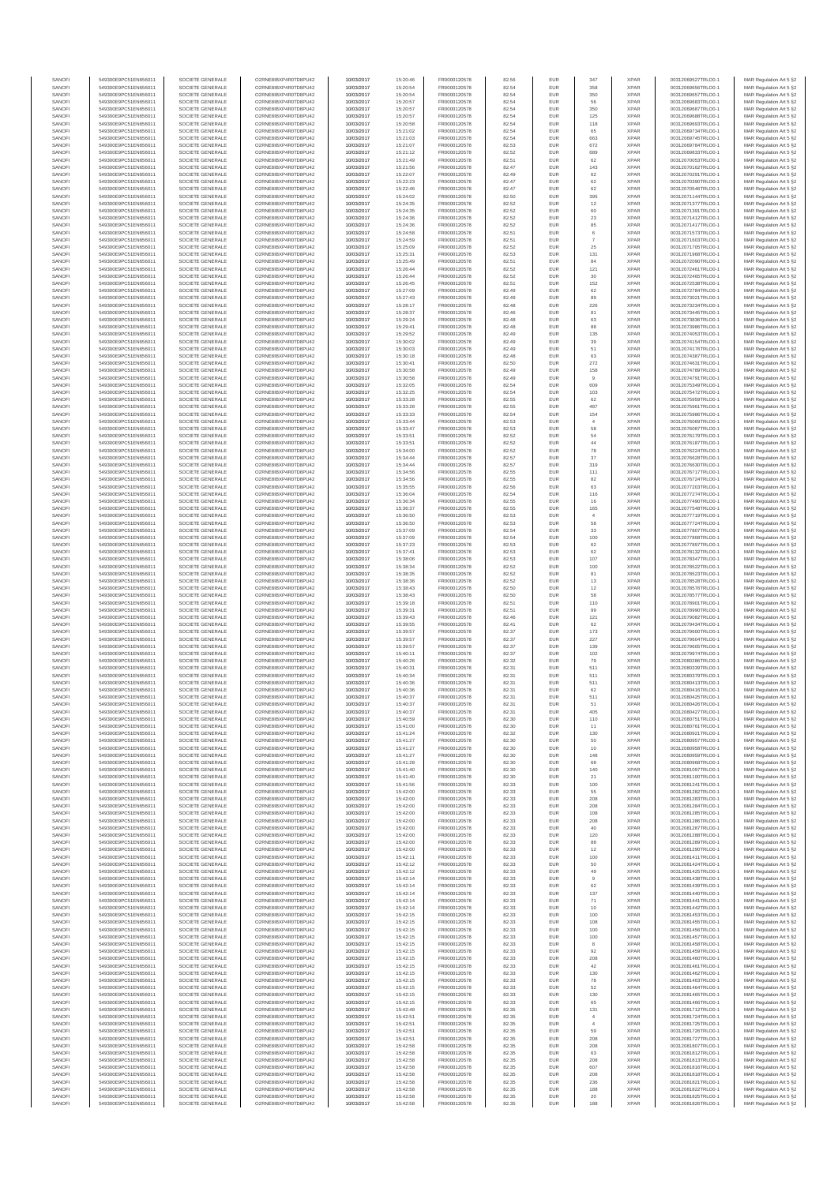| SANOFI | 549300E9PC51EN656011 | SOCIETE GENERALE | O2RNE8IBXP4R0TD8PU42 | 10/03/2017 | 15:20:46 | FR0000120578 | 82.50 | EUR | 347 | XPAR | 00312069527TRLO0-1 | MAR Regulation Art 5 §2 |
|---|---|---|---|---|---|---|---|---|---|---|---|---|
| SANOFI | 549300E9PC51EN656011 | SOCIETE GENERALE | O2RNE8IBXP4R0TD8PU42 | 10/03/2017 | 15:20:54 | FR0000120578 | 82.54 | EUR | 358 | XPAR | 00312069656TRLO0-1 | MAR Regulation Art 5 §2 |
| SANOFI | 549300E9PC51EN656011 | SOCIETE GENERALE | O2RNE8IBXP4R0TD8PU42 | 10/03/2017 | 15:20:54 | FR0000120578 | 82.54 | EUR | 350 | XPAR | 00312069657TRLO0-1 | MAR Regulation Art 5 §2 |
| SANOFI | 549300E9PC51EN656011 | SOCIETE GENERALE | O2RNE8IBXP4R0TD8PU42 | 10/03/2017 | 15:20:57 | FR0000120578 | 82.54 | EUR | 56 | XPAR | 00312069683TRLO0-1 | MAR Regulation Art 5 §2 |
| SANOFI | 549300E9PC51EN656011 | SOCIETE GENERALE | O2RNE8IBXP4R0TD8PU42 | 10/03/2017 | 15:20:57 | FR0000120578 | 82.54 | EUR | 350 | XPAR | 00312069687TRLO0-1 | MAR Regulation Art 5 §2 |
| SANOFI | 549300E9PC51EN656011 | SOCIETE GENERALE | O2RNE8IBXP4R0TD8PU42 | 10/03/2017 | 15:20:57 | FR0000120578 | 82.54 | EUR | 125 | XPAR | 00312069688TRLO0-1 | MAR Regulation Art 5 §2 |
| SANOFI | 549300E9PC51EN656011 | SOCIETE GENERALE | O2RNE8IBXP4R0TD8PU42 | 10/03/2017 | 15:20:58 | FR0000120578 | 82.54 | EUR | 118 | XPAR | 00312069693TRLO0-1 | MAR Regulation Art 5 §2 |
| SANOFI | 549300E9PC51EN656011 | SOCIETE GENERALE | O2RNE8IBXP4R0TD8PU42 | 10/03/2017 | 15:21:02 | FR0000120578 | 82.54 | EUR | 65 | XPAR | 00312069734TRLO0-1 | MAR Regulation Art 5 §2 |
| SANOFI | 549300E9PC51EN656011 | SOCIETE GENERALE | O2RNE8IBXP4R0TD8PU42 | 10/03/2017 | 15:21:03 | FR0000120578 | 82.54 | EUR | 663 | XPAR | 00312069745TRLO0-1 | MAR Regulation Art 5 §2 |
| SANOFI | 549300E9PC51EN656011 | SOCIETE GENERALE | O2RNE8IBXP4R0TD8PU42 | 10/03/2017 | 15:21:07 | FR0000120578 | 82.53 | EUR | 672 | XPAR | 00312069784TRLO0-1 | MAR Regulation Art 5 §2 |
| SANOFI | 549300E9PC51EN656011 | SOCIETE GENERALE | O2RNE8IBXP4R0TD8PU42 | 10/03/2017 | 15:21:12 | FR0000120578 | 82.52 | EUR | 689 | XPAR | 00312069833TRLO0-1 | MAR Regulation Art 5 §2 |
| SANOFI | 549300E9PC51EN656011 | SOCIETE GENERALE | O2RNE8IBXP4R0TD8PU42 | 10/03/2017 | 15:21:49 | FR0000120578 | 82.51 | EUR | 62 | XPAR | 00312070053TRLO0-1 | MAR Regulation Art 5 §2 |
| SANOFI | 549300E9PC51EN656011 | SOCIETE GENERALE | O2RNE8IBXP4R0TD8PU42 | 10/03/2017 | 15:21:56 | FR0000120578 | 82.47 | EUR | 143 | XPAR | 00312070162TRLO0-1 | MAR Regulation Art 5 §2 |
| SANOFI | 549300E9PC51EN656011 | SOCIETE GENERALE | O2RNE8IBXP4R0TD8PU42 | 10/03/2017 | 15:22:07 | FR0000120578 | 82.49 | EUR | 62 | XPAR | 00312070291TRLO0-1 | MAR Regulation Art 5 §2 |
| SANOFI | 549300E9PC51EN656011 | SOCIETE GENERALE | O2RNE8IBXP4R0TD8PU42 | 10/03/2017 | 15:22:23 | FR0000120578 | 82.47 | EUR | 62 | XPAR | 00312070390TRLO0-1 | MAR Regulation Art 5 §2 |
| SANOFI | 549300E9PC51EN656011 | SOCIETE GENERALE | O2RNE8IBXP4R0TD8PU42 | 10/03/2017 | 15:22:46 | FR0000120578 | 82.47 | EUR | 62 | XPAR | 00312070546TRLO0-1 | MAR Regulation Art 5 §2 |
| SANOFI | 549300E9PC51EN656011 | SOCIETE GENERALE | O2RNE8IBXP4R0TD8PU42 | 10/03/2017 | 15:24:02 | FR0000120578 | 82.50 | EUR | 395 | XPAR | 00312071144TRLO0-1 | MAR Regulation Art 5 §2 |
| SANOFI | 549300E9PC51EN656011 | SOCIETE GENERALE | O2RNE8IBXP4R0TD8PU42 | 10/03/2017 | 15:24:35 | FR0000120578 | 82.52 | EUR | 12 | XPAR | 00312071377TRLO0-1 | MAR Regulation Art 5 §2 |
| SANOFI | 549300E9PC51EN656011 | SOCIETE GENERALE | O2RNE8IBXP4R0TD8PU42 | 10/03/2017 | 15:24:35 | FR0000120578 | 82.52 | EUR | 60 | XPAR | 00312071391TRLO0-1 | MAR Regulation Art 5 §2 |
| SANOFI | 549300E9PC51EN656011 | SOCIETE GENERALE | O2RNE8IBXP4R0TD8PU42 | 10/03/2017 | 15:24:36 | FR0000120578 | 82.52 | EUR | 23 | XPAR | 00312071412TRLO0-1 | MAR Regulation Art 5 §2 |
| SANOFI | 549300E9PC51EN656011 | SOCIETE GENERALE | O2RNE8IBXP4R0TD8PU42 | 10/03/2017 | 15:24:36 | FR0000120578 | 82.52 | EUR | 85 | XPAR | 00312071417TRLO0-1 | MAR Regulation Art 5 §2 |
| SANOFI | 549300E9PC51EN656011 | SOCIETE GENERALE | O2RNE8IBXP4R0TD8PU42 | 10/03/2017 | 15:24:58 | FR0000120578 | 82.51 | EUR | 6 | XPAR | 00312071573TRLO0-1 | MAR Regulation Art 5 §2 |
| SANOFI | 549300E9PC51EN656011 | SOCIETE GENERALE | O2RNE8IBXP4R0TD8PU42 | 10/03/2017 | 15:24:59 | FR0000120578 | 82.51 | EUR | 7 | XPAR | 00312071603TRLO0-1 | MAR Regulation Art 5 §2 |
| SANOFI | 549300E9PC51EN656011 | SOCIETE GENERALE | O2RNE8IBXP4R0TD8PU42 | 10/03/2017 | 15:25:09 | FR0000120578 | 82.52 | EUR | 25 | XPAR | 00312071705TRLO0-1 | MAR Regulation Art 5 §2 |
| SANOFI | 549300E9PC51EN656011 | SOCIETE GENERALE | O2RNE8IBXP4R0TD8PU42 | 10/03/2017 | 15:25:31 | FR0000120578 | 82.53 | EUR | 131 | XPAR | 00312071868TRLO0-1 | MAR Regulation Art 5 §2 |
| SANOFI | 549300E9PC51EN656011 | SOCIETE GENERALE | O2RNE8IBXP4R0TD8PU42 | 10/03/2017 | 15:25:49 | FR0000120578 | 82.51 | EUR | 84 | XPAR | 00312072090TRLO0-1 | MAR Regulation Art 5 §2 |
| SANOFI | 549300E9PC51EN656011 | SOCIETE GENERALE | O2RNE8IBXP4R0TD8PU42 | 10/03/2017 | 15:26:44 | FR0000120578 | 82.52 | EUR | 121 | XPAR | 00312072461TRLO0-1 | MAR Regulation Art 5 §2 |
| SANOFI | 549300E9PC51EN656011 | SOCIETE GENERALE | O2RNE8IBXP4R0TD8PU42 | 10/03/2017 | 15:26:44 | FR0000120578 | 82.52 | EUR | 30 | XPAR | 00312072465TRLO0-1 | MAR Regulation Art 5 §2 |
| SANOFI | 549300E9PC51EN656011 | SOCIETE GENERALE | O2RNE8IBXP4R0TD8PU42 | 10/03/2017 | 15:26:45 | FR0000120578 | 82.51 | EUR | 152 | XPAR | 00312072538TRLO0-1 | MAR Regulation Art 5 §2 |
| SANOFI | 549300E9PC51EN656011 | SOCIETE GENERALE | O2RNE8IBXP4R0TD8PU42 | 10/03/2017 | 15:27:09 | FR0000120578 | 82.49 | EUR | 62 | XPAR | 00312072784TRLO0-1 | MAR Regulation Art 5 §2 |
| SANOFI | 549300E9PC51EN656011 | SOCIETE GENERALE | O2RNE8IBXP4R0TD8PU42 | 10/03/2017 | 15:27:43 | FR0000120578 | 82.49 | EUR | 89 | XPAR | 00312073021TRLO0-1 | MAR Regulation Art 5 §2 |
| SANOFI | 549300E9PC51EN656011 | SOCIETE GENERALE | O2RNE8IBXP4R0TD8PU42 | 10/03/2017 | 15:28:17 | FR0000120578 | 82.48 | EUR | 226 | XPAR | 00312073234TRLO0-1 | MAR Regulation Art 5 §2 |
| SANOFI | 549300E9PC51EN656011 | SOCIETE GENERALE | O2RNE8IBXP4R0TD8PU42 | 10/03/2017 | 15:28:37 | FR0000120578 | 82.46 | EUR | 81 | XPAR | 00312073445TRLO0-1 | MAR Regulation Art 5 §2 |
| SANOFI | 549300E9PC51EN656011 | SOCIETE GENERALE | O2RNE8IBXP4R0TD8PU42 | 10/03/2017 | 15:29:24 | FR0000120578 | 82.48 | EUR | 63 | XPAR | 00312073836TRLO0-1 | MAR Regulation Art 5 §2 |
| SANOFI | 549300E9PC51EN656011 | SOCIETE GENERALE | O2RNE8IBXP4R0TD8PU42 | 10/03/2017 | 15:29:41 | FR0000120578 | 82.48 | EUR | 88 | XPAR | 00312073986TRLO0-1 | MAR Regulation Art 5 §2 |
| SANOFI | 549300E9PC51EN656011 | SOCIETE GENERALE | O2RNE8IBXP4R0TD8PU42 | 10/03/2017 | 15:29:52 | FR0000120578 | 82.49 | EUR | 135 | XPAR | 00312074053TRLO0-1 | MAR Regulation Art 5 §2 |
| SANOFI | 549300E9PC51EN656011 | SOCIETE GENERALE | O2RNE8IBXP4R0TD8PU42 | 10/03/2017 | 15:30:02 | FR0000120578 | 82.49 | EUR | 39 | XPAR | 00312074154TRLO0-1 | MAR Regulation Art 5 §2 |
| SANOFI | 549300E9PC51EN656011 | SOCIETE GENERALE | O2RNE8IBXP4R0TD8PU42 | 10/03/2017 | 15:30:03 | FR0000120578 | 82.49 | EUR | 51 | XPAR | 00312074176TRLO0-1 | MAR Regulation Art 5 §2 |
| SANOFI | 549300E9PC51EN656011 | SOCIETE GENERALE | O2RNE8IBXP4R0TD8PU42 | 10/03/2017 | 15:30:18 | FR0000120578 | 82.48 | EUR | 63 | XPAR | 00312074387TRLO0-1 | MAR Regulation Art 5 §2 |
| SANOFI | 549300E9PC51EN656011 | SOCIETE GENERALE | O2RNE8IBXP4R0TD8PU42 | 10/03/2017 | 15:30:41 | FR0000120578 | 82.50 | EUR | 272 | XPAR | 00312074631TRLO0-1 | MAR Regulation Art 5 §2 |
| SANOFI | 549300E9PC51EN656011 | SOCIETE GENERALE | O2RNE8IBXP4R0TD8PU42 | 10/03/2017 | 15:30:58 | FR0000120578 | 82.49 | EUR | 158 | XPAR | 00312074789TRLO0-1 | MAR Regulation Art 5 §2 |
| SANOFI | 549300E9PC51EN656011 | SOCIETE GENERALE | O2RNE8IBXP4R0TD8PU42 | 10/03/2017 | 15:30:58 | FR0000120578 | 82.49 | EUR | 9 | XPAR | 00312074791TRLO0-1 | MAR Regulation Art 5 §2 |
| SANOFI | 549300E9PC51EN656011 | SOCIETE GENERALE | O2RNE8IBXP4R0TD8PU42 | 10/03/2017 | 15:32:05 | FR0000120578 | 82.54 | EUR | 609 | XPAR | 00312075349TRLO0-1 | MAR Regulation Art 5 §2 |
| SANOFI | 549300E9PC51EN656011 | SOCIETE GENERALE | O2RNE8IBXP4R0TD8PU42 | 10/03/2017 | 15:32:25 | FR0000120578 | 82.54 | EUR | 103 | XPAR | 00312075472TRLO0-1 | MAR Regulation Art 5 §2 |
| SANOFI | 549300E9PC51EN656011 | SOCIETE GENERALE | O2RNE8IBXP4R0TD8PU42 | 10/03/2017 | 15:33:28 | FR0000120578 | 82.55 | EUR | 62 | XPAR | 00312075959TRLO0-1 | MAR Regulation Art 5 §2 |
| SANOFI | 549300E9PC51EN656011 | SOCIETE GENERALE | O2RNE8IBXP4R0TD8PU42 | 10/03/2017 | 15:33:28 | FR0000120578 | 82.55 | EUR | 487 | XPAR | 00312075961TRLO0-1 | MAR Regulation Art 5 §2 |
| SANOFI | 549300E9PC51EN656011 | SOCIETE GENERALE | O2RNE8IBXP4R0TD8PU42 | 10/03/2017 | 15:33:33 | FR0000120578 | 82.54 | EUR | 154 | XPAR | 00312075986TRLO0-1 | MAR Regulation Art 5 §2 |
| SANOFI | 549300E9PC51EN656011 | SOCIETE GENERALE | O2RNE8IBXP4R0TD8PU42 | 10/03/2017 | 15:33:44 | FR0000120578 | 82.53 | EUR | 4 | XPAR | 00312076069TRLO0-1 | MAR Regulation Art 5 §2 |
| SANOFI | 549300E9PC51EN656011 | SOCIETE GENERALE | O2RNE8IBXP4R0TD8PU42 | 10/03/2017 | 15:33:47 | FR0000120578 | 82.53 | EUR | 58 | XPAR | 00312076087TRLO0-1 | MAR Regulation Art 5 §2 |
| SANOFI | 549300E9PC51EN656011 | SOCIETE GENERALE | O2RNE8IBXP4R0TD8PU42 | 10/03/2017 | 15:33:51 | FR0000120578 | 82.52 | EUR | 54 | XPAR | 00312076179TRLO0-1 | MAR Regulation Art 5 §2 |
| SANOFI | 549300E9PC51EN656011 | SOCIETE GENERALE | O2RNE8IBXP4R0TD8PU42 | 10/03/2017 | 15:33:51 | FR0000120578 | 82.52 | EUR | 44 | XPAR | 00312076187TRLO0-1 | MAR Regulation Art 5 §2 |
| SANOFI | 549300E9PC51EN656011 | SOCIETE GENERALE | O2RNE8IBXP4R0TD8PU42 | 10/03/2017 | 15:34:00 | FR0000120578 | 82.52 | EUR | 78 | XPAR | 00312076224TRLO0-1 | MAR Regulation Art 5 §2 |
| SANOFI | 549300E9PC51EN656011 | SOCIETE GENERALE | O2RNE8IBXP4R0TD8PU42 | 10/03/2017 | 15:34:44 | FR0000120578 | 82.57 | EUR | 37 | XPAR | 00312076628TRLO0-1 | MAR Regulation Art 5 §2 |
| SANOFI | 549300E9PC51EN656011 | SOCIETE GENERALE | O2RNE8IBXP4R0TD8PU42 | 10/03/2017 | 15:34:44 | FR0000120578 | 82.57 | EUR | 319 | XPAR | 00312076630TRLO0-1 | MAR Regulation Art 5 §2 |
| SANOFI | 549300E9PC51EN656011 | SOCIETE GENERALE | O2RNE8IBXP4R0TD8PU42 | 10/03/2017 | 15:34:56 | FR0000120578 | 82.55 | EUR | 111 | XPAR | 00312076717TRLO0-1 | MAR Regulation Art 5 §2 |
| SANOFI | 549300E9PC51EN656011 | SOCIETE GENERALE | O2RNE8IBXP4R0TD8PU42 | 10/03/2017 | 15:34:56 | FR0000120578 | 82.55 | EUR | 82 | XPAR | 00312076724TRLO0-1 | MAR Regulation Art 5 §2 |
| SANOFI | 549300E9PC51EN656011 | SOCIETE GENERALE | O2RNE8IBXP4R0TD8PU42 | 10/03/2017 | 15:35:55 | FR0000120578 | 82.56 | EUR | 63 | XPAR | 00312077203TRLO0-1 | MAR Regulation Art 5 §2 |
| SANOFI | 549300E9PC51EN656011 | SOCIETE GENERALE | O2RNE8IBXP4R0TD8PU42 | 10/03/2017 | 15:36:04 | FR0000120578 | 82.54 | EUR | 116 | XPAR | 00312077274TRLO0-1 | MAR Regulation Art 5 §2 |
| SANOFI | 549300E9PC51EN656011 | SOCIETE GENERALE | O2RNE8IBXP4R0TD8PU42 | 10/03/2017 | 15:36:34 | FR0000120578 | 82.55 | EUR | 16 | XPAR | 00312077490TRLO0-1 | MAR Regulation Art 5 §2 |
| SANOFI | 549300E9PC51EN656011 | SOCIETE GENERALE | O2RNE8IBXP4R0TD8PU42 | 10/03/2017 | 15:36:37 | FR0000120578 | 82.55 | EUR | 165 | XPAR | 00312077548TRLO0-1 | MAR Regulation Art 5 §2 |
| SANOFI | 549300E9PC51EN656011 | SOCIETE GENERALE | O2RNE8IBXP4R0TD8PU42 | 10/03/2017 | 15:36:50 | FR0000120578 | 82.53 | EUR | 4 | XPAR | 00312077719TRLO0-1 | MAR Regulation Art 5 §2 |
| SANOFI | 549300E9PC51EN656011 | SOCIETE GENERALE | O2RNE8IBXP4R0TD8PU42 | 10/03/2017 | 15:36:50 | FR0000120578 | 82.53 | EUR | 58 | XPAR | 00312077724TRLO0-1 | MAR Regulation Art 5 §2 |
| SANOFI | 549300E9PC51EN656011 | SOCIETE GENERALE | O2RNE8IBXP4R0TD8PU42 | 10/03/2017 | 15:37:09 | FR0000120578 | 82.54 | EUR | 33 | XPAR | 00312077807TRLO0-1 | MAR Regulation Art 5 §2 |
| SANOFI | 549300E9PC51EN656011 | SOCIETE GENERALE | O2RNE8IBXP4R0TD8PU42 | 10/03/2017 | 15:37:09 | FR0000120578 | 82.54 | EUR | 100 | XPAR | 00312077808TRLO0-1 | MAR Regulation Art 5 §2 |
| SANOFI | 549300E9PC51EN656011 | SOCIETE GENERALE | O2RNE8IBXP4R0TD8PU42 | 10/03/2017 | 15:37:23 | FR0000120578 | 82.53 | EUR | 62 | XPAR | 00312077897TRLO0-1 | MAR Regulation Art 5 §2 |
| SANOFI | 549300E9PC51EN656011 | SOCIETE GENERALE | O2RNE8IBXP4R0TD8PU42 | 10/03/2017 | 15:37:41 | FR0000120578 | 82.53 | EUR | 62 | XPAR | 00312078032TRLO0-1 | MAR Regulation Art 5 §2 |
| SANOFI | 549300E9PC51EN656011 | SOCIETE GENERALE | O2RNE8IBXP4R0TD8PU42 | 10/03/2017 | 15:38:06 | FR0000120578 | 82.53 | EUR | 107 | XPAR | 00312078347TRLO0-1 | MAR Regulation Art 5 §2 |
| SANOFI | 549300E9PC51EN656011 | SOCIETE GENERALE | O2RNE8IBXP4R0TD8PU42 | 10/03/2017 | 15:38:34 | FR0000120578 | 82.52 | EUR | 100 | XPAR | 00312078522TRLO0-1 | MAR Regulation Art 5 §2 |
| SANOFI | 549300E9PC51EN656011 | SOCIETE GENERALE | O2RNE8IBXP4R0TD8PU42 | 10/03/2017 | 15:38:35 | FR0000120578 | 82.52 | EUR | 81 | XPAR | 00312078523TRLO0-1 | MAR Regulation Art 5 §2 |
| SANOFI | 549300E9PC51EN656011 | SOCIETE GENERALE | O2RNE8IBXP4R0TD8PU42 | 10/03/2017 | 15:38:36 | FR0000120578 | 82.52 | EUR | 13 | XPAR | 00312078528TRLO0-1 | MAR Regulation Art 5 §2 |
| SANOFI | 549300E9PC51EN656011 | SOCIETE GENERALE | O2RNE8IBXP4R0TD8PU42 | 10/03/2017 | 15:38:43 | FR0000120578 | 82.50 | EUR | 12 | XPAR | 00312078576TRLO0-1 | MAR Regulation Art 5 §2 |
| SANOFI | 549300E9PC51EN656011 | SOCIETE GENERALE | O2RNE8IBXP4R0TD8PU42 | 10/03/2017 | 15:38:43 | FR0000120578 | 82.50 | EUR | 58 | XPAR | 00312078577TRLO0-1 | MAR Regulation Art 5 §2 |
| SANOFI | 549300E9PC51EN656011 | SOCIETE GENERALE | O2RNE8IBXP4R0TD8PU42 | 10/03/2017 | 15:39:18 | FR0000120578 | 82.51 | EUR | 110 | XPAR | 00312078901TRLO0-1 | MAR Regulation Art 5 §2 |
| SANOFI | 549300E9PC51EN656011 | SOCIETE GENERALE | O2RNE8IBXP4R0TD8PU42 | 10/03/2017 | 15:39:31 | FR0000120578 | 82.51 | EUR | 99 | XPAR | 00312078990TRLO0-1 | MAR Regulation Art 5 §2 |
| SANOFI | 549300E9PC51EN656011 | SOCIETE GENERALE | O2RNE8IBXP4R0TD8PU42 | 10/03/2017 | 15:39:43 | FR0000120578 | 82.46 | EUR | 121 | XPAR | 00312079082TRLO0-1 | MAR Regulation Art 5 §2 |
| SANOFI | 549300E9PC51EN656011 | SOCIETE GENERALE | O2RNE8IBXP4R0TD8PU42 | 10/03/2017 | 15:39:55 | FR0000120578 | 82.41 | EUR | 62 | XPAR | 00312079434TRLO0-1 | MAR Regulation Art 5 §2 |
| SANOFI | 549300E9PC51EN656011 | SOCIETE GENERALE | O2RNE8IBXP4R0TD8PU42 | 10/03/2017 | 15:39:57 | FR0000120578 | 82.37 | EUR | 173 | XPAR | 00312079600TRLO0-1 | MAR Regulation Art 5 §2 |
| SANOFI | 549300E9PC51EN656011 | SOCIETE GENERALE | O2RNE8IBXP4R0TD8PU42 | 10/03/2017 | 15:39:57 | FR0000120578 | 82.37 | EUR | 227 | XPAR | 00312079604TRLO0-1 | MAR Regulation Art 5 §2 |
| SANOFI | 549300E9PC51EN656011 | SOCIETE GENERALE | O2RNE8IBXP4R0TD8PU42 | 10/03/2017 | 15:39:57 | FR0000120578 | 82.37 | EUR | 139 | XPAR | 00312079605TRLO0-1 | MAR Regulation Art 5 §2 |
| SANOFI | 549300E9PC51EN656011 | SOCIETE GENERALE | O2RNE8IBXP4R0TD8PU42 | 10/03/2017 | 15:40:11 | FR0000120578 | 82.37 | EUR | 102 | XPAR | 00312079974TRLO0-1 | MAR Regulation Art 5 §2 |
| SANOFI | 549300E9PC51EN656011 | SOCIETE GENERALE | O2RNE8IBXP4R0TD8PU42 | 10/03/2017 | 15:40:28 | FR0000120578 | 82.32 | EUR | 79 | XPAR | 00312080286TRLO0-1 | MAR Regulation Art 5 §2 |
| SANOFI | 549300E9PC51EN656011 | SOCIETE GENERALE | O2RNE8IBXP4R0TD8PU42 | 10/03/2017 | 15:40:31 | FR0000120578 | 82.31 | EUR | 511 | XPAR | 00312080339TRLO0-1 | MAR Regulation Art 5 §2 |
| SANOFI | 549300E9PC51EN656011 | SOCIETE GENERALE | O2RNE8IBXP4R0TD8PU42 | 10/03/2017 | 15:40:34 | FR0000120578 | 82.31 | EUR | 511 | XPAR | 00312080379TRLO0-1 | MAR Regulation Art 5 §2 |
| SANOFI | 549300E9PC51EN656011 | SOCIETE GENERALE | O2RNE8IBXP4R0TD8PU42 | 10/03/2017 | 15:40:36 | FR0000120578 | 82.31 | EUR | 511 | XPAR | 00312080413TRLO0-1 | MAR Regulation Art 5 §2 |
| SANOFI | 549300E9PC51EN656011 | SOCIETE GENERALE | O2RNE8IBXP4R0TD8PU42 | 10/03/2017 | 15:40:36 | FR0000120578 | 82.31 | EUR | 62 | XPAR | 00312080416TRLO0-1 | MAR Regulation Art 5 §2 |
| SANOFI | 549300E9PC51EN656011 | SOCIETE GENERALE | O2RNE8IBXP4R0TD8PU42 | 10/03/2017 | 15:40:37 | FR0000120578 | 82.31 | EUR | 511 | XPAR | 00312080425TRLO0-1 | MAR Regulation Art 5 §2 |
| SANOFI | 549300E9PC51EN656011 | SOCIETE GENERALE | O2RNE8IBXP4R0TD8PU42 | 10/03/2017 | 15:40:37 | FR0000120578 | 82.31 | EUR | 51 | XPAR | 00312080426TRLO0-1 | MAR Regulation Art 5 §2 |
| SANOFI | 549300E9PC51EN656011 | SOCIETE GENERALE | O2RNE8IBXP4R0TD8PU42 | 10/03/2017 | 15:40:37 | FR0000120578 | 82.31 | EUR | 405 | XPAR | 00312080427TRLO0-1 | MAR Regulation Art 5 §2 |
| SANOFI | 549300E9PC51EN656011 | SOCIETE GENERALE | O2RNE8IBXP4R0TD8PU42 | 10/03/2017 | 15:40:59 | FR0000120578 | 82.30 | EUR | 110 | XPAR | 00312080751TRLO0-1 | MAR Regulation Art 5 §2 |
| SANOFI | 549300E9PC51EN656011 | SOCIETE GENERALE | O2RNE8IBXP4R0TD8PU42 | 10/03/2017 | 15:41:00 | FR0000120578 | 82.30 | EUR | 11 | XPAR | 00312080763TRLO0-1 | MAR Regulation Art 5 §2 |
| SANOFI | 549300E9PC51EN656011 | SOCIETE GENERALE | O2RNE8IBXP4R0TD8PU42 | 10/03/2017 | 15:41:24 | FR0000120578 | 82.32 | EUR | 130 | XPAR | 00312080921TRLO0-1 | MAR Regulation Art 5 §2 |
| SANOFI | 549300E9PC51EN656011 | SOCIETE GENERALE | O2RNE8IBXP4R0TD8PU42 | 10/03/2017 | 15:41:27 | FR0000120578 | 82.30 | EUR | 50 | XPAR | 00312080957TRLO0-1 | MAR Regulation Art 5 §2 |
| SANOFI | 549300E9PC51EN656011 | SOCIETE GENERALE | O2RNE8IBXP4R0TD8PU42 | 10/03/2017 | 15:41:27 | FR0000120578 | 82.30 | EUR | 10 | XPAR | 00312080958TRLO0-1 | MAR Regulation Art 5 §2 |
| SANOFI | 549300E9PC51EN656011 | SOCIETE GENERALE | O2RNE8IBXP4R0TD8PU42 | 10/03/2017 | 15:41:27 | FR0000120578 | 82.30 | EUR | 148 | XPAR | 00312080959TRLO0-1 | MAR Regulation Art 5 §2 |
| SANOFI | 549300E9PC51EN656011 | SOCIETE GENERALE | O2RNE8IBXP4R0TD8PU42 | 10/03/2017 | 15:41:28 | FR0000120578 | 82.30 | EUR | 68 | XPAR | 00312080968TRLO0-1 | MAR Regulation Art 5 §2 |
| SANOFI | 549300E9PC51EN656011 | SOCIETE GENERALE | O2RNE8IBXP4R0TD8PU42 | 10/03/2017 | 15:41:40 | FR0000120578 | 82.30 | EUR | 140 | XPAR | 00312081097TRLO0-1 | MAR Regulation Art 5 §2 |
| SANOFI | 549300E9PC51EN656011 | SOCIETE GENERALE | O2RNE8IBXP4R0TD8PU42 | 10/03/2017 | 15:41:40 | FR0000120578 | 82.30 | EUR | 21 | XPAR | 00312081100TRLO0-1 | MAR Regulation Art 5 §2 |
| SANOFI | 549300E9PC51EN656011 | SOCIETE GENERALE | O2RNE8IBXP4R0TD8PU42 | 10/03/2017 | 15:41:56 | FR0000120578 | 82.33 | EUR | 100 | XPAR | 00312081241TRLO0-1 | MAR Regulation Art 5 §2 |
| SANOFI | 549300E9PC51EN656011 | SOCIETE GENERALE | O2RNE8IBXP4R0TD8PU42 | 10/03/2017 | 15:42:00 | FR0000120578 | 82.33 | EUR | 55 | XPAR | 00312081282TRLO0-1 | MAR Regulation Art 5 §2 |
| SANOFI | 549300E9PC51EN656011 | SOCIETE GENERALE | O2RNE8IBXP4R0TD8PU42 | 10/03/2017 | 15:42:00 | FR0000120578 | 82.33 | EUR | 208 | XPAR | 00312081283TRLO0-1 | MAR Regulation Art 5 §2 |
| SANOFI | 549300E9PC51EN656011 | SOCIETE GENERALE | O2RNE8IBXP4R0TD8PU42 | 10/03/2017 | 15:42:00 | FR0000120578 | 82.33 | EUR | 208 | XPAR | 00312081284TRLO0-1 | MAR Regulation Art 5 §2 |
| SANOFI | 549300E9PC51EN656011 | SOCIETE GENERALE | O2RNE8IBXP4R0TD8PU42 | 10/03/2017 | 15:42:00 | FR0000120578 | 82.33 | EUR | 108 | XPAR | 00312081285TRLO0-1 | MAR Regulation Art 5 §2 |
| SANOFI | 549300E9PC51EN656011 | SOCIETE GENERALE | O2RNE8IBXP4R0TD8PU42 | 10/03/2017 | 15:42:00 | FR0000120578 | 82.33 | EUR | 208 | XPAR | 00312081286TRLO0-1 | MAR Regulation Art 5 §2 |
| SANOFI | 549300E9PC51EN656011 | SOCIETE GENERALE | O2RNE8IBXP4R0TD8PU42 | 10/03/2017 | 15:42:00 | FR0000120578 | 82.33 | EUR | 40 | XPAR | 00312081287TRLO0-1 | MAR Regulation Art 5 §2 |
| SANOFI | 549300E9PC51EN656011 | SOCIETE GENERALE | O2RNE8IBXP4R0TD8PU42 | 10/03/2017 | 15:42:00 | FR0000120578 | 82.33 | EUR | 120 | XPAR | 00312081288TRLO0-1 | MAR Regulation Art 5 §2 |
| SANOFI | 549300E9PC51EN656011 | SOCIETE GENERALE | O2RNE8IBXP4R0TD8PU42 | 10/03/2017 | 15:42:00 | FR0000120578 | 82.33 | EUR | 88 | XPAR | 00312081289TRLO0-1 | MAR Regulation Art 5 §2 |
| SANOFI | 549300E9PC51EN656011 | SOCIETE GENERALE | O2RNE8IBXP4R0TD8PU42 | 10/03/2017 | 15:42:00 | FR0000120578 | 82.33 | EUR | 12 | XPAR | 00312081290TRLO0-1 | MAR Regulation Art 5 §2 |
| SANOFI | 549300E9PC51EN656011 | SOCIETE GENERALE | O2RNE8IBXP4R0TD8PU42 | 10/03/2017 | 15:42:11 | FR0000120578 | 82.33 | EUR | 100 | XPAR | 00312081411TRLO0-1 | MAR Regulation Art 5 §2 |
| SANOFI | 549300E9PC51EN656011 | SOCIETE GENERALE | O2RNE8IBXP4R0TD8PU42 | 10/03/2017 | 15:42:12 | FR0000120578 | 82.33 | EUR | 50 | XPAR | 00312081424TRLO0-1 | MAR Regulation Art 5 §2 |
| SANOFI | 549300E9PC51EN656011 | SOCIETE GENERALE | O2RNE8IBXP4R0TD8PU42 | 10/03/2017 | 15:42:12 | FR0000120578 | 82.33 | EUR | 49 | XPAR | 00312081425TRLO0-1 | MAR Regulation Art 5 §2 |
| SANOFI | 549300E9PC51EN656011 | SOCIETE GENERALE | O2RNE8IBXP4R0TD8PU42 | 10/03/2017 | 15:42:14 | FR0000120578 | 82.33 | EUR | 9 | XPAR | 00312081438TRLO0-1 | MAR Regulation Art 5 §2 |
| SANOFI | 549300E9PC51EN656011 | SOCIETE GENERALE | O2RNE8IBXP4R0TD8PU42 | 10/03/2017 | 15:42:14 | FR0000120578 | 82.33 | EUR | 62 | XPAR | 00312081439TRLO0-1 | MAR Regulation Art 5 §2 |
| SANOFI | 549300E9PC51EN656011 | SOCIETE GENERALE | O2RNE8IBXP4R0TD8PU42 | 10/03/2017 | 15:42:14 | FR0000120578 | 82.33 | EUR | 137 | XPAR | 00312081440TRLO0-1 | MAR Regulation Art 5 §2 |
| SANOFI | 549300E9PC51EN656011 | SOCIETE GENERALE | O2RNE8IBXP4R0TD8PU42 | 10/03/2017 | 15:42:14 | FR0000120578 | 82.33 | EUR | 71 | XPAR | 00312081441TRLO0-1 | MAR Regulation Art 5 §2 |
| SANOFI | 549300E9PC51EN656011 | SOCIETE GENERALE | O2RNE8IBXP4R0TD8PU42 | 10/03/2017 | 15:42:14 | FR0000120578 | 82.33 | EUR | 10 | XPAR | 00312081442TRLO0-1 | MAR Regulation Art 5 §2 |
| SANOFI | 549300E9PC51EN656011 | SOCIETE GENERALE | O2RNE8IBXP4R0TD8PU42 | 10/03/2017 | 15:42:15 | FR0000120578 | 82.33 | EUR | 100 | XPAR | 00312081453TRLO0-1 | MAR Regulation Art 5 §2 |
| SANOFI | 549300E9PC51EN656011 | SOCIETE GENERALE | O2RNE8IBXP4R0TD8PU42 | 10/03/2017 | 15:42:15 | FR0000120578 | 82.33 | EUR | 108 | XPAR | 00312081455TRLO0-1 | MAR Regulation Art 5 §2 |
| SANOFI | 549300E9PC51EN656011 | SOCIETE GENERALE | O2RNE8IBXP4R0TD8PU42 | 10/03/2017 | 15:42:15 | FR0000120578 | 82.33 | EUR | 100 | XPAR | 00312081456TRLO0-1 | MAR Regulation Art 5 §2 |
| SANOFI | 549300E9PC51EN656011 | SOCIETE GENERALE | O2RNE8IBXP4R0TD8PU42 | 10/03/2017 | 15:42:15 | FR0000120578 | 82.33 | EUR | 100 | XPAR | 00312081457TRLO0-1 | MAR Regulation Art 5 §2 |
| SANOFI | 549300E9PC51EN656011 | SOCIETE GENERALE | O2RNE8IBXP4R0TD8PU42 | 10/03/2017 | 15:42:15 | FR0000120578 | 82.33 | EUR | 8 | XPAR | 00312081458TRLO0-1 | MAR Regulation Art 5 §2 |
| SANOFI | 549300E9PC51EN656011 | SOCIETE GENERALE | O2RNE8IBXP4R0TD8PU42 | 10/03/2017 | 15:42:15 | FR0000120578 | 82.33 | EUR | 92 | XPAR | 00312081459TRLO0-1 | MAR Regulation Art 5 §2 |
| SANOFI | 549300E9PC51EN656011 | SOCIETE GENERALE | O2RNE8IBXP4R0TD8PU42 | 10/03/2017 | 15:42:15 | FR0000120578 | 82.33 | EUR | 208 | XPAR | 00312081460TRLO0-1 | MAR Regulation Art 5 §2 |
| SANOFI | 549300E9PC51EN656011 | SOCIETE GENERALE | O2RNE8IBXP4R0TD8PU42 | 10/03/2017 | 15:42:15 | FR0000120578 | 82.33 | EUR | 42 | XPAR | 00312081461TRLO0-1 | MAR Regulation Art 5 §2 |
| SANOFI | 549300E9PC51EN656011 | SOCIETE GENERALE | O2RNE8IBXP4R0TD8PU42 | 10/03/2017 | 15:42:15 | FR0000120578 | 82.33 | EUR | 130 | XPAR | 00312081462TRLO0-1 | MAR Regulation Art 5 §2 |
| SANOFI | 549300E9PC51EN656011 | SOCIETE GENERALE | O2RNE8IBXP4R0TD8PU42 | 10/03/2017 | 15:42:15 | FR0000120578 | 82.33 | EUR | 78 | XPAR | 00312081463TRLO0-1 | MAR Regulation Art 5 §2 |
| SANOFI | 549300E9PC51EN656011 | SOCIETE GENERALE | O2RNE8IBXP4R0TD8PU42 | 10/03/2017 | 15:42:15 | FR0000120578 | 82.33 | EUR | 52 | XPAR | 00312081464TRLO0-1 | MAR Regulation Art 5 §2 |
| SANOFI | 549300E9PC51EN656011 | SOCIETE GENERALE | O2RNE8IBXP4R0TD8PU42 | 10/03/2017 | 15:42:15 | FR0000120578 | 82.33 | EUR | 130 | XPAR | 00312081465TRLO0-1 | MAR Regulation Art 5 §2 |
| SANOFI | 549300E9PC51EN656011 | SOCIETE GENERALE | O2RNE8IBXP4R0TD8PU42 | 10/03/2017 | 15:42:15 | FR0000120578 | 82.33 | EUR | 65 | XPAR | 00312081466TRLO0-1 | MAR Regulation Art 5 §2 |
| SANOFI | 549300E9PC51EN656011 | SOCIETE GENERALE | O2RNE8IBXP4R0TD8PU42 | 10/03/2017 | 15:42:48 | FR0000120578 | 82.35 | EUR | 131 | XPAR | 00312081712TRLO0-1 | MAR Regulation Art 5 §2 |
| SANOFI | 549300E9PC51EN656011 | SOCIETE GENERALE | O2RNE8IBXP4R0TD8PU42 | 10/03/2017 | 15:42:51 | FR0000120578 | 82.35 | EUR | 4 | XPAR | 00312081724TRLO0-1 | MAR Regulation Art 5 §2 |
| SANOFI | 549300E9PC51EN656011 | SOCIETE GENERALE | O2RNE8IBXP4R0TD8PU42 | 10/03/2017 | 15:42:51 | FR0000120578 | 82.35 | EUR | 4 | XPAR | 00312081725TRLO0-1 | MAR Regulation Art 5 §2 |
| SANOFI | 549300E9PC51EN656011 | SOCIETE GENERALE | O2RNE8IBXP4R0TD8PU42 | 10/03/2017 | 15:42:51 | FR0000120578 | 82.35 | EUR | 59 | XPAR | 00312081726TRLO0-1 | MAR Regulation Art 5 §2 |
| SANOFI | 549300E9PC51EN656011 | SOCIETE GENERALE | O2RNE8IBXP4R0TD8PU42 | 10/03/2017 | 15:42:51 | FR0000120578 | 82.35 | EUR | 208 | XPAR | 00312081727TRLO0-1 | MAR Regulation Art 5 §2 |
| SANOFI | 549300E9PC51EN656011 | SOCIETE GENERALE | O2RNE8IBXP4R0TD8PU42 | 10/03/2017 | 15:42:58 | FR0000120578 | 82.35 | EUR | 208 | XPAR | 00312081807TRLO0-1 | MAR Regulation Art 5 §2 |
| SANOFI | 549300E9PC51EN656011 | SOCIETE GENERALE | O2RNE8IBXP4R0TD8PU42 | 10/03/2017 | 15:42:58 | FR0000120578 | 82.35 | EUR | 63 | XPAR | 00312081812TRLO0-1 | MAR Regulation Art 5 §2 |
| SANOFI | 549300E9PC51EN656011 | SOCIETE GENERALE | O2RNE8IBXP4R0TD8PU42 | 10/03/2017 | 15:42:58 | FR0000120578 | 82.35 | EUR | 208 | XPAR | 00312081813TRLO0-1 | MAR Regulation Art 5 §2 |
| SANOFI | 549300E9PC51EN656011 | SOCIETE GENERALE | O2RNE8IBXP4R0TD8PU42 | 10/03/2017 | 15:42:58 | FR0000120578 | 82.35 | EUR | 607 | XPAR | 00312081816TRLO0-1 | MAR Regulation Art 5 §2 |
| SANOFI | 549300E9PC51EN656011 | SOCIETE GENERALE | O2RNE8IBXP4R0TD8PU42 | 10/03/2017 | 15:42:58 | FR0000120578 | 82.35 | EUR | 208 | XPAR | 00312081818TRLO0-1 | MAR Regulation Art 5 §2 |
| SANOFI | 549300E9PC51EN656011 | SOCIETE GENERALE | O2RNE8IBXP4R0TD8PU42 | 10/03/2017 | 15:42:58 | FR0000120578 | 82.35 | EUR | 236 | XPAR | 00312081820TRLO0-1 | MAR Regulation Art 5 §2 |
| SANOFI | 549300E9PC51EN656011 | SOCIETE GENERALE | O2RNE8IBXP4R0TD8PU42 | 10/03/2017 | 15:42:58 | FR0000120578 | 82.35 | EUR | 188 | XPAR | 00312081822TRLO0-1 | MAR Regulation Art 5 §2 |
| SANOFI | 549300E9PC51EN656011 | SOCIETE GENERALE | O2RNE8IBXP4R0TD8PU42 | 10/03/2017 | 15:42:58 | FR0000120578 | 82.35 | EUR | 20 | XPAR | 00312081825TRLO0-1 | MAR Regulation Art 5 §2 |
| SANOFI | 549300E9PC51EN656011 | SOCIETE GENERALE | O2RNE8IBXP4R0TD8PU42 | 10/03/2017 | 15:42:58 | FR0000120578 | 82.35 | EUR | 188 | XPAR | 00312081826TRLO0-1 | MAR Regulation Art 5 §2 |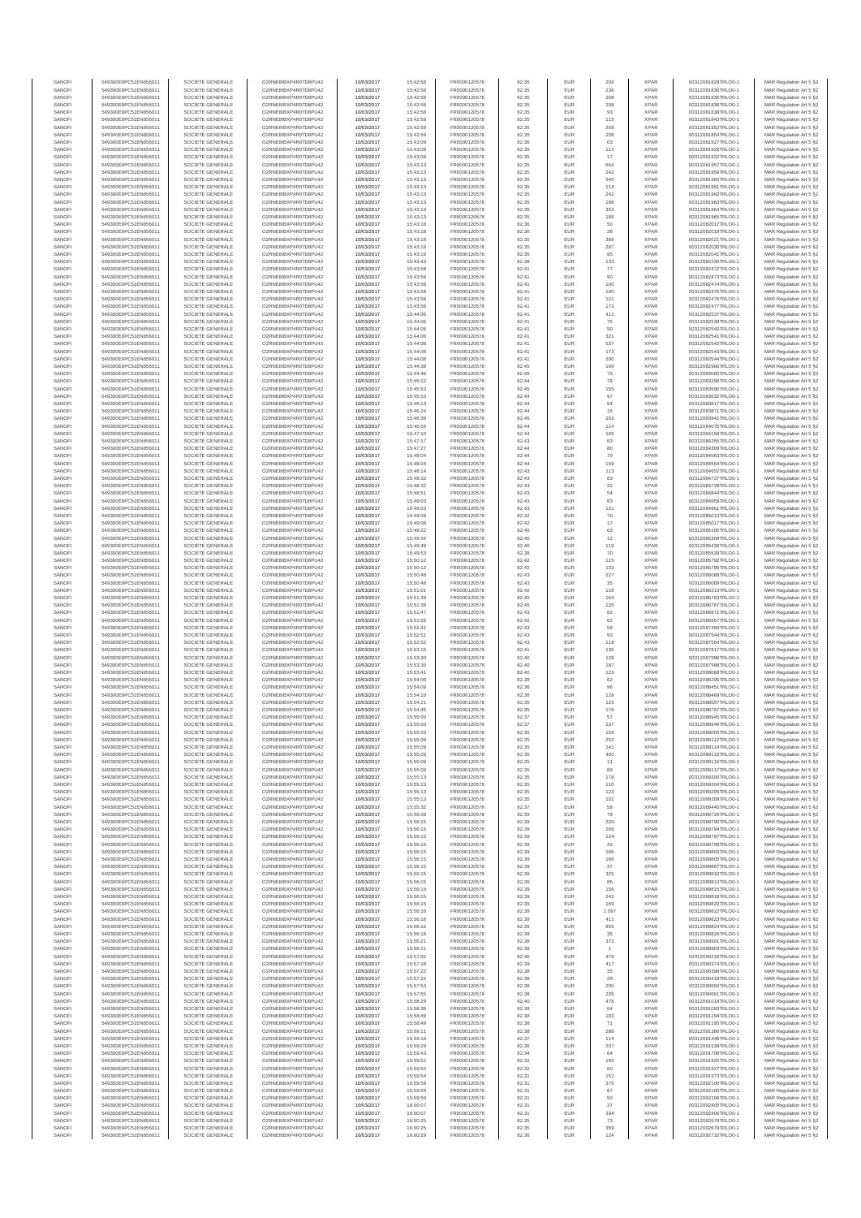| SANOFI | 549300E9PC51EN656011 | SOCIETE GENERALE | O2RNE8IBXP4R0TD8PU42 | 10/03/2017 | 15:42:58 | FR0000120578 | 82.35 | EUR | 208 | XPAR | 00312081829TRLO0-1 | MAR Regulation Art 5 §2 |
|---|---|---|---|---|---|---|---|---|---|---|---|---|
| SANOFI | 549300E9PC51EN656011 | SOCIETE GENERALE | O2RNE8IBXP4R0TD8PU42 | 10/03/2017 | 15:42:58 | FR0000120578 | 82.35 | EUR | 236 | XPAR | 00312081830TRLO0-1 | MAR Regulation Art 5 §2 |
| SANOFI | 549300E9PC51EN656011 | SOCIETE GENERALE | O2RNE8IBXP4R0TD8PU42 | 10/03/2017 | 15:42:58 | FR0000120578 | 82.35 | EUR | 208 | XPAR | 00312081835TRLO0-1 | MAR Regulation Art 5 §2 |
| SANOFI | 549300E9PC51EN656011 | SOCIETE GENERALE | O2RNE8IBXP4R0TD8PU42 | 10/03/2017 | 15:42:58 | FR0000120578 | 82.35 | EUR | 208 | XPAR | 00312081836TRLO0-1 | MAR Regulation Art 5 §2 |
| SANOFI | 549300E9PC51EN656011 | SOCIETE GENERALE | O2RNE8IBXP4R0TD8PU42 | 10/03/2017 | 15:42:58 | FR0000120578 | 82.35 | EUR | 93 | XPAR | 00312081838TRLO0-1 | MAR Regulation Art 5 §2 |
| SANOFI | 549300E9PC51EN656011 | SOCIETE GENERALE | O2RNE8IBXP4R0TD8PU42 | 10/03/2017 | 15:42:59 | FR0000120578 | 82.35 | EUR | 115 | XPAR | 00312081843TRLO0-1 | MAR Regulation Art 5 §2 |
| SANOFI | 549300E9PC51EN656011 | SOCIETE GENERALE | O2RNE8IBXP4R0TD8PU42 | 10/03/2017 | 15:42:59 | FR0000120578 | 82.35 | EUR | 208 | XPAR | 00312081852TRLO0-1 | MAR Regulation Art 5 §2 |
| SANOFI | 549300E9PC51EN656011 | SOCIETE GENERALE | O2RNE8IBXP4R0TD8PU42 | 10/03/2017 | 15:42:59 | FR0000120578 | 82.35 | EUR | 208 | XPAR | 00312081854TRLO0-1 | MAR Regulation Art 5 §2 |
| SANOFI | 549300E9PC51EN656011 | SOCIETE GENERALE | O2RNE8IBXP4R0TD8PU42 | 10/03/2017 | 15:43:09 | FR0000120578 | 82.36 | EUR | 63 | XPAR | 00312081927TRLO0-1 | MAR Regulation Art 5 §2 |
| SANOFI | 549300E9PC51EN656011 | SOCIETE GENERALE | O2RNE8IBXP4R0TD8PU42 | 10/03/2017 | 15:43:09 | FR0000120578 | 82.35 | EUR | 111 | XPAR | 00312081928TRLO0-1 | MAR Regulation Art 5 §2 |
| SANOFI | 549300E9PC51EN656011 | SOCIETE GENERALE | O2RNE8IBXP4R0TD8PU42 | 10/03/2017 | 15:43:09 | FR0000120578 | 82.35 | EUR | 17 | XPAR | 00312081932TRLO0-1 | MAR Regulation Art 5 §2 |
| SANOFI | 549300E9PC51EN656011 | SOCIETE GENERALE | O2RNE8IBXP4R0TD8PU42 | 10/03/2017 | 15:43:13 | FR0000120578 | 82.35 | EUR | 654 | XPAR | 00312081957TRLO0-1 | MAR Regulation Art 5 §2 |
| SANOFI | 549300E9PC51EN656011 | SOCIETE GENERALE | O2RNE8IBXP4R0TD8PU42 | 10/03/2017 | 15:43:13 | FR0000120578 | 82.35 | EUR | 242 | XPAR | 00312081959TRLO0-1 | MAR Regulation Art 5 §2 |
| SANOFI | 549300E9PC51EN656011 | SOCIETE GENERALE | O2RNE8IBXP4R0TD8PU42 | 10/03/2017 | 15:43:13 | FR0000120578 | 82.35 | EUR | 540 | XPAR | 00312081960TRLO0-1 | MAR Regulation Art 5 §2 |
| SANOFI | 549300E9PC51EN656011 | SOCIETE GENERALE | O2RNE8IBXP4R0TD8PU42 | 10/03/2017 | 15:43:13 | FR0000120578 | 82.35 | EUR | 114 | XPAR | 00312081961TRLO0-1 | MAR Regulation Art 5 §2 |
| SANOFI | 549300E9PC51EN656011 | SOCIETE GENERALE | O2RNE8IBXP4R0TD8PU42 | 10/03/2017 | 15:43:13 | FR0000120578 | 82.35 | EUR | 242 | XPAR | 00312081962TRLO0-1 | MAR Regulation Art 5 §2 |
| SANOFI | 549300E9PC51EN656011 | SOCIETE GENERALE | O2RNE8IBXP4R0TD8PU42 | 10/03/2017 | 15:43:13 | FR0000120578 | 82.35 | EUR | 188 | XPAR | 00312081963TRLO0-1 | MAR Regulation Art 5 §2 |
| SANOFI | 549300E9PC51EN656011 | SOCIETE GENERALE | O2RNE8IBXP4R0TD8PU42 | 10/03/2017 | 15:43:13 | FR0000120578 | 82.35 | EUR | 352 | XPAR | 00312081964TRLO0-1 | MAR Regulation Art 5 §2 |
| SANOFI | 549300E9PC51EN656011 | SOCIETE GENERALE | O2RNE8IBXP4R0TD8PU42 | 10/03/2017 | 15:43:13 | FR0000120578 | 82.35 | EUR | 188 | XPAR | 00312081965TRLO0-1 | MAR Regulation Art 5 §2 |
| SANOFI | 549300E9PC51EN656011 | SOCIETE GENERALE | O2RNE8IBXP4R0TD8PU42 | 10/03/2017 | 15:43:18 | FR0000120578 | 82.36 | EUR | 50 | XPAR | 00312082017TRLO0-1 | MAR Regulation Art 5 §2 |
| SANOFI | 549300E9PC51EN656011 | SOCIETE GENERALE | O2RNE8IBXP4R0TD8PU42 | 10/03/2017 | 15:43:18 | FR0000120578 | 82.36 | EUR | 28 | XPAR | 00312082018TRLO0-1 | MAR Regulation Art 5 §2 |
| SANOFI | 549300E9PC51EN656011 | SOCIETE GENERALE | O2RNE8IBXP4R0TD8PU42 | 10/03/2017 | 15:43:18 | FR0000120578 | 82.35 | EUR | 368 | XPAR | 00312082021TRLO0-1 | MAR Regulation Art 5 §2 |
| SANOFI | 549300E9PC51EN656011 | SOCIETE GENERALE | O2RNE8IBXP4R0TD8PU42 | 10/03/2017 | 15:43:19 | FR0000120578 | 82.35 | EUR | 287 | XPAR | 00312082039TRLO0-1 | MAR Regulation Art 5 §2 |
| SANOFI | 549300E9PC51EN656011 | SOCIETE GENERALE | O2RNE8IBXP4R0TD8PU42 | 10/03/2017 | 15:43:19 | FR0000120578 | 82.35 | EUR | 95 | XPAR | 00312082041TRLO0-1 | MAR Regulation Art 5 §2 |
| SANOFI | 549300E9PC51EN656011 | SOCIETE GENERALE | O2RNE8IBXP4R0TD8PU42 | 10/03/2017 | 15:43:43 | FR0000120578 | 82.38 | EUR | 133 | XPAR | 00312082240TRLO0-1 | MAR Regulation Art 5 §2 |
| SANOFI | 549300E9PC51EN656011 | SOCIETE GENERALE | O2RNE8IBXP4R0TD8PU42 | 10/03/2017 | 15:43:58 | FR0000120578 | 82.41 | EUR | 77 | XPAR | 00312082472TRLO0-1 | MAR Regulation Art 5 §2 |
| SANOFI | 549300E9PC51EN656011 | SOCIETE GENERALE | O2RNE8IBXP4R0TD8PU42 | 10/03/2017 | 15:43:58 | FR0000120578 | 82.41 | EUR | 90 | XPAR | 00312082473TRLO0-1 | MAR Regulation Art 5 §2 |
| SANOFI | 549300E9PC51EN656011 | SOCIETE GENERALE | O2RNE8IBXP4R0TD8PU42 | 10/03/2017 | 15:43:58 | FR0000120578 | 82.41 | EUR | 100 | XPAR | 00312082474TRLO0-1 | MAR Regulation Art 5 §2 |
| SANOFI | 549300E9PC51EN656011 | SOCIETE GENERALE | O2RNE8IBXP4R0TD8PU42 | 10/03/2017 | 15:43:58 | FR0000120578 | 82.41 | EUR | 100 | XPAR | 00312082475TRLO0-1 | MAR Regulation Art 5 §2 |
| SANOFI | 549300E9PC51EN656011 | SOCIETE GENERALE | O2RNE8IBXP4R0TD8PU42 | 10/03/2017 | 15:43:58 | FR0000120578 | 82.41 | EUR | 121 | XPAR | 00312082476TRLO0-1 | MAR Regulation Art 5 §2 |
| SANOFI | 549300E9PC51EN656011 | SOCIETE GENERALE | O2RNE8IBXP4R0TD8PU42 | 10/03/2017 | 15:43:58 | FR0000120578 | 82.41 | EUR | 173 | XPAR | 00312082477TRLO0-1 | MAR Regulation Art 5 §2 |
| SANOFI | 549300E9PC51EN656011 | SOCIETE GENERALE | O2RNE8IBXP4R0TD8PU42 | 10/03/2017 | 15:44:06 | FR0000120578 | 82.41 | EUR | 411 | XPAR | 00312082537TRLO0-1 | MAR Regulation Art 5 §2 |
| SANOFI | 549300E9PC51EN656011 | SOCIETE GENERALE | O2RNE8IBXP4R0TD8PU42 | 10/03/2017 | 15:44:06 | FR0000120578 | 82.41 | EUR | 75 | XPAR | 00312082539TRLO0-1 | MAR Regulation Art 5 §2 |
| SANOFI | 549300E9PC51EN656011 | SOCIETE GENERALE | O2RNE8IBXP4R0TD8PU42 | 10/03/2017 | 15:44:06 | FR0000120578 | 82.41 | EUR | 90 | XPAR | 00312082540TRLO0-1 | MAR Regulation Art 5 §2 |
| SANOFI | 549300E9PC51EN656011 | SOCIETE GENERALE | O2RNE8IBXP4R0TD8PU42 | 10/03/2017 | 15:44:06 | FR0000120578 | 82.41 | EUR | 321 | XPAR | 00312082541TRLO0-1 | MAR Regulation Art 5 §2 |
| SANOFI | 549300E9PC51EN656011 | SOCIETE GENERALE | O2RNE8IBXP4R0TD8PU42 | 10/03/2017 | 15:44:06 | FR0000120578 | 82.41 | EUR | 537 | XPAR | 00312082542TRLO0-1 | MAR Regulation Art 5 §2 |
| SANOFI | 549300E9PC51EN656011 | SOCIETE GENERALE | O2RNE8IBXP4R0TD8PU42 | 10/03/2017 | 15:44:06 | FR0000120578 | 82.41 | EUR | 173 | XPAR | 00312082543TRLO0-1 | MAR Regulation Art 5 §2 |
| SANOFI | 549300E9PC51EN656011 | SOCIETE GENERALE | O2RNE8IBXP4R0TD8PU42 | 10/03/2017 | 15:44:06 | FR0000120578 | 82.41 | EUR | 200 | XPAR | 00312082544TRLO0-1 | MAR Regulation Art 5 §2 |
| SANOFI | 549300E9PC51EN656011 | SOCIETE GENERALE | O2RNE8IBXP4R0TD8PU42 | 10/03/2017 | 15:44:38 | FR0000120578 | 82.45 | EUR | 199 | XPAR | 00312082996TRLO0-1 | MAR Regulation Art 5 §2 |
| SANOFI | 549300E9PC51EN656011 | SOCIETE GENERALE | O2RNE8IBXP4R0TD8PU42 | 10/03/2017 | 15:44:46 | FR0000120578 | 82.45 | EUR | 75 | XPAR | 00312083086TRLO0-1 | MAR Regulation Art 5 §2 |
| SANOFI | 549300E9PC51EN656011 | SOCIETE GENERALE | O2RNE8IBXP4R0TD8PU42 | 10/03/2017 | 15:45:12 | FR0000120578 | 82.44 | EUR | 78 | XPAR | 00312083296TRLO0-1 | MAR Regulation Art 5 §2 |
| SANOFI | 549300E9PC51EN656011 | SOCIETE GENERALE | O2RNE8IBXP4R0TD8PU42 | 10/03/2017 | 15:45:53 | FR0000120578 | 82.45 | EUR | 155 | XPAR | 00312083595TRLO0-1 | MAR Regulation Art 5 §2 |
| SANOFI | 549300E9PC51EN656011 | SOCIETE GENERALE | O2RNE8IBXP4R0TD8PU42 | 10/03/2017 | 15:45:53 | FR0000120578 | 82.44 | EUR | 97 | XPAR | 00312083632TRLO0-1 | MAR Regulation Art 5 §2 |
| SANOFI | 549300E9PC51EN656011 | SOCIETE GENERALE | O2RNE8IBXP4R0TD8PU42 | 10/03/2017 | 15:46:13 | FR0000120578 | 82.44 | EUR | 94 | XPAR | 00312083817TRLO0-1 | MAR Regulation Art 5 §2 |
| SANOFI | 549300E9PC51EN656011 | SOCIETE GENERALE | O2RNE8IBXP4R0TD8PU42 | 10/03/2017 | 15:46:24 | FR0000120578 | 82.44 | EUR | 16 | XPAR | 00312083871TRLO0-1 | MAR Regulation Art 5 §2 |
| SANOFI | 549300E9PC51EN656011 | SOCIETE GENERALE | O2RNE8IBXP4R0TD8PU42 | 10/03/2017 | 15:46:39 | FR0000120578 | 82.45 | EUR | 202 | XPAR | 00312083943TRLO0-1 | MAR Regulation Art 5 §2 |
| SANOFI | 549300E9PC51EN656011 | SOCIETE GENERALE | O2RNE8IBXP4R0TD8PU42 | 10/03/2017 | 15:46:59 | FR0000120578 | 82.44 | EUR | 114 | XPAR | 00312084075TRLO0-1 | MAR Regulation Art 5 §2 |
| SANOFI | 549300E9PC51EN656011 | SOCIETE GENERALE | O2RNE8IBXP4R0TD8PU42 | 10/03/2017 | 15:47:10 | FR0000120578 | 82.44 | EUR | 105 | XPAR | 00312084158TRLO0-1 | MAR Regulation Art 5 §2 |
| SANOFI | 549300E9PC51EN656011 | SOCIETE GENERALE | O2RNE8IBXP4R0TD8PU42 | 10/03/2017 | 15:47:17 | FR0000120578 | 82.43 | EUR | 63 | XPAR | 00312084250TRLO0-1 | MAR Regulation Art 5 §2 |
| SANOFI | 549300E9PC51EN656011 | SOCIETE GENERALE | O2RNE8IBXP4R0TD8PU42 | 10/03/2017 | 15:47:27 | FR0000120578 | 82.44 | EUR | 80 | XPAR | 00312084309TRLO0-1 | MAR Regulation Art 5 §2 |
| SANOFI | 549300E9PC51EN656011 | SOCIETE GENERALE | O2RNE8IBXP4R0TD8PU42 | 10/03/2017 | 15:48:04 | FR0000120578 | 82.44 | EUR | 79 | XPAR | 00312084563TRLO0-1 | MAR Regulation Art 5 §2 |
| SANOFI | 549300E9PC51EN656011 | SOCIETE GENERALE | O2RNE8IBXP4R0TD8PU42 | 10/03/2017 | 15:48:04 | FR0000120578 | 82.44 | EUR | 159 | XPAR | 00312084564TRLO0-1 | MAR Regulation Art 5 §2 |
| SANOFI | 549300E9PC51EN656011 | SOCIETE GENERALE | O2RNE8IBXP4R0TD8PU42 | 10/03/2017 | 15:48:14 | FR0000120578 | 82.43 | EUR | 113 | XPAR | 00312084652TRLO0-1 | MAR Regulation Art 5 §2 |
| SANOFI | 549300E9PC51EN656011 | SOCIETE GENERALE | O2RNE8IBXP4R0TD8PU42 | 10/03/2017 | 15:48:32 | FR0000120578 | 82.43 | EUR | 83 | XPAR | 00312084737TRLO0-1 | MAR Regulation Art 5 §2 |
| SANOFI | 549300E9PC51EN656011 | SOCIETE GENERALE | O2RNE8IBXP4R0TD8PU42 | 10/03/2017 | 15:48:32 | FR0000120578 | 82.43 | EUR | 22 | XPAR | 00312084739TRLO0-1 | MAR Regulation Art 5 §2 |
| SANOFI | 549300E9PC51EN656011 | SOCIETE GENERALE | O2RNE8IBXP4R0TD8PU42 | 10/03/2017 | 15:48:51 | FR0000120578 | 82.43 | EUR | 54 | XPAR | 00312084844TRLO0-1 | MAR Regulation Art 5 §2 |
| SANOFI | 549300E9PC51EN656011 | SOCIETE GENERALE | O2RNE8IBXP4R0TD8PU42 | 10/03/2017 | 15:49:03 | FR0000120578 | 82.43 | EUR | 83 | XPAR | 00312084959TRLO0-1 | MAR Regulation Art 5 §2 |
| SANOFI | 549300E9PC51EN656011 | SOCIETE GENERALE | O2RNE8IBXP4R0TD8PU42 | 10/03/2017 | 15:49:03 | FR0000120578 | 82.43 | EUR | 121 | XPAR | 00312084961TRLO0-1 | MAR Regulation Art 5 §2 |
| SANOFI | 549300E9PC51EN656011 | SOCIETE GENERALE | O2RNE8IBXP4R0TD8PU42 | 10/03/2017 | 15:49:06 | FR0000120578 | 82.42 | EUR | 70 | XPAR | 00312085013TRLO0-1 | MAR Regulation Art 5 §2 |
| SANOFI | 549300E9PC51EN656011 | SOCIETE GENERALE | O2RNE8IBXP4R0TD8PU42 | 10/03/2017 | 15:49:06 | FR0000120578 | 82.42 | EUR | 17 | XPAR | 00312085017TRLO0-1 | MAR Regulation Art 5 §2 |
| SANOFI | 549300E9PC51EN656011 | SOCIETE GENERALE | O2RNE8IBXP4R0TD8PU42 | 10/03/2017 | 15:49:22 | FR0000120578 | 82.40 | EUR | 63 | XPAR | 00312085165TRLO0-1 | MAR Regulation Art 5 §2 |
| SANOFI | 549300E9PC51EN656011 | SOCIETE GENERALE | O2RNE8IBXP4R0TD8PU42 | 10/03/2017 | 15:49:34 | FR0000120578 | 82.40 | EUR | 12 | XPAR | 00312085308TRLO0-1 | MAR Regulation Art 5 §2 |
| SANOFI | 549300E9PC51EN656011 | SOCIETE GENERALE | O2RNE8IBXP4R0TD8PU42 | 10/03/2017 | 15:49:49 | FR0000120578 | 82.40 | EUR | 119 | XPAR | 00312085438TRLO0-1 | MAR Regulation Art 5 §2 |
| SANOFI | 549300E9PC51EN656011 | SOCIETE GENERALE | O2RNE8IBXP4R0TD8PU42 | 10/03/2017 | 15:49:53 | FR0000120578 | 82.38 | EUR | 70 | XPAR | 00312085539TRLO0-1 | MAR Regulation Art 5 §2 |
| SANOFI | 549300E9PC51EN656011 | SOCIETE GENERALE | O2RNE8IBXP4R0TD8PU42 | 10/03/2017 | 15:50:12 | FR0000120578 | 82.42 | EUR | 115 | XPAR | 00312085792TRLO0-1 | MAR Regulation Art 5 §2 |
| SANOFI | 549300E9PC51EN656011 | SOCIETE GENERALE | O2RNE8IBXP4R0TD8PU42 | 10/03/2017 | 15:50:12 | FR0000120578 | 82.42 | EUR | 133 | XPAR | 00312085796TRLO0-1 | MAR Regulation Art 5 §2 |
| SANOFI | 549300E9PC51EN656011 | SOCIETE GENERALE | O2RNE8IBXP4R0TD8PU42 | 10/03/2017 | 15:50:48 | FR0000120578 | 82.43 | EUR | 227 | XPAR | 00312086088TRLO0-1 | MAR Regulation Art 5 §2 |
| SANOFI | 549300E9PC51EN656011 | SOCIETE GENERALE | O2RNE8IBXP4R0TD8PU42 | 10/03/2017 | 15:50:48 | FR0000120578 | 82.43 | EUR | 35 | XPAR | 00312086089TRLO0-1 | MAR Regulation Art 5 §2 |
| SANOFI | 549300E9PC51EN656011 | SOCIETE GENERALE | O2RNE8IBXP4R0TD8PU42 | 10/03/2017 | 15:51:01 | FR0000120578 | 82.42 | EUR | 116 | XPAR | 00312086213TRLO0-1 | MAR Regulation Art 5 §2 |
| SANOFI | 549300E9PC51EN656011 | SOCIETE GENERALE | O2RNE8IBXP4R0TD8PU42 | 10/03/2017 | 15:51:39 | FR0000120578 | 82.45 | EUR | 164 | XPAR | 00312086763TRLO0-1 | MAR Regulation Art 5 §2 |
| SANOFI | 549300E9PC51EN656011 | SOCIETE GENERALE | O2RNE8IBXP4R0TD8PU42 | 10/03/2017 | 15:51:39 | FR0000120578 | 82.45 | EUR | 135 | XPAR | 00312086767TRLO0-1 | MAR Regulation Art 5 §2 |
| SANOFI | 549300E9PC51EN656011 | SOCIETE GENERALE | O2RNE8IBXP4R0TD8PU42 | 10/03/2017 | 15:51:47 | FR0000120578 | 82.43 | EUR | 82 | XPAR | 00312086871TRLO0-1 | MAR Regulation Art 5 §2 |
| SANOFI | 549300E9PC51EN656011 | SOCIETE GENERALE | O2RNE8IBXP4R0TD8PU42 | 10/03/2017 | 15:51:55 | FR0000120578 | 82.42 | EUR | 62 | XPAR | 00312086957TRLO0-1 | MAR Regulation Art 5 §2 |
| SANOFI | 549300E9PC51EN656011 | SOCIETE GENERALE | O2RNE8IBXP4R0TD8PU42 | 10/03/2017 | 15:52:41 | FR0000120578 | 82.43 | EUR | 58 | XPAR | 00312087450TRLO0-1 | MAR Regulation Art 5 §2 |
| SANOFI | 549300E9PC51EN656011 | SOCIETE GENERALE | O2RNE8IBXP4R0TD8PU42 | 10/03/2017 | 15:52:51 | FR0000120578 | 82.43 | EUR | 93 | XPAR | 00312087544TRLO0-1 | MAR Regulation Art 5 §2 |
| SANOFI | 549300E9PC51EN656011 | SOCIETE GENERALE | O2RNE8IBXP4R0TD8PU42 | 10/03/2017 | 15:52:52 | FR0000120578 | 82.43 | EUR | 118 | XPAR | 00312087554TRLO0-1 | MAR Regulation Art 5 §2 |
| SANOFI | 549300E9PC51EN656011 | SOCIETE GENERALE | O2RNE8IBXP4R0TD8PU42 | 10/03/2017 | 15:53:15 | FR0000120578 | 82.41 | EUR | 135 | XPAR | 00312087817TRLO0-1 | MAR Regulation Art 5 §2 |
| SANOFI | 549300E9PC51EN656011 | SOCIETE GENERALE | O2RNE8IBXP4R0TD8PU42 | 10/03/2017 | 15:53:30 | FR0000120578 | 82.40 | EUR | 128 | XPAR | 00312087986TRLO0-1 | MAR Regulation Art 5 §2 |
| SANOFI | 549300E9PC51EN656011 | SOCIETE GENERALE | O2RNE8IBXP4R0TD8PU42 | 10/03/2017 | 15:53:30 | FR0000120578 | 82.40 | EUR | 187 | XPAR | 00312087988TRLO0-1 | MAR Regulation Art 5 §2 |
| SANOFI | 549300E9PC51EN656011 | SOCIETE GENERALE | O2RNE8IBXP4R0TD8PU42 | 10/03/2017 | 15:53:41 | FR0000120578 | 82.40 | EUR | 123 | XPAR | 00312088068TRLO0-1 | MAR Regulation Art 5 §2 |
| SANOFI | 549300E9PC51EN656011 | SOCIETE GENERALE | O2RNE8IBXP4R0TD8PU42 | 10/03/2017 | 15:54:00 | FR0000120578 | 82.38 | EUR | 62 | XPAR | 00312088295TRLO0-1 | MAR Regulation Art 5 §2 |
| SANOFI | 549300E9PC51EN656011 | SOCIETE GENERALE | O2RNE8IBXP4R0TD8PU42 | 10/03/2017 | 15:54:09 | FR0000120578 | 82.36 | EUR | 96 | XPAR | 00312088451TRLO0-1 | MAR Regulation Art 5 §2 |
| SANOFI | 549300E9PC51EN656011 | SOCIETE GENERALE | O2RNE8IBXP4R0TD8PU42 | 10/03/2017 | 15:54:10 | FR0000120578 | 82.36 | EUR | 128 | XPAR | 00312088489TRLO0-1 | MAR Regulation Art 5 §2 |
| SANOFI | 549300E9PC51EN656011 | SOCIETE GENERALE | O2RNE8IBXP4R0TD8PU42 | 10/03/2017 | 15:54:21 | FR0000120578 | 82.35 | EUR | 123 | XPAR | 00312088557TRLO0-1 | MAR Regulation Art 5 §2 |
| SANOFI | 549300E9PC51EN656011 | SOCIETE GENERALE | O2RNE8IBXP4R0TD8PU42 | 10/03/2017 | 15:54:45 | FR0000120578 | 82.35 | EUR | 176 | XPAR | 00312088797TRLO0-1 | MAR Regulation Art 5 §2 |
| SANOFI | 549300E9PC51EN656011 | SOCIETE GENERALE | O2RNE8IBXP4R0TD8PU42 | 10/03/2017 | 15:55:00 | FR0000120578 | 82.37 | EUR | 57 | XPAR | 00312088945TRLO0-1 | MAR Regulation Art 5 §2 |
| SANOFI | 549300E9PC51EN656011 | SOCIETE GENERALE | O2RNE8IBXP4R0TD8PU42 | 10/03/2017 | 15:55:00 | FR0000120578 | 82.37 | EUR | 237 | XPAR | 00312088949TRLO0-1 | MAR Regulation Art 5 §2 |
| SANOFI | 549300E9PC51EN656011 | SOCIETE GENERALE | O2RNE8IBXP4R0TD8PU42 | 10/03/2017 | 15:55:03 | FR0000120578 | 82.35 | EUR | 159 | XPAR | 00312089005TRLO0-1 | MAR Regulation Art 5 §2 |
| SANOFI | 549300E9PC51EN656011 | SOCIETE GENERALE | O2RNE8IBXP4R0TD8PU42 | 10/03/2017 | 15:55:09 | FR0000120578 | 82.35 | EUR | 252 | XPAR | 00312089112TRLO0-1 | MAR Regulation Art 5 §2 |
| SANOFI | 549300E9PC51EN656011 | SOCIETE GENERALE | O2RNE8IBXP4R0TD8PU42 | 10/03/2017 | 15:55:09 | FR0000120578 | 82.35 | EUR | 141 | XPAR | 00312089114TRLO0-1 | MAR Regulation Art 5 §2 |
| SANOFI | 549300E9PC51EN656011 | SOCIETE GENERALE | O2RNE8IBXP4R0TD8PU42 | 10/03/2017 | 15:55:09 | FR0000120578 | 82.35 | EUR | 400 | XPAR | 00312089115TRLO0-1 | MAR Regulation Art 5 §2 |
| SANOFI | 549300E9PC51EN656011 | SOCIETE GENERALE | O2RNE8IBXP4R0TD8PU42 | 10/03/2017 | 15:55:09 | FR0000120578 | 82.35 | EUR | 11 | XPAR | 00312089116TRLO0-1 | MAR Regulation Art 5 §2 |
| SANOFI | 549300E9PC51EN656011 | SOCIETE GENERALE | O2RNE8IBXP4R0TD8PU42 | 10/03/2017 | 15:55:09 | FR0000120578 | 82.35 | EUR | 89 | XPAR | 00312089117TRLO0-1 | MAR Regulation Art 5 §2 |
| SANOFI | 549300E9PC51EN656011 | SOCIETE GENERALE | O2RNE8IBXP4R0TD8PU42 | 10/03/2017 | 15:55:13 | FR0000120578 | 82.35 | EUR | 178 | XPAR | 00312089200TRLO0-1 | MAR Regulation Art 5 §2 |
| SANOFI | 549300E9PC51EN656011 | SOCIETE GENERALE | O2RNE8IBXP4R0TD8PU42 | 10/03/2017 | 15:55:13 | FR0000120578 | 82.35 | EUR | 110 | XPAR | 00312089204TRLO0-1 | MAR Regulation Art 5 §2 |
| SANOFI | 549300E9PC51EN656011 | SOCIETE GENERALE | O2RNE8IBXP4R0TD8PU42 | 10/03/2017 | 15:55:13 | FR0000120578 | 82.35 | EUR | 123 | XPAR | 00312089206TRLO0-1 | MAR Regulation Art 5 §2 |
| SANOFI | 549300E9PC51EN656011 | SOCIETE GENERALE | O2RNE8IBXP4R0TD8PU42 | 10/03/2017 | 15:55:13 | FR0000120578 | 82.35 | EUR | 102 | XPAR | 00312089209TRLO0-1 | MAR Regulation Art 5 §2 |
| SANOFI | 549300E9PC51EN656011 | SOCIETE GENERALE | O2RNE8IBXP4R0TD8PU42 | 10/03/2017 | 15:55:32 | FR0000120578 | 82.37 | EUR | 58 | XPAR | 00312089448TRLO0-1 | MAR Regulation Art 5 §2 |
| SANOFI | 549300E9PC51EN656011 | SOCIETE GENERALE | O2RNE8IBXP4R0TD8PU42 | 10/03/2017 | 15:56:09 | FR0000120578 | 82.39 | EUR | 79 | XPAR | 00312089726TRLO0-1 | MAR Regulation Art 5 §2 |
| SANOFI | 549300E9PC51EN656011 | SOCIETE GENERALE | O2RNE8IBXP4R0TD8PU42 | 10/03/2017 | 15:56:15 | FR0000120578 | 82.39 | EUR | 220 | XPAR | 00312089790TRLO0-1 | MAR Regulation Art 5 §2 |
| SANOFI | 549300E9PC51EN656011 | SOCIETE GENERALE | O2RNE8IBXP4R0TD8PU42 | 10/03/2017 | 15:56:15 | FR0000120578 | 82.39 | EUR | 166 | XPAR | 00312089794TRLO0-1 | MAR Regulation Art 5 §2 |
| SANOFI | 549300E9PC51EN656011 | SOCIETE GENERALE | O2RNE8IBXP4R0TD8PU42 | 10/03/2017 | 15:56:15 | FR0000120578 | 82.39 | EUR | 124 | XPAR | 00312089797TRLO0-1 | MAR Regulation Art 5 §2 |
| SANOFI | 549300E9PC51EN656011 | SOCIETE GENERALE | O2RNE8IBXP4R0TD8PU42 | 10/03/2017 | 15:56:15 | FR0000120578 | 82.39 | EUR | 42 | XPAR | 00312089799TRLO0-1 | MAR Regulation Art 5 §2 |
| SANOFI | 549300E9PC51EN656011 | SOCIETE GENERALE | O2RNE8IBXP4R0TD8PU42 | 10/03/2017 | 15:56:15 | FR0000120578 | 82.39 | EUR | 166 | XPAR | 00312089803TRLO0-1 | MAR Regulation Art 5 §2 |
| SANOFI | 549300E9PC51EN656011 | SOCIETE GENERALE | O2RNE8IBXP4R0TD8PU42 | 10/03/2017 | 15:56:15 | FR0000120578 | 82.39 | EUR | 166 | XPAR | 00312089805TRLO0-1 | MAR Regulation Art 5 §2 |
| SANOFI | 549300E9PC51EN656011 | SOCIETE GENERALE | O2RNE8IBXP4R0TD8PU42 | 10/03/2017 | 15:56:15 | FR0000120578 | 82.39 | EUR | 37 | XPAR | 00312089807TRLO0-1 | MAR Regulation Art 5 §2 |
| SANOFI | 549300E9PC51EN656011 | SOCIETE GENERALE | O2RNE8IBXP4R0TD8PU42 | 10/03/2017 | 15:56:15 | FR0000120578 | 82.39 | EUR | 325 | XPAR | 00312089810TRLO0-1 | MAR Regulation Art 5 §2 |
| SANOFI | 549300E9PC51EN656011 | SOCIETE GENERALE | O2RNE8IBXP4R0TD8PU42 | 10/03/2017 | 15:56:15 | FR0000120578 | 82.39 | EUR | 86 | XPAR | 00312089813TRLO0-1 | MAR Regulation Art 5 §2 |
| SANOFI | 549300E9PC51EN656011 | SOCIETE GENERALE | O2RNE8IBXP4R0TD8PU42 | 10/03/2017 | 15:56:15 | FR0000120578 | 82.39 | EUR | 156 | XPAR | 00312089815TRLO0-1 | MAR Regulation Art 5 §2 |
| SANOFI | 549300E9PC51EN656011 | SOCIETE GENERALE | O2RNE8IBXP4R0TD8PU42 | 10/03/2017 | 15:56:15 | FR0000120578 | 82.39 | EUR | 242 | XPAR | 00312089818TRLO0-1 | MAR Regulation Art 5 §2 |
| SANOFI | 549300E9PC51EN656011 | SOCIETE GENERALE | O2RNE8IBXP4R0TD8PU42 | 10/03/2017 | 15:56:15 | FR0000120578 | 82.39 | EUR | 169 | XPAR | 00312089820TRLO0-1 | MAR Regulation Art 5 §2 |
| SANOFI | 549300E9PC51EN656011 | SOCIETE GENERALE | O2RNE8IBXP4R0TD8PU42 | 10/03/2017 | 15:56:16 | FR0000120578 | 82.39 | EUR | 1 097 | XPAR | 00312089822TRLO0-1 | MAR Regulation Art 5 §2 |
| SANOFI | 549300E9PC51EN656011 | SOCIETE GENERALE | O2RNE8IBXP4R0TD8PU42 | 10/03/2017 | 15:56:16 | FR0000120578 | 82.39 | EUR | 411 | XPAR | 00312089823TRLO0-1 | MAR Regulation Art 5 §2 |
| SANOFI | 549300E9PC51EN656011 | SOCIETE GENERALE | O2RNE8IBXP4R0TD8PU42 | 10/03/2017 | 15:56:16 | FR0000120578 | 82.39 | EUR | 855 | XPAR | 00312089824TRLO0-1 | MAR Regulation Art 5 §2 |
| SANOFI | 549300E9PC51EN656011 | SOCIETE GENERALE | O2RNE8IBXP4R0TD8PU42 | 10/03/2017 | 15:56:16 | FR0000120578 | 82.39 | EUR | 35 | XPAR | 00312089826TRLO0-1 | MAR Regulation Art 5 §2 |
| SANOFI | 549300E9PC51EN656011 | SOCIETE GENERALE | O2RNE8IBXP4R0TD8PU42 | 10/03/2017 | 15:56:21 | FR0000120578 | 82.38 | EUR | 372 | XPAR | 00312089900TRLO0-1 | MAR Regulation Art 5 §2 |
| SANOFI | 549300E9PC51EN656011 | SOCIETE GENERALE | O2RNE8IBXP4R0TD8PU42 | 10/03/2017 | 15:56:21 | FR0000120578 | 82.38 | EUR | 1 | XPAR | 00312089903TRLO0-1 | MAR Regulation Art 5 §2 |
| SANOFI | 549300E9PC51EN656011 | SOCIETE GENERALE | O2RNE8IBXP4R0TD8PU42 | 10/03/2017 | 15:57:02 | FR0000120578 | 82.40 | EUR | 379 | XPAR | 00312090218TRLO0-1 | MAR Regulation Art 5 §2 |
| SANOFI | 549300E9PC51EN656011 | SOCIETE GENERALE | O2RNE8IBXP4R0TD8PU42 | 10/03/2017 | 15:57:18 | FR0000120578 | 82.39 | EUR | 417 | XPAR | 00312090374TRLO0-1 | MAR Regulation Art 5 §2 |
| SANOFI | 549300E9PC51EN656011 | SOCIETE GENERALE | O2RNE8IBXP4R0TD8PU42 | 10/03/2017 | 15:57:22 | FR0000120578 | 82.38 | EUR | 35 | XPAR | 00312090398TRLO0-1 | MAR Regulation Art 5 §2 |
| SANOFI | 549300E9PC51EN656011 | SOCIETE GENERALE | O2RNE8IBXP4R0TD8PU42 | 10/03/2017 | 15:57:24 | FR0000120578 | 82.38 | EUR | 29 | XPAR | 00312090418TRLO0-1 | MAR Regulation Art 5 §2 |
| SANOFI | 549300E9PC51EN656011 | SOCIETE GENERALE | O2RNE8IBXP4R0TD8PU42 | 10/03/2017 | 15:57:53 | FR0000120578 | 82.38 | EUR | 200 | XPAR | 00312090659TRLO0-1 | MAR Regulation Art 5 §2 |
| SANOFI | 549300E9PC51EN656011 | SOCIETE GENERALE | O2RNE8IBXP4R0TD8PU42 | 10/03/2017 | 15:57:55 | FR0000120578 | 82.38 | EUR | 235 | XPAR | 00312090661TRLO0-1 | MAR Regulation Art 5 §2 |
| SANOFI | 549300E9PC51EN656011 | SOCIETE GENERALE | O2RNE8IBXP4R0TD8PU42 | 10/03/2017 | 15:58:29 | FR0000120578 | 82.40 | EUR | 478 | XPAR | 00312091019TRLO0-1 | MAR Regulation Art 5 §2 |
| SANOFI | 549300E9PC51EN656011 | SOCIETE GENERALE | O2RNE8IBXP4R0TD8PU42 | 10/03/2017 | 15:58:36 | FR0000120578 | 82.38 | EUR | 64 | XPAR | 00312091093TRLO0-1 | MAR Regulation Art 5 §2 |
| SANOFI | 549300E9PC51EN656011 | SOCIETE GENERALE | O2RNE8IBXP4R0TD8PU42 | 10/03/2017 | 15:58:49 | FR0000120578 | 82.38 | EUR | 183 | XPAR | 00312091194TRLO0-1 | MAR Regulation Art 5 §2 |
| SANOFI | 549300E9PC51EN656011 | SOCIETE GENERALE | O2RNE8IBXP4R0TD8PU42 | 10/03/2017 | 15:58:49 | FR0000120578 | 82.38 | EUR | 71 | XPAR | 00312091195TRLO0-1 | MAR Regulation Art 5 §2 |
| SANOFI | 549300E9PC51EN656011 | SOCIETE GENERALE | O2RNE8IBXP4R0TD8PU42 | 10/03/2017 | 15:59:11 | FR0000120578 | 82.38 | EUR | 288 | XPAR | 00312091386TRLO0-1 | MAR Regulation Art 5 §2 |
| SANOFI | 549300E9PC51EN656011 | SOCIETE GENERALE | O2RNE8IBXP4R0TD8PU42 | 10/03/2017 | 15:59:18 | FR0000120578 | 82.37 | EUR | 114 | XPAR | 00312091448TRLO0-1 | MAR Regulation Art 5 §2 |
| SANOFI | 549300E9PC51EN656011 | SOCIETE GENERALE | O2RNE8IBXP4R0TD8PU42 | 10/03/2017 | 15:59:29 | FR0000120578 | 82.36 | EUR | 207 | XPAR | 00312091539TRLO0-1 | MAR Regulation Art 5 §2 |
| SANOFI | 549300E9PC51EN656011 | SOCIETE GENERALE | O2RNE8IBXP4R0TD8PU42 | 10/03/2017 | 15:59:43 | FR0000120578 | 82.34 | EUR | 64 | XPAR | 00312091708TRLO0-1 | MAR Regulation Art 5 §2 |
| SANOFI | 549300E9PC51EN656011 | SOCIETE GENERALE | O2RNE8IBXP4R0TD8PU42 | 10/03/2017 | 15:59:52 | FR0000120578 | 82.32 | EUR | 165 | XPAR | 00312091925TRLO0-1 | MAR Regulation Art 5 §2 |
| SANOFI | 549300E9PC51EN656011 | SOCIETE GENERALE | O2RNE8IBXP4R0TD8PU42 | 10/03/2017 | 15:59:52 | FR0000120578 | 82.32 | EUR | 60 | XPAR | 00312091927TRLO0-1 | MAR Regulation Art 5 §2 |
| SANOFI | 549300E9PC51EN656011 | SOCIETE GENERALE | O2RNE8IBXP4R0TD8PU42 | 10/03/2017 | 15:59:54 | FR0000120578 | 82.31 | EUR | 152 | XPAR | 00312091973TRLO0-1 | MAR Regulation Art 5 §2 |
| SANOFI | 549300E9PC51EN656011 | SOCIETE GENERALE | O2RNE8IBXP4R0TD8PU42 | 10/03/2017 | 15:59:59 | FR0000120578 | 82.31 | EUR | 375 | XPAR | 00312092100TRLO0-1 | MAR Regulation Art 5 §2 |
| SANOFI | 549300E9PC51EN656011 | SOCIETE GENERALE | O2RNE8IBXP4R0TD8PU42 | 10/03/2017 | 15:59:59 | FR0000120578 | 82.31 | EUR | 87 | XPAR | 00312092105TRLO0-1 | MAR Regulation Art 5 §2 |
| SANOFI | 549300E9PC51EN656011 | SOCIETE GENERALE | O2RNE8IBXP4R0TD8PU42 | 10/03/2017 | 15:59:59 | FR0000120578 | 82.31 | EUR | 50 | XPAR | 00312092106TRLO0-1 | MAR Regulation Art 5 §2 |
| SANOFI | 549300E9PC51EN656011 | SOCIETE GENERALE | O2RNE8IBXP4R0TD8PU42 | 10/03/2017 | 16:00:07 | FR0000120578 | 82.31 | EUR | 37 | XPAR | 00312092405TRLO0-1 | MAR Regulation Art 5 §2 |
| SANOFI | 549300E9PC51EN656011 | SOCIETE GENERALE | O2RNE8IBXP4R0TD8PU42 | 10/03/2017 | 16:00:07 | FR0000120578 | 82.31 | EUR | 334 | XPAR | 00312092406TRLO0-1 | MAR Regulation Art 5 §2 |
| SANOFI | 549300E9PC51EN656011 | SOCIETE GENERALE | O2RNE8IBXP4R0TD8PU42 | 10/03/2017 | 16:00:25 | FR0000120578 | 82.35 | EUR | 73 | XPAR | 00312092678TRLO0-1 | MAR Regulation Art 5 §2 |
| SANOFI | 549300E9PC51EN656011 | SOCIETE GENERALE | O2RNE8IBXP4R0TD8PU42 | 10/03/2017 | 16:00:25 | FR0000120578 | 82.35 | EUR | 359 | XPAR | 00312092679TRLO0-1 | MAR Regulation Art 5 §2 |
| SANOFI | 549300E9PC51EN656011 | SOCIETE GENERALE | O2RNE8IBXP4R0TD8PU42 | 10/03/2017 | 16:00:29 | FR0000120578 | 82.36 | EUR | 124 | XPAR | 00312092732TRLO0-1 | MAR Regulation Art 5 §2 |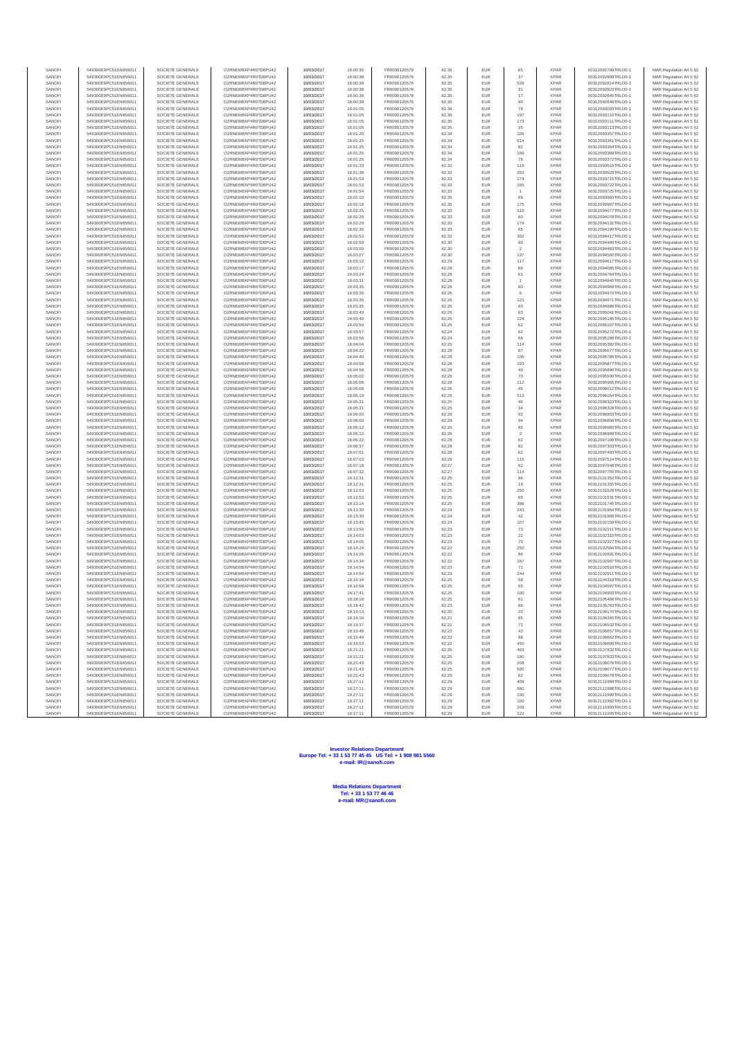| | | | | | | | | | | | | |
|---|---|---|---|---|---|---|---|---|---|---|---|---|
| SANOFI | 549300E9PC51EN656011 | SOCIETE GENERALE | O2RNE8IBXP4R0TD8PU42 | 10/03/2017 | 16:00:35 | FR0000120578 | 82.36 | EUR | 65 | XPAR | 00312092799TRLO0-1 | MAR Regulation Art 5 §2 |
| SANOFI | 549300E9PC51EN656011 | SOCIETE GENERALE | O2RNE8IBXP4R0TD8PU42 | 10/03/2017 | 16:00:38 | FR0000120578 | 82.35 | EUR | 37 | XPAR | 00312092808TRLO0-1 | MAR Regulation Art 5 §2 |
| SANOFI | 549300E9PC51EN656011 | SOCIETE GENERALE | O2RNE8IBXP4R0TD8PU42 | 10/03/2017 | 16:00:38 | FR0000120578 | 82.35 | EUR | 529 | XPAR | 00312092814TRLO0-1 | MAR Regulation Art 5 §2 |
| SANOFI | 549300E9PC51EN656011 | SOCIETE GENERALE | O2RNE8IBXP4R0TD8PU42 | 10/03/2017 | 16:00:38 | FR0000120578 | 82.35 | EUR | 31 | XPAR | 00312092823TRLO0-1 | MAR Regulation Art 5 §2 |
| SANOFI | 549300E9PC51EN656011 | SOCIETE GENERALE | O2RNE8IBXP4R0TD8PU42 | 10/03/2017 | 16:00:38 | FR0000120578 | 82.35 | EUR | 17 | XPAR | 00312092845TRLO0-1 | MAR Regulation Art 5 §2 |
| SANOFI | 549300E9PC51EN656011 | SOCIETE GENERALE | O2RNE8IBXP4R0TD8PU42 | 10/03/2017 | 16:00:38 | FR0000120578 | 82.35 | EUR | 90 | XPAR | 00312092846TRLO0-1 | MAR Regulation Art 5 §2 |
| SANOFI | 549300E9PC51EN656011 | SOCIETE GENERALE | O2RNE8IBXP4R0TD8PU42 | 10/03/2017 | 16:01:05 | FR0000120578 | 82.36 | EUR | 78 | XPAR | 00312093093TRLO0-1 | MAR Regulation Art 5 §2 |
| SANOFI | 549300E9PC51EN656011 | SOCIETE GENERALE | O2RNE8IBXP4R0TD8PU42 | 10/03/2017 | 16:01:05 | FR0000120578 | 82.35 | EUR | 197 | XPAR | 00312093110TRLO0-1 | MAR Regulation Art 5 §2 |
| SANOFI | 549300E9PC51EN656011 | SOCIETE GENERALE | O2RNE8IBXP4R0TD8PU42 | 10/03/2017 | 16:01:05 | FR0000120578 | 82.35 | EUR | 173 | XPAR | 00312093111TRLO0-1 | MAR Regulation Art 5 §2 |
| SANOFI | 549300E9PC51EN656011 | SOCIETE GENERALE | O2RNE8IBXP4R0TD8PU42 | 10/03/2017 | 16:01:05 | FR0000120578 | 82.35 | EUR | 25 | XPAR | 00312093113TRLO0-1 | MAR Regulation Art 5 §2 |
| SANOFI | 549300E9PC51EN656011 | SOCIETE GENERALE | O2RNE8IBXP4R0TD8PU42 | 10/03/2017 | 16:01:25 | FR0000120578 | 82.34 | EUR | 106 | XPAR | 00312093357TRLO0-1 | MAR Regulation Art 5 §2 |
| SANOFI | 549300E9PC51EN656011 | SOCIETE GENERALE | O2RNE8IBXP4R0TD8PU42 | 10/03/2017 | 16:01:25 | FR0000120578 | 82.34 | EUR | 614 | XPAR | 00312093361TRLO0-1 | MAR Regulation Art 5 §2 |
| SANOFI | 549300E9PC51EN656011 | SOCIETE GENERALE | O2RNE8IBXP4R0TD8PU42 | 10/03/2017 | 16:01:25 | FR0000120578 | 82.34 | EUR | 82 | XPAR | 00312093364TRLO0-1 | MAR Regulation Art 5 §2 |
| SANOFI | 549300E9PC51EN656011 | SOCIETE GENERALE | O2RNE8IBXP4R0TD8PU42 | 10/03/2017 | 16:01:25 | FR0000120578 | 82.34 | EUR | 166 | XPAR | 00312093368TRLO0-1 | MAR Regulation Art 5 §2 |
| SANOFI | 549300E9PC51EN656011 | SOCIETE GENERALE | O2RNE8IBXP4R0TD8PU42 | 10/03/2017 | 16:01:25 | FR0000120578 | 82.34 | EUR | 76 | XPAR | 00312093372TRLO0-1 | MAR Regulation Art 5 §2 |
| SANOFI | 549300E9PC51EN656011 | SOCIETE GENERALE | O2RNE8IBXP4R0TD8PU42 | 10/03/2017 | 16:01:33 | FR0000120578 | 82.32 | EUR | 116 | XPAR | 00312093515TRLO0-1 | MAR Regulation Art 5 §2 |
| SANOFI | 549300E9PC51EN656011 | SOCIETE GENERALE | O2RNE8IBXP4R0TD8PU42 | 10/03/2017 | 16:01:36 | FR0000120578 | 82.32 | EUR | 252 | XPAR | 00312093529TRLO0-1 | MAR Regulation Art 5 §2 |
| SANOFI | 549300E9PC51EN656011 | SOCIETE GENERALE | O2RNE8IBXP4R0TD8PU42 | 10/03/2017 | 16:01:53 | FR0000120578 | 82.33 | EUR | 174 | XPAR | 00312093715TRLO0-1 | MAR Regulation Art 5 §2 |
| SANOFI | 549300E9PC51EN656011 | SOCIETE GENERALE | O2RNE8IBXP4R0TD8PU42 | 10/03/2017 | 16:01:53 | FR0000120578 | 82.33 | EUR | 165 | XPAR | 00312093722TRLO0-1 | MAR Regulation Art 5 §2 |
| SANOFI | 549300E9PC51EN656011 | SOCIETE GENERALE | O2RNE8IBXP4R0TD8PU42 | 10/03/2017 | 16:01:54 | FR0000120578 | 82.33 | EUR | 1 | XPAR | 00312093725TRLO0-1 | MAR Regulation Art 5 §2 |
| SANOFI | 549300E9PC51EN656011 | SOCIETE GENERALE | O2RNE8IBXP4R0TD8PU42 | 10/03/2017 | 16:02:19 | FR0000120578 | 82.35 | EUR | 89 | XPAR | 00312093983TRLO0-1 | MAR Regulation Art 5 §2 |
| SANOFI | 549300E9PC51EN656011 | SOCIETE GENERALE | O2RNE8IBXP4R0TD8PU42 | 10/03/2017 | 16:02:19 | FR0000120578 | 82.35 | EUR | 175 | XPAR | 00312093987TRLO0-1 | MAR Regulation Art 5 §2 |
| SANOFI | 549300E9PC51EN656011 | SOCIETE GENERALE | O2RNE8IBXP4R0TD8PU42 | 10/03/2017 | 16:02:25 | FR0000120578 | 82.33 | EUR | 110 | XPAR | 00312094077TRLO0-1 | MAR Regulation Art 5 §2 |
| SANOFI | 549300E9PC51EN656011 | SOCIETE GENERALE | O2RNE8IBXP4R0TD8PU42 | 10/03/2017 | 16:02:25 | FR0000120578 | 82.33 | EUR | 60 | XPAR | 00312094078TRLO0-1 | MAR Regulation Art 5 §2 |
| SANOFI | 549300E9PC51EN656011 | SOCIETE GENERALE | O2RNE8IBXP4R0TD8PU42 | 10/03/2017 | 16:02:29 | FR0000120578 | 82.33 | EUR | 174 | XPAR | 00312094131TRLO0-1 | MAR Regulation Art 5 §2 |
| SANOFI | 549300E9PC51EN656011 | SOCIETE GENERALE | O2RNE8IBXP4R0TD8PU42 | 10/03/2017 | 16:02:36 | FR0000120578 | 82.33 | EUR | 85 | XPAR | 00312094190TRLO0-1 | MAR Regulation Art 5 §2 |
| SANOFI | 549300E9PC51EN656011 | SOCIETE GENERALE | O2RNE8IBXP4R0TD8PU42 | 10/03/2017 | 16:02:53 | FR0000120578 | 82.32 | EUR | 302 | XPAR | 00312094417TRLO0-1 | MAR Regulation Art 5 §2 |
| SANOFI | 549300E9PC51EN656011 | SOCIETE GENERALE | O2RNE8IBXP4R0TD8PU42 | 10/03/2017 | 16:02:59 | FR0000120578 | 82.30 | EUR | 60 | XPAR | 00312094480TRLO0-1 | MAR Regulation Art 5 §2 |
| SANOFI | 549300E9PC51EN656011 | SOCIETE GENERALE | O2RNE8IBXP4R0TD8PU42 | 10/03/2017 | 16:03:00 | FR0000120578 | 82.30 | EUR | 2 | XPAR | 00312094483TRLO0-1 | MAR Regulation Art 5 §2 |
| SANOFI | 549300E9PC51EN656011 | SOCIETE GENERALE | O2RNE8IBXP4R0TD8PU42 | 10/03/2017 | 16:03:07 | FR0000120578 | 82.30 | EUR | 137 | XPAR | 00312094560TRLO0-1 | MAR Regulation Art 5 §2 |
| SANOFI | 549300E9PC51EN656011 | SOCIETE GENERALE | O2RNE8IBXP4R0TD8PU42 | 10/03/2017 | 16:03:12 | FR0000120578 | 82.29 | EUR | 117 | XPAR | 00312094617TRLO0-1 | MAR Regulation Art 5 §2 |
| SANOFI | 549300E9PC51EN656011 | SOCIETE GENERALE | O2RNE8IBXP4R0TD8PU42 | 10/03/2017 | 16:03:17 | FR0000120578 | 82.29 | EUR | 89 | XPAR | 00312094685TRLO0-1 | MAR Regulation Art 5 §2 |
| SANOFI | 549300E9PC51EN656011 | SOCIETE GENERALE | O2RNE8IBXP4R0TD8PU42 | 10/03/2017 | 16:03:24 | FR0000120578 | 82.28 | EUR | 61 | XPAR | 00312094764TRLO0-1 | MAR Regulation Art 5 §2 |
| SANOFI | 549300E9PC51EN656011 | SOCIETE GENERALE | O2RNE8IBXP4R0TD8PU42 | 10/03/2017 | 16:03:31 | FR0000120578 | 82.28 | EUR | 1 | XPAR | 00312094845TRLO0-1 | MAR Regulation Art 5 §2 |
| SANOFI | 549300E9PC51EN656011 | SOCIETE GENERALE | O2RNE8IBXP4R0TD8PU42 | 10/03/2017 | 16:03:35 | FR0000120578 | 82.26 | EUR | 60 | XPAR | 00312094969TRLO0-1 | MAR Regulation Art 5 §2 |
| SANOFI | 549300E9PC51EN656011 | SOCIETE GENERALE | O2RNE8IBXP4R0TD8PU42 | 10/03/2017 | 16:03:35 | FR0000120578 | 82.26 | EUR | 6 | XPAR | 00312094970TRLO0-1 | MAR Regulation Art 5 §2 |
| SANOFI | 549300E9PC51EN656011 | SOCIETE GENERALE | O2RNE8IBXP4R0TD8PU42 | 10/03/2017 | 16:03:35 | FR0000120578 | 82.26 | EUR | 121 | XPAR | 00312094971TRLO0-1 | MAR Regulation Art 5 §2 |
| SANOFI | 549300E9PC51EN656011 | SOCIETE GENERALE | O2RNE8IBXP4R0TD8PU42 | 10/03/2017 | 16:03:35 | FR0000120578 | 82.26 | EUR | 93 | XPAR | 00312094986TRLO0-1 | MAR Regulation Art 5 §2 |
| SANOFI | 549300E9PC51EN656011 | SOCIETE GENERALE | O2RNE8IBXP4R0TD8PU42 | 10/03/2017 | 16:03:40 | FR0000120578 | 82.26 | EUR | 63 | XPAR | 00312095041TRLO0-1 | MAR Regulation Art 5 §2 |
| SANOFI | 549300E9PC51EN656011 | SOCIETE GENERALE | O2RNE8IBXP4R0TD8PU42 | 10/03/2017 | 16:03:49 | FR0000120578 | 82.26 | EUR | 124 | XPAR | 00312095126TRLO0-1 | MAR Regulation Art 5 §2 |
| SANOFI | 549300E9PC51EN656011 | SOCIETE GENERALE | O2RNE8IBXP4R0TD8PU42 | 10/03/2017 | 16:03:50 | FR0000120578 | 82.26 | EUR | 62 | XPAR | 00312095197TRLO0-1 | MAR Regulation Art 5 §2 |
| SANOFI | 549300E9PC51EN656011 | SOCIETE GENERALE | O2RNE8IBXP4R0TD8PU42 | 10/03/2017 | 16:03:57 | FR0000120578 | 82.24 | EUR | 62 | XPAR | 00312095272TRLO0-1 | MAR Regulation Art 5 §2 |
| SANOFI | 549300E9PC51EN656011 | SOCIETE GENERALE | O2RNE8IBXP4R0TD8PU42 | 10/03/2017 | 16:03:58 | FR0000120578 | 82.24 | EUR | 68 | XPAR | 00312095288TRLO0-1 | MAR Regulation Art 5 §2 |
| SANOFI | 549300E9PC51EN656011 | SOCIETE GENERALE | O2RNE8IBXP4R0TD8PU42 | 10/03/2017 | 16:04:04 | FR0000120578 | 82.25 | EUR | 114 | XPAR | 00312095382TRLO0-1 | MAR Regulation Art 5 §2 |
| SANOFI | 549300E9PC51EN656011 | SOCIETE GENERALE | O2RNE8IBXP4R0TD8PU42 | 10/03/2017 | 16:04:22 | FR0000120578 | 82.28 | EUR | 87 | XPAR | 00312095577TRLO0-1 | MAR Regulation Art 5 §2 |
| SANOFI | 549300E9PC51EN656011 | SOCIETE GENERALE | O2RNE8IBXP4R0TD8PU42 | 10/03/2017 | 16:04:40 | FR0000120578 | 82.28 | EUR | 105 | XPAR | 00312095785TRLO0-1 | MAR Regulation Art 5 §2 |
| SANOFI | 549300E9PC51EN656011 | SOCIETE GENERALE | O2RNE8IBXP4R0TD8PU42 | 10/03/2017 | 16:04:56 | FR0000120578 | 82.28 | EUR | 193 | XPAR | 00312095877TRLO0-1 | MAR Regulation Art 5 §2 |
| SANOFI | 549300E9PC51EN656011 | SOCIETE GENERALE | O2RNE8IBXP4R0TD8PU42 | 10/03/2017 | 16:04:58 | FR0000120578 | 82.28 | EUR | 40 | XPAR | 00312095890TRLO0-1 | MAR Regulation Art 5 §2 |
| SANOFI | 549300E9PC51EN656011 | SOCIETE GENERALE | O2RNE8IBXP4R0TD8PU42 | 10/03/2017 | 16:05:02 | FR0000120578 | 82.28 | EUR | 70 | XPAR | 00312095938TRLO0-1 | MAR Regulation Art 5 §2 |
| SANOFI | 549300E9PC51EN656011 | SOCIETE GENERALE | O2RNE8IBXP4R0TD8PU42 | 10/03/2017 | 16:05:06 | FR0000120578 | 82.28 | EUR | 112 | XPAR | 00312095985TRLO0-1 | MAR Regulation Art 5 §2 |
| SANOFI | 549300E9PC51EN656011 | SOCIETE GENERALE | O2RNE8IBXP4R0TD8PU42 | 10/03/2017 | 16:05:08 | FR0000120578 | 82.26 | EUR | 45 | XPAR | 00312096012TRLO0-1 | MAR Regulation Art 5 §2 |
| SANOFI | 549300E9PC51EN656011 | SOCIETE GENERALE | O2RNE8IBXP4R0TD8PU42 | 10/03/2017 | 16:05:19 | FR0000120578 | 82.26 | EUR | 513 | XPAR | 00312096164TRLO0-1 | MAR Regulation Art 5 §2 |
| SANOFI | 549300E9PC51EN656011 | SOCIETE GENERALE | O2RNE8IBXP4R0TD8PU42 | 10/03/2017 | 16:05:31 | FR0000120578 | 82.25 | EUR | 46 | XPAR | 00312096323TRLO0-1 | MAR Regulation Art 5 §2 |
| SANOFI | 549300E9PC51EN656011 | SOCIETE GENERALE | O2RNE8IBXP4R0TD8PU42 | 10/03/2017 | 16:05:31 | FR0000120578 | 82.25 | EUR | 34 | XPAR | 00312096328TRLO0-1 | MAR Regulation Art 5 §2 |
| SANOFI | 549300E9PC51EN656011 | SOCIETE GENERALE | O2RNE8IBXP4R0TD8PU42 | 10/03/2017 | 16:06:00 | FR0000120578 | 82.29 | EUR | 92 | XPAR | 00312096853TRLO0-1 | MAR Regulation Art 5 §2 |
| SANOFI | 549300E9PC51EN656011 | SOCIETE GENERALE | O2RNE8IBXP4R0TD8PU42 | 10/03/2017 | 16:06:00 | FR0000120578 | 82.29 | EUR | 94 | XPAR | 00312096856TRLO0-1 | MAR Regulation Art 5 §2 |
| SANOFI | 549300E9PC51EN656011 | SOCIETE GENERALE | O2RNE8IBXP4R0TD8PU42 | 10/03/2017 | 16:06:12 | FR0000120578 | 82.26 | EUR | 85 | XPAR | 00312096983TRLO0-1 | MAR Regulation Art 5 §2 |
| SANOFI | 549300E9PC51EN656011 | SOCIETE GENERALE | O2RNE8IBXP4R0TD8PU42 | 10/03/2017 | 16:06:12 | FR0000120578 | 82.26 | EUR | 2 | XPAR | 00312096989TRLO0-1 | MAR Regulation Art 5 §2 |
| SANOFI | 549300E9PC51EN656011 | SOCIETE GENERALE | O2RNE8IBXP4R0TD8PU42 | 10/03/2017 | 16:06:22 | FR0000120578 | 82.28 | EUR | 62 | XPAR | 00312097108TRLO0-1 | MAR Regulation Art 5 §2 |
| SANOFI | 549300E9PC51EN656011 | SOCIETE GENERALE | O2RNE8IBXP4R0TD8PU42 | 10/03/2017 | 16:06:37 | FR0000120578 | 82.28 | EUR | 82 | XPAR | 00312097303TRLO0-1 | MAR Regulation Art 5 §2 |
| SANOFI | 549300E9PC51EN656011 | SOCIETE GENERALE | O2RNE8IBXP4R0TD8PU42 | 10/03/2017 | 16:07:01 | FR0000120578 | 82.28 | EUR | 62 | XPAR | 00312097493TRLO0-1 | MAR Regulation Art 5 §2 |
| SANOFI | 549300E9PC51EN656011 | SOCIETE GENERALE | O2RNE8IBXP4R0TD8PU42 | 10/03/2017 | 16:07:03 | FR0000120578 | 82.28 | EUR | 115 | XPAR | 00312097514TRLO0-1 | MAR Regulation Art 5 §2 |
| SANOFI | 549300E9PC51EN656011 | SOCIETE GENERALE | O2RNE8IBXP4R0TD8PU42 | 10/03/2017 | 16:07:18 | FR0000120578 | 82.27 | EUR | 62 | XPAR | 00312097648TRLO0-1 | MAR Regulation Art 5 §2 |
| SANOFI | 549300E9PC51EN656011 | SOCIETE GENERALE | O2RNE8IBXP4R0TD8PU42 | 10/03/2017 | 16:07:32 | FR0000120578 | 82.27 | EUR | 114 | XPAR | 00312097750TRLO0-1 | MAR Regulation Art 5 §2 |
| SANOFI | 549300E9PC51EN656011 | SOCIETE GENERALE | O2RNE8IBXP4R0TD8PU42 | 10/03/2017 | 16:12:31 | FR0000120578 | 82.25 | EUR | 96 | XPAR | 00312101352TRLO0-1 | MAR Regulation Art 5 §2 |
| SANOFI | 549300E9PC51EN656011 | SOCIETE GENERALE | O2RNE8IBXP4R0TD8PU42 | 10/03/2017 | 16:12:31 | FR0000120578 | 82.25 | EUR | 19 | XPAR | 00312101355TRLO0-1 | MAR Regulation Art 5 §2 |
| SANOFI | 549300E9PC51EN656011 | SOCIETE GENERALE | O2RNE8IBXP4R0TD8PU42 | 10/03/2017 | 16:12:53 | FR0000120578 | 82.25 | EUR | 250 | XPAR | 00312101526TRLO0-1 | MAR Regulation Art 5 §2 |
| SANOFI | 549300E9PC51EN656011 | SOCIETE GENERALE | O2RNE8IBXP4R0TD8PU42 | 10/03/2017 | 16:12:53 | FR0000120578 | 82.25 | EUR | 89 | XPAR | 00312101531TRLO0-1 | MAR Regulation Art 5 §2 |
| SANOFI | 549300E9PC51EN656011 | SOCIETE GENERALE | O2RNE8IBXP4R0TD8PU42 | 10/03/2017 | 16:13:14 | FR0000120578 | 82.25 | EUR | 386 | XPAR | 00312101745TRLO0-1 | MAR Regulation Art 5 §2 |
| SANOFI | 549300E9PC51EN656011 | SOCIETE GENERALE | O2RNE8IBXP4R0TD8PU42 | 10/03/2017 | 16:13:30 | FR0000120578 | 82.24 | EUR | 243 | XPAR | 00312101964TRLO0-1 | MAR Regulation Art 5 §2 |
| SANOFI | 549300E9PC51EN656011 | SOCIETE GENERALE | O2RNE8IBXP4R0TD8PU42 | 10/03/2017 | 16:13:30 | FR0000120578 | 82.24 | EUR | 42 | XPAR | 00312101966TRLO0-1 | MAR Regulation Art 5 §2 |
| SANOFI | 549300E9PC51EN656011 | SOCIETE GENERALE | O2RNE8IBXP4R0TD8PU42 | 10/03/2017 | 16:13:45 | FR0000120578 | 82.24 | EUR | 107 | XPAR | 00312102159TRLO0-1 | MAR Regulation Art 5 §2 |
| SANOFI | 549300E9PC51EN656011 | SOCIETE GENERALE | O2RNE8IBXP4R0TD8PU42 | 10/03/2017 | 16:13:50 | FR0000120578 | 82.23 | EUR | 73 | XPAR | 00312102211TRLO0-1 | MAR Regulation Art 5 §2 |
| SANOFI | 549300E9PC51EN656011 | SOCIETE GENERALE | O2RNE8IBXP4R0TD8PU42 | 10/03/2017 | 16:14:03 | FR0000120578 | 82.23 | EUR | 22 | XPAR | 00312102315TRLO0-1 | MAR Regulation Art 5 §2 |
| SANOFI | 549300E9PC51EN656011 | SOCIETE GENERALE | O2RNE8IBXP4R0TD8PU42 | 10/03/2017 | 16:14:05 | FR0000120578 | 82.23 | EUR | 70 | XPAR | 00312102327TRLO0-1 | MAR Regulation Art 5 §2 |
| SANOFI | 549300E9PC51EN656011 | SOCIETE GENERALE | O2RNE8IBXP4R0TD8PU42 | 10/03/2017 | 16:14:24 | FR0000120578 | 82.22 | EUR | 250 | XPAR | 00312102584TRLO0-1 | MAR Regulation Art 5 §2 |
| SANOFI | 549300E9PC51EN656011 | SOCIETE GENERALE | O2RNE8IBXP4R0TD8PU42 | 10/03/2017 | 16:14:26 | FR0000120578 | 82.22 | EUR | 86 | XPAR | 00312102601TRLO0-1 | MAR Regulation Art 5 §2 |
| SANOFI | 549300E9PC51EN656011 | SOCIETE GENERALE | O2RNE8IBXP4R0TD8PU42 | 10/03/2017 | 16:14:54 | FR0000120578 | 82.22 | EUR | 167 | XPAR | 00312102687TRLO0-1 | MAR Regulation Art 5 §2 |
| SANOFI | 549300E9PC51EN656011 | SOCIETE GENERALE | O2RNE8IBXP4R0TD8PU42 | 10/03/2017 | 16:14:54 | FR0000120578 | 82.23 | EUR | 71 | XPAR | 00312102910TRLO0-1 | MAR Regulation Art 5 §2 |
| SANOFI | 549300E9PC51EN656011 | SOCIETE GENERALE | O2RNE8IBXP4R0TD8PU42 | 10/03/2017 | 16:14:54 | FR0000120578 | 82.23 | EUR | 244 | XPAR | 00312102911TRLO0-1 | MAR Regulation Art 5 §2 |
| SANOFI | 549300E9PC51EN656011 | SOCIETE GENERALE | O2RNE8IBXP4R0TD8PU42 | 10/03/2017 | 16:16:34 | FR0000120578 | 82.25 | EUR | 58 | XPAR | 00312104319TRLO0-1 | MAR Regulation Art 5 §2 |
| SANOFI | 549300E9PC51EN656011 | SOCIETE GENERALE | O2RNE8IBXP4R0TD8PU42 | 10/03/2017 | 16:16:58 | FR0000120578 | 82.25 | EUR | 65 | XPAR | 00312104597TRLO0-1 | MAR Regulation Art 5 §2 |
| SANOFI | 549300E9PC51EN656011 | SOCIETE GENERALE | O2RNE8IBXP4R0TD8PU42 | 10/03/2017 | 16:17:41 | FR0000120578 | 82.25 | EUR | 100 | XPAR | 00312104993TRLO0-1 | MAR Regulation Art 5 §2 |
| SANOFI | 549300E9PC51EN656011 | SOCIETE GENERALE | O2RNE8IBXP4R0TD8PU42 | 10/03/2017 | 16:18:19 | FR0000120578 | 82.25 | EUR | 61 | XPAR | 00312105408TRLO0-1 | MAR Regulation Art 5 §2 |
| SANOFI | 549300E9PC51EN656011 | SOCIETE GENERALE | O2RNE8IBXP4R0TD8PU42 | 10/03/2017 | 16:18:42 | FR0000120578 | 82.23 | EUR | 66 | XPAR | 00312105763TRLO0-1 | MAR Regulation Art 5 §2 |
| SANOFI | 549300E9PC51EN656011 | SOCIETE GENERALE | O2RNE8IBXP4R0TD8PU42 | 10/03/2017 | 16:19:13 | FR0000120578 | 82.20 | EUR | 20 | XPAR | 00312106170TRLO0-1 | MAR Regulation Art 5 §2 |
| SANOFI | 549300E9PC51EN656011 | SOCIETE GENERALE | O2RNE8IBXP4R0TD8PU42 | 10/03/2017 | 16:19:19 | FR0000120578 | 82.21 | EUR | 85 | XPAR | 00312106265TRLO0-1 | MAR Regulation Art 5 §2 |
| SANOFI | 549300E9PC51EN656011 | SOCIETE GENERALE | O2RNE8IBXP4R0TD8PU42 | 10/03/2017 | 16:19:37 | FR0000120578 | 82.21 | EUR | 71 | XPAR | 00312106532TRLO0-1 | MAR Regulation Art 5 §2 |
| SANOFI | 549300E9PC51EN656011 | SOCIETE GENERALE | O2RNE8IBXP4R0TD8PU42 | 10/03/2017 | 16:19:48 | FR0000120578 | 82.22 | EUR | 43 | XPAR | 00312106657TRLO0-1 | MAR Regulation Art 5 §2 |
| SANOFI | 549300E9PC51EN656011 | SOCIETE GENERALE | O2RNE8IBXP4R0TD8PU42 | 10/03/2017 | 16:19:49 | FR0000120578 | 82.22 | EUR | 88 | XPAR | 00312106662TRLO0-1 | MAR Regulation Art 5 §2 |
| SANOFI | 549300E9PC51EN656011 | SOCIETE GENERALE | O2RNE8IBXP4R0TD8PU42 | 10/03/2017 | 16:19:53 | FR0000120578 | 82.22 | EUR | 450 | XPAR | 00312106690TRLO0-1 | MAR Regulation Art 5 §2 |
| SANOFI | 549300E9PC51EN656011 | SOCIETE GENERALE | O2RNE8IBXP4R0TD8PU42 | 10/03/2017 | 16:21:21 | FR0000120578 | 82.25 | EUR | 483 | XPAR | 00312107832TRLO0-1 | MAR Regulation Art 5 §2 |
| SANOFI | 549300E9PC51EN656011 | SOCIETE GENERALE | O2RNE8IBXP4R0TD8PU42 | 10/03/2017 | 16:21:21 | FR0000120578 | 82.25 | EUR | 190 | XPAR | 00312107833TRLO0-1 | MAR Regulation Art 5 §2 |
| SANOFI | 549300E9PC51EN656011 | SOCIETE GENERALE | O2RNE8IBXP4R0TD8PU42 | 10/03/2017 | 16:21:43 | FR0000120578 | 82.25 | EUR | 208 | XPAR | 00312108076TRLO0-1 | MAR Regulation Art 5 §2 |
| SANOFI | 549300E9PC51EN656011 | SOCIETE GENERALE | O2RNE8IBXP4R0TD8PU42 | 10/03/2017 | 16:21:43 | FR0000120578 | 82.25 | EUR | 500 | XPAR | 00312108077TRLO0-1 | MAR Regulation Art 5 §2 |
| SANOFI | 549300E9PC51EN656011 | SOCIETE GENERALE | O2RNE8IBXP4R0TD8PU42 | 10/03/2017 | 16:21:43 | FR0000120578 | 82.25 | EUR | 62 | XPAR | 00312108078TRLO0-1 | MAR Regulation Art 5 §2 |
| SANOFI | 549300E9PC51EN656011 | SOCIETE GENERALE | O2RNE8IBXP4R0TD8PU42 | 10/03/2017 | 16:27:11 | FR0000120578 | 82.29 | EUR | 409 | XPAR | 00312111984TRLO0-1 | MAR Regulation Art 5 §2 |
| SANOFI | 549300E9PC51EN656011 | SOCIETE GENERALE | O2RNE8IBXP4R0TD8PU42 | 10/03/2017 | 16:27:11 | FR0000120578 | 82.29 | EUR | 560 | XPAR | 00312111988TRLO0-1 | MAR Regulation Art 5 §2 |
| SANOFI | 549300E9PC51EN656011 | SOCIETE GENERALE | O2RNE8IBXP4R0TD8PU42 | 10/03/2017 | 16:27:11 | FR0000120578 | 82.29 | EUR | 100 | XPAR | 00312111990TRLO0-1 | MAR Regulation Art 5 §2 |
| SANOFI | 549300E9PC51EN656011 | SOCIETE GENERALE | O2RNE8IBXP4R0TD8PU42 | 10/03/2017 | 16:27:11 | FR0000120578 | 82.29 | EUR | 100 | XPAR | 00312111992TRLO0-1 | MAR Regulation Art 5 §2 |
| SANOFI | 549300E9PC51EN656011 | SOCIETE GENERALE | O2RNE8IBXP4R0TD8PU42 | 10/03/2017 | 16:27:11 | FR0000120578 | 82.29 | EUR | 209 | XPAR | 00312111993TRLO0-1 | MAR Regulation Art 5 §2 |
| SANOFI | 549300E9PC51EN656011 | SOCIETE GENERALE | O2RNE8IBXP4R0TD8PU42 | 10/03/2017 | 16:27:11 | FR0000120578 | 82.29 | EUR | 122 | XPAR | 00312111995TRLO0-1 | MAR Regulation Art 5 §2 |

**Investor Relations Department**
**Europe Tel: + 33 1 53 77 45 45 US Tel: + 1 908 981 5560**
**e-mail: IR@sanofi.com**

**Media Relations Department**
**Tel: + 33 1 53 77 46 46**
**e-mail: MR@sanofi.com**